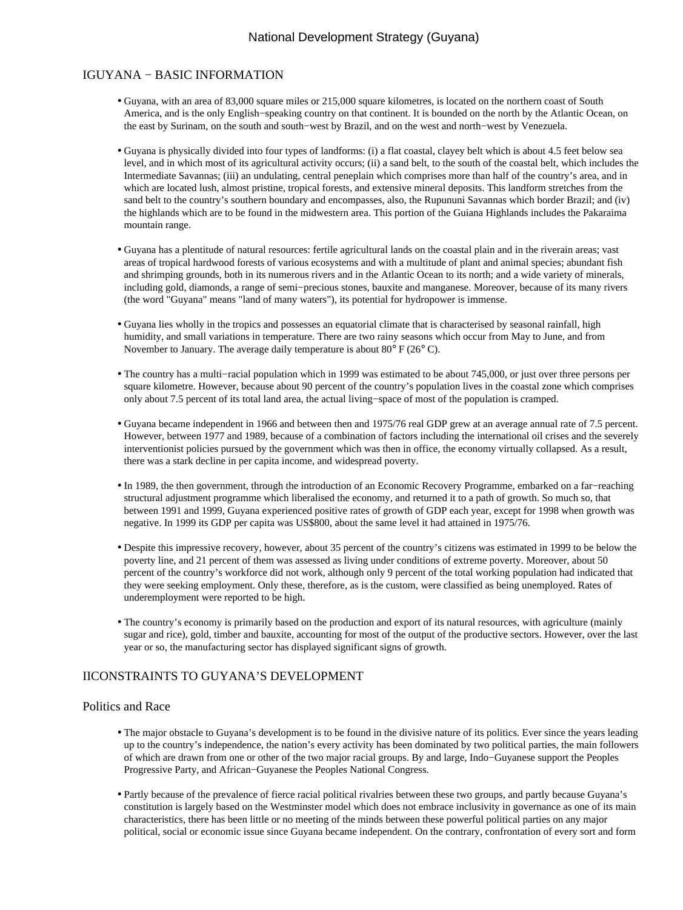# National Development Strategy (Guyana)

## IGUYANA − BASIC INFORMATION

- Guyana, with an area of 83,000 square miles or 215,000 square kilometres, is located on the northern coast of South America, and is the only English−speaking country on that continent. It is bounded on the north by the Atlantic Ocean, on the east by Surinam, on the south and south−west by Brazil, and on the west and north−west by Venezuela.

- Guyana is physically divided into four types of landforms: (i) a flat coastal, clayey belt which is about 4.5 feet below sea level, and in which most of its agricultural activity occurs; (ii) a sand belt, to the south of the coastal belt, which includes the Intermediate Savannas; (iii) an undulating, central peneplain which comprises more than half of the country's area, and in which are located lush, almost pristine, tropical forests, and extensive mineral deposits. This landform stretches from the sand belt to the country's southern boundary and encompasses, also, the Rupununi Savannas which border Brazil; and (iv) the highlands which are to be found in the midwestern area. This portion of the Guiana Highlands includes the Pakaraima mountain range.

- Guyana has a plentitude of natural resources: fertile agricultural lands on the coastal plain and in the riverain areas; vast areas of tropical hardwood forests of various ecosystems and with a multitude of plant and animal species; abundant fish and shrimping grounds, both in its numerous rivers and in the Atlantic Ocean to its north; and a wide variety of minerals, including gold, diamonds, a range of semi−precious stones, bauxite and manganese. Moreover, because of its many rivers (the word "Guyana" means "land of many waters"), its potential for hydropower is immense.

- Guyana lies wholly in the tropics and possesses an equatorial climate that is characterised by seasonal rainfall, high humidity, and small variations in temperature. There are two rainy seasons which occur from May to June, and from November to January. The average daily temperature is about 80° F (26° C).

- The country has a multi−racial population which in 1999 was estimated to be about 745,000, or just over three persons per square kilometre. However, because about 90 percent of the country's population lives in the coastal zone which comprises only about 7.5 percent of its total land area, the actual living−space of most of the population is cramped.

- Guyana became independent in 1966 and between then and 1975/76 real GDP grew at an average annual rate of 7.5 percent. However, between 1977 and 1989, because of a combination of factors including the international oil crises and the severely interventionist policies pursued by the government which was then in office, the economy virtually collapsed. As a result, there was a stark decline in per capita income, and widespread poverty.

- In 1989, the then government, through the introduction of an Economic Recovery Programme, embarked on a far−reaching structural adjustment programme which liberalised the economy, and returned it to a path of growth. So much so, that between 1991 and 1999, Guyana experienced positive rates of growth of GDP each year, except for 1998 when growth was negative. In 1999 its GDP per capita was US$800, about the same level it had attained in 1975/76.

- Despite this impressive recovery, however, about 35 percent of the country's citizens was estimated in 1999 to be below the poverty line, and 21 percent of them was assessed as living under conditions of extreme poverty. Moreover, about 50 percent of the country's workforce did not work, although only 9 percent of the total working population had indicated that they were seeking employment. Only these, therefore, as is the custom, were classified as being unemployed. Rates of underemployment were reported to be high.

- The country's economy is primarily based on the production and export of its natural resources, with agriculture (mainly sugar and rice), gold, timber and bauxite, accounting for most of the output of the productive sectors. However, over the last year or so, the manufacturing sector has displayed significant signs of growth.

## IICONSTRAINTS TO GUYANA'S DEVELOPMENT

### Politics and Race

- The major obstacle to Guyana's development is to be found in the divisive nature of its politics. Ever since the years leading up to the country's independence, the nation's every activity has been dominated by two political parties, the main followers of which are drawn from one or other of the two major racial groups. By and large, Indo−Guyanese support the Peoples Progressive Party, and African−Guyanese the Peoples National Congress.

- Partly because of the prevalence of fierce racial political rivalries between these two groups, and partly because Guyana's constitution is largely based on the Westminster model which does not embrace inclusivity in governance as one of its main characteristics, there has been little or no meeting of the minds between these powerful political parties on any major political, social or economic issue since Guyana became independent. On the contrary, confrontation of every sort and form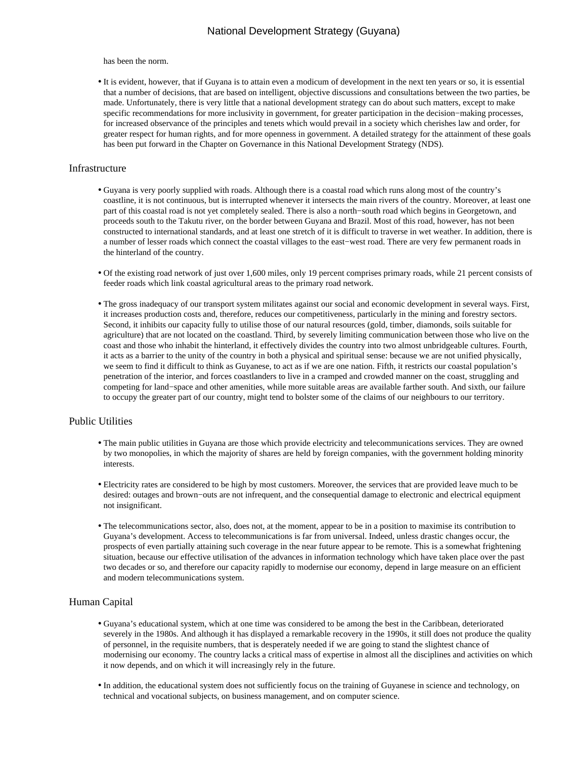has been the norm.

- It is evident, however, that if Guyana is to attain even a modicum of development in the next ten years or so, it is essential that a number of decisions, that are based on intelligent, objective discussions and consultations between the two parties, be made. Unfortunately, there is very little that a national development strategy can do about such matters, except to make specific recommendations for more inclusivity in government, for greater participation in the decision−making processes, for increased observance of the principles and tenets which would prevail in a society which cherishes law and order, for greater respect for human rights, and for more openness in government. A detailed strategy for the attainment of these goals has been put forward in the Chapter on Governance in this National Development Strategy (NDS).

## Infrastructure

- Guyana is very poorly supplied with roads. Although there is a coastal road which runs along most of the country's coastline, it is not continuous, but is interrupted whenever it intersects the main rivers of the country. Moreover, at least one part of this coastal road is not yet completely sealed. There is also a north−south road which begins in Georgetown, and proceeds south to the Takutu river, on the border between Guyana and Brazil. Most of this road, however, has not been constructed to international standards, and at least one stretch of it is difficult to traverse in wet weather. In addition, there is a number of lesser roads which connect the coastal villages to the east−west road. There are very few permanent roads in the hinterland of the country.

- Of the existing road network of just over 1,600 miles, only 19 percent comprises primary roads, while 21 percent consists of feeder roads which link coastal agricultural areas to the primary road network.

- The gross inadequacy of our transport system militates against our social and economic development in several ways. First, it increases production costs and, therefore, reduces our competitiveness, particularly in the mining and forestry sectors. Second, it inhibits our capacity fully to utilise those of our natural resources (gold, timber, diamonds, soils suitable for agriculture) that are not located on the coastland. Third, by severely limiting communication between those who live on the coast and those who inhabit the hinterland, it effectively divides the country into two almost unbridgeable cultures. Fourth, it acts as a barrier to the unity of the country in both a physical and spiritual sense: because we are not unified physically, we seem to find it difficult to think as Guyanese, to act as if we are one nation. Fifth, it restricts our coastal population's penetration of the interior, and forces coastlanders to live in a cramped and crowded manner on the coast, struggling and competing for land−space and other amenities, while more suitable areas are available farther south. And sixth, our failure to occupy the greater part of our country, might tend to bolster some of the claims of our neighbours to our territory.

## Public Utilities

- The main public utilities in Guyana are those which provide electricity and telecommunications services. They are owned by two monopolies, in which the majority of shares are held by foreign companies, with the government holding minority interests.

- Electricity rates are considered to be high by most customers. Moreover, the services that are provided leave much to be desired: outages and brown−outs are not infrequent, and the consequential damage to electronic and electrical equipment not insignificant.

- The telecommunications sector, also, does not, at the moment, appear to be in a position to maximise its contribution to Guyana's development. Access to telecommunications is far from universal. Indeed, unless drastic changes occur, the prospects of even partially attaining such coverage in the near future appear to be remote. This is a somewhat frightening situation, because our effective utilisation of the advances in information technology which have taken place over the past two decades or so, and therefore our capacity rapidly to modernise our economy, depend in large measure on an efficient and modern telecommunications system.

## Human Capital

- Guyana's educational system, which at one time was considered to be among the best in the Caribbean, deteriorated severely in the 1980s. And although it has displayed a remarkable recovery in the 1990s, it still does not produce the quality of personnel, in the requisite numbers, that is desperately needed if we are going to stand the slightest chance of modernising our economy. The country lacks a critical mass of expertise in almost all the disciplines and activities on which it now depends, and on which it will increasingly rely in the future.

- In addition, the educational system does not sufficiently focus on the training of Guyanese in science and technology, on technical and vocational subjects, on business management, and on computer science.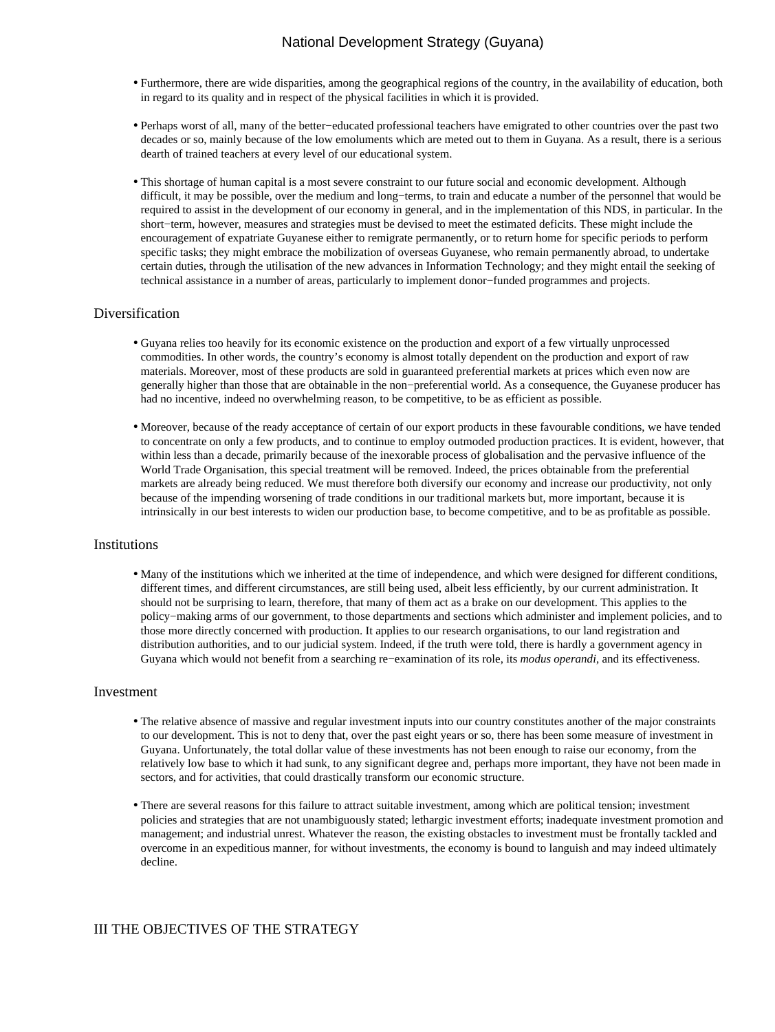- Furthermore, there are wide disparities, among the geographical regions of the country, in the availability of education, both in regard to its quality and in respect of the physical facilities in which it is provided.

- Perhaps worst of all, many of the better−educated professional teachers have emigrated to other countries over the past two decades or so, mainly because of the low emoluments which are meted out to them in Guyana. As a result, there is a serious dearth of trained teachers at every level of our educational system.

- This shortage of human capital is a most severe constraint to our future social and economic development. Although difficult, it may be possible, over the medium and long−terms, to train and educate a number of the personnel that would be required to assist in the development of our economy in general, and in the implementation of this NDS, in particular. In the short−term, however, measures and strategies must be devised to meet the estimated deficits. These might include the encouragement of expatriate Guyanese either to remigrate permanently, or to return home for specific periods to perform specific tasks; they might embrace the mobilization of overseas Guyanese, who remain permanently abroad, to undertake certain duties, through the utilisation of the new advances in Information Technology; and they might entail the seeking of technical assistance in a number of areas, particularly to implement donor−funded programmes and projects.

## Diversification

- Guyana relies too heavily for its economic existence on the production and export of a few virtually unprocessed commodities. In other words, the country's economy is almost totally dependent on the production and export of raw materials. Moreover, most of these products are sold in guaranteed preferential markets at prices which even now are generally higher than those that are obtainable in the non−preferential world. As a consequence, the Guyanese producer has had no incentive, indeed no overwhelming reason, to be competitive, to be as efficient as possible.

- Moreover, because of the ready acceptance of certain of our export products in these favourable conditions, we have tended to concentrate on only a few products, and to continue to employ outmoded production practices. It is evident, however, that within less than a decade, primarily because of the inexorable process of globalisation and the pervasive influence of the World Trade Organisation, this special treatment will be removed. Indeed, the prices obtainable from the preferential markets are already being reduced. We must therefore both diversify our economy and increase our productivity, not only because of the impending worsening of trade conditions in our traditional markets but, more important, because it is intrinsically in our best interests to widen our production base, to become competitive, and to be as profitable as possible.

## Institutions

- Many of the institutions which we inherited at the time of independence, and which were designed for different conditions, different times, and different circumstances, are still being used, albeit less efficiently, by our current administration. It should not be surprising to learn, therefore, that many of them act as a brake on our development. This applies to the policy−making arms of our government, to those departments and sections which administer and implement policies, and to those more directly concerned with production. It applies to our research organisations, to our land registration and distribution authorities, and to our judicial system. Indeed, if the truth were told, there is hardly a government agency in Guyana which would not benefit from a searching re−examination of its role, its *modus operandi*, and its effectiveness.

## Investment

- The relative absence of massive and regular investment inputs into our country constitutes another of the major constraints to our development. This is not to deny that, over the past eight years or so, there has been some measure of investment in Guyana. Unfortunately, the total dollar value of these investments has not been enough to raise our economy, from the relatively low base to which it had sunk, to any significant degree and, perhaps more important, they have not been made in sectors, and for activities, that could drastically transform our economic structure.

- There are several reasons for this failure to attract suitable investment, among which are political tension; investment policies and strategies that are not unambiguously stated; lethargic investment efforts; inadequate investment promotion and management; and industrial unrest. Whatever the reason, the existing obstacles to investment must be frontally tackled and overcome in an expeditious manner, for without investments, the economy is bound to languish and may indeed ultimately decline.

# III THE OBJECTIVES OF THE STRATEGY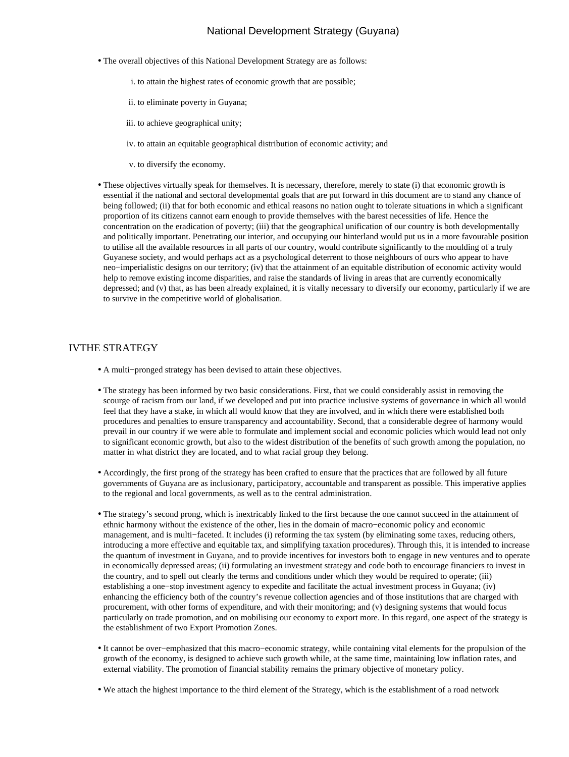- The overall objectives of this National Development Strategy are as follows:

  i. to attain the highest rates of economic growth that are possible;

  ii. to eliminate poverty in Guyana;

  iii. to achieve geographical unity;

  iv. to attain an equitable geographical distribution of economic activity; and

  v. to diversify the economy.

- These objectives virtually speak for themselves. It is necessary, therefore, merely to state (i) that economic growth is essential if the national and sectoral developmental goals that are put forward in this document are to stand any chance of being followed; (ii) that for both economic and ethical reasons no nation ought to tolerate situations in which a significant proportion of its citizens cannot earn enough to provide themselves with the barest necessities of life. Hence the concentration on the eradication of poverty; (iii) that the geographical unification of our country is both developmentally and politically important. Penetrating our interior, and occupying our hinterland would put us in a more favourable position to utilise all the available resources in all parts of our country, would contribute significantly to the moulding of a truly Guyanese society, and would perhaps act as a psychological deterrent to those neighbours of ours who appear to have neo−imperialistic designs on our territory; (iv) that the attainment of an equitable distribution of economic activity would help to remove existing income disparities, and raise the standards of living in areas that are currently economically depressed; and (v) that, as has been already explained, it is vitally necessary to diversify our economy, particularly if we are to survive in the competitive world of globalisation.

## IVTHE STRATEGY

- A multi−pronged strategy has been devised to attain these objectives.

- The strategy has been informed by two basic considerations. First, that we could considerably assist in removing the scourge of racism from our land, if we developed and put into practice inclusive systems of governance in which all would feel that they have a stake, in which all would know that they are involved, and in which there were established both procedures and penalties to ensure transparency and accountability. Second, that a considerable degree of harmony would prevail in our country if we were able to formulate and implement social and economic policies which would lead not only to significant economic growth, but also to the widest distribution of the benefits of such growth among the population, no matter in what district they are located, and to what racial group they belong.

- Accordingly, the first prong of the strategy has been crafted to ensure that the practices that are followed by all future governments of Guyana are as inclusionary, participatory, accountable and transparent as possible. This imperative applies to the regional and local governments, as well as to the central administration.

- The strategy's second prong, which is inextricably linked to the first because the one cannot succeed in the attainment of ethnic harmony without the existence of the other, lies in the domain of macro−economic policy and economic management, and is multi−faceted. It includes (i) reforming the tax system (by eliminating some taxes, reducing others, introducing a more effective and equitable tax, and simplifying taxation procedures). Through this, it is intended to increase the quantum of investment in Guyana, and to provide incentives for investors both to engage in new ventures and to operate in economically depressed areas; (ii) formulating an investment strategy and code both to encourage financiers to invest in the country, and to spell out clearly the terms and conditions under which they would be required to operate; (iii) establishing a one−stop investment agency to expedite and facilitate the actual investment process in Guyana; (iv) enhancing the efficiency both of the country's revenue collection agencies and of those institutions that are charged with procurement, with other forms of expenditure, and with their monitoring; and (v) designing systems that would focus particularly on trade promotion, and on mobilising our economy to export more. In this regard, one aspect of the strategy is the establishment of two Export Promotion Zones.

- It cannot be over−emphasized that this macro−economic strategy, while containing vital elements for the propulsion of the growth of the economy, is designed to achieve such growth while, at the same time, maintaining low inflation rates, and external viability. The promotion of financial stability remains the primary objective of monetary policy.

- We attach the highest importance to the third element of the Strategy, which is the establishment of a road network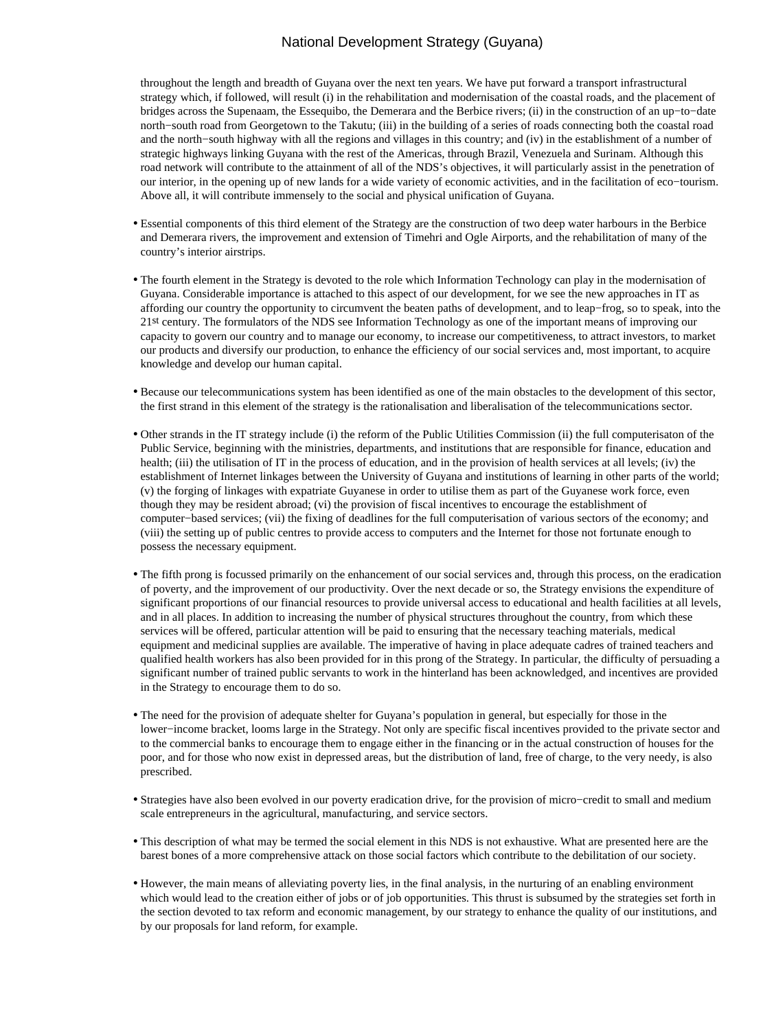throughout the length and breadth of Guyana over the next ten years. We have put forward a transport infrastructural strategy which, if followed, will result (i) in the rehabilitation and modernisation of the coastal roads, and the placement of bridges across the Supenaam, the Essequibo, the Demerara and the Berbice rivers; (ii) in the construction of an up−to−date north−south road from Georgetown to the Takutu; (iii) in the building of a series of roads connecting both the coastal road and the north−south highway with all the regions and villages in this country; and (iv) in the establishment of a number of strategic highways linking Guyana with the rest of the Americas, through Brazil, Venezuela and Surinam. Although this road network will contribute to the attainment of all of the NDS's objectives, it will particularly assist in the penetration of our interior, in the opening up of new lands for a wide variety of economic activities, and in the facilitation of eco−tourism. Above all, it will contribute immensely to the social and physical unification of Guyana.

- Essential components of this third element of the Strategy are the construction of two deep water harbours in the Berbice and Demerara rivers, the improvement and extension of Timehri and Ogle Airports, and the rehabilitation of many of the country's interior airstrips.

- The fourth element in the Strategy is devoted to the role which Information Technology can play in the modernisation of Guyana. Considerable importance is attached to this aspect of our development, for we see the new approaches in IT as affording our country the opportunity to circumvent the beaten paths of development, and to leap−frog, so to speak, into the 21st century. The formulators of the NDS see Information Technology as one of the important means of improving our capacity to govern our country and to manage our economy, to increase our competitiveness, to attract investors, to market our products and diversify our production, to enhance the efficiency of our social services and, most important, to acquire knowledge and develop our human capital.

- Because our telecommunications system has been identified as one of the main obstacles to the development of this sector, the first strand in this element of the strategy is the rationalisation and liberalisation of the telecommunications sector.

- Other strands in the IT strategy include (i) the reform of the Public Utilities Commission (ii) the full computerisaton of the Public Service, beginning with the ministries, departments, and institutions that are responsible for finance, education and health; (iii) the utilisation of IT in the process of education, and in the provision of health services at all levels; (iv) the establishment of Internet linkages between the University of Guyana and institutions of learning in other parts of the world; (v) the forging of linkages with expatriate Guyanese in order to utilise them as part of the Guyanese work force, even though they may be resident abroad; (vi) the provision of fiscal incentives to encourage the establishment of computer−based services; (vii) the fixing of deadlines for the full computerisation of various sectors of the economy; and (viii) the setting up of public centres to provide access to computers and the Internet for those not fortunate enough to possess the necessary equipment.

- The fifth prong is focussed primarily on the enhancement of our social services and, through this process, on the eradication of poverty, and the improvement of our productivity. Over the next decade or so, the Strategy envisions the expenditure of significant proportions of our financial resources to provide universal access to educational and health facilities at all levels, and in all places. In addition to increasing the number of physical structures throughout the country, from which these services will be offered, particular attention will be paid to ensuring that the necessary teaching materials, medical equipment and medicinal supplies are available. The imperative of having in place adequate cadres of trained teachers and qualified health workers has also been provided for in this prong of the Strategy. In particular, the difficulty of persuading a significant number of trained public servants to work in the hinterland has been acknowledged, and incentives are provided in the Strategy to encourage them to do so.

- The need for the provision of adequate shelter for Guyana's population in general, but especially for those in the lower−income bracket, looms large in the Strategy. Not only are specific fiscal incentives provided to the private sector and to the commercial banks to encourage them to engage either in the financing or in the actual construction of houses for the poor, and for those who now exist in depressed areas, but the distribution of land, free of charge, to the very needy, is also prescribed.

- Strategies have also been evolved in our poverty eradication drive, for the provision of micro−credit to small and medium scale entrepreneurs in the agricultural, manufacturing, and service sectors.

- This description of what may be termed the social element in this NDS is not exhaustive. What are presented here are the barest bones of a more comprehensive attack on those social factors which contribute to the debilitation of our society.

- However, the main means of alleviating poverty lies, in the final analysis, in the nurturing of an enabling environment which would lead to the creation either of jobs or of job opportunities. This thrust is subsumed by the strategies set forth in the section devoted to tax reform and economic management, by our strategy to enhance the quality of our institutions, and by our proposals for land reform, for example.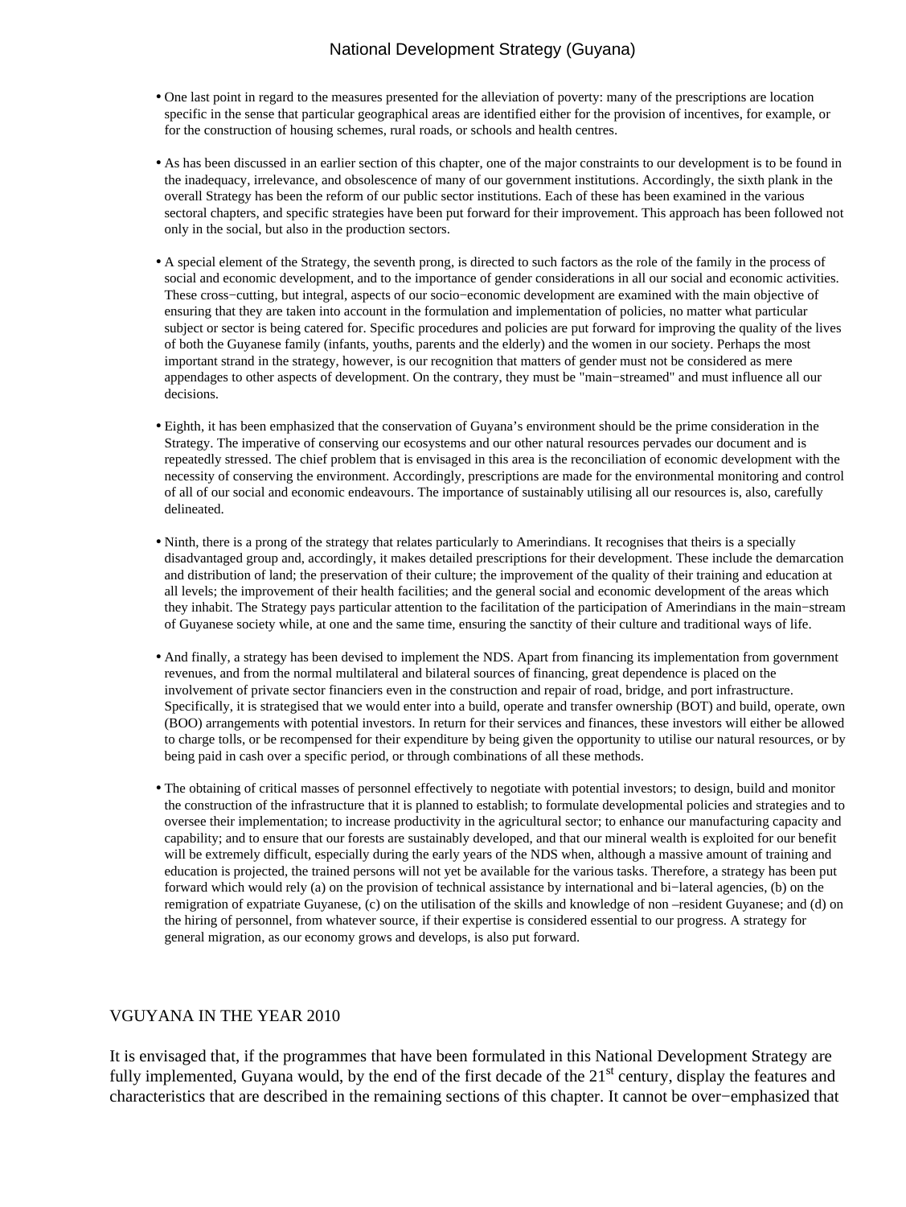- One last point in regard to the measures presented for the alleviation of poverty: many of the prescriptions are location specific in the sense that particular geographical areas are identified either for the provision of incentives, for example, or for the construction of housing schemes, rural roads, or schools and health centres.

- As has been discussed in an earlier section of this chapter, one of the major constraints to our development is to be found in the inadequacy, irrelevance, and obsolescence of many of our government institutions. Accordingly, the sixth plank in the overall Strategy has been the reform of our public sector institutions. Each of these has been examined in the various sectoral chapters, and specific strategies have been put forward for their improvement. This approach has been followed not only in the social, but also in the production sectors.

- A special element of the Strategy, the seventh prong, is directed to such factors as the role of the family in the process of social and economic development, and to the importance of gender considerations in all our social and economic activities. These cross−cutting, but integral, aspects of our socio−economic development are examined with the main objective of ensuring that they are taken into account in the formulation and implementation of policies, no matter what particular subject or sector is being catered for. Specific procedures and policies are put forward for improving the quality of the lives of both the Guyanese family (infants, youths, parents and the elderly) and the women in our society. Perhaps the most important strand in the strategy, however, is our recognition that matters of gender must not be considered as mere appendages to other aspects of development. On the contrary, they must be "main−streamed" and must influence all our decisions.

- Eighth, it has been emphasized that the conservation of Guyana's environment should be the prime consideration in the Strategy. The imperative of conserving our ecosystems and our other natural resources pervades our document and is repeatedly stressed. The chief problem that is envisaged in this area is the reconciliation of economic development with the necessity of conserving the environment. Accordingly, prescriptions are made for the environmental monitoring and control of all of our social and economic endeavours. The importance of sustainably utilising all our resources is, also, carefully delineated.

- Ninth, there is a prong of the strategy that relates particularly to Amerindians. It recognises that theirs is a specially disadvantaged group and, accordingly, it makes detailed prescriptions for their development. These include the demarcation and distribution of land; the preservation of their culture; the improvement of the quality of their training and education at all levels; the improvement of their health facilities; and the general social and economic development of the areas which they inhabit. The Strategy pays particular attention to the facilitation of the participation of Amerindians in the main−stream of Guyanese society while, at one and the same time, ensuring the sanctity of their culture and traditional ways of life.

- And finally, a strategy has been devised to implement the NDS. Apart from financing its implementation from government revenues, and from the normal multilateral and bilateral sources of financing, great dependence is placed on the involvement of private sector financiers even in the construction and repair of road, bridge, and port infrastructure. Specifically, it is strategised that we would enter into a build, operate and transfer ownership (BOT) and build, operate, own (BOO) arrangements with potential investors. In return for their services and finances, these investors will either be allowed to charge tolls, or be recompensed for their expenditure by being given the opportunity to utilise our natural resources, or by being paid in cash over a specific period, or through combinations of all these methods.

- The obtaining of critical masses of personnel effectively to negotiate with potential investors; to design, build and monitor the construction of the infrastructure that it is planned to establish; to formulate developmental policies and strategies and to oversee their implementation; to increase productivity in the agricultural sector; to enhance our manufacturing capacity and capability; and to ensure that our forests are sustainably developed, and that our mineral wealth is exploited for our benefit will be extremely difficult, especially during the early years of the NDS when, although a massive amount of training and education is projected, the trained persons will not yet be available for the various tasks. Therefore, a strategy has been put forward which would rely (a) on the provision of technical assistance by international and bi−lateral agencies, (b) on the remigration of expatriate Guyanese, (c) on the utilisation of the skills and knowledge of non –resident Guyanese; and (d) on the hiring of personnel, from whatever source, if their expertise is considered essential to our progress. A strategy for general migration, as our economy grows and develops, is also put forward.

## V GUYANA IN THE YEAR 2010

It is envisaged that, if the programmes that have been formulated in this National Development Strategy are fully implemented, Guyana would, by the end of the first decade of the 21st century, display the features and characteristics that are described in the remaining sections of this chapter. It cannot be over−emphasized that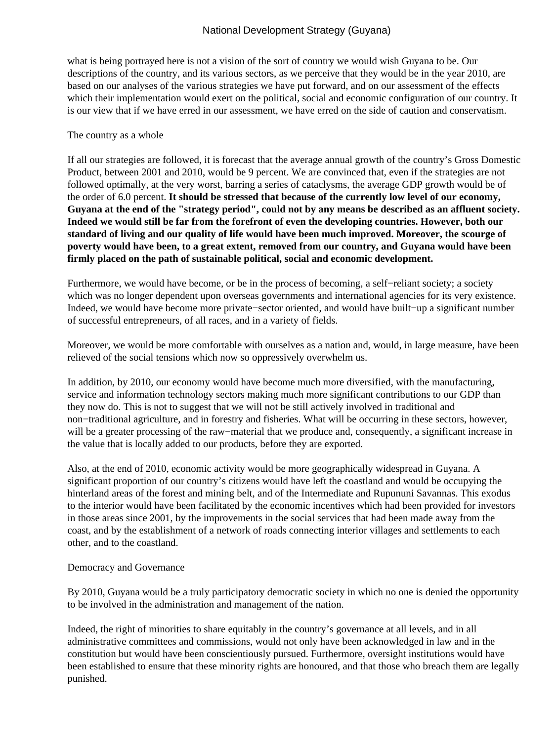what is being portrayed here is not a vision of the sort of country we would wish Guyana to be. Our descriptions of the country, and its various sectors, as we perceive that they would be in the year 2010, are based on our analyses of the various strategies we have put forward, and on our assessment of the effects which their implementation would exert on the political, social and economic configuration of our country. It is our view that if we have erred in our assessment, we have erred on the side of caution and conservatism.

The country as a whole

If all our strategies are followed, it is forecast that the average annual growth of the country's Gross Domestic Product, between 2001 and 2010, would be 9 percent. We are convinced that, even if the strategies are not followed optimally, at the very worst, barring a series of cataclysms, the average GDP growth would be of the order of 6.0 percent. **It should be stressed that because of the currently low level of our economy, Guyana at the end of the "strategy period", could not by any means be described as an affluent society. Indeed we would still be far from the forefront of even the developing countries. However, both our standard of living and our quality of life would have been much improved. Moreover, the scourge of poverty would have been, to a great extent, removed from our country, and Guyana would have been firmly placed on the path of sustainable political, social and economic development.**

Furthermore, we would have become, or be in the process of becoming, a self-reliant society; a society which was no longer dependent upon overseas governments and international agencies for its very existence. Indeed, we would have become more private-sector oriented, and would have built-up a significant number of successful entrepreneurs, of all races, and in a variety of fields.

Moreover, we would be more comfortable with ourselves as a nation and, would, in large measure, have been relieved of the social tensions which now so oppressively overwhelm us.

In addition, by 2010, our economy would have become much more diversified, with the manufacturing, service and information technology sectors making much more significant contributions to our GDP than they now do. This is not to suggest that we will not be still actively involved in traditional and non-traditional agriculture, and in forestry and fisheries. What will be occurring in these sectors, however, will be a greater processing of the raw-material that we produce and, consequently, a significant increase in the value that is locally added to our products, before they are exported.

Also, at the end of 2010, economic activity would be more geographically widespread in Guyana. A significant proportion of our country's citizens would have left the coastland and would be occupying the hinterland areas of the forest and mining belt, and of the Intermediate and Rupununi Savannas. This exodus to the interior would have been facilitated by the economic incentives which had been provided for investors in those areas since 2001, by the improvements in the social services that had been made away from the coast, and by the establishment of a network of roads connecting interior villages and settlements to each other, and to the coastland.

Democracy and Governance

By 2010, Guyana would be a truly participatory democratic society in which no one is denied the opportunity to be involved in the administration and management of the nation.

Indeed, the right of minorities to share equitably in the country's governance at all levels, and in all administrative committees and commissions, would not only have been acknowledged in law and in the constitution but would have been conscientiously pursued. Furthermore, oversight institutions would have been established to ensure that these minority rights are honoured, and that those who breach them are legally punished.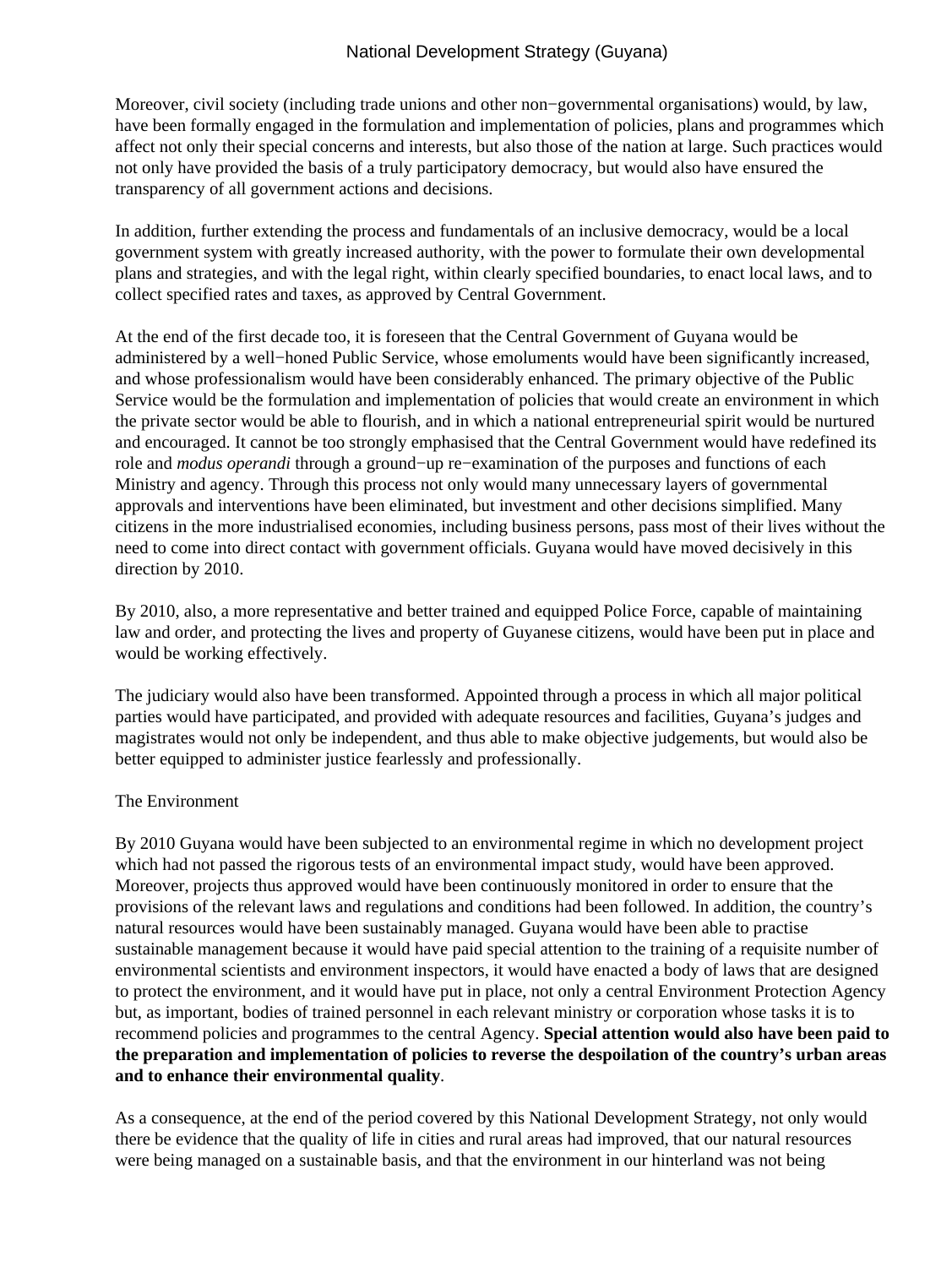Moreover, civil society (including trade unions and other non−governmental organisations) would, by law, have been formally engaged in the formulation and implementation of policies, plans and programmes which affect not only their special concerns and interests, but also those of the nation at large. Such practices would not only have provided the basis of a truly participatory democracy, but would also have ensured the transparency of all government actions and decisions.

In addition, further extending the process and fundamentals of an inclusive democracy, would be a local government system with greatly increased authority, with the power to formulate their own developmental plans and strategies, and with the legal right, within clearly specified boundaries, to enact local laws, and to collect specified rates and taxes, as approved by Central Government.

At the end of the first decade too, it is foreseen that the Central Government of Guyana would be administered by a well−honed Public Service, whose emoluments would have been significantly increased, and whose professionalism would have been considerably enhanced. The primary objective of the Public Service would be the formulation and implementation of policies that would create an environment in which the private sector would be able to flourish, and in which a national entrepreneurial spirit would be nurtured and encouraged. It cannot be too strongly emphasised that the Central Government would have redefined its role and *modus operandi* through a ground−up re−examination of the purposes and functions of each Ministry and agency. Through this process not only would many unnecessary layers of governmental approvals and interventions have been eliminated, but investment and other decisions simplified. Many citizens in the more industrialised economies, including business persons, pass most of their lives without the need to come into direct contact with government officials. Guyana would have moved decisively in this direction by 2010.

By 2010, also, a more representative and better trained and equipped Police Force, capable of maintaining law and order, and protecting the lives and property of Guyanese citizens, would have been put in place and would be working effectively.

The judiciary would also have been transformed. Appointed through a process in which all major political parties would have participated, and provided with adequate resources and facilities, Guyana's judges and magistrates would not only be independent, and thus able to make objective judgements, but would also be better equipped to administer justice fearlessly and professionally.

The Environment

By 2010 Guyana would have been subjected to an environmental regime in which no development project which had not passed the rigorous tests of an environmental impact study, would have been approved. Moreover, projects thus approved would have been continuously monitored in order to ensure that the provisions of the relevant laws and regulations and conditions had been followed. In addition, the country's natural resources would have been sustainably managed. Guyana would have been able to practise sustainable management because it would have paid special attention to the training of a requisite number of environmental scientists and environment inspectors, it would have enacted a body of laws that are designed to protect the environment, and it would have put in place, not only a central Environment Protection Agency but, as important, bodies of trained personnel in each relevant ministry or corporation whose tasks it is to recommend policies and programmes to the central Agency. **Special attention would also have been paid to the preparation and implementation of policies to reverse the despoilation of the country's urban areas and to enhance their environmental quality**.

As a consequence, at the end of the period covered by this National Development Strategy, not only would there be evidence that the quality of life in cities and rural areas had improved, that our natural resources were being managed on a sustainable basis, and that the environment in our hinterland was not being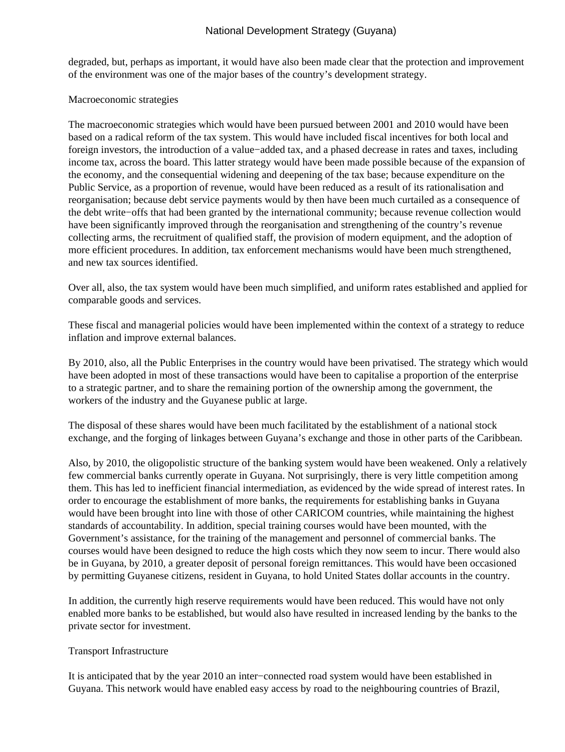degraded, but, perhaps as important, it would have also been made clear that the protection and improvement of the environment was one of the major bases of the country's development strategy.

## Macroeconomic strategies

The macroeconomic strategies which would have been pursued between 2001 and 2010 would have been based on a radical reform of the tax system. This would have included fiscal incentives for both local and foreign investors, the introduction of a value−added tax, and a phased decrease in rates and taxes, including income tax, across the board. This latter strategy would have been made possible because of the expansion of the economy, and the consequential widening and deepening of the tax base; because expenditure on the Public Service, as a proportion of revenue, would have been reduced as a result of its rationalisation and reorganisation; because debt service payments would by then have been much curtailed as a consequence of the debt write−offs that had been granted by the international community; because revenue collection would have been significantly improved through the reorganisation and strengthening of the country's revenue collecting arms, the recruitment of qualified staff, the provision of modern equipment, and the adoption of more efficient procedures. In addition, tax enforcement mechanisms would have been much strengthened, and new tax sources identified.

Over all, also, the tax system would have been much simplified, and uniform rates established and applied for comparable goods and services.

These fiscal and managerial policies would have been implemented within the context of a strategy to reduce inflation and improve external balances.

By 2010, also, all the Public Enterprises in the country would have been privatised. The strategy which would have been adopted in most of these transactions would have been to capitalise a proportion of the enterprise to a strategic partner, and to share the remaining portion of the ownership among the government, the workers of the industry and the Guyanese public at large.

The disposal of these shares would have been much facilitated by the establishment of a national stock exchange, and the forging of linkages between Guyana's exchange and those in other parts of the Caribbean.

Also, by 2010, the oligopolistic structure of the banking system would have been weakened. Only a relatively few commercial banks currently operate in Guyana. Not surprisingly, there is very little competition among them. This has led to inefficient financial intermediation, as evidenced by the wide spread of interest rates. In order to encourage the establishment of more banks, the requirements for establishing banks in Guyana would have been brought into line with those of other CARICOM countries, while maintaining the highest standards of accountability. In addition, special training courses would have been mounted, with the Government's assistance, for the training of the management and personnel of commercial banks. The courses would have been designed to reduce the high costs which they now seem to incur. There would also be in Guyana, by 2010, a greater deposit of personal foreign remittances. This would have been occasioned by permitting Guyanese citizens, resident in Guyana, to hold United States dollar accounts in the country.

In addition, the currently high reserve requirements would have been reduced. This would have not only enabled more banks to be established, but would also have resulted in increased lending by the banks to the private sector for investment.

## Transport Infrastructure

It is anticipated that by the year 2010 an inter−connected road system would have been established in Guyana. This network would have enabled easy access by road to the neighbouring countries of Brazil,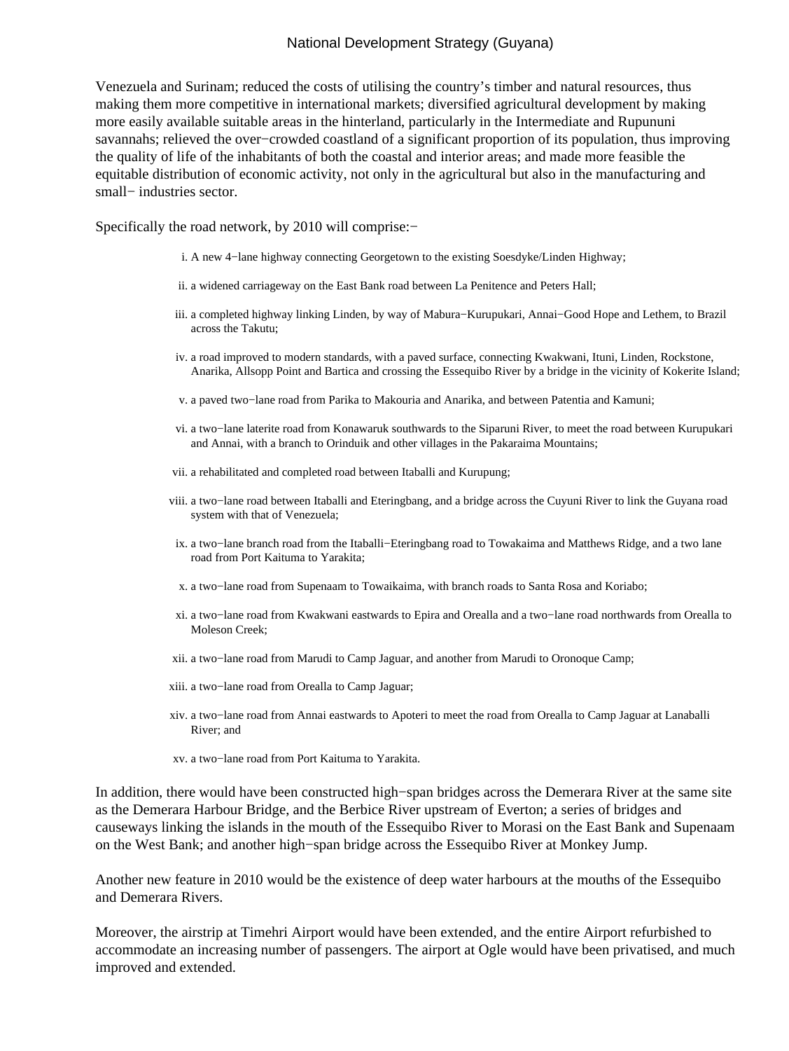Venezuela and Surinam; reduced the costs of utilising the country's timber and natural resources, thus making them more competitive in international markets; diversified agricultural development by making more easily available suitable areas in the hinterland, particularly in the Intermediate and Rupununi savannahs; relieved the over−crowded coastland of a significant proportion of its population, thus improving the quality of life of the inhabitants of both the coastal and interior areas; and made more feasible the equitable distribution of economic activity, not only in the agricultural but also in the manufacturing and small− industries sector.

Specifically the road network, by 2010 will comprise:−

i. A new 4−lane highway connecting Georgetown to the existing Soesdyke/Linden Highway;

ii. a widened carriageway on the East Bank road between La Penitence and Peters Hall;

iii. a completed highway linking Linden, by way of Mabura−Kurupukari, Annai−Good Hope and Lethem, to Brazil across the Takutu;

iv. a road improved to modern standards, with a paved surface, connecting Kwakwani, Ituni, Linden, Rockstone, Anarika, Allsopp Point and Bartica and crossing the Essequibo River by a bridge in the vicinity of Kokerite Island;

v. a paved two−lane road from Parika to Makouria and Anarika, and between Patentia and Kamuni;

vi. a two−lane laterite road from Konawaruk southwards to the Siparuni River, to meet the road between Kurupukari and Annai, with a branch to Orinduik and other villages in the Pakaraima Mountains;

vii. a rehabilitated and completed road between Itaballi and Kurupung;

viii. a two−lane road between Itaballi and Eteringbang, and a bridge across the Cuyuni River to link the Guyana road system with that of Venezuela;

ix. a two−lane branch road from the Itaballi−Eteringbang road to Towakaima and Matthews Ridge, and a two lane road from Port Kaituma to Yarakita;

x. a two−lane road from Supenaam to Towaikaima, with branch roads to Santa Rosa and Koriabo;

xi. a two−lane road from Kwakwani eastwards to Epira and Orealla and a two−lane road northwards from Orealla to Moleson Creek;

xii. a two−lane road from Marudi to Camp Jaguar, and another from Marudi to Oronoque Camp;

xiii. a two−lane road from Orealla to Camp Jaguar;

xiv. a two−lane road from Annai eastwards to Apoteri to meet the road from Orealla to Camp Jaguar at Lanaballi River; and

xv. a two−lane road from Port Kaituma to Yarakita.

In addition, there would have been constructed high−span bridges across the Demerara River at the same site as the Demerara Harbour Bridge, and the Berbice River upstream of Everton; a series of bridges and causeways linking the islands in the mouth of the Essequibo River to Morasi on the East Bank and Supenaam on the West Bank; and another high−span bridge across the Essequibo River at Monkey Jump.

Another new feature in 2010 would be the existence of deep water harbours at the mouths of the Essequibo and Demerara Rivers.

Moreover, the airstrip at Timehri Airport would have been extended, and the entire Airport refurbished to accommodate an increasing number of passengers. The airport at Ogle would have been privatised, and much improved and extended.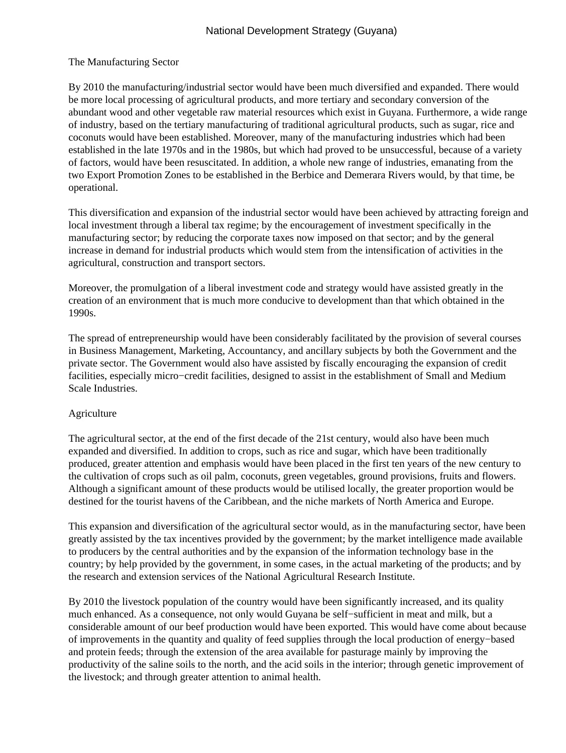## The Manufacturing Sector

By 2010 the manufacturing/industrial sector would have been much diversified and expanded. There would be more local processing of agricultural products, and more tertiary and secondary conversion of the abundant wood and other vegetable raw material resources which exist in Guyana. Furthermore, a wide range of industry, based on the tertiary manufacturing of traditional agricultural products, such as sugar, rice and coconuts would have been established. Moreover, many of the manufacturing industries which had been established in the late 1970s and in the 1980s, but which had proved to be unsuccessful, because of a variety of factors, would have been resuscitated. In addition, a whole new range of industries, emanating from the two Export Promotion Zones to be established in the Berbice and Demerara Rivers would, by that time, be operational.

This diversification and expansion of the industrial sector would have been achieved by attracting foreign and local investment through a liberal tax regime; by the encouragement of investment specifically in the manufacturing sector; by reducing the corporate taxes now imposed on that sector; and by the general increase in demand for industrial products which would stem from the intensification of activities in the agricultural, construction and transport sectors.

Moreover, the promulgation of a liberal investment code and strategy would have assisted greatly in the creation of an environment that is much more conducive to development than that which obtained in the 1990s.

The spread of entrepreneurship would have been considerably facilitated by the provision of several courses in Business Management, Marketing, Accountancy, and ancillary subjects by both the Government and the private sector. The Government would also have assisted by fiscally encouraging the expansion of credit facilities, especially micro−credit facilities, designed to assist in the establishment of Small and Medium Scale Industries.

## Agriculture

The agricultural sector, at the end of the first decade of the 21st century, would also have been much expanded and diversified. In addition to crops, such as rice and sugar, which have been traditionally produced, greater attention and emphasis would have been placed in the first ten years of the new century to the cultivation of crops such as oil palm, coconuts, green vegetables, ground provisions, fruits and flowers. Although a significant amount of these products would be utilised locally, the greater proportion would be destined for the tourist havens of the Caribbean, and the niche markets of North America and Europe.

This expansion and diversification of the agricultural sector would, as in the manufacturing sector, have been greatly assisted by the tax incentives provided by the government; by the market intelligence made available to producers by the central authorities and by the expansion of the information technology base in the country; by help provided by the government, in some cases, in the actual marketing of the products; and by the research and extension services of the National Agricultural Research Institute.

By 2010 the livestock population of the country would have been significantly increased, and its quality much enhanced. As a consequence, not only would Guyana be self−sufficient in meat and milk, but a considerable amount of our beef production would have been exported. This would have come about because of improvements in the quantity and quality of feed supplies through the local production of energy−based and protein feeds; through the extension of the area available for pasturage mainly by improving the productivity of the saline soils to the north, and the acid soils in the interior; through genetic improvement of the livestock; and through greater attention to animal health.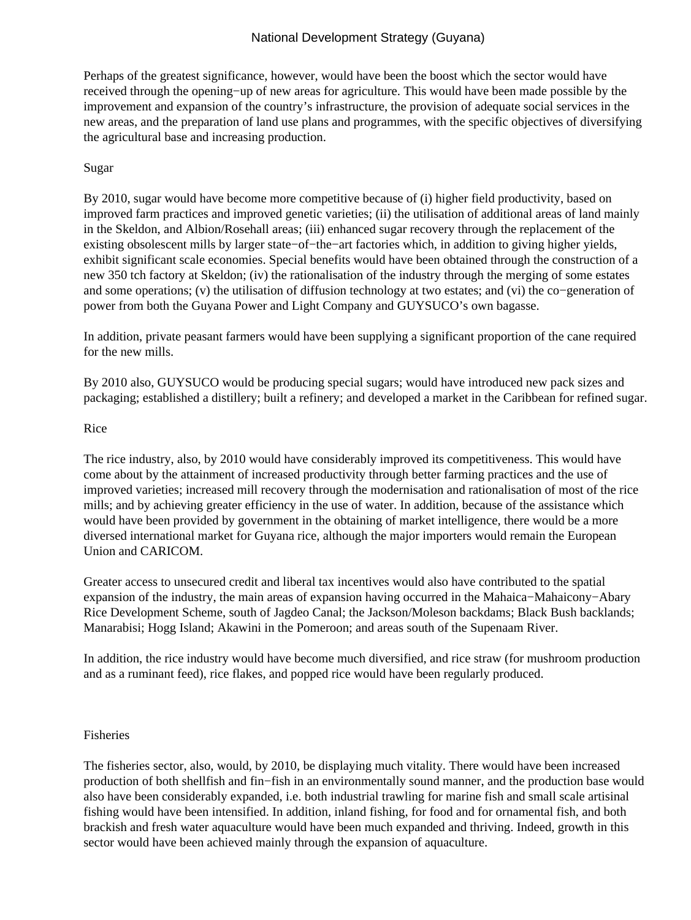Perhaps of the greatest significance, however, would have been the boost which the sector would have received through the opening−up of new areas for agriculture. This would have been made possible by the improvement and expansion of the country's infrastructure, the provision of adequate social services in the new areas, and the preparation of land use plans and programmes, with the specific objectives of diversifying the agricultural base and increasing production.

## Sugar

By 2010, sugar would have become more competitive because of (i) higher field productivity, based on improved farm practices and improved genetic varieties; (ii) the utilisation of additional areas of land mainly in the Skeldon, and Albion/Rosehall areas; (iii) enhanced sugar recovery through the replacement of the existing obsolescent mills by larger state−of−the−art factories which, in addition to giving higher yields, exhibit significant scale economies. Special benefits would have been obtained through the construction of a new 350 tch factory at Skeldon; (iv) the rationalisation of the industry through the merging of some estates and some operations; (v) the utilisation of diffusion technology at two estates; and (vi) the co−generation of power from both the Guyana Power and Light Company and GUYSUCO's own bagasse.

In addition, private peasant farmers would have been supplying a significant proportion of the cane required for the new mills.

By 2010 also, GUYSUCO would be producing special sugars; would have introduced new pack sizes and packaging; established a distillery; built a refinery; and developed a market in the Caribbean for refined sugar.

## Rice

The rice industry, also, by 2010 would have considerably improved its competitiveness. This would have come about by the attainment of increased productivity through better farming practices and the use of improved varieties; increased mill recovery through the modernisation and rationalisation of most of the rice mills; and by achieving greater efficiency in the use of water. In addition, because of the assistance which would have been provided by government in the obtaining of market intelligence, there would be a more diversed international market for Guyana rice, although the major importers would remain the European Union and CARICOM.

Greater access to unsecured credit and liberal tax incentives would also have contributed to the spatial expansion of the industry, the main areas of expansion having occurred in the Mahaica−Mahaicony−Abary Rice Development Scheme, south of Jagdeo Canal; the Jackson/Moleson backdams; Black Bush backlands; Manarabisi; Hogg Island; Akawini in the Pomeroon; and areas south of the Supenaam River.

In addition, the rice industry would have become much diversified, and rice straw (for mushroom production and as a ruminant feed), rice flakes, and popped rice would have been regularly produced.

## Fisheries

The fisheries sector, also, would, by 2010, be displaying much vitality. There would have been increased production of both shellfish and fin−fish in an environmentally sound manner, and the production base would also have been considerably expanded, i.e. both industrial trawling for marine fish and small scale artisinal fishing would have been intensified. In addition, inland fishing, for food and for ornamental fish, and both brackish and fresh water aquaculture would have been much expanded and thriving. Indeed, growth in this sector would have been achieved mainly through the expansion of aquaculture.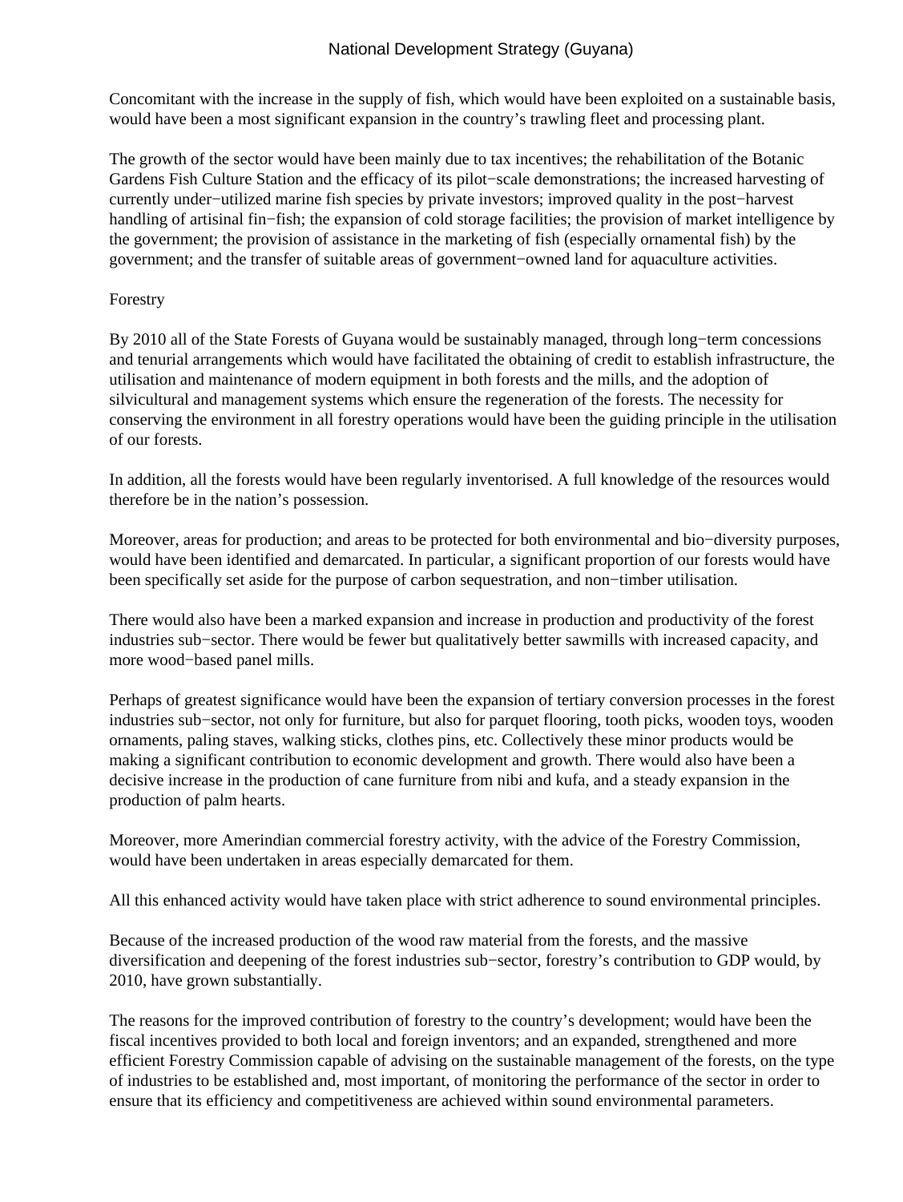Concomitant with the increase in the supply of fish, which would have been exploited on a sustainable basis, would have been a most significant expansion in the country's trawling fleet and processing plant.

The growth of the sector would have been mainly due to tax incentives; the rehabilitation of the Botanic Gardens Fish Culture Station and the efficacy of its pilot−scale demonstrations; the increased harvesting of currently under−utilized marine fish species by private investors; improved quality in the post−harvest handling of artisinal fin−fish; the expansion of cold storage facilities; the provision of market intelligence by the government; the provision of assistance in the marketing of fish (especially ornamental fish) by the government; and the transfer of suitable areas of government−owned land for aquaculture activities.

## Forestry

By 2010 all of the State Forests of Guyana would be sustainably managed, through long−term concessions and tenurial arrangements which would have facilitated the obtaining of credit to establish infrastructure, the utilisation and maintenance of modern equipment in both forests and the mills, and the adoption of silvicultural and management systems which ensure the regeneration of the forests. The necessity for conserving the environment in all forestry operations would have been the guiding principle in the utilisation of our forests.

In addition, all the forests would have been regularly inventorised. A full knowledge of the resources would therefore be in the nation's possession.

Moreover, areas for production; and areas to be protected for both environmental and bio−diversity purposes, would have been identified and demarcated. In particular, a significant proportion of our forests would have been specifically set aside for the purpose of carbon sequestration, and non−timber utilisation.

There would also have been a marked expansion and increase in production and productivity of the forest industries sub−sector. There would be fewer but qualitatively better sawmills with increased capacity, and more wood−based panel mills.

Perhaps of greatest significance would have been the expansion of tertiary conversion processes in the forest industries sub−sector, not only for furniture, but also for parquet flooring, tooth picks, wooden toys, wooden ornaments, paling staves, walking sticks, clothes pins, etc. Collectively these minor products would be making a significant contribution to economic development and growth. There would also have been a decisive increase in the production of cane furniture from nibi and kufa, and a steady expansion in the production of palm hearts.

Moreover, more Amerindian commercial forestry activity, with the advice of the Forestry Commission, would have been undertaken in areas especially demarcated for them.

All this enhanced activity would have taken place with strict adherence to sound environmental principles.

Because of the increased production of the wood raw material from the forests, and the massive diversification and deepening of the forest industries sub−sector, forestry's contribution to GDP would, by 2010, have grown substantially.

The reasons for the improved contribution of forestry to the country's development; would have been the fiscal incentives provided to both local and foreign inventors; and an expanded, strengthened and more efficient Forestry Commission capable of advising on the sustainable management of the forests, on the type of industries to be established and, most important, of monitoring the performance of the sector in order to ensure that its efficiency and competitiveness are achieved within sound environmental parameters.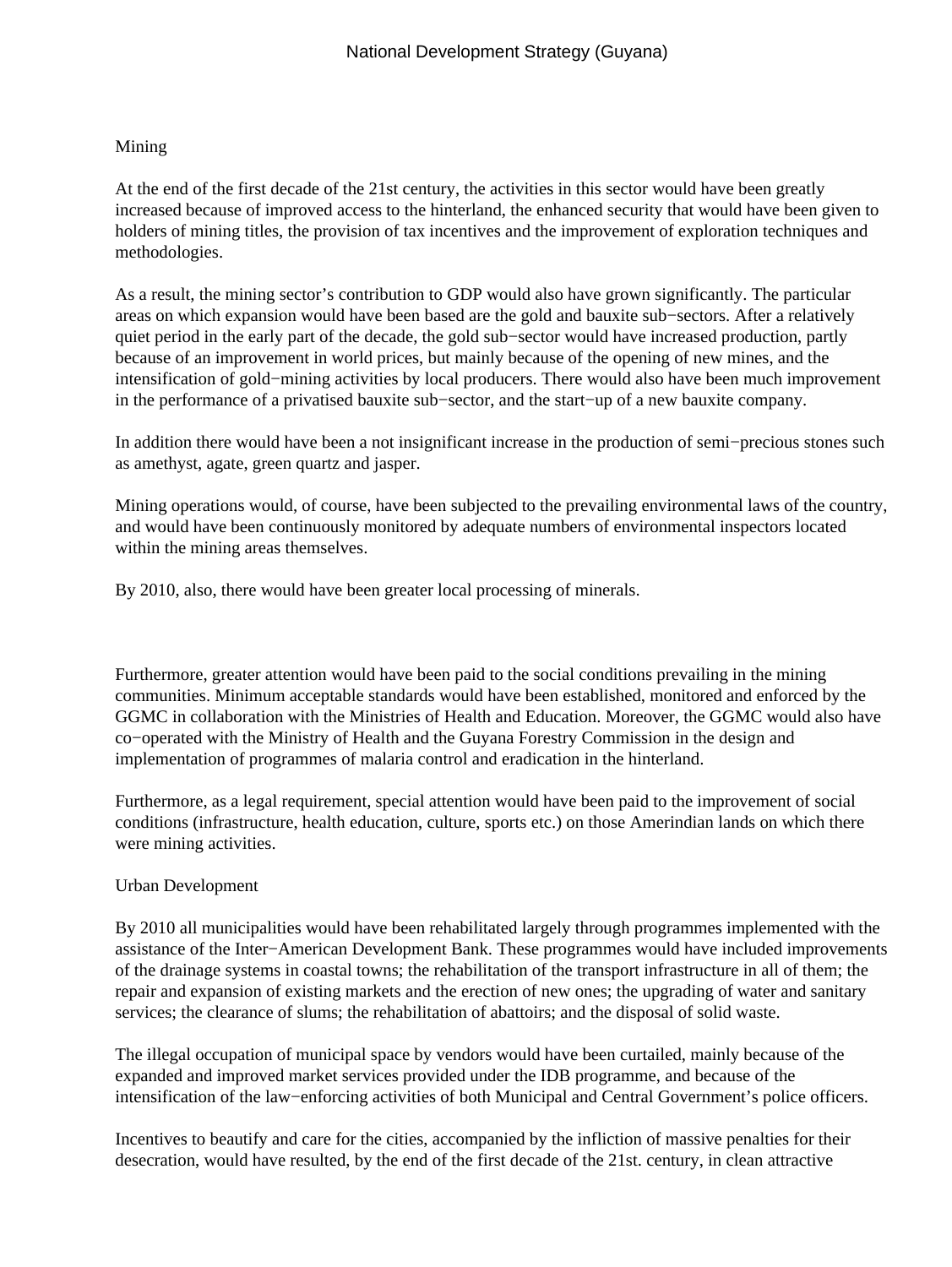## Mining

At the end of the first decade of the 21st century, the activities in this sector would have been greatly increased because of improved access to the hinterland, the enhanced security that would have been given to holders of mining titles, the provision of tax incentives and the improvement of exploration techniques and methodologies.

As a result, the mining sector's contribution to GDP would also have grown significantly. The particular areas on which expansion would have been based are the gold and bauxite sub−sectors. After a relatively quiet period in the early part of the decade, the gold sub−sector would have increased production, partly because of an improvement in world prices, but mainly because of the opening of new mines, and the intensification of gold−mining activities by local producers. There would also have been much improvement in the performance of a privatised bauxite sub−sector, and the start−up of a new bauxite company.

In addition there would have been a not insignificant increase in the production of semi−precious stones such as amethyst, agate, green quartz and jasper.

Mining operations would, of course, have been subjected to the prevailing environmental laws of the country, and would have been continuously monitored by adequate numbers of environmental inspectors located within the mining areas themselves.

By 2010, also, there would have been greater local processing of minerals.

Furthermore, greater attention would have been paid to the social conditions prevailing in the mining communities. Minimum acceptable standards would have been established, monitored and enforced by the GGMC in collaboration with the Ministries of Health and Education. Moreover, the GGMC would also have co−operated with the Ministry of Health and the Guyana Forestry Commission in the design and implementation of programmes of malaria control and eradication in the hinterland.

Furthermore, as a legal requirement, special attention would have been paid to the improvement of social conditions (infrastructure, health education, culture, sports etc.) on those Amerindian lands on which there were mining activities.

## Urban Development

By 2010 all municipalities would have been rehabilitated largely through programmes implemented with the assistance of the Inter−American Development Bank. These programmes would have included improvements of the drainage systems in coastal towns; the rehabilitation of the transport infrastructure in all of them; the repair and expansion of existing markets and the erection of new ones; the upgrading of water and sanitary services; the clearance of slums; the rehabilitation of abattoirs; and the disposal of solid waste.

The illegal occupation of municipal space by vendors would have been curtailed, mainly because of the expanded and improved market services provided under the IDB programme, and because of the intensification of the law−enforcing activities of both Municipal and Central Government's police officers.

Incentives to beautify and care for the cities, accompanied by the infliction of massive penalties for their desecration, would have resulted, by the end of the first decade of the 21st. century, in clean attractive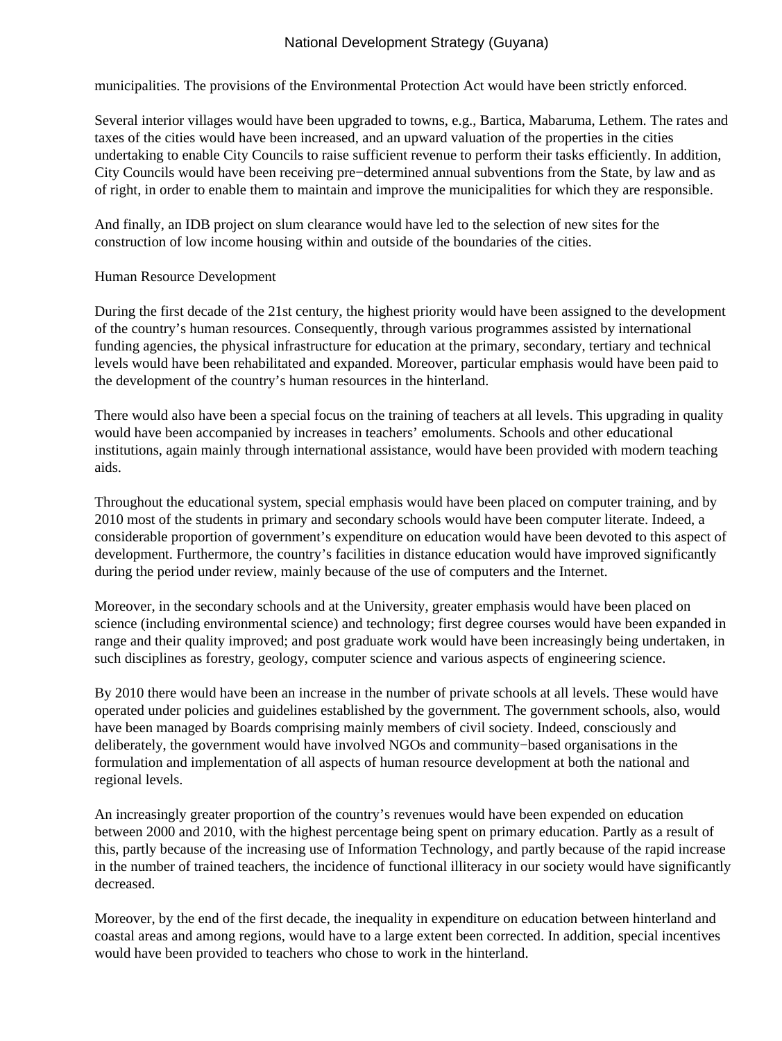municipalities. The provisions of the Environmental Protection Act would have been strictly enforced.

Several interior villages would have been upgraded to towns, e.g., Bartica, Mabaruma, Lethem. The rates and taxes of the cities would have been increased, and an upward valuation of the properties in the cities undertaking to enable City Councils to raise sufficient revenue to perform their tasks efficiently. In addition, City Councils would have been receiving pre−determined annual subventions from the State, by law and as of right, in order to enable them to maintain and improve the municipalities for which they are responsible.

And finally, an IDB project on slum clearance would have led to the selection of new sites for the construction of low income housing within and outside of the boundaries of the cities.

## Human Resource Development

During the first decade of the 21st century, the highest priority would have been assigned to the development of the country's human resources. Consequently, through various programmes assisted by international funding agencies, the physical infrastructure for education at the primary, secondary, tertiary and technical levels would have been rehabilitated and expanded. Moreover, particular emphasis would have been paid to the development of the country's human resources in the hinterland.

There would also have been a special focus on the training of teachers at all levels. This upgrading in quality would have been accompanied by increases in teachers' emoluments. Schools and other educational institutions, again mainly through international assistance, would have been provided with modern teaching aids.

Throughout the educational system, special emphasis would have been placed on computer training, and by 2010 most of the students in primary and secondary schools would have been computer literate. Indeed, a considerable proportion of government's expenditure on education would have been devoted to this aspect of development. Furthermore, the country's facilities in distance education would have improved significantly during the period under review, mainly because of the use of computers and the Internet.

Moreover, in the secondary schools and at the University, greater emphasis would have been placed on science (including environmental science) and technology; first degree courses would have been expanded in range and their quality improved; and post graduate work would have been increasingly being undertaken, in such disciplines as forestry, geology, computer science and various aspects of engineering science.

By 2010 there would have been an increase in the number of private schools at all levels. These would have operated under policies and guidelines established by the government. The government schools, also, would have been managed by Boards comprising mainly members of civil society. Indeed, consciously and deliberately, the government would have involved NGOs and community−based organisations in the formulation and implementation of all aspects of human resource development at both the national and regional levels.

An increasingly greater proportion of the country's revenues would have been expended on education between 2000 and 2010, with the highest percentage being spent on primary education. Partly as a result of this, partly because of the increasing use of Information Technology, and partly because of the rapid increase in the number of trained teachers, the incidence of functional illiteracy in our society would have significantly decreased.

Moreover, by the end of the first decade, the inequality in expenditure on education between hinterland and coastal areas and among regions, would have to a large extent been corrected. In addition, special incentives would have been provided to teachers who chose to work in the hinterland.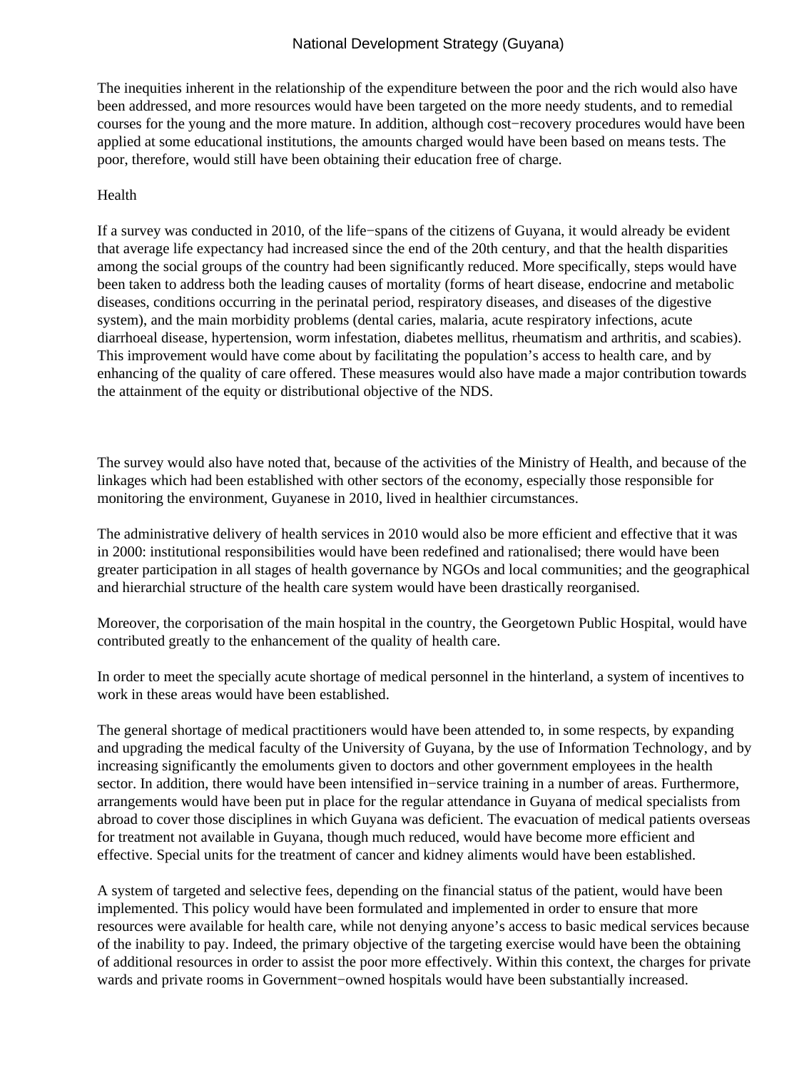The inequities inherent in the relationship of the expenditure between the poor and the rich would also have been addressed, and more resources would have been targeted on the more needy students, and to remedial courses for the young and the more mature. In addition, although cost−recovery procedures would have been applied at some educational institutions, the amounts charged would have been based on means tests. The poor, therefore, would still have been obtaining their education free of charge.

## Health

If a survey was conducted in 2010, of the life−spans of the citizens of Guyana, it would already be evident that average life expectancy had increased since the end of the 20th century, and that the health disparities among the social groups of the country had been significantly reduced. More specifically, steps would have been taken to address both the leading causes of mortality (forms of heart disease, endocrine and metabolic diseases, conditions occurring in the perinatal period, respiratory diseases, and diseases of the digestive system), and the main morbidity problems (dental caries, malaria, acute respiratory infections, acute diarrhoeal disease, hypertension, worm infestation, diabetes mellitus, rheumatism and arthritis, and scabies). This improvement would have come about by facilitating the population's access to health care, and by enhancing of the quality of care offered. These measures would also have made a major contribution towards the attainment of the equity or distributional objective of the NDS.

The survey would also have noted that, because of the activities of the Ministry of Health, and because of the linkages which had been established with other sectors of the economy, especially those responsible for monitoring the environment, Guyanese in 2010, lived in healthier circumstances.

The administrative delivery of health services in 2010 would also be more efficient and effective that it was in 2000: institutional responsibilities would have been redefined and rationalised; there would have been greater participation in all stages of health governance by NGOs and local communities; and the geographical and hierarchial structure of the health care system would have been drastically reorganised.

Moreover, the corporisation of the main hospital in the country, the Georgetown Public Hospital, would have contributed greatly to the enhancement of the quality of health care.

In order to meet the specially acute shortage of medical personnel in the hinterland, a system of incentives to work in these areas would have been established.

The general shortage of medical practitioners would have been attended to, in some respects, by expanding and upgrading the medical faculty of the University of Guyana, by the use of Information Technology, and by increasing significantly the emoluments given to doctors and other government employees in the health sector. In addition, there would have been intensified in−service training in a number of areas. Furthermore, arrangements would have been put in place for the regular attendance in Guyana of medical specialists from abroad to cover those disciplines in which Guyana was deficient. The evacuation of medical patients overseas for treatment not available in Guyana, though much reduced, would have become more efficient and effective. Special units for the treatment of cancer and kidney aliments would have been established.

A system of targeted and selective fees, depending on the financial status of the patient, would have been implemented. This policy would have been formulated and implemented in order to ensure that more resources were available for health care, while not denying anyone's access to basic medical services because of the inability to pay. Indeed, the primary objective of the targeting exercise would have been the obtaining of additional resources in order to assist the poor more effectively. Within this context, the charges for private wards and private rooms in Government−owned hospitals would have been substantially increased.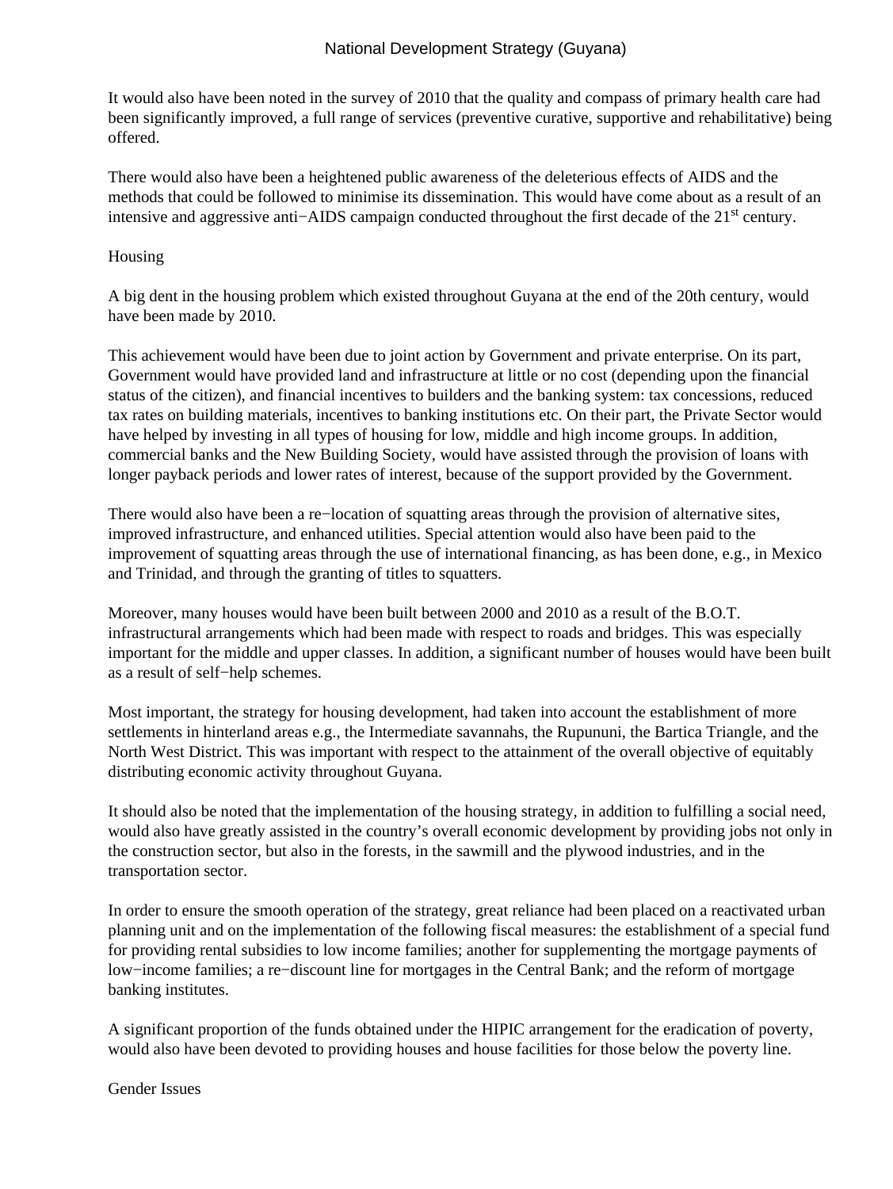It would also have been noted in the survey of 2010 that the quality and compass of primary health care had been significantly improved, a full range of services (preventive curative, supportive and rehabilitative) being offered.

There would also have been a heightened public awareness of the deleterious effects of AIDS and the methods that could be followed to minimise its dissemination. This would have come about as a result of an intensive and aggressive anti−AIDS campaign conducted throughout the first decade of the 21st century.

## Housing

A big dent in the housing problem which existed throughout Guyana at the end of the 20th century, would have been made by 2010.

This achievement would have been due to joint action by Government and private enterprise. On its part, Government would have provided land and infrastructure at little or no cost (depending upon the financial status of the citizen), and financial incentives to builders and the banking system: tax concessions, reduced tax rates on building materials, incentives to banking institutions etc. On their part, the Private Sector would have helped by investing in all types of housing for low, middle and high income groups. In addition, commercial banks and the New Building Society, would have assisted through the provision of loans with longer payback periods and lower rates of interest, because of the support provided by the Government.

There would also have been a re−location of squatting areas through the provision of alternative sites, improved infrastructure, and enhanced utilities. Special attention would also have been paid to the improvement of squatting areas through the use of international financing, as has been done, e.g., in Mexico and Trinidad, and through the granting of titles to squatters.

Moreover, many houses would have been built between 2000 and 2010 as a result of the B.O.T. infrastructural arrangements which had been made with respect to roads and bridges. This was especially important for the middle and upper classes. In addition, a significant number of houses would have been built as a result of self−help schemes.

Most important, the strategy for housing development, had taken into account the establishment of more settlements in hinterland areas e.g., the Intermediate savannahs, the Rupununi, the Bartica Triangle, and the North West District. This was important with respect to the attainment of the overall objective of equitably distributing economic activity throughout Guyana.

It should also be noted that the implementation of the housing strategy, in addition to fulfilling a social need, would also have greatly assisted in the country's overall economic development by providing jobs not only in the construction sector, but also in the forests, in the sawmill and the plywood industries, and in the transportation sector.

In order to ensure the smooth operation of the strategy, great reliance had been placed on a reactivated urban planning unit and on the implementation of the following fiscal measures: the establishment of a special fund for providing rental subsidies to low income families; another for supplementing the mortgage payments of low−income families; a re−discount line for mortgages in the Central Bank; and the reform of mortgage banking institutes.

A significant proportion of the funds obtained under the HIPIC arrangement for the eradication of poverty, would also have been devoted to providing houses and house facilities for those below the poverty line.

## Gender Issues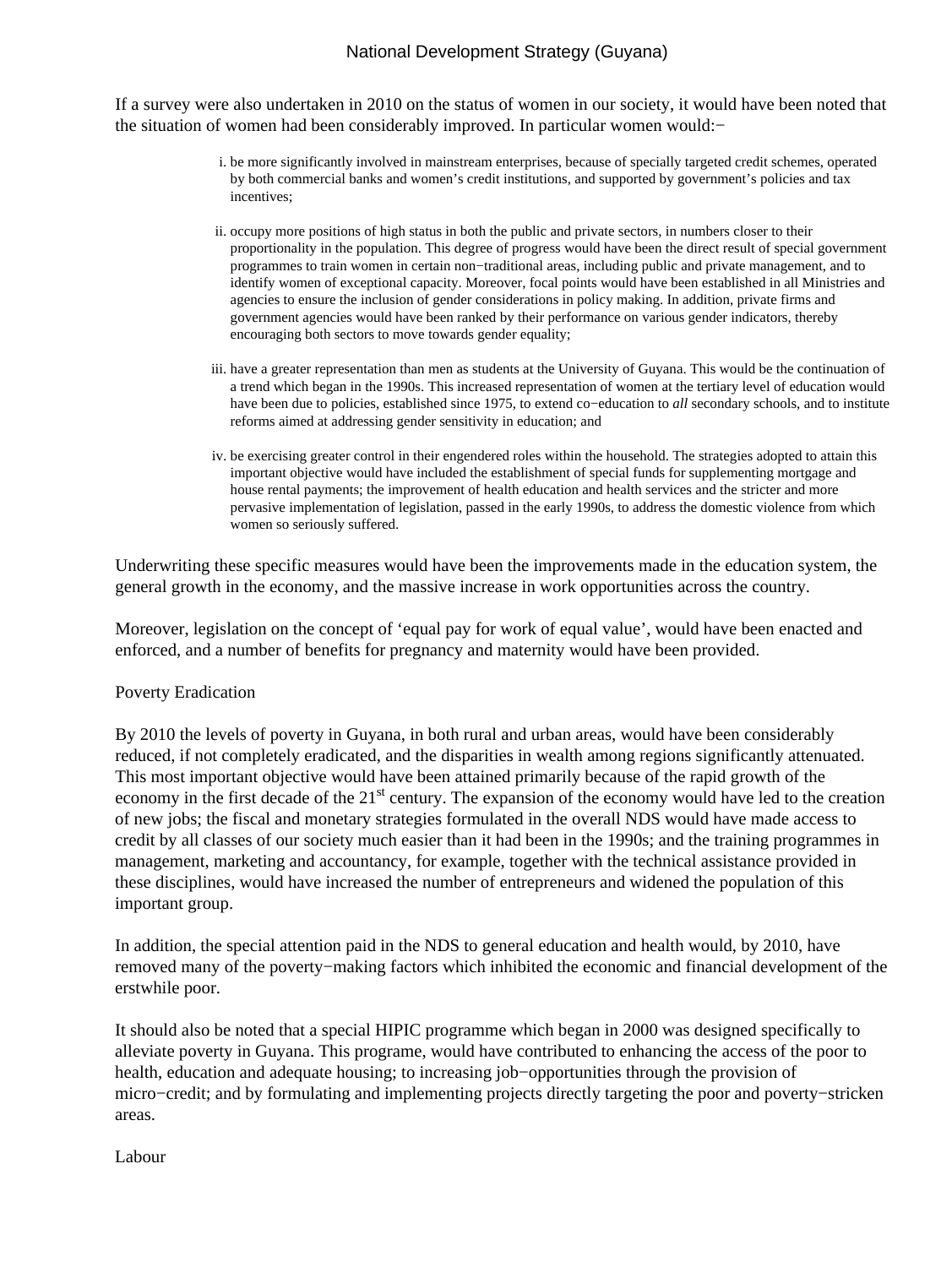If a survey were also undertaken in 2010 on the status of women in our society, it would have been noted that the situation of women had been considerably improved. In particular women would:−

i. be more significantly involved in mainstream enterprises, because of specially targeted credit schemes, operated by both commercial banks and women's credit institutions, and supported by government's policies and tax incentives;

ii. occupy more positions of high status in both the public and private sectors, in numbers closer to their proportionality in the population. This degree of progress would have been the direct result of special government programmes to train women in certain non−traditional areas, including public and private management, and to identify women of exceptional capacity. Moreover, focal points would have been established in all Ministries and agencies to ensure the inclusion of gender considerations in policy making. In addition, private firms and government agencies would have been ranked by their performance on various gender indicators, thereby encouraging both sectors to move towards gender equality;

iii. have a greater representation than men as students at the University of Guyana. This would be the continuation of a trend which began in the 1990s. This increased representation of women at the tertiary level of education would have been due to policies, established since 1975, to extend co−education to *all* secondary schools, and to institute reforms aimed at addressing gender sensitivity in education; and

iv. be exercising greater control in their engendered roles within the household. The strategies adopted to attain this important objective would have included the establishment of special funds for supplementing mortgage and house rental payments; the improvement of health education and health services and the stricter and more pervasive implementation of legislation, passed in the early 1990s, to address the domestic violence from which women so seriously suffered.

Underwriting these specific measures would have been the improvements made in the education system, the general growth in the economy, and the massive increase in work opportunities across the country.

Moreover, legislation on the concept of 'equal pay for work of equal value', would have been enacted and enforced, and a number of benefits for pregnancy and maternity would have been provided.

## Poverty Eradication

By 2010 the levels of poverty in Guyana, in both rural and urban areas, would have been considerably reduced, if not completely eradicated, and the disparities in wealth among regions significantly attenuated. This most important objective would have been attained primarily because of the rapid growth of the economy in the first decade of the 21st century. The expansion of the economy would have led to the creation of new jobs; the fiscal and monetary strategies formulated in the overall NDS would have made access to credit by all classes of our society much easier than it had been in the 1990s; and the training programmes in management, marketing and accountancy, for example, together with the technical assistance provided in these disciplines, would have increased the number of entrepreneurs and widened the population of this important group.

In addition, the special attention paid in the NDS to general education and health would, by 2010, have removed many of the poverty−making factors which inhibited the economic and financial development of the erstwhile poor.

It should also be noted that a special HIPIC programme which began in 2000 was designed specifically to alleviate poverty in Guyana. This programe, would have contributed to enhancing the access of the poor to health, education and adequate housing; to increasing job−opportunities through the provision of micro−credit; and by formulating and implementing projects directly targeting the poor and poverty−stricken areas.

## Labour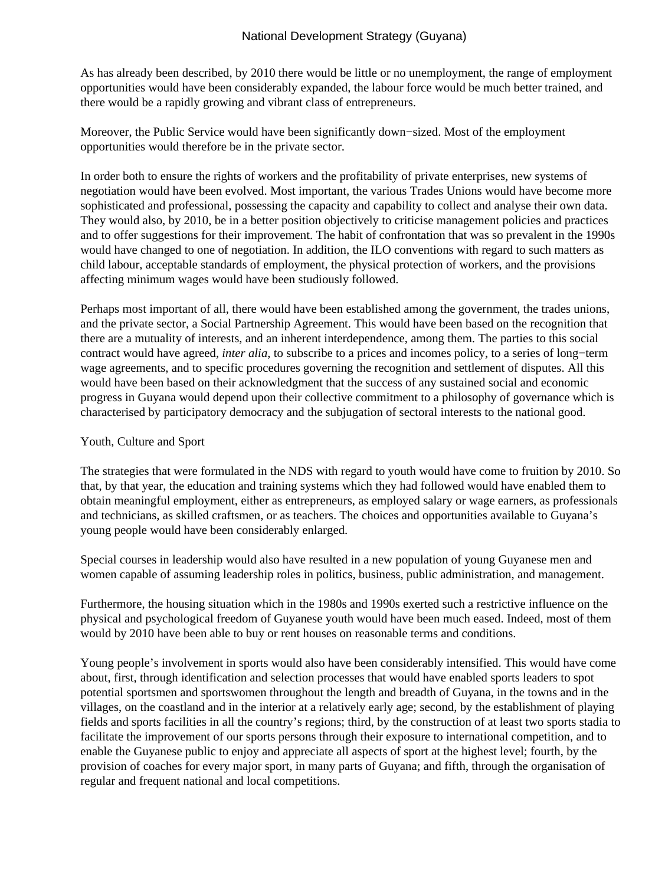As has already been described, by 2010 there would be little or no unemployment, the range of employment opportunities would have been considerably expanded, the labour force would be much better trained, and there would be a rapidly growing and vibrant class of entrepreneurs.

Moreover, the Public Service would have been significantly down−sized. Most of the employment opportunities would therefore be in the private sector.

In order both to ensure the rights of workers and the profitability of private enterprises, new systems of negotiation would have been evolved. Most important, the various Trades Unions would have become more sophisticated and professional, possessing the capacity and capability to collect and analyse their own data. They would also, by 2010, be in a better position objectively to criticise management policies and practices and to offer suggestions for their improvement. The habit of confrontation that was so prevalent in the 1990s would have changed to one of negotiation. In addition, the ILO conventions with regard to such matters as child labour, acceptable standards of employment, the physical protection of workers, and the provisions affecting minimum wages would have been studiously followed.

Perhaps most important of all, there would have been established among the government, the trades unions, and the private sector, a Social Partnership Agreement. This would have been based on the recognition that there are a mutuality of interests, and an inherent interdependence, among them. The parties to this social contract would have agreed, *inter alia*, to subscribe to a prices and incomes policy, to a series of long−term wage agreements, and to specific procedures governing the recognition and settlement of disputes. All this would have been based on their acknowledgment that the success of any sustained social and economic progress in Guyana would depend upon their collective commitment to a philosophy of governance which is characterised by participatory democracy and the subjugation of sectoral interests to the national good.

## Youth, Culture and Sport

The strategies that were formulated in the NDS with regard to youth would have come to fruition by 2010. So that, by that year, the education and training systems which they had followed would have enabled them to obtain meaningful employment, either as entrepreneurs, as employed salary or wage earners, as professionals and technicians, as skilled craftsmen, or as teachers. The choices and opportunities available to Guyana's young people would have been considerably enlarged.

Special courses in leadership would also have resulted in a new population of young Guyanese men and women capable of assuming leadership roles in politics, business, public administration, and management.

Furthermore, the housing situation which in the 1980s and 1990s exerted such a restrictive influence on the physical and psychological freedom of Guyanese youth would have been much eased. Indeed, most of them would by 2010 have been able to buy or rent houses on reasonable terms and conditions.

Young people's involvement in sports would also have been considerably intensified. This would have come about, first, through identification and selection processes that would have enabled sports leaders to spot potential sportsmen and sportswomen throughout the length and breadth of Guyana, in the towns and in the villages, on the coastland and in the interior at a relatively early age; second, by the establishment of playing fields and sports facilities in all the country's regions; third, by the construction of at least two sports stadia to facilitate the improvement of our sports persons through their exposure to international competition, and to enable the Guyanese public to enjoy and appreciate all aspects of sport at the highest level; fourth, by the provision of coaches for every major sport, in many parts of Guyana; and fifth, through the organisation of regular and frequent national and local competitions.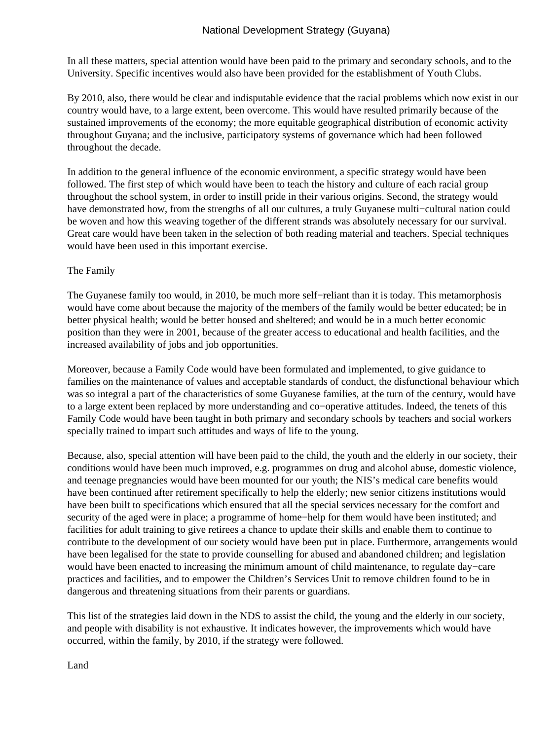In all these matters, special attention would have been paid to the primary and secondary schools, and to the University. Specific incentives would also have been provided for the establishment of Youth Clubs.

By 2010, also, there would be clear and indisputable evidence that the racial problems which now exist in our country would have, to a large extent, been overcome. This would have resulted primarily because of the sustained improvements of the economy; the more equitable geographical distribution of economic activity throughout Guyana; and the inclusive, participatory systems of governance which had been followed throughout the decade.

In addition to the general influence of the economic environment, a specific strategy would have been followed. The first step of which would have been to teach the history and culture of each racial group throughout the school system, in order to instill pride in their various origins. Second, the strategy would have demonstrated how, from the strengths of all our cultures, a truly Guyanese multi−cultural nation could be woven and how this weaving together of the different strands was absolutely necessary for our survival. Great care would have been taken in the selection of both reading material and teachers. Special techniques would have been used in this important exercise.

## The Family

The Guyanese family too would, in 2010, be much more self−reliant than it is today. This metamorphosis would have come about because the majority of the members of the family would be better educated; be in better physical health; would be better housed and sheltered; and would be in a much better economic position than they were in 2001, because of the greater access to educational and health facilities, and the increased availability of jobs and job opportunities.

Moreover, because a Family Code would have been formulated and implemented, to give guidance to families on the maintenance of values and acceptable standards of conduct, the disfunctional behaviour which was so integral a part of the characteristics of some Guyanese families, at the turn of the century, would have to a large extent been replaced by more understanding and co−operative attitudes. Indeed, the tenets of this Family Code would have been taught in both primary and secondary schools by teachers and social workers specially trained to impart such attitudes and ways of life to the young.

Because, also, special attention will have been paid to the child, the youth and the elderly in our society, their conditions would have been much improved, e.g. programmes on drug and alcohol abuse, domestic violence, and teenage pregnancies would have been mounted for our youth; the NIS's medical care benefits would have been continued after retirement specifically to help the elderly; new senior citizens institutions would have been built to specifications which ensured that all the special services necessary for the comfort and security of the aged were in place; a programme of home−help for them would have been instituted; and facilities for adult training to give retirees a chance to update their skills and enable them to continue to contribute to the development of our society would have been put in place. Furthermore, arrangements would have been legalised for the state to provide counselling for abused and abandoned children; and legislation would have been enacted to increasing the minimum amount of child maintenance, to regulate day−care practices and facilities, and to empower the Children's Services Unit to remove children found to be in dangerous and threatening situations from their parents or guardians.

This list of the strategies laid down in the NDS to assist the child, the young and the elderly in our society, and people with disability is not exhaustive. It indicates however, the improvements which would have occurred, within the family, by 2010, if the strategy were followed.

## Land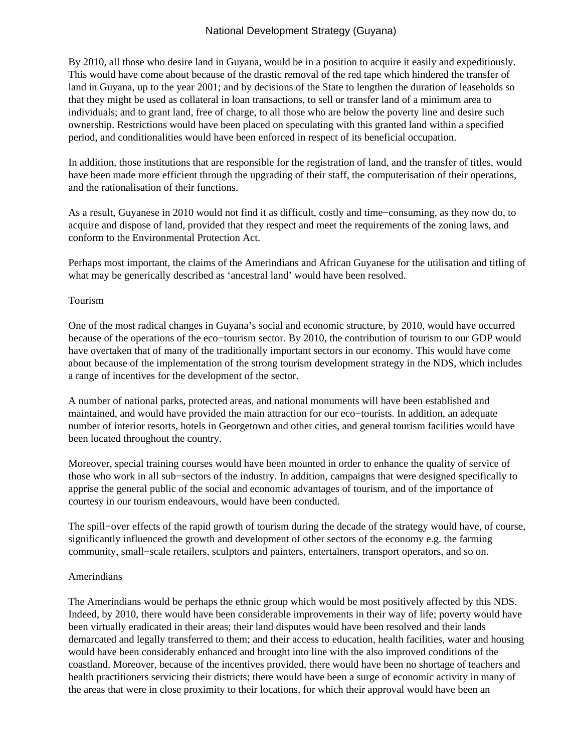By 2010, all those who desire land in Guyana, would be in a position to acquire it easily and expeditiously. This would have come about because of the drastic removal of the red tape which hindered the transfer of land in Guyana, up to the year 2001; and by decisions of the State to lengthen the duration of leaseholds so that they might be used as collateral in loan transactions, to sell or transfer land of a minimum area to individuals; and to grant land, free of charge, to all those who are below the poverty line and desire such ownership. Restrictions would have been placed on speculating with this granted land within a specified period, and conditionalities would have been enforced in respect of its beneficial occupation.

In addition, those institutions that are responsible for the registration of land, and the transfer of titles, would have been made more efficient through the upgrading of their staff, the computerisation of their operations, and the rationalisation of their functions.

As a result, Guyanese in 2010 would not find it as difficult, costly and time−consuming, as they now do, to acquire and dispose of land, provided that they respect and meet the requirements of the zoning laws, and conform to the Environmental Protection Act.

Perhaps most important, the claims of the Amerindians and African Guyanese for the utilisation and titling of what may be generically described as ‘ancestral land’ would have been resolved.

## Tourism

One of the most radical changes in Guyana’s social and economic structure, by 2010, would have occurred because of the operations of the eco−tourism sector. By 2010, the contribution of tourism to our GDP would have overtaken that of many of the traditionally important sectors in our economy. This would have come about because of the implementation of the strong tourism development strategy in the NDS, which includes a range of incentives for the development of the sector.

A number of national parks, protected areas, and national monuments will have been established and maintained, and would have provided the main attraction for our eco−tourists. In addition, an adequate number of interior resorts, hotels in Georgetown and other cities, and general tourism facilities would have been located throughout the country.

Moreover, special training courses would have been mounted in order to enhance the quality of service of those who work in all sub−sectors of the industry. In addition, campaigns that were designed specifically to apprise the general public of the social and economic advantages of tourism, and of the importance of courtesy in our tourism endeavours, would have been conducted.

The spill−over effects of the rapid growth of tourism during the decade of the strategy would have, of course, significantly influenced the growth and development of other sectors of the economy e.g. the farming community, small−scale retailers, sculptors and painters, entertainers, transport operators, and so on.

## Amerindians

The Amerindians would be perhaps the ethnic group which would be most positively affected by this NDS. Indeed, by 2010, there would have been considerable improvements in their way of life; poverty would have been virtually eradicated in their areas; their land disputes would have been resolved and their lands demarcated and legally transferred to them; and their access to education, health facilities, water and housing would have been considerably enhanced and brought into line with the also improved conditions of the coastland. Moreover, because of the incentives provided, there would have been no shortage of teachers and health practitioners servicing their districts; there would have been a surge of economic activity in many of the areas that were in close proximity to their locations, for which their approval would have been an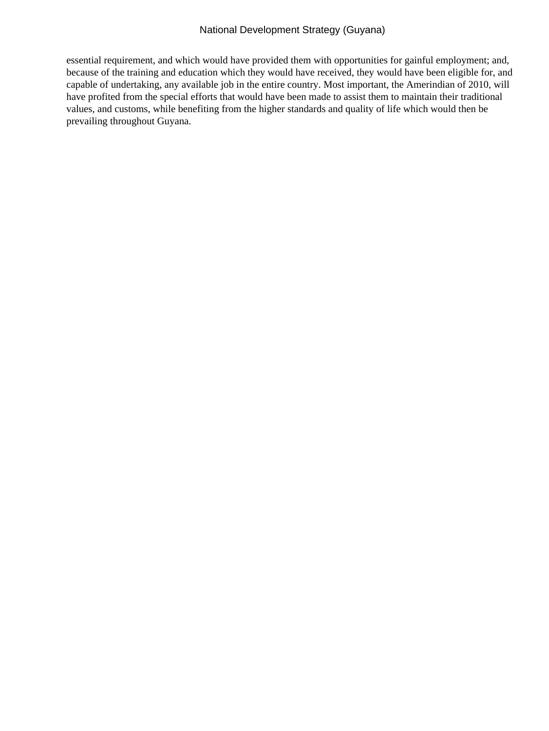essential requirement, and which would have provided them with opportunities for gainful employment; and, because of the training and education which they would have received, they would have been eligible for, and capable of undertaking, any available job in the entire country. Most important, the Amerindian of 2010, will have profited from the special efforts that would have been made to assist them to maintain their traditional values, and customs, while benefiting from the higher standards and quality of life which would then be prevailing throughout Guyana.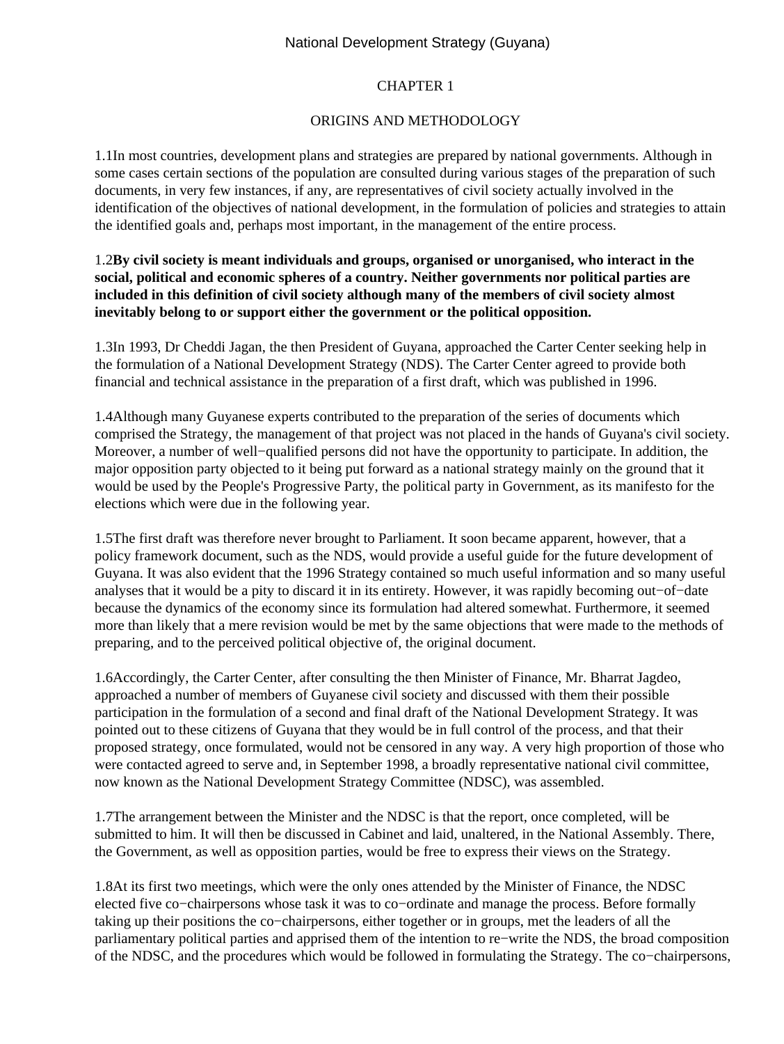# CHAPTER 1

## ORIGINS AND METHODOLOGY

1.1In most countries, development plans and strategies are prepared by national governments. Although in some cases certain sections of the population are consulted during various stages of the preparation of such documents, in very few instances, if any, are representatives of civil society actually involved in the identification of the objectives of national development, in the formulation of policies and strategies to attain the identified goals and, perhaps most important, in the management of the entire process.

1.2**By civil society is meant individuals and groups, organised or unorganised, who interact in the social, political and economic spheres of a country. Neither governments nor political parties are included in this definition of civil society although many of the members of civil society almost inevitably belong to or support either the government or the political opposition.**

1.3In 1993, Dr Cheddi Jagan, the then President of Guyana, approached the Carter Center seeking help in the formulation of a National Development Strategy (NDS). The Carter Center agreed to provide both financial and technical assistance in the preparation of a first draft, which was published in 1996.

1.4Although many Guyanese experts contributed to the preparation of the series of documents which comprised the Strategy, the management of that project was not placed in the hands of Guyana's civil society. Moreover, a number of well−qualified persons did not have the opportunity to participate. In addition, the major opposition party objected to it being put forward as a national strategy mainly on the ground that it would be used by the People's Progressive Party, the political party in Government, as its manifesto for the elections which were due in the following year.

1.5The first draft was therefore never brought to Parliament. It soon became apparent, however, that a policy framework document, such as the NDS, would provide a useful guide for the future development of Guyana. It was also evident that the 1996 Strategy contained so much useful information and so many useful analyses that it would be a pity to discard it in its entirety. However, it was rapidly becoming out−of−date because the dynamics of the economy since its formulation had altered somewhat. Furthermore, it seemed more than likely that a mere revision would be met by the same objections that were made to the methods of preparing, and to the perceived political objective of, the original document.

1.6Accordingly, the Carter Center, after consulting the then Minister of Finance, Mr. Bharrat Jagdeo, approached a number of members of Guyanese civil society and discussed with them their possible participation in the formulation of a second and final draft of the National Development Strategy. It was pointed out to these citizens of Guyana that they would be in full control of the process, and that their proposed strategy, once formulated, would not be censored in any way. A very high proportion of those who were contacted agreed to serve and, in September 1998, a broadly representative national civil committee, now known as the National Development Strategy Committee (NDSC), was assembled.

1.7The arrangement between the Minister and the NDSC is that the report, once completed, will be submitted to him. It will then be discussed in Cabinet and laid, unaltered, in the National Assembly. There, the Government, as well as opposition parties, would be free to express their views on the Strategy.

1.8At its first two meetings, which were the only ones attended by the Minister of Finance, the NDSC elected five co−chairpersons whose task it was to co−ordinate and manage the process. Before formally taking up their positions the co−chairpersons, either together or in groups, met the leaders of all the parliamentary political parties and apprised them of the intention to re−write the NDS, the broad composition of the NDSC, and the procedures which would be followed in formulating the Strategy. The co−chairpersons,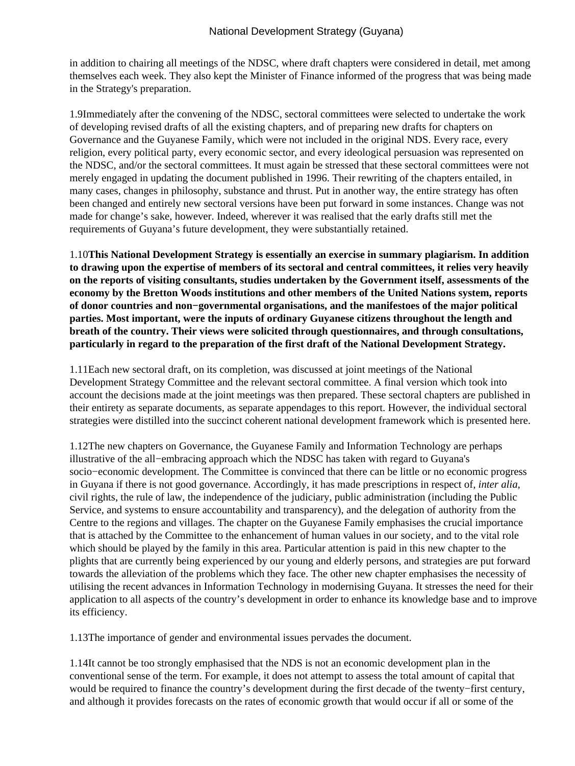in addition to chairing all meetings of the NDSC, where draft chapters were considered in detail, met among themselves each week. They also kept the Minister of Finance informed of the progress that was being made in the Strategy's preparation.

1.9Immediately after the convening of the NDSC, sectoral committees were selected to undertake the work of developing revised drafts of all the existing chapters, and of preparing new drafts for chapters on Governance and the Guyanese Family, which were not included in the original NDS. Every race, every religion, every political party, every economic sector, and every ideological persuasion was represented on the NDSC, and/or the sectoral committees. It must again be stressed that these sectoral committees were not merely engaged in updating the document published in 1996. Their rewriting of the chapters entailed, in many cases, changes in philosophy, substance and thrust. Put in another way, the entire strategy has often been changed and entirely new sectoral versions have been put forward in some instances. Change was not made for change's sake, however. Indeed, wherever it was realised that the early drafts still met the requirements of Guyana's future development, they were substantially retained.

1.10**This National Development Strategy is essentially an exercise in summary plagiarism. In addition to drawing upon the expertise of members of its sectoral and central committees, it relies very heavily on the reports of visiting consultants, studies undertaken by the Government itself, assessments of the economy by the Bretton Woods institutions and other members of the United Nations system, reports of donor countries and non−governmental organisations, and the manifestoes of the major political parties. Most important, were the inputs of ordinary Guyanese citizens throughout the length and breath of the country. Their views were solicited through questionnaires, and through consultations, particularly in regard to the preparation of the first draft of the National Development Strategy.**

1.11Each new sectoral draft, on its completion, was discussed at joint meetings of the National Development Strategy Committee and the relevant sectoral committee. A final version which took into account the decisions made at the joint meetings was then prepared. These sectoral chapters are published in their entirety as separate documents, as separate appendages to this report. However, the individual sectoral strategies were distilled into the succinct coherent national development framework which is presented here.

1.12The new chapters on Governance, the Guyanese Family and Information Technology are perhaps illustrative of the all−embracing approach which the NDSC has taken with regard to Guyana's socio−economic development. The Committee is convinced that there can be little or no economic progress in Guyana if there is not good governance. Accordingly, it has made prescriptions in respect of, *inter alia*, civil rights, the rule of law, the independence of the judiciary, public administration (including the Public Service, and systems to ensure accountability and transparency), and the delegation of authority from the Centre to the regions and villages. The chapter on the Guyanese Family emphasises the crucial importance that is attached by the Committee to the enhancement of human values in our society, and to the vital role which should be played by the family in this area. Particular attention is paid in this new chapter to the plights that are currently being experienced by our young and elderly persons, and strategies are put forward towards the alleviation of the problems which they face. The other new chapter emphasises the necessity of utilising the recent advances in Information Technology in modernising Guyana. It stresses the need for their application to all aspects of the country's development in order to enhance its knowledge base and to improve its efficiency.

1.13The importance of gender and environmental issues pervades the document.

1.14It cannot be too strongly emphasised that the NDS is not an economic development plan in the conventional sense of the term. For example, it does not attempt to assess the total amount of capital that would be required to finance the country's development during the first decade of the twenty−first century, and although it provides forecasts on the rates of economic growth that would occur if all or some of the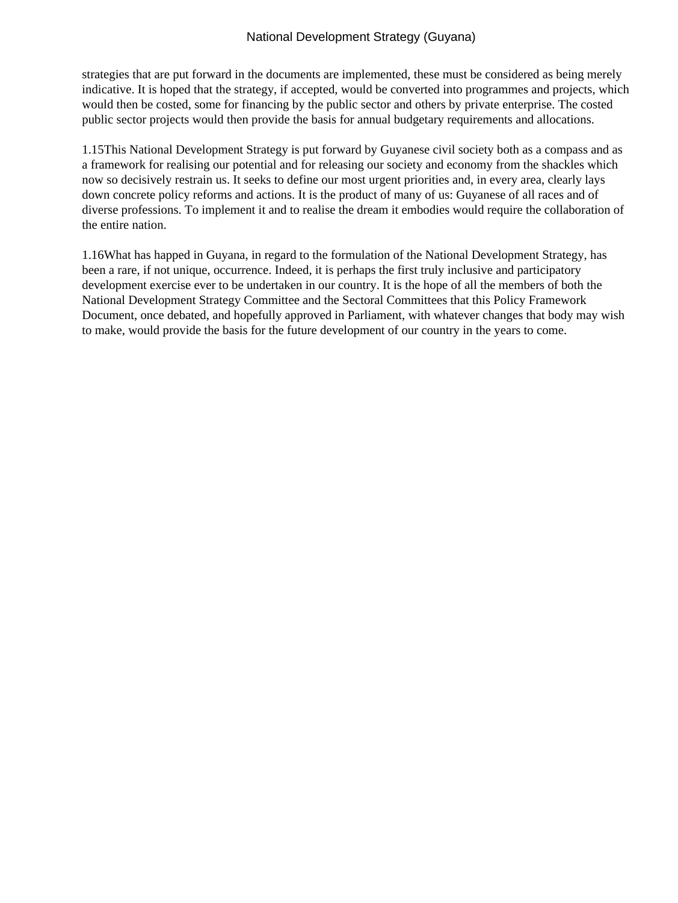strategies that are put forward in the documents are implemented, these must be considered as being merely indicative. It is hoped that the strategy, if accepted, would be converted into programmes and projects, which would then be costed, some for financing by the public sector and others by private enterprise. The costed public sector projects would then provide the basis for annual budgetary requirements and allocations.

1.15This National Development Strategy is put forward by Guyanese civil society both as a compass and as a framework for realising our potential and for releasing our society and economy from the shackles which now so decisively restrain us. It seeks to define our most urgent priorities and, in every area, clearly lays down concrete policy reforms and actions. It is the product of many of us: Guyanese of all races and of diverse professions. To implement it and to realise the dream it embodies would require the collaboration of the entire nation.

1.16What has happed in Guyana, in regard to the formulation of the National Development Strategy, has been a rare, if not unique, occurrence. Indeed, it is perhaps the first truly inclusive and participatory development exercise ever to be undertaken in our country. It is the hope of all the members of both the National Development Strategy Committee and the Sectoral Committees that this Policy Framework Document, once debated, and hopefully approved in Parliament, with whatever changes that body may wish to make, would provide the basis for the future development of our country in the years to come.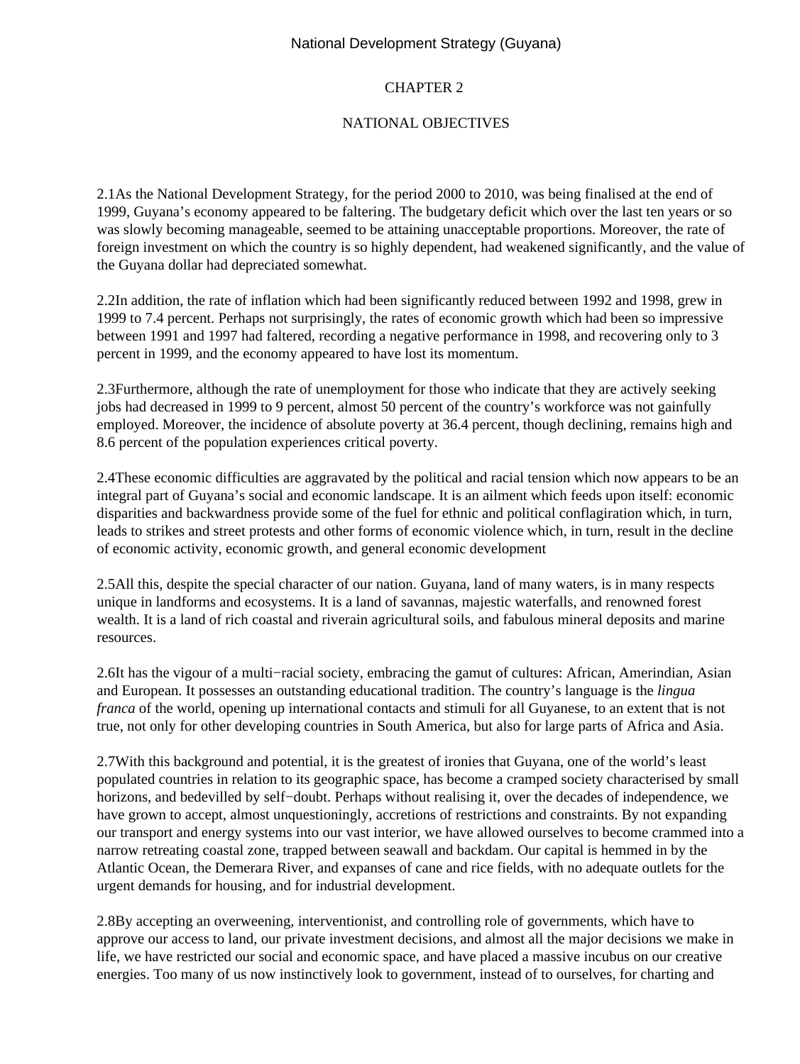# CHAPTER 2

## NATIONAL OBJECTIVES

2.1As the National Development Strategy, for the period 2000 to 2010, was being finalised at the end of 1999, Guyana's economy appeared to be faltering. The budgetary deficit which over the last ten years or so was slowly becoming manageable, seemed to be attaining unacceptable proportions. Moreover, the rate of foreign investment on which the country is so highly dependent, had weakened significantly, and the value of the Guyana dollar had depreciated somewhat.

2.2In addition, the rate of inflation which had been significantly reduced between 1992 and 1998, grew in 1999 to 7.4 percent. Perhaps not surprisingly, the rates of economic growth which had been so impressive between 1991 and 1997 had faltered, recording a negative performance in 1998, and recovering only to 3 percent in 1999, and the economy appeared to have lost its momentum.

2.3Furthermore, although the rate of unemployment for those who indicate that they are actively seeking jobs had decreased in 1999 to 9 percent, almost 50 percent of the country's workforce was not gainfully employed. Moreover, the incidence of absolute poverty at 36.4 percent, though declining, remains high and 8.6 percent of the population experiences critical poverty.

2.4These economic difficulties are aggravated by the political and racial tension which now appears to be an integral part of Guyana's social and economic landscape. It is an ailment which feeds upon itself: economic disparities and backwardness provide some of the fuel for ethnic and political conflagiration which, in turn, leads to strikes and street protests and other forms of economic violence which, in turn, result in the decline of economic activity, economic growth, and general economic development

2.5All this, despite the special character of our nation. Guyana, land of many waters, is in many respects unique in landforms and ecosystems. It is a land of savannas, majestic waterfalls, and renowned forest wealth. It is a land of rich coastal and riverain agricultural soils, and fabulous mineral deposits and marine resources.

2.6It has the vigour of a multi−racial society, embracing the gamut of cultures: African, Amerindian, Asian and European. It possesses an outstanding educational tradition. The country's language is the *lingua franca* of the world, opening up international contacts and stimuli for all Guyanese, to an extent that is not true, not only for other developing countries in South America, but also for large parts of Africa and Asia.

2.7With this background and potential, it is the greatest of ironies that Guyana, one of the world's least populated countries in relation to its geographic space, has become a cramped society characterised by small horizons, and bedevilled by self−doubt. Perhaps without realising it, over the decades of independence, we have grown to accept, almost unquestioningly, accretions of restrictions and constraints. By not expanding our transport and energy systems into our vast interior, we have allowed ourselves to become crammed into a narrow retreating coastal zone, trapped between seawall and backdam. Our capital is hemmed in by the Atlantic Ocean, the Demerara River, and expanses of cane and rice fields, with no adequate outlets for the urgent demands for housing, and for industrial development.

2.8By accepting an overweening, interventionist, and controlling role of governments, which have to approve our access to land, our private investment decisions, and almost all the major decisions we make in life, we have restricted our social and economic space, and have placed a massive incubus on our creative energies. Too many of us now instinctively look to government, instead of to ourselves, for charting and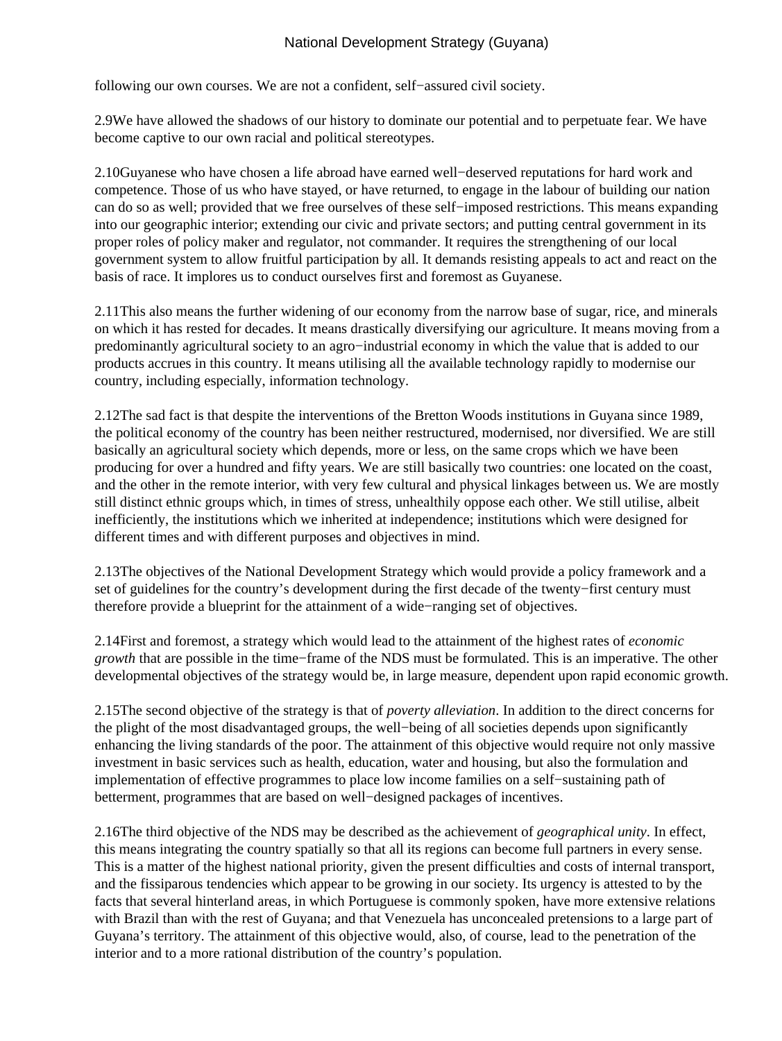following our own courses. We are not a confident, self−assured civil society.

2.9We have allowed the shadows of our history to dominate our potential and to perpetuate fear. We have become captive to our own racial and political stereotypes.

2.10Guyanese who have chosen a life abroad have earned well−deserved reputations for hard work and competence. Those of us who have stayed, or have returned, to engage in the labour of building our nation can do so as well; provided that we free ourselves of these self−imposed restrictions. This means expanding into our geographic interior; extending our civic and private sectors; and putting central government in its proper roles of policy maker and regulator, not commander. It requires the strengthening of our local government system to allow fruitful participation by all. It demands resisting appeals to act and react on the basis of race. It implores us to conduct ourselves first and foremost as Guyanese.

2.11This also means the further widening of our economy from the narrow base of sugar, rice, and minerals on which it has rested for decades. It means drastically diversifying our agriculture. It means moving from a predominantly agricultural society to an agro−industrial economy in which the value that is added to our products accrues in this country. It means utilising all the available technology rapidly to modernise our country, including especially, information technology.

2.12The sad fact is that despite the interventions of the Bretton Woods institutions in Guyana since 1989, the political economy of the country has been neither restructured, modernised, nor diversified. We are still basically an agricultural society which depends, more or less, on the same crops which we have been producing for over a hundred and fifty years. We are still basically two countries: one located on the coast, and the other in the remote interior, with very few cultural and physical linkages between us. We are mostly still distinct ethnic groups which, in times of stress, unhealthily oppose each other. We still utilise, albeit inefficiently, the institutions which we inherited at independence; institutions which were designed for different times and with different purposes and objectives in mind.

2.13The objectives of the National Development Strategy which would provide a policy framework and a set of guidelines for the country's development during the first decade of the twenty−first century must therefore provide a blueprint for the attainment of a wide−ranging set of objectives.

2.14First and foremost, a strategy which would lead to the attainment of the highest rates of *economic growth* that are possible in the time−frame of the NDS must be formulated. This is an imperative. The other developmental objectives of the strategy would be, in large measure, dependent upon rapid economic growth.

2.15The second objective of the strategy is that of *poverty alleviation*. In addition to the direct concerns for the plight of the most disadvantaged groups, the well−being of all societies depends upon significantly enhancing the living standards of the poor. The attainment of this objective would require not only massive investment in basic services such as health, education, water and housing, but also the formulation and implementation of effective programmes to place low income families on a self−sustaining path of betterment, programmes that are based on well−designed packages of incentives.

2.16The third objective of the NDS may be described as the achievement of *geographical unity*. In effect, this means integrating the country spatially so that all its regions can become full partners in every sense. This is a matter of the highest national priority, given the present difficulties and costs of internal transport, and the fissiparous tendencies which appear to be growing in our society. Its urgency is attested to by the facts that several hinterland areas, in which Portuguese is commonly spoken, have more extensive relations with Brazil than with the rest of Guyana; and that Venezuela has unconcealed pretensions to a large part of Guyana's territory. The attainment of this objective would, also, of course, lead to the penetration of the interior and to a more rational distribution of the country's population.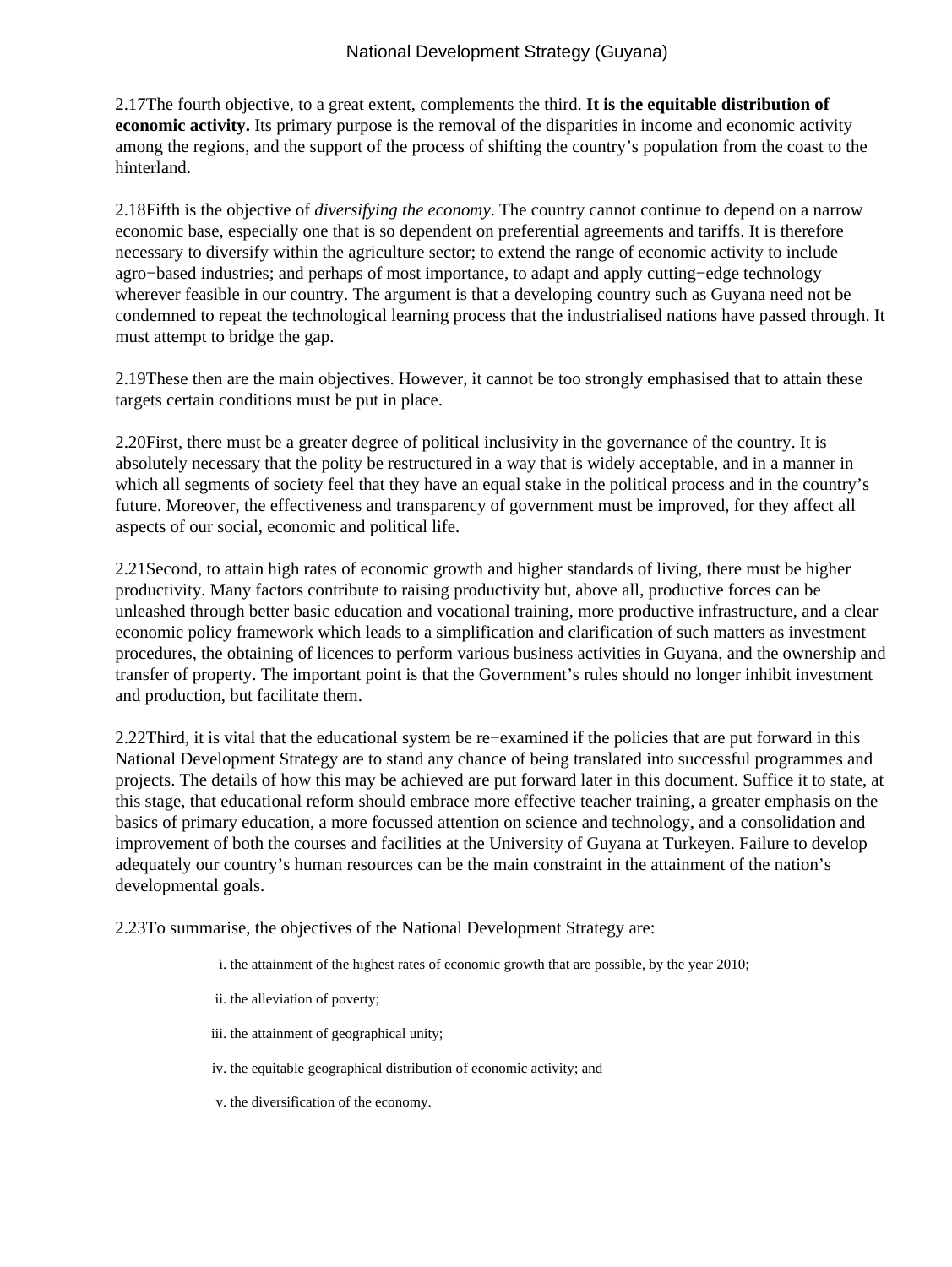2.17The fourth objective, to a great extent, complements the third. **It is the equitable distribution of economic activity.** Its primary purpose is the removal of the disparities in income and economic activity among the regions, and the support of the process of shifting the country's population from the coast to the hinterland.

2.18Fifth is the objective of *diversifying the economy*. The country cannot continue to depend on a narrow economic base, especially one that is so dependent on preferential agreements and tariffs. It is therefore necessary to diversify within the agriculture sector; to extend the range of economic activity to include agro−based industries; and perhaps of most importance, to adapt and apply cutting−edge technology wherever feasible in our country. The argument is that a developing country such as Guyana need not be condemned to repeat the technological learning process that the industrialised nations have passed through. It must attempt to bridge the gap.

2.19These then are the main objectives. However, it cannot be too strongly emphasised that to attain these targets certain conditions must be put in place.

2.20First, there must be a greater degree of political inclusivity in the governance of the country. It is absolutely necessary that the polity be restructured in a way that is widely acceptable, and in a manner in which all segments of society feel that they have an equal stake in the political process and in the country's future. Moreover, the effectiveness and transparency of government must be improved, for they affect all aspects of our social, economic and political life.

2.21Second, to attain high rates of economic growth and higher standards of living, there must be higher productivity. Many factors contribute to raising productivity but, above all, productive forces can be unleashed through better basic education and vocational training, more productive infrastructure, and a clear economic policy framework which leads to a simplification and clarification of such matters as investment procedures, the obtaining of licences to perform various business activities in Guyana, and the ownership and transfer of property. The important point is that the Government's rules should no longer inhibit investment and production, but facilitate them.

2.22Third, it is vital that the educational system be re−examined if the policies that are put forward in this National Development Strategy are to stand any chance of being translated into successful programmes and projects. The details of how this may be achieved are put forward later in this document. Suffice it to state, at this stage, that educational reform should embrace more effective teacher training, a greater emphasis on the basics of primary education, a more focussed attention on science and technology, and a consolidation and improvement of both the courses and facilities at the University of Guyana at Turkeyen. Failure to develop adequately our country's human resources can be the main constraint in the attainment of the nation's developmental goals.

2.23To summarise, the objectives of the National Development Strategy are:

i. the attainment of the highest rates of economic growth that are possible, by the year 2010;

ii. the alleviation of poverty;

iii. the attainment of geographical unity;

iv. the equitable geographical distribution of economic activity; and

v. the diversification of the economy.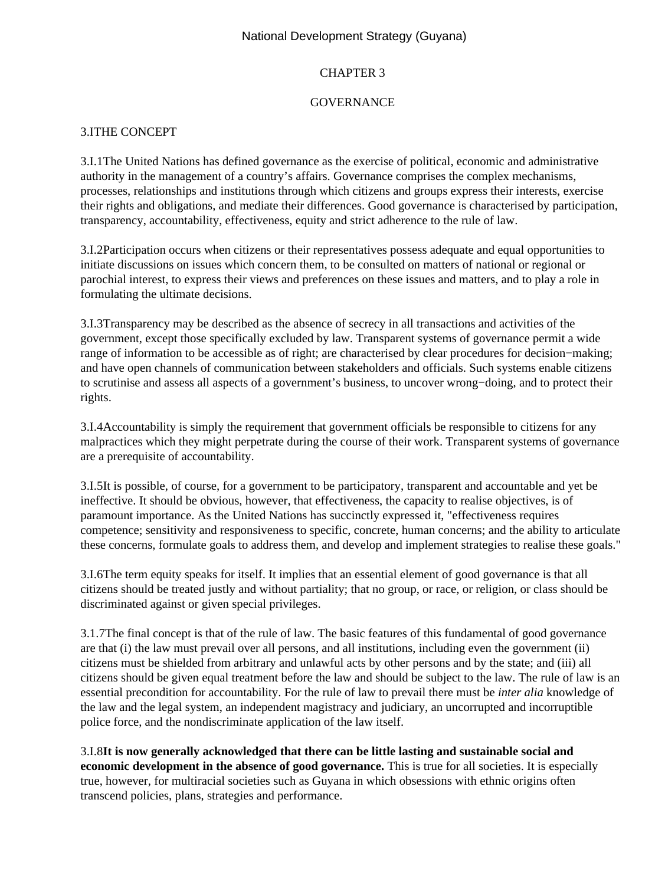# CHAPTER 3

# GOVERNANCE

## 3.ITHE CONCEPT

3.I.1The United Nations has defined governance as the exercise of political, economic and administrative authority in the management of a country's affairs. Governance comprises the complex mechanisms, processes, relationships and institutions through which citizens and groups express their interests, exercise their rights and obligations, and mediate their differences. Good governance is characterised by participation, transparency, accountability, effectiveness, equity and strict adherence to the rule of law.

3.I.2Participation occurs when citizens or their representatives possess adequate and equal opportunities to initiate discussions on issues which concern them, to be consulted on matters of national or regional or parochial interest, to express their views and preferences on these issues and matters, and to play a role in formulating the ultimate decisions.

3.I.3Transparency may be described as the absence of secrecy in all transactions and activities of the government, except those specifically excluded by law. Transparent systems of governance permit a wide range of information to be accessible as of right; are characterised by clear procedures for decision−making; and have open channels of communication between stakeholders and officials. Such systems enable citizens to scrutinise and assess all aspects of a government's business, to uncover wrong−doing, and to protect their rights.

3.I.4Accountability is simply the requirement that government officials be responsible to citizens for any malpractices which they might perpetrate during the course of their work. Transparent systems of governance are a prerequisite of accountability.

3.I.5It is possible, of course, for a government to be participatory, transparent and accountable and yet be ineffective. It should be obvious, however, that effectiveness, the capacity to realise objectives, is of paramount importance. As the United Nations has succinctly expressed it, "effectiveness requires competence; sensitivity and responsiveness to specific, concrete, human concerns; and the ability to articulate these concerns, formulate goals to address them, and develop and implement strategies to realise these goals."

3.I.6The term equity speaks for itself. It implies that an essential element of good governance is that all citizens should be treated justly and without partiality; that no group, or race, or religion, or class should be discriminated against or given special privileges.

3.1.7The final concept is that of the rule of law. The basic features of this fundamental of good governance are that (i) the law must prevail over all persons, and all institutions, including even the government (ii) citizens must be shielded from arbitrary and unlawful acts by other persons and by the state; and (iii) all citizens should be given equal treatment before the law and should be subject to the law. The rule of law is an essential precondition for accountability. For the rule of law to prevail there must be *inter alia* knowledge of the law and the legal system, an independent magistracy and judiciary, an uncorrupted and incorruptible police force, and the nondiscriminate application of the law itself.

3.I.8**It is now generally acknowledged that there can be little lasting and sustainable social and economic development in the absence of good governance.** This is true for all societies. It is especially true, however, for multiracial societies such as Guyana in which obsessions with ethnic origins often transcend policies, plans, strategies and performance.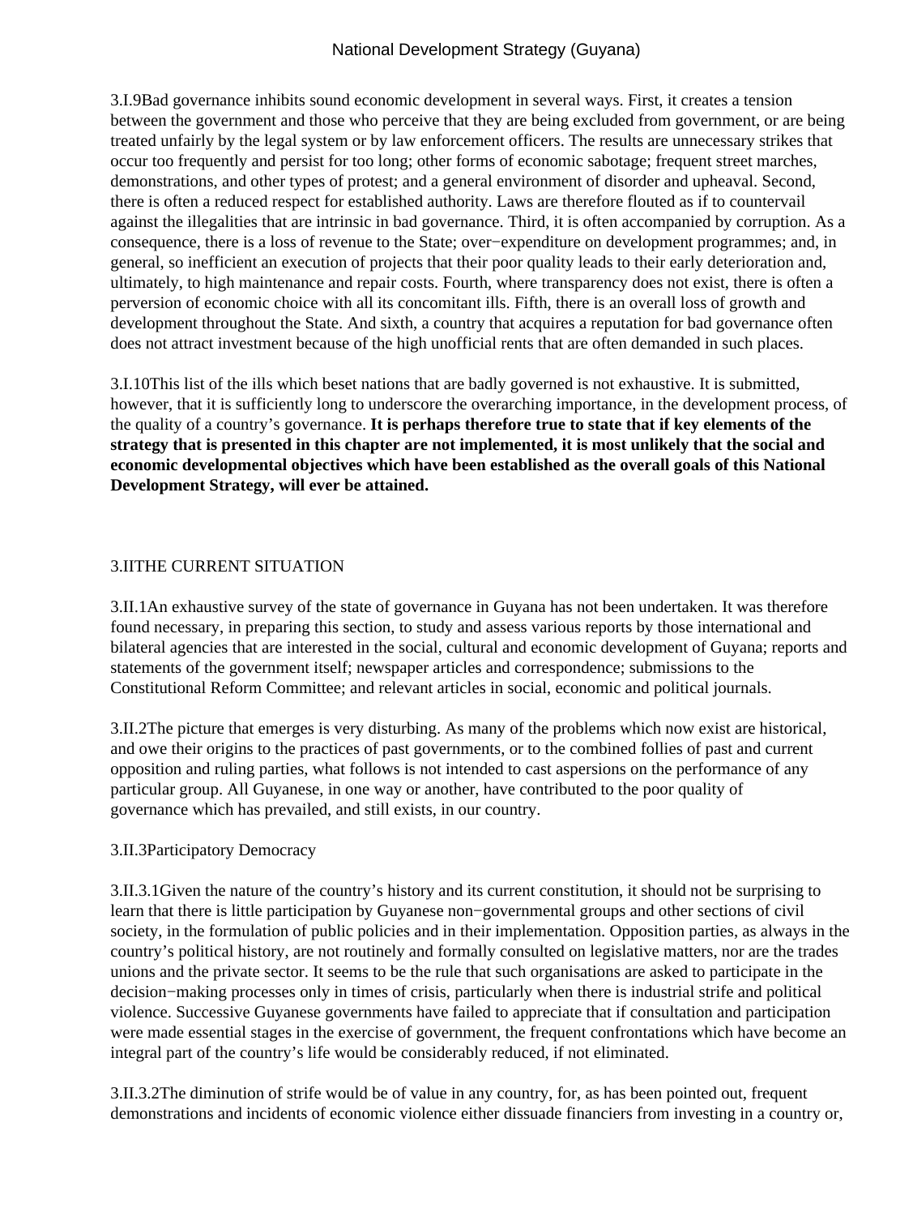3.I.9Bad governance inhibits sound economic development in several ways. First, it creates a tension between the government and those who perceive that they are being excluded from government, or are being treated unfairly by the legal system or by law enforcement officers. The results are unnecessary strikes that occur too frequently and persist for too long; other forms of economic sabotage; frequent street marches, demonstrations, and other types of protest; and a general environment of disorder and upheaval. Second, there is often a reduced respect for established authority. Laws are therefore flouted as if to countervail against the illegalities that are intrinsic in bad governance. Third, it is often accompanied by corruption. As a consequence, there is a loss of revenue to the State; over−expenditure on development programmes; and, in general, so inefficient an execution of projects that their poor quality leads to their early deterioration and, ultimately, to high maintenance and repair costs. Fourth, where transparency does not exist, there is often a perversion of economic choice with all its concomitant ills. Fifth, there is an overall loss of growth and development throughout the State. And sixth, a country that acquires a reputation for bad governance often does not attract investment because of the high unofficial rents that are often demanded in such places.

3.I.10This list of the ills which beset nations that are badly governed is not exhaustive. It is submitted, however, that it is sufficiently long to underscore the overarching importance, in the development process, of the quality of a country's governance. **It is perhaps therefore true to state that if key elements of the strategy that is presented in this chapter are not implemented, it is most unlikely that the social and economic developmental objectives which have been established as the overall goals of this National Development Strategy, will ever be attained.**

## 3.IITHE CURRENT SITUATION

3.II.1An exhaustive survey of the state of governance in Guyana has not been undertaken. It was therefore found necessary, in preparing this section, to study and assess various reports by those international and bilateral agencies that are interested in the social, cultural and economic development of Guyana; reports and statements of the government itself; newspaper articles and correspondence; submissions to the Constitutional Reform Committee; and relevant articles in social, economic and political journals.

3.II.2The picture that emerges is very disturbing. As many of the problems which now exist are historical, and owe their origins to the practices of past governments, or to the combined follies of past and current opposition and ruling parties, what follows is not intended to cast aspersions on the performance of any particular group. All Guyanese, in one way or another, have contributed to the poor quality of governance which has prevailed, and still exists, in our country.

### 3.II.3Participatory Democracy

3.II.3.1Given the nature of the country's history and its current constitution, it should not be surprising to learn that there is little participation by Guyanese non−governmental groups and other sections of civil society, in the formulation of public policies and in their implementation. Opposition parties, as always in the country's political history, are not routinely and formally consulted on legislative matters, nor are the trades unions and the private sector. It seems to be the rule that such organisations are asked to participate in the decision−making processes only in times of crisis, particularly when there is industrial strife and political violence. Successive Guyanese governments have failed to appreciate that if consultation and participation were made essential stages in the exercise of government, the frequent confrontations which have become an integral part of the country's life would be considerably reduced, if not eliminated.

3.II.3.2The diminution of strife would be of value in any country, for, as has been pointed out, frequent demonstrations and incidents of economic violence either dissuade financiers from investing in a country or,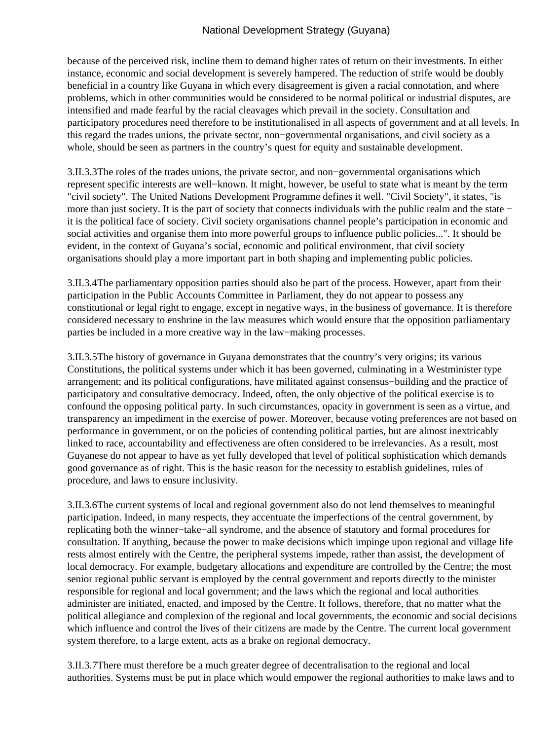because of the perceived risk, incline them to demand higher rates of return on their investments. In either instance, economic and social development is severely hampered. The reduction of strife would be doubly beneficial in a country like Guyana in which every disagreement is given a racial connotation, and where problems, which in other communities would be considered to be normal political or industrial disputes, are intensified and made fearful by the racial cleavages which prevail in the society. Consultation and participatory procedures need therefore to be institutionalised in all aspects of government and at all levels. In this regard the trades unions, the private sector, non−governmental organisations, and civil society as a whole, should be seen as partners in the country's quest for equity and sustainable development.

3.II.3.3The roles of the trades unions, the private sector, and non−governmental organisations which represent specific interests are well−known. It might, however, be useful to state what is meant by the term "civil society". The United Nations Development Programme defines it well. "Civil Society", it states, "is more than just society. It is the part of society that connects individuals with the public realm and the state − it is the political face of society. Civil society organisations channel people's participation in economic and social activities and organise them into more powerful groups to influence public policies...". It should be evident, in the context of Guyana's social, economic and political environment, that civil society organisations should play a more important part in both shaping and implementing public policies.

3.II.3.4The parliamentary opposition parties should also be part of the process. However, apart from their participation in the Public Accounts Committee in Parliament, they do not appear to possess any constitutional or legal right to engage, except in negative ways, in the business of governance. It is therefore considered necessary to enshrine in the law measures which would ensure that the opposition parliamentary parties be included in a more creative way in the law−making processes.

3.II.3.5The history of governance in Guyana demonstrates that the country's very origins; its various Constitutions, the political systems under which it has been governed, culminating in a Westminister type arrangement; and its political configurations, have militated against consensus−building and the practice of participatory and consultative democracy. Indeed, often, the only objective of the political exercise is to confound the opposing political party. In such circumstances, opacity in government is seen as a virtue, and transparency an impediment in the exercise of power. Moreover, because voting preferences are not based on performance in government, or on the policies of contending political parties, but are almost inextricably linked to race, accountability and effectiveness are often considered to be irrelevancies. As a result, most Guyanese do not appear to have as yet fully developed that level of political sophistication which demands good governance as of right. This is the basic reason for the necessity to establish guidelines, rules of procedure, and laws to ensure inclusivity.

3.II.3.6The current systems of local and regional government also do not lend themselves to meaningful participation. Indeed, in many respects, they accentuate the imperfections of the central government, by replicating both the winner−take−all syndrome, and the absence of statutory and formal procedures for consultation. If anything, because the power to make decisions which impinge upon regional and village life rests almost entirely with the Centre, the peripheral systems impede, rather than assist, the development of local democracy. For example, budgetary allocations and expenditure are controlled by the Centre; the most senior regional public servant is employed by the central government and reports directly to the minister responsible for regional and local government; and the laws which the regional and local authorities administer are initiated, enacted, and imposed by the Centre. It follows, therefore, that no matter what the political allegiance and complexion of the regional and local governments, the economic and social decisions which influence and control the lives of their citizens are made by the Centre. The current local government system therefore, to a large extent, acts as a brake on regional democracy.

3.II.3.7There must therefore be a much greater degree of decentralisation to the regional and local authorities. Systems must be put in place which would empower the regional authorities to make laws and to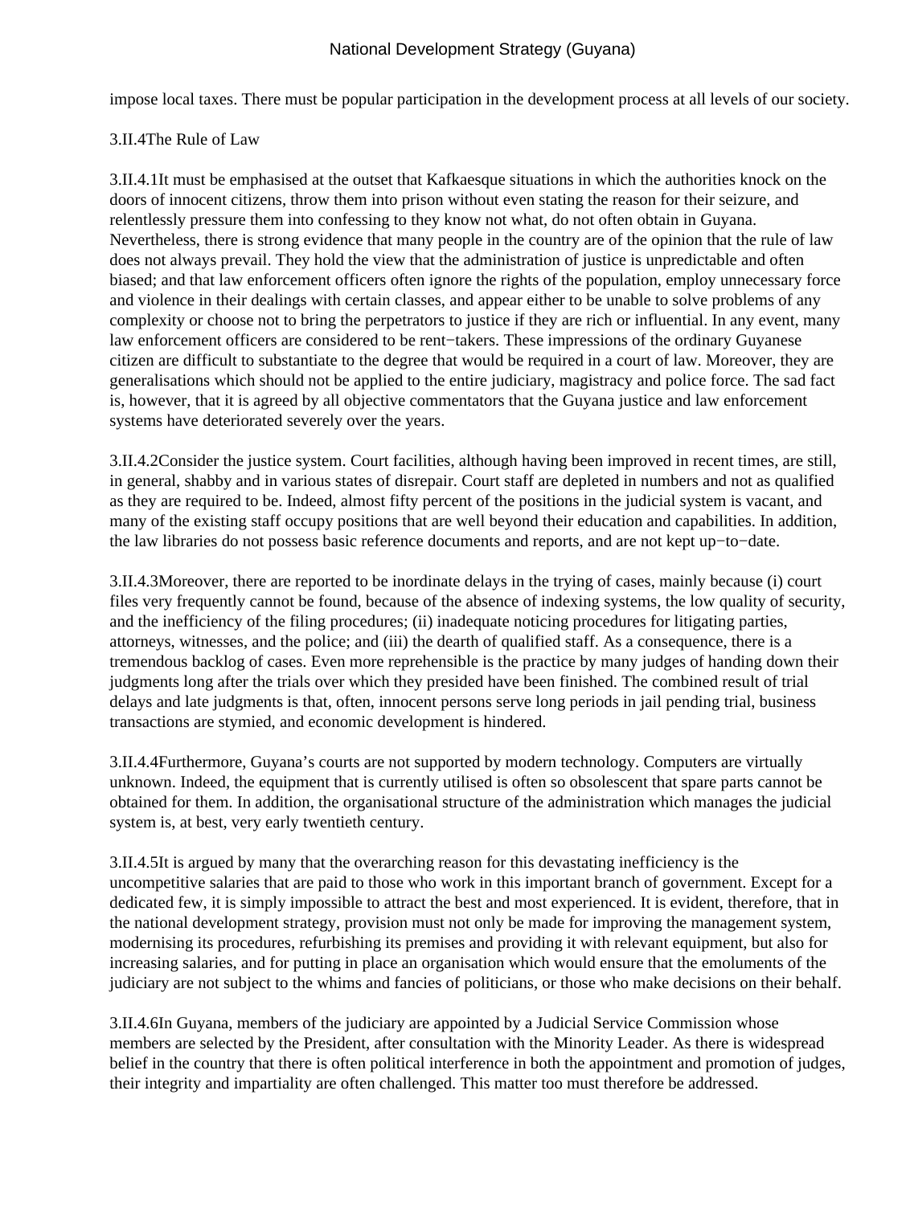impose local taxes. There must be popular participation in the development process at all levels of our society.

### 3.II.4The Rule of Law

3.II.4.1It must be emphasised at the outset that Kafkaesque situations in which the authorities knock on the doors of innocent citizens, throw them into prison without even stating the reason for their seizure, and relentlessly pressure them into confessing to they know not what, do not often obtain in Guyana. Nevertheless, there is strong evidence that many people in the country are of the opinion that the rule of law does not always prevail. They hold the view that the administration of justice is unpredictable and often biased; and that law enforcement officers often ignore the rights of the population, employ unnecessary force and violence in their dealings with certain classes, and appear either to be unable to solve problems of any complexity or choose not to bring the perpetrators to justice if they are rich or influential. In any event, many law enforcement officers are considered to be rent−takers. These impressions of the ordinary Guyanese citizen are difficult to substantiate to the degree that would be required in a court of law. Moreover, they are generalisations which should not be applied to the entire judiciary, magistracy and police force. The sad fact is, however, that it is agreed by all objective commentators that the Guyana justice and law enforcement systems have deteriorated severely over the years.

3.II.4.2Consider the justice system. Court facilities, although having been improved in recent times, are still, in general, shabby and in various states of disrepair. Court staff are depleted in numbers and not as qualified as they are required to be. Indeed, almost fifty percent of the positions in the judicial system is vacant, and many of the existing staff occupy positions that are well beyond their education and capabilities. In addition, the law libraries do not possess basic reference documents and reports, and are not kept up−to−date.

3.II.4.3Moreover, there are reported to be inordinate delays in the trying of cases, mainly because (i) court files very frequently cannot be found, because of the absence of indexing systems, the low quality of security, and the inefficiency of the filing procedures; (ii) inadequate noticing procedures for litigating parties, attorneys, witnesses, and the police; and (iii) the dearth of qualified staff. As a consequence, there is a tremendous backlog of cases. Even more reprehensible is the practice by many judges of handing down their judgments long after the trials over which they presided have been finished. The combined result of trial delays and late judgments is that, often, innocent persons serve long periods in jail pending trial, business transactions are stymied, and economic development is hindered.

3.II.4.4Furthermore, Guyana's courts are not supported by modern technology. Computers are virtually unknown. Indeed, the equipment that is currently utilised is often so obsolescent that spare parts cannot be obtained for them. In addition, the organisational structure of the administration which manages the judicial system is, at best, very early twentieth century.

3.II.4.5It is argued by many that the overarching reason for this devastating inefficiency is the uncompetitive salaries that are paid to those who work in this important branch of government. Except for a dedicated few, it is simply impossible to attract the best and most experienced. It is evident, therefore, that in the national development strategy, provision must not only be made for improving the management system, modernising its procedures, refurbishing its premises and providing it with relevant equipment, but also for increasing salaries, and for putting in place an organisation which would ensure that the emoluments of the judiciary are not subject to the whims and fancies of politicians, or those who make decisions on their behalf.

3.II.4.6In Guyana, members of the judiciary are appointed by a Judicial Service Commission whose members are selected by the President, after consultation with the Minority Leader. As there is widespread belief in the country that there is often political interference in both the appointment and promotion of judges, their integrity and impartiality are often challenged. This matter too must therefore be addressed.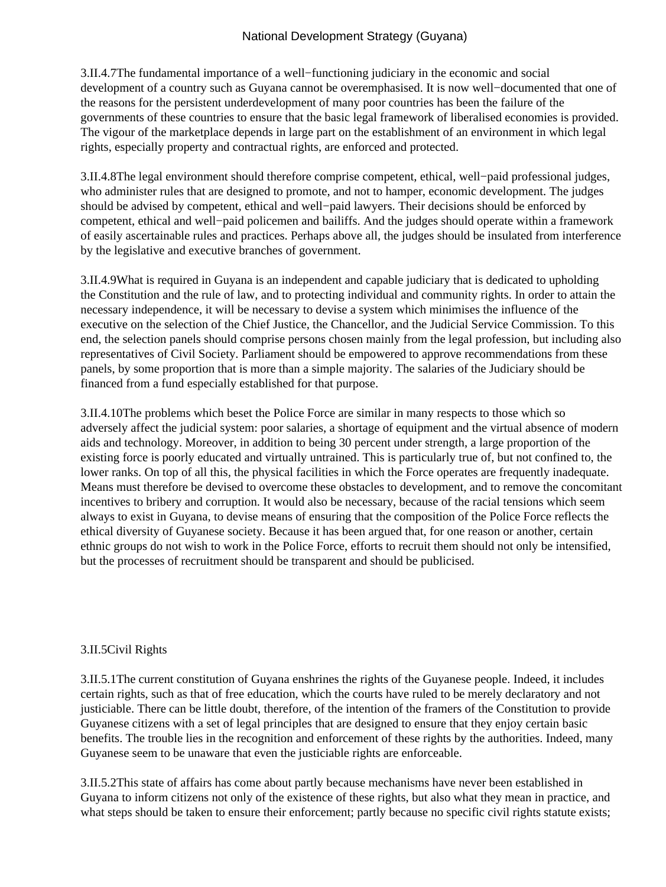3.II.4.7The fundamental importance of a well−functioning judiciary in the economic and social development of a country such as Guyana cannot be overemphasised. It is now well−documented that one of the reasons for the persistent underdevelopment of many poor countries has been the failure of the governments of these countries to ensure that the basic legal framework of liberalised economies is provided. The vigour of the marketplace depends in large part on the establishment of an environment in which legal rights, especially property and contractual rights, are enforced and protected.

3.II.4.8The legal environment should therefore comprise competent, ethical, well−paid professional judges, who administer rules that are designed to promote, and not to hamper, economic development. The judges should be advised by competent, ethical and well−paid lawyers. Their decisions should be enforced by competent, ethical and well−paid policemen and bailiffs. And the judges should operate within a framework of easily ascertainable rules and practices. Perhaps above all, the judges should be insulated from interference by the legislative and executive branches of government.

3.II.4.9What is required in Guyana is an independent and capable judiciary that is dedicated to upholding the Constitution and the rule of law, and to protecting individual and community rights. In order to attain the necessary independence, it will be necessary to devise a system which minimises the influence of the executive on the selection of the Chief Justice, the Chancellor, and the Judicial Service Commission. To this end, the selection panels should comprise persons chosen mainly from the legal profession, but including also representatives of Civil Society. Parliament should be empowered to approve recommendations from these panels, by some proportion that is more than a simple majority. The salaries of the Judiciary should be financed from a fund especially established for that purpose.

3.II.4.10The problems which beset the Police Force are similar in many respects to those which so adversely affect the judicial system: poor salaries, a shortage of equipment and the virtual absence of modern aids and technology. Moreover, in addition to being 30 percent under strength, a large proportion of the existing force is poorly educated and virtually untrained. This is particularly true of, but not confined to, the lower ranks. On top of all this, the physical facilities in which the Force operates are frequently inadequate. Means must therefore be devised to overcome these obstacles to development, and to remove the concomitant incentives to bribery and corruption. It would also be necessary, because of the racial tensions which seem always to exist in Guyana, to devise means of ensuring that the composition of the Police Force reflects the ethical diversity of Guyanese society. Because it has been argued that, for one reason or another, certain ethnic groups do not wish to work in the Police Force, efforts to recruit them should not only be intensified, but the processes of recruitment should be transparent and should be publicised.

## 3.II.5Civil Rights

3.II.5.1The current constitution of Guyana enshrines the rights of the Guyanese people. Indeed, it includes certain rights, such as that of free education, which the courts have ruled to be merely declaratory and not justiciable. There can be little doubt, therefore, of the intention of the framers of the Constitution to provide Guyanese citizens with a set of legal principles that are designed to ensure that they enjoy certain basic benefits. The trouble lies in the recognition and enforcement of these rights by the authorities. Indeed, many Guyanese seem to be unaware that even the justiciable rights are enforceable.

3.II.5.2This state of affairs has come about partly because mechanisms have never been established in Guyana to inform citizens not only of the existence of these rights, but also what they mean in practice, and what steps should be taken to ensure their enforcement; partly because no specific civil rights statute exists;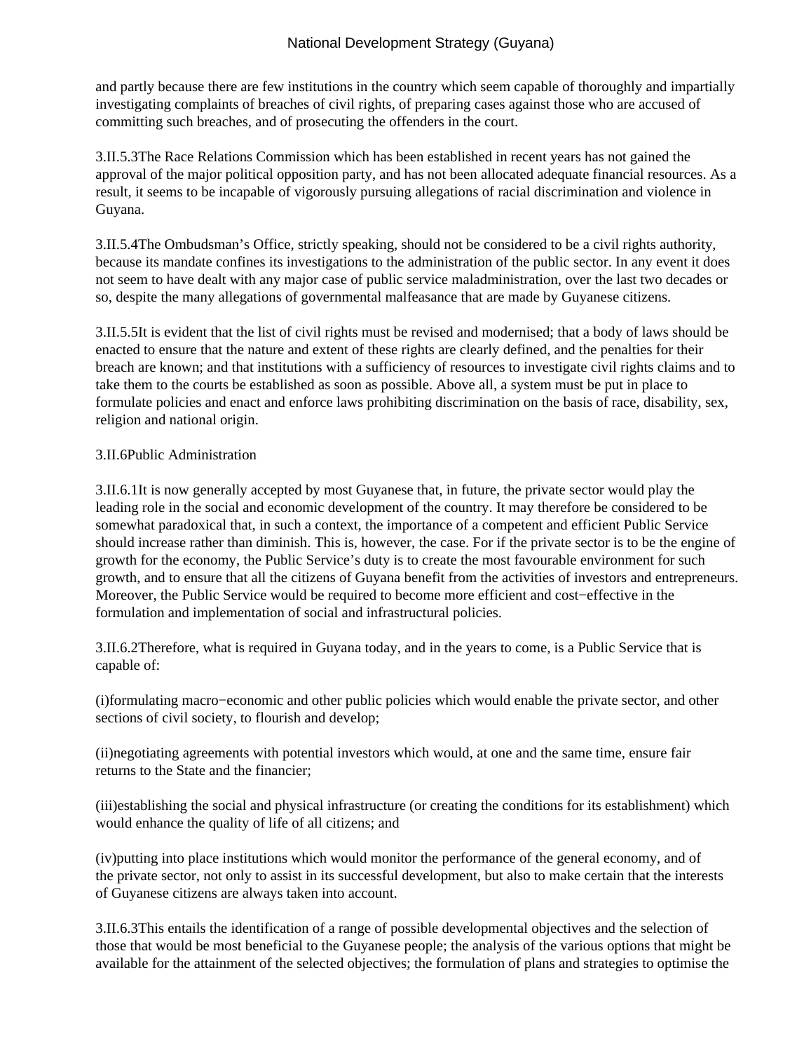and partly because there are few institutions in the country which seem capable of thoroughly and impartially investigating complaints of breaches of civil rights, of preparing cases against those who are accused of committing such breaches, and of prosecuting the offenders in the court.

3.II.5.3The Race Relations Commission which has been established in recent years has not gained the approval of the major political opposition party, and has not been allocated adequate financial resources. As a result, it seems to be incapable of vigorously pursuing allegations of racial discrimination and violence in Guyana.

3.II.5.4The Ombudsman's Office, strictly speaking, should not be considered to be a civil rights authority, because its mandate confines its investigations to the administration of the public sector. In any event it does not seem to have dealt with any major case of public service maladministration, over the last two decades or so, despite the many allegations of governmental malfeasance that are made by Guyanese citizens.

3.II.5.5It is evident that the list of civil rights must be revised and modernised; that a body of laws should be enacted to ensure that the nature and extent of these rights are clearly defined, and the penalties for their breach are known; and that institutions with a sufficiency of resources to investigate civil rights claims and to take them to the courts be established as soon as possible. Above all, a system must be put in place to formulate policies and enact and enforce laws prohibiting discrimination on the basis of race, disability, sex, religion and national origin.

3.II.6Public Administration

3.II.6.1It is now generally accepted by most Guyanese that, in future, the private sector would play the leading role in the social and economic development of the country. It may therefore be considered to be somewhat paradoxical that, in such a context, the importance of a competent and efficient Public Service should increase rather than diminish. This is, however, the case. For if the private sector is to be the engine of growth for the economy, the Public Service's duty is to create the most favourable environment for such growth, and to ensure that all the citizens of Guyana benefit from the activities of investors and entrepreneurs. Moreover, the Public Service would be required to become more efficient and cost−effective in the formulation and implementation of social and infrastructural policies.

3.II.6.2Therefore, what is required in Guyana today, and in the years to come, is a Public Service that is capable of:

(i)formulating macro−economic and other public policies which would enable the private sector, and other sections of civil society, to flourish and develop;

(ii)negotiating agreements with potential investors which would, at one and the same time, ensure fair returns to the State and the financier;

(iii)establishing the social and physical infrastructure (or creating the conditions for its establishment) which would enhance the quality of life of all citizens; and

(iv)putting into place institutions which would monitor the performance of the general economy, and of the private sector, not only to assist in its successful development, but also to make certain that the interests of Guyanese citizens are always taken into account.

3.II.6.3This entails the identification of a range of possible developmental objectives and the selection of those that would be most beneficial to the Guyanese people; the analysis of the various options that might be available for the attainment of the selected objectives; the formulation of plans and strategies to optimise the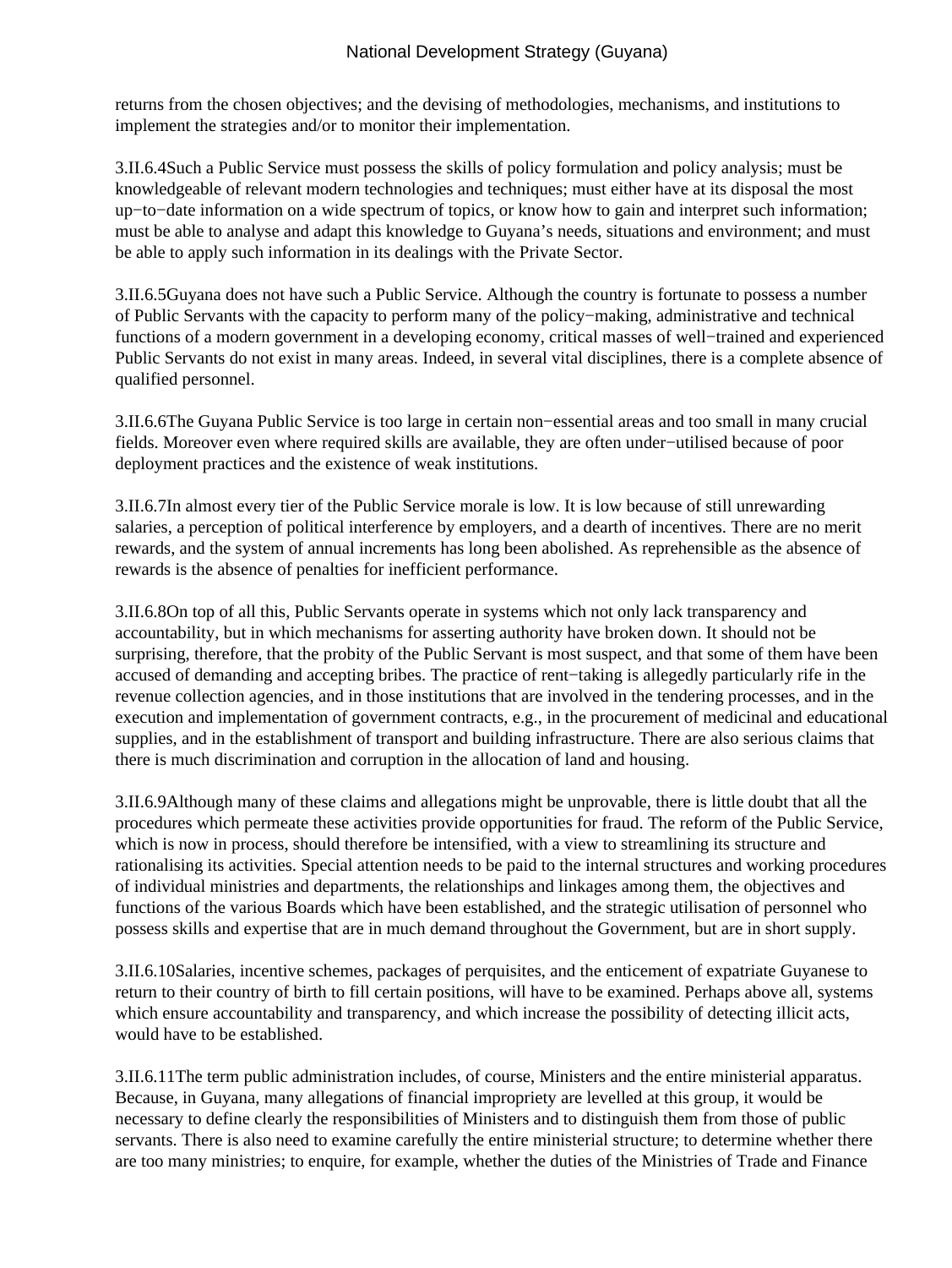returns from the chosen objectives; and the devising of methodologies, mechanisms, and institutions to implement the strategies and/or to monitor their implementation.

3.II.6.4Such a Public Service must possess the skills of policy formulation and policy analysis; must be knowledgeable of relevant modern technologies and techniques; must either have at its disposal the most up−to−date information on a wide spectrum of topics, or know how to gain and interpret such information; must be able to analyse and adapt this knowledge to Guyana's needs, situations and environment; and must be able to apply such information in its dealings with the Private Sector.

3.II.6.5Guyana does not have such a Public Service. Although the country is fortunate to possess a number of Public Servants with the capacity to perform many of the policy−making, administrative and technical functions of a modern government in a developing economy, critical masses of well−trained and experienced Public Servants do not exist in many areas. Indeed, in several vital disciplines, there is a complete absence of qualified personnel.

3.II.6.6The Guyana Public Service is too large in certain non−essential areas and too small in many crucial fields. Moreover even where required skills are available, they are often under−utilised because of poor deployment practices and the existence of weak institutions.

3.II.6.7In almost every tier of the Public Service morale is low. It is low because of still unrewarding salaries, a perception of political interference by employers, and a dearth of incentives. There are no merit rewards, and the system of annual increments has long been abolished. As reprehensible as the absence of rewards is the absence of penalties for inefficient performance.

3.II.6.8On top of all this, Public Servants operate in systems which not only lack transparency and accountability, but in which mechanisms for asserting authority have broken down. It should not be surprising, therefore, that the probity of the Public Servant is most suspect, and that some of them have been accused of demanding and accepting bribes. The practice of rent−taking is allegedly particularly rife in the revenue collection agencies, and in those institutions that are involved in the tendering processes, and in the execution and implementation of government contracts, e.g., in the procurement of medicinal and educational supplies, and in the establishment of transport and building infrastructure. There are also serious claims that there is much discrimination and corruption in the allocation of land and housing.

3.II.6.9Although many of these claims and allegations might be unprovable, there is little doubt that all the procedures which permeate these activities provide opportunities for fraud. The reform of the Public Service, which is now in process, should therefore be intensified, with a view to streamlining its structure and rationalising its activities. Special attention needs to be paid to the internal structures and working procedures of individual ministries and departments, the relationships and linkages among them, the objectives and functions of the various Boards which have been established, and the strategic utilisation of personnel who possess skills and expertise that are in much demand throughout the Government, but are in short supply.

3.II.6.10Salaries, incentive schemes, packages of perquisites, and the enticement of expatriate Guyanese to return to their country of birth to fill certain positions, will have to be examined. Perhaps above all, systems which ensure accountability and transparency, and which increase the possibility of detecting illicit acts, would have to be established.

3.II.6.11The term public administration includes, of course, Ministers and the entire ministerial apparatus. Because, in Guyana, many allegations of financial impropriety are levelled at this group, it would be necessary to define clearly the responsibilities of Ministers and to distinguish them from those of public servants. There is also need to examine carefully the entire ministerial structure; to determine whether there are too many ministries; to enquire, for example, whether the duties of the Ministries of Trade and Finance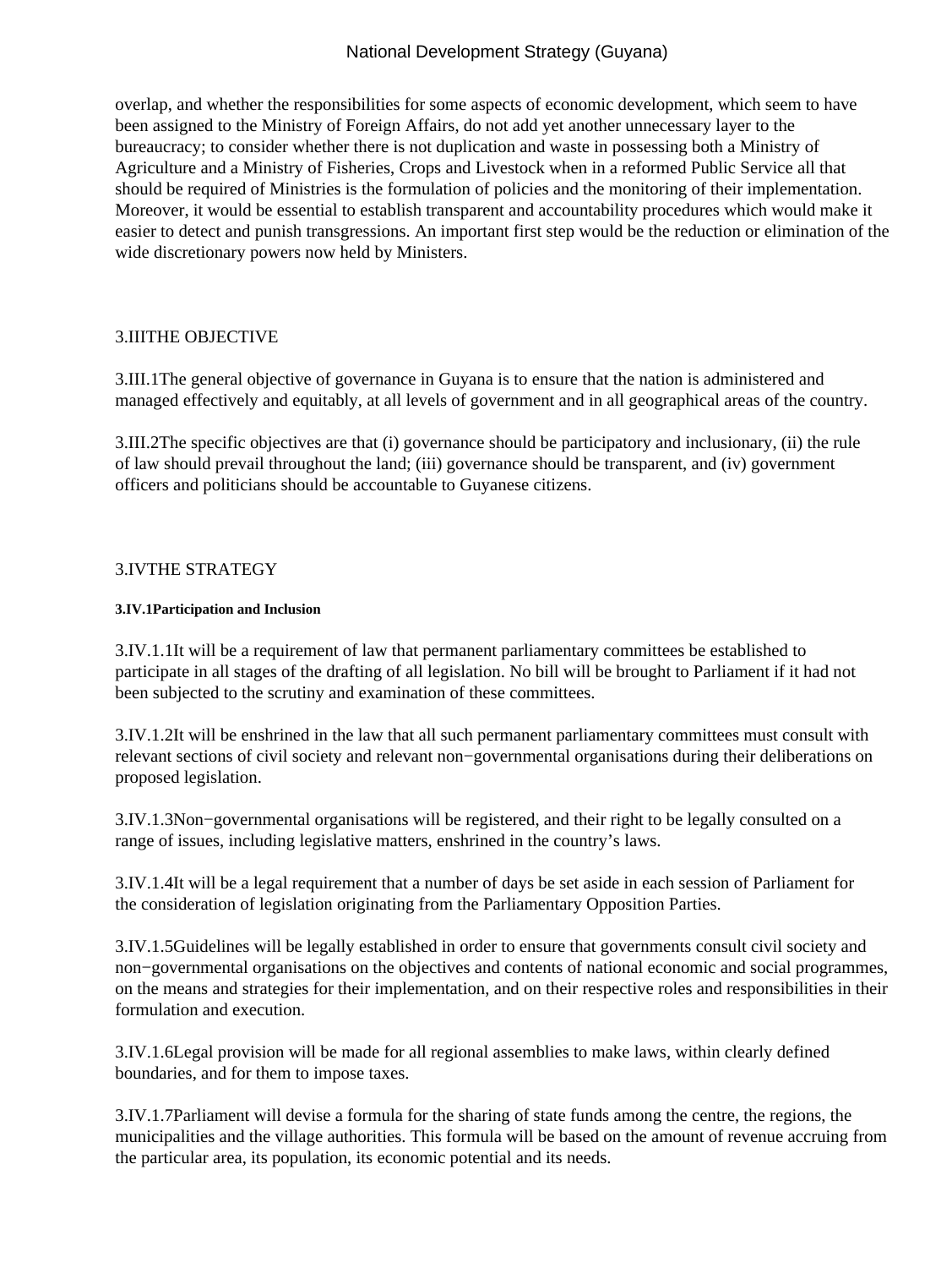overlap, and whether the responsibilities for some aspects of economic development, which seem to have been assigned to the Ministry of Foreign Affairs, do not add yet another unnecessary layer to the bureaucracy; to consider whether there is not duplication and waste in possessing both a Ministry of Agriculture and a Ministry of Fisheries, Crops and Livestock when in a reformed Public Service all that should be required of Ministries is the formulation of policies and the monitoring of their implementation. Moreover, it would be essential to establish transparent and accountability procedures which would make it easier to detect and punish transgressions. An important first step would be the reduction or elimination of the wide discretionary powers now held by Ministers.

## 3.IIITHE OBJECTIVE

3.III.1The general objective of governance in Guyana is to ensure that the nation is administered and managed effectively and equitably, at all levels of government and in all geographical areas of the country.

3.III.2The specific objectives are that (i) governance should be participatory and inclusionary, (ii) the rule of law should prevail throughout the land; (iii) governance should be transparent, and (iv) government officers and politicians should be accountable to Guyanese citizens.

## 3.IVTHE STRATEGY

### 3.IV.1Participation and Inclusion

3.IV.1.1It will be a requirement of law that permanent parliamentary committees be established to participate in all stages of the drafting of all legislation. No bill will be brought to Parliament if it had not been subjected to the scrutiny and examination of these committees.

3.IV.1.2It will be enshrined in the law that all such permanent parliamentary committees must consult with relevant sections of civil society and relevant non−governmental organisations during their deliberations on proposed legislation.

3.IV.1.3Non−governmental organisations will be registered, and their right to be legally consulted on a range of issues, including legislative matters, enshrined in the country's laws.

3.IV.1.4It will be a legal requirement that a number of days be set aside in each session of Parliament for the consideration of legislation originating from the Parliamentary Opposition Parties.

3.IV.1.5Guidelines will be legally established in order to ensure that governments consult civil society and non−governmental organisations on the objectives and contents of national economic and social programmes, on the means and strategies for their implementation, and on their respective roles and responsibilities in their formulation and execution.

3.IV.1.6Legal provision will be made for all regional assemblies to make laws, within clearly defined boundaries, and for them to impose taxes.

3.IV.1.7Parliament will devise a formula for the sharing of state funds among the centre, the regions, the municipalities and the village authorities. This formula will be based on the amount of revenue accruing from the particular area, its population, its economic potential and its needs.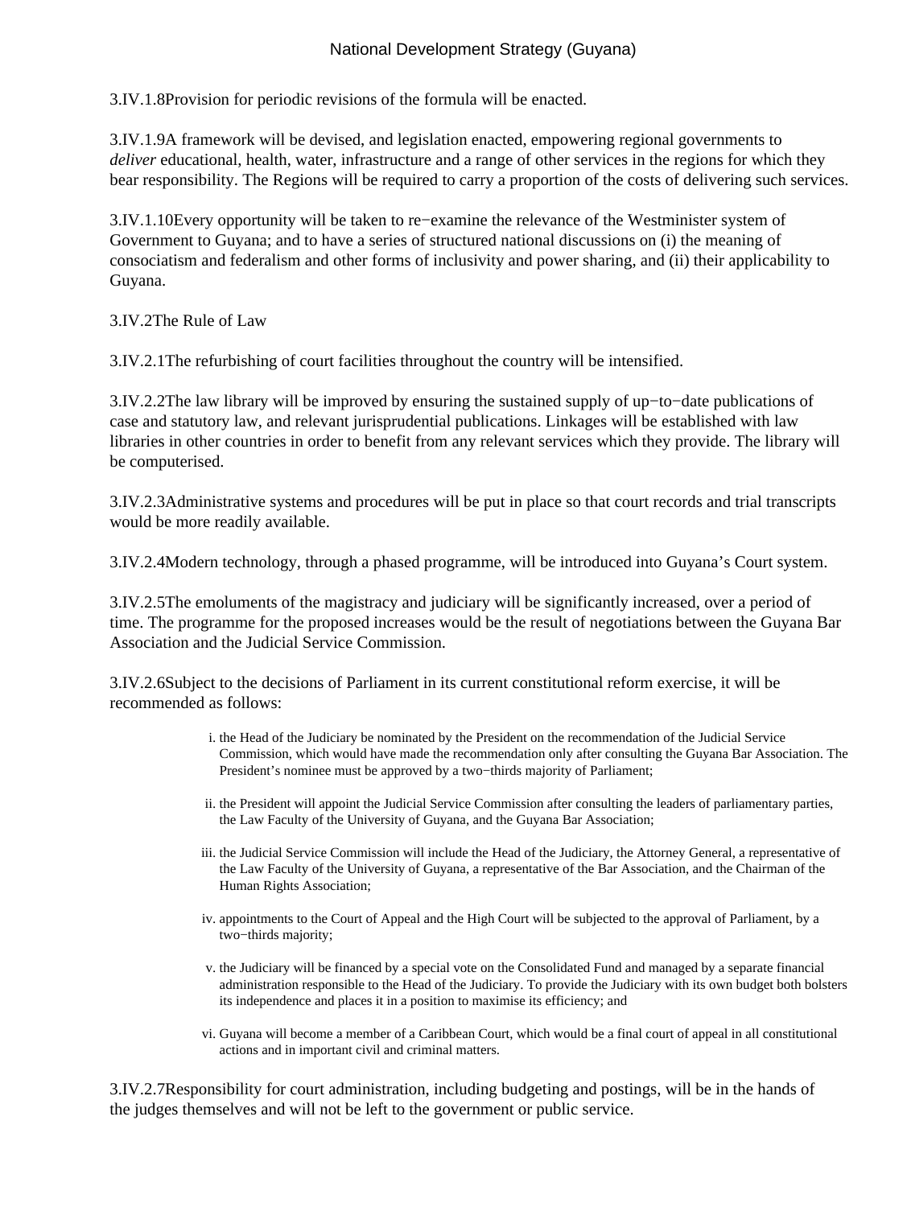3.IV.1.8Provision for periodic revisions of the formula will be enacted.

3.IV.1.9A framework will be devised, and legislation enacted, empowering regional governments to *deliver* educational, health, water, infrastructure and a range of other services in the regions for which they bear responsibility. The Regions will be required to carry a proportion of the costs of delivering such services.

3.IV.1.10Every opportunity will be taken to re−examine the relevance of the Westminister system of Government to Guyana; and to have a series of structured national discussions on (i) the meaning of consociatism and federalism and other forms of inclusivity and power sharing, and (ii) their applicability to Guyana.

3.IV.2The Rule of Law

3.IV.2.1The refurbishing of court facilities throughout the country will be intensified.

3.IV.2.2The law library will be improved by ensuring the sustained supply of up−to−date publications of case and statutory law, and relevant jurisprudential publications. Linkages will be established with law libraries in other countries in order to benefit from any relevant services which they provide. The library will be computerised.

3.IV.2.3Administrative systems and procedures will be put in place so that court records and trial transcripts would be more readily available.

3.IV.2.4Modern technology, through a phased programme, will be introduced into Guyana's Court system.

3.IV.2.5The emoluments of the magistracy and judiciary will be significantly increased, over a period of time. The programme for the proposed increases would be the result of negotiations between the Guyana Bar Association and the Judicial Service Commission.

3.IV.2.6Subject to the decisions of Parliament in its current constitutional reform exercise, it will be recommended as follows:

i. the Head of the Judiciary be nominated by the President on the recommendation of the Judicial Service Commission, which would have made the recommendation only after consulting the Guyana Bar Association. The President's nominee must be approved by a two−thirds majority of Parliament;

ii. the President will appoint the Judicial Service Commission after consulting the leaders of parliamentary parties, the Law Faculty of the University of Guyana, and the Guyana Bar Association;

iii. the Judicial Service Commission will include the Head of the Judiciary, the Attorney General, a representative of the Law Faculty of the University of Guyana, a representative of the Bar Association, and the Chairman of the Human Rights Association;

iv. appointments to the Court of Appeal and the High Court will be subjected to the approval of Parliament, by a two−thirds majority;

v. the Judiciary will be financed by a special vote on the Consolidated Fund and managed by a separate financial administration responsible to the Head of the Judiciary. To provide the Judiciary with its own budget both bolsters its independence and places it in a position to maximise its efficiency; and

vi. Guyana will become a member of a Caribbean Court, which would be a final court of appeal in all constitutional actions and in important civil and criminal matters.

3.IV.2.7Responsibility for court administration, including budgeting and postings, will be in the hands of the judges themselves and will not be left to the government or public service.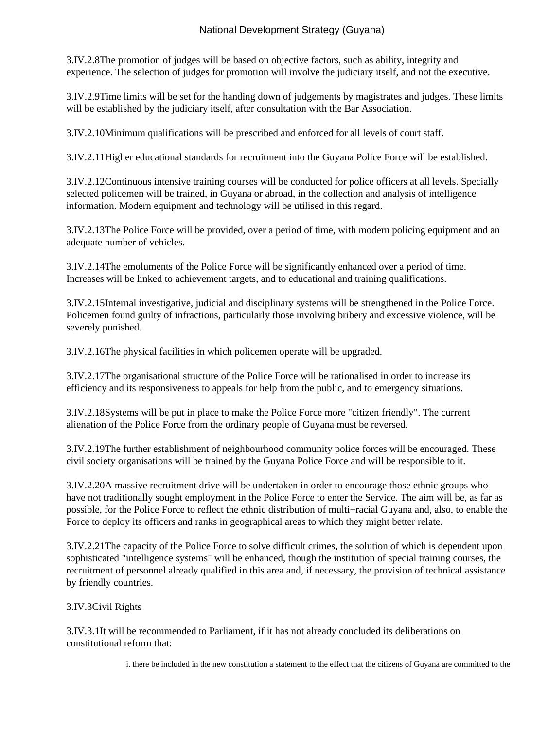3.IV.2.8The promotion of judges will be based on objective factors, such as ability, integrity and experience. The selection of judges for promotion will involve the judiciary itself, and not the executive.

3.IV.2.9Time limits will be set for the handing down of judgements by magistrates and judges. These limits will be established by the judiciary itself, after consultation with the Bar Association.

3.IV.2.10Minimum qualifications will be prescribed and enforced for all levels of court staff.

3.IV.2.11Higher educational standards for recruitment into the Guyana Police Force will be established.

3.IV.2.12Continuous intensive training courses will be conducted for police officers at all levels. Specially selected policemen will be trained, in Guyana or abroad, in the collection and analysis of intelligence information. Modern equipment and technology will be utilised in this regard.

3.IV.2.13The Police Force will be provided, over a period of time, with modern policing equipment and an adequate number of vehicles.

3.IV.2.14The emoluments of the Police Force will be significantly enhanced over a period of time. Increases will be linked to achievement targets, and to educational and training qualifications.

3.IV.2.15Internal investigative, judicial and disciplinary systems will be strengthened in the Police Force. Policemen found guilty of infractions, particularly those involving bribery and excessive violence, will be severely punished.

3.IV.2.16The physical facilities in which policemen operate will be upgraded.

3.IV.2.17The organisational structure of the Police Force will be rationalised in order to increase its efficiency and its responsiveness to appeals for help from the public, and to emergency situations.

3.IV.2.18Systems will be put in place to make the Police Force more "citizen friendly". The current alienation of the Police Force from the ordinary people of Guyana must be reversed.

3.IV.2.19The further establishment of neighbourhood community police forces will be encouraged. These civil society organisations will be trained by the Guyana Police Force and will be responsible to it.

3.IV.2.20A massive recruitment drive will be undertaken in order to encourage those ethnic groups who have not traditionally sought employment in the Police Force to enter the Service. The aim will be, as far as possible, for the Police Force to reflect the ethnic distribution of multi−racial Guyana and, also, to enable the Force to deploy its officers and ranks in geographical areas to which they might better relate.

3.IV.2.21The capacity of the Police Force to solve difficult crimes, the solution of which is dependent upon sophisticated "intelligence systems" will be enhanced, though the institution of special training courses, the recruitment of personnel already qualified in this area and, if necessary, the provision of technical assistance by friendly countries.

3.IV.3Civil Rights

3.IV.3.1It will be recommended to Parliament, if it has not already concluded its deliberations on constitutional reform that:

i. there be included in the new constitution a statement to the effect that the citizens of Guyana are committed to the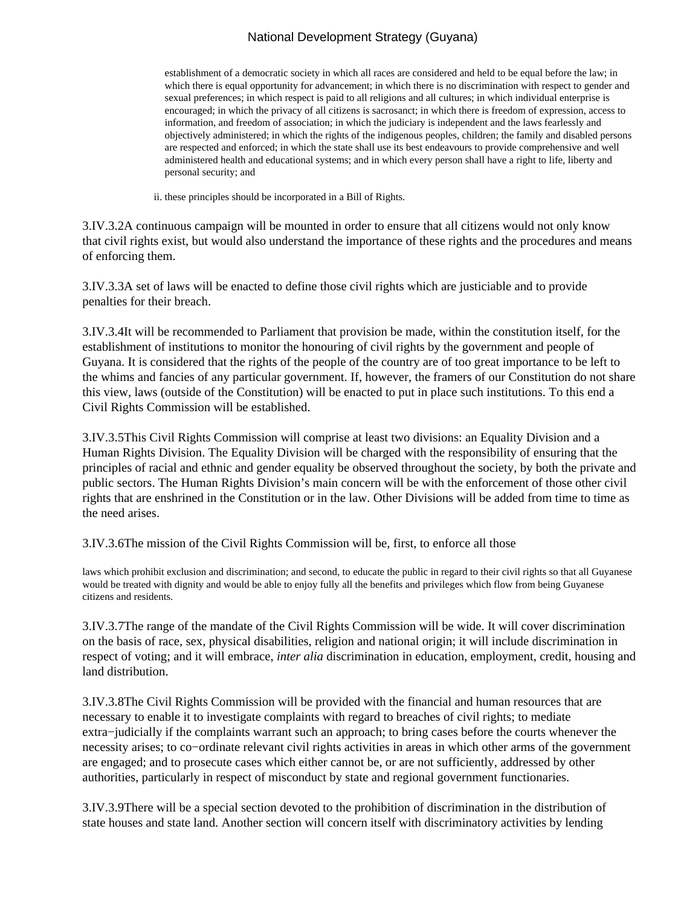establishment of a democratic society in which all races are considered and held to be equal before the law; in which there is equal opportunity for advancement; in which there is no discrimination with respect to gender and sexual preferences; in which respect is paid to all religions and all cultures; in which individual enterprise is encouraged; in which the privacy of all citizens is sacrosanct; in which there is freedom of expression, access to information, and freedom of association; in which the judiciary is independent and the laws fearlessly and objectively administered; in which the rights of the indigenous peoples, children; the family and disabled persons are respected and enforced; in which the state shall use its best endeavours to provide comprehensive and well administered health and educational systems; and in which every person shall have a right to life, liberty and personal security; and

ii. these principles should be incorporated in a Bill of Rights.

3.IV.3.2A continuous campaign will be mounted in order to ensure that all citizens would not only know that civil rights exist, but would also understand the importance of these rights and the procedures and means of enforcing them.

3.IV.3.3A set of laws will be enacted to define those civil rights which are justiciable and to provide penalties for their breach.

3.IV.3.4It will be recommended to Parliament that provision be made, within the constitution itself, for the establishment of institutions to monitor the honouring of civil rights by the government and people of Guyana. It is considered that the rights of the people of the country are of too great importance to be left to the whims and fancies of any particular government. If, however, the framers of our Constitution do not share this view, laws (outside of the Constitution) will be enacted to put in place such institutions. To this end a Civil Rights Commission will be established.

3.IV.3.5This Civil Rights Commission will comprise at least two divisions: an Equality Division and a Human Rights Division. The Equality Division will be charged with the responsibility of ensuring that the principles of racial and ethnic and gender equality be observed throughout the society, by both the private and public sectors. The Human Rights Division's main concern will be with the enforcement of those other civil rights that are enshrined in the Constitution or in the law. Other Divisions will be added from time to time as the need arises.

3.IV.3.6The mission of the Civil Rights Commission will be, first, to enforce all those laws which prohibit exclusion and discrimination; and second, to educate the public in regard to their civil rights so that all Guyanese would be treated with dignity and would be able to enjoy fully all the benefits and privileges which flow from being Guyanese citizens and residents.

3.IV.3.7The range of the mandate of the Civil Rights Commission will be wide. It will cover discrimination on the basis of race, sex, physical disabilities, religion and national origin; it will include discrimination in respect of voting; and it will embrace, *inter alia* discrimination in education, employment, credit, housing and land distribution.

3.IV.3.8The Civil Rights Commission will be provided with the financial and human resources that are necessary to enable it to investigate complaints with regard to breaches of civil rights; to mediate extra−judicially if the complaints warrant such an approach; to bring cases before the courts whenever the necessity arises; to co−ordinate relevant civil rights activities in areas in which other arms of the government are engaged; and to prosecute cases which either cannot be, or are not sufficiently, addressed by other authorities, particularly in respect of misconduct by state and regional government functionaries.

3.IV.3.9There will be a special section devoted to the prohibition of discrimination in the distribution of state houses and state land. Another section will concern itself with discriminatory activities by lending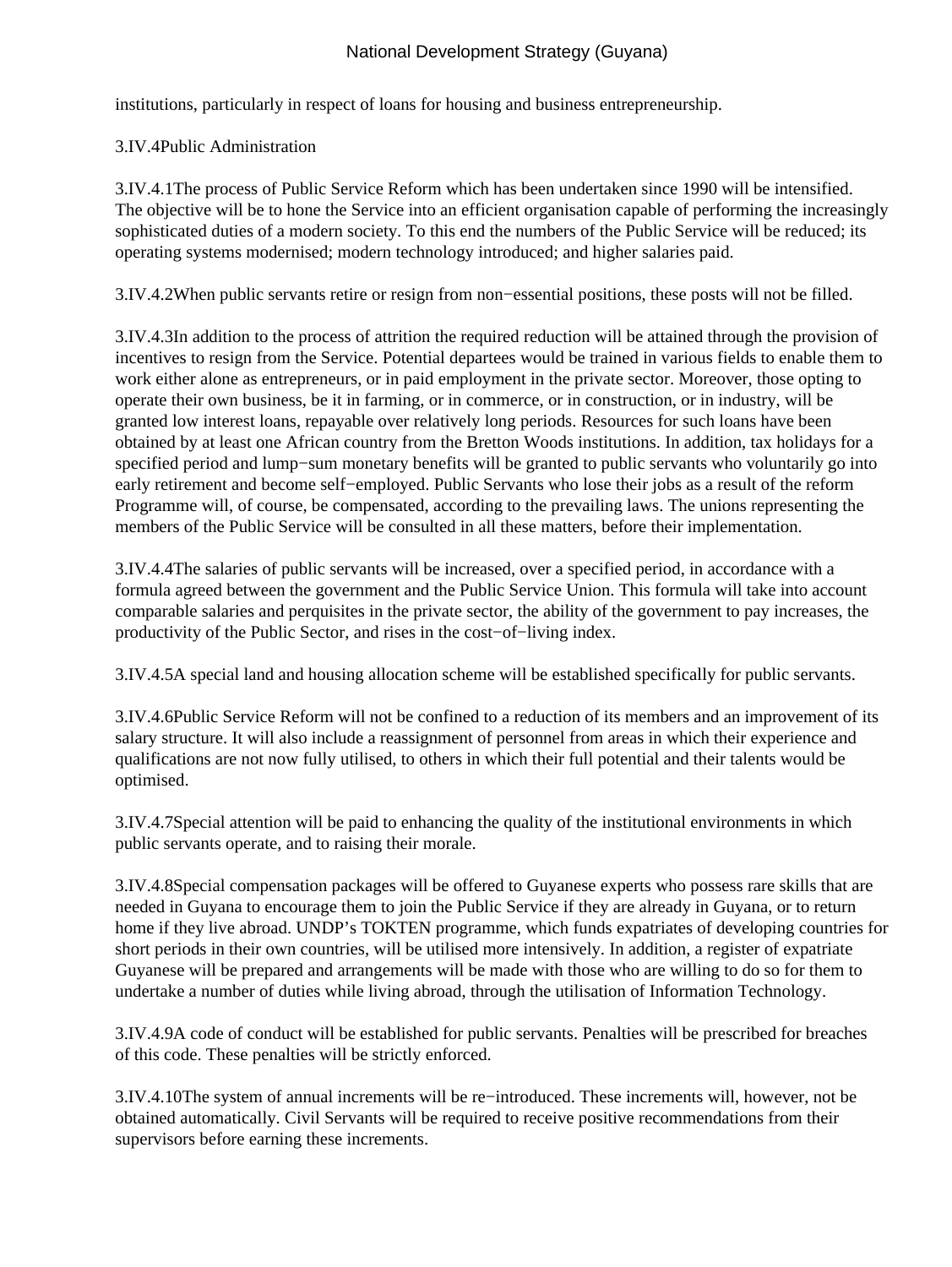institutions, particularly in respect of loans for housing and business entrepreneurship.

3.IV.4Public Administration

3.IV.4.1The process of Public Service Reform which has been undertaken since 1990 will be intensified. The objective will be to hone the Service into an efficient organisation capable of performing the increasingly sophisticated duties of a modern society. To this end the numbers of the Public Service will be reduced; its operating systems modernised; modern technology introduced; and higher salaries paid.

3.IV.4.2When public servants retire or resign from non−essential positions, these posts will not be filled.

3.IV.4.3In addition to the process of attrition the required reduction will be attained through the provision of incentives to resign from the Service. Potential departees would be trained in various fields to enable them to work either alone as entrepreneurs, or in paid employment in the private sector. Moreover, those opting to operate their own business, be it in farming, or in commerce, or in construction, or in industry, will be granted low interest loans, repayable over relatively long periods. Resources for such loans have been obtained by at least one African country from the Bretton Woods institutions. In addition, tax holidays for a specified period and lump−sum monetary benefits will be granted to public servants who voluntarily go into early retirement and become self−employed. Public Servants who lose their jobs as a result of the reform Programme will, of course, be compensated, according to the prevailing laws. The unions representing the members of the Public Service will be consulted in all these matters, before their implementation.

3.IV.4.4The salaries of public servants will be increased, over a specified period, in accordance with a formula agreed between the government and the Public Service Union. This formula will take into account comparable salaries and perquisites in the private sector, the ability of the government to pay increases, the productivity of the Public Sector, and rises in the cost−of−living index.

3.IV.4.5A special land and housing allocation scheme will be established specifically for public servants.

3.IV.4.6Public Service Reform will not be confined to a reduction of its members and an improvement of its salary structure. It will also include a reassignment of personnel from areas in which their experience and qualifications are not now fully utilised, to others in which their full potential and their talents would be optimised.

3.IV.4.7Special attention will be paid to enhancing the quality of the institutional environments in which public servants operate, and to raising their morale.

3.IV.4.8Special compensation packages will be offered to Guyanese experts who possess rare skills that are needed in Guyana to encourage them to join the Public Service if they are already in Guyana, or to return home if they live abroad. UNDP's TOKTEN programme, which funds expatriates of developing countries for short periods in their own countries, will be utilised more intensively. In addition, a register of expatriate Guyanese will be prepared and arrangements will be made with those who are willing to do so for them to undertake a number of duties while living abroad, through the utilisation of Information Technology.

3.IV.4.9A code of conduct will be established for public servants. Penalties will be prescribed for breaches of this code. These penalties will be strictly enforced.

3.IV.4.10The system of annual increments will be re−introduced. These increments will, however, not be obtained automatically. Civil Servants will be required to receive positive recommendations from their supervisors before earning these increments.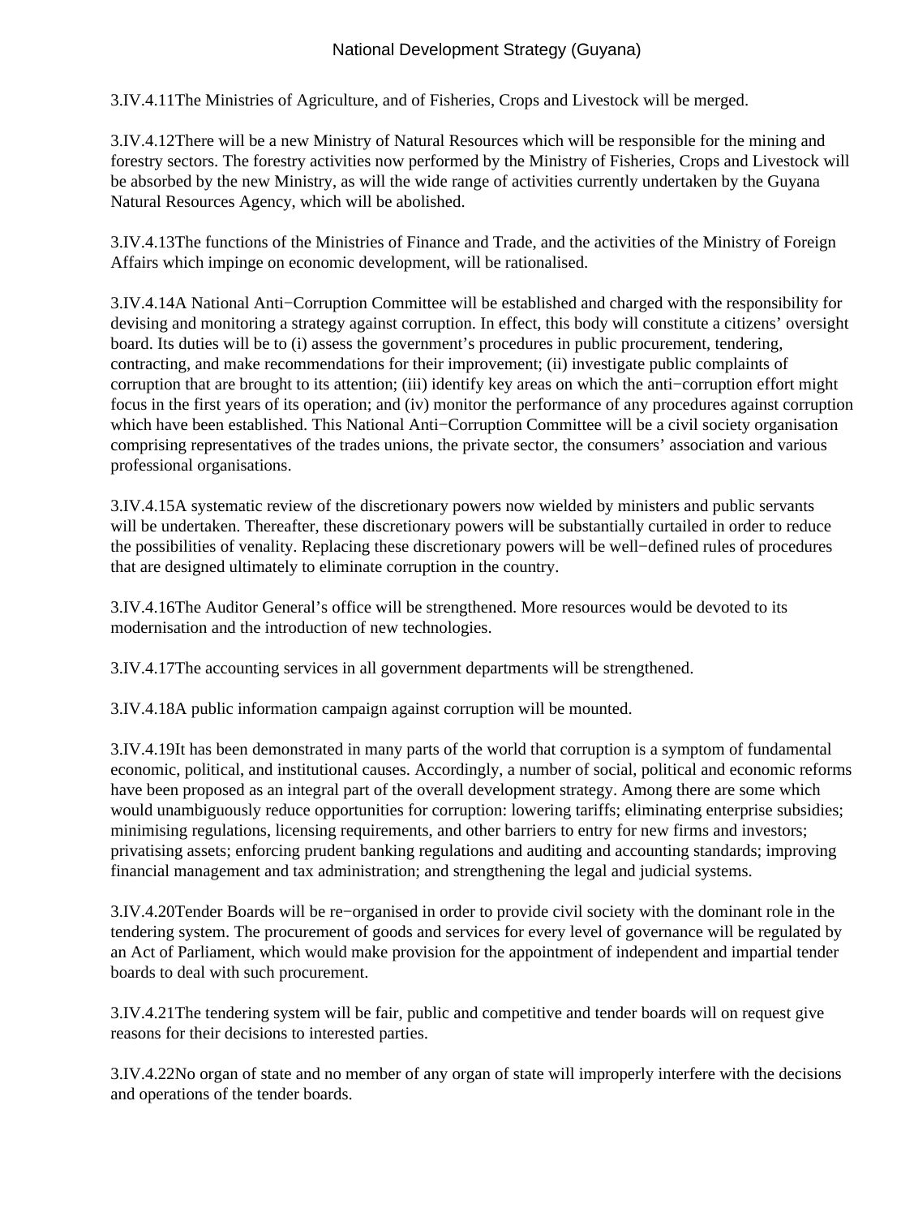3.IV.4.11The Ministries of Agriculture, and of Fisheries, Crops and Livestock will be merged.

3.IV.4.12There will be a new Ministry of Natural Resources which will be responsible for the mining and forestry sectors. The forestry activities now performed by the Ministry of Fisheries, Crops and Livestock will be absorbed by the new Ministry, as will the wide range of activities currently undertaken by the Guyana Natural Resources Agency, which will be abolished.

3.IV.4.13The functions of the Ministries of Finance and Trade, and the activities of the Ministry of Foreign Affairs which impinge on economic development, will be rationalised.

3.IV.4.14A National Anti−Corruption Committee will be established and charged with the responsibility for devising and monitoring a strategy against corruption. In effect, this body will constitute a citizens' oversight board. Its duties will be to (i) assess the government's procedures in public procurement, tendering, contracting, and make recommendations for their improvement; (ii) investigate public complaints of corruption that are brought to its attention; (iii) identify key areas on which the anti−corruption effort might focus in the first years of its operation; and (iv) monitor the performance of any procedures against corruption which have been established. This National Anti−Corruption Committee will be a civil society organisation comprising representatives of the trades unions, the private sector, the consumers' association and various professional organisations.

3.IV.4.15A systematic review of the discretionary powers now wielded by ministers and public servants will be undertaken. Thereafter, these discretionary powers will be substantially curtailed in order to reduce the possibilities of venality. Replacing these discretionary powers will be well−defined rules of procedures that are designed ultimately to eliminate corruption in the country.

3.IV.4.16The Auditor General's office will be strengthened. More resources would be devoted to its modernisation and the introduction of new technologies.

3.IV.4.17The accounting services in all government departments will be strengthened.

3.IV.4.18A public information campaign against corruption will be mounted.

3.IV.4.19It has been demonstrated in many parts of the world that corruption is a symptom of fundamental economic, political, and institutional causes. Accordingly, a number of social, political and economic reforms have been proposed as an integral part of the overall development strategy. Among there are some which would unambiguously reduce opportunities for corruption: lowering tariffs; eliminating enterprise subsidies; minimising regulations, licensing requirements, and other barriers to entry for new firms and investors; privatising assets; enforcing prudent banking regulations and auditing and accounting standards; improving financial management and tax administration; and strengthening the legal and judicial systems.

3.IV.4.20Tender Boards will be re−organised in order to provide civil society with the dominant role in the tendering system. The procurement of goods and services for every level of governance will be regulated by an Act of Parliament, which would make provision for the appointment of independent and impartial tender boards to deal with such procurement.

3.IV.4.21The tendering system will be fair, public and competitive and tender boards will on request give reasons for their decisions to interested parties.

3.IV.4.22No organ of state and no member of any organ of state will improperly interfere with the decisions and operations of the tender boards.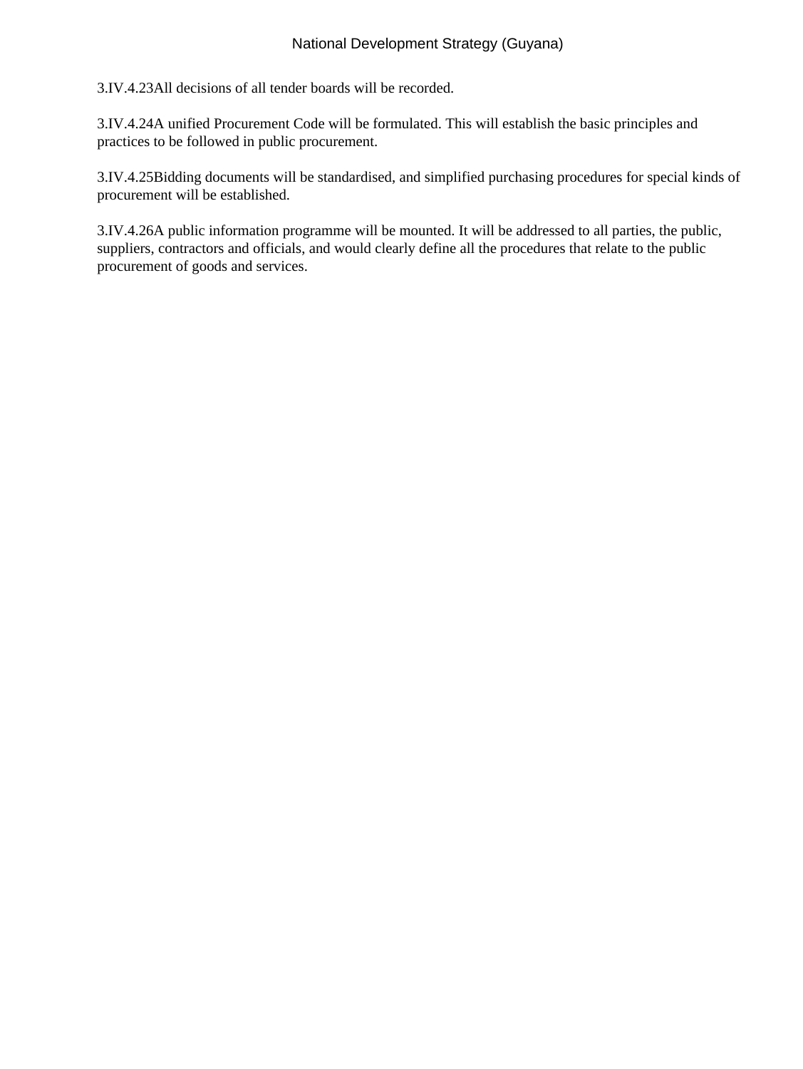3.IV.4.23All decisions of all tender boards will be recorded.

3.IV.4.24A unified Procurement Code will be formulated. This will establish the basic principles and practices to be followed in public procurement.

3.IV.4.25Bidding documents will be standardised, and simplified purchasing procedures for special kinds of procurement will be established.

3.IV.4.26A public information programme will be mounted. It will be addressed to all parties, the public, suppliers, contractors and officials, and would clearly define all the procedures that relate to the public procurement of goods and services.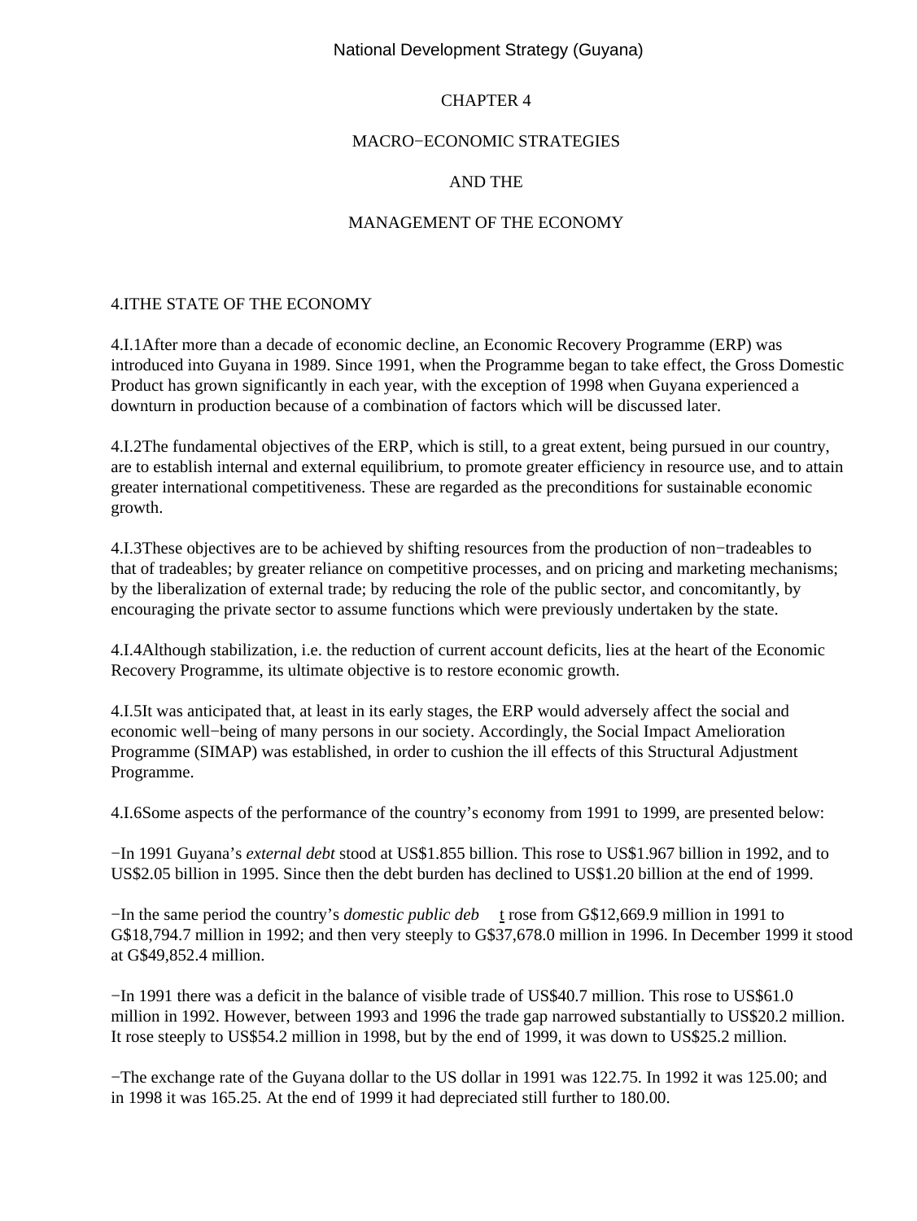# CHAPTER 4

# MACRO−ECONOMIC STRATEGIES

# AND THE

# MANAGEMENT OF THE ECONOMY

## 4.I THE STATE OF THE ECONOMY

4.I.1 After more than a decade of economic decline, an Economic Recovery Programme (ERP) was introduced into Guyana in 1989. Since 1991, when the Programme began to take effect, the Gross Domestic Product has grown significantly in each year, with the exception of 1998 when Guyana experienced a downturn in production because of a combination of factors which will be discussed later.

4.I.2 The fundamental objectives of the ERP, which is still, to a great extent, being pursued in our country, are to establish internal and external equilibrium, to promote greater efficiency in resource use, and to attain greater international competitiveness. These are regarded as the preconditions for sustainable economic growth.

4.I.3 These objectives are to be achieved by shifting resources from the production of non−tradeables to that of tradeables; by greater reliance on competitive processes, and on pricing and marketing mechanisms; by the liberalization of external trade; by reducing the role of the public sector, and concomitantly, by encouraging the private sector to assume functions which were previously undertaken by the state.

4.I.4 Although stabilization, i.e. the reduction of current account deficits, lies at the heart of the Economic Recovery Programme, its ultimate objective is to restore economic growth.

4.I.5 It was anticipated that, at least in its early stages, the ERP would adversely affect the social and economic well−being of many persons in our society. Accordingly, the Social Impact Amelioration Programme (SIMAP) was established, in order to cushion the ill effects of this Structural Adjustment Programme.

4.I.6 Some aspects of the performance of the country's economy from 1991 to 1999, are presented below:

− In 1991 Guyana's *external debt* stood at US$1.855 billion. This rose to US$1.967 billion in 1992, and to US$2.05 billion in 1995. Since then the debt burden has declined to US$1.20 billion at the end of 1999.

− In the same period the country's *domestic public debt* rose from G$12,669.9 million in 1991 to G$18,794.7 million in 1992; and then very steeply to G$37,678.0 million in 1996. In December 1999 it stood at G$49,852.4 million.

− In 1991 there was a deficit in the balance of visible trade of US$40.7 million. This rose to US$61.0 million in 1992. However, between 1993 and 1996 the trade gap narrowed substantially to US$20.2 million. It rose steeply to US$54.2 million in 1998, but by the end of 1999, it was down to US$25.2 million.

− The exchange rate of the Guyana dollar to the US dollar in 1991 was 122.75. In 1992 it was 125.00; and in 1998 it was 165.25. At the end of 1999 it had depreciated still further to 180.00.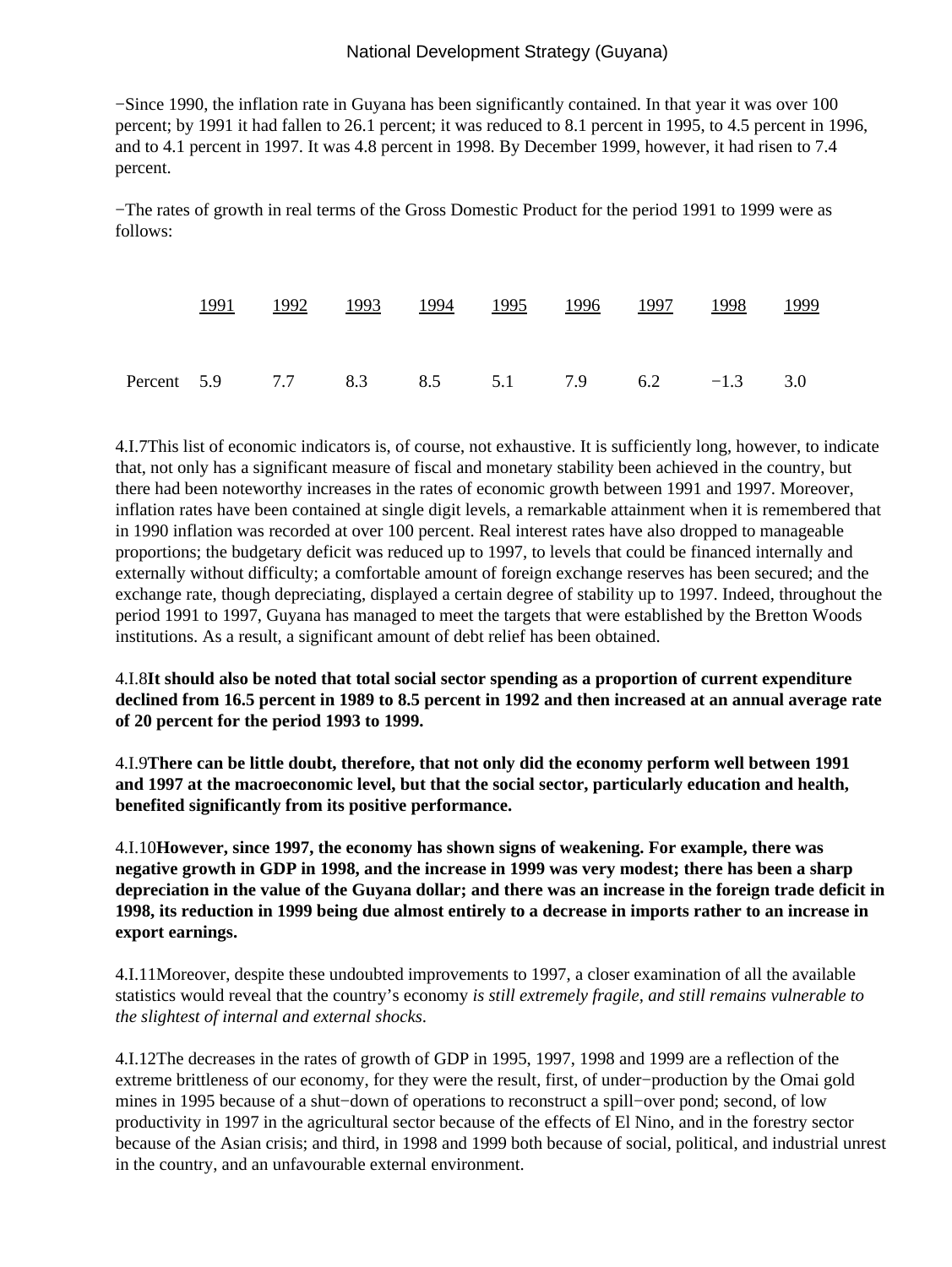−Since 1990, the inflation rate in Guyana has been significantly contained. In that year it was over 100 percent; by 1991 it had fallen to 26.1 percent; it was reduced to 8.1 percent in 1995, to 4.5 percent in 1996, and to 4.1 percent in 1997. It was 4.8 percent in 1998. By December 1999, however, it had risen to 7.4 percent.

−The rates of growth in real terms of the Gross Domestic Product for the period 1991 to 1999 were as follows:

| | 1991 | 1992 | 1993 | 1994 | 1995 | 1996 | 1997 | 1998 | 1999 |
|---|---|---|---|---|---|---|---|---|---|
| Percent | 5.9 | 7.7 | 8.3 | 8.5 | 5.1 | 7.9 | 6.2 | −1.3 | 3.0 |

4.I.7This list of economic indicators is, of course, not exhaustive. It is sufficiently long, however, to indicate that, not only has a significant measure of fiscal and monetary stability been achieved in the country, but there had been noteworthy increases in the rates of economic growth between 1991 and 1997. Moreover, inflation rates have been contained at single digit levels, a remarkable attainment when it is remembered that in 1990 inflation was recorded at over 100 percent. Real interest rates have also dropped to manageable proportions; the budgetary deficit was reduced up to 1997, to levels that could be financed internally and externally without difficulty; a comfortable amount of foreign exchange reserves has been secured; and the exchange rate, though depreciating, displayed a certain degree of stability up to 1997. Indeed, throughout the period 1991 to 1997, Guyana has managed to meet the targets that were established by the Bretton Woods institutions. As a result, a significant amount of debt relief has been obtained.

4.I.8**It should also be noted that total social sector spending as a proportion of current expenditure declined from 16.5 percent in 1989 to 8.5 percent in 1992 and then increased at an annual average rate of 20 percent for the period 1993 to 1999.**

4.I.9**There can be little doubt, therefore, that not only did the economy perform well between 1991 and 1997 at the macroeconomic level, but that the social sector, particularly education and health, benefited significantly from its positive performance.**

4.I.10**However, since 1997, the economy has shown signs of weakening. For example, there was negative growth in GDP in 1998, and the increase in 1999 was very modest; there has been a sharp depreciation in the value of the Guyana dollar; and there was an increase in the foreign trade deficit in 1998, its reduction in 1999 being due almost entirely to a decrease in imports rather to an increase in export earnings.**

4.I.11Moreover, despite these undoubted improvements to 1997, a closer examination of all the available statistics would reveal that the country's economy *is still extremely fragile, and still remains vulnerable to the slightest of internal and external shocks*.

4.I.12The decreases in the rates of growth of GDP in 1995, 1997, 1998 and 1999 are a reflection of the extreme brittleness of our economy, for they were the result, first, of under−production by the Omai gold mines in 1995 because of a shut−down of operations to reconstruct a spill−over pond; second, of low productivity in 1997 in the agricultural sector because of the effects of El Nino, and in the forestry sector because of the Asian crisis; and third, in 1998 and 1999 both because of social, political, and industrial unrest in the country, and an unfavourable external environment.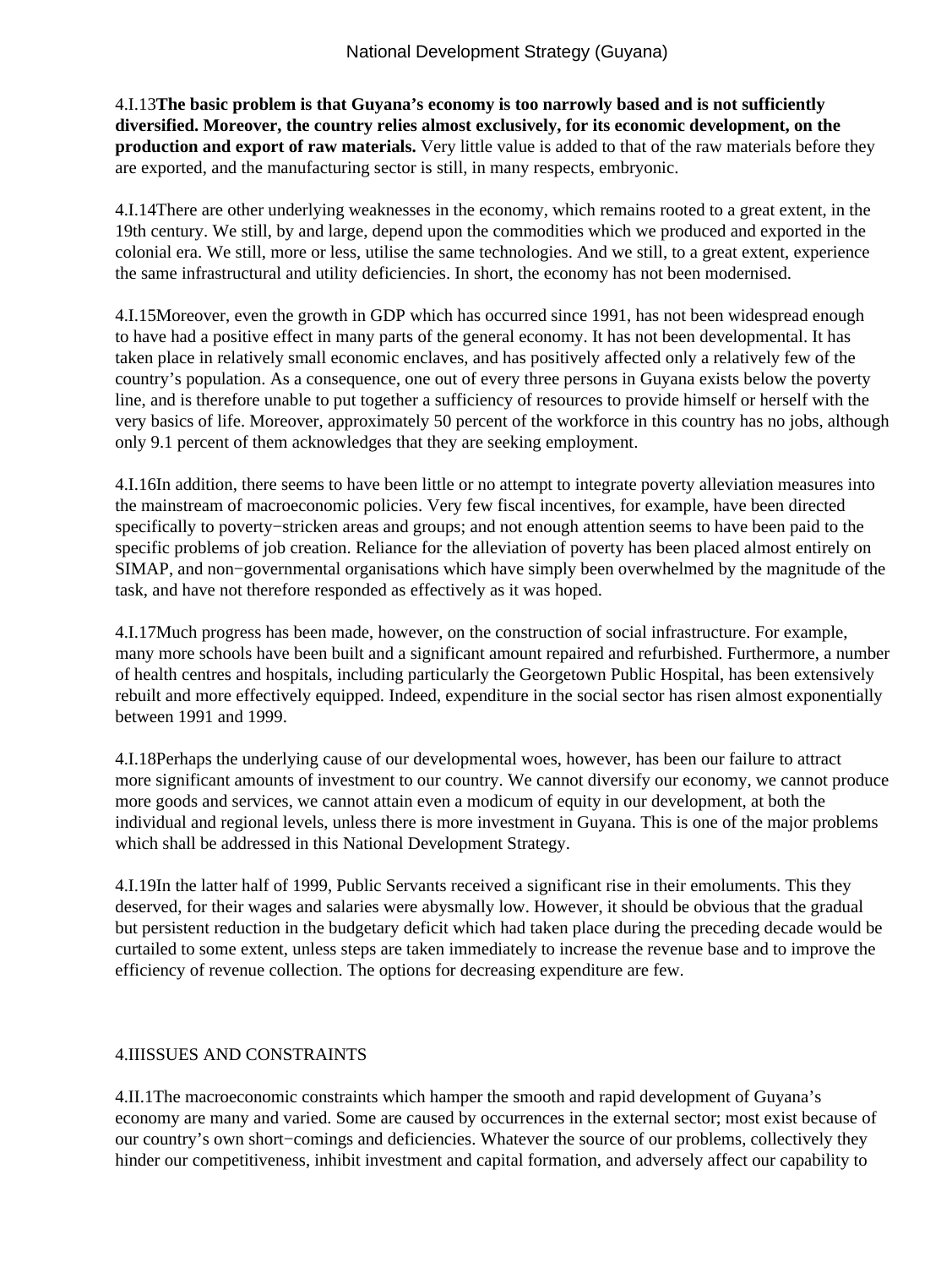4.I.13**The basic problem is that Guyana's economy is too narrowly based and is not sufficiently diversified. Moreover, the country relies almost exclusively, for its economic development, on the production and export of raw materials.** Very little value is added to that of the raw materials before they are exported, and the manufacturing sector is still, in many respects, embryonic.

4.I.14There are other underlying weaknesses in the economy, which remains rooted to a great extent, in the 19th century. We still, by and large, depend upon the commodities which we produced and exported in the colonial era. We still, more or less, utilise the same technologies. And we still, to a great extent, experience the same infrastructural and utility deficiencies. In short, the economy has not been modernised.

4.I.15Moreover, even the growth in GDP which has occurred since 1991, has not been widespread enough to have had a positive effect in many parts of the general economy. It has not been developmental. It has taken place in relatively small economic enclaves, and has positively affected only a relatively few of the country's population. As a consequence, one out of every three persons in Guyana exists below the poverty line, and is therefore unable to put together a sufficiency of resources to provide himself or herself with the very basics of life. Moreover, approximately 50 percent of the workforce in this country has no jobs, although only 9.1 percent of them acknowledges that they are seeking employment.

4.I.16In addition, there seems to have been little or no attempt to integrate poverty alleviation measures into the mainstream of macroeconomic policies. Very few fiscal incentives, for example, have been directed specifically to poverty−stricken areas and groups; and not enough attention seems to have been paid to the specific problems of job creation. Reliance for the alleviation of poverty has been placed almost entirely on SIMAP, and non−governmental organisations which have simply been overwhelmed by the magnitude of the task, and have not therefore responded as effectively as it was hoped.

4.I.17Much progress has been made, however, on the construction of social infrastructure. For example, many more schools have been built and a significant amount repaired and refurbished. Furthermore, a number of health centres and hospitals, including particularly the Georgetown Public Hospital, has been extensively rebuilt and more effectively equipped. Indeed, expenditure in the social sector has risen almost exponentially between 1991 and 1999.

4.I.18Perhaps the underlying cause of our developmental woes, however, has been our failure to attract more significant amounts of investment to our country. We cannot diversify our economy, we cannot produce more goods and services, we cannot attain even a modicum of equity in our development, at both the individual and regional levels, unless there is more investment in Guyana. This is one of the major problems which shall be addressed in this National Development Strategy.

4.I.19In the latter half of 1999, Public Servants received a significant rise in their emoluments. This they deserved, for their wages and salaries were abysmally low. However, it should be obvious that the gradual but persistent reduction in the budgetary deficit which had taken place during the preceding decade would be curtailed to some extent, unless steps are taken immediately to increase the revenue base and to improve the efficiency of revenue collection. The options for decreasing expenditure are few.

## 4.IIISSUES AND CONSTRAINTS

4.II.1The macroeconomic constraints which hamper the smooth and rapid development of Guyana's economy are many and varied. Some are caused by occurrences in the external sector; most exist because of our country's own short−comings and deficiencies. Whatever the source of our problems, collectively they hinder our competitiveness, inhibit investment and capital formation, and adversely affect our capability to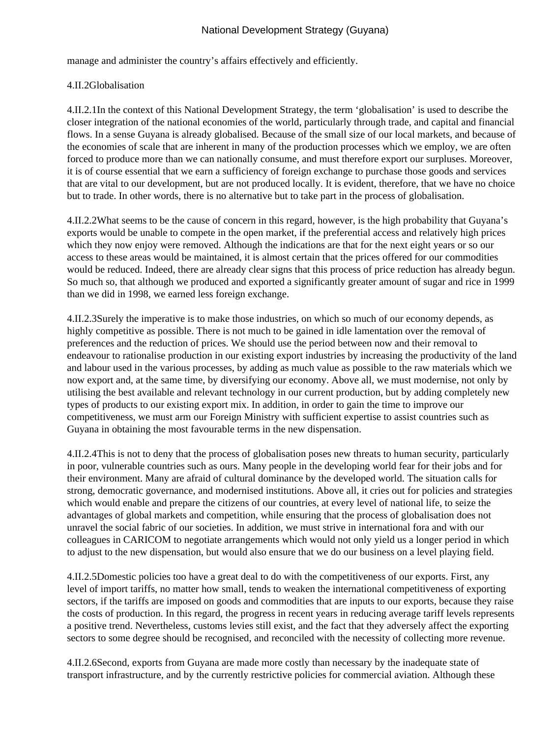manage and administer the country's affairs effectively and efficiently.

4.II.2Globalisation

4.II.2.1In the context of this National Development Strategy, the term 'globalisation' is used to describe the closer integration of the national economies of the world, particularly through trade, and capital and financial flows. In a sense Guyana is already globalised. Because of the small size of our local markets, and because of the economies of scale that are inherent in many of the production processes which we employ, we are often forced to produce more than we can nationally consume, and must therefore export our surpluses. Moreover, it is of course essential that we earn a sufficiency of foreign exchange to purchase those goods and services that are vital to our development, but are not produced locally. It is evident, therefore, that we have no choice but to trade. In other words, there is no alternative but to take part in the process of globalisation.

4.II.2.2What seems to be the cause of concern in this regard, however, is the high probability that Guyana's exports would be unable to compete in the open market, if the preferential access and relatively high prices which they now enjoy were removed. Although the indications are that for the next eight years or so our access to these areas would be maintained, it is almost certain that the prices offered for our commodities would be reduced. Indeed, there are already clear signs that this process of price reduction has already begun. So much so, that although we produced and exported a significantly greater amount of sugar and rice in 1999 than we did in 1998, we earned less foreign exchange.

4.II.2.3Surely the imperative is to make those industries, on which so much of our economy depends, as highly competitive as possible. There is not much to be gained in idle lamentation over the removal of preferences and the reduction of prices. We should use the period between now and their removal to endeavour to rationalise production in our existing export industries by increasing the productivity of the land and labour used in the various processes, by adding as much value as possible to the raw materials which we now export and, at the same time, by diversifying our economy. Above all, we must modernise, not only by utilising the best available and relevant technology in our current production, but by adding completely new types of products to our existing export mix. In addition, in order to gain the time to improve our competitiveness, we must arm our Foreign Ministry with sufficient expertise to assist countries such as Guyana in obtaining the most favourable terms in the new dispensation.

4.II.2.4This is not to deny that the process of globalisation poses new threats to human security, particularly in poor, vulnerable countries such as ours. Many people in the developing world fear for their jobs and for their environment. Many are afraid of cultural dominance by the developed world. The situation calls for strong, democratic governance, and modernised institutions. Above all, it cries out for policies and strategies which would enable and prepare the citizens of our countries, at every level of national life, to seize the advantages of global markets and competition, while ensuring that the process of globalisation does not unravel the social fabric of our societies. In addition, we must strive in international fora and with our colleagues in CARICOM to negotiate arrangements which would not only yield us a longer period in which to adjust to the new dispensation, but would also ensure that we do our business on a level playing field.

4.II.2.5Domestic policies too have a great deal to do with the competitiveness of our exports. First, any level of import tariffs, no matter how small, tends to weaken the international competitiveness of exporting sectors, if the tariffs are imposed on goods and commodities that are inputs to our exports, because they raise the costs of production. In this regard, the progress in recent years in reducing average tariff levels represents a positive trend. Nevertheless, customs levies still exist, and the fact that they adversely affect the exporting sectors to some degree should be recognised, and reconciled with the necessity of collecting more revenue.

4.II.2.6Second, exports from Guyana are made more costly than necessary by the inadequate state of transport infrastructure, and by the currently restrictive policies for commercial aviation. Although these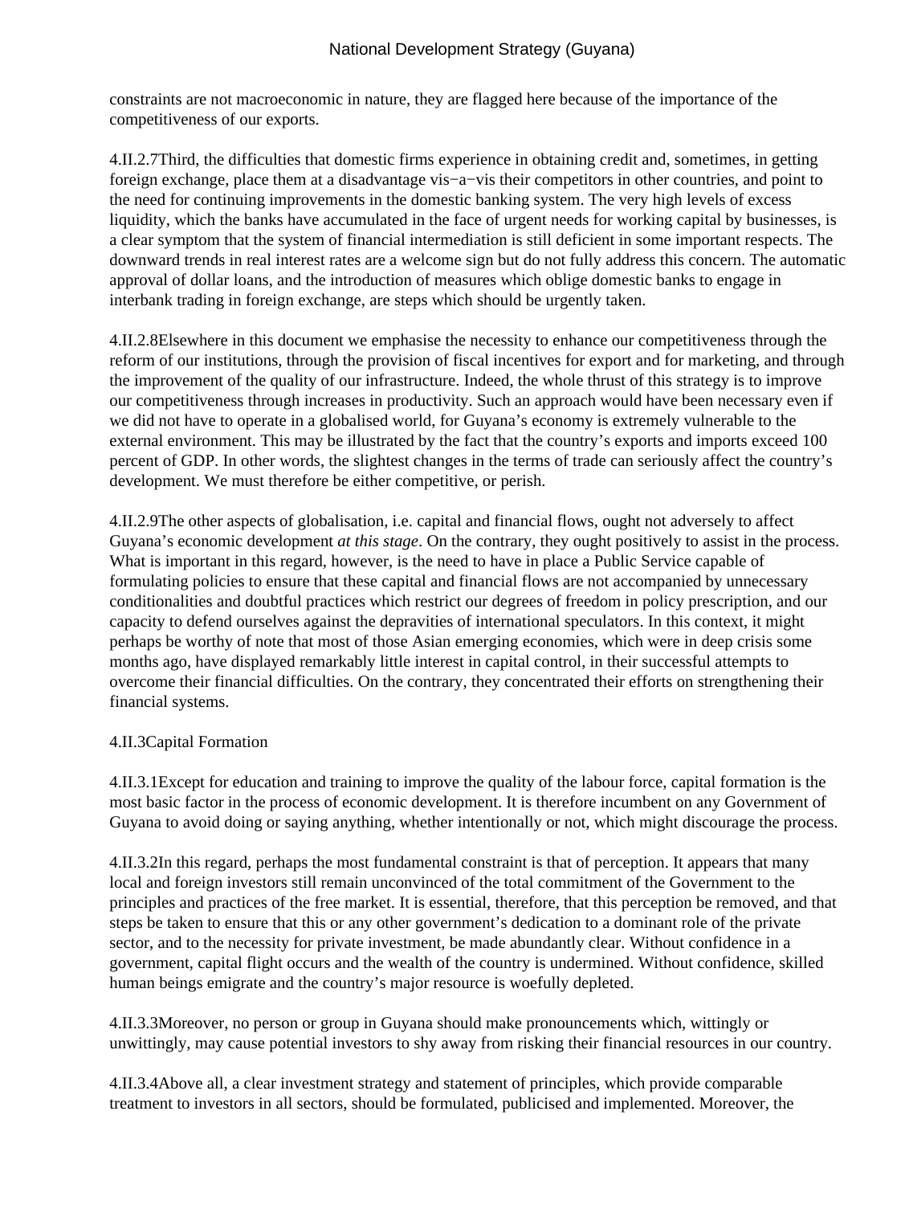constraints are not macroeconomic in nature, they are flagged here because of the importance of the competitiveness of our exports.

4.II.2.7Third, the difficulties that domestic firms experience in obtaining credit and, sometimes, in getting foreign exchange, place them at a disadvantage vis−a−vis their competitors in other countries, and point to the need for continuing improvements in the domestic banking system. The very high levels of excess liquidity, which the banks have accumulated in the face of urgent needs for working capital by businesses, is a clear symptom that the system of financial intermediation is still deficient in some important respects. The downward trends in real interest rates are a welcome sign but do not fully address this concern. The automatic approval of dollar loans, and the introduction of measures which oblige domestic banks to engage in interbank trading in foreign exchange, are steps which should be urgently taken.

4.II.2.8Elsewhere in this document we emphasise the necessity to enhance our competitiveness through the reform of our institutions, through the provision of fiscal incentives for export and for marketing, and through the improvement of the quality of our infrastructure. Indeed, the whole thrust of this strategy is to improve our competitiveness through increases in productivity. Such an approach would have been necessary even if we did not have to operate in a globalised world, for Guyana's economy is extremely vulnerable to the external environment. This may be illustrated by the fact that the country's exports and imports exceed 100 percent of GDP. In other words, the slightest changes in the terms of trade can seriously affect the country's development. We must therefore be either competitive, or perish.

4.II.2.9The other aspects of globalisation, i.e. capital and financial flows, ought not adversely to affect Guyana's economic development *at this stage*. On the contrary, they ought positively to assist in the process. What is important in this regard, however, is the need to have in place a Public Service capable of formulating policies to ensure that these capital and financial flows are not accompanied by unnecessary conditionalities and doubtful practices which restrict our degrees of freedom in policy prescription, and our capacity to defend ourselves against the depravities of international speculators. In this context, it might perhaps be worthy of note that most of those Asian emerging economies, which were in deep crisis some months ago, have displayed remarkably little interest in capital control, in their successful attempts to overcome their financial difficulties. On the contrary, they concentrated their efforts on strengthening their financial systems.

4.II.3Capital Formation

4.II.3.1Except for education and training to improve the quality of the labour force, capital formation is the most basic factor in the process of economic development. It is therefore incumbent on any Government of Guyana to avoid doing or saying anything, whether intentionally or not, which might discourage the process.

4.II.3.2In this regard, perhaps the most fundamental constraint is that of perception. It appears that many local and foreign investors still remain unconvinced of the total commitment of the Government to the principles and practices of the free market. It is essential, therefore, that this perception be removed, and that steps be taken to ensure that this or any other government's dedication to a dominant role of the private sector, and to the necessity for private investment, be made abundantly clear. Without confidence in a government, capital flight occurs and the wealth of the country is undermined. Without confidence, skilled human beings emigrate and the country's major resource is woefully depleted.

4.II.3.3Moreover, no person or group in Guyana should make pronouncements which, wittingly or unwittingly, may cause potential investors to shy away from risking their financial resources in our country.

4.II.3.4Above all, a clear investment strategy and statement of principles, which provide comparable treatment to investors in all sectors, should be formulated, publicised and implemented. Moreover, the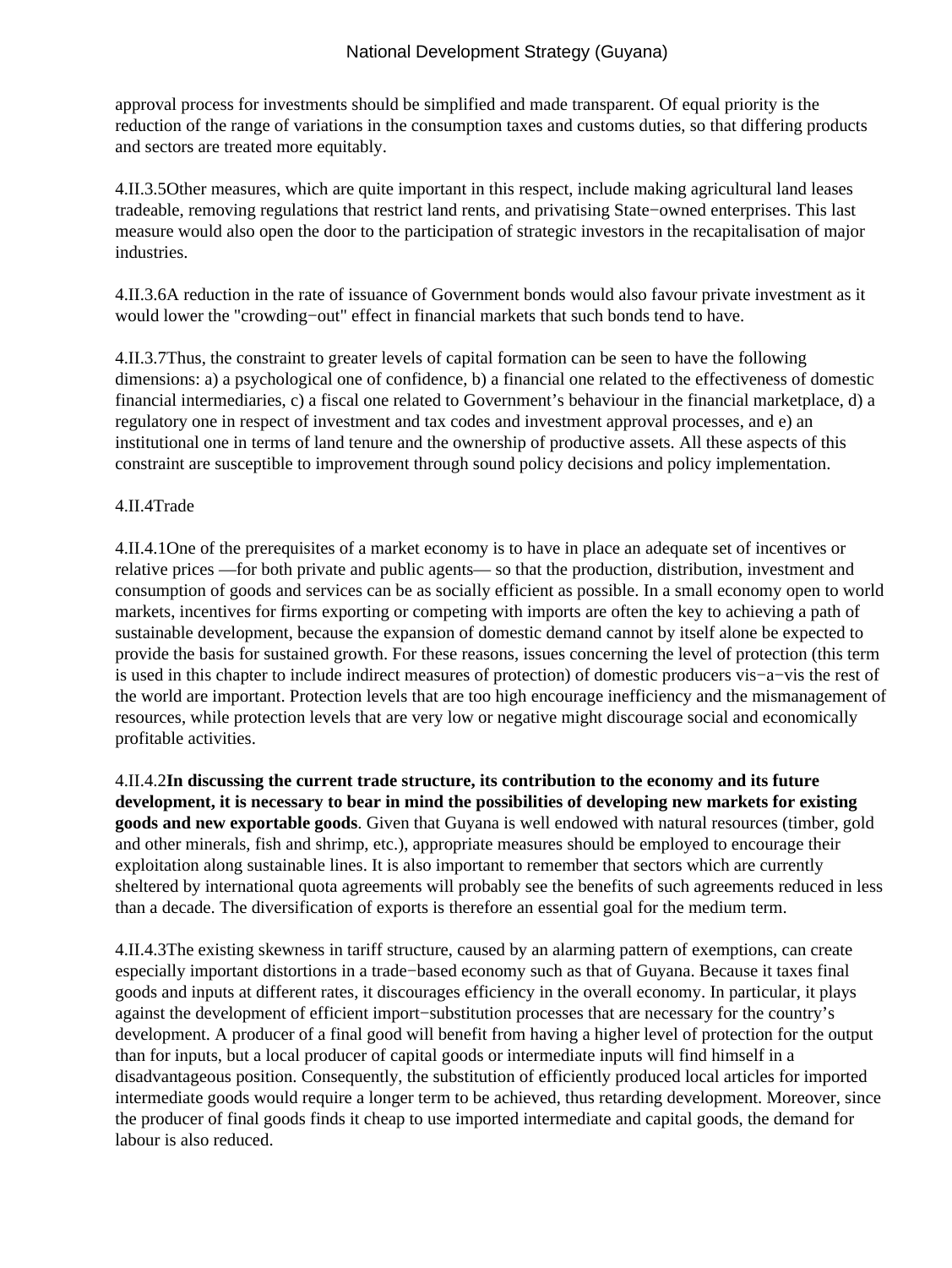approval process for investments should be simplified and made transparent. Of equal priority is the reduction of the range of variations in the consumption taxes and customs duties, so that differing products and sectors are treated more equitably.

4.II.3.5Other measures, which are quite important in this respect, include making agricultural land leases tradeable, removing regulations that restrict land rents, and privatising State−owned enterprises. This last measure would also open the door to the participation of strategic investors in the recapitalisation of major industries.

4.II.3.6A reduction in the rate of issuance of Government bonds would also favour private investment as it would lower the "crowding−out" effect in financial markets that such bonds tend to have.

4.II.3.7Thus, the constraint to greater levels of capital formation can be seen to have the following dimensions: a) a psychological one of confidence, b) a financial one related to the effectiveness of domestic financial intermediaries, c) a fiscal one related to Government's behaviour in the financial marketplace, d) a regulatory one in respect of investment and tax codes and investment approval processes, and e) an institutional one in terms of land tenure and the ownership of productive assets. All these aspects of this constraint are susceptible to improvement through sound policy decisions and policy implementation.

4.II.4Trade

4.II.4.1One of the prerequisites of a market economy is to have in place an adequate set of incentives or relative prices —for both private and public agents— so that the production, distribution, investment and consumption of goods and services can be as socially efficient as possible. In a small economy open to world markets, incentives for firms exporting or competing with imports are often the key to achieving a path of sustainable development, because the expansion of domestic demand cannot by itself alone be expected to provide the basis for sustained growth. For these reasons, issues concerning the level of protection (this term is used in this chapter to include indirect measures of protection) of domestic producers vis−a−vis the rest of the world are important. Protection levels that are too high encourage inefficiency and the mismanagement of resources, while protection levels that are very low or negative might discourage social and economically profitable activities.

4.II.4.2**In discussing the current trade structure, its contribution to the economy and its future development, it is necessary to bear in mind the possibilities of developing new markets for existing goods and new exportable goods**. Given that Guyana is well endowed with natural resources (timber, gold and other minerals, fish and shrimp, etc.), appropriate measures should be employed to encourage their exploitation along sustainable lines. It is also important to remember that sectors which are currently sheltered by international quota agreements will probably see the benefits of such agreements reduced in less than a decade. The diversification of exports is therefore an essential goal for the medium term.

4.II.4.3The existing skewness in tariff structure, caused by an alarming pattern of exemptions, can create especially important distortions in a trade−based economy such as that of Guyana. Because it taxes final goods and inputs at different rates, it discourages efficiency in the overall economy. In particular, it plays against the development of efficient import−substitution processes that are necessary for the country's development. A producer of a final good will benefit from having a higher level of protection for the output than for inputs, but a local producer of capital goods or intermediate inputs will find himself in a disadvantageous position. Consequently, the substitution of efficiently produced local articles for imported intermediate goods would require a longer term to be achieved, thus retarding development. Moreover, since the producer of final goods finds it cheap to use imported intermediate and capital goods, the demand for labour is also reduced.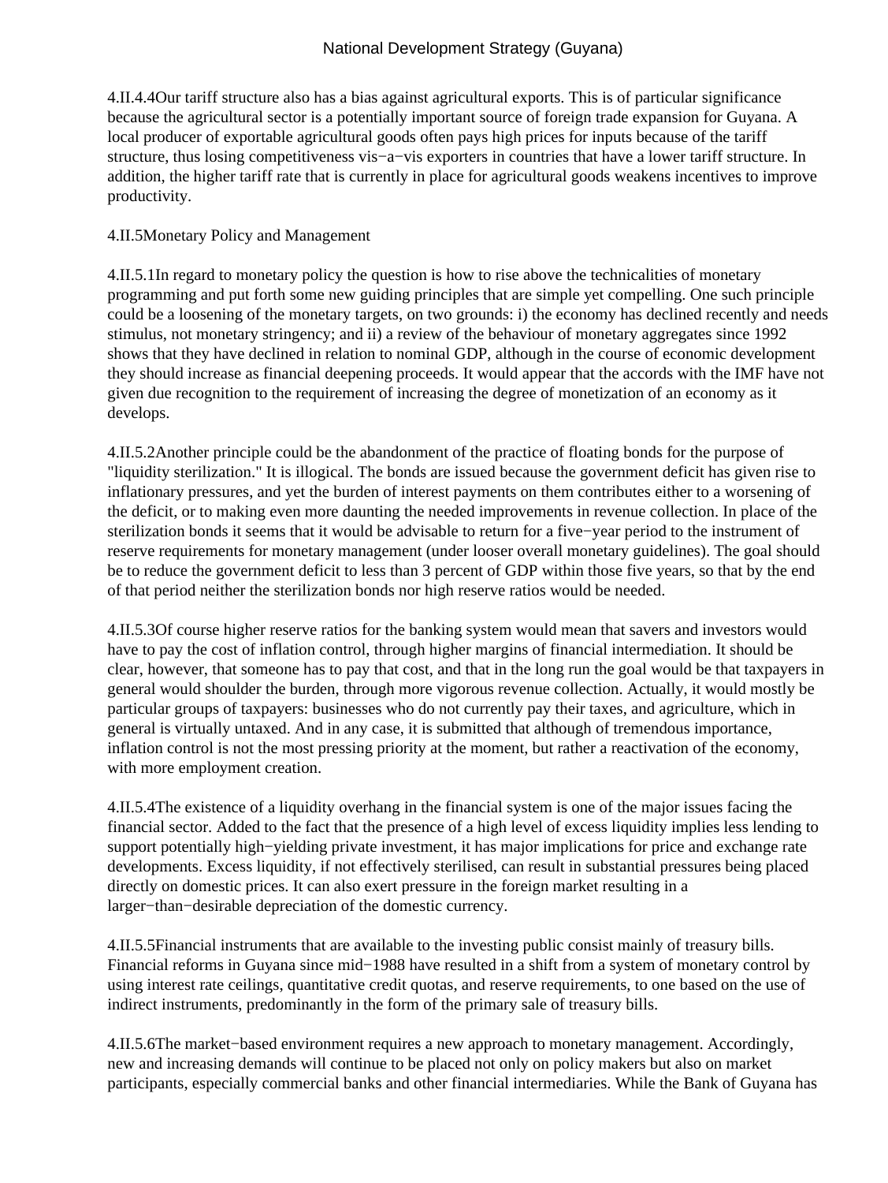4.II.4.4Our tariff structure also has a bias against agricultural exports. This is of particular significance because the agricultural sector is a potentially important source of foreign trade expansion for Guyana. A local producer of exportable agricultural goods often pays high prices for inputs because of the tariff structure, thus losing competitiveness vis−a−vis exporters in countries that have a lower tariff structure. In addition, the higher tariff rate that is currently in place for agricultural goods weakens incentives to improve productivity.

4.II.5Monetary Policy and Management

4.II.5.1In regard to monetary policy the question is how to rise above the technicalities of monetary programming and put forth some new guiding principles that are simple yet compelling. One such principle could be a loosening of the monetary targets, on two grounds: i) the economy has declined recently and needs stimulus, not monetary stringency; and ii) a review of the behaviour of monetary aggregates since 1992 shows that they have declined in relation to nominal GDP, although in the course of economic development they should increase as financial deepening proceeds. It would appear that the accords with the IMF have not given due recognition to the requirement of increasing the degree of monetization of an economy as it develops.

4.II.5.2Another principle could be the abandonment of the practice of floating bonds for the purpose of "liquidity sterilization." It is illogical. The bonds are issued because the government deficit has given rise to inflationary pressures, and yet the burden of interest payments on them contributes either to a worsening of the deficit, or to making even more daunting the needed improvements in revenue collection. In place of the sterilization bonds it seems that it would be advisable to return for a five−year period to the instrument of reserve requirements for monetary management (under looser overall monetary guidelines). The goal should be to reduce the government deficit to less than 3 percent of GDP within those five years, so that by the end of that period neither the sterilization bonds nor high reserve ratios would be needed.

4.II.5.3Of course higher reserve ratios for the banking system would mean that savers and investors would have to pay the cost of inflation control, through higher margins of financial intermediation. It should be clear, however, that someone has to pay that cost, and that in the long run the goal would be that taxpayers in general would shoulder the burden, through more vigorous revenue collection. Actually, it would mostly be particular groups of taxpayers: businesses who do not currently pay their taxes, and agriculture, which in general is virtually untaxed. And in any case, it is submitted that although of tremendous importance, inflation control is not the most pressing priority at the moment, but rather a reactivation of the economy, with more employment creation.

4.II.5.4The existence of a liquidity overhang in the financial system is one of the major issues facing the financial sector. Added to the fact that the presence of a high level of excess liquidity implies less lending to support potentially high−yielding private investment, it has major implications for price and exchange rate developments. Excess liquidity, if not effectively sterilised, can result in substantial pressures being placed directly on domestic prices. It can also exert pressure in the foreign market resulting in a larger−than−desirable depreciation of the domestic currency.

4.II.5.5Financial instruments that are available to the investing public consist mainly of treasury bills. Financial reforms in Guyana since mid−1988 have resulted in a shift from a system of monetary control by using interest rate ceilings, quantitative credit quotas, and reserve requirements, to one based on the use of indirect instruments, predominantly in the form of the primary sale of treasury bills.

4.II.5.6The market−based environment requires a new approach to monetary management. Accordingly, new and increasing demands will continue to be placed not only on policy makers but also on market participants, especially commercial banks and other financial intermediaries. While the Bank of Guyana has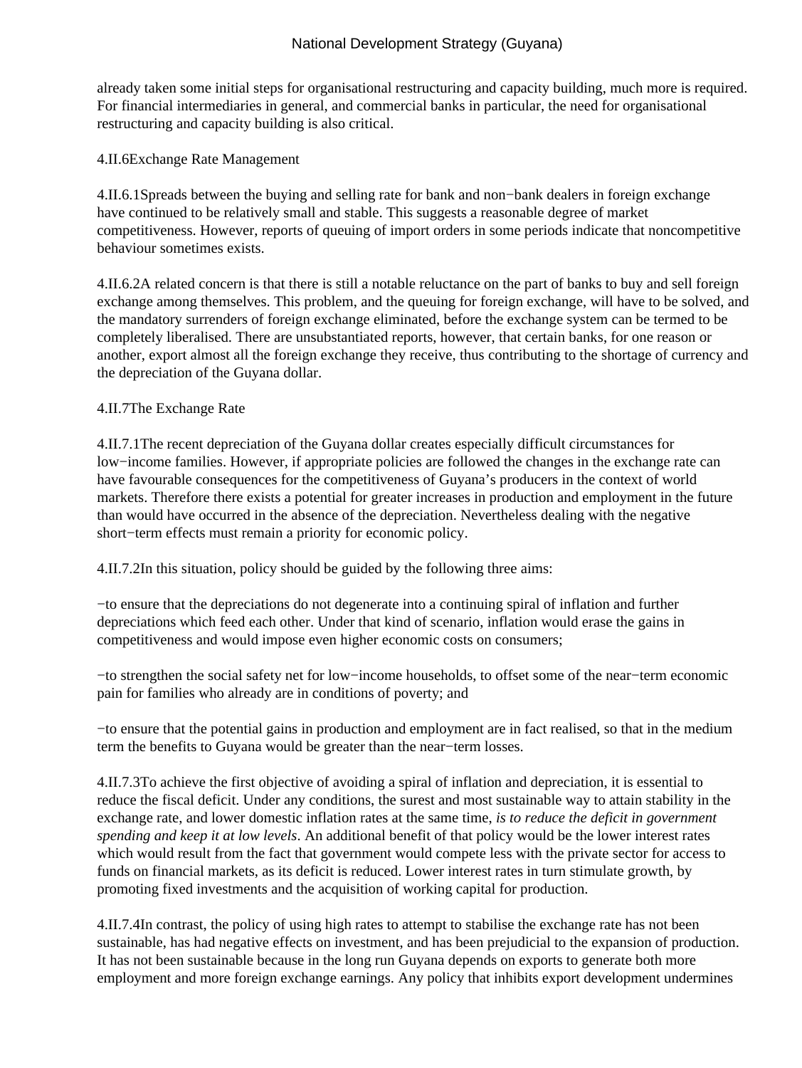already taken some initial steps for organisational restructuring and capacity building, much more is required. For financial intermediaries in general, and commercial banks in particular, the need for organisational restructuring and capacity building is also critical.

4.II.6Exchange Rate Management

4.II.6.1Spreads between the buying and selling rate for bank and non−bank dealers in foreign exchange have continued to be relatively small and stable. This suggests a reasonable degree of market competitiveness. However, reports of queuing of import orders in some periods indicate that noncompetitive behaviour sometimes exists.

4.II.6.2A related concern is that there is still a notable reluctance on the part of banks to buy and sell foreign exchange among themselves. This problem, and the queuing for foreign exchange, will have to be solved, and the mandatory surrenders of foreign exchange eliminated, before the exchange system can be termed to be completely liberalised. There are unsubstantiated reports, however, that certain banks, for one reason or another, export almost all the foreign exchange they receive, thus contributing to the shortage of currency and the depreciation of the Guyana dollar.

4.II.7The Exchange Rate

4.II.7.1The recent depreciation of the Guyana dollar creates especially difficult circumstances for low−income families. However, if appropriate policies are followed the changes in the exchange rate can have favourable consequences for the competitiveness of Guyana's producers in the context of world markets. Therefore there exists a potential for greater increases in production and employment in the future than would have occurred in the absence of the depreciation. Nevertheless dealing with the negative short−term effects must remain a priority for economic policy.

4.II.7.2In this situation, policy should be guided by the following three aims:

−to ensure that the depreciations do not degenerate into a continuing spiral of inflation and further depreciations which feed each other. Under that kind of scenario, inflation would erase the gains in competitiveness and would impose even higher economic costs on consumers;

−to strengthen the social safety net for low−income households, to offset some of the near−term economic pain for families who already are in conditions of poverty; and

−to ensure that the potential gains in production and employment are in fact realised, so that in the medium term the benefits to Guyana would be greater than the near−term losses.

4.II.7.3To achieve the first objective of avoiding a spiral of inflation and depreciation, it is essential to reduce the fiscal deficit. Under any conditions, the surest and most sustainable way to attain stability in the exchange rate, and lower domestic inflation rates at the same time, *is to reduce the deficit in government spending and keep it at low levels*. An additional benefit of that policy would be the lower interest rates which would result from the fact that government would compete less with the private sector for access to funds on financial markets, as its deficit is reduced. Lower interest rates in turn stimulate growth, by promoting fixed investments and the acquisition of working capital for production.

4.II.7.4In contrast, the policy of using high rates to attempt to stabilise the exchange rate has not been sustainable, has had negative effects on investment, and has been prejudicial to the expansion of production. It has not been sustainable because in the long run Guyana depends on exports to generate both more employment and more foreign exchange earnings. Any policy that inhibits export development undermines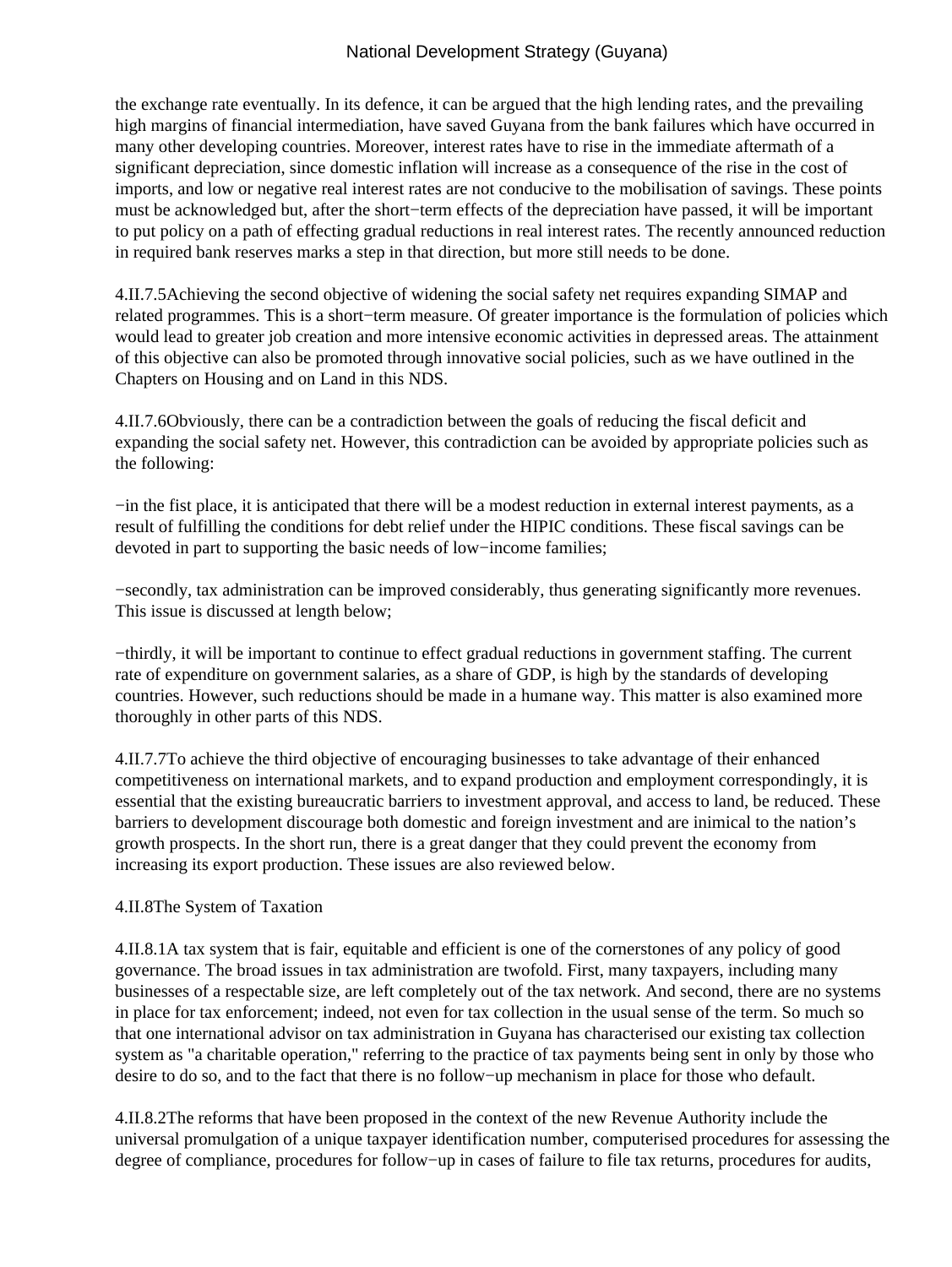the exchange rate eventually. In its defence, it can be argued that the high lending rates, and the prevailing high margins of financial intermediation, have saved Guyana from the bank failures which have occurred in many other developing countries. Moreover, interest rates have to rise in the immediate aftermath of a significant depreciation, since domestic inflation will increase as a consequence of the rise in the cost of imports, and low or negative real interest rates are not conducive to the mobilisation of savings. These points must be acknowledged but, after the short−term effects of the depreciation have passed, it will be important to put policy on a path of effecting gradual reductions in real interest rates. The recently announced reduction in required bank reserves marks a step in that direction, but more still needs to be done.

4.II.7.5Achieving the second objective of widening the social safety net requires expanding SIMAP and related programmes. This is a short−term measure. Of greater importance is the formulation of policies which would lead to greater job creation and more intensive economic activities in depressed areas. The attainment of this objective can also be promoted through innovative social policies, such as we have outlined in the Chapters on Housing and on Land in this NDS.

4.II.7.6Obviously, there can be a contradiction between the goals of reducing the fiscal deficit and expanding the social safety net. However, this contradiction can be avoided by appropriate policies such as the following:

−in the fist place, it is anticipated that there will be a modest reduction in external interest payments, as a result of fulfilling the conditions for debt relief under the HIPIC conditions. These fiscal savings can be devoted in part to supporting the basic needs of low−income families;

−secondly, tax administration can be improved considerably, thus generating significantly more revenues. This issue is discussed at length below;

−thirdly, it will be important to continue to effect gradual reductions in government staffing. The current rate of expenditure on government salaries, as a share of GDP, is high by the standards of developing countries. However, such reductions should be made in a humane way. This matter is also examined more thoroughly in other parts of this NDS.

4.II.7.7To achieve the third objective of encouraging businesses to take advantage of their enhanced competitiveness on international markets, and to expand production and employment correspondingly, it is essential that the existing bureaucratic barriers to investment approval, and access to land, be reduced. These barriers to development discourage both domestic and foreign investment and are inimical to the nation's growth prospects. In the short run, there is a great danger that they could prevent the economy from increasing its export production. These issues are also reviewed below.

4.II.8The System of Taxation

4.II.8.1A tax system that is fair, equitable and efficient is one of the cornerstones of any policy of good governance. The broad issues in tax administration are twofold. First, many taxpayers, including many businesses of a respectable size, are left completely out of the tax network. And second, there are no systems in place for tax enforcement; indeed, not even for tax collection in the usual sense of the term. So much so that one international advisor on tax administration in Guyana has characterised our existing tax collection system as "a charitable operation," referring to the practice of tax payments being sent in only by those who desire to do so, and to the fact that there is no follow−up mechanism in place for those who default.

4.II.8.2The reforms that have been proposed in the context of the new Revenue Authority include the universal promulgation of a unique taxpayer identification number, computerised procedures for assessing the degree of compliance, procedures for follow−up in cases of failure to file tax returns, procedures for audits,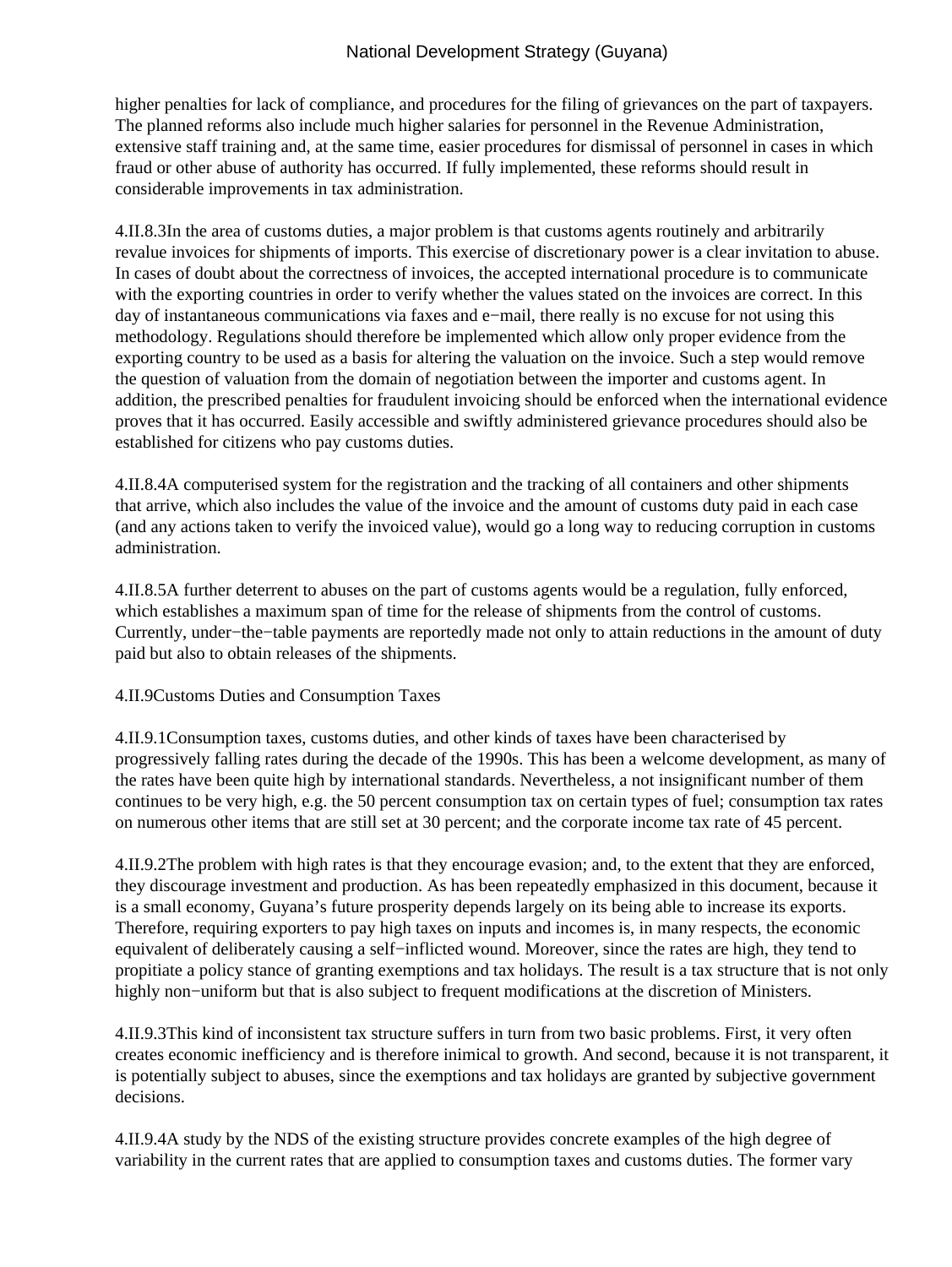higher penalties for lack of compliance, and procedures for the filing of grievances on the part of taxpayers. The planned reforms also include much higher salaries for personnel in the Revenue Administration, extensive staff training and, at the same time, easier procedures for dismissal of personnel in cases in which fraud or other abuse of authority has occurred. If fully implemented, these reforms should result in considerable improvements in tax administration.

4.II.8.3In the area of customs duties, a major problem is that customs agents routinely and arbitrarily revalue invoices for shipments of imports. This exercise of discretionary power is a clear invitation to abuse. In cases of doubt about the correctness of invoices, the accepted international procedure is to communicate with the exporting countries in order to verify whether the values stated on the invoices are correct. In this day of instantaneous communications via faxes and e−mail, there really is no excuse for not using this methodology. Regulations should therefore be implemented which allow only proper evidence from the exporting country to be used as a basis for altering the valuation on the invoice. Such a step would remove the question of valuation from the domain of negotiation between the importer and customs agent. In addition, the prescribed penalties for fraudulent invoicing should be enforced when the international evidence proves that it has occurred. Easily accessible and swiftly administered grievance procedures should also be established for citizens who pay customs duties.

4.II.8.4A computerised system for the registration and the tracking of all containers and other shipments that arrive, which also includes the value of the invoice and the amount of customs duty paid in each case (and any actions taken to verify the invoiced value), would go a long way to reducing corruption in customs administration.

4.II.8.5A further deterrent to abuses on the part of customs agents would be a regulation, fully enforced, which establishes a maximum span of time for the release of shipments from the control of customs. Currently, under−the−table payments are reportedly made not only to attain reductions in the amount of duty paid but also to obtain releases of the shipments.

4.II.9Customs Duties and Consumption Taxes

4.II.9.1Consumption taxes, customs duties, and other kinds of taxes have been characterised by progressively falling rates during the decade of the 1990s. This has been a welcome development, as many of the rates have been quite high by international standards. Nevertheless, a not insignificant number of them continues to be very high, e.g. the 50 percent consumption tax on certain types of fuel; consumption tax rates on numerous other items that are still set at 30 percent; and the corporate income tax rate of 45 percent.

4.II.9.2The problem with high rates is that they encourage evasion; and, to the extent that they are enforced, they discourage investment and production. As has been repeatedly emphasized in this document, because it is a small economy, Guyana's future prosperity depends largely on its being able to increase its exports. Therefore, requiring exporters to pay high taxes on inputs and incomes is, in many respects, the economic equivalent of deliberately causing a self−inflicted wound. Moreover, since the rates are high, they tend to propitiate a policy stance of granting exemptions and tax holidays. The result is a tax structure that is not only highly non−uniform but that is also subject to frequent modifications at the discretion of Ministers.

4.II.9.3This kind of inconsistent tax structure suffers in turn from two basic problems. First, it very often creates economic inefficiency and is therefore inimical to growth. And second, because it is not transparent, it is potentially subject to abuses, since the exemptions and tax holidays are granted by subjective government decisions.

4.II.9.4A study by the NDS of the existing structure provides concrete examples of the high degree of variability in the current rates that are applied to consumption taxes and customs duties. The former vary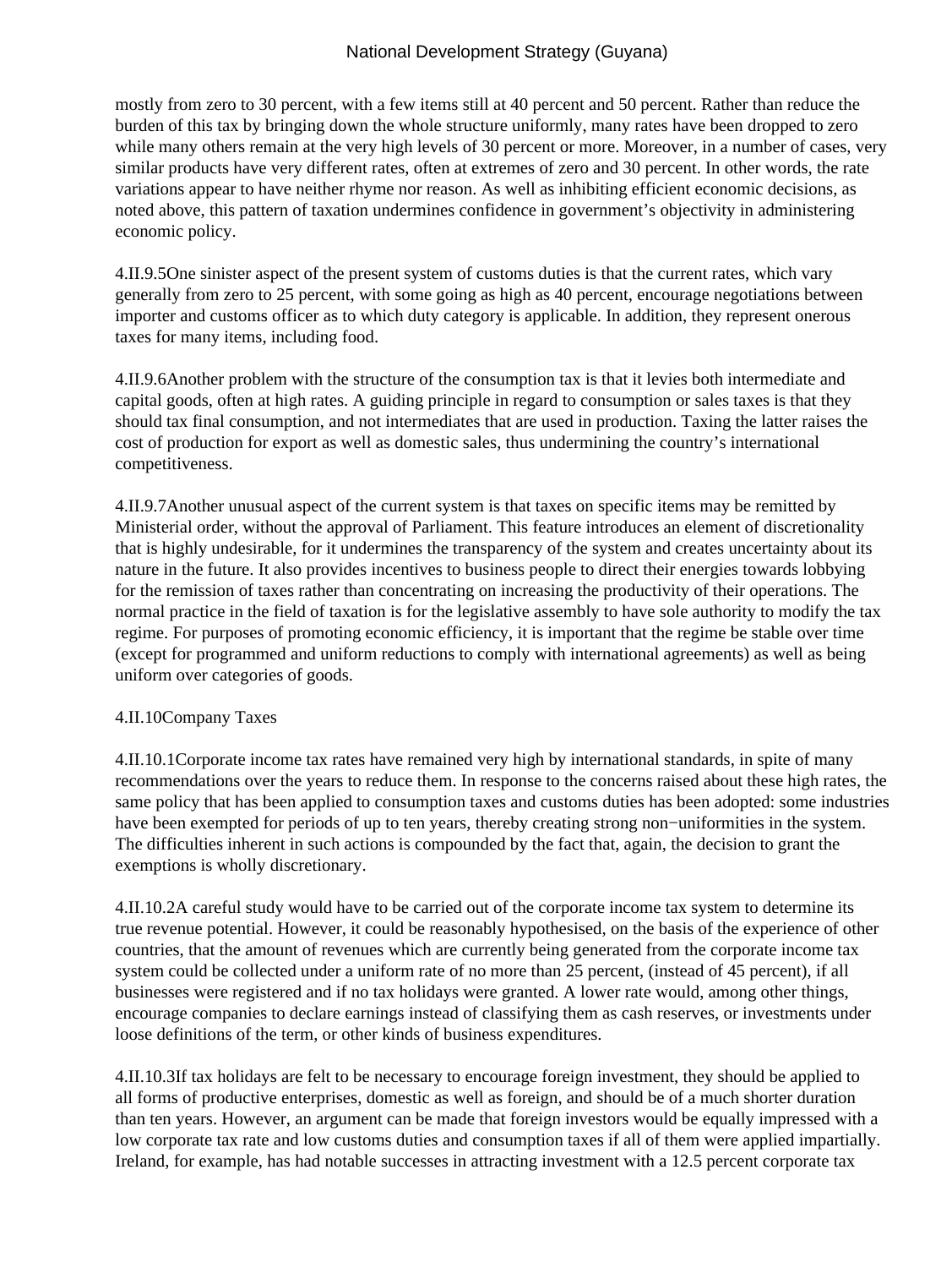mostly from zero to 30 percent, with a few items still at 40 percent and 50 percent. Rather than reduce the burden of this tax by bringing down the whole structure uniformly, many rates have been dropped to zero while many others remain at the very high levels of 30 percent or more. Moreover, in a number of cases, very similar products have very different rates, often at extremes of zero and 30 percent. In other words, the rate variations appear to have neither rhyme nor reason. As well as inhibiting efficient economic decisions, as noted above, this pattern of taxation undermines confidence in government's objectivity in administering economic policy.

4.II.9.5One sinister aspect of the present system of customs duties is that the current rates, which vary generally from zero to 25 percent, with some going as high as 40 percent, encourage negotiations between importer and customs officer as to which duty category is applicable. In addition, they represent onerous taxes for many items, including food.

4.II.9.6Another problem with the structure of the consumption tax is that it levies both intermediate and capital goods, often at high rates. A guiding principle in regard to consumption or sales taxes is that they should tax final consumption, and not intermediates that are used in production. Taxing the latter raises the cost of production for export as well as domestic sales, thus undermining the country's international competitiveness.

4.II.9.7Another unusual aspect of the current system is that taxes on specific items may be remitted by Ministerial order, without the approval of Parliament. This feature introduces an element of discretionality that is highly undesirable, for it undermines the transparency of the system and creates uncertainty about its nature in the future. It also provides incentives to business people to direct their energies towards lobbying for the remission of taxes rather than concentrating on increasing the productivity of their operations. The normal practice in the field of taxation is for the legislative assembly to have sole authority to modify the tax regime. For purposes of promoting economic efficiency, it is important that the regime be stable over time (except for programmed and uniform reductions to comply with international agreements) as well as being uniform over categories of goods.

4.II.10Company Taxes

4.II.10.1Corporate income tax rates have remained very high by international standards, in spite of many recommendations over the years to reduce them. In response to the concerns raised about these high rates, the same policy that has been applied to consumption taxes and customs duties has been adopted: some industries have been exempted for periods of up to ten years, thereby creating strong non−uniformities in the system. The difficulties inherent in such actions is compounded by the fact that, again, the decision to grant the exemptions is wholly discretionary.

4.II.10.2A careful study would have to be carried out of the corporate income tax system to determine its true revenue potential. However, it could be reasonably hypothesised, on the basis of the experience of other countries, that the amount of revenues which are currently being generated from the corporate income tax system could be collected under a uniform rate of no more than 25 percent, (instead of 45 percent), if all businesses were registered and if no tax holidays were granted. A lower rate would, among other things, encourage companies to declare earnings instead of classifying them as cash reserves, or investments under loose definitions of the term, or other kinds of business expenditures.

4.II.10.3If tax holidays are felt to be necessary to encourage foreign investment, they should be applied to all forms of productive enterprises, domestic as well as foreign, and should be of a much shorter duration than ten years. However, an argument can be made that foreign investors would be equally impressed with a low corporate tax rate and low customs duties and consumption taxes if all of them were applied impartially. Ireland, for example, has had notable successes in attracting investment with a 12.5 percent corporate tax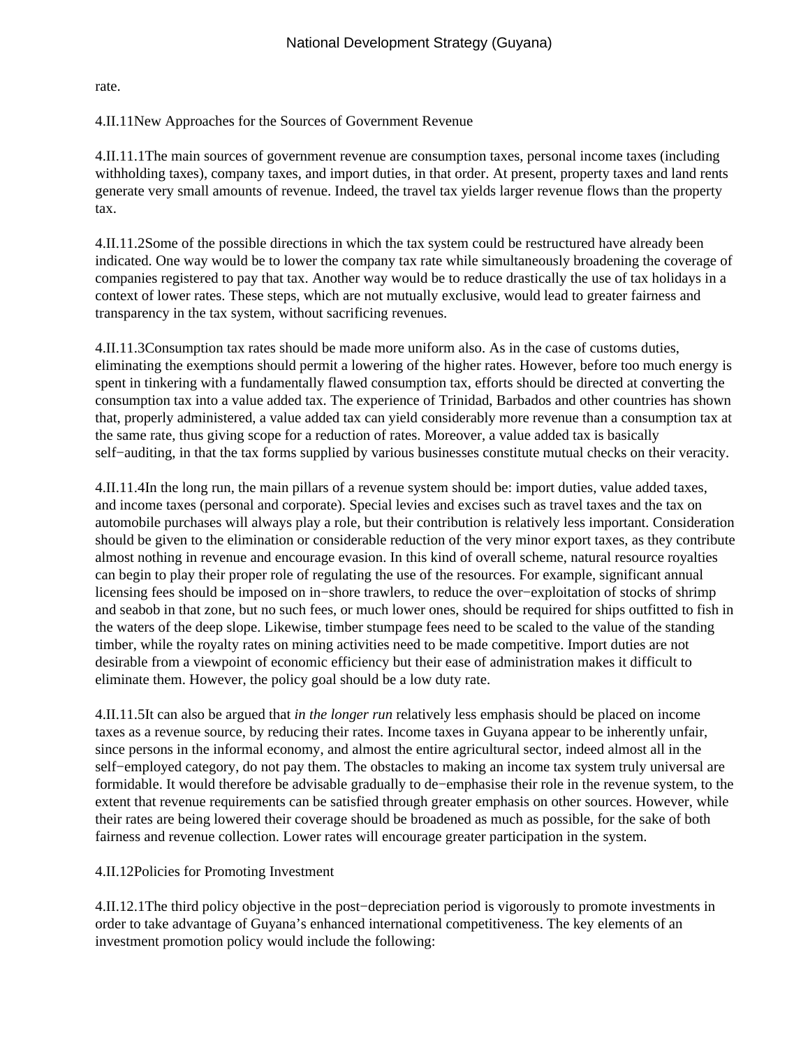rate.

### 4.II.11 New Approaches for the Sources of Government Revenue

4.II.11.1 The main sources of government revenue are consumption taxes, personal income taxes (including withholding taxes), company taxes, and import duties, in that order. At present, property taxes and land rents generate very small amounts of revenue. Indeed, the travel tax yields larger revenue flows than the property tax.

4.II.11.2 Some of the possible directions in which the tax system could be restructured have already been indicated. One way would be to lower the company tax rate while simultaneously broadening the coverage of companies registered to pay that tax. Another way would be to reduce drastically the use of tax holidays in a context of lower rates. These steps, which are not mutually exclusive, would lead to greater fairness and transparency in the tax system, without sacrificing revenues.

4.II.11.3 Consumption tax rates should be made more uniform also. As in the case of customs duties, eliminating the exemptions should permit a lowering of the higher rates. However, before too much energy is spent in tinkering with a fundamentally flawed consumption tax, efforts should be directed at converting the consumption tax into a value added tax. The experience of Trinidad, Barbados and other countries has shown that, properly administered, a value added tax can yield considerably more revenue than a consumption tax at the same rate, thus giving scope for a reduction of rates. Moreover, a value added tax is basically self−auditing, in that the tax forms supplied by various businesses constitute mutual checks on their veracity.

4.II.11.4 In the long run, the main pillars of a revenue system should be: import duties, value added taxes, and income taxes (personal and corporate). Special levies and excises such as travel taxes and the tax on automobile purchases will always play a role, but their contribution is relatively less important. Consideration should be given to the elimination or considerable reduction of the very minor export taxes, as they contribute almost nothing in revenue and encourage evasion. In this kind of overall scheme, natural resource royalties can begin to play their proper role of regulating the use of the resources. For example, significant annual licensing fees should be imposed on in−shore trawlers, to reduce the over−exploitation of stocks of shrimp and seabob in that zone, but no such fees, or much lower ones, should be required for ships outfitted to fish in the waters of the deep slope. Likewise, timber stumpage fees need to be scaled to the value of the standing timber, while the royalty rates on mining activities need to be made competitive. Import duties are not desirable from a viewpoint of economic efficiency but their ease of administration makes it difficult to eliminate them. However, the policy goal should be a low duty rate.

4.II.11.5 It can also be argued that *in the longer run* relatively less emphasis should be placed on income taxes as a revenue source, by reducing their rates. Income taxes in Guyana appear to be inherently unfair, since persons in the informal economy, and almost the entire agricultural sector, indeed almost all in the self−employed category, do not pay them. The obstacles to making an income tax system truly universal are formidable. It would therefore be advisable gradually to de−emphasise their role in the revenue system, to the extent that revenue requirements can be satisfied through greater emphasis on other sources. However, while their rates are being lowered their coverage should be broadened as much as possible, for the sake of both fairness and revenue collection. Lower rates will encourage greater participation in the system.

### 4.II.12 Policies for Promoting Investment

4.II.12.1 The third policy objective in the post−depreciation period is vigorously to promote investments in order to take advantage of Guyana's enhanced international competitiveness. The key elements of an investment promotion policy would include the following: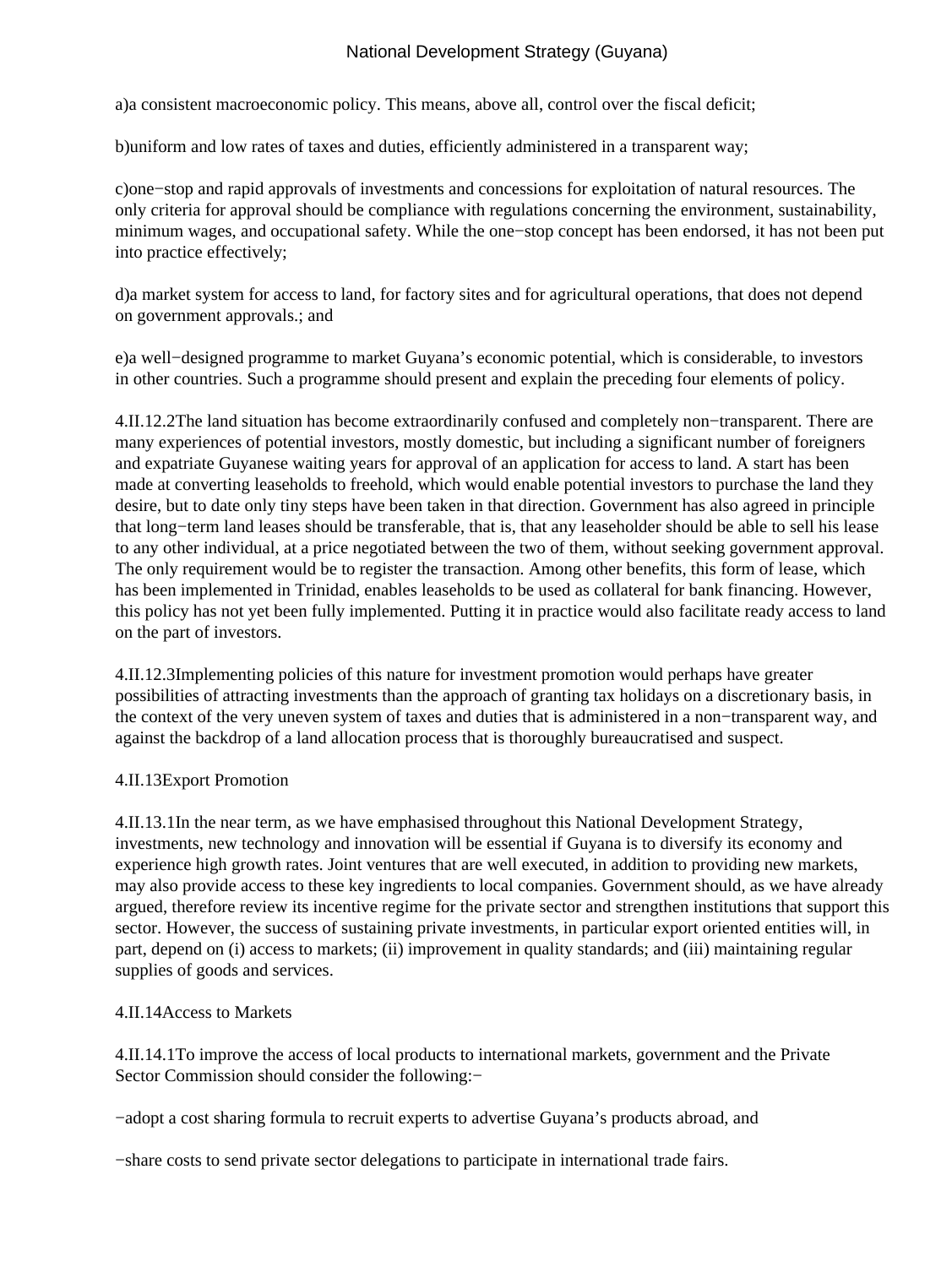a)a consistent macroeconomic policy. This means, above all, control over the fiscal deficit;

b)uniform and low rates of taxes and duties, efficiently administered in a transparent way;

c)one−stop and rapid approvals of investments and concessions for exploitation of natural resources. The only criteria for approval should be compliance with regulations concerning the environment, sustainability, minimum wages, and occupational safety. While the one−stop concept has been endorsed, it has not been put into practice effectively;

d)a market system for access to land, for factory sites and for agricultural operations, that does not depend on government approvals.; and

e)a well−designed programme to market Guyana's economic potential, which is considerable, to investors in other countries. Such a programme should present and explain the preceding four elements of policy.

4.II.12.2The land situation has become extraordinarily confused and completely non−transparent. There are many experiences of potential investors, mostly domestic, but including a significant number of foreigners and expatriate Guyanese waiting years for approval of an application for access to land. A start has been made at converting leaseholds to freehold, which would enable potential investors to purchase the land they desire, but to date only tiny steps have been taken in that direction. Government has also agreed in principle that long−term land leases should be transferable, that is, that any leaseholder should be able to sell his lease to any other individual, at a price negotiated between the two of them, without seeking government approval. The only requirement would be to register the transaction. Among other benefits, this form of lease, which has been implemented in Trinidad, enables leaseholds to be used as collateral for bank financing. However, this policy has not yet been fully implemented. Putting it in practice would also facilitate ready access to land on the part of investors.

4.II.12.3Implementing policies of this nature for investment promotion would perhaps have greater possibilities of attracting investments than the approach of granting tax holidays on a discretionary basis, in the context of the very uneven system of taxes and duties that is administered in a non−transparent way, and against the backdrop of a land allocation process that is thoroughly bureaucratised and suspect.

4.II.13Export Promotion

4.II.13.1In the near term, as we have emphasised throughout this National Development Strategy, investments, new technology and innovation will be essential if Guyana is to diversify its economy and experience high growth rates. Joint ventures that are well executed, in addition to providing new markets, may also provide access to these key ingredients to local companies. Government should, as we have already argued, therefore review its incentive regime for the private sector and strengthen institutions that support this sector. However, the success of sustaining private investments, in particular export oriented entities will, in part, depend on (i) access to markets; (ii) improvement in quality standards; and (iii) maintaining regular supplies of goods and services.

4.II.14Access to Markets

4.II.14.1To improve the access of local products to international markets, government and the Private Sector Commission should consider the following:−

−adopt a cost sharing formula to recruit experts to advertise Guyana's products abroad, and

−share costs to send private sector delegations to participate in international trade fairs.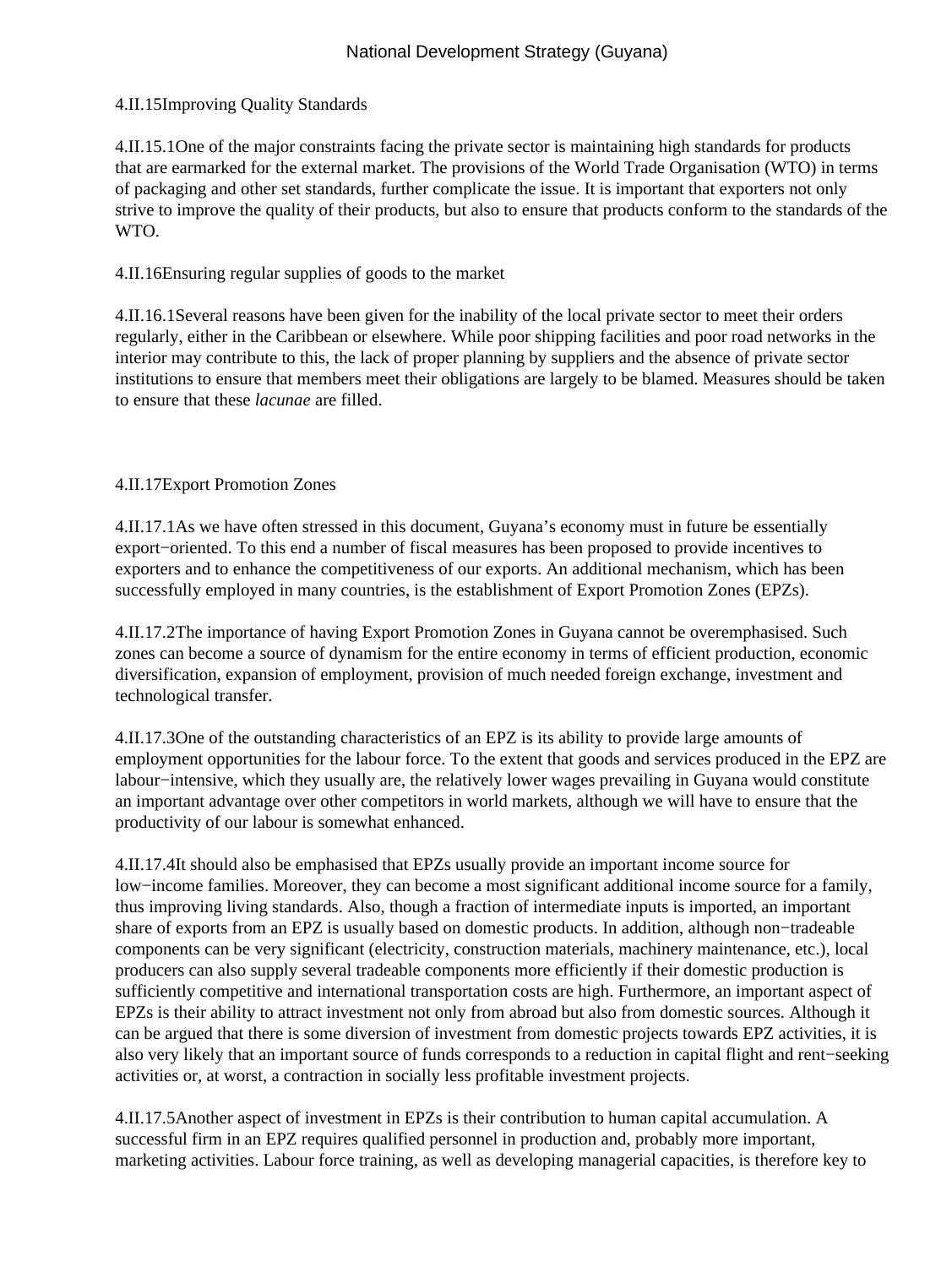### 4.II.15 Improving Quality Standards

4.II.15.1 One of the major constraints facing the private sector is maintaining high standards for products that are earmarked for the external market. The provisions of the World Trade Organisation (WTO) in terms of packaging and other set standards, further complicate the issue. It is important that exporters not only strive to improve the quality of their products, but also to ensure that products conform to the standards of the WTO.

### 4.II.16 Ensuring regular supplies of goods to the market

4.II.16.1 Several reasons have been given for the inability of the local private sector to meet their orders regularly, either in the Caribbean or elsewhere. While poor shipping facilities and poor road networks in the interior may contribute to this, the lack of proper planning by suppliers and the absence of private sector institutions to ensure that members meet their obligations are largely to be blamed. Measures should be taken to ensure that these *lacunae* are filled.

### 4.II.17 Export Promotion Zones

4.II.17.1 As we have often stressed in this document, Guyana's economy must in future be essentially export−oriented. To this end a number of fiscal measures has been proposed to provide incentives to exporters and to enhance the competitiveness of our exports. An additional mechanism, which has been successfully employed in many countries, is the establishment of Export Promotion Zones (EPZs).

4.II.17.2 The importance of having Export Promotion Zones in Guyana cannot be overemphasised. Such zones can become a source of dynamism for the entire economy in terms of efficient production, economic diversification, expansion of employment, provision of much needed foreign exchange, investment and technological transfer.

4.II.17.3 One of the outstanding characteristics of an EPZ is its ability to provide large amounts of employment opportunities for the labour force. To the extent that goods and services produced in the EPZ are labour−intensive, which they usually are, the relatively lower wages prevailing in Guyana would constitute an important advantage over other competitors in world markets, although we will have to ensure that the productivity of our labour is somewhat enhanced.

4.II.17.4 It should also be emphasised that EPZs usually provide an important income source for low−income families. Moreover, they can become a most significant additional income source for a family, thus improving living standards. Also, though a fraction of intermediate inputs is imported, an important share of exports from an EPZ is usually based on domestic products. In addition, although non−tradeable components can be very significant (electricity, construction materials, machinery maintenance, etc.), local producers can also supply several tradeable components more efficiently if their domestic production is sufficiently competitive and international transportation costs are high. Furthermore, an important aspect of EPZs is their ability to attract investment not only from abroad but also from domestic sources. Although it can be argued that there is some diversion of investment from domestic projects towards EPZ activities, it is also very likely that an important source of funds corresponds to a reduction in capital flight and rent−seeking activities or, at worst, a contraction in socially less profitable investment projects.

4.II.17.5 Another aspect of investment in EPZs is their contribution to human capital accumulation. A successful firm in an EPZ requires qualified personnel in production and, probably more important, marketing activities. Labour force training, as well as developing managerial capacities, is therefore key to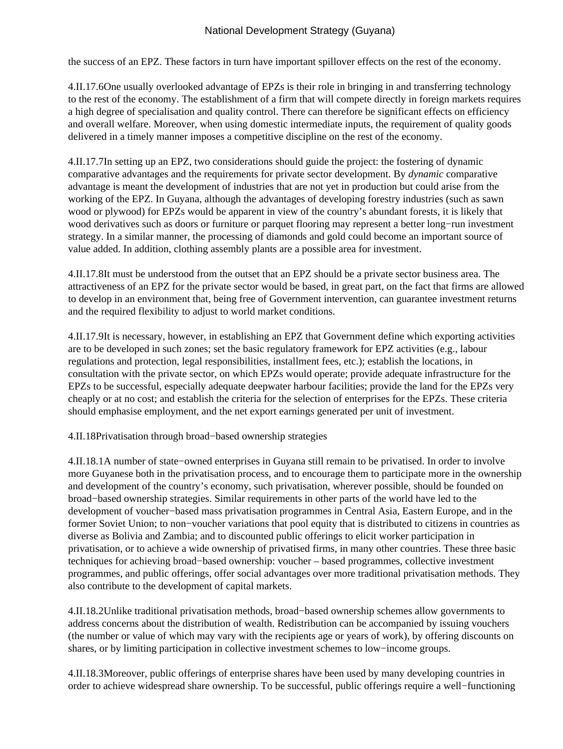the success of an EPZ. These factors in turn have important spillover effects on the rest of the economy.

4.II.17.6One usually overlooked advantage of EPZs is their role in bringing in and transferring technology to the rest of the economy. The establishment of a firm that will compete directly in foreign markets requires a high degree of specialisation and quality control. There can therefore be significant effects on efficiency and overall welfare. Moreover, when using domestic intermediate inputs, the requirement of quality goods delivered in a timely manner imposes a competitive discipline on the rest of the economy.

4.II.17.7In setting up an EPZ, two considerations should guide the project: the fostering of dynamic comparative advantages and the requirements for private sector development. By *dynamic* comparative advantage is meant the development of industries that are not yet in production but could arise from the working of the EPZ. In Guyana, although the advantages of developing forestry industries (such as sawn wood or plywood) for EPZs would be apparent in view of the country's abundant forests, it is likely that wood derivatives such as doors or furniture or parquet flooring may represent a better long−run investment strategy. In a similar manner, the processing of diamonds and gold could become an important source of value added. In addition, clothing assembly plants are a possible area for investment.

4.II.17.8It must be understood from the outset that an EPZ should be a private sector business area. The attractiveness of an EPZ for the private sector would be based, in great part, on the fact that firms are allowed to develop in an environment that, being free of Government intervention, can guarantee investment returns and the required flexibility to adjust to world market conditions.

4.II.17.9It is necessary, however, in establishing an EPZ that Government define which exporting activities are to be developed in such zones; set the basic regulatory framework for EPZ activities (e.g., labour regulations and protection, legal responsibilities, installment fees, etc.); establish the locations, in consultation with the private sector, on which EPZs would operate; provide adequate infrastructure for the EPZs to be successful, especially adequate deepwater harbour facilities; provide the land for the EPZs very cheaply or at no cost; and establish the criteria for the selection of enterprises for the EPZs. These criteria should emphasise employment, and the net export earnings generated per unit of investment.

4.II.18Privatisation through broad−based ownership strategies

4.II.18.1A number of state−owned enterprises in Guyana still remain to be privatised. In order to involve more Guyanese both in the privatisation process, and to encourage them to participate more in the ownership and development of the country's economy, such privatisation, wherever possible, should be founded on broad−based ownership strategies. Similar requirements in other parts of the world have led to the development of voucher−based mass privatisation programmes in Central Asia, Eastern Europe, and in the former Soviet Union; to non−voucher variations that pool equity that is distributed to citizens in countries as diverse as Bolivia and Zambia; and to discounted public offerings to elicit worker participation in privatisation, or to achieve a wide ownership of privatised firms, in many other countries. These three basic techniques for achieving broad−based ownership: voucher – based programmes, collective investment programmes, and public offerings, offer social advantages over more traditional privatisation methods. They also contribute to the development of capital markets.

4.II.18.2Unlike traditional privatisation methods, broad−based ownership schemes allow governments to address concerns about the distribution of wealth. Redistribution can be accompanied by issuing vouchers (the number or value of which may vary with the recipients age or years of work), by offering discounts on shares, or by limiting participation in collective investment schemes to low−income groups.

4.II.18.3Moreover, public offerings of enterprise shares have been used by many developing countries in order to achieve widespread share ownership. To be successful, public offerings require a well−functioning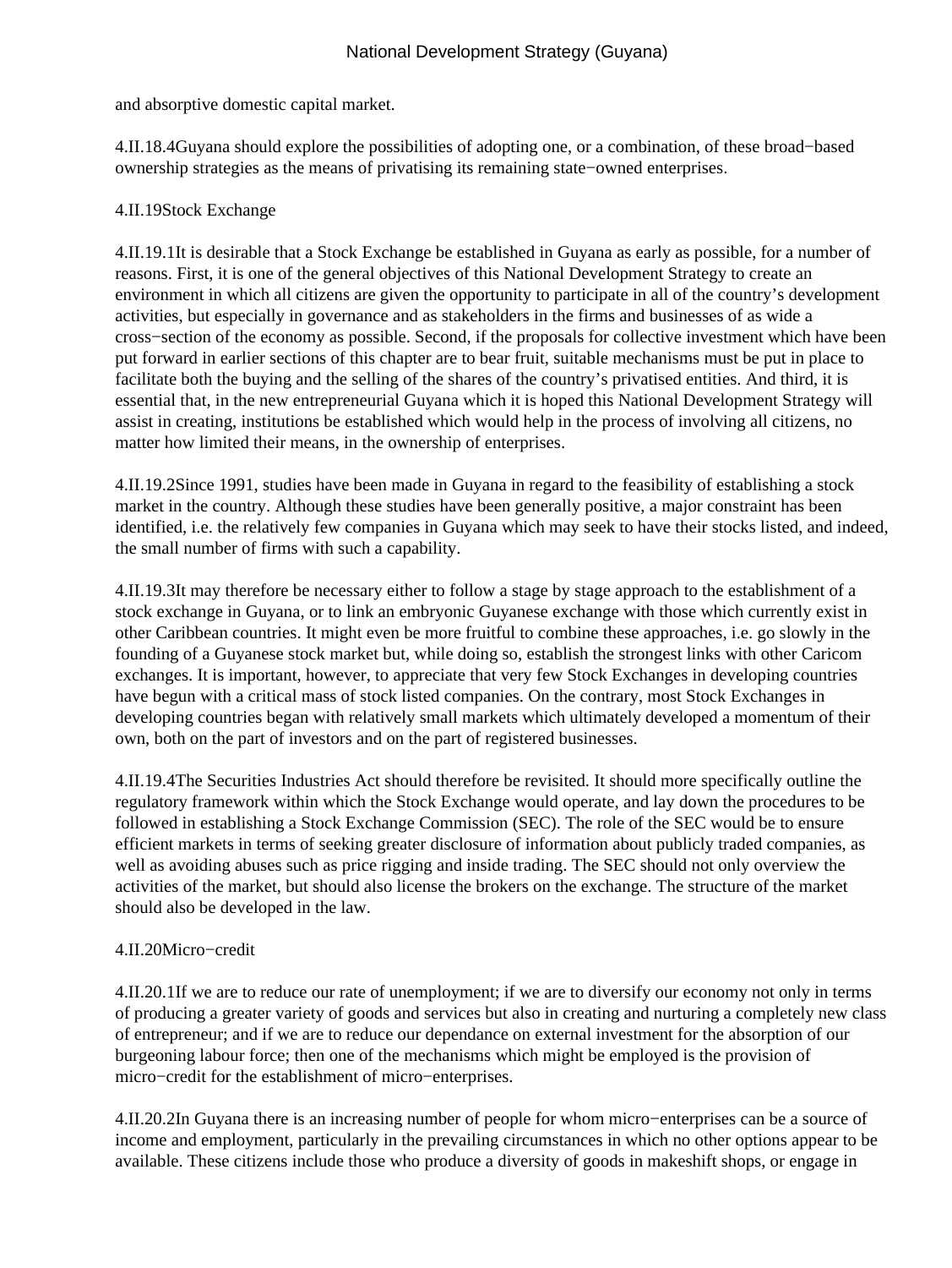and absorptive domestic capital market.

4.II.18.4Guyana should explore the possibilities of adopting one, or a combination, of these broad−based ownership strategies as the means of privatising its remaining state−owned enterprises.

## 4.II.19Stock Exchange

4.II.19.1It is desirable that a Stock Exchange be established in Guyana as early as possible, for a number of reasons. First, it is one of the general objectives of this National Development Strategy to create an environment in which all citizens are given the opportunity to participate in all of the country's development activities, but especially in governance and as stakeholders in the firms and businesses of as wide a cross−section of the economy as possible. Second, if the proposals for collective investment which have been put forward in earlier sections of this chapter are to bear fruit, suitable mechanisms must be put in place to facilitate both the buying and the selling of the shares of the country's privatised entities. And third, it is essential that, in the new entrepreneurial Guyana which it is hoped this National Development Strategy will assist in creating, institutions be established which would help in the process of involving all citizens, no matter how limited their means, in the ownership of enterprises.

4.II.19.2Since 1991, studies have been made in Guyana in regard to the feasibility of establishing a stock market in the country. Although these studies have been generally positive, a major constraint has been identified, i.e. the relatively few companies in Guyana which may seek to have their stocks listed, and indeed, the small number of firms with such a capability.

4.II.19.3It may therefore be necessary either to follow a stage by stage approach to the establishment of a stock exchange in Guyana, or to link an embryonic Guyanese exchange with those which currently exist in other Caribbean countries. It might even be more fruitful to combine these approaches, i.e. go slowly in the founding of a Guyanese stock market but, while doing so, establish the strongest links with other Caricom exchanges. It is important, however, to appreciate that very few Stock Exchanges in developing countries have begun with a critical mass of stock listed companies. On the contrary, most Stock Exchanges in developing countries began with relatively small markets which ultimately developed a momentum of their own, both on the part of investors and on the part of registered businesses.

4.II.19.4The Securities Industries Act should therefore be revisited. It should more specifically outline the regulatory framework within which the Stock Exchange would operate, and lay down the procedures to be followed in establishing a Stock Exchange Commission (SEC). The role of the SEC would be to ensure efficient markets in terms of seeking greater disclosure of information about publicly traded companies, as well as avoiding abuses such as price rigging and inside trading. The SEC should not only overview the activities of the market, but should also license the brokers on the exchange. The structure of the market should also be developed in the law.

## 4.II.20Micro−credit

4.II.20.1If we are to reduce our rate of unemployment; if we are to diversify our economy not only in terms of producing a greater variety of goods and services but also in creating and nurturing a completely new class of entrepreneur; and if we are to reduce our dependance on external investment for the absorption of our burgeoning labour force; then one of the mechanisms which might be employed is the provision of micro−credit for the establishment of micro−enterprises.

4.II.20.2In Guyana there is an increasing number of people for whom micro−enterprises can be a source of income and employment, particularly in the prevailing circumstances in which no other options appear to be available. These citizens include those who produce a diversity of goods in makeshift shops, or engage in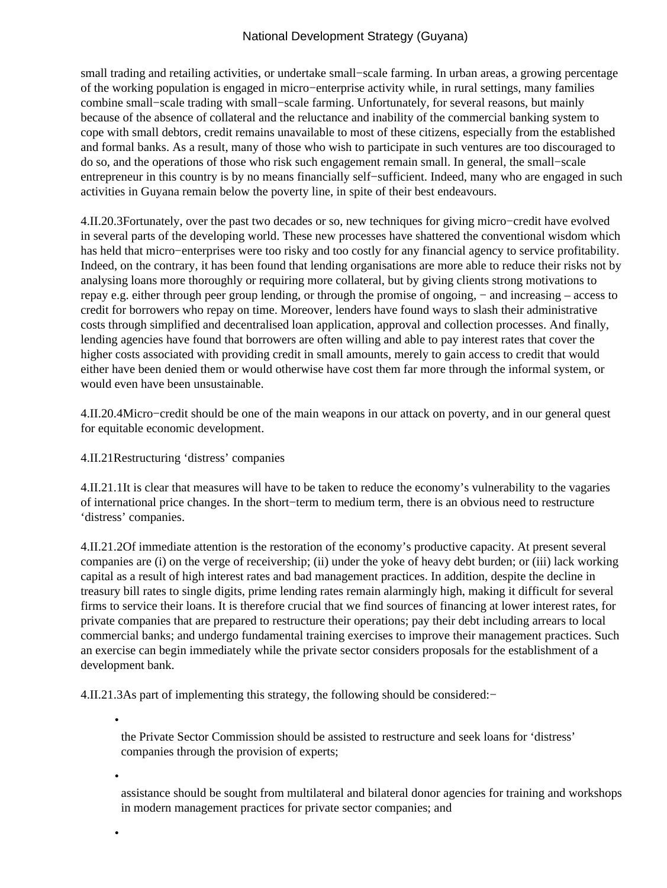small trading and retailing activities, or undertake small−scale farming. In urban areas, a growing percentage of the working population is engaged in micro−enterprise activity while, in rural settings, many families combine small−scale trading with small−scale farming. Unfortunately, for several reasons, but mainly because of the absence of collateral and the reluctance and inability of the commercial banking system to cope with small debtors, credit remains unavailable to most of these citizens, especially from the established and formal banks. As a result, many of those who wish to participate in such ventures are too discouraged to do so, and the operations of those who risk such engagement remain small. In general, the small−scale entrepreneur in this country is by no means financially self−sufficient. Indeed, many who are engaged in such activities in Guyana remain below the poverty line, in spite of their best endeavours.

4.II.20.3Fortunately, over the past two decades or so, new techniques for giving micro−credit have evolved in several parts of the developing world. These new processes have shattered the conventional wisdom which has held that micro−enterprises were too risky and too costly for any financial agency to service profitability. Indeed, on the contrary, it has been found that lending organisations are more able to reduce their risks not by analysing loans more thoroughly or requiring more collateral, but by giving clients strong motivations to repay e.g. either through peer group lending, or through the promise of ongoing, − and increasing – access to credit for borrowers who repay on time. Moreover, lenders have found ways to slash their administrative costs through simplified and decentralised loan application, approval and collection processes. And finally, lending agencies have found that borrowers are often willing and able to pay interest rates that cover the higher costs associated with providing credit in small amounts, merely to gain access to credit that would either have been denied them or would otherwise have cost them far more through the informal system, or would even have been unsustainable.

4.II.20.4Micro−credit should be one of the main weapons in our attack on poverty, and in our general quest for equitable economic development.

4.II.21Restructuring ‘distress’ companies

4.II.21.1It is clear that measures will have to be taken to reduce the economy’s vulnerability to the vagaries of international price changes. In the short−term to medium term, there is an obvious need to restructure ‘distress’ companies.

4.II.21.2Of immediate attention is the restoration of the economy’s productive capacity. At present several companies are (i) on the verge of receivership; (ii) under the yoke of heavy debt burden; or (iii) lack working capital as a result of high interest rates and bad management practices. In addition, despite the decline in treasury bill rates to single digits, prime lending rates remain alarmingly high, making it difficult for several firms to service their loans. It is therefore crucial that we find sources of financing at lower interest rates, for private companies that are prepared to restructure their operations; pay their debt including arrears to local commercial banks; and undergo fundamental training exercises to improve their management practices. Such an exercise can begin immediately while the private sector considers proposals for the establishment of a development bank.

4.II.21.3As part of implementing this strategy, the following should be considered:−

- the Private Sector Commission should be assisted to restructure and seek loans for ‘distress’ companies through the provision of experts;
- assistance should be sought from multilateral and bilateral donor agencies for training and workshops in modern management practices for private sector companies; and
-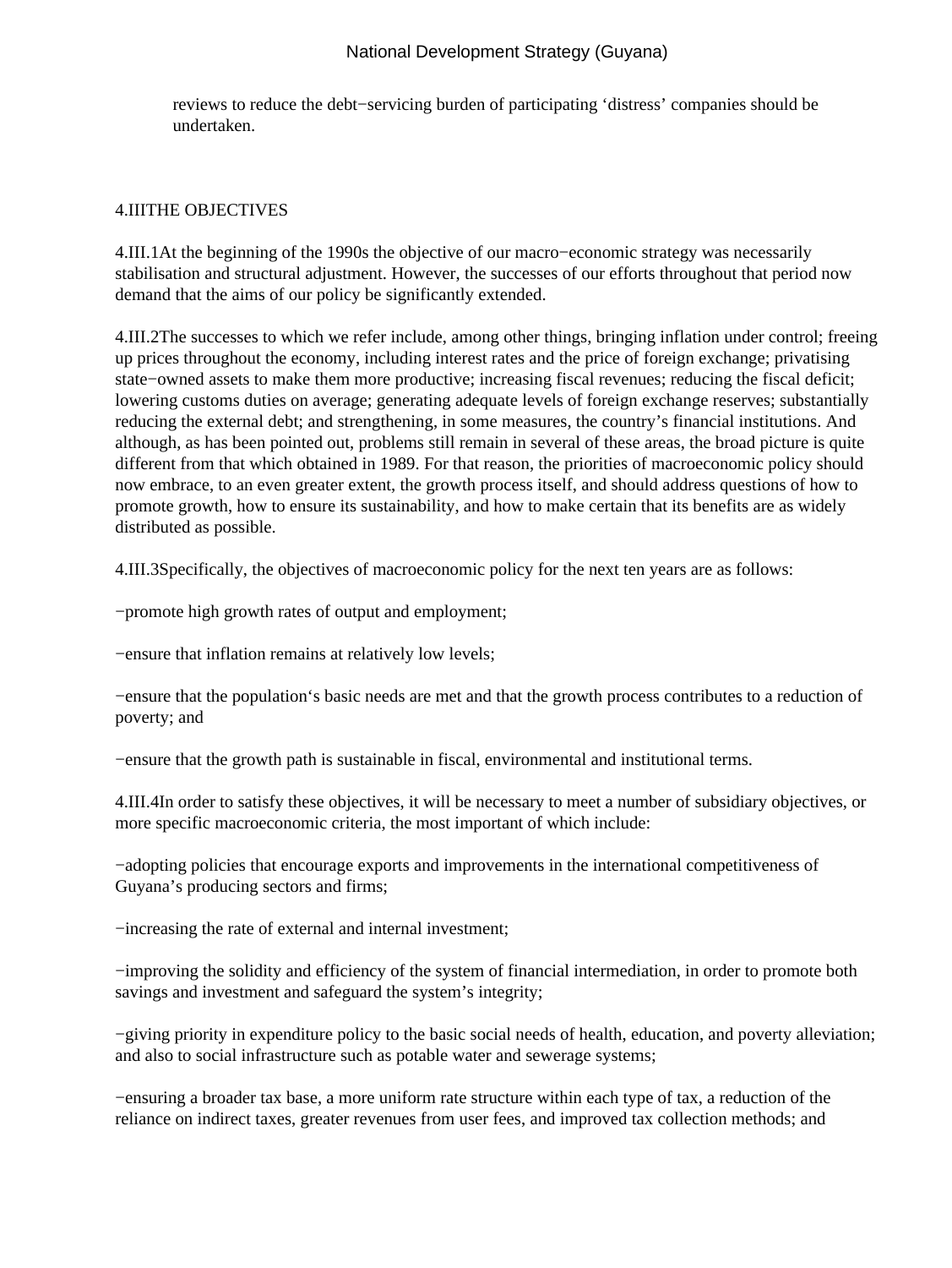reviews to reduce the debt−servicing burden of participating 'distress' companies should be undertaken.

## 4.III THE OBJECTIVES

4.III.1 At the beginning of the 1990s the objective of our macro−economic strategy was necessarily stabilisation and structural adjustment. However, the successes of our efforts throughout that period now demand that the aims of our policy be significantly extended.

4.III.2 The successes to which we refer include, among other things, bringing inflation under control; freeing up prices throughout the economy, including interest rates and the price of foreign exchange; privatising state−owned assets to make them more productive; increasing fiscal revenues; reducing the fiscal deficit; lowering customs duties on average; generating adequate levels of foreign exchange reserves; substantially reducing the external debt; and strengthening, in some measures, the country's financial institutions. And although, as has been pointed out, problems still remain in several of these areas, the broad picture is quite different from that which obtained in 1989. For that reason, the priorities of macroeconomic policy should now embrace, to an even greater extent, the growth process itself, and should address questions of how to promote growth, how to ensure its sustainability, and how to make certain that its benefits are as widely distributed as possible.

4.III.3 Specifically, the objectives of macroeconomic policy for the next ten years are as follows:

− promote high growth rates of output and employment;

− ensure that inflation remains at relatively low levels;

− ensure that the population's basic needs are met and that the growth process contributes to a reduction of poverty; and

− ensure that the growth path is sustainable in fiscal, environmental and institutional terms.

4.III.4 In order to satisfy these objectives, it will be necessary to meet a number of subsidiary objectives, or more specific macroeconomic criteria, the most important of which include:

− adopting policies that encourage exports and improvements in the international competitiveness of Guyana's producing sectors and firms;

− increasing the rate of external and internal investment;

− improving the solidity and efficiency of the system of financial intermediation, in order to promote both savings and investment and safeguard the system's integrity;

− giving priority in expenditure policy to the basic social needs of health, education, and poverty alleviation; and also to social infrastructure such as potable water and sewerage systems;

− ensuring a broader tax base, a more uniform rate structure within each type of tax, a reduction of the reliance on indirect taxes, greater revenues from user fees, and improved tax collection methods; and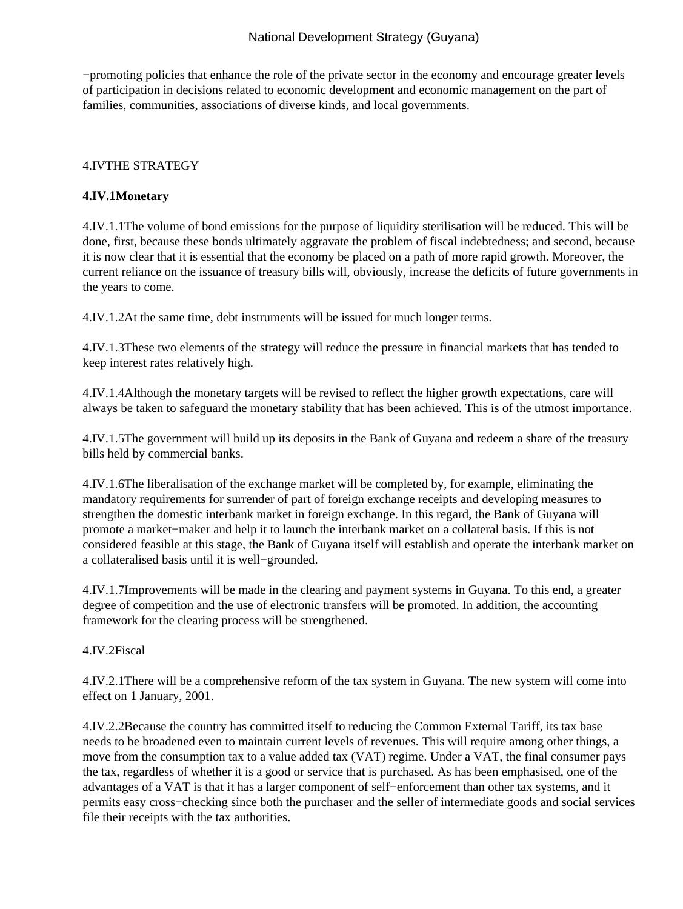−promoting policies that enhance the role of the private sector in the economy and encourage greater levels of participation in decisions related to economic development and economic management on the part of families, communities, associations of diverse kinds, and local governments.

## 4.IVTHE STRATEGY

### 4.IV.1Monetary

4.IV.1.1The volume of bond emissions for the purpose of liquidity sterilisation will be reduced. This will be done, first, because these bonds ultimately aggravate the problem of fiscal indebtedness; and second, because it is now clear that it is essential that the economy be placed on a path of more rapid growth. Moreover, the current reliance on the issuance of treasury bills will, obviously, increase the deficits of future governments in the years to come.

4.IV.1.2At the same time, debt instruments will be issued for much longer terms.

4.IV.1.3These two elements of the strategy will reduce the pressure in financial markets that has tended to keep interest rates relatively high.

4.IV.1.4Although the monetary targets will be revised to reflect the higher growth expectations, care will always be taken to safeguard the monetary stability that has been achieved. This is of the utmost importance.

4.IV.1.5The government will build up its deposits in the Bank of Guyana and redeem a share of the treasury bills held by commercial banks.

4.IV.1.6The liberalisation of the exchange market will be completed by, for example, eliminating the mandatory requirements for surrender of part of foreign exchange receipts and developing measures to strengthen the domestic interbank market in foreign exchange. In this regard, the Bank of Guyana will promote a market−maker and help it to launch the interbank market on a collateral basis. If this is not considered feasible at this stage, the Bank of Guyana itself will establish and operate the interbank market on a collateralised basis until it is well−grounded.

4.IV.1.7Improvements will be made in the clearing and payment systems in Guyana. To this end, a greater degree of competition and the use of electronic transfers will be promoted. In addition, the accounting framework for the clearing process will be strengthened.

### 4.IV.2Fiscal

4.IV.2.1There will be a comprehensive reform of the tax system in Guyana. The new system will come into effect on 1 January, 2001.

4.IV.2.2Because the country has committed itself to reducing the Common External Tariff, its tax base needs to be broadened even to maintain current levels of revenues. This will require among other things, a move from the consumption tax to a value added tax (VAT) regime. Under a VAT, the final consumer pays the tax, regardless of whether it is a good or service that is purchased. As has been emphasised, one of the advantages of a VAT is that it has a larger component of self−enforcement than other tax systems, and it permits easy cross−checking since both the purchaser and the seller of intermediate goods and social services file their receipts with the tax authorities.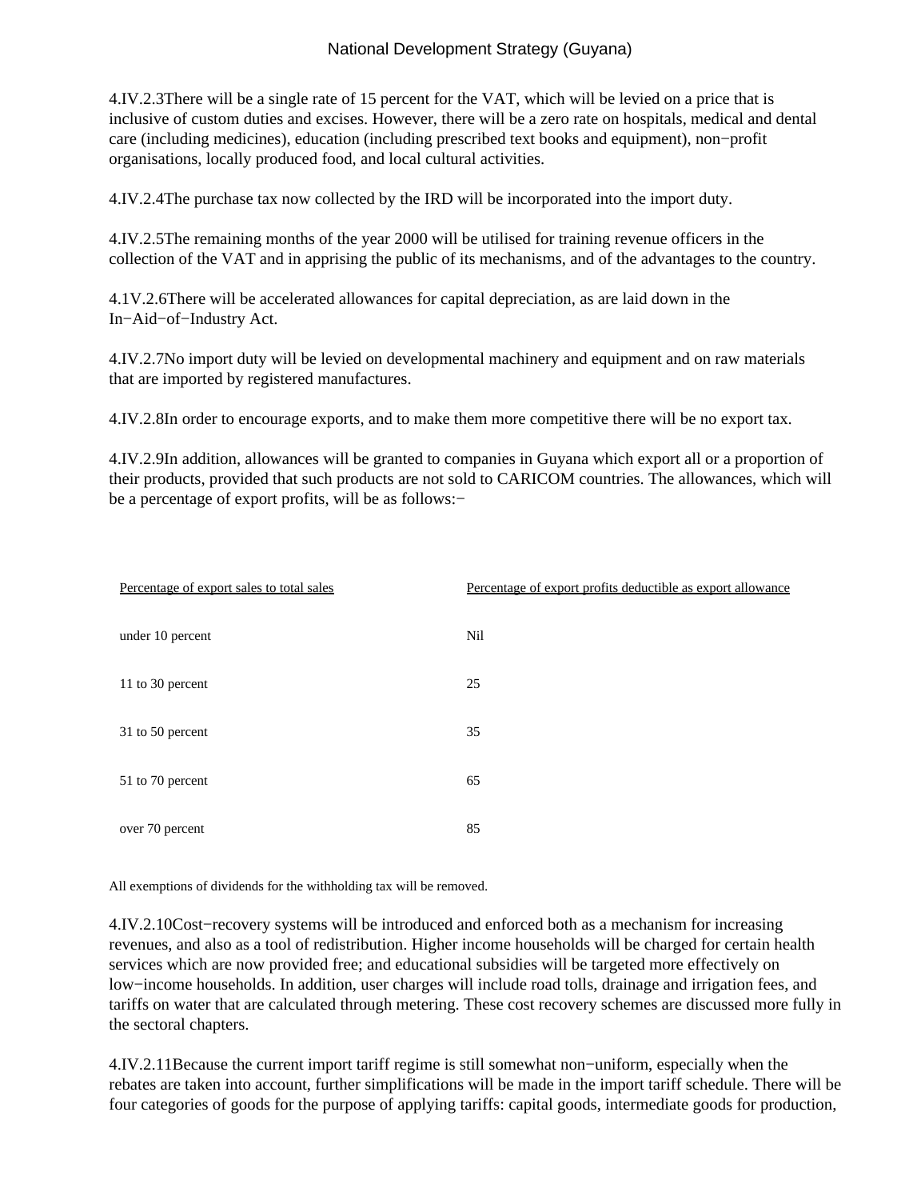4.IV.2.3There will be a single rate of 15 percent for the VAT, which will be levied on a price that is inclusive of custom duties and excises. However, there will be a zero rate on hospitals, medical and dental care (including medicines), education (including prescribed text books and equipment), non−profit organisations, locally produced food, and local cultural activities.

4.IV.2.4The purchase tax now collected by the IRD will be incorporated into the import duty.

4.IV.2.5The remaining months of the year 2000 will be utilised for training revenue officers in the collection of the VAT and in apprising the public of its mechanisms, and of the advantages to the country.

4.1V.2.6There will be accelerated allowances for capital depreciation, as are laid down in the In−Aid−of−Industry Act.

4.IV.2.7No import duty will be levied on developmental machinery and equipment and on raw materials that are imported by registered manufactures.

4.IV.2.8In order to encourage exports, and to make them more competitive there will be no export tax.

4.IV.2.9In addition, allowances will be granted to companies in Guyana which export all or a proportion of their products, provided that such products are not sold to CARICOM countries. The allowances, which will be a percentage of export profits, will be as follows:−

| Percentage of export sales to total sales | Percentage of export profits deductible as export allowance |
|---|---|
| under 10 percent | Nil |
| 11 to 30 percent | 25 |
| 31 to 50 percent | 35 |
| 51 to 70 percent | 65 |
| over 70 percent | 85 |

All exemptions of dividends for the withholding tax will be removed.

4.IV.2.10Cost−recovery systems will be introduced and enforced both as a mechanism for increasing revenues, and also as a tool of redistribution. Higher income households will be charged for certain health services which are now provided free; and educational subsidies will be targeted more effectively on low−income households. In addition, user charges will include road tolls, drainage and irrigation fees, and tariffs on water that are calculated through metering. These cost recovery schemes are discussed more fully in the sectoral chapters.

4.IV.2.11Because the current import tariff regime is still somewhat non−uniform, especially when the rebates are taken into account, further simplifications will be made in the import tariff schedule. There will be four categories of goods for the purpose of applying tariffs: capital goods, intermediate goods for production,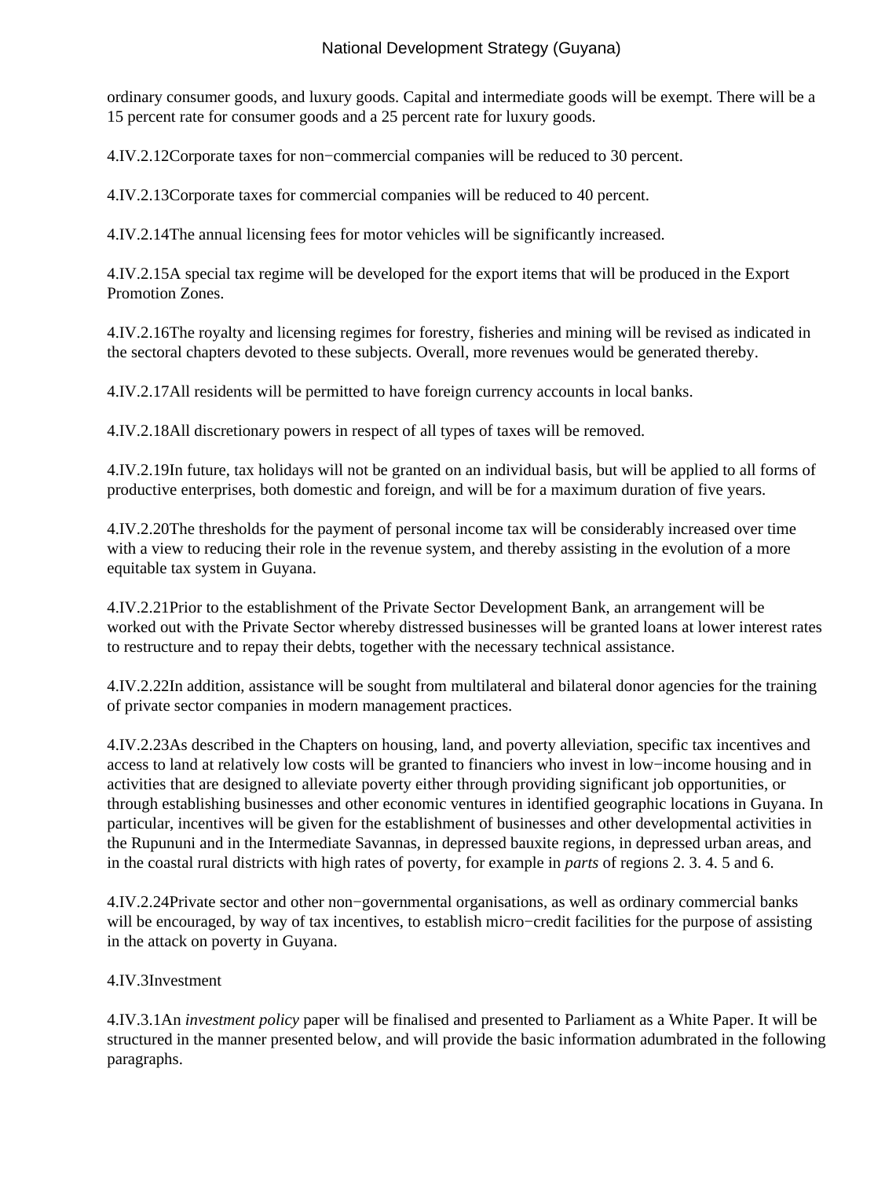ordinary consumer goods, and luxury goods. Capital and intermediate goods will be exempt. There will be a 15 percent rate for consumer goods and a 25 percent rate for luxury goods.

4.IV.2.12Corporate taxes for non−commercial companies will be reduced to 30 percent.

4.IV.2.13Corporate taxes for commercial companies will be reduced to 40 percent.

4.IV.2.14The annual licensing fees for motor vehicles will be significantly increased.

4.IV.2.15A special tax regime will be developed for the export items that will be produced in the Export Promotion Zones.

4.IV.2.16The royalty and licensing regimes for forestry, fisheries and mining will be revised as indicated in the sectoral chapters devoted to these subjects. Overall, more revenues would be generated thereby.

4.IV.2.17All residents will be permitted to have foreign currency accounts in local banks.

4.IV.2.18All discretionary powers in respect of all types of taxes will be removed.

4.IV.2.19In future, tax holidays will not be granted on an individual basis, but will be applied to all forms of productive enterprises, both domestic and foreign, and will be for a maximum duration of five years.

4.IV.2.20The thresholds for the payment of personal income tax will be considerably increased over time with a view to reducing their role in the revenue system, and thereby assisting in the evolution of a more equitable tax system in Guyana.

4.IV.2.21Prior to the establishment of the Private Sector Development Bank, an arrangement will be worked out with the Private Sector whereby distressed businesses will be granted loans at lower interest rates to restructure and to repay their debts, together with the necessary technical assistance.

4.IV.2.22In addition, assistance will be sought from multilateral and bilateral donor agencies for the training of private sector companies in modern management practices.

4.IV.2.23As described in the Chapters on housing, land, and poverty alleviation, specific tax incentives and access to land at relatively low costs will be granted to financiers who invest in low−income housing and in activities that are designed to alleviate poverty either through providing significant job opportunities, or through establishing businesses and other economic ventures in identified geographic locations in Guyana. In particular, incentives will be given for the establishment of businesses and other developmental activities in the Rupununi and in the Intermediate Savannas, in depressed bauxite regions, in depressed urban areas, and in the coastal rural districts with high rates of poverty, for example in *parts* of regions 2. 3. 4. 5 and 6.

4.IV.2.24Private sector and other non−governmental organisations, as well as ordinary commercial banks will be encouraged, by way of tax incentives, to establish micro−credit facilities for the purpose of assisting in the attack on poverty in Guyana.

4.IV.3Investment

4.IV.3.1An *investment policy* paper will be finalised and presented to Parliament as a White Paper. It will be structured in the manner presented below, and will provide the basic information adumbrated in the following paragraphs.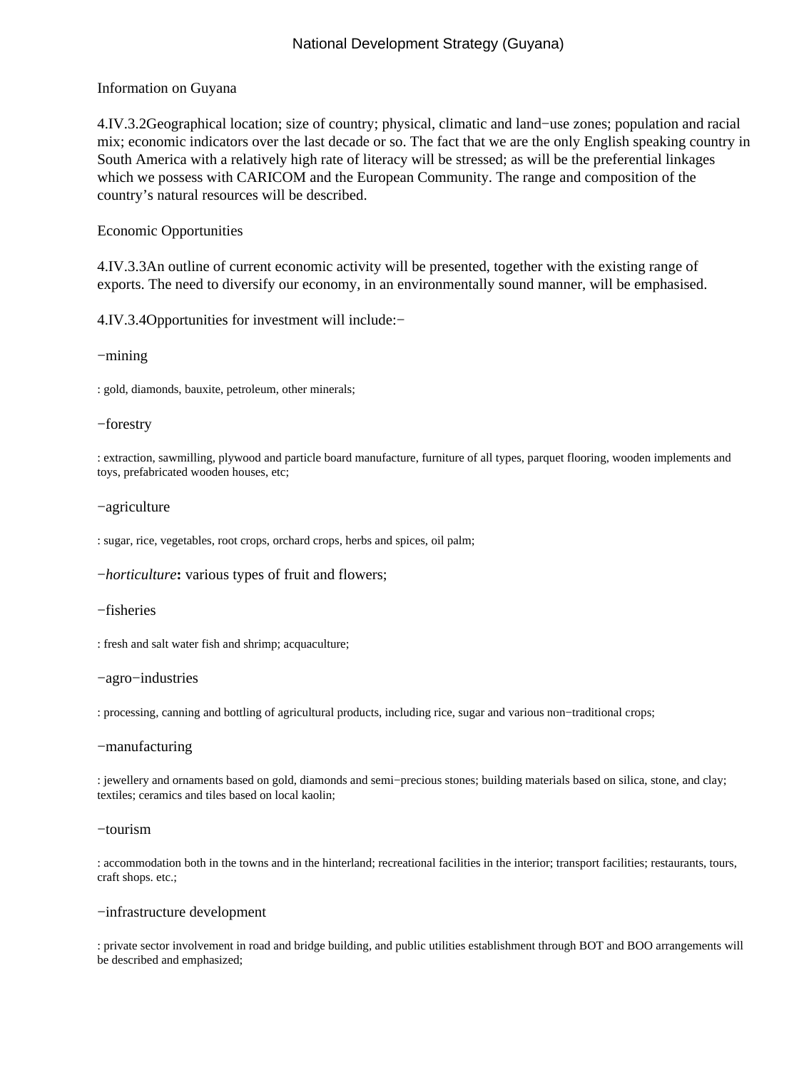Information on Guyana

4.IV.3.2Geographical location; size of country; physical, climatic and land−use zones; population and racial mix; economic indicators over the last decade or so. The fact that we are the only English speaking country in South America with a relatively high rate of literacy will be stressed; as will be the preferential linkages which we possess with CARICOM and the European Community. The range and composition of the country's natural resources will be described.

Economic Opportunities

4.IV.3.3An outline of current economic activity will be presented, together with the existing range of exports. The need to diversify our economy, in an environmentally sound manner, will be emphasised.

4.IV.3.4Opportunities for investment will include:−

−mining

: gold, diamonds, bauxite, petroleum, other minerals;

−forestry

: extraction, sawmilling, plywood and particle board manufacture, furniture of all types, parquet flooring, wooden implements and toys, prefabricated wooden houses, etc;

−agriculture

: sugar, rice, vegetables, root crops, orchard crops, herbs and spices, oil palm;

−*horticulture***:** various types of fruit and flowers;

−fisheries

: fresh and salt water fish and shrimp; acquaculture;

−agro−industries

: processing, canning and bottling of agricultural products, including rice, sugar and various non−traditional crops;

−manufacturing

: jewellery and ornaments based on gold, diamonds and semi−precious stones; building materials based on silica, stone, and clay; textiles; ceramics and tiles based on local kaolin;

−tourism

: accommodation both in the towns and in the hinterland; recreational facilities in the interior; transport facilities; restaurants, tours, craft shops. etc.;

−infrastructure development

: private sector involvement in road and bridge building, and public utilities establishment through BOT and BOO arrangements will be described and emphasized;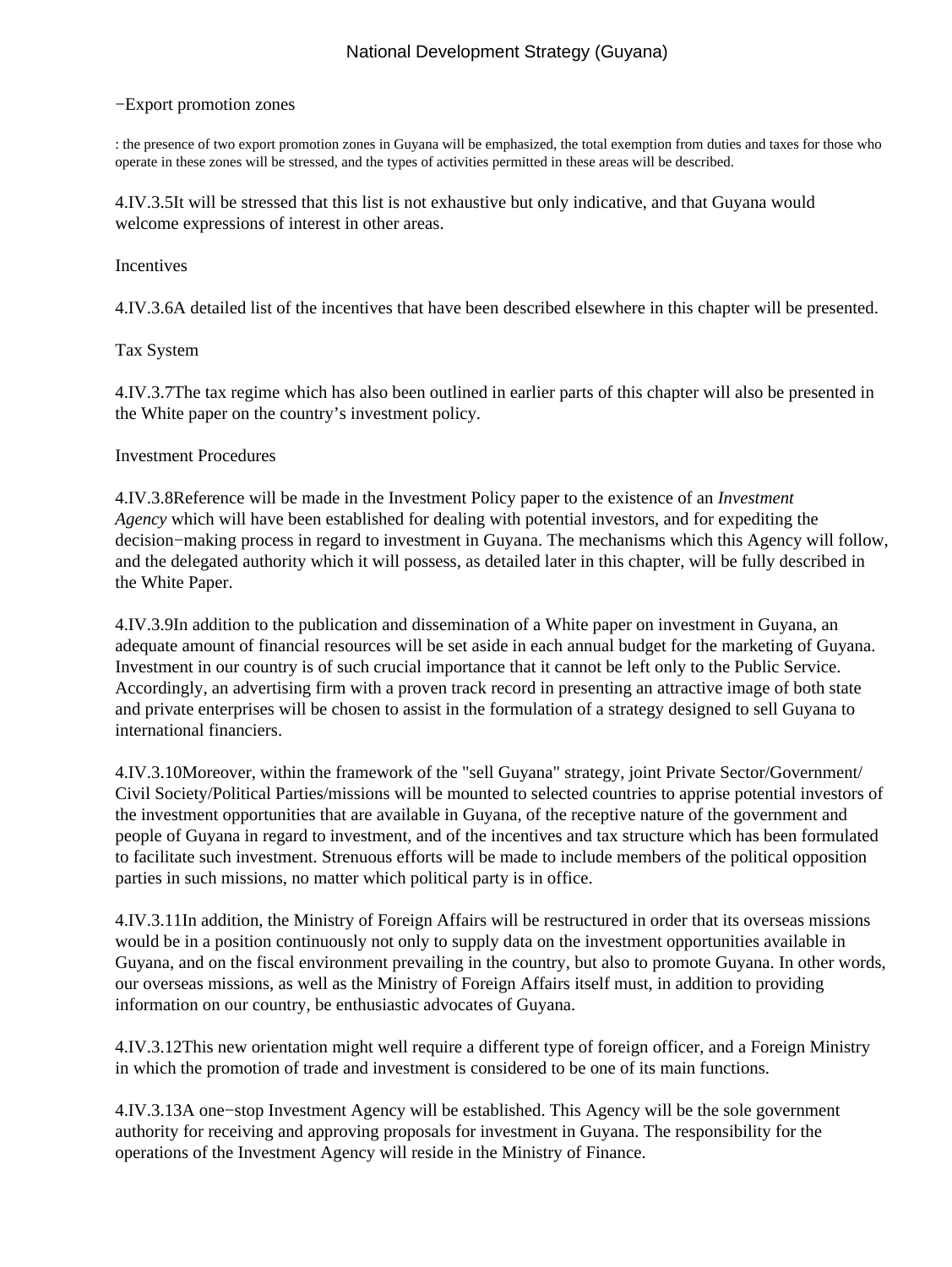−Export promotion zones

: the presence of two export promotion zones in Guyana will be emphasized, the total exemption from duties and taxes for those who operate in these zones will be stressed, and the types of activities permitted in these areas will be described.

4.IV.3.5It will be stressed that this list is not exhaustive but only indicative, and that Guyana would welcome expressions of interest in other areas.

Incentives

4.IV.3.6A detailed list of the incentives that have been described elsewhere in this chapter will be presented.

Tax System

4.IV.3.7The tax regime which has also been outlined in earlier parts of this chapter will also be presented in the White paper on the country's investment policy.

Investment Procedures

4.IV.3.8Reference will be made in the Investment Policy paper to the existence of an *Investment Agency* which will have been established for dealing with potential investors, and for expediting the decision−making process in regard to investment in Guyana. The mechanisms which this Agency will follow, and the delegated authority which it will possess, as detailed later in this chapter, will be fully described in the White Paper.

4.IV.3.9In addition to the publication and dissemination of a White paper on investment in Guyana, an adequate amount of financial resources will be set aside in each annual budget for the marketing of Guyana. Investment in our country is of such crucial importance that it cannot be left only to the Public Service. Accordingly, an advertising firm with a proven track record in presenting an attractive image of both state and private enterprises will be chosen to assist in the formulation of a strategy designed to sell Guyana to international financiers.

4.IV.3.10Moreover, within the framework of the "sell Guyana" strategy, joint Private Sector/Government/ Civil Society/Political Parties/missions will be mounted to selected countries to apprise potential investors of the investment opportunities that are available in Guyana, of the receptive nature of the government and people of Guyana in regard to investment, and of the incentives and tax structure which has been formulated to facilitate such investment. Strenuous efforts will be made to include members of the political opposition parties in such missions, no matter which political party is in office.

4.IV.3.11In addition, the Ministry of Foreign Affairs will be restructured in order that its overseas missions would be in a position continuously not only to supply data on the investment opportunities available in Guyana, and on the fiscal environment prevailing in the country, but also to promote Guyana. In other words, our overseas missions, as well as the Ministry of Foreign Affairs itself must, in addition to providing information on our country, be enthusiastic advocates of Guyana.

4.IV.3.12This new orientation might well require a different type of foreign officer, and a Foreign Ministry in which the promotion of trade and investment is considered to be one of its main functions.

4.IV.3.13A one−stop Investment Agency will be established. This Agency will be the sole government authority for receiving and approving proposals for investment in Guyana. The responsibility for the operations of the Investment Agency will reside in the Ministry of Finance.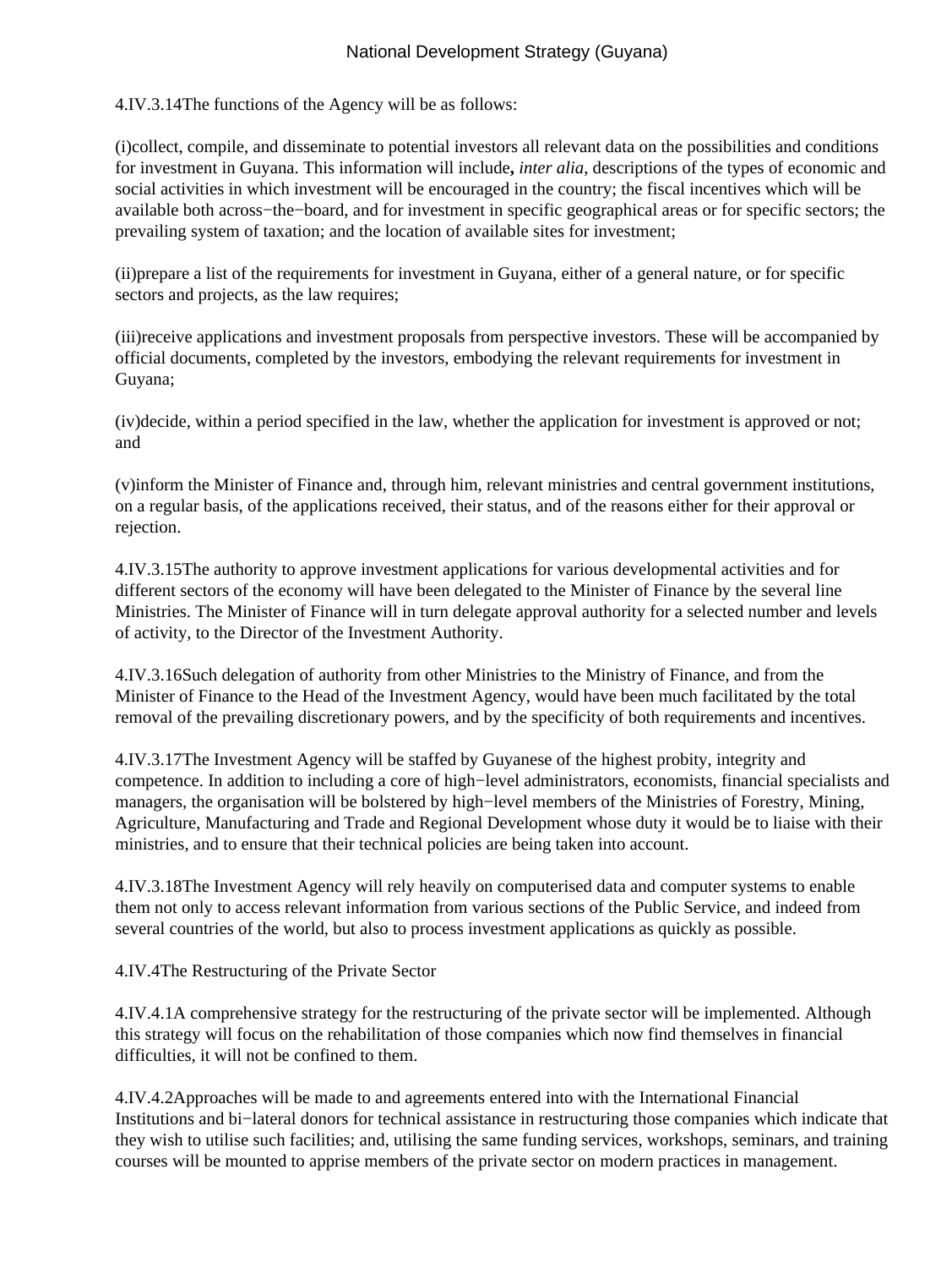4.IV.3.14The functions of the Agency will be as follows:

(i)collect, compile, and disseminate to potential investors all relevant data on the possibilities and conditions for investment in Guyana. This information will include**,** *inter alia*, descriptions of the types of economic and social activities in which investment will be encouraged in the country; the fiscal incentives which will be available both across−the−board, and for investment in specific geographical areas or for specific sectors; the prevailing system of taxation; and the location of available sites for investment;

(ii)prepare a list of the requirements for investment in Guyana, either of a general nature, or for specific sectors and projects, as the law requires;

(iii)receive applications and investment proposals from perspective investors. These will be accompanied by official documents, completed by the investors, embodying the relevant requirements for investment in Guyana;

(iv)decide, within a period specified in the law, whether the application for investment is approved or not; and

(v)inform the Minister of Finance and, through him, relevant ministries and central government institutions, on a regular basis, of the applications received, their status, and of the reasons either for their approval or rejection.

4.IV.3.15The authority to approve investment applications for various developmental activities and for different sectors of the economy will have been delegated to the Minister of Finance by the several line Ministries. The Minister of Finance will in turn delegate approval authority for a selected number and levels of activity, to the Director of the Investment Authority.

4.IV.3.16Such delegation of authority from other Ministries to the Ministry of Finance, and from the Minister of Finance to the Head of the Investment Agency, would have been much facilitated by the total removal of the prevailing discretionary powers, and by the specificity of both requirements and incentives.

4.IV.3.17The Investment Agency will be staffed by Guyanese of the highest probity, integrity and competence. In addition to including a core of high−level administrators, economists, financial specialists and managers, the organisation will be bolstered by high−level members of the Ministries of Forestry, Mining, Agriculture, Manufacturing and Trade and Regional Development whose duty it would be to liaise with their ministries, and to ensure that their technical policies are being taken into account.

4.IV.3.18The Investment Agency will rely heavily on computerised data and computer systems to enable them not only to access relevant information from various sections of the Public Service, and indeed from several countries of the world, but also to process investment applications as quickly as possible.

4.IV.4The Restructuring of the Private Sector

4.IV.4.1A comprehensive strategy for the restructuring of the private sector will be implemented. Although this strategy will focus on the rehabilitation of those companies which now find themselves in financial difficulties, it will not be confined to them.

4.IV.4.2Approaches will be made to and agreements entered into with the International Financial Institutions and bi−lateral donors for technical assistance in restructuring those companies which indicate that they wish to utilise such facilities; and, utilising the same funding services, workshops, seminars, and training courses will be mounted to apprise members of the private sector on modern practices in management.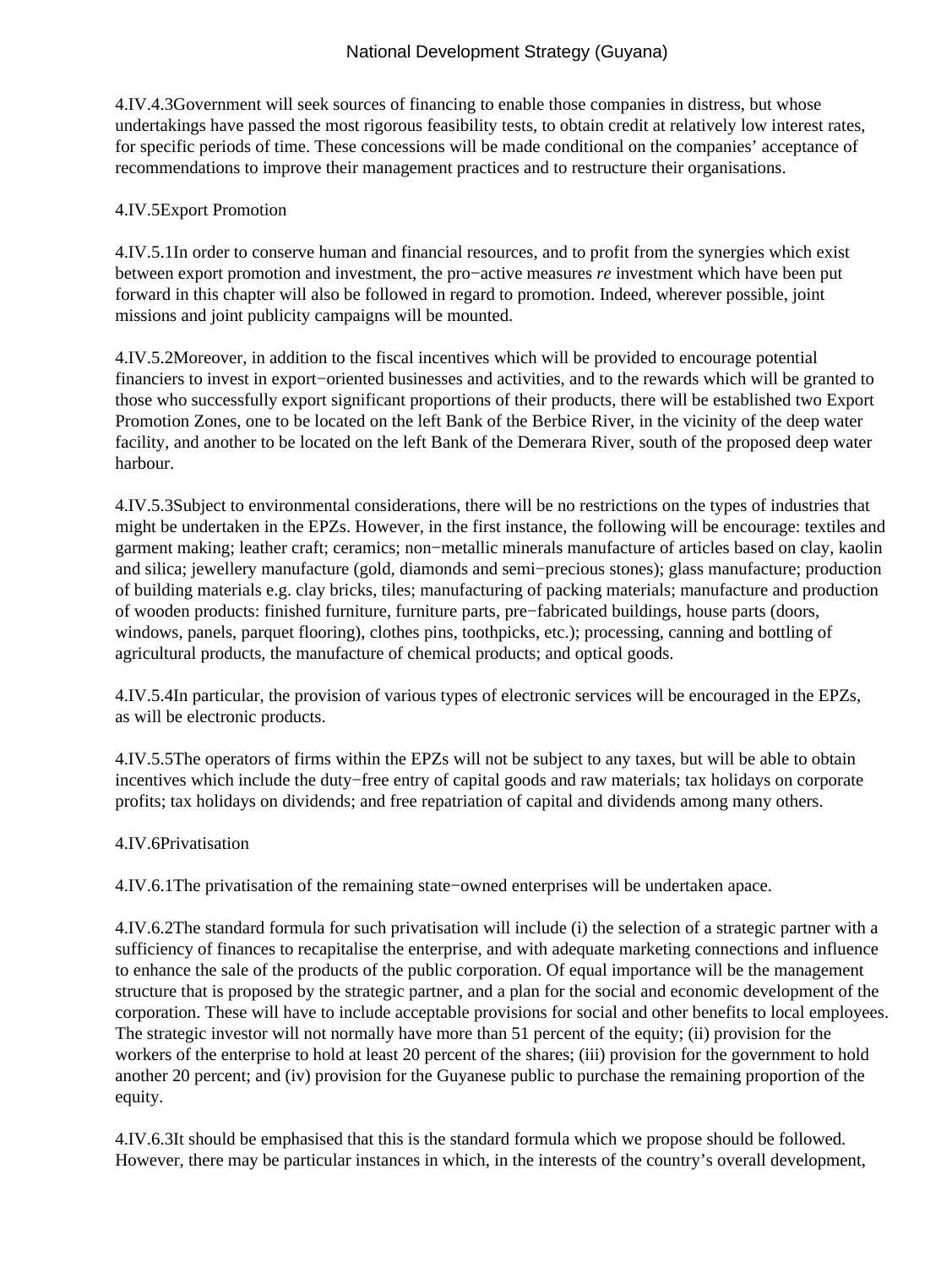4.IV.4.3Government will seek sources of financing to enable those companies in distress, but whose undertakings have passed the most rigorous feasibility tests, to obtain credit at relatively low interest rates, for specific periods of time. These concessions will be made conditional on the companies' acceptance of recommendations to improve their management practices and to restructure their organisations.

4.IV.5Export Promotion

4.IV.5.1In order to conserve human and financial resources, and to profit from the synergies which exist between export promotion and investment, the pro−active measures *re* investment which have been put forward in this chapter will also be followed in regard to promotion. Indeed, wherever possible, joint missions and joint publicity campaigns will be mounted.

4.IV.5.2Moreover, in addition to the fiscal incentives which will be provided to encourage potential financiers to invest in export−oriented businesses and activities, and to the rewards which will be granted to those who successfully export significant proportions of their products, there will be established two Export Promotion Zones, one to be located on the left Bank of the Berbice River, in the vicinity of the deep water facility, and another to be located on the left Bank of the Demerara River, south of the proposed deep water harbour.

4.IV.5.3Subject to environmental considerations, there will be no restrictions on the types of industries that might be undertaken in the EPZs. However, in the first instance, the following will be encourage: textiles and garment making; leather craft; ceramics; non−metallic minerals manufacture of articles based on clay, kaolin and silica; jewellery manufacture (gold, diamonds and semi−precious stones); glass manufacture; production of building materials e.g. clay bricks, tiles; manufacturing of packing materials; manufacture and production of wooden products: finished furniture, furniture parts, pre−fabricated buildings, house parts (doors, windows, panels, parquet flooring), clothes pins, toothpicks, etc.); processing, canning and bottling of agricultural products, the manufacture of chemical products; and optical goods.

4.IV.5.4In particular, the provision of various types of electronic services will be encouraged in the EPZs, as will be electronic products.

4.IV.5.5The operators of firms within the EPZs will not be subject to any taxes, but will be able to obtain incentives which include the duty−free entry of capital goods and raw materials; tax holidays on corporate profits; tax holidays on dividends; and free repatriation of capital and dividends among many others.

4.IV.6Privatisation

4.IV.6.1The privatisation of the remaining state−owned enterprises will be undertaken apace.

4.IV.6.2The standard formula for such privatisation will include (i) the selection of a strategic partner with a sufficiency of finances to recapitalise the enterprise, and with adequate marketing connections and influence to enhance the sale of the products of the public corporation. Of equal importance will be the management structure that is proposed by the strategic partner, and a plan for the social and economic development of the corporation. These will have to include acceptable provisions for social and other benefits to local employees. The strategic investor will not normally have more than 51 percent of the equity; (ii) provision for the workers of the enterprise to hold at least 20 percent of the shares; (iii) provision for the government to hold another 20 percent; and (iv) provision for the Guyanese public to purchase the remaining proportion of the equity.

4.IV.6.3It should be emphasised that this is the standard formula which we propose should be followed. However, there may be particular instances in which, in the interests of the country's overall development,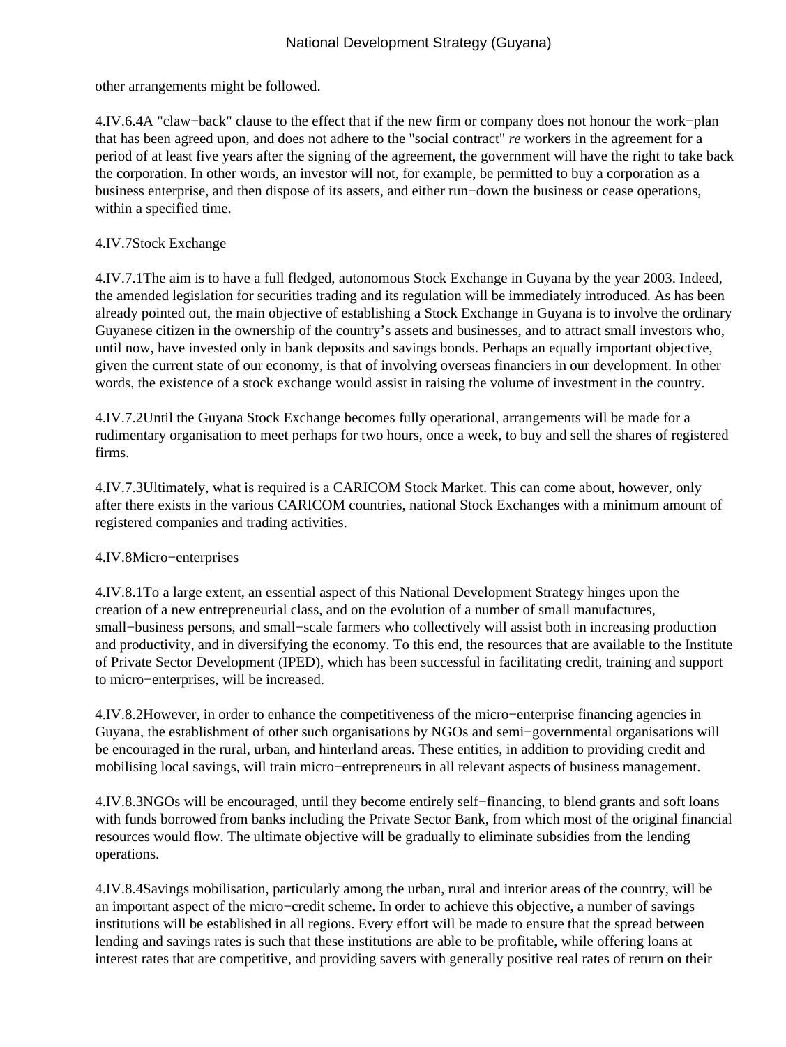other arrangements might be followed.

4.IV.6.4A "claw−back" clause to the effect that if the new firm or company does not honour the work−plan that has been agreed upon, and does not adhere to the "social contract" *re* workers in the agreement for a period of at least five years after the signing of the agreement, the government will have the right to take back the corporation. In other words, an investor will not, for example, be permitted to buy a corporation as a business enterprise, and then dispose of its assets, and either run−down the business or cease operations, within a specified time.

4.IV.7Stock Exchange

4.IV.7.1The aim is to have a full fledged, autonomous Stock Exchange in Guyana by the year 2003. Indeed, the amended legislation for securities trading and its regulation will be immediately introduced. As has been already pointed out, the main objective of establishing a Stock Exchange in Guyana is to involve the ordinary Guyanese citizen in the ownership of the country's assets and businesses, and to attract small investors who, until now, have invested only in bank deposits and savings bonds. Perhaps an equally important objective, given the current state of our economy, is that of involving overseas financiers in our development. In other words, the existence of a stock exchange would assist in raising the volume of investment in the country.

4.IV.7.2Until the Guyana Stock Exchange becomes fully operational, arrangements will be made for a rudimentary organisation to meet perhaps for two hours, once a week, to buy and sell the shares of registered firms.

4.IV.7.3Ultimately, what is required is a CARICOM Stock Market. This can come about, however, only after there exists in the various CARICOM countries, national Stock Exchanges with a minimum amount of registered companies and trading activities.

4.IV.8Micro−enterprises

4.IV.8.1To a large extent, an essential aspect of this National Development Strategy hinges upon the creation of a new entrepreneurial class, and on the evolution of a number of small manufactures, small−business persons, and small−scale farmers who collectively will assist both in increasing production and productivity, and in diversifying the economy. To this end, the resources that are available to the Institute of Private Sector Development (IPED), which has been successful in facilitating credit, training and support to micro−enterprises, will be increased.

4.IV.8.2However, in order to enhance the competitiveness of the micro−enterprise financing agencies in Guyana, the establishment of other such organisations by NGOs and semi−governmental organisations will be encouraged in the rural, urban, and hinterland areas. These entities, in addition to providing credit and mobilising local savings, will train micro−entrepreneurs in all relevant aspects of business management.

4.IV.8.3NGOs will be encouraged, until they become entirely self−financing, to blend grants and soft loans with funds borrowed from banks including the Private Sector Bank, from which most of the original financial resources would flow. The ultimate objective will be gradually to eliminate subsidies from the lending operations.

4.IV.8.4Savings mobilisation, particularly among the urban, rural and interior areas of the country, will be an important aspect of the micro−credit scheme. In order to achieve this objective, a number of savings institutions will be established in all regions. Every effort will be made to ensure that the spread between lending and savings rates is such that these institutions are able to be profitable, while offering loans at interest rates that are competitive, and providing savers with generally positive real rates of return on their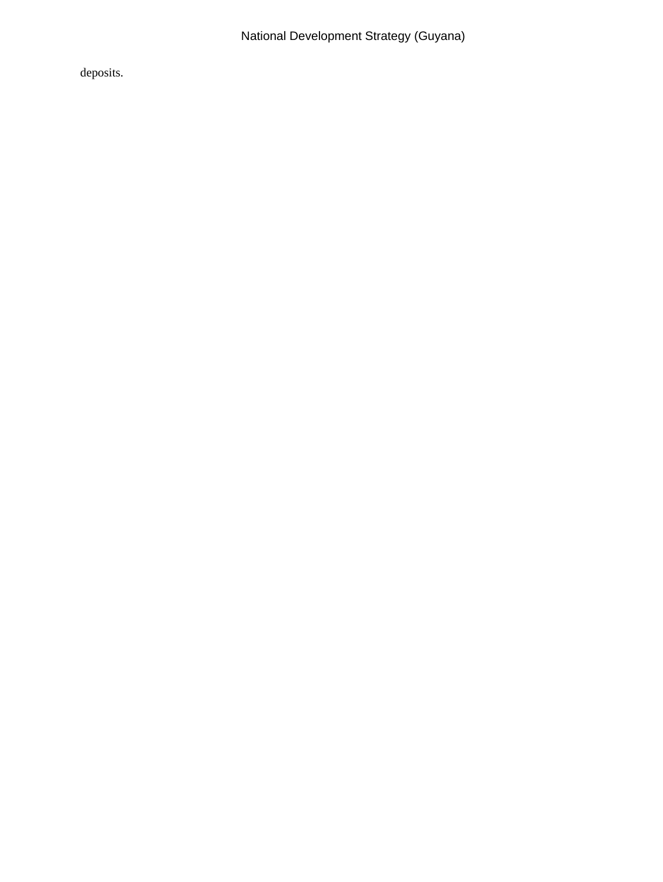deposits.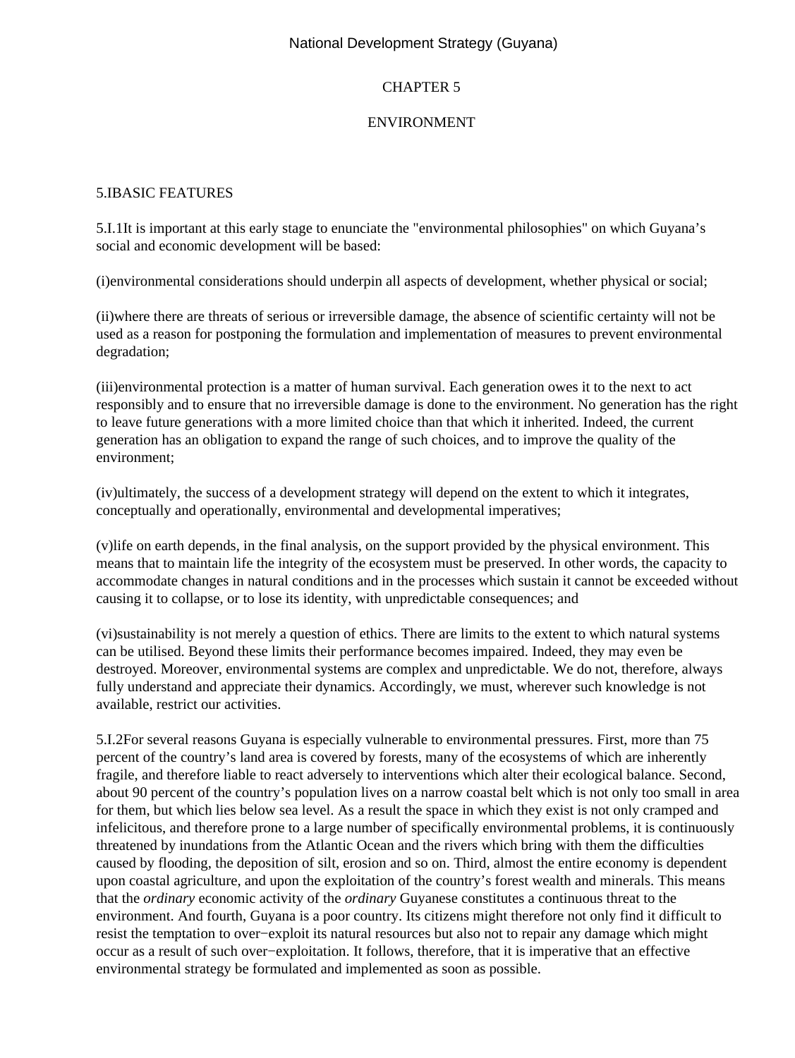# CHAPTER 5

# ENVIRONMENT

## 5.I BASIC FEATURES

5.I.1 It is important at this early stage to enunciate the "environmental philosophies" on which Guyana's social and economic development will be based:

(i) environmental considerations should underpin all aspects of development, whether physical or social;

(ii) where there are threats of serious or irreversible damage, the absence of scientific certainty will not be used as a reason for postponing the formulation and implementation of measures to prevent environmental degradation;

(iii) environmental protection is a matter of human survival. Each generation owes it to the next to act responsibly and to ensure that no irreversible damage is done to the environment. No generation has the right to leave future generations with a more limited choice than that which it inherited. Indeed, the current generation has an obligation to expand the range of such choices, and to improve the quality of the environment;

(iv) ultimately, the success of a development strategy will depend on the extent to which it integrates, conceptually and operationally, environmental and developmental imperatives;

(v) life on earth depends, in the final analysis, on the support provided by the physical environment. This means that to maintain life the integrity of the ecosystem must be preserved. In other words, the capacity to accommodate changes in natural conditions and in the processes which sustain it cannot be exceeded without causing it to collapse, or to lose its identity, with unpredictable consequences; and

(vi) sustainability is not merely a question of ethics. There are limits to the extent to which natural systems can be utilised. Beyond these limits their performance becomes impaired. Indeed, they may even be destroyed. Moreover, environmental systems are complex and unpredictable. We do not, therefore, always fully understand and appreciate their dynamics. Accordingly, we must, wherever such knowledge is not available, restrict our activities.

5.I.2 For several reasons Guyana is especially vulnerable to environmental pressures. First, more than 75 percent of the country's land area is covered by forests, many of the ecosystems of which are inherently fragile, and therefore liable to react adversely to interventions which alter their ecological balance. Second, about 90 percent of the country's population lives on a narrow coastal belt which is not only too small in area for them, but which lies below sea level. As a result the space in which they exist is not only cramped and infelicitous, and therefore prone to a large number of specifically environmental problems, it is continuously threatened by inundations from the Atlantic Ocean and the rivers which bring with them the difficulties caused by flooding, the deposition of silt, erosion and so on. Third, almost the entire economy is dependent upon coastal agriculture, and upon the exploitation of the country's forest wealth and minerals. This means that the *ordinary* economic activity of the *ordinary* Guyanese constitutes a continuous threat to the environment. And fourth, Guyana is a poor country. Its citizens might therefore not only find it difficult to resist the temptation to over-exploit its natural resources but also not to repair any damage which might occur as a result of such over-exploitation. It follows, therefore, that it is imperative that an effective environmental strategy be formulated and implemented as soon as possible.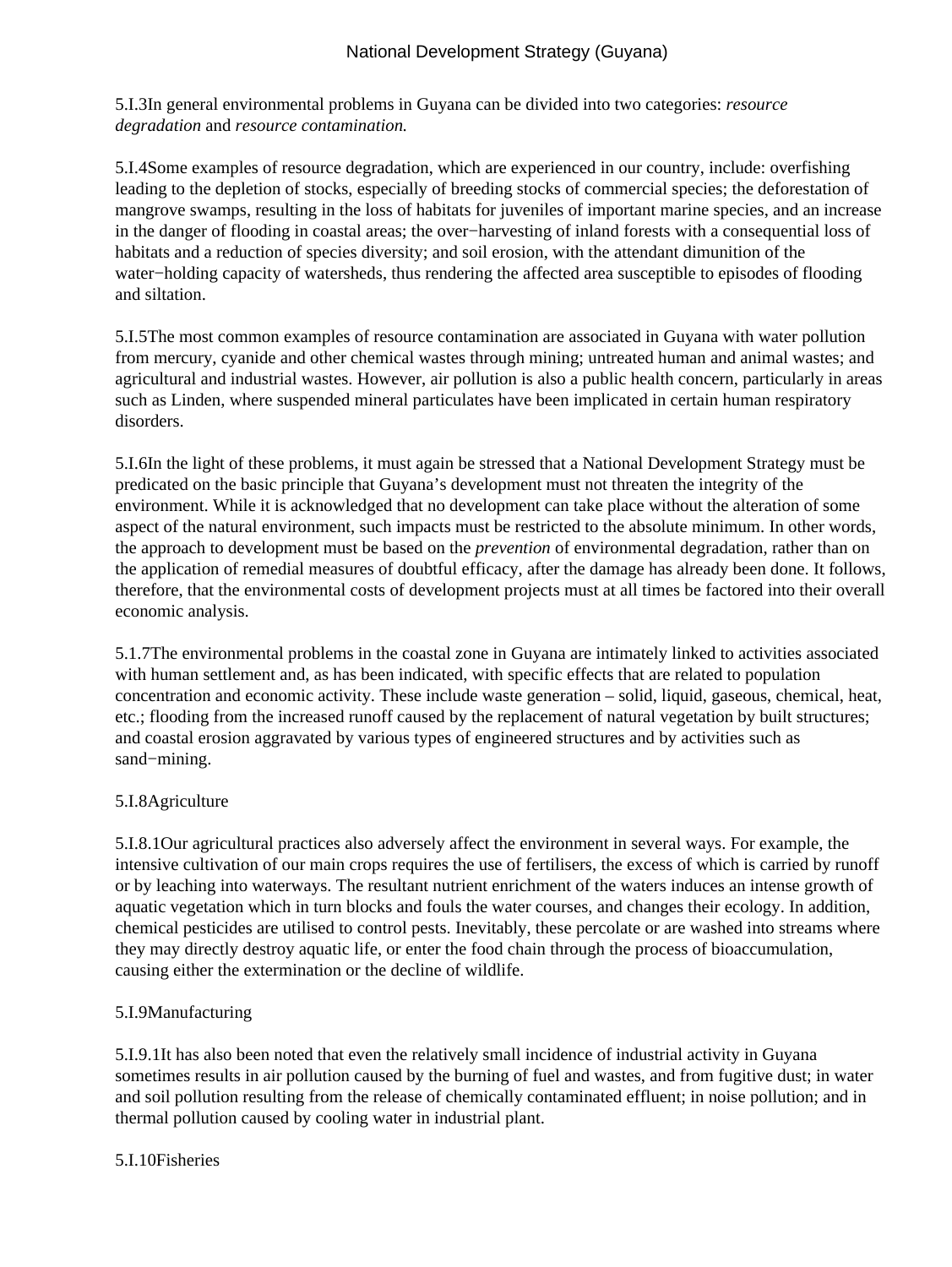5.I.3In general environmental problems in Guyana can be divided into two categories: *resource degradation* and *resource contamination.*

5.I.4Some examples of resource degradation, which are experienced in our country, include: overfishing leading to the depletion of stocks, especially of breeding stocks of commercial species; the deforestation of mangrove swamps, resulting in the loss of habitats for juveniles of important marine species, and an increase in the danger of flooding in coastal areas; the over−harvesting of inland forests with a consequential loss of habitats and a reduction of species diversity; and soil erosion, with the attendant dimunition of the water−holding capacity of watersheds, thus rendering the affected area susceptible to episodes of flooding and siltation.

5.I.5The most common examples of resource contamination are associated in Guyana with water pollution from mercury, cyanide and other chemical wastes through mining; untreated human and animal wastes; and agricultural and industrial wastes. However, air pollution is also a public health concern, particularly in areas such as Linden, where suspended mineral particulates have been implicated in certain human respiratory disorders.

5.I.6In the light of these problems, it must again be stressed that a National Development Strategy must be predicated on the basic principle that Guyana's development must not threaten the integrity of the environment. While it is acknowledged that no development can take place without the alteration of some aspect of the natural environment, such impacts must be restricted to the absolute minimum. In other words, the approach to development must be based on the *prevention* of environmental degradation, rather than on the application of remedial measures of doubtful efficacy, after the damage has already been done. It follows, therefore, that the environmental costs of development projects must at all times be factored into their overall economic analysis.

5.1.7The environmental problems in the coastal zone in Guyana are intimately linked to activities associated with human settlement and, as has been indicated, with specific effects that are related to population concentration and economic activity. These include waste generation – solid, liquid, gaseous, chemical, heat, etc.; flooding from the increased runoff caused by the replacement of natural vegetation by built structures; and coastal erosion aggravated by various types of engineered structures and by activities such as sand−mining.

5.I.8Agriculture

5.I.8.1Our agricultural practices also adversely affect the environment in several ways. For example, the intensive cultivation of our main crops requires the use of fertilisers, the excess of which is carried by runoff or by leaching into waterways. The resultant nutrient enrichment of the waters induces an intense growth of aquatic vegetation which in turn blocks and fouls the water courses, and changes their ecology. In addition, chemical pesticides are utilised to control pests. Inevitably, these percolate or are washed into streams where they may directly destroy aquatic life, or enter the food chain through the process of bioaccumulation, causing either the extermination or the decline of wildlife.

5.I.9Manufacturing

5.I.9.1It has also been noted that even the relatively small incidence of industrial activity in Guyana sometimes results in air pollution caused by the burning of fuel and wastes, and from fugitive dust; in water and soil pollution resulting from the release of chemically contaminated effluent; in noise pollution; and in thermal pollution caused by cooling water in industrial plant.

5.I.10Fisheries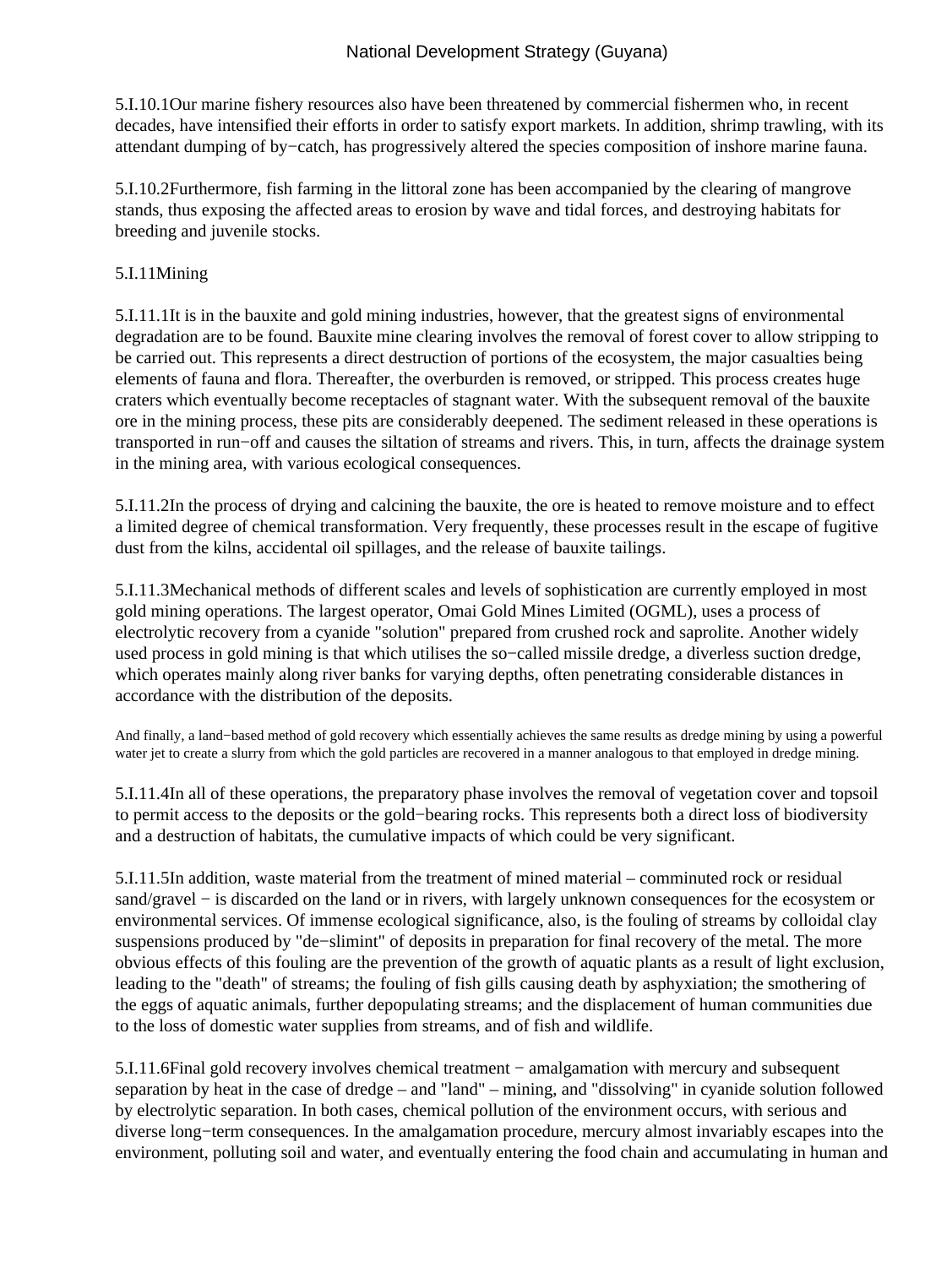5.I.10.1Our marine fishery resources also have been threatened by commercial fishermen who, in recent decades, have intensified their efforts in order to satisfy export markets. In addition, shrimp trawling, with its attendant dumping of by−catch, has progressively altered the species composition of inshore marine fauna.

5.I.10.2Furthermore, fish farming in the littoral zone has been accompanied by the clearing of mangrove stands, thus exposing the affected areas to erosion by wave and tidal forces, and destroying habitats for breeding and juvenile stocks.

5.I.11Mining

5.I.11.1It is in the bauxite and gold mining industries, however, that the greatest signs of environmental degradation are to be found. Bauxite mine clearing involves the removal of forest cover to allow stripping to be carried out. This represents a direct destruction of portions of the ecosystem, the major casualties being elements of fauna and flora. Thereafter, the overburden is removed, or stripped. This process creates huge craters which eventually become receptacles of stagnant water. With the subsequent removal of the bauxite ore in the mining process, these pits are considerably deepened. The sediment released in these operations is transported in run−off and causes the siltation of streams and rivers. This, in turn, affects the drainage system in the mining area, with various ecological consequences.

5.I.11.2In the process of drying and calcining the bauxite, the ore is heated to remove moisture and to effect a limited degree of chemical transformation. Very frequently, these processes result in the escape of fugitive dust from the kilns, accidental oil spillages, and the release of bauxite tailings.

5.I.11.3Mechanical methods of different scales and levels of sophistication are currently employed in most gold mining operations. The largest operator, Omai Gold Mines Limited (OGML), uses a process of electrolytic recovery from a cyanide "solution" prepared from crushed rock and saprolite. Another widely used process in gold mining is that which utilises the so−called missile dredge, a diverless suction dredge, which operates mainly along river banks for varying depths, often penetrating considerable distances in accordance with the distribution of the deposits.

And finally, a land−based method of gold recovery which essentially achieves the same results as dredge mining by using a powerful water jet to create a slurry from which the gold particles are recovered in a manner analogous to that employed in dredge mining.

5.I.11.4In all of these operations, the preparatory phase involves the removal of vegetation cover and topsoil to permit access to the deposits or the gold−bearing rocks. This represents both a direct loss of biodiversity and a destruction of habitats, the cumulative impacts of which could be very significant.

5.I.11.5In addition, waste material from the treatment of mined material – comminuted rock or residual sand/gravel − is discarded on the land or in rivers, with largely unknown consequences for the ecosystem or environmental services. Of immense ecological significance, also, is the fouling of streams by colloidal clay suspensions produced by "de−slimint" of deposits in preparation for final recovery of the metal. The more obvious effects of this fouling are the prevention of the growth of aquatic plants as a result of light exclusion, leading to the "death" of streams; the fouling of fish gills causing death by asphyxiation; the smothering of the eggs of aquatic animals, further depopulating streams; and the displacement of human communities due to the loss of domestic water supplies from streams, and of fish and wildlife.

5.I.11.6Final gold recovery involves chemical treatment − amalgamation with mercury and subsequent separation by heat in the case of dredge – and "land" – mining, and "dissolving" in cyanide solution followed by electrolytic separation. In both cases, chemical pollution of the environment occurs, with serious and diverse long−term consequences. In the amalgamation procedure, mercury almost invariably escapes into the environment, polluting soil and water, and eventually entering the food chain and accumulating in human and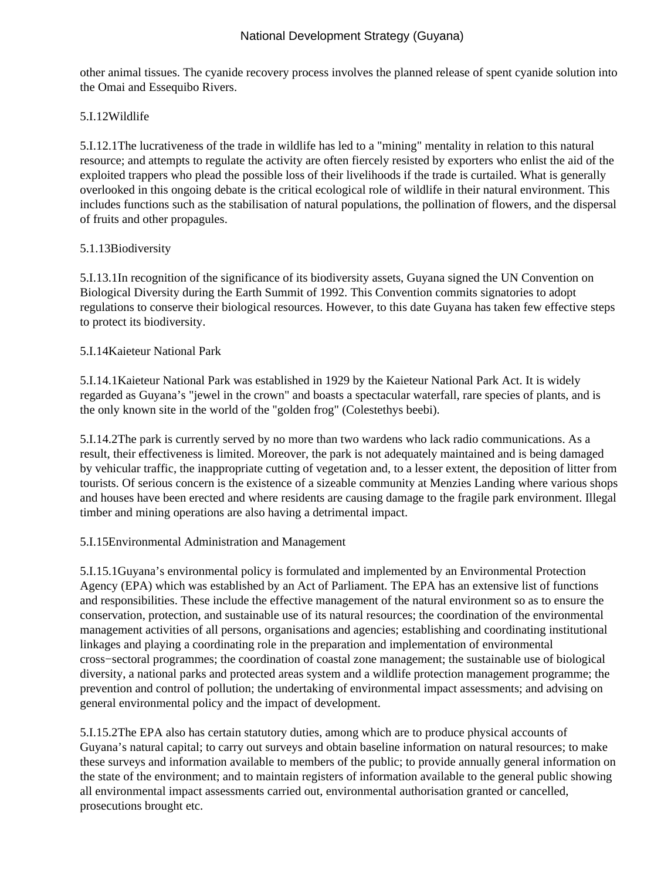other animal tissues. The cyanide recovery process involves the planned release of spent cyanide solution into the Omai and Essequibo Rivers.

### 5.I.12Wildlife

5.I.12.1The lucrativeness of the trade in wildlife has led to a "mining" mentality in relation to this natural resource; and attempts to regulate the activity are often fiercely resisted by exporters who enlist the aid of the exploited trappers who plead the possible loss of their livelihoods if the trade is curtailed. What is generally overlooked in this ongoing debate is the critical ecological role of wildlife in their natural environment. This includes functions such as the stabilisation of natural populations, the pollination of flowers, and the dispersal of fruits and other propagules.

### 5.1.13Biodiversity

5.I.13.1In recognition of the significance of its biodiversity assets, Guyana signed the UN Convention on Biological Diversity during the Earth Summit of 1992. This Convention commits signatories to adopt regulations to conserve their biological resources. However, to this date Guyana has taken few effective steps to protect its biodiversity.

### 5.I.14Kaieteur National Park

5.I.14.1Kaieteur National Park was established in 1929 by the Kaieteur National Park Act. It is widely regarded as Guyana's "jewel in the crown" and boasts a spectacular waterfall, rare species of plants, and is the only known site in the world of the "golden frog" (Colestethys beebi).

5.I.14.2The park is currently served by no more than two wardens who lack radio communications. As a result, their effectiveness is limited. Moreover, the park is not adequately maintained and is being damaged by vehicular traffic, the inappropriate cutting of vegetation and, to a lesser extent, the deposition of litter from tourists. Of serious concern is the existence of a sizeable community at Menzies Landing where various shops and houses have been erected and where residents are causing damage to the fragile park environment. Illegal timber and mining operations are also having a detrimental impact.

### 5.I.15Environmental Administration and Management

5.I.15.1Guyana's environmental policy is formulated and implemented by an Environmental Protection Agency (EPA) which was established by an Act of Parliament. The EPA has an extensive list of functions and responsibilities. These include the effective management of the natural environment so as to ensure the conservation, protection, and sustainable use of its natural resources; the coordination of the environmental management activities of all persons, organisations and agencies; establishing and coordinating institutional linkages and playing a coordinating role in the preparation and implementation of environmental cross−sectoral programmes; the coordination of coastal zone management; the sustainable use of biological diversity, a national parks and protected areas system and a wildlife protection management programme; the prevention and control of pollution; the undertaking of environmental impact assessments; and advising on general environmental policy and the impact of development.

5.I.15.2The EPA also has certain statutory duties, among which are to produce physical accounts of Guyana's natural capital; to carry out surveys and obtain baseline information on natural resources; to make these surveys and information available to members of the public; to provide annually general information on the state of the environment; and to maintain registers of information available to the general public showing all environmental impact assessments carried out, environmental authorisation granted or cancelled, prosecutions brought etc.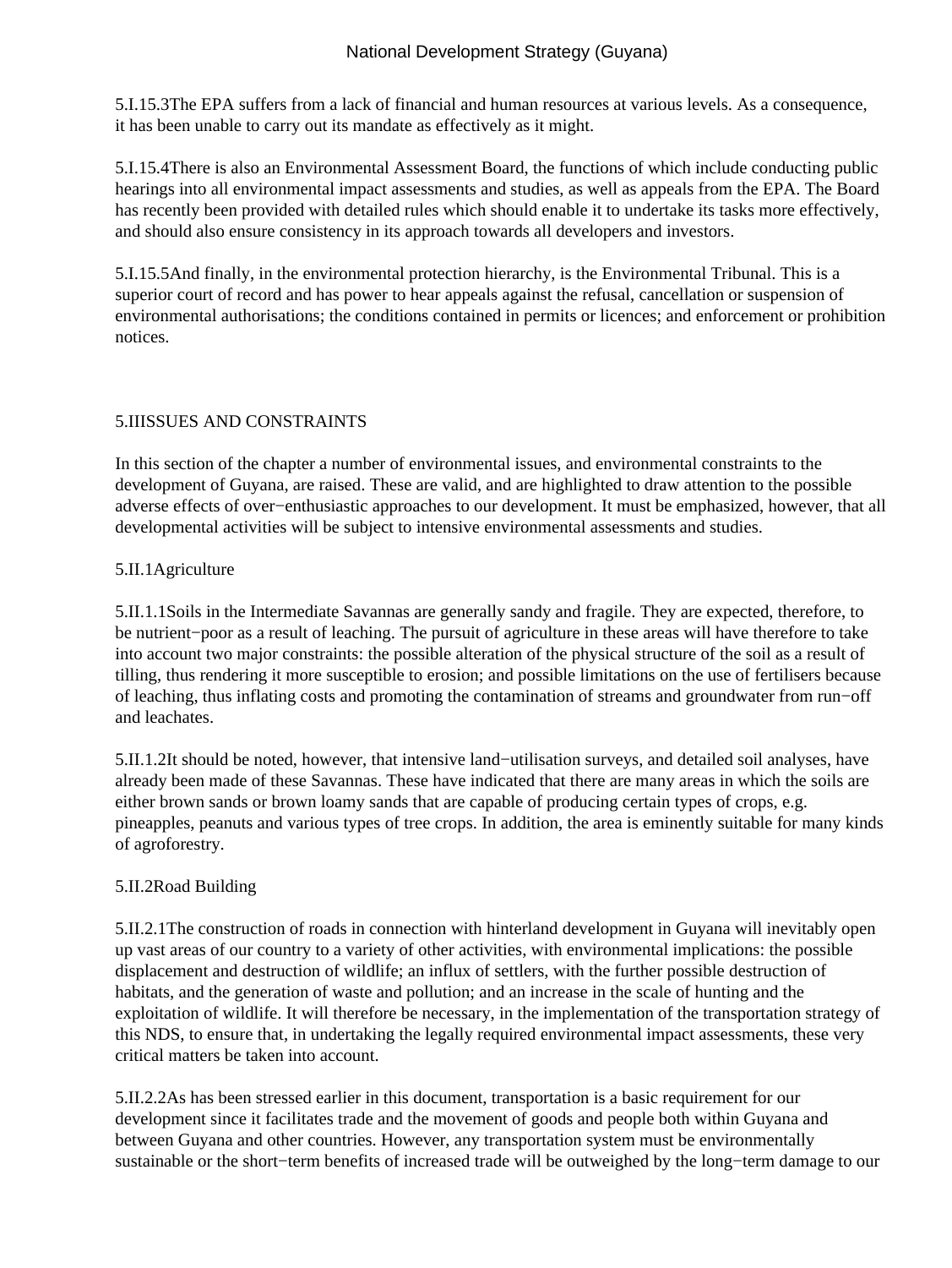5.I.15.3The EPA suffers from a lack of financial and human resources at various levels. As a consequence, it has been unable to carry out its mandate as effectively as it might.

5.I.15.4There is also an Environmental Assessment Board, the functions of which include conducting public hearings into all environmental impact assessments and studies, as well as appeals from the EPA. The Board has recently been provided with detailed rules which should enable it to undertake its tasks more effectively, and should also ensure consistency in its approach towards all developers and investors.

5.I.15.5And finally, in the environmental protection hierarchy, is the Environmental Tribunal. This is a superior court of record and has power to hear appeals against the refusal, cancellation or suspension of environmental authorisations; the conditions contained in permits or licences; and enforcement or prohibition notices.

## 5.IIISSUES AND CONSTRAINTS

In this section of the chapter a number of environmental issues, and environmental constraints to the development of Guyana, are raised. These are valid, and are highlighted to draw attention to the possible adverse effects of over−enthusiastic approaches to our development. It must be emphasized, however, that all developmental activities will be subject to intensive environmental assessments and studies.

### 5.II.1Agriculture

5.II.1.1Soils in the Intermediate Savannas are generally sandy and fragile. They are expected, therefore, to be nutrient−poor as a result of leaching. The pursuit of agriculture in these areas will have therefore to take into account two major constraints: the possible alteration of the physical structure of the soil as a result of tilling, thus rendering it more susceptible to erosion; and possible limitations on the use of fertilisers because of leaching, thus inflating costs and promoting the contamination of streams and groundwater from run−off and leachates.

5.II.1.2It should be noted, however, that intensive land−utilisation surveys, and detailed soil analyses, have already been made of these Savannas. These have indicated that there are many areas in which the soils are either brown sands or brown loamy sands that are capable of producing certain types of crops, e.g. pineapples, peanuts and various types of tree crops. In addition, the area is eminently suitable for many kinds of agroforestry.

### 5.II.2Road Building

5.II.2.1The construction of roads in connection with hinterland development in Guyana will inevitably open up vast areas of our country to a variety of other activities, with environmental implications: the possible displacement and destruction of wildlife; an influx of settlers, with the further possible destruction of habitats, and the generation of waste and pollution; and an increase in the scale of hunting and the exploitation of wildlife. It will therefore be necessary, in the implementation of the transportation strategy of this NDS, to ensure that, in undertaking the legally required environmental impact assessments, these very critical matters be taken into account.

5.II.2.2As has been stressed earlier in this document, transportation is a basic requirement for our development since it facilitates trade and the movement of goods and people both within Guyana and between Guyana and other countries. However, any transportation system must be environmentally sustainable or the short−term benefits of increased trade will be outweighed by the long−term damage to our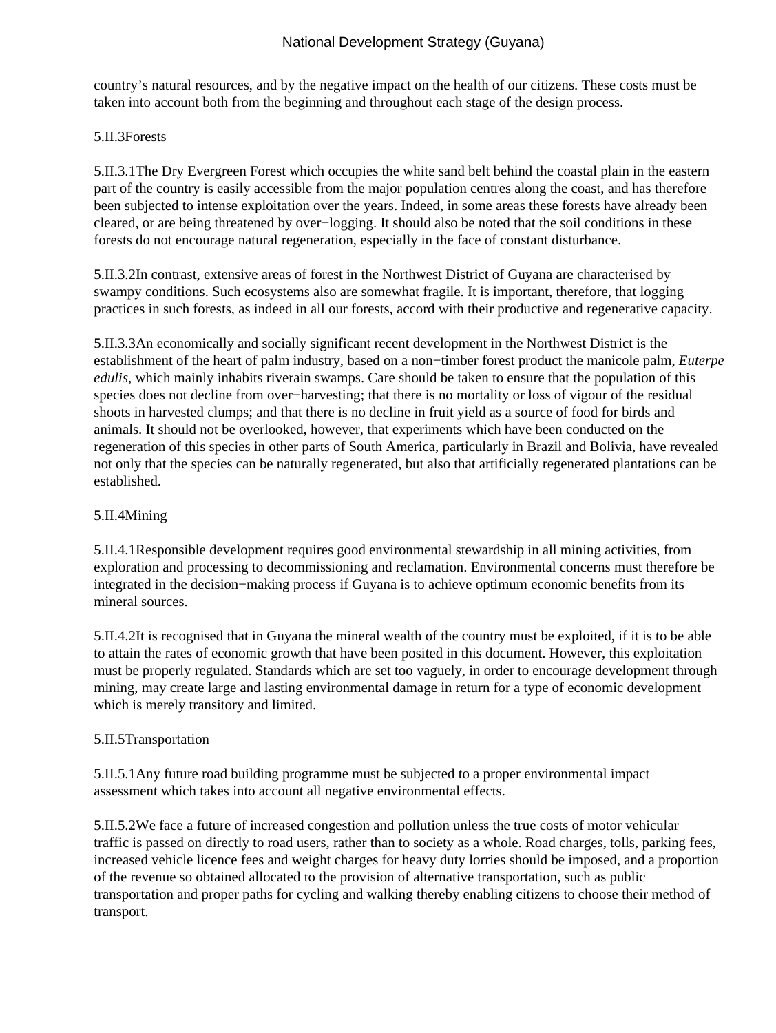country's natural resources, and by the negative impact on the health of our citizens. These costs must be taken into account both from the beginning and throughout each stage of the design process.

### 5.II.3Forests

5.II.3.1The Dry Evergreen Forest which occupies the white sand belt behind the coastal plain in the eastern part of the country is easily accessible from the major population centres along the coast, and has therefore been subjected to intense exploitation over the years. Indeed, in some areas these forests have already been cleared, or are being threatened by over−logging. It should also be noted that the soil conditions in these forests do not encourage natural regeneration, especially in the face of constant disturbance.

5.II.3.2In contrast, extensive areas of forest in the Northwest District of Guyana are characterised by swampy conditions. Such ecosystems also are somewhat fragile. It is important, therefore, that logging practices in such forests, as indeed in all our forests, accord with their productive and regenerative capacity.

5.II.3.3An economically and socially significant recent development in the Northwest District is the establishment of the heart of palm industry, based on a non−timber forest product the manicole palm, *Euterpe edulis*, which mainly inhabits riverain swamps. Care should be taken to ensure that the population of this species does not decline from over−harvesting; that there is no mortality or loss of vigour of the residual shoots in harvested clumps; and that there is no decline in fruit yield as a source of food for birds and animals. It should not be overlooked, however, that experiments which have been conducted on the regeneration of this species in other parts of South America, particularly in Brazil and Bolivia, have revealed not only that the species can be naturally regenerated, but also that artificially regenerated plantations can be established.

### 5.II.4Mining

5.II.4.1Responsible development requires good environmental stewardship in all mining activities, from exploration and processing to decommissioning and reclamation. Environmental concerns must therefore be integrated in the decision−making process if Guyana is to achieve optimum economic benefits from its mineral sources.

5.II.4.2It is recognised that in Guyana the mineral wealth of the country must be exploited, if it is to be able to attain the rates of economic growth that have been posited in this document. However, this exploitation must be properly regulated. Standards which are set too vaguely, in order to encourage development through mining, may create large and lasting environmental damage in return for a type of economic development which is merely transitory and limited.

### 5.II.5Transportation

5.II.5.1Any future road building programme must be subjected to a proper environmental impact assessment which takes into account all negative environmental effects.

5.II.5.2We face a future of increased congestion and pollution unless the true costs of motor vehicular traffic is passed on directly to road users, rather than to society as a whole. Road charges, tolls, parking fees, increased vehicle licence fees and weight charges for heavy duty lorries should be imposed, and a proportion of the revenue so obtained allocated to the provision of alternative transportation, such as public transportation and proper paths for cycling and walking thereby enabling citizens to choose their method of transport.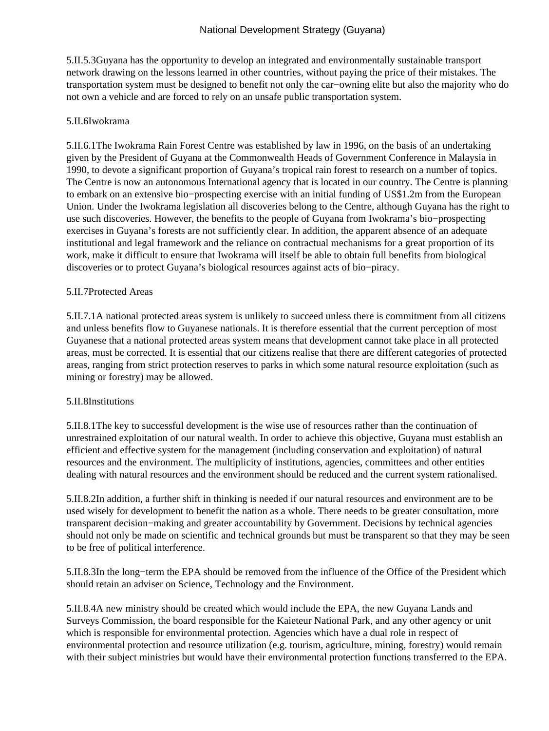5.II.5.3Guyana has the opportunity to develop an integrated and environmentally sustainable transport network drawing on the lessons learned in other countries, without paying the price of their mistakes. The transportation system must be designed to benefit not only the car−owning elite but also the majority who do not own a vehicle and are forced to rely on an unsafe public transportation system.

5.II.6Iwokrama

5.II.6.1The Iwokrama Rain Forest Centre was established by law in 1996, on the basis of an undertaking given by the President of Guyana at the Commonwealth Heads of Government Conference in Malaysia in 1990, to devote a significant proportion of Guyana's tropical rain forest to research on a number of topics. The Centre is now an autonomous International agency that is located in our country. The Centre is planning to embark on an extensive bio−prospecting exercise with an initial funding of US$1.2m from the European Union. Under the Iwokrama legislation all discoveries belong to the Centre, although Guyana has the right to use such discoveries. However, the benefits to the people of Guyana from Iwokrama's bio−prospecting exercises in Guyana's forests are not sufficiently clear. In addition, the apparent absence of an adequate institutional and legal framework and the reliance on contractual mechanisms for a great proportion of its work, make it difficult to ensure that Iwokrama will itself be able to obtain full benefits from biological discoveries or to protect Guyana's biological resources against acts of bio−piracy.

5.II.7Protected Areas

5.II.7.1A national protected areas system is unlikely to succeed unless there is commitment from all citizens and unless benefits flow to Guyanese nationals. It is therefore essential that the current perception of most Guyanese that a national protected areas system means that development cannot take place in all protected areas, must be corrected. It is essential that our citizens realise that there are different categories of protected areas, ranging from strict protection reserves to parks in which some natural resource exploitation (such as mining or forestry) may be allowed.

5.II.8Institutions

5.II.8.1The key to successful development is the wise use of resources rather than the continuation of unrestrained exploitation of our natural wealth. In order to achieve this objective, Guyana must establish an efficient and effective system for the management (including conservation and exploitation) of natural resources and the environment. The multiplicity of institutions, agencies, committees and other entities dealing with natural resources and the environment should be reduced and the current system rationalised.

5.II.8.2In addition, a further shift in thinking is needed if our natural resources and environment are to be used wisely for development to benefit the nation as a whole. There needs to be greater consultation, more transparent decision−making and greater accountability by Government. Decisions by technical agencies should not only be made on scientific and technical grounds but must be transparent so that they may be seen to be free of political interference.

5.II.8.3In the long−term the EPA should be removed from the influence of the Office of the President which should retain an adviser on Science, Technology and the Environment.

5.II.8.4A new ministry should be created which would include the EPA, the new Guyana Lands and Surveys Commission, the board responsible for the Kaieteur National Park, and any other agency or unit which is responsible for environmental protection. Agencies which have a dual role in respect of environmental protection and resource utilization (e.g. tourism, agriculture, mining, forestry) would remain with their subject ministries but would have their environmental protection functions transferred to the EPA.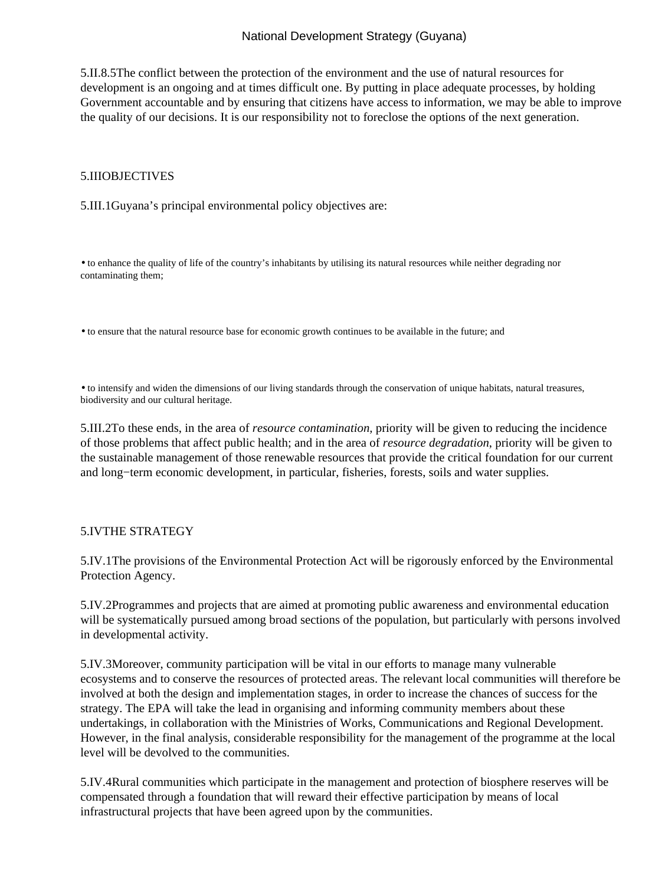5.II.8.5The conflict between the protection of the environment and the use of natural resources for development is an ongoing and at times difficult one. By putting in place adequate processes, by holding Government accountable and by ensuring that citizens have access to information, we may be able to improve the quality of our decisions. It is our responsibility not to foreclose the options of the next generation.

## 5.IIIOBJECTIVES

5.III.1Guyana's principal environmental policy objectives are:

- to enhance the quality of life of the country's inhabitants by utilising its natural resources while neither degrading nor contaminating them;
- to ensure that the natural resource base for economic growth continues to be available in the future; and
- to intensify and widen the dimensions of our living standards through the conservation of unique habitats, natural treasures, biodiversity and our cultural heritage.

5.III.2To these ends, in the area of *resource contamination*, priority will be given to reducing the incidence of those problems that affect public health; and in the area of *resource degradation*, priority will be given to the sustainable management of those renewable resources that provide the critical foundation for our current and long−term economic development, in particular, fisheries, forests, soils and water supplies.

## 5.IVTHE STRATEGY

5.IV.1The provisions of the Environmental Protection Act will be rigorously enforced by the Environmental Protection Agency.

5.IV.2Programmes and projects that are aimed at promoting public awareness and environmental education will be systematically pursued among broad sections of the population, but particularly with persons involved in developmental activity.

5.IV.3Moreover, community participation will be vital in our efforts to manage many vulnerable ecosystems and to conserve the resources of protected areas. The relevant local communities will therefore be involved at both the design and implementation stages, in order to increase the chances of success for the strategy. The EPA will take the lead in organising and informing community members about these undertakings, in collaboration with the Ministries of Works, Communications and Regional Development. However, in the final analysis, considerable responsibility for the management of the programme at the local level will be devolved to the communities.

5.IV.4Rural communities which participate in the management and protection of biosphere reserves will be compensated through a foundation that will reward their effective participation by means of local infrastructural projects that have been agreed upon by the communities.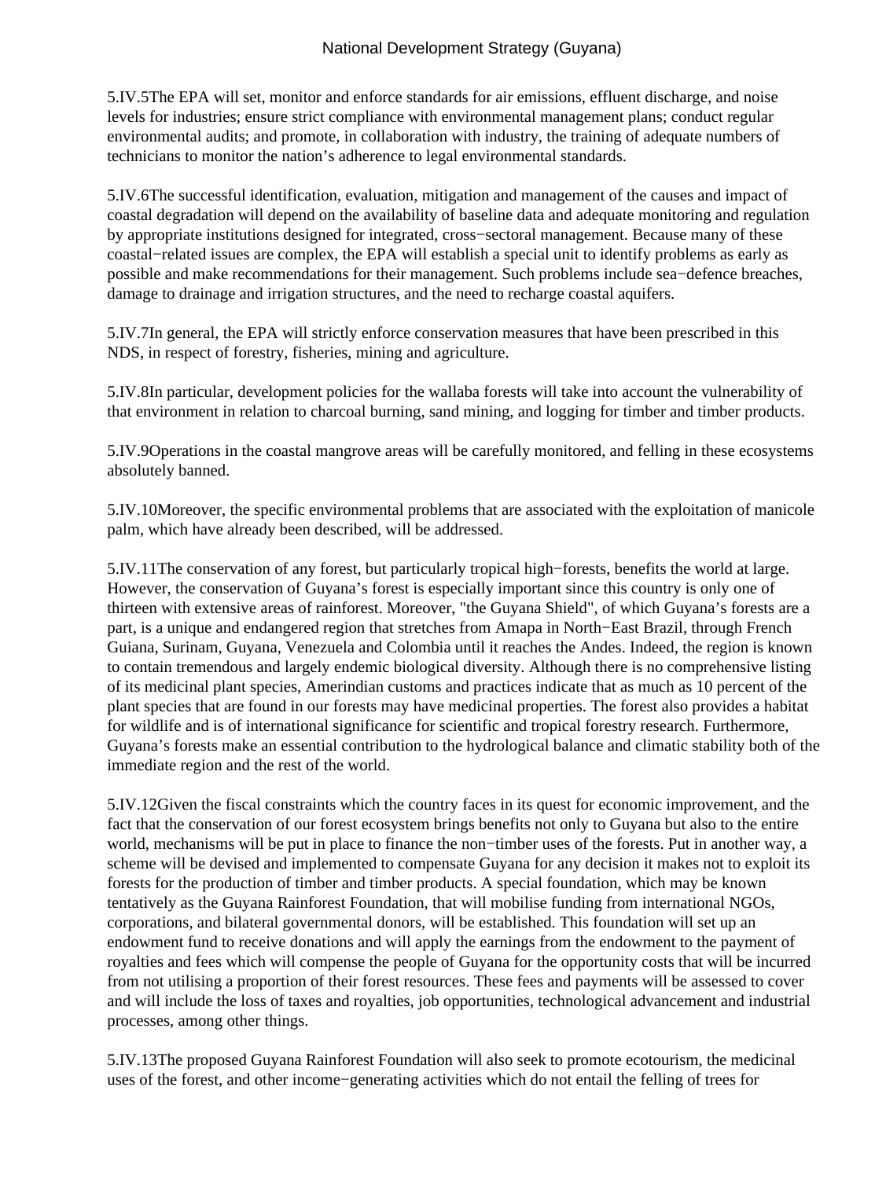5.IV.5The EPA will set, monitor and enforce standards for air emissions, effluent discharge, and noise levels for industries; ensure strict compliance with environmental management plans; conduct regular environmental audits; and promote, in collaboration with industry, the training of adequate numbers of technicians to monitor the nation's adherence to legal environmental standards.

5.IV.6The successful identification, evaluation, mitigation and management of the causes and impact of coastal degradation will depend on the availability of baseline data and adequate monitoring and regulation by appropriate institutions designed for integrated, cross−sectoral management. Because many of these coastal−related issues are complex, the EPA will establish a special unit to identify problems as early as possible and make recommendations for their management. Such problems include sea−defence breaches, damage to drainage and irrigation structures, and the need to recharge coastal aquifers.

5.IV.7In general, the EPA will strictly enforce conservation measures that have been prescribed in this NDS, in respect of forestry, fisheries, mining and agriculture.

5.IV.8In particular, development policies for the wallaba forests will take into account the vulnerability of that environment in relation to charcoal burning, sand mining, and logging for timber and timber products.

5.IV.9Operations in the coastal mangrove areas will be carefully monitored, and felling in these ecosystems absolutely banned.

5.IV.10Moreover, the specific environmental problems that are associated with the exploitation of manicole palm, which have already been described, will be addressed.

5.IV.11The conservation of any forest, but particularly tropical high−forests, benefits the world at large. However, the conservation of Guyana's forest is especially important since this country is only one of thirteen with extensive areas of rainforest. Moreover, "the Guyana Shield", of which Guyana's forests are a part, is a unique and endangered region that stretches from Amapa in North−East Brazil, through French Guiana, Surinam, Guyana, Venezuela and Colombia until it reaches the Andes. Indeed, the region is known to contain tremendous and largely endemic biological diversity. Although there is no comprehensive listing of its medicinal plant species, Amerindian customs and practices indicate that as much as 10 percent of the plant species that are found in our forests may have medicinal properties. The forest also provides a habitat for wildlife and is of international significance for scientific and tropical forestry research. Furthermore, Guyana's forests make an essential contribution to the hydrological balance and climatic stability both of the immediate region and the rest of the world.

5.IV.12Given the fiscal constraints which the country faces in its quest for economic improvement, and the fact that the conservation of our forest ecosystem brings benefits not only to Guyana but also to the entire world, mechanisms will be put in place to finance the non−timber uses of the forests. Put in another way, a scheme will be devised and implemented to compensate Guyana for any decision it makes not to exploit its forests for the production of timber and timber products. A special foundation, which may be known tentatively as the Guyana Rainforest Foundation, that will mobilise funding from international NGOs, corporations, and bilateral governmental donors, will be established. This foundation will set up an endowment fund to receive donations and will apply the earnings from the endowment to the payment of royalties and fees which will compense the people of Guyana for the opportunity costs that will be incurred from not utilising a proportion of their forest resources. These fees and payments will be assessed to cover and will include the loss of taxes and royalties, job opportunities, technological advancement and industrial processes, among other things.

5.IV.13The proposed Guyana Rainforest Foundation will also seek to promote ecotourism, the medicinal uses of the forest, and other income−generating activities which do not entail the felling of trees for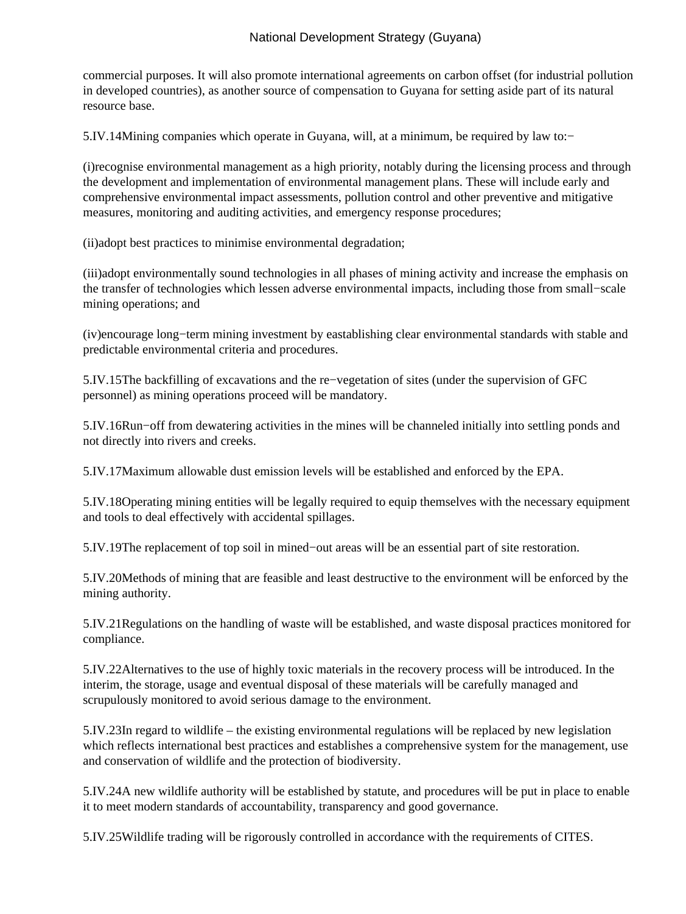commercial purposes. It will also promote international agreements on carbon offset (for industrial pollution in developed countries), as another source of compensation to Guyana for setting aside part of its natural resource base.

5.IV.14Mining companies which operate in Guyana, will, at a minimum, be required by law to:−

(i)recognise environmental management as a high priority, notably during the licensing process and through the development and implementation of environmental management plans. These will include early and comprehensive environmental impact assessments, pollution control and other preventive and mitigative measures, monitoring and auditing activities, and emergency response procedures;

(ii)adopt best practices to minimise environmental degradation;

(iii)adopt environmentally sound technologies in all phases of mining activity and increase the emphasis on the transfer of technologies which lessen adverse environmental impacts, including those from small−scale mining operations; and

(iv)encourage long−term mining investment by eastablishing clear environmental standards with stable and predictable environmental criteria and procedures.

5.IV.15The backfilling of excavations and the re−vegetation of sites (under the supervision of GFC personnel) as mining operations proceed will be mandatory.

5.IV.16Run−off from dewatering activities in the mines will be channeled initially into settling ponds and not directly into rivers and creeks.

5.IV.17Maximum allowable dust emission levels will be established and enforced by the EPA.

5.IV.18Operating mining entities will be legally required to equip themselves with the necessary equipment and tools to deal effectively with accidental spillages.

5.IV.19The replacement of top soil in mined−out areas will be an essential part of site restoration.

5.IV.20Methods of mining that are feasible and least destructive to the environment will be enforced by the mining authority.

5.IV.21Regulations on the handling of waste will be established, and waste disposal practices monitored for compliance.

5.IV.22Alternatives to the use of highly toxic materials in the recovery process will be introduced. In the interim, the storage, usage and eventual disposal of these materials will be carefully managed and scrupulously monitored to avoid serious damage to the environment.

5.IV.23In regard to wildlife – the existing environmental regulations will be replaced by new legislation which reflects international best practices and establishes a comprehensive system for the management, use and conservation of wildlife and the protection of biodiversity.

5.IV.24A new wildlife authority will be established by statute, and procedures will be put in place to enable it to meet modern standards of accountability, transparency and good governance.

5.IV.25Wildlife trading will be rigorously controlled in accordance with the requirements of CITES.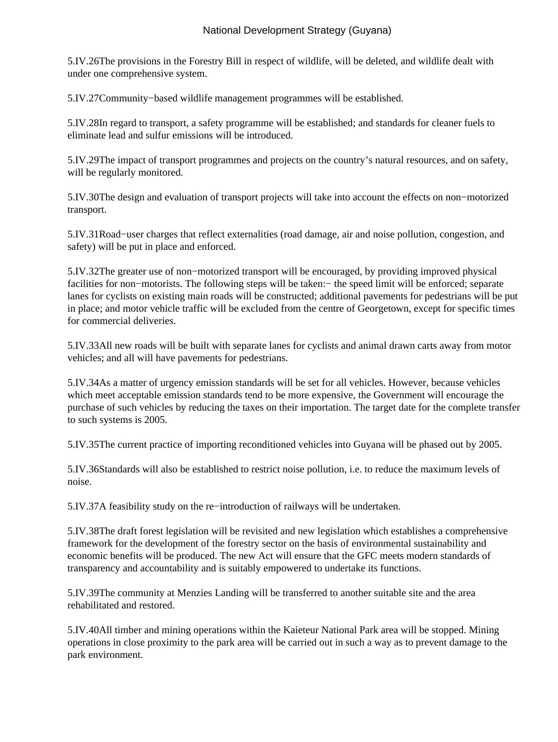5.IV.26The provisions in the Forestry Bill in respect of wildlife, will be deleted, and wildlife dealt with under one comprehensive system.

5.IV.27Community−based wildlife management programmes will be established.

5.IV.28In regard to transport, a safety programme will be established; and standards for cleaner fuels to eliminate lead and sulfur emissions will be introduced.

5.IV.29The impact of transport programmes and projects on the country's natural resources, and on safety, will be regularly monitored.

5.IV.30The design and evaluation of transport projects will take into account the effects on non−motorized transport.

5.IV.31Road−user charges that reflect externalities (road damage, air and noise pollution, congestion, and safety) will be put in place and enforced.

5.IV.32The greater use of non−motorized transport will be encouraged, by providing improved physical facilities for non−motorists. The following steps will be taken:− the speed limit will be enforced; separate lanes for cyclists on existing main roads will be constructed; additional pavements for pedestrians will be put in place; and motor vehicle traffic will be excluded from the centre of Georgetown, except for specific times for commercial deliveries.

5.IV.33All new roads will be built with separate lanes for cyclists and animal drawn carts away from motor vehicles; and all will have pavements for pedestrians.

5.IV.34As a matter of urgency emission standards will be set for all vehicles. However, because vehicles which meet acceptable emission standards tend to be more expensive, the Government will encourage the purchase of such vehicles by reducing the taxes on their importation. The target date for the complete transfer to such systems is 2005.

5.IV.35The current practice of importing reconditioned vehicles into Guyana will be phased out by 2005.

5.IV.36Standards will also be established to restrict noise pollution, i.e. to reduce the maximum levels of noise.

5.IV.37A feasibility study on the re−introduction of railways will be undertaken.

5.IV.38The draft forest legislation will be revisited and new legislation which establishes a comprehensive framework for the development of the forestry sector on the basis of environmental sustainability and economic benefits will be produced. The new Act will ensure that the GFC meets modern standards of transparency and accountability and is suitably empowered to undertake its functions.

5.IV.39The community at Menzies Landing will be transferred to another suitable site and the area rehabilitated and restored.

5.IV.40All timber and mining operations within the Kaieteur National Park area will be stopped. Mining operations in close proximity to the park area will be carried out in such a way as to prevent damage to the park environment.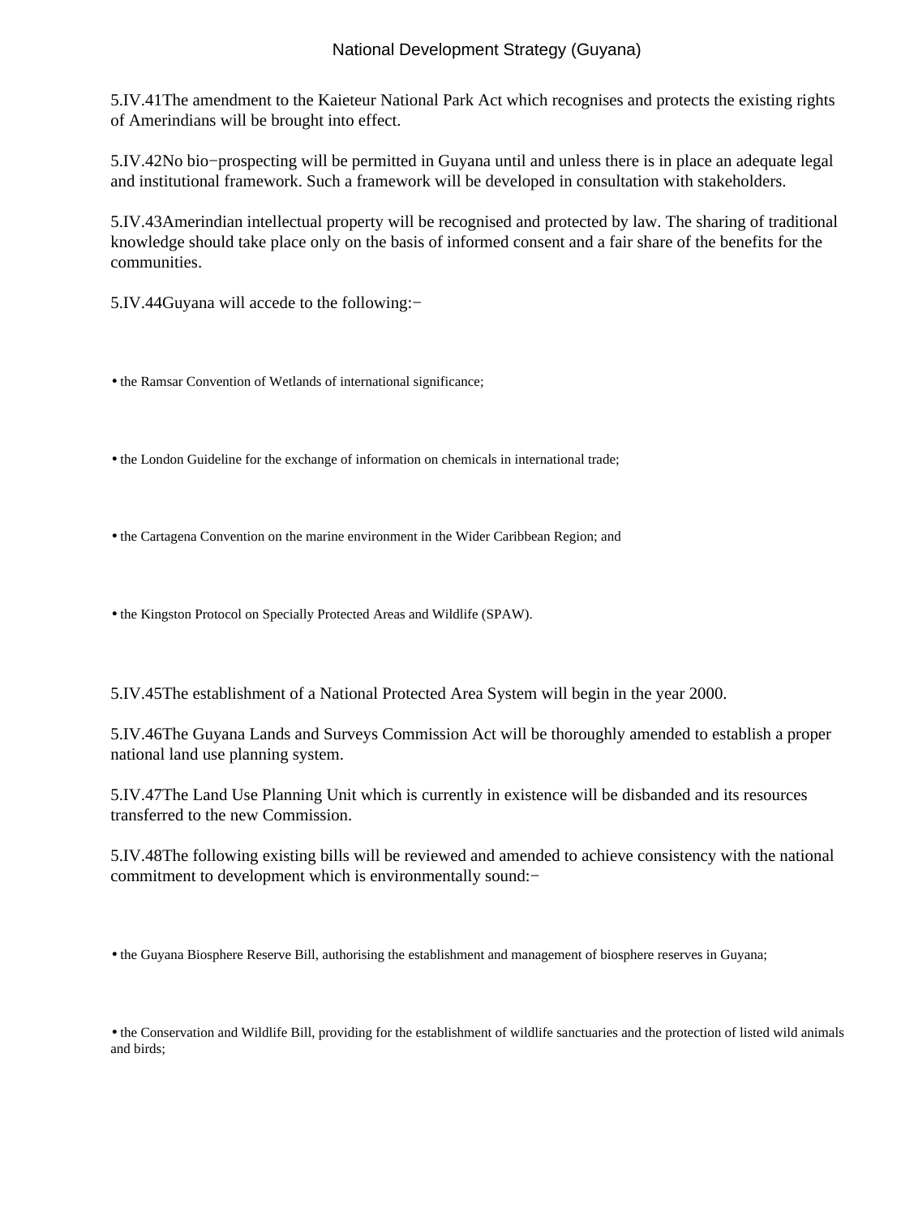5.IV.41The amendment to the Kaieteur National Park Act which recognises and protects the existing rights of Amerindians will be brought into effect.

5.IV.42No bio−prospecting will be permitted in Guyana until and unless there is in place an adequate legal and institutional framework. Such a framework will be developed in consultation with stakeholders.

5.IV.43Amerindian intellectual property will be recognised and protected by law. The sharing of traditional knowledge should take place only on the basis of informed consent and a fair share of the benefits for the communities.

5.IV.44Guyana will accede to the following:−

- the Ramsar Convention of Wetlands of international significance;
- the London Guideline for the exchange of information on chemicals in international trade;
- the Cartagena Convention on the marine environment in the Wider Caribbean Region; and
- the Kingston Protocol on Specially Protected Areas and Wildlife (SPAW).

5.IV.45The establishment of a National Protected Area System will begin in the year 2000.

5.IV.46The Guyana Lands and Surveys Commission Act will be thoroughly amended to establish a proper national land use planning system.

5.IV.47The Land Use Planning Unit which is currently in existence will be disbanded and its resources transferred to the new Commission.

5.IV.48The following existing bills will be reviewed and amended to achieve consistency with the national commitment to development which is environmentally sound:−

- the Guyana Biosphere Reserve Bill, authorising the establishment and management of biosphere reserves in Guyana;
- the Conservation and Wildlife Bill, providing for the establishment of wildlife sanctuaries and the protection of listed wild animals and birds;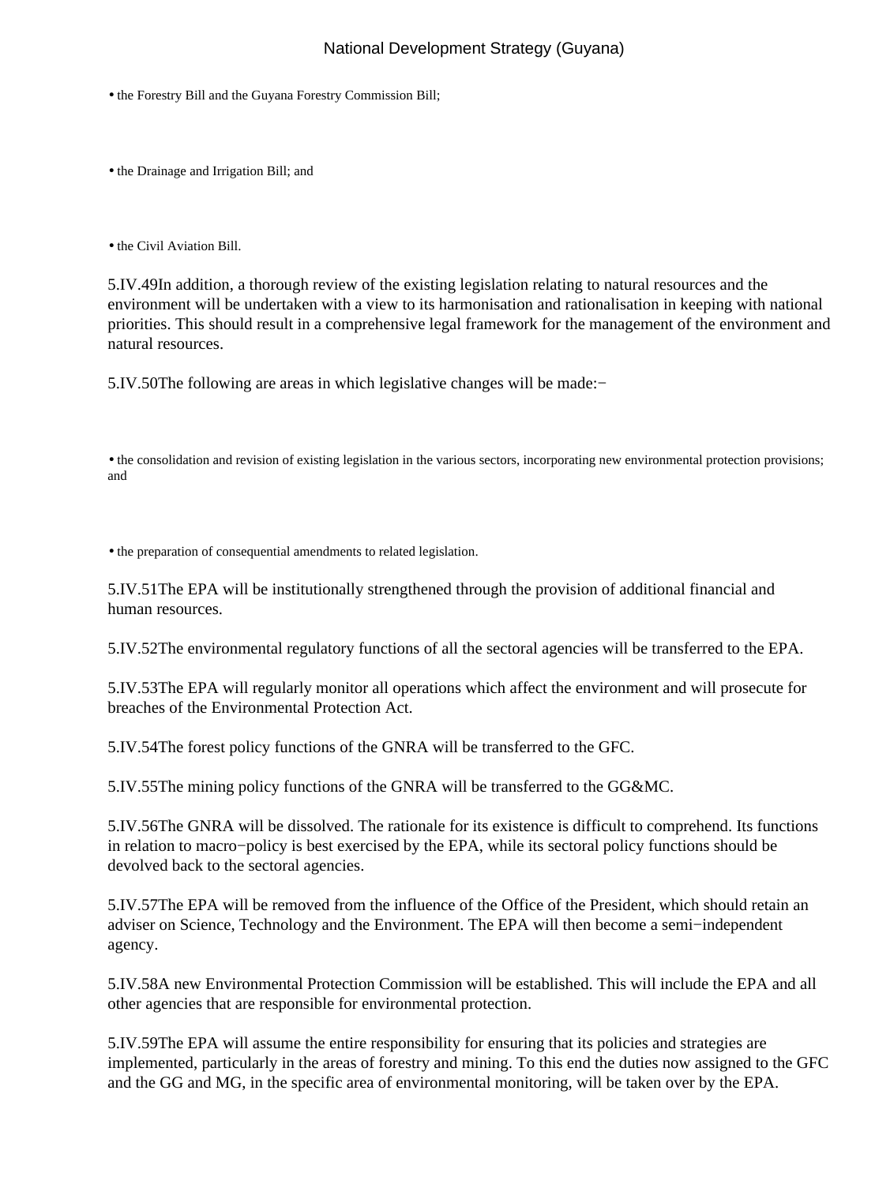- the Forestry Bill and the Guyana Forestry Commission Bill;
- the Drainage and Irrigation Bill; and
- the Civil Aviation Bill.

5.IV.49In addition, a thorough review of the existing legislation relating to natural resources and the environment will be undertaken with a view to its harmonisation and rationalisation in keeping with national priorities. This should result in a comprehensive legal framework for the management of the environment and natural resources.

5.IV.50The following are areas in which legislative changes will be made:−

- the consolidation and revision of existing legislation in the various sectors, incorporating new environmental protection provisions; and
- the preparation of consequential amendments to related legislation.

5.IV.51The EPA will be institutionally strengthened through the provision of additional financial and human resources.

5.IV.52The environmental regulatory functions of all the sectoral agencies will be transferred to the EPA.

5.IV.53The EPA will regularly monitor all operations which affect the environment and will prosecute for breaches of the Environmental Protection Act.

5.IV.54The forest policy functions of the GNRA will be transferred to the GFC.

5.IV.55The mining policy functions of the GNRA will be transferred to the GG&MC.

5.IV.56The GNRA will be dissolved. The rationale for its existence is difficult to comprehend. Its functions in relation to macro−policy is best exercised by the EPA, while its sectoral policy functions should be devolved back to the sectoral agencies.

5.IV.57The EPA will be removed from the influence of the Office of the President, which should retain an adviser on Science, Technology and the Environment. The EPA will then become a semi−independent agency.

5.IV.58A new Environmental Protection Commission will be established. This will include the EPA and all other agencies that are responsible for environmental protection.

5.IV.59The EPA will assume the entire responsibility for ensuring that its policies and strategies are implemented, particularly in the areas of forestry and mining. To this end the duties now assigned to the GFC and the GG and MG, in the specific area of environmental monitoring, will be taken over by the EPA.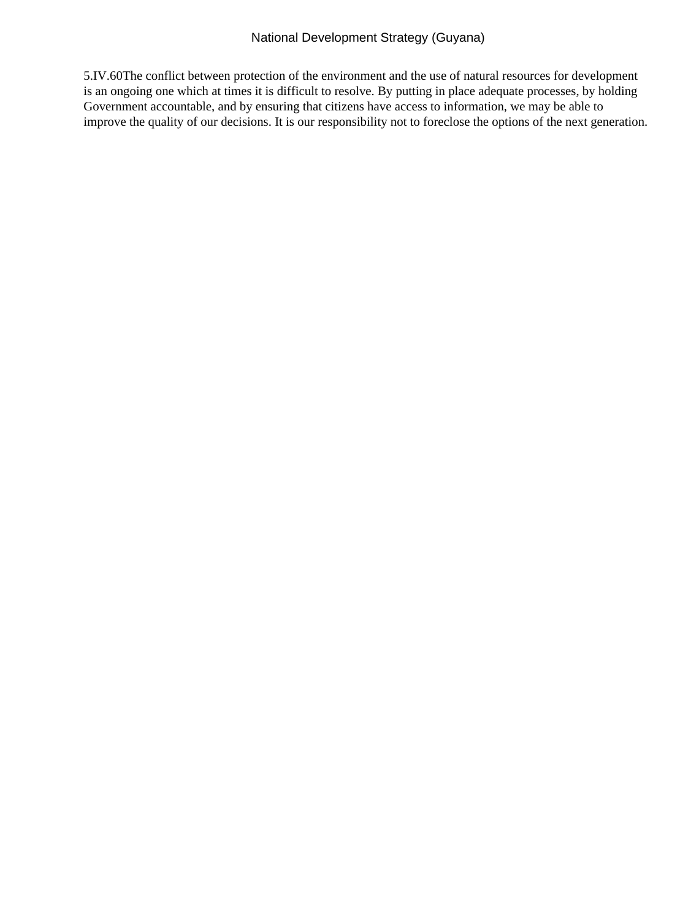5.IV.60The conflict between protection of the environment and the use of natural resources for development is an ongoing one which at times it is difficult to resolve. By putting in place adequate processes, by holding Government accountable, and by ensuring that citizens have access to information, we may be able to improve the quality of our decisions. It is our responsibility not to foreclose the options of the next generation.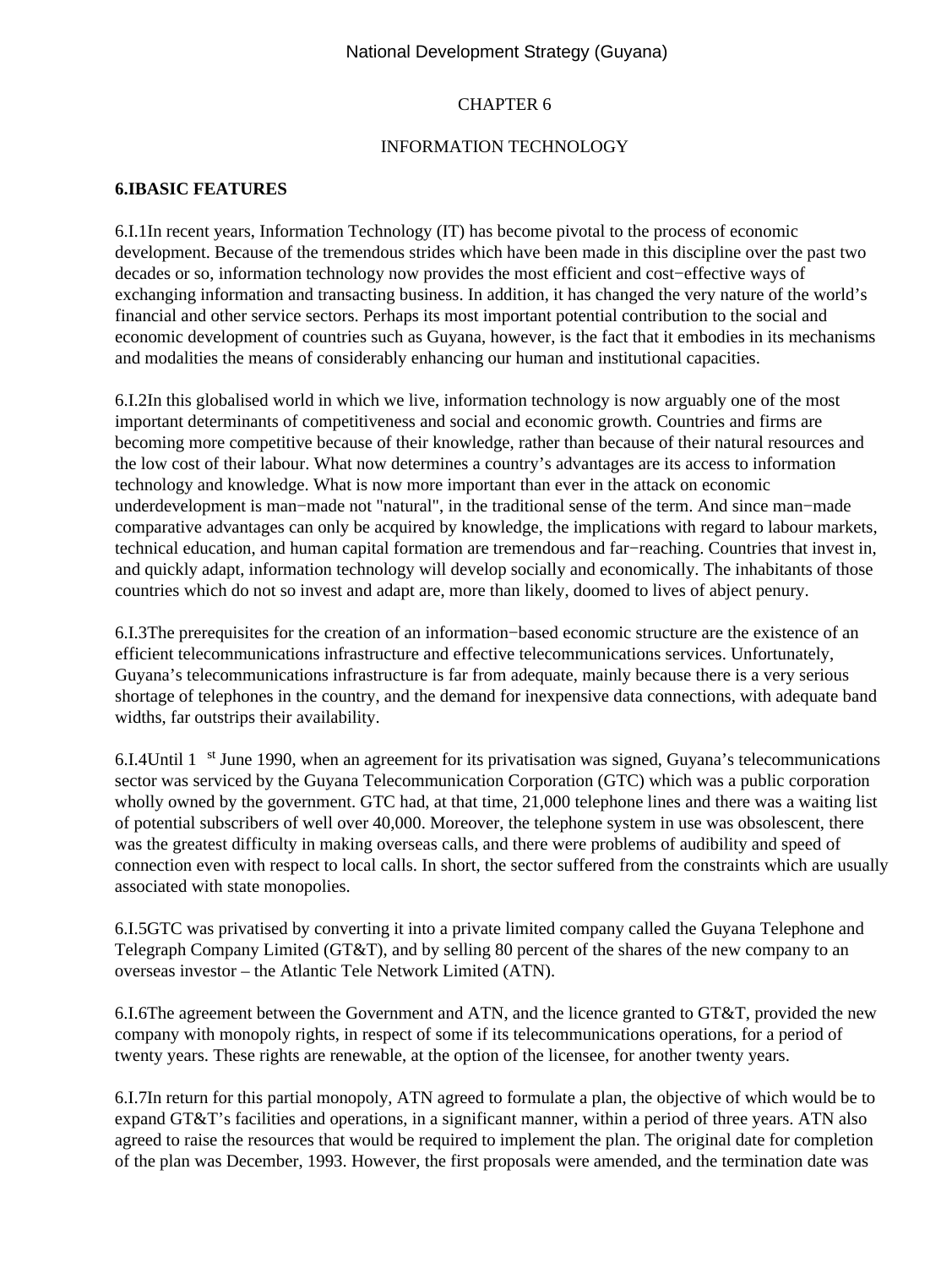# CHAPTER 6

# INFORMATION TECHNOLOGY

## 6.I BASIC FEATURES

6.I.1 In recent years, Information Technology (IT) has become pivotal to the process of economic development. Because of the tremendous strides which have been made in this discipline over the past two decades or so, information technology now provides the most efficient and cost−effective ways of exchanging information and transacting business. In addition, it has changed the very nature of the world's financial and other service sectors. Perhaps its most important potential contribution to the social and economic development of countries such as Guyana, however, is the fact that it embodies in its mechanisms and modalities the means of considerably enhancing our human and institutional capacities.

6.I.2 In this globalised world in which we live, information technology is now arguably one of the most important determinants of competitiveness and social and economic growth. Countries and firms are becoming more competitive because of their knowledge, rather than because of their natural resources and the low cost of their labour. What now determines a country's advantages are its access to information technology and knowledge. What is now more important than ever in the attack on economic underdevelopment is man−made not "natural", in the traditional sense of the term. And since man−made comparative advantages can only be acquired by knowledge, the implications with regard to labour markets, technical education, and human capital formation are tremendous and far−reaching. Countries that invest in, and quickly adapt, information technology will develop socially and economically. The inhabitants of those countries which do not so invest and adapt are, more than likely, doomed to lives of abject penury.

6.I.3 The prerequisites for the creation of an information−based economic structure are the existence of an efficient telecommunications infrastructure and effective telecommunications services. Unfortunately, Guyana's telecommunications infrastructure is far from adequate, mainly because there is a very serious shortage of telephones in the country, and the demand for inexpensive data connections, with adequate band widths, far outstrips their availability.

6.I.4 Until 1st June 1990, when an agreement for its privatisation was signed, Guyana's telecommunications sector was serviced by the Guyana Telecommunication Corporation (GTC) which was a public corporation wholly owned by the government. GTC had, at that time, 21,000 telephone lines and there was a waiting list of potential subscribers of well over 40,000. Moreover, the telephone system in use was obsolescent, there was the greatest difficulty in making overseas calls, and there were problems of audibility and speed of connection even with respect to local calls. In short, the sector suffered from the constraints which are usually associated with state monopolies.

6.I.5 GTC was privatised by converting it into a private limited company called the Guyana Telephone and Telegraph Company Limited (GT&T), and by selling 80 percent of the shares of the new company to an overseas investor – the Atlantic Tele Network Limited (ATN).

6.I.6 The agreement between the Government and ATN, and the licence granted to GT&T, provided the new company with monopoly rights, in respect of some if its telecommunications operations, for a period of twenty years. These rights are renewable, at the option of the licensee, for another twenty years.

6.I.7 In return for this partial monopoly, ATN agreed to formulate a plan, the objective of which would be to expand GT&T's facilities and operations, in a significant manner, within a period of three years. ATN also agreed to raise the resources that would be required to implement the plan. The original date for completion of the plan was December, 1993. However, the first proposals were amended, and the termination date was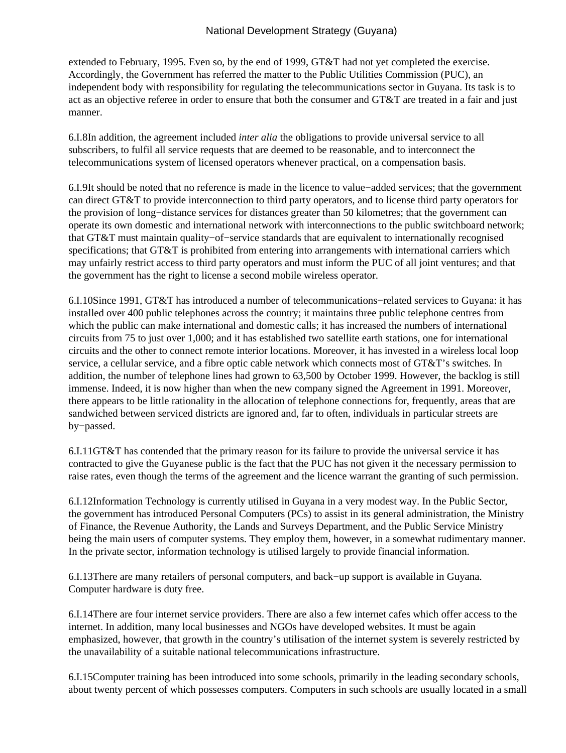extended to February, 1995. Even so, by the end of 1999, GT&T had not yet completed the exercise. Accordingly, the Government has referred the matter to the Public Utilities Commission (PUC), an independent body with responsibility for regulating the telecommunications sector in Guyana. Its task is to act as an objective referee in order to ensure that both the consumer and GT&T are treated in a fair and just manner.

6.I.8In addition, the agreement included *inter alia* the obligations to provide universal service to all subscribers, to fulfil all service requests that are deemed to be reasonable, and to interconnect the telecommunications system of licensed operators whenever practical, on a compensation basis.

6.I.9It should be noted that no reference is made in the licence to value−added services; that the government can direct GT&T to provide interconnection to third party operators, and to license third party operators for the provision of long−distance services for distances greater than 50 kilometres; that the government can operate its own domestic and international network with interconnections to the public switchboard network; that GT&T must maintain quality−of−service standards that are equivalent to internationally recognised specifications; that GT&T is prohibited from entering into arrangements with international carriers which may unfairly restrict access to third party operators and must inform the PUC of all joint ventures; and that the government has the right to license a second mobile wireless operator.

6.I.10Since 1991, GT&T has introduced a number of telecommunications−related services to Guyana: it has installed over 400 public telephones across the country; it maintains three public telephone centres from which the public can make international and domestic calls; it has increased the numbers of international circuits from 75 to just over 1,000; and it has established two satellite earth stations, one for international circuits and the other to connect remote interior locations. Moreover, it has invested in a wireless local loop service, a cellular service, and a fibre optic cable network which connects most of GT&T's switches. In addition, the number of telephone lines had grown to 63,500 by October 1999. However, the backlog is still immense. Indeed, it is now higher than when the new company signed the Agreement in 1991. Moreover, there appears to be little rationality in the allocation of telephone connections for, frequently, areas that are sandwiched between serviced districts are ignored and, far to often, individuals in particular streets are by−passed.

6.I.11GT&T has contended that the primary reason for its failure to provide the universal service it has contracted to give the Guyanese public is the fact that the PUC has not given it the necessary permission to raise rates, even though the terms of the agreement and the licence warrant the granting of such permission.

6.I.12Information Technology is currently utilised in Guyana in a very modest way. In the Public Sector, the government has introduced Personal Computers (PCs) to assist in its general administration, the Ministry of Finance, the Revenue Authority, the Lands and Surveys Department, and the Public Service Ministry being the main users of computer systems. They employ them, however, in a somewhat rudimentary manner. In the private sector, information technology is utilised largely to provide financial information.

6.I.13There are many retailers of personal computers, and back−up support is available in Guyana. Computer hardware is duty free.

6.I.14There are four internet service providers. There are also a few internet cafes which offer access to the internet. In addition, many local businesses and NGOs have developed websites. It must be again emphasized, however, that growth in the country's utilisation of the internet system is severely restricted by the unavailability of a suitable national telecommunications infrastructure.

6.I.15Computer training has been introduced into some schools, primarily in the leading secondary schools, about twenty percent of which possesses computers. Computers in such schools are usually located in a small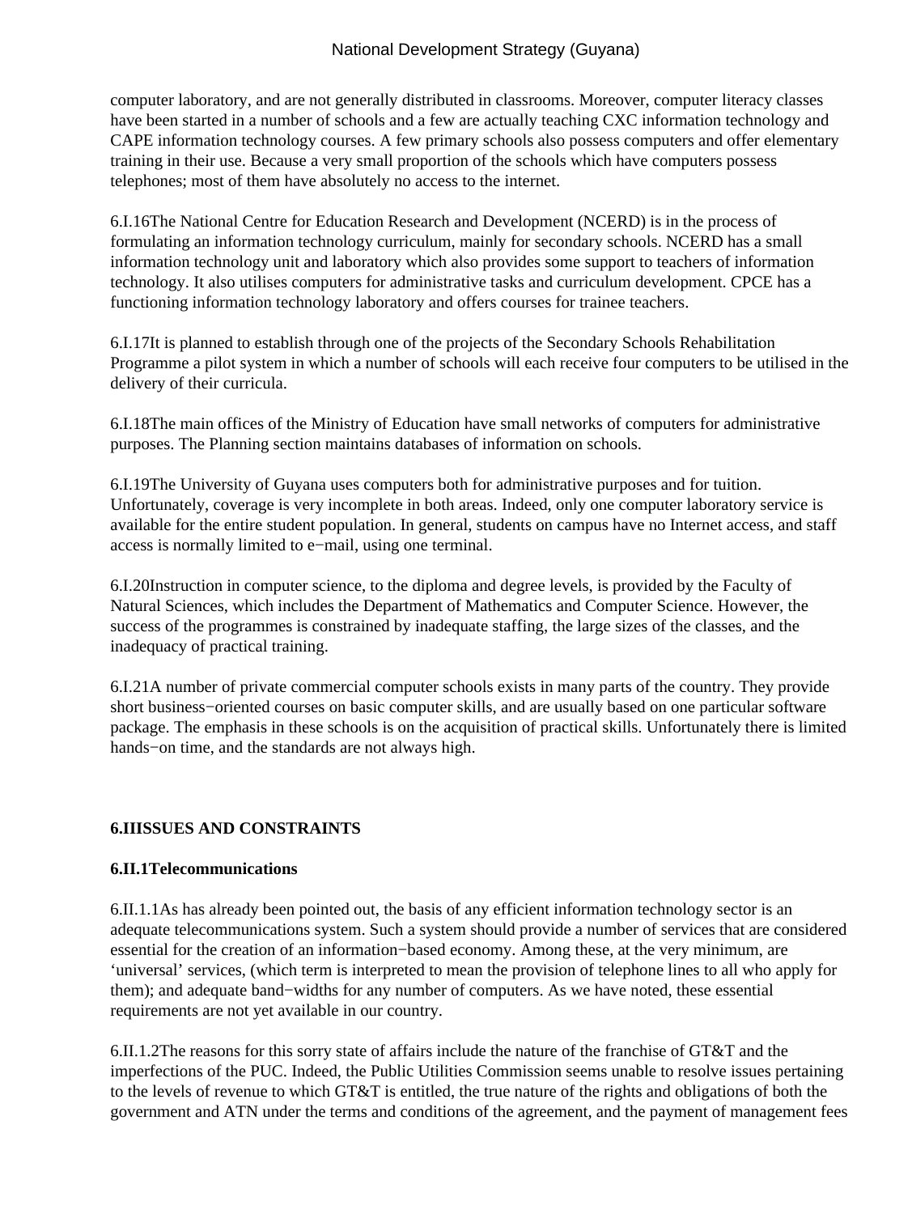computer laboratory, and are not generally distributed in classrooms. Moreover, computer literacy classes have been started in a number of schools and a few are actually teaching CXC information technology and CAPE information technology courses. A few primary schools also possess computers and offer elementary training in their use. Because a very small proportion of the schools which have computers possess telephones; most of them have absolutely no access to the internet.

6.I.16The National Centre for Education Research and Development (NCERD) is in the process of formulating an information technology curriculum, mainly for secondary schools. NCERD has a small information technology unit and laboratory which also provides some support to teachers of information technology. It also utilises computers for administrative tasks and curriculum development. CPCE has a functioning information technology laboratory and offers courses for trainee teachers.

6.I.17It is planned to establish through one of the projects of the Secondary Schools Rehabilitation Programme a pilot system in which a number of schools will each receive four computers to be utilised in the delivery of their curricula.

6.I.18The main offices of the Ministry of Education have small networks of computers for administrative purposes. The Planning section maintains databases of information on schools.

6.I.19The University of Guyana uses computers both for administrative purposes and for tuition. Unfortunately, coverage is very incomplete in both areas. Indeed, only one computer laboratory service is available for the entire student population. In general, students on campus have no Internet access, and staff access is normally limited to e−mail, using one terminal.

6.I.20Instruction in computer science, to the diploma and degree levels, is provided by the Faculty of Natural Sciences, which includes the Department of Mathematics and Computer Science. However, the success of the programmes is constrained by inadequate staffing, the large sizes of the classes, and the inadequacy of practical training.

6.I.21A number of private commercial computer schools exists in many parts of the country. They provide short business−oriented courses on basic computer skills, and are usually based on one particular software package. The emphasis in these schools is on the acquisition of practical skills. Unfortunately there is limited hands−on time, and the standards are not always high.

## 6.IIISSUES AND CONSTRAINTS

### 6.II.1Telecommunications

6.II.1.1As has already been pointed out, the basis of any efficient information technology sector is an adequate telecommunications system. Such a system should provide a number of services that are considered essential for the creation of an information−based economy. Among these, at the very minimum, are 'universal' services, (which term is interpreted to mean the provision of telephone lines to all who apply for them); and adequate band−widths for any number of computers. As we have noted, these essential requirements are not yet available in our country.

6.II.1.2The reasons for this sorry state of affairs include the nature of the franchise of GT&T and the imperfections of the PUC. Indeed, the Public Utilities Commission seems unable to resolve issues pertaining to the levels of revenue to which GT&T is entitled, the true nature of the rights and obligations of both the government and ATN under the terms and conditions of the agreement, and the payment of management fees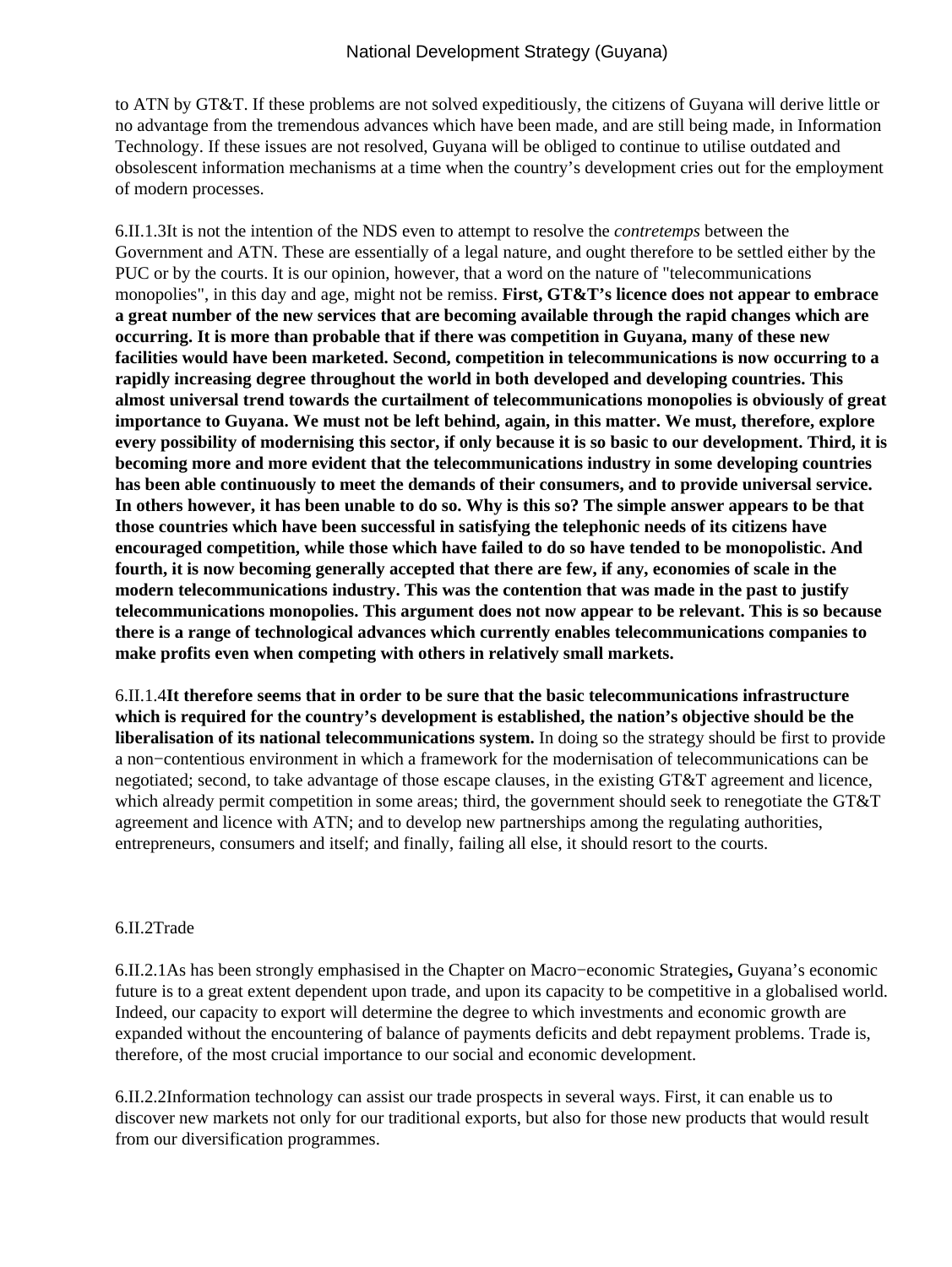to ATN by GT&T. If these problems are not solved expeditiously, the citizens of Guyana will derive little or no advantage from the tremendous advances which have been made, and are still being made, in Information Technology. If these issues are not resolved, Guyana will be obliged to continue to utilise outdated and obsolescent information mechanisms at a time when the country's development cries out for the employment of modern processes.

6.II.1.3It is not the intention of the NDS even to attempt to resolve the *contretemps* between the Government and ATN. These are essentially of a legal nature, and ought therefore to be settled either by the PUC or by the courts. It is our opinion, however, that a word on the nature of "telecommunications monopolies", in this day and age, might not be remiss. **First, GT&T's licence does not appear to embrace a great number of the new services that are becoming available through the rapid changes which are occurring. It is more than probable that if there was competition in Guyana, many of these new facilities would have been marketed. Second, competition in telecommunications is now occurring to a rapidly increasing degree throughout the world in both developed and developing countries. This almost universal trend towards the curtailment of telecommunications monopolies is obviously of great importance to Guyana. We must not be left behind, again, in this matter. We must, therefore, explore every possibility of modernising this sector, if only because it is so basic to our development. Third, it is becoming more and more evident that the telecommunications industry in some developing countries has been able continuously to meet the demands of their consumers, and to provide universal service. In others however, it has been unable to do so. Why is this so? The simple answer appears to be that those countries which have been successful in satisfying the telephonic needs of its citizens have encouraged competition, while those which have failed to do so have tended to be monopolistic. And fourth, it is now becoming generally accepted that there are few, if any, economies of scale in the modern telecommunications industry. This was the contention that was made in the past to justify telecommunications monopolies. This argument does not now appear to be relevant. This is so because there is a range of technological advances which currently enables telecommunications companies to make profits even when competing with others in relatively small markets.**

6.II.1.4**It therefore seems that in order to be sure that the basic telecommunications infrastructure which is required for the country's development is established, the nation's objective should be the liberalisation of its national telecommunications system.** In doing so the strategy should be first to provide a non−contentious environment in which a framework for the modernisation of telecommunications can be negotiated; second, to take advantage of those escape clauses, in the existing GT&T agreement and licence, which already permit competition in some areas; third, the government should seek to renegotiate the GT&T agreement and licence with ATN; and to develop new partnerships among the regulating authorities, entrepreneurs, consumers and itself; and finally, failing all else, it should resort to the courts.

6.II.2Trade

6.II.2.1As has been strongly emphasised in the Chapter on Macro−economic Strategies**,** Guyana's economic future is to a great extent dependent upon trade, and upon its capacity to be competitive in a globalised world. Indeed, our capacity to export will determine the degree to which investments and economic growth are expanded without the encountering of balance of payments deficits and debt repayment problems. Trade is, therefore, of the most crucial importance to our social and economic development.

6.II.2.2Information technology can assist our trade prospects in several ways. First, it can enable us to discover new markets not only for our traditional exports, but also for those new products that would result from our diversification programmes.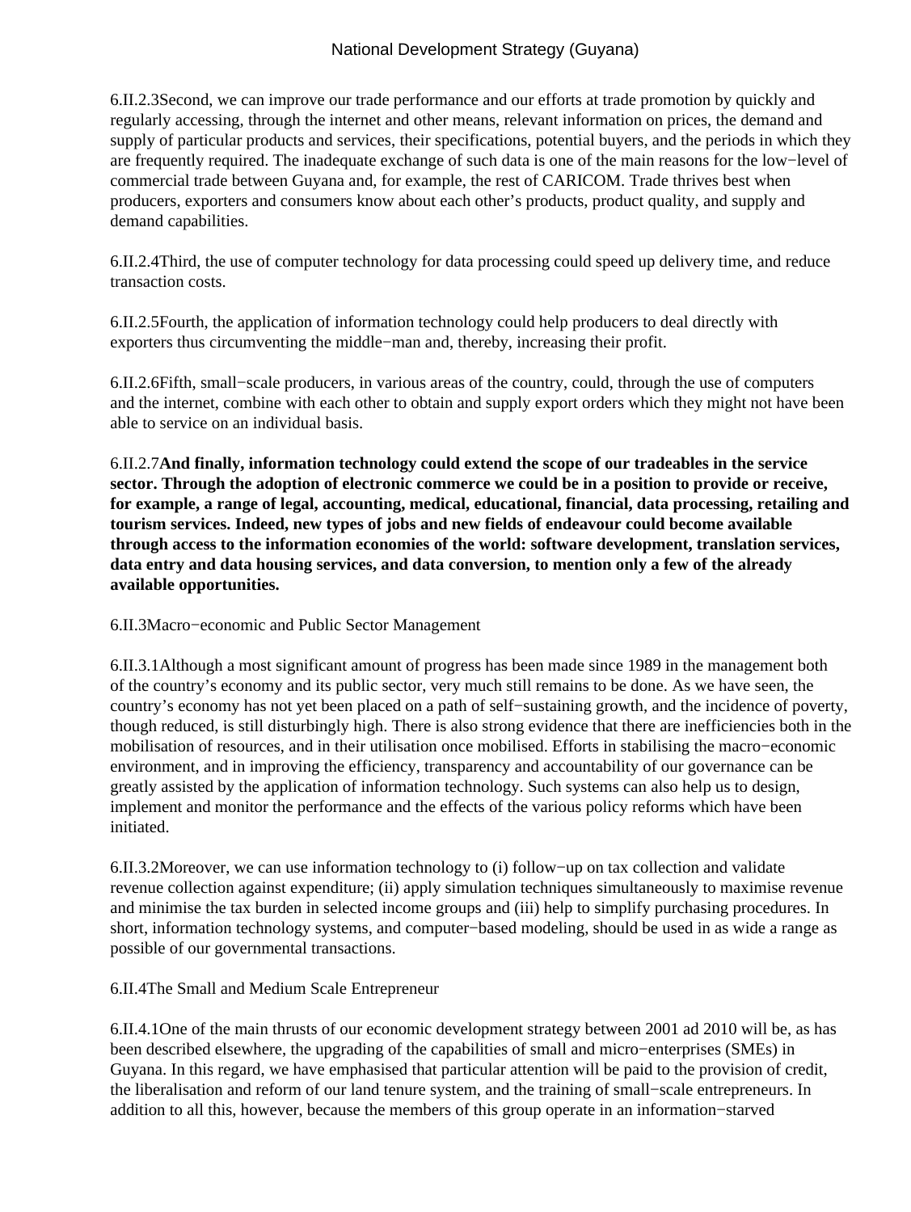6.II.2.3Second, we can improve our trade performance and our efforts at trade promotion by quickly and regularly accessing, through the internet and other means, relevant information on prices, the demand and supply of particular products and services, their specifications, potential buyers, and the periods in which they are frequently required. The inadequate exchange of such data is one of the main reasons for the low−level of commercial trade between Guyana and, for example, the rest of CARICOM. Trade thrives best when producers, exporters and consumers know about each other's products, product quality, and supply and demand capabilities.

6.II.2.4Third, the use of computer technology for data processing could speed up delivery time, and reduce transaction costs.

6.II.2.5Fourth, the application of information technology could help producers to deal directly with exporters thus circumventing the middle−man and, thereby, increasing their profit.

6.II.2.6Fifth, small−scale producers, in various areas of the country, could, through the use of computers and the internet, combine with each other to obtain and supply export orders which they might not have been able to service on an individual basis.

6.II.2.7**And finally, information technology could extend the scope of our tradeables in the service sector. Through the adoption of electronic commerce we could be in a position to provide or receive, for example, a range of legal, accounting, medical, educational, financial, data processing, retailing and tourism services. Indeed, new types of jobs and new fields of endeavour could become available through access to the information economies of the world: software development, translation services, data entry and data housing services, and data conversion, to mention only a few of the already available opportunities.**

6.II.3Macro−economic and Public Sector Management

6.II.3.1Although a most significant amount of progress has been made since 1989 in the management both of the country's economy and its public sector, very much still remains to be done. As we have seen, the country's economy has not yet been placed on a path of self−sustaining growth, and the incidence of poverty, though reduced, is still disturbingly high. There is also strong evidence that there are inefficiencies both in the mobilisation of resources, and in their utilisation once mobilised. Efforts in stabilising the macro−economic environment, and in improving the efficiency, transparency and accountability of our governance can be greatly assisted by the application of information technology. Such systems can also help us to design, implement and monitor the performance and the effects of the various policy reforms which have been initiated.

6.II.3.2Moreover, we can use information technology to (i) follow−up on tax collection and validate revenue collection against expenditure; (ii) apply simulation techniques simultaneously to maximise revenue and minimise the tax burden in selected income groups and (iii) help to simplify purchasing procedures. In short, information technology systems, and computer−based modeling, should be used in as wide a range as possible of our governmental transactions.

6.II.4The Small and Medium Scale Entrepreneur

6.II.4.1One of the main thrusts of our economic development strategy between 2001 ad 2010 will be, as has been described elsewhere, the upgrading of the capabilities of small and micro−enterprises (SMEs) in Guyana. In this regard, we have emphasised that particular attention will be paid to the provision of credit, the liberalisation and reform of our land tenure system, and the training of small−scale entrepreneurs. In addition to all this, however, because the members of this group operate in an information−starved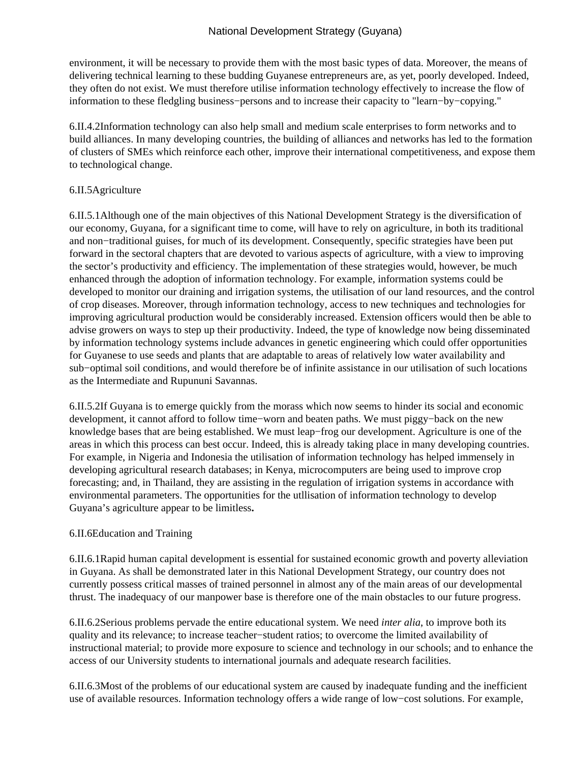environment, it will be necessary to provide them with the most basic types of data. Moreover, the means of delivering technical learning to these budding Guyanese entrepreneurs are, as yet, poorly developed. Indeed, they often do not exist. We must therefore utilise information technology effectively to increase the flow of information to these fledgling business−persons and to increase their capacity to "learn−by−copying."

6.II.4.2Information technology can also help small and medium scale enterprises to form networks and to build alliances. In many developing countries, the building of alliances and networks has led to the formation of clusters of SMEs which reinforce each other, improve their international competitiveness, and expose them to technological change.

### 6.II.5Agriculture

6.II.5.1Although one of the main objectives of this National Development Strategy is the diversification of our economy, Guyana, for a significant time to come, will have to rely on agriculture, in both its traditional and non−traditional guises, for much of its development. Consequently, specific strategies have been put forward in the sectoral chapters that are devoted to various aspects of agriculture, with a view to improving the sector's productivity and efficiency. The implementation of these strategies would, however, be much enhanced through the adoption of information technology. For example, information systems could be developed to monitor our draining and irrigation systems, the utilisation of our land resources, and the control of crop diseases. Moreover, through information technology, access to new techniques and technologies for improving agricultural production would be considerably increased. Extension officers would then be able to advise growers on ways to step up their productivity. Indeed, the type of knowledge now being disseminated by information technology systems include advances in genetic engineering which could offer opportunities for Guyanese to use seeds and plants that are adaptable to areas of relatively low water availability and sub−optimal soil conditions, and would therefore be of infinite assistance in our utilisation of such locations as the Intermediate and Rupununi Savannas.

6.II.5.2If Guyana is to emerge quickly from the morass which now seems to hinder its social and economic development, it cannot afford to follow time−worn and beaten paths. We must piggy−back on the new knowledge bases that are being established. We must leap−frog our development. Agriculture is one of the areas in which this process can best occur. Indeed, this is already taking place in many developing countries. For example, in Nigeria and Indonesia the utilisation of information technology has helped immensely in developing agricultural research databases; in Kenya, microcomputers are being used to improve crop forecasting; and, in Thailand, they are assisting in the regulation of irrigation systems in accordance with environmental parameters. The opportunities for the utllisation of information technology to develop Guyana's agriculture appear to be limitless**.**

### 6.II.6Education and Training

6.II.6.1Rapid human capital development is essential for sustained economic growth and poverty alleviation in Guyana. As shall be demonstrated later in this National Development Strategy, our country does not currently possess critical masses of trained personnel in almost any of the main areas of our developmental thrust. The inadequacy of our manpower base is therefore one of the main obstacles to our future progress.

6.II.6.2Serious problems pervade the entire educational system. We need *inter alia*, to improve both its quality and its relevance; to increase teacher−student ratios; to overcome the limited availability of instructional material; to provide more exposure to science and technology in our schools; and to enhance the access of our University students to international journals and adequate research facilities.

6.II.6.3Most of the problems of our educational system are caused by inadequate funding and the inefficient use of available resources. Information technology offers a wide range of low−cost solutions. For example,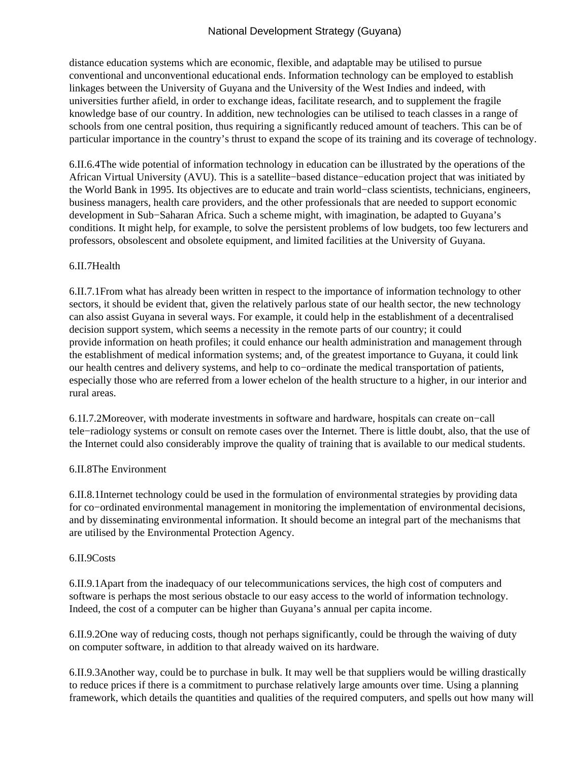distance education systems which are economic, flexible, and adaptable may be utilised to pursue conventional and unconventional educational ends. Information technology can be employed to establish linkages between the University of Guyana and the University of the West Indies and indeed, with universities further afield, in order to exchange ideas, facilitate research, and to supplement the fragile knowledge base of our country. In addition, new technologies can be utilised to teach classes in a range of schools from one central position, thus requiring a significantly reduced amount of teachers. This can be of particular importance in the country's thrust to expand the scope of its training and its coverage of technology.

6.II.6.4The wide potential of information technology in education can be illustrated by the operations of the African Virtual University (AVU). This is a satellite−based distance−education project that was initiated by the World Bank in 1995. Its objectives are to educate and train world−class scientists, technicians, engineers, business managers, health care providers, and the other professionals that are needed to support economic development in Sub−Saharan Africa. Such a scheme might, with imagination, be adapted to Guyana's conditions. It might help, for example, to solve the persistent problems of low budgets, too few lecturers and professors, obsolescent and obsolete equipment, and limited facilities at the University of Guyana.

6.II.7Health

6.II.7.1From what has already been written in respect to the importance of information technology to other sectors, it should be evident that, given the relatively parlous state of our health sector, the new technology can also assist Guyana in several ways. For example, it could help in the establishment of a decentralised decision support system, which seems a necessity in the remote parts of our country; it could provide information on heath profiles; it could enhance our health administration and management through the establishment of medical information systems; and, of the greatest importance to Guyana, it could link our health centres and delivery systems, and help to co−ordinate the medical transportation of patients, especially those who are referred from a lower echelon of the health structure to a higher, in our interior and rural areas.

6.1I.7.2Moreover, with moderate investments in software and hardware, hospitals can create on−call tele−radiology systems or consult on remote cases over the Internet. There is little doubt, also, that the use of the Internet could also considerably improve the quality of training that is available to our medical students.

6.II.8The Environment

6.II.8.1Internet technology could be used in the formulation of environmental strategies by providing data for co−ordinated environmental management in monitoring the implementation of environmental decisions, and by disseminating environmental information. It should become an integral part of the mechanisms that are utilised by the Environmental Protection Agency.

6.II.9Costs

6.II.9.1Apart from the inadequacy of our telecommunications services, the high cost of computers and software is perhaps the most serious obstacle to our easy access to the world of information technology. Indeed, the cost of a computer can be higher than Guyana's annual per capita income.

6.II.9.2One way of reducing costs, though not perhaps significantly, could be through the waiving of duty on computer software, in addition to that already waived on its hardware.

6.II.9.3Another way, could be to purchase in bulk. It may well be that suppliers would be willing drastically to reduce prices if there is a commitment to purchase relatively large amounts over time. Using a planning framework, which details the quantities and qualities of the required computers, and spells out how many will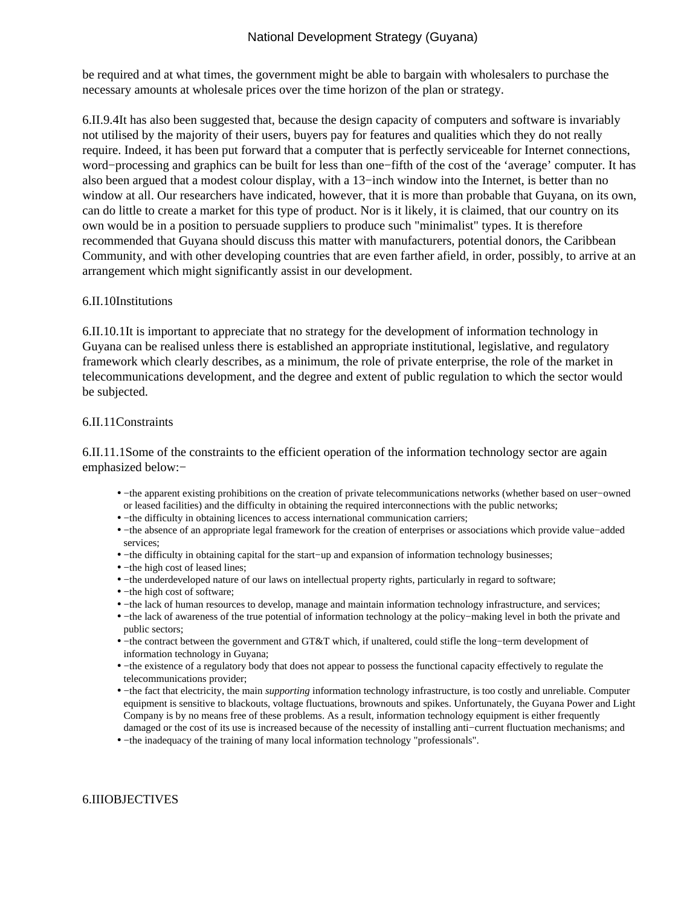be required and at what times, the government might be able to bargain with wholesalers to purchase the necessary amounts at wholesale prices over the time horizon of the plan or strategy.

6.II.9.4It has also been suggested that, because the design capacity of computers and software is invariably not utilised by the majority of their users, buyers pay for features and qualities which they do not really require. Indeed, it has been put forward that a computer that is perfectly serviceable for Internet connections, word−processing and graphics can be built for less than one−fifth of the cost of the 'average' computer. It has also been argued that a modest colour display, with a 13−inch window into the Internet, is better than no window at all. Our researchers have indicated, however, that it is more than probable that Guyana, on its own, can do little to create a market for this type of product. Nor is it likely, it is claimed, that our country on its own would be in a position to persuade suppliers to produce such "minimalist" types. It is therefore recommended that Guyana should discuss this matter with manufacturers, potential donors, the Caribbean Community, and with other developing countries that are even farther afield, in order, possibly, to arrive at an arrangement which might significantly assist in our development.

## 6.II.10Institutions

6.II.10.1It is important to appreciate that no strategy for the development of information technology in Guyana can be realised unless there is established an appropriate institutional, legislative, and regulatory framework which clearly describes, as a minimum, the role of private enterprise, the role of the market in telecommunications development, and the degree and extent of public regulation to which the sector would be subjected.

## 6.II.11Constraints

6.II.11.1Some of the constraints to the efficient operation of the information technology sector are again emphasized below:−

- −the apparent existing prohibitions on the creation of private telecommunications networks (whether based on user−owned or leased facilities) and the difficulty in obtaining the required interconnections with the public networks;
- −the difficulty in obtaining licences to access international communication carriers;
- −the absence of an appropriate legal framework for the creation of enterprises or associations which provide value−added services;
- −the difficulty in obtaining capital for the start−up and expansion of information technology businesses;
- −the high cost of leased lines;
- −the underdeveloped nature of our laws on intellectual property rights, particularly in regard to software;
- −the high cost of software;
- −the lack of human resources to develop, manage and maintain information technology infrastructure, and services;
- −the lack of awareness of the true potential of information technology at the policy−making level in both the private and public sectors;
- −the contract between the government and GT&T which, if unaltered, could stifle the long−term development of information technology in Guyana;
- −the existence of a regulatory body that does not appear to possess the functional capacity effectively to regulate the telecommunications provider;
- −the fact that electricity, the main *supporting* information technology infrastructure, is too costly and unreliable. Computer equipment is sensitive to blackouts, voltage fluctuations, brownouts and spikes. Unfortunately, the Guyana Power and Light Company is by no means free of these problems. As a result, information technology equipment is either frequently damaged or the cost of its use is increased because of the necessity of installing anti−current fluctuation mechanisms; and
- −the inadequacy of the training of many local information technology "professionals".

# 6.IIIOBJECTIVES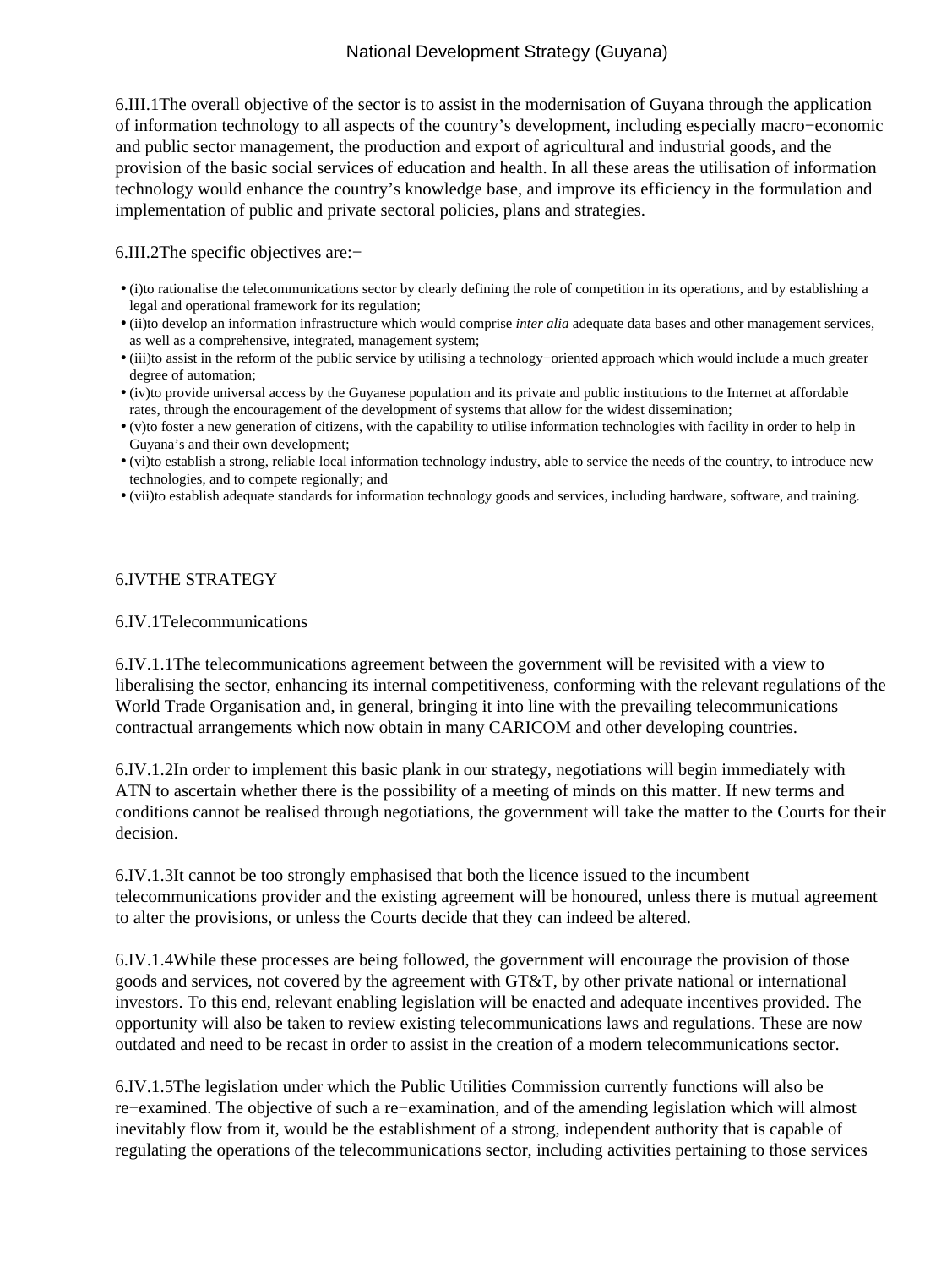6.III.1The overall objective of the sector is to assist in the modernisation of Guyana through the application of information technology to all aspects of the country's development, including especially macro−economic and public sector management, the production and export of agricultural and industrial goods, and the provision of the basic social services of education and health. In all these areas the utilisation of information technology would enhance the country's knowledge base, and improve its efficiency in the formulation and implementation of public and private sectoral policies, plans and strategies.

6.III.2The specific objectives are:−

- (i)to rationalise the telecommunications sector by clearly defining the role of competition in its operations, and by establishing a legal and operational framework for its regulation;
- (ii)to develop an information infrastructure which would comprise *inter alia* adequate data bases and other management services, as well as a comprehensive, integrated, management system;
- (iii)to assist in the reform of the public service by utilising a technology−oriented approach which would include a much greater degree of automation;
- (iv)to provide universal access by the Guyanese population and its private and public institutions to the Internet at affordable rates, through the encouragement of the development of systems that allow for the widest dissemination;
- (v)to foster a new generation of citizens, with the capability to utilise information technologies with facility in order to help in Guyana's and their own development;
- (vi)to establish a strong, reliable local information technology industry, able to service the needs of the country, to introduce new technologies, and to compete regionally; and
- (vii)to establish adequate standards for information technology goods and services, including hardware, software, and training.

## 6.IVTHE STRATEGY

### 6.IV.1Telecommunications

6.IV.1.1The telecommunications agreement between the government will be revisited with a view to liberalising the sector, enhancing its internal competitiveness, conforming with the relevant regulations of the World Trade Organisation and, in general, bringing it into line with the prevailing telecommunications contractual arrangements which now obtain in many CARICOM and other developing countries.

6.IV.1.2In order to implement this basic plank in our strategy, negotiations will begin immediately with ATN to ascertain whether there is the possibility of a meeting of minds on this matter. If new terms and conditions cannot be realised through negotiations, the government will take the matter to the Courts for their decision.

6.IV.1.3It cannot be too strongly emphasised that both the licence issued to the incumbent telecommunications provider and the existing agreement will be honoured, unless there is mutual agreement to alter the provisions, or unless the Courts decide that they can indeed be altered.

6.IV.1.4While these processes are being followed, the government will encourage the provision of those goods and services, not covered by the agreement with GT&T, by other private national or international investors. To this end, relevant enabling legislation will be enacted and adequate incentives provided. The opportunity will also be taken to review existing telecommunications laws and regulations. These are now outdated and need to be recast in order to assist in the creation of a modern telecommunications sector.

6.IV.1.5The legislation under which the Public Utilities Commission currently functions will also be re−examined. The objective of such a re−examination, and of the amending legislation which will almost inevitably flow from it, would be the establishment of a strong, independent authority that is capable of regulating the operations of the telecommunications sector, including activities pertaining to those services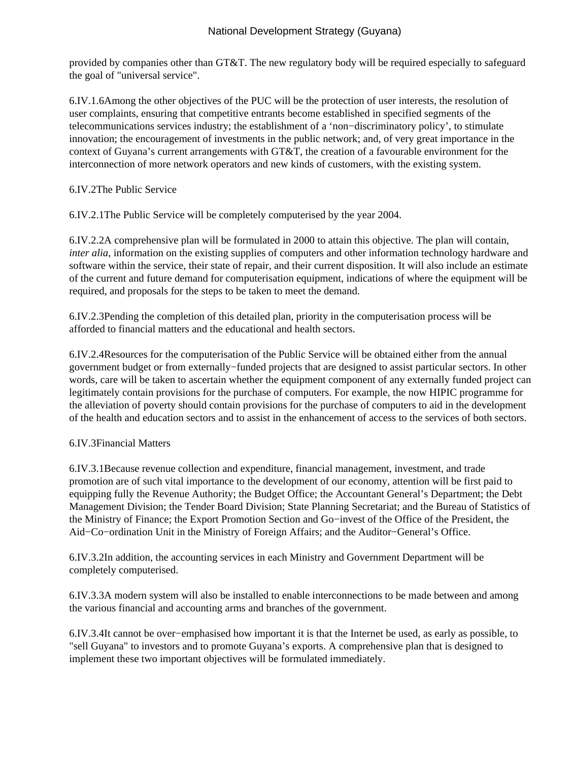provided by companies other than GT&T. The new regulatory body will be required especially to safeguard the goal of "universal service".

6.IV.1.6Among the other objectives of the PUC will be the protection of user interests, the resolution of user complaints, ensuring that competitive entrants become established in specified segments of the telecommunications services industry; the establishment of a ‘non−discriminatory policy’, to stimulate innovation; the encouragement of investments in the public network; and, of very great importance in the context of Guyana’s current arrangements with GT&T, the creation of a favourable environment for the interconnection of more network operators and new kinds of customers, with the existing system.

6.IV.2The Public Service

6.IV.2.1The Public Service will be completely computerised by the year 2004.

6.IV.2.2A comprehensive plan will be formulated in 2000 to attain this objective. The plan will contain, *inter alia*, information on the existing supplies of computers and other information technology hardware and software within the service, their state of repair, and their current disposition. It will also include an estimate of the current and future demand for computerisation equipment, indications of where the equipment will be required, and proposals for the steps to be taken to meet the demand.

6.IV.2.3Pending the completion of this detailed plan, priority in the computerisation process will be afforded to financial matters and the educational and health sectors.

6.IV.2.4Resources for the computerisation of the Public Service will be obtained either from the annual government budget or from externally−funded projects that are designed to assist particular sectors. In other words, care will be taken to ascertain whether the equipment component of any externally funded project can legitimately contain provisions for the purchase of computers. For example, the now HIPIC programme for the alleviation of poverty should contain provisions for the purchase of computers to aid in the development of the health and education sectors and to assist in the enhancement of access to the services of both sectors.

6.IV.3Financial Matters

6.IV.3.1Because revenue collection and expenditure, financial management, investment, and trade promotion are of such vital importance to the development of our economy, attention will be first paid to equipping fully the Revenue Authority; the Budget Office; the Accountant General’s Department; the Debt Management Division; the Tender Board Division; State Planning Secretariat; and the Bureau of Statistics of the Ministry of Finance; the Export Promotion Section and Go−invest of the Office of the President, the Aid−Co−ordination Unit in the Ministry of Foreign Affairs; and the Auditor−General’s Office.

6.IV.3.2In addition, the accounting services in each Ministry and Government Department will be completely computerised.

6.IV.3.3A modern system will also be installed to enable interconnections to be made between and among the various financial and accounting arms and branches of the government.

6.IV.3.4It cannot be over−emphasised how important it is that the Internet be used, as early as possible, to "sell Guyana" to investors and to promote Guyana’s exports. A comprehensive plan that is designed to implement these two important objectives will be formulated immediately.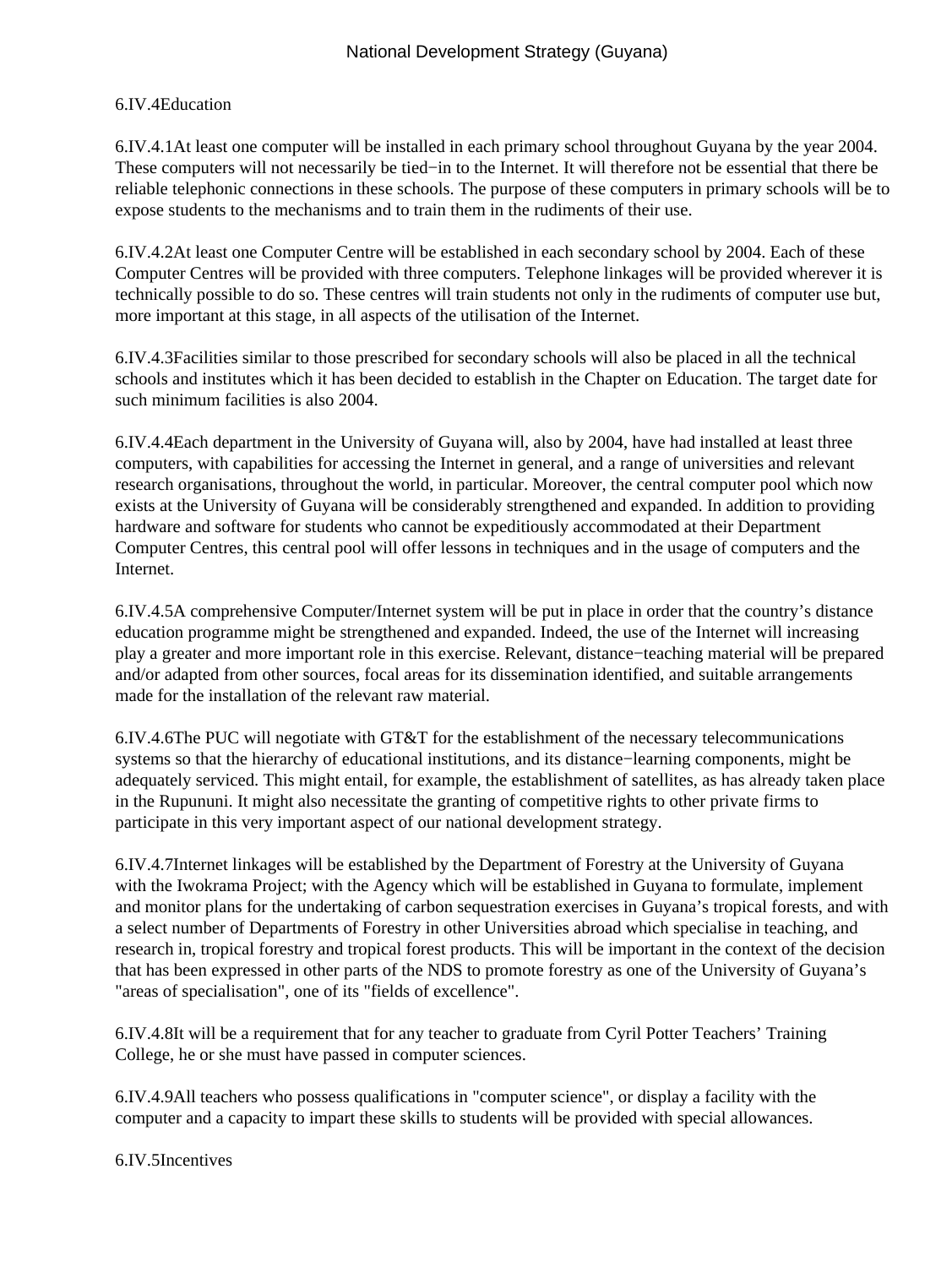## 6.IV.4 Education

6.IV.4.1 At least one computer will be installed in each primary school throughout Guyana by the year 2004. These computers will not necessarily be tied−in to the Internet. It will therefore not be essential that there be reliable telephonic connections in these schools. The purpose of these computers in primary schools will be to expose students to the mechanisms and to train them in the rudiments of their use.

6.IV.4.2 At least one Computer Centre will be established in each secondary school by 2004. Each of these Computer Centres will be provided with three computers. Telephone linkages will be provided wherever it is technically possible to do so. These centres will train students not only in the rudiments of computer use but, more important at this stage, in all aspects of the utilisation of the Internet.

6.IV.4.3 Facilities similar to those prescribed for secondary schools will also be placed in all the technical schools and institutes which it has been decided to establish in the Chapter on Education. The target date for such minimum facilities is also 2004.

6.IV.4.4 Each department in the University of Guyana will, also by 2004, have had installed at least three computers, with capabilities for accessing the Internet in general, and a range of universities and relevant research organisations, throughout the world, in particular. Moreover, the central computer pool which now exists at the University of Guyana will be considerably strengthened and expanded. In addition to providing hardware and software for students who cannot be expeditiously accommodated at their Department Computer Centres, this central pool will offer lessons in techniques and in the usage of computers and the Internet.

6.IV.4.5 A comprehensive Computer/Internet system will be put in place in order that the country's distance education programme might be strengthened and expanded. Indeed, the use of the Internet will increasing play a greater and more important role in this exercise. Relevant, distance−teaching material will be prepared and/or adapted from other sources, focal areas for its dissemination identified, and suitable arrangements made for the installation of the relevant raw material.

6.IV.4.6 The PUC will negotiate with GT&T for the establishment of the necessary telecommunications systems so that the hierarchy of educational institutions, and its distance−learning components, might be adequately serviced. This might entail, for example, the establishment of satellites, as has already taken place in the Rupununi. It might also necessitate the granting of competitive rights to other private firms to participate in this very important aspect of our national development strategy.

6.IV.4.7 Internet linkages will be established by the Department of Forestry at the University of Guyana with the Iwokrama Project; with the Agency which will be established in Guyana to formulate, implement and monitor plans for the undertaking of carbon sequestration exercises in Guyana's tropical forests, and with a select number of Departments of Forestry in other Universities abroad which specialise in teaching, and research in, tropical forestry and tropical forest products. This will be important in the context of the decision that has been expressed in other parts of the NDS to promote forestry as one of the University of Guyana's "areas of specialisation", one of its "fields of excellence".

6.IV.4.8 It will be a requirement that for any teacher to graduate from Cyril Potter Teachers' Training College, he or she must have passed in computer sciences.

6.IV.4.9 All teachers who possess qualifications in "computer science", or display a facility with the computer and a capacity to impart these skills to students will be provided with special allowances.

## 6.IV.5 Incentives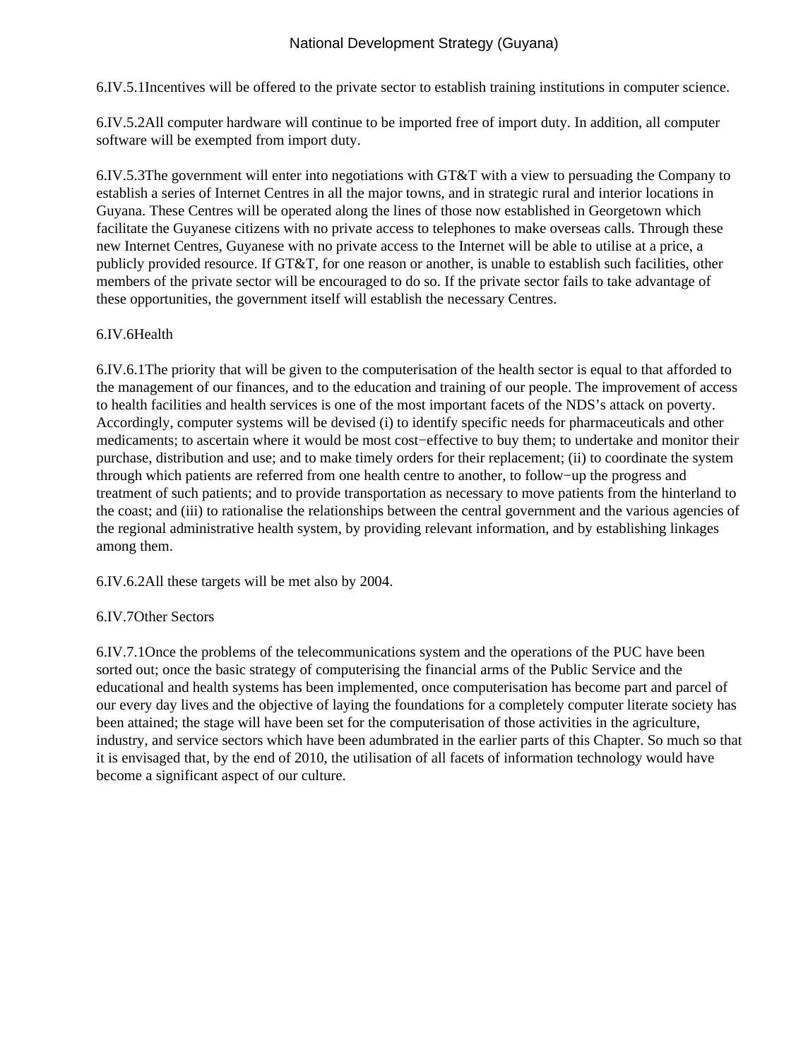6.IV.5.1Incentives will be offered to the private sector to establish training institutions in computer science.

6.IV.5.2All computer hardware will continue to be imported free of import duty. In addition, all computer software will be exempted from import duty.

6.IV.5.3The government will enter into negotiations with GT&T with a view to persuading the Company to establish a series of Internet Centres in all the major towns, and in strategic rural and interior locations in Guyana. These Centres will be operated along the lines of those now established in Georgetown which facilitate the Guyanese citizens with no private access to telephones to make overseas calls. Through these new Internet Centres, Guyanese with no private access to the Internet will be able to utilise at a price, a publicly provided resource. If GT&T, for one reason or another, is unable to establish such facilities, other members of the private sector will be encouraged to do so. If the private sector fails to take advantage of these opportunities, the government itself will establish the necessary Centres.

## 6.IV.6Health

6.IV.6.1The priority that will be given to the computerisation of the health sector is equal to that afforded to the management of our finances, and to the education and training of our people. The improvement of access to health facilities and health services is one of the most important facets of the NDS's attack on poverty. Accordingly, computer systems will be devised (i) to identify specific needs for pharmaceuticals and other medicaments; to ascertain where it would be most cost−effective to buy them; to undertake and monitor their purchase, distribution and use; and to make timely orders for their replacement; (ii) to coordinate the system through which patients are referred from one health centre to another, to follow−up the progress and treatment of such patients; and to provide transportation as necessary to move patients from the hinterland to the coast; and (iii) to rationalise the relationships between the central government and the various agencies of the regional administrative health system, by providing relevant information, and by establishing linkages among them.

6.IV.6.2All these targets will be met also by 2004.

## 6.IV.7Other Sectors

6.IV.7.1Once the problems of the telecommunications system and the operations of the PUC have been sorted out; once the basic strategy of computerising the financial arms of the Public Service and the educational and health systems has been implemented, once computerisation has become part and parcel of our every day lives and the objective of laying the foundations for a completely computer literate society has been attained; the stage will have been set for the computerisation of those activities in the agriculture, industry, and service sectors which have been adumbrated in the earlier parts of this Chapter. So much so that it is envisaged that, by the end of 2010, the utilisation of all facets of information technology would have become a significant aspect of our culture.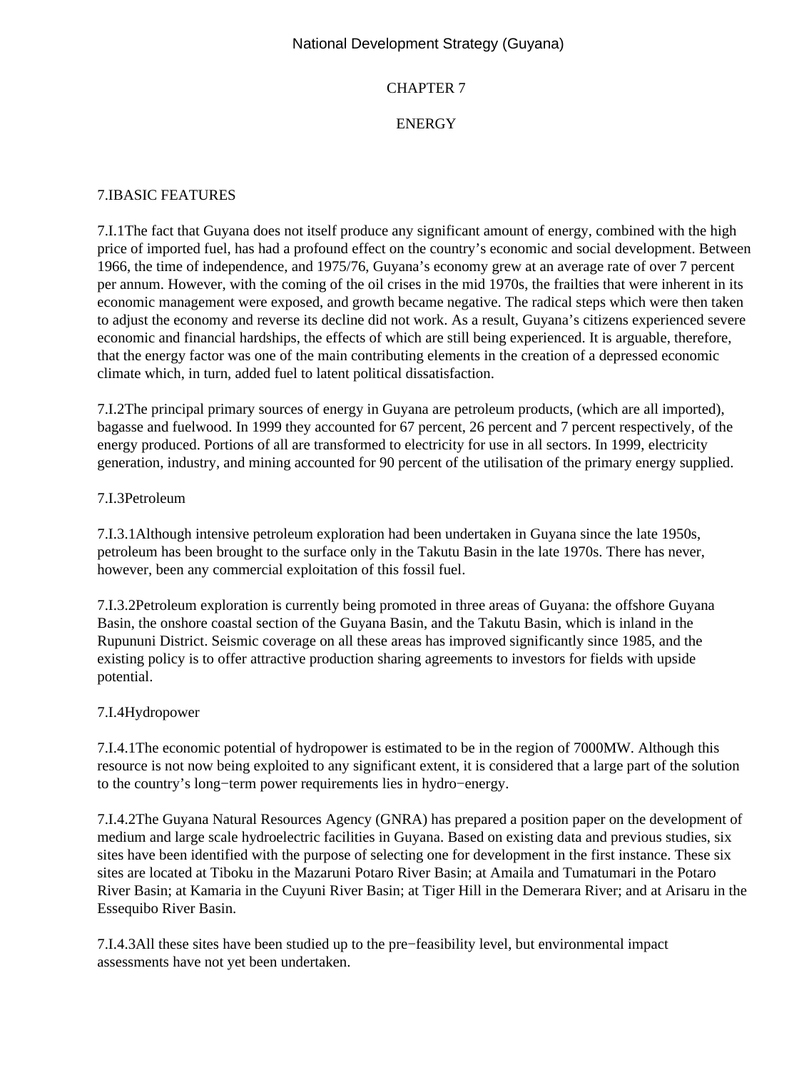# CHAPTER 7

# ENERGY

## 7.IBASIC FEATURES

7.I.1The fact that Guyana does not itself produce any significant amount of energy, combined with the high price of imported fuel, has had a profound effect on the country's economic and social development. Between 1966, the time of independence, and 1975/76, Guyana's economy grew at an average rate of over 7 percent per annum. However, with the coming of the oil crises in the mid 1970s, the frailties that were inherent in its economic management were exposed, and growth became negative. The radical steps which were then taken to adjust the economy and reverse its decline did not work. As a result, Guyana's citizens experienced severe economic and financial hardships, the effects of which are still being experienced. It is arguable, therefore, that the energy factor was one of the main contributing elements in the creation of a depressed economic climate which, in turn, added fuel to latent political dissatisfaction.

7.I.2The principal primary sources of energy in Guyana are petroleum products, (which are all imported), bagasse and fuelwood. In 1999 they accounted for 67 percent, 26 percent and 7 percent respectively, of the energy produced. Portions of all are transformed to electricity for use in all sectors. In 1999, electricity generation, industry, and mining accounted for 90 percent of the utilisation of the primary energy supplied.

### 7.I.3Petroleum

7.I.3.1Although intensive petroleum exploration had been undertaken in Guyana since the late 1950s, petroleum has been brought to the surface only in the Takutu Basin in the late 1970s. There has never, however, been any commercial exploitation of this fossil fuel.

7.I.3.2Petroleum exploration is currently being promoted in three areas of Guyana: the offshore Guyana Basin, the onshore coastal section of the Guyana Basin, and the Takutu Basin, which is inland in the Rupununi District. Seismic coverage on all these areas has improved significantly since 1985, and the existing policy is to offer attractive production sharing agreements to investors for fields with upside potential.

### 7.I.4Hydropower

7.I.4.1The economic potential of hydropower is estimated to be in the region of 7000MW. Although this resource is not now being exploited to any significant extent, it is considered that a large part of the solution to the country's long−term power requirements lies in hydro−energy.

7.I.4.2The Guyana Natural Resources Agency (GNRA) has prepared a position paper on the development of medium and large scale hydroelectric facilities in Guyana. Based on existing data and previous studies, six sites have been identified with the purpose of selecting one for development in the first instance. These six sites are located at Tiboku in the Mazaruni Potaro River Basin; at Amaila and Tumatumari in the Potaro River Basin; at Kamaria in the Cuyuni River Basin; at Tiger Hill in the Demerara River; and at Arisaru in the Essequibo River Basin.

7.I.4.3All these sites have been studied up to the pre−feasibility level, but environmental impact assessments have not yet been undertaken.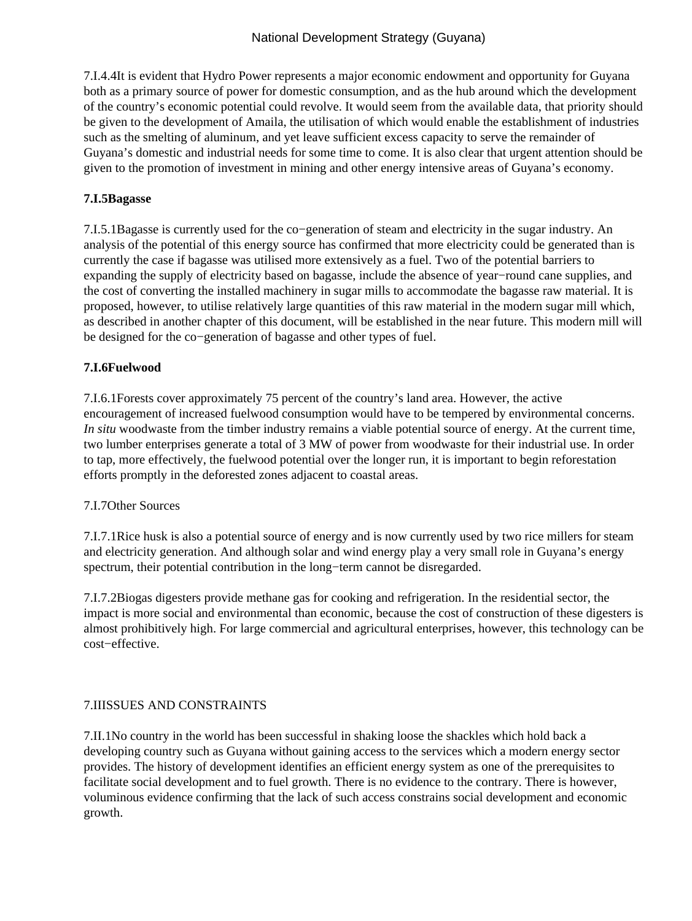7.I.4.4It is evident that Hydro Power represents a major economic endowment and opportunity for Guyana both as a primary source of power for domestic consumption, and as the hub around which the development of the country's economic potential could revolve. It would seem from the available data, that priority should be given to the development of Amaila, the utilisation of which would enable the establishment of industries such as the smelting of aluminum, and yet leave sufficient excess capacity to serve the remainder of Guyana's domestic and industrial needs for some time to come. It is also clear that urgent attention should be given to the promotion of investment in mining and other energy intensive areas of Guyana's economy.

**7.I.5Bagasse**

7.I.5.1Bagasse is currently used for the co−generation of steam and electricity in the sugar industry. An analysis of the potential of this energy source has confirmed that more electricity could be generated than is currently the case if bagasse was utilised more extensively as a fuel. Two of the potential barriers to expanding the supply of electricity based on bagasse, include the absence of year−round cane supplies, and the cost of converting the installed machinery in sugar mills to accommodate the bagasse raw material. It is proposed, however, to utilise relatively large quantities of this raw material in the modern sugar mill which, as described in another chapter of this document, will be established in the near future. This modern mill will be designed for the co−generation of bagasse and other types of fuel.

**7.I.6Fuelwood**

7.I.6.1Forests cover approximately 75 percent of the country's land area. However, the active encouragement of increased fuelwood consumption would have to be tempered by environmental concerns. *In situ* woodwaste from the timber industry remains a viable potential source of energy. At the current time, two lumber enterprises generate a total of 3 MW of power from woodwaste for their industrial use. In order to tap, more effectively, the fuelwood potential over the longer run, it is important to begin reforestation efforts promptly in the deforested zones adjacent to coastal areas.

7.I.7Other Sources

7.I.7.1Rice husk is also a potential source of energy and is now currently used by two rice millers for steam and electricity generation. And although solar and wind energy play a very small role in Guyana's energy spectrum, their potential contribution in the long−term cannot be disregarded.

7.I.7.2Biogas digesters provide methane gas for cooking and refrigeration. In the residential sector, the impact is more social and environmental than economic, because the cost of construction of these digesters is almost prohibitively high. For large commercial and agricultural enterprises, however, this technology can be cost−effective.

7.IIISSUES AND CONSTRAINTS

7.II.1No country in the world has been successful in shaking loose the shackles which hold back a developing country such as Guyana without gaining access to the services which a modern energy sector provides. The history of development identifies an efficient energy system as one of the prerequisites to facilitate social development and to fuel growth. There is no evidence to the contrary. There is however, voluminous evidence confirming that the lack of such access constrains social development and economic growth.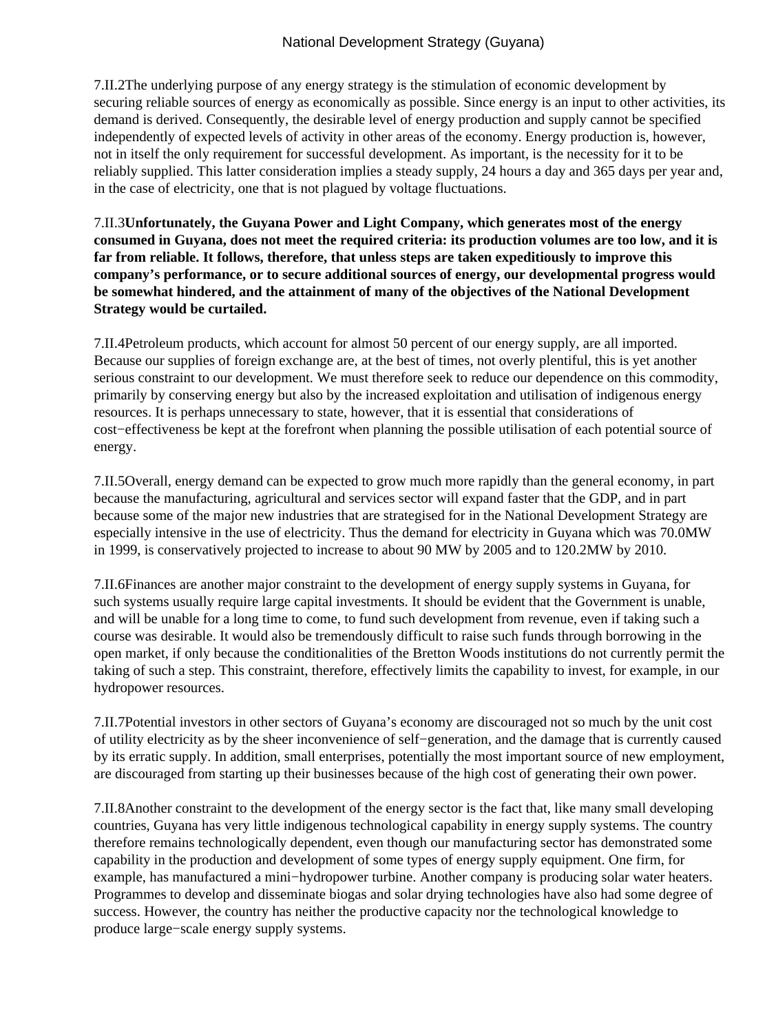7.II.2The underlying purpose of any energy strategy is the stimulation of economic development by securing reliable sources of energy as economically as possible. Since energy is an input to other activities, its demand is derived. Consequently, the desirable level of energy production and supply cannot be specified independently of expected levels of activity in other areas of the economy. Energy production is, however, not in itself the only requirement for successful development. As important, is the necessity for it to be reliably supplied. This latter consideration implies a steady supply, 24 hours a day and 365 days per year and, in the case of electricity, one that is not plagued by voltage fluctuations.

7.II.3**Unfortunately, the Guyana Power and Light Company, which generates most of the energy consumed in Guyana, does not meet the required criteria: its production volumes are too low, and it is far from reliable. It follows, therefore, that unless steps are taken expeditiously to improve this company's performance, or to secure additional sources of energy, our developmental progress would be somewhat hindered, and the attainment of many of the objectives of the National Development Strategy would be curtailed.**

7.II.4Petroleum products, which account for almost 50 percent of our energy supply, are all imported. Because our supplies of foreign exchange are, at the best of times, not overly plentiful, this is yet another serious constraint to our development. We must therefore seek to reduce our dependence on this commodity, primarily by conserving energy but also by the increased exploitation and utilisation of indigenous energy resources. It is perhaps unnecessary to state, however, that it is essential that considerations of cost−effectiveness be kept at the forefront when planning the possible utilisation of each potential source of energy.

7.II.5Overall, energy demand can be expected to grow much more rapidly than the general economy, in part because the manufacturing, agricultural and services sector will expand faster that the GDP, and in part because some of the major new industries that are strategised for in the National Development Strategy are especially intensive in the use of electricity. Thus the demand for electricity in Guyana which was 70.0MW in 1999, is conservatively projected to increase to about 90 MW by 2005 and to 120.2MW by 2010.

7.II.6Finances are another major constraint to the development of energy supply systems in Guyana, for such systems usually require large capital investments. It should be evident that the Government is unable, and will be unable for a long time to come, to fund such development from revenue, even if taking such a course was desirable. It would also be tremendously difficult to raise such funds through borrowing in the open market, if only because the conditionalities of the Bretton Woods institutions do not currently permit the taking of such a step. This constraint, therefore, effectively limits the capability to invest, for example, in our hydropower resources.

7.II.7Potential investors in other sectors of Guyana's economy are discouraged not so much by the unit cost of utility electricity as by the sheer inconvenience of self−generation, and the damage that is currently caused by its erratic supply. In addition, small enterprises, potentially the most important source of new employment, are discouraged from starting up their businesses because of the high cost of generating their own power.

7.II.8Another constraint to the development of the energy sector is the fact that, like many small developing countries, Guyana has very little indigenous technological capability in energy supply systems. The country therefore remains technologically dependent, even though our manufacturing sector has demonstrated some capability in the production and development of some types of energy supply equipment. One firm, for example, has manufactured a mini−hydropower turbine. Another company is producing solar water heaters. Programmes to develop and disseminate biogas and solar drying technologies have also had some degree of success. However, the country has neither the productive capacity nor the technological knowledge to produce large−scale energy supply systems.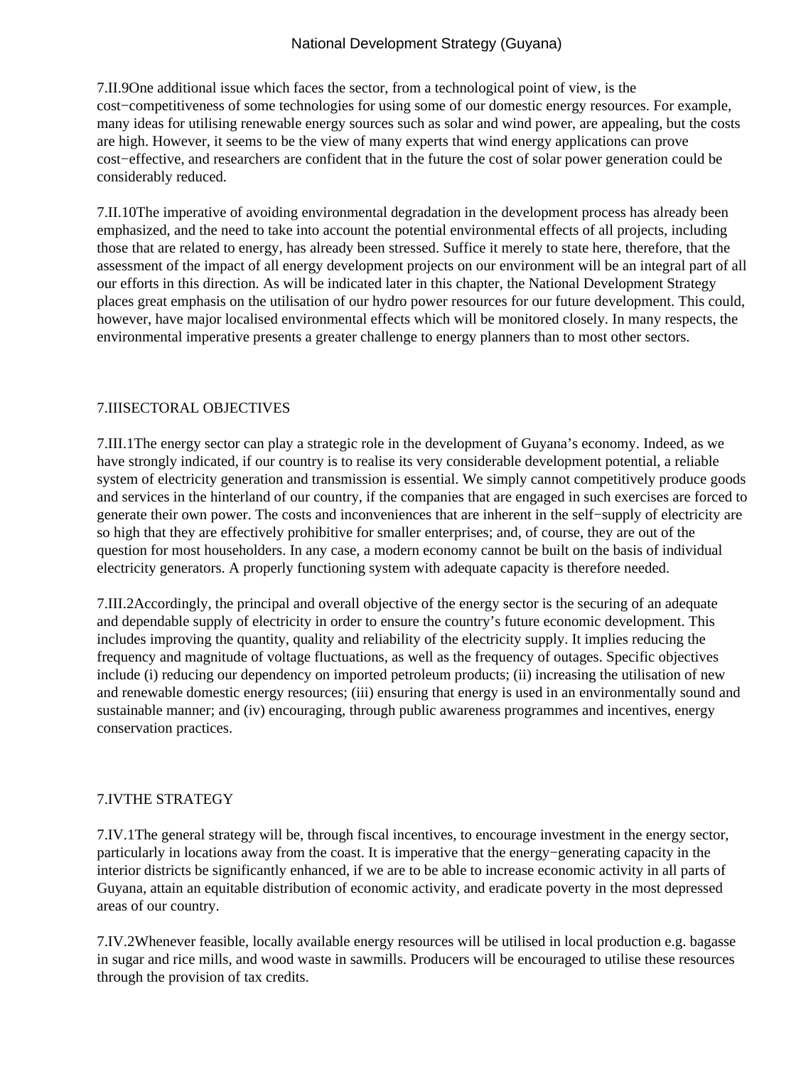7.II.9One additional issue which faces the sector, from a technological point of view, is the cost−competitiveness of some technologies for using some of our domestic energy resources. For example, many ideas for utilising renewable energy sources such as solar and wind power, are appealing, but the costs are high. However, it seems to be the view of many experts that wind energy applications can prove cost−effective, and researchers are confident that in the future the cost of solar power generation could be considerably reduced.

7.II.10The imperative of avoiding environmental degradation in the development process has already been emphasized, and the need to take into account the potential environmental effects of all projects, including those that are related to energy, has already been stressed. Suffice it merely to state here, therefore, that the assessment of the impact of all energy development projects on our environment will be an integral part of all our efforts in this direction. As will be indicated later in this chapter, the National Development Strategy places great emphasis on the utilisation of our hydro power resources for our future development. This could, however, have major localised environmental effects which will be monitored closely. In many respects, the environmental imperative presents a greater challenge to energy planners than to most other sectors.

## 7.IIISECTORAL OBJECTIVES

7.III.1The energy sector can play a strategic role in the development of Guyana's economy. Indeed, as we have strongly indicated, if our country is to realise its very considerable development potential, a reliable system of electricity generation and transmission is essential. We simply cannot competitively produce goods and services in the hinterland of our country, if the companies that are engaged in such exercises are forced to generate their own power. The costs and inconveniences that are inherent in the self−supply of electricity are so high that they are effectively prohibitive for smaller enterprises; and, of course, they are out of the question for most householders. In any case, a modern economy cannot be built on the basis of individual electricity generators. A properly functioning system with adequate capacity is therefore needed.

7.III.2Accordingly, the principal and overall objective of the energy sector is the securing of an adequate and dependable supply of electricity in order to ensure the country's future economic development. This includes improving the quantity, quality and reliability of the electricity supply. It implies reducing the frequency and magnitude of voltage fluctuations, as well as the frequency of outages. Specific objectives include (i) reducing our dependency on imported petroleum products; (ii) increasing the utilisation of new and renewable domestic energy resources; (iii) ensuring that energy is used in an environmentally sound and sustainable manner; and (iv) encouraging, through public awareness programmes and incentives, energy conservation practices.

## 7.IVTHE STRATEGY

7.IV.1The general strategy will be, through fiscal incentives, to encourage investment in the energy sector, particularly in locations away from the coast. It is imperative that the energy−generating capacity in the interior districts be significantly enhanced, if we are to be able to increase economic activity in all parts of Guyana, attain an equitable distribution of economic activity, and eradicate poverty in the most depressed areas of our country.

7.IV.2Whenever feasible, locally available energy resources will be utilised in local production e.g. bagasse in sugar and rice mills, and wood waste in sawmills. Producers will be encouraged to utilise these resources through the provision of tax credits.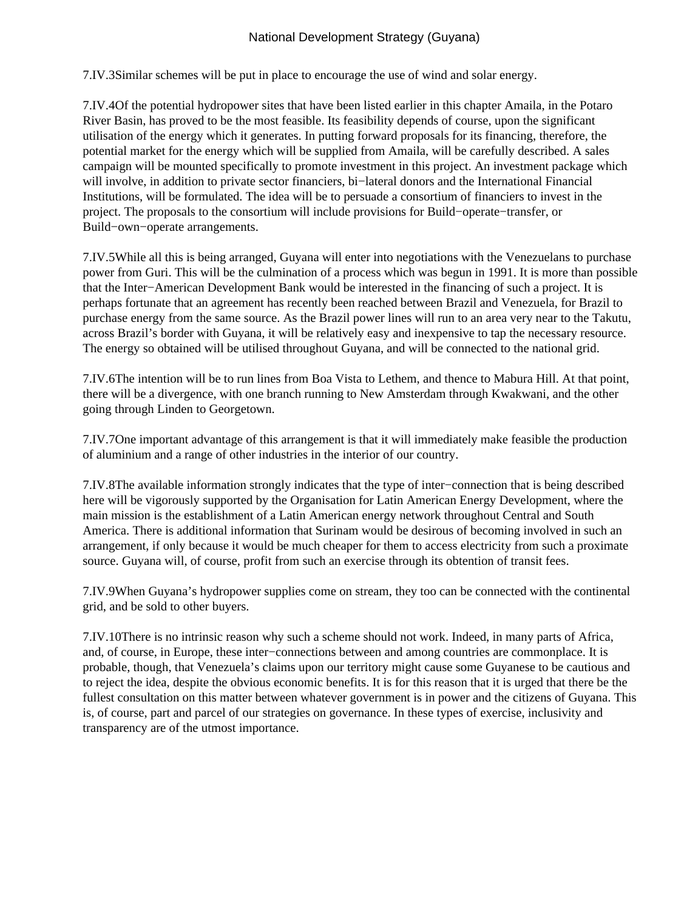7.IV.3Similar schemes will be put in place to encourage the use of wind and solar energy.

7.IV.4Of the potential hydropower sites that have been listed earlier in this chapter Amaila, in the Potaro River Basin, has proved to be the most feasible. Its feasibility depends of course, upon the significant utilisation of the energy which it generates. In putting forward proposals for its financing, therefore, the potential market for the energy which will be supplied from Amaila, will be carefully described. A sales campaign will be mounted specifically to promote investment in this project. An investment package which will involve, in addition to private sector financiers, bi−lateral donors and the International Financial Institutions, will be formulated. The idea will be to persuade a consortium of financiers to invest in the project. The proposals to the consortium will include provisions for Build−operate−transfer, or Build−own−operate arrangements.

7.IV.5While all this is being arranged, Guyana will enter into negotiations with the Venezuelans to purchase power from Guri. This will be the culmination of a process which was begun in 1991. It is more than possible that the Inter−American Development Bank would be interested in the financing of such a project. It is perhaps fortunate that an agreement has recently been reached between Brazil and Venezuela, for Brazil to purchase energy from the same source. As the Brazil power lines will run to an area very near to the Takutu, across Brazil's border with Guyana, it will be relatively easy and inexpensive to tap the necessary resource. The energy so obtained will be utilised throughout Guyana, and will be connected to the national grid.

7.IV.6The intention will be to run lines from Boa Vista to Lethem, and thence to Mabura Hill. At that point, there will be a divergence, with one branch running to New Amsterdam through Kwakwani, and the other going through Linden to Georgetown.

7.IV.7One important advantage of this arrangement is that it will immediately make feasible the production of aluminium and a range of other industries in the interior of our country.

7.IV.8The available information strongly indicates that the type of inter−connection that is being described here will be vigorously supported by the Organisation for Latin American Energy Development, where the main mission is the establishment of a Latin American energy network throughout Central and South America. There is additional information that Surinam would be desirous of becoming involved in such an arrangement, if only because it would be much cheaper for them to access electricity from such a proximate source. Guyana will, of course, profit from such an exercise through its obtention of transit fees.

7.IV.9When Guyana's hydropower supplies come on stream, they too can be connected with the continental grid, and be sold to other buyers.

7.IV.10There is no intrinsic reason why such a scheme should not work. Indeed, in many parts of Africa, and, of course, in Europe, these inter−connections between and among countries are commonplace. It is probable, though, that Venezuela's claims upon our territory might cause some Guyanese to be cautious and to reject the idea, despite the obvious economic benefits. It is for this reason that it is urged that there be the fullest consultation on this matter between whatever government is in power and the citizens of Guyana. This is, of course, part and parcel of our strategies on governance. In these types of exercise, inclusivity and transparency are of the utmost importance.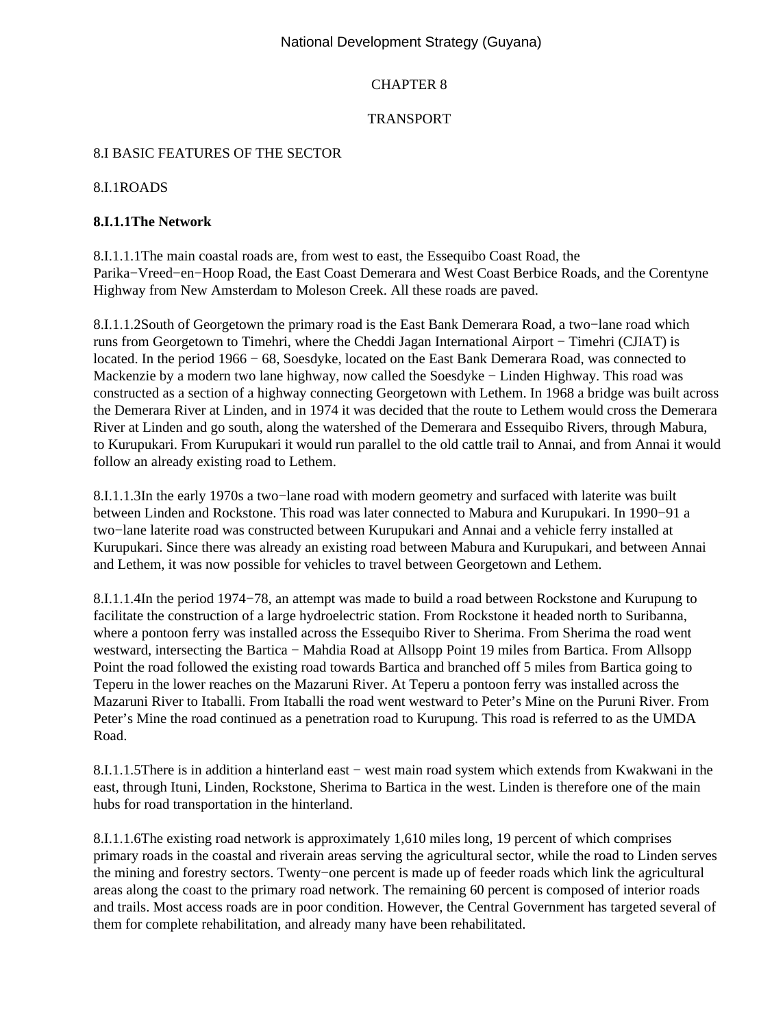# CHAPTER 8

# TRANSPORT

## 8.I BASIC FEATURES OF THE SECTOR

### 8.I.1ROADS

#### 8.I.1.1The Network

8.I.1.1.1The main coastal roads are, from west to east, the Essequibo Coast Road, the Parika−Vreed−en−Hoop Road, the East Coast Demerara and West Coast Berbice Roads, and the Corentyne Highway from New Amsterdam to Moleson Creek. All these roads are paved.

8.I.1.1.2South of Georgetown the primary road is the East Bank Demerara Road, a two−lane road which runs from Georgetown to Timehri, where the Cheddi Jagan International Airport − Timehri (CJIAT) is located. In the period 1966 − 68, Soesdyke, located on the East Bank Demerara Road, was connected to Mackenzie by a modern two lane highway, now called the Soesdyke − Linden Highway. This road was constructed as a section of a highway connecting Georgetown with Lethem. In 1968 a bridge was built across the Demerara River at Linden, and in 1974 it was decided that the route to Lethem would cross the Demerara River at Linden and go south, along the watershed of the Demerara and Essequibo Rivers, through Mabura, to Kurupukari. From Kurupukari it would run parallel to the old cattle trail to Annai, and from Annai it would follow an already existing road to Lethem.

8.I.1.1.3In the early 1970s a two−lane road with modern geometry and surfaced with laterite was built between Linden and Rockstone. This road was later connected to Mabura and Kurupukari. In 1990−91 a two−lane laterite road was constructed between Kurupukari and Annai and a vehicle ferry installed at Kurupukari. Since there was already an existing road between Mabura and Kurupukari, and between Annai and Lethem, it was now possible for vehicles to travel between Georgetown and Lethem.

8.I.1.1.4In the period 1974−78, an attempt was made to build a road between Rockstone and Kurupung to facilitate the construction of a large hydroelectric station. From Rockstone it headed north to Suribanna, where a pontoon ferry was installed across the Essequibo River to Sherima. From Sherima the road went westward, intersecting the Bartica − Mahdia Road at Allsopp Point 19 miles from Bartica. From Allsopp Point the road followed the existing road towards Bartica and branched off 5 miles from Bartica going to Teperu in the lower reaches on the Mazaruni River. At Teperu a pontoon ferry was installed across the Mazaruni River to Itaballi. From Itaballi the road went westward to Peter's Mine on the Puruni River. From Peter's Mine the road continued as a penetration road to Kurupung. This road is referred to as the UMDA Road.

8.I.1.1.5There is in addition a hinterland east − west main road system which extends from Kwakwani in the east, through Ituni, Linden, Rockstone, Sherima to Bartica in the west. Linden is therefore one of the main hubs for road transportation in the hinterland.

8.I.1.1.6The existing road network is approximately 1,610 miles long, 19 percent of which comprises primary roads in the coastal and riverain areas serving the agricultural sector, while the road to Linden serves the mining and forestry sectors. Twenty−one percent is made up of feeder roads which link the agricultural areas along the coast to the primary road network. The remaining 60 percent is composed of interior roads and trails. Most access roads are in poor condition. However, the Central Government has targeted several of them for complete rehabilitation, and already many have been rehabilitated.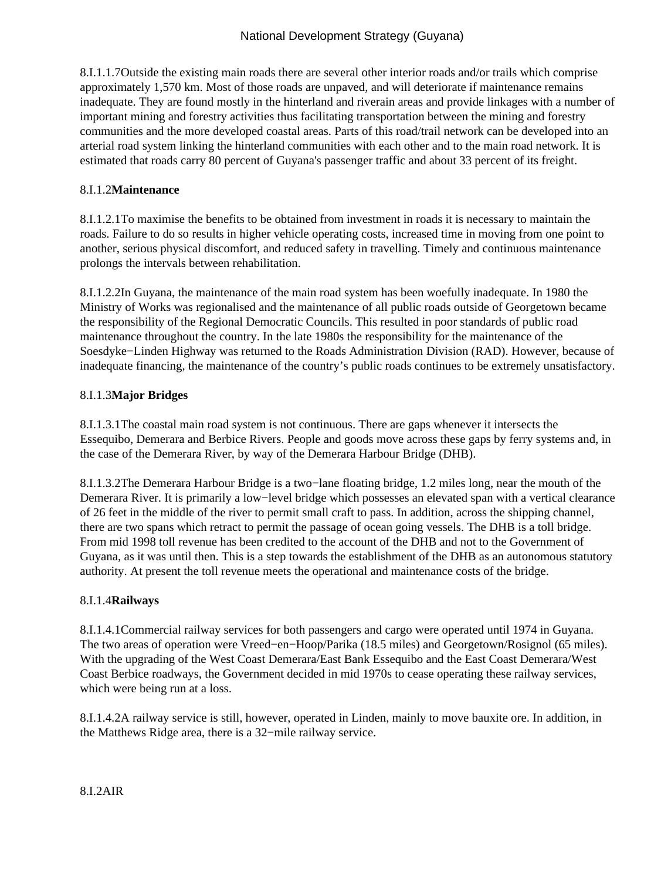8.I.1.1.7Outside the existing main roads there are several other interior roads and/or trails which comprise approximately 1,570 km. Most of those roads are unpaved, and will deteriorate if maintenance remains inadequate. They are found mostly in the hinterland and riverain areas and provide linkages with a number of important mining and forestry activities thus facilitating transportation between the mining and forestry communities and the more developed coastal areas. Parts of this road/trail network can be developed into an arterial road system linking the hinterland communities with each other and to the main road network. It is estimated that roads carry 80 percent of Guyana's passenger traffic and about 33 percent of its freight.

8.I.1.2**Maintenance**

8.I.1.2.1To maximise the benefits to be obtained from investment in roads it is necessary to maintain the roads. Failure to do so results in higher vehicle operating costs, increased time in moving from one point to another, serious physical discomfort, and reduced safety in travelling. Timely and continuous maintenance prolongs the intervals between rehabilitation.

8.I.1.2.2In Guyana, the maintenance of the main road system has been woefully inadequate. In 1980 the Ministry of Works was regionalised and the maintenance of all public roads outside of Georgetown became the responsibility of the Regional Democratic Councils. This resulted in poor standards of public road maintenance throughout the country. In the late 1980s the responsibility for the maintenance of the Soesdyke−Linden Highway was returned to the Roads Administration Division (RAD). However, because of inadequate financing, the maintenance of the country's public roads continues to be extremely unsatisfactory.

8.I.1.3**Major Bridges**

8.I.1.3.1The coastal main road system is not continuous. There are gaps whenever it intersects the Essequibo, Demerara and Berbice Rivers. People and goods move across these gaps by ferry systems and, in the case of the Demerara River, by way of the Demerara Harbour Bridge (DHB).

8.I.1.3.2The Demerara Harbour Bridge is a two−lane floating bridge, 1.2 miles long, near the mouth of the Demerara River. It is primarily a low−level bridge which possesses an elevated span with a vertical clearance of 26 feet in the middle of the river to permit small craft to pass. In addition, across the shipping channel, there are two spans which retract to permit the passage of ocean going vessels. The DHB is a toll bridge. From mid 1998 toll revenue has been credited to the account of the DHB and not to the Government of Guyana, as it was until then. This is a step towards the establishment of the DHB as an autonomous statutory authority. At present the toll revenue meets the operational and maintenance costs of the bridge.

8.I.1.4**Railways**

8.I.1.4.1Commercial railway services for both passengers and cargo were operated until 1974 in Guyana. The two areas of operation were Vreed−en−Hoop/Parika (18.5 miles) and Georgetown/Rosignol (65 miles). With the upgrading of the West Coast Demerara/East Bank Essequibo and the East Coast Demerara/West Coast Berbice roadways, the Government decided in mid 1970s to cease operating these railway services, which were being run at a loss.

8.I.1.4.2A railway service is still, however, operated in Linden, mainly to move bauxite ore. In addition, in the Matthews Ridge area, there is a 32−mile railway service.

8.I.2AIR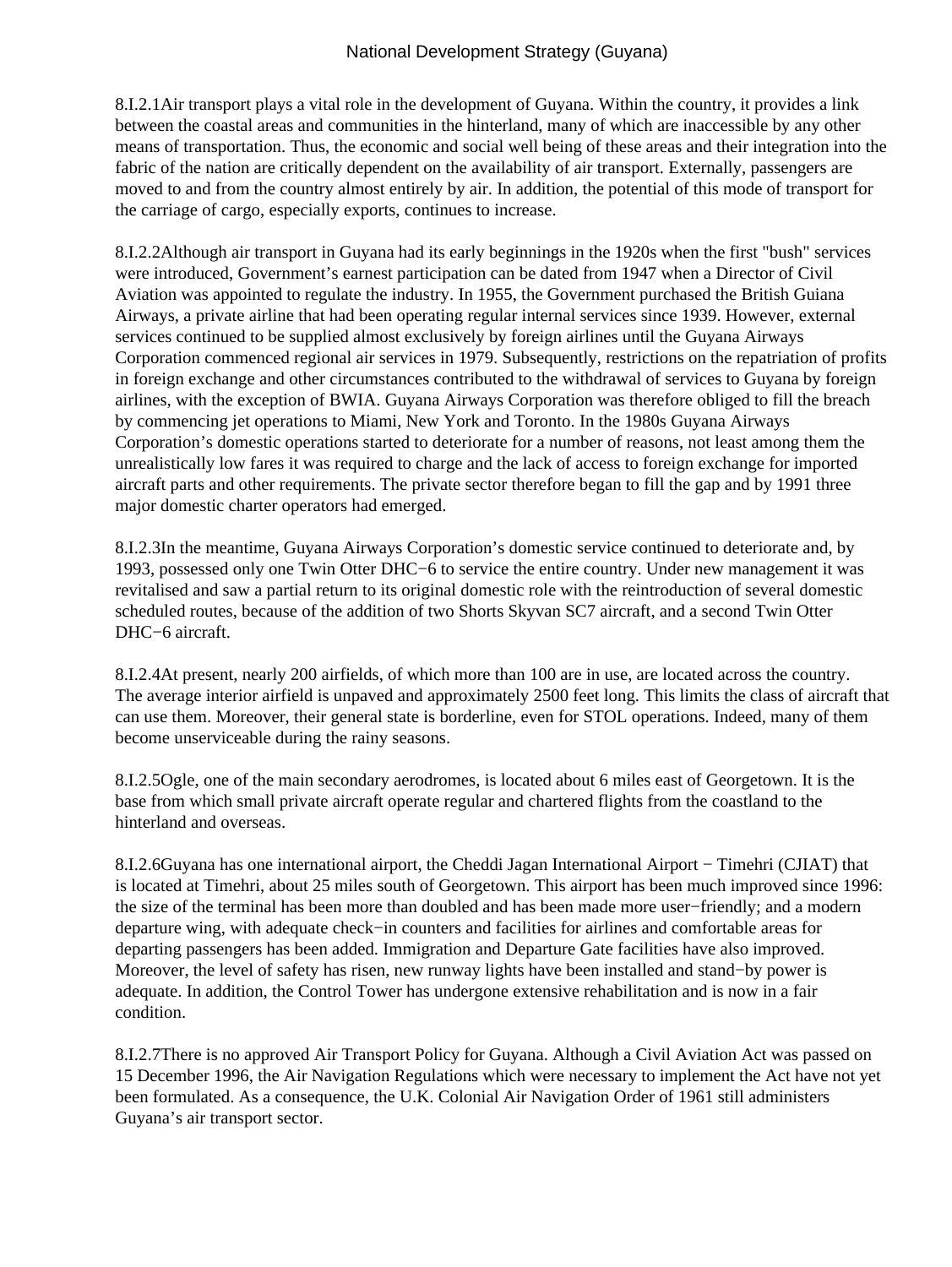8.I.2.1Air transport plays a vital role in the development of Guyana. Within the country, it provides a link between the coastal areas and communities in the hinterland, many of which are inaccessible by any other means of transportation. Thus, the economic and social well being of these areas and their integration into the fabric of the nation are critically dependent on the availability of air transport. Externally, passengers are moved to and from the country almost entirely by air. In addition, the potential of this mode of transport for the carriage of cargo, especially exports, continues to increase.

8.I.2.2Although air transport in Guyana had its early beginnings in the 1920s when the first "bush" services were introduced, Government's earnest participation can be dated from 1947 when a Director of Civil Aviation was appointed to regulate the industry. In 1955, the Government purchased the British Guiana Airways, a private airline that had been operating regular internal services since 1939. However, external services continued to be supplied almost exclusively by foreign airlines until the Guyana Airways Corporation commenced regional air services in 1979. Subsequently, restrictions on the repatriation of profits in foreign exchange and other circumstances contributed to the withdrawal of services to Guyana by foreign airlines, with the exception of BWIA. Guyana Airways Corporation was therefore obliged to fill the breach by commencing jet operations to Miami, New York and Toronto. In the 1980s Guyana Airways Corporation's domestic operations started to deteriorate for a number of reasons, not least among them the unrealistically low fares it was required to charge and the lack of access to foreign exchange for imported aircraft parts and other requirements. The private sector therefore began to fill the gap and by 1991 three major domestic charter operators had emerged.

8.I.2.3In the meantime, Guyana Airways Corporation's domestic service continued to deteriorate and, by 1993, possessed only one Twin Otter DHC−6 to service the entire country. Under new management it was revitalised and saw a partial return to its original domestic role with the reintroduction of several domestic scheduled routes, because of the addition of two Shorts Skyvan SC7 aircraft, and a second Twin Otter DHC−6 aircraft.

8.I.2.4At present, nearly 200 airfields, of which more than 100 are in use, are located across the country. The average interior airfield is unpaved and approximately 2500 feet long. This limits the class of aircraft that can use them. Moreover, their general state is borderline, even for STOL operations. Indeed, many of them become unserviceable during the rainy seasons.

8.I.2.5Ogle, one of the main secondary aerodromes, is located about 6 miles east of Georgetown. It is the base from which small private aircraft operate regular and chartered flights from the coastland to the hinterland and overseas.

8.I.2.6Guyana has one international airport, the Cheddi Jagan International Airport − Timehri (CJIAT) that is located at Timehri, about 25 miles south of Georgetown. This airport has been much improved since 1996: the size of the terminal has been more than doubled and has been made more user−friendly; and a modern departure wing, with adequate check−in counters and facilities for airlines and comfortable areas for departing passengers has been added. Immigration and Departure Gate facilities have also improved. Moreover, the level of safety has risen, new runway lights have been installed and stand−by power is adequate. In addition, the Control Tower has undergone extensive rehabilitation and is now in a fair condition.

8.I.2.7There is no approved Air Transport Policy for Guyana. Although a Civil Aviation Act was passed on 15 December 1996, the Air Navigation Regulations which were necessary to implement the Act have not yet been formulated. As a consequence, the U.K. Colonial Air Navigation Order of 1961 still administers Guyana's air transport sector.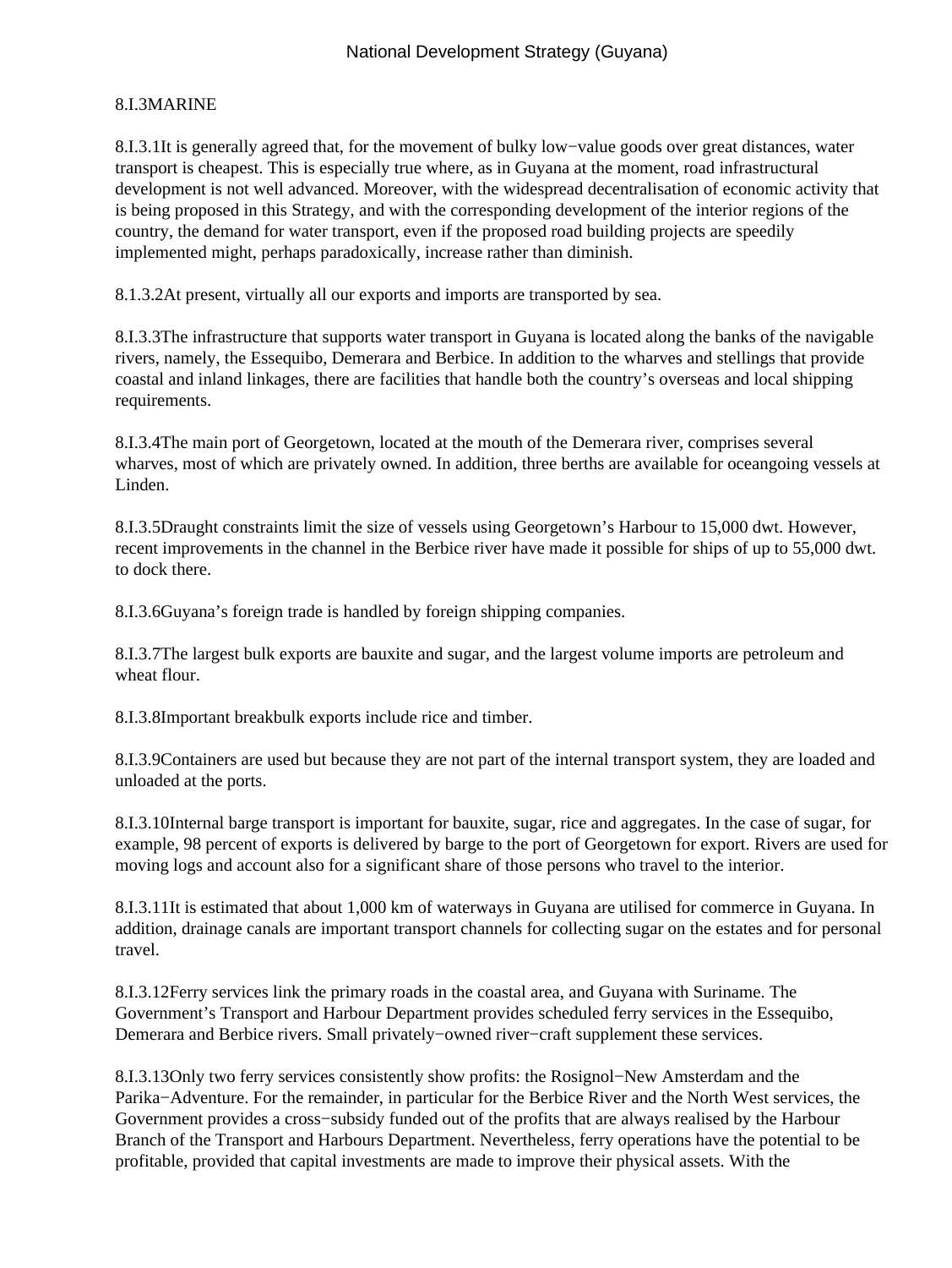## 8.I.3MARINE

8.I.3.1It is generally agreed that, for the movement of bulky low−value goods over great distances, water transport is cheapest. This is especially true where, as in Guyana at the moment, road infrastructural development is not well advanced. Moreover, with the widespread decentralisation of economic activity that is being proposed in this Strategy, and with the corresponding development of the interior regions of the country, the demand for water transport, even if the proposed road building projects are speedily implemented might, perhaps paradoxically, increase rather than diminish.

8.1.3.2At present, virtually all our exports and imports are transported by sea.

8.I.3.3The infrastructure that supports water transport in Guyana is located along the banks of the navigable rivers, namely, the Essequibo, Demerara and Berbice. In addition to the wharves and stellings that provide coastal and inland linkages, there are facilities that handle both the country's overseas and local shipping requirements.

8.I.3.4The main port of Georgetown, located at the mouth of the Demerara river, comprises several wharves, most of which are privately owned. In addition, three berths are available for oceangoing vessels at Linden.

8.I.3.5Draught constraints limit the size of vessels using Georgetown's Harbour to 15,000 dwt. However, recent improvements in the channel in the Berbice river have made it possible for ships of up to 55,000 dwt. to dock there.

8.I.3.6Guyana's foreign trade is handled by foreign shipping companies.

8.I.3.7The largest bulk exports are bauxite and sugar, and the largest volume imports are petroleum and wheat flour.

8.I.3.8Important breakbulk exports include rice and timber.

8.I.3.9Containers are used but because they are not part of the internal transport system, they are loaded and unloaded at the ports.

8.I.3.10Internal barge transport is important for bauxite, sugar, rice and aggregates. In the case of sugar, for example, 98 percent of exports is delivered by barge to the port of Georgetown for export. Rivers are used for moving logs and account also for a significant share of those persons who travel to the interior.

8.I.3.11It is estimated that about 1,000 km of waterways in Guyana are utilised for commerce in Guyana. In addition, drainage canals are important transport channels for collecting sugar on the estates and for personal travel.

8.I.3.12Ferry services link the primary roads in the coastal area, and Guyana with Suriname. The Government's Transport and Harbour Department provides scheduled ferry services in the Essequibo, Demerara and Berbice rivers. Small privately−owned river−craft supplement these services.

8.I.3.13Only two ferry services consistently show profits: the Rosignol−New Amsterdam and the Parika−Adventure. For the remainder, in particular for the Berbice River and the North West services, the Government provides a cross−subsidy funded out of the profits that are always realised by the Harbour Branch of the Transport and Harbours Department. Nevertheless, ferry operations have the potential to be profitable, provided that capital investments are made to improve their physical assets. With the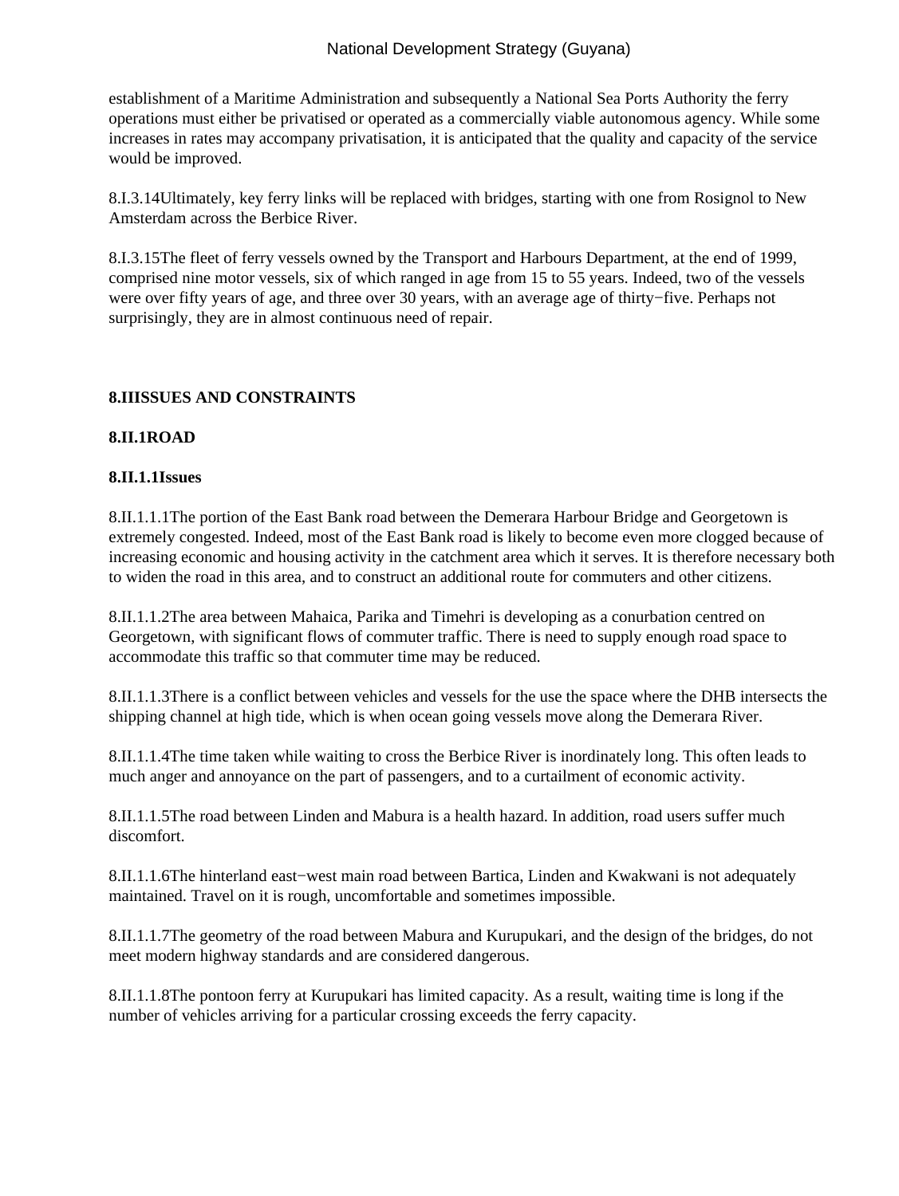establishment of a Maritime Administration and subsequently a National Sea Ports Authority the ferry operations must either be privatised or operated as a commercially viable autonomous agency. While some increases in rates may accompany privatisation, it is anticipated that the quality and capacity of the service would be improved.

8.I.3.14Ultimately, key ferry links will be replaced with bridges, starting with one from Rosignol to New Amsterdam across the Berbice River.

8.I.3.15The fleet of ferry vessels owned by the Transport and Harbours Department, at the end of 1999, comprised nine motor vessels, six of which ranged in age from 15 to 55 years. Indeed, two of the vessels were over fifty years of age, and three over 30 years, with an average age of thirty−five. Perhaps not surprisingly, they are in almost continuous need of repair.

## 8.IIISSUES AND CONSTRAINTS

### 8.II.1ROAD

#### 8.II.1.1Issues

8.II.1.1.1The portion of the East Bank road between the Demerara Harbour Bridge and Georgetown is extremely congested. Indeed, most of the East Bank road is likely to become even more clogged because of increasing economic and housing activity in the catchment area which it serves. It is therefore necessary both to widen the road in this area, and to construct an additional route for commuters and other citizens.

8.II.1.1.2The area between Mahaica, Parika and Timehri is developing as a conurbation centred on Georgetown, with significant flows of commuter traffic. There is need to supply enough road space to accommodate this traffic so that commuter time may be reduced.

8.II.1.1.3There is a conflict between vehicles and vessels for the use the space where the DHB intersects the shipping channel at high tide, which is when ocean going vessels move along the Demerara River.

8.II.1.1.4The time taken while waiting to cross the Berbice River is inordinately long. This often leads to much anger and annoyance on the part of passengers, and to a curtailment of economic activity.

8.II.1.1.5The road between Linden and Mabura is a health hazard. In addition, road users suffer much discomfort.

8.II.1.1.6The hinterland east−west main road between Bartica, Linden and Kwakwani is not adequately maintained. Travel on it is rough, uncomfortable and sometimes impossible.

8.II.1.1.7The geometry of the road between Mabura and Kurupukari, and the design of the bridges, do not meet modern highway standards and are considered dangerous.

8.II.1.1.8The pontoon ferry at Kurupukari has limited capacity. As a result, waiting time is long if the number of vehicles arriving for a particular crossing exceeds the ferry capacity.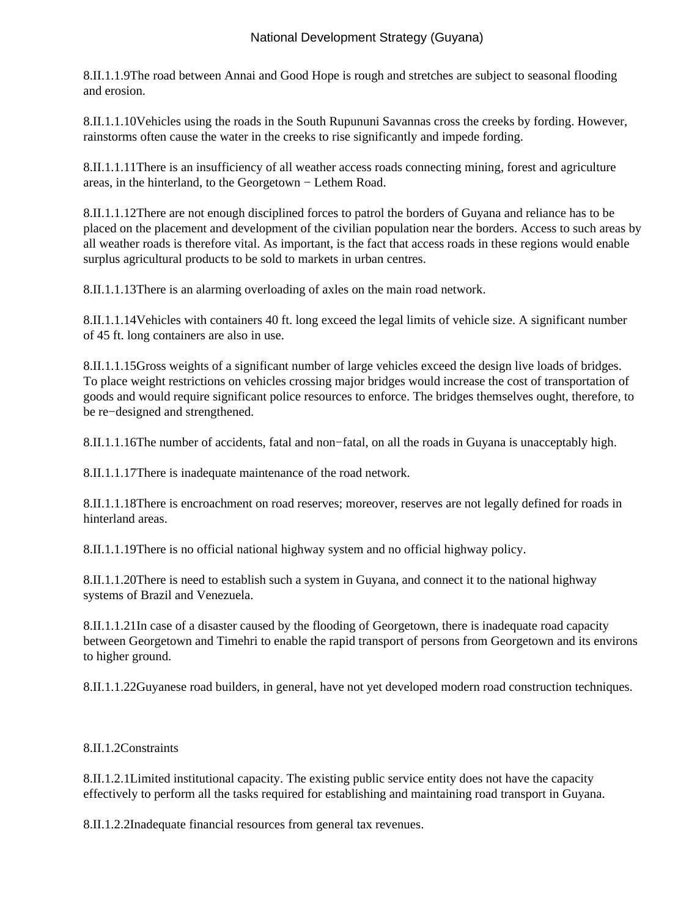8.II.1.1.9The road between Annai and Good Hope is rough and stretches are subject to seasonal flooding and erosion.

8.II.1.1.10Vehicles using the roads in the South Rupununi Savannas cross the creeks by fording. However, rainstorms often cause the water in the creeks to rise significantly and impede fording.

8.II.1.1.11There is an insufficiency of all weather access roads connecting mining, forest and agriculture areas, in the hinterland, to the Georgetown − Lethem Road.

8.II.1.1.12There are not enough disciplined forces to patrol the borders of Guyana and reliance has to be placed on the placement and development of the civilian population near the borders. Access to such areas by all weather roads is therefore vital. As important, is the fact that access roads in these regions would enable surplus agricultural products to be sold to markets in urban centres.

8.II.1.1.13There is an alarming overloading of axles on the main road network.

8.II.1.1.14Vehicles with containers 40 ft. long exceed the legal limits of vehicle size. A significant number of 45 ft. long containers are also in use.

8.II.1.1.15Gross weights of a significant number of large vehicles exceed the design live loads of bridges. To place weight restrictions on vehicles crossing major bridges would increase the cost of transportation of goods and would require significant police resources to enforce. The bridges themselves ought, therefore, to be re−designed and strengthened.

8.II.1.1.16The number of accidents, fatal and non−fatal, on all the roads in Guyana is unacceptably high.

8.II.1.1.17There is inadequate maintenance of the road network.

8.II.1.1.18There is encroachment on road reserves; moreover, reserves are not legally defined for roads in hinterland areas.

8.II.1.1.19There is no official national highway system and no official highway policy.

8.II.1.1.20There is need to establish such a system in Guyana, and connect it to the national highway systems of Brazil and Venezuela.

8.II.1.1.21In case of a disaster caused by the flooding of Georgetown, there is inadequate road capacity between Georgetown and Timehri to enable the rapid transport of persons from Georgetown and its environs to higher ground.

8.II.1.1.22Guyanese road builders, in general, have not yet developed modern road construction techniques.

8.II.1.2Constraints

8.II.1.2.1Limited institutional capacity. The existing public service entity does not have the capacity effectively to perform all the tasks required for establishing and maintaining road transport in Guyana.

8.II.1.2.2Inadequate financial resources from general tax revenues.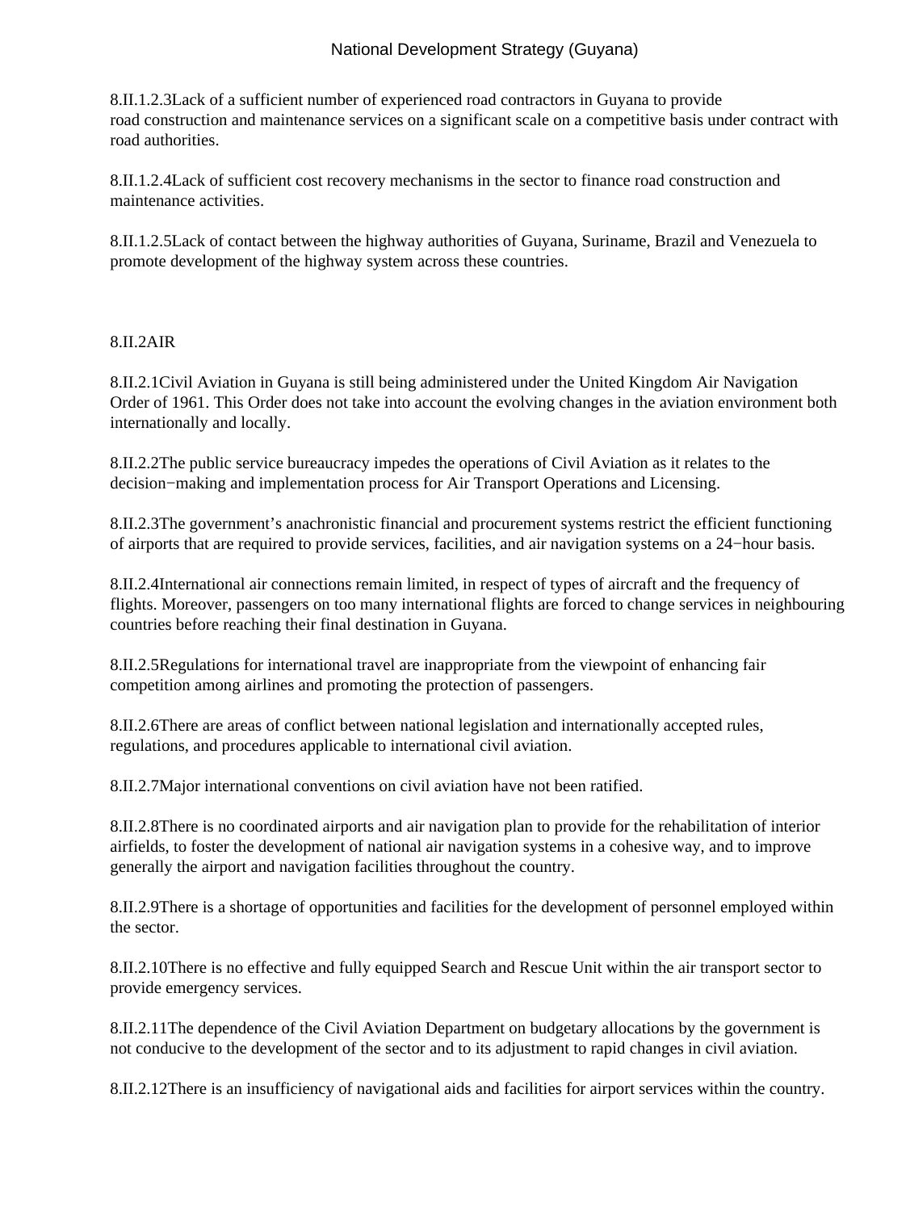8.II.1.2.3 Lack of a sufficient number of experienced road contractors in Guyana to provide road construction and maintenance services on a significant scale on a competitive basis under contract with road authorities.

8.II.1.2.4 Lack of sufficient cost recovery mechanisms in the sector to finance road construction and maintenance activities.

8.II.1.2.5 Lack of contact between the highway authorities of Guyana, Suriname, Brazil and Venezuela to promote development of the highway system across these countries.

8.II.2 AIR

8.II.2.1 Civil Aviation in Guyana is still being administered under the United Kingdom Air Navigation Order of 1961. This Order does not take into account the evolving changes in the aviation environment both internationally and locally.

8.II.2.2 The public service bureaucracy impedes the operations of Civil Aviation as it relates to the decision−making and implementation process for Air Transport Operations and Licensing.

8.II.2.3 The government's anachronistic financial and procurement systems restrict the efficient functioning of airports that are required to provide services, facilities, and air navigation systems on a 24−hour basis.

8.II.2.4 International air connections remain limited, in respect of types of aircraft and the frequency of flights. Moreover, passengers on too many international flights are forced to change services in neighbouring countries before reaching their final destination in Guyana.

8.II.2.5 Regulations for international travel are inappropriate from the viewpoint of enhancing fair competition among airlines and promoting the protection of passengers.

8.II.2.6 There are areas of conflict between national legislation and internationally accepted rules, regulations, and procedures applicable to international civil aviation.

8.II.2.7 Major international conventions on civil aviation have not been ratified.

8.II.2.8 There is no coordinated airports and air navigation plan to provide for the rehabilitation of interior airfields, to foster the development of national air navigation systems in a cohesive way, and to improve generally the airport and navigation facilities throughout the country.

8.II.2.9 There is a shortage of opportunities and facilities for the development of personnel employed within the sector.

8.II.2.10 There is no effective and fully equipped Search and Rescue Unit within the air transport sector to provide emergency services.

8.II.2.11 The dependence of the Civil Aviation Department on budgetary allocations by the government is not conducive to the development of the sector and to its adjustment to rapid changes in civil aviation.

8.II.2.12 There is an insufficiency of navigational aids and facilities for airport services within the country.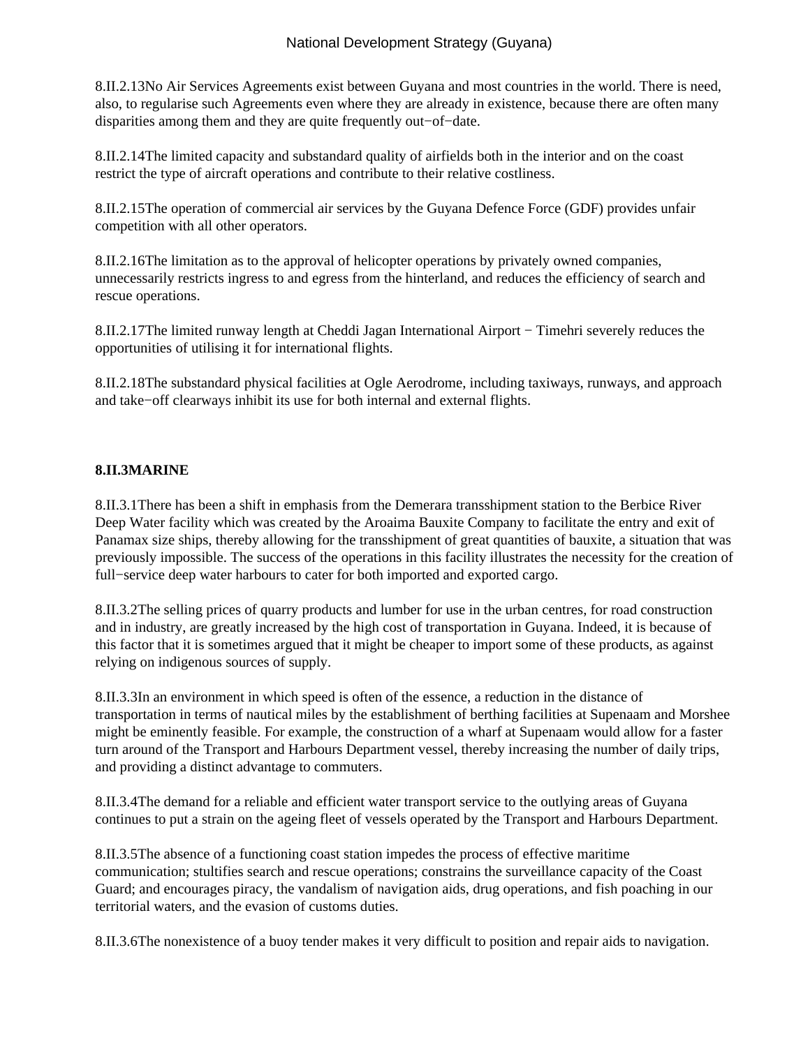8.II.2.13No Air Services Agreements exist between Guyana and most countries in the world. There is need, also, to regularise such Agreements even where they are already in existence, because there are often many disparities among them and they are quite frequently out−of−date.

8.II.2.14The limited capacity and substandard quality of airfields both in the interior and on the coast restrict the type of aircraft operations and contribute to their relative costliness.

8.II.2.15The operation of commercial air services by the Guyana Defence Force (GDF) provides unfair competition with all other operators.

8.II.2.16The limitation as to the approval of helicopter operations by privately owned companies, unnecessarily restricts ingress to and egress from the hinterland, and reduces the efficiency of search and rescue operations.

8.II.2.17The limited runway length at Cheddi Jagan International Airport − Timehri severely reduces the opportunities of utilising it for international flights.

8.II.2.18The substandard physical facilities at Ogle Aerodrome, including taxiways, runways, and approach and take−off clearways inhibit its use for both internal and external flights.

**8.II.3MARINE**

8.II.3.1There has been a shift in emphasis from the Demerara transshipment station to the Berbice River Deep Water facility which was created by the Aroaima Bauxite Company to facilitate the entry and exit of Panamax size ships, thereby allowing for the transshipment of great quantities of bauxite, a situation that was previously impossible. The success of the operations in this facility illustrates the necessity for the creation of full−service deep water harbours to cater for both imported and exported cargo.

8.II.3.2The selling prices of quarry products and lumber for use in the urban centres, for road construction and in industry, are greatly increased by the high cost of transportation in Guyana. Indeed, it is because of this factor that it is sometimes argued that it might be cheaper to import some of these products, as against relying on indigenous sources of supply.

8.II.3.3In an environment in which speed is often of the essence, a reduction in the distance of transportation in terms of nautical miles by the establishment of berthing facilities at Supenaam and Morshee might be eminently feasible. For example, the construction of a wharf at Supenaam would allow for a faster turn around of the Transport and Harbours Department vessel, thereby increasing the number of daily trips, and providing a distinct advantage to commuters.

8.II.3.4The demand for a reliable and efficient water transport service to the outlying areas of Guyana continues to put a strain on the ageing fleet of vessels operated by the Transport and Harbours Department.

8.II.3.5The absence of a functioning coast station impedes the process of effective maritime communication; stultifies search and rescue operations; constrains the surveillance capacity of the Coast Guard; and encourages piracy, the vandalism of navigation aids, drug operations, and fish poaching in our territorial waters, and the evasion of customs duties.

8.II.3.6The nonexistence of a buoy tender makes it very difficult to position and repair aids to navigation.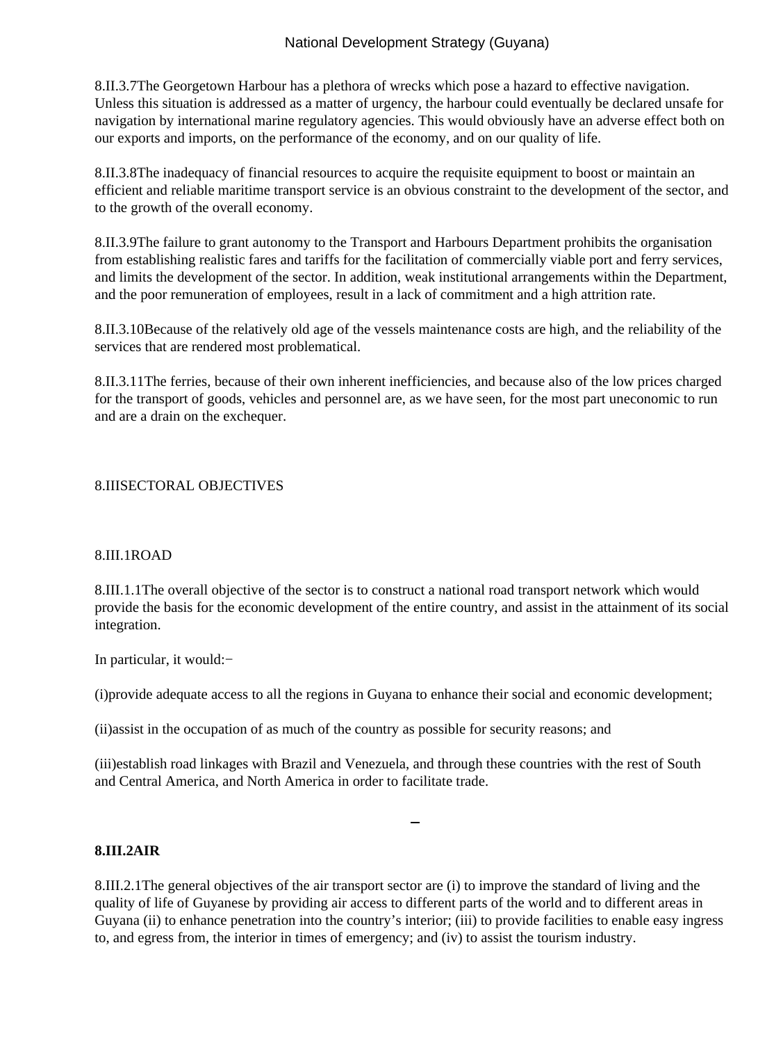8.II.3.7The Georgetown Harbour has a plethora of wrecks which pose a hazard to effective navigation. Unless this situation is addressed as a matter of urgency, the harbour could eventually be declared unsafe for navigation by international marine regulatory agencies. This would obviously have an adverse effect both on our exports and imports, on the performance of the economy, and on our quality of life.

8.II.3.8The inadequacy of financial resources to acquire the requisite equipment to boost or maintain an efficient and reliable maritime transport service is an obvious constraint to the development of the sector, and to the growth of the overall economy.

8.II.3.9The failure to grant autonomy to the Transport and Harbours Department prohibits the organisation from establishing realistic fares and tariffs for the facilitation of commercially viable port and ferry services, and limits the development of the sector. In addition, weak institutional arrangements within the Department, and the poor remuneration of employees, result in a lack of commitment and a high attrition rate.

8.II.3.10Because of the relatively old age of the vessels maintenance costs are high, and the reliability of the services that are rendered most problematical.

8.II.3.11The ferries, because of their own inherent inefficiencies, and because also of the low prices charged for the transport of goods, vehicles and personnel are, as we have seen, for the most part uneconomic to run and are a drain on the exchequer.

## 8.IIISECTORAL OBJECTIVES

### 8.III.1ROAD

8.III.1.1The overall objective of the sector is to construct a national road transport network which would provide the basis for the economic development of the entire country, and assist in the attainment of its social integration.

In particular, it would:−

(i)provide adequate access to all the regions in Guyana to enhance their social and economic development;

(ii)assist in the occupation of as much of the country as possible for security reasons; and

(iii)establish road linkages with Brazil and Venezuela, and through these countries with the rest of South and Central America, and North America in order to facilitate trade.

### **8.III.2AIR**

8.III.2.1The general objectives of the air transport sector are (i) to improve the standard of living and the quality of life of Guyanese by providing air access to different parts of the world and to different areas in Guyana (ii) to enhance penetration into the country's interior; (iii) to provide facilities to enable easy ingress to, and egress from, the interior in times of emergency; and (iv) to assist the tourism industry.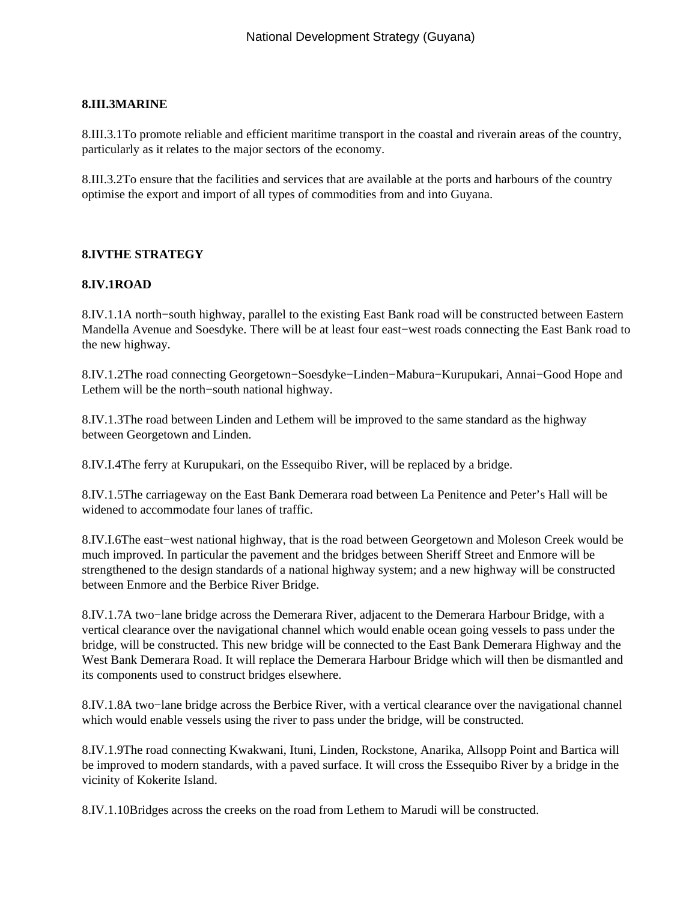**8.III.3MARINE**

8.III.3.1To promote reliable and efficient maritime transport in the coastal and riverain areas of the country, particularly as it relates to the major sectors of the economy.

8.III.3.2To ensure that the facilities and services that are available at the ports and harbours of the country optimise the export and import of all types of commodities from and into Guyana.

**8.IVTHE STRATEGY**

**8.IV.1ROAD**

8.IV.1.1A north−south highway, parallel to the existing East Bank road will be constructed between Eastern Mandella Avenue and Soesdyke. There will be at least four east−west roads connecting the East Bank road to the new highway.

8.IV.1.2The road connecting Georgetown−Soesdyke−Linden−Mabura−Kurupukari, Annai−Good Hope and Lethem will be the north−south national highway.

8.IV.1.3The road between Linden and Lethem will be improved to the same standard as the highway between Georgetown and Linden.

8.IV.I.4The ferry at Kurupukari, on the Essequibo River, will be replaced by a bridge.

8.IV.1.5The carriageway on the East Bank Demerara road between La Penitence and Peter's Hall will be widened to accommodate four lanes of traffic.

8.IV.I.6The east−west national highway, that is the road between Georgetown and Moleson Creek would be much improved. In particular the pavement and the bridges between Sheriff Street and Enmore will be strengthened to the design standards of a national highway system; and a new highway will be constructed between Enmore and the Berbice River Bridge.

8.IV.1.7A two−lane bridge across the Demerara River, adjacent to the Demerara Harbour Bridge, with a vertical clearance over the navigational channel which would enable ocean going vessels to pass under the bridge, will be constructed. This new bridge will be connected to the East Bank Demerara Highway and the West Bank Demerara Road. It will replace the Demerara Harbour Bridge which will then be dismantled and its components used to construct bridges elsewhere.

8.IV.1.8A two−lane bridge across the Berbice River, with a vertical clearance over the navigational channel which would enable vessels using the river to pass under the bridge, will be constructed.

8.IV.1.9The road connecting Kwakwani, Ituni, Linden, Rockstone, Anarika, Allsopp Point and Bartica will be improved to modern standards, with a paved surface. It will cross the Essequibo River by a bridge in the vicinity of Kokerite Island.

8.IV.1.10Bridges across the creeks on the road from Lethem to Marudi will be constructed.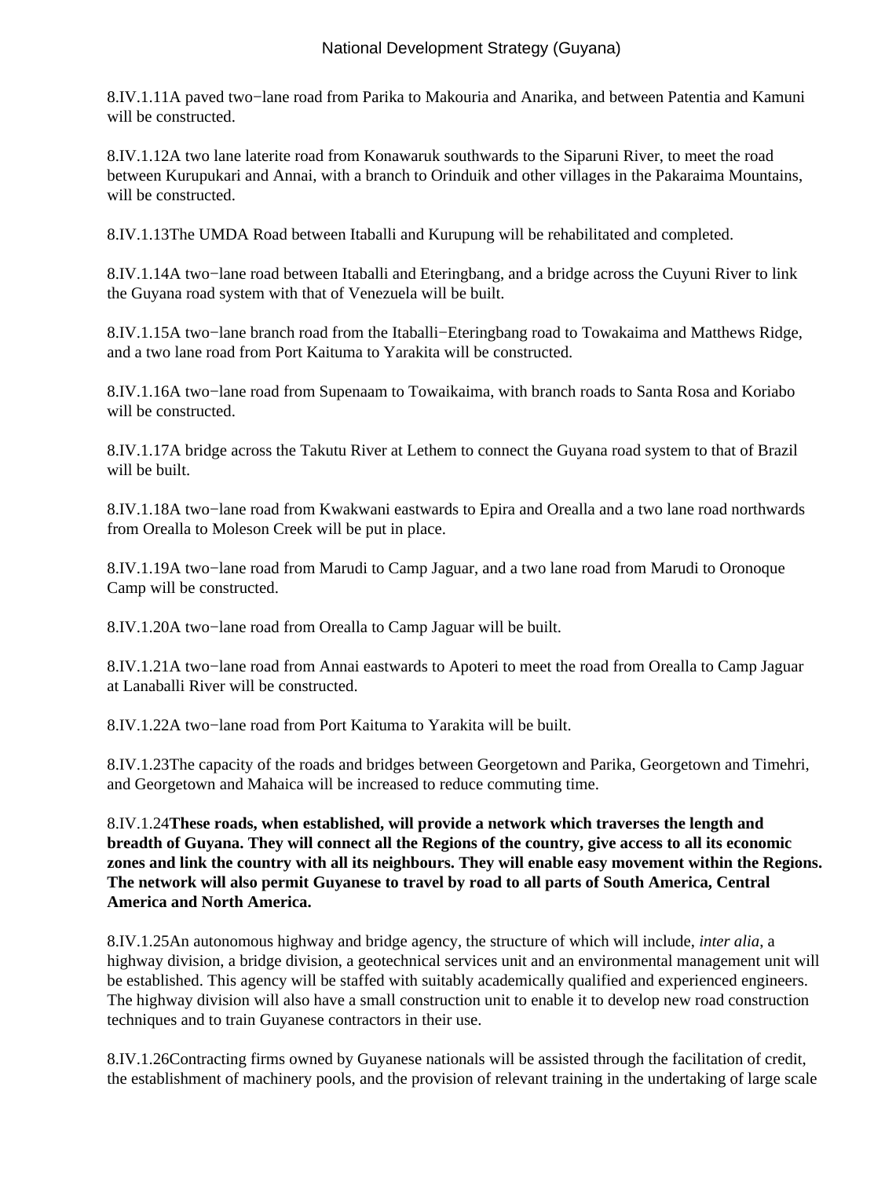8.IV.1.11A paved two−lane road from Parika to Makouria and Anarika, and between Patentia and Kamuni will be constructed.

8.IV.1.12A two lane laterite road from Konawaruk southwards to the Siparuni River, to meet the road between Kurupukari and Annai, with a branch to Orinduik and other villages in the Pakaraima Mountains, will be constructed.

8.IV.1.13The UMDA Road between Itaballi and Kurupung will be rehabilitated and completed.

8.IV.1.14A two−lane road between Itaballi and Eteringbang, and a bridge across the Cuyuni River to link the Guyana road system with that of Venezuela will be built.

8.IV.1.15A two−lane branch road from the Itaballi−Eteringbang road to Towakaima and Matthews Ridge, and a two lane road from Port Kaituma to Yarakita will be constructed.

8.IV.1.16A two−lane road from Supenaam to Towaikaima, with branch roads to Santa Rosa and Koriabo will be constructed.

8.IV.1.17A bridge across the Takutu River at Lethem to connect the Guyana road system to that of Brazil will be built.

8.IV.1.18A two−lane road from Kwakwani eastwards to Epira and Orealla and a two lane road northwards from Orealla to Moleson Creek will be put in place.

8.IV.1.19A two−lane road from Marudi to Camp Jaguar, and a two lane road from Marudi to Oronoque Camp will be constructed.

8.IV.1.20A two−lane road from Orealla to Camp Jaguar will be built.

8.IV.1.21A two−lane road from Annai eastwards to Apoteri to meet the road from Orealla to Camp Jaguar at Lanaballi River will be constructed.

8.IV.1.22A two−lane road from Port Kaituma to Yarakita will be built.

8.IV.1.23The capacity of the roads and bridges between Georgetown and Parika, Georgetown and Timehri, and Georgetown and Mahaica will be increased to reduce commuting time.

8.IV.1.24**These roads, when established, will provide a network which traverses the length and breadth of Guyana. They will connect all the Regions of the country, give access to all its economic zones and link the country with all its neighbours. They will enable easy movement within the Regions. The network will also permit Guyanese to travel by road to all parts of South America, Central America and North America.**

8.IV.1.25An autonomous highway and bridge agency, the structure of which will include, *inter alia*, a highway division, a bridge division, a geotechnical services unit and an environmental management unit will be established. This agency will be staffed with suitably academically qualified and experienced engineers. The highway division will also have a small construction unit to enable it to develop new road construction techniques and to train Guyanese contractors in their use.

8.IV.1.26Contracting firms owned by Guyanese nationals will be assisted through the facilitation of credit, the establishment of machinery pools, and the provision of relevant training in the undertaking of large scale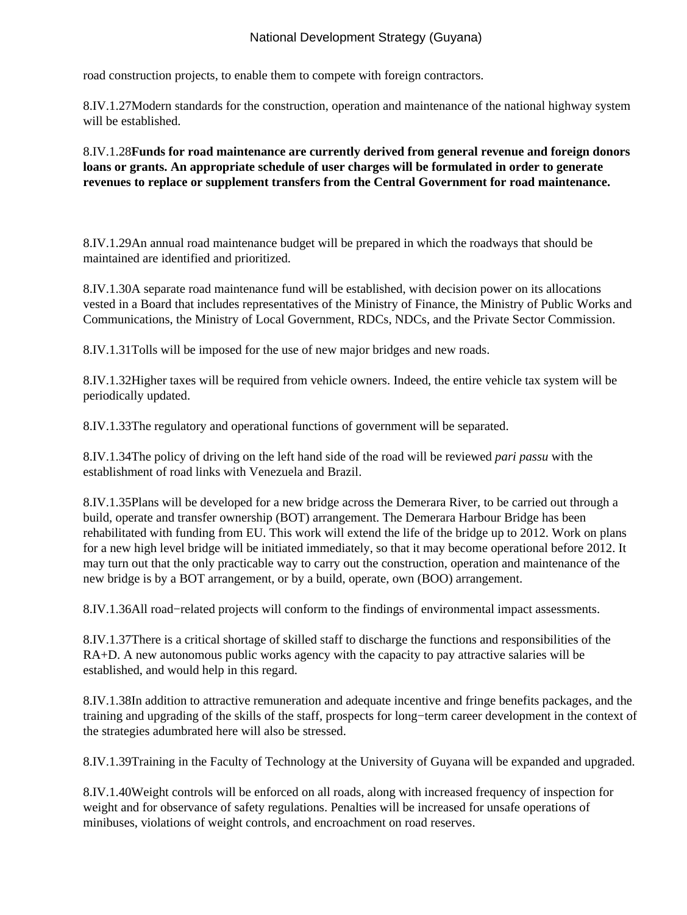road construction projects, to enable them to compete with foreign contractors.

8.IV.1.27Modern standards for the construction, operation and maintenance of the national highway system will be established.

8.IV.1.28**Funds for road maintenance are currently derived from general revenue and foreign donors loans or grants. An appropriate schedule of user charges will be formulated in order to generate revenues to replace or supplement transfers from the Central Government for road maintenance.**

8.IV.1.29An annual road maintenance budget will be prepared in which the roadways that should be maintained are identified and prioritized.

8.IV.1.30A separate road maintenance fund will be established, with decision power on its allocations vested in a Board that includes representatives of the Ministry of Finance, the Ministry of Public Works and Communications, the Ministry of Local Government, RDCs, NDCs, and the Private Sector Commission.

8.IV.1.31Tolls will be imposed for the use of new major bridges and new roads.

8.IV.1.32Higher taxes will be required from vehicle owners. Indeed, the entire vehicle tax system will be periodically updated.

8.IV.1.33The regulatory and operational functions of government will be separated.

8.IV.1.34The policy of driving on the left hand side of the road will be reviewed *pari passu* with the establishment of road links with Venezuela and Brazil.

8.IV.1.35Plans will be developed for a new bridge across the Demerara River, to be carried out through a build, operate and transfer ownership (BOT) arrangement. The Demerara Harbour Bridge has been rehabilitated with funding from EU. This work will extend the life of the bridge up to 2012. Work on plans for a new high level bridge will be initiated immediately, so that it may become operational before 2012. It may turn out that the only practicable way to carry out the construction, operation and maintenance of the new bridge is by a BOT arrangement, or by a build, operate, own (BOO) arrangement.

8.IV.1.36All road−related projects will conform to the findings of environmental impact assessments.

8.IV.1.37There is a critical shortage of skilled staff to discharge the functions and responsibilities of the RA+D. A new autonomous public works agency with the capacity to pay attractive salaries will be established, and would help in this regard.

8.IV.1.38In addition to attractive remuneration and adequate incentive and fringe benefits packages, and the training and upgrading of the skills of the staff, prospects for long−term career development in the context of the strategies adumbrated here will also be stressed.

8.IV.1.39Training in the Faculty of Technology at the University of Guyana will be expanded and upgraded.

8.IV.1.40Weight controls will be enforced on all roads, along with increased frequency of inspection for weight and for observance of safety regulations. Penalties will be increased for unsafe operations of minibuses, violations of weight controls, and encroachment on road reserves.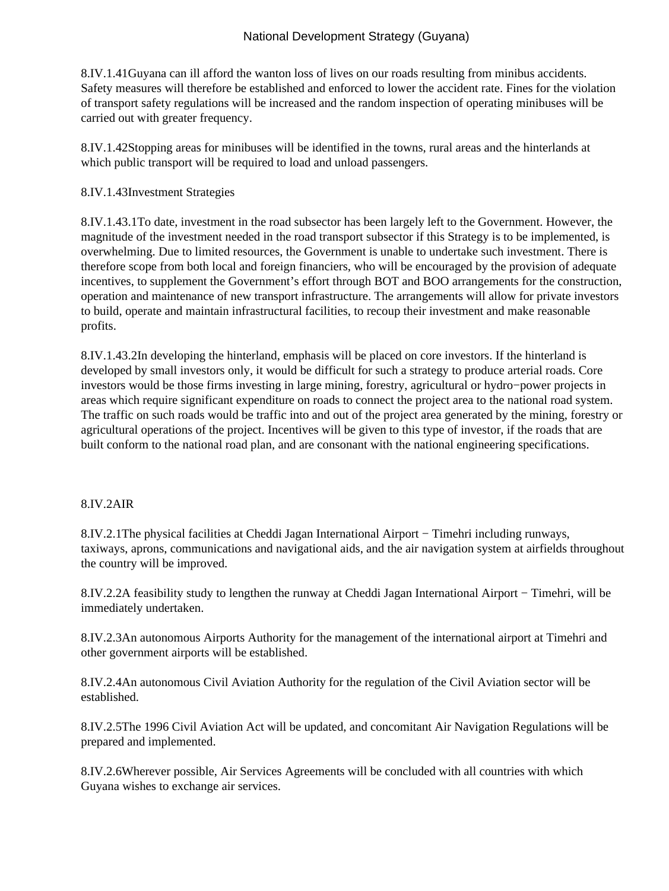8.IV.1.41 Guyana can ill afford the wanton loss of lives on our roads resulting from minibus accidents. Safety measures will therefore be established and enforced to lower the accident rate. Fines for the violation of transport safety regulations will be increased and the random inspection of operating minibuses will be carried out with greater frequency.

8.IV.1.42 Stopping areas for minibuses will be identified in the towns, rural areas and the hinterlands at which public transport will be required to load and unload passengers.

8.IV.1.43 Investment Strategies

8.IV.1.43.1 To date, investment in the road subsector has been largely left to the Government. However, the magnitude of the investment needed in the road transport subsector if this Strategy is to be implemented, is overwhelming. Due to limited resources, the Government is unable to undertake such investment. There is therefore scope from both local and foreign financiers, who will be encouraged by the provision of adequate incentives, to supplement the Government's effort through BOT and BOO arrangements for the construction, operation and maintenance of new transport infrastructure. The arrangements will allow for private investors to build, operate and maintain infrastructural facilities, to recoup their investment and make reasonable profits.

8.IV.1.43.2 In developing the hinterland, emphasis will be placed on core investors. If the hinterland is developed by small investors only, it would be difficult for such a strategy to produce arterial roads. Core investors would be those firms investing in large mining, forestry, agricultural or hydro−power projects in areas which require significant expenditure on roads to connect the project area to the national road system. The traffic on such roads would be traffic into and out of the project area generated by the mining, forestry or agricultural operations of the project. Incentives will be given to this type of investor, if the roads that are built conform to the national road plan, and are consonant with the national engineering specifications.

## 8.IV.2 AIR

8.IV.2.1 The physical facilities at Cheddi Jagan International Airport − Timehri including runways, taxiways, aprons, communications and navigational aids, and the air navigation system at airfields throughout the country will be improved.

8.IV.2.2 A feasibility study to lengthen the runway at Cheddi Jagan International Airport − Timehri, will be immediately undertaken.

8.IV.2.3 An autonomous Airports Authority for the management of the international airport at Timehri and other government airports will be established.

8.IV.2.4 An autonomous Civil Aviation Authority for the regulation of the Civil Aviation sector will be established.

8.IV.2.5 The 1996 Civil Aviation Act will be updated, and concomitant Air Navigation Regulations will be prepared and implemented.

8.IV.2.6 Wherever possible, Air Services Agreements will be concluded with all countries with which Guyana wishes to exchange air services.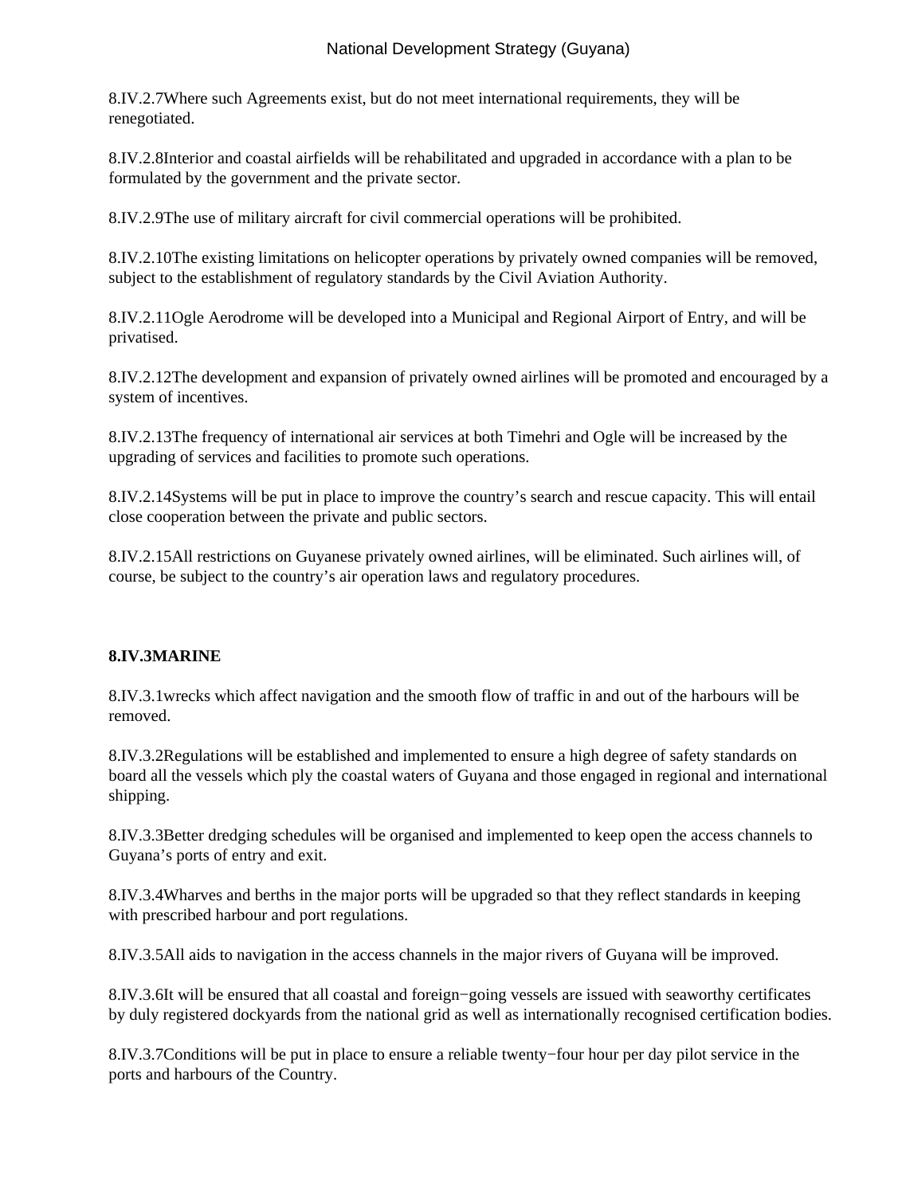8.IV.2.7Where such Agreements exist, but do not meet international requirements, they will be renegotiated.

8.IV.2.8Interior and coastal airfields will be rehabilitated and upgraded in accordance with a plan to be formulated by the government and the private sector.

8.IV.2.9The use of military aircraft for civil commercial operations will be prohibited.

8.IV.2.10The existing limitations on helicopter operations by privately owned companies will be removed, subject to the establishment of regulatory standards by the Civil Aviation Authority.

8.IV.2.11Ogle Aerodrome will be developed into a Municipal and Regional Airport of Entry, and will be privatised.

8.IV.2.12The development and expansion of privately owned airlines will be promoted and encouraged by a system of incentives.

8.IV.2.13The frequency of international air services at both Timehri and Ogle will be increased by the upgrading of services and facilities to promote such operations.

8.IV.2.14Systems will be put in place to improve the country's search and rescue capacity. This will entail close cooperation between the private and public sectors.

8.IV.2.15All restrictions on Guyanese privately owned airlines, will be eliminated. Such airlines will, of course, be subject to the country's air operation laws and regulatory procedures.

**8.IV.3MARINE**

8.IV.3.1wrecks which affect navigation and the smooth flow of traffic in and out of the harbours will be removed.

8.IV.3.2Regulations will be established and implemented to ensure a high degree of safety standards on board all the vessels which ply the coastal waters of Guyana and those engaged in regional and international shipping.

8.IV.3.3Better dredging schedules will be organised and implemented to keep open the access channels to Guyana's ports of entry and exit.

8.IV.3.4Wharves and berths in the major ports will be upgraded so that they reflect standards in keeping with prescribed harbour and port regulations.

8.IV.3.5All aids to navigation in the access channels in the major rivers of Guyana will be improved.

8.IV.3.6It will be ensured that all coastal and foreign−going vessels are issued with seaworthy certificates by duly registered dockyards from the national grid as well as internationally recognised certification bodies.

8.IV.3.7Conditions will be put in place to ensure a reliable twenty−four hour per day pilot service in the ports and harbours of the Country.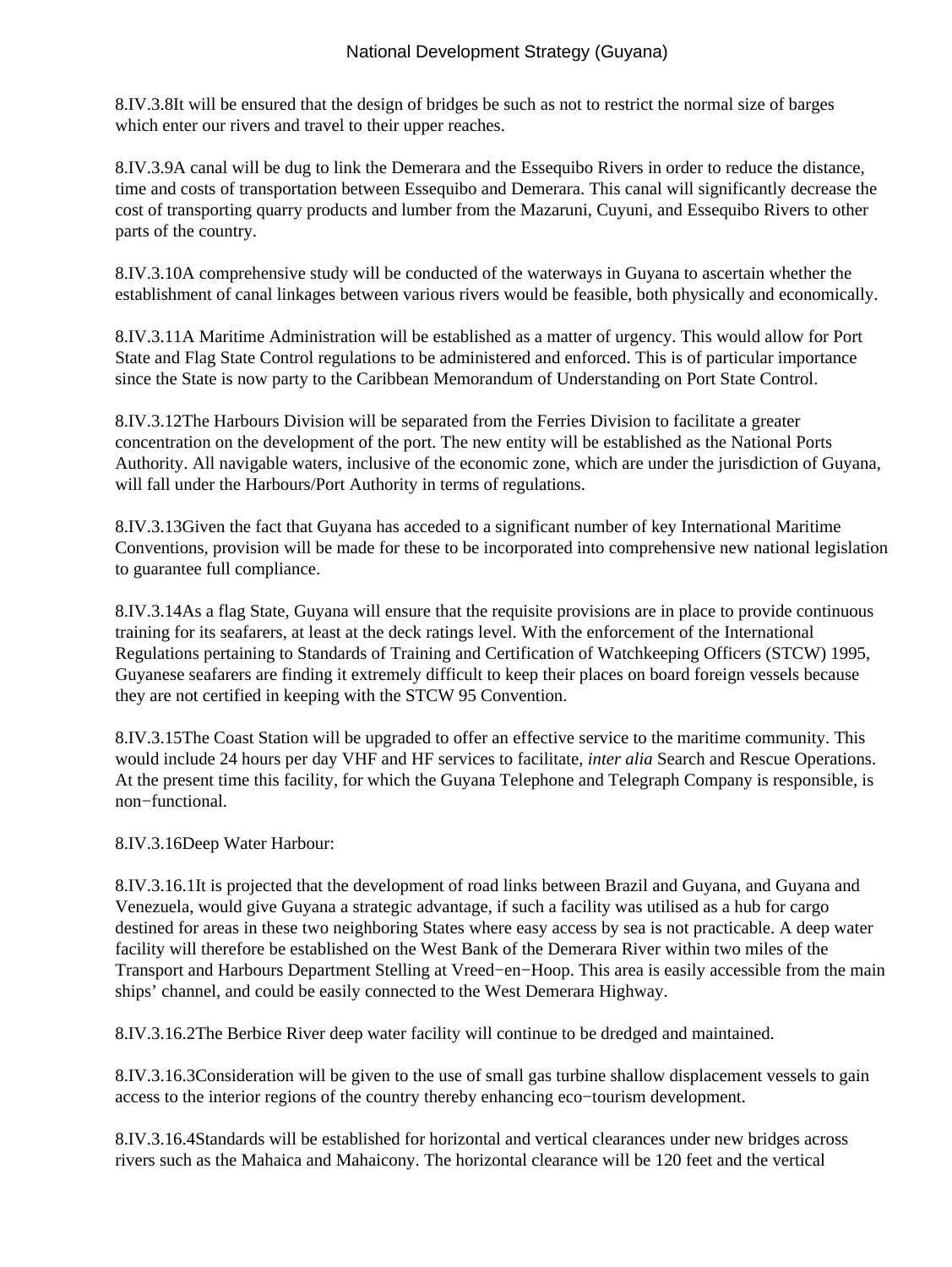8.IV.3.8It will be ensured that the design of bridges be such as not to restrict the normal size of barges which enter our rivers and travel to their upper reaches.

8.IV.3.9A canal will be dug to link the Demerara and the Essequibo Rivers in order to reduce the distance, time and costs of transportation between Essequibo and Demerara. This canal will significantly decrease the cost of transporting quarry products and lumber from the Mazaruni, Cuyuni, and Essequibo Rivers to other parts of the country.

8.IV.3.10A comprehensive study will be conducted of the waterways in Guyana to ascertain whether the establishment of canal linkages between various rivers would be feasible, both physically and economically.

8.IV.3.11A Maritime Administration will be established as a matter of urgency. This would allow for Port State and Flag State Control regulations to be administered and enforced. This is of particular importance since the State is now party to the Caribbean Memorandum of Understanding on Port State Control.

8.IV.3.12The Harbours Division will be separated from the Ferries Division to facilitate a greater concentration on the development of the port. The new entity will be established as the National Ports Authority. All navigable waters, inclusive of the economic zone, which are under the jurisdiction of Guyana, will fall under the Harbours/Port Authority in terms of regulations.

8.IV.3.13Given the fact that Guyana has acceded to a significant number of key International Maritime Conventions, provision will be made for these to be incorporated into comprehensive new national legislation to guarantee full compliance.

8.IV.3.14As a flag State, Guyana will ensure that the requisite provisions are in place to provide continuous training for its seafarers, at least at the deck ratings level. With the enforcement of the International Regulations pertaining to Standards of Training and Certification of Watchkeeping Officers (STCW) 1995, Guyanese seafarers are finding it extremely difficult to keep their places on board foreign vessels because they are not certified in keeping with the STCW 95 Convention.

8.IV.3.15The Coast Station will be upgraded to offer an effective service to the maritime community. This would include 24 hours per day VHF and HF services to facilitate, *inter alia* Search and Rescue Operations. At the present time this facility, for which the Guyana Telephone and Telegraph Company is responsible, is non−functional.

8.IV.3.16Deep Water Harbour:

8.IV.3.16.1It is projected that the development of road links between Brazil and Guyana, and Guyana and Venezuela, would give Guyana a strategic advantage, if such a facility was utilised as a hub for cargo destined for areas in these two neighboring States where easy access by sea is not practicable. A deep water facility will therefore be established on the West Bank of the Demerara River within two miles of the Transport and Harbours Department Stelling at Vreed−en−Hoop. This area is easily accessible from the main ships' channel, and could be easily connected to the West Demerara Highway.

8.IV.3.16.2The Berbice River deep water facility will continue to be dredged and maintained.

8.IV.3.16.3Consideration will be given to the use of small gas turbine shallow displacement vessels to gain access to the interior regions of the country thereby enhancing eco−tourism development.

8.IV.3.16.4Standards will be established for horizontal and vertical clearances under new bridges across rivers such as the Mahaica and Mahaicony. The horizontal clearance will be 120 feet and the vertical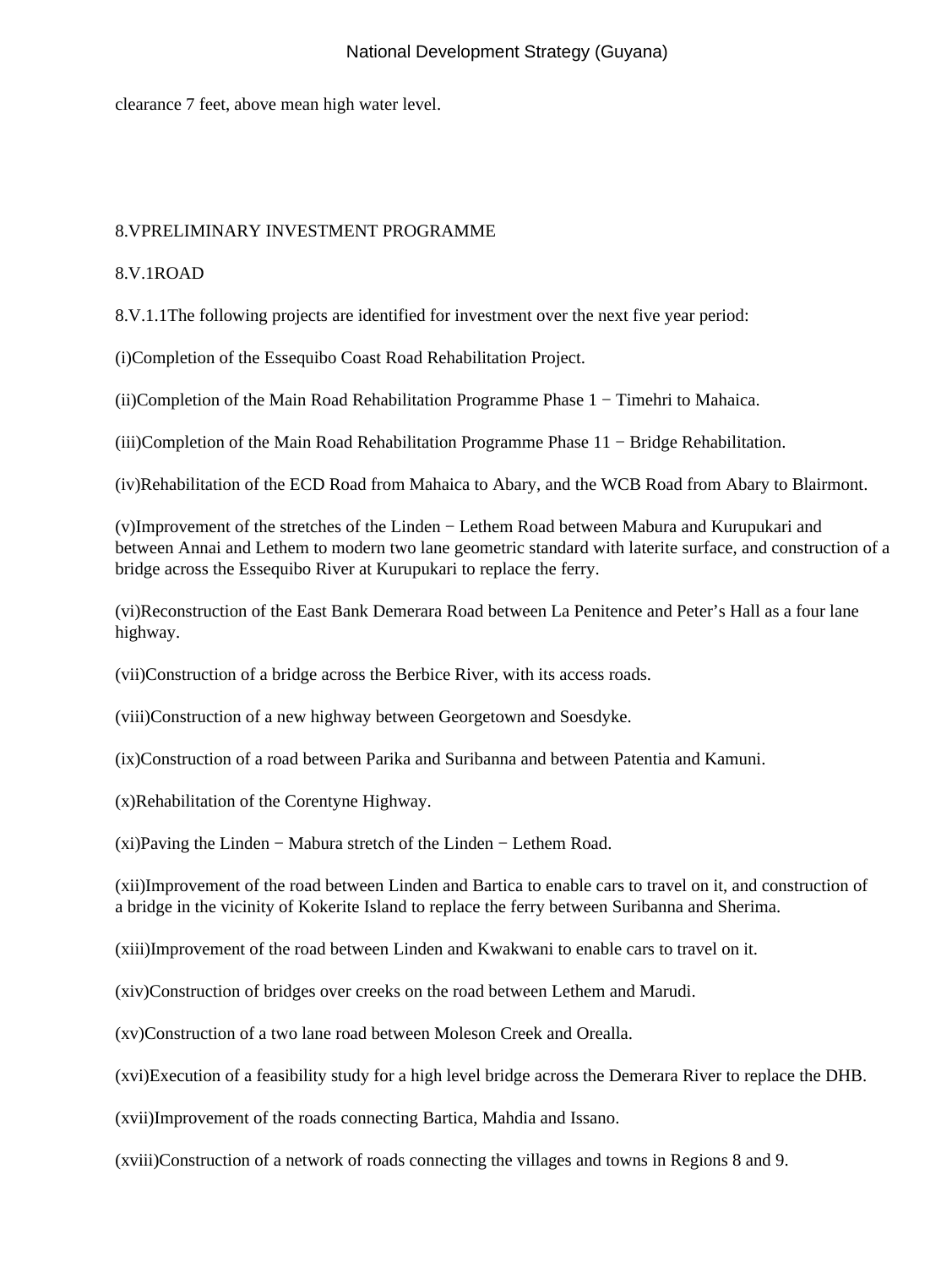clearance 7 feet, above mean high water level.

## 8.V PRELIMINARY INVESTMENT PROGRAMME

### 8.V.1 ROAD

8.V.1.1 The following projects are identified for investment over the next five year period:

(i) Completion of the Essequibo Coast Road Rehabilitation Project.

(ii) Completion of the Main Road Rehabilitation Programme Phase 1 − Timehri to Mahaica.

(iii) Completion of the Main Road Rehabilitation Programme Phase 11 − Bridge Rehabilitation.

(iv) Rehabilitation of the ECD Road from Mahaica to Abary, and the WCB Road from Abary to Blairmont.

(v) Improvement of the stretches of the Linden − Lethem Road between Mabura and Kurupukari and between Annai and Lethem to modern two lane geometric standard with laterite surface, and construction of a bridge across the Essequibo River at Kurupukari to replace the ferry.

(vi) Reconstruction of the East Bank Demerara Road between La Penitence and Peter's Hall as a four lane highway.

(vii) Construction of a bridge across the Berbice River, with its access roads.

(viii) Construction of a new highway between Georgetown and Soesdyke.

(ix) Construction of a road between Parika and Suribanna and between Patentia and Kamuni.

(x) Rehabilitation of the Corentyne Highway.

(xi) Paving the Linden − Mabura stretch of the Linden − Lethem Road.

(xii) Improvement of the road between Linden and Bartica to enable cars to travel on it, and construction of a bridge in the vicinity of Kokerite Island to replace the ferry between Suribanna and Sherima.

(xiii) Improvement of the road between Linden and Kwakwani to enable cars to travel on it.

(xiv) Construction of bridges over creeks on the road between Lethem and Marudi.

(xv) Construction of a two lane road between Moleson Creek and Orealla.

(xvi) Execution of a feasibility study for a high level bridge across the Demerara River to replace the DHB.

(xvii) Improvement of the roads connecting Bartica, Mahdia and Issano.

(xviii) Construction of a network of roads connecting the villages and towns in Regions 8 and 9.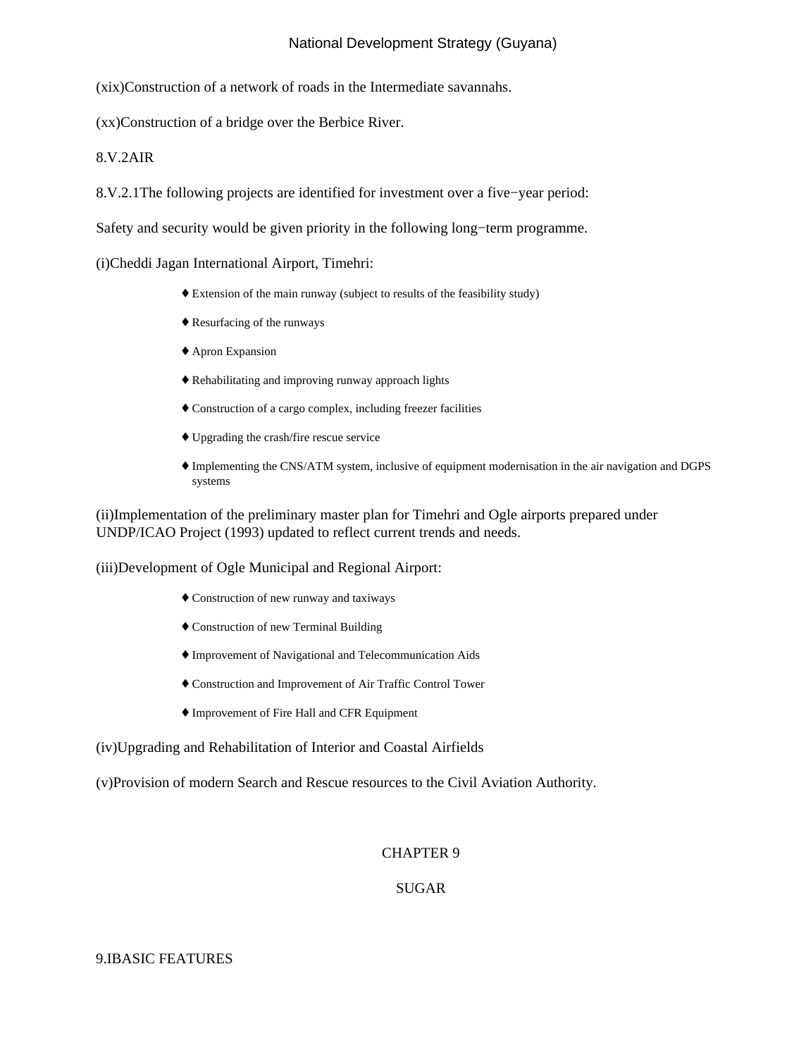(xix)Construction of a network of roads in the Intermediate savannahs.

(xx)Construction of a bridge over the Berbice River.

8.V.2AIR

8.V.2.1The following projects are identified for investment over a five−year period:

Safety and security would be given priority in the following long−term programme.

(i)Cheddi Jagan International Airport, Timehri:

- ♦ Extension of the main runway (subject to results of the feasibility study)
- ♦ Resurfacing of the runways
- ♦ Apron Expansion
- ♦ Rehabilitating and improving runway approach lights
- ♦ Construction of a cargo complex, including freezer facilities
- ♦ Upgrading the crash/fire rescue service
- ♦ Implementing the CNS/ATM system, inclusive of equipment modernisation in the air navigation and DGPS systems

(ii)Implementation of the preliminary master plan for Timehri and Ogle airports prepared under UNDP/ICAO Project (1993) updated to reflect current trends and needs.

(iii)Development of Ogle Municipal and Regional Airport:

- ♦ Construction of new runway and taxiways
- ♦ Construction of new Terminal Building
- ♦ Improvement of Navigational and Telecommunication Aids
- ♦ Construction and Improvement of Air Traffic Control Tower
- ♦ Improvement of Fire Hall and CFR Equipment

(iv)Upgrading and Rehabilitation of Interior and Coastal Airfields

(v)Provision of modern Search and Rescue resources to the Civil Aviation Authority.

# CHAPTER 9

# SUGAR

## 9.IBASIC FEATURES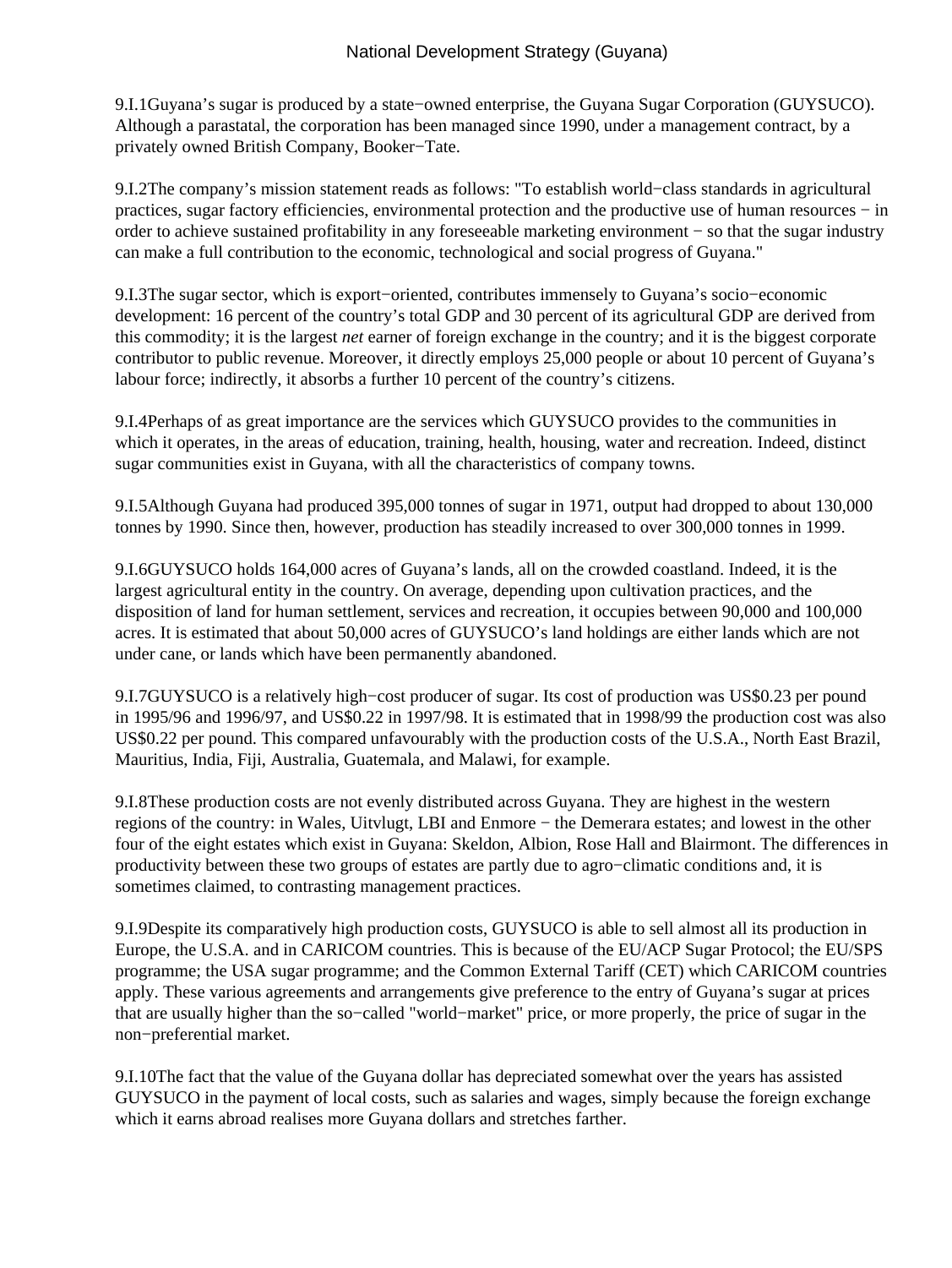9.I.1Guyana's sugar is produced by a state−owned enterprise, the Guyana Sugar Corporation (GUYSUCO). Although a parastatal, the corporation has been managed since 1990, under a management contract, by a privately owned British Company, Booker−Tate.

9.I.2The company's mission statement reads as follows: "To establish world−class standards in agricultural practices, sugar factory efficiencies, environmental protection and the productive use of human resources − in order to achieve sustained profitability in any foreseeable marketing environment − so that the sugar industry can make a full contribution to the economic, technological and social progress of Guyana."

9.I.3The sugar sector, which is export−oriented, contributes immensely to Guyana's socio−economic development: 16 percent of the country's total GDP and 30 percent of its agricultural GDP are derived from this commodity; it is the largest *net* earner of foreign exchange in the country; and it is the biggest corporate contributor to public revenue. Moreover, it directly employs 25,000 people or about 10 percent of Guyana's labour force; indirectly, it absorbs a further 10 percent of the country's citizens.

9.I.4Perhaps of as great importance are the services which GUYSUCO provides to the communities in which it operates, in the areas of education, training, health, housing, water and recreation. Indeed, distinct sugar communities exist in Guyana, with all the characteristics of company towns.

9.I.5Although Guyana had produced 395,000 tonnes of sugar in 1971, output had dropped to about 130,000 tonnes by 1990. Since then, however, production has steadily increased to over 300,000 tonnes in 1999.

9.I.6GUYSUCO holds 164,000 acres of Guyana's lands, all on the crowded coastland. Indeed, it is the largest agricultural entity in the country. On average, depending upon cultivation practices, and the disposition of land for human settlement, services and recreation, it occupies between 90,000 and 100,000 acres. It is estimated that about 50,000 acres of GUYSUCO's land holdings are either lands which are not under cane, or lands which have been permanently abandoned.

9.I.7GUYSUCO is a relatively high−cost producer of sugar. Its cost of production was US$0.23 per pound in 1995/96 and 1996/97, and US$0.22 in 1997/98. It is estimated that in 1998/99 the production cost was also US$0.22 per pound. This compared unfavourably with the production costs of the U.S.A., North East Brazil, Mauritius, India, Fiji, Australia, Guatemala, and Malawi, for example.

9.I.8These production costs are not evenly distributed across Guyana. They are highest in the western regions of the country: in Wales, Uitvlugt, LBI and Enmore − the Demerara estates; and lowest in the other four of the eight estates which exist in Guyana: Skeldon, Albion, Rose Hall and Blairmont. The differences in productivity between these two groups of estates are partly due to agro−climatic conditions and, it is sometimes claimed, to contrasting management practices.

9.I.9Despite its comparatively high production costs, GUYSUCO is able to sell almost all its production in Europe, the U.S.A. and in CARICOM countries. This is because of the EU/ACP Sugar Protocol; the EU/SPS programme; the USA sugar programme; and the Common External Tariff (CET) which CARICOM countries apply. These various agreements and arrangements give preference to the entry of Guyana's sugar at prices that are usually higher than the so−called "world−market" price, or more properly, the price of sugar in the non−preferential market.

9.I.10The fact that the value of the Guyana dollar has depreciated somewhat over the years has assisted GUYSUCO in the payment of local costs, such as salaries and wages, simply because the foreign exchange which it earns abroad realises more Guyana dollars and stretches farther.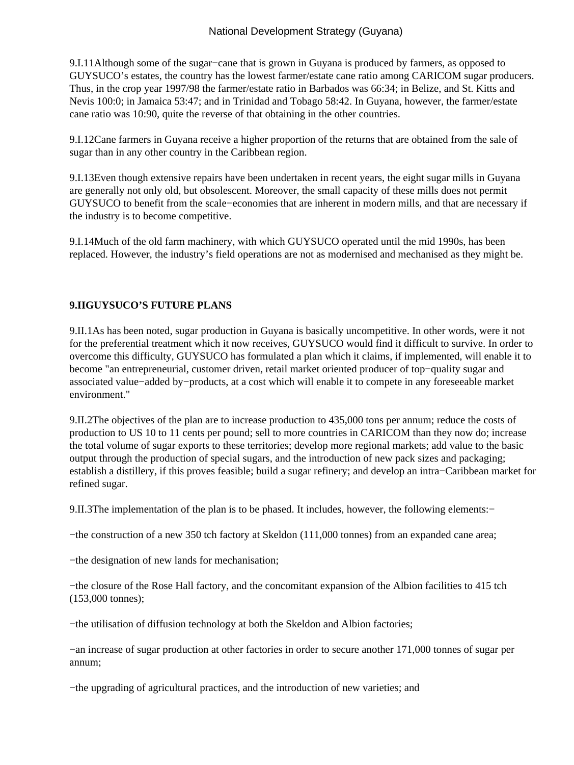9.I.11Although some of the sugar−cane that is grown in Guyana is produced by farmers, as opposed to GUYSUCO's estates, the country has the lowest farmer/estate cane ratio among CARICOM sugar producers. Thus, in the crop year 1997/98 the farmer/estate ratio in Barbados was 66:34; in Belize, and St. Kitts and Nevis 100:0; in Jamaica 53:47; and in Trinidad and Tobago 58:42. In Guyana, however, the farmer/estate cane ratio was 10:90, quite the reverse of that obtaining in the other countries.

9.I.12Cane farmers in Guyana receive a higher proportion of the returns that are obtained from the sale of sugar than in any other country in the Caribbean region.

9.I.13Even though extensive repairs have been undertaken in recent years, the eight sugar mills in Guyana are generally not only old, but obsolescent. Moreover, the small capacity of these mills does not permit GUYSUCO to benefit from the scale−economies that are inherent in modern mills, and that are necessary if the industry is to become competitive.

9.I.14Much of the old farm machinery, with which GUYSUCO operated until the mid 1990s, has been replaced. However, the industry's field operations are not as modernised and mechanised as they might be.

**9.IIGUYSUCO'S FUTURE PLANS**

9.II.1As has been noted, sugar production in Guyana is basically uncompetitive. In other words, were it not for the preferential treatment which it now receives, GUYSUCO would find it difficult to survive. In order to overcome this difficulty, GUYSUCO has formulated a plan which it claims, if implemented, will enable it to become "an entrepreneurial, customer driven, retail market oriented producer of top−quality sugar and associated value−added by−products, at a cost which will enable it to compete in any foreseeable market environment."

9.II.2The objectives of the plan are to increase production to 435,000 tons per annum; reduce the costs of production to US 10 to 11 cents per pound; sell to more countries in CARICOM than they now do; increase the total volume of sugar exports to these territories; develop more regional markets; add value to the basic output through the production of special sugars, and the introduction of new pack sizes and packaging; establish a distillery, if this proves feasible; build a sugar refinery; and develop an intra−Caribbean market for refined sugar.

9.II.3The implementation of the plan is to be phased. It includes, however, the following elements:−

−the construction of a new 350 tch factory at Skeldon (111,000 tonnes) from an expanded cane area;

−the designation of new lands for mechanisation;

−the closure of the Rose Hall factory, and the concomitant expansion of the Albion facilities to 415 tch (153,000 tonnes);

−the utilisation of diffusion technology at both the Skeldon and Albion factories;

−an increase of sugar production at other factories in order to secure another 171,000 tonnes of sugar per annum;

−the upgrading of agricultural practices, and the introduction of new varieties; and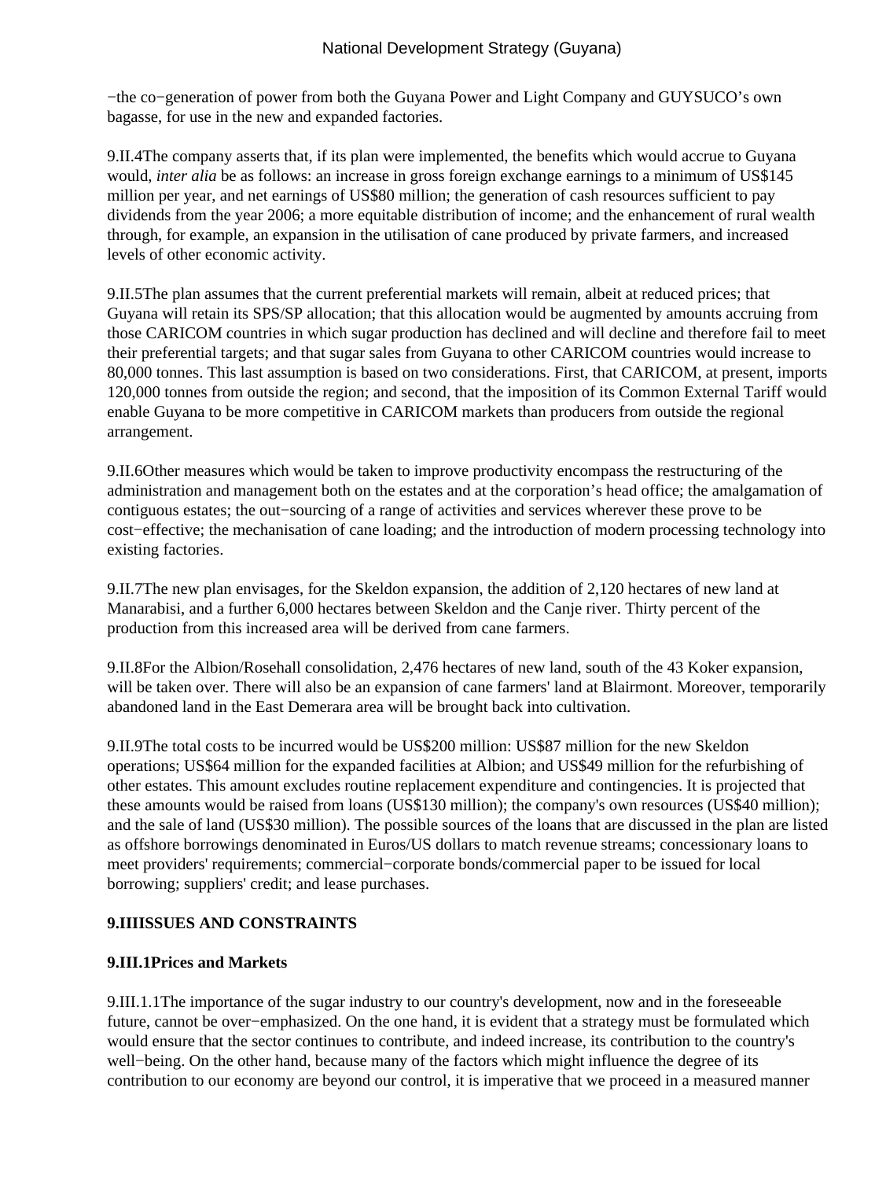−the co−generation of power from both the Guyana Power and Light Company and GUYSUCO’s own bagasse, for use in the new and expanded factories.

9.II.4The company asserts that, if its plan were implemented, the benefits which would accrue to Guyana would, *inter alia* be as follows: an increase in gross foreign exchange earnings to a minimum of US$145 million per year, and net earnings of US$80 million; the generation of cash resources sufficient to pay dividends from the year 2006; a more equitable distribution of income; and the enhancement of rural wealth through, for example, an expansion in the utilisation of cane produced by private farmers, and increased levels of other economic activity.

9.II.5The plan assumes that the current preferential markets will remain, albeit at reduced prices; that Guyana will retain its SPS/SP allocation; that this allocation would be augmented by amounts accruing from those CARICOM countries in which sugar production has declined and will decline and therefore fail to meet their preferential targets; and that sugar sales from Guyana to other CARICOM countries would increase to 80,000 tonnes. This last assumption is based on two considerations. First, that CARICOM, at present, imports 120,000 tonnes from outside the region; and second, that the imposition of its Common External Tariff would enable Guyana to be more competitive in CARICOM markets than producers from outside the regional arrangement.

9.II.6Other measures which would be taken to improve productivity encompass the restructuring of the administration and management both on the estates and at the corporation’s head office; the amalgamation of contiguous estates; the out−sourcing of a range of activities and services wherever these prove to be cost−effective; the mechanisation of cane loading; and the introduction of modern processing technology into existing factories.

9.II.7The new plan envisages, for the Skeldon expansion, the addition of 2,120 hectares of new land at Manarabisi, and a further 6,000 hectares between Skeldon and the Canje river. Thirty percent of the production from this increased area will be derived from cane farmers.

9.II.8For the Albion/Rosehall consolidation, 2,476 hectares of new land, south of the 43 Koker expansion, will be taken over. There will also be an expansion of cane farmers' land at Blairmont. Moreover, temporarily abandoned land in the East Demerara area will be brought back into cultivation.

9.II.9The total costs to be incurred would be US$200 million: US$87 million for the new Skeldon operations; US$64 million for the expanded facilities at Albion; and US$49 million for the refurbishing of other estates. This amount excludes routine replacement expenditure and contingencies. It is projected that these amounts would be raised from loans (US$130 million); the company's own resources (US$40 million); and the sale of land (US$30 million). The possible sources of the loans that are discussed in the plan are listed as offshore borrowings denominated in Euros/US dollars to match revenue streams; concessionary loans to meet providers' requirements; commercial−corporate bonds/commercial paper to be issued for local borrowing; suppliers' credit; and lease purchases.

## 9.IIIISSUES AND CONSTRAINTS

### 9.III.1Prices and Markets

9.III.1.1The importance of the sugar industry to our country's development, now and in the foreseeable future, cannot be over−emphasized. On the one hand, it is evident that a strategy must be formulated which would ensure that the sector continues to contribute, and indeed increase, its contribution to the country's well−being. On the other hand, because many of the factors which might influence the degree of its contribution to our economy are beyond our control, it is imperative that we proceed in a measured manner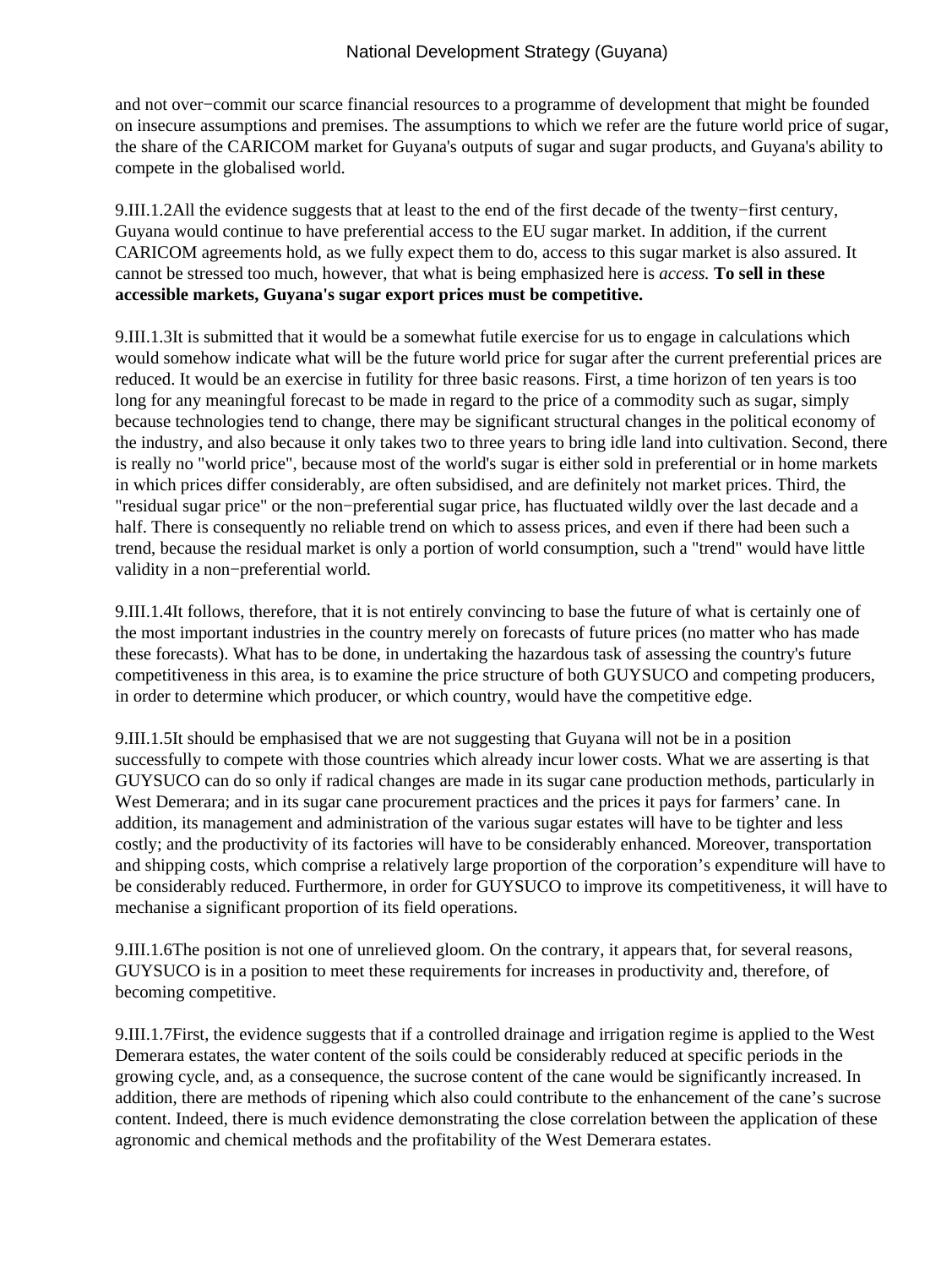and not over−commit our scarce financial resources to a programme of development that might be founded on insecure assumptions and premises. The assumptions to which we refer are the future world price of sugar, the share of the CARICOM market for Guyana's outputs of sugar and sugar products, and Guyana's ability to compete in the globalised world.

9.III.1.2All the evidence suggests that at least to the end of the first decade of the twenty−first century, Guyana would continue to have preferential access to the EU sugar market. In addition, if the current CARICOM agreements hold, as we fully expect them to do, access to this sugar market is also assured. It cannot be stressed too much, however, that what is being emphasized here is *access.* **To sell in these accessible markets, Guyana's sugar export prices must be competitive.**

9.III.1.3It is submitted that it would be a somewhat futile exercise for us to engage in calculations which would somehow indicate what will be the future world price for sugar after the current preferential prices are reduced. It would be an exercise in futility for three basic reasons. First, a time horizon of ten years is too long for any meaningful forecast to be made in regard to the price of a commodity such as sugar, simply because technologies tend to change, there may be significant structural changes in the political economy of the industry, and also because it only takes two to three years to bring idle land into cultivation. Second, there is really no "world price", because most of the world's sugar is either sold in preferential or in home markets in which prices differ considerably, are often subsidised, and are definitely not market prices. Third, the "residual sugar price" or the non−preferential sugar price, has fluctuated wildly over the last decade and a half. There is consequently no reliable trend on which to assess prices, and even if there had been such a trend, because the residual market is only a portion of world consumption, such a "trend" would have little validity in a non−preferential world.

9.III.1.4It follows, therefore, that it is not entirely convincing to base the future of what is certainly one of the most important industries in the country merely on forecasts of future prices (no matter who has made these forecasts). What has to be done, in undertaking the hazardous task of assessing the country's future competitiveness in this area, is to examine the price structure of both GUYSUCO and competing producers, in order to determine which producer, or which country, would have the competitive edge.

9.III.1.5It should be emphasised that we are not suggesting that Guyana will not be in a position successfully to compete with those countries which already incur lower costs. What we are asserting is that GUYSUCO can do so only if radical changes are made in its sugar cane production methods, particularly in West Demerara; and in its sugar cane procurement practices and the prices it pays for farmers' cane. In addition, its management and administration of the various sugar estates will have to be tighter and less costly; and the productivity of its factories will have to be considerably enhanced. Moreover, transportation and shipping costs, which comprise a relatively large proportion of the corporation's expenditure will have to be considerably reduced. Furthermore, in order for GUYSUCO to improve its competitiveness, it will have to mechanise a significant proportion of its field operations.

9.III.1.6The position is not one of unrelieved gloom. On the contrary, it appears that, for several reasons, GUYSUCO is in a position to meet these requirements for increases in productivity and, therefore, of becoming competitive.

9.III.1.7First, the evidence suggests that if a controlled drainage and irrigation regime is applied to the West Demerara estates, the water content of the soils could be considerably reduced at specific periods in the growing cycle, and, as a consequence, the sucrose content of the cane would be significantly increased. In addition, there are methods of ripening which also could contribute to the enhancement of the cane's sucrose content. Indeed, there is much evidence demonstrating the close correlation between the application of these agronomic and chemical methods and the profitability of the West Demerara estates.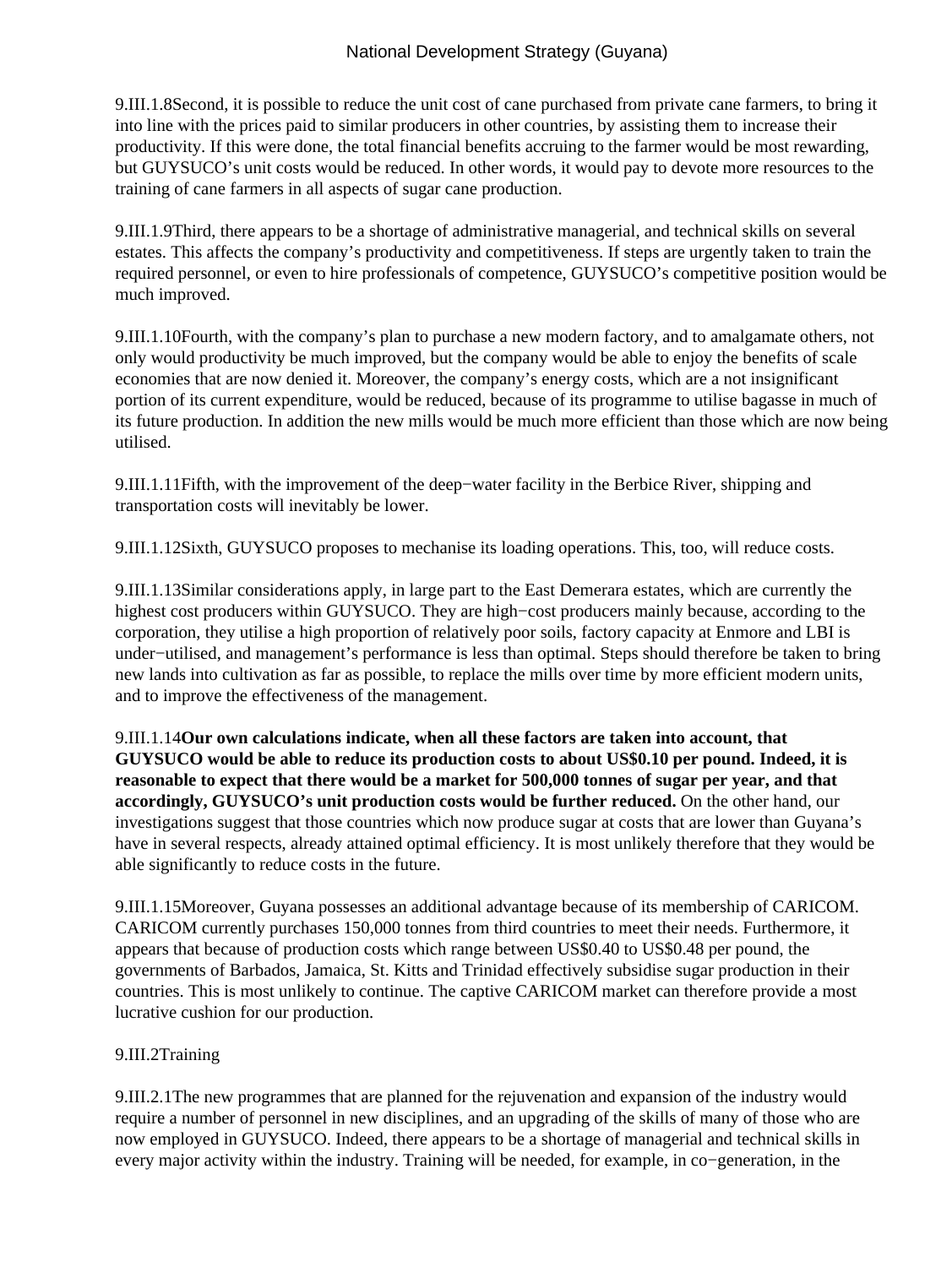9.III.1.8Second, it is possible to reduce the unit cost of cane purchased from private cane farmers, to bring it into line with the prices paid to similar producers in other countries, by assisting them to increase their productivity. If this were done, the total financial benefits accruing to the farmer would be most rewarding, but GUYSUCO's unit costs would be reduced. In other words, it would pay to devote more resources to the training of cane farmers in all aspects of sugar cane production.

9.III.1.9Third, there appears to be a shortage of administrative managerial, and technical skills on several estates. This affects the company's productivity and competitiveness. If steps are urgently taken to train the required personnel, or even to hire professionals of competence, GUYSUCO's competitive position would be much improved.

9.III.1.10Fourth, with the company's plan to purchase a new modern factory, and to amalgamate others, not only would productivity be much improved, but the company would be able to enjoy the benefits of scale economies that are now denied it. Moreover, the company's energy costs, which are a not insignificant portion of its current expenditure, would be reduced, because of its programme to utilise bagasse in much of its future production. In addition the new mills would be much more efficient than those which are now being utilised.

9.III.1.11Fifth, with the improvement of the deep−water facility in the Berbice River, shipping and transportation costs will inevitably be lower.

9.III.1.12Sixth, GUYSUCO proposes to mechanise its loading operations. This, too, will reduce costs.

9.III.1.13Similar considerations apply, in large part to the East Demerara estates, which are currently the highest cost producers within GUYSUCO. They are high−cost producers mainly because, according to the corporation, they utilise a high proportion of relatively poor soils, factory capacity at Enmore and LBI is under−utilised, and management's performance is less than optimal. Steps should therefore be taken to bring new lands into cultivation as far as possible, to replace the mills over time by more efficient modern units, and to improve the effectiveness of the management.

9.III.1.14**Our own calculations indicate, when all these factors are taken into account, that GUYSUCO would be able to reduce its production costs to about US$0.10 per pound. Indeed, it is reasonable to expect that there would be a market for 500,000 tonnes of sugar per year, and that accordingly, GUYSUCO's unit production costs would be further reduced.** On the other hand, our investigations suggest that those countries which now produce sugar at costs that are lower than Guyana's have in several respects, already attained optimal efficiency. It is most unlikely therefore that they would be able significantly to reduce costs in the future.

9.III.1.15Moreover, Guyana possesses an additional advantage because of its membership of CARICOM. CARICOM currently purchases 150,000 tonnes from third countries to meet their needs. Furthermore, it appears that because of production costs which range between US$0.40 to US$0.48 per pound, the governments of Barbados, Jamaica, St. Kitts and Trinidad effectively subsidise sugar production in their countries. This is most unlikely to continue. The captive CARICOM market can therefore provide a most lucrative cushion for our production.

9.III.2Training

9.III.2.1The new programmes that are planned for the rejuvenation and expansion of the industry would require a number of personnel in new disciplines, and an upgrading of the skills of many of those who are now employed in GUYSUCO. Indeed, there appears to be a shortage of managerial and technical skills in every major activity within the industry. Training will be needed, for example, in co−generation, in the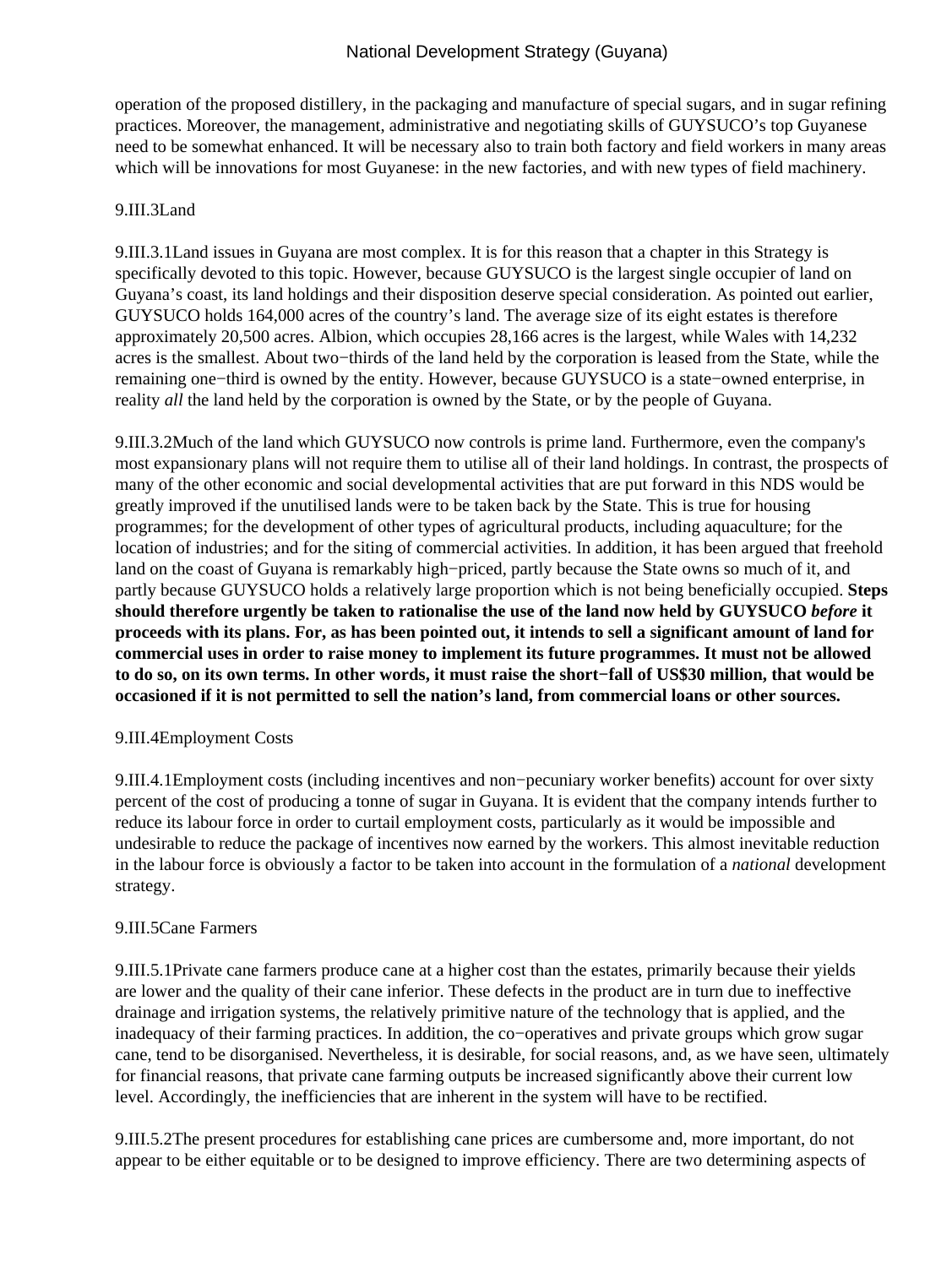operation of the proposed distillery, in the packaging and manufacture of special sugars, and in sugar refining practices. Moreover, the management, administrative and negotiating skills of GUYSUCO's top Guyanese need to be somewhat enhanced. It will be necessary also to train both factory and field workers in many areas which will be innovations for most Guyanese: in the new factories, and with new types of field machinery.

### 9.III.3 Land

9.III.3.1 Land issues in Guyana are most complex. It is for this reason that a chapter in this Strategy is specifically devoted to this topic. However, because GUYSUCO is the largest single occupier of land on Guyana's coast, its land holdings and their disposition deserve special consideration. As pointed out earlier, GUYSUCO holds 164,000 acres of the country's land. The average size of its eight estates is therefore approximately 20,500 acres. Albion, which occupies 28,166 acres is the largest, while Wales with 14,232 acres is the smallest. About two−thirds of the land held by the corporation is leased from the State, while the remaining one−third is owned by the entity. However, because GUYSUCO is a state−owned enterprise, in reality *all* the land held by the corporation is owned by the State, or by the people of Guyana.

9.III.3.2 Much of the land which GUYSUCO now controls is prime land. Furthermore, even the company's most expansionary plans will not require them to utilise all of their land holdings. In contrast, the prospects of many of the other economic and social developmental activities that are put forward in this NDS would be greatly improved if the unutilised lands were to be taken back by the State. This is true for housing programmes; for the development of other types of agricultural products, including aquaculture; for the location of industries; and for the siting of commercial activities. In addition, it has been argued that freehold land on the coast of Guyana is remarkably high−priced, partly because the State owns so much of it, and partly because GUYSUCO holds a relatively large proportion which is not being beneficially occupied. **Steps should therefore urgently be taken to rationalise the use of the land now held by GUYSUCO *before* it proceeds with its plans. For, as has been pointed out, it intends to sell a significant amount of land for commercial uses in order to raise money to implement its future programmes. It must not be allowed to do so, on its own terms. In other words, it must raise the short−fall of US$30 million, that would be occasioned if it is not permitted to sell the nation's land, from commercial loans or other sources.**

### 9.III.4 Employment Costs

9.III.4.1 Employment costs (including incentives and non−pecuniary worker benefits) account for over sixty percent of the cost of producing a tonne of sugar in Guyana. It is evident that the company intends further to reduce its labour force in order to curtail employment costs, particularly as it would be impossible and undesirable to reduce the package of incentives now earned by the workers. This almost inevitable reduction in the labour force is obviously a factor to be taken into account in the formulation of a *national* development strategy.

### 9.III.5 Cane Farmers

9.III.5.1 Private cane farmers produce cane at a higher cost than the estates, primarily because their yields are lower and the quality of their cane inferior. These defects in the product are in turn due to ineffective drainage and irrigation systems, the relatively primitive nature of the technology that is applied, and the inadequacy of their farming practices. In addition, the co−operatives and private groups which grow sugar cane, tend to be disorganised. Nevertheless, it is desirable, for social reasons, and, as we have seen, ultimately for financial reasons, that private cane farming outputs be increased significantly above their current low level. Accordingly, the inefficiencies that are inherent in the system will have to be rectified.

9.III.5.2 The present procedures for establishing cane prices are cumbersome and, more important, do not appear to be either equitable or to be designed to improve efficiency. There are two determining aspects of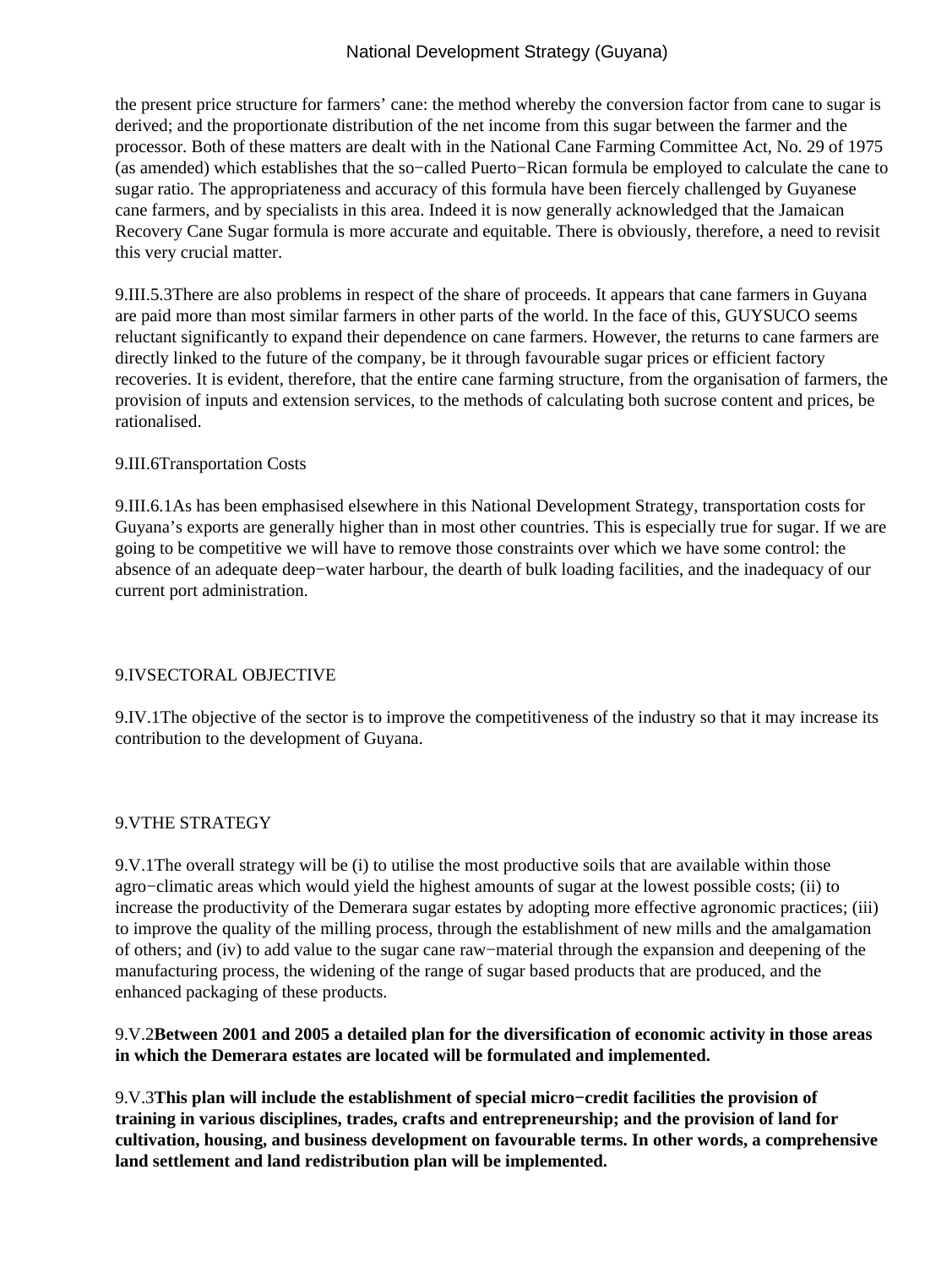the present price structure for farmers' cane: the method whereby the conversion factor from cane to sugar is derived; and the proportionate distribution of the net income from this sugar between the farmer and the processor. Both of these matters are dealt with in the National Cane Farming Committee Act, No. 29 of 1975 (as amended) which establishes that the so−called Puerto−Rican formula be employed to calculate the cane to sugar ratio. The appropriateness and accuracy of this formula have been fiercely challenged by Guyanese cane farmers, and by specialists in this area. Indeed it is now generally acknowledged that the Jamaican Recovery Cane Sugar formula is more accurate and equitable. There is obviously, therefore, a need to revisit this very crucial matter.

9.III.5.3There are also problems in respect of the share of proceeds. It appears that cane farmers in Guyana are paid more than most similar farmers in other parts of the world. In the face of this, GUYSUCO seems reluctant significantly to expand their dependence on cane farmers. However, the returns to cane farmers are directly linked to the future of the company, be it through favourable sugar prices or efficient factory recoveries. It is evident, therefore, that the entire cane farming structure, from the organisation of farmers, the provision of inputs and extension services, to the methods of calculating both sucrose content and prices, be rationalised.

### 9.III.6Transportation Costs

9.III.6.1As has been emphasised elsewhere in this National Development Strategy, transportation costs for Guyana's exports are generally higher than in most other countries. This is especially true for sugar. If we are going to be competitive we will have to remove those constraints over which we have some control: the absence of an adequate deep−water harbour, the dearth of bulk loading facilities, and the inadequacy of our current port administration.

## 9.IVSECTORAL OBJECTIVE

9.IV.1The objective of the sector is to improve the competitiveness of the industry so that it may increase its contribution to the development of Guyana.

## 9.VTHE STRATEGY

9.V.1The overall strategy will be (i) to utilise the most productive soils that are available within those agro−climatic areas which would yield the highest amounts of sugar at the lowest possible costs; (ii) to increase the productivity of the Demerara sugar estates by adopting more effective agronomic practices; (iii) to improve the quality of the milling process, through the establishment of new mills and the amalgamation of others; and (iv) to add value to the sugar cane raw−material through the expansion and deepening of the manufacturing process, the widening of the range of sugar based products that are produced, and the enhanced packaging of these products.

9.V.2**Between 2001 and 2005 a detailed plan for the diversification of economic activity in those areas in which the Demerara estates are located will be formulated and implemented.**

9.V.3**This plan will include the establishment of special micro−credit facilities the provision of training in various disciplines, trades, crafts and entrepreneurship; and the provision of land for cultivation, housing, and business development on favourable terms. In other words, a comprehensive land settlement and land redistribution plan will be implemented.**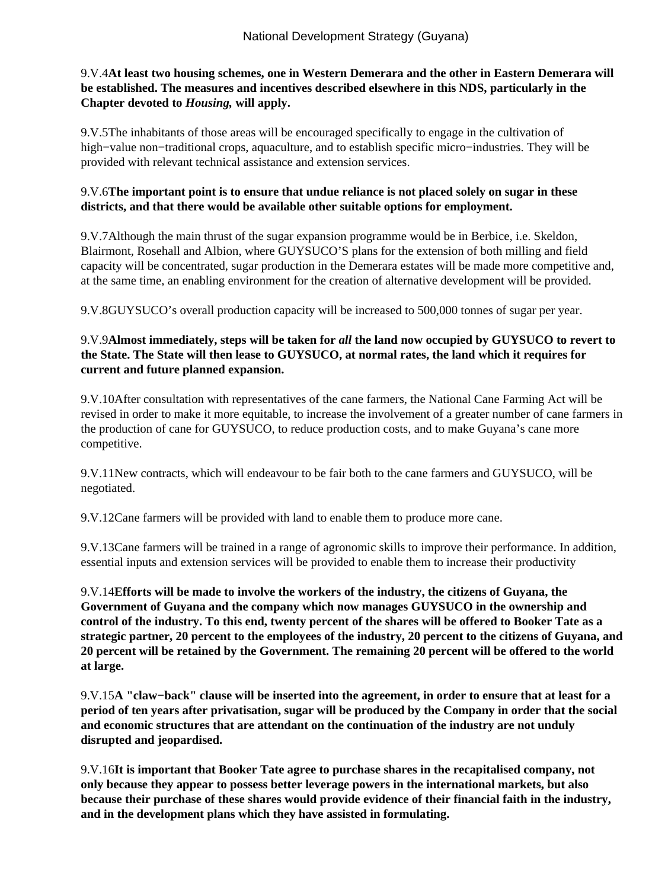9.V.4**At least two housing schemes, one in Western Demerara and the other in Eastern Demerara will be established. The measures and incentives described elsewhere in this NDS, particularly in the Chapter devoted to *Housing*, will apply.**

9.V.5The inhabitants of those areas will be encouraged specifically to engage in the cultivation of high−value non−traditional crops, aquaculture, and to establish specific micro−industries. They will be provided with relevant technical assistance and extension services.

9.V.6**The important point is to ensure that undue reliance is not placed solely on sugar in these districts, and that there would be available other suitable options for employment.**

9.V.7Although the main thrust of the sugar expansion programme would be in Berbice, i.e. Skeldon, Blairmont, Rosehall and Albion, where GUYSUCO'S plans for the extension of both milling and field capacity will be concentrated, sugar production in the Demerara estates will be made more competitive and, at the same time, an enabling environment for the creation of alternative development will be provided.

9.V.8GUYSUCO's overall production capacity will be increased to 500,000 tonnes of sugar per year.

9.V.9**Almost immediately, steps will be taken for *all* the land now occupied by GUYSUCO to revert to the State. The State will then lease to GUYSUCO, at normal rates, the land which it requires for current and future planned expansion.**

9.V.10After consultation with representatives of the cane farmers, the National Cane Farming Act will be revised in order to make it more equitable, to increase the involvement of a greater number of cane farmers in the production of cane for GUYSUCO, to reduce production costs, and to make Guyana's cane more competitive.

9.V.11New contracts, which will endeavour to be fair both to the cane farmers and GUYSUCO, will be negotiated.

9.V.12Cane farmers will be provided with land to enable them to produce more cane.

9.V.13Cane farmers will be trained in a range of agronomic skills to improve their performance. In addition, essential inputs and extension services will be provided to enable them to increase their productivity

9.V.14**Efforts will be made to involve the workers of the industry, the citizens of Guyana, the Government of Guyana and the company which now manages GUYSUCO in the ownership and control of the industry. To this end, twenty percent of the shares will be offered to Booker Tate as a strategic partner, 20 percent to the employees of the industry, 20 percent to the citizens of Guyana, and 20 percent will be retained by the Government. The remaining 20 percent will be offered to the world at large.**

9.V.15**A "claw−back" clause will be inserted into the agreement, in order to ensure that at least for a period of ten years after privatisation, sugar will be produced by the Company in order that the social and economic structures that are attendant on the continuation of the industry are not unduly disrupted and jeopardised.**

9.V.16**It is important that Booker Tate agree to purchase shares in the recapitalised company, not only because they appear to possess better leverage powers in the international markets, but also because their purchase of these shares would provide evidence of their financial faith in the industry, and in the development plans which they have assisted in formulating.**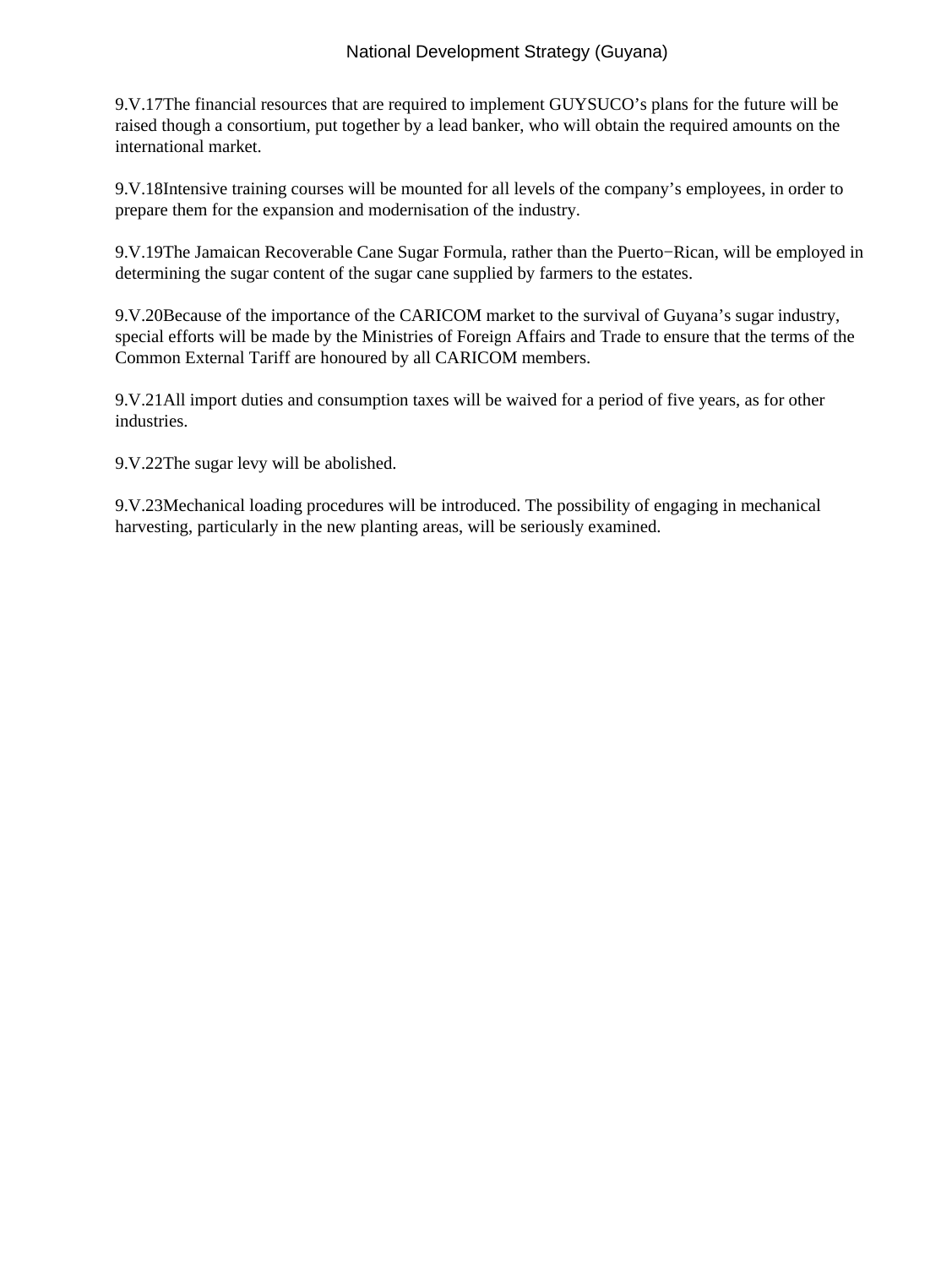9.V.17The financial resources that are required to implement GUYSUCO’s plans for the future will be raised though a consortium, put together by a lead banker, who will obtain the required amounts on the international market.

9.V.18Intensive training courses will be mounted for all levels of the company’s employees, in order to prepare them for the expansion and modernisation of the industry.

9.V.19The Jamaican Recoverable Cane Sugar Formula, rather than the Puerto−Rican, will be employed in determining the sugar content of the sugar cane supplied by farmers to the estates.

9.V.20Because of the importance of the CARICOM market to the survival of Guyana’s sugar industry, special efforts will be made by the Ministries of Foreign Affairs and Trade to ensure that the terms of the Common External Tariff are honoured by all CARICOM members.

9.V.21All import duties and consumption taxes will be waived for a period of five years, as for other industries.

9.V.22The sugar levy will be abolished.

9.V.23Mechanical loading procedures will be introduced. The possibility of engaging in mechanical harvesting, particularly in the new planting areas, will be seriously examined.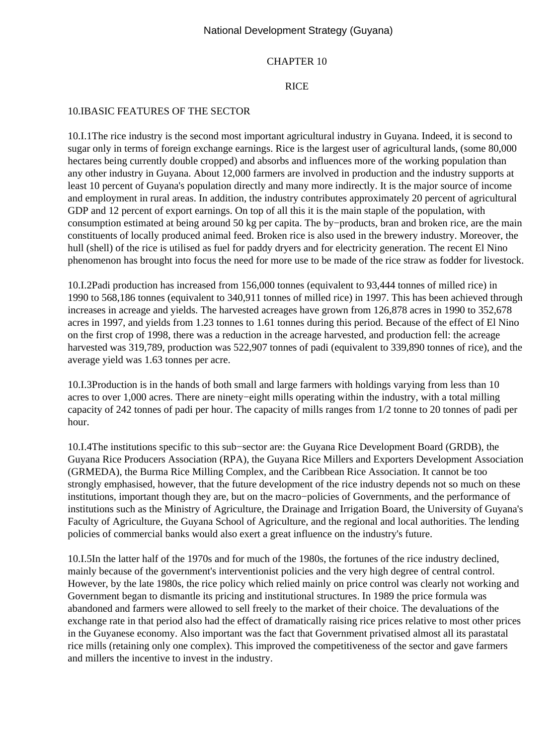# CHAPTER 10

# RICE

## 10.I BASIC FEATURES OF THE SECTOR

10.I.1 The rice industry is the second most important agricultural industry in Guyana. Indeed, it is second to sugar only in terms of foreign exchange earnings. Rice is the largest user of agricultural lands, (some 80,000 hectares being currently double cropped) and absorbs and influences more of the working population than any other industry in Guyana. About 12,000 farmers are involved in production and the industry supports at least 10 percent of Guyana's population directly and many more indirectly. It is the major source of income and employment in rural areas. In addition, the industry contributes approximately 20 percent of agricultural GDP and 12 percent of export earnings. On top of all this it is the main staple of the population, with consumption estimated at being around 50 kg per capita. The by−products, bran and broken rice, are the main constituents of locally produced animal feed. Broken rice is also used in the brewery industry. Moreover, the hull (shell) of the rice is utilised as fuel for paddy dryers and for electricity generation. The recent El Nino phenomenon has brought into focus the need for more use to be made of the rice straw as fodder for livestock.

10.I.2 Padi production has increased from 156,000 tonnes (equivalent to 93,444 tonnes of milled rice) in 1990 to 568,186 tonnes (equivalent to 340,911 tonnes of milled rice) in 1997. This has been achieved through increases in acreage and yields. The harvested acreages have grown from 126,878 acres in 1990 to 352,678 acres in 1997, and yields from 1.23 tonnes to 1.61 tonnes during this period. Because of the effect of El Nino on the first crop of 1998, there was a reduction in the acreage harvested, and production fell: the acreage harvested was 319,789, production was 522,907 tonnes of padi (equivalent to 339,890 tonnes of rice), and the average yield was 1.63 tonnes per acre.

10.I.3 Production is in the hands of both small and large farmers with holdings varying from less than 10 acres to over 1,000 acres. There are ninety−eight mills operating within the industry, with a total milling capacity of 242 tonnes of padi per hour. The capacity of mills ranges from 1/2 tonne to 20 tonnes of padi per hour.

10.I.4 The institutions specific to this sub−sector are: the Guyana Rice Development Board (GRDB), the Guyana Rice Producers Association (RPA), the Guyana Rice Millers and Exporters Development Association (GRMEDA), the Burma Rice Milling Complex, and the Caribbean Rice Association. It cannot be too strongly emphasised, however, that the future development of the rice industry depends not so much on these institutions, important though they are, but on the macro−policies of Governments, and the performance of institutions such as the Ministry of Agriculture, the Drainage and Irrigation Board, the University of Guyana's Faculty of Agriculture, the Guyana School of Agriculture, and the regional and local authorities. The lending policies of commercial banks would also exert a great influence on the industry's future.

10.I.5 In the latter half of the 1970s and for much of the 1980s, the fortunes of the rice industry declined, mainly because of the government's interventionist policies and the very high degree of central control. However, by the late 1980s, the rice policy which relied mainly on price control was clearly not working and Government began to dismantle its pricing and institutional structures. In 1989 the price formula was abandoned and farmers were allowed to sell freely to the market of their choice. The devaluations of the exchange rate in that period also had the effect of dramatically raising rice prices relative to most other prices in the Guyanese economy. Also important was the fact that Government privatised almost all its parastatal rice mills (retaining only one complex). This improved the competitiveness of the sector and gave farmers and millers the incentive to invest in the industry.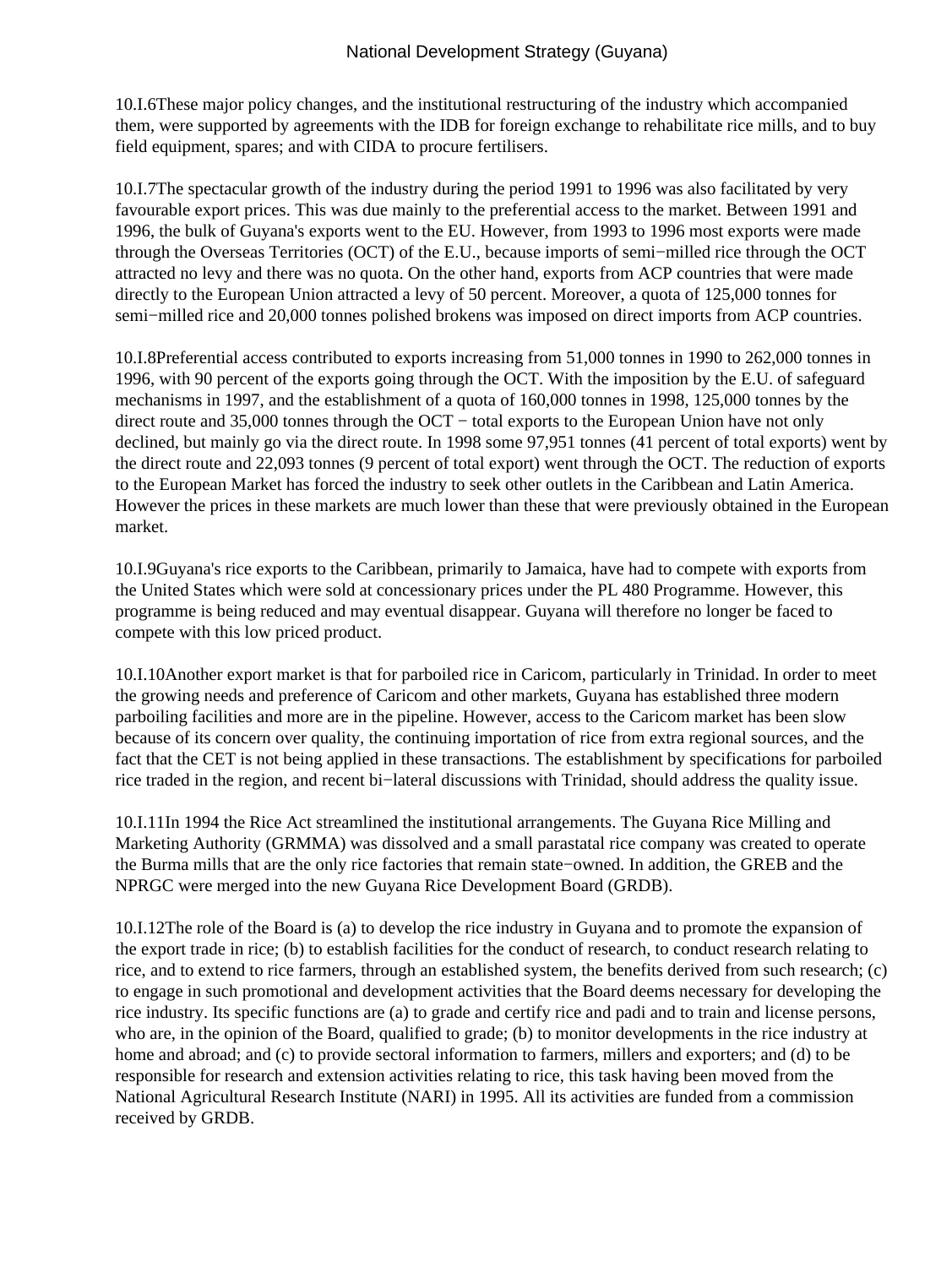10.I.6These major policy changes, and the institutional restructuring of the industry which accompanied them, were supported by agreements with the IDB for foreign exchange to rehabilitate rice mills, and to buy field equipment, spares; and with CIDA to procure fertilisers.

10.I.7The spectacular growth of the industry during the period 1991 to 1996 was also facilitated by very favourable export prices. This was due mainly to the preferential access to the market. Between 1991 and 1996, the bulk of Guyana's exports went to the EU. However, from 1993 to 1996 most exports were made through the Overseas Territories (OCT) of the E.U., because imports of semi−milled rice through the OCT attracted no levy and there was no quota. On the other hand, exports from ACP countries that were made directly to the European Union attracted a levy of 50 percent. Moreover, a quota of 125,000 tonnes for semi−milled rice and 20,000 tonnes polished brokens was imposed on direct imports from ACP countries.

10.I.8Preferential access contributed to exports increasing from 51,000 tonnes in 1990 to 262,000 tonnes in 1996, with 90 percent of the exports going through the OCT. With the imposition by the E.U. of safeguard mechanisms in 1997, and the establishment of a quota of 160,000 tonnes in 1998, 125,000 tonnes by the direct route and 35,000 tonnes through the OCT − total exports to the European Union have not only declined, but mainly go via the direct route. In 1998 some 97,951 tonnes (41 percent of total exports) went by the direct route and 22,093 tonnes (9 percent of total export) went through the OCT. The reduction of exports to the European Market has forced the industry to seek other outlets in the Caribbean and Latin America. However the prices in these markets are much lower than these that were previously obtained in the European market.

10.I.9Guyana's rice exports to the Caribbean, primarily to Jamaica, have had to compete with exports from the United States which were sold at concessionary prices under the PL 480 Programme. However, this programme is being reduced and may eventual disappear. Guyana will therefore no longer be faced to compete with this low priced product.

10.I.10Another export market is that for parboiled rice in Caricom, particularly in Trinidad. In order to meet the growing needs and preference of Caricom and other markets, Guyana has established three modern parboiling facilities and more are in the pipeline. However, access to the Caricom market has been slow because of its concern over quality, the continuing importation of rice from extra regional sources, and the fact that the CET is not being applied in these transactions. The establishment by specifications for parboiled rice traded in the region, and recent bi−lateral discussions with Trinidad, should address the quality issue.

10.I.11In 1994 the Rice Act streamlined the institutional arrangements. The Guyana Rice Milling and Marketing Authority (GRMMA) was dissolved and a small parastatal rice company was created to operate the Burma mills that are the only rice factories that remain state−owned. In addition, the GREB and the NPRGC were merged into the new Guyana Rice Development Board (GRDB).

10.I.12The role of the Board is (a) to develop the rice industry in Guyana and to promote the expansion of the export trade in rice; (b) to establish facilities for the conduct of research, to conduct research relating to rice, and to extend to rice farmers, through an established system, the benefits derived from such research; (c) to engage in such promotional and development activities that the Board deems necessary for developing the rice industry. Its specific functions are (a) to grade and certify rice and padi and to train and license persons, who are, in the opinion of the Board, qualified to grade; (b) to monitor developments in the rice industry at home and abroad; and (c) to provide sectoral information to farmers, millers and exporters; and (d) to be responsible for research and extension activities relating to rice, this task having been moved from the National Agricultural Research Institute (NARI) in 1995. All its activities are funded from a commission received by GRDB.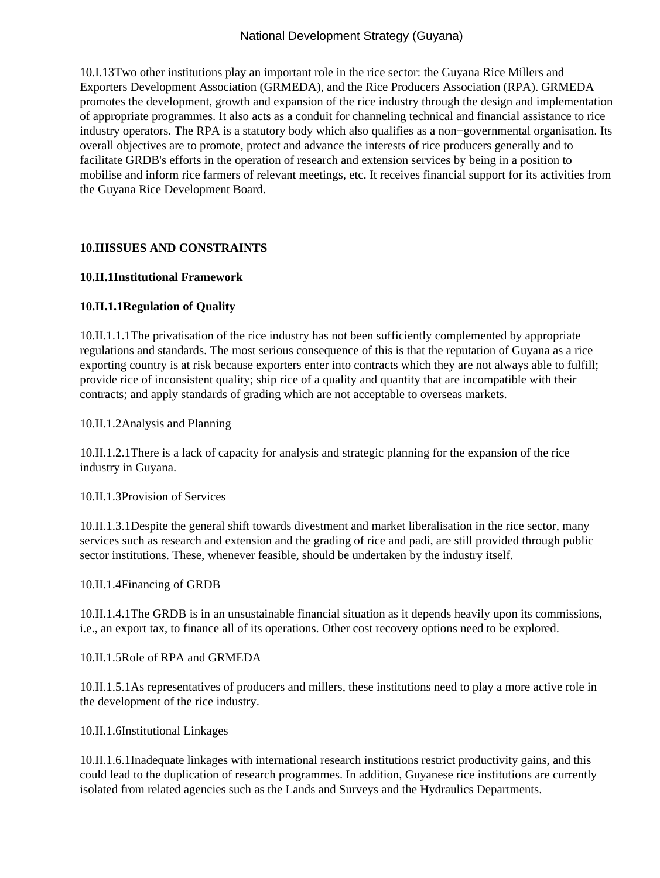10.I.13Two other institutions play an important role in the rice sector: the Guyana Rice Millers and Exporters Development Association (GRMEDA), and the Rice Producers Association (RPA). GRMEDA promotes the development, growth and expansion of the rice industry through the design and implementation of appropriate programmes. It also acts as a conduit for channeling technical and financial assistance to rice industry operators. The RPA is a statutory body which also qualifies as a non−governmental organisation. Its overall objectives are to promote, protect and advance the interests of rice producers generally and to facilitate GRDB's efforts in the operation of research and extension services by being in a position to mobilise and inform rice farmers of relevant meetings, etc. It receives financial support for its activities from the Guyana Rice Development Board.

**10.IIISSUES AND CONSTRAINTS**

**10.II.1Institutional Framework**

**10.II.1.1Regulation of Quality**

10.II.1.1.1The privatisation of the rice industry has not been sufficiently complemented by appropriate regulations and standards. The most serious consequence of this is that the reputation of Guyana as a rice exporting country is at risk because exporters enter into contracts which they are not always able to fulfill; provide rice of inconsistent quality; ship rice of a quality and quantity that are incompatible with their contracts; and apply standards of grading which are not acceptable to overseas markets.

10.II.1.2Analysis and Planning

10.II.1.2.1There is a lack of capacity for analysis and strategic planning for the expansion of the rice industry in Guyana.

10.II.1.3Provision of Services

10.II.1.3.1Despite the general shift towards divestment and market liberalisation in the rice sector, many services such as research and extension and the grading of rice and padi, are still provided through public sector institutions. These, whenever feasible, should be undertaken by the industry itself.

10.II.1.4Financing of GRDB

10.II.1.4.1The GRDB is in an unsustainable financial situation as it depends heavily upon its commissions, i.e., an export tax, to finance all of its operations. Other cost recovery options need to be explored.

10.II.1.5Role of RPA and GRMEDA

10.II.1.5.1As representatives of producers and millers, these institutions need to play a more active role in the development of the rice industry.

10.II.1.6Institutional Linkages

10.II.1.6.1Inadequate linkages with international research institutions restrict productivity gains, and this could lead to the duplication of research programmes. In addition, Guyanese rice institutions are currently isolated from related agencies such as the Lands and Surveys and the Hydraulics Departments.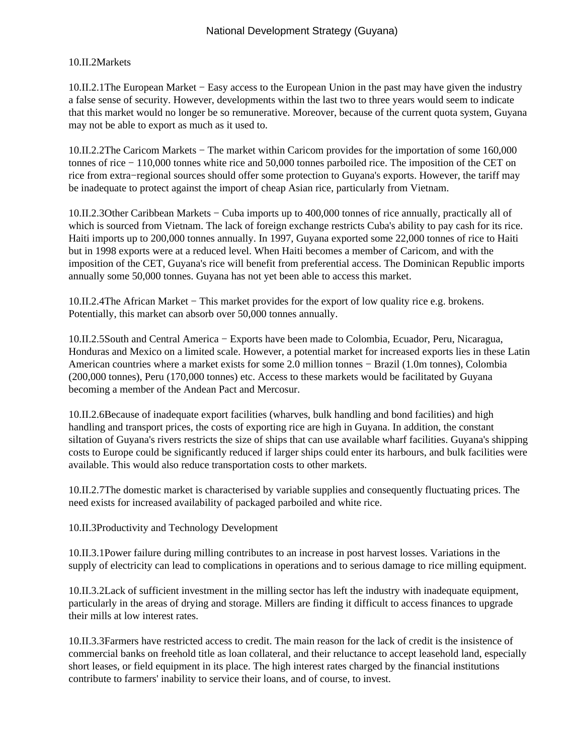10.II.2Markets

10.II.2.1The European Market − Easy access to the European Union in the past may have given the industry a false sense of security. However, developments within the last two to three years would seem to indicate that this market would no longer be so remunerative. Moreover, because of the current quota system, Guyana may not be able to export as much as it used to.

10.II.2.2The Caricom Markets − The market within Caricom provides for the importation of some 160,000 tonnes of rice − 110,000 tonnes white rice and 50,000 tonnes parboiled rice. The imposition of the CET on rice from extra−regional sources should offer some protection to Guyana's exports. However, the tariff may be inadequate to protect against the import of cheap Asian rice, particularly from Vietnam.

10.II.2.3Other Caribbean Markets − Cuba imports up to 400,000 tonnes of rice annually, practically all of which is sourced from Vietnam. The lack of foreign exchange restricts Cuba's ability to pay cash for its rice. Haiti imports up to 200,000 tonnes annually. In 1997, Guyana exported some 22,000 tonnes of rice to Haiti but in 1998 exports were at a reduced level. When Haiti becomes a member of Caricom, and with the imposition of the CET, Guyana's rice will benefit from preferential access. The Dominican Republic imports annually some 50,000 tonnes. Guyana has not yet been able to access this market.

10.II.2.4The African Market − This market provides for the export of low quality rice e.g. brokens. Potentially, this market can absorb over 50,000 tonnes annually.

10.II.2.5South and Central America − Exports have been made to Colombia, Ecuador, Peru, Nicaragua, Honduras and Mexico on a limited scale. However, a potential market for increased exports lies in these Latin American countries where a market exists for some 2.0 million tonnes − Brazil (1.0m tonnes), Colombia (200,000 tonnes), Peru (170,000 tonnes) etc. Access to these markets would be facilitated by Guyana becoming a member of the Andean Pact and Mercosur.

10.II.2.6Because of inadequate export facilities (wharves, bulk handling and bond facilities) and high handling and transport prices, the costs of exporting rice are high in Guyana. In addition, the constant siltation of Guyana's rivers restricts the size of ships that can use available wharf facilities. Guyana's shipping costs to Europe could be significantly reduced if larger ships could enter its harbours, and bulk facilities were available. This would also reduce transportation costs to other markets.

10.II.2.7The domestic market is characterised by variable supplies and consequently fluctuating prices. The need exists for increased availability of packaged parboiled and white rice.

10.II.3Productivity and Technology Development

10.II.3.1Power failure during milling contributes to an increase in post harvest losses. Variations in the supply of electricity can lead to complications in operations and to serious damage to rice milling equipment.

10.II.3.2Lack of sufficient investment in the milling sector has left the industry with inadequate equipment, particularly in the areas of drying and storage. Millers are finding it difficult to access finances to upgrade their mills at low interest rates.

10.II.3.3Farmers have restricted access to credit. The main reason for the lack of credit is the insistence of commercial banks on freehold title as loan collateral, and their reluctance to accept leasehold land, especially short leases, or field equipment in its place. The high interest rates charged by the financial institutions contribute to farmers' inability to service their loans, and of course, to invest.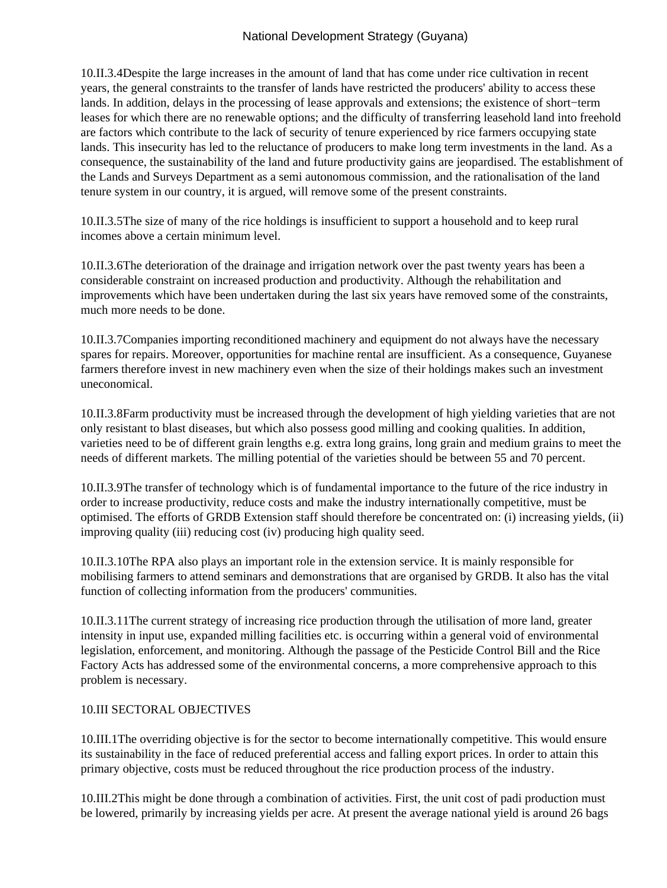10.II.3.4Despite the large increases in the amount of land that has come under rice cultivation in recent years, the general constraints to the transfer of lands have restricted the producers' ability to access these lands. In addition, delays in the processing of lease approvals and extensions; the existence of short−term leases for which there are no renewable options; and the difficulty of transferring leasehold land into freehold are factors which contribute to the lack of security of tenure experienced by rice farmers occupying state lands. This insecurity has led to the reluctance of producers to make long term investments in the land. As a consequence, the sustainability of the land and future productivity gains are jeopardised. The establishment of the Lands and Surveys Department as a semi autonomous commission, and the rationalisation of the land tenure system in our country, it is argued, will remove some of the present constraints.

10.II.3.5The size of many of the rice holdings is insufficient to support a household and to keep rural incomes above a certain minimum level.

10.II.3.6The deterioration of the drainage and irrigation network over the past twenty years has been a considerable constraint on increased production and productivity. Although the rehabilitation and improvements which have been undertaken during the last six years have removed some of the constraints, much more needs to be done.

10.II.3.7Companies importing reconditioned machinery and equipment do not always have the necessary spares for repairs. Moreover, opportunities for machine rental are insufficient. As a consequence, Guyanese farmers therefore invest in new machinery even when the size of their holdings makes such an investment uneconomical.

10.II.3.8Farm productivity must be increased through the development of high yielding varieties that are not only resistant to blast diseases, but which also possess good milling and cooking qualities. In addition, varieties need to be of different grain lengths e.g. extra long grains, long grain and medium grains to meet the needs of different markets. The milling potential of the varieties should be between 55 and 70 percent.

10.II.3.9The transfer of technology which is of fundamental importance to the future of the rice industry in order to increase productivity, reduce costs and make the industry internationally competitive, must be optimised. The efforts of GRDB Extension staff should therefore be concentrated on: (i) increasing yields, (ii) improving quality (iii) reducing cost (iv) producing high quality seed.

10.II.3.10The RPA also plays an important role in the extension service. It is mainly responsible for mobilising farmers to attend seminars and demonstrations that are organised by GRDB. It also has the vital function of collecting information from the producers' communities.

10.II.3.11The current strategy of increasing rice production through the utilisation of more land, greater intensity in input use, expanded milling facilities etc. is occurring within a general void of environmental legislation, enforcement, and monitoring. Although the passage of the Pesticide Control Bill and the Rice Factory Acts has addressed some of the environmental concerns, a more comprehensive approach to this problem is necessary.

## 10.III SECTORAL OBJECTIVES

10.III.1The overriding objective is for the sector to become internationally competitive. This would ensure its sustainability in the face of reduced preferential access and falling export prices. In order to attain this primary objective, costs must be reduced throughout the rice production process of the industry.

10.III.2This might be done through a combination of activities. First, the unit cost of padi production must be lowered, primarily by increasing yields per acre. At present the average national yield is around 26 bags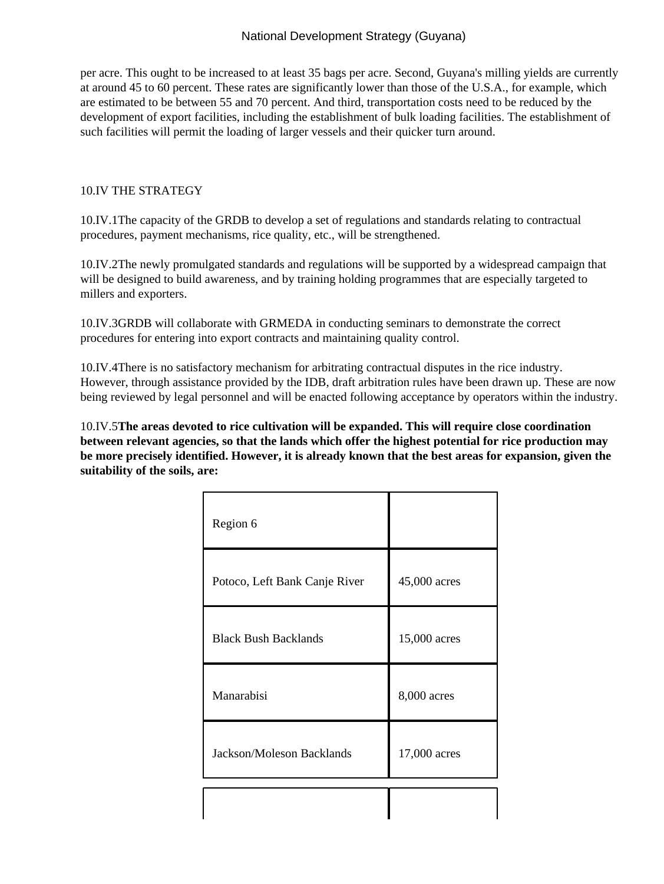per acre. This ought to be increased to at least 35 bags per acre. Second, Guyana's milling yields are currently at around 45 to 60 percent. These rates are significantly lower than those of the U.S.A., for example, which are estimated to be between 55 and 70 percent. And third, transportation costs need to be reduced by the development of export facilities, including the establishment of bulk loading facilities. The establishment of such facilities will permit the loading of larger vessels and their quicker turn around.

## 10.IV THE STRATEGY

10.IV.1The capacity of the GRDB to develop a set of regulations and standards relating to contractual procedures, payment mechanisms, rice quality, etc., will be strengthened.

10.IV.2The newly promulgated standards and regulations will be supported by a widespread campaign that will be designed to build awareness, and by training holding programmes that are especially targeted to millers and exporters.

10.IV.3GRDB will collaborate with GRMEDA in conducting seminars to demonstrate the correct procedures for entering into export contracts and maintaining quality control.

10.IV.4There is no satisfactory mechanism for arbitrating contractual disputes in the rice industry. However, through assistance provided by the IDB, draft arbitration rules have been drawn up. These are now being reviewed by legal personnel and will be enacted following acceptance by operators within the industry.

10.IV.5**The areas devoted to rice cultivation will be expanded. This will require close coordination between relevant agencies, so that the lands which offer the highest potential for rice production may be more precisely identified. However, it is already known that the best areas for expansion, given the suitability of the soils, are:**

| Region 6 | |
|---|---|
| Potoco, Left Bank Canje River | 45,000 acres |
| Black Bush Backlands | 15,000 acres |
| Manarabisi | 8,000 acres |
| Jackson/Moleson Backlands | 17,000 acres |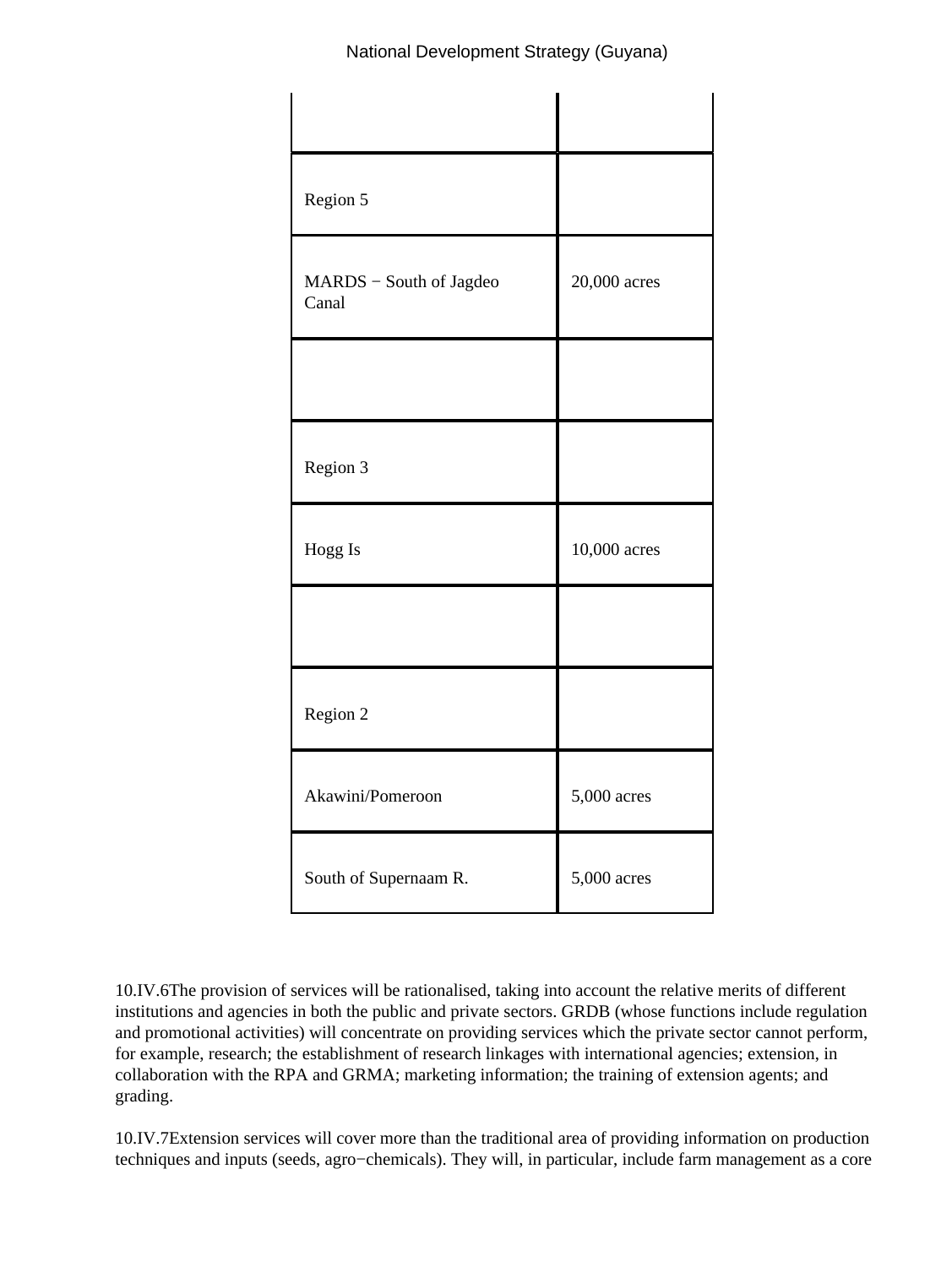| | |
|---|---|
| Region 5 | |
| MARDS − South of Jagdeo Canal | 20,000 acres |
| | |
| Region 3 | |
| Hogg Is | 10,000 acres |
| | |
| Region 2 | |
| Akawini/Pomeroon | 5,000 acres |
| South of Supernaam R. | 5,000 acres |

10.IV.6The provision of services will be rationalised, taking into account the relative merits of different institutions and agencies in both the public and private sectors. GRDB (whose functions include regulation and promotional activities) will concentrate on providing services which the private sector cannot perform, for example, research; the establishment of research linkages with international agencies; extension, in collaboration with the RPA and GRMA; marketing information; the training of extension agents; and grading.

10.IV.7Extension services will cover more than the traditional area of providing information on production techniques and inputs (seeds, agro−chemicals). They will, in particular, include farm management as a core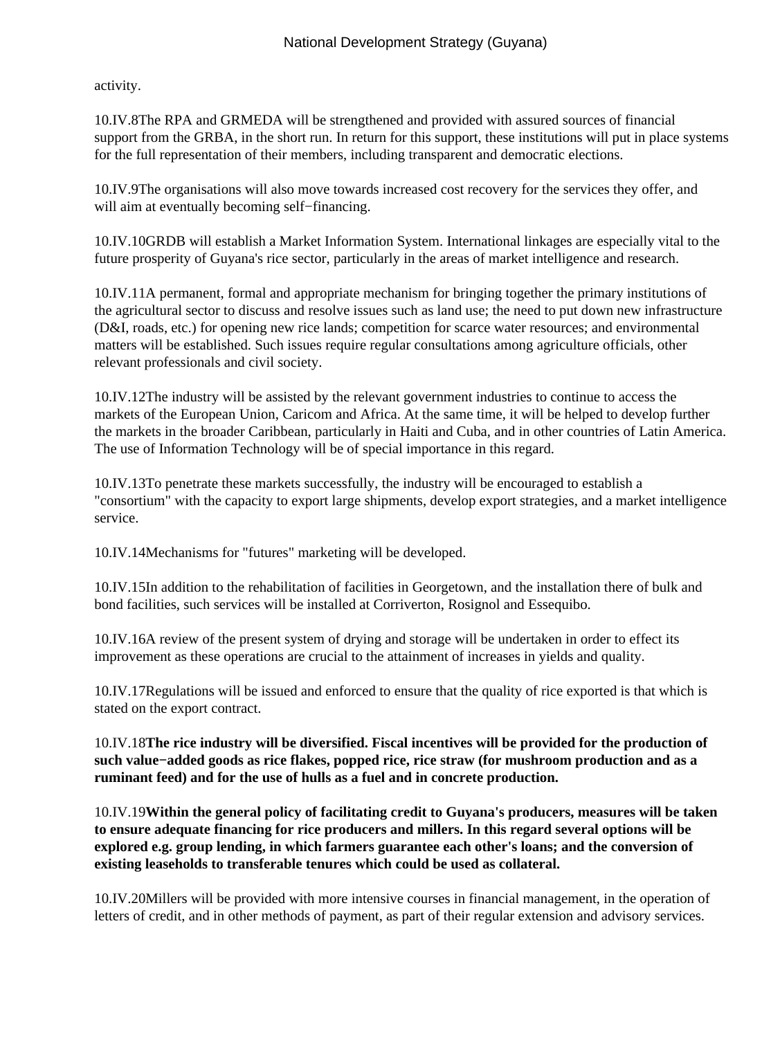activity.

10.IV.8The RPA and GRMEDA will be strengthened and provided with assured sources of financial support from the GRBA, in the short run. In return for this support, these institutions will put in place systems for the full representation of their members, including transparent and democratic elections.

10.IV.9The organisations will also move towards increased cost recovery for the services they offer, and will aim at eventually becoming self−financing.

10.IV.10GRDB will establish a Market Information System. International linkages are especially vital to the future prosperity of Guyana's rice sector, particularly in the areas of market intelligence and research.

10.IV.11A permanent, formal and appropriate mechanism for bringing together the primary institutions of the agricultural sector to discuss and resolve issues such as land use; the need to put down new infrastructure (D&I, roads, etc.) for opening new rice lands; competition for scarce water resources; and environmental matters will be established. Such issues require regular consultations among agriculture officials, other relevant professionals and civil society.

10.IV.12The industry will be assisted by the relevant government industries to continue to access the markets of the European Union, Caricom and Africa. At the same time, it will be helped to develop further the markets in the broader Caribbean, particularly in Haiti and Cuba, and in other countries of Latin America. The use of Information Technology will be of special importance in this regard.

10.IV.13To penetrate these markets successfully, the industry will be encouraged to establish a "consortium" with the capacity to export large shipments, develop export strategies, and a market intelligence service.

10.IV.14Mechanisms for "futures" marketing will be developed.

10.IV.15In addition to the rehabilitation of facilities in Georgetown, and the installation there of bulk and bond facilities, such services will be installed at Corriverton, Rosignol and Essequibo.

10.IV.16A review of the present system of drying and storage will be undertaken in order to effect its improvement as these operations are crucial to the attainment of increases in yields and quality.

10.IV.17Regulations will be issued and enforced to ensure that the quality of rice exported is that which is stated on the export contract.

10.IV.18**The rice industry will be diversified. Fiscal incentives will be provided for the production of such value−added goods as rice flakes, popped rice, rice straw (for mushroom production and as a ruminant feed) and for the use of hulls as a fuel and in concrete production.**

10.IV.19**Within the general policy of facilitating credit to Guyana's producers, measures will be taken to ensure adequate financing for rice producers and millers. In this regard several options will be explored e.g. group lending, in which farmers guarantee each other's loans; and the conversion of existing leaseholds to transferable tenures which could be used as collateral.**

10.IV.20Millers will be provided with more intensive courses in financial management, in the operation of letters of credit, and in other methods of payment, as part of their regular extension and advisory services.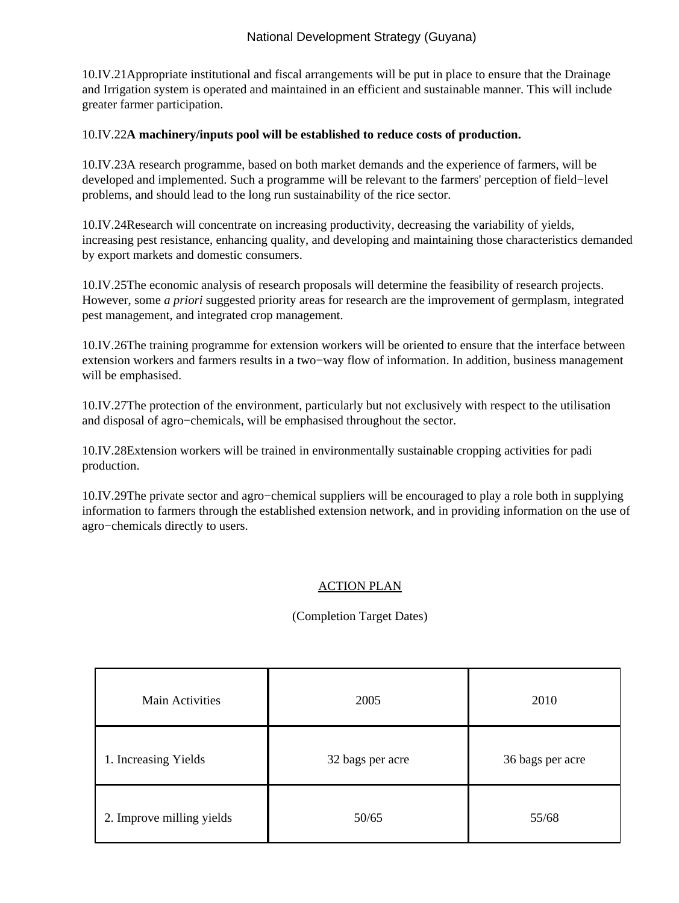10.IV.21Appropriate institutional and fiscal arrangements will be put in place to ensure that the Drainage and Irrigation system is operated and maintained in an efficient and sustainable manner. This will include greater farmer participation.

10.IV.22**A machinery/inputs pool will be established to reduce costs of production.**

10.IV.23A research programme, based on both market demands and the experience of farmers, will be developed and implemented. Such a programme will be relevant to the farmers' perception of field−level problems, and should lead to the long run sustainability of the rice sector.

10.IV.24Research will concentrate on increasing productivity, decreasing the variability of yields, increasing pest resistance, enhancing quality, and developing and maintaining those characteristics demanded by export markets and domestic consumers.

10.IV.25The economic analysis of research proposals will determine the feasibility of research projects. However, some *a priori* suggested priority areas for research are the improvement of germplasm, integrated pest management, and integrated crop management.

10.IV.26The training programme for extension workers will be oriented to ensure that the interface between extension workers and farmers results in a two−way flow of information. In addition, business management will be emphasised.

10.IV.27The protection of the environment, particularly but not exclusively with respect to the utilisation and disposal of agro−chemicals, will be emphasised throughout the sector.

10.IV.28Extension workers will be trained in environmentally sustainable cropping activities for padi production.

10.IV.29The private sector and agro−chemical suppliers will be encouraged to play a role both in supplying information to farmers through the established extension network, and in providing information on the use of agro−chemicals directly to users.

ACTION PLAN

(Completion Target Dates)

| Main Activities | 2005 | 2010 |
|---|---|---|
| 1. Increasing Yields | 32 bags per acre | 36 bags per acre |
| 2. Improve milling yields | 50/65 | 55/68 |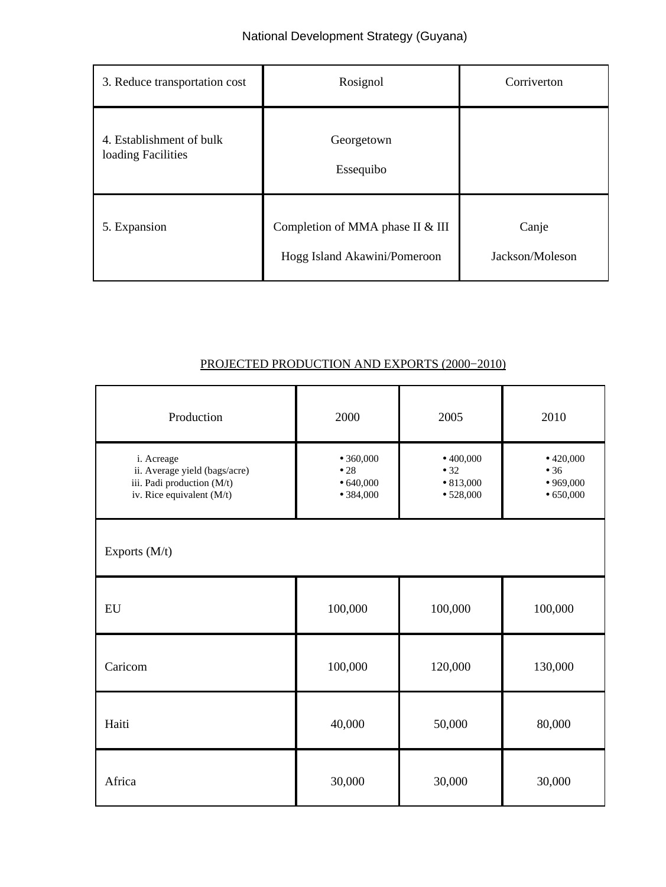| 3. Reduce transportation cost | Rosignol | Corriverton |
|---|---|---|
| 4. Establishment of bulk loading Facilities | Georgetown<br><br>Essequibo | |
| 5. Expansion | Completion of MMA phase II & III<br><br>Hogg Island Akawini/Pomeroon | Canje<br><br>Jackson/Moleson |

PROJECTED PRODUCTION AND EXPORTS (2000−2010)

| Production | 2000 | 2005 | 2010 |
|---|---|---|---|
| i. Acreage<br>ii. Average yield (bags/acre)<br>iii. Padi production (M/t)<br>iv. Rice equivalent (M/t) | • 360,000<br>• 28<br>• 640,000<br>• 384,000 | • 400,000<br>• 32<br>• 813,000<br>• 528,000 | • 420,000<br>• 36<br>• 969,000<br>• 650,000 |
| Exports (M/t) | | | |
| EU | 100,000 | 100,000 | 100,000 |
| Caricom | 100,000 | 120,000 | 130,000 |
| Haiti | 40,000 | 50,000 | 80,000 |
| Africa | 30,000 | 30,000 | 30,000 |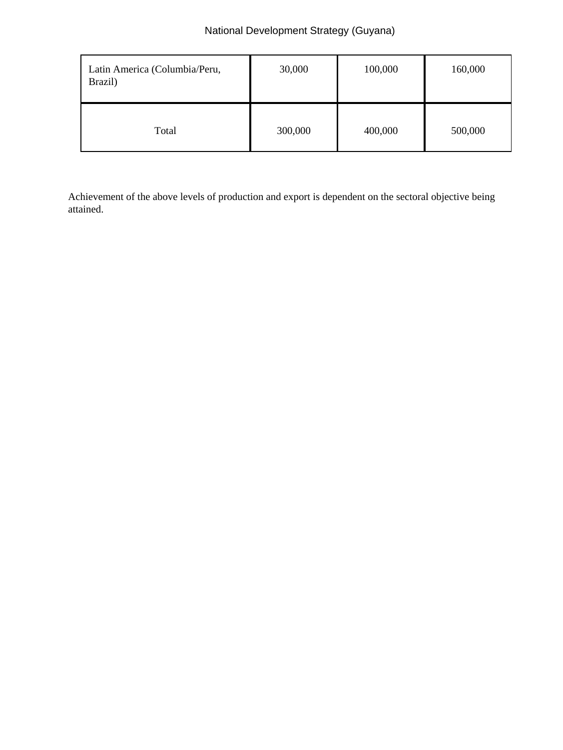| Latin America (Columbia/Peru, Brazil) | 30,000 | 100,000 | 160,000 |
| --- | --- | --- | --- |
| Total | 300,000 | 400,000 | 500,000 |

Achievement of the above levels of production and export is dependent on the sectoral objective being attained.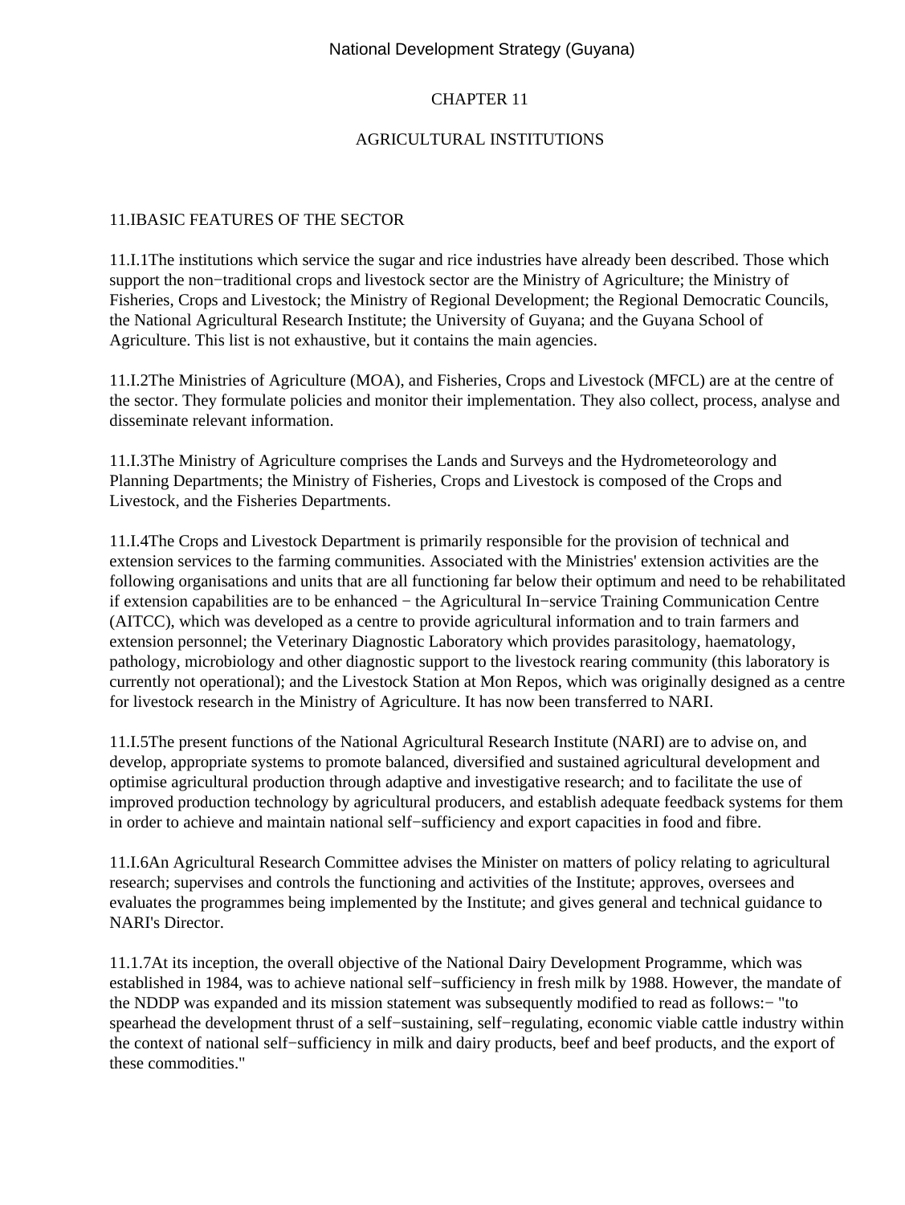# CHAPTER 11

## AGRICULTURAL INSTITUTIONS

### 11.I BASIC FEATURES OF THE SECTOR

11.I.1 The institutions which service the sugar and rice industries have already been described. Those which support the non−traditional crops and livestock sector are the Ministry of Agriculture; the Ministry of Fisheries, Crops and Livestock; the Ministry of Regional Development; the Regional Democratic Councils, the National Agricultural Research Institute; the University of Guyana; and the Guyana School of Agriculture. This list is not exhaustive, but it contains the main agencies.

11.I.2 The Ministries of Agriculture (MOA), and Fisheries, Crops and Livestock (MFCL) are at the centre of the sector. They formulate policies and monitor their implementation. They also collect, process, analyse and disseminate relevant information.

11.I.3 The Ministry of Agriculture comprises the Lands and Surveys and the Hydrometeorology and Planning Departments; the Ministry of Fisheries, Crops and Livestock is composed of the Crops and Livestock, and the Fisheries Departments.

11.I.4 The Crops and Livestock Department is primarily responsible for the provision of technical and extension services to the farming communities. Associated with the Ministries' extension activities are the following organisations and units that are all functioning far below their optimum and need to be rehabilitated if extension capabilities are to be enhanced − the Agricultural In−service Training Communication Centre (AITCC), which was developed as a centre to provide agricultural information and to train farmers and extension personnel; the Veterinary Diagnostic Laboratory which provides parasitology, haematology, pathology, microbiology and other diagnostic support to the livestock rearing community (this laboratory is currently not operational); and the Livestock Station at Mon Repos, which was originally designed as a centre for livestock research in the Ministry of Agriculture. It has now been transferred to NARI.

11.I.5 The present functions of the National Agricultural Research Institute (NARI) are to advise on, and develop, appropriate systems to promote balanced, diversified and sustained agricultural development and optimise agricultural production through adaptive and investigative research; and to facilitate the use of improved production technology by agricultural producers, and establish adequate feedback systems for them in order to achieve and maintain national self−sufficiency and export capacities in food and fibre.

11.I.6 An Agricultural Research Committee advises the Minister on matters of policy relating to agricultural research; supervises and controls the functioning and activities of the Institute; approves, oversees and evaluates the programmes being implemented by the Institute; and gives general and technical guidance to NARI's Director.

11.1.7 At its inception, the overall objective of the National Dairy Development Programme, which was established in 1984, was to achieve national self−sufficiency in fresh milk by 1988. However, the mandate of the NDDP was expanded and its mission statement was subsequently modified to read as follows:− "to spearhead the development thrust of a self−sustaining, self−regulating, economic viable cattle industry within the context of national self−sufficiency in milk and dairy products, beef and beef products, and the export of these commodities."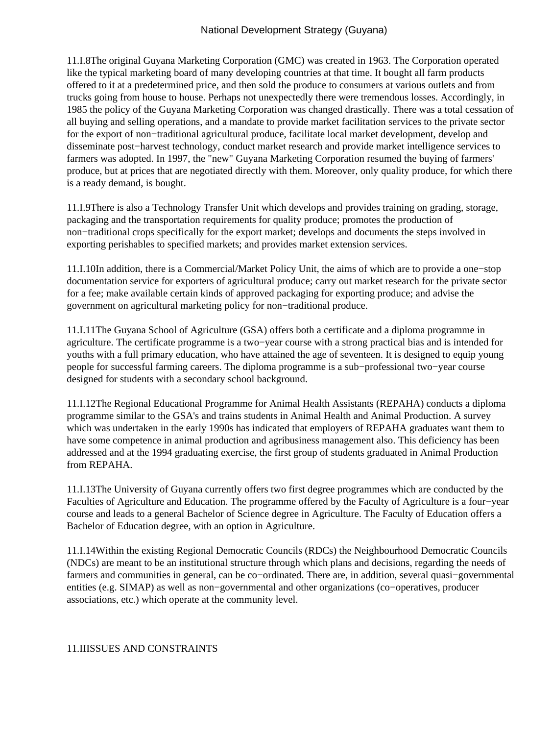11.I.8The original Guyana Marketing Corporation (GMC) was created in 1963. The Corporation operated like the typical marketing board of many developing countries at that time. It bought all farm products offered to it at a predetermined price, and then sold the produce to consumers at various outlets and from trucks going from house to house. Perhaps not unexpectedly there were tremendous losses. Accordingly, in 1985 the policy of the Guyana Marketing Corporation was changed drastically. There was a total cessation of all buying and selling operations, and a mandate to provide market facilitation services to the private sector for the export of non−traditional agricultural produce, facilitate local market development, develop and disseminate post−harvest technology, conduct market research and provide market intelligence services to farmers was adopted. In 1997, the "new" Guyana Marketing Corporation resumed the buying of farmers' produce, but at prices that are negotiated directly with them. Moreover, only quality produce, for which there is a ready demand, is bought.

11.I.9There is also a Technology Transfer Unit which develops and provides training on grading, storage, packaging and the transportation requirements for quality produce; promotes the production of non−traditional crops specifically for the export market; develops and documents the steps involved in exporting perishables to specified markets; and provides market extension services.

11.I.10In addition, there is a Commercial/Market Policy Unit, the aims of which are to provide a one−stop documentation service for exporters of agricultural produce; carry out market research for the private sector for a fee; make available certain kinds of approved packaging for exporting produce; and advise the government on agricultural marketing policy for non−traditional produce.

11.I.11The Guyana School of Agriculture (GSA) offers both a certificate and a diploma programme in agriculture. The certificate programme is a two−year course with a strong practical bias and is intended for youths with a full primary education, who have attained the age of seventeen. It is designed to equip young people for successful farming careers. The diploma programme is a sub−professional two−year course designed for students with a secondary school background.

11.I.12The Regional Educational Programme for Animal Health Assistants (REPAHA) conducts a diploma programme similar to the GSA's and trains students in Animal Health and Animal Production. A survey which was undertaken in the early 1990s has indicated that employers of REPAHA graduates want them to have some competence in animal production and agribusiness management also. This deficiency has been addressed and at the 1994 graduating exercise, the first group of students graduated in Animal Production from REPAHA.

11.I.13The University of Guyana currently offers two first degree programmes which are conducted by the Faculties of Agriculture and Education. The programme offered by the Faculty of Agriculture is a four−year course and leads to a general Bachelor of Science degree in Agriculture. The Faculty of Education offers a Bachelor of Education degree, with an option in Agriculture.

11.I.14Within the existing Regional Democratic Councils (RDCs) the Neighbourhood Democratic Councils (NDCs) are meant to be an institutional structure through which plans and decisions, regarding the needs of farmers and communities in general, can be co−ordinated. There are, in addition, several quasi−governmental entities (e.g. SIMAP) as well as non−governmental and other organizations (co−operatives, producer associations, etc.) which operate at the community level.

## 11.IIISSUES AND CONSTRAINTS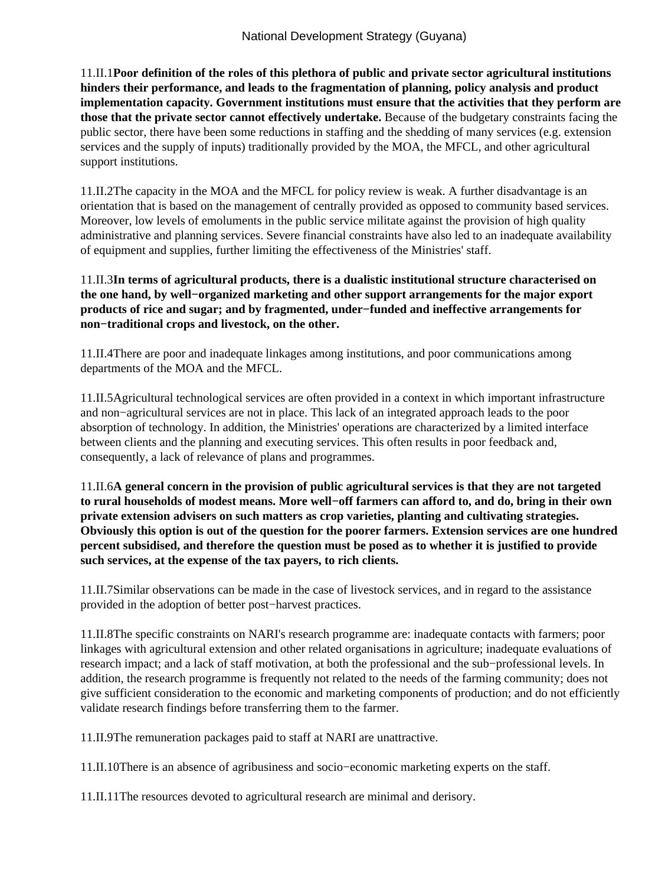11.II.1**Poor definition of the roles of this plethora of public and private sector agricultural institutions hinders their performance, and leads to the fragmentation of planning, policy analysis and product implementation capacity. Government institutions must ensure that the activities that they perform are those that the private sector cannot effectively undertake.** Because of the budgetary constraints facing the public sector, there have been some reductions in staffing and the shedding of many services (e.g. extension services and the supply of inputs) traditionally provided by the MOA, the MFCL, and other agricultural support institutions.

11.II.2The capacity in the MOA and the MFCL for policy review is weak. A further disadvantage is an orientation that is based on the management of centrally provided as opposed to community based services. Moreover, low levels of emoluments in the public service militate against the provision of high quality administrative and planning services. Severe financial constraints have also led to an inadequate availability of equipment and supplies, further limiting the effectiveness of the Ministries' staff.

11.II.3**In terms of agricultural products, there is a dualistic institutional structure characterised on the one hand, by well−organized marketing and other support arrangements for the major export products of rice and sugar; and by fragmented, under−funded and ineffective arrangements for non−traditional crops and livestock, on the other.**

11.II.4There are poor and inadequate linkages among institutions, and poor communications among departments of the MOA and the MFCL.

11.II.5Agricultural technological services are often provided in a context in which important infrastructure and non−agricultural services are not in place. This lack of an integrated approach leads to the poor absorption of technology. In addition, the Ministries' operations are characterized by a limited interface between clients and the planning and executing services. This often results in poor feedback and, consequently, a lack of relevance of plans and programmes.

11.II.6**A general concern in the provision of public agricultural services is that they are not targeted to rural households of modest means. More well−off farmers can afford to, and do, bring in their own private extension advisers on such matters as crop varieties, planting and cultivating strategies. Obviously this option is out of the question for the poorer farmers. Extension services are one hundred percent subsidised, and therefore the question must be posed as to whether it is justified to provide such services, at the expense of the tax payers, to rich clients.**

11.II.7Similar observations can be made in the case of livestock services, and in regard to the assistance provided in the adoption of better post−harvest practices.

11.II.8The specific constraints on NARI's research programme are: inadequate contacts with farmers; poor linkages with agricultural extension and other related organisations in agriculture; inadequate evaluations of research impact; and a lack of staff motivation, at both the professional and the sub−professional levels. In addition, the research programme is frequently not related to the needs of the farming community; does not give sufficient consideration to the economic and marketing components of production; and do not efficiently validate research findings before transferring them to the farmer.

11.II.9The remuneration packages paid to staff at NARI are unattractive.

11.II.10There is an absence of agribusiness and socio−economic marketing experts on the staff.

11.II.11The resources devoted to agricultural research are minimal and derisory.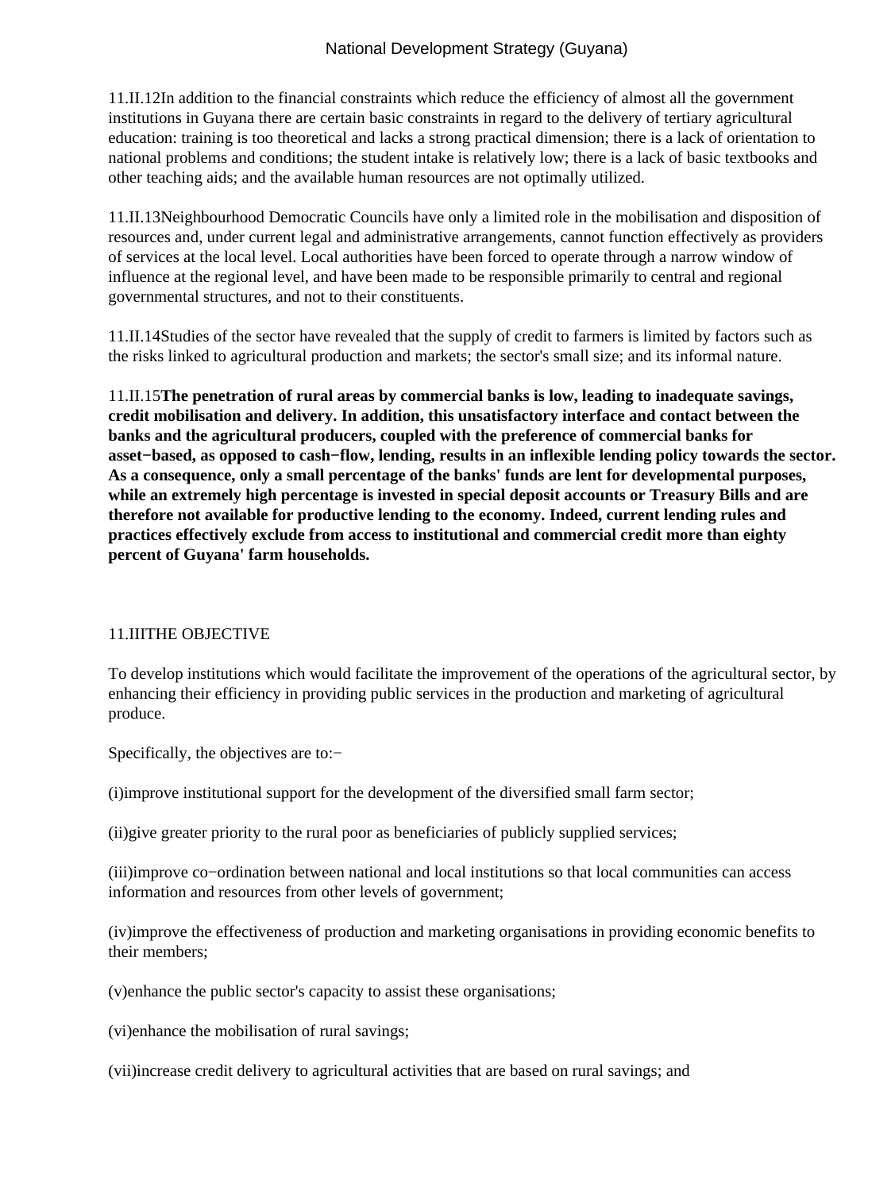11.II.12In addition to the financial constraints which reduce the efficiency of almost all the government institutions in Guyana there are certain basic constraints in regard to the delivery of tertiary agricultural education: training is too theoretical and lacks a strong practical dimension; there is a lack of orientation to national problems and conditions; the student intake is relatively low; there is a lack of basic textbooks and other teaching aids; and the available human resources are not optimally utilized.

11.II.13Neighbourhood Democratic Councils have only a limited role in the mobilisation and disposition of resources and, under current legal and administrative arrangements, cannot function effectively as providers of services at the local level. Local authorities have been forced to operate through a narrow window of influence at the regional level, and have been made to be responsible primarily to central and regional governmental structures, and not to their constituents.

11.II.14Studies of the sector have revealed that the supply of credit to farmers is limited by factors such as the risks linked to agricultural production and markets; the sector's small size; and its informal nature.

11.II.15**The penetration of rural areas by commercial banks is low, leading to inadequate savings, credit mobilisation and delivery. In addition, this unsatisfactory interface and contact between the banks and the agricultural producers, coupled with the preference of commercial banks for asset−based, as opposed to cash−flow, lending, results in an inflexible lending policy towards the sector. As a consequence, only a small percentage of the banks' funds are lent for developmental purposes, while an extremely high percentage is invested in special deposit accounts or Treasury Bills and are therefore not available for productive lending to the economy. Indeed, current lending rules and practices effectively exclude from access to institutional and commercial credit more than eighty percent of Guyana' farm households.**

## 11.IIITHE OBJECTIVE

To develop institutions which would facilitate the improvement of the operations of the agricultural sector, by enhancing their efficiency in providing public services in the production and marketing of agricultural produce.

Specifically, the objectives are to:−

(i)improve institutional support for the development of the diversified small farm sector;

(ii)give greater priority to the rural poor as beneficiaries of publicly supplied services;

(iii)improve co−ordination between national and local institutions so that local communities can access information and resources from other levels of government;

(iv)improve the effectiveness of production and marketing organisations in providing economic benefits to their members;

(v)enhance the public sector's capacity to assist these organisations;

(vi)enhance the mobilisation of rural savings;

(vii)increase credit delivery to agricultural activities that are based on rural savings; and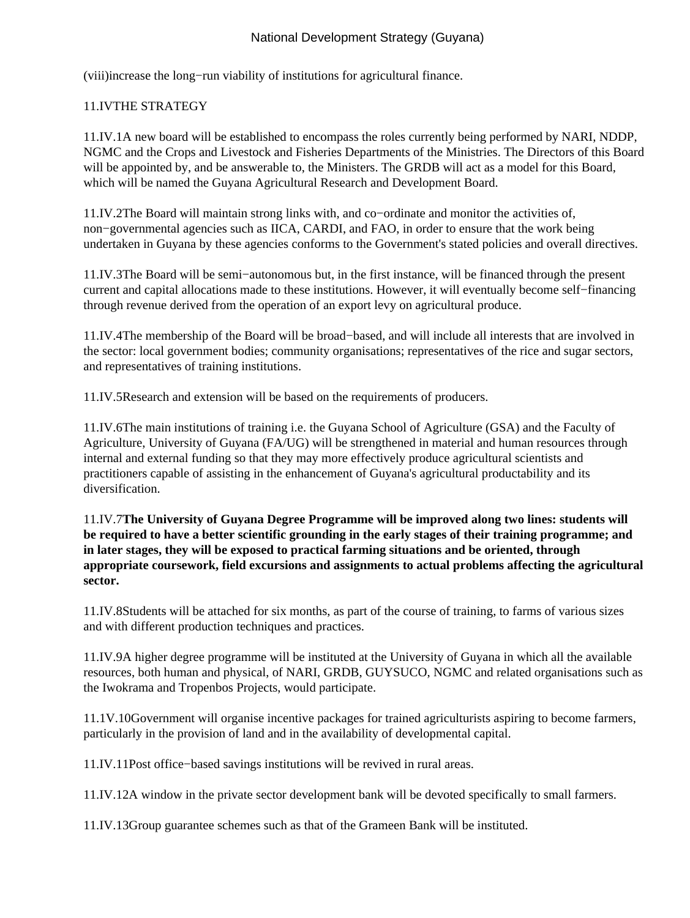(viii)increase the long−run viability of institutions for agricultural finance.

## 11.IVTHE STRATEGY

11.IV.1A new board will be established to encompass the roles currently being performed by NARI, NDDP, NGMC and the Crops and Livestock and Fisheries Departments of the Ministries. The Directors of this Board will be appointed by, and be answerable to, the Ministers. The GRDB will act as a model for this Board, which will be named the Guyana Agricultural Research and Development Board.

11.IV.2The Board will maintain strong links with, and co−ordinate and monitor the activities of, non−governmental agencies such as IICA, CARDI, and FAO, in order to ensure that the work being undertaken in Guyana by these agencies conforms to the Government's stated policies and overall directives.

11.IV.3The Board will be semi−autonomous but, in the first instance, will be financed through the present current and capital allocations made to these institutions. However, it will eventually become self−financing through revenue derived from the operation of an export levy on agricultural produce.

11.IV.4The membership of the Board will be broad−based, and will include all interests that are involved in the sector: local government bodies; community organisations; representatives of the rice and sugar sectors, and representatives of training institutions.

11.IV.5Research and extension will be based on the requirements of producers.

11.IV.6The main institutions of training i.e. the Guyana School of Agriculture (GSA) and the Faculty of Agriculture, University of Guyana (FA/UG) will be strengthened in material and human resources through internal and external funding so that they may more effectively produce agricultural scientists and practitioners capable of assisting in the enhancement of Guyana's agricultural productability and its diversification.

11.IV.7**The University of Guyana Degree Programme will be improved along two lines: students will be required to have a better scientific grounding in the early stages of their training programme; and in later stages, they will be exposed to practical farming situations and be oriented, through appropriate coursework, field excursions and assignments to actual problems affecting the agricultural sector.**

11.IV.8Students will be attached for six months, as part of the course of training, to farms of various sizes and with different production techniques and practices.

11.IV.9A higher degree programme will be instituted at the University of Guyana in which all the available resources, both human and physical, of NARI, GRDB, GUYSUCO, NGMC and related organisations such as the Iwokrama and Tropenbos Projects, would participate.

11.1V.10Government will organise incentive packages for trained agriculturists aspiring to become farmers, particularly in the provision of land and in the availability of developmental capital.

11.IV.11Post office−based savings institutions will be revived in rural areas.

11.IV.12A window in the private sector development bank will be devoted specifically to small farmers.

11.IV.13Group guarantee schemes such as that of the Grameen Bank will be instituted.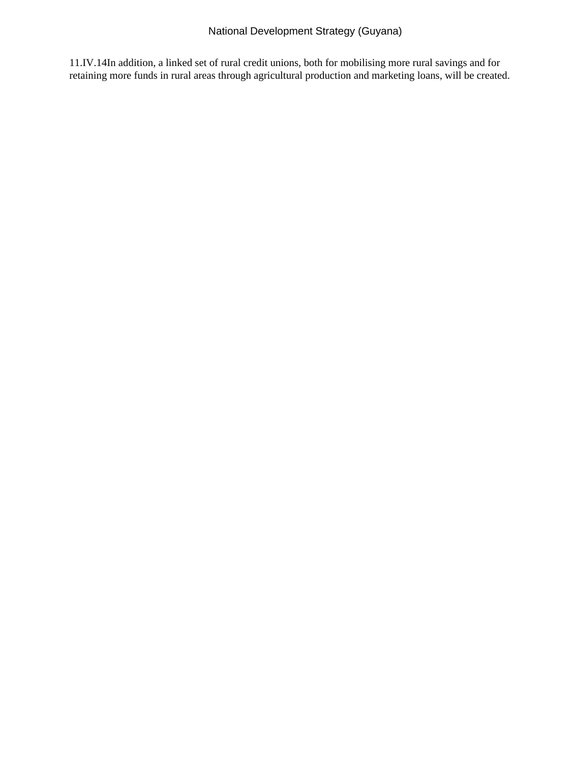11.IV.14In addition, a linked set of rural credit unions, both for mobilising more rural savings and for retaining more funds in rural areas through agricultural production and marketing loans, will be created.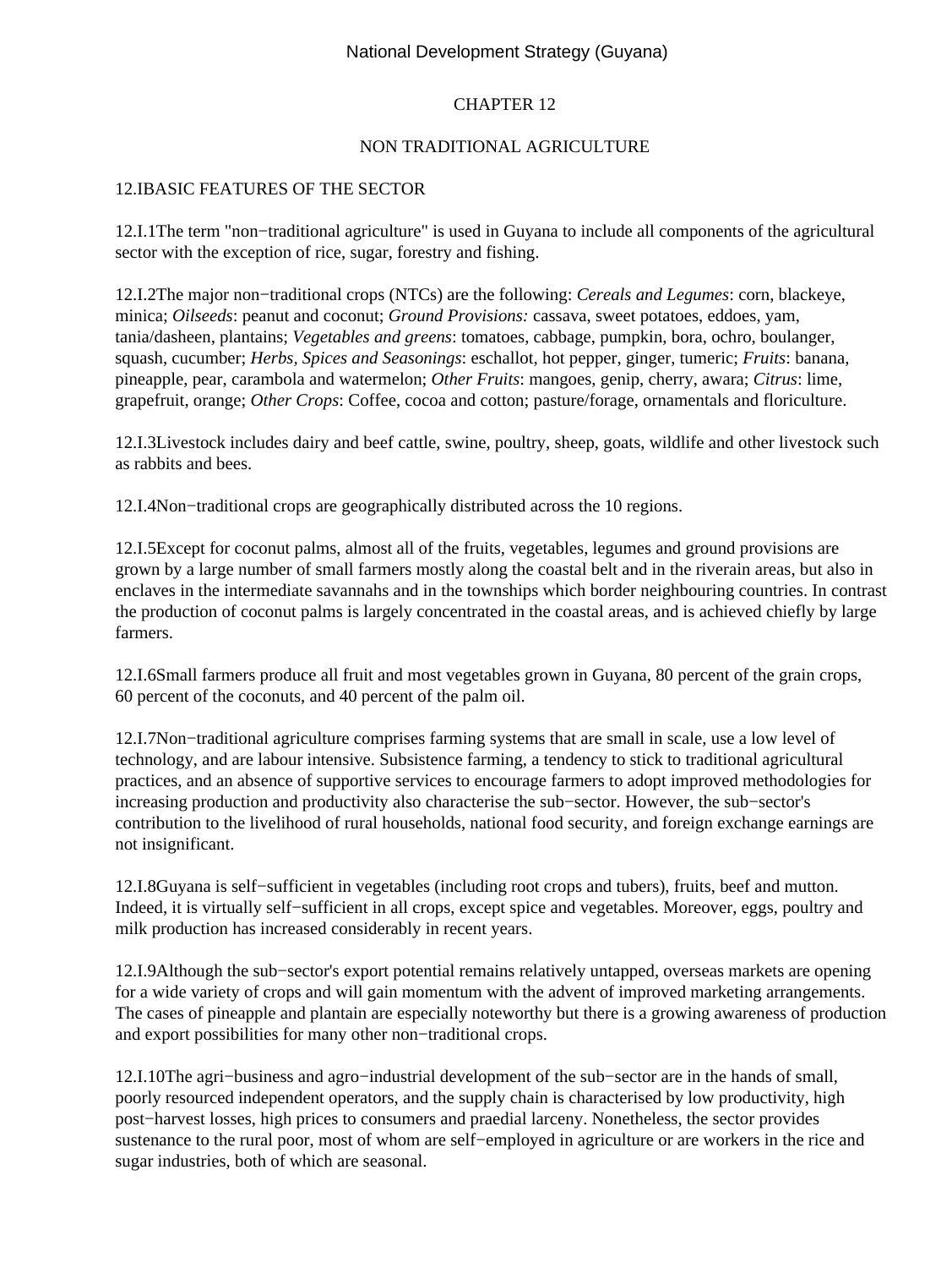# CHAPTER 12

## NON TRADITIONAL AGRICULTURE

### 12.IBASIC FEATURES OF THE SECTOR

12.I.1The term "non−traditional agriculture" is used in Guyana to include all components of the agricultural sector with the exception of rice, sugar, forestry and fishing.

12.I.2The major non−traditional crops (NTCs) are the following: *Cereals and Legumes*: corn, blackeye, minica; *Oilseeds*: peanut and coconut; *Ground Provisions:* cassava, sweet potatoes, eddoes, yam, tania/dasheen, plantains; *Vegetables and greens*: tomatoes, cabbage, pumpkin, bora, ochro, boulanger, squash, cucumber; *Herbs, Spices and Seasonings*: eschallot, hot pepper, ginger, tumeric; *Fruits*: banana, pineapple, pear, carambola and watermelon; *Other Fruits*: mangoes, genip, cherry, awara; *Citrus*: lime, grapefruit, orange; *Other Crops*: Coffee, cocoa and cotton; pasture/forage, ornamentals and floriculture.

12.I.3Livestock includes dairy and beef cattle, swine, poultry, sheep, goats, wildlife and other livestock such as rabbits and bees.

12.I.4Non−traditional crops are geographically distributed across the 10 regions.

12.I.5Except for coconut palms, almost all of the fruits, vegetables, legumes and ground provisions are grown by a large number of small farmers mostly along the coastal belt and in the riverain areas, but also in enclaves in the intermediate savannahs and in the townships which border neighbouring countries. In contrast the production of coconut palms is largely concentrated in the coastal areas, and is achieved chiefly by large farmers.

12.I.6Small farmers produce all fruit and most vegetables grown in Guyana, 80 percent of the grain crops, 60 percent of the coconuts, and 40 percent of the palm oil.

12.I.7Non−traditional agriculture comprises farming systems that are small in scale, use a low level of technology, and are labour intensive. Subsistence farming, a tendency to stick to traditional agricultural practices, and an absence of supportive services to encourage farmers to adopt improved methodologies for increasing production and productivity also characterise the sub−sector. However, the sub−sector's contribution to the livelihood of rural households, national food security, and foreign exchange earnings are not insignificant.

12.I.8Guyana is self−sufficient in vegetables (including root crops and tubers), fruits, beef and mutton. Indeed, it is virtually self−sufficient in all crops, except spice and vegetables. Moreover, eggs, poultry and milk production has increased considerably in recent years.

12.I.9Although the sub−sector's export potential remains relatively untapped, overseas markets are opening for a wide variety of crops and will gain momentum with the advent of improved marketing arrangements. The cases of pineapple and plantain are especially noteworthy but there is a growing awareness of production and export possibilities for many other non−traditional crops.

12.I.10The agri−business and agro−industrial development of the sub−sector are in the hands of small, poorly resourced independent operators, and the supply chain is characterised by low productivity, high post−harvest losses, high prices to consumers and praedial larceny. Nonetheless, the sector provides sustenance to the rural poor, most of whom are self−employed in agriculture or are workers in the rice and sugar industries, both of which are seasonal.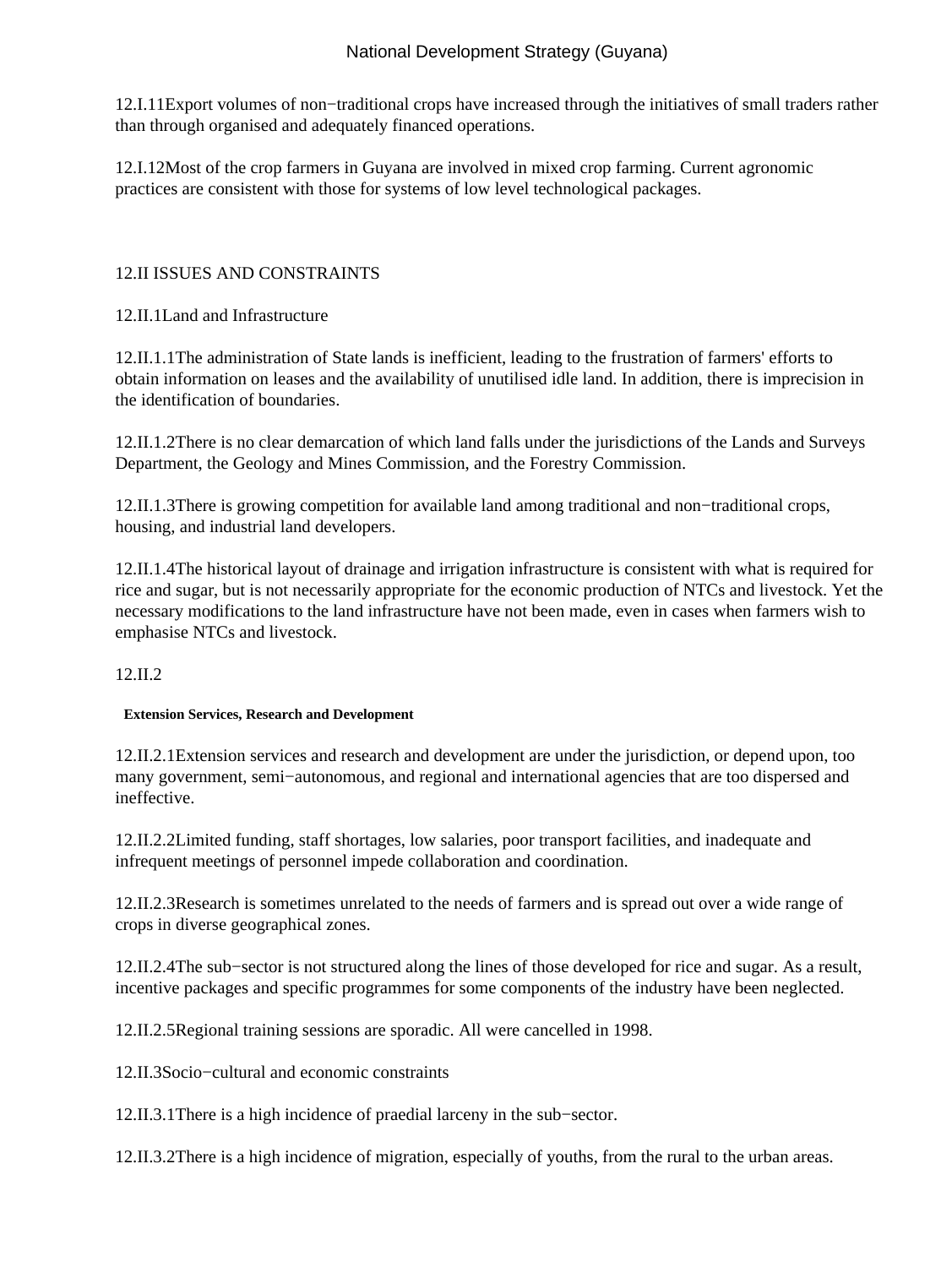12.I.11Export volumes of non−traditional crops have increased through the initiatives of small traders rather than through organised and adequately financed operations.

12.I.12Most of the crop farmers in Guyana are involved in mixed crop farming. Current agronomic practices are consistent with those for systems of low level technological packages.

## 12.II ISSUES AND CONSTRAINTS

### 12.II.1Land and Infrastructure

12.II.1.1The administration of State lands is inefficient, leading to the frustration of farmers' efforts to obtain information on leases and the availability of unutilised idle land. In addition, there is imprecision in the identification of boundaries.

12.II.1.2There is no clear demarcation of which land falls under the jurisdictions of the Lands and Surveys Department, the Geology and Mines Commission, and the Forestry Commission.

12.II.1.3There is growing competition for available land among traditional and non−traditional crops, housing, and industrial land developers.

12.II.1.4The historical layout of drainage and irrigation infrastructure is consistent with what is required for rice and sugar, but is not necessarily appropriate for the economic production of NTCs and livestock. Yet the necessary modifications to the land infrastructure have not been made, even in cases when farmers wish to emphasise NTCs and livestock.

### 12.II.2

**Extension Services, Research and Development**

12.II.2.1Extension services and research and development are under the jurisdiction, or depend upon, too many government, semi−autonomous, and regional and international agencies that are too dispersed and ineffective.

12.II.2.2Limited funding, staff shortages, low salaries, poor transport facilities, and inadequate and infrequent meetings of personnel impede collaboration and coordination.

12.II.2.3Research is sometimes unrelated to the needs of farmers and is spread out over a wide range of crops in diverse geographical zones.

12.II.2.4The sub−sector is not structured along the lines of those developed for rice and sugar. As a result, incentive packages and specific programmes for some components of the industry have been neglected.

12.II.2.5Regional training sessions are sporadic. All were cancelled in 1998.

### 12.II.3Socio−cultural and economic constraints

12.II.3.1There is a high incidence of praedial larceny in the sub−sector.

12.II.3.2There is a high incidence of migration, especially of youths, from the rural to the urban areas.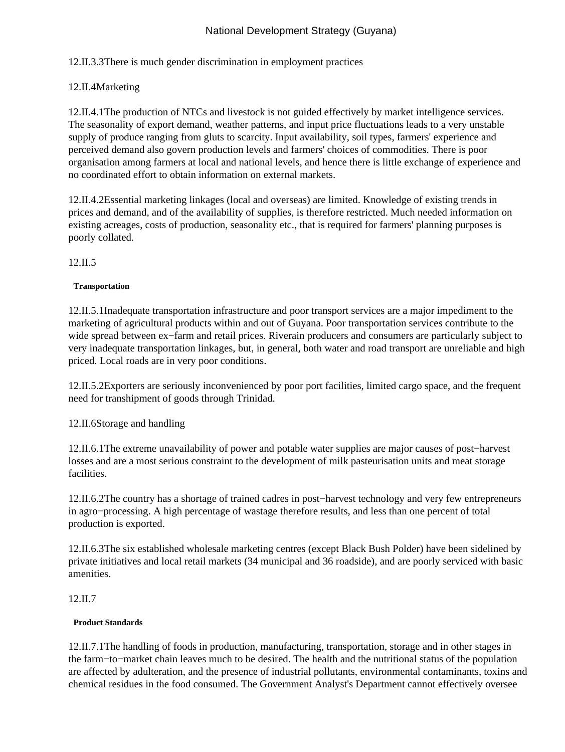12.II.3.3There is much gender discrimination in employment practices

12.II.4Marketing

12.II.4.1The production of NTCs and livestock is not guided effectively by market intelligence services. The seasonality of export demand, weather patterns, and input price fluctuations leads to a very unstable supply of produce ranging from gluts to scarcity. Input availability, soil types, farmers' experience and perceived demand also govern production levels and farmers' choices of commodities. There is poor organisation among farmers at local and national levels, and hence there is little exchange of experience and no coordinated effort to obtain information on external markets.

12.II.4.2Essential marketing linkages (local and overseas) are limited. Knowledge of existing trends in prices and demand, and of the availability of supplies, is therefore restricted. Much needed information on existing acreages, costs of production, seasonality etc., that is required for farmers' planning purposes is poorly collated.

12.II.5

**Transportation**

12.II.5.1Inadequate transportation infrastructure and poor transport services are a major impediment to the marketing of agricultural products within and out of Guyana. Poor transportation services contribute to the wide spread between ex−farm and retail prices. Riverain producers and consumers are particularly subject to very inadequate transportation linkages, but, in general, both water and road transport are unreliable and high priced. Local roads are in very poor conditions.

12.II.5.2Exporters are seriously inconvenienced by poor port facilities, limited cargo space, and the frequent need for transhipment of goods through Trinidad.

12.II.6Storage and handling

12.II.6.1The extreme unavailability of power and potable water supplies are major causes of post−harvest losses and are a most serious constraint to the development of milk pasteurisation units and meat storage facilities.

12.II.6.2The country has a shortage of trained cadres in post−harvest technology and very few entrepreneurs in agro−processing. A high percentage of wastage therefore results, and less than one percent of total production is exported.

12.II.6.3The six established wholesale marketing centres (except Black Bush Polder) have been sidelined by private initiatives and local retail markets (34 municipal and 36 roadside), and are poorly serviced with basic amenities.

12.II.7

**Product Standards**

12.II.7.1The handling of foods in production, manufacturing, transportation, storage and in other stages in the farm−to−market chain leaves much to be desired. The health and the nutritional status of the population are affected by adulteration, and the presence of industrial pollutants, environmental contaminants, toxins and chemical residues in the food consumed. The Government Analyst's Department cannot effectively oversee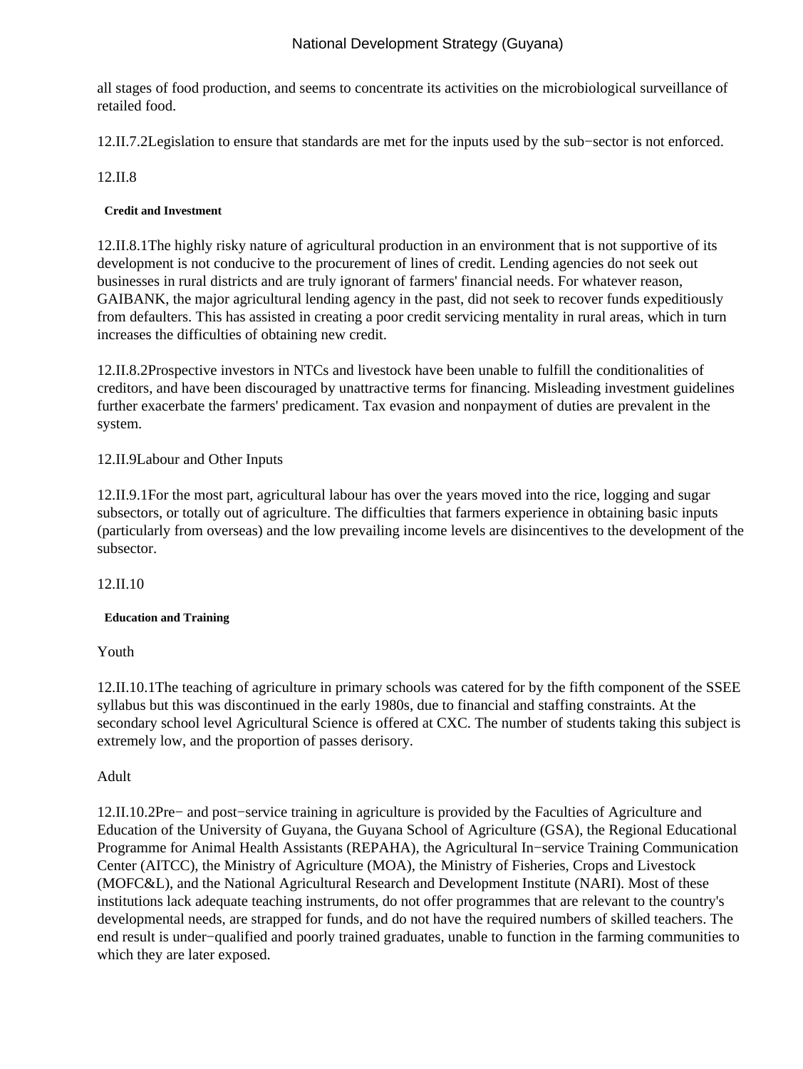all stages of food production, and seems to concentrate its activities on the microbiological surveillance of retailed food.

12.II.7.2Legislation to ensure that standards are met for the inputs used by the sub−sector is not enforced.

12.II.8

#### Credit and Investment

12.II.8.1The highly risky nature of agricultural production in an environment that is not supportive of its development is not conducive to the procurement of lines of credit. Lending agencies do not seek out businesses in rural districts and are truly ignorant of farmers' financial needs. For whatever reason, GAIBANK, the major agricultural lending agency in the past, did not seek to recover funds expeditiously from defaulters. This has assisted in creating a poor credit servicing mentality in rural areas, which in turn increases the difficulties of obtaining new credit.

12.II.8.2Prospective investors in NTCs and livestock have been unable to fulfill the conditionalities of creditors, and have been discouraged by unattractive terms for financing. Misleading investment guidelines further exacerbate the farmers' predicament. Tax evasion and nonpayment of duties are prevalent in the system.

12.II.9Labour and Other Inputs

12.II.9.1For the most part, agricultural labour has over the years moved into the rice, logging and sugar subsectors, or totally out of agriculture. The difficulties that farmers experience in obtaining basic inputs (particularly from overseas) and the low prevailing income levels are disincentives to the development of the subsector.

12.II.10

#### Education and Training

Youth

12.II.10.1The teaching of agriculture in primary schools was catered for by the fifth component of the SSEE syllabus but this was discontinued in the early 1980s, due to financial and staffing constraints. At the secondary school level Agricultural Science is offered at CXC. The number of students taking this subject is extremely low, and the proportion of passes derisory.

Adult

12.II.10.2Pre− and post−service training in agriculture is provided by the Faculties of Agriculture and Education of the University of Guyana, the Guyana School of Agriculture (GSA), the Regional Educational Programme for Animal Health Assistants (REPAHA), the Agricultural In−service Training Communication Center (AITCC), the Ministry of Agriculture (MOA), the Ministry of Fisheries, Crops and Livestock (MOFC&L), and the National Agricultural Research and Development Institute (NARI). Most of these institutions lack adequate teaching instruments, do not offer programmes that are relevant to the country's developmental needs, are strapped for funds, and do not have the required numbers of skilled teachers. The end result is under−qualified and poorly trained graduates, unable to function in the farming communities to which they are later exposed.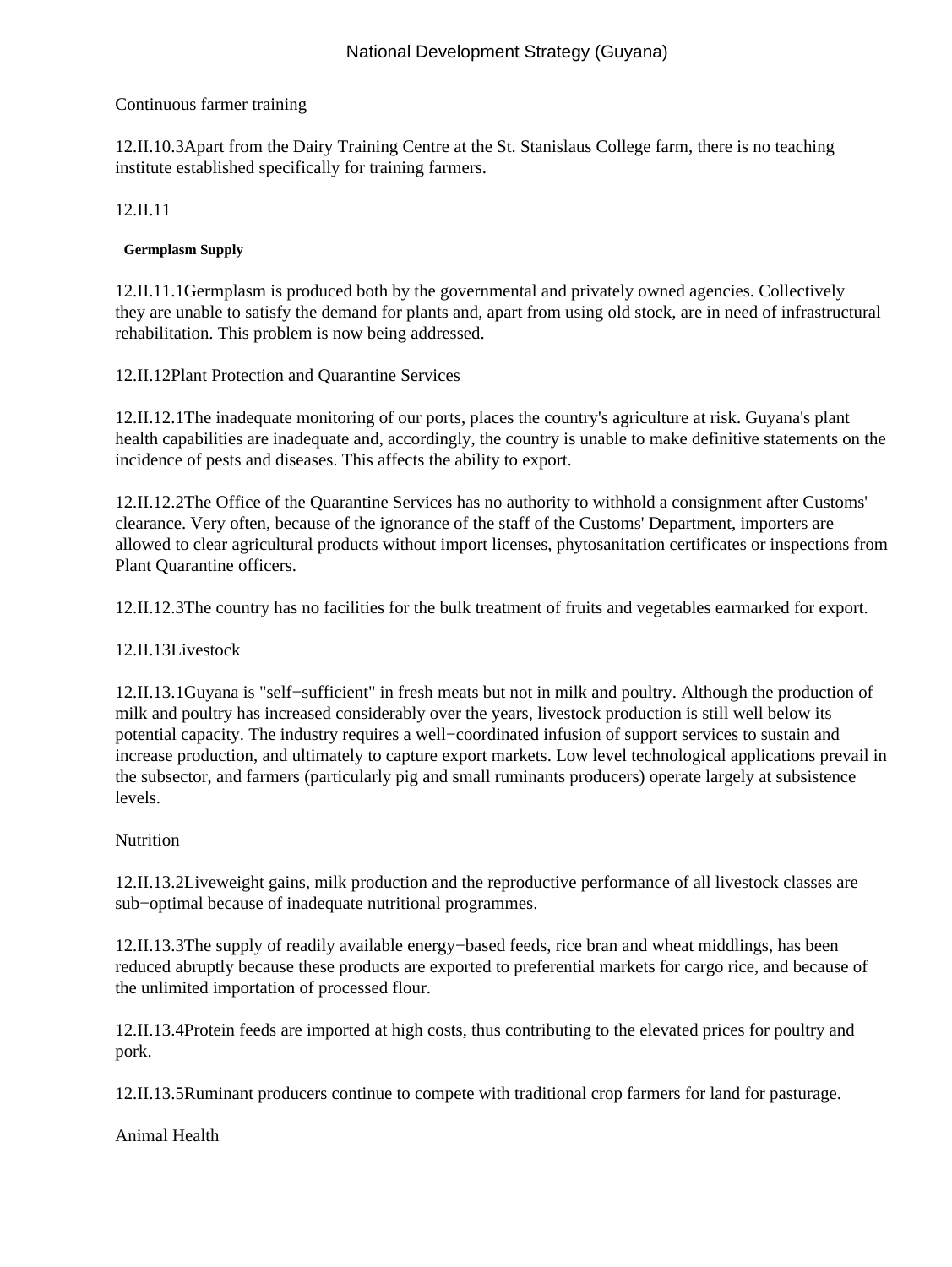Continuous farmer training

12.II.10.3Apart from the Dairy Training Centre at the St. Stanislaus College farm, there is no teaching institute established specifically for training farmers.

12.II.11

**Germplasm Supply**

12.II.11.1Germplasm is produced both by the governmental and privately owned agencies. Collectively they are unable to satisfy the demand for plants and, apart from using old stock, are in need of infrastructural rehabilitation. This problem is now being addressed.

12.II.12Plant Protection and Quarantine Services

12.II.12.1The inadequate monitoring of our ports, places the country's agriculture at risk. Guyana's plant health capabilities are inadequate and, accordingly, the country is unable to make definitive statements on the incidence of pests and diseases. This affects the ability to export.

12.II.12.2The Office of the Quarantine Services has no authority to withhold a consignment after Customs' clearance. Very often, because of the ignorance of the staff of the Customs' Department, importers are allowed to clear agricultural products without import licenses, phytosanitation certificates or inspections from Plant Quarantine officers.

12.II.12.3The country has no facilities for the bulk treatment of fruits and vegetables earmarked for export.

12.II.13Livestock

12.II.13.1Guyana is "self−sufficient" in fresh meats but not in milk and poultry. Although the production of milk and poultry has increased considerably over the years, livestock production is still well below its potential capacity. The industry requires a well−coordinated infusion of support services to sustain and increase production, and ultimately to capture export markets. Low level technological applications prevail in the subsector, and farmers (particularly pig and small ruminants producers) operate largely at subsistence levels.

Nutrition

12.II.13.2Liveweight gains, milk production and the reproductive performance of all livestock classes are sub−optimal because of inadequate nutritional programmes.

12.II.13.3The supply of readily available energy−based feeds, rice bran and wheat middlings, has been reduced abruptly because these products are exported to preferential markets for cargo rice, and because of the unlimited importation of processed flour.

12.II.13.4Protein feeds are imported at high costs, thus contributing to the elevated prices for poultry and pork.

12.II.13.5Ruminant producers continue to compete with traditional crop farmers for land for pasturage.

Animal Health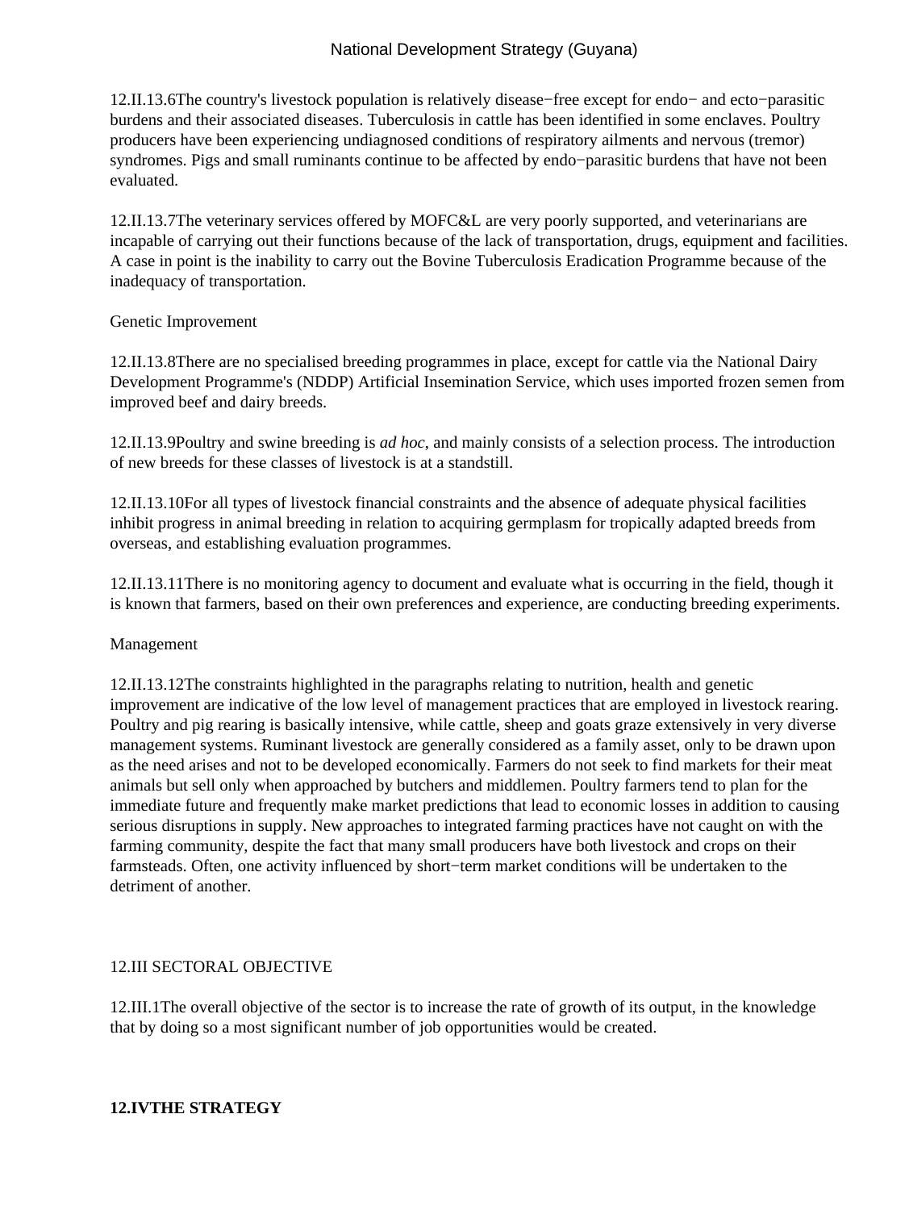12.II.13.6The country's livestock population is relatively disease−free except for endo− and ecto−parasitic burdens and their associated diseases. Tuberculosis in cattle has been identified in some enclaves. Poultry producers have been experiencing undiagnosed conditions of respiratory ailments and nervous (tremor) syndromes. Pigs and small ruminants continue to be affected by endo−parasitic burdens that have not been evaluated.

12.II.13.7The veterinary services offered by MOFC&L are very poorly supported, and veterinarians are incapable of carrying out their functions because of the lack of transportation, drugs, equipment and facilities. A case in point is the inability to carry out the Bovine Tuberculosis Eradication Programme because of the inadequacy of transportation.

Genetic Improvement

12.II.13.8There are no specialised breeding programmes in place, except for cattle via the National Dairy Development Programme's (NDDP) Artificial Insemination Service, which uses imported frozen semen from improved beef and dairy breeds.

12.II.13.9Poultry and swine breeding is *ad hoc*, and mainly consists of a selection process. The introduction of new breeds for these classes of livestock is at a standstill.

12.II.13.10For all types of livestock financial constraints and the absence of adequate physical facilities inhibit progress in animal breeding in relation to acquiring germplasm for tropically adapted breeds from overseas, and establishing evaluation programmes.

12.II.13.11There is no monitoring agency to document and evaluate what is occurring in the field, though it is known that farmers, based on their own preferences and experience, are conducting breeding experiments.

Management

12.II.13.12The constraints highlighted in the paragraphs relating to nutrition, health and genetic improvement are indicative of the low level of management practices that are employed in livestock rearing. Poultry and pig rearing is basically intensive, while cattle, sheep and goats graze extensively in very diverse management systems. Ruminant livestock are generally considered as a family asset, only to be drawn upon as the need arises and not to be developed economically. Farmers do not seek to find markets for their meat animals but sell only when approached by butchers and middlemen. Poultry farmers tend to plan for the immediate future and frequently make market predictions that lead to economic losses in addition to causing serious disruptions in supply. New approaches to integrated farming practices have not caught on with the farming community, despite the fact that many small producers have both livestock and crops on their farmsteads. Often, one activity influenced by short−term market conditions will be undertaken to the detriment of another.

## 12.III SECTORAL OBJECTIVE

12.III.1The overall objective of the sector is to increase the rate of growth of its output, in the knowledge that by doing so a most significant number of job opportunities would be created.

## 12.IVTHE STRATEGY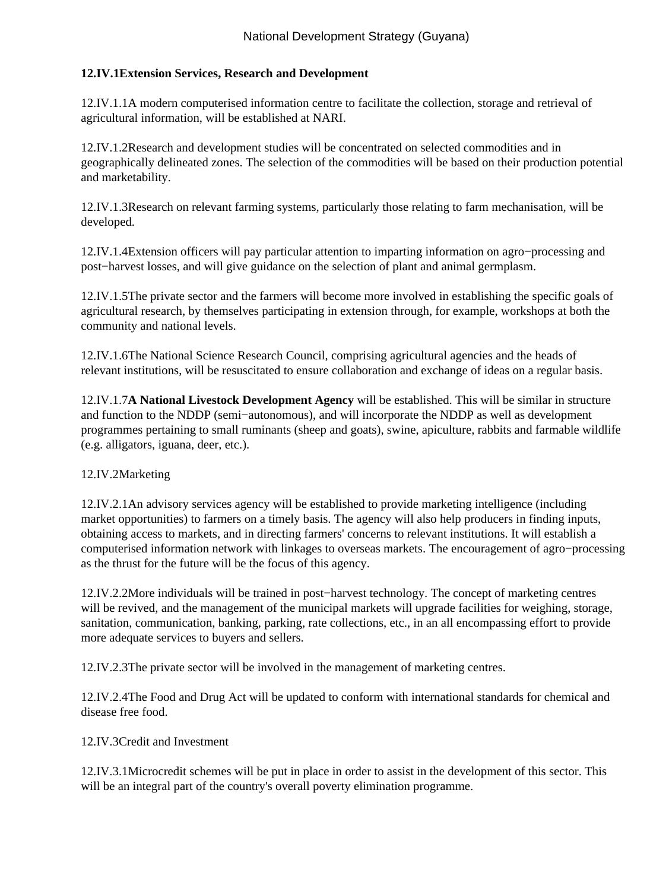**12.IV.1Extension Services, Research and Development**

12.IV.1.1A modern computerised information centre to facilitate the collection, storage and retrieval of agricultural information, will be established at NARI.

12.IV.1.2Research and development studies will be concentrated on selected commodities and in geographically delineated zones. The selection of the commodities will be based on their production potential and marketability.

12.IV.1.3Research on relevant farming systems, particularly those relating to farm mechanisation, will be developed.

12.IV.1.4Extension officers will pay particular attention to imparting information on agro−processing and post−harvest losses, and will give guidance on the selection of plant and animal germplasm.

12.IV.1.5The private sector and the farmers will become more involved in establishing the specific goals of agricultural research, by themselves participating in extension through, for example, workshops at both the community and national levels.

12.IV.1.6The National Science Research Council, comprising agricultural agencies and the heads of relevant institutions, will be resuscitated to ensure collaboration and exchange of ideas on a regular basis.

12.IV.1.7**A National Livestock Development Agency** will be established. This will be similar in structure and function to the NDDP (semi−autonomous), and will incorporate the NDDP as well as development programmes pertaining to small ruminants (sheep and goats), swine, apiculture, rabbits and farmable wildlife (e.g. alligators, iguana, deer, etc.).

12.IV.2Marketing

12.IV.2.1An advisory services agency will be established to provide marketing intelligence (including market opportunities) to farmers on a timely basis. The agency will also help producers in finding inputs, obtaining access to markets, and in directing farmers' concerns to relevant institutions. It will establish a computerised information network with linkages to overseas markets. The encouragement of agro−processing as the thrust for the future will be the focus of this agency.

12.IV.2.2More individuals will be trained in post−harvest technology. The concept of marketing centres will be revived, and the management of the municipal markets will upgrade facilities for weighing, storage, sanitation, communication, banking, parking, rate collections, etc., in an all encompassing effort to provide more adequate services to buyers and sellers.

12.IV.2.3The private sector will be involved in the management of marketing centres.

12.IV.2.4The Food and Drug Act will be updated to conform with international standards for chemical and disease free food.

12.IV.3Credit and Investment

12.IV.3.1Microcredit schemes will be put in place in order to assist in the development of this sector. This will be an integral part of the country's overall poverty elimination programme.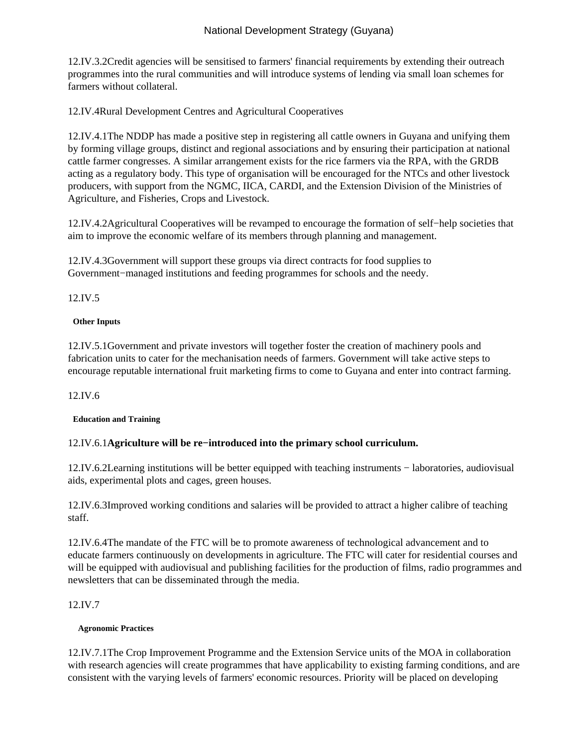12.IV.3.2Credit agencies will be sensitised to farmers' financial requirements by extending their outreach programmes into the rural communities and will introduce systems of lending via small loan schemes for farmers without collateral.

12.IV.4Rural Development Centres and Agricultural Cooperatives

12.IV.4.1The NDDP has made a positive step in registering all cattle owners in Guyana and unifying them by forming village groups, distinct and regional associations and by ensuring their participation at national cattle farmer congresses. A similar arrangement exists for the rice farmers via the RPA, with the GRDB acting as a regulatory body. This type of organisation will be encouraged for the NTCs and other livestock producers, with support from the NGMC, IICA, CARDI, and the Extension Division of the Ministries of Agriculture, and Fisheries, Crops and Livestock.

12.IV.4.2Agricultural Cooperatives will be revamped to encourage the formation of self−help societies that aim to improve the economic welfare of its members through planning and management.

12.IV.4.3Government will support these groups via direct contracts for food supplies to Government−managed institutions and feeding programmes for schools and the needy.

12.IV.5

**Other Inputs**

12.IV.5.1Government and private investors will together foster the creation of machinery pools and fabrication units to cater for the mechanisation needs of farmers. Government will take active steps to encourage reputable international fruit marketing firms to come to Guyana and enter into contract farming.

12.IV.6

**Education and Training**

12.IV.6.1**Agriculture will be re−introduced into the primary school curriculum.**

12.IV.6.2Learning institutions will be better equipped with teaching instruments − laboratories, audiovisual aids, experimental plots and cages, green houses.

12.IV.6.3Improved working conditions and salaries will be provided to attract a higher calibre of teaching staff.

12.IV.6.4The mandate of the FTC will be to promote awareness of technological advancement and to educate farmers continuously on developments in agriculture. The FTC will cater for residential courses and will be equipped with audiovisual and publishing facilities for the production of films, radio programmes and newsletters that can be disseminated through the media.

12.IV.7

**Agronomic Practices**

12.IV.7.1The Crop Improvement Programme and the Extension Service units of the MOA in collaboration with research agencies will create programmes that have applicability to existing farming conditions, and are consistent with the varying levels of farmers' economic resources. Priority will be placed on developing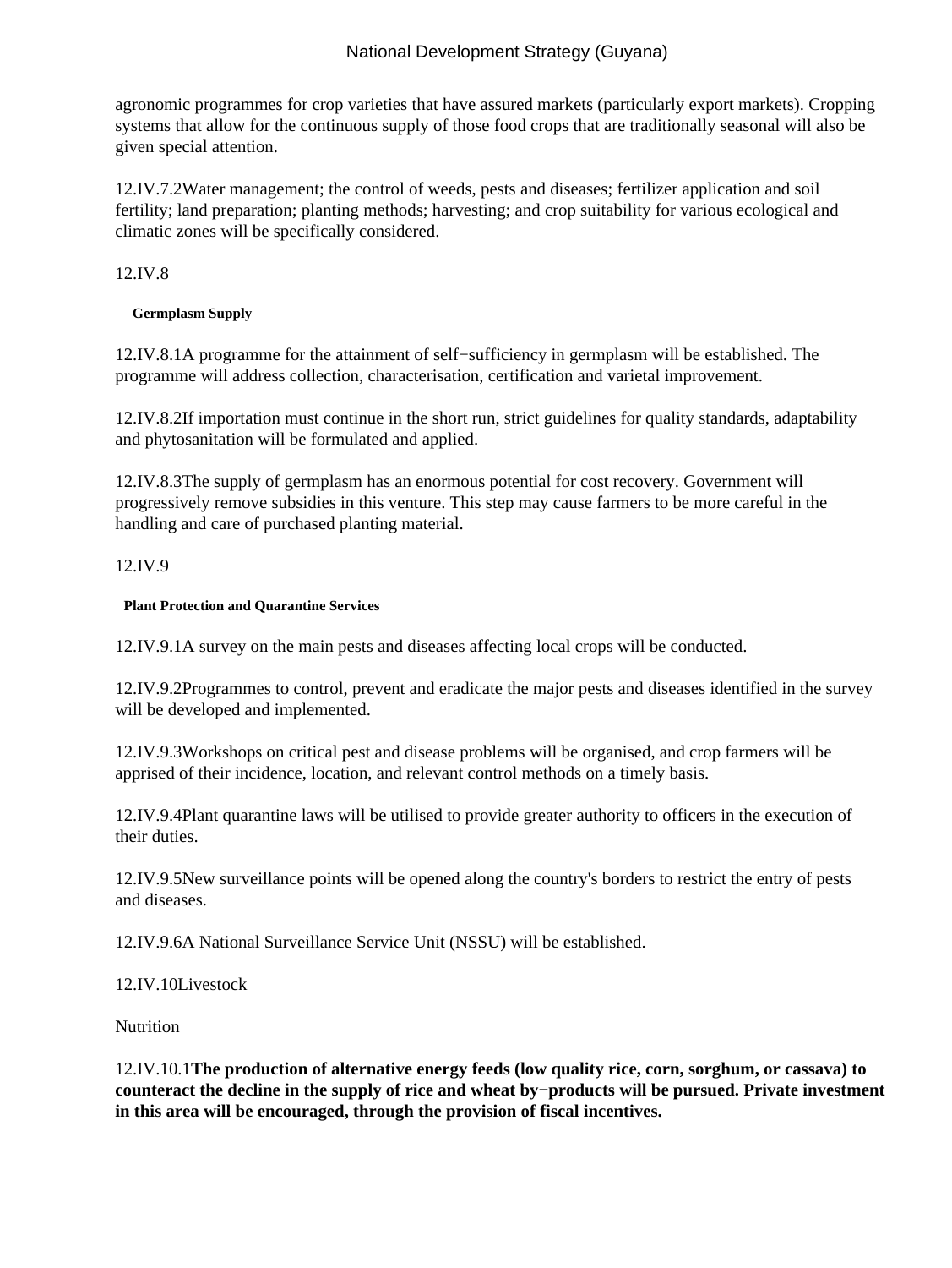agronomic programmes for crop varieties that have assured markets (particularly export markets). Cropping systems that allow for the continuous supply of those food crops that are traditionally seasonal will also be given special attention.

12.IV.7.2Water management; the control of weeds, pests and diseases; fertilizer application and soil fertility; land preparation; planting methods; harvesting; and crop suitability for various ecological and climatic zones will be specifically considered.

12.IV.8

**Germplasm Supply**

12.IV.8.1A programme for the attainment of self−sufficiency in germplasm will be established. The programme will address collection, characterisation, certification and varietal improvement.

12.IV.8.2If importation must continue in the short run, strict guidelines for quality standards, adaptability and phytosanitation will be formulated and applied.

12.IV.8.3The supply of germplasm has an enormous potential for cost recovery. Government will progressively remove subsidies in this venture. This step may cause farmers to be more careful in the handling and care of purchased planting material.

12.IV.9

**Plant Protection and Quarantine Services**

12.IV.9.1A survey on the main pests and diseases affecting local crops will be conducted.

12.IV.9.2Programmes to control, prevent and eradicate the major pests and diseases identified in the survey will be developed and implemented.

12.IV.9.3Workshops on critical pest and disease problems will be organised, and crop farmers will be apprised of their incidence, location, and relevant control methods on a timely basis.

12.IV.9.4Plant quarantine laws will be utilised to provide greater authority to officers in the execution of their duties.

12.IV.9.5New surveillance points will be opened along the country's borders to restrict the entry of pests and diseases.

12.IV.9.6A National Surveillance Service Unit (NSSU) will be established.

12.IV.10Livestock

Nutrition

12.IV.10.1**The production of alternative energy feeds (low quality rice, corn, sorghum, or cassava) to counteract the decline in the supply of rice and wheat by−products will be pursued. Private investment in this area will be encouraged, through the provision of fiscal incentives.**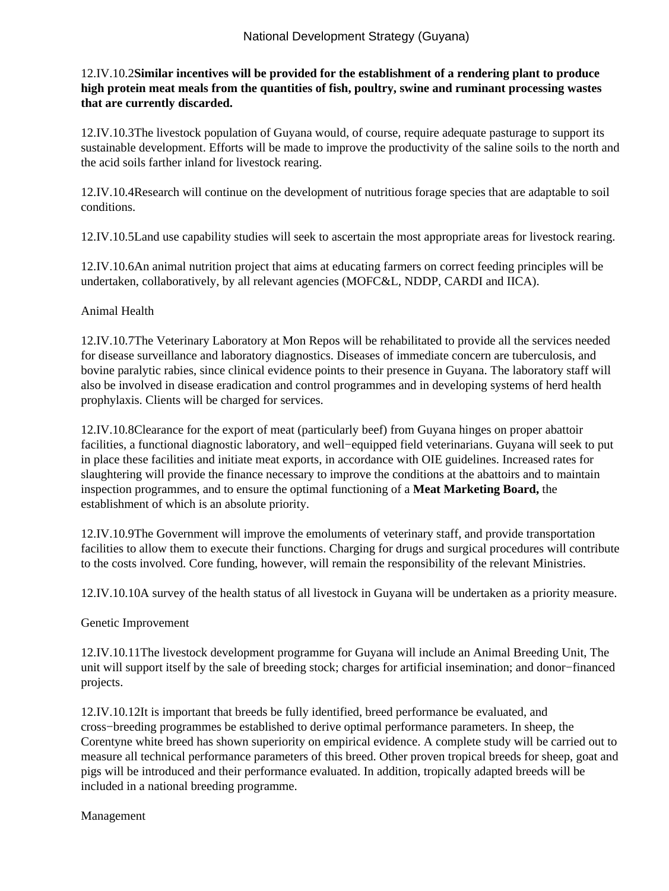12.IV.10.2**Similar incentives will be provided for the establishment of a rendering plant to produce high protein meat meals from the quantities of fish, poultry, swine and ruminant processing wastes that are currently discarded.**

12.IV.10.3The livestock population of Guyana would, of course, require adequate pasturage to support its sustainable development. Efforts will be made to improve the productivity of the saline soils to the north and the acid soils farther inland for livestock rearing.

12.IV.10.4Research will continue on the development of nutritious forage species that are adaptable to soil conditions.

12.IV.10.5Land use capability studies will seek to ascertain the most appropriate areas for livestock rearing.

12.IV.10.6An animal nutrition project that aims at educating farmers on correct feeding principles will be undertaken, collaboratively, by all relevant agencies (MOFC&L, NDDP, CARDI and IICA).

Animal Health

12.IV.10.7The Veterinary Laboratory at Mon Repos will be rehabilitated to provide all the services needed for disease surveillance and laboratory diagnostics. Diseases of immediate concern are tuberculosis, and bovine paralytic rabies, since clinical evidence points to their presence in Guyana. The laboratory staff will also be involved in disease eradication and control programmes and in developing systems of herd health prophylaxis. Clients will be charged for services.

12.IV.10.8Clearance for the export of meat (particularly beef) from Guyana hinges on proper abattoir facilities, a functional diagnostic laboratory, and well−equipped field veterinarians. Guyana will seek to put in place these facilities and initiate meat exports, in accordance with OIE guidelines. Increased rates for slaughtering will provide the finance necessary to improve the conditions at the abattoirs and to maintain inspection programmes, and to ensure the optimal functioning of a **Meat Marketing Board,** the establishment of which is an absolute priority.

12.IV.10.9The Government will improve the emoluments of veterinary staff, and provide transportation facilities to allow them to execute their functions. Charging for drugs and surgical procedures will contribute to the costs involved. Core funding, however, will remain the responsibility of the relevant Ministries.

12.IV.10.10A survey of the health status of all livestock in Guyana will be undertaken as a priority measure.

Genetic Improvement

12.IV.10.11The livestock development programme for Guyana will include an Animal Breeding Unit, The unit will support itself by the sale of breeding stock; charges for artificial insemination; and donor−financed projects.

12.IV.10.12It is important that breeds be fully identified, breed performance be evaluated, and cross−breeding programmes be established to derive optimal performance parameters. In sheep, the Corentyne white breed has shown superiority on empirical evidence. A complete study will be carried out to measure all technical performance parameters of this breed. Other proven tropical breeds for sheep, goat and pigs will be introduced and their performance evaluated. In addition, tropically adapted breeds will be included in a national breeding programme.

Management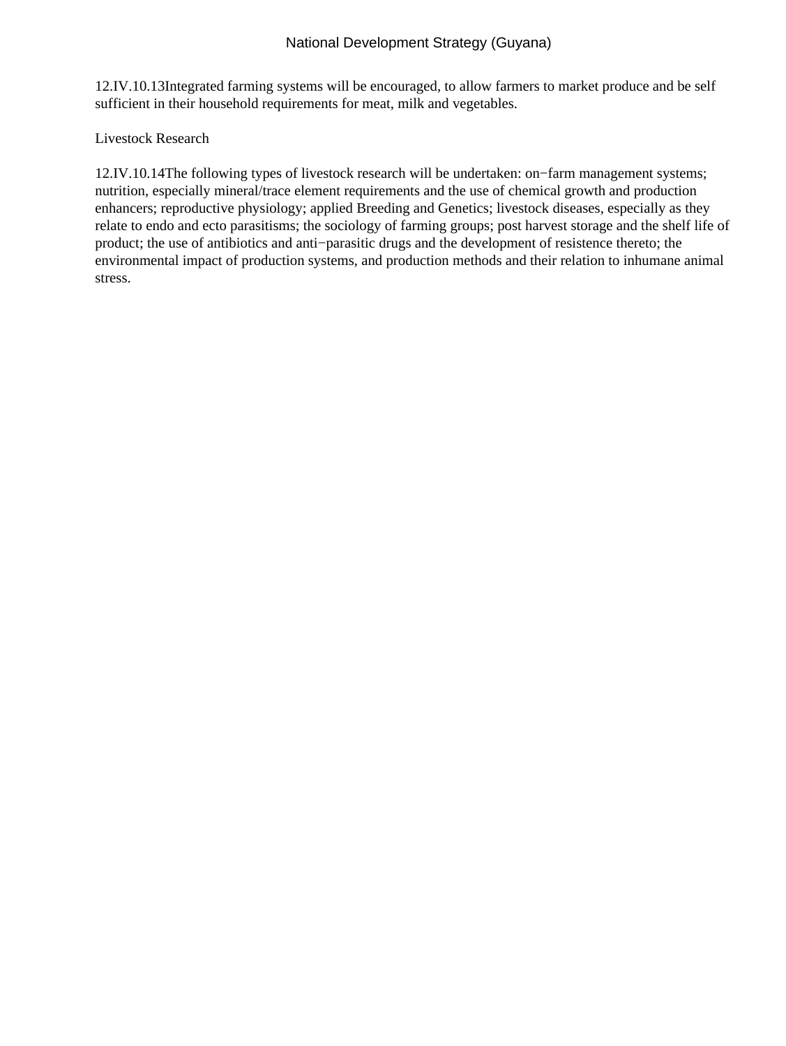12.IV.10.13Integrated farming systems will be encouraged, to allow farmers to market produce and be self sufficient in their household requirements for meat, milk and vegetables.

Livestock Research

12.IV.10.14The following types of livestock research will be undertaken: on−farm management systems; nutrition, especially mineral/trace element requirements and the use of chemical growth and production enhancers; reproductive physiology; applied Breeding and Genetics; livestock diseases, especially as they relate to endo and ecto parasitisms; the sociology of farming groups; post harvest storage and the shelf life of product; the use of antibiotics and anti−parasitic drugs and the development of resistence thereto; the environmental impact of production systems, and production methods and their relation to inhumane animal stress.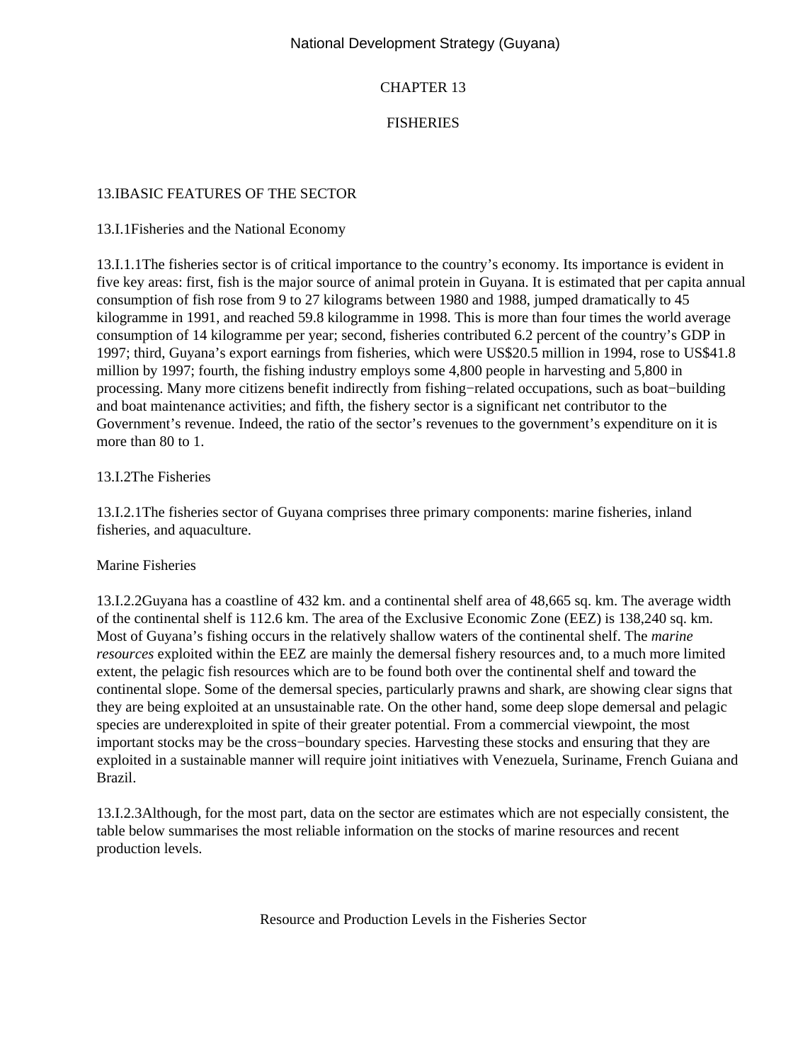# CHAPTER 13

# FISHERIES

## 13.I BASIC FEATURES OF THE SECTOR

### 13.I.1 Fisheries and the National Economy

13.I.1.1 The fisheries sector is of critical importance to the country's economy. Its importance is evident in five key areas: first, fish is the major source of animal protein in Guyana. It is estimated that per capita annual consumption of fish rose from 9 to 27 kilograms between 1980 and 1988, jumped dramatically to 45 kilogramme in 1991, and reached 59.8 kilogramme in 1998. This is more than four times the world average consumption of 14 kilogramme per year; second, fisheries contributed 6.2 percent of the country's GDP in 1997; third, Guyana's export earnings from fisheries, which were US$20.5 million in 1994, rose to US$41.8 million by 1997; fourth, the fishing industry employs some 4,800 people in harvesting and 5,800 in processing. Many more citizens benefit indirectly from fishing−related occupations, such as boat−building and boat maintenance activities; and fifth, the fishery sector is a significant net contributor to the Government's revenue. Indeed, the ratio of the sector's revenues to the government's expenditure on it is more than 80 to 1.

### 13.I.2 The Fisheries

13.I.2.1 The fisheries sector of Guyana comprises three primary components: marine fisheries, inland fisheries, and aquaculture.

#### Marine Fisheries

13.I.2.2 Guyana has a coastline of 432 km. and a continental shelf area of 48,665 sq. km. The average width of the continental shelf is 112.6 km. The area of the Exclusive Economic Zone (EEZ) is 138,240 sq. km. Most of Guyana's fishing occurs in the relatively shallow waters of the continental shelf. The *marine resources* exploited within the EEZ are mainly the demersal fishery resources and, to a much more limited extent, the pelagic fish resources which are to be found both over the continental shelf and toward the continental slope. Some of the demersal species, particularly prawns and shark, are showing clear signs that they are being exploited at an unsustainable rate. On the other hand, some deep slope demersal and pelagic species are underexploited in spite of their greater potential. From a commercial viewpoint, the most important stocks may be the cross−boundary species. Harvesting these stocks and ensuring that they are exploited in a sustainable manner will require joint initiatives with Venezuela, Suriname, French Guiana and Brazil.

13.I.2.3 Although, for the most part, data on the sector are estimates which are not especially consistent, the table below summarises the most reliable information on the stocks of marine resources and recent production levels.

Resource and Production Levels in the Fisheries Sector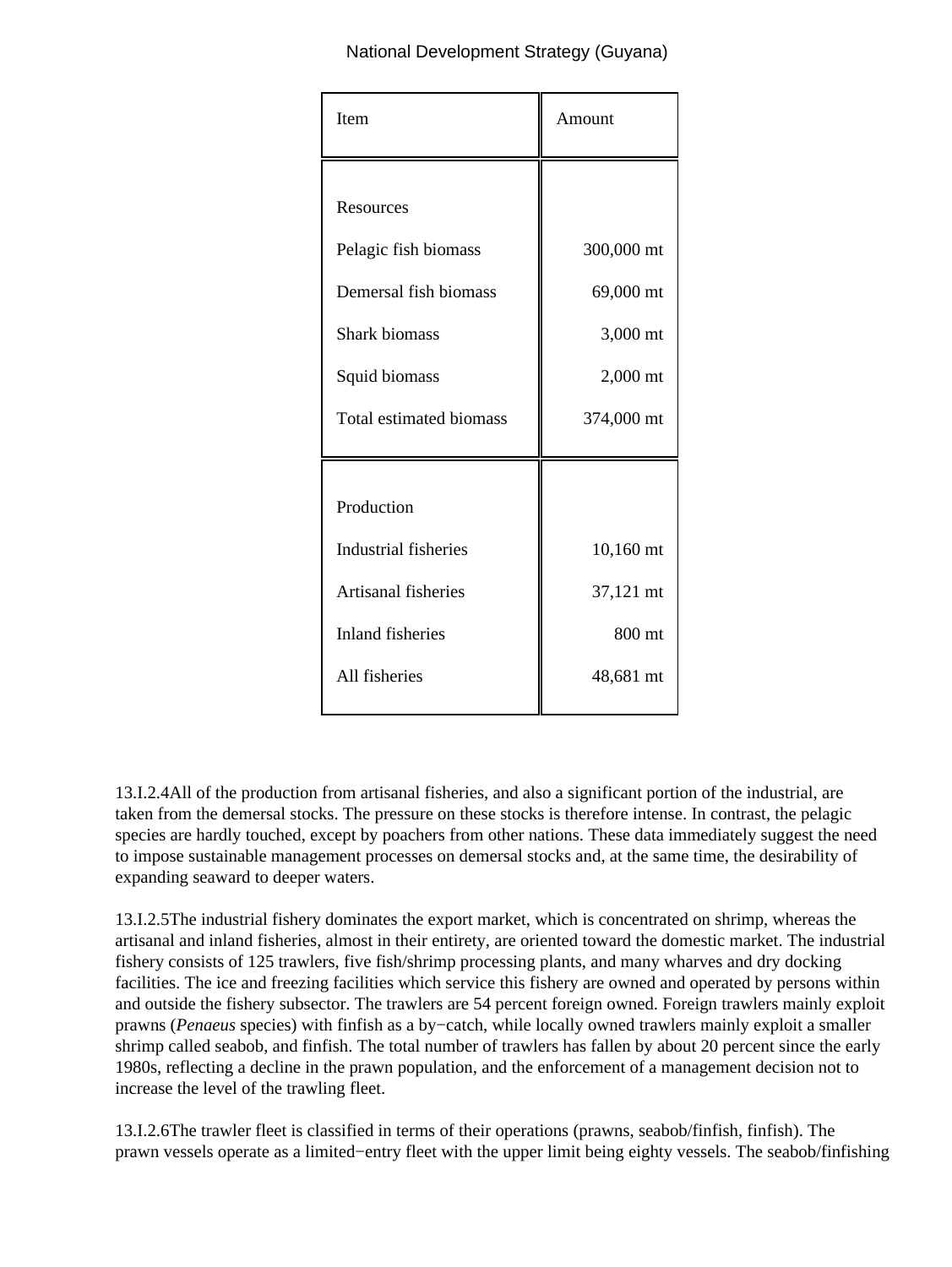| Item | Amount |
|---|---|
| Resources | |
| Pelagic fish biomass | 300,000 mt |
| Demersal fish biomass | 69,000 mt |
| Shark biomass | 3,000 mt |
| Squid biomass | 2,000 mt |
| Total estimated biomass | 374,000 mt |
| Production | |
| Industrial fisheries | 10,160 mt |
| Artisanal fisheries | 37,121 mt |
| Inland fisheries | 800 mt |
| All fisheries | 48,681 mt |

13.I.2.4All of the production from artisanal fisheries, and also a significant portion of the industrial, are taken from the demersal stocks. The pressure on these stocks is therefore intense. In contrast, the pelagic species are hardly touched, except by poachers from other nations. These data immediately suggest the need to impose sustainable management processes on demersal stocks and, at the same time, the desirability of expanding seaward to deeper waters.

13.I.2.5The industrial fishery dominates the export market, which is concentrated on shrimp, whereas the artisanal and inland fisheries, almost in their entirety, are oriented toward the domestic market. The industrial fishery consists of 125 trawlers, five fish/shrimp processing plants, and many wharves and dry docking facilities. The ice and freezing facilities which service this fishery are owned and operated by persons within and outside the fishery subsector. The trawlers are 54 percent foreign owned. Foreign trawlers mainly exploit prawns (*Penaeus* species) with finfish as a by−catch, while locally owned trawlers mainly exploit a smaller shrimp called seabob, and finfish. The total number of trawlers has fallen by about 20 percent since the early 1980s, reflecting a decline in the prawn population, and the enforcement of a management decision not to increase the level of the trawling fleet.

13.I.2.6The trawler fleet is classified in terms of their operations (prawns, seabob/finfish, finfish). The prawn vessels operate as a limited−entry fleet with the upper limit being eighty vessels. The seabob/finfishing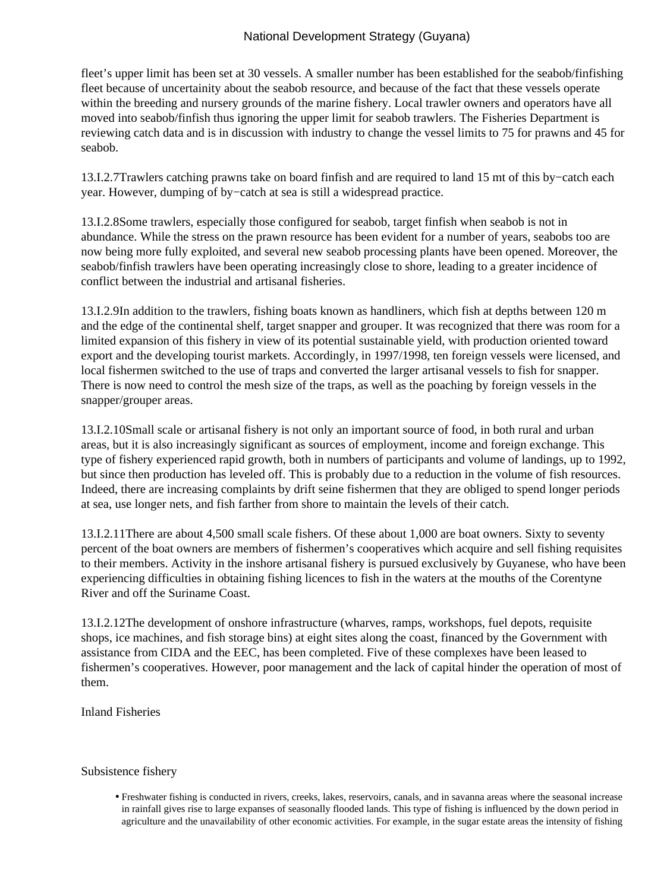fleet's upper limit has been set at 30 vessels. A smaller number has been established for the seabob/finfishing fleet because of uncertainity about the seabob resource, and because of the fact that these vessels operate within the breeding and nursery grounds of the marine fishery. Local trawler owners and operators have all moved into seabob/finfish thus ignoring the upper limit for seabob trawlers. The Fisheries Department is reviewing catch data and is in discussion with industry to change the vessel limits to 75 for prawns and 45 for seabob.

13.I.2.7Trawlers catching prawns take on board finfish and are required to land 15 mt of this by−catch each year. However, dumping of by−catch at sea is still a widespread practice.

13.I.2.8Some trawlers, especially those configured for seabob, target finfish when seabob is not in abundance. While the stress on the prawn resource has been evident for a number of years, seabobs too are now being more fully exploited, and several new seabob processing plants have been opened. Moreover, the seabob/finfish trawlers have been operating increasingly close to shore, leading to a greater incidence of conflict between the industrial and artisanal fisheries.

13.I.2.9In addition to the trawlers, fishing boats known as handliners, which fish at depths between 120 m and the edge of the continental shelf, target snapper and grouper. It was recognized that there was room for a limited expansion of this fishery in view of its potential sustainable yield, with production oriented toward export and the developing tourist markets. Accordingly, in 1997/1998, ten foreign vessels were licensed, and local fishermen switched to the use of traps and converted the larger artisanal vessels to fish for snapper. There is now need to control the mesh size of the traps, as well as the poaching by foreign vessels in the snapper/grouper areas.

13.I.2.10Small scale or artisanal fishery is not only an important source of food, in both rural and urban areas, but it is also increasingly significant as sources of employment, income and foreign exchange. This type of fishery experienced rapid growth, both in numbers of participants and volume of landings, up to 1992, but since then production has leveled off. This is probably due to a reduction in the volume of fish resources. Indeed, there are increasing complaints by drift seine fishermen that they are obliged to spend longer periods at sea, use longer nets, and fish farther from shore to maintain the levels of their catch.

13.I.2.11There are about 4,500 small scale fishers. Of these about 1,000 are boat owners. Sixty to seventy percent of the boat owners are members of fishermen's cooperatives which acquire and sell fishing requisites to their members. Activity in the inshore artisanal fishery is pursued exclusively by Guyanese, who have been experiencing difficulties in obtaining fishing licences to fish in the waters at the mouths of the Corentyne River and off the Suriname Coast.

13.I.2.12The development of onshore infrastructure (wharves, ramps, workshops, fuel depots, requisite shops, ice machines, and fish storage bins) at eight sites along the coast, financed by the Government with assistance from CIDA and the EEC, has been completed. Five of these complexes have been leased to fishermen's cooperatives. However, poor management and the lack of capital hinder the operation of most of them.

Inland Fisheries

Subsistence fishery

- Freshwater fishing is conducted in rivers, creeks, lakes, reservoirs, canals, and in savanna areas where the seasonal increase in rainfall gives rise to large expanses of seasonally flooded lands. This type of fishing is influenced by the down period in agriculture and the unavailability of other economic activities. For example, in the sugar estate areas the intensity of fishing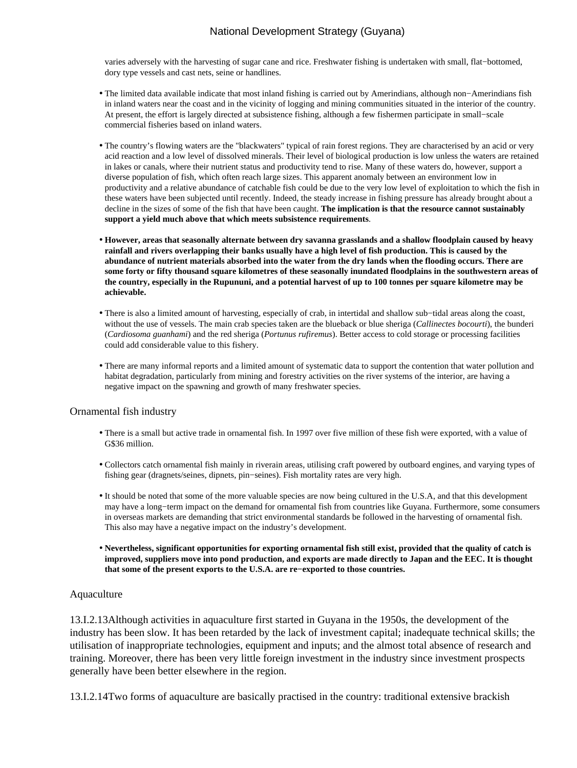varies adversely with the harvesting of sugar cane and rice. Freshwater fishing is undertaken with small, flat−bottomed, dory type vessels and cast nets, seine or handlines.

- The limited data available indicate that most inland fishing is carried out by Amerindians, although non−Amerindians fish in inland waters near the coast and in the vicinity of logging and mining communities situated in the interior of the country. At present, the effort is largely directed at subsistence fishing, although a few fishermen participate in small−scale commercial fisheries based on inland waters.

- The country's flowing waters are the "blackwaters" typical of rain forest regions. They are characterised by an acid or very acid reaction and a low level of dissolved minerals. Their level of biological production is low unless the waters are retained in lakes or canals, where their nutrient status and productivity tend to rise. Many of these waters do, however, support a diverse population of fish, which often reach large sizes. This apparent anomaly between an environment low in productivity and a relative abundance of catchable fish could be due to the very low level of exploitation to which the fish in these waters have been subjected until recently. Indeed, the steady increase in fishing pressure has already brought about a decline in the sizes of some of the fish that have been caught. **The implication is that the resource cannot sustainably support a yield much above that which meets subsistence requirements**.

- **However, areas that seasonally alternate between dry savanna grasslands and a shallow floodplain caused by heavy rainfall and rivers overlapping their banks usually have a high level of fish production. This is caused by the abundance of nutrient materials absorbed into the water from the dry lands when the flooding occurs. There are some forty or fifty thousand square kilometres of these seasonally inundated floodplains in the southwestern areas of the country, especially in the Rupununi, and a potential harvest of up to 100 tonnes per square kilometre may be achievable.**

- There is also a limited amount of harvesting, especially of crab, in intertidal and shallow sub−tidal areas along the coast, without the use of vessels. The main crab species taken are the blueback or blue sheriga (*Callinectes bocourti*), the bunderi (*Cardiosoma guanhami*) and the red sheriga (*Portunus rufiremus*). Better access to cold storage or processing facilities could add considerable value to this fishery.

- There are many informal reports and a limited amount of systematic data to support the contention that water pollution and habitat degradation, particularly from mining and forestry activities on the river systems of the interior, are having a negative impact on the spawning and growth of many freshwater species.

## Ornamental fish industry

- There is a small but active trade in ornamental fish. In 1997 over five million of these fish were exported, with a value of G$36 million.

- Collectors catch ornamental fish mainly in riverain areas, utilising craft powered by outboard engines, and varying types of fishing gear (dragnets/seines, dipnets, pin−seines). Fish mortality rates are very high.

- It should be noted that some of the more valuable species are now being cultured in the U.S.A, and that this development may have a long−term impact on the demand for ornamental fish from countries like Guyana. Furthermore, some consumers in overseas markets are demanding that strict environmental standards be followed in the harvesting of ornamental fish. This also may have a negative impact on the industry's development.

- **Nevertheless, significant opportunities for exporting ornamental fish still exist, provided that the quality of catch is improved, suppliers move into pond production, and exports are made directly to Japan and the EEC. It is thought that some of the present exports to the U.S.A. are re−exported to those countries.**

## Aquaculture

13.I.2.13Although activities in aquaculture first started in Guyana in the 1950s, the development of the industry has been slow. It has been retarded by the lack of investment capital; inadequate technical skills; the utilisation of inappropriate technologies, equipment and inputs; and the almost total absence of research and training. Moreover, there has been very little foreign investment in the industry since investment prospects generally have been better elsewhere in the region.

13.I.2.14Two forms of aquaculture are basically practised in the country: traditional extensive brackish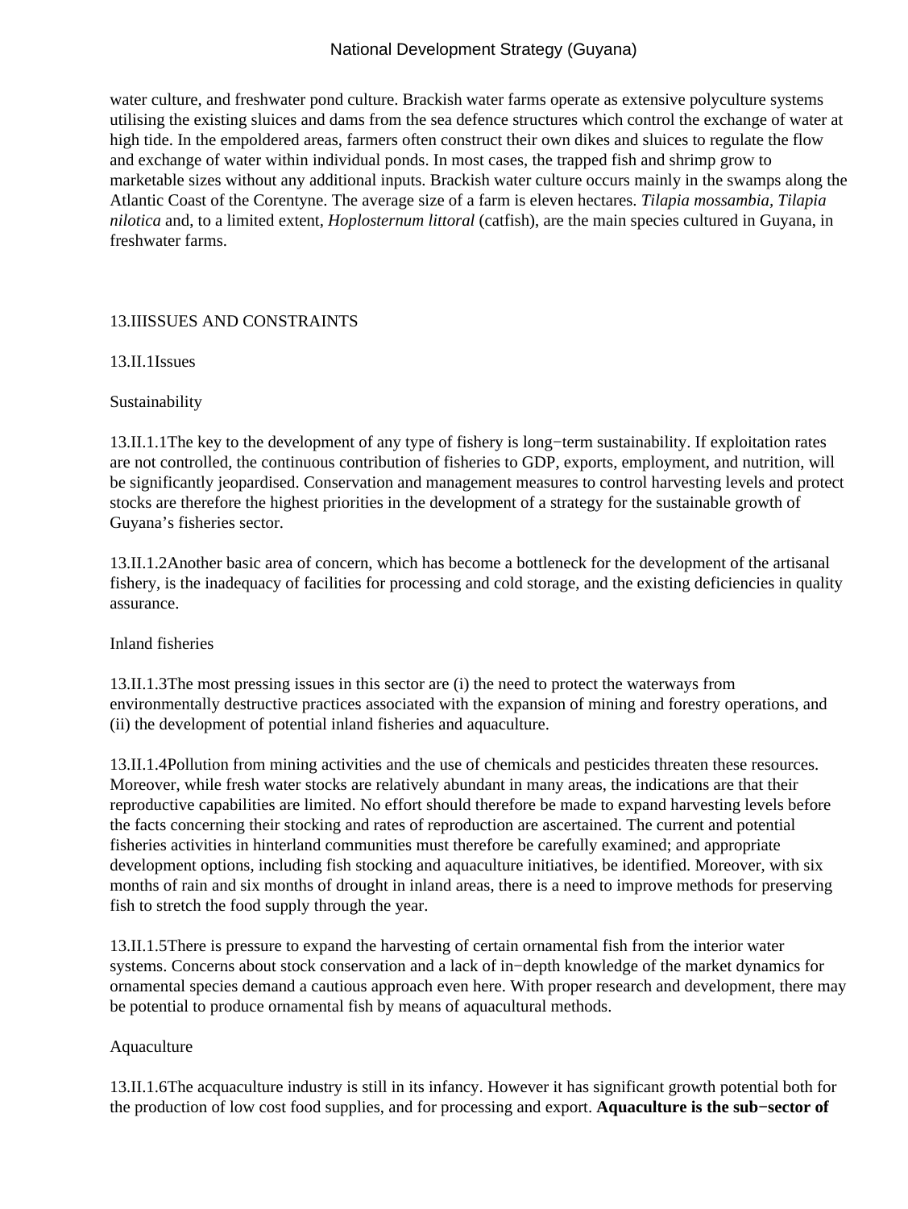water culture, and freshwater pond culture. Brackish water farms operate as extensive polyculture systems utilising the existing sluices and dams from the sea defence structures which control the exchange of water at high tide. In the empoldered areas, farmers often construct their own dikes and sluices to regulate the flow and exchange of water within individual ponds. In most cases, the trapped fish and shrimp grow to marketable sizes without any additional inputs. Brackish water culture occurs mainly in the swamps along the Atlantic Coast of the Corentyne. The average size of a farm is eleven hectares. *Tilapia mossambia*, *Tilapia nilotica* and, to a limited extent, *Hoplosternum littoral* (catfish), are the main species cultured in Guyana, in freshwater farms.

## 13.IIISSUES AND CONSTRAINTS

### 13.II.1Issues

Sustainability

13.II.1.1The key to the development of any type of fishery is long−term sustainability. If exploitation rates are not controlled, the continuous contribution of fisheries to GDP, exports, employment, and nutrition, will be significantly jeopardised. Conservation and management measures to control harvesting levels and protect stocks are therefore the highest priorities in the development of a strategy for the sustainable growth of Guyana's fisheries sector.

13.II.1.2Another basic area of concern, which has become a bottleneck for the development of the artisanal fishery, is the inadequacy of facilities for processing and cold storage, and the existing deficiencies in quality assurance.

Inland fisheries

13.II.1.3The most pressing issues in this sector are (i) the need to protect the waterways from environmentally destructive practices associated with the expansion of mining and forestry operations, and (ii) the development of potential inland fisheries and aquaculture.

13.II.1.4Pollution from mining activities and the use of chemicals and pesticides threaten these resources. Moreover, while fresh water stocks are relatively abundant in many areas, the indications are that their reproductive capabilities are limited. No effort should therefore be made to expand harvesting levels before the facts concerning their stocking and rates of reproduction are ascertained. The current and potential fisheries activities in hinterland communities must therefore be carefully examined; and appropriate development options, including fish stocking and aquaculture initiatives, be identified. Moreover, with six months of rain and six months of drought in inland areas, there is a need to improve methods for preserving fish to stretch the food supply through the year.

13.II.1.5There is pressure to expand the harvesting of certain ornamental fish from the interior water systems. Concerns about stock conservation and a lack of in−depth knowledge of the market dynamics for ornamental species demand a cautious approach even here. With proper research and development, there may be potential to produce ornamental fish by means of aquacultural methods.

Aquaculture

13.II.1.6The acquaculture industry is still in its infancy. However it has significant growth potential both for the production of low cost food supplies, and for processing and export. **Aquaculture is the sub−sector of**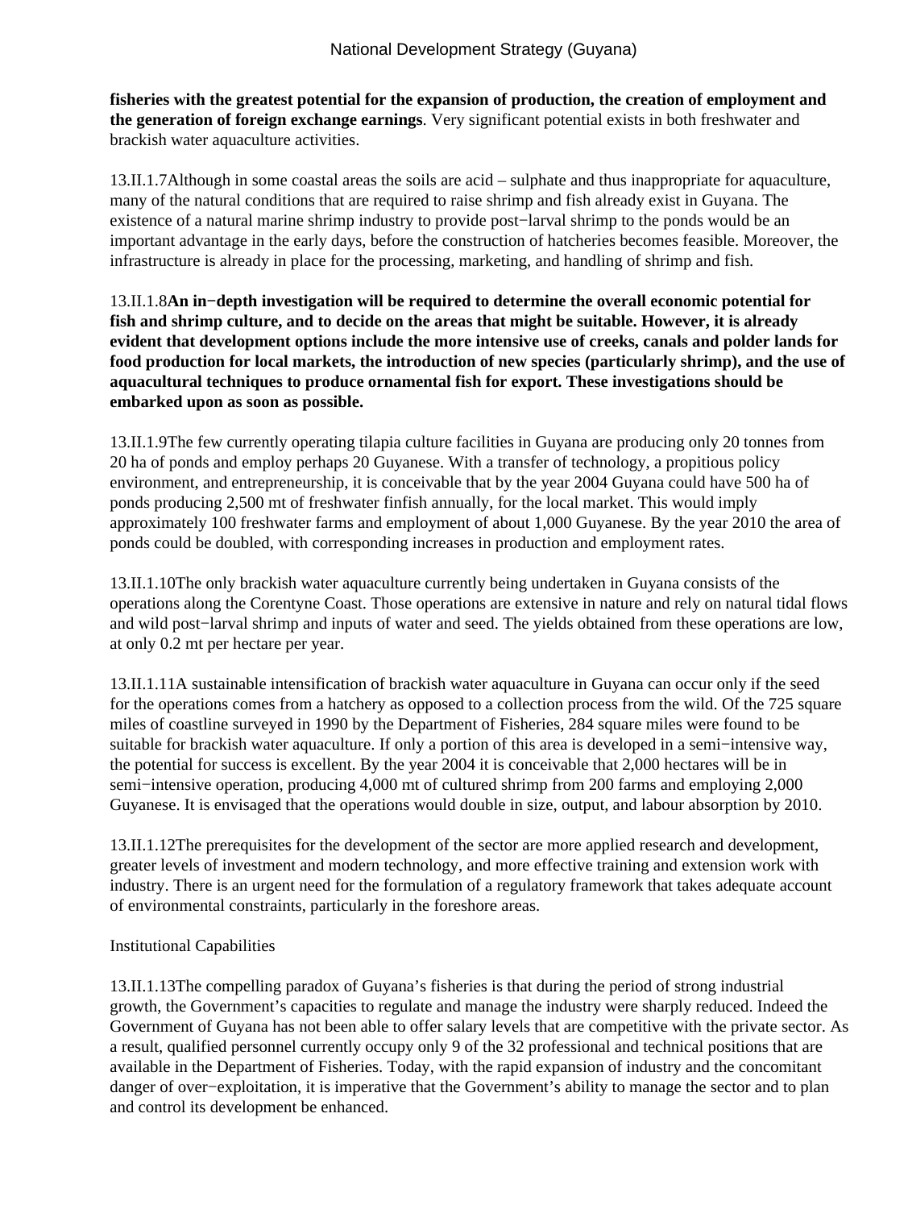**fisheries with the greatest potential for the expansion of production, the creation of employment and the generation of foreign exchange earnings**. Very significant potential exists in both freshwater and brackish water aquaculture activities.

13.II.1.7Although in some coastal areas the soils are acid – sulphate and thus inappropriate for aquaculture, many of the natural conditions that are required to raise shrimp and fish already exist in Guyana. The existence of a natural marine shrimp industry to provide post−larval shrimp to the ponds would be an important advantage in the early days, before the construction of hatcheries becomes feasible. Moreover, the infrastructure is already in place for the processing, marketing, and handling of shrimp and fish.

13.II.1.8**An in−depth investigation will be required to determine the overall economic potential for fish and shrimp culture, and to decide on the areas that might be suitable. However, it is already evident that development options include the more intensive use of creeks, canals and polder lands for food production for local markets, the introduction of new species (particularly shrimp), and the use of aquacultural techniques to produce ornamental fish for export. These investigations should be embarked upon as soon as possible.**

13.II.1.9The few currently operating tilapia culture facilities in Guyana are producing only 20 tonnes from 20 ha of ponds and employ perhaps 20 Guyanese. With a transfer of technology, a propitious policy environment, and entrepreneurship, it is conceivable that by the year 2004 Guyana could have 500 ha of ponds producing 2,500 mt of freshwater finfish annually, for the local market. This would imply approximately 100 freshwater farms and employment of about 1,000 Guyanese. By the year 2010 the area of ponds could be doubled, with corresponding increases in production and employment rates.

13.II.1.10The only brackish water aquaculture currently being undertaken in Guyana consists of the operations along the Corentyne Coast. Those operations are extensive in nature and rely on natural tidal flows and wild post−larval shrimp and inputs of water and seed. The yields obtained from these operations are low, at only 0.2 mt per hectare per year.

13.II.1.11A sustainable intensification of brackish water aquaculture in Guyana can occur only if the seed for the operations comes from a hatchery as opposed to a collection process from the wild. Of the 725 square miles of coastline surveyed in 1990 by the Department of Fisheries, 284 square miles were found to be suitable for brackish water aquaculture. If only a portion of this area is developed in a semi−intensive way, the potential for success is excellent. By the year 2004 it is conceivable that 2,000 hectares will be in semi−intensive operation, producing 4,000 mt of cultured shrimp from 200 farms and employing 2,000 Guyanese. It is envisaged that the operations would double in size, output, and labour absorption by 2010.

13.II.1.12The prerequisites for the development of the sector are more applied research and development, greater levels of investment and modern technology, and more effective training and extension work with industry. There is an urgent need for the formulation of a regulatory framework that takes adequate account of environmental constraints, particularly in the foreshore areas.

Institutional Capabilities

13.II.1.13The compelling paradox of Guyana's fisheries is that during the period of strong industrial growth, the Government's capacities to regulate and manage the industry were sharply reduced. Indeed the Government of Guyana has not been able to offer salary levels that are competitive with the private sector. As a result, qualified personnel currently occupy only 9 of the 32 professional and technical positions that are available in the Department of Fisheries. Today, with the rapid expansion of industry and the concomitant danger of over−exploitation, it is imperative that the Government's ability to manage the sector and to plan and control its development be enhanced.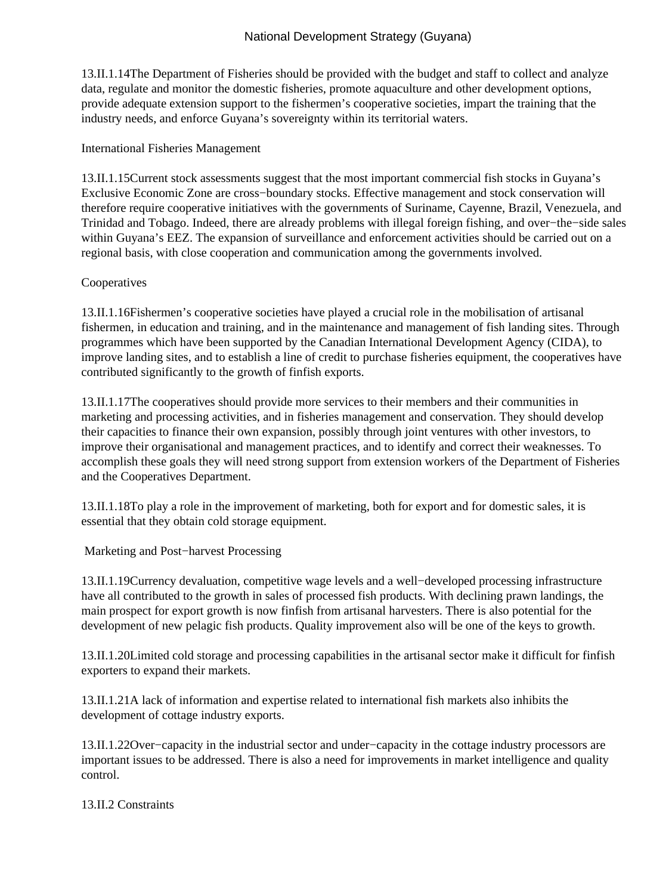13.II.1.14The Department of Fisheries should be provided with the budget and staff to collect and analyze data, regulate and monitor the domestic fisheries, promote aquaculture and other development options, provide adequate extension support to the fishermen's cooperative societies, impart the training that the industry needs, and enforce Guyana's sovereignty within its territorial waters.

International Fisheries Management

13.II.1.15Current stock assessments suggest that the most important commercial fish stocks in Guyana's Exclusive Economic Zone are cross−boundary stocks. Effective management and stock conservation will therefore require cooperative initiatives with the governments of Suriname, Cayenne, Brazil, Venezuela, and Trinidad and Tobago. Indeed, there are already problems with illegal foreign fishing, and over−the−side sales within Guyana's EEZ. The expansion of surveillance and enforcement activities should be carried out on a regional basis, with close cooperation and communication among the governments involved.

Cooperatives

13.II.1.16Fishermen's cooperative societies have played a crucial role in the mobilisation of artisanal fishermen, in education and training, and in the maintenance and management of fish landing sites. Through programmes which have been supported by the Canadian International Development Agency (CIDA), to improve landing sites, and to establish a line of credit to purchase fisheries equipment, the cooperatives have contributed significantly to the growth of finfish exports.

13.II.1.17The cooperatives should provide more services to their members and their communities in marketing and processing activities, and in fisheries management and conservation. They should develop their capacities to finance their own expansion, possibly through joint ventures with other investors, to improve their organisational and management practices, and to identify and correct their weaknesses. To accomplish these goals they will need strong support from extension workers of the Department of Fisheries and the Cooperatives Department.

13.II.1.18To play a role in the improvement of marketing, both for export and for domestic sales, it is essential that they obtain cold storage equipment.

Marketing and Post−harvest Processing

13.II.1.19Currency devaluation, competitive wage levels and a well−developed processing infrastructure have all contributed to the growth in sales of processed fish products. With declining prawn landings, the main prospect for export growth is now finfish from artisanal harvesters. There is also potential for the development of new pelagic fish products. Quality improvement also will be one of the keys to growth.

13.II.1.20Limited cold storage and processing capabilities in the artisanal sector make it difficult for finfish exporters to expand their markets.

13.II.1.21A lack of information and expertise related to international fish markets also inhibits the development of cottage industry exports.

13.II.1.22Over−capacity in the industrial sector and under−capacity in the cottage industry processors are important issues to be addressed. There is also a need for improvements in market intelligence and quality control.

13.II.2 Constraints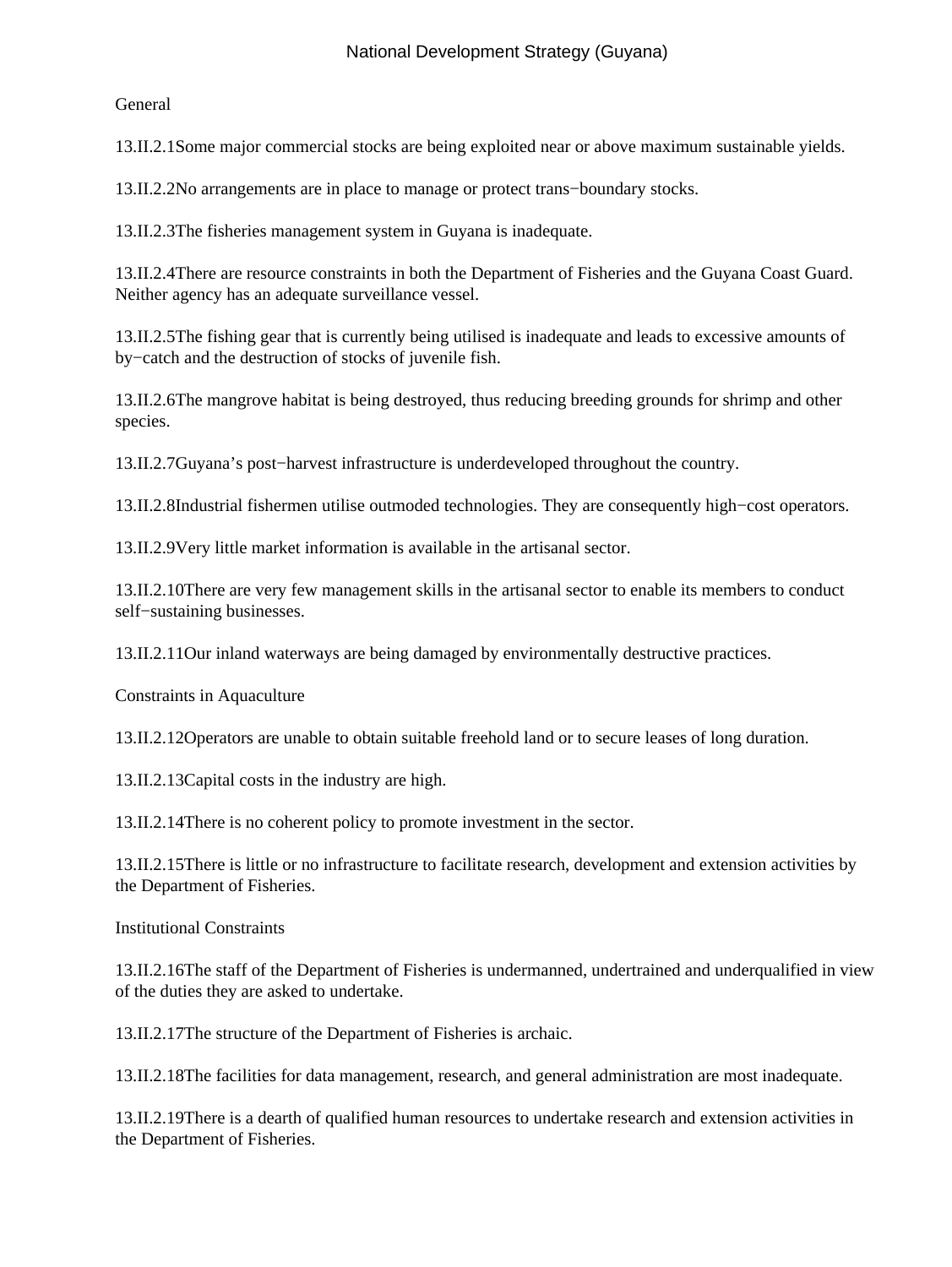General

13.II.2.1Some major commercial stocks are being exploited near or above maximum sustainable yields.

13.II.2.2No arrangements are in place to manage or protect trans−boundary stocks.

13.II.2.3The fisheries management system in Guyana is inadequate.

13.II.2.4There are resource constraints in both the Department of Fisheries and the Guyana Coast Guard. Neither agency has an adequate surveillance vessel.

13.II.2.5The fishing gear that is currently being utilised is inadequate and leads to excessive amounts of by−catch and the destruction of stocks of juvenile fish.

13.II.2.6The mangrove habitat is being destroyed, thus reducing breeding grounds for shrimp and other species.

13.II.2.7Guyana's post−harvest infrastructure is underdeveloped throughout the country.

13.II.2.8Industrial fishermen utilise outmoded technologies. They are consequently high−cost operators.

13.II.2.9Very little market information is available in the artisanal sector.

13.II.2.10There are very few management skills in the artisanal sector to enable its members to conduct self−sustaining businesses.

13.II.2.11Our inland waterways are being damaged by environmentally destructive practices.

Constraints in Aquaculture

13.II.2.12Operators are unable to obtain suitable freehold land or to secure leases of long duration.

13.II.2.13Capital costs in the industry are high.

13.II.2.14There is no coherent policy to promote investment in the sector.

13.II.2.15There is little or no infrastructure to facilitate research, development and extension activities by the Department of Fisheries.

Institutional Constraints

13.II.2.16The staff of the Department of Fisheries is undermanned, undertrained and underqualified in view of the duties they are asked to undertake.

13.II.2.17The structure of the Department of Fisheries is archaic.

13.II.2.18The facilities for data management, research, and general administration are most inadequate.

13.II.2.19There is a dearth of qualified human resources to undertake research and extension activities in the Department of Fisheries.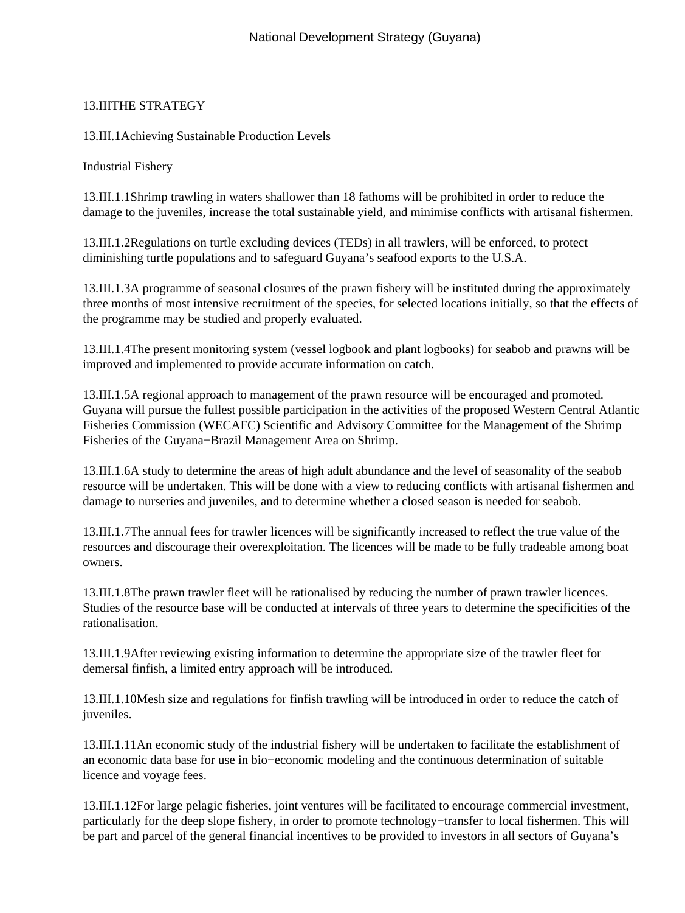## 13.III THE STRATEGY

### 13.III.1 Achieving Sustainable Production Levels

#### Industrial Fishery

13.III.1.1 Shrimp trawling in waters shallower than 18 fathoms will be prohibited in order to reduce the damage to the juveniles, increase the total sustainable yield, and minimise conflicts with artisanal fishermen.

13.III.1.2 Regulations on turtle excluding devices (TEDs) in all trawlers, will be enforced, to protect diminishing turtle populations and to safeguard Guyana's seafood exports to the U.S.A.

13.III.1.3 A programme of seasonal closures of the prawn fishery will be instituted during the approximately three months of most intensive recruitment of the species, for selected locations initially, so that the effects of the programme may be studied and properly evaluated.

13.III.1.4 The present monitoring system (vessel logbook and plant logbooks) for seabob and prawns will be improved and implemented to provide accurate information on catch.

13.III.1.5 A regional approach to management of the prawn resource will be encouraged and promoted. Guyana will pursue the fullest possible participation in the activities of the proposed Western Central Atlantic Fisheries Commission (WECAFC) Scientific and Advisory Committee for the Management of the Shrimp Fisheries of the Guyana−Brazil Management Area on Shrimp.

13.III.1.6 A study to determine the areas of high adult abundance and the level of seasonality of the seabob resource will be undertaken. This will be done with a view to reducing conflicts with artisanal fishermen and damage to nurseries and juveniles, and to determine whether a closed season is needed for seabob.

13.III.1.7 The annual fees for trawler licences will be significantly increased to reflect the true value of the resources and discourage their overexploitation. The licences will be made to be fully tradeable among boat owners.

13.III.1.8 The prawn trawler fleet will be rationalised by reducing the number of prawn trawler licences. Studies of the resource base will be conducted at intervals of three years to determine the specificities of the rationalisation.

13.III.1.9 After reviewing existing information to determine the appropriate size of the trawler fleet for demersal finfish, a limited entry approach will be introduced.

13.III.1.10 Mesh size and regulations for finfish trawling will be introduced in order to reduce the catch of juveniles.

13.III.1.11 An economic study of the industrial fishery will be undertaken to facilitate the establishment of an economic data base for use in bio−economic modeling and the continuous determination of suitable licence and voyage fees.

13.III.1.12 For large pelagic fisheries, joint ventures will be facilitated to encourage commercial investment, particularly for the deep slope fishery, in order to promote technology−transfer to local fishermen. This will be part and parcel of the general financial incentives to be provided to investors in all sectors of Guyana's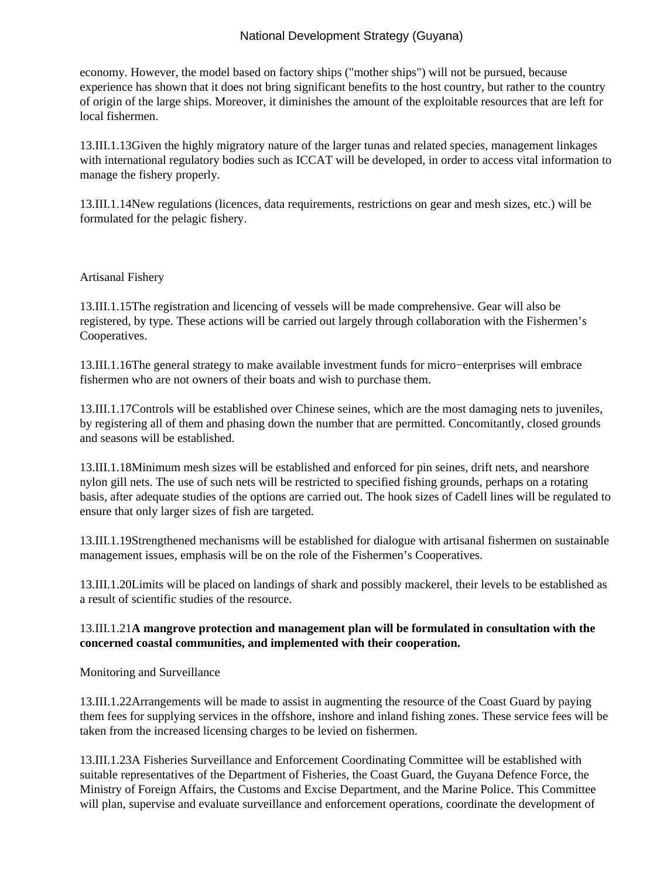economy. However, the model based on factory ships ("mother ships") will not be pursued, because experience has shown that it does not bring significant benefits to the host country, but rather to the country of origin of the large ships. Moreover, it diminishes the amount of the exploitable resources that are left for local fishermen.

13.III.1.13Given the highly migratory nature of the larger tunas and related species, management linkages with international regulatory bodies such as ICCAT will be developed, in order to access vital information to manage the fishery properly.

13.III.1.14New regulations (licences, data requirements, restrictions on gear and mesh sizes, etc.) will be formulated for the pelagic fishery.

Artisanal Fishery

13.III.1.15The registration and licencing of vessels will be made comprehensive. Gear will also be registered, by type. These actions will be carried out largely through collaboration with the Fishermen's Cooperatives.

13.III.1.16The general strategy to make available investment funds for micro−enterprises will embrace fishermen who are not owners of their boats and wish to purchase them.

13.III.1.17Controls will be established over Chinese seines, which are the most damaging nets to juveniles, by registering all of them and phasing down the number that are permitted. Concomitantly, closed grounds and seasons will be established.

13.III.1.18Minimum mesh sizes will be established and enforced for pin seines, drift nets, and nearshore nylon gill nets. The use of such nets will be restricted to specified fishing grounds, perhaps on a rotating basis, after adequate studies of the options are carried out. The hook sizes of Cadell lines will be regulated to ensure that only larger sizes of fish are targeted.

13.III.1.19Strengthened mechanisms will be established for dialogue with artisanal fishermen on sustainable management issues, emphasis will be on the role of the Fishermen's Cooperatives.

13.III.1.20Limits will be placed on landings of shark and possibly mackerel, their levels to be established as a result of scientific studies of the resource.

13.III.1.21**A mangrove protection and management plan will be formulated in consultation with the concerned coastal communities, and implemented with their cooperation.**

Monitoring and Surveillance

13.III.1.22Arrangements will be made to assist in augmenting the resource of the Coast Guard by paying them fees for supplying services in the offshore, inshore and inland fishing zones. These service fees will be taken from the increased licensing charges to be levied on fishermen.

13.III.1.23A Fisheries Surveillance and Enforcement Coordinating Committee will be established with suitable representatives of the Department of Fisheries, the Coast Guard, the Guyana Defence Force, the Ministry of Foreign Affairs, the Customs and Excise Department, and the Marine Police. This Committee will plan, supervise and evaluate surveillance and enforcement operations, coordinate the development of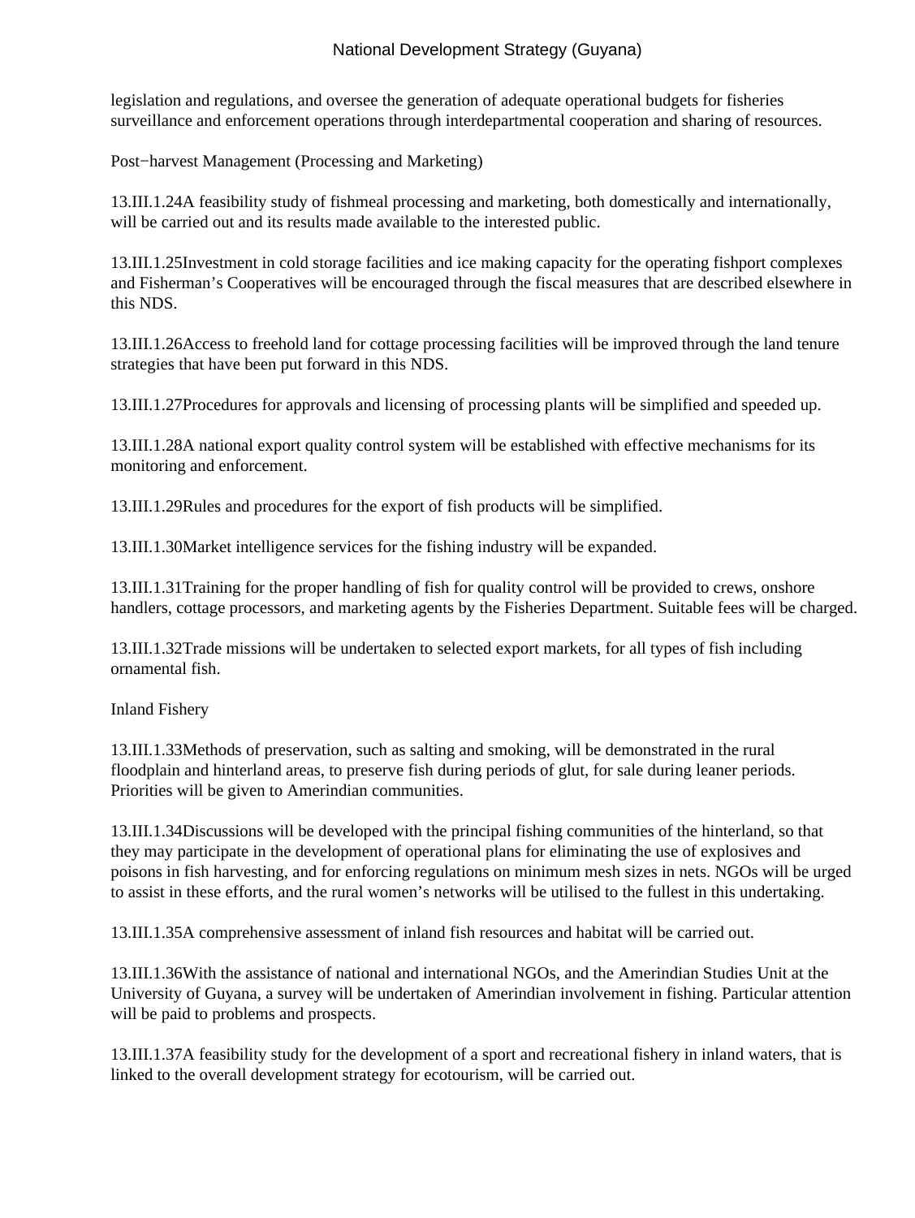legislation and regulations, and oversee the generation of adequate operational budgets for fisheries surveillance and enforcement operations through interdepartmental cooperation and sharing of resources.

Post−harvest Management (Processing and Marketing)

13.III.1.24A feasibility study of fishmeal processing and marketing, both domestically and internationally, will be carried out and its results made available to the interested public.

13.III.1.25Investment in cold storage facilities and ice making capacity for the operating fishport complexes and Fisherman's Cooperatives will be encouraged through the fiscal measures that are described elsewhere in this NDS.

13.III.1.26Access to freehold land for cottage processing facilities will be improved through the land tenure strategies that have been put forward in this NDS.

13.III.1.27Procedures for approvals and licensing of processing plants will be simplified and speeded up.

13.III.1.28A national export quality control system will be established with effective mechanisms for its monitoring and enforcement.

13.III.1.29Rules and procedures for the export of fish products will be simplified.

13.III.1.30Market intelligence services for the fishing industry will be expanded.

13.III.1.31Training for the proper handling of fish for quality control will be provided to crews, onshore handlers, cottage processors, and marketing agents by the Fisheries Department. Suitable fees will be charged.

13.III.1.32Trade missions will be undertaken to selected export markets, for all types of fish including ornamental fish.

Inland Fishery

13.III.1.33Methods of preservation, such as salting and smoking, will be demonstrated in the rural floodplain and hinterland areas, to preserve fish during periods of glut, for sale during leaner periods. Priorities will be given to Amerindian communities.

13.III.1.34Discussions will be developed with the principal fishing communities of the hinterland, so that they may participate in the development of operational plans for eliminating the use of explosives and poisons in fish harvesting, and for enforcing regulations on minimum mesh sizes in nets. NGOs will be urged to assist in these efforts, and the rural women's networks will be utilised to the fullest in this undertaking.

13.III.1.35A comprehensive assessment of inland fish resources and habitat will be carried out.

13.III.1.36With the assistance of national and international NGOs, and the Amerindian Studies Unit at the University of Guyana, a survey will be undertaken of Amerindian involvement in fishing. Particular attention will be paid to problems and prospects.

13.III.1.37A feasibility study for the development of a sport and recreational fishery in inland waters, that is linked to the overall development strategy for ecotourism, will be carried out.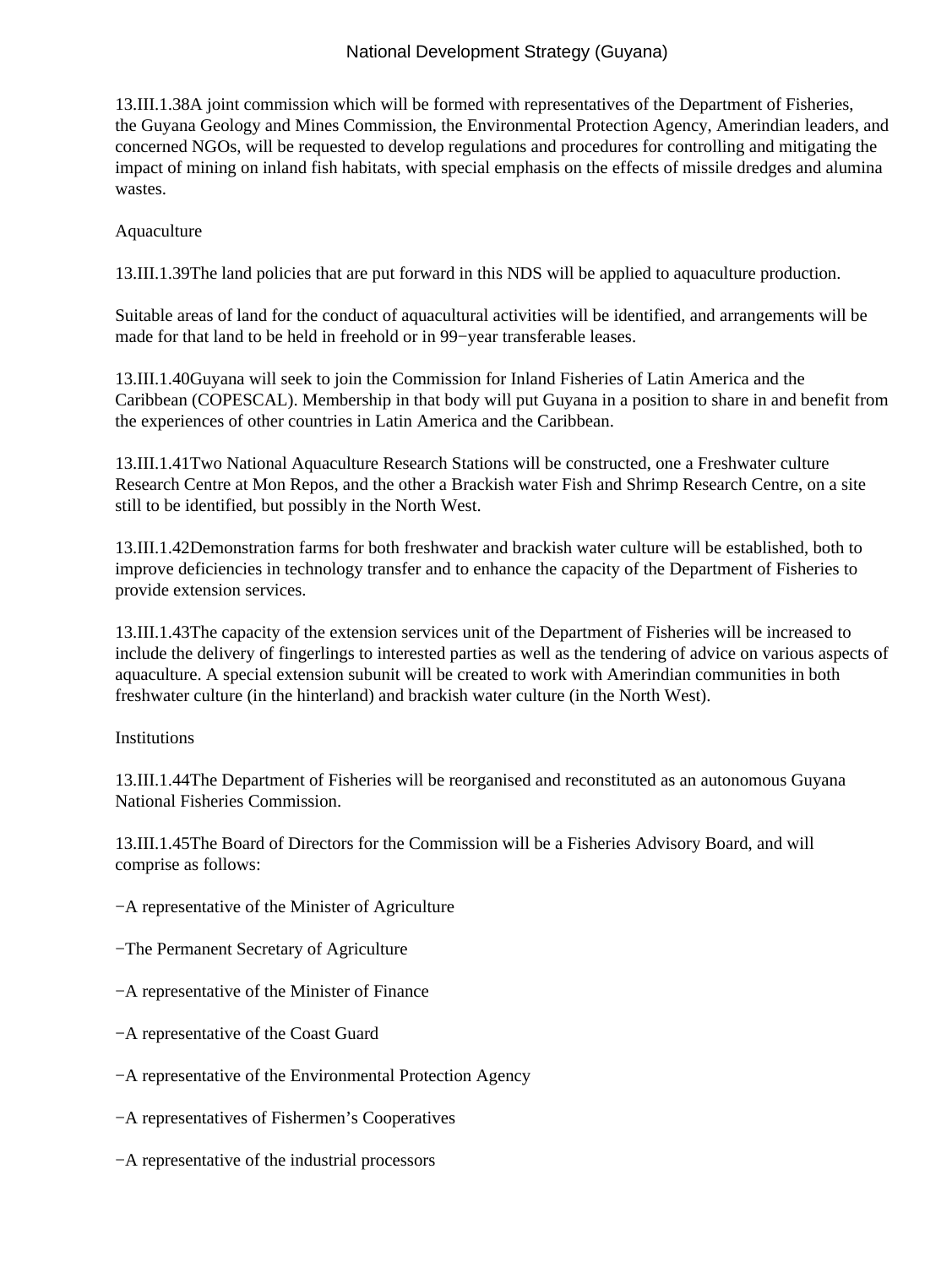13.III.1.38A joint commission which will be formed with representatives of the Department of Fisheries, the Guyana Geology and Mines Commission, the Environmental Protection Agency, Amerindian leaders, and concerned NGOs, will be requested to develop regulations and procedures for controlling and mitigating the impact of mining on inland fish habitats, with special emphasis on the effects of missile dredges and alumina wastes.

Aquaculture

13.III.1.39The land policies that are put forward in this NDS will be applied to aquaculture production.

Suitable areas of land for the conduct of aquacultural activities will be identified, and arrangements will be made for that land to be held in freehold or in 99−year transferable leases.

13.III.1.40Guyana will seek to join the Commission for Inland Fisheries of Latin America and the Caribbean (COPESCAL). Membership in that body will put Guyana in a position to share in and benefit from the experiences of other countries in Latin America and the Caribbean.

13.III.1.41Two National Aquaculture Research Stations will be constructed, one a Freshwater culture Research Centre at Mon Repos, and the other a Brackish water Fish and Shrimp Research Centre, on a site still to be identified, but possibly in the North West.

13.III.1.42Demonstration farms for both freshwater and brackish water culture will be established, both to improve deficiencies in technology transfer and to enhance the capacity of the Department of Fisheries to provide extension services.

13.III.1.43The capacity of the extension services unit of the Department of Fisheries will be increased to include the delivery of fingerlings to interested parties as well as the tendering of advice on various aspects of aquaculture. A special extension subunit will be created to work with Amerindian communities in both freshwater culture (in the hinterland) and brackish water culture (in the North West).

Institutions

13.III.1.44The Department of Fisheries will be reorganised and reconstituted as an autonomous Guyana National Fisheries Commission.

13.III.1.45The Board of Directors for the Commission will be a Fisheries Advisory Board, and will comprise as follows:

−A representative of the Minister of Agriculture

−The Permanent Secretary of Agriculture

−A representative of the Minister of Finance

−A representative of the Coast Guard

−A representative of the Environmental Protection Agency

−A representatives of Fishermen’s Cooperatives

−A representative of the industrial processors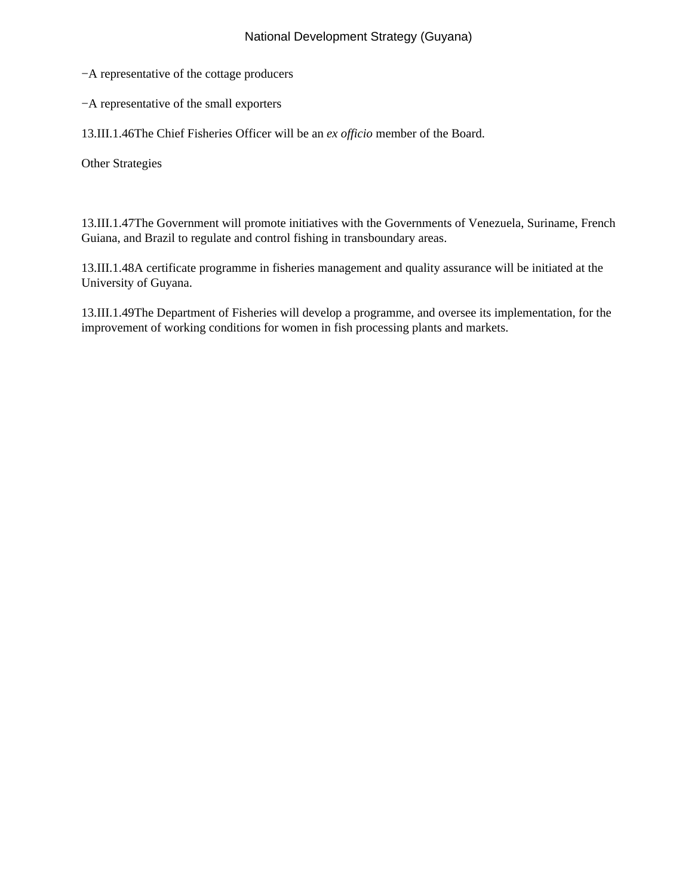−A representative of the cottage producers

−A representative of the small exporters

13.III.1.46The Chief Fisheries Officer will be an *ex officio* member of the Board.

Other Strategies

13.III.1.47The Government will promote initiatives with the Governments of Venezuela, Suriname, French Guiana, and Brazil to regulate and control fishing in transboundary areas.

13.III.1.48A certificate programme in fisheries management and quality assurance will be initiated at the University of Guyana.

13.III.1.49The Department of Fisheries will develop a programme, and oversee its implementation, for the improvement of working conditions for women in fish processing plants and markets.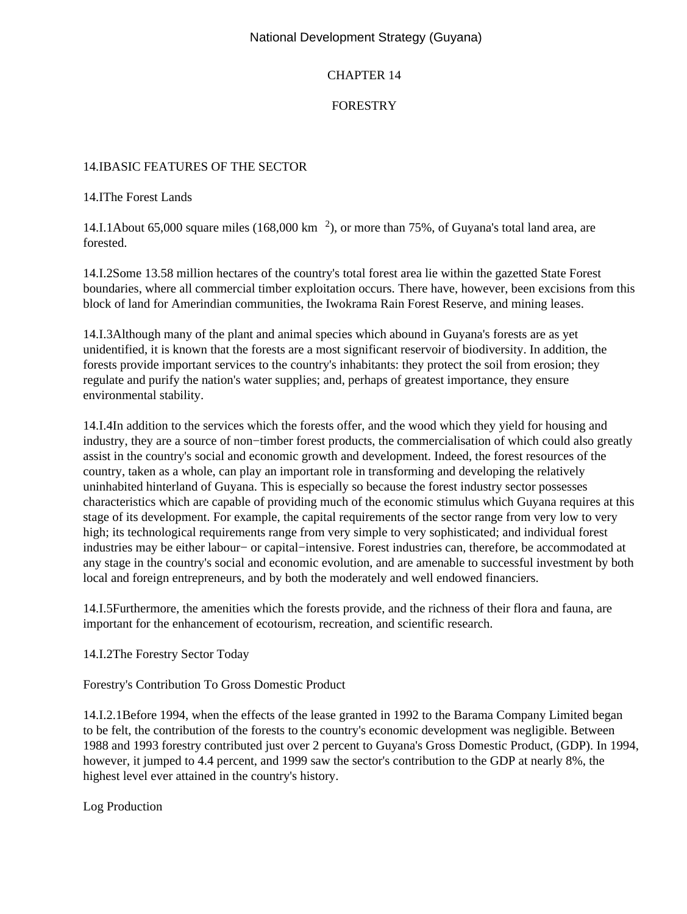# CHAPTER 14

# FORESTRY

## 14.IBASIC FEATURES OF THE SECTOR

### 14.IThe Forest Lands

14.I.1About 65,000 square miles (168,000 km $^2$), or more than 75%, of Guyana's total land area, are forested.

14.I.2Some 13.58 million hectares of the country's total forest area lie within the gazetted State Forest boundaries, where all commercial timber exploitation occurs. There have, however, been excisions from this block of land for Amerindian communities, the Iwokrama Rain Forest Reserve, and mining leases.

14.I.3Although many of the plant and animal species which abound in Guyana's forests are as yet unidentified, it is known that the forests are a most significant reservoir of biodiversity. In addition, the forests provide important services to the country's inhabitants: they protect the soil from erosion; they regulate and purify the nation's water supplies; and, perhaps of greatest importance, they ensure environmental stability.

14.I.4In addition to the services which the forests offer, and the wood which they yield for housing and industry, they are a source of non−timber forest products, the commercialisation of which could also greatly assist in the country's social and economic growth and development. Indeed, the forest resources of the country, taken as a whole, can play an important role in transforming and developing the relatively uninhabited hinterland of Guyana. This is especially so because the forest industry sector possesses characteristics which are capable of providing much of the economic stimulus which Guyana requires at this stage of its development. For example, the capital requirements of the sector range from very low to very high; its technological requirements range from very simple to very sophisticated; and individual forest industries may be either labour− or capital−intensive. Forest industries can, therefore, be accommodated at any stage in the country's social and economic evolution, and are amenable to successful investment by both local and foreign entrepreneurs, and by both the moderately and well endowed financiers.

14.I.5Furthermore, the amenities which the forests provide, and the richness of their flora and fauna, are important for the enhancement of ecotourism, recreation, and scientific research.

### 14.I.2The Forestry Sector Today

#### Forestry's Contribution To Gross Domestic Product

14.I.2.1Before 1994, when the effects of the lease granted in 1992 to the Barama Company Limited began to be felt, the contribution of the forests to the country's economic development was negligible. Between 1988 and 1993 forestry contributed just over 2 percent to Guyana's Gross Domestic Product, (GDP). In 1994, however, it jumped to 4.4 percent, and 1999 saw the sector's contribution to the GDP at nearly 8%, the highest level ever attained in the country's history.

#### Log Production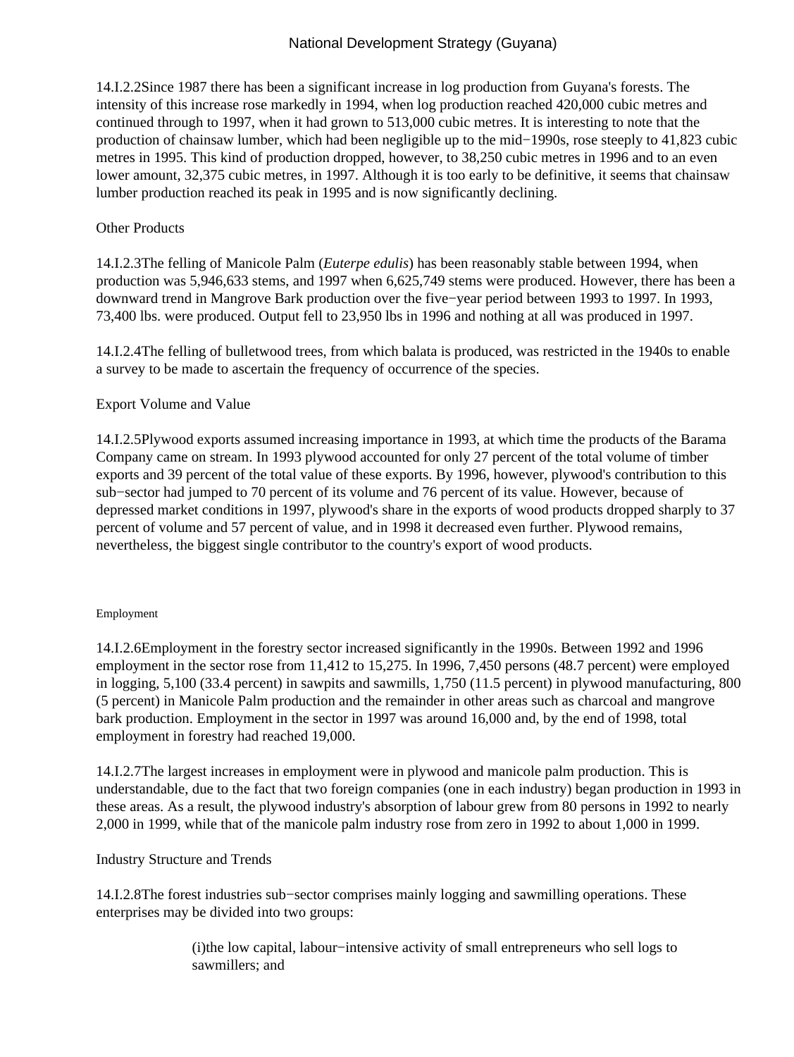14.I.2.2Since 1987 there has been a significant increase in log production from Guyana's forests. The intensity of this increase rose markedly in 1994, when log production reached 420,000 cubic metres and continued through to 1997, when it had grown to 513,000 cubic metres. It is interesting to note that the production of chainsaw lumber, which had been negligible up to the mid−1990s, rose steeply to 41,823 cubic metres in 1995. This kind of production dropped, however, to 38,250 cubic metres in 1996 and to an even lower amount, 32,375 cubic metres, in 1997. Although it is too early to be definitive, it seems that chainsaw lumber production reached its peak in 1995 and is now significantly declining.

Other Products

14.I.2.3The felling of Manicole Palm (*Euterpe edulis*) has been reasonably stable between 1994, when production was 5,946,633 stems, and 1997 when 6,625,749 stems were produced. However, there has been a downward trend in Mangrove Bark production over the five−year period between 1993 to 1997. In 1993, 73,400 lbs. were produced. Output fell to 23,950 lbs in 1996 and nothing at all was produced in 1997.

14.I.2.4The felling of bulletwood trees, from which balata is produced, was restricted in the 1940s to enable a survey to be made to ascertain the frequency of occurrence of the species.

Export Volume and Value

14.I.2.5Plywood exports assumed increasing importance in 1993, at which time the products of the Barama Company came on stream. In 1993 plywood accounted for only 27 percent of the total volume of timber exports and 39 percent of the total value of these exports. By 1996, however, plywood's contribution to this sub−sector had jumped to 70 percent of its volume and 76 percent of its value. However, because of depressed market conditions in 1997, plywood's share in the exports of wood products dropped sharply to 37 percent of volume and 57 percent of value, and in 1998 it decreased even further. Plywood remains, nevertheless, the biggest single contributor to the country's export of wood products.

Employment

14.I.2.6Employment in the forestry sector increased significantly in the 1990s. Between 1992 and 1996 employment in the sector rose from 11,412 to 15,275. In 1996, 7,450 persons (48.7 percent) were employed in logging, 5,100 (33.4 percent) in sawpits and sawmills, 1,750 (11.5 percent) in plywood manufacturing, 800 (5 percent) in Manicole Palm production and the remainder in other areas such as charcoal and mangrove bark production. Employment in the sector in 1997 was around 16,000 and, by the end of 1998, total employment in forestry had reached 19,000.

14.I.2.7The largest increases in employment were in plywood and manicole palm production. This is understandable, due to the fact that two foreign companies (one in each industry) began production in 1993 in these areas. As a result, the plywood industry's absorption of labour grew from 80 persons in 1992 to nearly 2,000 in 1999, while that of the manicole palm industry rose from zero in 1992 to about 1,000 in 1999.

Industry Structure and Trends

14.I.2.8The forest industries sub−sector comprises mainly logging and sawmilling operations. These enterprises may be divided into two groups:

(i)the low capital, labour−intensive activity of small entrepreneurs who sell logs to sawmillers; and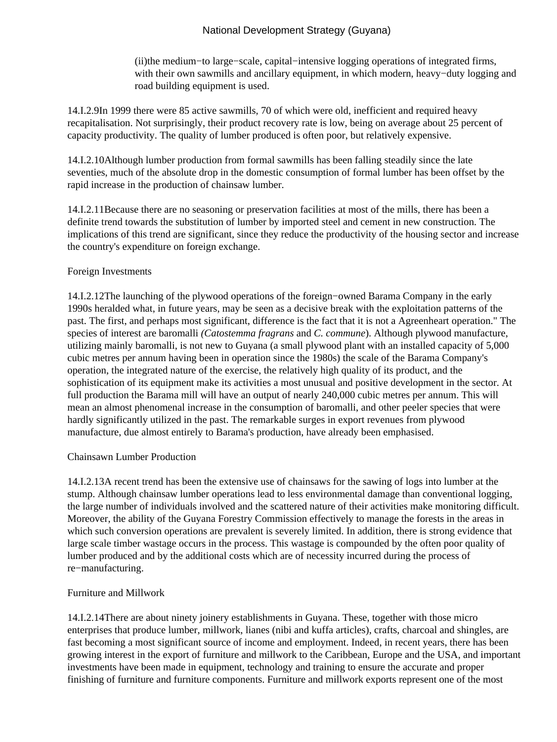(ii)the medium−to large−scale, capital−intensive logging operations of integrated firms, with their own sawmills and ancillary equipment, in which modern, heavy−duty logging and road building equipment is used.

14.I.2.9In 1999 there were 85 active sawmills, 70 of which were old, inefficient and required heavy recapitalisation. Not surprisingly, their product recovery rate is low, being on average about 25 percent of capacity productivity. The quality of lumber produced is often poor, but relatively expensive.

14.I.2.10Although lumber production from formal sawmills has been falling steadily since the late seventies, much of the absolute drop in the domestic consumption of formal lumber has been offset by the rapid increase in the production of chainsaw lumber.

14.I.2.11Because there are no seasoning or preservation facilities at most of the mills, there has been a definite trend towards the substitution of lumber by imported steel and cement in new construction. The implications of this trend are significant, since they reduce the productivity of the housing sector and increase the country's expenditure on foreign exchange.

Foreign Investments

14.I.2.12The launching of the plywood operations of the foreign−owned Barama Company in the early 1990s heralded what, in future years, may be seen as a decisive break with the exploitation patterns of the past. The first, and perhaps most significant, difference is the fact that it is not a Agreenheart operation." The species of interest are baromalli *(Catostemma fragrans* and *C. commune*). Although plywood manufacture, utilizing mainly baromalli, is not new to Guyana (a small plywood plant with an installed capacity of 5,000 cubic metres per annum having been in operation since the 1980s) the scale of the Barama Company's operation, the integrated nature of the exercise, the relatively high quality of its product, and the sophistication of its equipment make its activities a most unusual and positive development in the sector. At full production the Barama mill will have an output of nearly 240,000 cubic metres per annum. This will mean an almost phenomenal increase in the consumption of baromalli, and other peeler species that were hardly significantly utilized in the past. The remarkable surges in export revenues from plywood manufacture, due almost entirely to Barama's production, have already been emphasised.

Chainsawn Lumber Production

14.I.2.13A recent trend has been the extensive use of chainsaws for the sawing of logs into lumber at the stump. Although chainsaw lumber operations lead to less environmental damage than conventional logging, the large number of individuals involved and the scattered nature of their activities make monitoring difficult. Moreover, the ability of the Guyana Forestry Commission effectively to manage the forests in the areas in which such conversion operations are prevalent is severely limited. In addition, there is strong evidence that large scale timber wastage occurs in the process. This wastage is compounded by the often poor quality of lumber produced and by the additional costs which are of necessity incurred during the process of re−manufacturing.

Furniture and Millwork

14.I.2.14There are about ninety joinery establishments in Guyana. These, together with those micro enterprises that produce lumber, millwork, lianes (nibi and kuffa articles), crafts, charcoal and shingles, are fast becoming a most significant source of income and employment. Indeed, in recent years, there has been growing interest in the export of furniture and millwork to the Caribbean, Europe and the USA, and important investments have been made in equipment, technology and training to ensure the accurate and proper finishing of furniture and furniture components. Furniture and millwork exports represent one of the most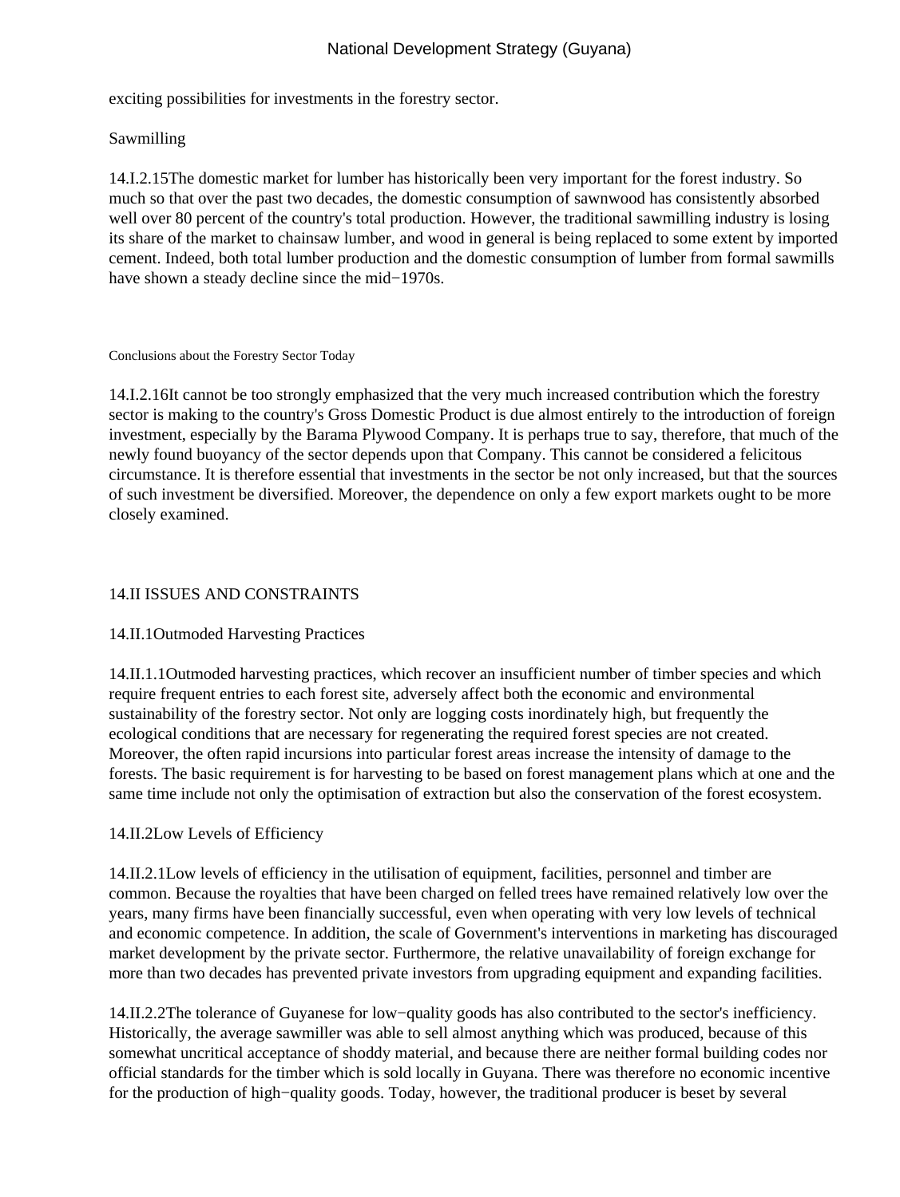exciting possibilities for investments in the forestry sector.

Sawmilling

14.I.2.15The domestic market for lumber has historically been very important for the forest industry. So much so that over the past two decades, the domestic consumption of sawnwood has consistently absorbed well over 80 percent of the country's total production. However, the traditional sawmilling industry is losing its share of the market to chainsaw lumber, and wood in general is being replaced to some extent by imported cement. Indeed, both total lumber production and the domestic consumption of lumber from formal sawmills have shown a steady decline since the mid−1970s.

Conclusions about the Forestry Sector Today

14.I.2.16It cannot be too strongly emphasized that the very much increased contribution which the forestry sector is making to the country's Gross Domestic Product is due almost entirely to the introduction of foreign investment, especially by the Barama Plywood Company. It is perhaps true to say, therefore, that much of the newly found buoyancy of the sector depends upon that Company. This cannot be considered a felicitous circumstance. It is therefore essential that investments in the sector be not only increased, but that the sources of such investment be diversified. Moreover, the dependence on only a few export markets ought to be more closely examined.

## 14.II ISSUES AND CONSTRAINTS

### 14.II.1Outmoded Harvesting Practices

14.II.1.1Outmoded harvesting practices, which recover an insufficient number of timber species and which require frequent entries to each forest site, adversely affect both the economic and environmental sustainability of the forestry sector. Not only are logging costs inordinately high, but frequently the ecological conditions that are necessary for regenerating the required forest species are not created. Moreover, the often rapid incursions into particular forest areas increase the intensity of damage to the forests. The basic requirement is for harvesting to be based on forest management plans which at one and the same time include not only the optimisation of extraction but also the conservation of the forest ecosystem.

### 14.II.2Low Levels of Efficiency

14.II.2.1Low levels of efficiency in the utilisation of equipment, facilities, personnel and timber are common. Because the royalties that have been charged on felled trees have remained relatively low over the years, many firms have been financially successful, even when operating with very low levels of technical and economic competence. In addition, the scale of Government's interventions in marketing has discouraged market development by the private sector. Furthermore, the relative unavailability of foreign exchange for more than two decades has prevented private investors from upgrading equipment and expanding facilities.

14.II.2.2The tolerance of Guyanese for low−quality goods has also contributed to the sector's inefficiency. Historically, the average sawmiller was able to sell almost anything which was produced, because of this somewhat uncritical acceptance of shoddy material, and because there are neither formal building codes nor official standards for the timber which is sold locally in Guyana. There was therefore no economic incentive for the production of high−quality goods. Today, however, the traditional producer is beset by several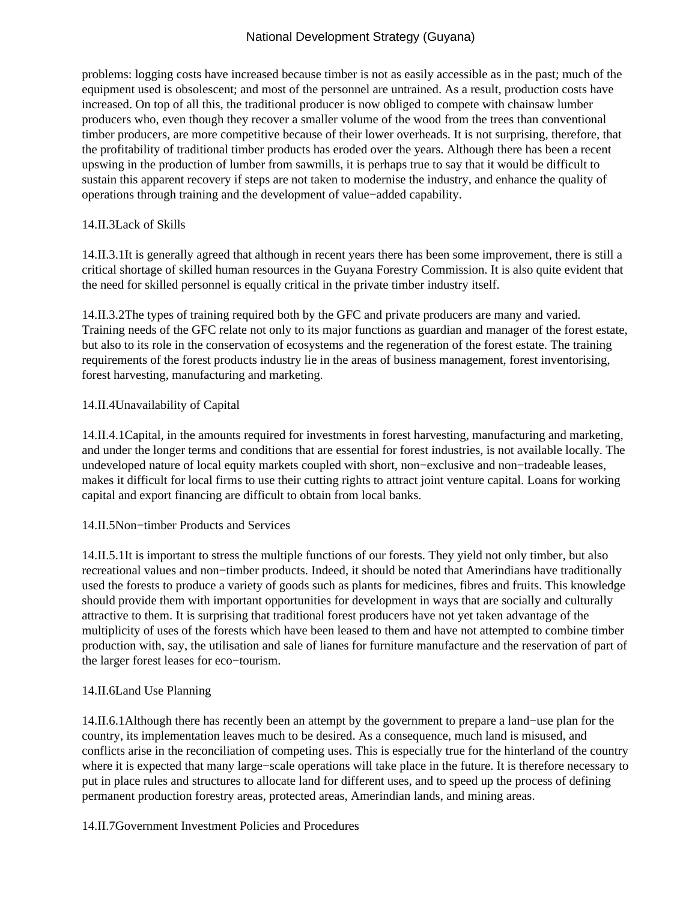problems: logging costs have increased because timber is not as easily accessible as in the past; much of the equipment used is obsolescent; and most of the personnel are untrained. As a result, production costs have increased. On top of all this, the traditional producer is now obliged to compete with chainsaw lumber producers who, even though they recover a smaller volume of the wood from the trees than conventional timber producers, are more competitive because of their lower overheads. It is not surprising, therefore, that the profitability of traditional timber products has eroded over the years. Although there has been a recent upswing in the production of lumber from sawmills, it is perhaps true to say that it would be difficult to sustain this apparent recovery if steps are not taken to modernise the industry, and enhance the quality of operations through training and the development of value−added capability.

14.II.3Lack of Skills

14.II.3.1It is generally agreed that although in recent years there has been some improvement, there is still a critical shortage of skilled human resources in the Guyana Forestry Commission. It is also quite evident that the need for skilled personnel is equally critical in the private timber industry itself.

14.II.3.2The types of training required both by the GFC and private producers are many and varied. Training needs of the GFC relate not only to its major functions as guardian and manager of the forest estate, but also to its role in the conservation of ecosystems and the regeneration of the forest estate. The training requirements of the forest products industry lie in the areas of business management, forest inventorising, forest harvesting, manufacturing and marketing.

14.II.4Unavailability of Capital

14.II.4.1Capital, in the amounts required for investments in forest harvesting, manufacturing and marketing, and under the longer terms and conditions that are essential for forest industries, is not available locally. The undeveloped nature of local equity markets coupled with short, non−exclusive and non−tradeable leases, makes it difficult for local firms to use their cutting rights to attract joint venture capital. Loans for working capital and export financing are difficult to obtain from local banks.

14.II.5Non−timber Products and Services

14.II.5.1It is important to stress the multiple functions of our forests. They yield not only timber, but also recreational values and non−timber products. Indeed, it should be noted that Amerindians have traditionally used the forests to produce a variety of goods such as plants for medicines, fibres and fruits. This knowledge should provide them with important opportunities for development in ways that are socially and culturally attractive to them. It is surprising that traditional forest producers have not yet taken advantage of the multiplicity of uses of the forests which have been leased to them and have not attempted to combine timber production with, say, the utilisation and sale of lianes for furniture manufacture and the reservation of part of the larger forest leases for eco−tourism.

14.II.6Land Use Planning

14.II.6.1Although there has recently been an attempt by the government to prepare a land−use plan for the country, its implementation leaves much to be desired. As a consequence, much land is misused, and conflicts arise in the reconciliation of competing uses. This is especially true for the hinterland of the country where it is expected that many large−scale operations will take place in the future. It is therefore necessary to put in place rules and structures to allocate land for different uses, and to speed up the process of defining permanent production forestry areas, protected areas, Amerindian lands, and mining areas.

14.II.7Government Investment Policies and Procedures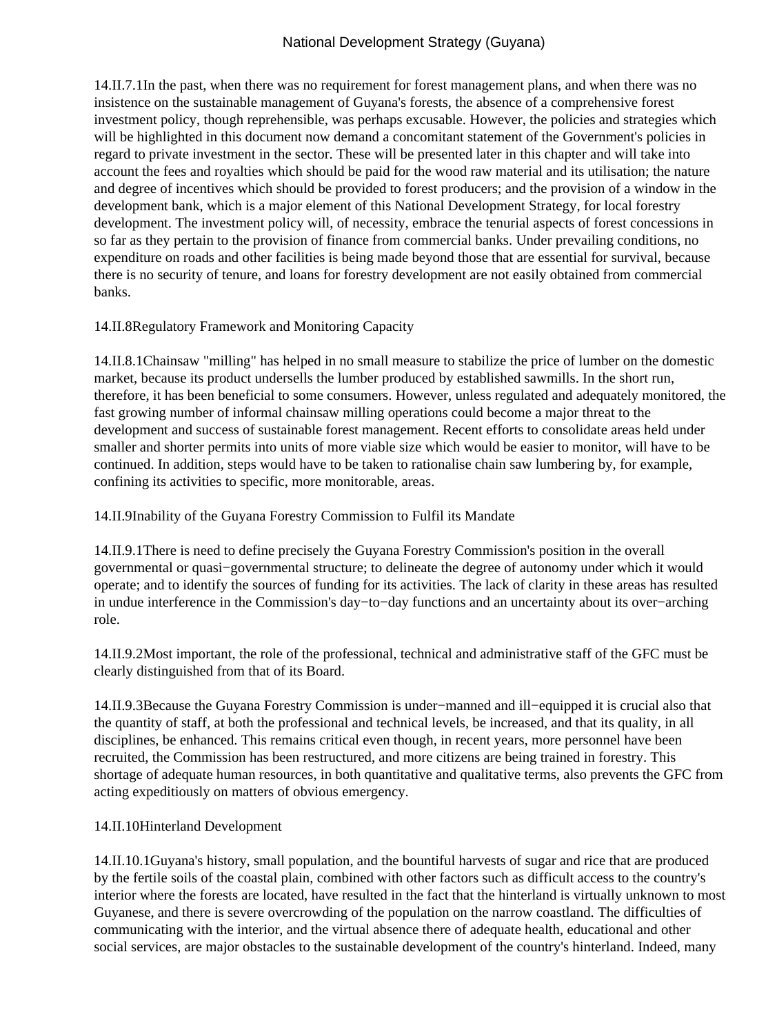14.II.7.1In the past, when there was no requirement for forest management plans, and when there was no insistence on the sustainable management of Guyana's forests, the absence of a comprehensive forest investment policy, though reprehensible, was perhaps excusable. However, the policies and strategies which will be highlighted in this document now demand a concomitant statement of the Government's policies in regard to private investment in the sector. These will be presented later in this chapter and will take into account the fees and royalties which should be paid for the wood raw material and its utilisation; the nature and degree of incentives which should be provided to forest producers; and the provision of a window in the development bank, which is a major element of this National Development Strategy, for local forestry development. The investment policy will, of necessity, embrace the tenurial aspects of forest concessions in so far as they pertain to the provision of finance from commercial banks. Under prevailing conditions, no expenditure on roads and other facilities is being made beyond those that are essential for survival, because there is no security of tenure, and loans for forestry development are not easily obtained from commercial banks.

14.II.8Regulatory Framework and Monitoring Capacity

14.II.8.1Chainsaw "milling" has helped in no small measure to stabilize the price of lumber on the domestic market, because its product undersells the lumber produced by established sawmills. In the short run, therefore, it has been beneficial to some consumers. However, unless regulated and adequately monitored, the fast growing number of informal chainsaw milling operations could become a major threat to the development and success of sustainable forest management. Recent efforts to consolidate areas held under smaller and shorter permits into units of more viable size which would be easier to monitor, will have to be continued. In addition, steps would have to be taken to rationalise chain saw lumbering by, for example, confining its activities to specific, more monitorable, areas.

14.II.9Inability of the Guyana Forestry Commission to Fulfil its Mandate

14.II.9.1There is need to define precisely the Guyana Forestry Commission's position in the overall governmental or quasi−governmental structure; to delineate the degree of autonomy under which it would operate; and to identify the sources of funding for its activities. The lack of clarity in these areas has resulted in undue interference in the Commission's day−to−day functions and an uncertainty about its over−arching role.

14.II.9.2Most important, the role of the professional, technical and administrative staff of the GFC must be clearly distinguished from that of its Board.

14.II.9.3Because the Guyana Forestry Commission is under−manned and ill−equipped it is crucial also that the quantity of staff, at both the professional and technical levels, be increased, and that its quality, in all disciplines, be enhanced. This remains critical even though, in recent years, more personnel have been recruited, the Commission has been restructured, and more citizens are being trained in forestry. This shortage of adequate human resources, in both quantitative and qualitative terms, also prevents the GFC from acting expeditiously on matters of obvious emergency.

14.II.10Hinterland Development

14.II.10.1Guyana's history, small population, and the bountiful harvests of sugar and rice that are produced by the fertile soils of the coastal plain, combined with other factors such as difficult access to the country's interior where the forests are located, have resulted in the fact that the hinterland is virtually unknown to most Guyanese, and there is severe overcrowding of the population on the narrow coastland. The difficulties of communicating with the interior, and the virtual absence there of adequate health, educational and other social services, are major obstacles to the sustainable development of the country's hinterland. Indeed, many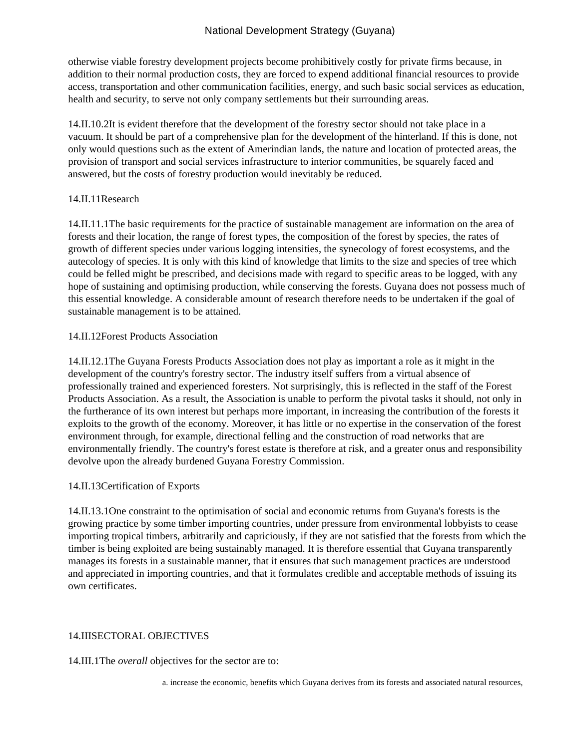otherwise viable forestry development projects become prohibitively costly for private firms because, in addition to their normal production costs, they are forced to expend additional financial resources to provide access, transportation and other communication facilities, energy, and such basic social services as education, health and security, to serve not only company settlements but their surrounding areas.

14.II.10.2It is evident therefore that the development of the forestry sector should not take place in a vacuum. It should be part of a comprehensive plan for the development of the hinterland. If this is done, not only would questions such as the extent of Amerindian lands, the nature and location of protected areas, the provision of transport and social services infrastructure to interior communities, be squarely faced and answered, but the costs of forestry production would inevitably be reduced.

14.II.11Research

14.II.11.1The basic requirements for the practice of sustainable management are information on the area of forests and their location, the range of forest types, the composition of the forest by species, the rates of growth of different species under various logging intensities, the synecology of forest ecosystems, and the autecology of species. It is only with this kind of knowledge that limits to the size and species of tree which could be felled might be prescribed, and decisions made with regard to specific areas to be logged, with any hope of sustaining and optimising production, while conserving the forests. Guyana does not possess much of this essential knowledge. A considerable amount of research therefore needs to be undertaken if the goal of sustainable management is to be attained.

14.II.12Forest Products Association

14.II.12.1The Guyana Forests Products Association does not play as important a role as it might in the development of the country's forestry sector. The industry itself suffers from a virtual absence of professionally trained and experienced foresters. Not surprisingly, this is reflected in the staff of the Forest Products Association. As a result, the Association is unable to perform the pivotal tasks it should, not only in the furtherance of its own interest but perhaps more important, in increasing the contribution of the forests it exploits to the growth of the economy. Moreover, it has little or no expertise in the conservation of the forest environment through, for example, directional felling and the construction of road networks that are environmentally friendly. The country's forest estate is therefore at risk, and a greater onus and responsibility devolve upon the already burdened Guyana Forestry Commission.

14.II.13Certification of Exports

14.II.13.1One constraint to the optimisation of social and economic returns from Guyana's forests is the growing practice by some timber importing countries, under pressure from environmental lobbyists to cease importing tropical timbers, arbitrarily and capriciously, if they are not satisfied that the forests from which the timber is being exploited are being sustainably managed. It is therefore essential that Guyana transparently manages its forests in a sustainable manner, that it ensures that such management practices are understood and appreciated in importing countries, and that it formulates credible and acceptable methods of issuing its own certificates.

14.IIISECTORAL OBJECTIVES

14.III.1The *overall* objectives for the sector are to:

a. increase the economic, benefits which Guyana derives from its forests and associated natural resources,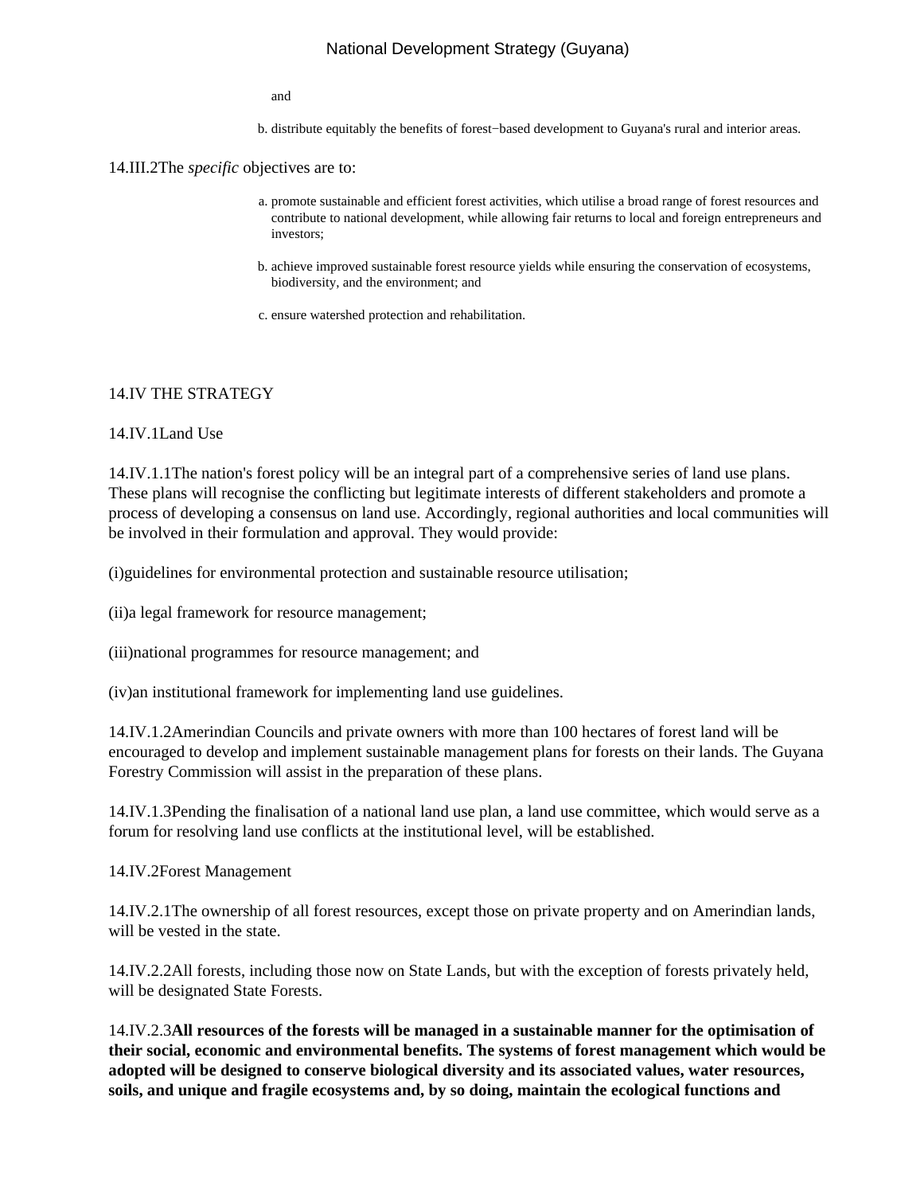and

b. distribute equitably the benefits of forest−based development to Guyana's rural and interior areas.

14.III.2The *specific* objectives are to:

a. promote sustainable and efficient forest activities, which utilise a broad range of forest resources and contribute to national development, while allowing fair returns to local and foreign entrepreneurs and investors;

b. achieve improved sustainable forest resource yields while ensuring the conservation of ecosystems, biodiversity, and the environment; and

c. ensure watershed protection and rehabilitation.

## 14.IV THE STRATEGY

### 14.IV.1Land Use

14.IV.1.1The nation's forest policy will be an integral part of a comprehensive series of land use plans. These plans will recognise the conflicting but legitimate interests of different stakeholders and promote a process of developing a consensus on land use. Accordingly, regional authorities and local communities will be involved in their formulation and approval. They would provide:

(i)guidelines for environmental protection and sustainable resource utilisation;

(ii)a legal framework for resource management;

(iii)national programmes for resource management; and

(iv)an institutional framework for implementing land use guidelines.

14.IV.1.2Amerindian Councils and private owners with more than 100 hectares of forest land will be encouraged to develop and implement sustainable management plans for forests on their lands. The Guyana Forestry Commission will assist in the preparation of these plans.

14.IV.1.3Pending the finalisation of a national land use plan, a land use committee, which would serve as a forum for resolving land use conflicts at the institutional level, will be established.

### 14.IV.2Forest Management

14.IV.2.1The ownership of all forest resources, except those on private property and on Amerindian lands, will be vested in the state.

14.IV.2.2All forests, including those now on State Lands, but with the exception of forests privately held, will be designated State Forests.

14.IV.2.3**All resources of the forests will be managed in a sustainable manner for the optimisation of their social, economic and environmental benefits. The systems of forest management which would be adopted will be designed to conserve biological diversity and its associated values, water resources, soils, and unique and fragile ecosystems and, by so doing, maintain the ecological functions and**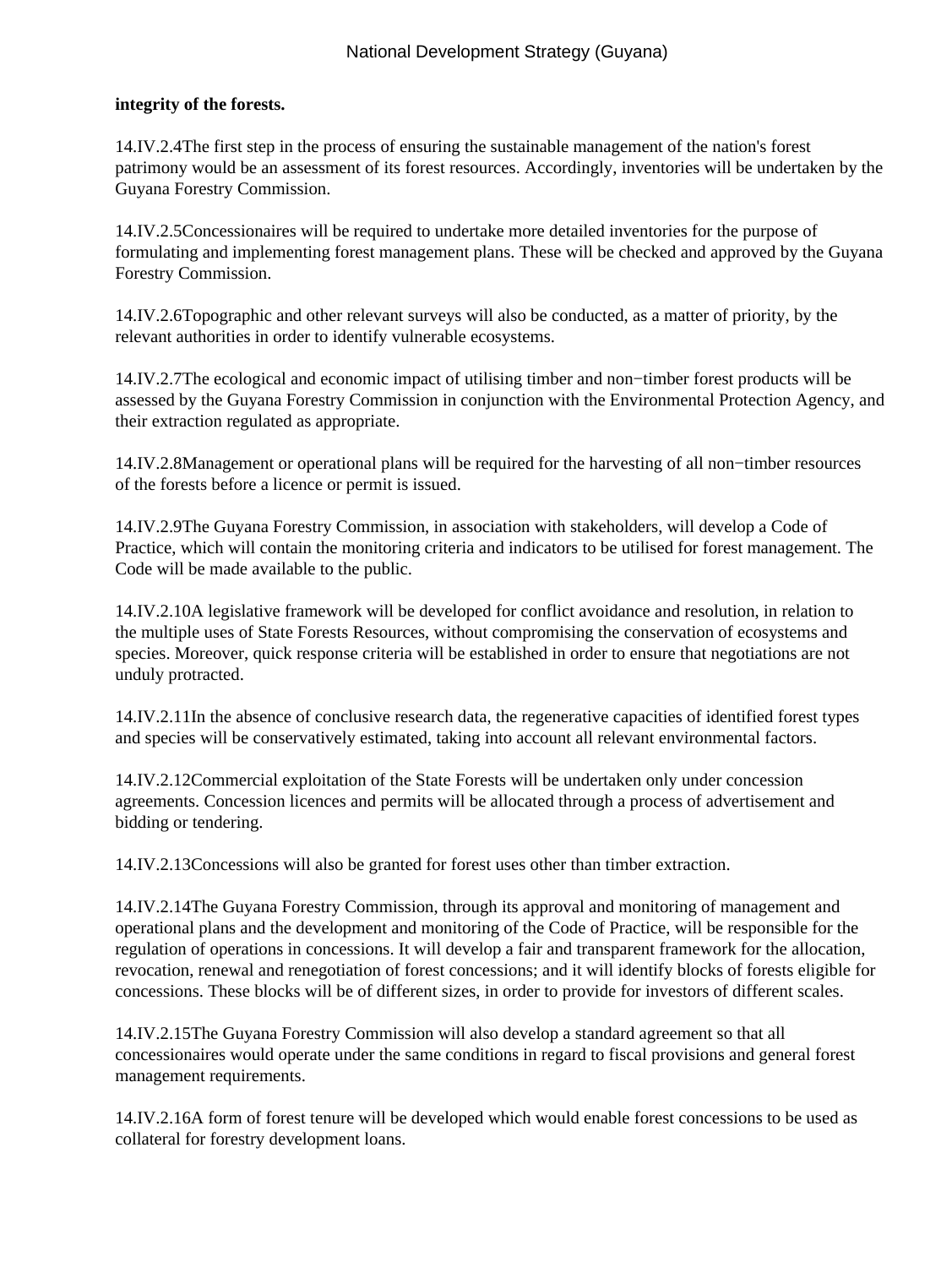**integrity of the forests.**

14.IV.2.4The first step in the process of ensuring the sustainable management of the nation's forest patrimony would be an assessment of its forest resources. Accordingly, inventories will be undertaken by the Guyana Forestry Commission.

14.IV.2.5Concessionaires will be required to undertake more detailed inventories for the purpose of formulating and implementing forest management plans. These will be checked and approved by the Guyana Forestry Commission.

14.IV.2.6Topographic and other relevant surveys will also be conducted, as a matter of priority, by the relevant authorities in order to identify vulnerable ecosystems.

14.IV.2.7The ecological and economic impact of utilising timber and non−timber forest products will be assessed by the Guyana Forestry Commission in conjunction with the Environmental Protection Agency, and their extraction regulated as appropriate.

14.IV.2.8Management or operational plans will be required for the harvesting of all non−timber resources of the forests before a licence or permit is issued.

14.IV.2.9The Guyana Forestry Commission, in association with stakeholders, will develop a Code of Practice, which will contain the monitoring criteria and indicators to be utilised for forest management. The Code will be made available to the public.

14.IV.2.10A legislative framework will be developed for conflict avoidance and resolution, in relation to the multiple uses of State Forests Resources, without compromising the conservation of ecosystems and species. Moreover, quick response criteria will be established in order to ensure that negotiations are not unduly protracted.

14.IV.2.11In the absence of conclusive research data, the regenerative capacities of identified forest types and species will be conservatively estimated, taking into account all relevant environmental factors.

14.IV.2.12Commercial exploitation of the State Forests will be undertaken only under concession agreements. Concession licences and permits will be allocated through a process of advertisement and bidding or tendering.

14.IV.2.13Concessions will also be granted for forest uses other than timber extraction.

14.IV.2.14The Guyana Forestry Commission, through its approval and monitoring of management and operational plans and the development and monitoring of the Code of Practice, will be responsible for the regulation of operations in concessions. It will develop a fair and transparent framework for the allocation, revocation, renewal and renegotiation of forest concessions; and it will identify blocks of forests eligible for concessions. These blocks will be of different sizes, in order to provide for investors of different scales.

14.IV.2.15The Guyana Forestry Commission will also develop a standard agreement so that all concessionaires would operate under the same conditions in regard to fiscal provisions and general forest management requirements.

14.IV.2.16A form of forest tenure will be developed which would enable forest concessions to be used as collateral for forestry development loans.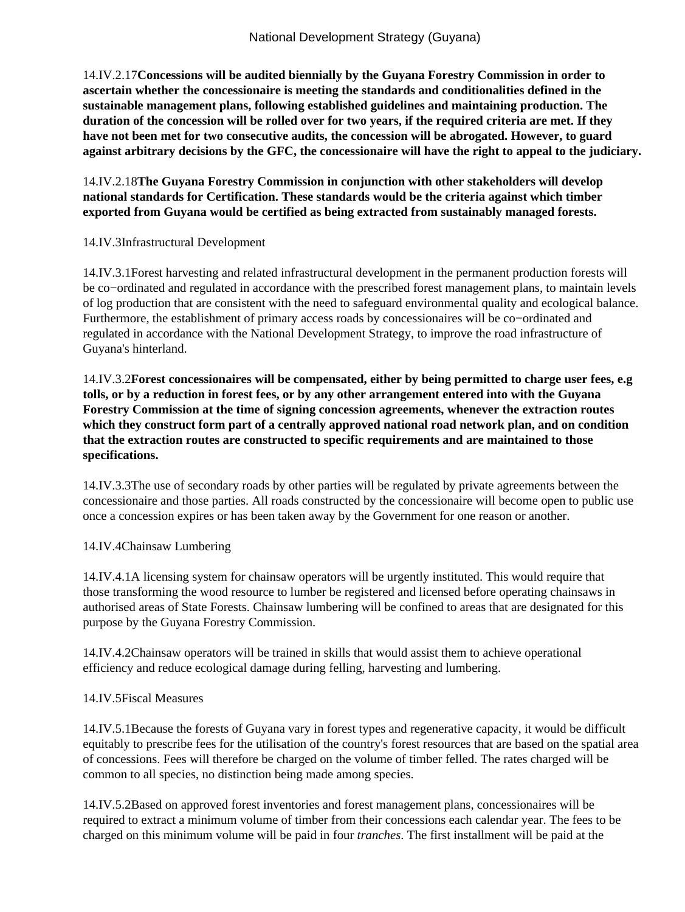14.IV.2.17**Concessions will be audited biennially by the Guyana Forestry Commission in order to ascertain whether the concessionaire is meeting the standards and conditionalities defined in the sustainable management plans, following established guidelines and maintaining production. The duration of the concession will be rolled over for two years, if the required criteria are met. If they have not been met for two consecutive audits, the concession will be abrogated. However, to guard against arbitrary decisions by the GFC, the concessionaire will have the right to appeal to the judiciary.**

14.IV.2.18**The Guyana Forestry Commission in conjunction with other stakeholders will develop national standards for Certification. These standards would be the criteria against which timber exported from Guyana would be certified as being extracted from sustainably managed forests.**

14.IV.3Infrastructural Development

14.IV.3.1Forest harvesting and related infrastructural development in the permanent production forests will be co−ordinated and regulated in accordance with the prescribed forest management plans, to maintain levels of log production that are consistent with the need to safeguard environmental quality and ecological balance. Furthermore, the establishment of primary access roads by concessionaires will be co−ordinated and regulated in accordance with the National Development Strategy, to improve the road infrastructure of Guyana's hinterland.

14.IV.3.2**Forest concessionaires will be compensated, either by being permitted to charge user fees, e.g tolls, or by a reduction in forest fees, or by any other arrangement entered into with the Guyana Forestry Commission at the time of signing concession agreements, whenever the extraction routes which they construct form part of a centrally approved national road network plan, and on condition that the extraction routes are constructed to specific requirements and are maintained to those specifications.**

14.IV.3.3The use of secondary roads by other parties will be regulated by private agreements between the concessionaire and those parties. All roads constructed by the concessionaire will become open to public use once a concession expires or has been taken away by the Government for one reason or another.

14.IV.4Chainsaw Lumbering

14.IV.4.1A licensing system for chainsaw operators will be urgently instituted. This would require that those transforming the wood resource to lumber be registered and licensed before operating chainsaws in authorised areas of State Forests. Chainsaw lumbering will be confined to areas that are designated for this purpose by the Guyana Forestry Commission.

14.IV.4.2Chainsaw operators will be trained in skills that would assist them to achieve operational efficiency and reduce ecological damage during felling, harvesting and lumbering.

14.IV.5Fiscal Measures

14.IV.5.1Because the forests of Guyana vary in forest types and regenerative capacity, it would be difficult equitably to prescribe fees for the utilisation of the country's forest resources that are based on the spatial area of concessions. Fees will therefore be charged on the volume of timber felled. The rates charged will be common to all species, no distinction being made among species.

14.IV.5.2Based on approved forest inventories and forest management plans, concessionaires will be required to extract a minimum volume of timber from their concessions each calendar year. The fees to be charged on this minimum volume will be paid in four *tranches*. The first installment will be paid at the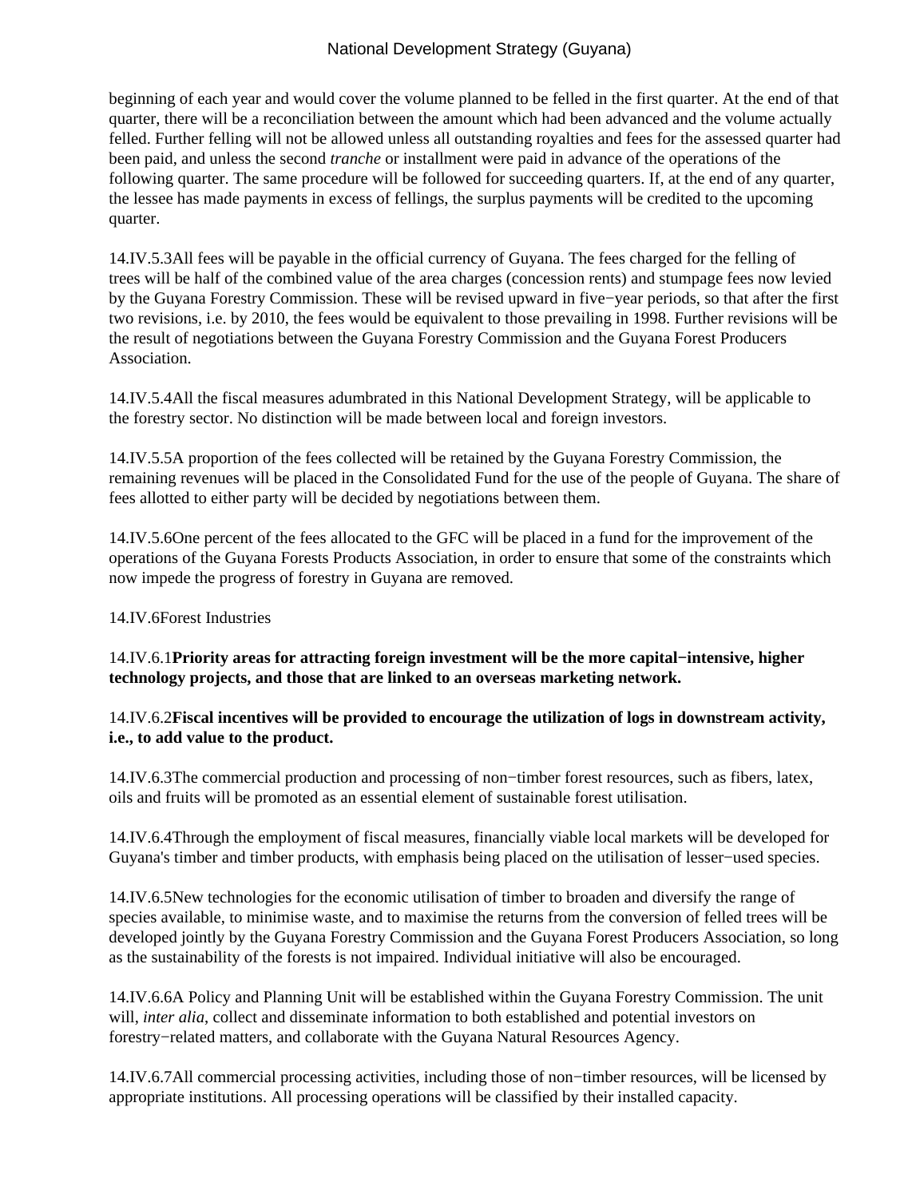beginning of each year and would cover the volume planned to be felled in the first quarter. At the end of that quarter, there will be a reconciliation between the amount which had been advanced and the volume actually felled. Further felling will not be allowed unless all outstanding royalties and fees for the assessed quarter had been paid, and unless the second *tranche* or installment were paid in advance of the operations of the following quarter. The same procedure will be followed for succeeding quarters. If, at the end of any quarter, the lessee has made payments in excess of fellings, the surplus payments will be credited to the upcoming quarter.

14.IV.5.3All fees will be payable in the official currency of Guyana. The fees charged for the felling of trees will be half of the combined value of the area charges (concession rents) and stumpage fees now levied by the Guyana Forestry Commission. These will be revised upward in five−year periods, so that after the first two revisions, i.e. by 2010, the fees would be equivalent to those prevailing in 1998. Further revisions will be the result of negotiations between the Guyana Forestry Commission and the Guyana Forest Producers Association.

14.IV.5.4All the fiscal measures adumbrated in this National Development Strategy, will be applicable to the forestry sector. No distinction will be made between local and foreign investors.

14.IV.5.5A proportion of the fees collected will be retained by the Guyana Forestry Commission, the remaining revenues will be placed in the Consolidated Fund for the use of the people of Guyana. The share of fees allotted to either party will be decided by negotiations between them.

14.IV.5.6One percent of the fees allocated to the GFC will be placed in a fund for the improvement of the operations of the Guyana Forests Products Association, in order to ensure that some of the constraints which now impede the progress of forestry in Guyana are removed.

14.IV.6Forest Industries

14.IV.6.1**Priority areas for attracting foreign investment will be the more capital−intensive, higher technology projects, and those that are linked to an overseas marketing network.**

14.IV.6.2**Fiscal incentives will be provided to encourage the utilization of logs in downstream activity, i.e., to add value to the product.**

14.IV.6.3The commercial production and processing of non−timber forest resources, such as fibers, latex, oils and fruits will be promoted as an essential element of sustainable forest utilisation.

14.IV.6.4Through the employment of fiscal measures, financially viable local markets will be developed for Guyana's timber and timber products, with emphasis being placed on the utilisation of lesser−used species.

14.IV.6.5New technologies for the economic utilisation of timber to broaden and diversify the range of species available, to minimise waste, and to maximise the returns from the conversion of felled trees will be developed jointly by the Guyana Forestry Commission and the Guyana Forest Producers Association, so long as the sustainability of the forests is not impaired. Individual initiative will also be encouraged.

14.IV.6.6A Policy and Planning Unit will be established within the Guyana Forestry Commission. The unit will, *inter alia*, collect and disseminate information to both established and potential investors on forestry−related matters, and collaborate with the Guyana Natural Resources Agency.

14.IV.6.7All commercial processing activities, including those of non−timber resources, will be licensed by appropriate institutions. All processing operations will be classified by their installed capacity.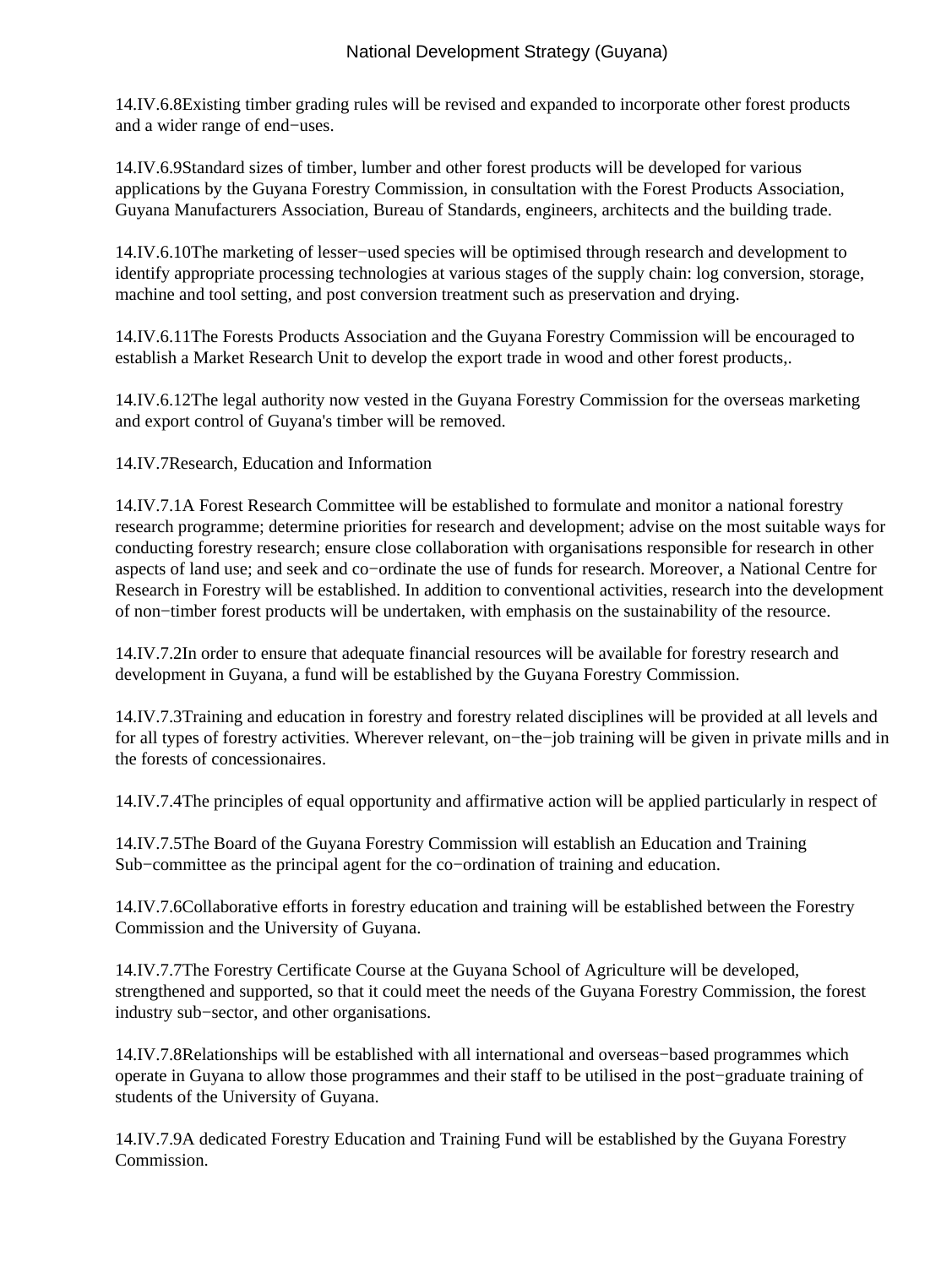14.IV.6.8Existing timber grading rules will be revised and expanded to incorporate other forest products and a wider range of end−uses.

14.IV.6.9Standard sizes of timber, lumber and other forest products will be developed for various applications by the Guyana Forestry Commission, in consultation with the Forest Products Association, Guyana Manufacturers Association, Bureau of Standards, engineers, architects and the building trade.

14.IV.6.10The marketing of lesser−used species will be optimised through research and development to identify appropriate processing technologies at various stages of the supply chain: log conversion, storage, machine and tool setting, and post conversion treatment such as preservation and drying.

14.IV.6.11The Forests Products Association and the Guyana Forestry Commission will be encouraged to establish a Market Research Unit to develop the export trade in wood and other forest products,.

14.IV.6.12The legal authority now vested in the Guyana Forestry Commission for the overseas marketing and export control of Guyana's timber will be removed.

14.IV.7Research, Education and Information

14.IV.7.1A Forest Research Committee will be established to formulate and monitor a national forestry research programme; determine priorities for research and development; advise on the most suitable ways for conducting forestry research; ensure close collaboration with organisations responsible for research in other aspects of land use; and seek and co−ordinate the use of funds for research. Moreover, a National Centre for Research in Forestry will be established. In addition to conventional activities, research into the development of non−timber forest products will be undertaken, with emphasis on the sustainability of the resource.

14.IV.7.2In order to ensure that adequate financial resources will be available for forestry research and development in Guyana, a fund will be established by the Guyana Forestry Commission.

14.IV.7.3Training and education in forestry and forestry related disciplines will be provided at all levels and for all types of forestry activities. Wherever relevant, on−the−job training will be given in private mills and in the forests of concessionaires.

14.IV.7.4The principles of equal opportunity and affirmative action will be applied particularly in respect of

14.IV.7.5The Board of the Guyana Forestry Commission will establish an Education and Training Sub−committee as the principal agent for the co−ordination of training and education.

14.IV.7.6Collaborative efforts in forestry education and training will be established between the Forestry Commission and the University of Guyana.

14.IV.7.7The Forestry Certificate Course at the Guyana School of Agriculture will be developed, strengthened and supported, so that it could meet the needs of the Guyana Forestry Commission, the forest industry sub−sector, and other organisations.

14.IV.7.8Relationships will be established with all international and overseas−based programmes which operate in Guyana to allow those programmes and their staff to be utilised in the post−graduate training of students of the University of Guyana.

14.IV.7.9A dedicated Forestry Education and Training Fund will be established by the Guyana Forestry Commission.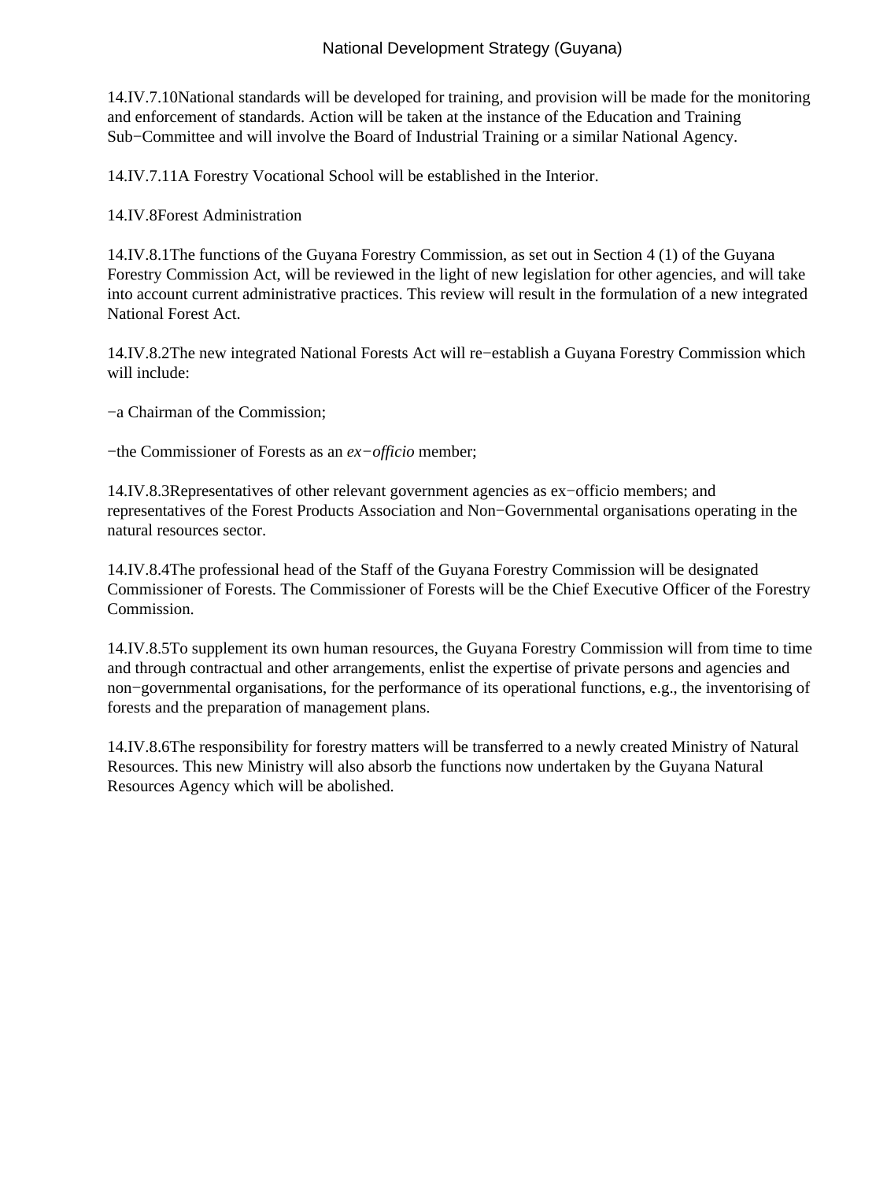14.IV.7.10National standards will be developed for training, and provision will be made for the monitoring and enforcement of standards. Action will be taken at the instance of the Education and Training Sub−Committee and will involve the Board of Industrial Training or a similar National Agency.

14.IV.7.11A Forestry Vocational School will be established in the Interior.

14.IV.8Forest Administration

14.IV.8.1The functions of the Guyana Forestry Commission, as set out in Section 4 (1) of the Guyana Forestry Commission Act, will be reviewed in the light of new legislation for other agencies, and will take into account current administrative practices. This review will result in the formulation of a new integrated National Forest Act.

14.IV.8.2The new integrated National Forests Act will re−establish a Guyana Forestry Commission which will include:

−a Chairman of the Commission;

−the Commissioner of Forests as an *ex−officio* member;

14.IV.8.3Representatives of other relevant government agencies as ex−officio members; and representatives of the Forest Products Association and Non−Governmental organisations operating in the natural resources sector.

14.IV.8.4The professional head of the Staff of the Guyana Forestry Commission will be designated Commissioner of Forests. The Commissioner of Forests will be the Chief Executive Officer of the Forestry Commission.

14.IV.8.5To supplement its own human resources, the Guyana Forestry Commission will from time to time and through contractual and other arrangements, enlist the expertise of private persons and agencies and non−governmental organisations, for the performance of its operational functions, e.g., the inventorising of forests and the preparation of management plans.

14.IV.8.6The responsibility for forestry matters will be transferred to a newly created Ministry of Natural Resources. This new Ministry will also absorb the functions now undertaken by the Guyana Natural Resources Agency which will be abolished.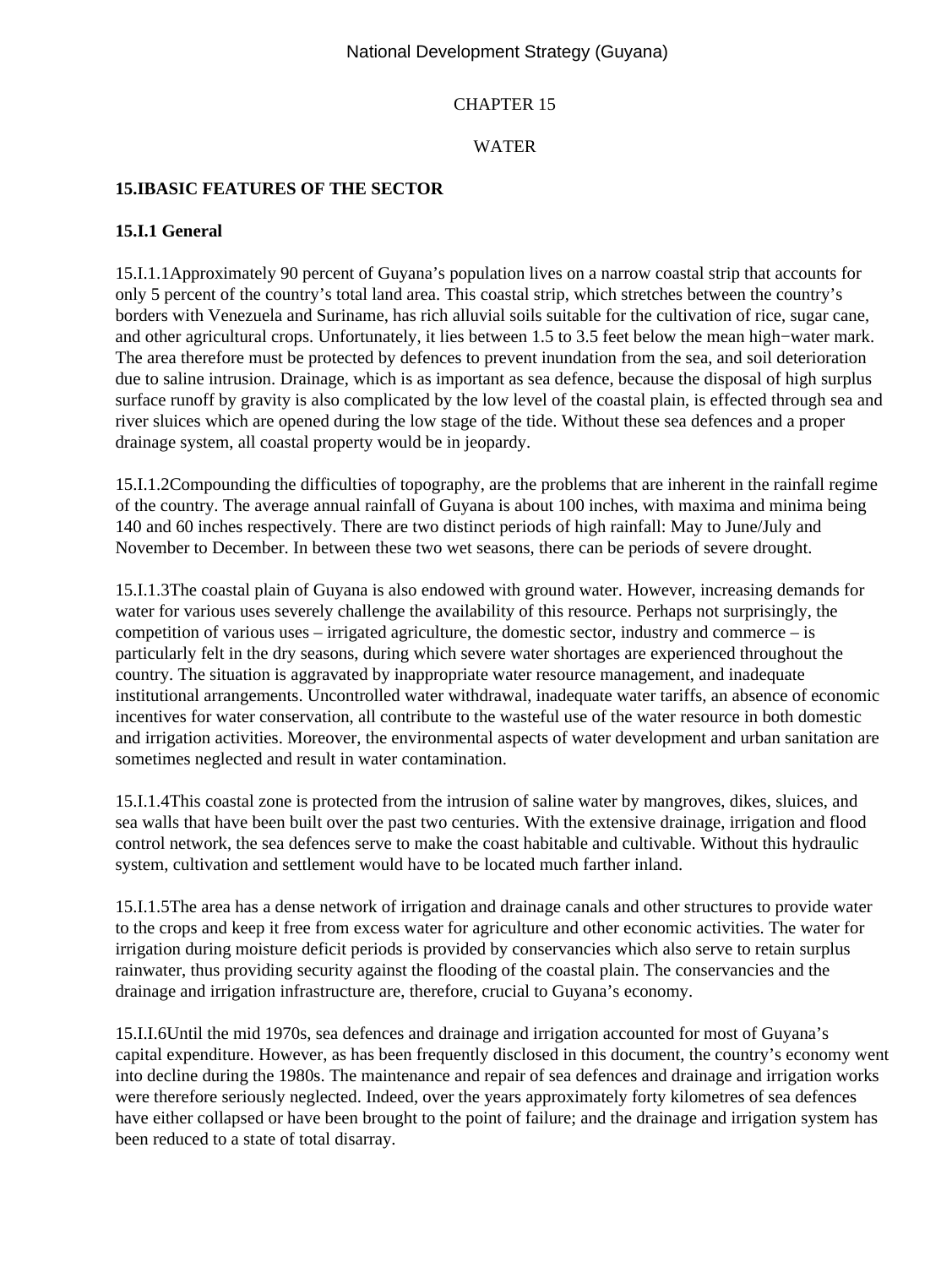# CHAPTER 15

# WATER

## 15.IBASIC FEATURES OF THE SECTOR

### 15.I.1 General

15.I.1.1Approximately 90 percent of Guyana's population lives on a narrow coastal strip that accounts for only 5 percent of the country's total land area. This coastal strip, which stretches between the country's borders with Venezuela and Suriname, has rich alluvial soils suitable for the cultivation of rice, sugar cane, and other agricultural crops. Unfortunately, it lies between 1.5 to 3.5 feet below the mean high−water mark. The area therefore must be protected by defences to prevent inundation from the sea, and soil deterioration due to saline intrusion. Drainage, which is as important as sea defence, because the disposal of high surplus surface runoff by gravity is also complicated by the low level of the coastal plain, is effected through sea and river sluices which are opened during the low stage of the tide. Without these sea defences and a proper drainage system, all coastal property would be in jeopardy.

15.I.1.2Compounding the difficulties of topography, are the problems that are inherent in the rainfall regime of the country. The average annual rainfall of Guyana is about 100 inches, with maxima and minima being 140 and 60 inches respectively. There are two distinct periods of high rainfall: May to June/July and November to December. In between these two wet seasons, there can be periods of severe drought.

15.I.1.3The coastal plain of Guyana is also endowed with ground water. However, increasing demands for water for various uses severely challenge the availability of this resource. Perhaps not surprisingly, the competition of various uses – irrigated agriculture, the domestic sector, industry and commerce – is particularly felt in the dry seasons, during which severe water shortages are experienced throughout the country. The situation is aggravated by inappropriate water resource management, and inadequate institutional arrangements. Uncontrolled water withdrawal, inadequate water tariffs, an absence of economic incentives for water conservation, all contribute to the wasteful use of the water resource in both domestic and irrigation activities. Moreover, the environmental aspects of water development and urban sanitation are sometimes neglected and result in water contamination.

15.I.1.4This coastal zone is protected from the intrusion of saline water by mangroves, dikes, sluices, and sea walls that have been built over the past two centuries. With the extensive drainage, irrigation and flood control network, the sea defences serve to make the coast habitable and cultivable. Without this hydraulic system, cultivation and settlement would have to be located much farther inland.

15.I.1.5The area has a dense network of irrigation and drainage canals and other structures to provide water to the crops and keep it free from excess water for agriculture and other economic activities. The water for irrigation during moisture deficit periods is provided by conservancies which also serve to retain surplus rainwater, thus providing security against the flooding of the coastal plain. The conservancies and the drainage and irrigation infrastructure are, therefore, crucial to Guyana's economy.

15.I.I.6Until the mid 1970s, sea defences and drainage and irrigation accounted for most of Guyana's capital expenditure. However, as has been frequently disclosed in this document, the country's economy went into decline during the 1980s. The maintenance and repair of sea defences and drainage and irrigation works were therefore seriously neglected. Indeed, over the years approximately forty kilometres of sea defences have either collapsed or have been brought to the point of failure; and the drainage and irrigation system has been reduced to a state of total disarray.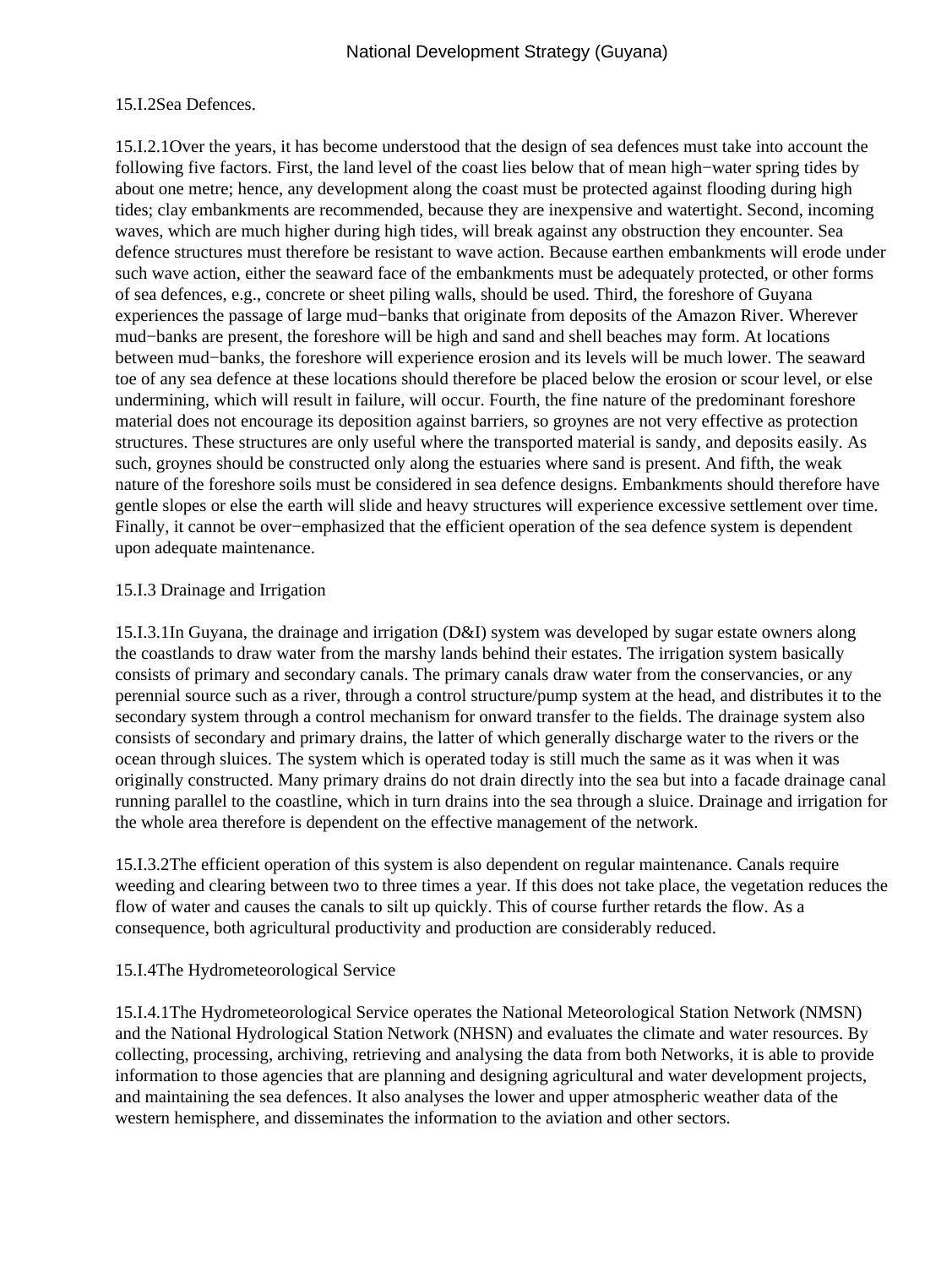15.I.2Sea Defences.

15.I.2.1Over the years, it has become understood that the design of sea defences must take into account the following five factors. First, the land level of the coast lies below that of mean high−water spring tides by about one metre; hence, any development along the coast must be protected against flooding during high tides; clay embankments are recommended, because they are inexpensive and watertight. Second, incoming waves, which are much higher during high tides, will break against any obstruction they encounter. Sea defence structures must therefore be resistant to wave action. Because earthen embankments will erode under such wave action, either the seaward face of the embankments must be adequately protected, or other forms of sea defences, e.g., concrete or sheet piling walls, should be used. Third, the foreshore of Guyana experiences the passage of large mud−banks that originate from deposits of the Amazon River. Wherever mud−banks are present, the foreshore will be high and sand and shell beaches may form. At locations between mud−banks, the foreshore will experience erosion and its levels will be much lower. The seaward toe of any sea defence at these locations should therefore be placed below the erosion or scour level, or else undermining, which will result in failure, will occur. Fourth, the fine nature of the predominant foreshore material does not encourage its deposition against barriers, so groynes are not very effective as protection structures. These structures are only useful where the transported material is sandy, and deposits easily. As such, groynes should be constructed only along the estuaries where sand is present. And fifth, the weak nature of the foreshore soils must be considered in sea defence designs. Embankments should therefore have gentle slopes or else the earth will slide and heavy structures will experience excessive settlement over time. Finally, it cannot be over−emphasized that the efficient operation of the sea defence system is dependent upon adequate maintenance.

15.I.3 Drainage and Irrigation

15.I.3.1In Guyana, the drainage and irrigation (D&I) system was developed by sugar estate owners along the coastlands to draw water from the marshy lands behind their estates. The irrigation system basically consists of primary and secondary canals. The primary canals draw water from the conservancies, or any perennial source such as a river, through a control structure/pump system at the head, and distributes it to the secondary system through a control mechanism for onward transfer to the fields. The drainage system also consists of secondary and primary drains, the latter of which generally discharge water to the rivers or the ocean through sluices. The system which is operated today is still much the same as it was when it was originally constructed. Many primary drains do not drain directly into the sea but into a facade drainage canal running parallel to the coastline, which in turn drains into the sea through a sluice. Drainage and irrigation for the whole area therefore is dependent on the effective management of the network.

15.I.3.2The efficient operation of this system is also dependent on regular maintenance. Canals require weeding and clearing between two to three times a year. If this does not take place, the vegetation reduces the flow of water and causes the canals to silt up quickly. This of course further retards the flow. As a consequence, both agricultural productivity and production are considerably reduced.

15.I.4The Hydrometeorological Service

15.I.4.1The Hydrometeorological Service operates the National Meteorological Station Network (NMSN) and the National Hydrological Station Network (NHSN) and evaluates the climate and water resources. By collecting, processing, archiving, retrieving and analysing the data from both Networks, it is able to provide information to those agencies that are planning and designing agricultural and water development projects, and maintaining the sea defences. It also analyses the lower and upper atmospheric weather data of the western hemisphere, and disseminates the information to the aviation and other sectors.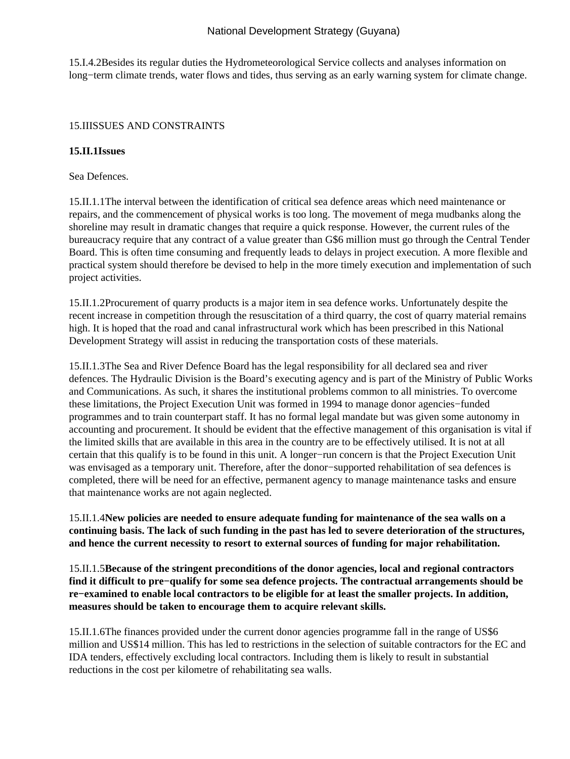15.I.4.2Besides its regular duties the Hydrometeorological Service collects and analyses information on long−term climate trends, water flows and tides, thus serving as an early warning system for climate change.

## 15.IIISSUES AND CONSTRAINTS

### 15.II.1Issues

Sea Defences.

15.II.1.1The interval between the identification of critical sea defence areas which need maintenance or repairs, and the commencement of physical works is too long. The movement of mega mudbanks along the shoreline may result in dramatic changes that require a quick response. However, the current rules of the bureaucracy require that any contract of a value greater than G$6 million must go through the Central Tender Board. This is often time consuming and frequently leads to delays in project execution. A more flexible and practical system should therefore be devised to help in the more timely execution and implementation of such project activities.

15.II.1.2Procurement of quarry products is a major item in sea defence works. Unfortunately despite the recent increase in competition through the resuscitation of a third quarry, the cost of quarry material remains high. It is hoped that the road and canal infrastructural work which has been prescribed in this National Development Strategy will assist in reducing the transportation costs of these materials.

15.II.1.3The Sea and River Defence Board has the legal responsibility for all declared sea and river defences. The Hydraulic Division is the Board's executing agency and is part of the Ministry of Public Works and Communications. As such, it shares the institutional problems common to all ministries. To overcome these limitations, the Project Execution Unit was formed in 1994 to manage donor agencies−funded programmes and to train counterpart staff. It has no formal legal mandate but was given some autonomy in accounting and procurement. It should be evident that the effective management of this organisation is vital if the limited skills that are available in this area in the country are to be effectively utilised. It is not at all certain that this qualify is to be found in this unit. A longer−run concern is that the Project Execution Unit was envisaged as a temporary unit. Therefore, after the donor−supported rehabilitation of sea defences is completed, there will be need for an effective, permanent agency to manage maintenance tasks and ensure that maintenance works are not again neglected.

15.II.1.4**New policies are needed to ensure adequate funding for maintenance of the sea walls on a continuing basis. The lack of such funding in the past has led to severe deterioration of the structures, and hence the current necessity to resort to external sources of funding for major rehabilitation.**

15.II.1.5**Because of the stringent preconditions of the donor agencies, local and regional contractors find it difficult to pre−qualify for some sea defence projects. The contractual arrangements should be re−examined to enable local contractors to be eligible for at least the smaller projects. In addition, measures should be taken to encourage them to acquire relevant skills.**

15.II.1.6The finances provided under the current donor agencies programme fall in the range of US$6 million and US$14 million. This has led to restrictions in the selection of suitable contractors for the EC and IDA tenders, effectively excluding local contractors. Including them is likely to result in substantial reductions in the cost per kilometre of rehabilitating sea walls.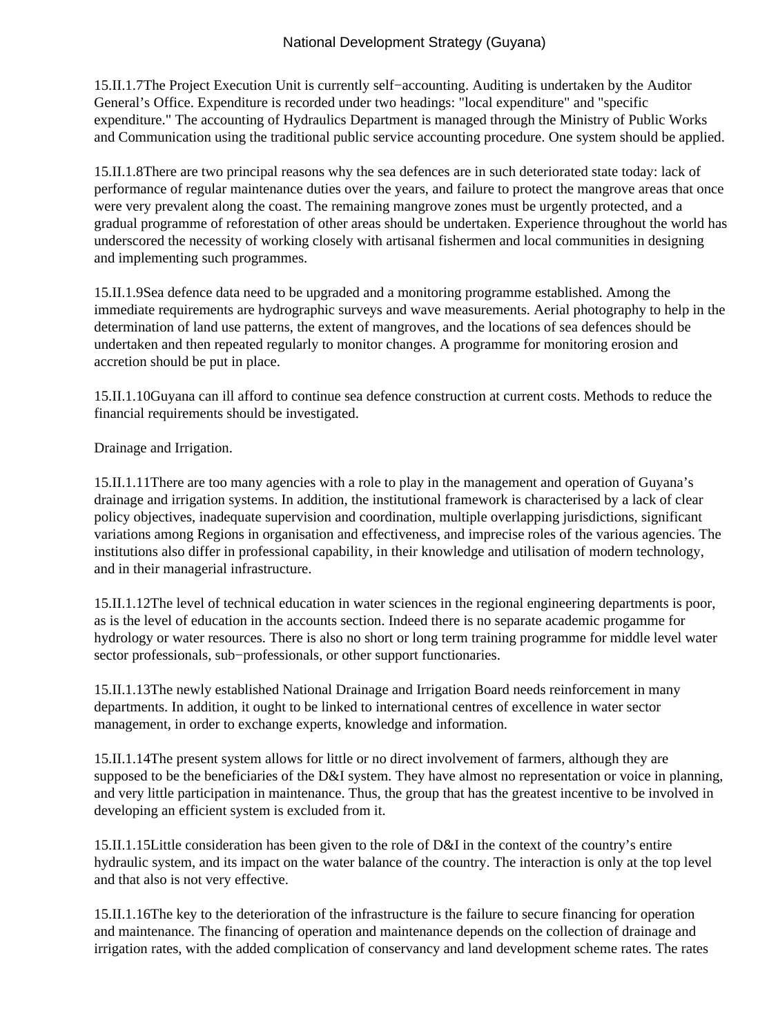15.II.1.7The Project Execution Unit is currently self−accounting. Auditing is undertaken by the Auditor General's Office. Expenditure is recorded under two headings: "local expenditure" and "specific expenditure." The accounting of Hydraulics Department is managed through the Ministry of Public Works and Communication using the traditional public service accounting procedure. One system should be applied.

15.II.1.8There are two principal reasons why the sea defences are in such deteriorated state today: lack of performance of regular maintenance duties over the years, and failure to protect the mangrove areas that once were very prevalent along the coast. The remaining mangrove zones must be urgently protected, and a gradual programme of reforestation of other areas should be undertaken. Experience throughout the world has underscored the necessity of working closely with artisanal fishermen and local communities in designing and implementing such programmes.

15.II.1.9Sea defence data need to be upgraded and a monitoring programme established. Among the immediate requirements are hydrographic surveys and wave measurements. Aerial photography to help in the determination of land use patterns, the extent of mangroves, and the locations of sea defences should be undertaken and then repeated regularly to monitor changes. A programme for monitoring erosion and accretion should be put in place.

15.II.1.10Guyana can ill afford to continue sea defence construction at current costs. Methods to reduce the financial requirements should be investigated.

Drainage and Irrigation.

15.II.1.11There are too many agencies with a role to play in the management and operation of Guyana's drainage and irrigation systems. In addition, the institutional framework is characterised by a lack of clear policy objectives, inadequate supervision and coordination, multiple overlapping jurisdictions, significant variations among Regions in organisation and effectiveness, and imprecise roles of the various agencies. The institutions also differ in professional capability, in their knowledge and utilisation of modern technology, and in their managerial infrastructure.

15.II.1.12The level of technical education in water sciences in the regional engineering departments is poor, as is the level of education in the accounts section. Indeed there is no separate academic progamme for hydrology or water resources. There is also no short or long term training programme for middle level water sector professionals, sub−professionals, or other support functionaries.

15.II.1.13The newly established National Drainage and Irrigation Board needs reinforcement in many departments. In addition, it ought to be linked to international centres of excellence in water sector management, in order to exchange experts, knowledge and information.

15.II.1.14The present system allows for little or no direct involvement of farmers, although they are supposed to be the beneficiaries of the D&I system. They have almost no representation or voice in planning, and very little participation in maintenance. Thus, the group that has the greatest incentive to be involved in developing an efficient system is excluded from it.

15.II.1.15Little consideration has been given to the role of D&I in the context of the country's entire hydraulic system, and its impact on the water balance of the country. The interaction is only at the top level and that also is not very effective.

15.II.1.16The key to the deterioration of the infrastructure is the failure to secure financing for operation and maintenance. The financing of operation and maintenance depends on the collection of drainage and irrigation rates, with the added complication of conservancy and land development scheme rates. The rates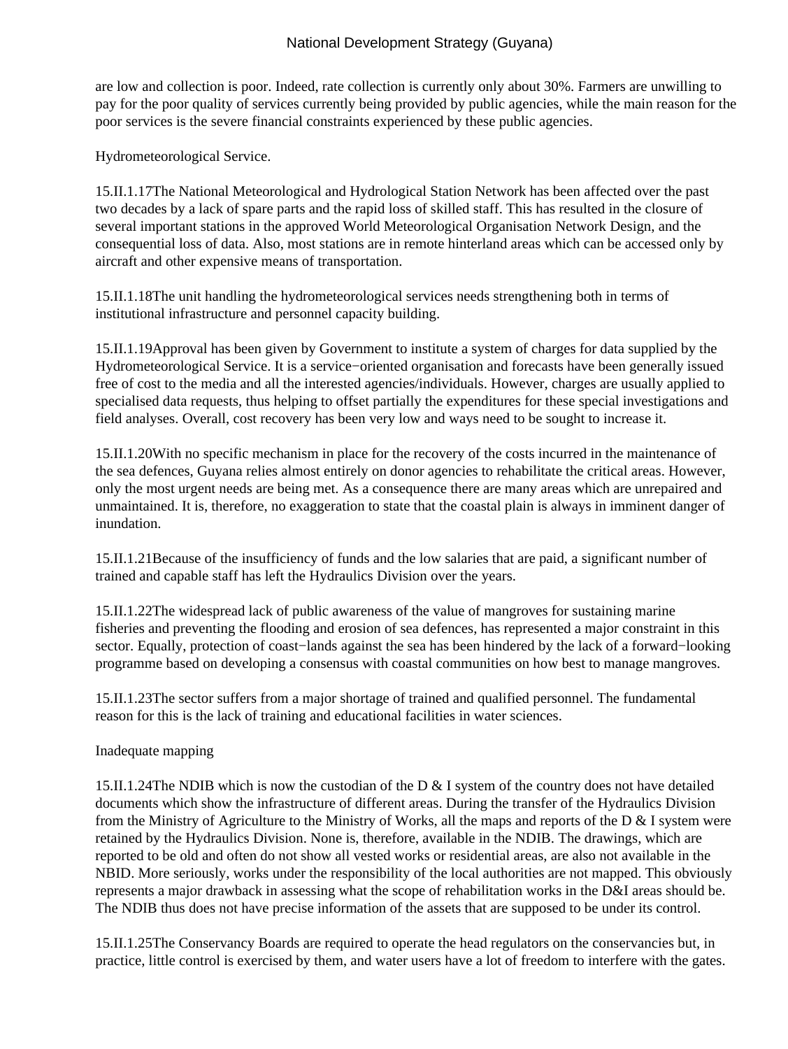are low and collection is poor. Indeed, rate collection is currently only about 30%. Farmers are unwilling to pay for the poor quality of services currently being provided by public agencies, while the main reason for the poor services is the severe financial constraints experienced by these public agencies.

Hydrometeorological Service.

15.II.1.17The National Meteorological and Hydrological Station Network has been affected over the past two decades by a lack of spare parts and the rapid loss of skilled staff. This has resulted in the closure of several important stations in the approved World Meteorological Organisation Network Design, and the consequential loss of data. Also, most stations are in remote hinterland areas which can be accessed only by aircraft and other expensive means of transportation.

15.II.1.18The unit handling the hydrometeorological services needs strengthening both in terms of institutional infrastructure and personnel capacity building.

15.II.1.19Approval has been given by Government to institute a system of charges for data supplied by the Hydrometeorological Service. It is a service−oriented organisation and forecasts have been generally issued free of cost to the media and all the interested agencies/individuals. However, charges are usually applied to specialised data requests, thus helping to offset partially the expenditures for these special investigations and field analyses. Overall, cost recovery has been very low and ways need to be sought to increase it.

15.II.1.20With no specific mechanism in place for the recovery of the costs incurred in the maintenance of the sea defences, Guyana relies almost entirely on donor agencies to rehabilitate the critical areas. However, only the most urgent needs are being met. As a consequence there are many areas which are unrepaired and unmaintained. It is, therefore, no exaggeration to state that the coastal plain is always in imminent danger of inundation.

15.II.1.21Because of the insufficiency of funds and the low salaries that are paid, a significant number of trained and capable staff has left the Hydraulics Division over the years.

15.II.1.22The widespread lack of public awareness of the value of mangroves for sustaining marine fisheries and preventing the flooding and erosion of sea defences, has represented a major constraint in this sector. Equally, protection of coast−lands against the sea has been hindered by the lack of a forward−looking programme based on developing a consensus with coastal communities on how best to manage mangroves.

15.II.1.23The sector suffers from a major shortage of trained and qualified personnel. The fundamental reason for this is the lack of training and educational facilities in water sciences.

Inadequate mapping

15.II.1.24The NDIB which is now the custodian of the D & I system of the country does not have detailed documents which show the infrastructure of different areas. During the transfer of the Hydraulics Division from the Ministry of Agriculture to the Ministry of Works, all the maps and reports of the D & I system were retained by the Hydraulics Division. None is, therefore, available in the NDIB. The drawings, which are reported to be old and often do not show all vested works or residential areas, are also not available in the NBID. More seriously, works under the responsibility of the local authorities are not mapped. This obviously represents a major drawback in assessing what the scope of rehabilitation works in the D&I areas should be. The NDIB thus does not have precise information of the assets that are supposed to be under its control.

15.II.1.25The Conservancy Boards are required to operate the head regulators on the conservancies but, in practice, little control is exercised by them, and water users have a lot of freedom to interfere with the gates.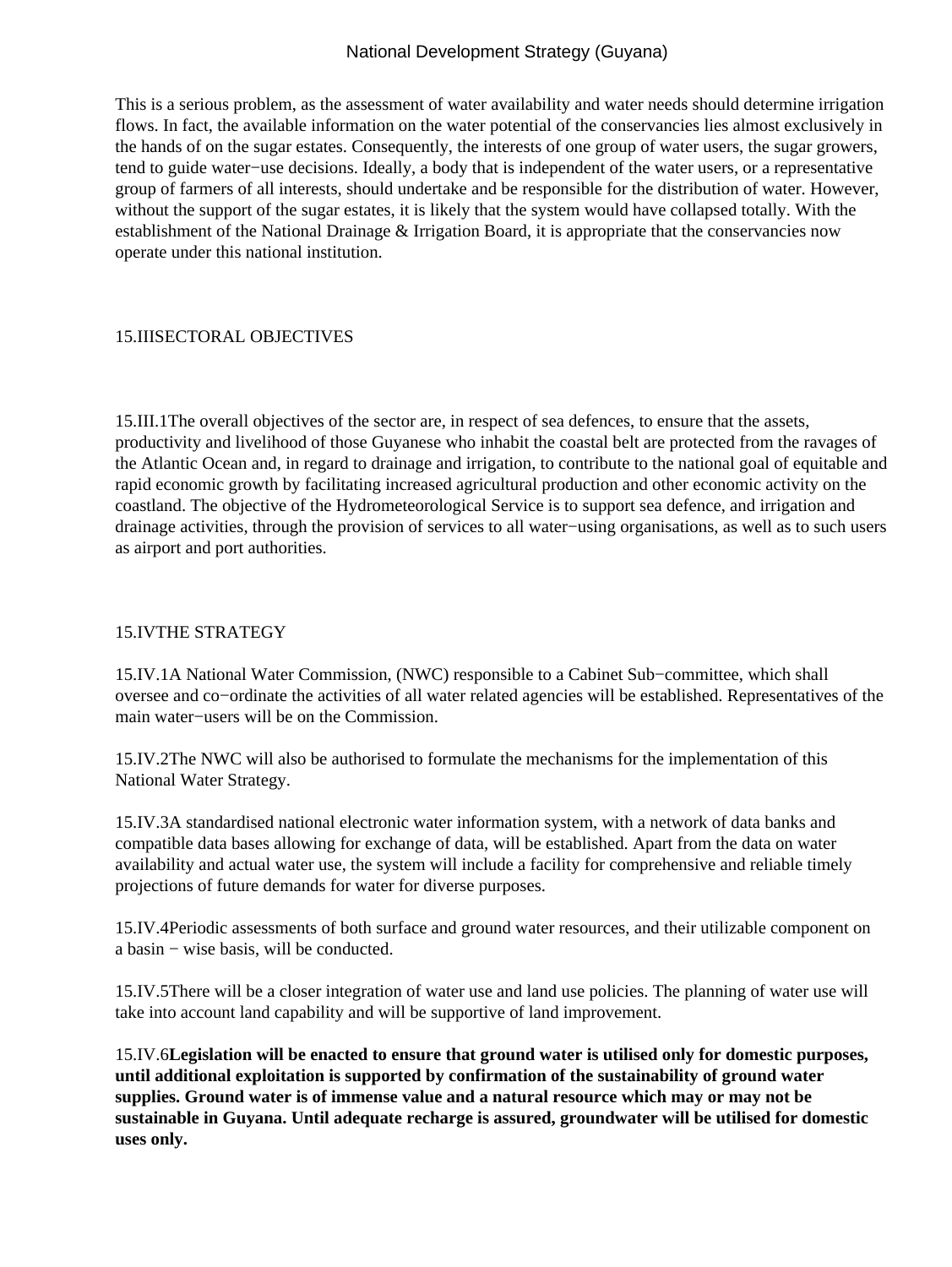This is a serious problem, as the assessment of water availability and water needs should determine irrigation flows. In fact, the available information on the water potential of the conservancies lies almost exclusively in the hands of on the sugar estates. Consequently, the interests of one group of water users, the sugar growers, tend to guide water−use decisions. Ideally, a body that is independent of the water users, or a representative group of farmers of all interests, should undertake and be responsible for the distribution of water. However, without the support of the sugar estates, it is likely that the system would have collapsed totally. With the establishment of the National Drainage & Irrigation Board, it is appropriate that the conservancies now operate under this national institution.

## 15.IIISECTORAL OBJECTIVES

15.III.1The overall objectives of the sector are, in respect of sea defences, to ensure that the assets, productivity and livelihood of those Guyanese who inhabit the coastal belt are protected from the ravages of the Atlantic Ocean and, in regard to drainage and irrigation, to contribute to the national goal of equitable and rapid economic growth by facilitating increased agricultural production and other economic activity on the coastland. The objective of the Hydrometeorological Service is to support sea defence, and irrigation and drainage activities, through the provision of services to all water−using organisations, as well as to such users as airport and port authorities.

## 15.IVTHE STRATEGY

15.IV.1A National Water Commission, (NWC) responsible to a Cabinet Sub−committee, which shall oversee and co−ordinate the activities of all water related agencies will be established. Representatives of the main water−users will be on the Commission.

15.IV.2The NWC will also be authorised to formulate the mechanisms for the implementation of this National Water Strategy.

15.IV.3A standardised national electronic water information system, with a network of data banks and compatible data bases allowing for exchange of data, will be established. Apart from the data on water availability and actual water use, the system will include a facility for comprehensive and reliable timely projections of future demands for water for diverse purposes.

15.IV.4Periodic assessments of both surface and ground water resources, and their utilizable component on a basin − wise basis, will be conducted.

15.IV.5There will be a closer integration of water use and land use policies. The planning of water use will take into account land capability and will be supportive of land improvement.

15.IV.6**Legislation will be enacted to ensure that ground water is utilised only for domestic purposes, until additional exploitation is supported by confirmation of the sustainability of ground water supplies. Ground water is of immense value and a natural resource which may or may not be sustainable in Guyana. Until adequate recharge is assured, groundwater will be utilised for domestic uses only.**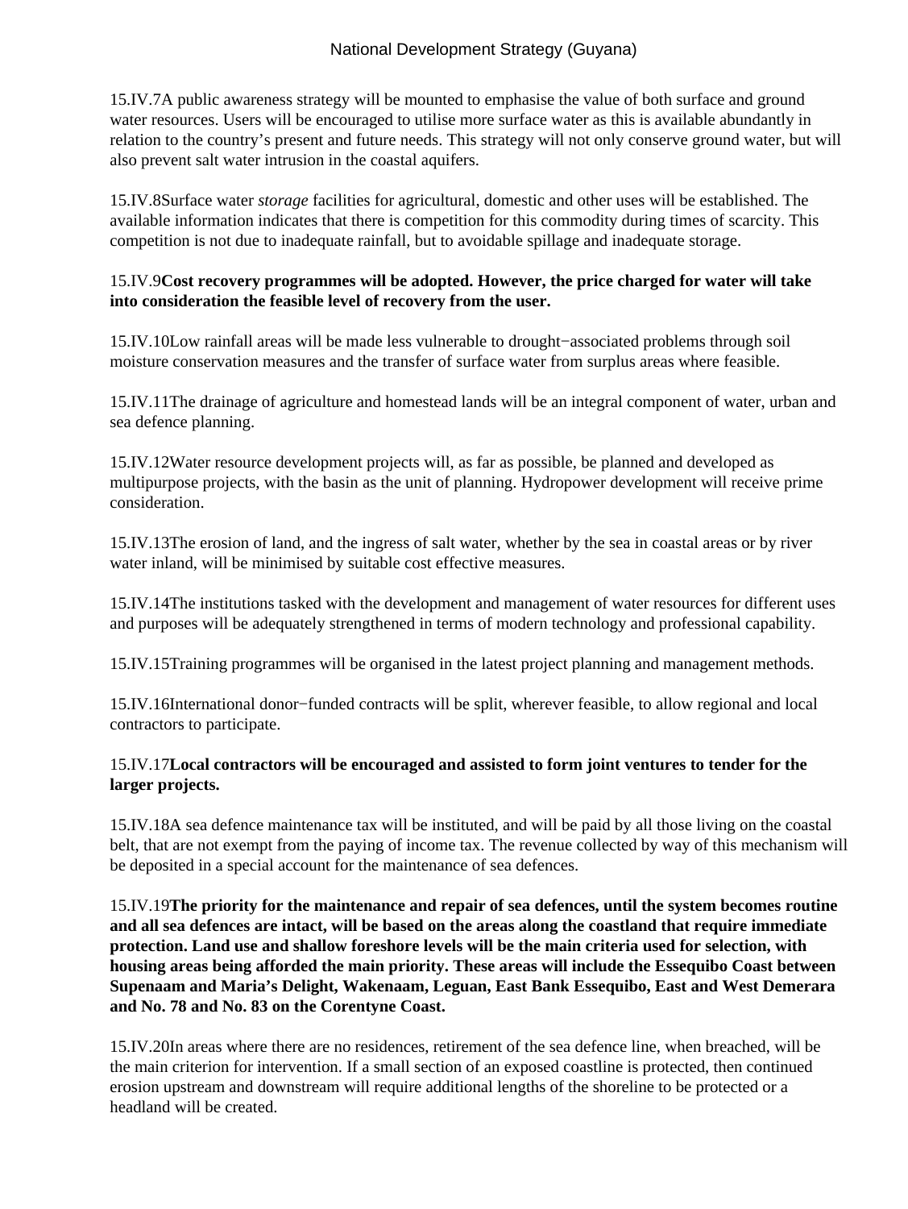15.IV.7A public awareness strategy will be mounted to emphasise the value of both surface and ground water resources. Users will be encouraged to utilise more surface water as this is available abundantly in relation to the country's present and future needs. This strategy will not only conserve ground water, but will also prevent salt water intrusion in the coastal aquifers.

15.IV.8Surface water *storage* facilities for agricultural, domestic and other uses will be established. The available information indicates that there is competition for this commodity during times of scarcity. This competition is not due to inadequate rainfall, but to avoidable spillage and inadequate storage.

15.IV.9**Cost recovery programmes will be adopted. However, the price charged for water will take into consideration the feasible level of recovery from the user.**

15.IV.10Low rainfall areas will be made less vulnerable to drought−associated problems through soil moisture conservation measures and the transfer of surface water from surplus areas where feasible.

15.IV.11The drainage of agriculture and homestead lands will be an integral component of water, urban and sea defence planning.

15.IV.12Water resource development projects will, as far as possible, be planned and developed as multipurpose projects, with the basin as the unit of planning. Hydropower development will receive prime consideration.

15.IV.13The erosion of land, and the ingress of salt water, whether by the sea in coastal areas or by river water inland, will be minimised by suitable cost effective measures.

15.IV.14The institutions tasked with the development and management of water resources for different uses and purposes will be adequately strengthened in terms of modern technology and professional capability.

15.IV.15Training programmes will be organised in the latest project planning and management methods.

15.IV.16International donor−funded contracts will be split, wherever feasible, to allow regional and local contractors to participate.

15.IV.17**Local contractors will be encouraged and assisted to form joint ventures to tender for the larger projects.**

15.IV.18A sea defence maintenance tax will be instituted, and will be paid by all those living on the coastal belt, that are not exempt from the paying of income tax. The revenue collected by way of this mechanism will be deposited in a special account for the maintenance of sea defences.

15.IV.19**The priority for the maintenance and repair of sea defences, until the system becomes routine and all sea defences are intact, will be based on the areas along the coastland that require immediate protection. Land use and shallow foreshore levels will be the main criteria used for selection, with housing areas being afforded the main priority. These areas will include the Essequibo Coast between Supenaam and Maria's Delight, Wakenaam, Leguan, East Bank Essequibo, East and West Demerara and No. 78 and No. 83 on the Corentyne Coast.**

15.IV.20In areas where there are no residences, retirement of the sea defence line, when breached, will be the main criterion for intervention. If a small section of an exposed coastline is protected, then continued erosion upstream and downstream will require additional lengths of the shoreline to be protected or a headland will be created.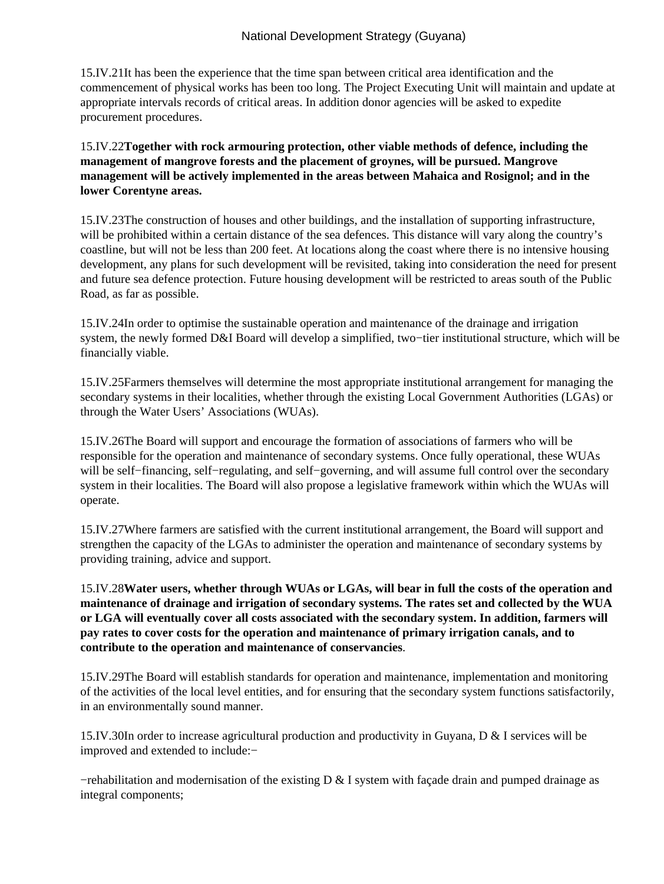15.IV.21It has been the experience that the time span between critical area identification and the commencement of physical works has been too long. The Project Executing Unit will maintain and update at appropriate intervals records of critical areas. In addition donor agencies will be asked to expedite procurement procedures.

15.IV.22**Together with rock armouring protection, other viable methods of defence, including the management of mangrove forests and the placement of groynes, will be pursued. Mangrove management will be actively implemented in the areas between Mahaica and Rosignol; and in the lower Corentyne areas.**

15.IV.23The construction of houses and other buildings, and the installation of supporting infrastructure, will be prohibited within a certain distance of the sea defences. This distance will vary along the country's coastline, but will not be less than 200 feet. At locations along the coast where there is no intensive housing development, any plans for such development will be revisited, taking into consideration the need for present and future sea defence protection. Future housing development will be restricted to areas south of the Public Road, as far as possible.

15.IV.24In order to optimise the sustainable operation and maintenance of the drainage and irrigation system, the newly formed D&I Board will develop a simplified, two−tier institutional structure, which will be financially viable.

15.IV.25Farmers themselves will determine the most appropriate institutional arrangement for managing the secondary systems in their localities, whether through the existing Local Government Authorities (LGAs) or through the Water Users' Associations (WUAs).

15.IV.26The Board will support and encourage the formation of associations of farmers who will be responsible for the operation and maintenance of secondary systems. Once fully operational, these WUAs will be self−financing, self−regulating, and self−governing, and will assume full control over the secondary system in their localities. The Board will also propose a legislative framework within which the WUAs will operate.

15.IV.27Where farmers are satisfied with the current institutional arrangement, the Board will support and strengthen the capacity of the LGAs to administer the operation and maintenance of secondary systems by providing training, advice and support.

15.IV.28**Water users, whether through WUAs or LGAs, will bear in full the costs of the operation and maintenance of drainage and irrigation of secondary systems. The rates set and collected by the WUA or LGA will eventually cover all costs associated with the secondary system. In addition, farmers will pay rates to cover costs for the operation and maintenance of primary irrigation canals, and to contribute to the operation and maintenance of conservancies**.

15.IV.29The Board will establish standards for operation and maintenance, implementation and monitoring of the activities of the local level entities, and for ensuring that the secondary system functions satisfactorily, in an environmentally sound manner.

15.IV.30In order to increase agricultural production and productivity in Guyana, D & I services will be improved and extended to include:−

−rehabilitation and modernisation of the existing D & I system with façade drain and pumped drainage as integral components;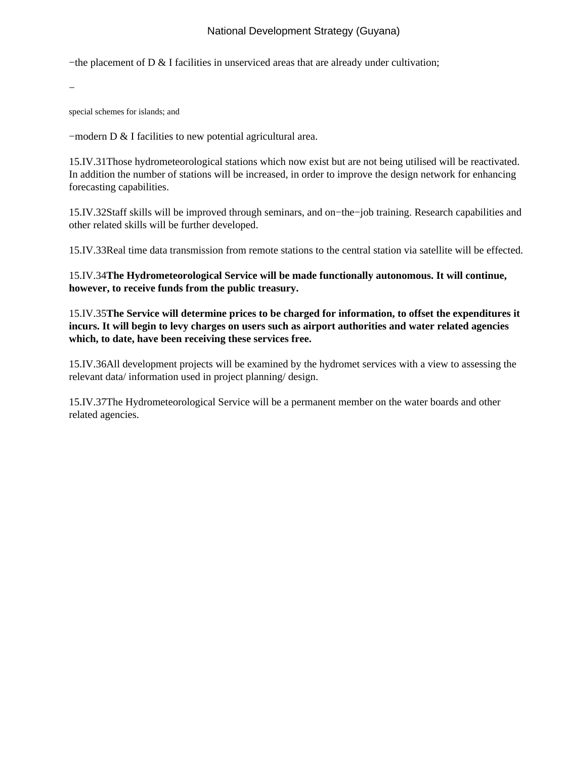−the placement of D & I facilities in unserviced areas that are already under cultivation;

−

special schemes for islands; and

−modern D & I facilities to new potential agricultural area.

15.IV.31Those hydrometeorological stations which now exist but are not being utilised will be reactivated. In addition the number of stations will be increased, in order to improve the design network for enhancing forecasting capabilities.

15.IV.32Staff skills will be improved through seminars, and on−the−job training. Research capabilities and other related skills will be further developed.

15.IV.33Real time data transmission from remote stations to the central station via satellite will be effected.

15.IV.34**The Hydrometeorological Service will be made functionally autonomous. It will continue, however, to receive funds from the public treasury.**

15.IV.35**The Service will determine prices to be charged for information, to offset the expenditures it incurs. It will begin to levy charges on users such as airport authorities and water related agencies which, to date, have been receiving these services free.**

15.IV.36All development projects will be examined by the hydromet services with a view to assessing the relevant data/ information used in project planning/ design.

15.IV.37The Hydrometeorological Service will be a permanent member on the water boards and other related agencies.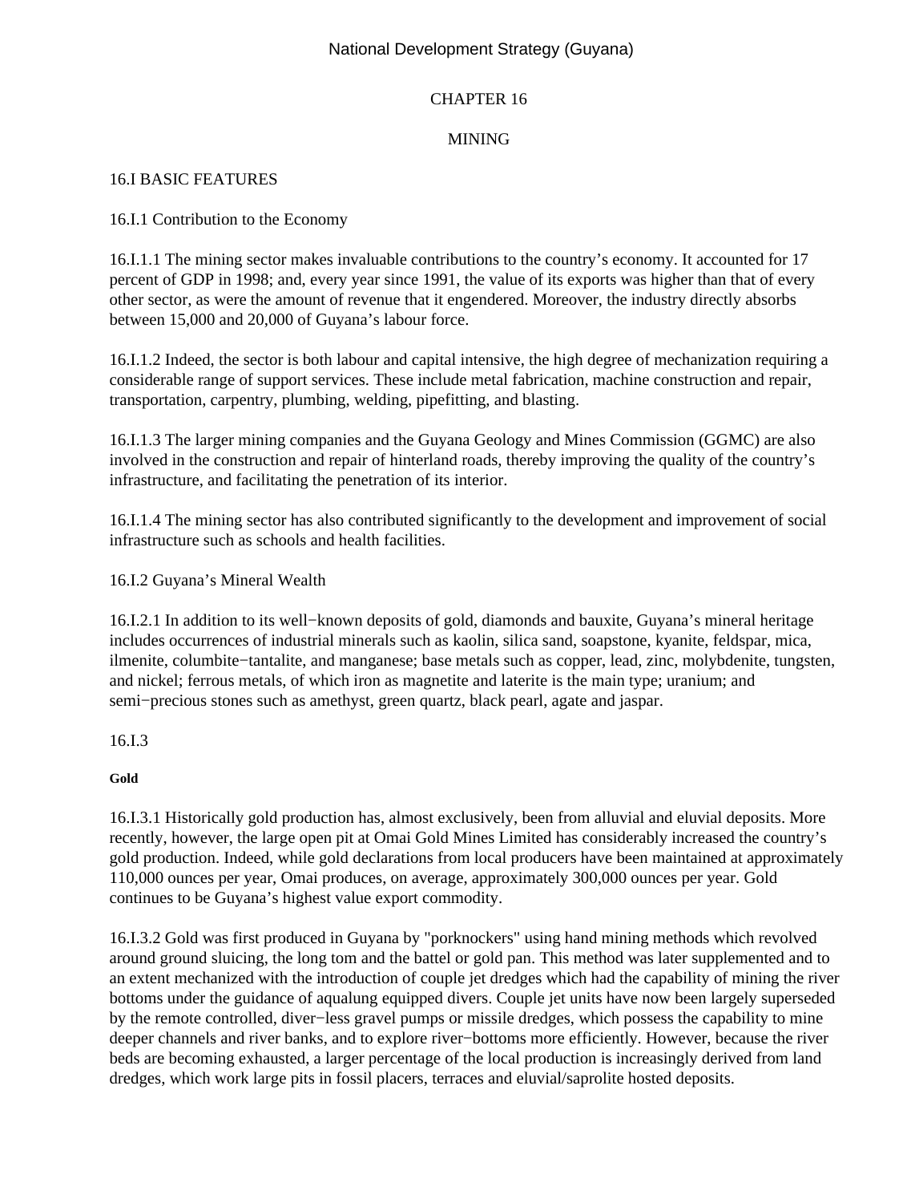# CHAPTER 16

# MINING

## 16.I BASIC FEATURES

### 16.I.1 Contribution to the Economy

16.I.1.1 The mining sector makes invaluable contributions to the country's economy. It accounted for 17 percent of GDP in 1998; and, every year since 1991, the value of its exports was higher than that of every other sector, as were the amount of revenue that it engendered. Moreover, the industry directly absorbs between 15,000 and 20,000 of Guyana's labour force.

16.I.1.2 Indeed, the sector is both labour and capital intensive, the high degree of mechanization requiring a considerable range of support services. These include metal fabrication, machine construction and repair, transportation, carpentry, plumbing, welding, pipefitting, and blasting.

16.I.1.3 The larger mining companies and the Guyana Geology and Mines Commission (GGMC) are also involved in the construction and repair of hinterland roads, thereby improving the quality of the country's infrastructure, and facilitating the penetration of its interior.

16.I.1.4 The mining sector has also contributed significantly to the development and improvement of social infrastructure such as schools and health facilities.

### 16.I.2 Guyana's Mineral Wealth

16.I.2.1 In addition to its well−known deposits of gold, diamonds and bauxite, Guyana's mineral heritage includes occurrences of industrial minerals such as kaolin, silica sand, soapstone, kyanite, feldspar, mica, ilmenite, columbite−tantalite, and manganese; base metals such as copper, lead, zinc, molybdenite, tungsten, and nickel; ferrous metals, of which iron as magnetite and laterite is the main type; uranium; and semi−precious stones such as amethyst, green quartz, black pearl, agate and jaspar.

### 16.I.3

**Gold**

16.I.3.1 Historically gold production has, almost exclusively, been from alluvial and eluvial deposits. More recently, however, the large open pit at Omai Gold Mines Limited has considerably increased the country's gold production. Indeed, while gold declarations from local producers have been maintained at approximately 110,000 ounces per year, Omai produces, on average, approximately 300,000 ounces per year. Gold continues to be Guyana's highest value export commodity.

16.I.3.2 Gold was first produced in Guyana by "porknockers" using hand mining methods which revolved around ground sluicing, the long tom and the battel or gold pan. This method was later supplemented and to an extent mechanized with the introduction of couple jet dredges which had the capability of mining the river bottoms under the guidance of aqualung equipped divers. Couple jet units have now been largely superseded by the remote controlled, diver−less gravel pumps or missile dredges, which possess the capability to mine deeper channels and river banks, and to explore river−bottoms more efficiently. However, because the river beds are becoming exhausted, a larger percentage of the local production is increasingly derived from land dredges, which work large pits in fossil placers, terraces and eluvial/saprolite hosted deposits.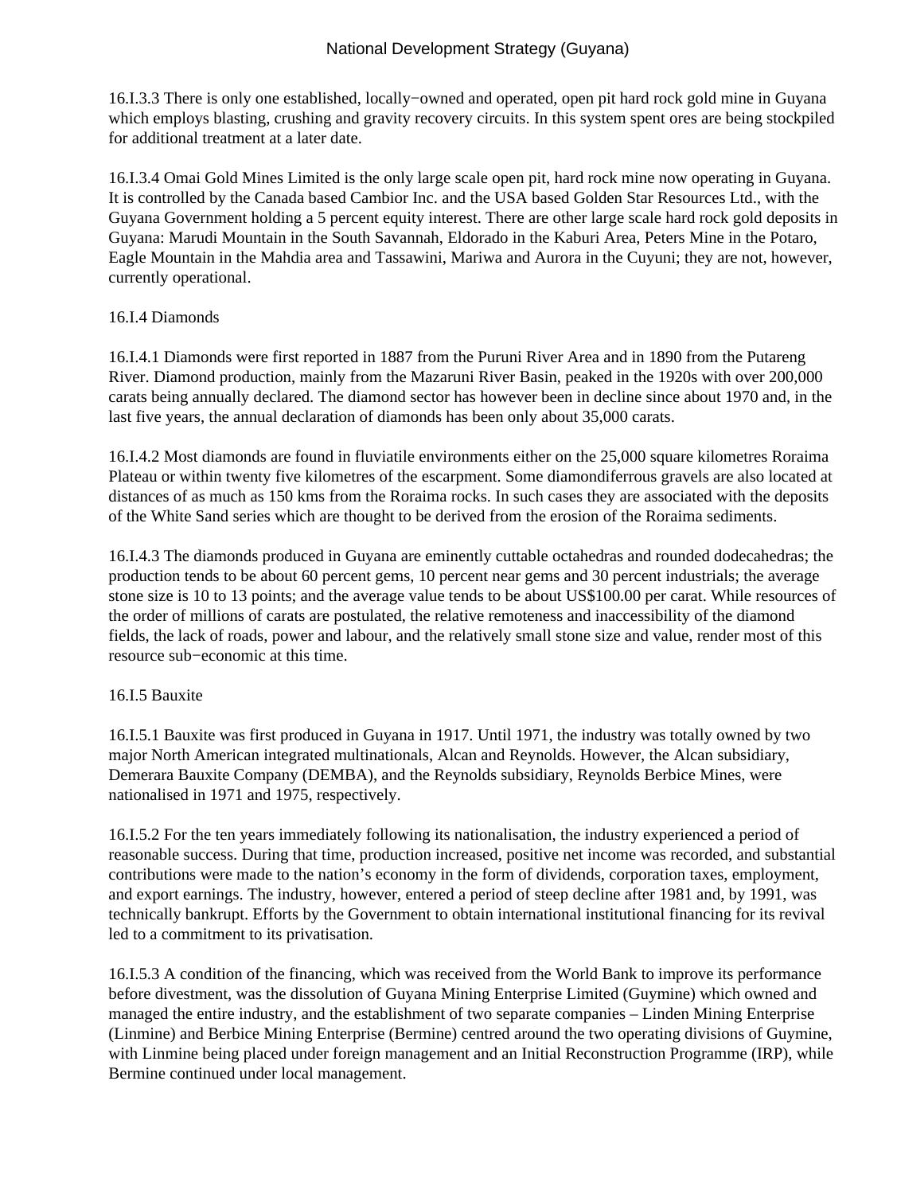16.I.3.3 There is only one established, locally−owned and operated, open pit hard rock gold mine in Guyana which employs blasting, crushing and gravity recovery circuits. In this system spent ores are being stockpiled for additional treatment at a later date.

16.I.3.4 Omai Gold Mines Limited is the only large scale open pit, hard rock mine now operating in Guyana. It is controlled by the Canada based Cambior Inc. and the USA based Golden Star Resources Ltd., with the Guyana Government holding a 5 percent equity interest. There are other large scale hard rock gold deposits in Guyana: Marudi Mountain in the South Savannah, Eldorado in the Kaburi Area, Peters Mine in the Potaro, Eagle Mountain in the Mahdia area and Tassawini, Mariwa and Aurora in the Cuyuni; they are not, however, currently operational.

16.I.4 Diamonds

16.I.4.1 Diamonds were first reported in 1887 from the Puruni River Area and in 1890 from the Putareng River. Diamond production, mainly from the Mazaruni River Basin, peaked in the 1920s with over 200,000 carats being annually declared. The diamond sector has however been in decline since about 1970 and, in the last five years, the annual declaration of diamonds has been only about 35,000 carats.

16.I.4.2 Most diamonds are found in fluviatile environments either on the 25,000 square kilometres Roraima Plateau or within twenty five kilometres of the escarpment. Some diamondiferrous gravels are also located at distances of as much as 150 kms from the Roraima rocks. In such cases they are associated with the deposits of the White Sand series which are thought to be derived from the erosion of the Roraima sediments.

16.I.4.3 The diamonds produced in Guyana are eminently cuttable octahedras and rounded dodecahedras; the production tends to be about 60 percent gems, 10 percent near gems and 30 percent industrials; the average stone size is 10 to 13 points; and the average value tends to be about US$100.00 per carat. While resources of the order of millions of carats are postulated, the relative remoteness and inaccessibility of the diamond fields, the lack of roads, power and labour, and the relatively small stone size and value, render most of this resource sub−economic at this time.

16.I.5 Bauxite

16.I.5.1 Bauxite was first produced in Guyana in 1917. Until 1971, the industry was totally owned by two major North American integrated multinationals, Alcan and Reynolds. However, the Alcan subsidiary, Demerara Bauxite Company (DEMBA), and the Reynolds subsidiary, Reynolds Berbice Mines, were nationalised in 1971 and 1975, respectively.

16.I.5.2 For the ten years immediately following its nationalisation, the industry experienced a period of reasonable success. During that time, production increased, positive net income was recorded, and substantial contributions were made to the nation's economy in the form of dividends, corporation taxes, employment, and export earnings. The industry, however, entered a period of steep decline after 1981 and, by 1991, was technically bankrupt. Efforts by the Government to obtain international institutional financing for its revival led to a commitment to its privatisation.

16.I.5.3 A condition of the financing, which was received from the World Bank to improve its performance before divestment, was the dissolution of Guyana Mining Enterprise Limited (Guymine) which owned and managed the entire industry, and the establishment of two separate companies – Linden Mining Enterprise (Linmine) and Berbice Mining Enterprise (Bermine) centred around the two operating divisions of Guymine, with Linmine being placed under foreign management and an Initial Reconstruction Programme (IRP), while Bermine continued under local management.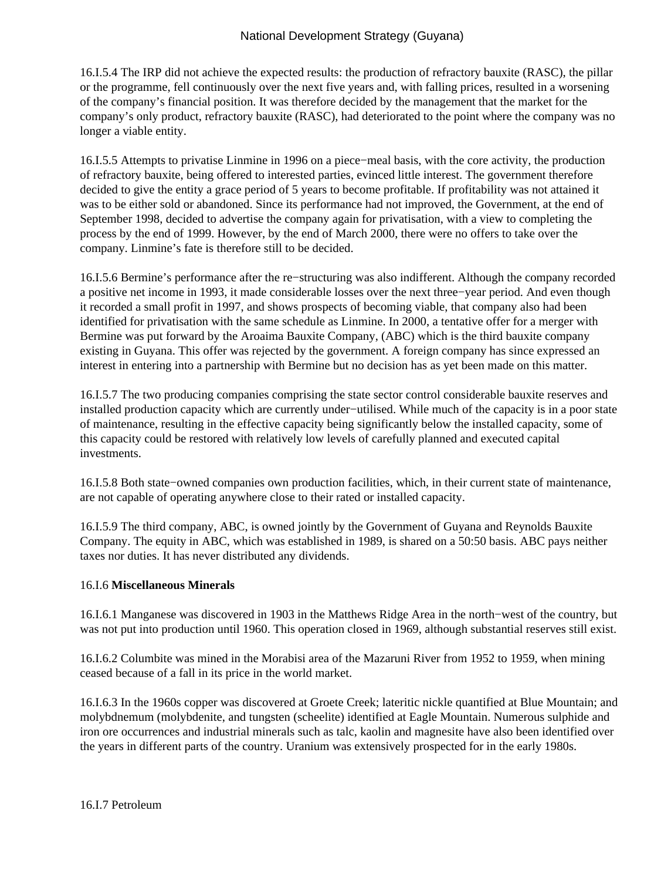16.I.5.4 The IRP did not achieve the expected results: the production of refractory bauxite (RASC), the pillar or the programme, fell continuously over the next five years and, with falling prices, resulted in a worsening of the company's financial position. It was therefore decided by the management that the market for the company's only product, refractory bauxite (RASC), had deteriorated to the point where the company was no longer a viable entity.

16.I.5.5 Attempts to privatise Linmine in 1996 on a piece−meal basis, with the core activity, the production of refractory bauxite, being offered to interested parties, evinced little interest. The government therefore decided to give the entity a grace period of 5 years to become profitable. If profitability was not attained it was to be either sold or abandoned. Since its performance had not improved, the Government, at the end of September 1998, decided to advertise the company again for privatisation, with a view to completing the process by the end of 1999. However, by the end of March 2000, there were no offers to take over the company. Linmine's fate is therefore still to be decided.

16.I.5.6 Bermine's performance after the re−structuring was also indifferent. Although the company recorded a positive net income in 1993, it made considerable losses over the next three−year period. And even though it recorded a small profit in 1997, and shows prospects of becoming viable, that company also had been identified for privatisation with the same schedule as Linmine. In 2000, a tentative offer for a merger with Bermine was put forward by the Aroaima Bauxite Company, (ABC) which is the third bauxite company existing in Guyana. This offer was rejected by the government. A foreign company has since expressed an interest in entering into a partnership with Bermine but no decision has as yet been made on this matter.

16.I.5.7 The two producing companies comprising the state sector control considerable bauxite reserves and installed production capacity which are currently under−utilised. While much of the capacity is in a poor state of maintenance, resulting in the effective capacity being significantly below the installed capacity, some of this capacity could be restored with relatively low levels of carefully planned and executed capital investments.

16.I.5.8 Both state−owned companies own production facilities, which, in their current state of maintenance, are not capable of operating anywhere close to their rated or installed capacity.

16.I.5.9 The third company, ABC, is owned jointly by the Government of Guyana and Reynolds Bauxite Company. The equity in ABC, which was established in 1989, is shared on a 50:50 basis. ABC pays neither taxes nor duties. It has never distributed any dividends.

16.I.6 **Miscellaneous Minerals**

16.I.6.1 Manganese was discovered in 1903 in the Matthews Ridge Area in the north−west of the country, but was not put into production until 1960. This operation closed in 1969, although substantial reserves still exist.

16.I.6.2 Columbite was mined in the Morabisi area of the Mazaruni River from 1952 to 1959, when mining ceased because of a fall in its price in the world market.

16.I.6.3 In the 1960s copper was discovered at Groete Creek; lateritic nickle quantified at Blue Mountain; and molybdnemum (molybdenite, and tungsten (scheelite) identified at Eagle Mountain. Numerous sulphide and iron ore occurrences and industrial minerals such as talc, kaolin and magnesite have also been identified over the years in different parts of the country. Uranium was extensively prospected for in the early 1980s.

16.I.7 Petroleum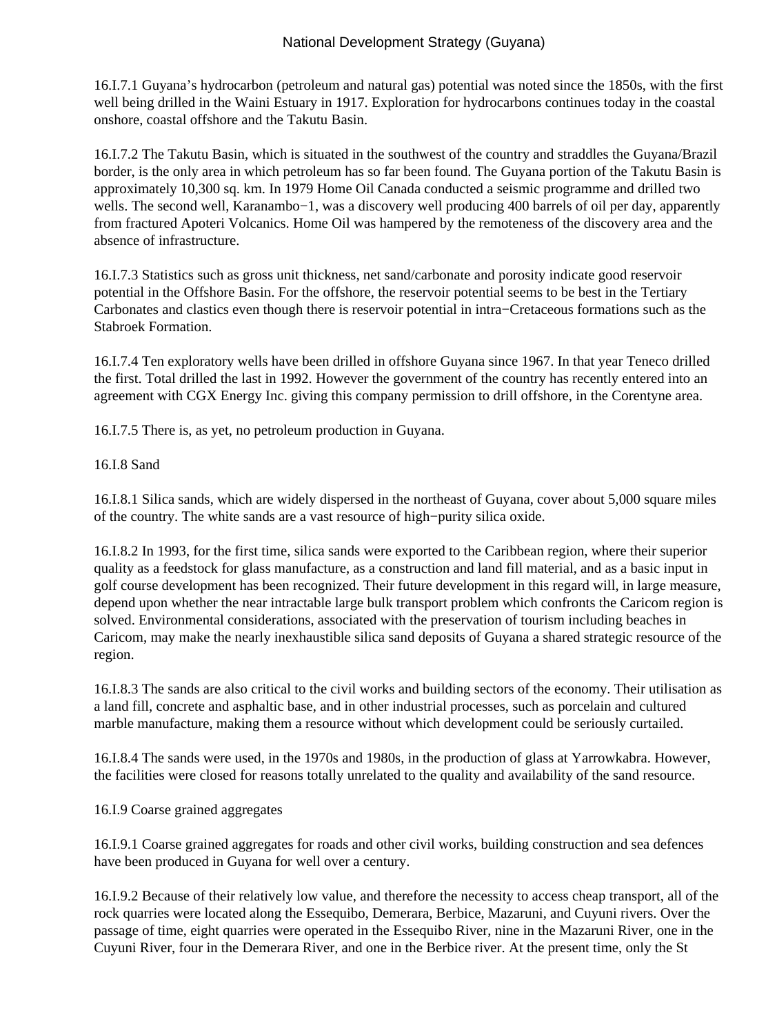16.I.7.1 Guyana's hydrocarbon (petroleum and natural gas) potential was noted since the 1850s, with the first well being drilled in the Waini Estuary in 1917. Exploration for hydrocarbons continues today in the coastal onshore, coastal offshore and the Takutu Basin.

16.I.7.2 The Takutu Basin, which is situated in the southwest of the country and straddles the Guyana/Brazil border, is the only area in which petroleum has so far been found. The Guyana portion of the Takutu Basin is approximately 10,300 sq. km. In 1979 Home Oil Canada conducted a seismic programme and drilled two wells. The second well, Karanambo−1, was a discovery well producing 400 barrels of oil per day, apparently from fractured Apoteri Volcanics. Home Oil was hampered by the remoteness of the discovery area and the absence of infrastructure.

16.I.7.3 Statistics such as gross unit thickness, net sand/carbonate and porosity indicate good reservoir potential in the Offshore Basin. For the offshore, the reservoir potential seems to be best in the Tertiary Carbonates and clastics even though there is reservoir potential in intra−Cretaceous formations such as the Stabroek Formation.

16.I.7.4 Ten exploratory wells have been drilled in offshore Guyana since 1967. In that year Teneco drilled the first. Total drilled the last in 1992. However the government of the country has recently entered into an agreement with CGX Energy Inc. giving this company permission to drill offshore, in the Corentyne area.

16.I.7.5 There is, as yet, no petroleum production in Guyana.

16.I.8 Sand

16.I.8.1 Silica sands, which are widely dispersed in the northeast of Guyana, cover about 5,000 square miles of the country. The white sands are a vast resource of high−purity silica oxide.

16.I.8.2 In 1993, for the first time, silica sands were exported to the Caribbean region, where their superior quality as a feedstock for glass manufacture, as a construction and land fill material, and as a basic input in golf course development has been recognized. Their future development in this regard will, in large measure, depend upon whether the near intractable large bulk transport problem which confronts the Caricom region is solved. Environmental considerations, associated with the preservation of tourism including beaches in Caricom, may make the nearly inexhaustible silica sand deposits of Guyana a shared strategic resource of the region.

16.I.8.3 The sands are also critical to the civil works and building sectors of the economy. Their utilisation as a land fill, concrete and asphaltic base, and in other industrial processes, such as porcelain and cultured marble manufacture, making them a resource without which development could be seriously curtailed.

16.I.8.4 The sands were used, in the 1970s and 1980s, in the production of glass at Yarrowkabra. However, the facilities were closed for reasons totally unrelated to the quality and availability of the sand resource.

16.I.9 Coarse grained aggregates

16.I.9.1 Coarse grained aggregates for roads and other civil works, building construction and sea defences have been produced in Guyana for well over a century.

16.I.9.2 Because of their relatively low value, and therefore the necessity to access cheap transport, all of the rock quarries were located along the Essequibo, Demerara, Berbice, Mazaruni, and Cuyuni rivers. Over the passage of time, eight quarries were operated in the Essequibo River, nine in the Mazaruni River, one in the Cuyuni River, four in the Demerara River, and one in the Berbice river. At the present time, only the St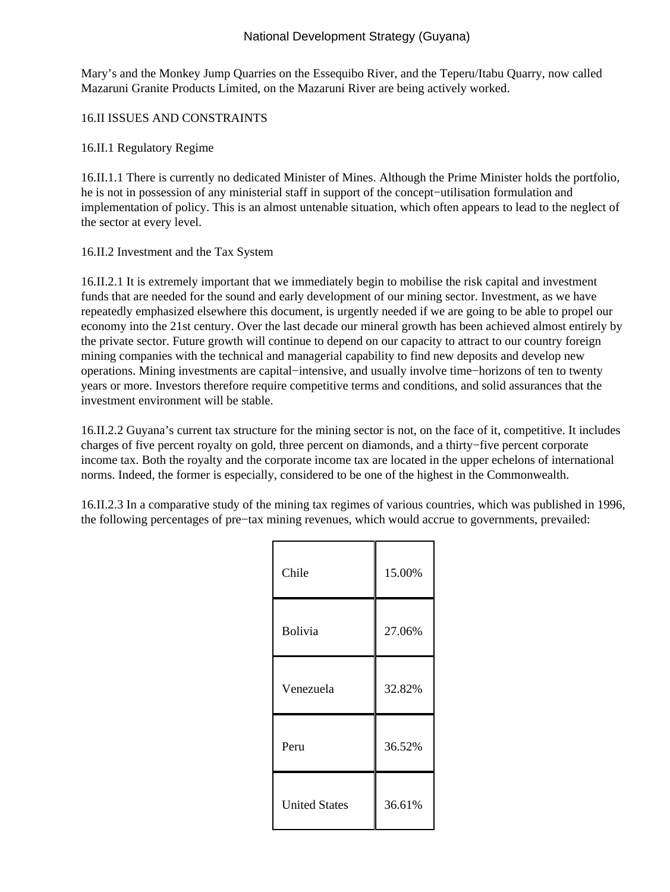Mary’s and the Monkey Jump Quarries on the Essequibo River, and the Teperu/Itabu Quarry, now called Mazaruni Granite Products Limited, on the Mazaruni River are being actively worked.

## 16.II ISSUES AND CONSTRAINTS

### 16.II.1 Regulatory Regime

16.II.1.1 There is currently no dedicated Minister of Mines. Although the Prime Minister holds the portfolio, he is not in possession of any ministerial staff in support of the concept−utilisation formulation and implementation of policy. This is an almost untenable situation, which often appears to lead to the neglect of the sector at every level.

### 16.II.2 Investment and the Tax System

16.II.2.1 It is extremely important that we immediately begin to mobilise the risk capital and investment funds that are needed for the sound and early development of our mining sector. Investment, as we have repeatedly emphasized elsewhere this document, is urgently needed if we are going to be able to propel our economy into the 21st century. Over the last decade our mineral growth has been achieved almost entirely by the private sector. Future growth will continue to depend on our capacity to attract to our country foreign mining companies with the technical and managerial capability to find new deposits and develop new operations. Mining investments are capital−intensive, and usually involve time−horizons of ten to twenty years or more. Investors therefore require competitive terms and conditions, and solid assurances that the investment environment will be stable.

16.II.2.2 Guyana’s current tax structure for the mining sector is not, on the face of it, competitive. It includes charges of five percent royalty on gold, three percent on diamonds, and a thirty−five percent corporate income tax. Both the royalty and the corporate income tax are located in the upper echelons of international norms. Indeed, the former is especially, considered to be one of the highest in the Commonwealth.

16.II.2.3 In a comparative study of the mining tax regimes of various countries, which was published in 1996, the following percentages of pre−tax mining revenues, which would accrue to governments, prevailed:

| | |
|---|---|
| Chile | 15.00% |
| Bolivia | 27.06% |
| Venezuela | 32.82% |
| Peru | 36.52% |
| United States | 36.61% |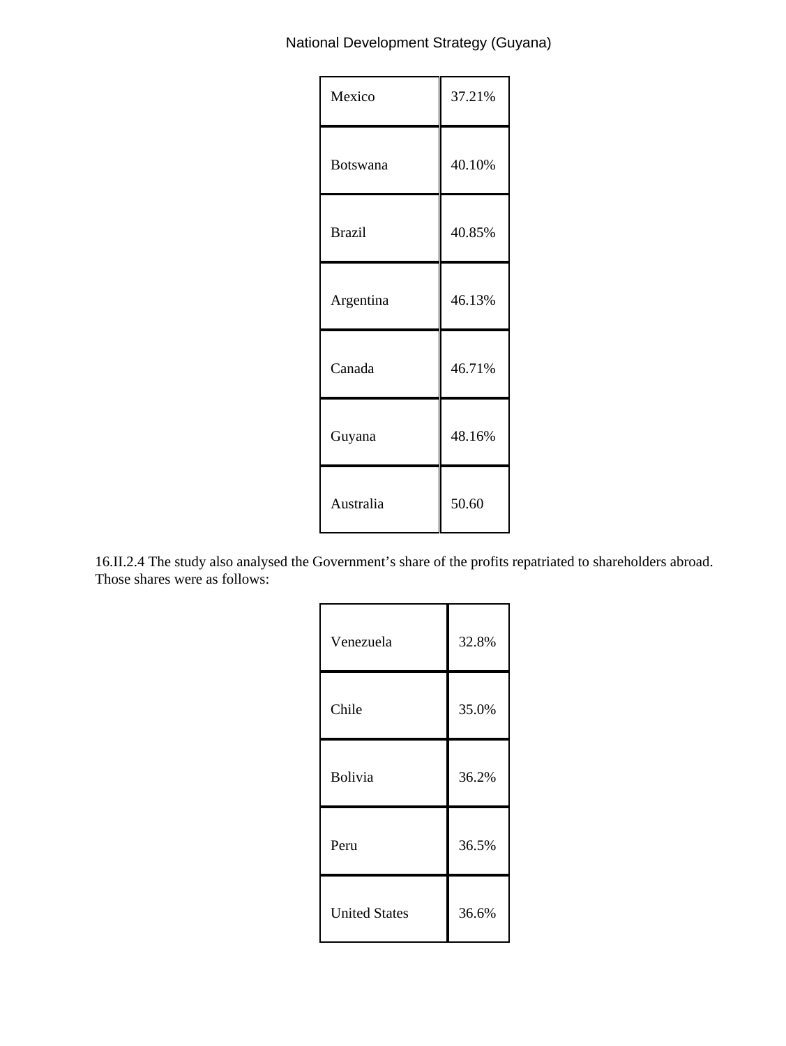| | |
|---|---|
| Mexico | 37.21% |
| Botswana | 40.10% |
| Brazil | 40.85% |
| Argentina | 46.13% |
| Canada | 46.71% |
| Guyana | 48.16% |
| Australia | 50.60 |

16.II.2.4 The study also analysed the Government's share of the profits repatriated to shareholders abroad. Those shares were as follows:

| | |
|---|---|
| Venezuela | 32.8% |
| Chile | 35.0% |
| Bolivia | 36.2% |
| Peru | 36.5% |
| United States | 36.6% |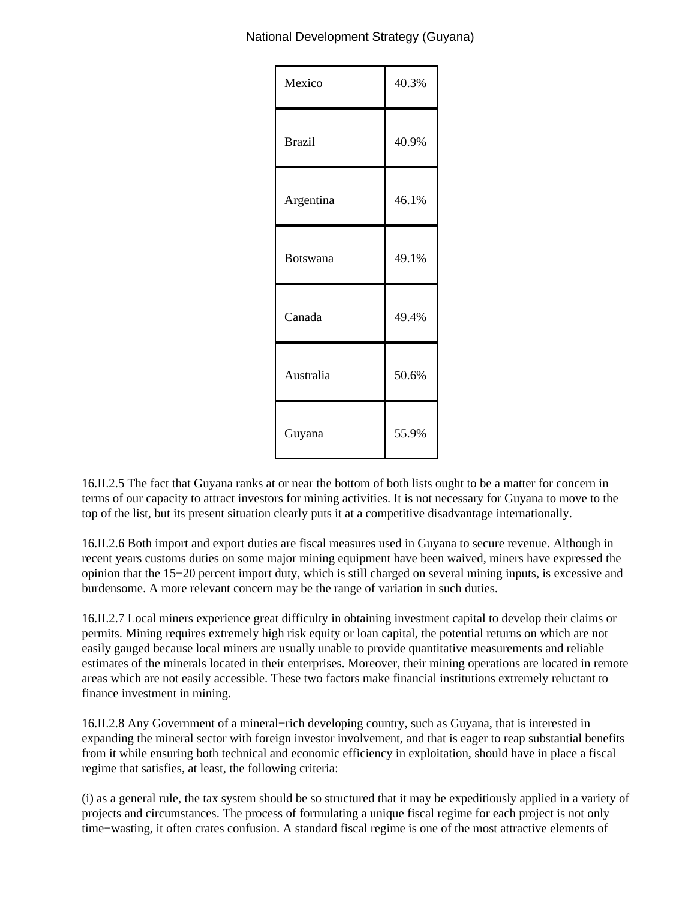| Mexico | 40.3% |
|---|---|
| Brazil | 40.9% |
| Argentina | 46.1% |
| Botswana | 49.1% |
| Canada | 49.4% |
| Australia | 50.6% |
| Guyana | 55.9% |

16.II.2.5 The fact that Guyana ranks at or near the bottom of both lists ought to be a matter for concern in terms of our capacity to attract investors for mining activities. It is not necessary for Guyana to move to the top of the list, but its present situation clearly puts it at a competitive disadvantage internationally.

16.II.2.6 Both import and export duties are fiscal measures used in Guyana to secure revenue. Although in recent years customs duties on some major mining equipment have been waived, miners have expressed the opinion that the 15−20 percent import duty, which is still charged on several mining inputs, is excessive and burdensome. A more relevant concern may be the range of variation in such duties.

16.II.2.7 Local miners experience great difficulty in obtaining investment capital to develop their claims or permits. Mining requires extremely high risk equity or loan capital, the potential returns on which are not easily gauged because local miners are usually unable to provide quantitative measurements and reliable estimates of the minerals located in their enterprises. Moreover, their mining operations are located in remote areas which are not easily accessible. These two factors make financial institutions extremely reluctant to finance investment in mining.

16.II.2.8 Any Government of a mineral−rich developing country, such as Guyana, that is interested in expanding the mineral sector with foreign investor involvement, and that is eager to reap substantial benefits from it while ensuring both technical and economic efficiency in exploitation, should have in place a fiscal regime that satisfies, at least, the following criteria:

(i) as a general rule, the tax system should be so structured that it may be expeditiously applied in a variety of projects and circumstances. The process of formulating a unique fiscal regime for each project is not only time−wasting, it often crates confusion. A standard fiscal regime is one of the most attractive elements of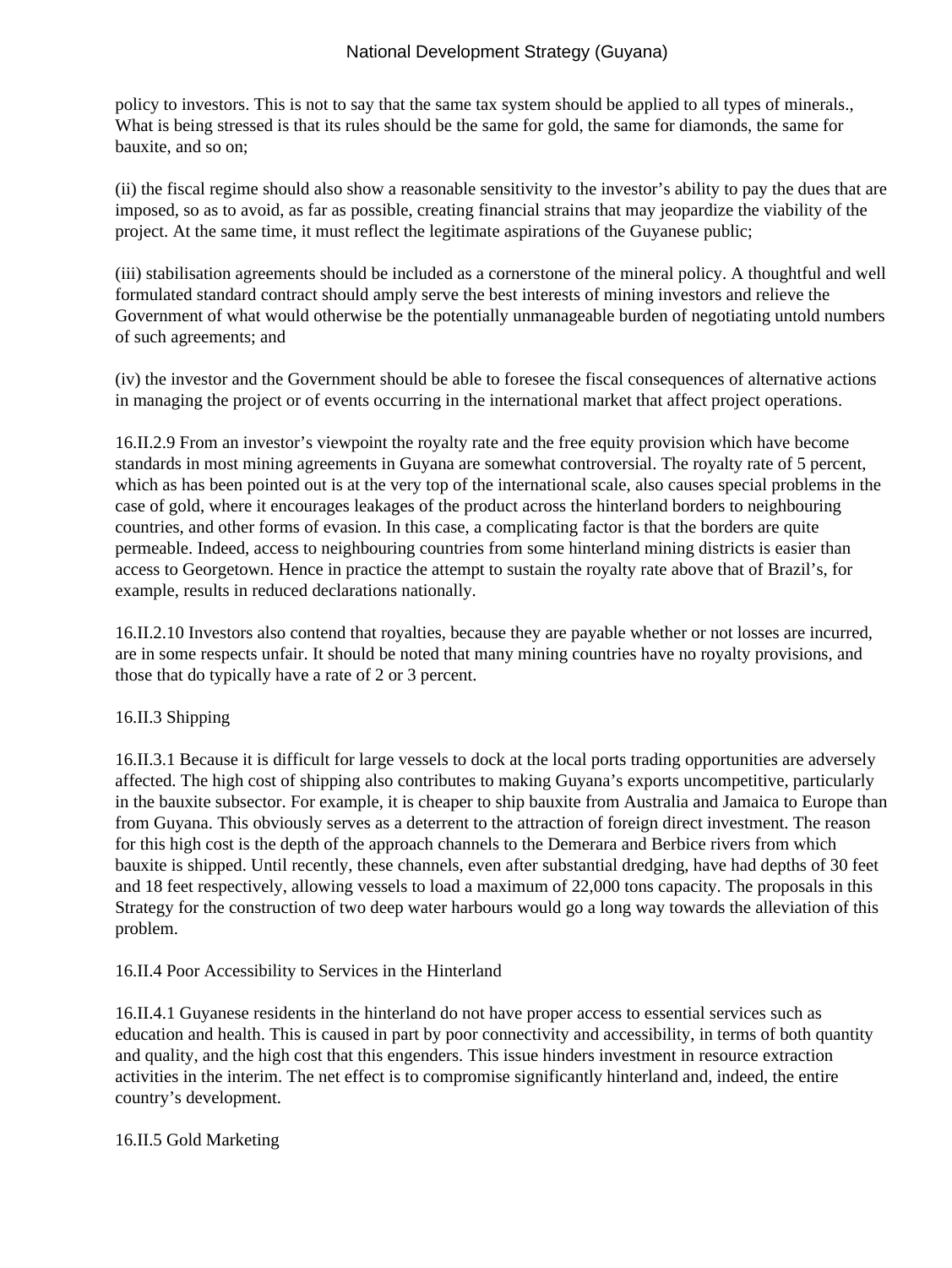policy to investors. This is not to say that the same tax system should be applied to all types of minerals., What is being stressed is that its rules should be the same for gold, the same for diamonds, the same for bauxite, and so on;

(ii) the fiscal regime should also show a reasonable sensitivity to the investor's ability to pay the dues that are imposed, so as to avoid, as far as possible, creating financial strains that may jeopardize the viability of the project. At the same time, it must reflect the legitimate aspirations of the Guyanese public;

(iii) stabilisation agreements should be included as a cornerstone of the mineral policy. A thoughtful and well formulated standard contract should amply serve the best interests of mining investors and relieve the Government of what would otherwise be the potentially unmanageable burden of negotiating untold numbers of such agreements; and

(iv) the investor and the Government should be able to foresee the fiscal consequences of alternative actions in managing the project or of events occurring in the international market that affect project operations.

16.II.2.9 From an investor's viewpoint the royalty rate and the free equity provision which have become standards in most mining agreements in Guyana are somewhat controversial. The royalty rate of 5 percent, which as has been pointed out is at the very top of the international scale, also causes special problems in the case of gold, where it encourages leakages of the product across the hinterland borders to neighbouring countries, and other forms of evasion. In this case, a complicating factor is that the borders are quite permeable. Indeed, access to neighbouring countries from some hinterland mining districts is easier than access to Georgetown. Hence in practice the attempt to sustain the royalty rate above that of Brazil's, for example, results in reduced declarations nationally.

16.II.2.10 Investors also contend that royalties, because they are payable whether or not losses are incurred, are in some respects unfair. It should be noted that many mining countries have no royalty provisions, and those that do typically have a rate of 2 or 3 percent.

16.II.3 Shipping

16.II.3.1 Because it is difficult for large vessels to dock at the local ports trading opportunities are adversely affected. The high cost of shipping also contributes to making Guyana's exports uncompetitive, particularly in the bauxite subsector. For example, it is cheaper to ship bauxite from Australia and Jamaica to Europe than from Guyana. This obviously serves as a deterrent to the attraction of foreign direct investment. The reason for this high cost is the depth of the approach channels to the Demerara and Berbice rivers from which bauxite is shipped. Until recently, these channels, even after substantial dredging, have had depths of 30 feet and 18 feet respectively, allowing vessels to load a maximum of 22,000 tons capacity. The proposals in this Strategy for the construction of two deep water harbours would go a long way towards the alleviation of this problem.

16.II.4 Poor Accessibility to Services in the Hinterland

16.II.4.1 Guyanese residents in the hinterland do not have proper access to essential services such as education and health. This is caused in part by poor connectivity and accessibility, in terms of both quantity and quality, and the high cost that this engenders. This issue hinders investment in resource extraction activities in the interim. The net effect is to compromise significantly hinterland and, indeed, the entire country's development.

16.II.5 Gold Marketing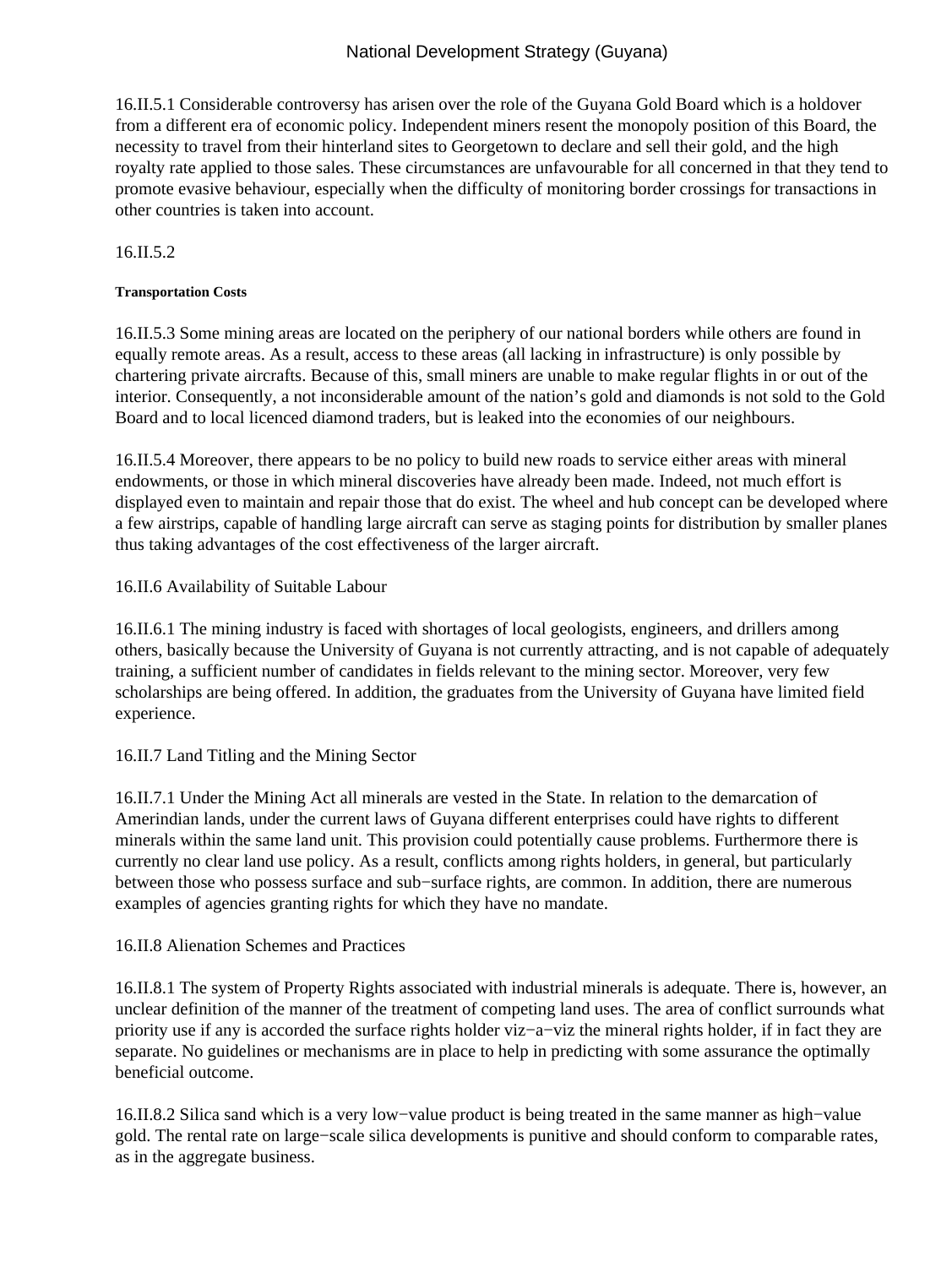16.II.5.1 Considerable controversy has arisen over the role of the Guyana Gold Board which is a holdover from a different era of economic policy. Independent miners resent the monopoly position of this Board, the necessity to travel from their hinterland sites to Georgetown to declare and sell their gold, and the high royalty rate applied to those sales. These circumstances are unfavourable for all concerned in that they tend to promote evasive behaviour, especially when the difficulty of monitoring border crossings for transactions in other countries is taken into account.

16.II.5.2

#### Transportation Costs

16.II.5.3 Some mining areas are located on the periphery of our national borders while others are found in equally remote areas. As a result, access to these areas (all lacking in infrastructure) is only possible by chartering private aircrafts. Because of this, small miners are unable to make regular flights in or out of the interior. Consequently, a not inconsiderable amount of the nation’s gold and diamonds is not sold to the Gold Board and to local licenced diamond traders, but is leaked into the economies of our neighbours.

16.II.5.4 Moreover, there appears to be no policy to build new roads to service either areas with mineral endowments, or those in which mineral discoveries have already been made. Indeed, not much effort is displayed even to maintain and repair those that do exist. The wheel and hub concept can be developed where a few airstrips, capable of handling large aircraft can serve as staging points for distribution by smaller planes thus taking advantages of the cost effectiveness of the larger aircraft.

16.II.6 Availability of Suitable Labour

16.II.6.1 The mining industry is faced with shortages of local geologists, engineers, and drillers among others, basically because the University of Guyana is not currently attracting, and is not capable of adequately training, a sufficient number of candidates in fields relevant to the mining sector. Moreover, very few scholarships are being offered. In addition, the graduates from the University of Guyana have limited field experience.

16.II.7 Land Titling and the Mining Sector

16.II.7.1 Under the Mining Act all minerals are vested in the State. In relation to the demarcation of Amerindian lands, under the current laws of Guyana different enterprises could have rights to different minerals within the same land unit. This provision could potentially cause problems. Furthermore there is currently no clear land use policy. As a result, conflicts among rights holders, in general, but particularly between those who possess surface and sub−surface rights, are common. In addition, there are numerous examples of agencies granting rights for which they have no mandate.

16.II.8 Alienation Schemes and Practices

16.II.8.1 The system of Property Rights associated with industrial minerals is adequate. There is, however, an unclear definition of the manner of the treatment of competing land uses. The area of conflict surrounds what priority use if any is accorded the surface rights holder viz−a−viz the mineral rights holder, if in fact they are separate. No guidelines or mechanisms are in place to help in predicting with some assurance the optimally beneficial outcome.

16.II.8.2 Silica sand which is a very low−value product is being treated in the same manner as high−value gold. The rental rate on large−scale silica developments is punitive and should conform to comparable rates, as in the aggregate business.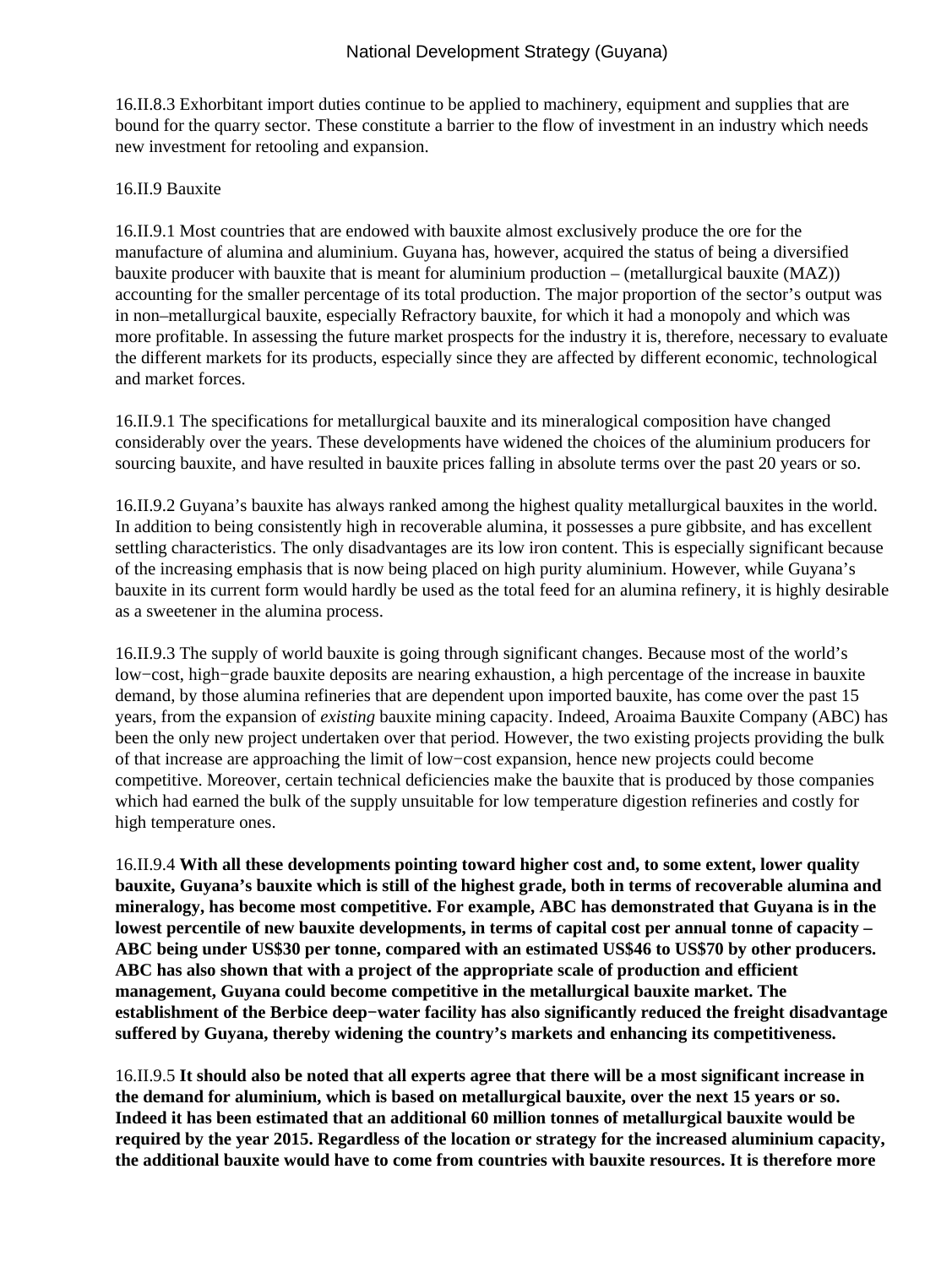16.II.8.3 Exhorbitant import duties continue to be applied to machinery, equipment and supplies that are bound for the quarry sector. These constitute a barrier to the flow of investment in an industry which needs new investment for retooling and expansion.

16.II.9 Bauxite

16.II.9.1 Most countries that are endowed with bauxite almost exclusively produce the ore for the manufacture of alumina and aluminium. Guyana has, however, acquired the status of being a diversified bauxite producer with bauxite that is meant for aluminium production – (metallurgical bauxite (MAZ)) accounting for the smaller percentage of its total production. The major proportion of the sector's output was in non–metallurgical bauxite, especially Refractory bauxite, for which it had a monopoly and which was more profitable. In assessing the future market prospects for the industry it is, therefore, necessary to evaluate the different markets for its products, especially since they are affected by different economic, technological and market forces.

16.II.9.1 The specifications for metallurgical bauxite and its mineralogical composition have changed considerably over the years. These developments have widened the choices of the aluminium producers for sourcing bauxite, and have resulted in bauxite prices falling in absolute terms over the past 20 years or so.

16.II.9.2 Guyana's bauxite has always ranked among the highest quality metallurgical bauxites in the world. In addition to being consistently high in recoverable alumina, it possesses a pure gibbsite, and has excellent settling characteristics. The only disadvantages are its low iron content. This is especially significant because of the increasing emphasis that is now being placed on high purity aluminium. However, while Guyana's bauxite in its current form would hardly be used as the total feed for an alumina refinery, it is highly desirable as a sweetener in the alumina process.

16.II.9.3 The supply of world bauxite is going through significant changes. Because most of the world's low−cost, high−grade bauxite deposits are nearing exhaustion, a high percentage of the increase in bauxite demand, by those alumina refineries that are dependent upon imported bauxite, has come over the past 15 years, from the expansion of *existing* bauxite mining capacity. Indeed, Aroaima Bauxite Company (ABC) has been the only new project undertaken over that period. However, the two existing projects providing the bulk of that increase are approaching the limit of low−cost expansion, hence new projects could become competitive. Moreover, certain technical deficiencies make the bauxite that is produced by those companies which had earned the bulk of the supply unsuitable for low temperature digestion refineries and costly for high temperature ones.

16.II.9.4 **With all these developments pointing toward higher cost and, to some extent, lower quality bauxite, Guyana's bauxite which is still of the highest grade, both in terms of recoverable alumina and mineralogy, has become most competitive. For example, ABC has demonstrated that Guyana is in the lowest percentile of new bauxite developments, in terms of capital cost per annual tonne of capacity – ABC being under US$30 per tonne, compared with an estimated US$46 to US$70 by other producers. ABC has also shown that with a project of the appropriate scale of production and efficient management, Guyana could become competitive in the metallurgical bauxite market. The establishment of the Berbice deep−water facility has also significantly reduced the freight disadvantage suffered by Guyana, thereby widening the country's markets and enhancing its competitiveness.**

16.II.9.5 **It should also be noted that all experts agree that there will be a most significant increase in the demand for aluminium, which is based on metallurgical bauxite, over the next 15 years or so. Indeed it has been estimated that an additional 60 million tonnes of metallurgical bauxite would be required by the year 2015. Regardless of the location or strategy for the increased aluminium capacity, the additional bauxite would have to come from countries with bauxite resources. It is therefore more**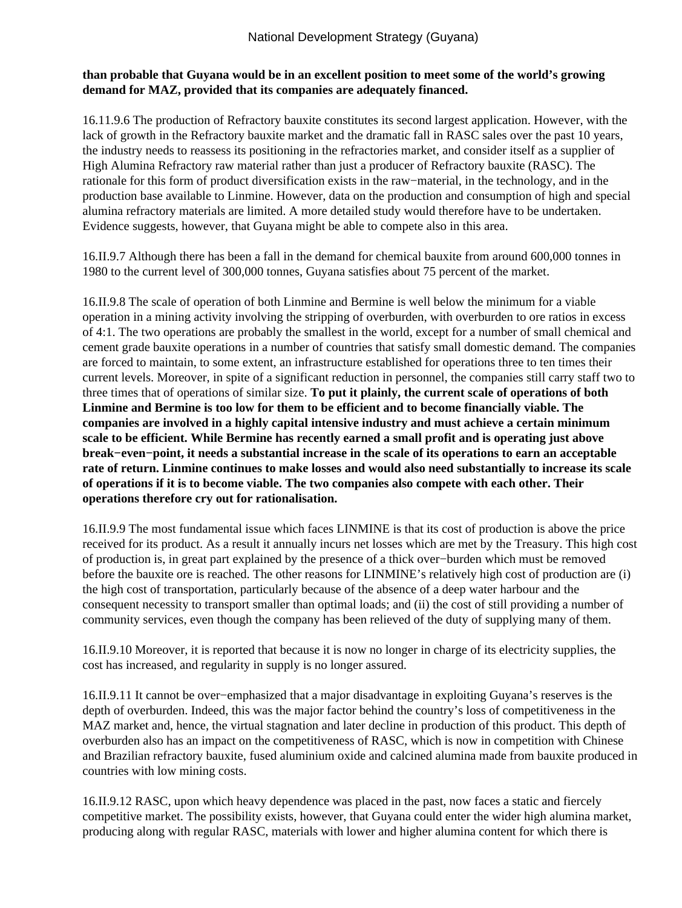**than probable that Guyana would be in an excellent position to meet some of the world's growing demand for MAZ, provided that its companies are adequately financed.**

16.11.9.6 The production of Refractory bauxite constitutes its second largest application. However, with the lack of growth in the Refractory bauxite market and the dramatic fall in RASC sales over the past 10 years, the industry needs to reassess its positioning in the refractories market, and consider itself as a supplier of High Alumina Refractory raw material rather than just a producer of Refractory bauxite (RASC). The rationale for this form of product diversification exists in the raw−material, in the technology, and in the production base available to Linmine. However, data on the production and consumption of high and special alumina refractory materials are limited. A more detailed study would therefore have to be undertaken. Evidence suggests, however, that Guyana might be able to compete also in this area.

16.II.9.7 Although there has been a fall in the demand for chemical bauxite from around 600,000 tonnes in 1980 to the current level of 300,000 tonnes, Guyana satisfies about 75 percent of the market.

16.II.9.8 The scale of operation of both Linmine and Bermine is well below the minimum for a viable operation in a mining activity involving the stripping of overburden, with overburden to ore ratios in excess of 4:1. The two operations are probably the smallest in the world, except for a number of small chemical and cement grade bauxite operations in a number of countries that satisfy small domestic demand. The companies are forced to maintain, to some extent, an infrastructure established for operations three to ten times their current levels. Moreover, in spite of a significant reduction in personnel, the companies still carry staff two to three times that of operations of similar size. **To put it plainly, the current scale of operations of both Linmine and Bermine is too low for them to be efficient and to become financially viable. The companies are involved in a highly capital intensive industry and must achieve a certain minimum scale to be efficient. While Bermine has recently earned a small profit and is operating just above break−even−point, it needs a substantial increase in the scale of its operations to earn an acceptable rate of return. Linmine continues to make losses and would also need substantially to increase its scale of operations if it is to become viable. The two companies also compete with each other. Their operations therefore cry out for rationalisation.**

16.II.9.9 The most fundamental issue which faces LINMINE is that its cost of production is above the price received for its product. As a result it annually incurs net losses which are met by the Treasury. This high cost of production is, in great part explained by the presence of a thick over−burden which must be removed before the bauxite ore is reached. The other reasons for LINMINE's relatively high cost of production are (i) the high cost of transportation, particularly because of the absence of a deep water harbour and the consequent necessity to transport smaller than optimal loads; and (ii) the cost of still providing a number of community services, even though the company has been relieved of the duty of supplying many of them.

16.II.9.10 Moreover, it is reported that because it is now no longer in charge of its electricity supplies, the cost has increased, and regularity in supply is no longer assured.

16.II.9.11 It cannot be over−emphasized that a major disadvantage in exploiting Guyana's reserves is the depth of overburden. Indeed, this was the major factor behind the country's loss of competitiveness in the MAZ market and, hence, the virtual stagnation and later decline in production of this product. This depth of overburden also has an impact on the competitiveness of RASC, which is now in competition with Chinese and Brazilian refractory bauxite, fused aluminium oxide and calcined alumina made from bauxite produced in countries with low mining costs.

16.II.9.12 RASC, upon which heavy dependence was placed in the past, now faces a static and fiercely competitive market. The possibility exists, however, that Guyana could enter the wider high alumina market, producing along with regular RASC, materials with lower and higher alumina content for which there is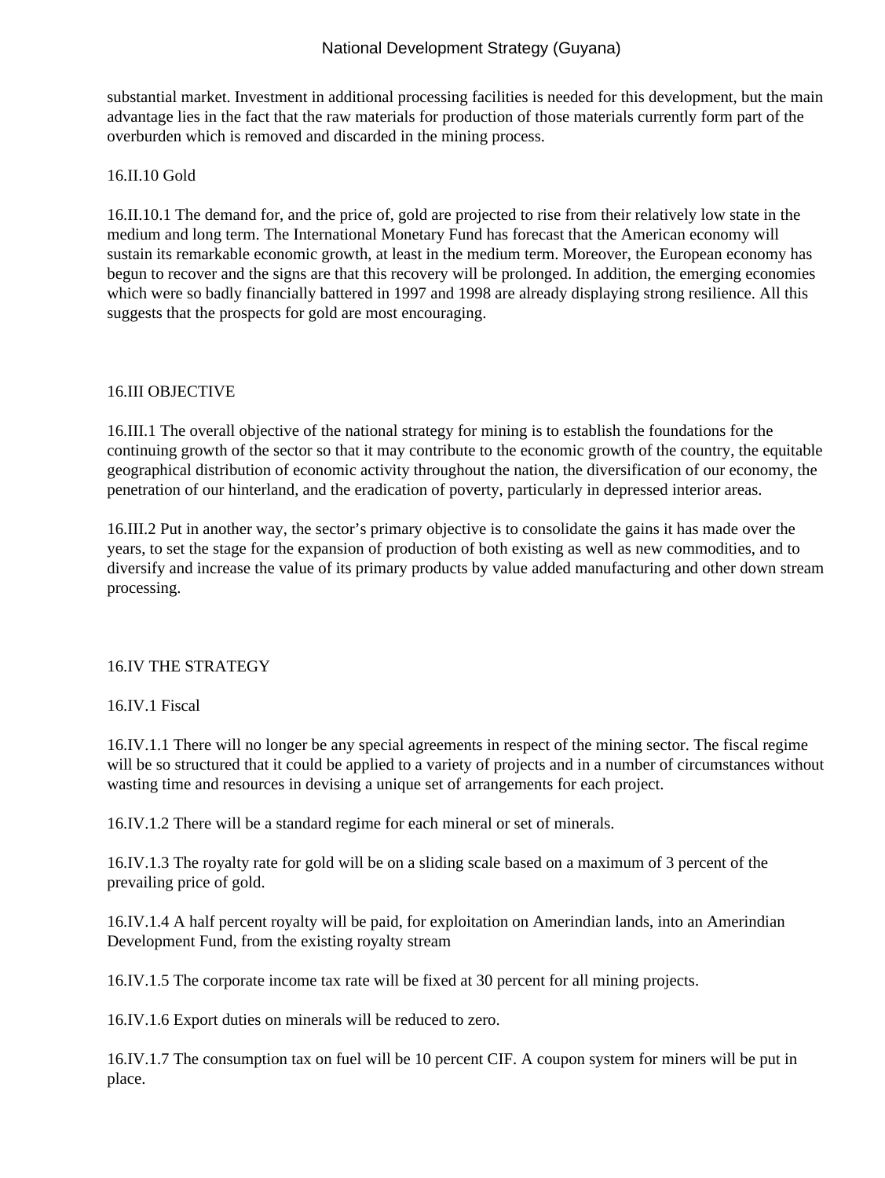substantial market. Investment in additional processing facilities is needed for this development, but the main advantage lies in the fact that the raw materials for production of those materials currently form part of the overburden which is removed and discarded in the mining process.

### 16.II.10 Gold

16.II.10.1 The demand for, and the price of, gold are projected to rise from their relatively low state in the medium and long term. The International Monetary Fund has forecast that the American economy will sustain its remarkable economic growth, at least in the medium term. Moreover, the European economy has begun to recover and the signs are that this recovery will be prolonged. In addition, the emerging economies which were so badly financially battered in 1997 and 1998 are already displaying strong resilience. All this suggests that the prospects for gold are most encouraging.

## 16.III OBJECTIVE

16.III.1 The overall objective of the national strategy for mining is to establish the foundations for the continuing growth of the sector so that it may contribute to the economic growth of the country, the equitable geographical distribution of economic activity throughout the nation, the diversification of our economy, the penetration of our hinterland, and the eradication of poverty, particularly in depressed interior areas.

16.III.2 Put in another way, the sector's primary objective is to consolidate the gains it has made over the years, to set the stage for the expansion of production of both existing as well as new commodities, and to diversify and increase the value of its primary products by value added manufacturing and other down stream processing.

## 16.IV THE STRATEGY

### 16.IV.1 Fiscal

16.IV.1.1 There will no longer be any special agreements in respect of the mining sector. The fiscal regime will be so structured that it could be applied to a variety of projects and in a number of circumstances without wasting time and resources in devising a unique set of arrangements for each project.

16.IV.1.2 There will be a standard regime for each mineral or set of minerals.

16.IV.1.3 The royalty rate for gold will be on a sliding scale based on a maximum of 3 percent of the prevailing price of gold.

16.IV.1.4 A half percent royalty will be paid, for exploitation on Amerindian lands, into an Amerindian Development Fund, from the existing royalty stream

16.IV.1.5 The corporate income tax rate will be fixed at 30 percent for all mining projects.

16.IV.1.6 Export duties on minerals will be reduced to zero.

16.IV.1.7 The consumption tax on fuel will be 10 percent CIF. A coupon system for miners will be put in place.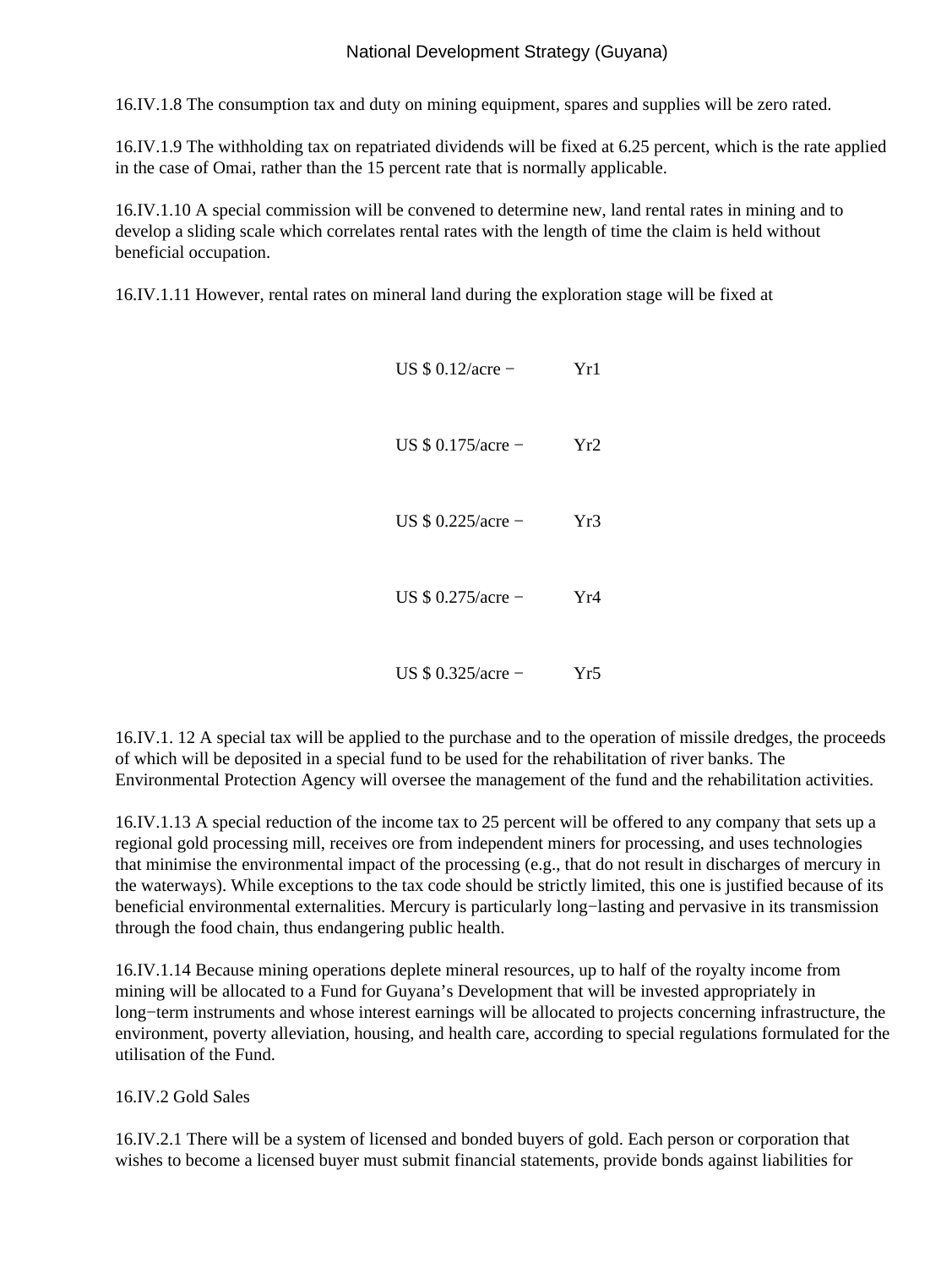16.IV.1.8 The consumption tax and duty on mining equipment, spares and supplies will be zero rated.

16.IV.1.9 The withholding tax on repatriated dividends will be fixed at 6.25 percent, which is the rate applied in the case of Omai, rather than the 15 percent rate that is normally applicable.

16.IV.1.10 A special commission will be convened to determine new, land rental rates in mining and to develop a sliding scale which correlates rental rates with the length of time the claim is held without beneficial occupation.

16.IV.1.11 However, rental rates on mineral land during the exploration stage will be fixed at

| | |
|---|---|
| US $ 0.12/acre − | Yr1 |
| US $ 0.175/acre − | Yr2 |
| US $ 0.225/acre − | Yr3 |
| US $ 0.275/acre − | Yr4 |
| US $ 0.325/acre − | Yr5 |

16.IV.1. 12 A special tax will be applied to the purchase and to the operation of missile dredges, the proceeds of which will be deposited in a special fund to be used for the rehabilitation of river banks. The Environmental Protection Agency will oversee the management of the fund and the rehabilitation activities.

16.IV.1.13 A special reduction of the income tax to 25 percent will be offered to any company that sets up a regional gold processing mill, receives ore from independent miners for processing, and uses technologies that minimise the environmental impact of the processing (e.g., that do not result in discharges of mercury in the waterways). While exceptions to the tax code should be strictly limited, this one is justified because of its beneficial environmental externalities. Mercury is particularly long−lasting and pervasive in its transmission through the food chain, thus endangering public health.

16.IV.1.14 Because mining operations deplete mineral resources, up to half of the royalty income from mining will be allocated to a Fund for Guyana's Development that will be invested appropriately in long−term instruments and whose interest earnings will be allocated to projects concerning infrastructure, the environment, poverty alleviation, housing, and health care, according to special regulations formulated for the utilisation of the Fund.

16.IV.2 Gold Sales

16.IV.2.1 There will be a system of licensed and bonded buyers of gold. Each person or corporation that wishes to become a licensed buyer must submit financial statements, provide bonds against liabilities for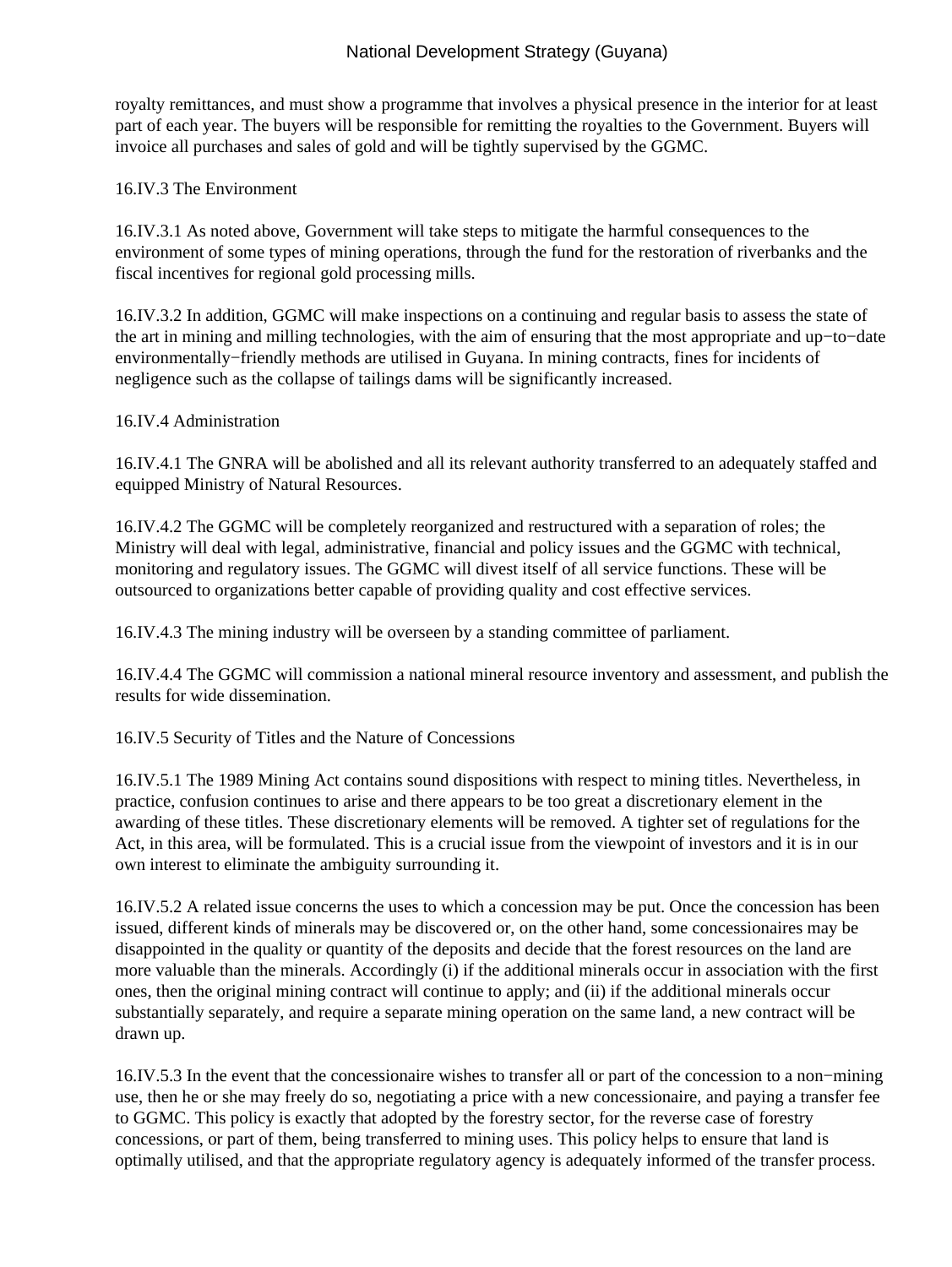royalty remittances, and must show a programme that involves a physical presence in the interior for at least part of each year. The buyers will be responsible for remitting the royalties to the Government. Buyers will invoice all purchases and sales of gold and will be tightly supervised by the GGMC.

16.IV.3 The Environment

16.IV.3.1 As noted above, Government will take steps to mitigate the harmful consequences to the environment of some types of mining operations, through the fund for the restoration of riverbanks and the fiscal incentives for regional gold processing mills.

16.IV.3.2 In addition, GGMC will make inspections on a continuing and regular basis to assess the state of the art in mining and milling technologies, with the aim of ensuring that the most appropriate and up−to−date environmentally−friendly methods are utilised in Guyana. In mining contracts, fines for incidents of negligence such as the collapse of tailings dams will be significantly increased.

16.IV.4 Administration

16.IV.4.1 The GNRA will be abolished and all its relevant authority transferred to an adequately staffed and equipped Ministry of Natural Resources.

16.IV.4.2 The GGMC will be completely reorganized and restructured with a separation of roles; the Ministry will deal with legal, administrative, financial and policy issues and the GGMC with technical, monitoring and regulatory issues. The GGMC will divest itself of all service functions. These will be outsourced to organizations better capable of providing quality and cost effective services.

16.IV.4.3 The mining industry will be overseen by a standing committee of parliament.

16.IV.4.4 The GGMC will commission a national mineral resource inventory and assessment, and publish the results for wide dissemination.

16.IV.5 Security of Titles and the Nature of Concessions

16.IV.5.1 The 1989 Mining Act contains sound dispositions with respect to mining titles. Nevertheless, in practice, confusion continues to arise and there appears to be too great a discretionary element in the awarding of these titles. These discretionary elements will be removed. A tighter set of regulations for the Act, in this area, will be formulated. This is a crucial issue from the viewpoint of investors and it is in our own interest to eliminate the ambiguity surrounding it.

16.IV.5.2 A related issue concerns the uses to which a concession may be put. Once the concession has been issued, different kinds of minerals may be discovered or, on the other hand, some concessionaires may be disappointed in the quality or quantity of the deposits and decide that the forest resources on the land are more valuable than the minerals. Accordingly (i) if the additional minerals occur in association with the first ones, then the original mining contract will continue to apply; and (ii) if the additional minerals occur substantially separately, and require a separate mining operation on the same land, a new contract will be drawn up.

16.IV.5.3 In the event that the concessionaire wishes to transfer all or part of the concession to a non−mining use, then he or she may freely do so, negotiating a price with a new concessionaire, and paying a transfer fee to GGMC. This policy is exactly that adopted by the forestry sector, for the reverse case of forestry concessions, or part of them, being transferred to mining uses. This policy helps to ensure that land is optimally utilised, and that the appropriate regulatory agency is adequately informed of the transfer process.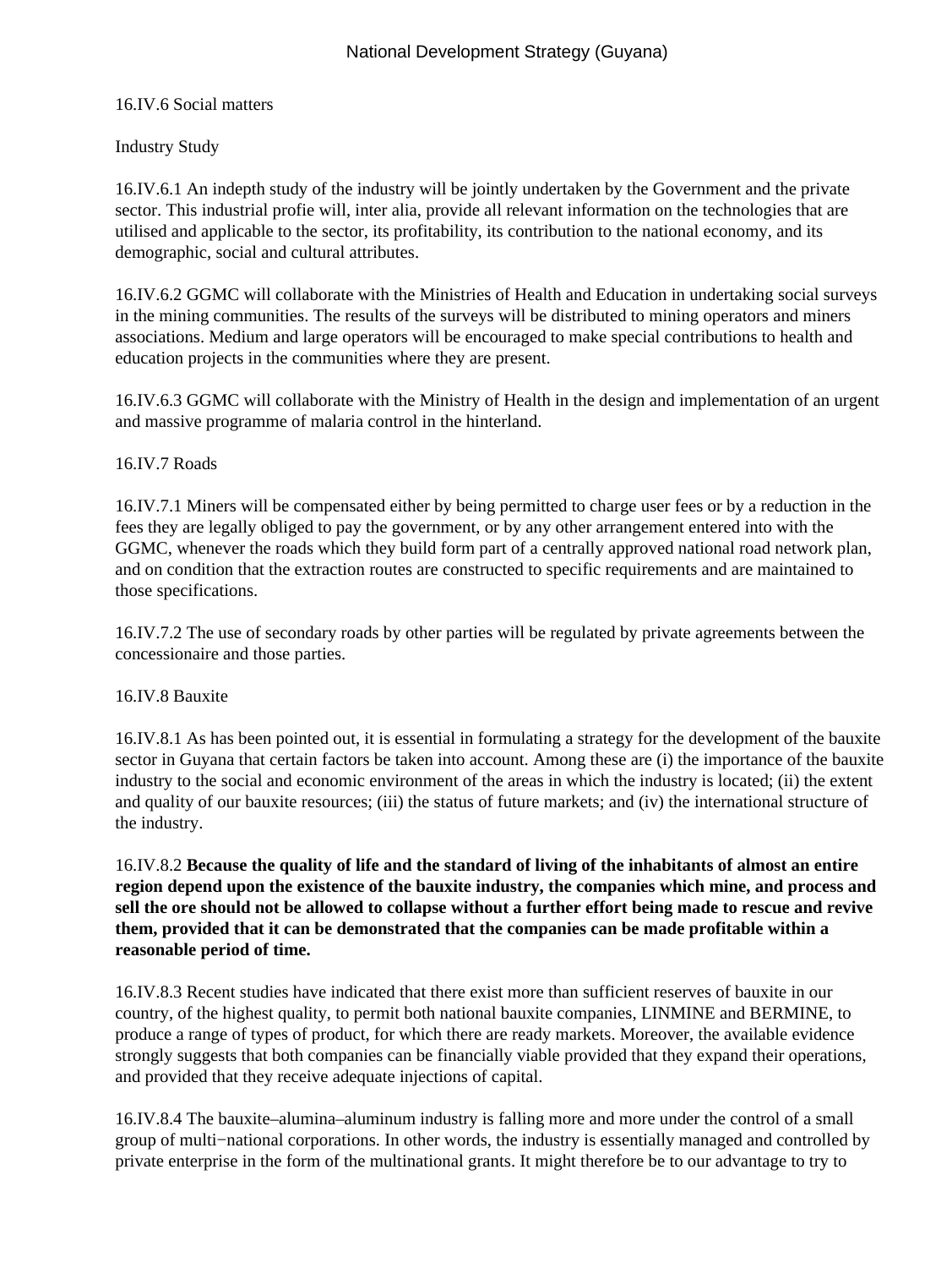16.IV.6 Social matters

Industry Study

16.IV.6.1 An indepth study of the industry will be jointly undertaken by the Government and the private sector. This industrial profie will, inter alia, provide all relevant information on the technologies that are utilised and applicable to the sector, its profitability, its contribution to the national economy, and its demographic, social and cultural attributes.

16.IV.6.2 GGMC will collaborate with the Ministries of Health and Education in undertaking social surveys in the mining communities. The results of the surveys will be distributed to mining operators and miners associations. Medium and large operators will be encouraged to make special contributions to health and education projects in the communities where they are present.

16.IV.6.3 GGMC will collaborate with the Ministry of Health in the design and implementation of an urgent and massive programme of malaria control in the hinterland.

16.IV.7 Roads

16.IV.7.1 Miners will be compensated either by being permitted to charge user fees or by a reduction in the fees they are legally obliged to pay the government, or by any other arrangement entered into with the GGMC, whenever the roads which they build form part of a centrally approved national road network plan, and on condition that the extraction routes are constructed to specific requirements and are maintained to those specifications.

16.IV.7.2 The use of secondary roads by other parties will be regulated by private agreements between the concessionaire and those parties.

16.IV.8 Bauxite

16.IV.8.1 As has been pointed out, it is essential in formulating a strategy for the development of the bauxite sector in Guyana that certain factors be taken into account. Among these are (i) the importance of the bauxite industry to the social and economic environment of the areas in which the industry is located; (ii) the extent and quality of our bauxite resources; (iii) the status of future markets; and (iv) the international structure of the industry.

16.IV.8.2 **Because the quality of life and the standard of living of the inhabitants of almost an entire region depend upon the existence of the bauxite industry, the companies which mine, and process and sell the ore should not be allowed to collapse without a further effort being made to rescue and revive them, provided that it can be demonstrated that the companies can be made profitable within a reasonable period of time.**

16.IV.8.3 Recent studies have indicated that there exist more than sufficient reserves of bauxite in our country, of the highest quality, to permit both national bauxite companies, LINMINE and BERMINE, to produce a range of types of product, for which there are ready markets. Moreover, the available evidence strongly suggests that both companies can be financially viable provided that they expand their operations, and provided that they receive adequate injections of capital.

16.IV.8.4 The bauxite–alumina–aluminum industry is falling more and more under the control of a small group of multi−national corporations. In other words, the industry is essentially managed and controlled by private enterprise in the form of the multinational grants. It might therefore be to our advantage to try to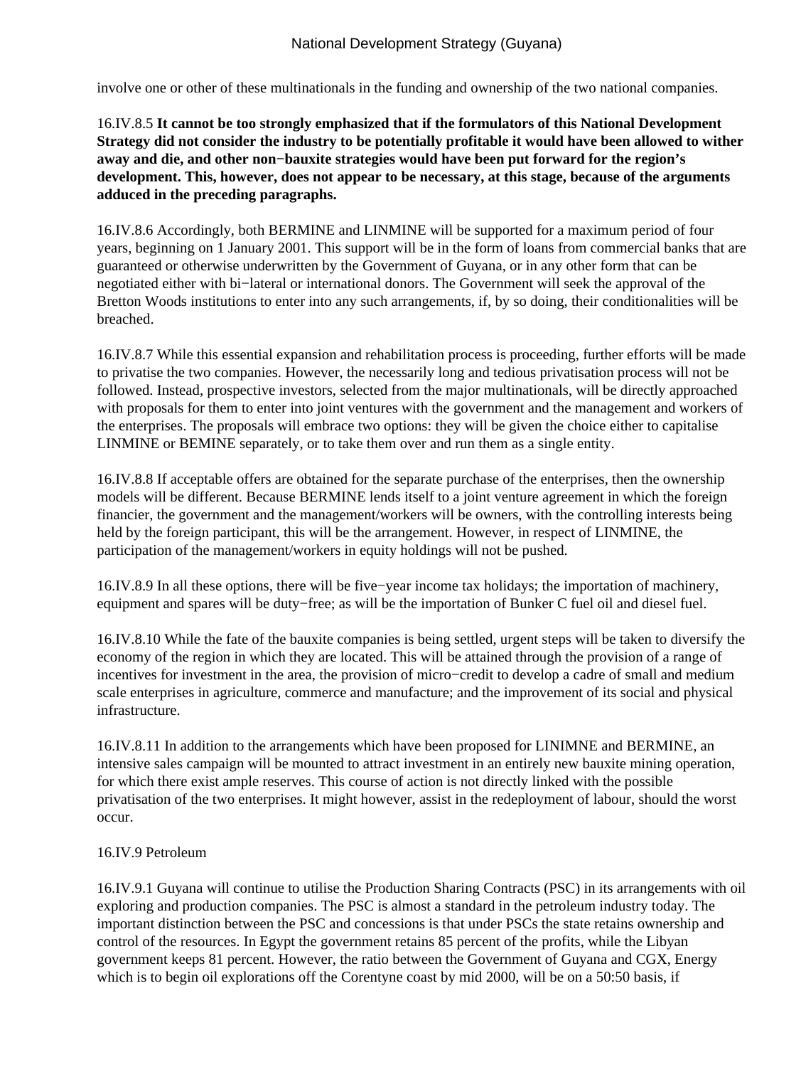involve one or other of these multinationals in the funding and ownership of the two national companies.

16.IV.8.5 **It cannot be too strongly emphasized that if the formulators of this National Development Strategy did not consider the industry to be potentially profitable it would have been allowed to wither away and die, and other non−bauxite strategies would have been put forward for the region's development. This, however, does not appear to be necessary, at this stage, because of the arguments adduced in the preceding paragraphs.**

16.IV.8.6 Accordingly, both BERMINE and LINMINE will be supported for a maximum period of four years, beginning on 1 January 2001. This support will be in the form of loans from commercial banks that are guaranteed or otherwise underwritten by the Government of Guyana, or in any other form that can be negotiated either with bi−lateral or international donors. The Government will seek the approval of the Bretton Woods institutions to enter into any such arrangements, if, by so doing, their conditionalities will be breached.

16.IV.8.7 While this essential expansion and rehabilitation process is proceeding, further efforts will be made to privatise the two companies. However, the necessarily long and tedious privatisation process will not be followed. Instead, prospective investors, selected from the major multinationals, will be directly approached with proposals for them to enter into joint ventures with the government and the management and workers of the enterprises. The proposals will embrace two options: they will be given the choice either to capitalise LINMINE or BEMINE separately, or to take them over and run them as a single entity.

16.IV.8.8 If acceptable offers are obtained for the separate purchase of the enterprises, then the ownership models will be different. Because BERMINE lends itself to a joint venture agreement in which the foreign financier, the government and the management/workers will be owners, with the controlling interests being held by the foreign participant, this will be the arrangement. However, in respect of LINMINE, the participation of the management/workers in equity holdings will not be pushed.

16.IV.8.9 In all these options, there will be five−year income tax holidays; the importation of machinery, equipment and spares will be duty−free; as will be the importation of Bunker C fuel oil and diesel fuel.

16.IV.8.10 While the fate of the bauxite companies is being settled, urgent steps will be taken to diversify the economy of the region in which they are located. This will be attained through the provision of a range of incentives for investment in the area, the provision of micro−credit to develop a cadre of small and medium scale enterprises in agriculture, commerce and manufacture; and the improvement of its social and physical infrastructure.

16.IV.8.11 In addition to the arrangements which have been proposed for LINIMNE and BERMINE, an intensive sales campaign will be mounted to attract investment in an entirely new bauxite mining operation, for which there exist ample reserves. This course of action is not directly linked with the possible privatisation of the two enterprises. It might however, assist in the redeployment of labour, should the worst occur.

16.IV.9 Petroleum

16.IV.9.1 Guyana will continue to utilise the Production Sharing Contracts (PSC) in its arrangements with oil exploring and production companies. The PSC is almost a standard in the petroleum industry today. The important distinction between the PSC and concessions is that under PSCs the state retains ownership and control of the resources. In Egypt the government retains 85 percent of the profits, while the Libyan government keeps 81 percent. However, the ratio between the Government of Guyana and CGX, Energy which is to begin oil explorations off the Corentyne coast by mid 2000, will be on a 50:50 basis, if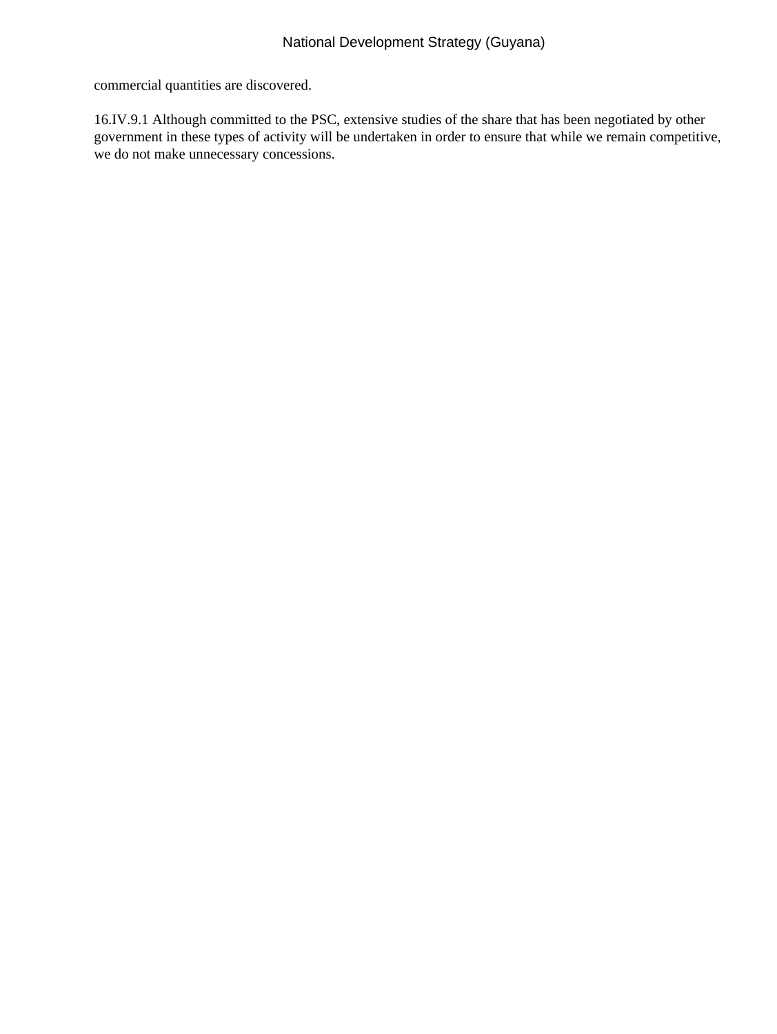commercial quantities are discovered.

16.IV.9.1 Although committed to the PSC, extensive studies of the share that has been negotiated by other government in these types of activity will be undertaken in order to ensure that while we remain competitive, we do not make unnecessary concessions.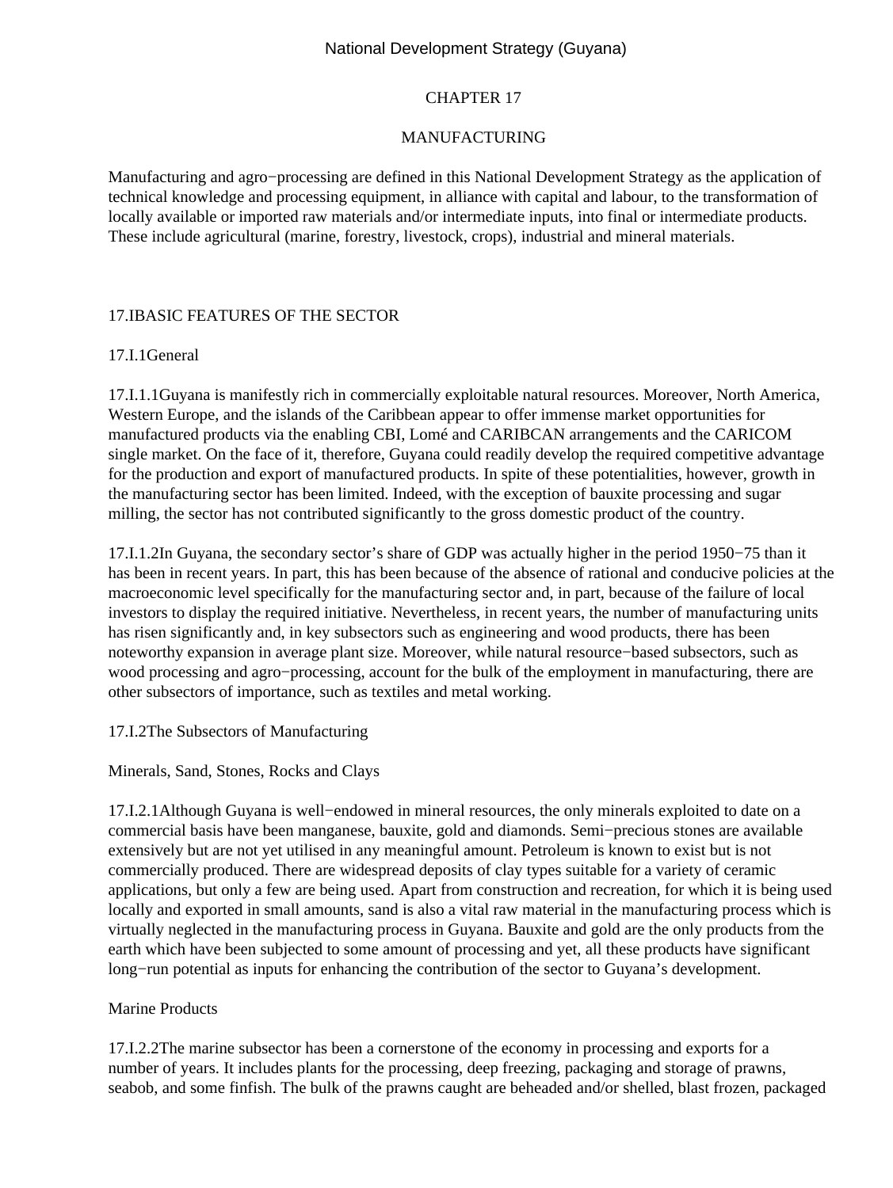# CHAPTER 17

# MANUFACTURING

Manufacturing and agro−processing are defined in this National Development Strategy as the application of technical knowledge and processing equipment, in alliance with capital and labour, to the transformation of locally available or imported raw materials and/or intermediate inputs, into final or intermediate products. These include agricultural (marine, forestry, livestock, crops), industrial and mineral materials.

## 17.IBASIC FEATURES OF THE SECTOR

### 17.I.1General

17.I.1.1Guyana is manifestly rich in commercially exploitable natural resources. Moreover, North America, Western Europe, and the islands of the Caribbean appear to offer immense market opportunities for manufactured products via the enabling CBI, Lomé and CARIBCAN arrangements and the CARICOM single market. On the face of it, therefore, Guyana could readily develop the required competitive advantage for the production and export of manufactured products. In spite of these potentialities, however, growth in the manufacturing sector has been limited. Indeed, with the exception of bauxite processing and sugar milling, the sector has not contributed significantly to the gross domestic product of the country.

17.I.1.2In Guyana, the secondary sector's share of GDP was actually higher in the period 1950−75 than it has been in recent years. In part, this has been because of the absence of rational and conducive policies at the macroeconomic level specifically for the manufacturing sector and, in part, because of the failure of local investors to display the required initiative. Nevertheless, in recent years, the number of manufacturing units has risen significantly and, in key subsectors such as engineering and wood products, there has been noteworthy expansion in average plant size. Moreover, while natural resource−based subsectors, such as wood processing and agro−processing, account for the bulk of the employment in manufacturing, there are other subsectors of importance, such as textiles and metal working.

### 17.I.2The Subsectors of Manufacturing

Minerals, Sand, Stones, Rocks and Clays

17.I.2.1Although Guyana is well−endowed in mineral resources, the only minerals exploited to date on a commercial basis have been manganese, bauxite, gold and diamonds. Semi−precious stones are available extensively but are not yet utilised in any meaningful amount. Petroleum is known to exist but is not commercially produced. There are widespread deposits of clay types suitable for a variety of ceramic applications, but only a few are being used. Apart from construction and recreation, for which it is being used locally and exported in small amounts, sand is also a vital raw material in the manufacturing process which is virtually neglected in the manufacturing process in Guyana. Bauxite and gold are the only products from the earth which have been subjected to some amount of processing and yet, all these products have significant long−run potential as inputs for enhancing the contribution of the sector to Guyana's development.

Marine Products

17.I.2.2The marine subsector has been a cornerstone of the economy in processing and exports for a number of years. It includes plants for the processing, deep freezing, packaging and storage of prawns, seabob, and some finfish. The bulk of the prawns caught are beheaded and/or shelled, blast frozen, packaged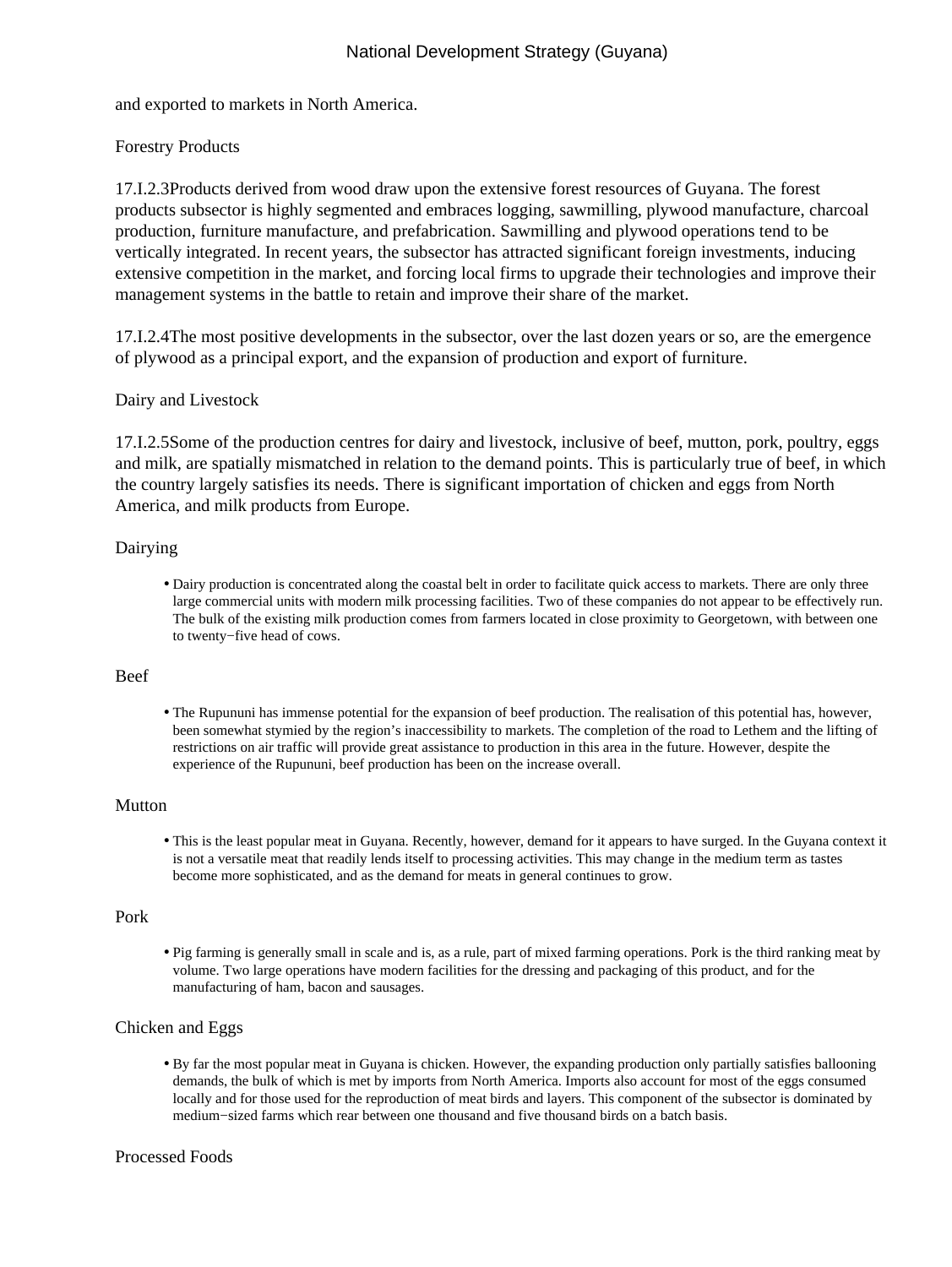and exported to markets in North America.

### Forestry Products

17.I.2.3Products derived from wood draw upon the extensive forest resources of Guyana. The forest products subsector is highly segmented and embraces logging, sawmilling, plywood manufacture, charcoal production, furniture manufacture, and prefabrication. Sawmilling and plywood operations tend to be vertically integrated. In recent years, the subsector has attracted significant foreign investments, inducing extensive competition in the market, and forcing local firms to upgrade their technologies and improve their management systems in the battle to retain and improve their share of the market.

17.I.2.4The most positive developments in the subsector, over the last dozen years or so, are the emergence of plywood as a principal export, and the expansion of production and export of furniture.

### Dairy and Livestock

17.I.2.5Some of the production centres for dairy and livestock, inclusive of beef, mutton, pork, poultry, eggs and milk, are spatially mismatched in relation to the demand points. This is particularly true of beef, in which the country largely satisfies its needs. There is significant importation of chicken and eggs from North America, and milk products from Europe.

#### Dairying

- Dairy production is concentrated along the coastal belt in order to facilitate quick access to markets. There are only three large commercial units with modern milk processing facilities. Two of these companies do not appear to be effectively run. The bulk of the existing milk production comes from farmers located in close proximity to Georgetown, with between one to twenty−five head of cows.

#### Beef

- The Rupununi has immense potential for the expansion of beef production. The realisation of this potential has, however, been somewhat stymied by the region's inaccessibility to markets. The completion of the road to Lethem and the lifting of restrictions on air traffic will provide great assistance to production in this area in the future. However, despite the experience of the Rupununi, beef production has been on the increase overall.

#### Mutton

- This is the least popular meat in Guyana. Recently, however, demand for it appears to have surged. In the Guyana context it is not a versatile meat that readily lends itself to processing activities. This may change in the medium term as tastes become more sophisticated, and as the demand for meats in general continues to grow.

#### Pork

- Pig farming is generally small in scale and is, as a rule, part of mixed farming operations. Pork is the third ranking meat by volume. Two large operations have modern facilities for the dressing and packaging of this product, and for the manufacturing of ham, bacon and sausages.

#### Chicken and Eggs

- By far the most popular meat in Guyana is chicken. However, the expanding production only partially satisfies ballooning demands, the bulk of which is met by imports from North America. Imports also account for most of the eggs consumed locally and for those used for the reproduction of meat birds and layers. This component of the subsector is dominated by medium−sized farms which rear between one thousand and five thousand birds on a batch basis.

### Processed Foods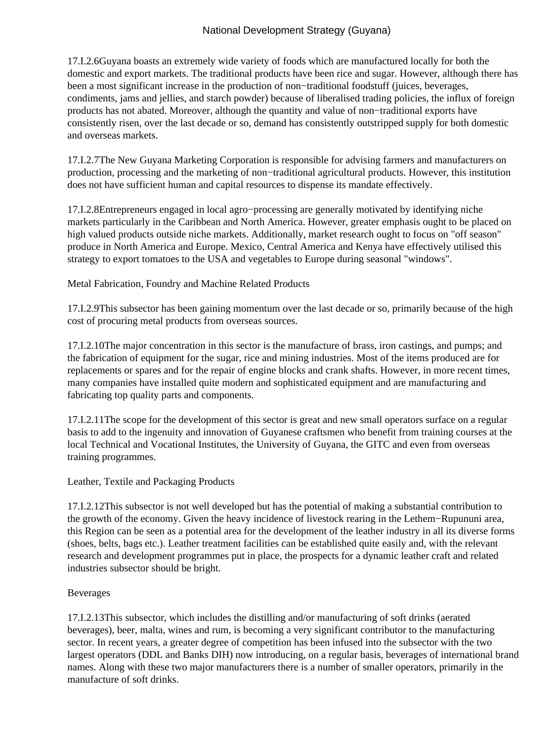17.I.2.6Guyana boasts an extremely wide variety of foods which are manufactured locally for both the domestic and export markets. The traditional products have been rice and sugar. However, although there has been a most significant increase in the production of non−traditional foodstuff (juices, beverages, condiments, jams and jellies, and starch powder) because of liberalised trading policies, the influx of foreign products has not abated. Moreover, although the quantity and value of non−traditional exports have consistently risen, over the last decade or so, demand has consistently outstripped supply for both domestic and overseas markets.

17.I.2.7The New Guyana Marketing Corporation is responsible for advising farmers and manufacturers on production, processing and the marketing of non−traditional agricultural products. However, this institution does not have sufficient human and capital resources to dispense its mandate effectively.

17.I.2.8Entrepreneurs engaged in local agro−processing are generally motivated by identifying niche markets particularly in the Caribbean and North America. However, greater emphasis ought to be placed on high valued products outside niche markets. Additionally, market research ought to focus on "off season" produce in North America and Europe. Mexico, Central America and Kenya have effectively utilised this strategy to export tomatoes to the USA and vegetables to Europe during seasonal "windows".

Metal Fabrication, Foundry and Machine Related Products

17.I.2.9This subsector has been gaining momentum over the last decade or so, primarily because of the high cost of procuring metal products from overseas sources.

17.I.2.10The major concentration in this sector is the manufacture of brass, iron castings, and pumps; and the fabrication of equipment for the sugar, rice and mining industries. Most of the items produced are for replacements or spares and for the repair of engine blocks and crank shafts. However, in more recent times, many companies have installed quite modern and sophisticated equipment and are manufacturing and fabricating top quality parts and components.

17.I.2.11The scope for the development of this sector is great and new small operators surface on a regular basis to add to the ingenuity and innovation of Guyanese craftsmen who benefit from training courses at the local Technical and Vocational Institutes, the University of Guyana, the GITC and even from overseas training programmes.

Leather, Textile and Packaging Products

17.I.2.12This subsector is not well developed but has the potential of making a substantial contribution to the growth of the economy. Given the heavy incidence of livestock rearing in the Lethem−Rupununi area, this Region can be seen as a potential area for the development of the leather industry in all its diverse forms (shoes, belts, bags etc.). Leather treatment facilities can be established quite easily and, with the relevant research and development programmes put in place, the prospects for a dynamic leather craft and related industries subsector should be bright.

Beverages

17.I.2.13This subsector, which includes the distilling and/or manufacturing of soft drinks (aerated beverages), beer, malta, wines and rum, is becoming a very significant contributor to the manufacturing sector. In recent years, a greater degree of competition has been infused into the subsector with the two largest operators (DDL and Banks DIH) now introducing, on a regular basis, beverages of international brand names. Along with these two major manufacturers there is a number of smaller operators, primarily in the manufacture of soft drinks.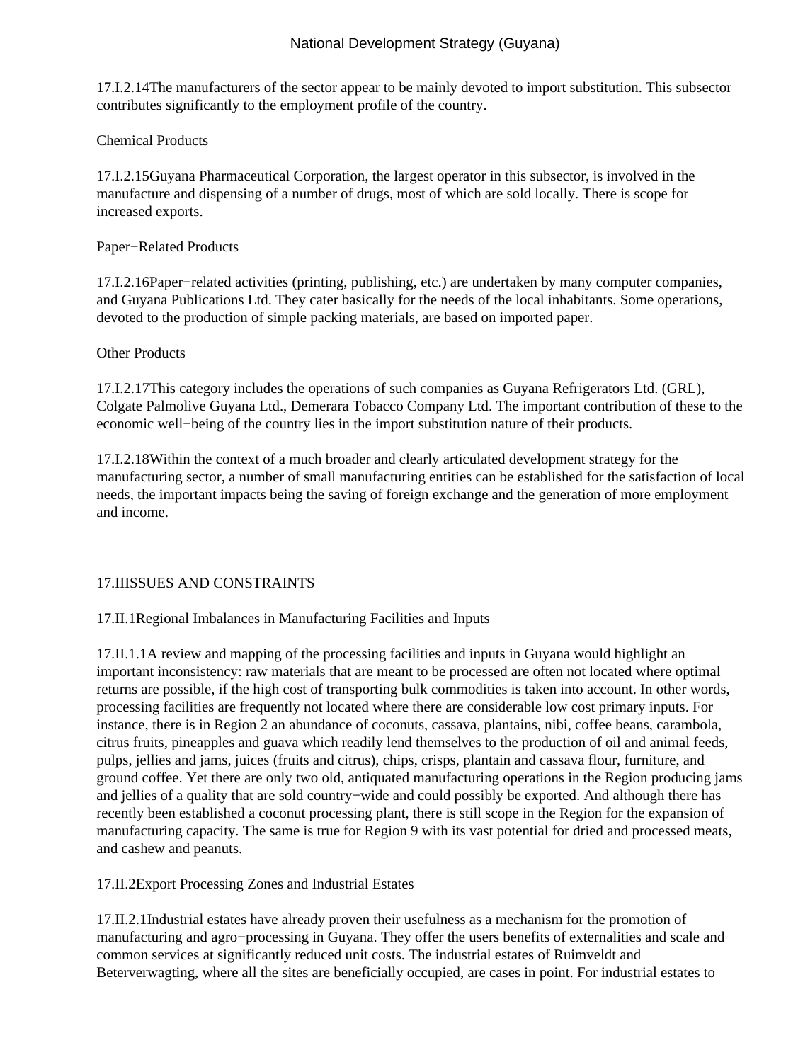17.I.2.14The manufacturers of the sector appear to be mainly devoted to import substitution. This subsector contributes significantly to the employment profile of the country.

Chemical Products

17.I.2.15Guyana Pharmaceutical Corporation, the largest operator in this subsector, is involved in the manufacture and dispensing of a number of drugs, most of which are sold locally. There is scope for increased exports.

Paper−Related Products

17.I.2.16Paper−related activities (printing, publishing, etc.) are undertaken by many computer companies, and Guyana Publications Ltd. They cater basically for the needs of the local inhabitants. Some operations, devoted to the production of simple packing materials, are based on imported paper.

Other Products

17.I.2.17This category includes the operations of such companies as Guyana Refrigerators Ltd. (GRL), Colgate Palmolive Guyana Ltd., Demerara Tobacco Company Ltd. The important contribution of these to the economic well−being of the country lies in the import substitution nature of their products.

17.I.2.18Within the context of a much broader and clearly articulated development strategy for the manufacturing sector, a number of small manufacturing entities can be established for the satisfaction of local needs, the important impacts being the saving of foreign exchange and the generation of more employment and income.

17.IIISSUES AND CONSTRAINTS

17.II.1Regional Imbalances in Manufacturing Facilities and Inputs

17.II.1.1A review and mapping of the processing facilities and inputs in Guyana would highlight an important inconsistency: raw materials that are meant to be processed are often not located where optimal returns are possible, if the high cost of transporting bulk commodities is taken into account. In other words, processing facilities are frequently not located where there are considerable low cost primary inputs. For instance, there is in Region 2 an abundance of coconuts, cassava, plantains, nibi, coffee beans, carambola, citrus fruits, pineapples and guava which readily lend themselves to the production of oil and animal feeds, pulps, jellies and jams, juices (fruits and citrus), chips, crisps, plantain and cassava flour, furniture, and ground coffee. Yet there are only two old, antiquated manufacturing operations in the Region producing jams and jellies of a quality that are sold country−wide and could possibly be exported. And although there has recently been established a coconut processing plant, there is still scope in the Region for the expansion of manufacturing capacity. The same is true for Region 9 with its vast potential for dried and processed meats, and cashew and peanuts.

17.II.2Export Processing Zones and Industrial Estates

17.II.2.1Industrial estates have already proven their usefulness as a mechanism for the promotion of manufacturing and agro−processing in Guyana. They offer the users benefits of externalities and scale and common services at significantly reduced unit costs. The industrial estates of Ruimveldt and Beterverwagting, where all the sites are beneficially occupied, are cases in point. For industrial estates to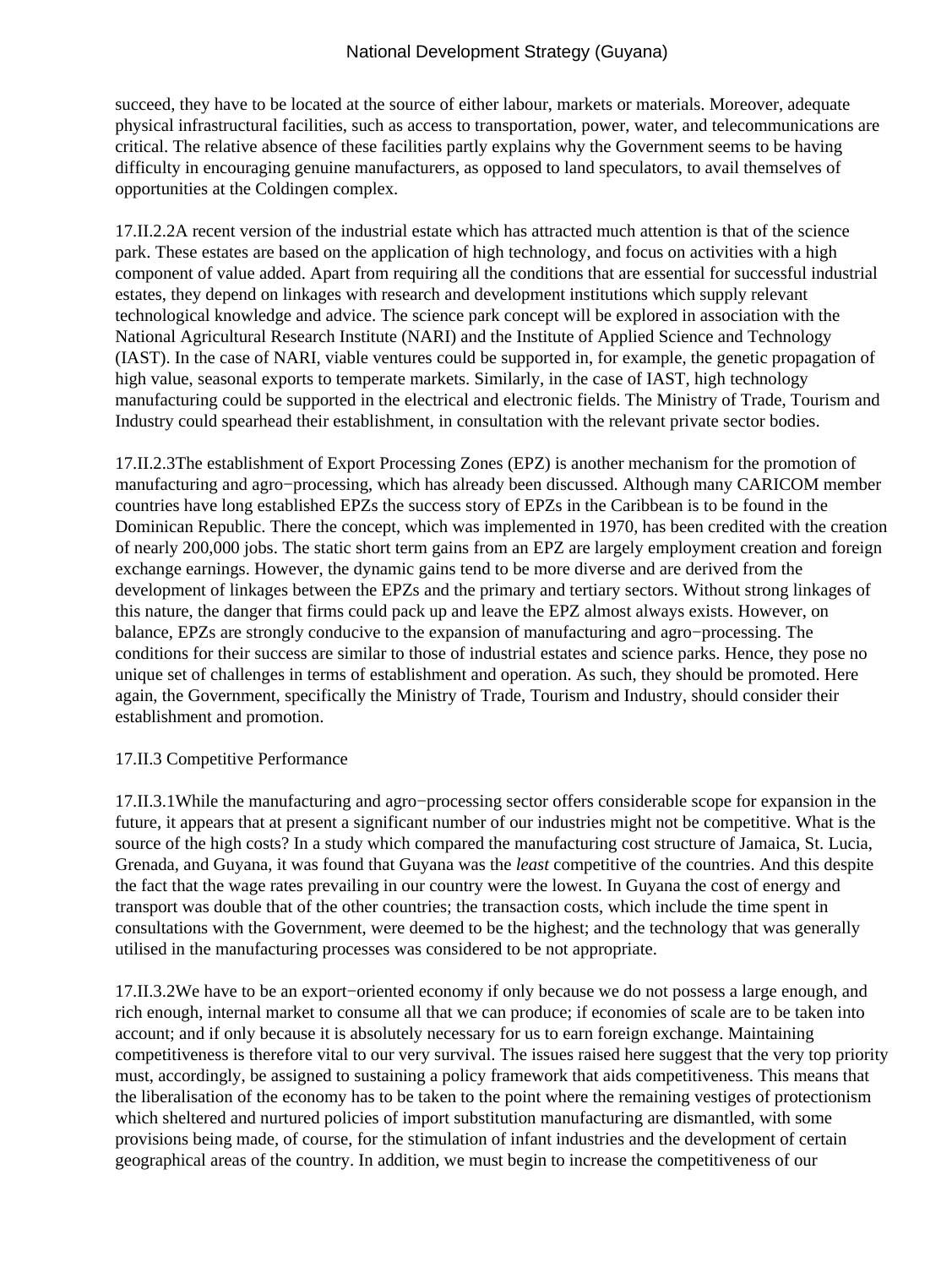succeed, they have to be located at the source of either labour, markets or materials. Moreover, adequate physical infrastructural facilities, such as access to transportation, power, water, and telecommunications are critical. The relative absence of these facilities partly explains why the Government seems to be having difficulty in encouraging genuine manufacturers, as opposed to land speculators, to avail themselves of opportunities at the Coldingen complex.

17.II.2.2A recent version of the industrial estate which has attracted much attention is that of the science park. These estates are based on the application of high technology, and focus on activities with a high component of value added. Apart from requiring all the conditions that are essential for successful industrial estates, they depend on linkages with research and development institutions which supply relevant technological knowledge and advice. The science park concept will be explored in association with the National Agricultural Research Institute (NARI) and the Institute of Applied Science and Technology (IAST). In the case of NARI, viable ventures could be supported in, for example, the genetic propagation of high value, seasonal exports to temperate markets. Similarly, in the case of IAST, high technology manufacturing could be supported in the electrical and electronic fields. The Ministry of Trade, Tourism and Industry could spearhead their establishment, in consultation with the relevant private sector bodies.

17.II.2.3The establishment of Export Processing Zones (EPZ) is another mechanism for the promotion of manufacturing and agro−processing, which has already been discussed. Although many CARICOM member countries have long established EPZs the success story of EPZs in the Caribbean is to be found in the Dominican Republic. There the concept, which was implemented in 1970, has been credited with the creation of nearly 200,000 jobs. The static short term gains from an EPZ are largely employment creation and foreign exchange earnings. However, the dynamic gains tend to be more diverse and are derived from the development of linkages between the EPZs and the primary and tertiary sectors. Without strong linkages of this nature, the danger that firms could pack up and leave the EPZ almost always exists. However, on balance, EPZs are strongly conducive to the expansion of manufacturing and agro−processing. The conditions for their success are similar to those of industrial estates and science parks. Hence, they pose no unique set of challenges in terms of establishment and operation. As such, they should be promoted. Here again, the Government, specifically the Ministry of Trade, Tourism and Industry, should consider their establishment and promotion.

17.II.3 Competitive Performance

17.II.3.1While the manufacturing and agro−processing sector offers considerable scope for expansion in the future, it appears that at present a significant number of our industries might not be competitive. What is the source of the high costs? In a study which compared the manufacturing cost structure of Jamaica, St. Lucia, Grenada, and Guyana, it was found that Guyana was the *least* competitive of the countries. And this despite the fact that the wage rates prevailing in our country were the lowest. In Guyana the cost of energy and transport was double that of the other countries; the transaction costs, which include the time spent in consultations with the Government, were deemed to be the highest; and the technology that was generally utilised in the manufacturing processes was considered to be not appropriate.

17.II.3.2We have to be an export−oriented economy if only because we do not possess a large enough, and rich enough, internal market to consume all that we can produce; if economies of scale are to be taken into account; and if only because it is absolutely necessary for us to earn foreign exchange. Maintaining competitiveness is therefore vital to our very survival. The issues raised here suggest that the very top priority must, accordingly, be assigned to sustaining a policy framework that aids competitiveness. This means that the liberalisation of the economy has to be taken to the point where the remaining vestiges of protectionism which sheltered and nurtured policies of import substitution manufacturing are dismantled, with some provisions being made, of course, for the stimulation of infant industries and the development of certain geographical areas of the country. In addition, we must begin to increase the competitiveness of our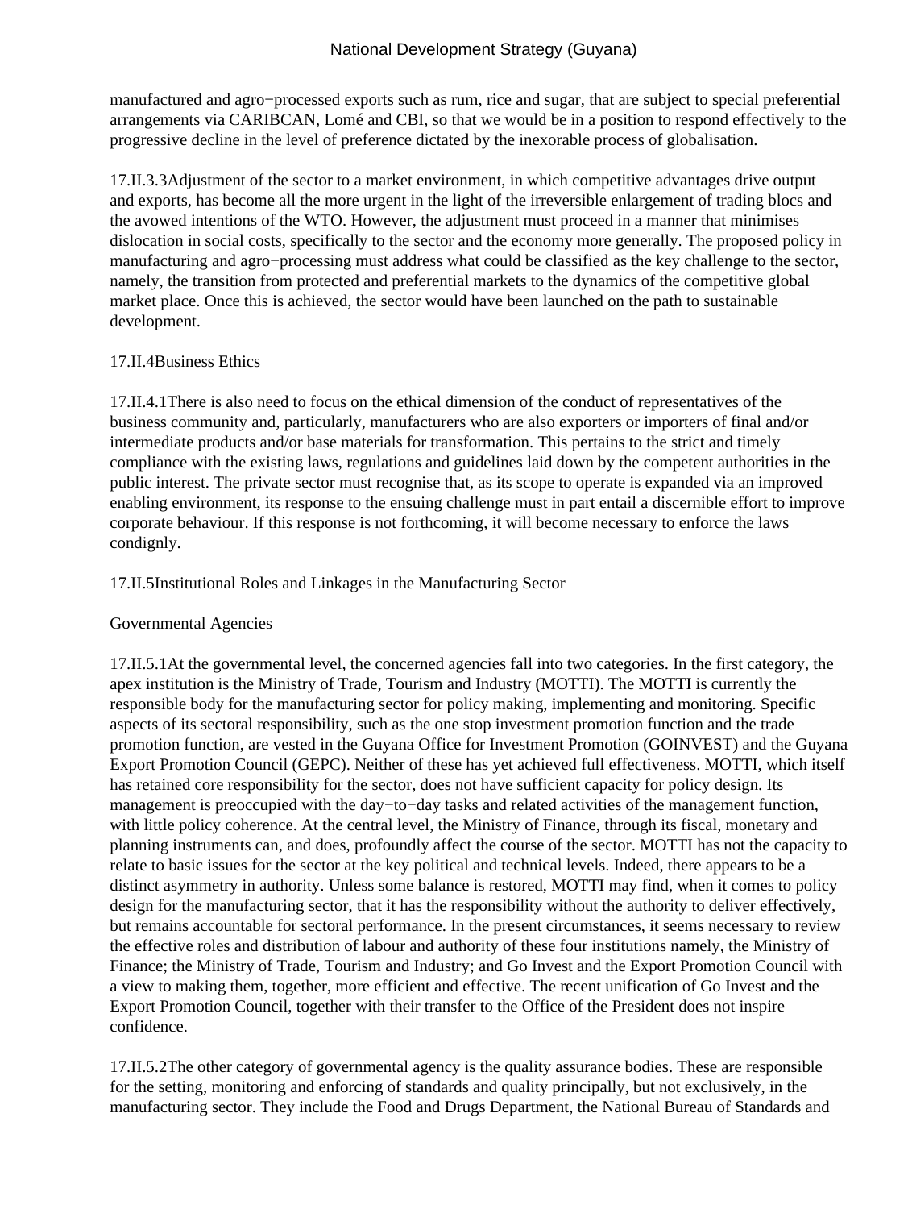manufactured and agro−processed exports such as rum, rice and sugar, that are subject to special preferential arrangements via CARIBCAN, Lomé and CBI, so that we would be in a position to respond effectively to the progressive decline in the level of preference dictated by the inexorable process of globalisation.

17.II.3.3Adjustment of the sector to a market environment, in which competitive advantages drive output and exports, has become all the more urgent in the light of the irreversible enlargement of trading blocs and the avowed intentions of the WTO. However, the adjustment must proceed in a manner that minimises dislocation in social costs, specifically to the sector and the economy more generally. The proposed policy in manufacturing and agro−processing must address what could be classified as the key challenge to the sector, namely, the transition from protected and preferential markets to the dynamics of the competitive global market place. Once this is achieved, the sector would have been launched on the path to sustainable development.

17.II.4Business Ethics

17.II.4.1There is also need to focus on the ethical dimension of the conduct of representatives of the business community and, particularly, manufacturers who are also exporters or importers of final and/or intermediate products and/or base materials for transformation. This pertains to the strict and timely compliance with the existing laws, regulations and guidelines laid down by the competent authorities in the public interest. The private sector must recognise that, as its scope to operate is expanded via an improved enabling environment, its response to the ensuing challenge must in part entail a discernible effort to improve corporate behaviour. If this response is not forthcoming, it will become necessary to enforce the laws condignly.

17.II.5Institutional Roles and Linkages in the Manufacturing Sector

Governmental Agencies

17.II.5.1At the governmental level, the concerned agencies fall into two categories. In the first category, the apex institution is the Ministry of Trade, Tourism and Industry (MOTTI). The MOTTI is currently the responsible body for the manufacturing sector for policy making, implementing and monitoring. Specific aspects of its sectoral responsibility, such as the one stop investment promotion function and the trade promotion function, are vested in the Guyana Office for Investment Promotion (GOINVEST) and the Guyana Export Promotion Council (GEPC). Neither of these has yet achieved full effectiveness. MOTTI, which itself has retained core responsibility for the sector, does not have sufficient capacity for policy design. Its management is preoccupied with the day−to−day tasks and related activities of the management function, with little policy coherence. At the central level, the Ministry of Finance, through its fiscal, monetary and planning instruments can, and does, profoundly affect the course of the sector. MOTTI has not the capacity to relate to basic issues for the sector at the key political and technical levels. Indeed, there appears to be a distinct asymmetry in authority. Unless some balance is restored, MOTTI may find, when it comes to policy design for the manufacturing sector, that it has the responsibility without the authority to deliver effectively, but remains accountable for sectoral performance. In the present circumstances, it seems necessary to review the effective roles and distribution of labour and authority of these four institutions namely, the Ministry of Finance; the Ministry of Trade, Tourism and Industry; and Go Invest and the Export Promotion Council with a view to making them, together, more efficient and effective. The recent unification of Go Invest and the Export Promotion Council, together with their transfer to the Office of the President does not inspire confidence.

17.II.5.2The other category of governmental agency is the quality assurance bodies. These are responsible for the setting, monitoring and enforcing of standards and quality principally, but not exclusively, in the manufacturing sector. They include the Food and Drugs Department, the National Bureau of Standards and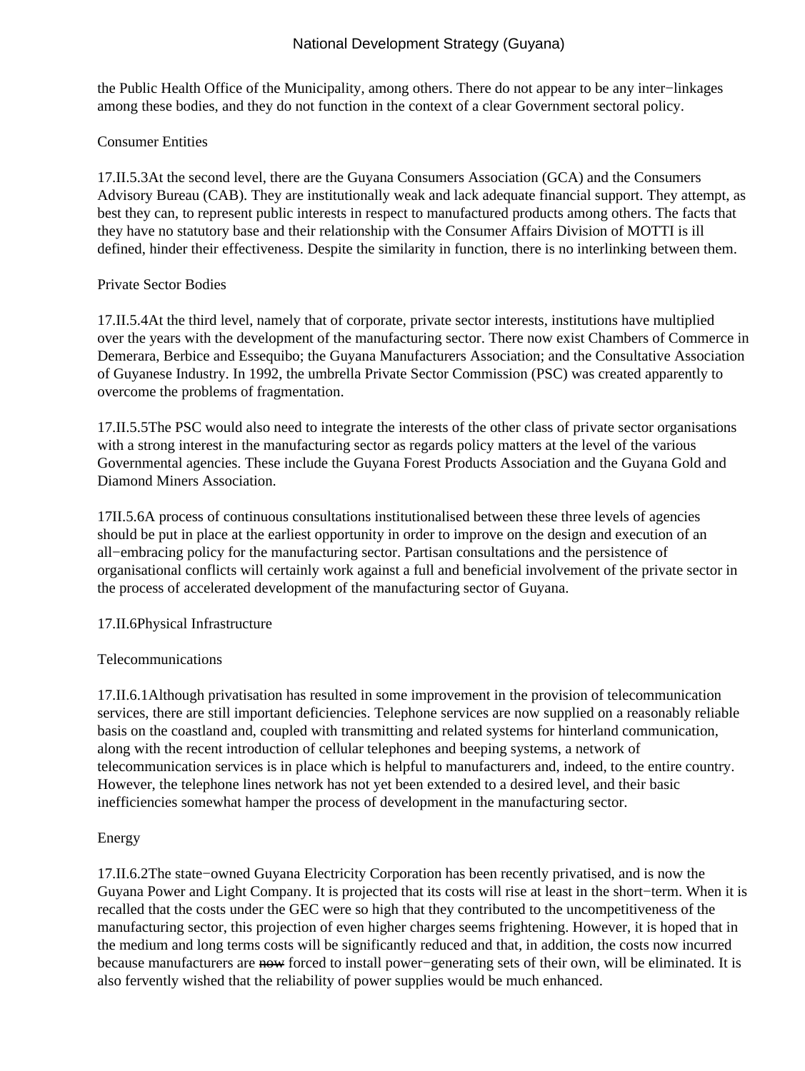the Public Health Office of the Municipality, among others. There do not appear to be any inter−linkages among these bodies, and they do not function in the context of a clear Government sectoral policy.

Consumer Entities

17.II.5.3At the second level, there are the Guyana Consumers Association (GCA) and the Consumers Advisory Bureau (CAB). They are institutionally weak and lack adequate financial support. They attempt, as best they can, to represent public interests in respect to manufactured products among others. The facts that they have no statutory base and their relationship with the Consumer Affairs Division of MOTTI is ill defined, hinder their effectiveness. Despite the similarity in function, there is no interlinking between them.

Private Sector Bodies

17.II.5.4At the third level, namely that of corporate, private sector interests, institutions have multiplied over the years with the development of the manufacturing sector. There now exist Chambers of Commerce in Demerara, Berbice and Essequibo; the Guyana Manufacturers Association; and the Consultative Association of Guyanese Industry. In 1992, the umbrella Private Sector Commission (PSC) was created apparently to overcome the problems of fragmentation.

17.II.5.5The PSC would also need to integrate the interests of the other class of private sector organisations with a strong interest in the manufacturing sector as regards policy matters at the level of the various Governmental agencies. These include the Guyana Forest Products Association and the Guyana Gold and Diamond Miners Association.

17II.5.6A process of continuous consultations institutionalised between these three levels of agencies should be put in place at the earliest opportunity in order to improve on the design and execution of an all−embracing policy for the manufacturing sector. Partisan consultations and the persistence of organisational conflicts will certainly work against a full and beneficial involvement of the private sector in the process of accelerated development of the manufacturing sector of Guyana.

17.II.6Physical Infrastructure

Telecommunications

17.II.6.1Although privatisation has resulted in some improvement in the provision of telecommunication services, there are still important deficiencies. Telephone services are now supplied on a reasonably reliable basis on the coastland and, coupled with transmitting and related systems for hinterland communication, along with the recent introduction of cellular telephones and beeping systems, a network of telecommunication services is in place which is helpful to manufacturers and, indeed, to the entire country. However, the telephone lines network has not yet been extended to a desired level, and their basic inefficiencies somewhat hamper the process of development in the manufacturing sector.

Energy

17.II.6.2The state−owned Guyana Electricity Corporation has been recently privatised, and is now the Guyana Power and Light Company. It is projected that its costs will rise at least in the short−term. When it is recalled that the costs under the GEC were so high that they contributed to the uncompetitiveness of the manufacturing sector, this projection of even higher charges seems frightening. However, it is hoped that in the medium and long terms costs will be significantly reduced and that, in addition, the costs now incurred because manufacturers are ~~now~~ forced to install power−generating sets of their own, will be eliminated. It is also fervently wished that the reliability of power supplies would be much enhanced.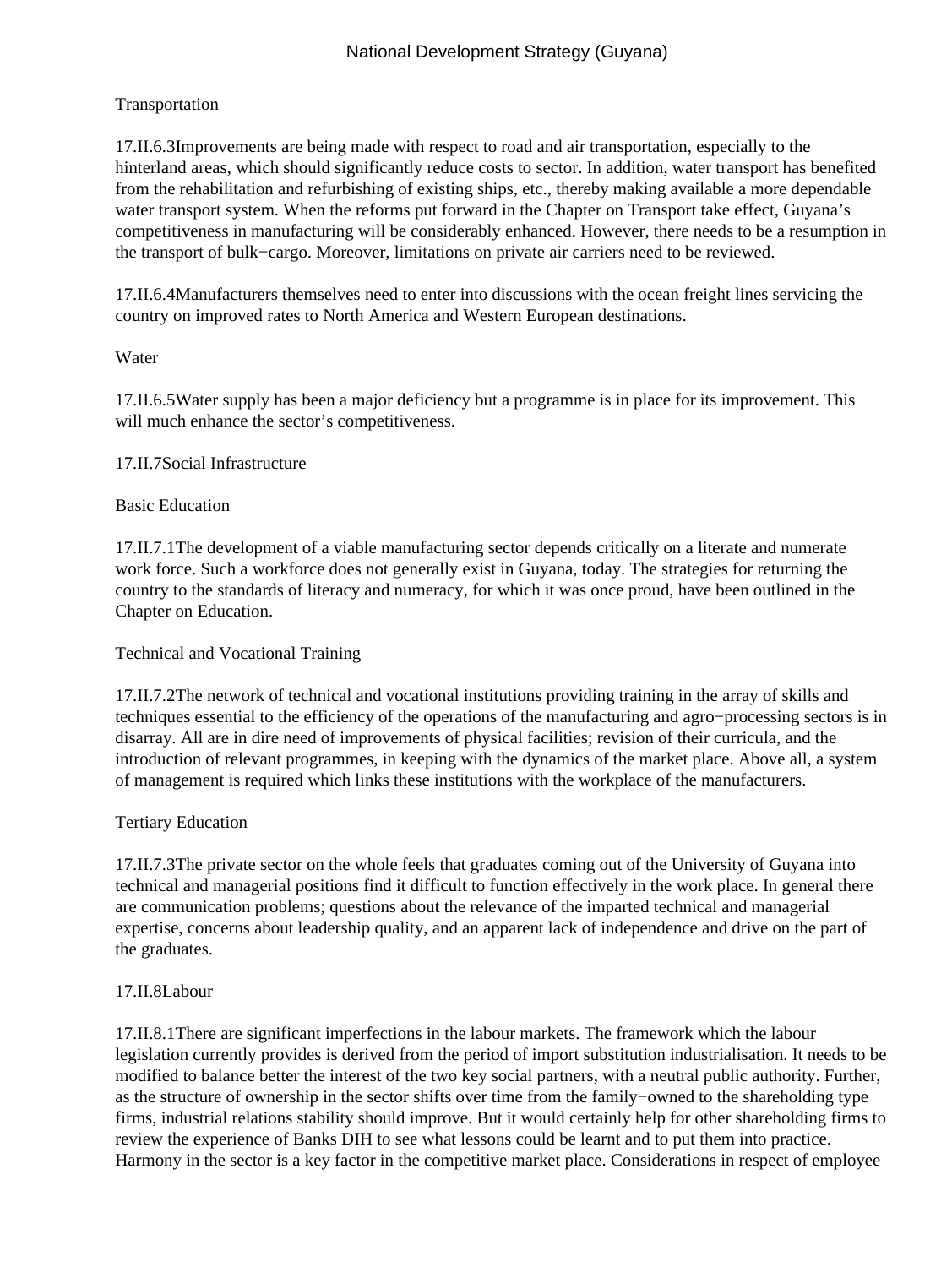Transportation

17.II.6.3Improvements are being made with respect to road and air transportation, especially to the hinterland areas, which should significantly reduce costs to sector. In addition, water transport has benefited from the rehabilitation and refurbishing of existing ships, etc., thereby making available a more dependable water transport system. When the reforms put forward in the Chapter on Transport take effect, Guyana's competitiveness in manufacturing will be considerably enhanced. However, there needs to be a resumption in the transport of bulk−cargo. Moreover, limitations on private air carriers need to be reviewed.

17.II.6.4Manufacturers themselves need to enter into discussions with the ocean freight lines servicing the country on improved rates to North America and Western European destinations.

Water

17.II.6.5Water supply has been a major deficiency but a programme is in place for its improvement. This will much enhance the sector's competitiveness.

17.II.7Social Infrastructure

Basic Education

17.II.7.1The development of a viable manufacturing sector depends critically on a literate and numerate work force. Such a workforce does not generally exist in Guyana, today. The strategies for returning the country to the standards of literacy and numeracy, for which it was once proud, have been outlined in the Chapter on Education.

Technical and Vocational Training

17.II.7.2The network of technical and vocational institutions providing training in the array of skills and techniques essential to the efficiency of the operations of the manufacturing and agro−processing sectors is in disarray. All are in dire need of improvements of physical facilities; revision of their curricula, and the introduction of relevant programmes, in keeping with the dynamics of the market place. Above all, a system of management is required which links these institutions with the workplace of the manufacturers.

Tertiary Education

17.II.7.3The private sector on the whole feels that graduates coming out of the University of Guyana into technical and managerial positions find it difficult to function effectively in the work place. In general there are communication problems; questions about the relevance of the imparted technical and managerial expertise, concerns about leadership quality, and an apparent lack of independence and drive on the part of the graduates.

17.II.8Labour

17.II.8.1There are significant imperfections in the labour markets. The framework which the labour legislation currently provides is derived from the period of import substitution industrialisation. It needs to be modified to balance better the interest of the two key social partners, with a neutral public authority. Further, as the structure of ownership in the sector shifts over time from the family−owned to the shareholding type firms, industrial relations stability should improve. But it would certainly help for other shareholding firms to review the experience of Banks DIH to see what lessons could be learnt and to put them into practice. Harmony in the sector is a key factor in the competitive market place. Considerations in respect of employee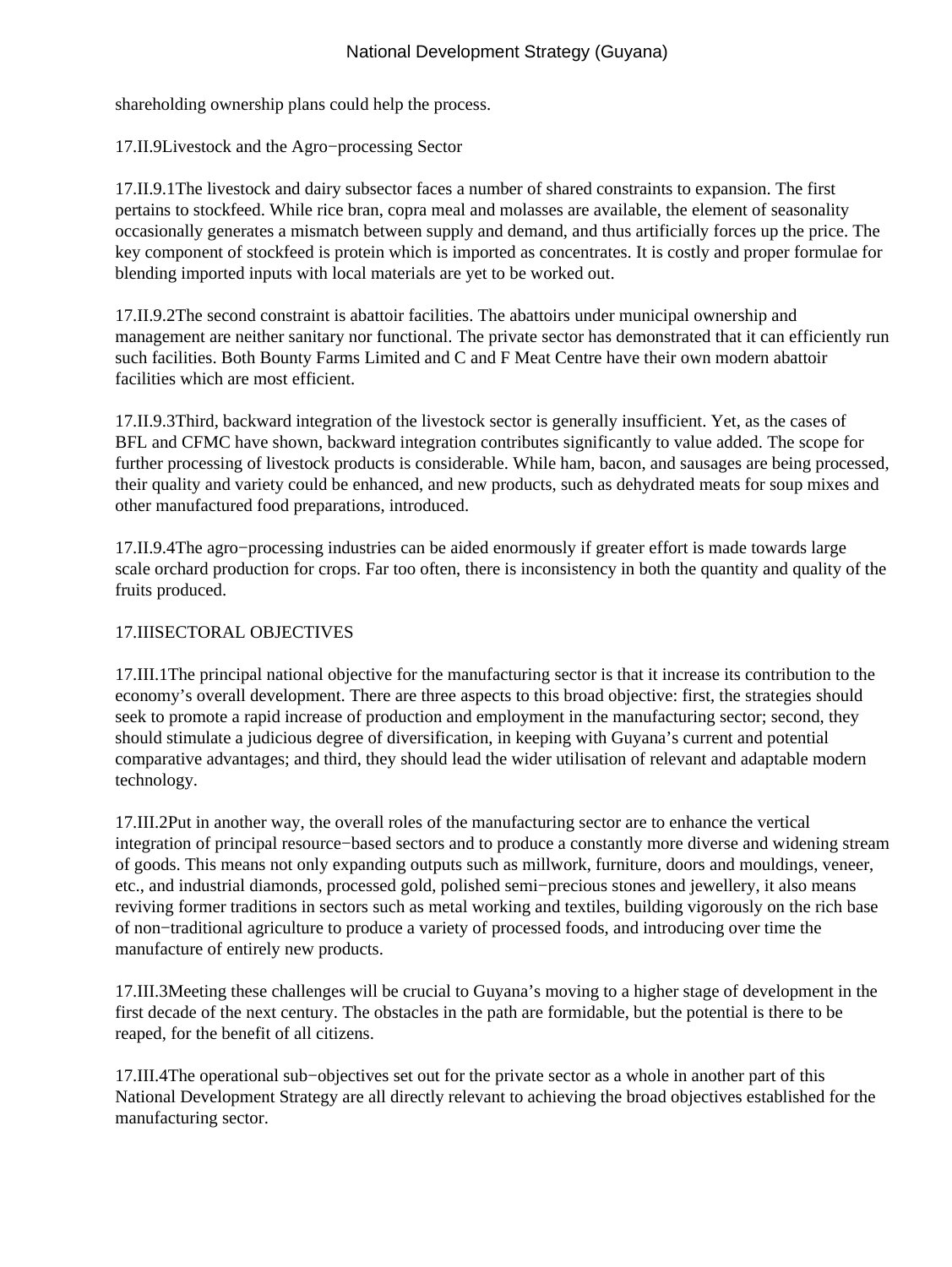shareholding ownership plans could help the process.

## 17.II.9 Livestock and the Agro−processing Sector

17.II.9.1 The livestock and dairy subsector faces a number of shared constraints to expansion. The first pertains to stockfeed. While rice bran, copra meal and molasses are available, the element of seasonality occasionally generates a mismatch between supply and demand, and thus artificially forces up the price. The key component of stockfeed is protein which is imported as concentrates. It is costly and proper formulae for blending imported inputs with local materials are yet to be worked out.

17.II.9.2 The second constraint is abattoir facilities. The abattoirs under municipal ownership and management are neither sanitary nor functional. The private sector has demonstrated that it can efficiently run such facilities. Both Bounty Farms Limited and C and F Meat Centre have their own modern abattoir facilities which are most efficient.

17.II.9.3 Third, backward integration of the livestock sector is generally insufficient. Yet, as the cases of BFL and CFMC have shown, backward integration contributes significantly to value added. The scope for further processing of livestock products is considerable. While ham, bacon, and sausages are being processed, their quality and variety could be enhanced, and new products, such as dehydrated meats for soup mixes and other manufactured food preparations, introduced.

17.II.9.4 The agro−processing industries can be aided enormously if greater effort is made towards large scale orchard production for crops. Far too often, there is inconsistency in both the quantity and quality of the fruits produced.

## 17.III SECTORAL OBJECTIVES

17.III.1 The principal national objective for the manufacturing sector is that it increase its contribution to the economy's overall development. There are three aspects to this broad objective: first, the strategies should seek to promote a rapid increase of production and employment in the manufacturing sector; second, they should stimulate a judicious degree of diversification, in keeping with Guyana's current and potential comparative advantages; and third, they should lead the wider utilisation of relevant and adaptable modern technology.

17.III.2 Put in another way, the overall roles of the manufacturing sector are to enhance the vertical integration of principal resource−based sectors and to produce a constantly more diverse and widening stream of goods. This means not only expanding outputs such as millwork, furniture, doors and mouldings, veneer, etc., and industrial diamonds, processed gold, polished semi−precious stones and jewellery, it also means reviving former traditions in sectors such as metal working and textiles, building vigorously on the rich base of non−traditional agriculture to produce a variety of processed foods, and introducing over time the manufacture of entirely new products.

17.III.3 Meeting these challenges will be crucial to Guyana's moving to a higher stage of development in the first decade of the next century. The obstacles in the path are formidable, but the potential is there to be reaped, for the benefit of all citizens.

17.III.4 The operational sub−objectives set out for the private sector as a whole in another part of this National Development Strategy are all directly relevant to achieving the broad objectives established for the manufacturing sector.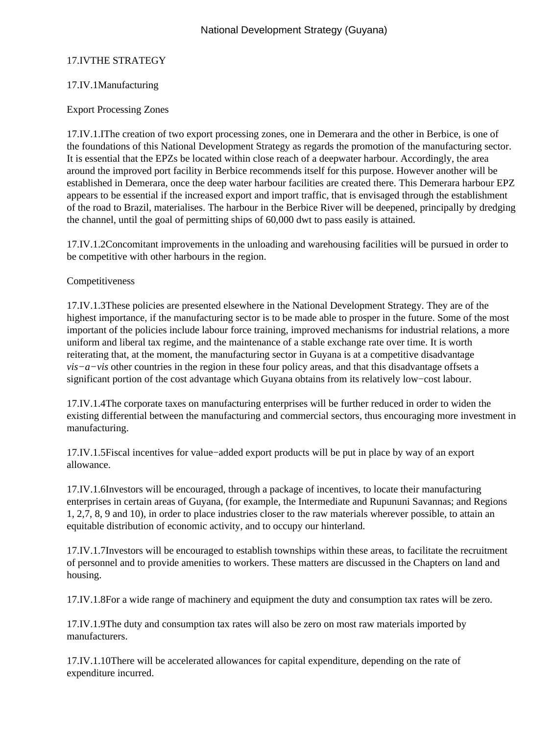17.IVTHE STRATEGY

17.IV.1Manufacturing

Export Processing Zones

17.IV.1.IThe creation of two export processing zones, one in Demerara and the other in Berbice, is one of the foundations of this National Development Strategy as regards the promotion of the manufacturing sector. It is essential that the EPZs be located within close reach of a deepwater harbour. Accordingly, the area around the improved port facility in Berbice recommends itself for this purpose. However another will be established in Demerara, once the deep water harbour facilities are created there. This Demerara harbour EPZ appears to be essential if the increased export and import traffic, that is envisaged through the establishment of the road to Brazil, materialises. The harbour in the Berbice River will be deepened, principally by dredging the channel, until the goal of permitting ships of 60,000 dwt to pass easily is attained.

17.IV.1.2Concomitant improvements in the unloading and warehousing facilities will be pursued in order to be competitive with other harbours in the region.

Competitiveness

17.IV.1.3These policies are presented elsewhere in the National Development Strategy. They are of the highest importance, if the manufacturing sector is to be made able to prosper in the future. Some of the most important of the policies include labour force training, improved mechanisms for industrial relations, a more uniform and liberal tax regime, and the maintenance of a stable exchange rate over time. It is worth reiterating that, at the moment, the manufacturing sector in Guyana is at a competitive disadvantage *vis−a−vis* other countries in the region in these four policy areas, and that this disadvantage offsets a significant portion of the cost advantage which Guyana obtains from its relatively low−cost labour.

17.IV.1.4The corporate taxes on manufacturing enterprises will be further reduced in order to widen the existing differential between the manufacturing and commercial sectors, thus encouraging more investment in manufacturing.

17.IV.1.5Fiscal incentives for value−added export products will be put in place by way of an export allowance.

17.IV.1.6Investors will be encouraged, through a package of incentives, to locate their manufacturing enterprises in certain areas of Guyana, (for example, the Intermediate and Rupununi Savannas; and Regions 1, 2,7, 8, 9 and 10), in order to place industries closer to the raw materials wherever possible, to attain an equitable distribution of economic activity, and to occupy our hinterland.

17.IV.1.7Investors will be encouraged to establish townships within these areas, to facilitate the recruitment of personnel and to provide amenities to workers. These matters are discussed in the Chapters on land and housing.

17.IV.1.8For a wide range of machinery and equipment the duty and consumption tax rates will be zero.

17.IV.1.9The duty and consumption tax rates will also be zero on most raw materials imported by manufacturers.

17.IV.1.10There will be accelerated allowances for capital expenditure, depending on the rate of expenditure incurred.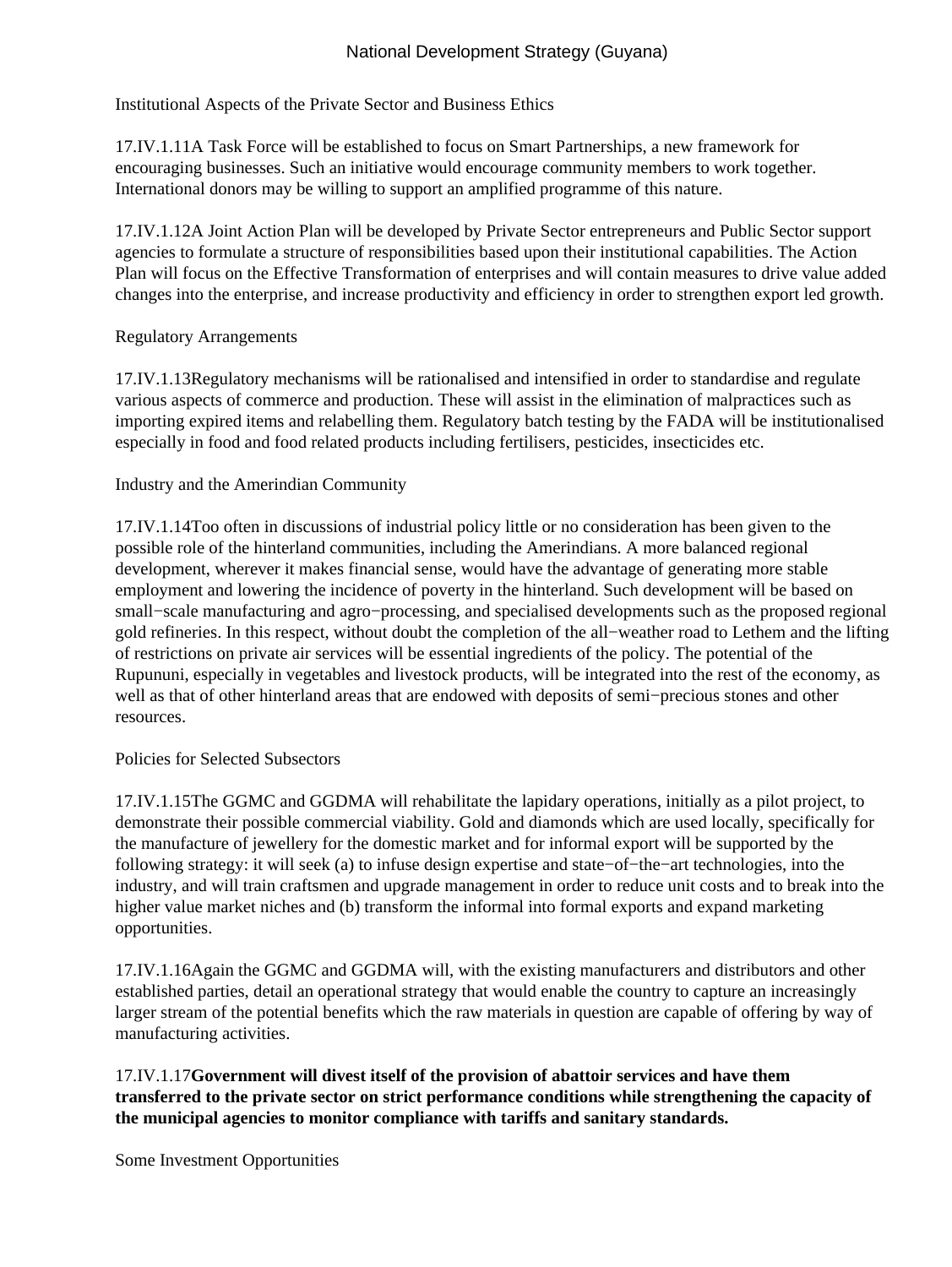Institutional Aspects of the Private Sector and Business Ethics

17.IV.1.11A Task Force will be established to focus on Smart Partnerships, a new framework for encouraging businesses. Such an initiative would encourage community members to work together. International donors may be willing to support an amplified programme of this nature.

17.IV.1.12A Joint Action Plan will be developed by Private Sector entrepreneurs and Public Sector support agencies to formulate a structure of responsibilities based upon their institutional capabilities. The Action Plan will focus on the Effective Transformation of enterprises and will contain measures to drive value added changes into the enterprise, and increase productivity and efficiency in order to strengthen export led growth.

Regulatory Arrangements

17.IV.1.13Regulatory mechanisms will be rationalised and intensified in order to standardise and regulate various aspects of commerce and production. These will assist in the elimination of malpractices such as importing expired items and relabelling them. Regulatory batch testing by the FADA will be institutionalised especially in food and food related products including fertilisers, pesticides, insecticides etc.

Industry and the Amerindian Community

17.IV.1.14Too often in discussions of industrial policy little or no consideration has been given to the possible role of the hinterland communities, including the Amerindians. A more balanced regional development, wherever it makes financial sense, would have the advantage of generating more stable employment and lowering the incidence of poverty in the hinterland. Such development will be based on small−scale manufacturing and agro−processing, and specialised developments such as the proposed regional gold refineries. In this respect, without doubt the completion of the all−weather road to Lethem and the lifting of restrictions on private air services will be essential ingredients of the policy. The potential of the Rupununi, especially in vegetables and livestock products, will be integrated into the rest of the economy, as well as that of other hinterland areas that are endowed with deposits of semi−precious stones and other resources.

Policies for Selected Subsectors

17.IV.1.15The GGMC and GGDMA will rehabilitate the lapidary operations, initially as a pilot project, to demonstrate their possible commercial viability. Gold and diamonds which are used locally, specifically for the manufacture of jewellery for the domestic market and for informal export will be supported by the following strategy: it will seek (a) to infuse design expertise and state−of−the−art technologies, into the industry, and will train craftsmen and upgrade management in order to reduce unit costs and to break into the higher value market niches and (b) transform the informal into formal exports and expand marketing opportunities.

17.IV.1.16Again the GGMC and GGDMA will, with the existing manufacturers and distributors and other established parties, detail an operational strategy that would enable the country to capture an increasingly larger stream of the potential benefits which the raw materials in question are capable of offering by way of manufacturing activities.

17.IV.1.17**Government will divest itself of the provision of abattoir services and have them transferred to the private sector on strict performance conditions while strengthening the capacity of the municipal agencies to monitor compliance with tariffs and sanitary standards.**

Some Investment Opportunities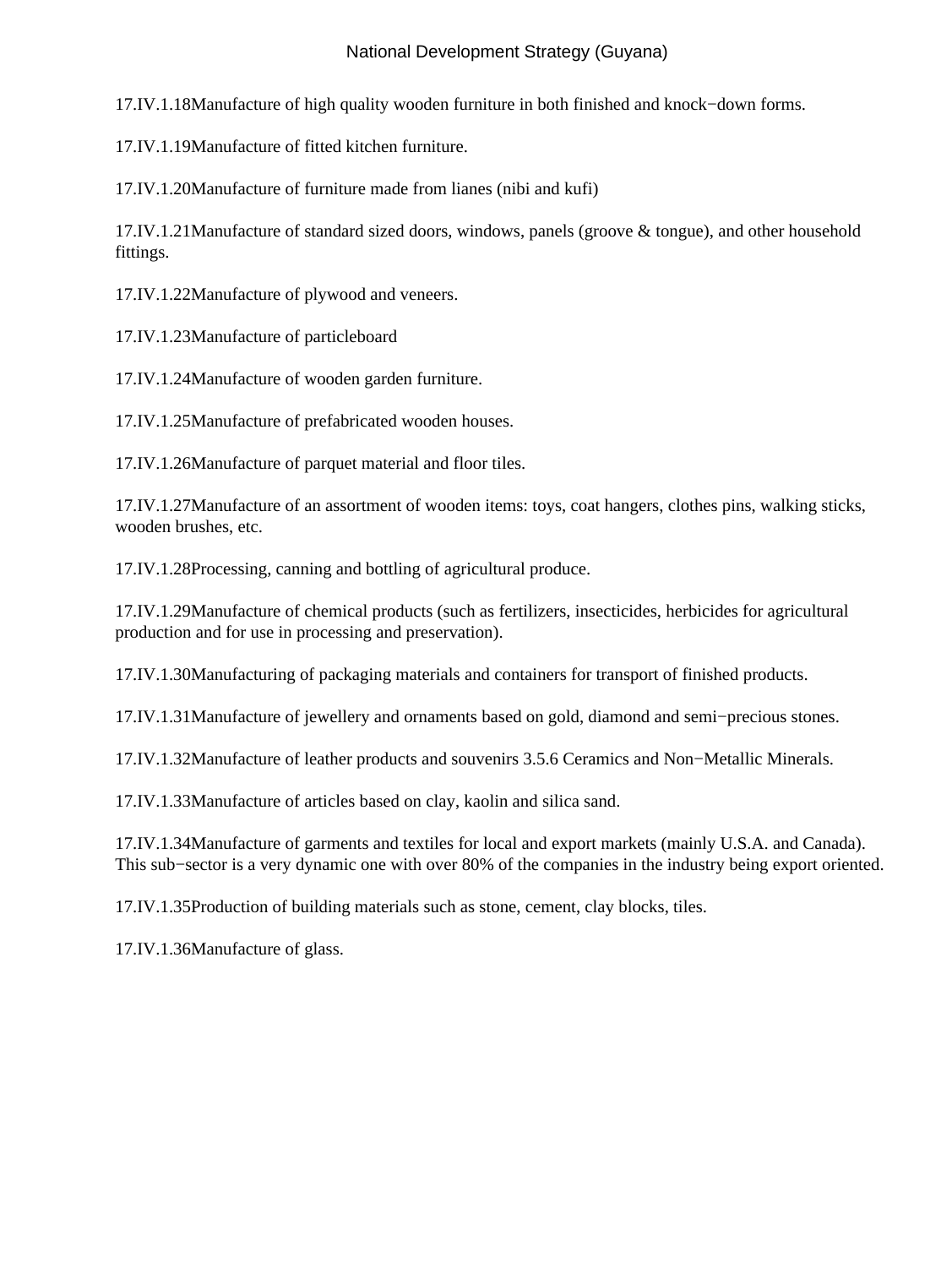17.IV.1.18Manufacture of high quality wooden furniture in both finished and knock−down forms.

17.IV.1.19Manufacture of fitted kitchen furniture.

17.IV.1.20Manufacture of furniture made from lianes (nibi and kufi)

17.IV.1.21Manufacture of standard sized doors, windows, panels (groove & tongue), and other household fittings.

17.IV.1.22Manufacture of plywood and veneers.

17.IV.1.23Manufacture of particleboard

17.IV.1.24Manufacture of wooden garden furniture.

17.IV.1.25Manufacture of prefabricated wooden houses.

17.IV.1.26Manufacture of parquet material and floor tiles.

17.IV.1.27Manufacture of an assortment of wooden items: toys, coat hangers, clothes pins, walking sticks, wooden brushes, etc.

17.IV.1.28Processing, canning and bottling of agricultural produce.

17.IV.1.29Manufacture of chemical products (such as fertilizers, insecticides, herbicides for agricultural production and for use in processing and preservation).

17.IV.1.30Manufacturing of packaging materials and containers for transport of finished products.

17.IV.1.31Manufacture of jewellery and ornaments based on gold, diamond and semi−precious stones.

17.IV.1.32Manufacture of leather products and souvenirs 3.5.6 Ceramics and Non−Metallic Minerals.

17.IV.1.33Manufacture of articles based on clay, kaolin and silica sand.

17.IV.1.34Manufacture of garments and textiles for local and export markets (mainly U.S.A. and Canada). This sub−sector is a very dynamic one with over 80% of the companies in the industry being export oriented.

17.IV.1.35Production of building materials such as stone, cement, clay blocks, tiles.

17.IV.1.36Manufacture of glass.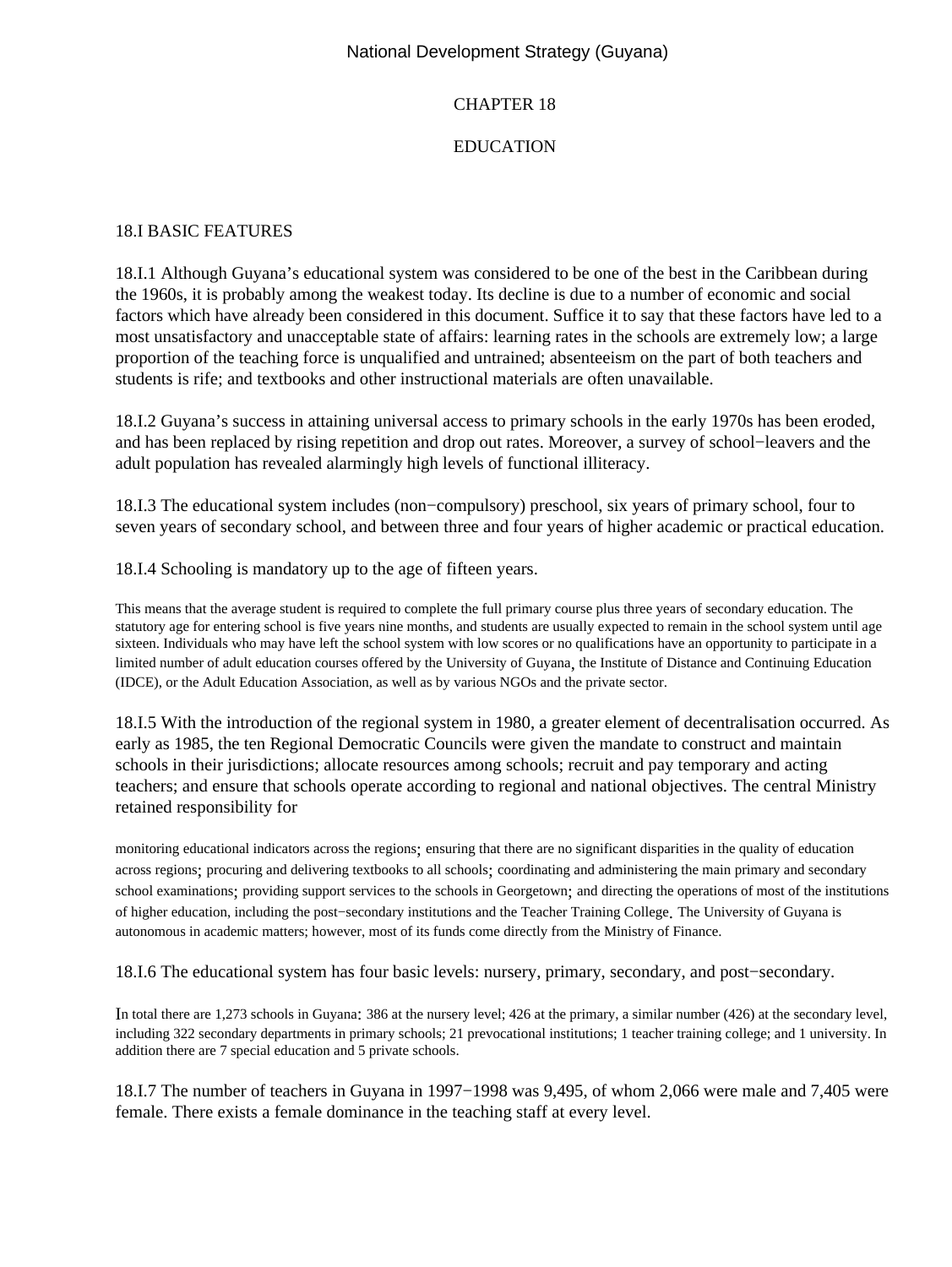# CHAPTER 18

# EDUCATION

## 18.I BASIC FEATURES

18.I.1 Although Guyana's educational system was considered to be one of the best in the Caribbean during the 1960s, it is probably among the weakest today. Its decline is due to a number of economic and social factors which have already been considered in this document. Suffice it to say that these factors have led to a most unsatisfactory and unacceptable state of affairs: learning rates in the schools are extremely low; a large proportion of the teaching force is unqualified and untrained; absenteeism on the part of both teachers and students is rife; and textbooks and other instructional materials are often unavailable.

18.I.2 Guyana's success in attaining universal access to primary schools in the early 1970s has been eroded, and has been replaced by rising repetition and drop out rates. Moreover, a survey of school−leavers and the adult population has revealed alarmingly high levels of functional illiteracy.

18.I.3 The educational system includes (non−compulsory) preschool, six years of primary school, four to seven years of secondary school, and between three and four years of higher academic or practical education.

18.I.4 Schooling is mandatory up to the age of fifteen years.

This means that the average student is required to complete the full primary course plus three years of secondary education. The statutory age for entering school is five years nine months, and students are usually expected to remain in the school system until age sixteen. Individuals who may have left the school system with low scores or no qualifications have an opportunity to participate in a limited number of adult education courses offered by the University of Guyana, the Institute of Distance and Continuing Education (IDCE), or the Adult Education Association, as well as by various NGOs and the private sector.

18.I.5 With the introduction of the regional system in 1980, a greater element of decentralisation occurred. As early as 1985, the ten Regional Democratic Councils were given the mandate to construct and maintain schools in their jurisdictions; allocate resources among schools; recruit and pay temporary and acting teachers; and ensure that schools operate according to regional and national objectives. The central Ministry retained responsibility for

monitoring educational indicators across the regions; ensuring that there are no significant disparities in the quality of education across regions; procuring and delivering textbooks to all schools; coordinating and administering the main primary and secondary school examinations; providing support services to the schools in Georgetown; and directing the operations of most of the institutions of higher education, including the post−secondary institutions and the Teacher Training College. The University of Guyana is autonomous in academic matters; however, most of its funds come directly from the Ministry of Finance.

18.I.6 The educational system has four basic levels: nursery, primary, secondary, and post−secondary.

In total there are 1,273 schools in Guyana: 386 at the nursery level; 426 at the primary, a similar number (426) at the secondary level, including 322 secondary departments in primary schools; 21 prevocational institutions; 1 teacher training college; and 1 university. In addition there are 7 special education and 5 private schools.

18.I.7 The number of teachers in Guyana in 1997−1998 was 9,495, of whom 2,066 were male and 7,405 were female. There exists a female dominance in the teaching staff at every level.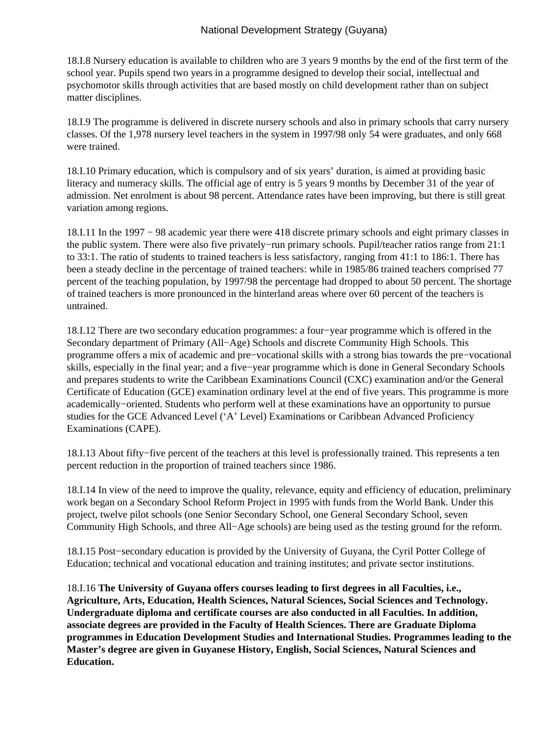18.I.8 Nursery education is available to children who are 3 years 9 months by the end of the first term of the school year. Pupils spend two years in a programme designed to develop their social, intellectual and psychomotor skills through activities that are based mostly on child development rather than on subject matter disciplines.

18.I.9 The programme is delivered in discrete nursery schools and also in primary schools that carry nursery classes. Of the 1,978 nursery level teachers in the system in 1997/98 only 54 were graduates, and only 668 were trained.

18.I.10 Primary education, which is compulsory and of six years' duration, is aimed at providing basic literacy and numeracy skills. The official age of entry is 5 years 9 months by December 31 of the year of admission. Net enrolment is about 98 percent. Attendance rates have been improving, but there is still great variation among regions.

18.I.11 In the 1997 − 98 academic year there were 418 discrete primary schools and eight primary classes in the public system. There were also five privately−run primary schools. Pupil/teacher ratios range from 21:1 to 33:1. The ratio of students to trained teachers is less satisfactory, ranging from 41:1 to 186:1. There has been a steady decline in the percentage of trained teachers: while in 1985/86 trained teachers comprised 77 percent of the teaching population, by 1997/98 the percentage had dropped to about 50 percent. The shortage of trained teachers is more pronounced in the hinterland areas where over 60 percent of the teachers is untrained.

18.I.12 There are two secondary education programmes: a four−year programme which is offered in the Secondary department of Primary (All−Age) Schools and discrete Community High Schools. This programme offers a mix of academic and pre−vocational skills with a strong bias towards the pre−vocational skills, especially in the final year; and a five−year programme which is done in General Secondary Schools and prepares students to write the Caribbean Examinations Council (CXC) examination and/or the General Certificate of Education (GCE) examination ordinary level at the end of five years. This programme is more academically−oriented. Students who perform well at these examinations have an opportunity to pursue studies for the GCE Advanced Level ('A' Level) Examinations or Caribbean Advanced Proficiency Examinations (CAPE).

18.I.13 About fifty−five percent of the teachers at this level is professionally trained. This represents a ten percent reduction in the proportion of trained teachers since 1986.

18.I.14 In view of the need to improve the quality, relevance, equity and efficiency of education, preliminary work began on a Secondary School Reform Project in 1995 with funds from the World Bank. Under this project, twelve pilot schools (one Senior Secondary School, one General Secondary School, seven Community High Schools, and three All−Age schools) are being used as the testing ground for the reform.

18.I.15 Post−secondary education is provided by the University of Guyana, the Cyril Potter College of Education; technical and vocational education and training institutes; and private sector institutions.

18.I.16 **The University of Guyana offers courses leading to first degrees in all Faculties, i.e., Agriculture, Arts, Education, Health Sciences, Natural Sciences, Social Sciences and Technology. Undergraduate diploma and certificate courses are also conducted in all Faculties. In addition, associate degrees are provided in the Faculty of Health Sciences. There are Graduate Diploma programmes in Education Development Studies and International Studies. Programmes leading to the Master's degree are given in Guyanese History, English, Social Sciences, Natural Sciences and Education.**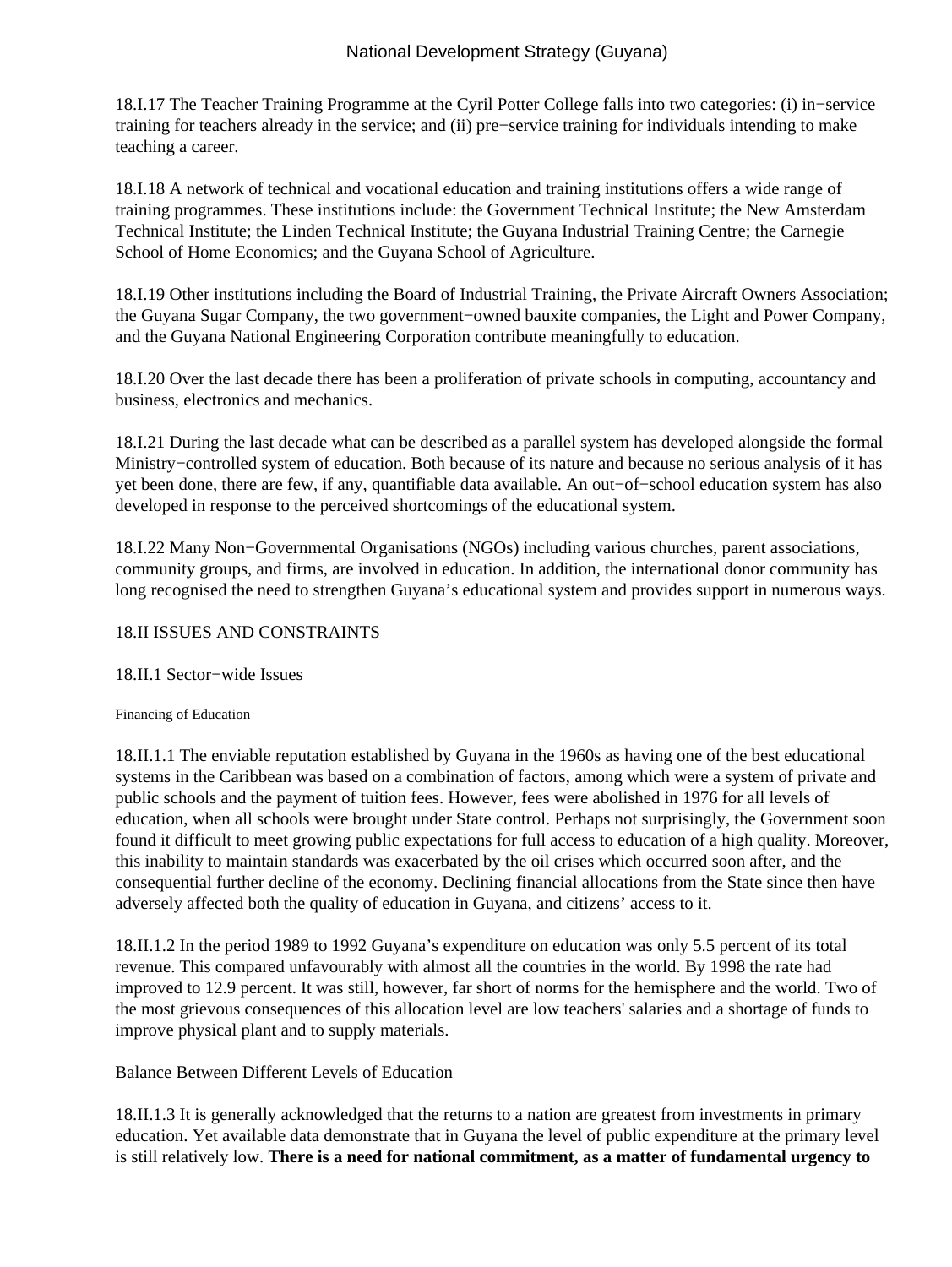18.I.17 The Teacher Training Programme at the Cyril Potter College falls into two categories: (i) in−service training for teachers already in the service; and (ii) pre−service training for individuals intending to make teaching a career.

18.I.18 A network of technical and vocational education and training institutions offers a wide range of training programmes. These institutions include: the Government Technical Institute; the New Amsterdam Technical Institute; the Linden Technical Institute; the Guyana Industrial Training Centre; the Carnegie School of Home Economics; and the Guyana School of Agriculture.

18.I.19 Other institutions including the Board of Industrial Training, the Private Aircraft Owners Association; the Guyana Sugar Company, the two government−owned bauxite companies, the Light and Power Company, and the Guyana National Engineering Corporation contribute meaningfully to education.

18.I.20 Over the last decade there has been a proliferation of private schools in computing, accountancy and business, electronics and mechanics.

18.I.21 During the last decade what can be described as a parallel system has developed alongside the formal Ministry−controlled system of education. Both because of its nature and because no serious analysis of it has yet been done, there are few, if any, quantifiable data available. An out−of−school education system has also developed in response to the perceived shortcomings of the educational system.

18.I.22 Many Non−Governmental Organisations (NGOs) including various churches, parent associations, community groups, and firms, are involved in education. In addition, the international donor community has long recognised the need to strengthen Guyana's educational system and provides support in numerous ways.

## 18.II ISSUES AND CONSTRAINTS

### 18.II.1 Sector−wide Issues

#### Financing of Education

18.II.1.1 The enviable reputation established by Guyana in the 1960s as having one of the best educational systems in the Caribbean was based on a combination of factors, among which were a system of private and public schools and the payment of tuition fees. However, fees were abolished in 1976 for all levels of education, when all schools were brought under State control. Perhaps not surprisingly, the Government soon found it difficult to meet growing public expectations for full access to education of a high quality. Moreover, this inability to maintain standards was exacerbated by the oil crises which occurred soon after, and the consequential further decline of the economy. Declining financial allocations from the State since then have adversely affected both the quality of education in Guyana, and citizens' access to it.

18.II.1.2 In the period 1989 to 1992 Guyana's expenditure on education was only 5.5 percent of its total revenue. This compared unfavourably with almost all the countries in the world. By 1998 the rate had improved to 12.9 percent. It was still, however, far short of norms for the hemisphere and the world. Two of the most grievous consequences of this allocation level are low teachers' salaries and a shortage of funds to improve physical plant and to supply materials.

#### Balance Between Different Levels of Education

18.II.1.3 It is generally acknowledged that the returns to a nation are greatest from investments in primary education. Yet available data demonstrate that in Guyana the level of public expenditure at the primary level is still relatively low. **There is a need for national commitment, as a matter of fundamental urgency to**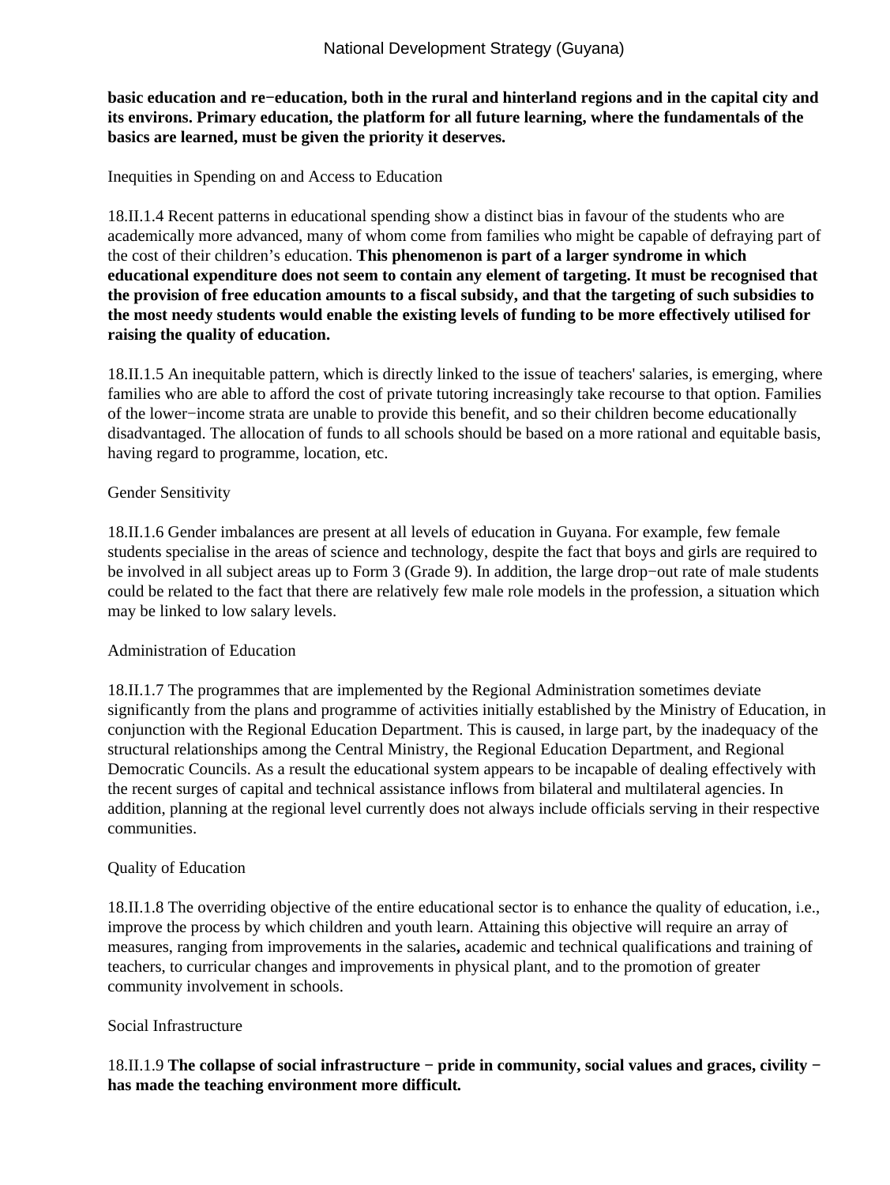**basic education and re−education, both in the rural and hinterland regions and in the capital city and its environs. Primary education, the platform for all future learning, where the fundamentals of the basics are learned, must be given the priority it deserves.**

Inequities in Spending on and Access to Education

18.II.1.4 Recent patterns in educational spending show a distinct bias in favour of the students who are academically more advanced, many of whom come from families who might be capable of defraying part of the cost of their children's education. **This phenomenon is part of a larger syndrome in which educational expenditure does not seem to contain any element of targeting. It must be recognised that the provision of free education amounts to a fiscal subsidy, and that the targeting of such subsidies to the most needy students would enable the existing levels of funding to be more effectively utilised for raising the quality of education.**

18.II.1.5 An inequitable pattern, which is directly linked to the issue of teachers' salaries, is emerging, where families who are able to afford the cost of private tutoring increasingly take recourse to that option. Families of the lower−income strata are unable to provide this benefit, and so their children become educationally disadvantaged. The allocation of funds to all schools should be based on a more rational and equitable basis, having regard to programme, location, etc.

Gender Sensitivity

18.II.1.6 Gender imbalances are present at all levels of education in Guyana. For example, few female students specialise in the areas of science and technology, despite the fact that boys and girls are required to be involved in all subject areas up to Form 3 (Grade 9). In addition, the large drop−out rate of male students could be related to the fact that there are relatively few male role models in the profession, a situation which may be linked to low salary levels.

Administration of Education

18.II.1.7 The programmes that are implemented by the Regional Administration sometimes deviate significantly from the plans and programme of activities initially established by the Ministry of Education, in conjunction with the Regional Education Department. This is caused, in large part, by the inadequacy of the structural relationships among the Central Ministry, the Regional Education Department, and Regional Democratic Councils. As a result the educational system appears to be incapable of dealing effectively with the recent surges of capital and technical assistance inflows from bilateral and multilateral agencies. In addition, planning at the regional level currently does not always include officials serving in their respective communities.

Quality of Education

18.II.1.8 The overriding objective of the entire educational sector is to enhance the quality of education, i.e., improve the process by which children and youth learn. Attaining this objective will require an array of measures, ranging from improvements in the salaries**,** academic and technical qualifications and training of teachers, to curricular changes and improvements in physical plant, and to the promotion of greater community involvement in schools.

Social Infrastructure

18.II.1.9 **The collapse of social infrastructure − pride in community, social values and graces, civility − has made the teaching environment more difficult.**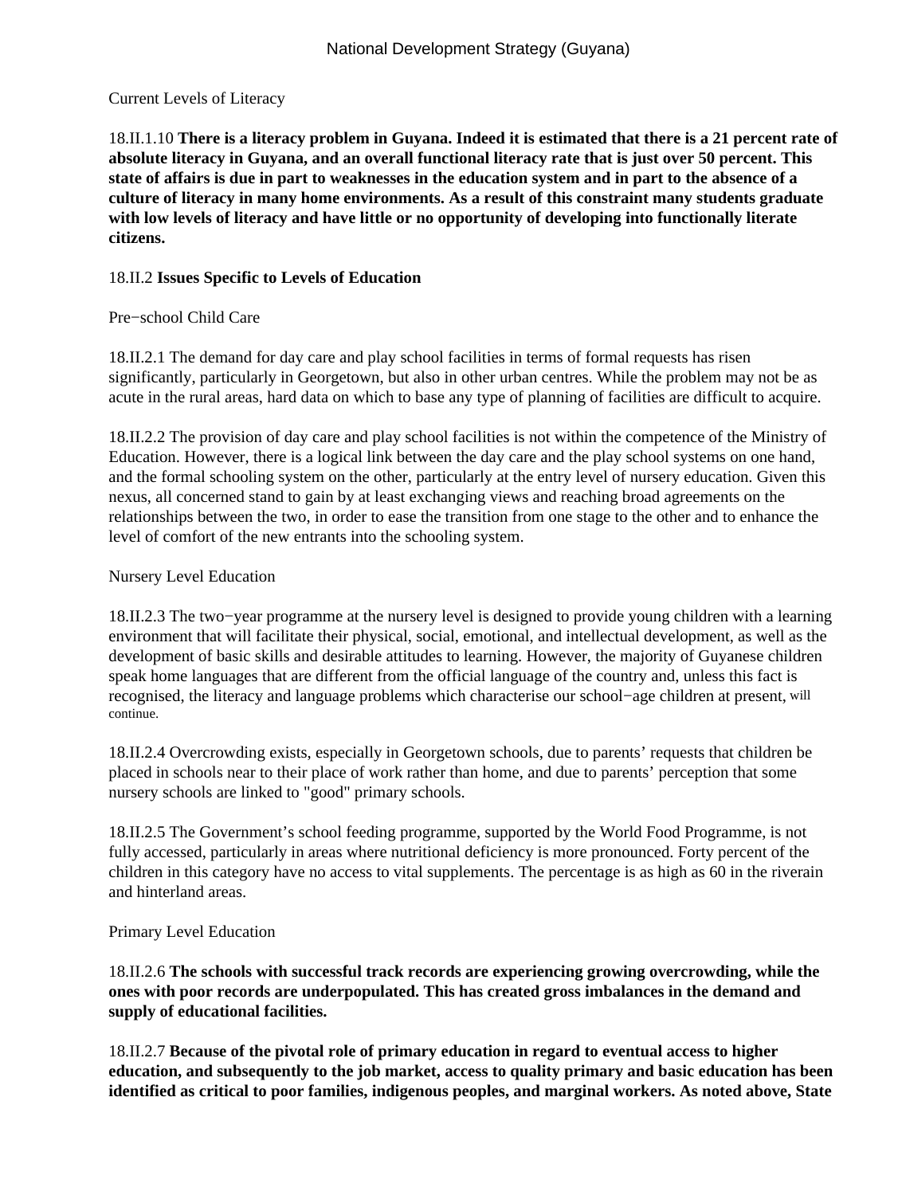Current Levels of Literacy

18.II.1.10 **There is a literacy problem in Guyana. Indeed it is estimated that there is a 21 percent rate of absolute literacy in Guyana, and an overall functional literacy rate that is just over 50 percent. This state of affairs is due in part to weaknesses in the education system and in part to the absence of a culture of literacy in many home environments. As a result of this constraint many students graduate with low levels of literacy and have little or no opportunity of developing into functionally literate citizens.**

18.II.2 **Issues Specific to Levels of Education**

Pre−school Child Care

18.II.2.1 The demand for day care and play school facilities in terms of formal requests has risen significantly, particularly in Georgetown, but also in other urban centres. While the problem may not be as acute in the rural areas, hard data on which to base any type of planning of facilities are difficult to acquire.

18.II.2.2 The provision of day care and play school facilities is not within the competence of the Ministry of Education. However, there is a logical link between the day care and the play school systems on one hand, and the formal schooling system on the other, particularly at the entry level of nursery education. Given this nexus, all concerned stand to gain by at least exchanging views and reaching broad agreements on the relationships between the two, in order to ease the transition from one stage to the other and to enhance the level of comfort of the new entrants into the schooling system.

Nursery Level Education

18.II.2.3 The two−year programme at the nursery level is designed to provide young children with a learning environment that will facilitate their physical, social, emotional, and intellectual development, as well as the development of basic skills and desirable attitudes to learning. However, the majority of Guyanese children speak home languages that are different from the official language of the country and, unless this fact is recognised, the literacy and language problems which characterise our school−age children at present, will continue.

18.II.2.4 Overcrowding exists, especially in Georgetown schools, due to parents' requests that children be placed in schools near to their place of work rather than home, and due to parents' perception that some nursery schools are linked to "good" primary schools.

18.II.2.5 The Government's school feeding programme, supported by the World Food Programme, is not fully accessed, particularly in areas where nutritional deficiency is more pronounced. Forty percent of the children in this category have no access to vital supplements. The percentage is as high as 60 in the riverain and hinterland areas.

Primary Level Education

18.II.2.6 **The schools with successful track records are experiencing growing overcrowding, while the ones with poor records are underpopulated. This has created gross imbalances in the demand and supply of educational facilities.**

18.II.2.7 **Because of the pivotal role of primary education in regard to eventual access to higher education, and subsequently to the job market, access to quality primary and basic education has been identified as critical to poor families, indigenous peoples, and marginal workers. As noted above, State**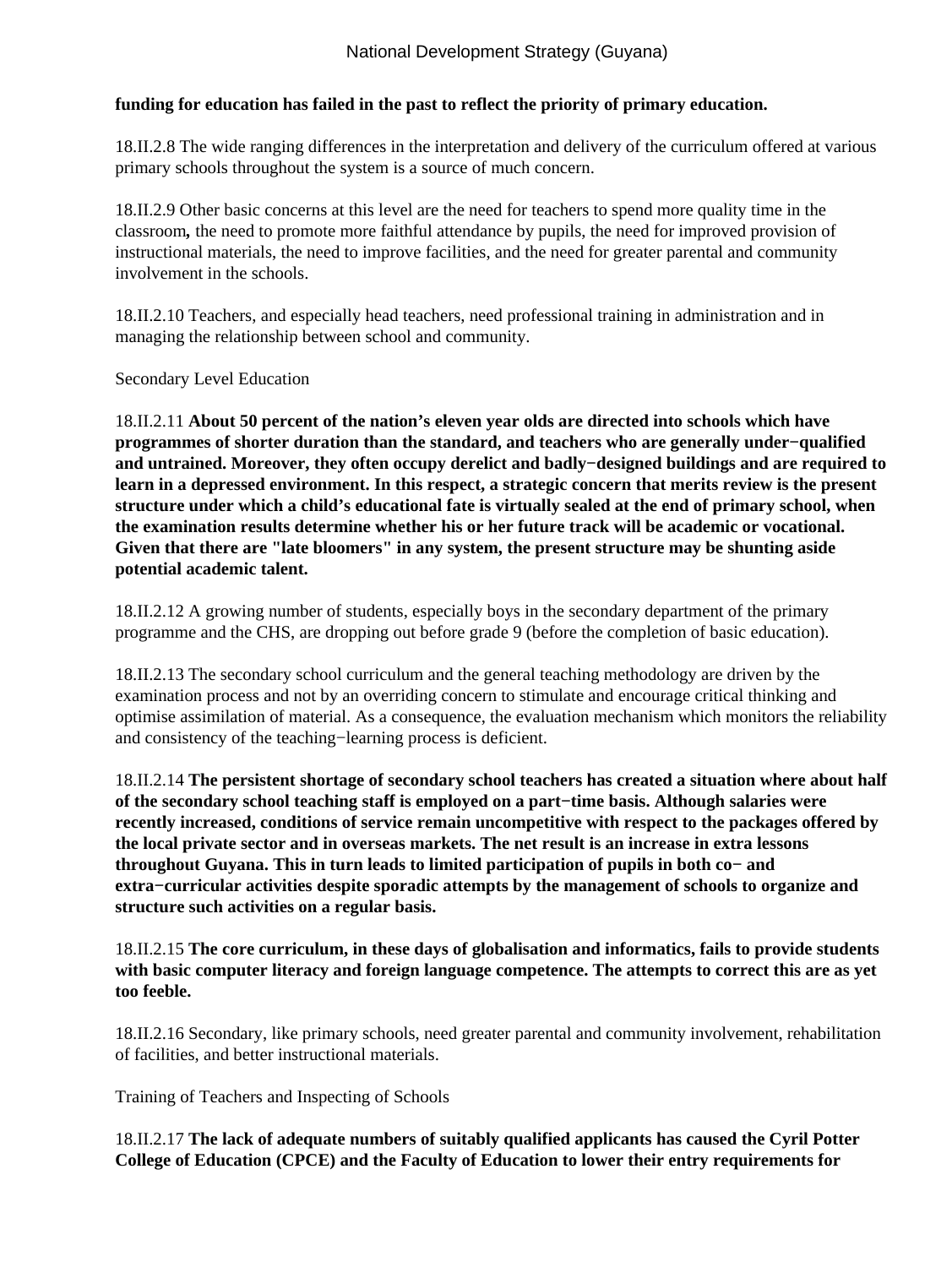**funding for education has failed in the past to reflect the priority of primary education.**

18.II.2.8 The wide ranging differences in the interpretation and delivery of the curriculum offered at various primary schools throughout the system is a source of much concern.

18.II.2.9 Other basic concerns at this level are the need for teachers to spend more quality time in the classroom**,** the need to promote more faithful attendance by pupils, the need for improved provision of instructional materials, the need to improve facilities, and the need for greater parental and community involvement in the schools.

18.II.2.10 Teachers, and especially head teachers, need professional training in administration and in managing the relationship between school and community.

Secondary Level Education

18.II.2.11 **About 50 percent of the nation's eleven year olds are directed into schools which have programmes of shorter duration than the standard, and teachers who are generally under−qualified and untrained. Moreover, they often occupy derelict and badly−designed buildings and are required to learn in a depressed environment. In this respect, a strategic concern that merits review is the present structure under which a child's educational fate is virtually sealed at the end of primary school, when the examination results determine whether his or her future track will be academic or vocational. Given that there are "late bloomers" in any system, the present structure may be shunting aside potential academic talent.**

18.II.2.12 A growing number of students, especially boys in the secondary department of the primary programme and the CHS, are dropping out before grade 9 (before the completion of basic education).

18.II.2.13 The secondary school curriculum and the general teaching methodology are driven by the examination process and not by an overriding concern to stimulate and encourage critical thinking and optimise assimilation of material. As a consequence, the evaluation mechanism which monitors the reliability and consistency of the teaching−learning process is deficient.

18.II.2.14 **The persistent shortage of secondary school teachers has created a situation where about half of the secondary school teaching staff is employed on a part−time basis. Although salaries were recently increased, conditions of service remain uncompetitive with respect to the packages offered by the local private sector and in overseas markets. The net result is an increase in extra lessons throughout Guyana. This in turn leads to limited participation of pupils in both co− and extra−curricular activities despite sporadic attempts by the management of schools to organize and structure such activities on a regular basis.**

18.II.2.15 **The core curriculum, in these days of globalisation and informatics, fails to provide students with basic computer literacy and foreign language competence. The attempts to correct this are as yet too feeble.**

18.II.2.16 Secondary, like primary schools, need greater parental and community involvement, rehabilitation of facilities, and better instructional materials.

Training of Teachers and Inspecting of Schools

18.II.2.17 **The lack of adequate numbers of suitably qualified applicants has caused the Cyril Potter College of Education (CPCE) and the Faculty of Education to lower their entry requirements for**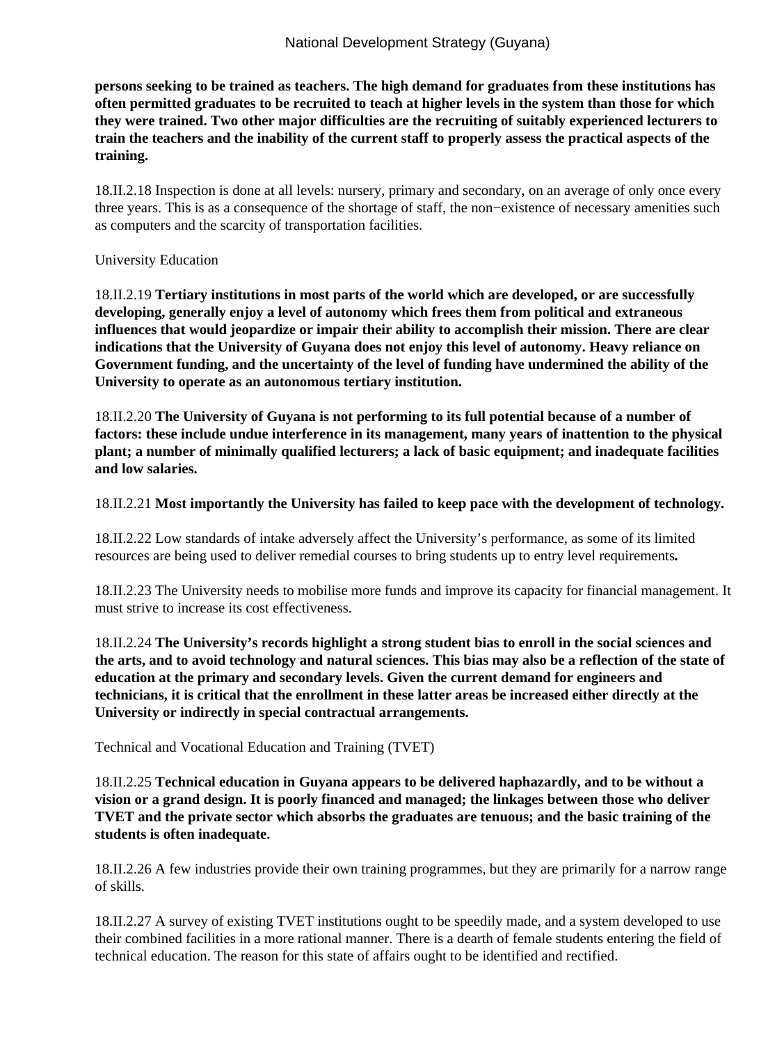**persons seeking to be trained as teachers. The high demand for graduates from these institutions has often permitted graduates to be recruited to teach at higher levels in the system than those for which they were trained. Two other major difficulties are the recruiting of suitably experienced lecturers to train the teachers and the inability of the current staff to properly assess the practical aspects of the training.**

18.II.2.18 Inspection is done at all levels: nursery, primary and secondary, on an average of only once every three years. This is as a consequence of the shortage of staff, the non−existence of necessary amenities such as computers and the scarcity of transportation facilities.

University Education

18.II.2.19 **Tertiary institutions in most parts of the world which are developed, or are successfully developing, generally enjoy a level of autonomy which frees them from political and extraneous influences that would jeopardize or impair their ability to accomplish their mission. There are clear indications that the University of Guyana does not enjoy this level of autonomy. Heavy reliance on Government funding, and the uncertainty of the level of funding have undermined the ability of the University to operate as an autonomous tertiary institution.**

18.II.2.20 **The University of Guyana is not performing to its full potential because of a number of factors: these include undue interference in its management, many years of inattention to the physical plant; a number of minimally qualified lecturers; a lack of basic equipment; and inadequate facilities and low salaries.**

18.II.2.21 **Most importantly the University has failed to keep pace with the development of technology.**

18.II.2.22 Low standards of intake adversely affect the University's performance, as some of its limited resources are being used to deliver remedial courses to bring students up to entry level requirements**.**

18.II.2.23 The University needs to mobilise more funds and improve its capacity for financial management. It must strive to increase its cost effectiveness.

18.II.2.24 **The University's records highlight a strong student bias to enroll in the social sciences and the arts, and to avoid technology and natural sciences. This bias may also be a reflection of the state of education at the primary and secondary levels. Given the current demand for engineers and technicians, it is critical that the enrollment in these latter areas be increased either directly at the University or indirectly in special contractual arrangements.**

Technical and Vocational Education and Training (TVET)

18.II.2.25 **Technical education in Guyana appears to be delivered haphazardly, and to be without a vision or a grand design. It is poorly financed and managed; the linkages between those who deliver TVET and the private sector which absorbs the graduates are tenuous; and the basic training of the students is often inadequate.**

18.II.2.26 A few industries provide their own training programmes, but they are primarily for a narrow range of skills.

18.II.2.27 A survey of existing TVET institutions ought to be speedily made, and a system developed to use their combined facilities in a more rational manner. There is a dearth of female students entering the field of technical education. The reason for this state of affairs ought to be identified and rectified.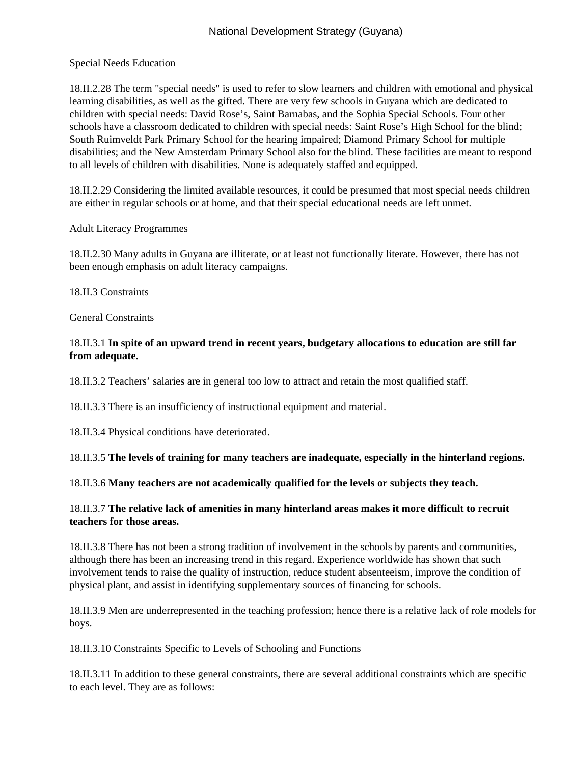Special Needs Education

18.II.2.28 The term "special needs" is used to refer to slow learners and children with emotional and physical learning disabilities, as well as the gifted. There are very few schools in Guyana which are dedicated to children with special needs: David Rose's, Saint Barnabas, and the Sophia Special Schools. Four other schools have a classroom dedicated to children with special needs: Saint Rose's High School for the blind; South Ruimveldt Park Primary School for the hearing impaired; Diamond Primary School for multiple disabilities; and the New Amsterdam Primary School also for the blind. These facilities are meant to respond to all levels of children with disabilities. None is adequately staffed and equipped.

18.II.2.29 Considering the limited available resources, it could be presumed that most special needs children are either in regular schools or at home, and that their special educational needs are left unmet.

Adult Literacy Programmes

18.II.2.30 Many adults in Guyana are illiterate, or at least not functionally literate. However, there has not been enough emphasis on adult literacy campaigns.

18.II.3 Constraints

General Constraints

18.II.3.1 **In spite of an upward trend in recent years, budgetary allocations to education are still far from adequate.**

18.II.3.2 Teachers' salaries are in general too low to attract and retain the most qualified staff.

18.II.3.3 There is an insufficiency of instructional equipment and material.

18.II.3.4 Physical conditions have deteriorated.

18.II.3.5 **The levels of training for many teachers are inadequate, especially in the hinterland regions.**

18.II.3.6 **Many teachers are not academically qualified for the levels or subjects they teach.**

18.II.3.7 **The relative lack of amenities in many hinterland areas makes it more difficult to recruit teachers for those areas.**

18.II.3.8 There has not been a strong tradition of involvement in the schools by parents and communities, although there has been an increasing trend in this regard. Experience worldwide has shown that such involvement tends to raise the quality of instruction, reduce student absenteeism, improve the condition of physical plant, and assist in identifying supplementary sources of financing for schools.

18.II.3.9 Men are underrepresented in the teaching profession; hence there is a relative lack of role models for boys.

18.II.3.10 Constraints Specific to Levels of Schooling and Functions

18.II.3.11 In addition to these general constraints, there are several additional constraints which are specific to each level. They are as follows: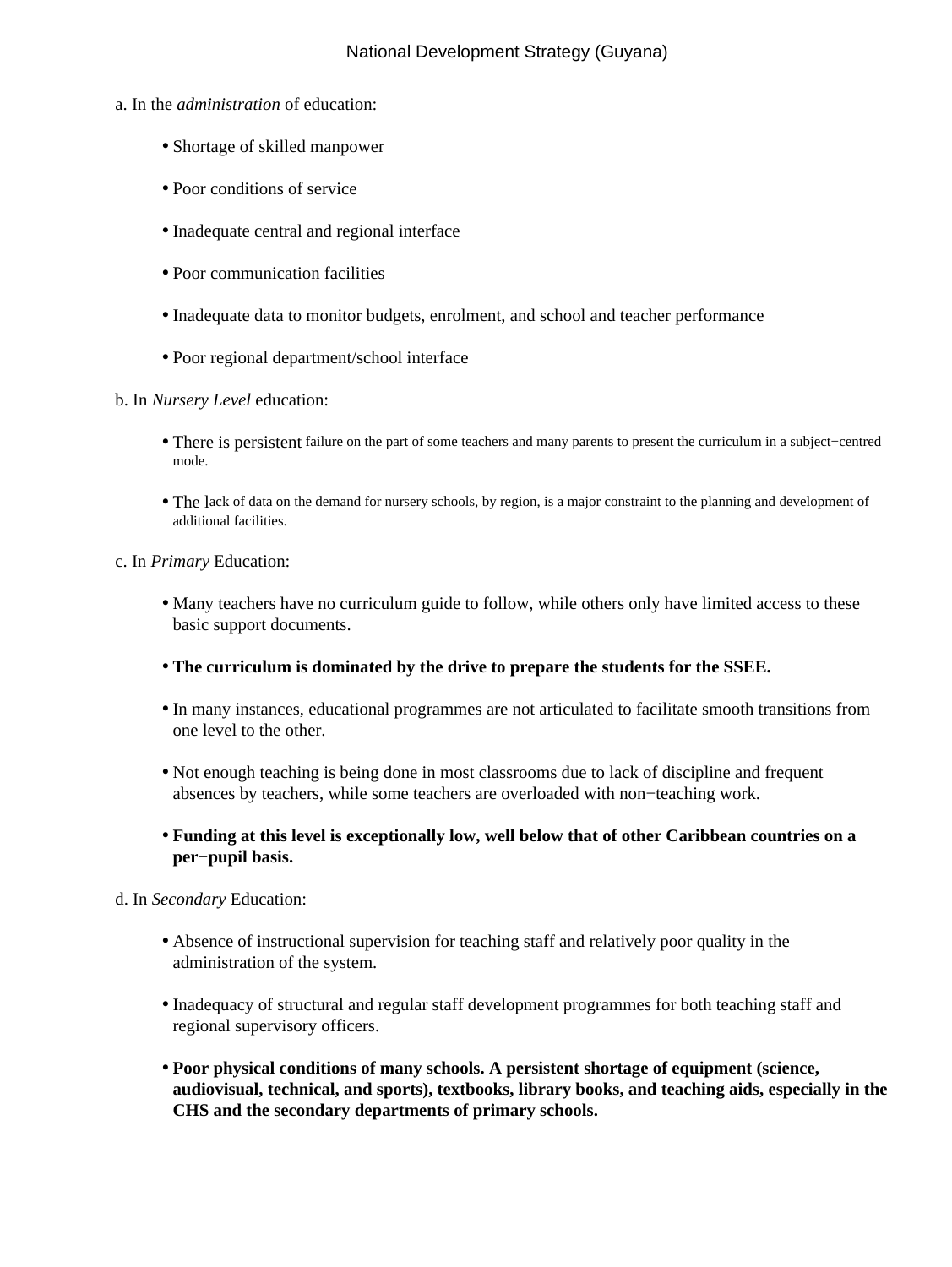a. In the *administration* of education:

- Shortage of skilled manpower
- Poor conditions of service
- Inadequate central and regional interface
- Poor communication facilities
- Inadequate data to monitor budgets, enrolment, and school and teacher performance
- Poor regional department/school interface

b. In *Nursery Level* education:

- There is persistent failure on the part of some teachers and many parents to present the curriculum in a subject−centred mode.
- The lack of data on the demand for nursery schools, by region, is a major constraint to the planning and development of additional facilities.

c. In *Primary* Education:

- Many teachers have no curriculum guide to follow, while others only have limited access to these basic support documents.
- **The curriculum is dominated by the drive to prepare the students for the SSEE.**
- In many instances, educational programmes are not articulated to facilitate smooth transitions from one level to the other.
- Not enough teaching is being done in most classrooms due to lack of discipline and frequent absences by teachers, while some teachers are overloaded with non−teaching work.
- **Funding at this level is exceptionally low, well below that of other Caribbean countries on a per−pupil basis.**

d. In *Secondary* Education:

- Absence of instructional supervision for teaching staff and relatively poor quality in the administration of the system.
- Inadequacy of structural and regular staff development programmes for both teaching staff and regional supervisory officers.
- **Poor physical conditions of many schools. A persistent shortage of equipment (science, audiovisual, technical, and sports), textbooks, library books, and teaching aids, especially in the CHS and the secondary departments of primary schools.**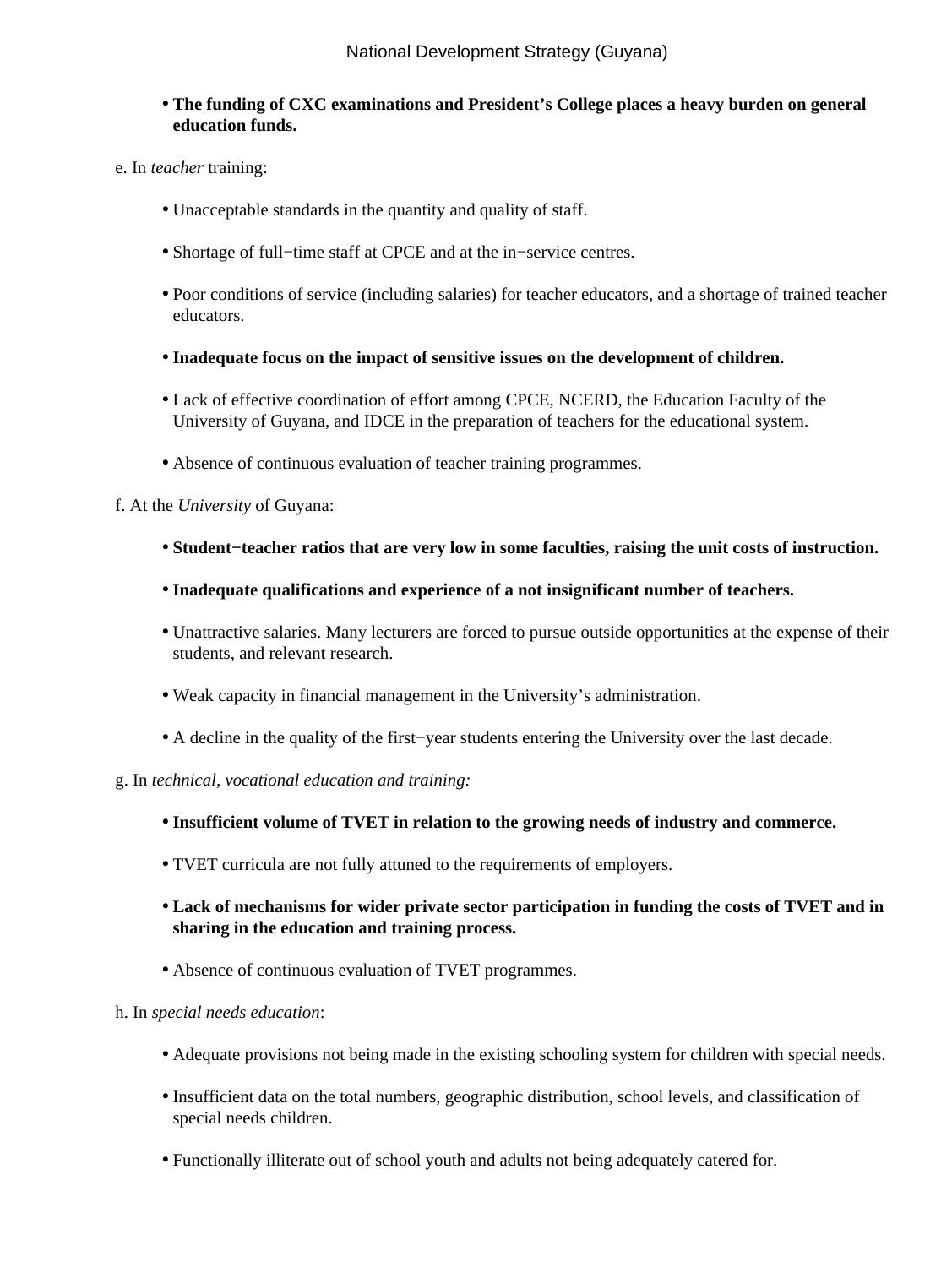- **The funding of CXC examinations and President's College places a heavy burden on general education funds.**

e. In *teacher* training:

- Unacceptable standards in the quantity and quality of staff.
- Shortage of full−time staff at CPCE and at the in−service centres.
- Poor conditions of service (including salaries) for teacher educators, and a shortage of trained teacher educators.
- **Inadequate focus on the impact of sensitive issues on the development of children.**
- Lack of effective coordination of effort among CPCE, NCERD, the Education Faculty of the University of Guyana, and IDCE in the preparation of teachers for the educational system.
- Absence of continuous evaluation of teacher training programmes.

f. At the *University* of Guyana:

- **Student−teacher ratios that are very low in some faculties, raising the unit costs of instruction.**
- **Inadequate qualifications and experience of a not insignificant number of teachers.**
- Unattractive salaries. Many lecturers are forced to pursue outside opportunities at the expense of their students, and relevant research.
- Weak capacity in financial management in the University's administration.
- A decline in the quality of the first−year students entering the University over the last decade.

g. In *technical, vocational education and training:*

- **Insufficient volume of TVET in relation to the growing needs of industry and commerce.**
- TVET curricula are not fully attuned to the requirements of employers.
- **Lack of mechanisms for wider private sector participation in funding the costs of TVET and in sharing in the education and training process.**
- Absence of continuous evaluation of TVET programmes.

h. In *special needs education*:

- Adequate provisions not being made in the existing schooling system for children with special needs.
- Insufficient data on the total numbers, geographic distribution, school levels, and classification of special needs children.
- Functionally illiterate out of school youth and adults not being adequately catered for.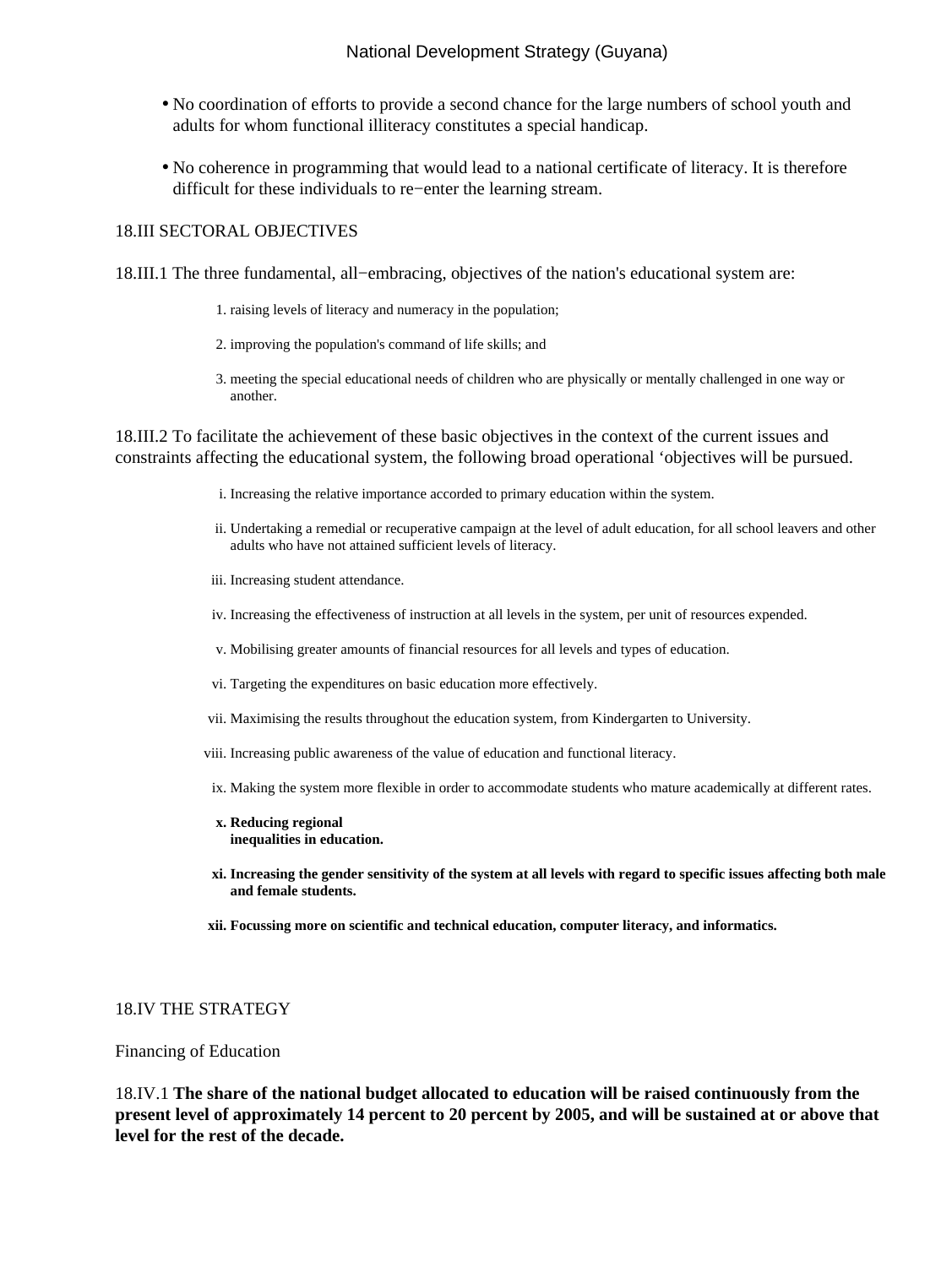- No coordination of efforts to provide a second chance for the large numbers of school youth and adults for whom functional illiteracy constitutes a special handicap.
- No coherence in programming that would lead to a national certificate of literacy. It is therefore difficult for these individuals to re−enter the learning stream.

18.III SECTORAL OBJECTIVES

18.III.1 The three fundamental, all−embracing, objectives of the nation's educational system are:

1. raising levels of literacy and numeracy in the population;
2. improving the population's command of life skills; and
3. meeting the special educational needs of children who are physically or mentally challenged in one way or another.

18.III.2 To facilitate the achievement of these basic objectives in the context of the current issues and constraints affecting the educational system, the following broad operational ‘objectives will be pursued.

i. Increasing the relative importance accorded to primary education within the system.
ii. Undertaking a remedial or recuperative campaign at the level of adult education, for all school leavers and other adults who have not attained sufficient levels of literacy.
iii. Increasing student attendance.
iv. Increasing the effectiveness of instruction at all levels in the system, per unit of resources expended.
v. Mobilising greater amounts of financial resources for all levels and types of education.
vi. Targeting the expenditures on basic education more effectively.
vii. Maximising the results throughout the education system, from Kindergarten to University.
viii. Increasing public awareness of the value of education and functional literacy.
ix. Making the system more flexible in order to accommodate students who mature academically at different rates.
**x. Reducing regional inequalities in education.**
**xi. Increasing the gender sensitivity of the system at all levels with regard to specific issues affecting both male and female students.**
**xii. Focussing more on scientific and technical education, computer literacy, and informatics.**

18.IV THE STRATEGY

Financing of Education

18.IV.1 **The share of the national budget allocated to education will be raised continuously from the present level of approximately 14 percent to 20 percent by 2005, and will be sustained at or above that level for the rest of the decade.**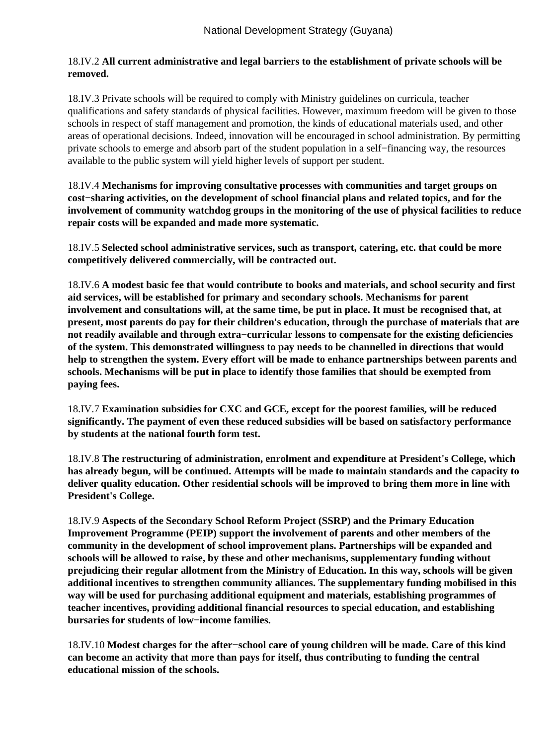18.IV.2 **All current administrative and legal barriers to the establishment of private schools will be removed.**

18.IV.3 Private schools will be required to comply with Ministry guidelines on curricula, teacher qualifications and safety standards of physical facilities. However, maximum freedom will be given to those schools in respect of staff management and promotion, the kinds of educational materials used, and other areas of operational decisions. Indeed, innovation will be encouraged in school administration. By permitting private schools to emerge and absorb part of the student population in a self−financing way, the resources available to the public system will yield higher levels of support per student.

18.IV.4 **Mechanisms for improving consultative processes with communities and target groups on cost−sharing activities, on the development of school financial plans and related topics, and for the involvement of community watchdog groups in the monitoring of the use of physical facilities to reduce repair costs will be expanded and made more systematic.**

18.IV.5 **Selected school administrative services, such as transport, catering, etc. that could be more competitively delivered commercially, will be contracted out.**

18.IV.6 **A modest basic fee that would contribute to books and materials, and school security and first aid services, will be established for primary and secondary schools. Mechanisms for parent involvement and consultations will, at the same time, be put in place. It must be recognised that, at present, most parents do pay for their children's education, through the purchase of materials that are not readily available and through extra−curricular lessons to compensate for the existing deficiencies of the system. This demonstrated willingness to pay needs to be channelled in directions that would help to strengthen the system. Every effort will be made to enhance partnerships between parents and schools. Mechanisms will be put in place to identify those families that should be exempted from paying fees.**

18.IV.7 **Examination subsidies for CXC and GCE, except for the poorest families, will be reduced significantly. The payment of even these reduced subsidies will be based on satisfactory performance by students at the national fourth form test.**

18.IV.8 **The restructuring of administration, enrolment and expenditure at President's College, which has already begun, will be continued. Attempts will be made to maintain standards and the capacity to deliver quality education. Other residential schools will be improved to bring them more in line with President's College.**

18.IV.9 **Aspects of the Secondary School Reform Project (SSRP) and the Primary Education Improvement Programme (PEIP) support the involvement of parents and other members of the community in the development of school improvement plans. Partnerships will be expanded and schools will be allowed to raise, by these and other mechanisms, supplementary funding without prejudicing their regular allotment from the Ministry of Education. In this way, schools will be given additional incentives to strengthen community alliances. The supplementary funding mobilised in this way will be used for purchasing additional equipment and materials, establishing programmes of teacher incentives, providing additional financial resources to special education, and establishing bursaries for students of low−income families.**

18.IV.10 **Modest charges for the after−school care of young children will be made. Care of this kind can become an activity that more than pays for itself, thus contributing to funding the central educational mission of the schools.**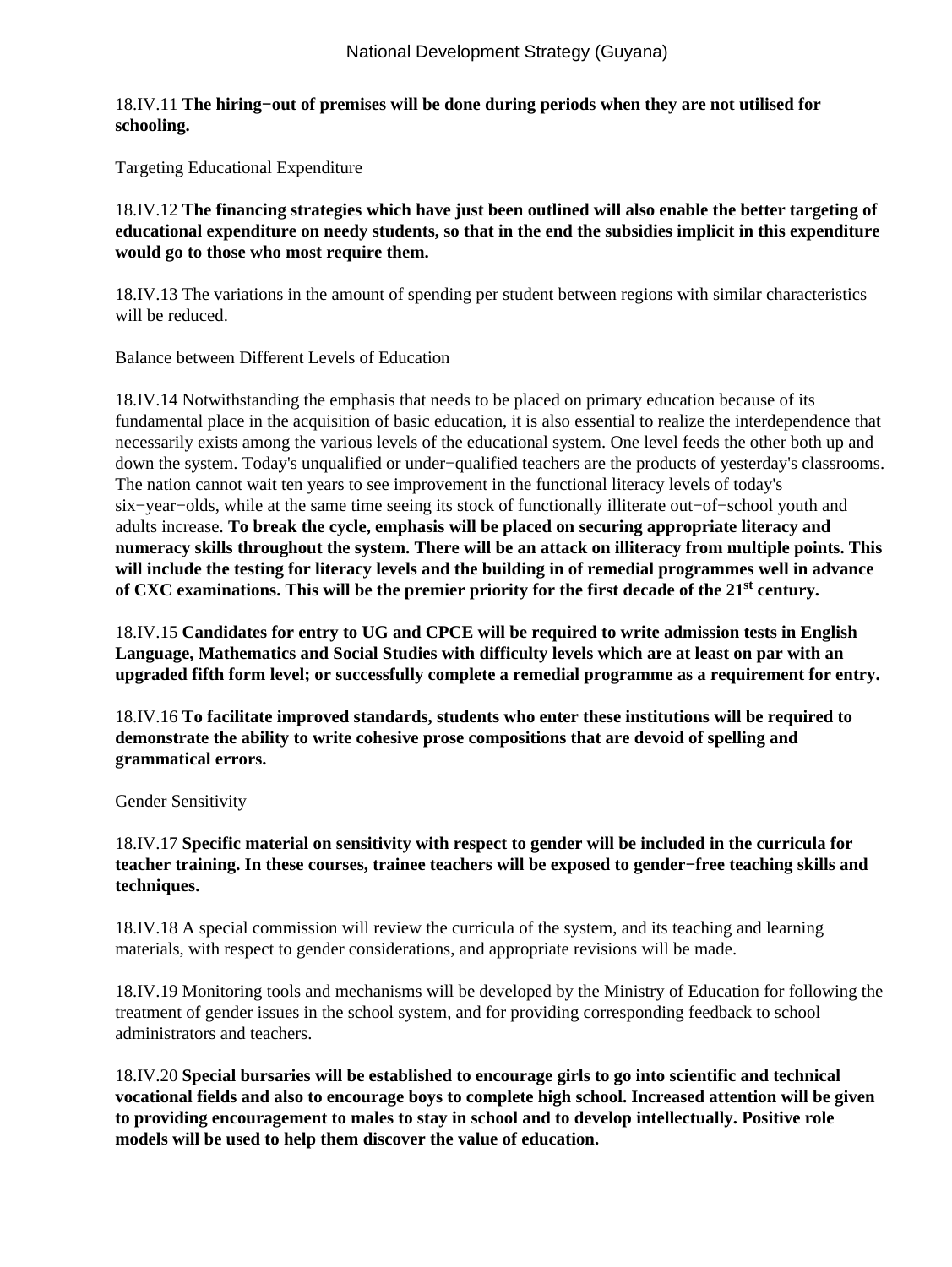18.IV.11 **The hiring−out of premises will be done during periods when they are not utilised for schooling.**

Targeting Educational Expenditure

18.IV.12 **The financing strategies which have just been outlined will also enable the better targeting of educational expenditure on needy students, so that in the end the subsidies implicit in this expenditure would go to those who most require them.**

18.IV.13 The variations in the amount of spending per student between regions with similar characteristics will be reduced.

Balance between Different Levels of Education

18.IV.14 Notwithstanding the emphasis that needs to be placed on primary education because of its fundamental place in the acquisition of basic education, it is also essential to realize the interdependence that necessarily exists among the various levels of the educational system. One level feeds the other both up and down the system. Today's unqualified or under−qualified teachers are the products of yesterday's classrooms. The nation cannot wait ten years to see improvement in the functional literacy levels of today's six−year−olds, while at the same time seeing its stock of functionally illiterate out−of−school youth and adults increase. **To break the cycle, emphasis will be placed on securing appropriate literacy and numeracy skills throughout the system. There will be an attack on illiteracy from multiple points. This will include the testing for literacy levels and the building in of remedial programmes well in advance of CXC examinations. This will be the premier priority for the first decade of the 21st century.**

18.IV.15 **Candidates for entry to UG and CPCE will be required to write admission tests in English Language, Mathematics and Social Studies with difficulty levels which are at least on par with an upgraded fifth form level; or successfully complete a remedial programme as a requirement for entry.**

18.IV.16 **To facilitate improved standards, students who enter these institutions will be required to demonstrate the ability to write cohesive prose compositions that are devoid of spelling and grammatical errors.**

Gender Sensitivity

18.IV.17 **Specific material on sensitivity with respect to gender will be included in the curricula for teacher training. In these courses, trainee teachers will be exposed to gender−free teaching skills and techniques.**

18.IV.18 A special commission will review the curricula of the system, and its teaching and learning materials, with respect to gender considerations, and appropriate revisions will be made.

18.IV.19 Monitoring tools and mechanisms will be developed by the Ministry of Education for following the treatment of gender issues in the school system, and for providing corresponding feedback to school administrators and teachers.

18.IV.20 **Special bursaries will be established to encourage girls to go into scientific and technical vocational fields and also to encourage boys to complete high school. Increased attention will be given to providing encouragement to males to stay in school and to develop intellectually. Positive role models will be used to help them discover the value of education.**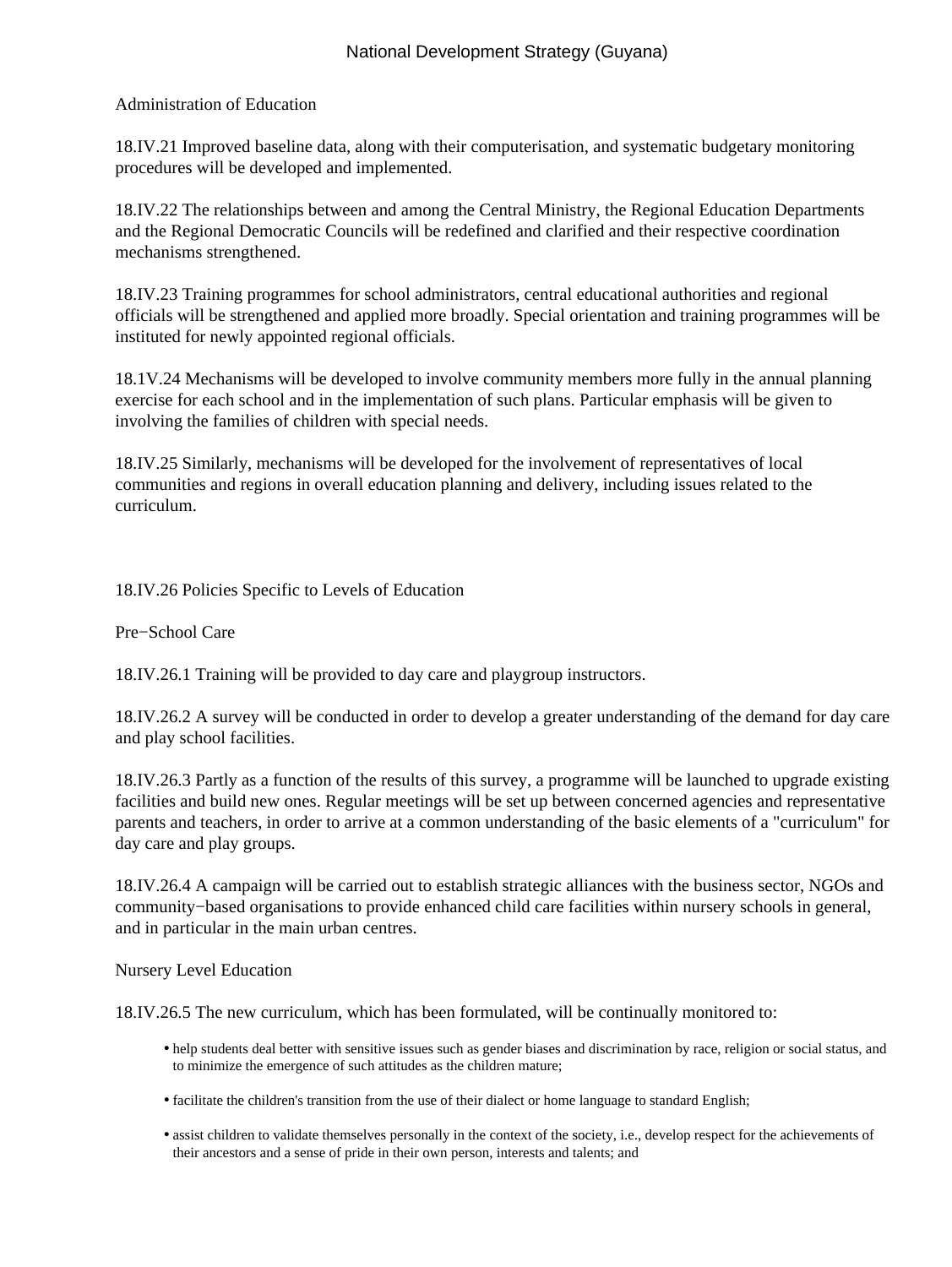Administration of Education

18.IV.21 Improved baseline data, along with their computerisation, and systematic budgetary monitoring procedures will be developed and implemented.

18.IV.22 The relationships between and among the Central Ministry, the Regional Education Departments and the Regional Democratic Councils will be redefined and clarified and their respective coordination mechanisms strengthened.

18.IV.23 Training programmes for school administrators, central educational authorities and regional officials will be strengthened and applied more broadly. Special orientation and training programmes will be instituted for newly appointed regional officials.

18.1V.24 Mechanisms will be developed to involve community members more fully in the annual planning exercise for each school and in the implementation of such plans. Particular emphasis will be given to involving the families of children with special needs.

18.IV.25 Similarly, mechanisms will be developed for the involvement of representatives of local communities and regions in overall education planning and delivery, including issues related to the curriculum.

18.IV.26 Policies Specific to Levels of Education

Pre−School Care

18.IV.26.1 Training will be provided to day care and playgroup instructors.

18.IV.26.2 A survey will be conducted in order to develop a greater understanding of the demand for day care and play school facilities.

18.IV.26.3 Partly as a function of the results of this survey, a programme will be launched to upgrade existing facilities and build new ones. Regular meetings will be set up between concerned agencies and representative parents and teachers, in order to arrive at a common understanding of the basic elements of a "curriculum" for day care and play groups.

18.IV.26.4 A campaign will be carried out to establish strategic alliances with the business sector, NGOs and community−based organisations to provide enhanced child care facilities within nursery schools in general, and in particular in the main urban centres.

Nursery Level Education

18.IV.26.5 The new curriculum, which has been formulated, will be continually monitored to:

- help students deal better with sensitive issues such as gender biases and discrimination by race, religion or social status, and to minimize the emergence of such attitudes as the children mature;
- facilitate the children's transition from the use of their dialect or home language to standard English;
- assist children to validate themselves personally in the context of the society, i.e., develop respect for the achievements of their ancestors and a sense of pride in their own person, interests and talents; and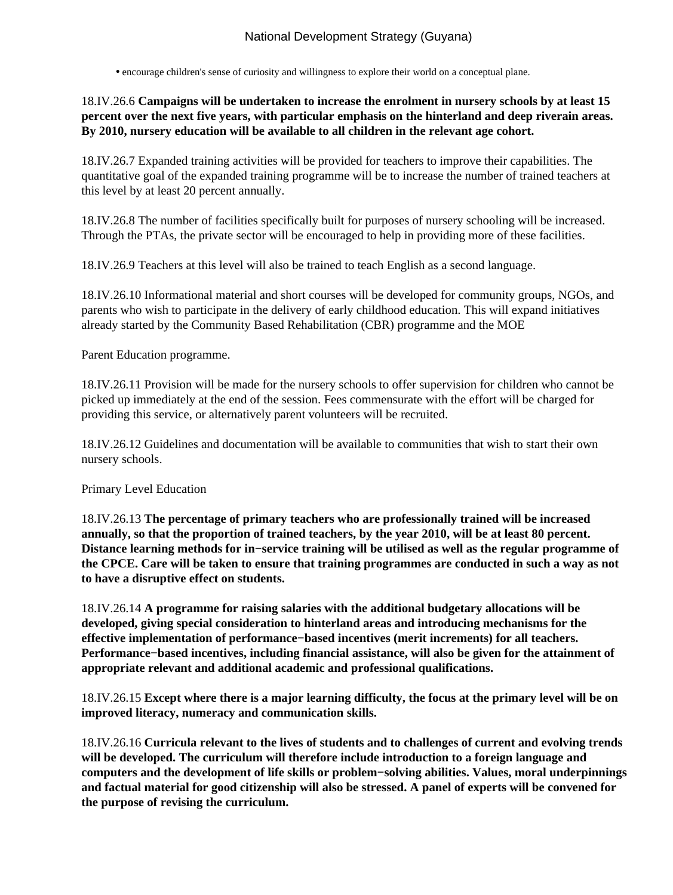- encourage children's sense of curiosity and willingness to explore their world on a conceptual plane.

18.IV.26.6 **Campaigns will be undertaken to increase the enrolment in nursery schools by at least 15 percent over the next five years, with particular emphasis on the hinterland and deep riverain areas. By 2010, nursery education will be available to all children in the relevant age cohort.**

18.IV.26.7 Expanded training activities will be provided for teachers to improve their capabilities. The quantitative goal of the expanded training programme will be to increase the number of trained teachers at this level by at least 20 percent annually.

18.IV.26.8 The number of facilities specifically built for purposes of nursery schooling will be increased. Through the PTAs, the private sector will be encouraged to help in providing more of these facilities.

18.IV.26.9 Teachers at this level will also be trained to teach English as a second language.

18.IV.26.10 Informational material and short courses will be developed for community groups, NGOs, and parents who wish to participate in the delivery of early childhood education. This will expand initiatives already started by the Community Based Rehabilitation (CBR) programme and the MOE

Parent Education programme.

18.IV.26.11 Provision will be made for the nursery schools to offer supervision for children who cannot be picked up immediately at the end of the session. Fees commensurate with the effort will be charged for providing this service, or alternatively parent volunteers will be recruited.

18.IV.26.12 Guidelines and documentation will be available to communities that wish to start their own nursery schools.

Primary Level Education

18.IV.26.13 **The percentage of primary teachers who are professionally trained will be increased annually, so that the proportion of trained teachers, by the year 2010, will be at least 80 percent. Distance learning methods for in−service training will be utilised as well as the regular programme of the CPCE. Care will be taken to ensure that training programmes are conducted in such a way as not to have a disruptive effect on students.**

18.IV.26.14 **A programme for raising salaries with the additional budgetary allocations will be developed, giving special consideration to hinterland areas and introducing mechanisms for the effective implementation of performance−based incentives (merit increments) for all teachers. Performance−based incentives, including financial assistance, will also be given for the attainment of appropriate relevant and additional academic and professional qualifications.**

18.IV.26.15 **Except where there is a major learning difficulty, the focus at the primary level will be on improved literacy, numeracy and communication skills.**

18.IV.26.16 **Curricula relevant to the lives of students and to challenges of current and evolving trends will be developed. The curriculum will therefore include introduction to a foreign language and computers and the development of life skills or problem−solving abilities. Values, moral underpinnings and factual material for good citizenship will also be stressed. A panel of experts will be convened for the purpose of revising the curriculum.**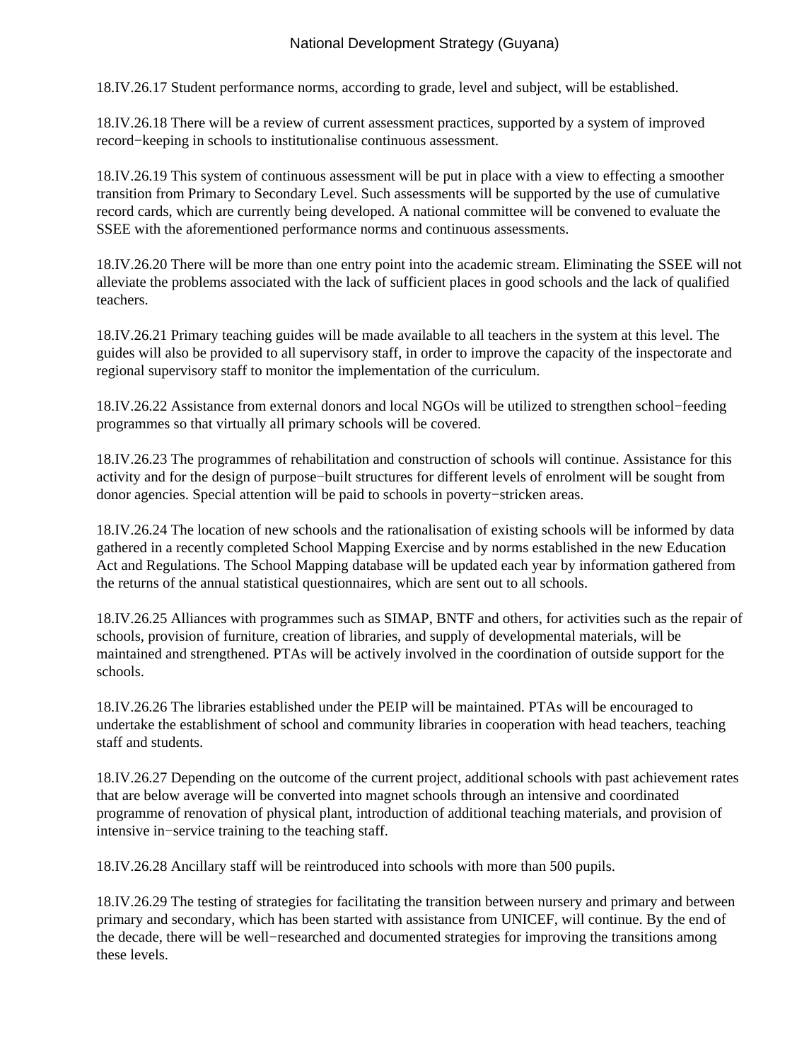18.IV.26.17 Student performance norms, according to grade, level and subject, will be established.

18.IV.26.18 There will be a review of current assessment practices, supported by a system of improved record−keeping in schools to institutionalise continuous assessment.

18.IV.26.19 This system of continuous assessment will be put in place with a view to effecting a smoother transition from Primary to Secondary Level. Such assessments will be supported by the use of cumulative record cards, which are currently being developed. A national committee will be convened to evaluate the SSEE with the aforementioned performance norms and continuous assessments.

18.IV.26.20 There will be more than one entry point into the academic stream. Eliminating the SSEE will not alleviate the problems associated with the lack of sufficient places in good schools and the lack of qualified teachers.

18.IV.26.21 Primary teaching guides will be made available to all teachers in the system at this level. The guides will also be provided to all supervisory staff, in order to improve the capacity of the inspectorate and regional supervisory staff to monitor the implementation of the curriculum.

18.IV.26.22 Assistance from external donors and local NGOs will be utilized to strengthen school−feeding programmes so that virtually all primary schools will be covered.

18.IV.26.23 The programmes of rehabilitation and construction of schools will continue. Assistance for this activity and for the design of purpose−built structures for different levels of enrolment will be sought from donor agencies. Special attention will be paid to schools in poverty−stricken areas.

18.IV.26.24 The location of new schools and the rationalisation of existing schools will be informed by data gathered in a recently completed School Mapping Exercise and by norms established in the new Education Act and Regulations. The School Mapping database will be updated each year by information gathered from the returns of the annual statistical questionnaires, which are sent out to all schools.

18.IV.26.25 Alliances with programmes such as SIMAP, BNTF and others, for activities such as the repair of schools, provision of furniture, creation of libraries, and supply of developmental materials, will be maintained and strengthened. PTAs will be actively involved in the coordination of outside support for the schools.

18.IV.26.26 The libraries established under the PEIP will be maintained. PTAs will be encouraged to undertake the establishment of school and community libraries in cooperation with head teachers, teaching staff and students.

18.IV.26.27 Depending on the outcome of the current project, additional schools with past achievement rates that are below average will be converted into magnet schools through an intensive and coordinated programme of renovation of physical plant, introduction of additional teaching materials, and provision of intensive in−service training to the teaching staff.

18.IV.26.28 Ancillary staff will be reintroduced into schools with more than 500 pupils.

18.IV.26.29 The testing of strategies for facilitating the transition between nursery and primary and between primary and secondary, which has been started with assistance from UNICEF, will continue. By the end of the decade, there will be well−researched and documented strategies for improving the transitions among these levels.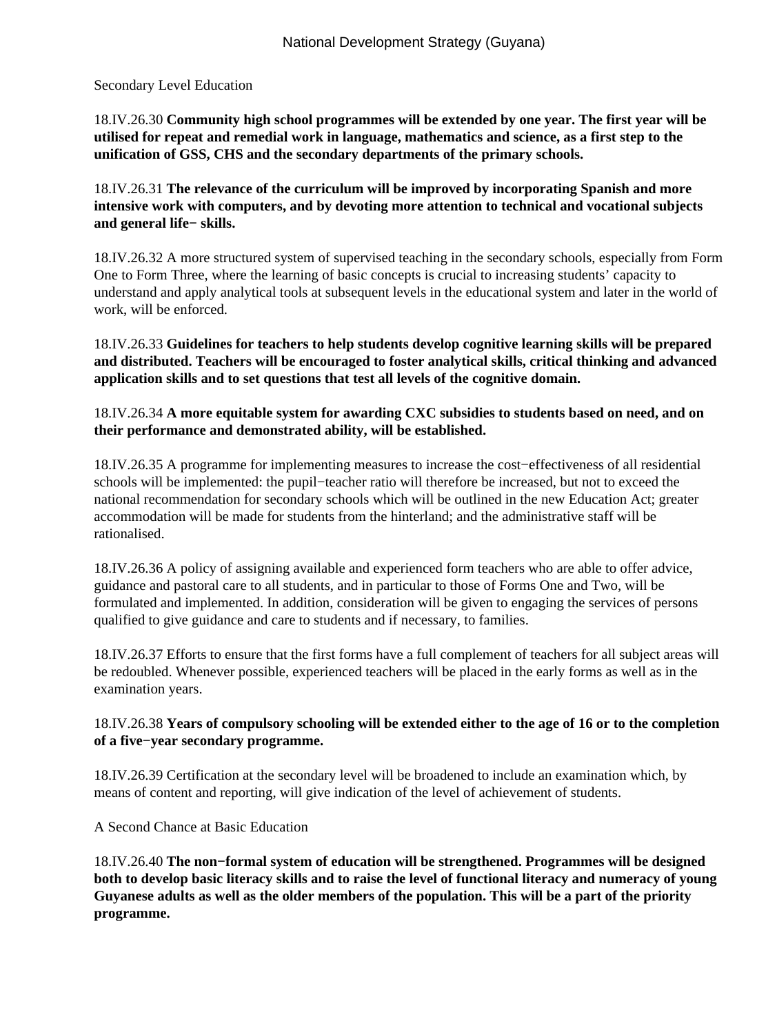Secondary Level Education

18.IV.26.30 **Community high school programmes will be extended by one year. The first year will be utilised for repeat and remedial work in language, mathematics and science, as a first step to the unification of GSS, CHS and the secondary departments of the primary schools.**

18.IV.26.31 **The relevance of the curriculum will be improved by incorporating Spanish and more intensive work with computers, and by devoting more attention to technical and vocational subjects and general life− skills.**

18.IV.26.32 A more structured system of supervised teaching in the secondary schools, especially from Form One to Form Three, where the learning of basic concepts is crucial to increasing students' capacity to understand and apply analytical tools at subsequent levels in the educational system and later in the world of work, will be enforced.

18.IV.26.33 **Guidelines for teachers to help students develop cognitive learning skills will be prepared and distributed. Teachers will be encouraged to foster analytical skills, critical thinking and advanced application skills and to set questions that test all levels of the cognitive domain.**

18.IV.26.34 **A more equitable system for awarding CXC subsidies to students based on need, and on their performance and demonstrated ability, will be established.**

18.IV.26.35 A programme for implementing measures to increase the cost−effectiveness of all residential schools will be implemented: the pupil−teacher ratio will therefore be increased, but not to exceed the national recommendation for secondary schools which will be outlined in the new Education Act; greater accommodation will be made for students from the hinterland; and the administrative staff will be rationalised.

18.IV.26.36 A policy of assigning available and experienced form teachers who are able to offer advice, guidance and pastoral care to all students, and in particular to those of Forms One and Two, will be formulated and implemented. In addition, consideration will be given to engaging the services of persons qualified to give guidance and care to students and if necessary, to families.

18.IV.26.37 Efforts to ensure that the first forms have a full complement of teachers for all subject areas will be redoubled. Whenever possible, experienced teachers will be placed in the early forms as well as in the examination years.

18.IV.26.38 **Years of compulsory schooling will be extended either to the age of 16 or to the completion of a five−year secondary programme.**

18.IV.26.39 Certification at the secondary level will be broadened to include an examination which, by means of content and reporting, will give indication of the level of achievement of students.

A Second Chance at Basic Education

18.IV.26.40 **The non−formal system of education will be strengthened. Programmes will be designed both to develop basic literacy skills and to raise the level of functional literacy and numeracy of young Guyanese adults as well as the older members of the population. This will be a part of the priority programme.**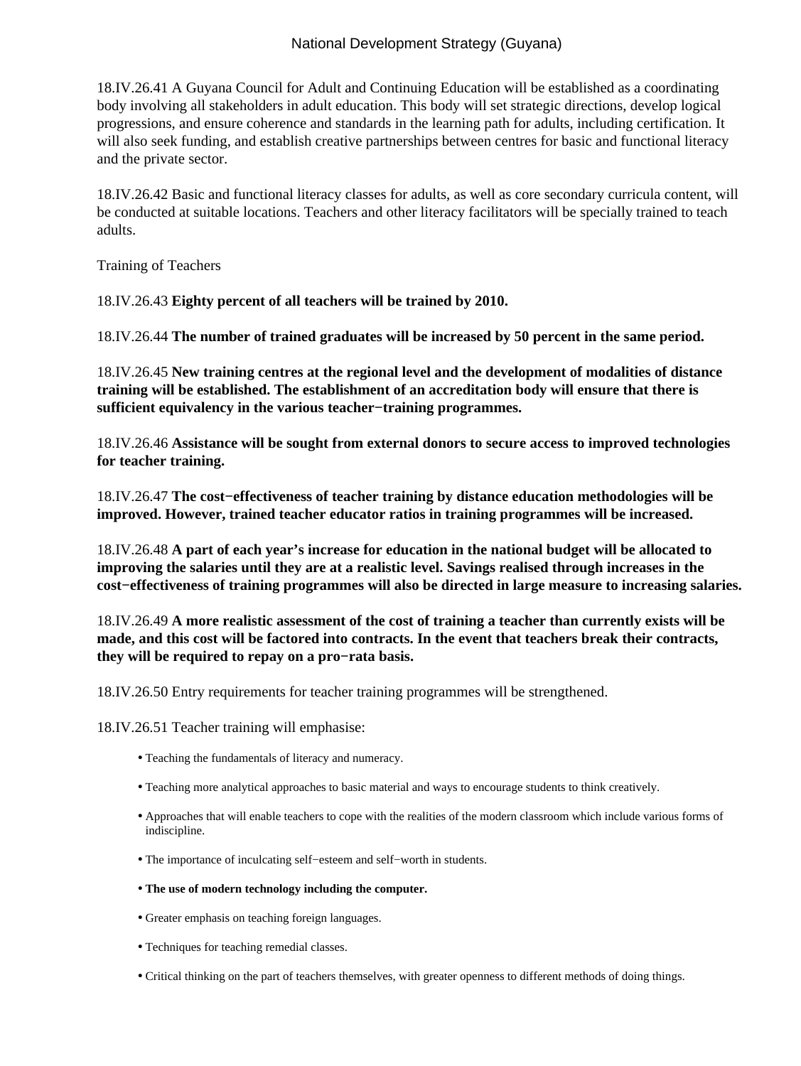18.IV.26.41 A Guyana Council for Adult and Continuing Education will be established as a coordinating body involving all stakeholders in adult education. This body will set strategic directions, develop logical progressions, and ensure coherence and standards in the learning path for adults, including certification. It will also seek funding, and establish creative partnerships between centres for basic and functional literacy and the private sector.

18.IV.26.42 Basic and functional literacy classes for adults, as well as core secondary curricula content, will be conducted at suitable locations. Teachers and other literacy facilitators will be specially trained to teach adults.

Training of Teachers

18.IV.26.43 **Eighty percent of all teachers will be trained by 2010.**

18.IV.26.44 **The number of trained graduates will be increased by 50 percent in the same period.**

18.IV.26.45 **New training centres at the regional level and the development of modalities of distance training will be established. The establishment of an accreditation body will ensure that there is sufficient equivalency in the various teacher−training programmes.**

18.IV.26.46 **Assistance will be sought from external donors to secure access to improved technologies for teacher training.**

18.IV.26.47 **The cost−effectiveness of teacher training by distance education methodologies will be improved. However, trained teacher educator ratios in training programmes will be increased.**

18.IV.26.48 **A part of each year's increase for education in the national budget will be allocated to improving the salaries until they are at a realistic level. Savings realised through increases in the cost−effectiveness of training programmes will also be directed in large measure to increasing salaries.**

18.IV.26.49 **A more realistic assessment of the cost of training a teacher than currently exists will be made, and this cost will be factored into contracts. In the event that teachers break their contracts, they will be required to repay on a pro−rata basis.**

18.IV.26.50 Entry requirements for teacher training programmes will be strengthened.

18.IV.26.51 Teacher training will emphasise:

- Teaching the fundamentals of literacy and numeracy.
- Teaching more analytical approaches to basic material and ways to encourage students to think creatively.
- Approaches that will enable teachers to cope with the realities of the modern classroom which include various forms of indiscipline.
- The importance of inculcating self−esteem and self−worth in students.
- **The use of modern technology including the computer.**
- Greater emphasis on teaching foreign languages.
- Techniques for teaching remedial classes.
- Critical thinking on the part of teachers themselves, with greater openness to different methods of doing things.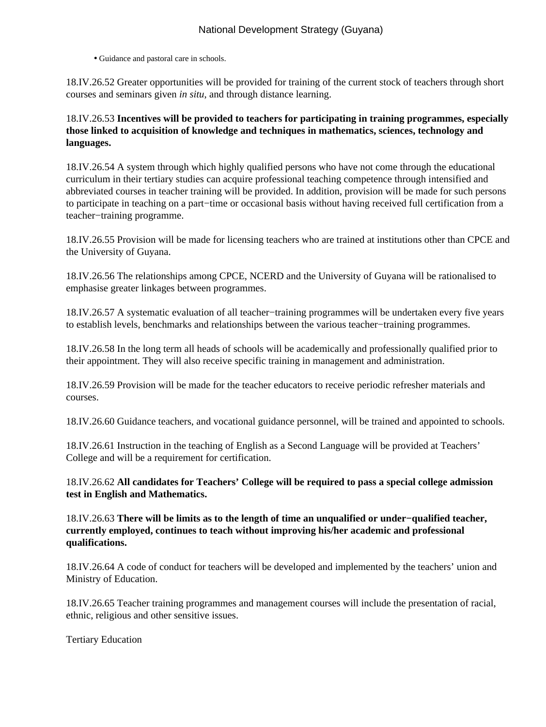- Guidance and pastoral care in schools.

18.IV.26.52 Greater opportunities will be provided for training of the current stock of teachers through short courses and seminars given *in situ*, and through distance learning.

18.IV.26.53 **Incentives will be provided to teachers for participating in training programmes, especially those linked to acquisition of knowledge and techniques in mathematics, sciences, technology and languages.**

18.IV.26.54 A system through which highly qualified persons who have not come through the educational curriculum in their tertiary studies can acquire professional teaching competence through intensified and abbreviated courses in teacher training will be provided. In addition, provision will be made for such persons to participate in teaching on a part−time or occasional basis without having received full certification from a teacher−training programme.

18.IV.26.55 Provision will be made for licensing teachers who are trained at institutions other than CPCE and the University of Guyana.

18.IV.26.56 The relationships among CPCE, NCERD and the University of Guyana will be rationalised to emphasise greater linkages between programmes.

18.IV.26.57 A systematic evaluation of all teacher−training programmes will be undertaken every five years to establish levels, benchmarks and relationships between the various teacher−training programmes.

18.IV.26.58 In the long term all heads of schools will be academically and professionally qualified prior to their appointment. They will also receive specific training in management and administration.

18.IV.26.59 Provision will be made for the teacher educators to receive periodic refresher materials and courses.

18.IV.26.60 Guidance teachers, and vocational guidance personnel, will be trained and appointed to schools.

18.IV.26.61 Instruction in the teaching of English as a Second Language will be provided at Teachers' College and will be a requirement for certification.

18.IV.26.62 **All candidates for Teachers' College will be required to pass a special college admission test in English and Mathematics.**

18.IV.26.63 **There will be limits as to the length of time an unqualified or under−qualified teacher, currently employed, continues to teach without improving his/her academic and professional qualifications.**

18.IV.26.64 A code of conduct for teachers will be developed and implemented by the teachers' union and Ministry of Education.

18.IV.26.65 Teacher training programmes and management courses will include the presentation of racial, ethnic, religious and other sensitive issues.

Tertiary Education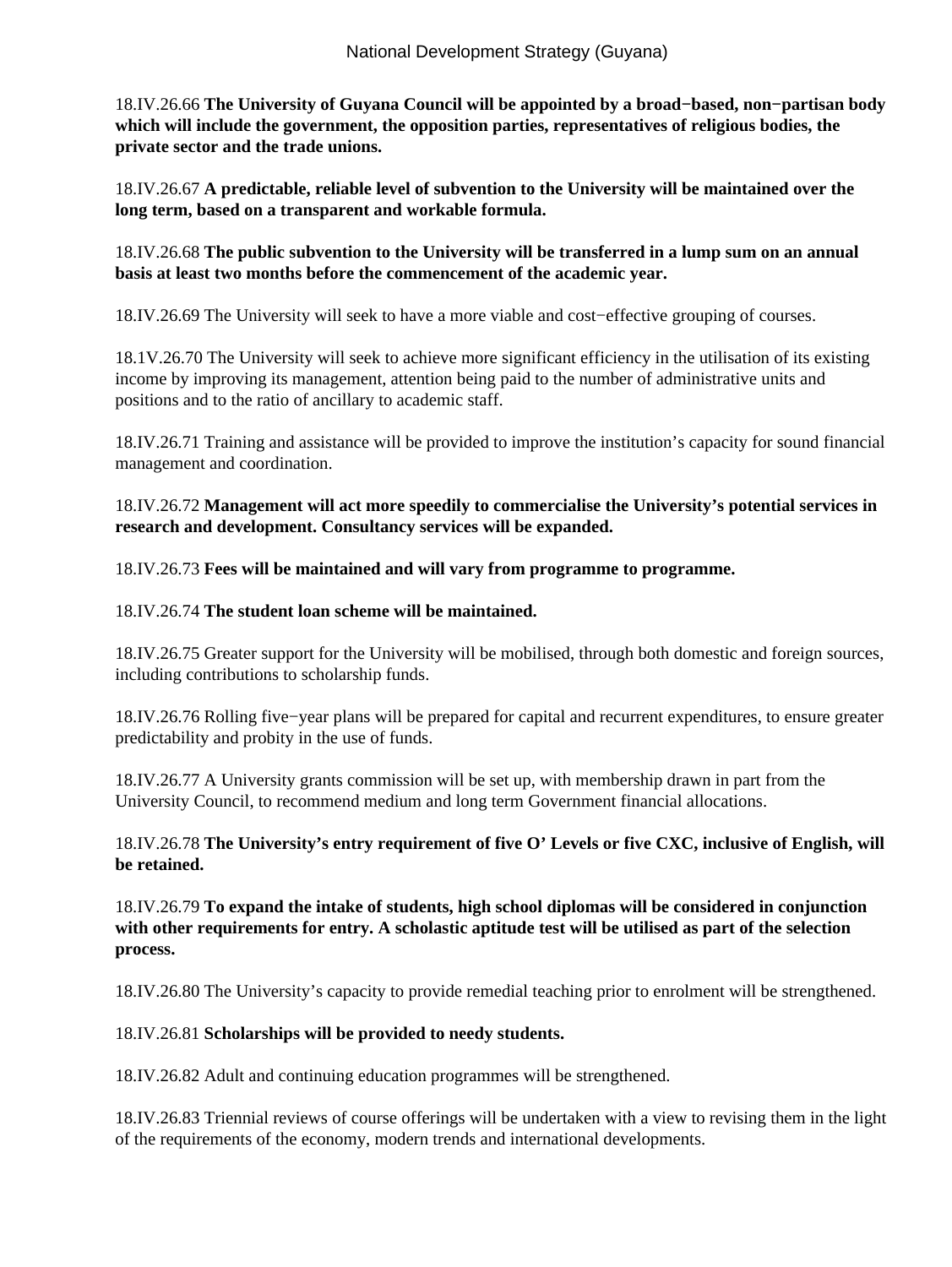18.IV.26.66 **The University of Guyana Council will be appointed by a broad−based, non−partisan body which will include the government, the opposition parties, representatives of religious bodies, the private sector and the trade unions.**

18.IV.26.67 **A predictable, reliable level of subvention to the University will be maintained over the long term, based on a transparent and workable formula.**

18.IV.26.68 **The public subvention to the University will be transferred in a lump sum on an annual basis at least two months before the commencement of the academic year.**

18.IV.26.69 The University will seek to have a more viable and cost−effective grouping of courses.

18.1V.26.70 The University will seek to achieve more significant efficiency in the utilisation of its existing income by improving its management, attention being paid to the number of administrative units and positions and to the ratio of ancillary to academic staff.

18.IV.26.71 Training and assistance will be provided to improve the institution's capacity for sound financial management and coordination.

18.IV.26.72 **Management will act more speedily to commercialise the University's potential services in research and development. Consultancy services will be expanded.**

18.IV.26.73 **Fees will be maintained and will vary from programme to programme.**

18.IV.26.74 **The student loan scheme will be maintained.**

18.IV.26.75 Greater support for the University will be mobilised, through both domestic and foreign sources, including contributions to scholarship funds.

18.IV.26.76 Rolling five−year plans will be prepared for capital and recurrent expenditures, to ensure greater predictability and probity in the use of funds.

18.IV.26.77 A University grants commission will be set up, with membership drawn in part from the University Council, to recommend medium and long term Government financial allocations.

18.IV.26.78 **The University's entry requirement of five O' Levels or five CXC, inclusive of English, will be retained.**

18.IV.26.79 **To expand the intake of students, high school diplomas will be considered in conjunction with other requirements for entry. A scholastic aptitude test will be utilised as part of the selection process.**

18.IV.26.80 The University's capacity to provide remedial teaching prior to enrolment will be strengthened.

18.IV.26.81 **Scholarships will be provided to needy students.**

18.IV.26.82 Adult and continuing education programmes will be strengthened.

18.IV.26.83 Triennial reviews of course offerings will be undertaken with a view to revising them in the light of the requirements of the economy, modern trends and international developments.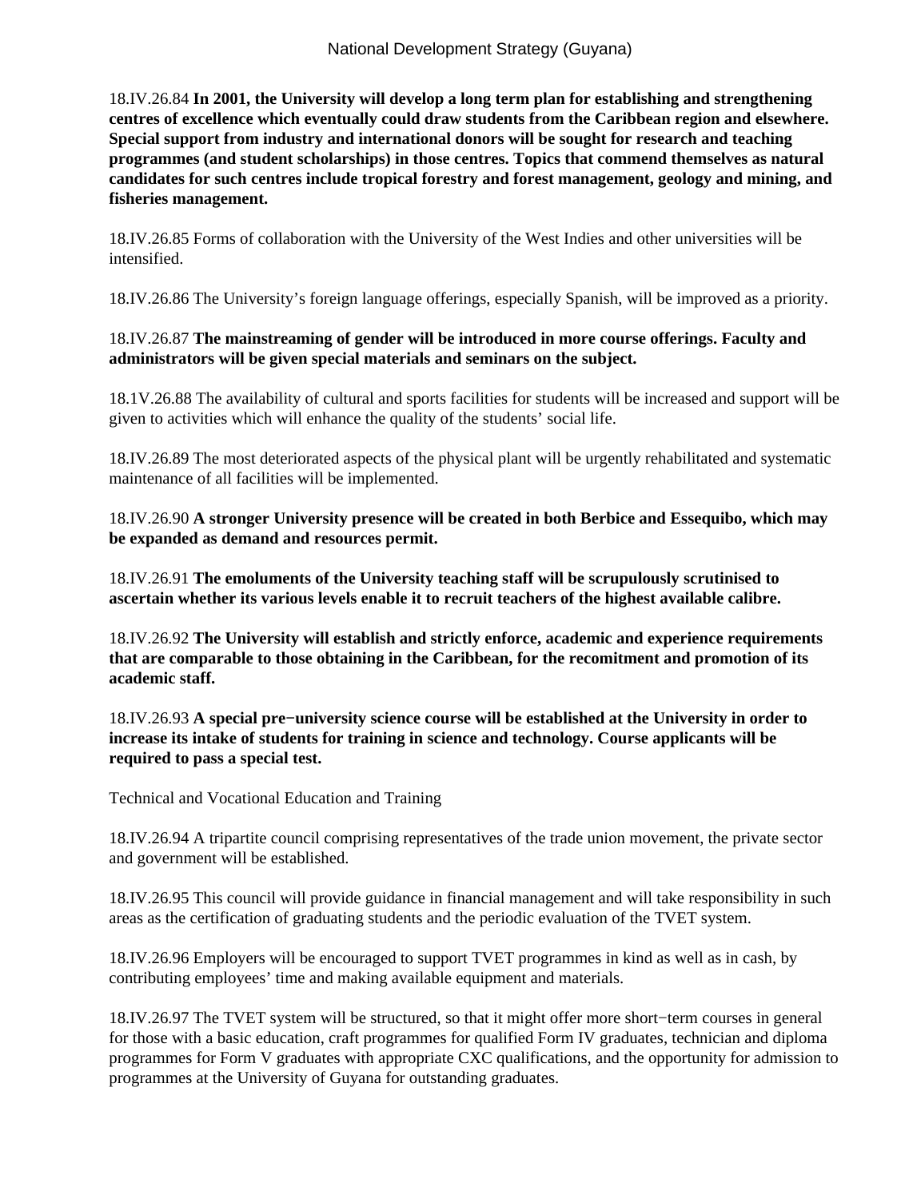18.IV.26.84 **In 2001, the University will develop a long term plan for establishing and strengthening centres of excellence which eventually could draw students from the Caribbean region and elsewhere. Special support from industry and international donors will be sought for research and teaching programmes (and student scholarships) in those centres. Topics that commend themselves as natural candidates for such centres include tropical forestry and forest management, geology and mining, and fisheries management.**

18.IV.26.85 Forms of collaboration with the University of the West Indies and other universities will be intensified.

18.IV.26.86 The University's foreign language offerings, especially Spanish, will be improved as a priority.

18.IV.26.87 **The mainstreaming of gender will be introduced in more course offerings. Faculty and administrators will be given special materials and seminars on the subject.**

18.1V.26.88 The availability of cultural and sports facilities for students will be increased and support will be given to activities which will enhance the quality of the students' social life.

18.IV.26.89 The most deteriorated aspects of the physical plant will be urgently rehabilitated and systematic maintenance of all facilities will be implemented.

18.IV.26.90 **A stronger University presence will be created in both Berbice and Essequibo, which may be expanded as demand and resources permit.**

18.IV.26.91 **The emoluments of the University teaching staff will be scrupulously scrutinised to ascertain whether its various levels enable it to recruit teachers of the highest available calibre.**

18.IV.26.92 **The University will establish and strictly enforce, academic and experience requirements that are comparable to those obtaining in the Caribbean, for the recomitment and promotion of its academic staff.**

18.IV.26.93 **A special pre−university science course will be established at the University in order to increase its intake of students for training in science and technology. Course applicants will be required to pass a special test.**

Technical and Vocational Education and Training

18.IV.26.94 A tripartite council comprising representatives of the trade union movement, the private sector and government will be established.

18.IV.26.95 This council will provide guidance in financial management and will take responsibility in such areas as the certification of graduating students and the periodic evaluation of the TVET system.

18.IV.26.96 Employers will be encouraged to support TVET programmes in kind as well as in cash, by contributing employees' time and making available equipment and materials.

18.IV.26.97 The TVET system will be structured, so that it might offer more short−term courses in general for those with a basic education, craft programmes for qualified Form IV graduates, technician and diploma programmes for Form V graduates with appropriate CXC qualifications, and the opportunity for admission to programmes at the University of Guyana for outstanding graduates.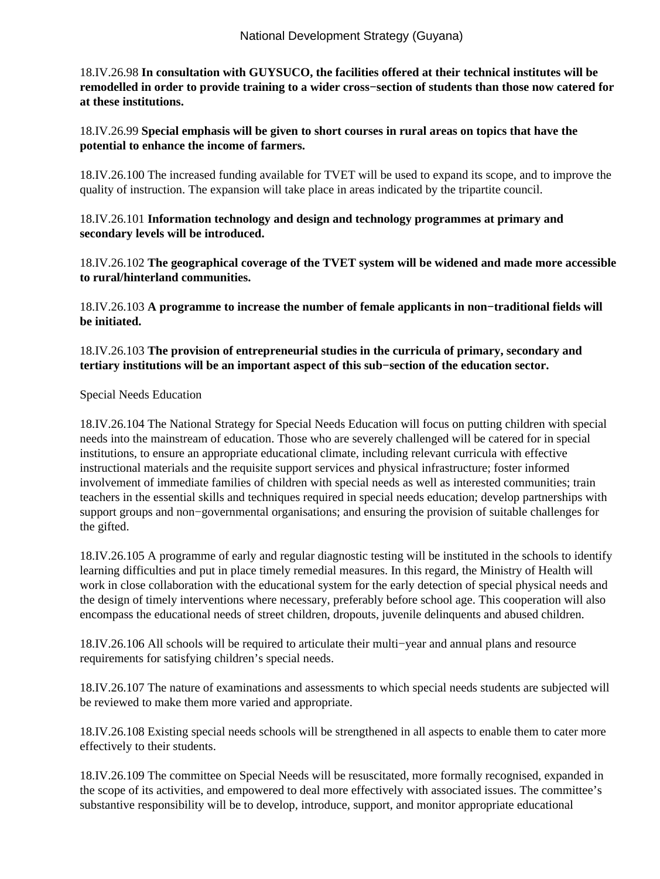18.IV.26.98 **In consultation with GUYSUCO, the facilities offered at their technical institutes will be remodelled in order to provide training to a wider cross−section of students than those now catered for at these institutions.**

18.IV.26.99 **Special emphasis will be given to short courses in rural areas on topics that have the potential to enhance the income of farmers.**

18.IV.26.100 The increased funding available for TVET will be used to expand its scope, and to improve the quality of instruction. The expansion will take place in areas indicated by the tripartite council.

18.IV.26.101 **Information technology and design and technology programmes at primary and secondary levels will be introduced.**

18.IV.26.102 **The geographical coverage of the TVET system will be widened and made more accessible to rural/hinterland communities.**

18.IV.26.103 **A programme to increase the number of female applicants in non−traditional fields will be initiated.**

18.IV.26.103 **The provision of entrepreneurial studies in the curricula of primary, secondary and tertiary institutions will be an important aspect of this sub−section of the education sector.**

Special Needs Education

18.IV.26.104 The National Strategy for Special Needs Education will focus on putting children with special needs into the mainstream of education. Those who are severely challenged will be catered for in special institutions, to ensure an appropriate educational climate, including relevant curricula with effective instructional materials and the requisite support services and physical infrastructure; foster informed involvement of immediate families of children with special needs as well as interested communities; train teachers in the essential skills and techniques required in special needs education; develop partnerships with support groups and non−governmental organisations; and ensuring the provision of suitable challenges for the gifted.

18.IV.26.105 A programme of early and regular diagnostic testing will be instituted in the schools to identify learning difficulties and put in place timely remedial measures. In this regard, the Ministry of Health will work in close collaboration with the educational system for the early detection of special physical needs and the design of timely interventions where necessary, preferably before school age. This cooperation will also encompass the educational needs of street children, dropouts, juvenile delinquents and abused children.

18.IV.26.106 All schools will be required to articulate their multi−year and annual plans and resource requirements for satisfying children's special needs.

18.IV.26.107 The nature of examinations and assessments to which special needs students are subjected will be reviewed to make them more varied and appropriate.

18.IV.26.108 Existing special needs schools will be strengthened in all aspects to enable them to cater more effectively to their students.

18.IV.26.109 The committee on Special Needs will be resuscitated, more formally recognised, expanded in the scope of its activities, and empowered to deal more effectively with associated issues. The committee's substantive responsibility will be to develop, introduce, support, and monitor appropriate educational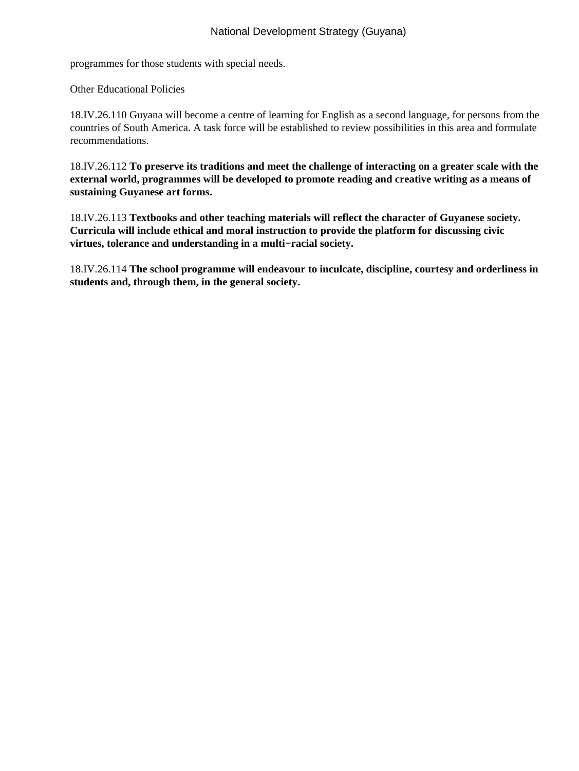programmes for those students with special needs.

Other Educational Policies

18.IV.26.110 Guyana will become a centre of learning for English as a second language, for persons from the countries of South America. A task force will be established to review possibilities in this area and formulate recommendations.

18.IV.26.112 **To preserve its traditions and meet the challenge of interacting on a greater scale with the external world, programmes will be developed to promote reading and creative writing as a means of sustaining Guyanese art forms.**

18.IV.26.113 **Textbooks and other teaching materials will reflect the character of Guyanese society. Curricula will include ethical and moral instruction to provide the platform for discussing civic virtues, tolerance and understanding in a multi−racial society.**

18.IV.26.114 **The school programme will endeavour to inculcate, discipline, courtesy and orderliness in students and, through them, in the general society.**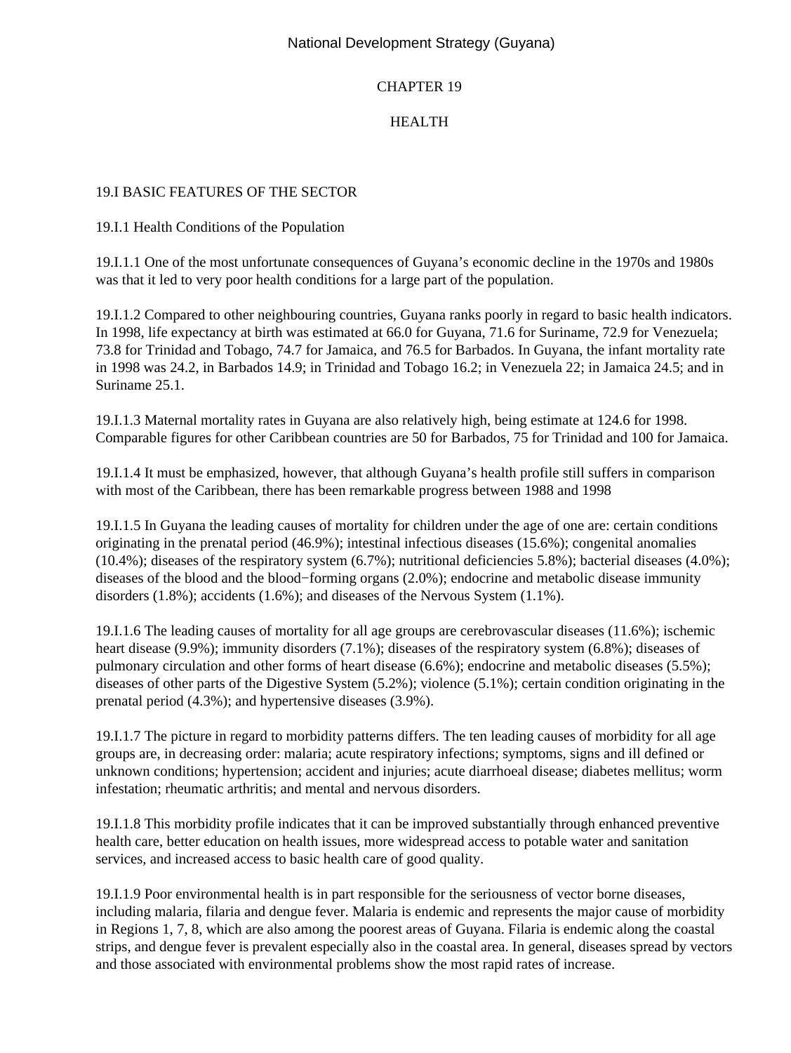# CHAPTER 19

# HEALTH

## 19.I BASIC FEATURES OF THE SECTOR

### 19.I.1 Health Conditions of the Population

19.I.1.1 One of the most unfortunate consequences of Guyana's economic decline in the 1970s and 1980s was that it led to very poor health conditions for a large part of the population.

19.I.1.2 Compared to other neighbouring countries, Guyana ranks poorly in regard to basic health indicators. In 1998, life expectancy at birth was estimated at 66.0 for Guyana, 71.6 for Suriname, 72.9 for Venezuela; 73.8 for Trinidad and Tobago, 74.7 for Jamaica, and 76.5 for Barbados. In Guyana, the infant mortality rate in 1998 was 24.2, in Barbados 14.9; in Trinidad and Tobago 16.2; in Venezuela 22; in Jamaica 24.5; and in Suriname 25.1.

19.I.1.3 Maternal mortality rates in Guyana are also relatively high, being estimate at 124.6 for 1998. Comparable figures for other Caribbean countries are 50 for Barbados, 75 for Trinidad and 100 for Jamaica.

19.I.1.4 It must be emphasized, however, that although Guyana's health profile still suffers in comparison with most of the Caribbean, there has been remarkable progress between 1988 and 1998

19.I.1.5 In Guyana the leading causes of mortality for children under the age of one are: certain conditions originating in the prenatal period (46.9%); intestinal infectious diseases (15.6%); congenital anomalies (10.4%); diseases of the respiratory system (6.7%); nutritional deficiencies 5.8%); bacterial diseases (4.0%); diseases of the blood and the blood−forming organs (2.0%); endocrine and metabolic disease immunity disorders (1.8%); accidents (1.6%); and diseases of the Nervous System (1.1%).

19.I.1.6 The leading causes of mortality for all age groups are cerebrovascular diseases (11.6%); ischemic heart disease (9.9%); immunity disorders (7.1%); diseases of the respiratory system (6.8%); diseases of pulmonary circulation and other forms of heart disease (6.6%); endocrine and metabolic diseases (5.5%); diseases of other parts of the Digestive System (5.2%); violence (5.1%); certain condition originating in the prenatal period (4.3%); and hypertensive diseases (3.9%).

19.I.1.7 The picture in regard to morbidity patterns differs. The ten leading causes of morbidity for all age groups are, in decreasing order: malaria; acute respiratory infections; symptoms, signs and ill defined or unknown conditions; hypertension; accident and injuries; acute diarrhoeal disease; diabetes mellitus; worm infestation; rheumatic arthritis; and mental and nervous disorders.

19.I.1.8 This morbidity profile indicates that it can be improved substantially through enhanced preventive health care, better education on health issues, more widespread access to potable water and sanitation services, and increased access to basic health care of good quality.

19.I.1.9 Poor environmental health is in part responsible for the seriousness of vector borne diseases, including malaria, filaria and dengue fever. Malaria is endemic and represents the major cause of morbidity in Regions 1, 7, 8, which are also among the poorest areas of Guyana. Filaria is endemic along the coastal strips, and dengue fever is prevalent especially also in the coastal area. In general, diseases spread by vectors and those associated with environmental problems show the most rapid rates of increase.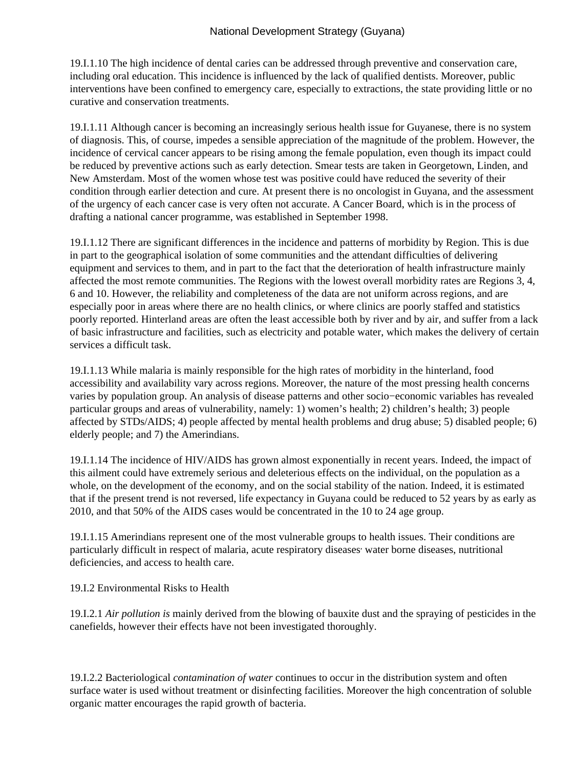19.I.1.10 The high incidence of dental caries can be addressed through preventive and conservation care, including oral education. This incidence is influenced by the lack of qualified dentists. Moreover, public interventions have been confined to emergency care, especially to extractions, the state providing little or no curative and conservation treatments.

19.I.1.11 Although cancer is becoming an increasingly serious health issue for Guyanese, there is no system of diagnosis. This, of course, impedes a sensible appreciation of the magnitude of the problem. However, the incidence of cervical cancer appears to be rising among the female population, even though its impact could be reduced by preventive actions such as early detection. Smear tests are taken in Georgetown, Linden, and New Amsterdam. Most of the women whose test was positive could have reduced the severity of their condition through earlier detection and cure. At present there is no oncologist in Guyana, and the assessment of the urgency of each cancer case is very often not accurate. A Cancer Board, which is in the process of drafting a national cancer programme, was established in September 1998.

19.I.1.12 There are significant differences in the incidence and patterns of morbidity by Region. This is due in part to the geographical isolation of some communities and the attendant difficulties of delivering equipment and services to them, and in part to the fact that the deterioration of health infrastructure mainly affected the most remote communities. The Regions with the lowest overall morbidity rates are Regions 3, 4, 6 and 10. However, the reliability and completeness of the data are not uniform across regions, and are especially poor in areas where there are no health clinics, or where clinics are poorly staffed and statistics poorly reported. Hinterland areas are often the least accessible both by river and by air, and suffer from a lack of basic infrastructure and facilities, such as electricity and potable water, which makes the delivery of certain services a difficult task.

19.I.1.13 While malaria is mainly responsible for the high rates of morbidity in the hinterland, food accessibility and availability vary across regions. Moreover, the nature of the most pressing health concerns varies by population group. An analysis of disease patterns and other socio−economic variables has revealed particular groups and areas of vulnerability, namely: 1) women's health; 2) children's health; 3) people affected by STDs/AIDS; 4) people affected by mental health problems and drug abuse; 5) disabled people; 6) elderly people; and 7) the Amerindians.

19.I.1.14 The incidence of HIV/AIDS has grown almost exponentially in recent years. Indeed, the impact of this ailment could have extremely serious and deleterious effects on the individual, on the population as a whole, on the development of the economy, and on the social stability of the nation. Indeed, it is estimated that if the present trend is not reversed, life expectancy in Guyana could be reduced to 52 years by as early as 2010, and that 50% of the AIDS cases would be concentrated in the 10 to 24 age group.

19.I.1.15 Amerindians represent one of the most vulnerable groups to health issues. Their conditions are particularly difficult in respect of malaria, acute respiratory diseases, water borne diseases, nutritional deficiencies, and access to health care.

19.I.2 Environmental Risks to Health

19.I.2.1 *Air pollution is* mainly derived from the blowing of bauxite dust and the spraying of pesticides in the canefields, however their effects have not been investigated thoroughly.

19.I.2.2 Bacteriological *contamination of water* continues to occur in the distribution system and often surface water is used without treatment or disinfecting facilities. Moreover the high concentration of soluble organic matter encourages the rapid growth of bacteria.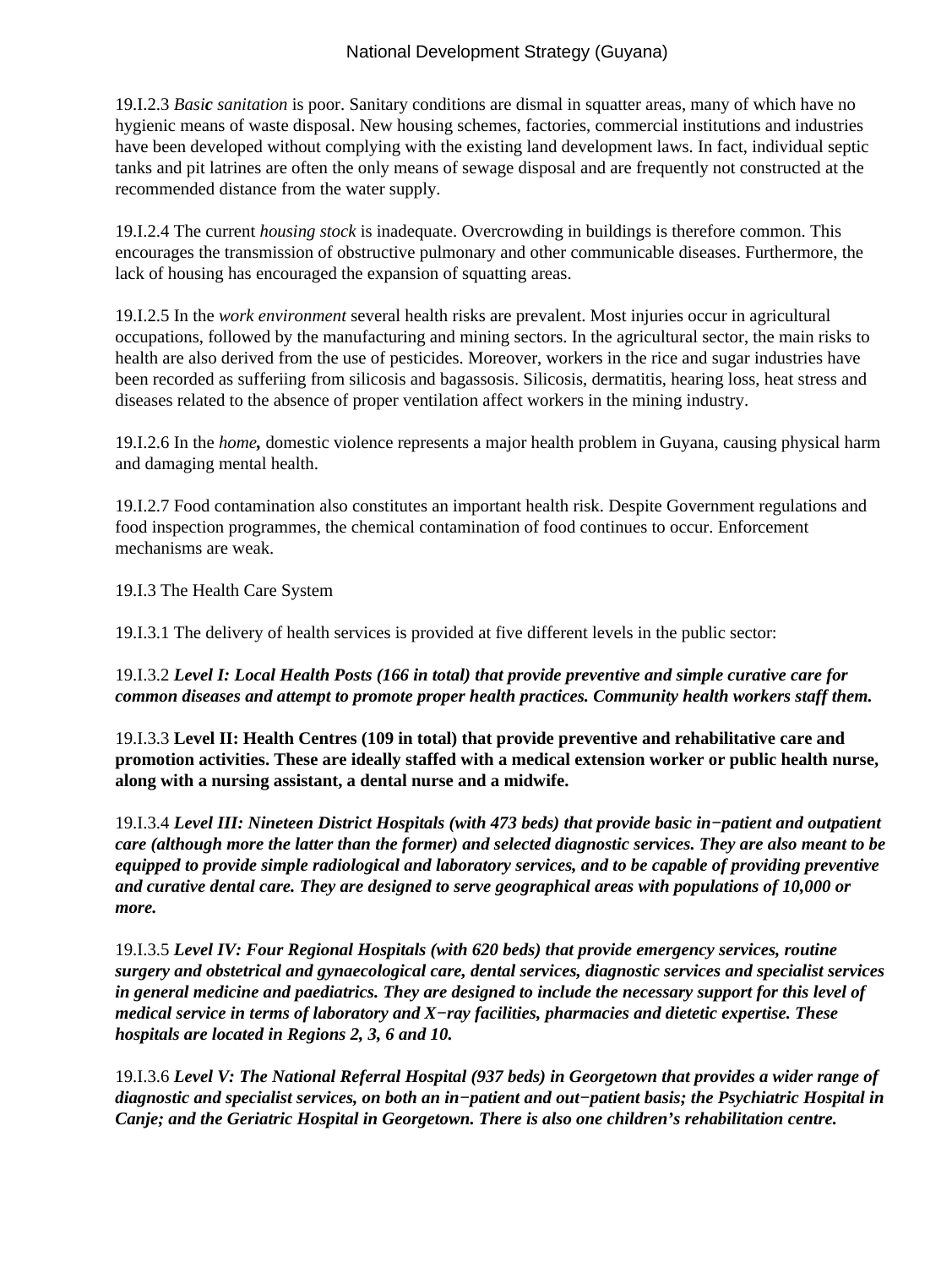19.I.2.3 *Basic sanitation* is poor. Sanitary conditions are dismal in squatter areas, many of which have no hygienic means of waste disposal. New housing schemes, factories, commercial institutions and industries have been developed without complying with the existing land development laws. In fact, individual septic tanks and pit latrines are often the only means of sewage disposal and are frequently not constructed at the recommended distance from the water supply.

19.I.2.4 The current *housing stock* is inadequate. Overcrowding in buildings is therefore common. This encourages the transmission of obstructive pulmonary and other communicable diseases. Furthermore, the lack of housing has encouraged the expansion of squatting areas.

19.I.2.5 In the *work environment* several health risks are prevalent. Most injuries occur in agricultural occupations, followed by the manufacturing and mining sectors. In the agricultural sector, the main risks to health are also derived from the use of pesticides. Moreover, workers in the rice and sugar industries have been recorded as suffeiring from silicosis and bagassosis. Silicosis, dermatitis, hearing loss, heat stress and diseases related to the absence of proper ventilation affect workers in the mining industry.

19.I.2.6 In the ***home,*** domestic violence represents a major health problem in Guyana, causing physical harm and damaging mental health.

19.I.2.7 Food contamination also constitutes an important health risk. Despite Government regulations and food inspection programmes, the chemical contamination of food continues to occur. Enforcement mechanisms are weak.

19.I.3 The Health Care System

19.I.3.1 The delivery of health services is provided at five different levels in the public sector:

19.I.3.2 ***Level I: Local Health Posts (166 in total) that provide preventive and simple curative care for common diseases and attempt to promote proper health practices. Community health workers staff them.***

19.I.3.3 **Level II: Health Centres (109 in total) that provide preventive and rehabilitative care and promotion activities. These are ideally staffed with a medical extension worker or public health nurse, along with a nursing assistant, a dental nurse and a midwife.**

19.I.3.4 ***Level III: Nineteen District Hospitals (with 473 beds) that provide basic in−patient and outpatient care (although more the latter than the former) and selected diagnostic services. They are also meant to be equipped to provide simple radiological and laboratory services, and to be capable of providing preventive and curative dental care. They are designed to serve geographical areas with populations of 10,000 or more.***

19.I.3.5 ***Level IV: Four Regional Hospitals (with 620 beds) that provide emergency services, routine surgery and obstetrical and gynaecological care, dental services, diagnostic services and specialist services in general medicine and paediatrics. They are designed to include the necessary support for this level of medical service in terms of laboratory and X−ray facilities, pharmacies and dietetic expertise. These hospitals are located in Regions 2, 3, 6 and 10.***

19.I.3.6 ***Level V: The National Referral Hospital (937 beds) in Georgetown that provides a wider range of diagnostic and specialist services, on both an in−patient and out−patient basis; the Psychiatric Hospital in Canje; and the Geriatric Hospital in Georgetown. There is also one children's rehabilitation centre.***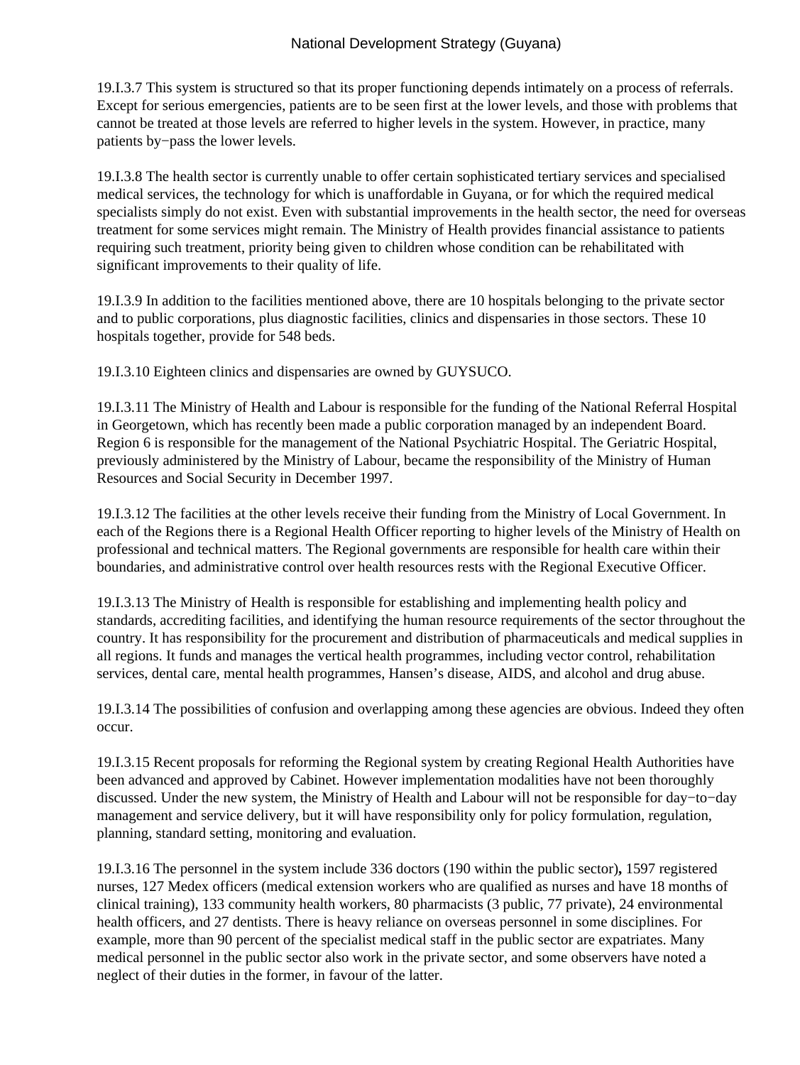19.I.3.7 This system is structured so that its proper functioning depends intimately on a process of referrals. Except for serious emergencies, patients are to be seen first at the lower levels, and those with problems that cannot be treated at those levels are referred to higher levels in the system. However, in practice, many patients by−pass the lower levels.

19.I.3.8 The health sector is currently unable to offer certain sophisticated tertiary services and specialised medical services, the technology for which is unaffordable in Guyana, or for which the required medical specialists simply do not exist. Even with substantial improvements in the health sector, the need for overseas treatment for some services might remain. The Ministry of Health provides financial assistance to patients requiring such treatment, priority being given to children whose condition can be rehabilitated with significant improvements to their quality of life.

19.I.3.9 In addition to the facilities mentioned above, there are 10 hospitals belonging to the private sector and to public corporations, plus diagnostic facilities, clinics and dispensaries in those sectors. These 10 hospitals together, provide for 548 beds.

19.I.3.10 Eighteen clinics and dispensaries are owned by GUYSUCO.

19.I.3.11 The Ministry of Health and Labour is responsible for the funding of the National Referral Hospital in Georgetown, which has recently been made a public corporation managed by an independent Board. Region 6 is responsible for the management of the National Psychiatric Hospital. The Geriatric Hospital, previously administered by the Ministry of Labour, became the responsibility of the Ministry of Human Resources and Social Security in December 1997.

19.I.3.12 The facilities at the other levels receive their funding from the Ministry of Local Government. In each of the Regions there is a Regional Health Officer reporting to higher levels of the Ministry of Health on professional and technical matters. The Regional governments are responsible for health care within their boundaries, and administrative control over health resources rests with the Regional Executive Officer.

19.I.3.13 The Ministry of Health is responsible for establishing and implementing health policy and standards, accrediting facilities, and identifying the human resource requirements of the sector throughout the country. It has responsibility for the procurement and distribution of pharmaceuticals and medical supplies in all regions. It funds and manages the vertical health programmes, including vector control, rehabilitation services, dental care, mental health programmes, Hansen's disease, AIDS, and alcohol and drug abuse.

19.I.3.14 The possibilities of confusion and overlapping among these agencies are obvious. Indeed they often occur.

19.I.3.15 Recent proposals for reforming the Regional system by creating Regional Health Authorities have been advanced and approved by Cabinet. However implementation modalities have not been thoroughly discussed. Under the new system, the Ministry of Health and Labour will not be responsible for day−to−day management and service delivery, but it will have responsibility only for policy formulation, regulation, planning, standard setting, monitoring and evaluation.

19.I.3.16 The personnel in the system include 336 doctors (190 within the public sector)**,** 1597 registered nurses, 127 Medex officers (medical extension workers who are qualified as nurses and have 18 months of clinical training), 133 community health workers, 80 pharmacists (3 public, 77 private), 24 environmental health officers, and 27 dentists. There is heavy reliance on overseas personnel in some disciplines. For example, more than 90 percent of the specialist medical staff in the public sector are expatriates. Many medical personnel in the public sector also work in the private sector, and some observers have noted a neglect of their duties in the former, in favour of the latter.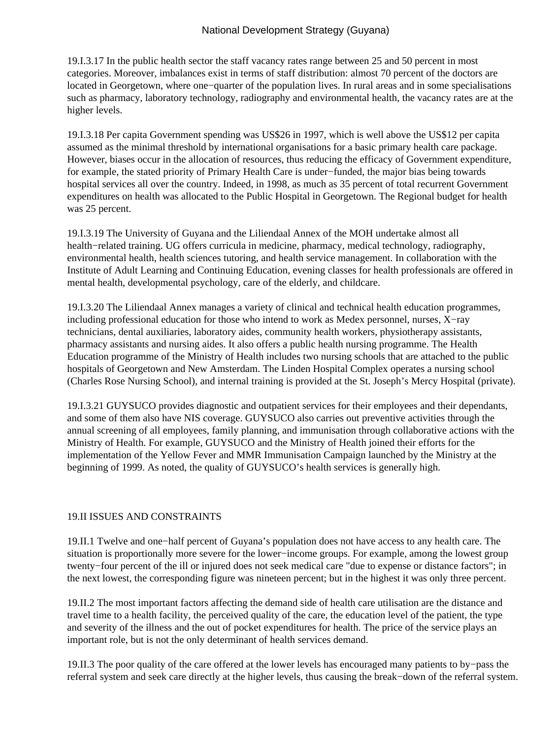19.I.3.17 In the public health sector the staff vacancy rates range between 25 and 50 percent in most categories. Moreover, imbalances exist in terms of staff distribution: almost 70 percent of the doctors are located in Georgetown, where one−quarter of the population lives. In rural areas and in some specialisations such as pharmacy, laboratory technology, radiography and environmental health, the vacancy rates are at the higher levels.

19.I.3.18 Per capita Government spending was US$26 in 1997, which is well above the US$12 per capita assumed as the minimal threshold by international organisations for a basic primary health care package. However, biases occur in the allocation of resources, thus reducing the efficacy of Government expenditure, for example, the stated priority of Primary Health Care is under−funded, the major bias being towards hospital services all over the country. Indeed, in 1998, as much as 35 percent of total recurrent Government expenditures on health was allocated to the Public Hospital in Georgetown. The Regional budget for health was 25 percent.

19.I.3.19 The University of Guyana and the Liliendaal Annex of the MOH undertake almost all health−related training. UG offers curricula in medicine, pharmacy, medical technology, radiography, environmental health, health sciences tutoring, and health service management. In collaboration with the Institute of Adult Learning and Continuing Education, evening classes for health professionals are offered in mental health, developmental psychology, care of the elderly, and childcare.

19.I.3.20 The Liliendaal Annex manages a variety of clinical and technical health education programmes, including professional education for those who intend to work as Medex personnel, nurses, X−ray technicians, dental auxiliaries, laboratory aides, community health workers, physiotherapy assistants, pharmacy assistants and nursing aides. It also offers a public health nursing programme. The Health Education programme of the Ministry of Health includes two nursing schools that are attached to the public hospitals of Georgetown and New Amsterdam. The Linden Hospital Complex operates a nursing school (Charles Rose Nursing School), and internal training is provided at the St. Joseph's Mercy Hospital (private).

19.I.3.21 GUYSUCO provides diagnostic and outpatient services for their employees and their dependants, and some of them also have NIS coverage. GUYSUCO also carries out preventive activities through the annual screening of all employees, family planning, and immunisation through collaborative actions with the Ministry of Health. For example, GUYSUCO and the Ministry of Health joined their efforts for the implementation of the Yellow Fever and MMR Immunisation Campaign launched by the Ministry at the beginning of 1999. As noted, the quality of GUYSUCO's health services is generally high.

## 19.II ISSUES AND CONSTRAINTS

19.II.1 Twelve and one−half percent of Guyana's population does not have access to any health care. The situation is proportionally more severe for the lower−income groups. For example, among the lowest group twenty−four percent of the ill or injured does not seek medical care "due to expense or distance factors"; in the next lowest, the corresponding figure was nineteen percent; but in the highest it was only three percent.

19.II.2 The most important factors affecting the demand side of health care utilisation are the distance and travel time to a health facility, the perceived quality of the care, the education level of the patient, the type and severity of the illness and the out of pocket expenditures for health. The price of the service plays an important role, but is not the only determinant of health services demand.

19.II.3 The poor quality of the care offered at the lower levels has encouraged many patients to by−pass the referral system and seek care directly at the higher levels, thus causing the break−down of the referral system.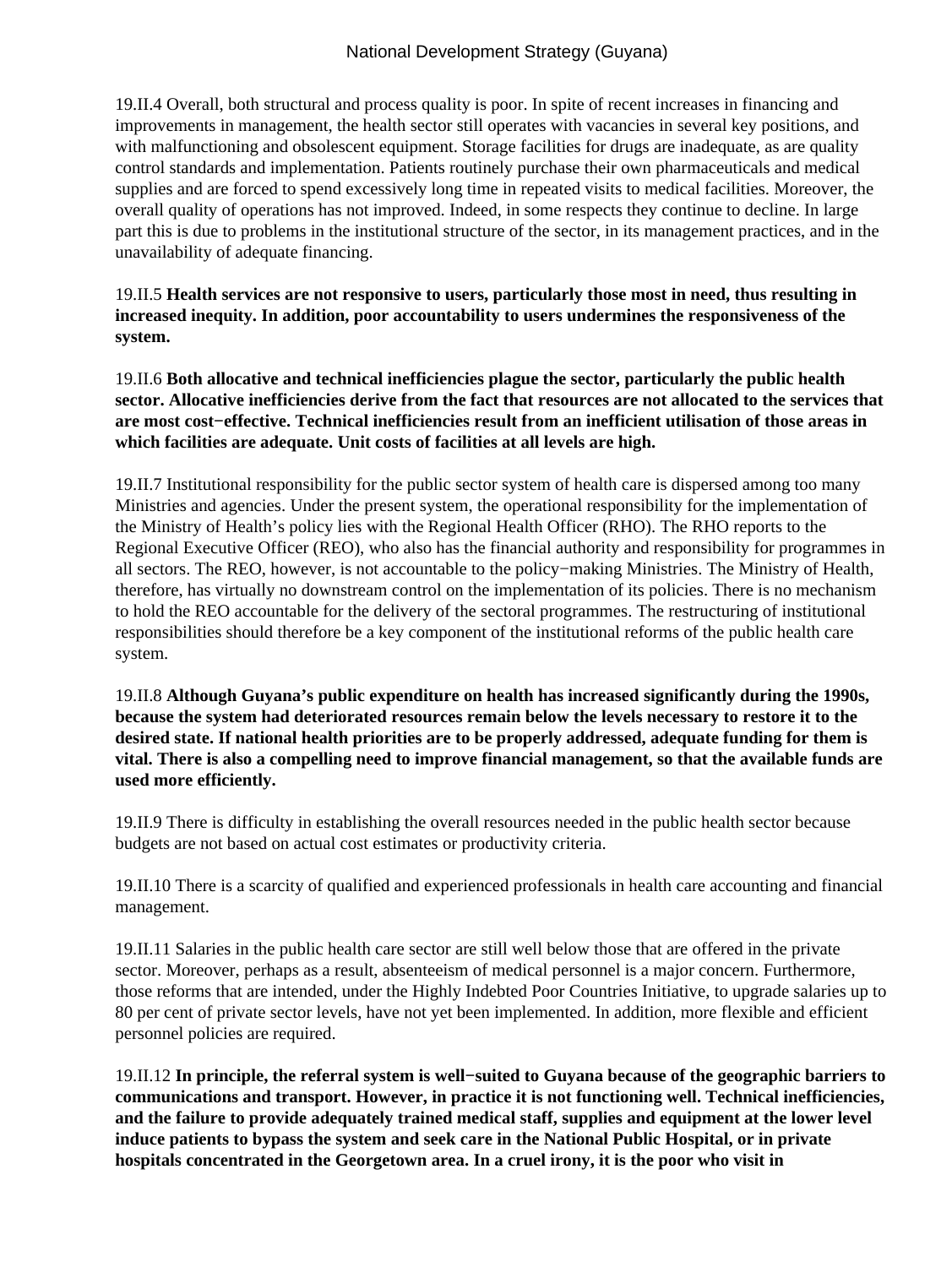19.II.4 Overall, both structural and process quality is poor. In spite of recent increases in financing and improvements in management, the health sector still operates with vacancies in several key positions, and with malfunctioning and obsolescent equipment. Storage facilities for drugs are inadequate, as are quality control standards and implementation. Patients routinely purchase their own pharmaceuticals and medical supplies and are forced to spend excessively long time in repeated visits to medical facilities. Moreover, the overall quality of operations has not improved. Indeed, in some respects they continue to decline. In large part this is due to problems in the institutional structure of the sector, in its management practices, and in the unavailability of adequate financing.

19.II.5 **Health services are not responsive to users, particularly those most in need, thus resulting in increased inequity. In addition, poor accountability to users undermines the responsiveness of the system.**

19.II.6 **Both allocative and technical inefficiencies plague the sector, particularly the public health sector. Allocative inefficiencies derive from the fact that resources are not allocated to the services that are most cost−effective. Technical inefficiencies result from an inefficient utilisation of those areas in which facilities are adequate. Unit costs of facilities at all levels are high.**

19.II.7 Institutional responsibility for the public sector system of health care is dispersed among too many Ministries and agencies. Under the present system, the operational responsibility for the implementation of the Ministry of Health's policy lies with the Regional Health Officer (RHO). The RHO reports to the Regional Executive Officer (REO), who also has the financial authority and responsibility for programmes in all sectors. The REO, however, is not accountable to the policy−making Ministries. The Ministry of Health, therefore, has virtually no downstream control on the implementation of its policies. There is no mechanism to hold the REO accountable for the delivery of the sectoral programmes. The restructuring of institutional responsibilities should therefore be a key component of the institutional reforms of the public health care system.

19.II.8 **Although Guyana's public expenditure on health has increased significantly during the 1990s, because the system had deteriorated resources remain below the levels necessary to restore it to the desired state. If national health priorities are to be properly addressed, adequate funding for them is vital. There is also a compelling need to improve financial management, so that the available funds are used more efficiently.**

19.II.9 There is difficulty in establishing the overall resources needed in the public health sector because budgets are not based on actual cost estimates or productivity criteria.

19.II.10 There is a scarcity of qualified and experienced professionals in health care accounting and financial management.

19.II.11 Salaries in the public health care sector are still well below those that are offered in the private sector. Moreover, perhaps as a result, absenteeism of medical personnel is a major concern. Furthermore, those reforms that are intended, under the Highly Indebted Poor Countries Initiative, to upgrade salaries up to 80 per cent of private sector levels, have not yet been implemented. In addition, more flexible and efficient personnel policies are required.

19.II.12 **In principle, the referral system is well−suited to Guyana because of the geographic barriers to communications and transport. However, in practice it is not functioning well. Technical inefficiencies, and the failure to provide adequately trained medical staff, supplies and equipment at the lower level induce patients to bypass the system and seek care in the National Public Hospital, or in private hospitals concentrated in the Georgetown area. In a cruel irony, it is the poor who visit in**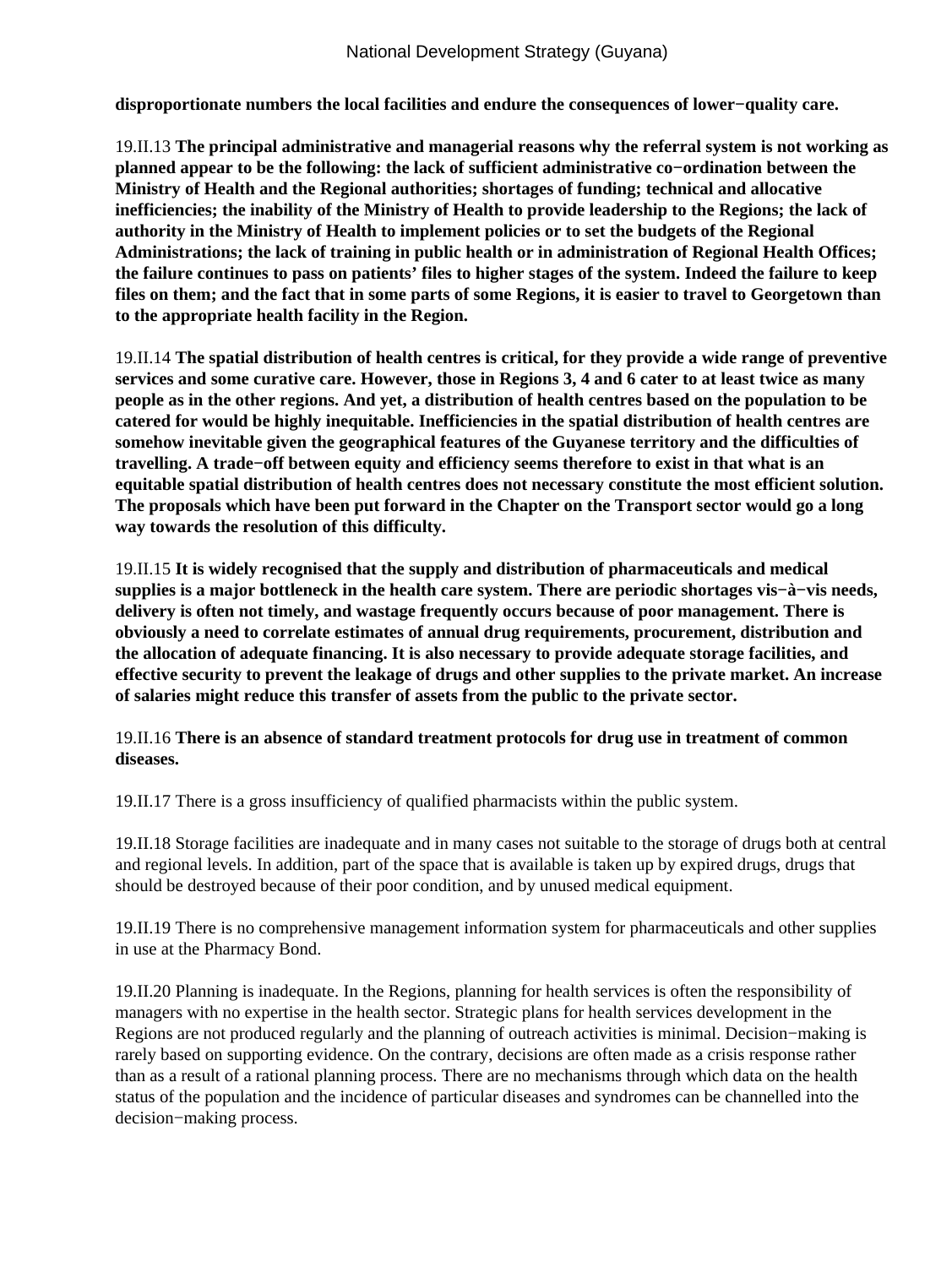**disproportionate numbers the local facilities and endure the consequences of lower−quality care.**

19.II.13 **The principal administrative and managerial reasons why the referral system is not working as planned appear to be the following: the lack of sufficient administrative co−ordination between the Ministry of Health and the Regional authorities; shortages of funding; technical and allocative inefficiencies; the inability of the Ministry of Health to provide leadership to the Regions; the lack of authority in the Ministry of Health to implement policies or to set the budgets of the Regional Administrations; the lack of training in public health or in administration of Regional Health Offices; the failure continues to pass on patients' files to higher stages of the system. Indeed the failure to keep files on them; and the fact that in some parts of some Regions, it is easier to travel to Georgetown than to the appropriate health facility in the Region.**

19.II.14 **The spatial distribution of health centres is critical, for they provide a wide range of preventive services and some curative care. However, those in Regions 3, 4 and 6 cater to at least twice as many people as in the other regions. And yet, a distribution of health centres based on the population to be catered for would be highly inequitable. Inefficiencies in the spatial distribution of health centres are somehow inevitable given the geographical features of the Guyanese territory and the difficulties of travelling. A trade−off between equity and efficiency seems therefore to exist in that what is an equitable spatial distribution of health centres does not necessary constitute the most efficient solution. The proposals which have been put forward in the Chapter on the Transport sector would go a long way towards the resolution of this difficulty.**

19.II.15 **It is widely recognised that the supply and distribution of pharmaceuticals and medical supplies is a major bottleneck in the health care system. There are periodic shortages vis−à−vis needs, delivery is often not timely, and wastage frequently occurs because of poor management. There is obviously a need to correlate estimates of annual drug requirements, procurement, distribution and the allocation of adequate financing. It is also necessary to provide adequate storage facilities, and effective security to prevent the leakage of drugs and other supplies to the private market. An increase of salaries might reduce this transfer of assets from the public to the private sector.**

19.II.16 **There is an absence of standard treatment protocols for drug use in treatment of common diseases.**

19.II.17 There is a gross insufficiency of qualified pharmacists within the public system.

19.II.18 Storage facilities are inadequate and in many cases not suitable to the storage of drugs both at central and regional levels. In addition, part of the space that is available is taken up by expired drugs, drugs that should be destroyed because of their poor condition, and by unused medical equipment.

19.II.19 There is no comprehensive management information system for pharmaceuticals and other supplies in use at the Pharmacy Bond.

19.II.20 Planning is inadequate. In the Regions, planning for health services is often the responsibility of managers with no expertise in the health sector. Strategic plans for health services development in the Regions are not produced regularly and the planning of outreach activities is minimal. Decision−making is rarely based on supporting evidence. On the contrary, decisions are often made as a crisis response rather than as a result of a rational planning process. There are no mechanisms through which data on the health status of the population and the incidence of particular diseases and syndromes can be channelled into the decision−making process.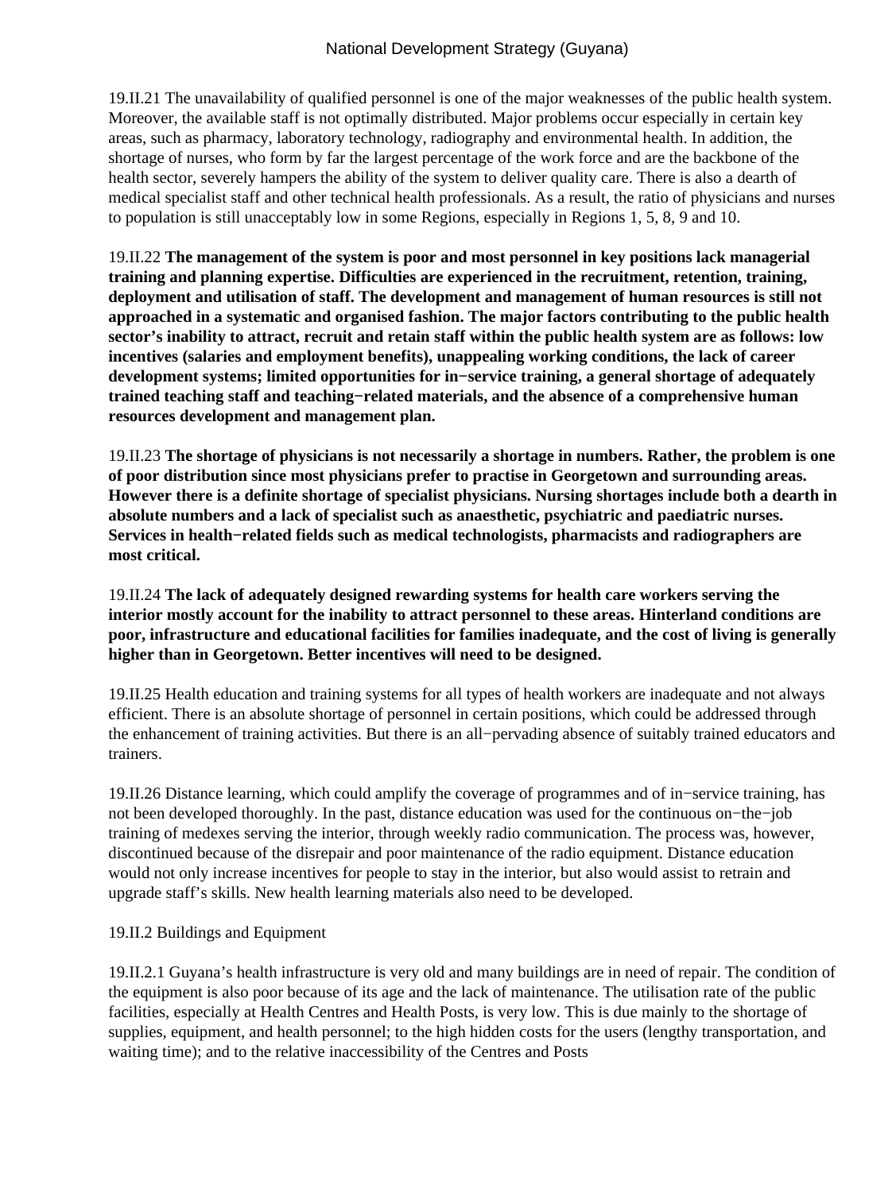19.II.21 The unavailability of qualified personnel is one of the major weaknesses of the public health system. Moreover, the available staff is not optimally distributed. Major problems occur especially in certain key areas, such as pharmacy, laboratory technology, radiography and environmental health. In addition, the shortage of nurses, who form by far the largest percentage of the work force and are the backbone of the health sector, severely hampers the ability of the system to deliver quality care. There is also a dearth of medical specialist staff and other technical health professionals. As a result, the ratio of physicians and nurses to population is still unacceptably low in some Regions, especially in Regions 1, 5, 8, 9 and 10.

19.II.22 **The management of the system is poor and most personnel in key positions lack managerial training and planning expertise. Difficulties are experienced in the recruitment, retention, training, deployment and utilisation of staff. The development and management of human resources is still not approached in a systematic and organised fashion. The major factors contributing to the public health sector's inability to attract, recruit and retain staff within the public health system are as follows: low incentives (salaries and employment benefits), unappealing working conditions, the lack of career development systems; limited opportunities for in−service training, a general shortage of adequately trained teaching staff and teaching−related materials, and the absence of a comprehensive human resources development and management plan.**

19.II.23 **The shortage of physicians is not necessarily a shortage in numbers. Rather, the problem is one of poor distribution since most physicians prefer to practise in Georgetown and surrounding areas. However there is a definite shortage of specialist physicians. Nursing shortages include both a dearth in absolute numbers and a lack of specialist such as anaesthetic, psychiatric and paediatric nurses. Services in health−related fields such as medical technologists, pharmacists and radiographers are most critical.**

19.II.24 **The lack of adequately designed rewarding systems for health care workers serving the interior mostly account for the inability to attract personnel to these areas. Hinterland conditions are poor, infrastructure and educational facilities for families inadequate, and the cost of living is generally higher than in Georgetown. Better incentives will need to be designed.**

19.II.25 Health education and training systems for all types of health workers are inadequate and not always efficient. There is an absolute shortage of personnel in certain positions, which could be addressed through the enhancement of training activities. But there is an all−pervading absence of suitably trained educators and trainers.

19.II.26 Distance learning, which could amplify the coverage of programmes and of in−service training, has not been developed thoroughly. In the past, distance education was used for the continuous on−the−job training of medexes serving the interior, through weekly radio communication. The process was, however, discontinued because of the disrepair and poor maintenance of the radio equipment. Distance education would not only increase incentives for people to stay in the interior, but also would assist to retrain and upgrade staff's skills. New health learning materials also need to be developed.

19.II.2 Buildings and Equipment

19.II.2.1 Guyana's health infrastructure is very old and many buildings are in need of repair. The condition of the equipment is also poor because of its age and the lack of maintenance. The utilisation rate of the public facilities, especially at Health Centres and Health Posts, is very low. This is due mainly to the shortage of supplies, equipment, and health personnel; to the high hidden costs for the users (lengthy transportation, and waiting time); and to the relative inaccessibility of the Centres and Posts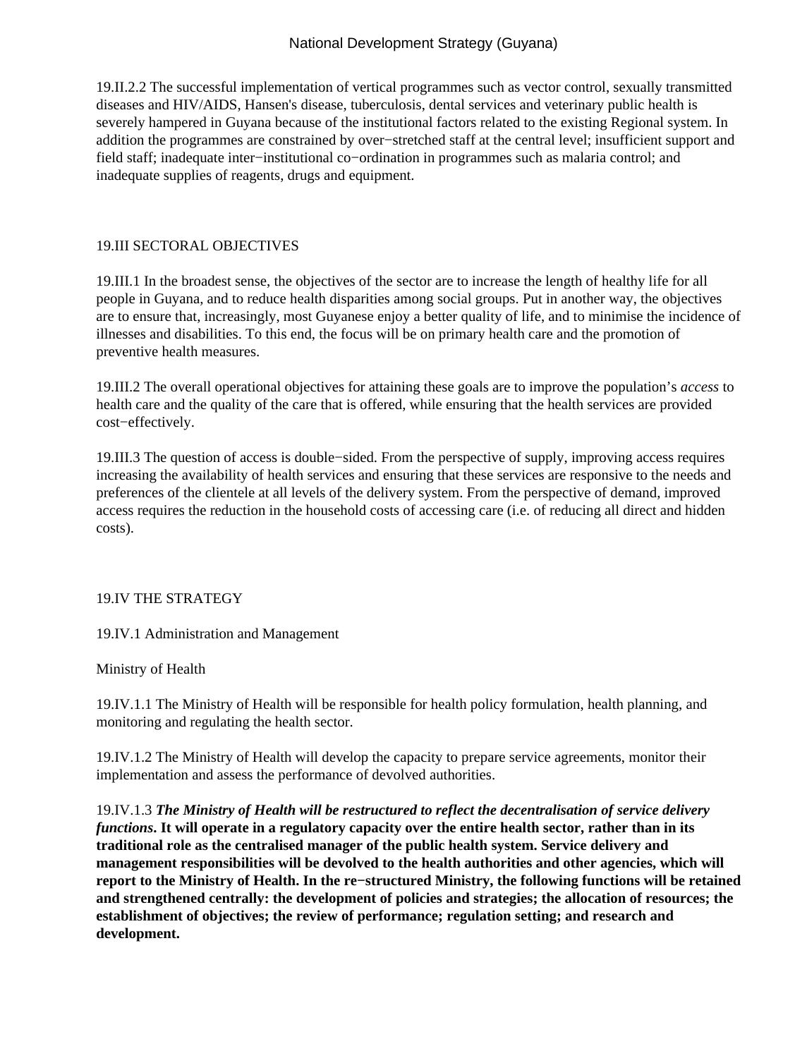19.II.2.2 The successful implementation of vertical programmes such as vector control, sexually transmitted diseases and HIV/AIDS, Hansen's disease, tuberculosis, dental services and veterinary public health is severely hampered in Guyana because of the institutional factors related to the existing Regional system. In addition the programmes are constrained by over−stretched staff at the central level; insufficient support and field staff; inadequate inter−institutional co−ordination in programmes such as malaria control; and inadequate supplies of reagents, drugs and equipment.

## 19.III SECTORAL OBJECTIVES

19.III.1 In the broadest sense, the objectives of the sector are to increase the length of healthy life for all people in Guyana, and to reduce health disparities among social groups. Put in another way, the objectives are to ensure that, increasingly, most Guyanese enjoy a better quality of life, and to minimise the incidence of illnesses and disabilities. To this end, the focus will be on primary health care and the promotion of preventive health measures.

19.III.2 The overall operational objectives for attaining these goals are to improve the population's *access* to health care and the quality of the care that is offered, while ensuring that the health services are provided cost−effectively.

19.III.3 The question of access is double−sided. From the perspective of supply, improving access requires increasing the availability of health services and ensuring that these services are responsive to the needs and preferences of the clientele at all levels of the delivery system. From the perspective of demand, improved access requires the reduction in the household costs of accessing care (i.e. of reducing all direct and hidden costs).

## 19.IV THE STRATEGY

### 19.IV.1 Administration and Management

Ministry of Health

19.IV.1.1 The Ministry of Health will be responsible for health policy formulation, health planning, and monitoring and regulating the health sector.

19.IV.1.2 The Ministry of Health will develop the capacity to prepare service agreements, monitor their implementation and assess the performance of devolved authorities.

19.IV.1.3 ***The Ministry of Health will be restructured to reflect the decentralisation of service delivery functions*****. It will operate in a regulatory capacity over the entire health sector, rather than in its traditional role as the centralised manager of the public health system. Service delivery and management responsibilities will be devolved to the health authorities and other agencies, which will report to the Ministry of Health. In the re−structured Ministry, the following functions will be retained and strengthened centrally: the development of policies and strategies; the allocation of resources; the establishment of objectives; the review of performance; regulation setting; and research and development.**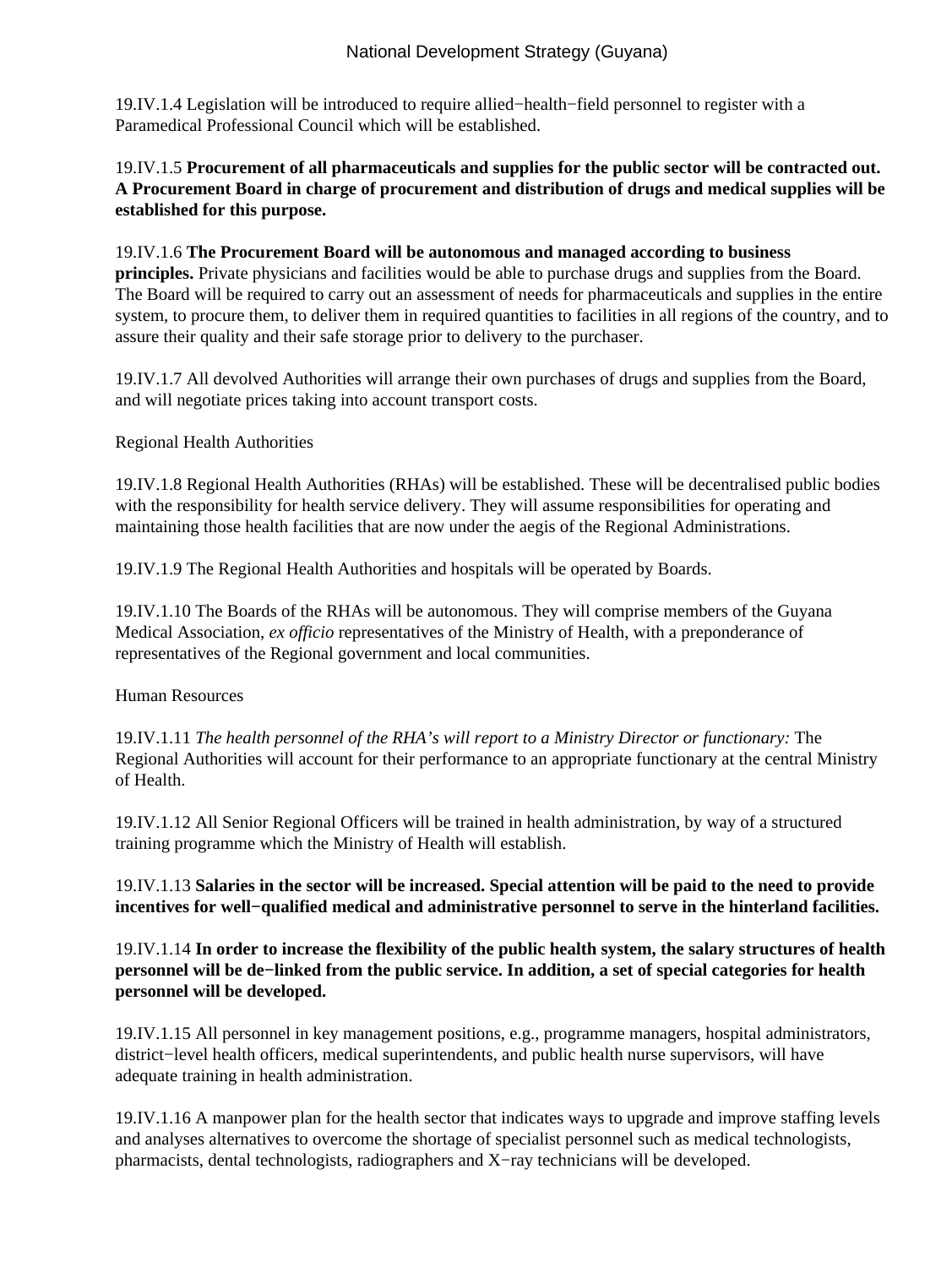19.IV.1.4 Legislation will be introduced to require allied−health−field personnel to register with a Paramedical Professional Council which will be established.

19.IV.1.5 **Procurement of all pharmaceuticals and supplies for the public sector will be contracted out. A Procurement Board in charge of procurement and distribution of drugs and medical supplies will be established for this purpose.**

19.IV.1.6 **The Procurement Board will be autonomous and managed according to business principles.** Private physicians and facilities would be able to purchase drugs and supplies from the Board. The Board will be required to carry out an assessment of needs for pharmaceuticals and supplies in the entire system, to procure them, to deliver them in required quantities to facilities in all regions of the country, and to assure their quality and their safe storage prior to delivery to the purchaser.

19.IV.1.7 All devolved Authorities will arrange their own purchases of drugs and supplies from the Board, and will negotiate prices taking into account transport costs.

Regional Health Authorities

19.IV.1.8 Regional Health Authorities (RHAs) will be established. These will be decentralised public bodies with the responsibility for health service delivery. They will assume responsibilities for operating and maintaining those health facilities that are now under the aegis of the Regional Administrations.

19.IV.1.9 The Regional Health Authorities and hospitals will be operated by Boards.

19.IV.1.10 The Boards of the RHAs will be autonomous. They will comprise members of the Guyana Medical Association, *ex officio* representatives of the Ministry of Health, with a preponderance of representatives of the Regional government and local communities.

Human Resources

19.IV.1.11 *The health personnel of the RHA's will report to a Ministry Director or functionary:* The Regional Authorities will account for their performance to an appropriate functionary at the central Ministry of Health.

19.IV.1.12 All Senior Regional Officers will be trained in health administration, by way of a structured training programme which the Ministry of Health will establish.

19.IV.1.13 **Salaries in the sector will be increased. Special attention will be paid to the need to provide incentives for well−qualified medical and administrative personnel to serve in the hinterland facilities.**

19.IV.1.14 **In order to increase the flexibility of the public health system, the salary structures of health personnel will be de−linked from the public service. In addition, a set of special categories for health personnel will be developed.**

19.IV.1.15 All personnel in key management positions, e.g., programme managers, hospital administrators, district−level health officers, medical superintendents, and public health nurse supervisors, will have adequate training in health administration.

19.IV.1.16 A manpower plan for the health sector that indicates ways to upgrade and improve staffing levels and analyses alternatives to overcome the shortage of specialist personnel such as medical technologists, pharmacists, dental technologists, radiographers and X−ray technicians will be developed.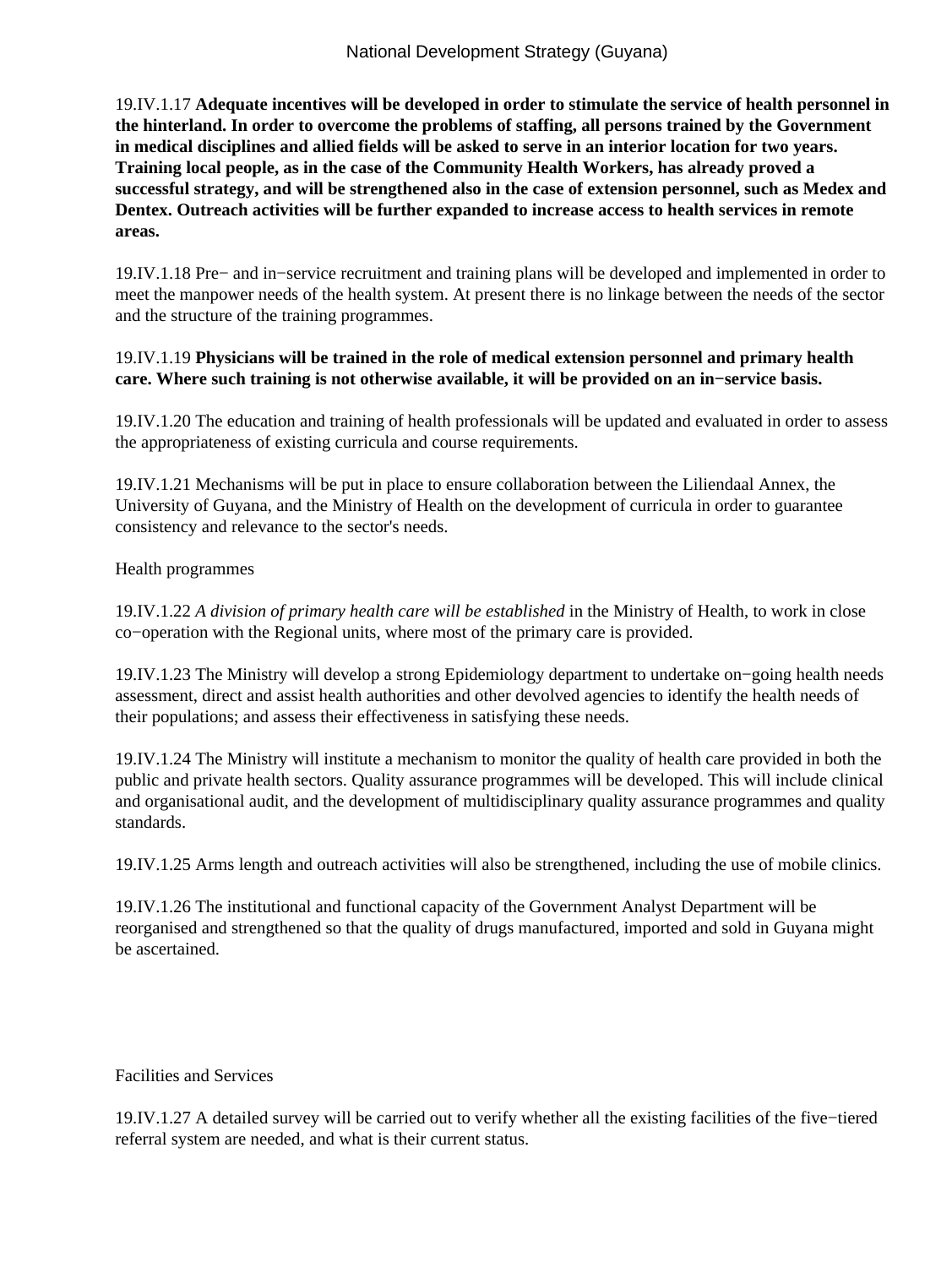19.IV.1.17 **Adequate incentives will be developed in order to stimulate the service of health personnel in the hinterland. In order to overcome the problems of staffing, all persons trained by the Government in medical disciplines and allied fields will be asked to serve in an interior location for two years. Training local people, as in the case of the Community Health Workers, has already proved a successful strategy, and will be strengthened also in the case of extension personnel, such as Medex and Dentex. Outreach activities will be further expanded to increase access to health services in remote areas.**

19.IV.1.18 Pre− and in−service recruitment and training plans will be developed and implemented in order to meet the manpower needs of the health system. At present there is no linkage between the needs of the sector and the structure of the training programmes.

19.IV.1.19 **Physicians will be trained in the role of medical extension personnel and primary health care. Where such training is not otherwise available, it will be provided on an in−service basis.**

19.IV.1.20 The education and training of health professionals will be updated and evaluated in order to assess the appropriateness of existing curricula and course requirements.

19.IV.1.21 Mechanisms will be put in place to ensure collaboration between the Liliendaal Annex, the University of Guyana, and the Ministry of Health on the development of curricula in order to guarantee consistency and relevance to the sector's needs.

Health programmes

19.IV.1.22 *A division of primary health care will be established* in the Ministry of Health, to work in close co−operation with the Regional units, where most of the primary care is provided.

19.IV.1.23 The Ministry will develop a strong Epidemiology department to undertake on−going health needs assessment, direct and assist health authorities and other devolved agencies to identify the health needs of their populations; and assess their effectiveness in satisfying these needs.

19.IV.1.24 The Ministry will institute a mechanism to monitor the quality of health care provided in both the public and private health sectors. Quality assurance programmes will be developed. This will include clinical and organisational audit, and the development of multidisciplinary quality assurance programmes and quality standards.

19.IV.1.25 Arms length and outreach activities will also be strengthened, including the use of mobile clinics.

19.IV.1.26 The institutional and functional capacity of the Government Analyst Department will be reorganised and strengthened so that the quality of drugs manufactured, imported and sold in Guyana might be ascertained.

Facilities and Services

19.IV.1.27 A detailed survey will be carried out to verify whether all the existing facilities of the five−tiered referral system are needed, and what is their current status.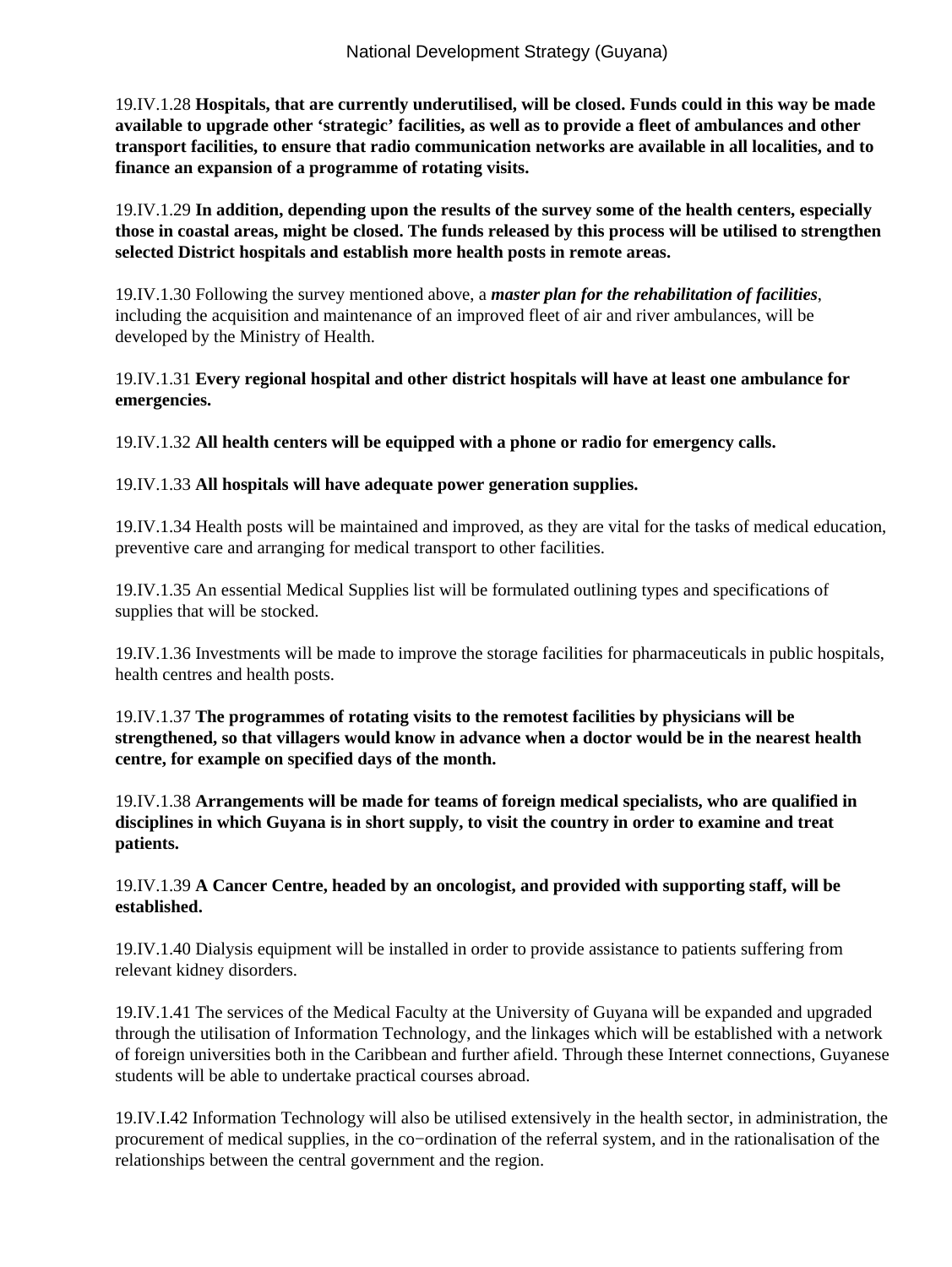19.IV.1.28 **Hospitals, that are currently underutilised, will be closed. Funds could in this way be made available to upgrade other 'strategic' facilities, as well as to provide a fleet of ambulances and other transport facilities, to ensure that radio communication networks are available in all localities, and to finance an expansion of a programme of rotating visits.**

19.IV.1.29 **In addition, depending upon the results of the survey some of the health centers, especially those in coastal areas, might be closed. The funds released by this process will be utilised to strengthen selected District hospitals and establish more health posts in remote areas.**

19.IV.1.30 Following the survey mentioned above, a ***master plan for the rehabilitation of facilities***, including the acquisition and maintenance of an improved fleet of air and river ambulances, will be developed by the Ministry of Health.

19.IV.1.31 **Every regional hospital and other district hospitals will have at least one ambulance for emergencies.**

19.IV.1.32 **All health centers will be equipped with a phone or radio for emergency calls.**

19.IV.1.33 **All hospitals will have adequate power generation supplies.**

19.IV.1.34 Health posts will be maintained and improved, as they are vital for the tasks of medical education, preventive care and arranging for medical transport to other facilities.

19.IV.1.35 An essential Medical Supplies list will be formulated outlining types and specifications of supplies that will be stocked.

19.IV.1.36 Investments will be made to improve the storage facilities for pharmaceuticals in public hospitals, health centres and health posts.

19.IV.1.37 **The programmes of rotating visits to the remotest facilities by physicians will be strengthened, so that villagers would know in advance when a doctor would be in the nearest health centre, for example on specified days of the month.**

19.IV.1.38 **Arrangements will be made for teams of foreign medical specialists, who are qualified in disciplines in which Guyana is in short supply, to visit the country in order to examine and treat patients.**

19.IV.1.39 **A Cancer Centre, headed by an oncologist, and provided with supporting staff, will be established.**

19.IV.1.40 Dialysis equipment will be installed in order to provide assistance to patients suffering from relevant kidney disorders.

19.IV.1.41 The services of the Medical Faculty at the University of Guyana will be expanded and upgraded through the utilisation of Information Technology, and the linkages which will be established with a network of foreign universities both in the Caribbean and further afield. Through these Internet connections, Guyanese students will be able to undertake practical courses abroad.

19.IV.I.42 Information Technology will also be utilised extensively in the health sector, in administration, the procurement of medical supplies, in the co−ordination of the referral system, and in the rationalisation of the relationships between the central government and the region.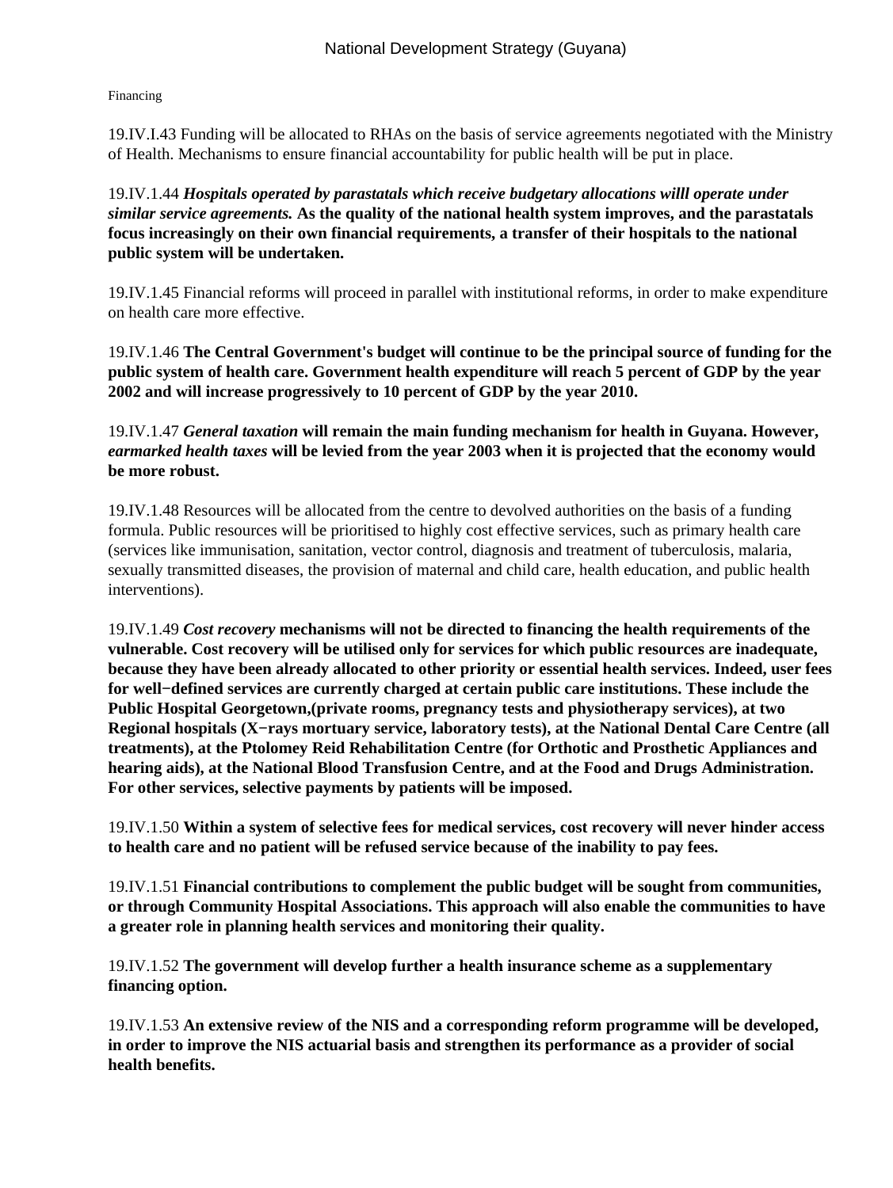Financing

19.IV.I.43 Funding will be allocated to RHAs on the basis of service agreements negotiated with the Ministry of Health. Mechanisms to ensure financial accountability for public health will be put in place.

19.IV.1.44 ***Hospitals operated by parastatals which receive budgetary allocations willl operate under similar service agreements.*** **As the quality of the national health system improves, and the parastatals focus increasingly on their own financial requirements, a transfer of their hospitals to the national public system will be undertaken.**

19.IV.1.45 Financial reforms will proceed in parallel with institutional reforms, in order to make expenditure on health care more effective.

19.IV.1.46 **The Central Government's budget will continue to be the principal source of funding for the public system of health care. Government health expenditure will reach 5 percent of GDP by the year 2002 and will increase progressively to 10 percent of GDP by the year 2010.**

19.IV.1.47 ***General taxation*** **will remain the main funding mechanism for health in Guyana. However,** ***earmarked health taxes*** **will be levied from the year 2003 when it is projected that the economy would be more robust.**

19.IV.1.48 Resources will be allocated from the centre to devolved authorities on the basis of a funding formula. Public resources will be prioritised to highly cost effective services, such as primary health care (services like immunisation, sanitation, vector control, diagnosis and treatment of tuberculosis, malaria, sexually transmitted diseases, the provision of maternal and child care, health education, and public health interventions).

19.IV.1.49 ***Cost recovery*** **mechanisms will not be directed to financing the health requirements of the vulnerable. Cost recovery will be utilised only for services for which public resources are inadequate, because they have been already allocated to other priority or essential health services. Indeed, user fees for well−defined services are currently charged at certain public care institutions. These include the Public Hospital Georgetown,(private rooms, pregnancy tests and physiotherapy services), at two Regional hospitals (X−rays mortuary service, laboratory tests), at the National Dental Care Centre (all treatments), at the Ptolomey Reid Rehabilitation Centre (for Orthotic and Prosthetic Appliances and hearing aids), at the National Blood Transfusion Centre, and at the Food and Drugs Administration. For other services, selective payments by patients will be imposed.**

19.IV.1.50 **Within a system of selective fees for medical services, cost recovery will never hinder access to health care and no patient will be refused service because of the inability to pay fees.**

19.IV.1.51 **Financial contributions to complement the public budget will be sought from communities, or through Community Hospital Associations. This approach will also enable the communities to have a greater role in planning health services and monitoring their quality.**

19.IV.1.52 **The government will develop further a health insurance scheme as a supplementary financing option.**

19.IV.1.53 **An extensive review of the NIS and a corresponding reform programme will be developed, in order to improve the NIS actuarial basis and strengthen its performance as a provider of social health benefits.**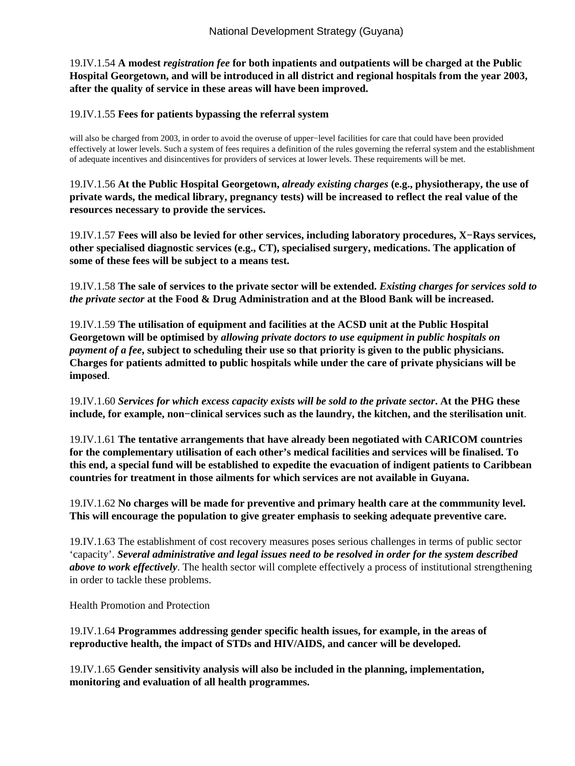19.IV.1.54 **A modest *registration fee* for both inpatients and outpatients will be charged at the Public Hospital Georgetown, and will be introduced in all district and regional hospitals from the year 2003, after the quality of service in these areas will have been improved.**

19.IV.1.55 **Fees for patients bypassing the referral system**

will also be charged from 2003, in order to avoid the overuse of upper−level facilities for care that could have been provided effectively at lower levels. Such a system of fees requires a definition of the rules governing the referral system and the establishment of adequate incentives and disincentives for providers of services at lower levels. These requirements will be met.

19.IV.1.56 **At the Public Hospital Georgetown, *already existing charges* (e.g., physiotherapy, the use of private wards, the medical library, pregnancy tests) will be increased to reflect the real value of the resources necessary to provide the services.**

19.IV.1.57 **Fees will also be levied for other services, including laboratory procedures, X−Rays services, other specialised diagnostic services (e.g., CT), specialised surgery, medications. The application of some of these fees will be subject to a means test.**

19.IV.1.58 **The sale of services to the private sector will be extended. *Existing charges for services sold to the private sector* at the Food & Drug Administration and at the Blood Bank will be increased.**

19.IV.1.59 **The utilisation of equipment and facilities at the ACSD unit at the Public Hospital Georgetown will be optimised by *allowing private doctors to use equipment in public hospitals on payment of a fee*, subject to scheduling their use so that priority is given to the public physicians. Charges for patients admitted to public hospitals while under the care of private physicians will be imposed**.

19.IV.1.60 ***Services for which excess capacity exists will be sold to the private sector*. At the PHG these include, for example, non−clinical services such as the laundry, the kitchen, and the sterilisation unit**.

19.IV.1.61 **The tentative arrangements that have already been negotiated with CARICOM countries for the complementary utilisation of each other's medical facilities and services will be finalised. To this end, a special fund will be established to expedite the evacuation of indigent patients to Caribbean countries for treatment in those ailments for which services are not available in Guyana.**

19.IV.1.62 **No charges will be made for preventive and primary health care at the commmunity level. This will encourage the population to give greater emphasis to seeking adequate preventive care.**

19.IV.1.63 The establishment of cost recovery measures poses serious challenges in terms of public sector 'capacity'. ***Several administrative and legal issues need to be resolved in order for the system described above to work effectively***. The health sector will complete effectively a process of institutional strengthening in order to tackle these problems.

Health Promotion and Protection

19.IV.1.64 **Programmes addressing gender specific health issues, for example, in the areas of reproductive health, the impact of STDs and HIV/AIDS, and cancer will be developed.**

19.IV.1.65 **Gender sensitivity analysis will also be included in the planning, implementation, monitoring and evaluation of all health programmes.**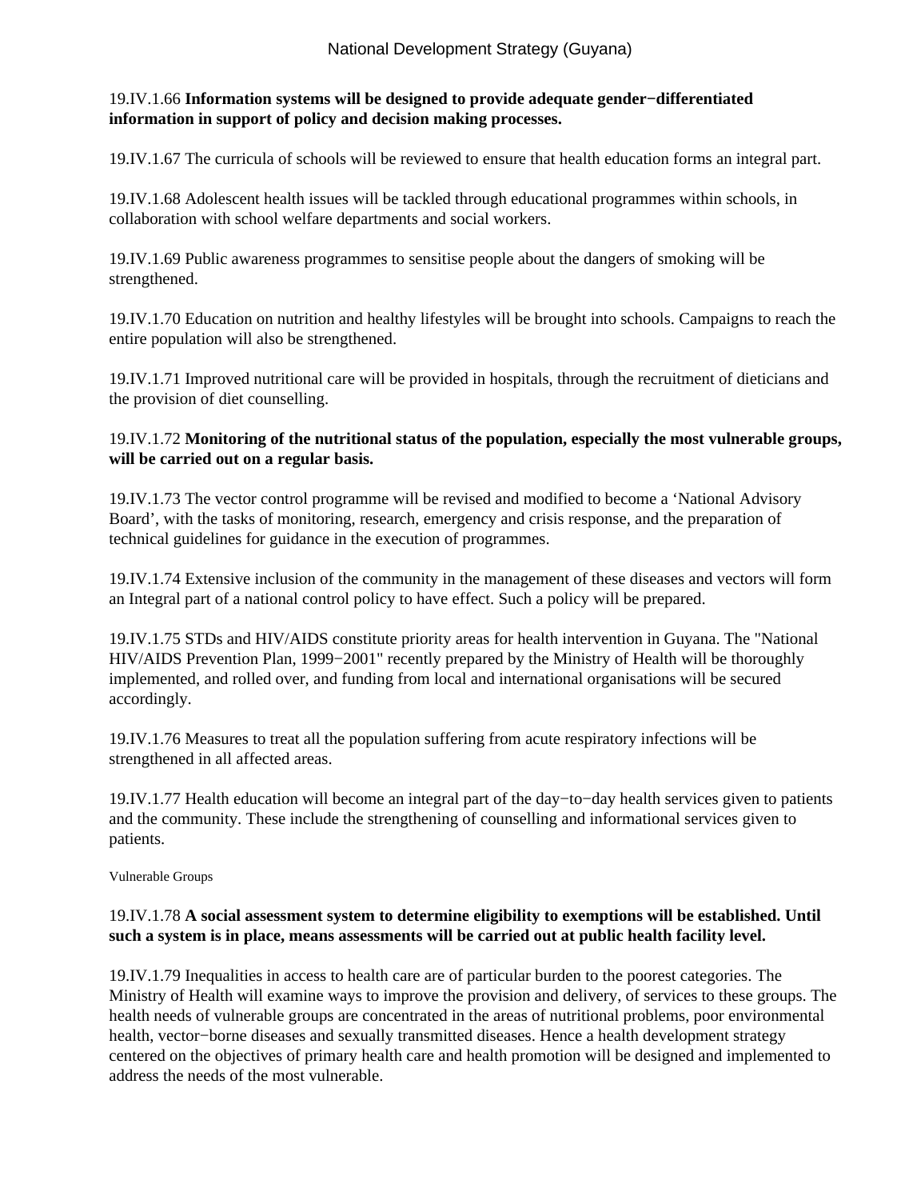19.IV.1.66 **Information systems will be designed to provide adequate gender−differentiated information in support of policy and decision making processes.**

19.IV.1.67 The curricula of schools will be reviewed to ensure that health education forms an integral part.

19.IV.1.68 Adolescent health issues will be tackled through educational programmes within schools, in collaboration with school welfare departments and social workers.

19.IV.1.69 Public awareness programmes to sensitise people about the dangers of smoking will be strengthened.

19.IV.1.70 Education on nutrition and healthy lifestyles will be brought into schools. Campaigns to reach the entire population will also be strengthened.

19.IV.1.71 Improved nutritional care will be provided in hospitals, through the recruitment of dieticians and the provision of diet counselling.

19.IV.1.72 **Monitoring of the nutritional status of the population, especially the most vulnerable groups, will be carried out on a regular basis.**

19.IV.1.73 The vector control programme will be revised and modified to become a 'National Advisory Board', with the tasks of monitoring, research, emergency and crisis response, and the preparation of technical guidelines for guidance in the execution of programmes.

19.IV.1.74 Extensive inclusion of the community in the management of these diseases and vectors will form an Integral part of a national control policy to have effect. Such a policy will be prepared.

19.IV.1.75 STDs and HIV/AIDS constitute priority areas for health intervention in Guyana. The "National HIV/AIDS Prevention Plan, 1999−2001" recently prepared by the Ministry of Health will be thoroughly implemented, and rolled over, and funding from local and international organisations will be secured accordingly.

19.IV.1.76 Measures to treat all the population suffering from acute respiratory infections will be strengthened in all affected areas.

19.IV.1.77 Health education will become an integral part of the day−to−day health services given to patients and the community. These include the strengthening of counselling and informational services given to patients.

Vulnerable Groups

19.IV.1.78 **A social assessment system to determine eligibility to exemptions will be established. Until such a system is in place, means assessments will be carried out at public health facility level.**

19.IV.1.79 Inequalities in access to health care are of particular burden to the poorest categories. The Ministry of Health will examine ways to improve the provision and delivery, of services to these groups. The health needs of vulnerable groups are concentrated in the areas of nutritional problems, poor environmental health, vector−borne diseases and sexually transmitted diseases. Hence a health development strategy centered on the objectives of primary health care and health promotion will be designed and implemented to address the needs of the most vulnerable.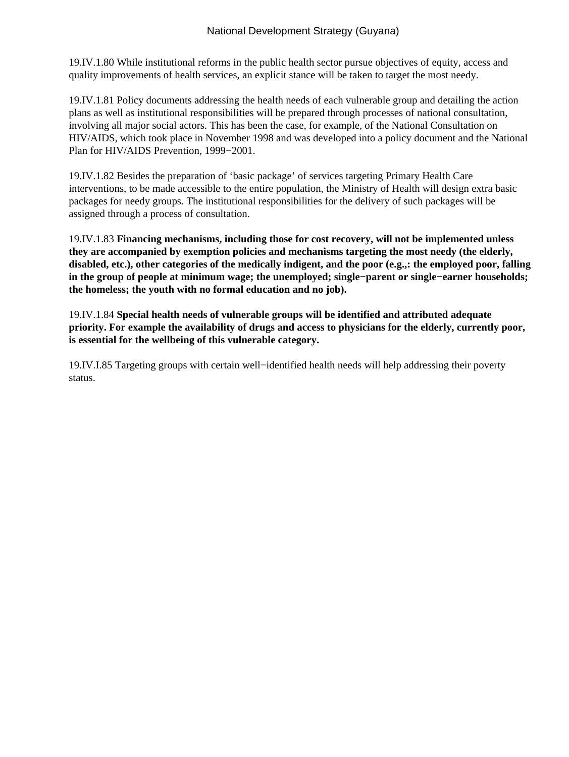19.IV.1.80 While institutional reforms in the public health sector pursue objectives of equity, access and quality improvements of health services, an explicit stance will be taken to target the most needy.

19.IV.1.81 Policy documents addressing the health needs of each vulnerable group and detailing the action plans as well as institutional responsibilities will be prepared through processes of national consultation, involving all major social actors. This has been the case, for example, of the National Consultation on HIV/AIDS, which took place in November 1998 and was developed into a policy document and the National Plan for HIV/AIDS Prevention, 1999−2001.

19.IV.1.82 Besides the preparation of ‘basic package’ of services targeting Primary Health Care interventions, to be made accessible to the entire population, the Ministry of Health will design extra basic packages for needy groups. The institutional responsibilities for the delivery of such packages will be assigned through a process of consultation.

19.IV.1.83 **Financing mechanisms, including those for cost recovery, will not be implemented unless they are accompanied by exemption policies and mechanisms targeting the most needy (the elderly, disabled, etc.), other categories of the medically indigent, and the poor (e.g.,: the employed poor, falling in the group of people at minimum wage; the unemployed; single−parent or single−earner households; the homeless; the youth with no formal education and no job).**

19.IV.1.84 **Special health needs of vulnerable groups will be identified and attributed adequate priority. For example the availability of drugs and access to physicians for the elderly, currently poor, is essential for the wellbeing of this vulnerable category.**

19.IV.I.85 Targeting groups with certain well−identified health needs will help addressing their poverty status.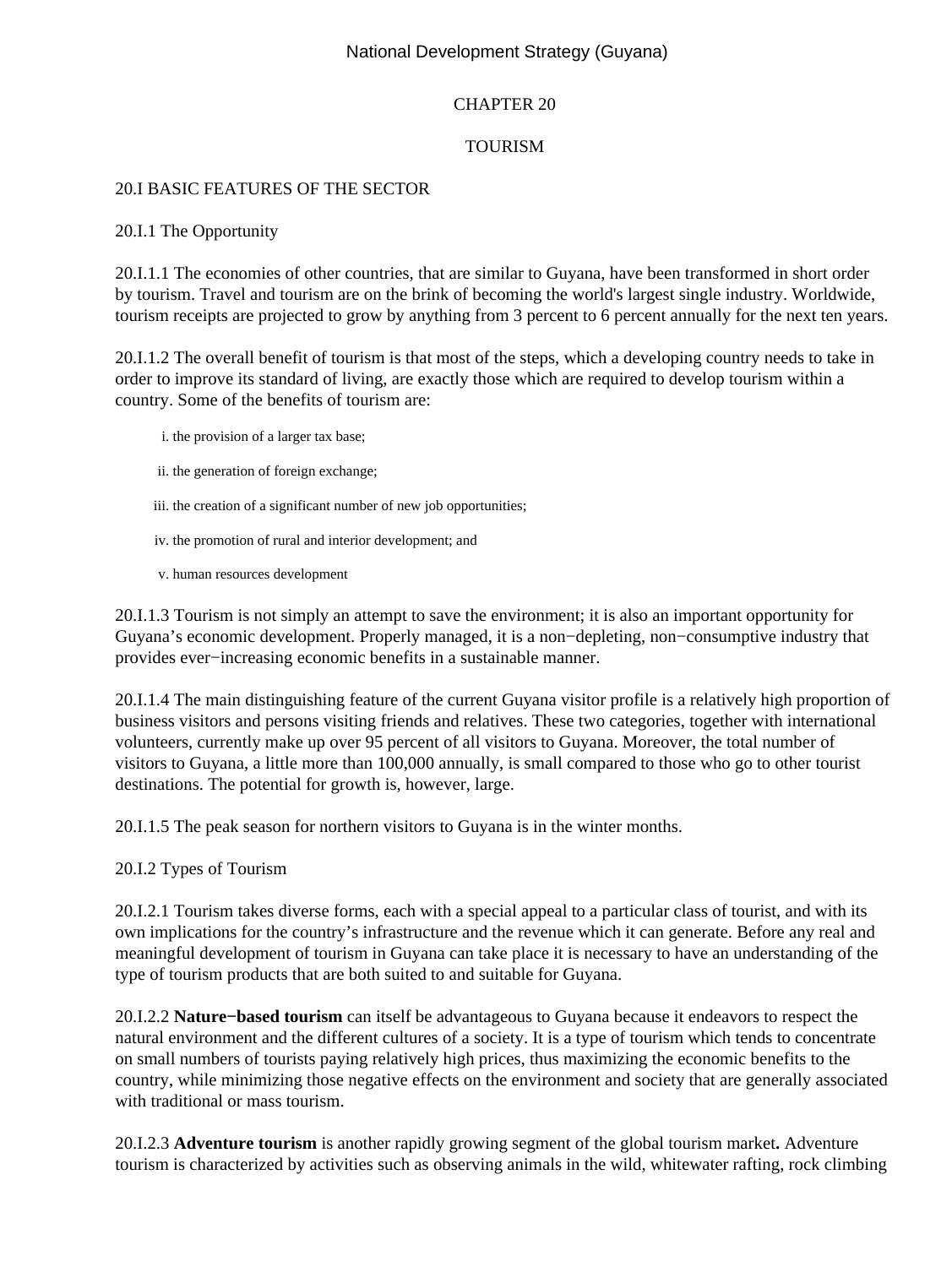# CHAPTER 20

# TOURISM

## 20.I BASIC FEATURES OF THE SECTOR

### 20.I.1 The Opportunity

20.I.1.1 The economies of other countries, that are similar to Guyana, have been transformed in short order by tourism. Travel and tourism are on the brink of becoming the world's largest single industry. Worldwide, tourism receipts are projected to grow by anything from 3 percent to 6 percent annually for the next ten years.

20.I.1.2 The overall benefit of tourism is that most of the steps, which a developing country needs to take in order to improve its standard of living, are exactly those which are required to develop tourism within a country. Some of the benefits of tourism are:

i. the provision of a larger tax base;

ii. the generation of foreign exchange;

iii. the creation of a significant number of new job opportunities;

iv. the promotion of rural and interior development; and

v. human resources development

20.I.1.3 Tourism is not simply an attempt to save the environment; it is also an important opportunity for Guyana's economic development. Properly managed, it is a non−depleting, non−consumptive industry that provides ever−increasing economic benefits in a sustainable manner.

20.I.1.4 The main distinguishing feature of the current Guyana visitor profile is a relatively high proportion of business visitors and persons visiting friends and relatives. These two categories, together with international volunteers, currently make up over 95 percent of all visitors to Guyana. Moreover, the total number of visitors to Guyana, a little more than 100,000 annually, is small compared to those who go to other tourist destinations. The potential for growth is, however, large.

20.I.1.5 The peak season for northern visitors to Guyana is in the winter months.

### 20.I.2 Types of Tourism

20.I.2.1 Tourism takes diverse forms, each with a special appeal to a particular class of tourist, and with its own implications for the country's infrastructure and the revenue which it can generate. Before any real and meaningful development of tourism in Guyana can take place it is necessary to have an understanding of the type of tourism products that are both suited to and suitable for Guyana.

20.I.2.2 **Nature−based tourism** can itself be advantageous to Guyana because it endeavors to respect the natural environment and the different cultures of a society. It is a type of tourism which tends to concentrate on small numbers of tourists paying relatively high prices, thus maximizing the economic benefits to the country, while minimizing those negative effects on the environment and society that are generally associated with traditional or mass tourism.

20.I.2.3 **Adventure tourism** is another rapidly growing segment of the global tourism market**.** Adventure tourism is characterized by activities such as observing animals in the wild, whitewater rafting, rock climbing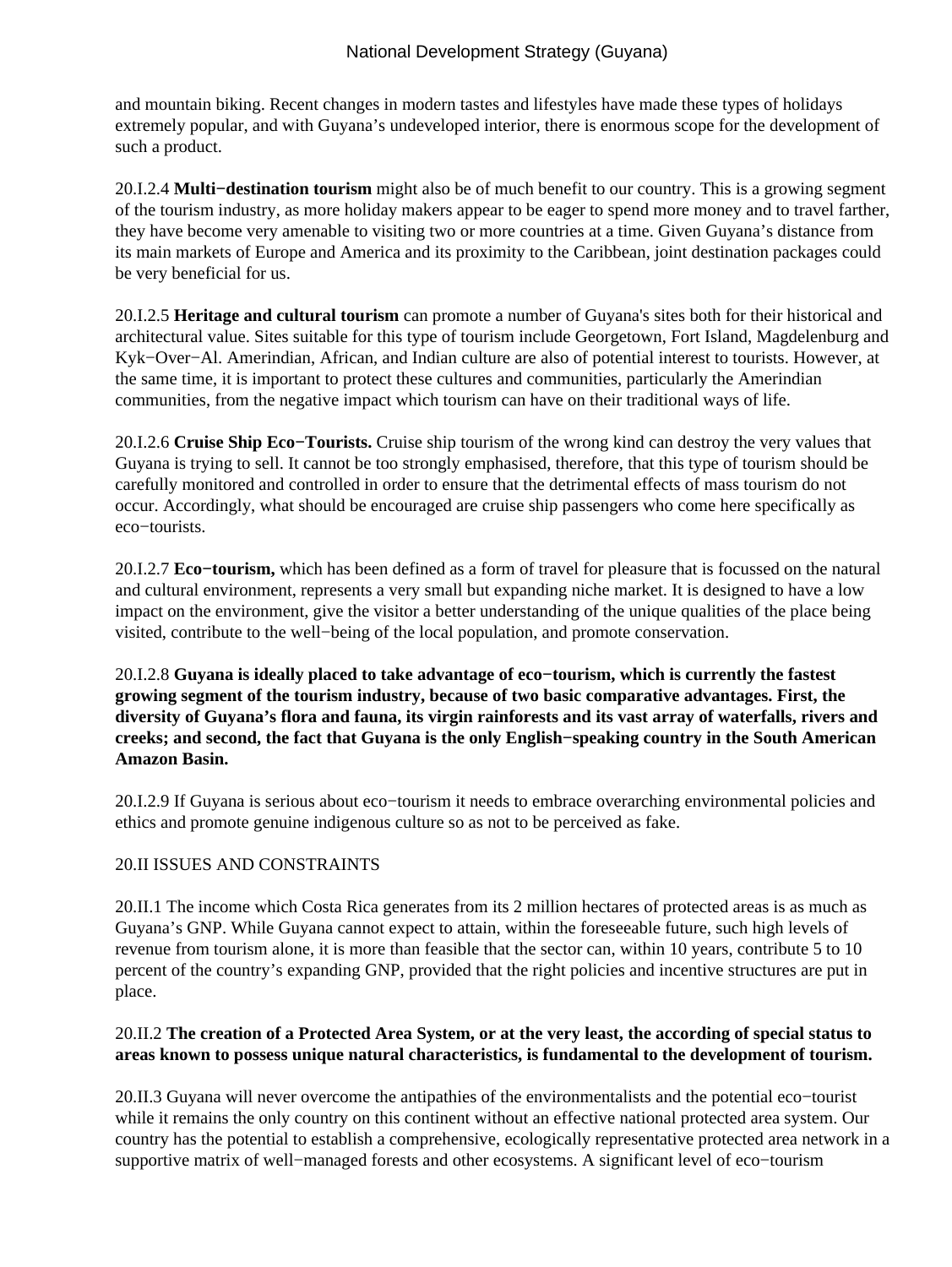and mountain biking. Recent changes in modern tastes and lifestyles have made these types of holidays extremely popular, and with Guyana's undeveloped interior, there is enormous scope for the development of such a product.

20.I.2.4 **Multi−destination tourism** might also be of much benefit to our country. This is a growing segment of the tourism industry, as more holiday makers appear to be eager to spend more money and to travel farther, they have become very amenable to visiting two or more countries at a time. Given Guyana's distance from its main markets of Europe and America and its proximity to the Caribbean, joint destination packages could be very beneficial for us.

20.I.2.5 **Heritage and cultural tourism** can promote a number of Guyana's sites both for their historical and architectural value. Sites suitable for this type of tourism include Georgetown, Fort Island, Magdelenburg and Kyk−Over−Al. Amerindian, African, and Indian culture are also of potential interest to tourists. However, at the same time, it is important to protect these cultures and communities, particularly the Amerindian communities, from the negative impact which tourism can have on their traditional ways of life.

20.I.2.6 **Cruise Ship Eco−Tourists.** Cruise ship tourism of the wrong kind can destroy the very values that Guyana is trying to sell. It cannot be too strongly emphasised, therefore, that this type of tourism should be carefully monitored and controlled in order to ensure that the detrimental effects of mass tourism do not occur. Accordingly, what should be encouraged are cruise ship passengers who come here specifically as eco−tourists.

20.I.2.7 **Eco−tourism,** which has been defined as a form of travel for pleasure that is focussed on the natural and cultural environment, represents a very small but expanding niche market. It is designed to have a low impact on the environment, give the visitor a better understanding of the unique qualities of the place being visited, contribute to the well−being of the local population, and promote conservation.

20.I.2.8 **Guyana is ideally placed to take advantage of eco−tourism, which is currently the fastest growing segment of the tourism industry, because of two basic comparative advantages. First, the diversity of Guyana's flora and fauna, its virgin rainforests and its vast array of waterfalls, rivers and creeks; and second, the fact that Guyana is the only English−speaking country in the South American Amazon Basin.**

20.I.2.9 If Guyana is serious about eco−tourism it needs to embrace overarching environmental policies and ethics and promote genuine indigenous culture so as not to be perceived as fake.

## 20.II ISSUES AND CONSTRAINTS

20.II.1 The income which Costa Rica generates from its 2 million hectares of protected areas is as much as Guyana's GNP. While Guyana cannot expect to attain, within the foreseeable future, such high levels of revenue from tourism alone, it is more than feasible that the sector can, within 10 years, contribute 5 to 10 percent of the country's expanding GNP, provided that the right policies and incentive structures are put in place.

20.II.2 **The creation of a Protected Area System, or at the very least, the according of special status to areas known to possess unique natural characteristics, is fundamental to the development of tourism.**

20.II.3 Guyana will never overcome the antipathies of the environmentalists and the potential eco−tourist while it remains the only country on this continent without an effective national protected area system. Our country has the potential to establish a comprehensive, ecologically representative protected area network in a supportive matrix of well−managed forests and other ecosystems. A significant level of eco−tourism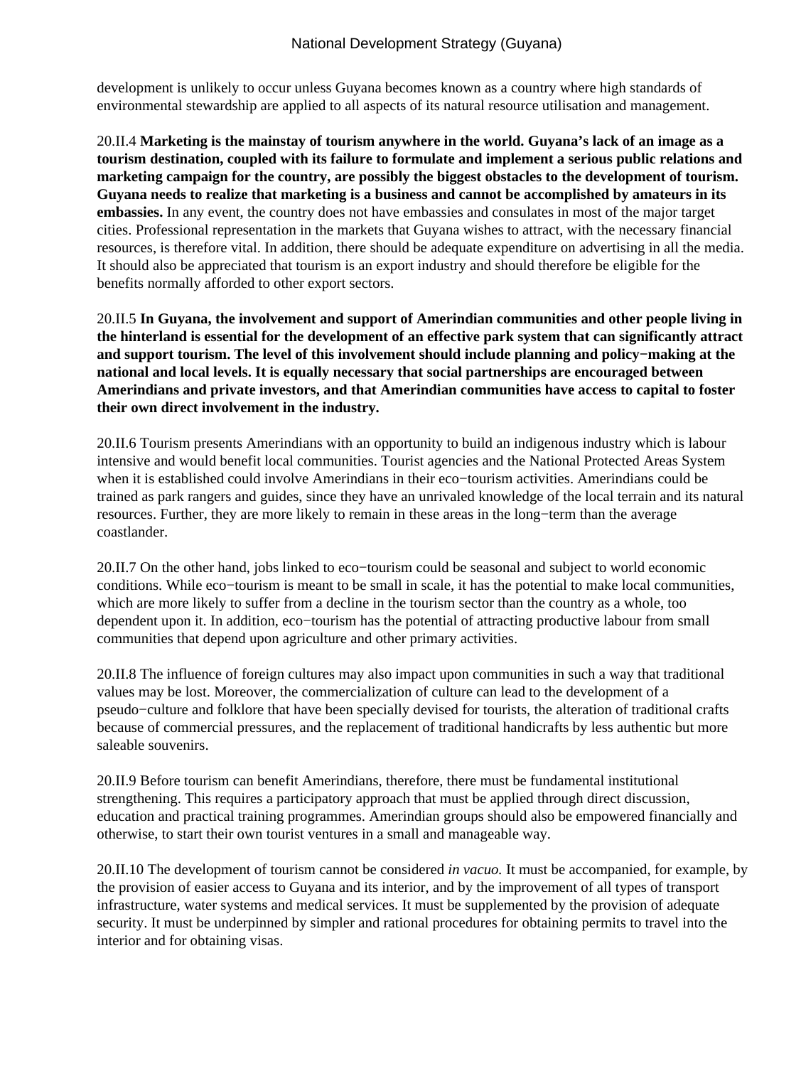development is unlikely to occur unless Guyana becomes known as a country where high standards of environmental stewardship are applied to all aspects of its natural resource utilisation and management.

20.II.4 **Marketing is the mainstay of tourism anywhere in the world. Guyana's lack of an image as a tourism destination, coupled with its failure to formulate and implement a serious public relations and marketing campaign for the country, are possibly the biggest obstacles to the development of tourism. Guyana needs to realize that marketing is a business and cannot be accomplished by amateurs in its embassies.** In any event, the country does not have embassies and consulates in most of the major target cities. Professional representation in the markets that Guyana wishes to attract, with the necessary financial resources, is therefore vital. In addition, there should be adequate expenditure on advertising in all the media. It should also be appreciated that tourism is an export industry and should therefore be eligible for the benefits normally afforded to other export sectors.

20.II.5 **In Guyana, the involvement and support of Amerindian communities and other people living in the hinterland is essential for the development of an effective park system that can significantly attract and support tourism. The level of this involvement should include planning and policy−making at the national and local levels. It is equally necessary that social partnerships are encouraged between Amerindians and private investors, and that Amerindian communities have access to capital to foster their own direct involvement in the industry.**

20.II.6 Tourism presents Amerindians with an opportunity to build an indigenous industry which is labour intensive and would benefit local communities. Tourist agencies and the National Protected Areas System when it is established could involve Amerindians in their eco−tourism activities. Amerindians could be trained as park rangers and guides, since they have an unrivaled knowledge of the local terrain and its natural resources. Further, they are more likely to remain in these areas in the long−term than the average coastlander.

20.II.7 On the other hand, jobs linked to eco−tourism could be seasonal and subject to world economic conditions. While eco−tourism is meant to be small in scale, it has the potential to make local communities, which are more likely to suffer from a decline in the tourism sector than the country as a whole, too dependent upon it. In addition, eco−tourism has the potential of attracting productive labour from small communities that depend upon agriculture and other primary activities.

20.II.8 The influence of foreign cultures may also impact upon communities in such a way that traditional values may be lost. Moreover, the commercialization of culture can lead to the development of a pseudo−culture and folklore that have been specially devised for tourists, the alteration of traditional crafts because of commercial pressures, and the replacement of traditional handicrafts by less authentic but more saleable souvenirs.

20.II.9 Before tourism can benefit Amerindians, therefore, there must be fundamental institutional strengthening. This requires a participatory approach that must be applied through direct discussion, education and practical training programmes. Amerindian groups should also be empowered financially and otherwise, to start their own tourist ventures in a small and manageable way.

20.II.10 The development of tourism cannot be considered *in vacuo.* It must be accompanied, for example, by the provision of easier access to Guyana and its interior, and by the improvement of all types of transport infrastructure, water systems and medical services. It must be supplemented by the provision of adequate security. It must be underpinned by simpler and rational procedures for obtaining permits to travel into the interior and for obtaining visas.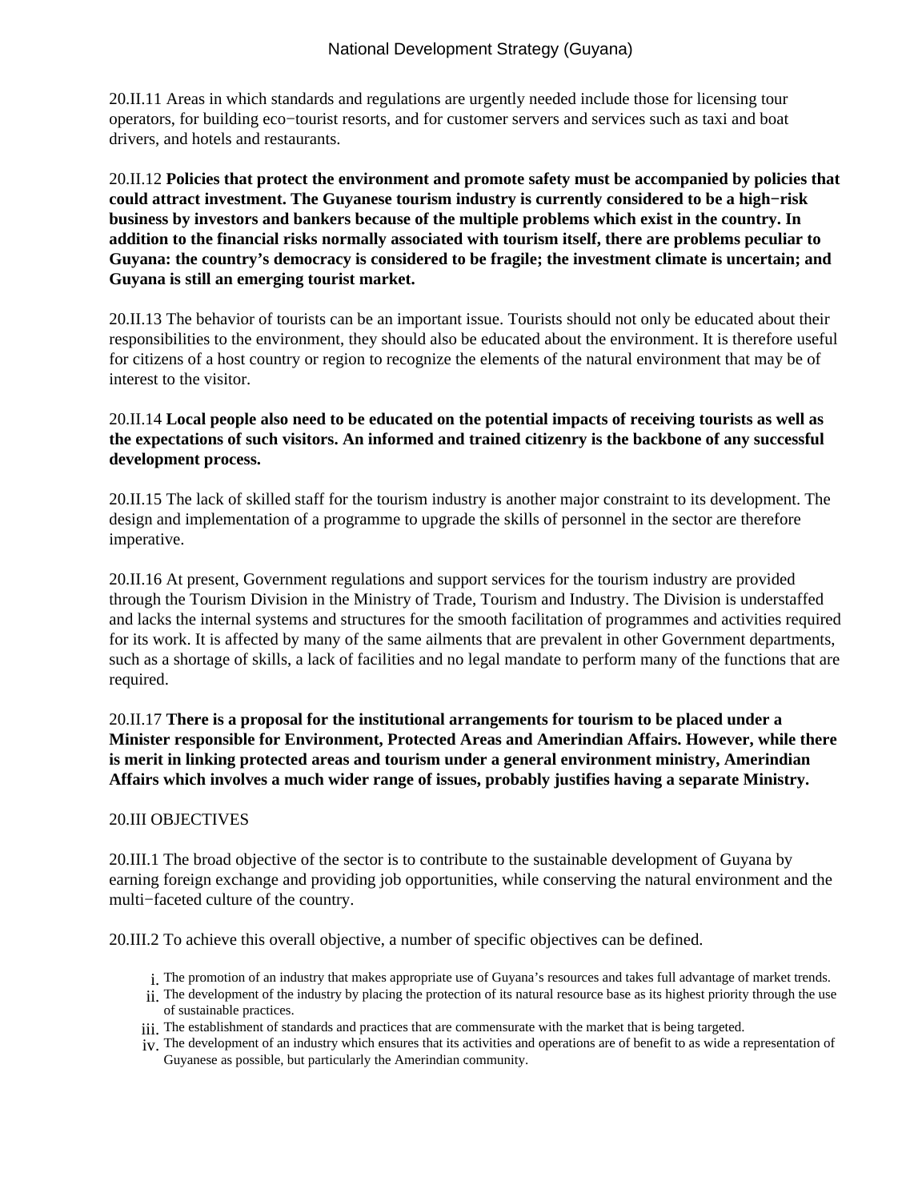20.II.11 Areas in which standards and regulations are urgently needed include those for licensing tour operators, for building eco−tourist resorts, and for customer servers and services such as taxi and boat drivers, and hotels and restaurants.

20.II.12 **Policies that protect the environment and promote safety must be accompanied by policies that could attract investment. The Guyanese tourism industry is currently considered to be a high−risk business by investors and bankers because of the multiple problems which exist in the country. In addition to the financial risks normally associated with tourism itself, there are problems peculiar to Guyana: the country's democracy is considered to be fragile; the investment climate is uncertain; and Guyana is still an emerging tourist market.**

20.II.13 The behavior of tourists can be an important issue. Tourists should not only be educated about their responsibilities to the environment, they should also be educated about the environment. It is therefore useful for citizens of a host country or region to recognize the elements of the natural environment that may be of interest to the visitor.

20.II.14 **Local people also need to be educated on the potential impacts of receiving tourists as well as the expectations of such visitors. An informed and trained citizenry is the backbone of any successful development process.**

20.II.15 The lack of skilled staff for the tourism industry is another major constraint to its development. The design and implementation of a programme to upgrade the skills of personnel in the sector are therefore imperative.

20.II.16 At present, Government regulations and support services for the tourism industry are provided through the Tourism Division in the Ministry of Trade, Tourism and Industry. The Division is understaffed and lacks the internal systems and structures for the smooth facilitation of programmes and activities required for its work. It is affected by many of the same ailments that are prevalent in other Government departments, such as a shortage of skills, a lack of facilities and no legal mandate to perform many of the functions that are required.

20.II.17 **There is a proposal for the institutional arrangements for tourism to be placed under a Minister responsible for Environment, Protected Areas and Amerindian Affairs. However, while there is merit in linking protected areas and tourism under a general environment ministry, Amerindian Affairs which involves a much wider range of issues, probably justifies having a separate Ministry.**

20.III OBJECTIVES

20.III.1 The broad objective of the sector is to contribute to the sustainable development of Guyana by earning foreign exchange and providing job opportunities, while conserving the natural environment and the multi−faceted culture of the country.

20.III.2 To achieve this overall objective, a number of specific objectives can be defined.

i. The promotion of an industry that makes appropriate use of Guyana's resources and takes full advantage of market trends.
ii. The development of the industry by placing the protection of its natural resource base as its highest priority through the use of sustainable practices.
iii. The establishment of standards and practices that are commensurate with the market that is being targeted.
iv. The development of an industry which ensures that its activities and operations are of benefit to as wide a representation of Guyanese as possible, but particularly the Amerindian community.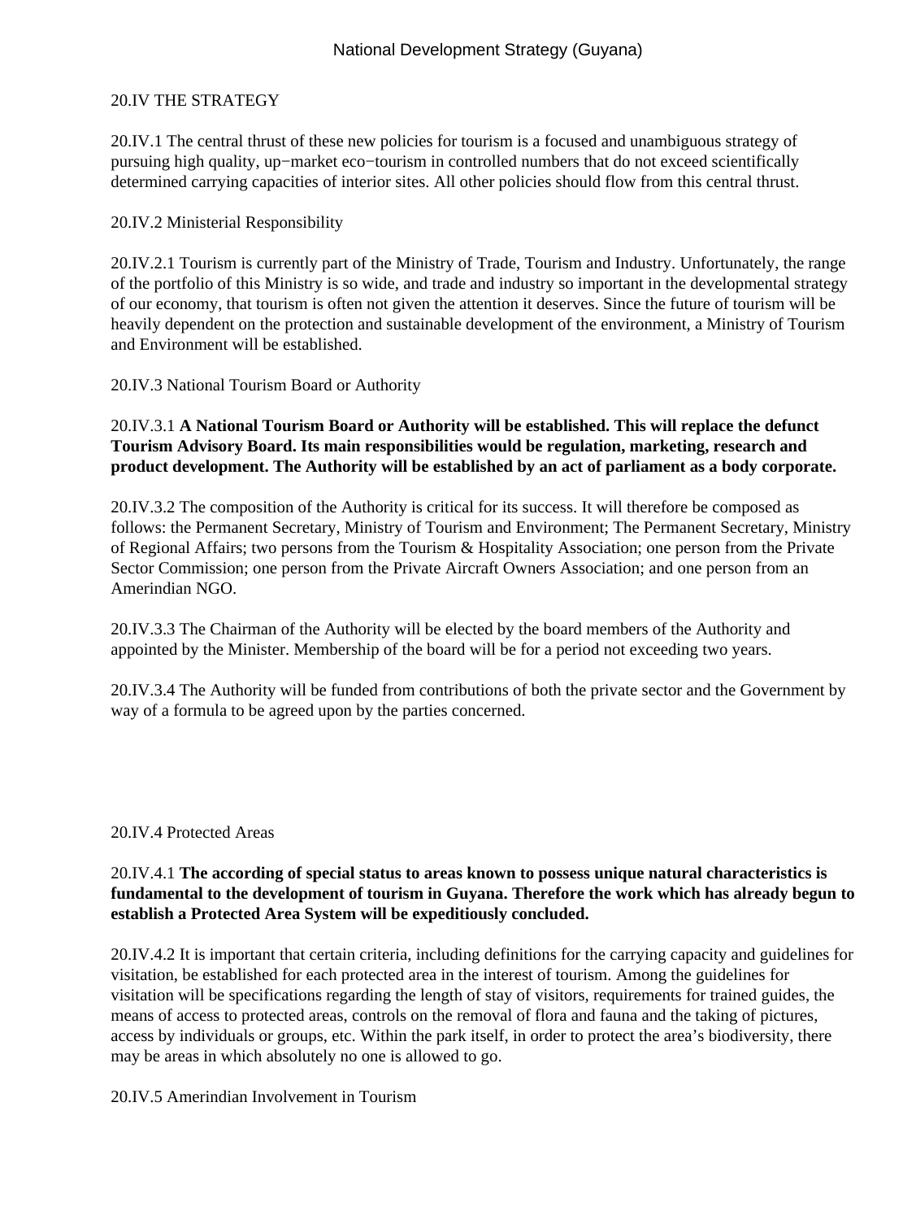20.IV THE STRATEGY

20.IV.1 The central thrust of these new policies for tourism is a focused and unambiguous strategy of pursuing high quality, up−market eco−tourism in controlled numbers that do not exceed scientifically determined carrying capacities of interior sites. All other policies should flow from this central thrust.

20.IV.2 Ministerial Responsibility

20.IV.2.1 Tourism is currently part of the Ministry of Trade, Tourism and Industry. Unfortunately, the range of the portfolio of this Ministry is so wide, and trade and industry so important in the developmental strategy of our economy, that tourism is often not given the attention it deserves. Since the future of tourism will be heavily dependent on the protection and sustainable development of the environment, a Ministry of Tourism and Environment will be established.

20.IV.3 National Tourism Board or Authority

20.IV.3.1 **A National Tourism Board or Authority will be established. This will replace the defunct Tourism Advisory Board. Its main responsibilities would be regulation, marketing, research and product development. The Authority will be established by an act of parliament as a body corporate.**

20.IV.3.2 The composition of the Authority is critical for its success. It will therefore be composed as follows: the Permanent Secretary, Ministry of Tourism and Environment; The Permanent Secretary, Ministry of Regional Affairs; two persons from the Tourism & Hospitality Association; one person from the Private Sector Commission; one person from the Private Aircraft Owners Association; and one person from an Amerindian NGO.

20.IV.3.3 The Chairman of the Authority will be elected by the board members of the Authority and appointed by the Minister. Membership of the board will be for a period not exceeding two years.

20.IV.3.4 The Authority will be funded from contributions of both the private sector and the Government by way of a formula to be agreed upon by the parties concerned.

20.IV.4 Protected Areas

20.IV.4.1 **The according of special status to areas known to possess unique natural characteristics is fundamental to the development of tourism in Guyana. Therefore the work which has already begun to establish a Protected Area System will be expeditiously concluded.**

20.IV.4.2 It is important that certain criteria, including definitions for the carrying capacity and guidelines for visitation, be established for each protected area in the interest of tourism. Among the guidelines for visitation will be specifications regarding the length of stay of visitors, requirements for trained guides, the means of access to protected areas, controls on the removal of flora and fauna and the taking of pictures, access by individuals or groups, etc. Within the park itself, in order to protect the area's biodiversity, there may be areas in which absolutely no one is allowed to go.

20.IV.5 Amerindian Involvement in Tourism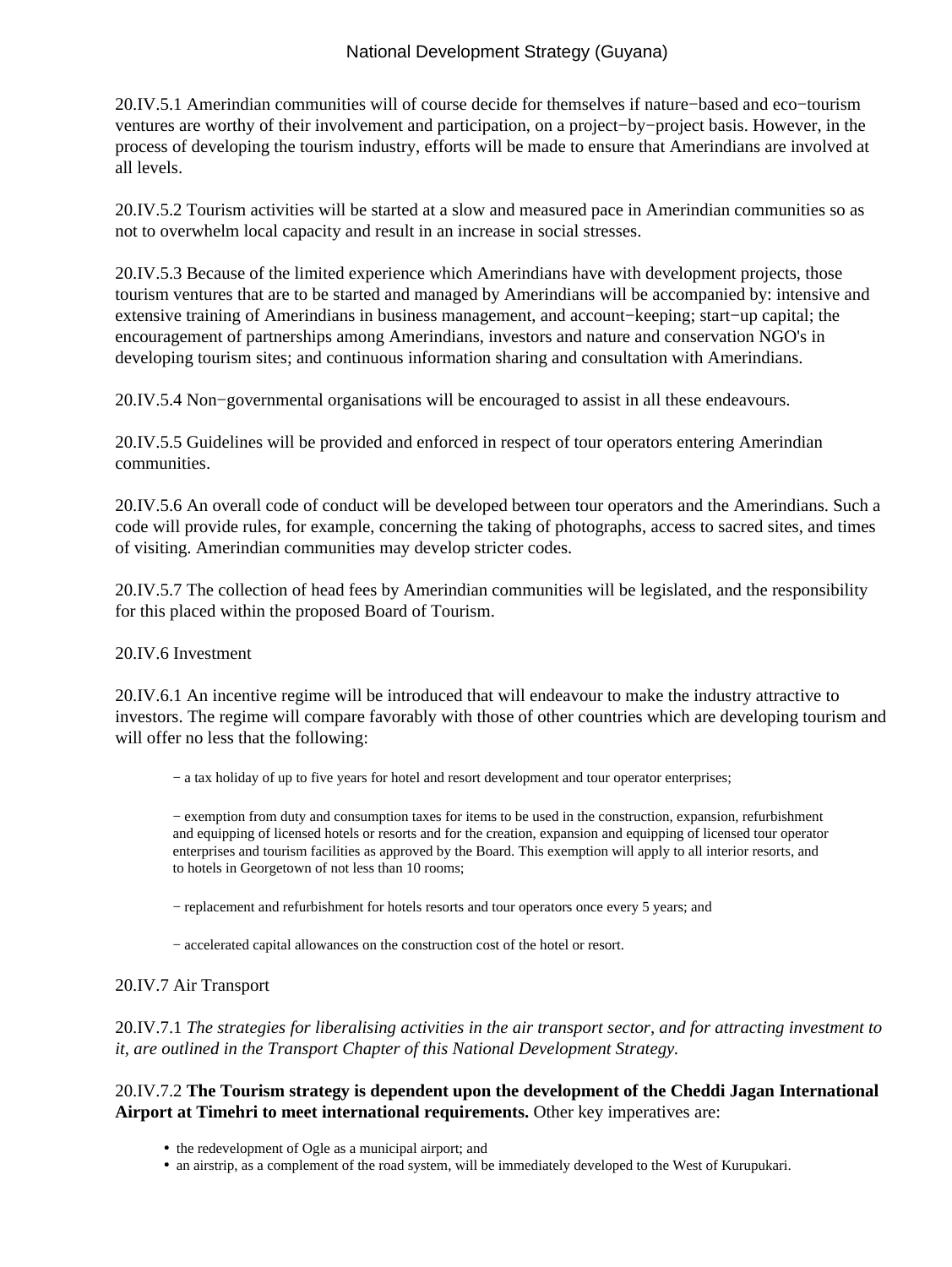20.IV.5.1 Amerindian communities will of course decide for themselves if nature−based and eco−tourism ventures are worthy of their involvement and participation, on a project−by−project basis. However, in the process of developing the tourism industry, efforts will be made to ensure that Amerindians are involved at all levels.

20.IV.5.2 Tourism activities will be started at a slow and measured pace in Amerindian communities so as not to overwhelm local capacity and result in an increase in social stresses.

20.IV.5.3 Because of the limited experience which Amerindians have with development projects, those tourism ventures that are to be started and managed by Amerindians will be accompanied by: intensive and extensive training of Amerindians in business management, and account−keeping; start−up capital; the encouragement of partnerships among Amerindians, investors and nature and conservation NGO's in developing tourism sites; and continuous information sharing and consultation with Amerindians.

20.IV.5.4 Non−governmental organisations will be encouraged to assist in all these endeavours.

20.IV.5.5 Guidelines will be provided and enforced in respect of tour operators entering Amerindian communities.

20.IV.5.6 An overall code of conduct will be developed between tour operators and the Amerindians. Such a code will provide rules, for example, concerning the taking of photographs, access to sacred sites, and times of visiting. Amerindian communities may develop stricter codes.

20.IV.5.7 The collection of head fees by Amerindian communities will be legislated, and the responsibility for this placed within the proposed Board of Tourism.

20.IV.6 Investment

20.IV.6.1 An incentive regime will be introduced that will endeavour to make the industry attractive to investors. The regime will compare favorably with those of other countries which are developing tourism and will offer no less that the following:

− a tax holiday of up to five years for hotel and resort development and tour operator enterprises;

− exemption from duty and consumption taxes for items to be used in the construction, expansion, refurbishment and equipping of licensed hotels or resorts and for the creation, expansion and equipping of licensed tour operator enterprises and tourism facilities as approved by the Board. This exemption will apply to all interior resorts, and to hotels in Georgetown of not less than 10 rooms;

− replacement and refurbishment for hotels resorts and tour operators once every 5 years; and

− accelerated capital allowances on the construction cost of the hotel or resort.

20.IV.7 Air Transport

20.IV.7.1 *The strategies for liberalising activities in the air transport sector, and for attracting investment to it, are outlined in the Transport Chapter of this National Development Strategy.*

20.IV.7.2 **The Tourism strategy is dependent upon the development of the Cheddi Jagan International Airport at Timehri to meet international requirements.** Other key imperatives are:

- the redevelopment of Ogle as a municipal airport; and
- an airstrip, as a complement of the road system, will be immediately developed to the West of Kurupukari.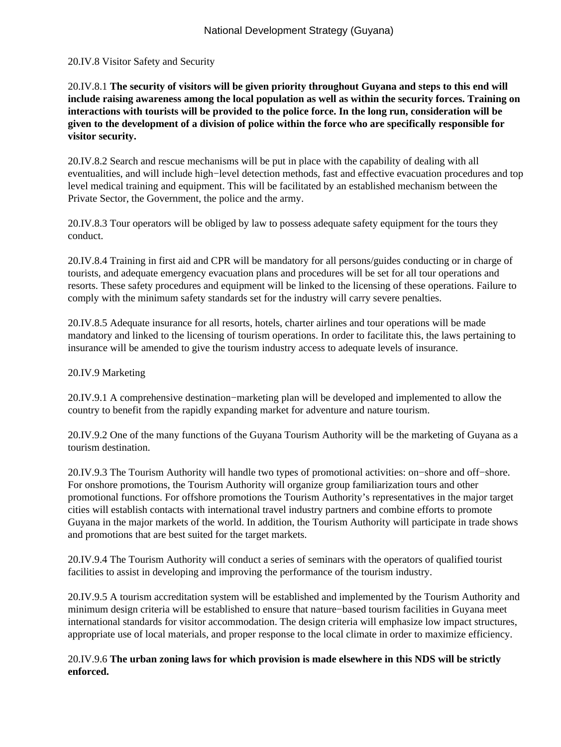20.IV.8 Visitor Safety and Security

20.IV.8.1 **The security of visitors will be given priority throughout Guyana and steps to this end will include raising awareness among the local population as well as within the security forces. Training on interactions with tourists will be provided to the police force. In the long run, consideration will be given to the development of a division of police within the force who are specifically responsible for visitor security.**

20.IV.8.2 Search and rescue mechanisms will be put in place with the capability of dealing with all eventualities, and will include high−level detection methods, fast and effective evacuation procedures and top level medical training and equipment. This will be facilitated by an established mechanism between the Private Sector, the Government, the police and the army.

20.IV.8.3 Tour operators will be obliged by law to possess adequate safety equipment for the tours they conduct.

20.IV.8.4 Training in first aid and CPR will be mandatory for all persons/guides conducting or in charge of tourists, and adequate emergency evacuation plans and procedures will be set for all tour operations and resorts. These safety procedures and equipment will be linked to the licensing of these operations. Failure to comply with the minimum safety standards set for the industry will carry severe penalties.

20.IV.8.5 Adequate insurance for all resorts, hotels, charter airlines and tour operations will be made mandatory and linked to the licensing of tourism operations. In order to facilitate this, the laws pertaining to insurance will be amended to give the tourism industry access to adequate levels of insurance.

20.IV.9 Marketing

20.IV.9.1 A comprehensive destination−marketing plan will be developed and implemented to allow the country to benefit from the rapidly expanding market for adventure and nature tourism.

20.IV.9.2 One of the many functions of the Guyana Tourism Authority will be the marketing of Guyana as a tourism destination.

20.IV.9.3 The Tourism Authority will handle two types of promotional activities: on−shore and off−shore. For onshore promotions, the Tourism Authority will organize group familiarization tours and other promotional functions. For offshore promotions the Tourism Authority's representatives in the major target cities will establish contacts with international travel industry partners and combine efforts to promote Guyana in the major markets of the world. In addition, the Tourism Authority will participate in trade shows and promotions that are best suited for the target markets.

20.IV.9.4 The Tourism Authority will conduct a series of seminars with the operators of qualified tourist facilities to assist in developing and improving the performance of the tourism industry.

20.IV.9.5 A tourism accreditation system will be established and implemented by the Tourism Authority and minimum design criteria will be established to ensure that nature−based tourism facilities in Guyana meet international standards for visitor accommodation. The design criteria will emphasize low impact structures, appropriate use of local materials, and proper response to the local climate in order to maximize efficiency.

20.IV.9.6 **The urban zoning laws for which provision is made elsewhere in this NDS will be strictly enforced.**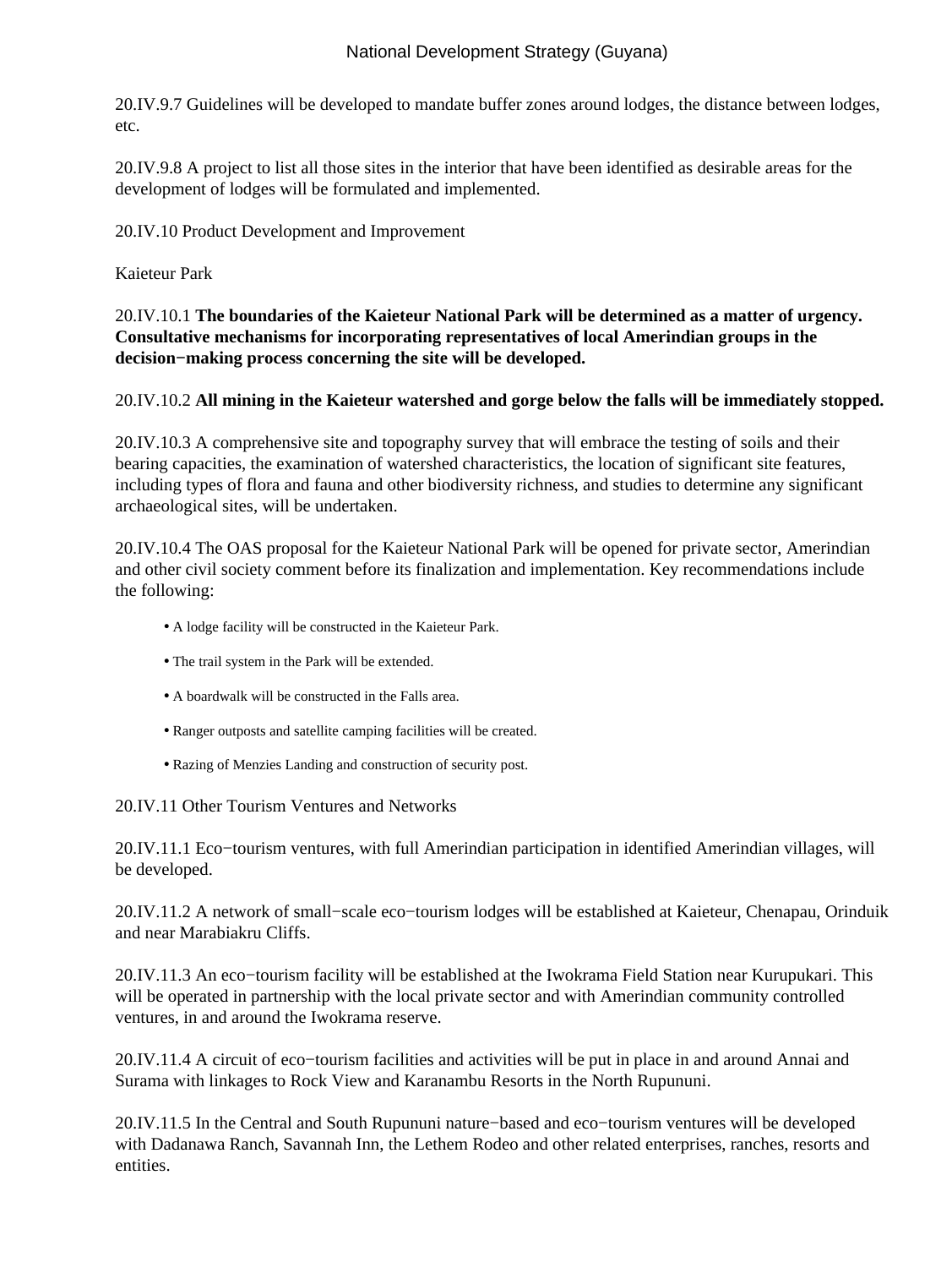20.IV.9.7 Guidelines will be developed to mandate buffer zones around lodges, the distance between lodges, etc.

20.IV.9.8 A project to list all those sites in the interior that have been identified as desirable areas for the development of lodges will be formulated and implemented.

20.IV.10 Product Development and Improvement

Kaieteur Park

20.IV.10.1 **The boundaries of the Kaieteur National Park will be determined as a matter of urgency. Consultative mechanisms for incorporating representatives of local Amerindian groups in the decision−making process concerning the site will be developed.**

20.IV.10.2 **All mining in the Kaieteur watershed and gorge below the falls will be immediately stopped.**

20.IV.10.3 A comprehensive site and topography survey that will embrace the testing of soils and their bearing capacities, the examination of watershed characteristics, the location of significant site features, including types of flora and fauna and other biodiversity richness, and studies to determine any significant archaeological sites, will be undertaken.

20.IV.10.4 The OAS proposal for the Kaieteur National Park will be opened for private sector, Amerindian and other civil society comment before its finalization and implementation. Key recommendations include the following:

- A lodge facility will be constructed in the Kaieteur Park.
- The trail system in the Park will be extended.
- A boardwalk will be constructed in the Falls area.
- Ranger outposts and satellite camping facilities will be created.
- Razing of Menzies Landing and construction of security post.

20.IV.11 Other Tourism Ventures and Networks

20.IV.11.1 Eco−tourism ventures, with full Amerindian participation in identified Amerindian villages, will be developed.

20.IV.11.2 A network of small−scale eco−tourism lodges will be established at Kaieteur, Chenapau, Orinduik and near Marabiakru Cliffs.

20.IV.11.3 An eco−tourism facility will be established at the Iwokrama Field Station near Kurupukari. This will be operated in partnership with the local private sector and with Amerindian community controlled ventures, in and around the Iwokrama reserve.

20.IV.11.4 A circuit of eco−tourism facilities and activities will be put in place in and around Annai and Surama with linkages to Rock View and Karanambu Resorts in the North Rupununi.

20.IV.11.5 In the Central and South Rupununi nature−based and eco−tourism ventures will be developed with Dadanawa Ranch, Savannah Inn, the Lethem Rodeo and other related enterprises, ranches, resorts and entities.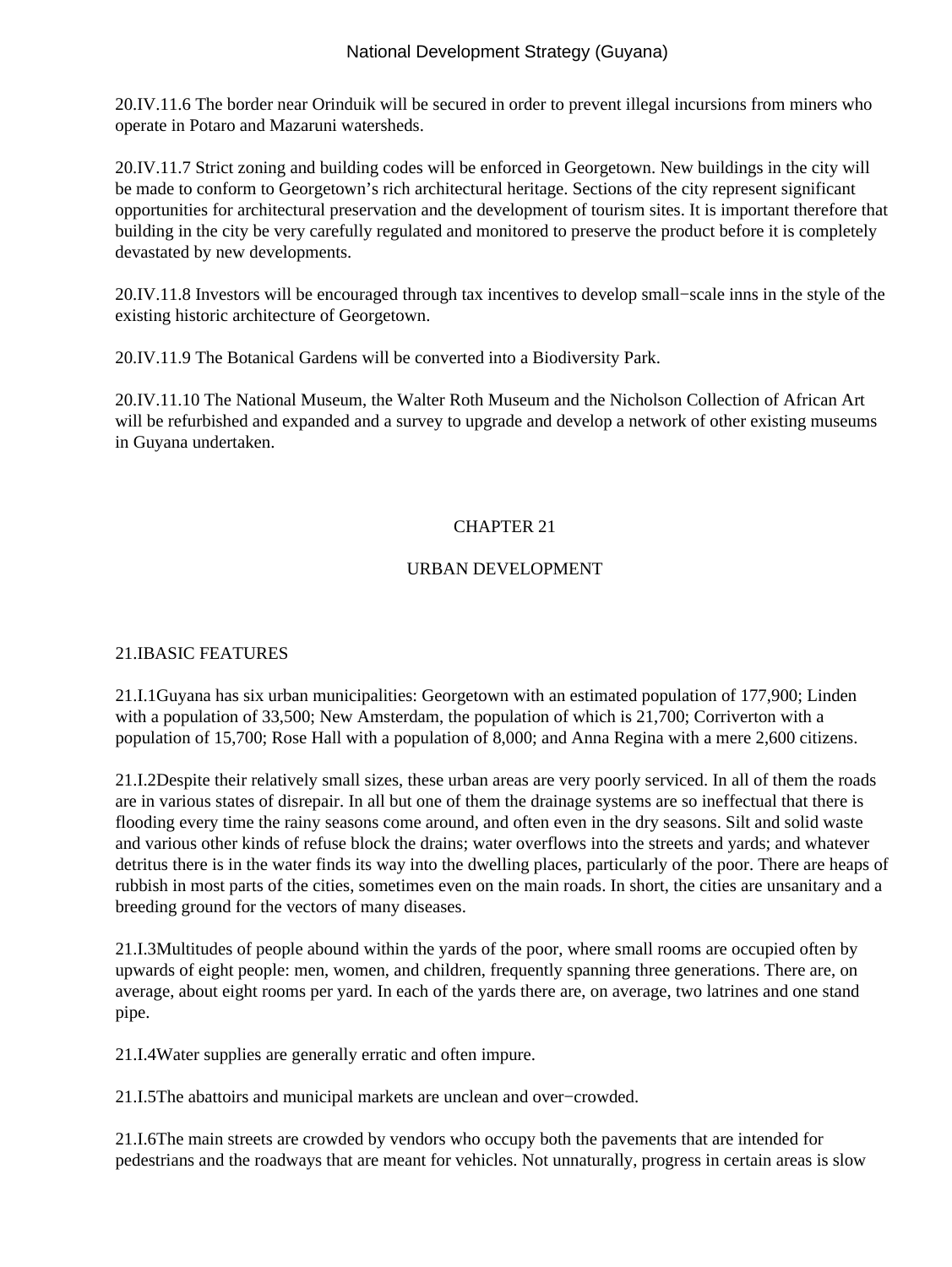20.IV.11.6 The border near Orinduik will be secured in order to prevent illegal incursions from miners who operate in Potaro and Mazaruni watersheds.

20.IV.11.7 Strict zoning and building codes will be enforced in Georgetown. New buildings in the city will be made to conform to Georgetown's rich architectural heritage. Sections of the city represent significant opportunities for architectural preservation and the development of tourism sites. It is important therefore that building in the city be very carefully regulated and monitored to preserve the product before it is completely devastated by new developments.

20.IV.11.8 Investors will be encouraged through tax incentives to develop small−scale inns in the style of the existing historic architecture of Georgetown.

20.IV.11.9 The Botanical Gardens will be converted into a Biodiversity Park.

20.IV.11.10 The National Museum, the Walter Roth Museum and the Nicholson Collection of African Art will be refurbished and expanded and a survey to upgrade and develop a network of other existing museums in Guyana undertaken.

# CHAPTER 21

# URBAN DEVELOPMENT

## 21.IBASIC FEATURES

21.I.1Guyana has six urban municipalities: Georgetown with an estimated population of 177,900; Linden with a population of 33,500; New Amsterdam, the population of which is 21,700; Corriverton with a population of 15,700; Rose Hall with a population of 8,000; and Anna Regina with a mere 2,600 citizens.

21.I.2Despite their relatively small sizes, these urban areas are very poorly serviced. In all of them the roads are in various states of disrepair. In all but one of them the drainage systems are so ineffectual that there is flooding every time the rainy seasons come around, and often even in the dry seasons. Silt and solid waste and various other kinds of refuse block the drains; water overflows into the streets and yards; and whatever detritus there is in the water finds its way into the dwelling places, particularly of the poor. There are heaps of rubbish in most parts of the cities, sometimes even on the main roads. In short, the cities are unsanitary and a breeding ground for the vectors of many diseases.

21.I.3Multitudes of people abound within the yards of the poor, where small rooms are occupied often by upwards of eight people: men, women, and children, frequently spanning three generations. There are, on average, about eight rooms per yard. In each of the yards there are, on average, two latrines and one stand pipe.

21.I.4Water supplies are generally erratic and often impure.

21.I.5The abattoirs and municipal markets are unclean and over−crowded.

21.I.6The main streets are crowded by vendors who occupy both the pavements that are intended for pedestrians and the roadways that are meant for vehicles. Not unnaturally, progress in certain areas is slow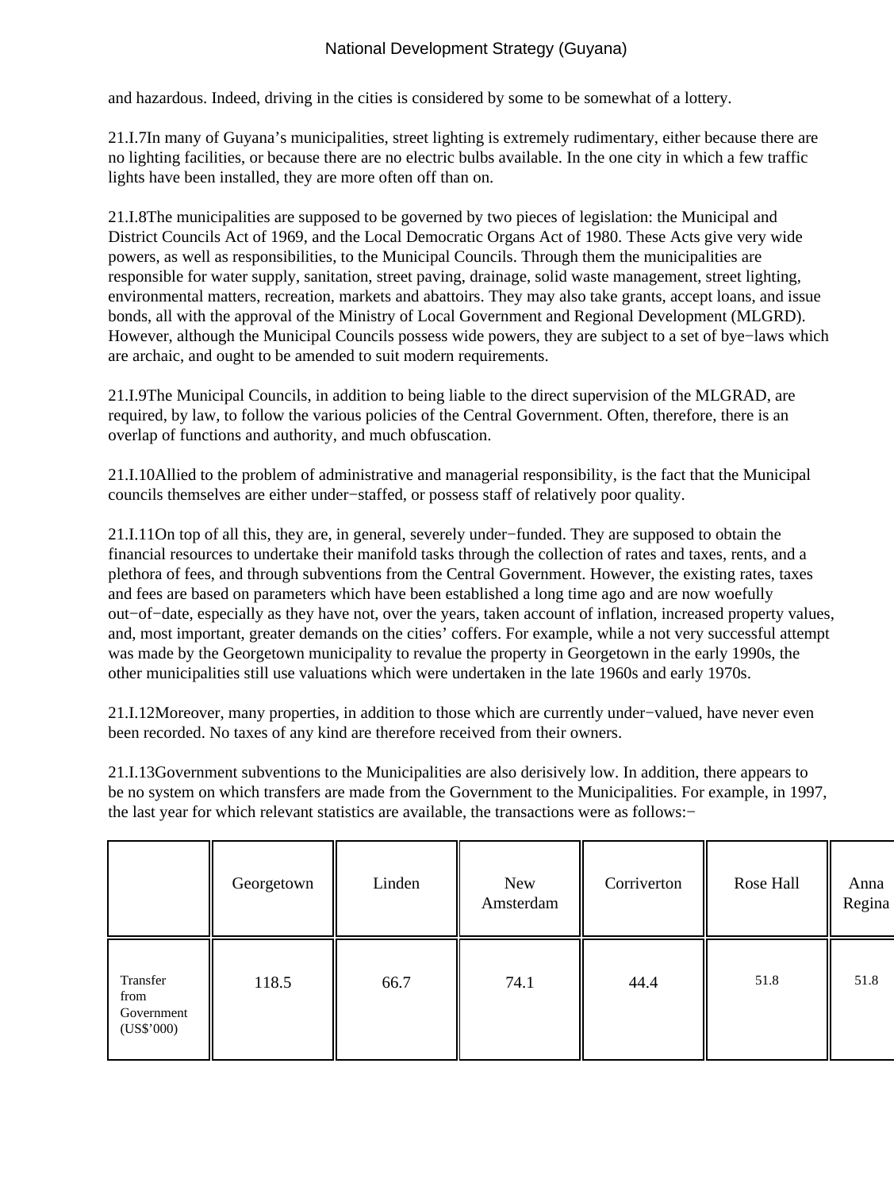and hazardous. Indeed, driving in the cities is considered by some to be somewhat of a lottery.

21.I.7In many of Guyana's municipalities, street lighting is extremely rudimentary, either because there are no lighting facilities, or because there are no electric bulbs available. In the one city in which a few traffic lights have been installed, they are more often off than on.

21.I.8The municipalities are supposed to be governed by two pieces of legislation: the Municipal and District Councils Act of 1969, and the Local Democratic Organs Act of 1980. These Acts give very wide powers, as well as responsibilities, to the Municipal Councils. Through them the municipalities are responsible for water supply, sanitation, street paving, drainage, solid waste management, street lighting, environmental matters, recreation, markets and abattoirs. They may also take grants, accept loans, and issue bonds, all with the approval of the Ministry of Local Government and Regional Development (MLGRD). However, although the Municipal Councils possess wide powers, they are subject to a set of bye−laws which are archaic, and ought to be amended to suit modern requirements.

21.I.9The Municipal Councils, in addition to being liable to the direct supervision of the MLGRAD, are required, by law, to follow the various policies of the Central Government. Often, therefore, there is an overlap of functions and authority, and much obfuscation.

21.I.10Allied to the problem of administrative and managerial responsibility, is the fact that the Municipal councils themselves are either under−staffed, or possess staff of relatively poor quality.

21.I.11On top of all this, they are, in general, severely under−funded. They are supposed to obtain the financial resources to undertake their manifold tasks through the collection of rates and taxes, rents, and a plethora of fees, and through subventions from the Central Government. However, the existing rates, taxes and fees are based on parameters which have been established a long time ago and are now woefully out−of−date, especially as they have not, over the years, taken account of inflation, increased property values, and, most important, greater demands on the cities' coffers. For example, while a not very successful attempt was made by the Georgetown municipality to revalue the property in Georgetown in the early 1990s, the other municipalities still use valuations which were undertaken in the late 1960s and early 1970s.

21.I.12Moreover, many properties, in addition to those which are currently under−valued, have never even been recorded. No taxes of any kind are therefore received from their owners.

21.I.13Government subventions to the Municipalities are also derisively low. In addition, there appears to be no system on which transfers are made from the Government to the Municipalities. For example, in 1997, the last year for which relevant statistics are available, the transactions were as follows:−

| | Georgetown | Linden | New Amsterdam | Corriverton | Rose Hall | Anna Regina |
|---|---|---|---|---|---|---|
| Transfer from Government (US$'000) | 118.5 | 66.7 | 74.1 | 44.4 | 51.8 | 51.8 |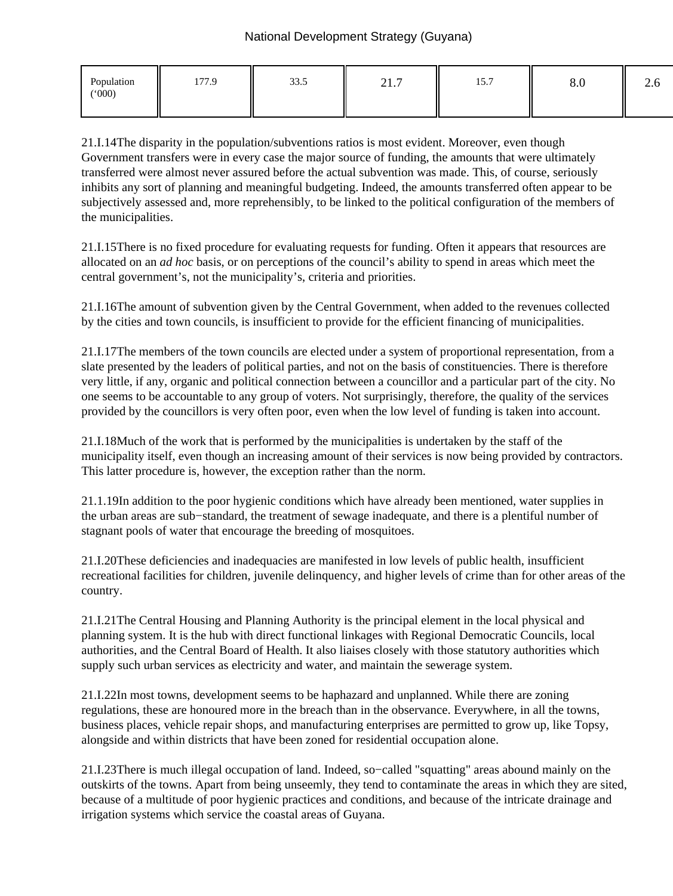| Population ('000) | 177.9 | 33.5 | 21.7 | 15.7 | 8.0 | 2.6 |
|---|---|---|---|---|---|---|

21.I.14The disparity in the population/subventions ratios is most evident. Moreover, even though Government transfers were in every case the major source of funding, the amounts that were ultimately transferred were almost never assured before the actual subvention was made. This, of course, seriously inhibits any sort of planning and meaningful budgeting. Indeed, the amounts transferred often appear to be subjectively assessed and, more reprehensibly, to be linked to the political configuration of the members of the municipalities.

21.I.15There is no fixed procedure for evaluating requests for funding. Often it appears that resources are allocated on an *ad hoc* basis, or on perceptions of the council's ability to spend in areas which meet the central government's, not the municipality's, criteria and priorities.

21.I.16The amount of subvention given by the Central Government, when added to the revenues collected by the cities and town councils, is insufficient to provide for the efficient financing of municipalities.

21.I.17The members of the town councils are elected under a system of proportional representation, from a slate presented by the leaders of political parties, and not on the basis of constituencies. There is therefore very little, if any, organic and political connection between a councillor and a particular part of the city. No one seems to be accountable to any group of voters. Not surprisingly, therefore, the quality of the services provided by the councillors is very often poor, even when the low level of funding is taken into account.

21.I.18Much of the work that is performed by the municipalities is undertaken by the staff of the municipality itself, even though an increasing amount of their services is now being provided by contractors. This latter procedure is, however, the exception rather than the norm.

21.1.19In addition to the poor hygienic conditions which have already been mentioned, water supplies in the urban areas are sub−standard, the treatment of sewage inadequate, and there is a plentiful number of stagnant pools of water that encourage the breeding of mosquitoes.

21.I.20These deficiencies and inadequacies are manifested in low levels of public health, insufficient recreational facilities for children, juvenile delinquency, and higher levels of crime than for other areas of the country.

21.I.21The Central Housing and Planning Authority is the principal element in the local physical and planning system. It is the hub with direct functional linkages with Regional Democratic Councils, local authorities, and the Central Board of Health. It also liaises closely with those statutory authorities which supply such urban services as electricity and water, and maintain the sewerage system.

21.I.22In most towns, development seems to be haphazard and unplanned. While there are zoning regulations, these are honoured more in the breach than in the observance. Everywhere, in all the towns, business places, vehicle repair shops, and manufacturing enterprises are permitted to grow up, like Topsy, alongside and within districts that have been zoned for residential occupation alone.

21.I.23There is much illegal occupation of land. Indeed, so−called "squatting" areas abound mainly on the outskirts of the towns. Apart from being unseemly, they tend to contaminate the areas in which they are sited, because of a multitude of poor hygienic practices and conditions, and because of the intricate drainage and irrigation systems which service the coastal areas of Guyana.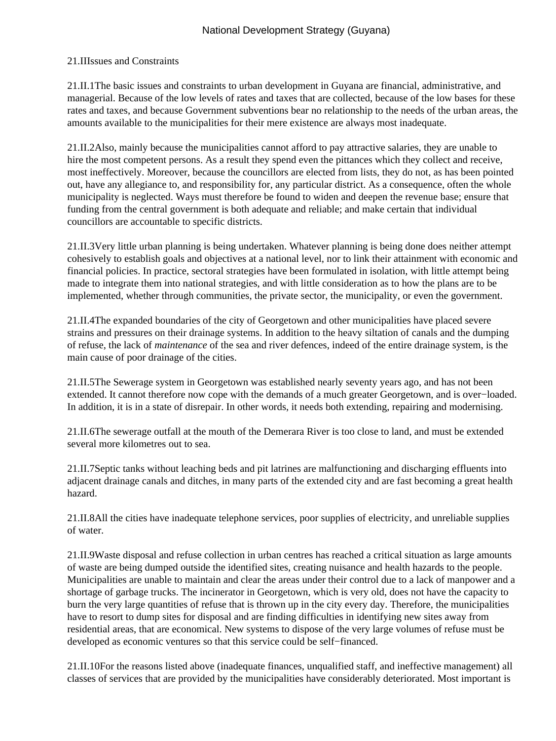## 21.II Issues and Constraints

21.II.1 The basic issues and constraints to urban development in Guyana are financial, administrative, and managerial. Because of the low levels of rates and taxes that are collected, because of the low bases for these rates and taxes, and because Government subventions bear no relationship to the needs of the urban areas, the amounts available to the municipalities for their mere existence are always most inadequate.

21.II.2 Also, mainly because the municipalities cannot afford to pay attractive salaries, they are unable to hire the most competent persons. As a result they spend even the pittances which they collect and receive, most ineffectively. Moreover, because the councillors are elected from lists, they do not, as has been pointed out, have any allegiance to, and responsibility for, any particular district. As a consequence, often the whole municipality is neglected. Ways must therefore be found to widen and deepen the revenue base; ensure that funding from the central government is both adequate and reliable; and make certain that individual councillors are accountable to specific districts.

21.II.3 Very little urban planning is being undertaken. Whatever planning is being done does neither attempt cohesively to establish goals and objectives at a national level, nor to link their attainment with economic and financial policies. In practice, sectoral strategies have been formulated in isolation, with little attempt being made to integrate them into national strategies, and with little consideration as to how the plans are to be implemented, whether through communities, the private sector, the municipality, or even the government.

21.II.4 The expanded boundaries of the city of Georgetown and other municipalities have placed severe strains and pressures on their drainage systems. In addition to the heavy siltation of canals and the dumping of refuse, the lack of *maintenance* of the sea and river defences, indeed of the entire drainage system, is the main cause of poor drainage of the cities.

21.II.5 The Sewerage system in Georgetown was established nearly seventy years ago, and has not been extended. It cannot therefore now cope with the demands of a much greater Georgetown, and is over−loaded. In addition, it is in a state of disrepair. In other words, it needs both extending, repairing and modernising.

21.II.6 The sewerage outfall at the mouth of the Demerara River is too close to land, and must be extended several more kilometres out to sea.

21.II.7 Septic tanks without leaching beds and pit latrines are malfunctioning and discharging effluents into adjacent drainage canals and ditches, in many parts of the extended city and are fast becoming a great health hazard.

21.II.8 All the cities have inadequate telephone services, poor supplies of electricity, and unreliable supplies of water.

21.II.9 Waste disposal and refuse collection in urban centres has reached a critical situation as large amounts of waste are being dumped outside the identified sites, creating nuisance and health hazards to the people. Municipalities are unable to maintain and clear the areas under their control due to a lack of manpower and a shortage of garbage trucks. The incinerator in Georgetown, which is very old, does not have the capacity to burn the very large quantities of refuse that is thrown up in the city every day. Therefore, the municipalities have to resort to dump sites for disposal and are finding difficulties in identifying new sites away from residential areas, that are economical. New systems to dispose of the very large volumes of refuse must be developed as economic ventures so that this service could be self−financed.

21.II.10 For the reasons listed above (inadequate finances, unqualified staff, and ineffective management) all classes of services that are provided by the municipalities have considerably deteriorated. Most important is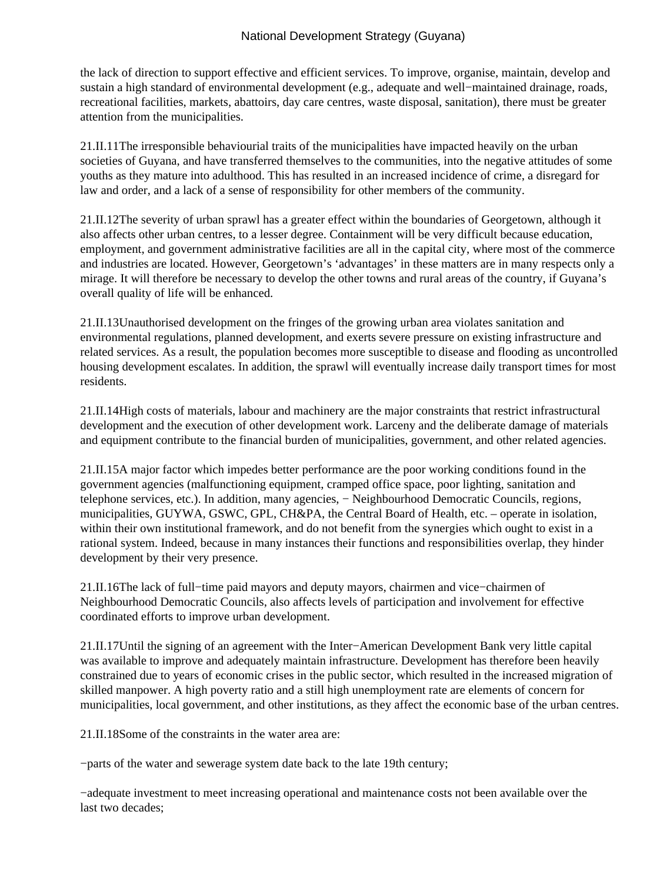the lack of direction to support effective and efficient services. To improve, organise, maintain, develop and sustain a high standard of environmental development (e.g., adequate and well−maintained drainage, roads, recreational facilities, markets, abattoirs, day care centres, waste disposal, sanitation), there must be greater attention from the municipalities.

21.II.11The irresponsible behaviourial traits of the municipalities have impacted heavily on the urban societies of Guyana, and have transferred themselves to the communities, into the negative attitudes of some youths as they mature into adulthood. This has resulted in an increased incidence of crime, a disregard for law and order, and a lack of a sense of responsibility for other members of the community.

21.II.12The severity of urban sprawl has a greater effect within the boundaries of Georgetown, although it also affects other urban centres, to a lesser degree. Containment will be very difficult because education, employment, and government administrative facilities are all in the capital city, where most of the commerce and industries are located. However, Georgetown's 'advantages' in these matters are in many respects only a mirage. It will therefore be necessary to develop the other towns and rural areas of the country, if Guyana's overall quality of life will be enhanced.

21.II.13Unauthorised development on the fringes of the growing urban area violates sanitation and environmental regulations, planned development, and exerts severe pressure on existing infrastructure and related services. As a result, the population becomes more susceptible to disease and flooding as uncontrolled housing development escalates. In addition, the sprawl will eventually increase daily transport times for most residents.

21.II.14High costs of materials, labour and machinery are the major constraints that restrict infrastructural development and the execution of other development work. Larceny and the deliberate damage of materials and equipment contribute to the financial burden of municipalities, government, and other related agencies.

21.II.15A major factor which impedes better performance are the poor working conditions found in the government agencies (malfunctioning equipment, cramped office space, poor lighting, sanitation and telephone services, etc.). In addition, many agencies, − Neighbourhood Democratic Councils, regions, municipalities, GUYWA, GSWC, GPL, CH&PA, the Central Board of Health, etc. – operate in isolation, within their own institutional framework, and do not benefit from the synergies which ought to exist in a rational system. Indeed, because in many instances their functions and responsibilities overlap, they hinder development by their very presence.

21.II.16The lack of full−time paid mayors and deputy mayors, chairmen and vice−chairmen of Neighbourhood Democratic Councils, also affects levels of participation and involvement for effective coordinated efforts to improve urban development.

21.II.17Until the signing of an agreement with the Inter−American Development Bank very little capital was available to improve and adequately maintain infrastructure. Development has therefore been heavily constrained due to years of economic crises in the public sector, which resulted in the increased migration of skilled manpower. A high poverty ratio and a still high unemployment rate are elements of concern for municipalities, local government, and other institutions, as they affect the economic base of the urban centres.

21.II.18Some of the constraints in the water area are:

−parts of the water and sewerage system date back to the late 19th century;

−adequate investment to meet increasing operational and maintenance costs not been available over the last two decades;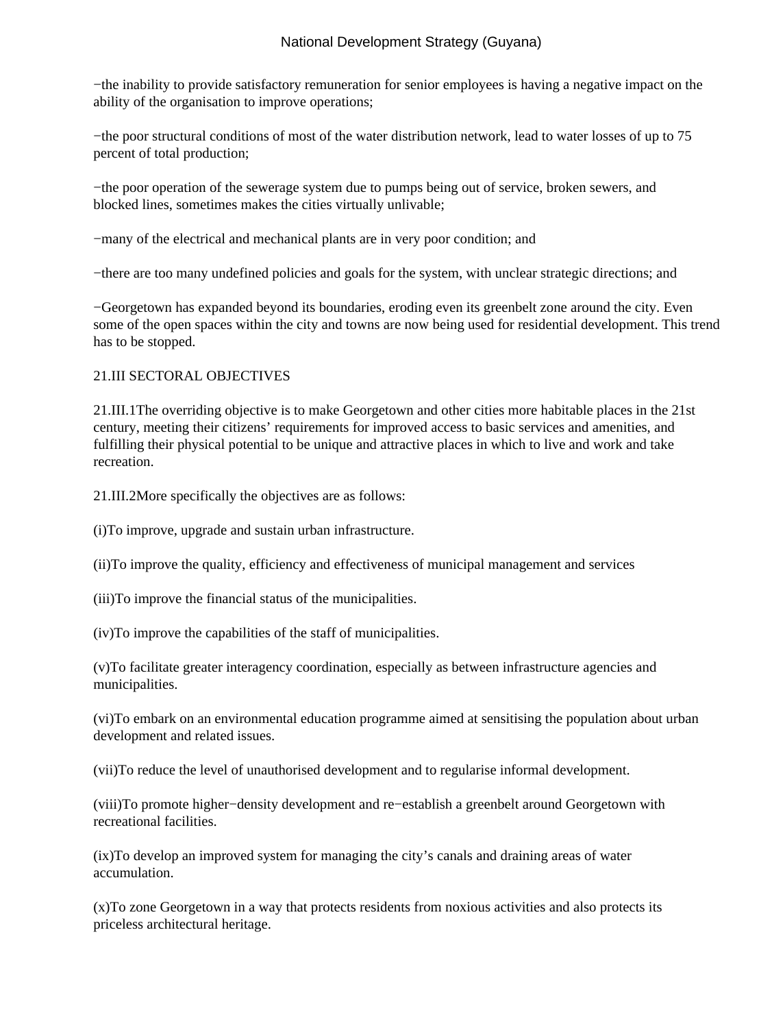−the inability to provide satisfactory remuneration for senior employees is having a negative impact on the ability of the organisation to improve operations;

−the poor structural conditions of most of the water distribution network, lead to water losses of up to 75 percent of total production;

−the poor operation of the sewerage system due to pumps being out of service, broken sewers, and blocked lines, sometimes makes the cities virtually unlivable;

−many of the electrical and mechanical plants are in very poor condition; and

−there are too many undefined policies and goals for the system, with unclear strategic directions; and

−Georgetown has expanded beyond its boundaries, eroding even its greenbelt zone around the city. Even some of the open spaces within the city and towns are now being used for residential development. This trend has to be stopped.

## 21.III SECTORAL OBJECTIVES

21.III.1The overriding objective is to make Georgetown and other cities more habitable places in the 21st century, meeting their citizens' requirements for improved access to basic services and amenities, and fulfilling their physical potential to be unique and attractive places in which to live and work and take recreation.

21.III.2More specifically the objectives are as follows:

(i)To improve, upgrade and sustain urban infrastructure.

(ii)To improve the quality, efficiency and effectiveness of municipal management and services

(iii)To improve the financial status of the municipalities.

(iv)To improve the capabilities of the staff of municipalities.

(v)To facilitate greater interagency coordination, especially as between infrastructure agencies and municipalities.

(vi)To embark on an environmental education programme aimed at sensitising the population about urban development and related issues.

(vii)To reduce the level of unauthorised development and to regularise informal development.

(viii)To promote higher−density development and re−establish a greenbelt around Georgetown with recreational facilities.

(ix)To develop an improved system for managing the city's canals and draining areas of water accumulation.

(x)To zone Georgetown in a way that protects residents from noxious activities and also protects its priceless architectural heritage.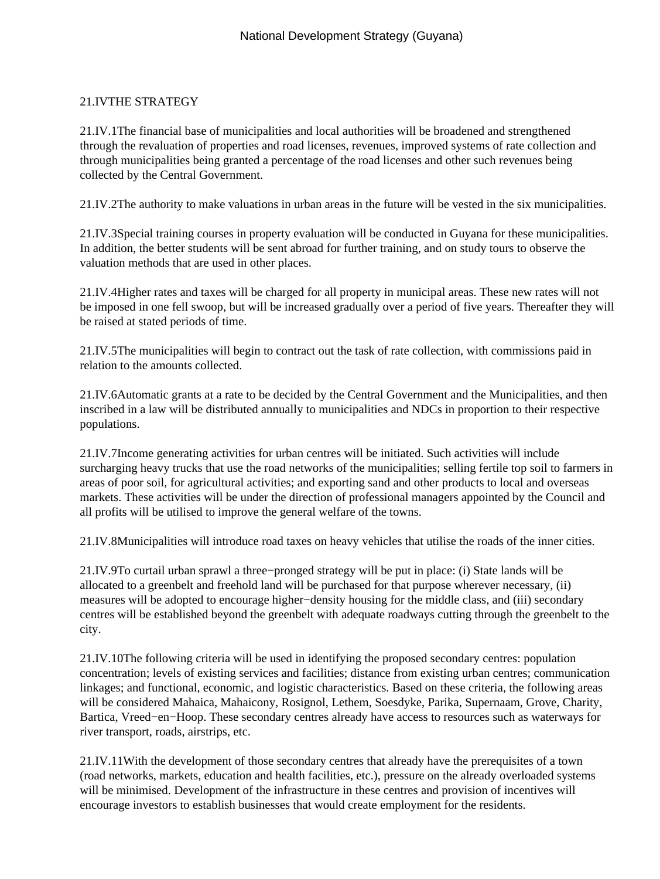## 21.IV THE STRATEGY

21.IV.1 The financial base of municipalities and local authorities will be broadened and strengthened through the revaluation of properties and road licenses, revenues, improved systems of rate collection and through municipalities being granted a percentage of the road licenses and other such revenues being collected by the Central Government.

21.IV.2 The authority to make valuations in urban areas in the future will be vested in the six municipalities.

21.IV.3 Special training courses in property evaluation will be conducted in Guyana for these municipalities. In addition, the better students will be sent abroad for further training, and on study tours to observe the valuation methods that are used in other places.

21.IV.4 Higher rates and taxes will be charged for all property in municipal areas. These new rates will not be imposed in one fell swoop, but will be increased gradually over a period of five years. Thereafter they will be raised at stated periods of time.

21.IV.5 The municipalities will begin to contract out the task of rate collection, with commissions paid in relation to the amounts collected.

21.IV.6 Automatic grants at a rate to be decided by the Central Government and the Municipalities, and then inscribed in a law will be distributed annually to municipalities and NDCs in proportion to their respective populations.

21.IV.7 Income generating activities for urban centres will be initiated. Such activities will include surcharging heavy trucks that use the road networks of the municipalities; selling fertile top soil to farmers in areas of poor soil, for agricultural activities; and exporting sand and other products to local and overseas markets. These activities will be under the direction of professional managers appointed by the Council and all profits will be utilised to improve the general welfare of the towns.

21.IV.8 Municipalities will introduce road taxes on heavy vehicles that utilise the roads of the inner cities.

21.IV.9 To curtail urban sprawl a three−pronged strategy will be put in place: (i) State lands will be allocated to a greenbelt and freehold land will be purchased for that purpose wherever necessary, (ii) measures will be adopted to encourage higher−density housing for the middle class, and (iii) secondary centres will be established beyond the greenbelt with adequate roadways cutting through the greenbelt to the city.

21.IV.10 The following criteria will be used in identifying the proposed secondary centres: population concentration; levels of existing services and facilities; distance from existing urban centres; communication linkages; and functional, economic, and logistic characteristics. Based on these criteria, the following areas will be considered Mahaica, Mahaicony, Rosignol, Lethem, Soesdyke, Parika, Supernaam, Grove, Charity, Bartica, Vreed−en−Hoop. These secondary centres already have access to resources such as waterways for river transport, roads, airstrips, etc.

21.IV.11 With the development of those secondary centres that already have the prerequisites of a town (road networks, markets, education and health facilities, etc.), pressure on the already overloaded systems will be minimised. Development of the infrastructure in these centres and provision of incentives will encourage investors to establish businesses that would create employment for the residents.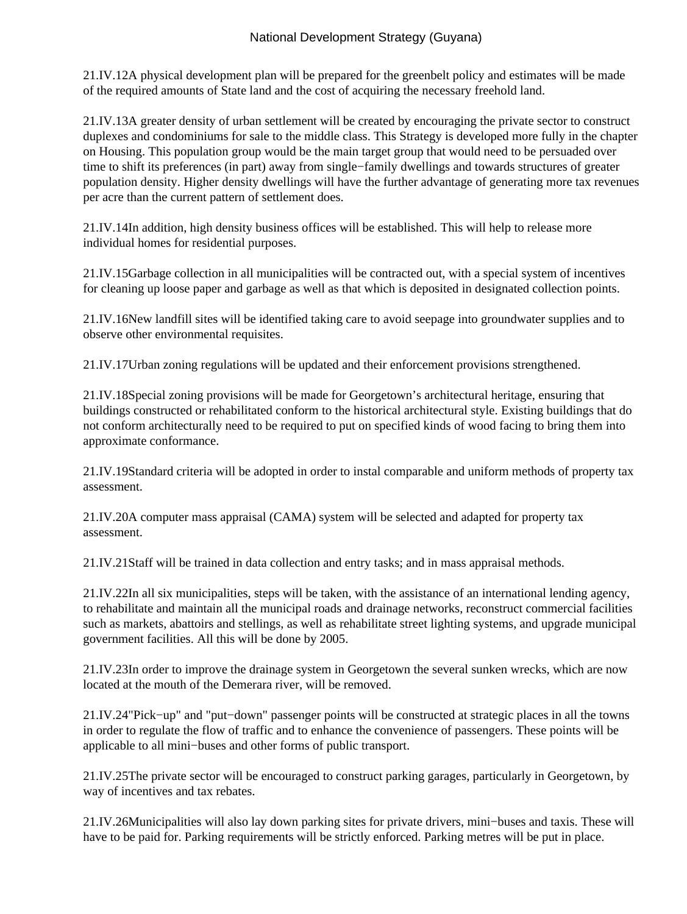21.IV.12A physical development plan will be prepared for the greenbelt policy and estimates will be made of the required amounts of State land and the cost of acquiring the necessary freehold land.

21.IV.13A greater density of urban settlement will be created by encouraging the private sector to construct duplexes and condominiums for sale to the middle class. This Strategy is developed more fully in the chapter on Housing. This population group would be the main target group that would need to be persuaded over time to shift its preferences (in part) away from single−family dwellings and towards structures of greater population density. Higher density dwellings will have the further advantage of generating more tax revenues per acre than the current pattern of settlement does.

21.IV.14In addition, high density business offices will be established. This will help to release more individual homes for residential purposes.

21.IV.15Garbage collection in all municipalities will be contracted out, with a special system of incentives for cleaning up loose paper and garbage as well as that which is deposited in designated collection points.

21.IV.16New landfill sites will be identified taking care to avoid seepage into groundwater supplies and to observe other environmental requisites.

21.IV.17Urban zoning regulations will be updated and their enforcement provisions strengthened.

21.IV.18Special zoning provisions will be made for Georgetown's architectural heritage, ensuring that buildings constructed or rehabilitated conform to the historical architectural style. Existing buildings that do not conform architecturally need to be required to put on specified kinds of wood facing to bring them into approximate conformance.

21.IV.19Standard criteria will be adopted in order to instal comparable and uniform methods of property tax assessment.

21.IV.20A computer mass appraisal (CAMA) system will be selected and adapted for property tax assessment.

21.IV.21Staff will be trained in data collection and entry tasks; and in mass appraisal methods.

21.IV.22In all six municipalities, steps will be taken, with the assistance of an international lending agency, to rehabilitate and maintain all the municipal roads and drainage networks, reconstruct commercial facilities such as markets, abattoirs and stellings, as well as rehabilitate street lighting systems, and upgrade municipal government facilities. All this will be done by 2005.

21.IV.23In order to improve the drainage system in Georgetown the several sunken wrecks, which are now located at the mouth of the Demerara river, will be removed.

21.IV.24"Pick−up" and "put−down" passenger points will be constructed at strategic places in all the towns in order to regulate the flow of traffic and to enhance the convenience of passengers. These points will be applicable to all mini−buses and other forms of public transport.

21.IV.25The private sector will be encouraged to construct parking garages, particularly in Georgetown, by way of incentives and tax rebates.

21.IV.26Municipalities will also lay down parking sites for private drivers, mini−buses and taxis. These will have to be paid for. Parking requirements will be strictly enforced. Parking metres will be put in place.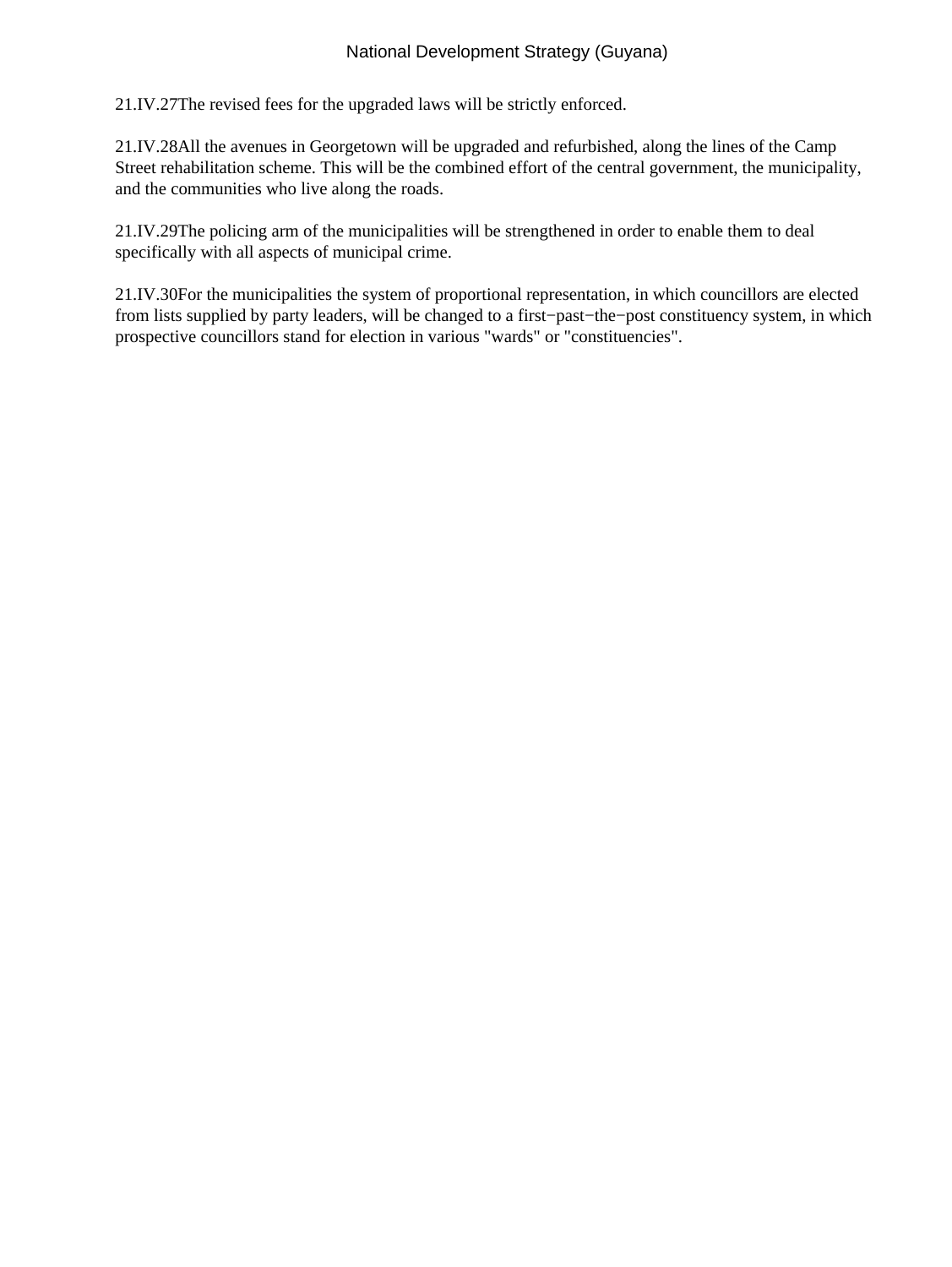21.IV.27The revised fees for the upgraded laws will be strictly enforced.

21.IV.28All the avenues in Georgetown will be upgraded and refurbished, along the lines of the Camp Street rehabilitation scheme. This will be the combined effort of the central government, the municipality, and the communities who live along the roads.

21.IV.29The policing arm of the municipalities will be strengthened in order to enable them to deal specifically with all aspects of municipal crime.

21.IV.30For the municipalities the system of proportional representation, in which councillors are elected from lists supplied by party leaders, will be changed to a first−past−the−post constituency system, in which prospective councillors stand for election in various "wards" or "constituencies".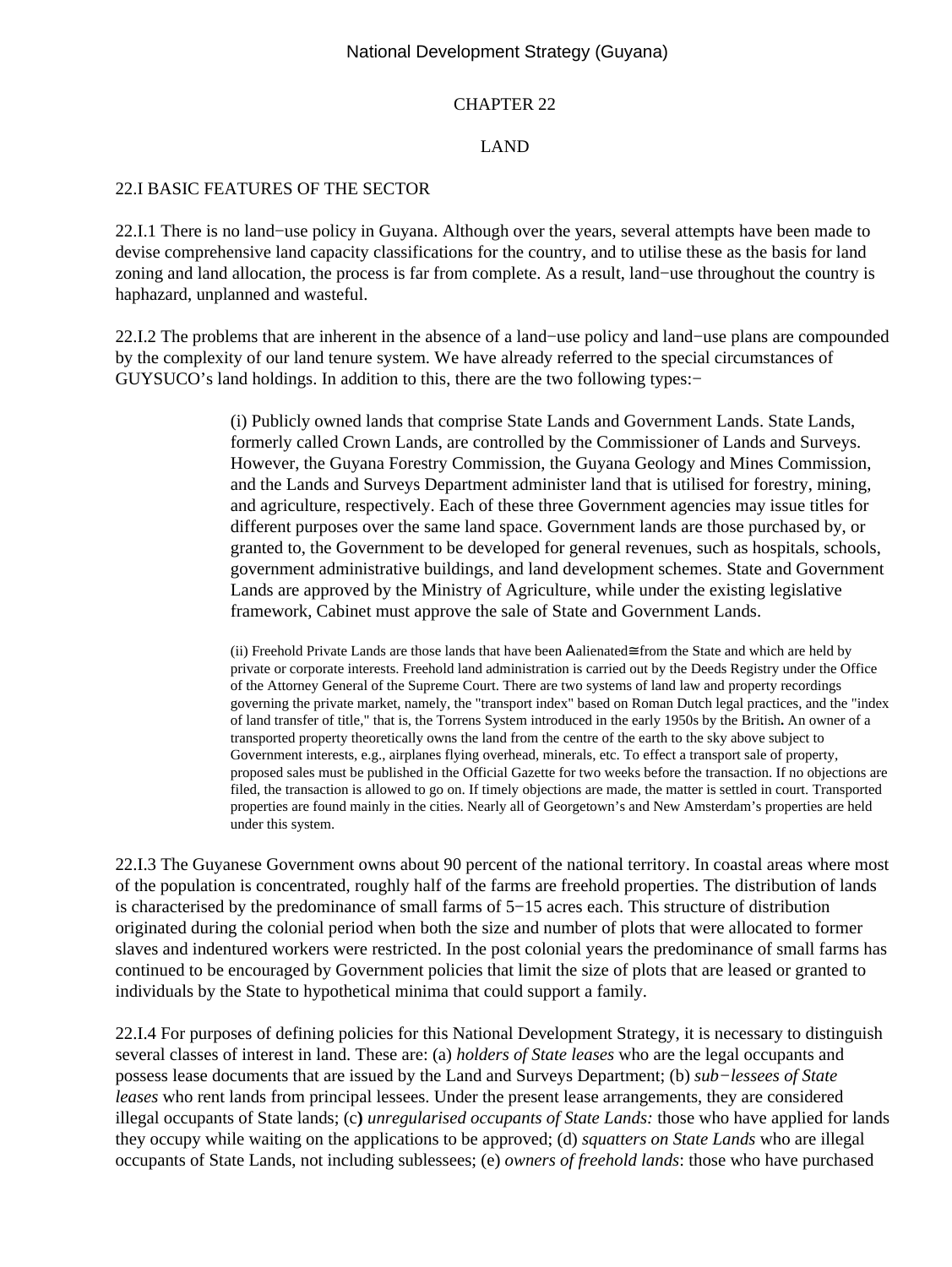# CHAPTER 22

# LAND

## 22.I BASIC FEATURES OF THE SECTOR

22.I.1 There is no land−use policy in Guyana. Although over the years, several attempts have been made to devise comprehensive land capacity classifications for the country, and to utilise these as the basis for land zoning and land allocation, the process is far from complete. As a result, land−use throughout the country is haphazard, unplanned and wasteful.

22.I.2 The problems that are inherent in the absence of a land−use policy and land−use plans are compounded by the complexity of our land tenure system. We have already referred to the special circumstances of GUYSUCO's land holdings. In addition to this, there are the two following types:−

> (i) Publicly owned lands that comprise State Lands and Government Lands. State Lands, formerly called Crown Lands, are controlled by the Commissioner of Lands and Surveys. However, the Guyana Forestry Commission, the Guyana Geology and Mines Commission, and the Lands and Surveys Department administer land that is utilised for forestry, mining, and agriculture, respectively. Each of these three Government agencies may issue titles for different purposes over the same land space. Government lands are those purchased by, or granted to, the Government to be developed for general revenues, such as hospitals, schools, government administrative buildings, and land development schemes. State and Government Lands are approved by the Ministry of Agriculture, while under the existing legislative framework, Cabinet must approve the sale of State and Government Lands.
>
> (ii) Freehold Private Lands are those lands that have been Αalienated≅from the State and which are held by private or corporate interests. Freehold land administration is carried out by the Deeds Registry under the Office of the Attorney General of the Supreme Court. There are two systems of land law and property recordings governing the private market, namely, the "transport index" based on Roman Dutch legal practices, and the "index of land transfer of title," that is, the Torrens System introduced in the early 1950s by the British**.** An owner of a transported property theoretically owns the land from the centre of the earth to the sky above subject to Government interests, e.g., airplanes flying overhead, minerals, etc. To effect a transport sale of property, proposed sales must be published in the Official Gazette for two weeks before the transaction. If no objections are filed, the transaction is allowed to go on. If timely objections are made, the matter is settled in court. Transported properties are found mainly in the cities. Nearly all of Georgetown's and New Amsterdam's properties are held under this system.

22.I.3 The Guyanese Government owns about 90 percent of the national territory. In coastal areas where most of the population is concentrated, roughly half of the farms are freehold properties. The distribution of lands is characterised by the predominance of small farms of 5−15 acres each. This structure of distribution originated during the colonial period when both the size and number of plots that were allocated to former slaves and indentured workers were restricted. In the post colonial years the predominance of small farms has continued to be encouraged by Government policies that limit the size of plots that are leased or granted to individuals by the State to hypothetical minima that could support a family.

22.I.4 For purposes of defining policies for this National Development Strategy, it is necessary to distinguish several classes of interest in land. These are: (a) *holders of State leases* who are the legal occupants and possess lease documents that are issued by the Land and Surveys Department; (b) *sub−lessees of State leases* who rent lands from principal lessees. Under the present lease arrangements, they are considered illegal occupants of State lands; (c**)** *unregularised occupants of State Lands:* those who have applied for lands they occupy while waiting on the applications to be approved; (d) *squatters on State Lands* who are illegal occupants of State Lands, not including sublessees; (e) *owners of freehold lands*: those who have purchased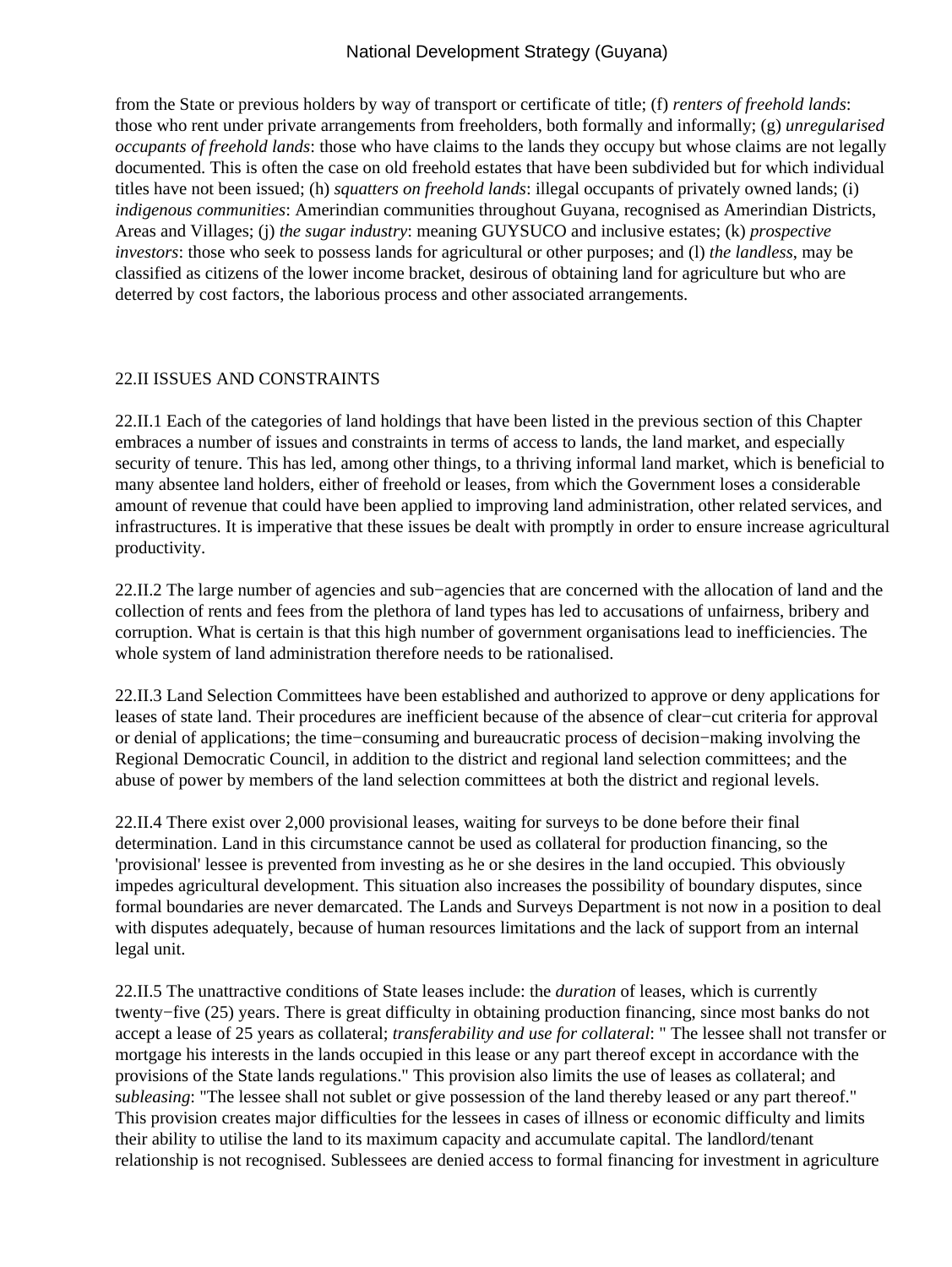from the State or previous holders by way of transport or certificate of title; (f) *renters of freehold lands*: those who rent under private arrangements from freeholders, both formally and informally; (g) *unregularised occupants of freehold lands*: those who have claims to the lands they occupy but whose claims are not legally documented. This is often the case on old freehold estates that have been subdivided but for which individual titles have not been issued; (h) *squatters on freehold lands*: illegal occupants of privately owned lands; (i) *indigenous communities*: Amerindian communities throughout Guyana, recognised as Amerindian Districts, Areas and Villages; (j) *the sugar industry*: meaning GUYSUCO and inclusive estates; (k) *prospective investors*: those who seek to possess lands for agricultural or other purposes; and (l) *the landless*, may be classified as citizens of the lower income bracket, desirous of obtaining land for agriculture but who are deterred by cost factors, the laborious process and other associated arrangements.

## 22.II ISSUES AND CONSTRAINTS

22.II.1 Each of the categories of land holdings that have been listed in the previous section of this Chapter embraces a number of issues and constraints in terms of access to lands, the land market, and especially security of tenure. This has led, among other things, to a thriving informal land market, which is beneficial to many absentee land holders, either of freehold or leases, from which the Government loses a considerable amount of revenue that could have been applied to improving land administration, other related services, and infrastructures. It is imperative that these issues be dealt with promptly in order to ensure increase agricultural productivity.

22.II.2 The large number of agencies and sub−agencies that are concerned with the allocation of land and the collection of rents and fees from the plethora of land types has led to accusations of unfairness, bribery and corruption. What is certain is that this high number of government organisations lead to inefficiencies. The whole system of land administration therefore needs to be rationalised.

22.II.3 Land Selection Committees have been established and authorized to approve or deny applications for leases of state land. Their procedures are inefficient because of the absence of clear−cut criteria for approval or denial of applications; the time−consuming and bureaucratic process of decision−making involving the Regional Democratic Council, in addition to the district and regional land selection committees; and the abuse of power by members of the land selection committees at both the district and regional levels.

22.II.4 There exist over 2,000 provisional leases, waiting for surveys to be done before their final determination. Land in this circumstance cannot be used as collateral for production financing, so the 'provisional' lessee is prevented from investing as he or she desires in the land occupied. This obviously impedes agricultural development. This situation also increases the possibility of boundary disputes, since formal boundaries are never demarcated. The Lands and Surveys Department is not now in a position to deal with disputes adequately, because of human resources limitations and the lack of support from an internal legal unit.

22.II.5 The unattractive conditions of State leases include: the *duration* of leases, which is currently twenty−five (25) years. There is great difficulty in obtaining production financing, since most banks do not accept a lease of 25 years as collateral; *transferability and use for collateral*: " The lessee shall not transfer or mortgage his interests in the lands occupied in this lease or any part thereof except in accordance with the provisions of the State lands regulations." This provision also limits the use of leases as collateral; and *subleasing*: "The lessee shall not sublet or give possession of the land thereby leased or any part thereof." This provision creates major difficulties for the lessees in cases of illness or economic difficulty and limits their ability to utilise the land to its maximum capacity and accumulate capital. The landlord/tenant relationship is not recognised. Sublessees are denied access to formal financing for investment in agriculture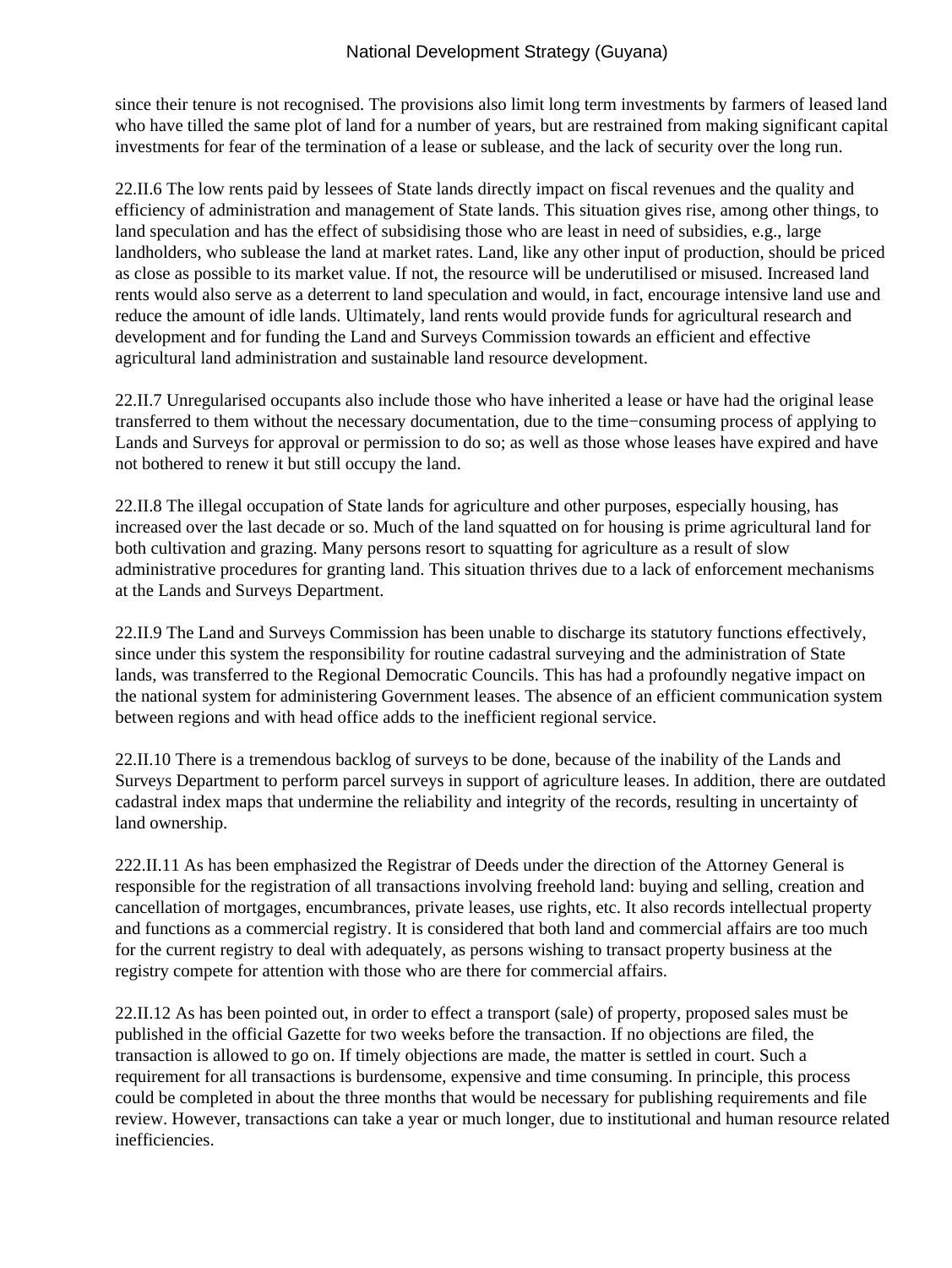since their tenure is not recognised. The provisions also limit long term investments by farmers of leased land who have tilled the same plot of land for a number of years, but are restrained from making significant capital investments for fear of the termination of a lease or sublease, and the lack of security over the long run.

22.II.6 The low rents paid by lessees of State lands directly impact on fiscal revenues and the quality and efficiency of administration and management of State lands. This situation gives rise, among other things, to land speculation and has the effect of subsidising those who are least in need of subsidies, e.g., large landholders, who sublease the land at market rates. Land, like any other input of production, should be priced as close as possible to its market value. If not, the resource will be underutilised or misused. Increased land rents would also serve as a deterrent to land speculation and would, in fact, encourage intensive land use and reduce the amount of idle lands. Ultimately, land rents would provide funds for agricultural research and development and for funding the Land and Surveys Commission towards an efficient and effective agricultural land administration and sustainable land resource development.

22.II.7 Unregularised occupants also include those who have inherited a lease or have had the original lease transferred to them without the necessary documentation, due to the time−consuming process of applying to Lands and Surveys for approval or permission to do so; as well as those whose leases have expired and have not bothered to renew it but still occupy the land.

22.II.8 The illegal occupation of State lands for agriculture and other purposes, especially housing, has increased over the last decade or so. Much of the land squatted on for housing is prime agricultural land for both cultivation and grazing. Many persons resort to squatting for agriculture as a result of slow administrative procedures for granting land. This situation thrives due to a lack of enforcement mechanisms at the Lands and Surveys Department.

22.II.9 The Land and Surveys Commission has been unable to discharge its statutory functions effectively, since under this system the responsibility for routine cadastral surveying and the administration of State lands, was transferred to the Regional Democratic Councils. This has had a profoundly negative impact on the national system for administering Government leases. The absence of an efficient communication system between regions and with head office adds to the inefficient regional service.

22.II.10 There is a tremendous backlog of surveys to be done, because of the inability of the Lands and Surveys Department to perform parcel surveys in support of agriculture leases. In addition, there are outdated cadastral index maps that undermine the reliability and integrity of the records, resulting in uncertainty of land ownership.

222.II.11 As has been emphasized the Registrar of Deeds under the direction of the Attorney General is responsible for the registration of all transactions involving freehold land: buying and selling, creation and cancellation of mortgages, encumbrances, private leases, use rights, etc. It also records intellectual property and functions as a commercial registry. It is considered that both land and commercial affairs are too much for the current registry to deal with adequately, as persons wishing to transact property business at the registry compete for attention with those who are there for commercial affairs.

22.II.12 As has been pointed out, in order to effect a transport (sale) of property, proposed sales must be published in the official Gazette for two weeks before the transaction. If no objections are filed, the transaction is allowed to go on. If timely objections are made, the matter is settled in court. Such a requirement for all transactions is burdensome, expensive and time consuming. In principle, this process could be completed in about the three months that would be necessary for publishing requirements and file review. However, transactions can take a year or much longer, due to institutional and human resource related inefficiencies.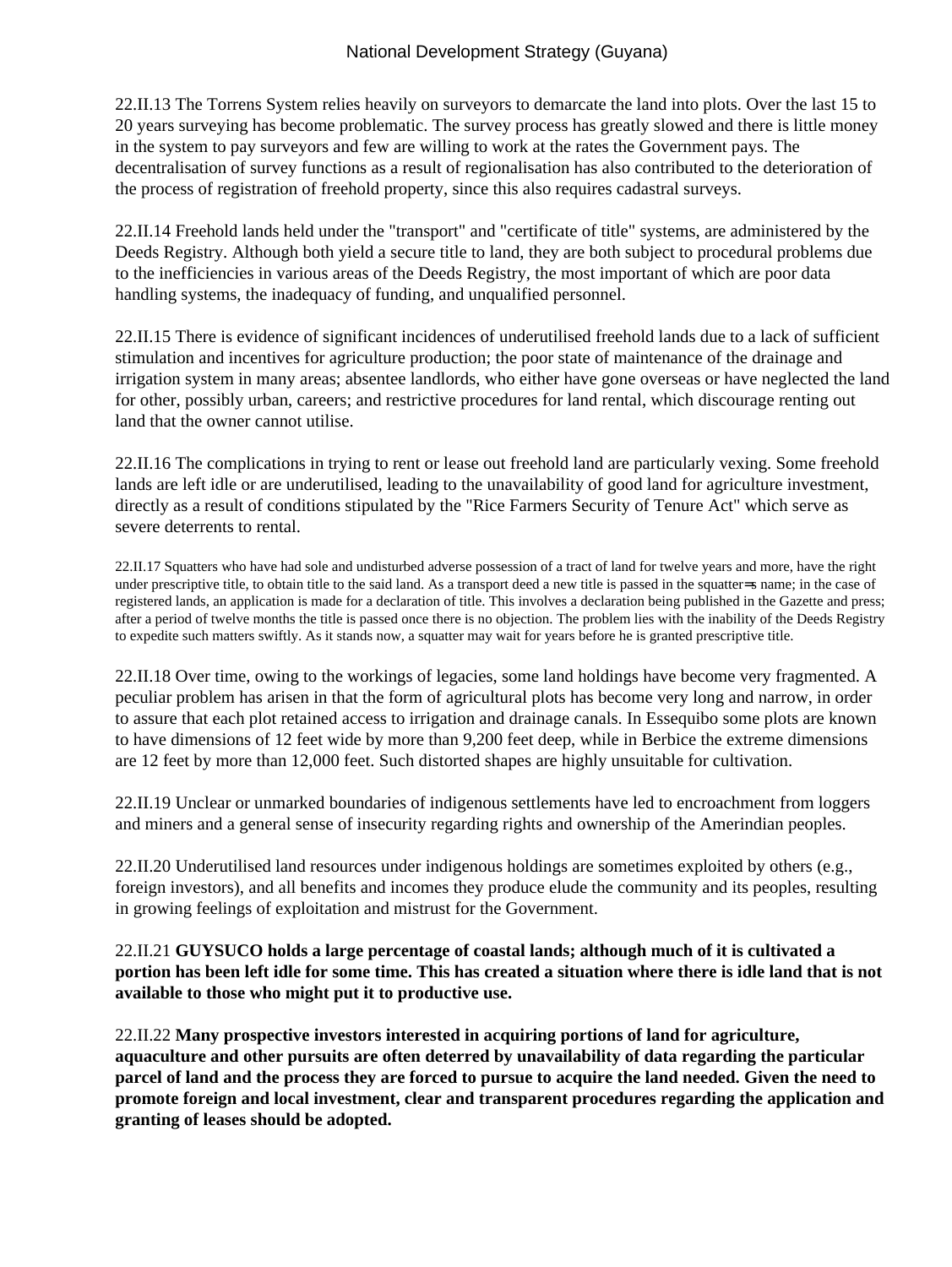22.II.13 The Torrens System relies heavily on surveyors to demarcate the land into plots. Over the last 15 to 20 years surveying has become problematic. The survey process has greatly slowed and there is little money in the system to pay surveyors and few are willing to work at the rates the Government pays. The decentralisation of survey functions as a result of regionalisation has also contributed to the deterioration of the process of registration of freehold property, since this also requires cadastral surveys.

22.II.14 Freehold lands held under the "transport" and "certificate of title" systems, are administered by the Deeds Registry. Although both yield a secure title to land, they are both subject to procedural problems due to the inefficiencies in various areas of the Deeds Registry, the most important of which are poor data handling systems, the inadequacy of funding, and unqualified personnel.

22.II.15 There is evidence of significant incidences of underutilised freehold lands due to a lack of sufficient stimulation and incentives for agriculture production; the poor state of maintenance of the drainage and irrigation system in many areas; absentee landlords, who either have gone overseas or have neglected the land for other, possibly urban, careers; and restrictive procedures for land rental, which discourage renting out land that the owner cannot utilise.

22.II.16 The complications in trying to rent or lease out freehold land are particularly vexing. Some freehold lands are left idle or are underutilised, leading to the unavailability of good land for agriculture investment, directly as a result of conditions stipulated by the "Rice Farmers Security of Tenure Act" which serve as severe deterrents to rental.

22.II.17 Squatters who have had sole and undisturbed adverse possession of a tract of land for twelve years and more, have the right under prescriptive title, to obtain title to the said land. As a transport deed a new title is passed in the squatter=s name; in the case of registered lands, an application is made for a declaration of title. This involves a declaration being published in the Gazette and press; after a period of twelve months the title is passed once there is no objection. The problem lies with the inability of the Deeds Registry to expedite such matters swiftly. As it stands now, a squatter may wait for years before he is granted prescriptive title.

22.II.18 Over time, owing to the workings of legacies, some land holdings have become very fragmented. A peculiar problem has arisen in that the form of agricultural plots has become very long and narrow, in order to assure that each plot retained access to irrigation and drainage canals. In Essequibo some plots are known to have dimensions of 12 feet wide by more than 9,200 feet deep, while in Berbice the extreme dimensions are 12 feet by more than 12,000 feet. Such distorted shapes are highly unsuitable for cultivation.

22.II.19 Unclear or unmarked boundaries of indigenous settlements have led to encroachment from loggers and miners and a general sense of insecurity regarding rights and ownership of the Amerindian peoples.

22.II.20 Underutilised land resources under indigenous holdings are sometimes exploited by others (e.g., foreign investors), and all benefits and incomes they produce elude the community and its peoples, resulting in growing feelings of exploitation and mistrust for the Government.

22.II.21 **GUYSUCO holds a large percentage of coastal lands; although much of it is cultivated a portion has been left idle for some time. This has created a situation where there is idle land that is not available to those who might put it to productive use.**

22.II.22 **Many prospective investors interested in acquiring portions of land for agriculture, aquaculture and other pursuits are often deterred by unavailability of data regarding the particular parcel of land and the process they are forced to pursue to acquire the land needed. Given the need to promote foreign and local investment, clear and transparent procedures regarding the application and granting of leases should be adopted.**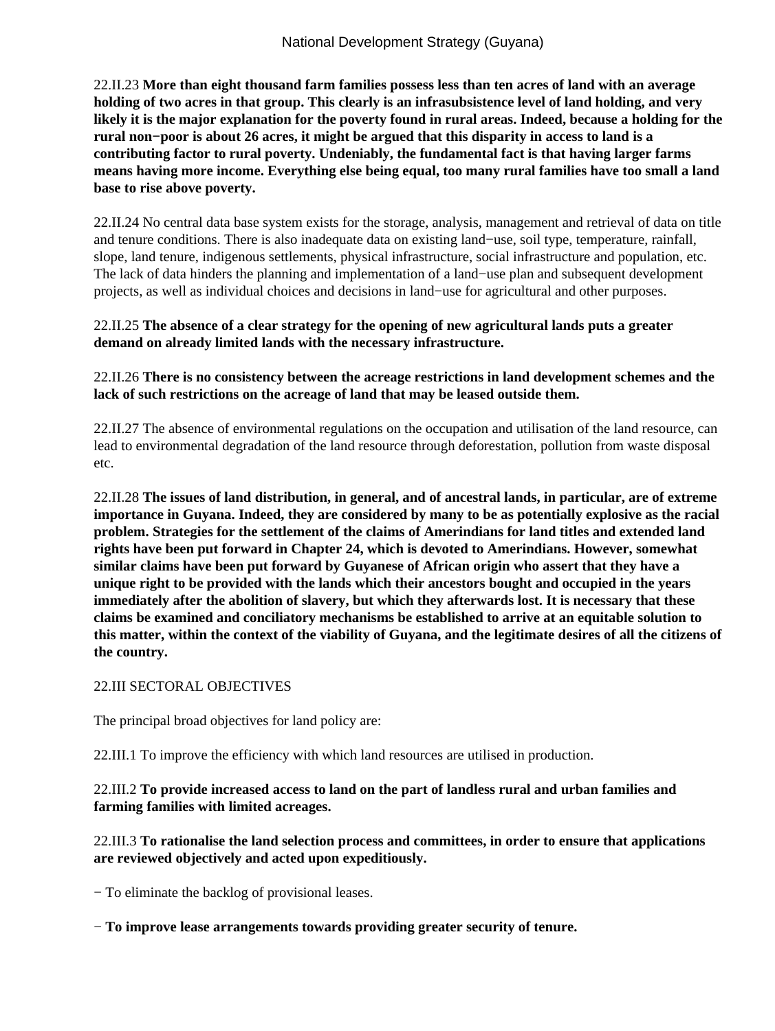22.II.23 **More than eight thousand farm families possess less than ten acres of land with an average holding of two acres in that group. This clearly is an infrasubsistence level of land holding, and very likely it is the major explanation for the poverty found in rural areas. Indeed, because a holding for the rural non−poor is about 26 acres, it might be argued that this disparity in access to land is a contributing factor to rural poverty. Undeniably, the fundamental fact is that having larger farms means having more income. Everything else being equal, too many rural families have too small a land base to rise above poverty.**

22.II.24 No central data base system exists for the storage, analysis, management and retrieval of data on title and tenure conditions. There is also inadequate data on existing land−use, soil type, temperature, rainfall, slope, land tenure, indigenous settlements, physical infrastructure, social infrastructure and population, etc. The lack of data hinders the planning and implementation of a land−use plan and subsequent development projects, as well as individual choices and decisions in land−use for agricultural and other purposes.

22.II.25 **The absence of a clear strategy for the opening of new agricultural lands puts a greater demand on already limited lands with the necessary infrastructure.**

22.II.26 **There is no consistency between the acreage restrictions in land development schemes and the lack of such restrictions on the acreage of land that may be leased outside them.**

22.II.27 The absence of environmental regulations on the occupation and utilisation of the land resource, can lead to environmental degradation of the land resource through deforestation, pollution from waste disposal etc.

22.II.28 **The issues of land distribution, in general, and of ancestral lands, in particular, are of extreme importance in Guyana. Indeed, they are considered by many to be as potentially explosive as the racial problem. Strategies for the settlement of the claims of Amerindians for land titles and extended land rights have been put forward in Chapter 24, which is devoted to Amerindians. However, somewhat similar claims have been put forward by Guyanese of African origin who assert that they have a unique right to be provided with the lands which their ancestors bought and occupied in the years immediately after the abolition of slavery, but which they afterwards lost. It is necessary that these claims be examined and conciliatory mechanisms be established to arrive at an equitable solution to this matter, within the context of the viability of Guyana, and the legitimate desires of all the citizens of the country.**

22.III SECTORAL OBJECTIVES

The principal broad objectives for land policy are:

22.III.1 To improve the efficiency with which land resources are utilised in production.

22.III.2 **To provide increased access to land on the part of landless rural and urban families and farming families with limited acreages.**

22.III.3 **To rationalise the land selection process and committees, in order to ensure that applications are reviewed objectively and acted upon expeditiously.**

− To eliminate the backlog of provisional leases.

− **To improve lease arrangements towards providing greater security of tenure.**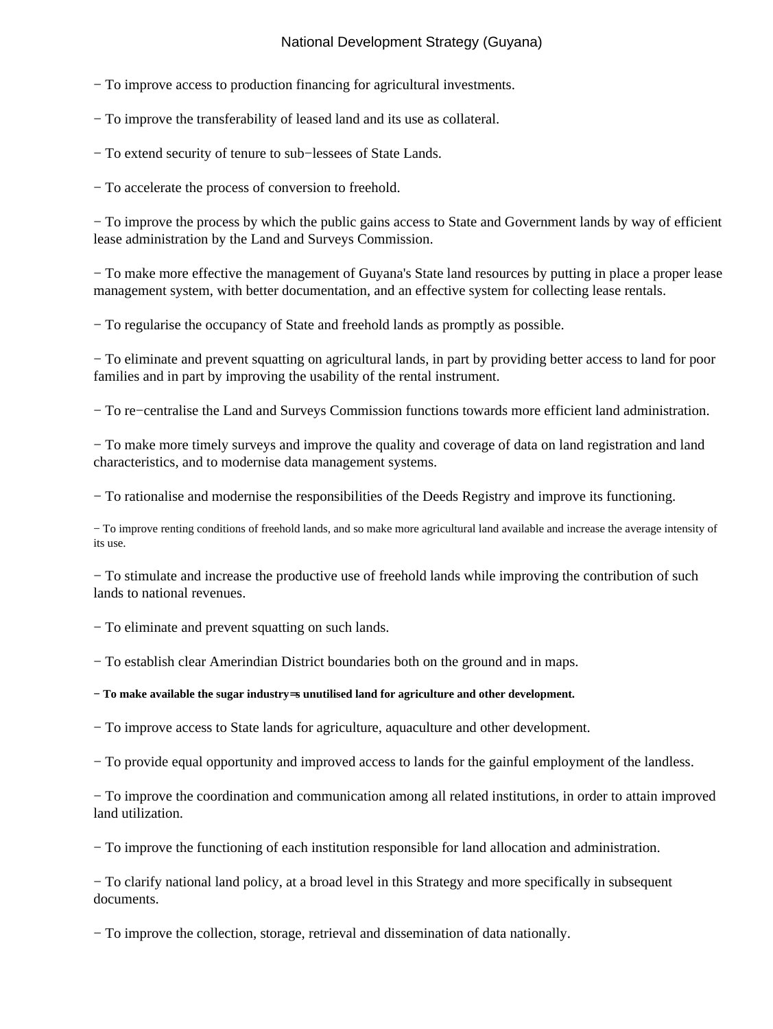− To improve access to production financing for agricultural investments.

− To improve the transferability of leased land and its use as collateral.

− To extend security of tenure to sub−lessees of State Lands.

− To accelerate the process of conversion to freehold.

− To improve the process by which the public gains access to State and Government lands by way of efficient lease administration by the Land and Surveys Commission.

− To make more effective the management of Guyana's State land resources by putting in place a proper lease management system, with better documentation, and an effective system for collecting lease rentals.

− To regularise the occupancy of State and freehold lands as promptly as possible.

− To eliminate and prevent squatting on agricultural lands, in part by providing better access to land for poor families and in part by improving the usability of the rental instrument.

− To re−centralise the Land and Surveys Commission functions towards more efficient land administration.

− To make more timely surveys and improve the quality and coverage of data on land registration and land characteristics, and to modernise data management systems.

− To rationalise and modernise the responsibilities of the Deeds Registry and improve its functioning.

− To improve renting conditions of freehold lands, and so make more agricultural land available and increase the average intensity of its use.

− To stimulate and increase the productive use of freehold lands while improving the contribution of such lands to national revenues.

− To eliminate and prevent squatting on such lands.

− To establish clear Amerindian District boundaries both on the ground and in maps.

**− To make available the sugar industry=s unutilised land for agriculture and other development.**

− To improve access to State lands for agriculture, aquaculture and other development.

− To provide equal opportunity and improved access to lands for the gainful employment of the landless.

− To improve the coordination and communication among all related institutions, in order to attain improved land utilization.

− To improve the functioning of each institution responsible for land allocation and administration.

− To clarify national land policy, at a broad level in this Strategy and more specifically in subsequent documents.

− To improve the collection, storage, retrieval and dissemination of data nationally.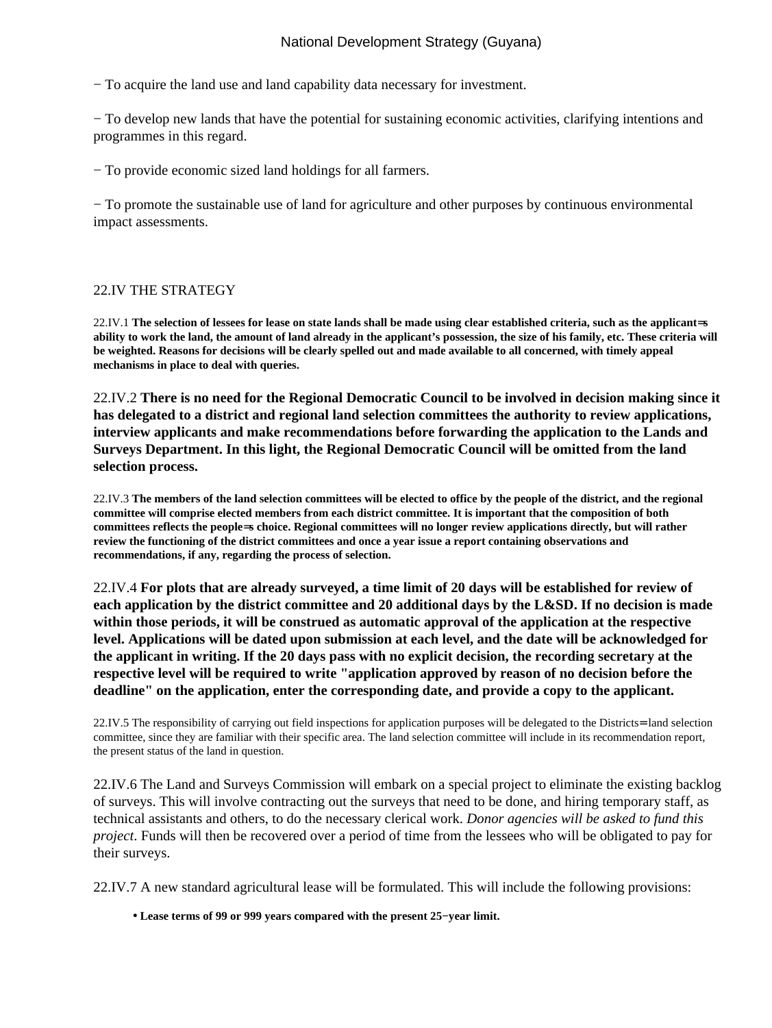− To acquire the land use and land capability data necessary for investment.

− To develop new lands that have the potential for sustaining economic activities, clarifying intentions and programmes in this regard.

− To provide economic sized land holdings for all farmers.

− To promote the sustainable use of land for agriculture and other purposes by continuous environmental impact assessments.

## 22.IV THE STRATEGY

22.IV.1 **The selection of lessees for lease on state lands shall be made using clear established criteria, such as the applicant=s ability to work the land, the amount of land already in the applicant's possession, the size of his family, etc. These criteria will be weighted. Reasons for decisions will be clearly spelled out and made available to all concerned, with timely appeal mechanisms in place to deal with queries.**

22.IV.2 **There is no need for the Regional Democratic Council to be involved in decision making since it has delegated to a district and regional land selection committees the authority to review applications, interview applicants and make recommendations before forwarding the application to the Lands and Surveys Department. In this light, the Regional Democratic Council will be omitted from the land selection process.**

22.IV.3 **The members of the land selection committees will be elected to office by the people of the district, and the regional committee will comprise elected members from each district committee. It is important that the composition of both committees reflects the people=s choice. Regional committees will no longer review applications directly, but will rather review the functioning of the district committees and once a year issue a report containing observations and recommendations, if any, regarding the process of selection.**

22.IV.4 **For plots that are already surveyed, a time limit of 20 days will be established for review of each application by the district committee and 20 additional days by the L&SD. If no decision is made within those periods, it will be construed as automatic approval of the application at the respective level. Applications will be dated upon submission at each level, and the date will be acknowledged for the applicant in writing. If the 20 days pass with no explicit decision, the recording secretary at the respective level will be required to write "application approved by reason of no decision before the deadline" on the application, enter the corresponding date, and provide a copy to the applicant.**

22.IV.5 The responsibility of carrying out field inspections for application purposes will be delegated to the Districts= land selection committee, since they are familiar with their specific area. The land selection committee will include in its recommendation report, the present status of the land in question.

22.IV.6 The Land and Surveys Commission will embark on a special project to eliminate the existing backlog of surveys. This will involve contracting out the surveys that need to be done, and hiring temporary staff, as technical assistants and others, to do the necessary clerical work. *Donor agencies will be asked to fund this project*. Funds will then be recovered over a period of time from the lessees who will be obligated to pay for their surveys.

22.IV.7 A new standard agricultural lease will be formulated. This will include the following provisions:

- **Lease terms of 99 or 999 years compared with the present 25−year limit.**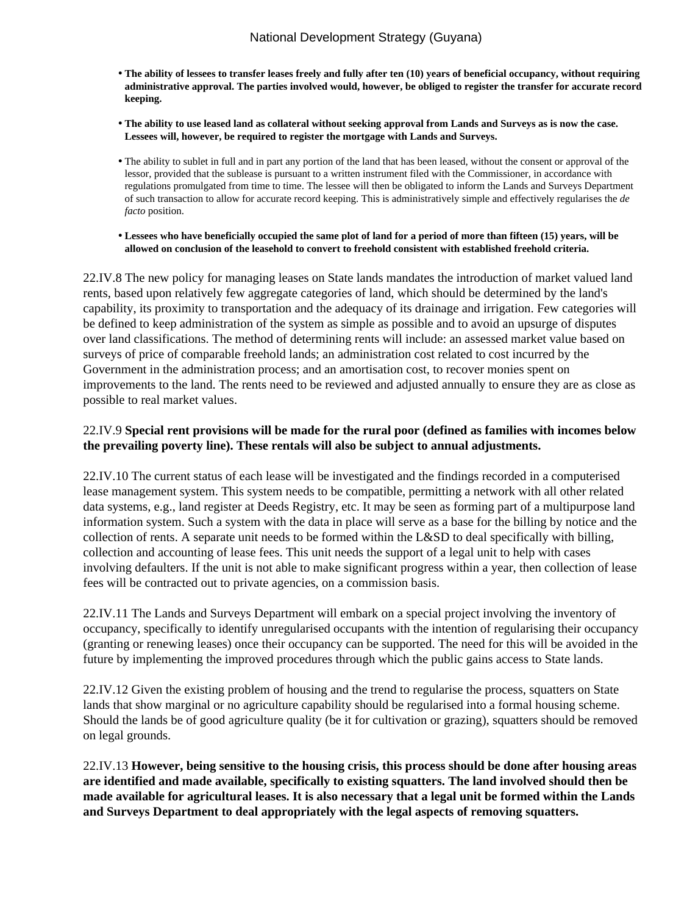- **The ability of lessees to transfer leases freely and fully after ten (10) years of beneficial occupancy, without requiring administrative approval. The parties involved would, however, be obliged to register the transfer for accurate record keeping.**

- **The ability to use leased land as collateral without seeking approval from Lands and Surveys as is now the case. Lessees will, however, be required to register the mortgage with Lands and Surveys.**

- The ability to sublet in full and in part any portion of the land that has been leased, without the consent or approval of the lessor, provided that the sublease is pursuant to a written instrument filed with the Commissioner, in accordance with regulations promulgated from time to time. The lessee will then be obligated to inform the Lands and Surveys Department of such transaction to allow for accurate record keeping. This is administratively simple and effectively regularises the *de facto* position.

- **Lessees who have beneficially occupied the same plot of land for a period of more than fifteen (15) years, will be allowed on conclusion of the leasehold to convert to freehold consistent with established freehold criteria.**

22.IV.8 The new policy for managing leases on State lands mandates the introduction of market valued land rents, based upon relatively few aggregate categories of land, which should be determined by the land's capability, its proximity to transportation and the adequacy of its drainage and irrigation. Few categories will be defined to keep administration of the system as simple as possible and to avoid an upsurge of disputes over land classifications. The method of determining rents will include: an assessed market value based on surveys of price of comparable freehold lands; an administration cost related to cost incurred by the Government in the administration process; and an amortisation cost, to recover monies spent on improvements to the land. The rents need to be reviewed and adjusted annually to ensure they are as close as possible to real market values.

22.IV.9 **Special rent provisions will be made for the rural poor (defined as families with incomes below the prevailing poverty line). These rentals will also be subject to annual adjustments.**

22.IV.10 The current status of each lease will be investigated and the findings recorded in a computerised lease management system. This system needs to be compatible, permitting a network with all other related data systems, e.g., land register at Deeds Registry, etc. It may be seen as forming part of a multipurpose land information system. Such a system with the data in place will serve as a base for the billing by notice and the collection of rents. A separate unit needs to be formed within the L&SD to deal specifically with billing, collection and accounting of lease fees. This unit needs the support of a legal unit to help with cases involving defaulters. If the unit is not able to make significant progress within a year, then collection of lease fees will be contracted out to private agencies, on a commission basis.

22.IV.11 The Lands and Surveys Department will embark on a special project involving the inventory of occupancy, specifically to identify unregularised occupants with the intention of regularising their occupancy (granting or renewing leases) once their occupancy can be supported. The need for this will be avoided in the future by implementing the improved procedures through which the public gains access to State lands.

22.IV.12 Given the existing problem of housing and the trend to regularise the process, squatters on State lands that show marginal or no agriculture capability should be regularised into a formal housing scheme. Should the lands be of good agriculture quality (be it for cultivation or grazing), squatters should be removed on legal grounds.

22.IV.13 **However, being sensitive to the housing crisis, this process should be done after housing areas are identified and made available, specifically to existing squatters. The land involved should then be made available for agricultural leases. It is also necessary that a legal unit be formed within the Lands and Surveys Department to deal appropriately with the legal aspects of removing squatters.**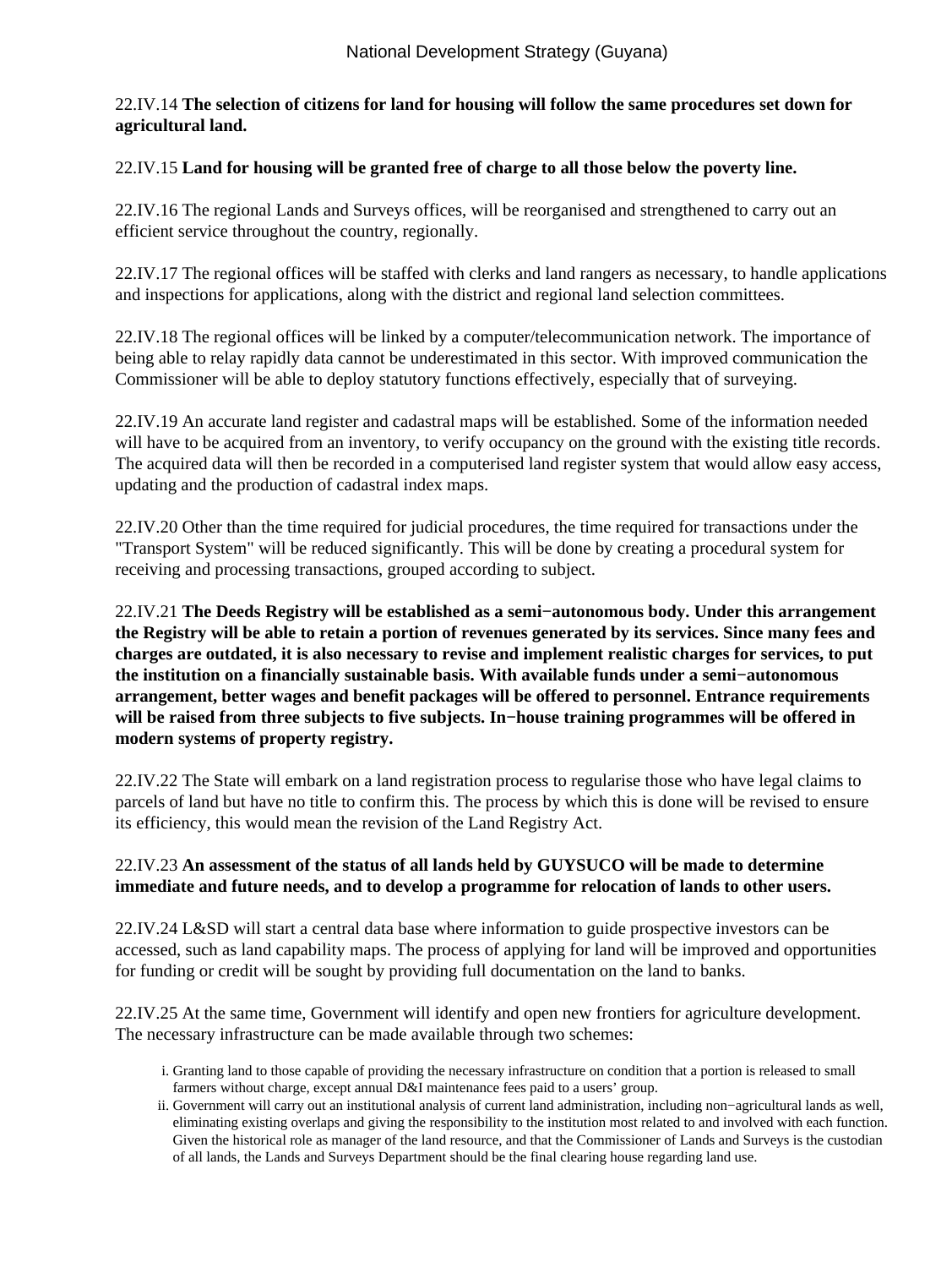22.IV.14 **The selection of citizens for land for housing will follow the same procedures set down for agricultural land.**

22.IV.15 **Land for housing will be granted free of charge to all those below the poverty line.**

22.IV.16 The regional Lands and Surveys offices, will be reorganised and strengthened to carry out an efficient service throughout the country, regionally.

22.IV.17 The regional offices will be staffed with clerks and land rangers as necessary, to handle applications and inspections for applications, along with the district and regional land selection committees.

22.IV.18 The regional offices will be linked by a computer/telecommunication network. The importance of being able to relay rapidly data cannot be underestimated in this sector. With improved communication the Commissioner will be able to deploy statutory functions effectively, especially that of surveying.

22.IV.19 An accurate land register and cadastral maps will be established. Some of the information needed will have to be acquired from an inventory, to verify occupancy on the ground with the existing title records. The acquired data will then be recorded in a computerised land register system that would allow easy access, updating and the production of cadastral index maps.

22.IV.20 Other than the time required for judicial procedures, the time required for transactions under the "Transport System" will be reduced significantly. This will be done by creating a procedural system for receiving and processing transactions, grouped according to subject.

22.IV.21 **The Deeds Registry will be established as a semi−autonomous body. Under this arrangement the Registry will be able to retain a portion of revenues generated by its services. Since many fees and charges are outdated, it is also necessary to revise and implement realistic charges for services, to put the institution on a financially sustainable basis. With available funds under a semi−autonomous arrangement, better wages and benefit packages will be offered to personnel. Entrance requirements will be raised from three subjects to five subjects. In−house training programmes will be offered in modern systems of property registry.**

22.IV.22 The State will embark on a land registration process to regularise those who have legal claims to parcels of land but have no title to confirm this. The process by which this is done will be revised to ensure its efficiency, this would mean the revision of the Land Registry Act.

22.IV.23 **An assessment of the status of all lands held by GUYSUCO will be made to determine immediate and future needs, and to develop a programme for relocation of lands to other users.**

22.IV.24 L&SD will start a central data base where information to guide prospective investors can be accessed, such as land capability maps. The process of applying for land will be improved and opportunities for funding or credit will be sought by providing full documentation on the land to banks.

22.IV.25 At the same time, Government will identify and open new frontiers for agriculture development. The necessary infrastructure can be made available through two schemes:

i. Granting land to those capable of providing the necessary infrastructure on condition that a portion is released to small farmers without charge, except annual D&I maintenance fees paid to a users' group.
ii. Government will carry out an institutional analysis of current land administration, including non−agricultural lands as well, eliminating existing overlaps and giving the responsibility to the institution most related to and involved with each function. Given the historical role as manager of the land resource, and that the Commissioner of Lands and Surveys is the custodian of all lands, the Lands and Surveys Department should be the final clearing house regarding land use.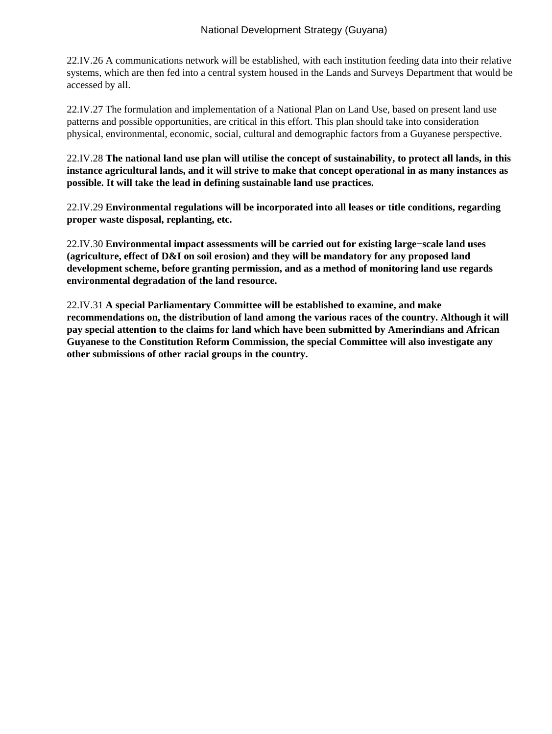22.IV.26 A communications network will be established, with each institution feeding data into their relative systems, which are then fed into a central system housed in the Lands and Surveys Department that would be accessed by all.

22.IV.27 The formulation and implementation of a National Plan on Land Use, based on present land use patterns and possible opportunities, are critical in this effort. This plan should take into consideration physical, environmental, economic, social, cultural and demographic factors from a Guyanese perspective.

22.IV.28 **The national land use plan will utilise the concept of sustainability, to protect all lands, in this instance agricultural lands, and it will strive to make that concept operational in as many instances as possible. It will take the lead in defining sustainable land use practices.**

22.IV.29 **Environmental regulations will be incorporated into all leases or title conditions, regarding proper waste disposal, replanting, etc.**

22.IV.30 **Environmental impact assessments will be carried out for existing large−scale land uses (agriculture, effect of D&I on soil erosion) and they will be mandatory for any proposed land development scheme, before granting permission, and as a method of monitoring land use regards environmental degradation of the land resource.**

22.IV.31 **A special Parliamentary Committee will be established to examine, and make recommendations on, the distribution of land among the various races of the country. Although it will pay special attention to the claims for land which have been submitted by Amerindians and African Guyanese to the Constitution Reform Commission, the special Committee will also investigate any other submissions of other racial groups in the country.**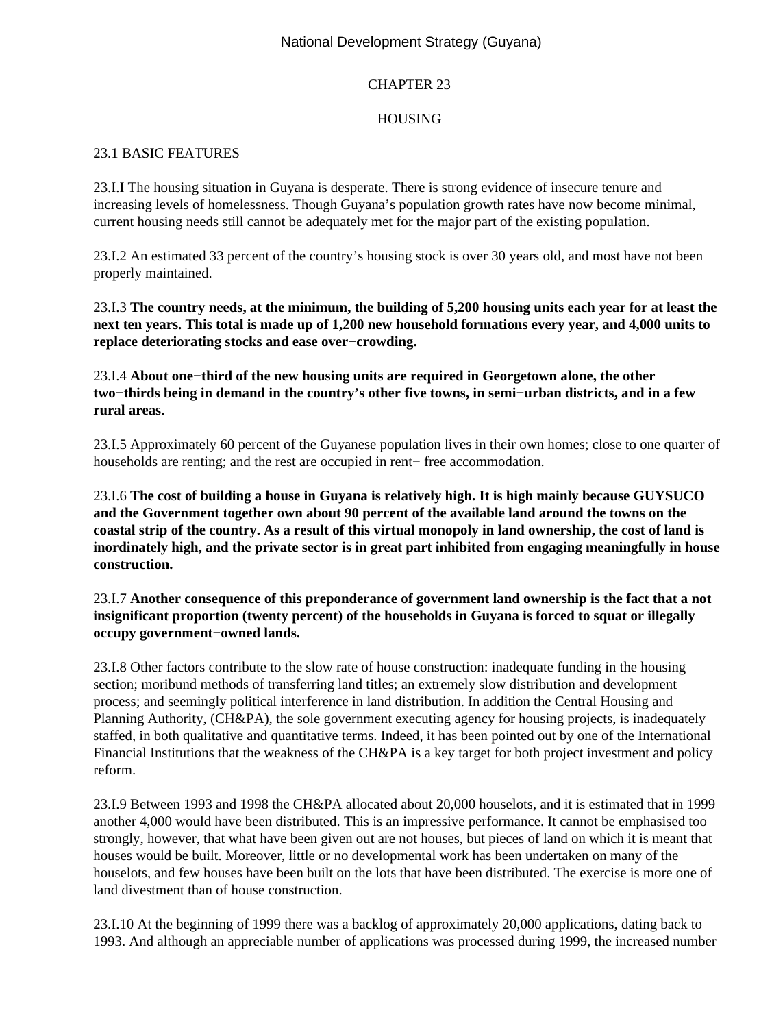# CHAPTER 23

# HOUSING

## 23.1 BASIC FEATURES

23.I.I The housing situation in Guyana is desperate. There is strong evidence of insecure tenure and increasing levels of homelessness. Though Guyana's population growth rates have now become minimal, current housing needs still cannot be adequately met for the major part of the existing population.

23.I.2 An estimated 33 percent of the country's housing stock is over 30 years old, and most have not been properly maintained.

23.I.3 **The country needs, at the minimum, the building of 5,200 housing units each year for at least the next ten years. This total is made up of 1,200 new household formations every year, and 4,000 units to replace deteriorating stocks and ease over−crowding.**

23.I.4 **About one−third of the new housing units are required in Georgetown alone, the other two−thirds being in demand in the country's other five towns, in semi−urban districts, and in a few rural areas.**

23.I.5 Approximately 60 percent of the Guyanese population lives in their own homes; close to one quarter of households are renting; and the rest are occupied in rent− free accommodation.

23.I.6 **The cost of building a house in Guyana is relatively high. It is high mainly because GUYSUCO and the Government together own about 90 percent of the available land around the towns on the coastal strip of the country. As a result of this virtual monopoly in land ownership, the cost of land is inordinately high, and the private sector is in great part inhibited from engaging meaningfully in house construction.**

23.I.7 **Another consequence of this preponderance of government land ownership is the fact that a not insignificant proportion (twenty percent) of the households in Guyana is forced to squat or illegally occupy government−owned lands.**

23.I.8 Other factors contribute to the slow rate of house construction: inadequate funding in the housing section; moribund methods of transferring land titles; an extremely slow distribution and development process; and seemingly political interference in land distribution. In addition the Central Housing and Planning Authority, (CH&PA), the sole government executing agency for housing projects, is inadequately staffed, in both qualitative and quantitative terms. Indeed, it has been pointed out by one of the International Financial Institutions that the weakness of the CH&PA is a key target for both project investment and policy reform.

23.I.9 Between 1993 and 1998 the CH&PA allocated about 20,000 houselots, and it is estimated that in 1999 another 4,000 would have been distributed. This is an impressive performance. It cannot be emphasised too strongly, however, that what have been given out are not houses, but pieces of land on which it is meant that houses would be built. Moreover, little or no developmental work has been undertaken on many of the houselots, and few houses have been built on the lots that have been distributed. The exercise is more one of land divestment than of house construction.

23.I.10 At the beginning of 1999 there was a backlog of approximately 20,000 applications, dating back to 1993. And although an appreciable number of applications was processed during 1999, the increased number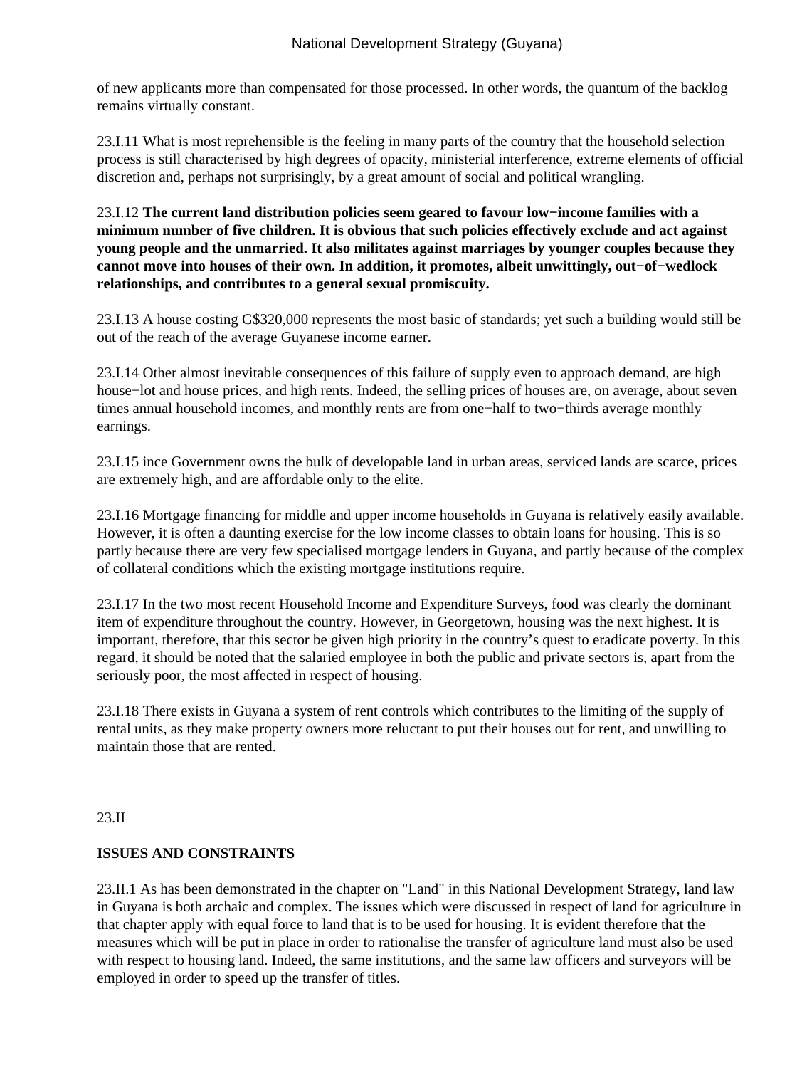of new applicants more than compensated for those processed. In other words, the quantum of the backlog remains virtually constant.

23.I.11 What is most reprehensible is the feeling in many parts of the country that the household selection process is still characterised by high degrees of opacity, ministerial interference, extreme elements of official discretion and, perhaps not surprisingly, by a great amount of social and political wrangling.

23.I.12 **The current land distribution policies seem geared to favour low−income families with a minimum number of five children. It is obvious that such policies effectively exclude and act against young people and the unmarried. It also militates against marriages by younger couples because they cannot move into houses of their own. In addition, it promotes, albeit unwittingly, out−of−wedlock relationships, and contributes to a general sexual promiscuity.**

23.I.13 A house costing G$320,000 represents the most basic of standards; yet such a building would still be out of the reach of the average Guyanese income earner.

23.I.14 Other almost inevitable consequences of this failure of supply even to approach demand, are high house−lot and house prices, and high rents. Indeed, the selling prices of houses are, on average, about seven times annual household incomes, and monthly rents are from one−half to two−thirds average monthly earnings.

23.I.15 ince Government owns the bulk of developable land in urban areas, serviced lands are scarce, prices are extremely high, and are affordable only to the elite.

23.I.16 Mortgage financing for middle and upper income households in Guyana is relatively easily available. However, it is often a daunting exercise for the low income classes to obtain loans for housing. This is so partly because there are very few specialised mortgage lenders in Guyana, and partly because of the complex of collateral conditions which the existing mortgage institutions require.

23.I.17 In the two most recent Household Income and Expenditure Surveys, food was clearly the dominant item of expenditure throughout the country. However, in Georgetown, housing was the next highest. It is important, therefore, that this sector be given high priority in the country's quest to eradicate poverty. In this regard, it should be noted that the salaried employee in both the public and private sectors is, apart from the seriously poor, the most affected in respect of housing.

23.I.18 There exists in Guyana a system of rent controls which contributes to the limiting of the supply of rental units, as they make property owners more reluctant to put their houses out for rent, and unwilling to maintain those that are rented.

23.II

## ISSUES AND CONSTRAINTS

23.II.1 As has been demonstrated in the chapter on "Land" in this National Development Strategy, land law in Guyana is both archaic and complex. The issues which were discussed in respect of land for agriculture in that chapter apply with equal force to land that is to be used for housing. It is evident therefore that the measures which will be put in place in order to rationalise the transfer of agriculture land must also be used with respect to housing land. Indeed, the same institutions, and the same law officers and surveyors will be employed in order to speed up the transfer of titles.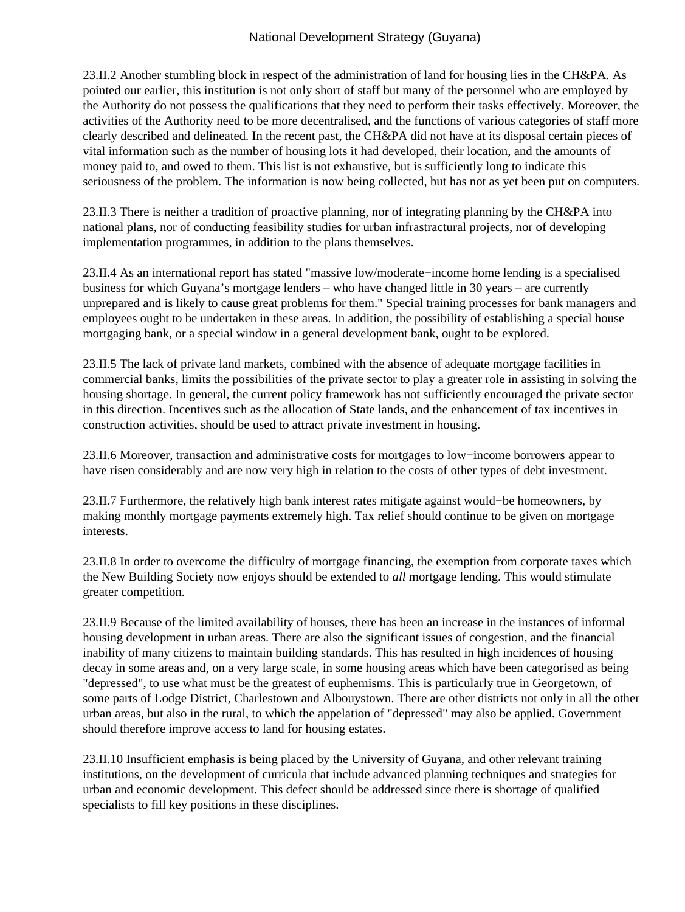23.II.2 Another stumbling block in respect of the administration of land for housing lies in the CH&PA. As pointed our earlier, this institution is not only short of staff but many of the personnel who are employed by the Authority do not possess the qualifications that they need to perform their tasks effectively. Moreover, the activities of the Authority need to be more decentralised, and the functions of various categories of staff more clearly described and delineated. In the recent past, the CH&PA did not have at its disposal certain pieces of vital information such as the number of housing lots it had developed, their location, and the amounts of money paid to, and owed to them. This list is not exhaustive, but is sufficiently long to indicate this seriousness of the problem. The information is now being collected, but has not as yet been put on computers.

23.II.3 There is neither a tradition of proactive planning, nor of integrating planning by the CH&PA into national plans, nor of conducting feasibility studies for urban infrastructural projects, nor of developing implementation programmes, in addition to the plans themselves.

23.II.4 As an international report has stated "massive low/moderate−income home lending is a specialised business for which Guyana's mortgage lenders – who have changed little in 30 years – are currently unprepared and is likely to cause great problems for them." Special training processes for bank managers and employees ought to be undertaken in these areas. In addition, the possibility of establishing a special house mortgaging bank, or a special window in a general development bank, ought to be explored.

23.II.5 The lack of private land markets, combined with the absence of adequate mortgage facilities in commercial banks, limits the possibilities of the private sector to play a greater role in assisting in solving the housing shortage. In general, the current policy framework has not sufficiently encouraged the private sector in this direction. Incentives such as the allocation of State lands, and the enhancement of tax incentives in construction activities, should be used to attract private investment in housing.

23.II.6 Moreover, transaction and administrative costs for mortgages to low−income borrowers appear to have risen considerably and are now very high in relation to the costs of other types of debt investment.

23.II.7 Furthermore, the relatively high bank interest rates mitigate against would−be homeowners, by making monthly mortgage payments extremely high. Tax relief should continue to be given on mortgage interests.

23.II.8 In order to overcome the difficulty of mortgage financing, the exemption from corporate taxes which the New Building Society now enjoys should be extended to *all* mortgage lending. This would stimulate greater competition.

23.II.9 Because of the limited availability of houses, there has been an increase in the instances of informal housing development in urban areas. There are also the significant issues of congestion, and the financial inability of many citizens to maintain building standards. This has resulted in high incidences of housing decay in some areas and, on a very large scale, in some housing areas which have been categorised as being "depressed", to use what must be the greatest of euphemisms. This is particularly true in Georgetown, of some parts of Lodge District, Charlestown and Albouystown. There are other districts not only in all the other urban areas, but also in the rural, to which the appelation of "depressed" may also be applied. Government should therefore improve access to land for housing estates.

23.II.10 Insufficient emphasis is being placed by the University of Guyana, and other relevant training institutions, on the development of curricula that include advanced planning techniques and strategies for urban and economic development. This defect should be addressed since there is shortage of qualified specialists to fill key positions in these disciplines.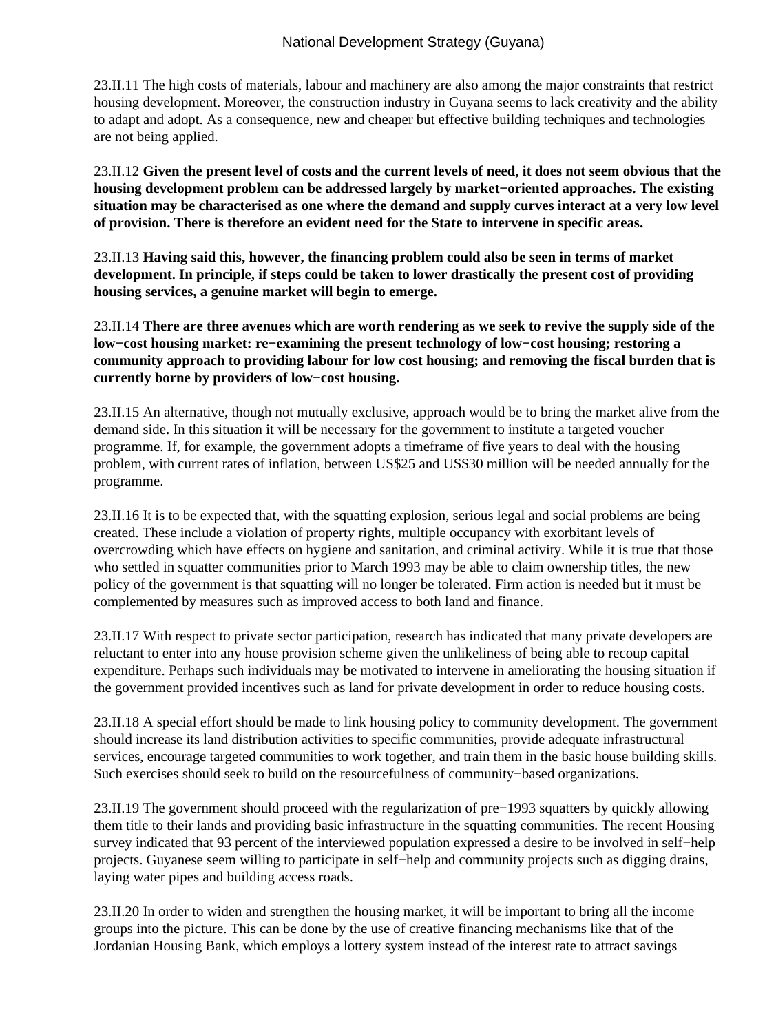23.II.11 The high costs of materials, labour and machinery are also among the major constraints that restrict housing development. Moreover, the construction industry in Guyana seems to lack creativity and the ability to adapt and adopt. As a consequence, new and cheaper but effective building techniques and technologies are not being applied.

23.II.12 **Given the present level of costs and the current levels of need, it does not seem obvious that the housing development problem can be addressed largely by market−oriented approaches. The existing situation may be characterised as one where the demand and supply curves interact at a very low level of provision. There is therefore an evident need for the State to intervene in specific areas.**

23.II.13 **Having said this, however, the financing problem could also be seen in terms of market development. In principle, if steps could be taken to lower drastically the present cost of providing housing services, a genuine market will begin to emerge.**

23.II.14 **There are three avenues which are worth rendering as we seek to revive the supply side of the low−cost housing market: re−examining the present technology of low−cost housing; restoring a community approach to providing labour for low cost housing; and removing the fiscal burden that is currently borne by providers of low−cost housing.**

23.II.15 An alternative, though not mutually exclusive, approach would be to bring the market alive from the demand side. In this situation it will be necessary for the government to institute a targeted voucher programme. If, for example, the government adopts a timeframe of five years to deal with the housing problem, with current rates of inflation, between US$25 and US$30 million will be needed annually for the programme.

23.II.16 It is to be expected that, with the squatting explosion, serious legal and social problems are being created. These include a violation of property rights, multiple occupancy with exorbitant levels of overcrowding which have effects on hygiene and sanitation, and criminal activity. While it is true that those who settled in squatter communities prior to March 1993 may be able to claim ownership titles, the new policy of the government is that squatting will no longer be tolerated. Firm action is needed but it must be complemented by measures such as improved access to both land and finance.

23.II.17 With respect to private sector participation, research has indicated that many private developers are reluctant to enter into any house provision scheme given the unlikeliness of being able to recoup capital expenditure. Perhaps such individuals may be motivated to intervene in ameliorating the housing situation if the government provided incentives such as land for private development in order to reduce housing costs.

23.II.18 A special effort should be made to link housing policy to community development. The government should increase its land distribution activities to specific communities, provide adequate infrastructural services, encourage targeted communities to work together, and train them in the basic house building skills. Such exercises should seek to build on the resourcefulness of community−based organizations.

23.II.19 The government should proceed with the regularization of pre−1993 squatters by quickly allowing them title to their lands and providing basic infrastructure in the squatting communities. The recent Housing survey indicated that 93 percent of the interviewed population expressed a desire to be involved in self−help projects. Guyanese seem willing to participate in self−help and community projects such as digging drains, laying water pipes and building access roads.

23.II.20 In order to widen and strengthen the housing market, it will be important to bring all the income groups into the picture. This can be done by the use of creative financing mechanisms like that of the Jordanian Housing Bank, which employs a lottery system instead of the interest rate to attract savings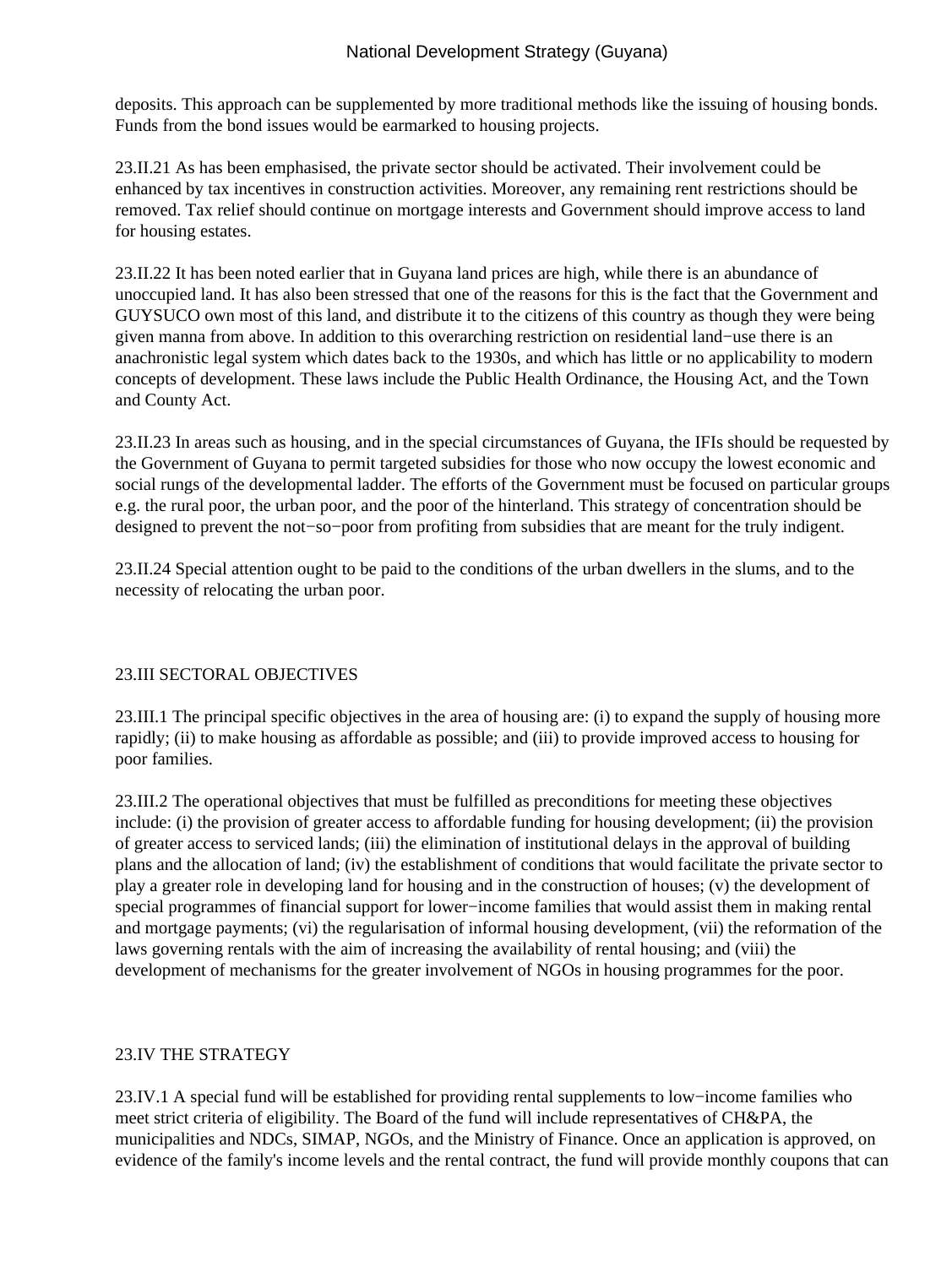deposits. This approach can be supplemented by more traditional methods like the issuing of housing bonds. Funds from the bond issues would be earmarked to housing projects.

23.II.21 As has been emphasised, the private sector should be activated. Their involvement could be enhanced by tax incentives in construction activities. Moreover, any remaining rent restrictions should be removed. Tax relief should continue on mortgage interests and Government should improve access to land for housing estates.

23.II.22 It has been noted earlier that in Guyana land prices are high, while there is an abundance of unoccupied land. It has also been stressed that one of the reasons for this is the fact that the Government and GUYSUCO own most of this land, and distribute it to the citizens of this country as though they were being given manna from above. In addition to this overarching restriction on residential land−use there is an anachronistic legal system which dates back to the 1930s, and which has little or no applicability to modern concepts of development. These laws include the Public Health Ordinance, the Housing Act, and the Town and County Act.

23.II.23 In areas such as housing, and in the special circumstances of Guyana, the IFIs should be requested by the Government of Guyana to permit targeted subsidies for those who now occupy the lowest economic and social rungs of the developmental ladder. The efforts of the Government must be focused on particular groups e.g. the rural poor, the urban poor, and the poor of the hinterland. This strategy of concentration should be designed to prevent the not−so−poor from profiting from subsidies that are meant for the truly indigent.

23.II.24 Special attention ought to be paid to the conditions of the urban dwellers in the slums, and to the necessity of relocating the urban poor.

## 23.III SECTORAL OBJECTIVES

23.III.1 The principal specific objectives in the area of housing are: (i) to expand the supply of housing more rapidly; (ii) to make housing as affordable as possible; and (iii) to provide improved access to housing for poor families.

23.III.2 The operational objectives that must be fulfilled as preconditions for meeting these objectives include: (i) the provision of greater access to affordable funding for housing development; (ii) the provision of greater access to serviced lands; (iii) the elimination of institutional delays in the approval of building plans and the allocation of land; (iv) the establishment of conditions that would facilitate the private sector to play a greater role in developing land for housing and in the construction of houses; (v) the development of special programmes of financial support for lower−income families that would assist them in making rental and mortgage payments; (vi) the regularisation of informal housing development, (vii) the reformation of the laws governing rentals with the aim of increasing the availability of rental housing; and (viii) the development of mechanisms for the greater involvement of NGOs in housing programmes for the poor.

## 23.IV THE STRATEGY

23.IV.1 A special fund will be established for providing rental supplements to low−income families who meet strict criteria of eligibility. The Board of the fund will include representatives of CH&PA, the municipalities and NDCs, SIMAP, NGOs, and the Ministry of Finance. Once an application is approved, on evidence of the family's income levels and the rental contract, the fund will provide monthly coupons that can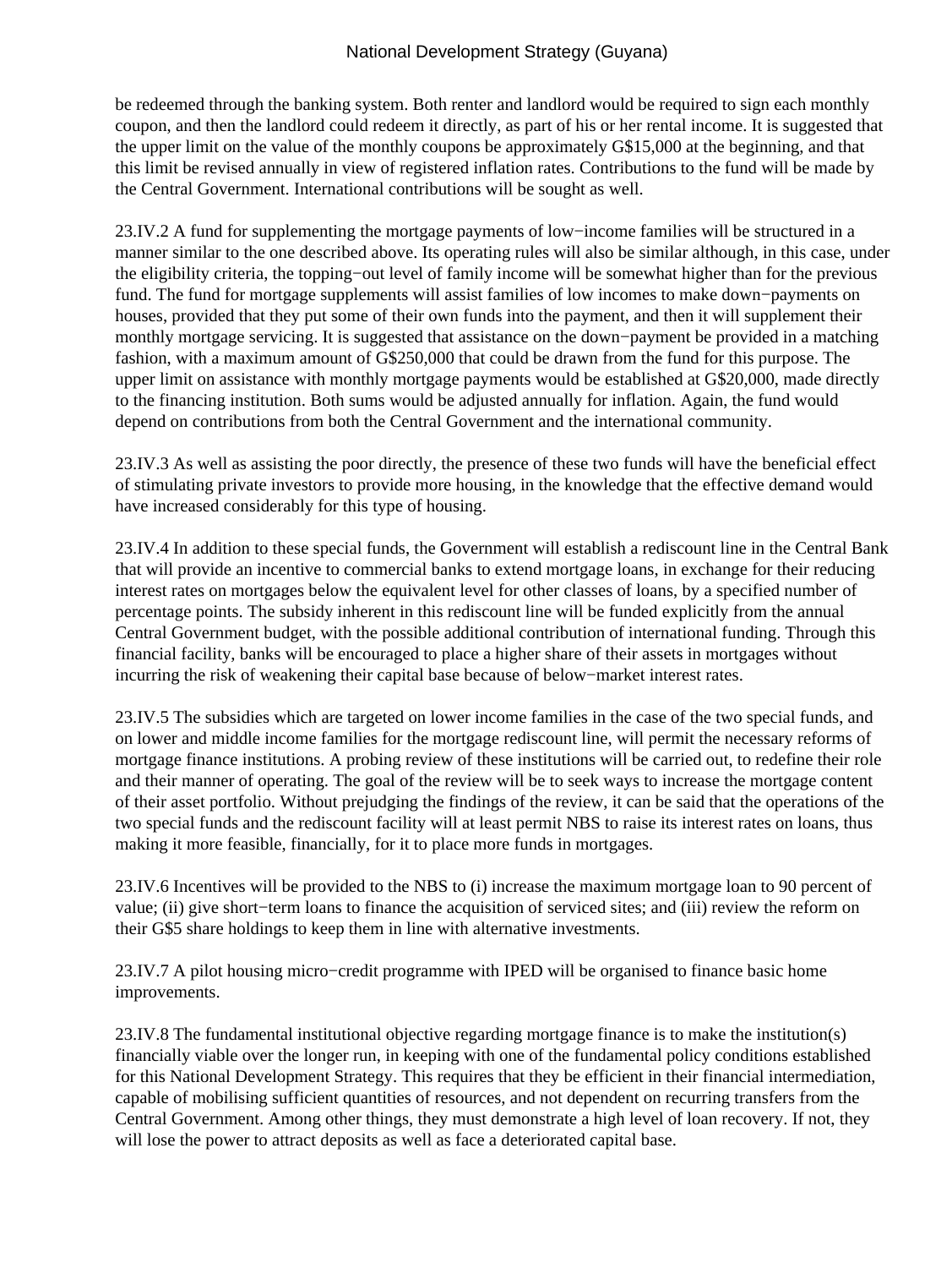be redeemed through the banking system. Both renter and landlord would be required to sign each monthly coupon, and then the landlord could redeem it directly, as part of his or her rental income. It is suggested that the upper limit on the value of the monthly coupons be approximately G$15,000 at the beginning, and that this limit be revised annually in view of registered inflation rates. Contributions to the fund will be made by the Central Government. International contributions will be sought as well.

23.IV.2 A fund for supplementing the mortgage payments of low−income families will be structured in a manner similar to the one described above. Its operating rules will also be similar although, in this case, under the eligibility criteria, the topping−out level of family income will be somewhat higher than for the previous fund. The fund for mortgage supplements will assist families of low incomes to make down−payments on houses, provided that they put some of their own funds into the payment, and then it will supplement their monthly mortgage servicing. It is suggested that assistance on the down−payment be provided in a matching fashion, with a maximum amount of G$250,000 that could be drawn from the fund for this purpose. The upper limit on assistance with monthly mortgage payments would be established at G$20,000, made directly to the financing institution. Both sums would be adjusted annually for inflation. Again, the fund would depend on contributions from both the Central Government and the international community.

23.IV.3 As well as assisting the poor directly, the presence of these two funds will have the beneficial effect of stimulating private investors to provide more housing, in the knowledge that the effective demand would have increased considerably for this type of housing.

23.IV.4 In addition to these special funds, the Government will establish a rediscount line in the Central Bank that will provide an incentive to commercial banks to extend mortgage loans, in exchange for their reducing interest rates on mortgages below the equivalent level for other classes of loans, by a specified number of percentage points. The subsidy inherent in this rediscount line will be funded explicitly from the annual Central Government budget, with the possible additional contribution of international funding. Through this financial facility, banks will be encouraged to place a higher share of their assets in mortgages without incurring the risk of weakening their capital base because of below−market interest rates.

23.IV.5 The subsidies which are targeted on lower income families in the case of the two special funds, and on lower and middle income families for the mortgage rediscount line, will permit the necessary reforms of mortgage finance institutions. A probing review of these institutions will be carried out, to redefine their role and their manner of operating. The goal of the review will be to seek ways to increase the mortgage content of their asset portfolio. Without prejudging the findings of the review, it can be said that the operations of the two special funds and the rediscount facility will at least permit NBS to raise its interest rates on loans, thus making it more feasible, financially, for it to place more funds in mortgages.

23.IV.6 Incentives will be provided to the NBS to (i) increase the maximum mortgage loan to 90 percent of value; (ii) give short−term loans to finance the acquisition of serviced sites; and (iii) review the reform on their G$5 share holdings to keep them in line with alternative investments.

23.IV.7 A pilot housing micro−credit programme with IPED will be organised to finance basic home improvements.

23.IV.8 The fundamental institutional objective regarding mortgage finance is to make the institution(s) financially viable over the longer run, in keeping with one of the fundamental policy conditions established for this National Development Strategy. This requires that they be efficient in their financial intermediation, capable of mobilising sufficient quantities of resources, and not dependent on recurring transfers from the Central Government. Among other things, they must demonstrate a high level of loan recovery. If not, they will lose the power to attract deposits as well as face a deteriorated capital base.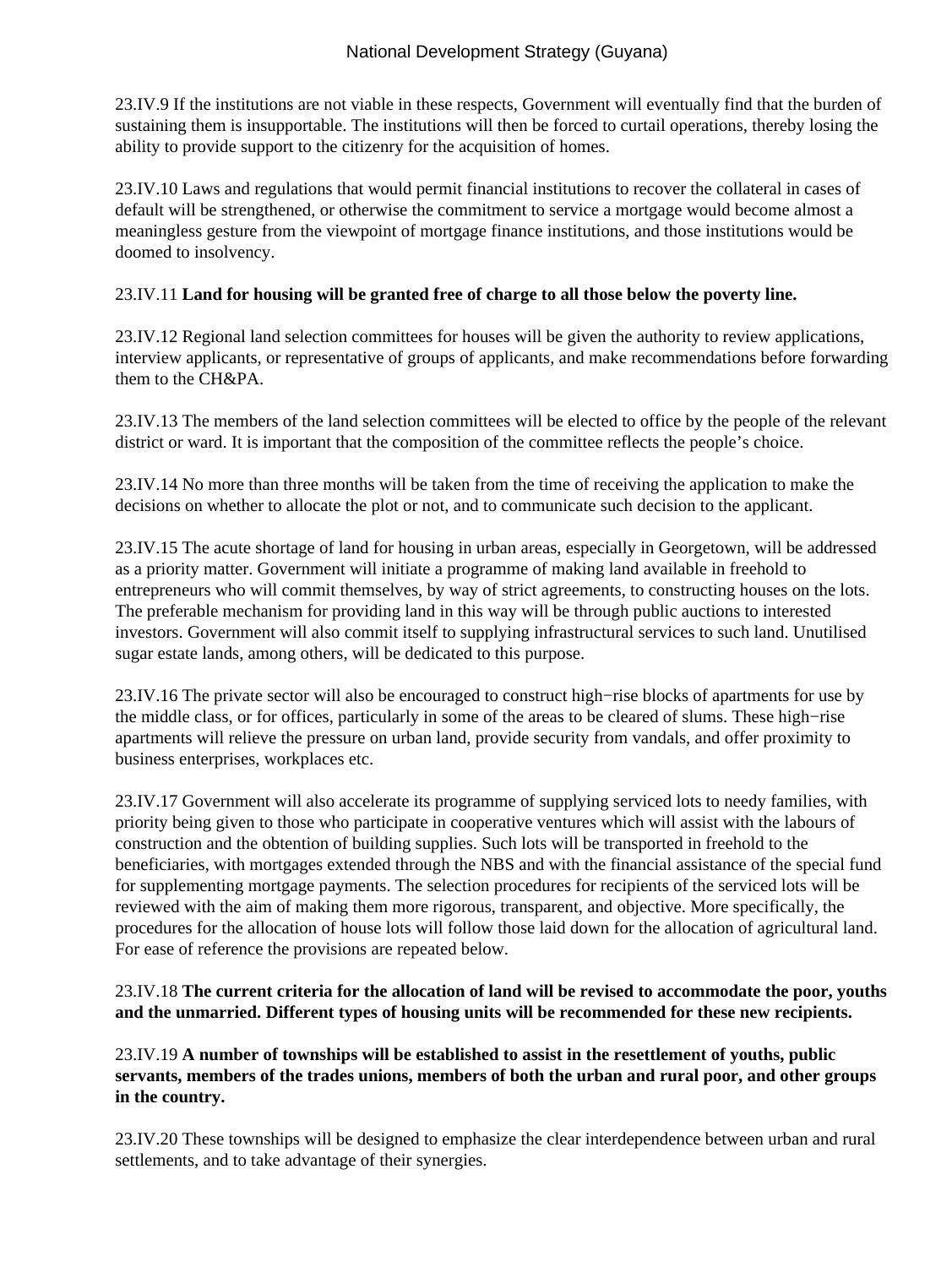23.IV.9 If the institutions are not viable in these respects, Government will eventually find that the burden of sustaining them is insupportable. The institutions will then be forced to curtail operations, thereby losing the ability to provide support to the citizenry for the acquisition of homes.

23.IV.10 Laws and regulations that would permit financial institutions to recover the collateral in cases of default will be strengthened, or otherwise the commitment to service a mortgage would become almost a meaningless gesture from the viewpoint of mortgage finance institutions, and those institutions would be doomed to insolvency.

23.IV.11 **Land for housing will be granted free of charge to all those below the poverty line.**

23.IV.12 Regional land selection committees for houses will be given the authority to review applications, interview applicants, or representative of groups of applicants, and make recommendations before forwarding them to the CH&PA.

23.IV.13 The members of the land selection committees will be elected to office by the people of the relevant district or ward. It is important that the composition of the committee reflects the people's choice.

23.IV.14 No more than three months will be taken from the time of receiving the application to make the decisions on whether to allocate the plot or not, and to communicate such decision to the applicant.

23.IV.15 The acute shortage of land for housing in urban areas, especially in Georgetown, will be addressed as a priority matter. Government will initiate a programme of making land available in freehold to entrepreneurs who will commit themselves, by way of strict agreements, to constructing houses on the lots. The preferable mechanism for providing land in this way will be through public auctions to interested investors. Government will also commit itself to supplying infrastructural services to such land. Unutilised sugar estate lands, among others, will be dedicated to this purpose.

23.IV.16 The private sector will also be encouraged to construct high−rise blocks of apartments for use by the middle class, or for offices, particularly in some of the areas to be cleared of slums. These high−rise apartments will relieve the pressure on urban land, provide security from vandals, and offer proximity to business enterprises, workplaces etc.

23.IV.17 Government will also accelerate its programme of supplying serviced lots to needy families, with priority being given to those who participate in cooperative ventures which will assist with the labours of construction and the obtention of building supplies. Such lots will be transported in freehold to the beneficiaries, with mortgages extended through the NBS and with the financial assistance of the special fund for supplementing mortgage payments. The selection procedures for recipients of the serviced lots will be reviewed with the aim of making them more rigorous, transparent, and objective. More specifically, the procedures for the allocation of house lots will follow those laid down for the allocation of agricultural land. For ease of reference the provisions are repeated below.

23.IV.18 **The current criteria for the allocation of land will be revised to accommodate the poor, youths and the unmarried. Different types of housing units will be recommended for these new recipients.**

23.IV.19 **A number of townships will be established to assist in the resettlement of youths, public servants, members of the trades unions, members of both the urban and rural poor, and other groups in the country.**

23.IV.20 These townships will be designed to emphasize the clear interdependence between urban and rural settlements, and to take advantage of their synergies.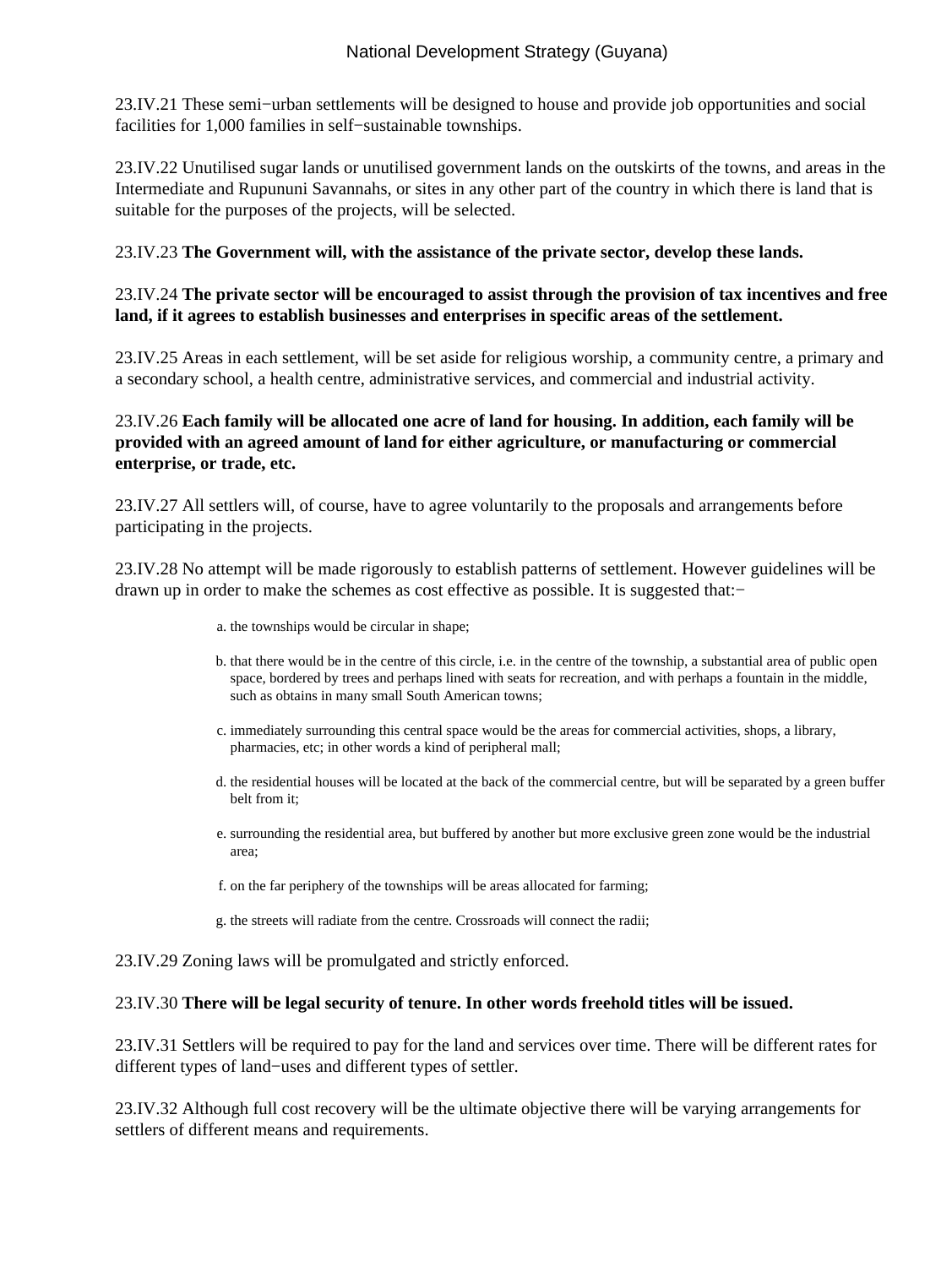23.IV.21 These semi−urban settlements will be designed to house and provide job opportunities and social facilities for 1,000 families in self−sustainable townships.

23.IV.22 Unutilised sugar lands or unutilised government lands on the outskirts of the towns, and areas in the Intermediate and Rupununi Savannahs, or sites in any other part of the country in which there is land that is suitable for the purposes of the projects, will be selected.

23.IV.23 **The Government will, with the assistance of the private sector, develop these lands.**

23.IV.24 **The private sector will be encouraged to assist through the provision of tax incentives and free land, if it agrees to establish businesses and enterprises in specific areas of the settlement.**

23.IV.25 Areas in each settlement, will be set aside for religious worship, a community centre, a primary and a secondary school, a health centre, administrative services, and commercial and industrial activity.

23.IV.26 **Each family will be allocated one acre of land for housing. In addition, each family will be provided with an agreed amount of land for either agriculture, or manufacturing or commercial enterprise, or trade, etc.**

23.IV.27 All settlers will, of course, have to agree voluntarily to the proposals and arrangements before participating in the projects.

23.IV.28 No attempt will be made rigorously to establish patterns of settlement. However guidelines will be drawn up in order to make the schemes as cost effective as possible. It is suggested that:−

a. the townships would be circular in shape;
b. that there would be in the centre of this circle, i.e. in the centre of the township, a substantial area of public open space, bordered by trees and perhaps lined with seats for recreation, and with perhaps a fountain in the middle, such as obtains in many small South American towns;
c. immediately surrounding this central space would be the areas for commercial activities, shops, a library, pharmacies, etc; in other words a kind of peripheral mall;
d. the residential houses will be located at the back of the commercial centre, but will be separated by a green buffer belt from it;
e. surrounding the residential area, but buffered by another but more exclusive green zone would be the industrial area;
f. on the far periphery of the townships will be areas allocated for farming;
g. the streets will radiate from the centre. Crossroads will connect the radii;

23.IV.29 Zoning laws will be promulgated and strictly enforced.

23.IV.30 **There will be legal security of tenure. In other words freehold titles will be issued.**

23.IV.31 Settlers will be required to pay for the land and services over time. There will be different rates for different types of land−uses and different types of settler.

23.IV.32 Although full cost recovery will be the ultimate objective there will be varying arrangements for settlers of different means and requirements.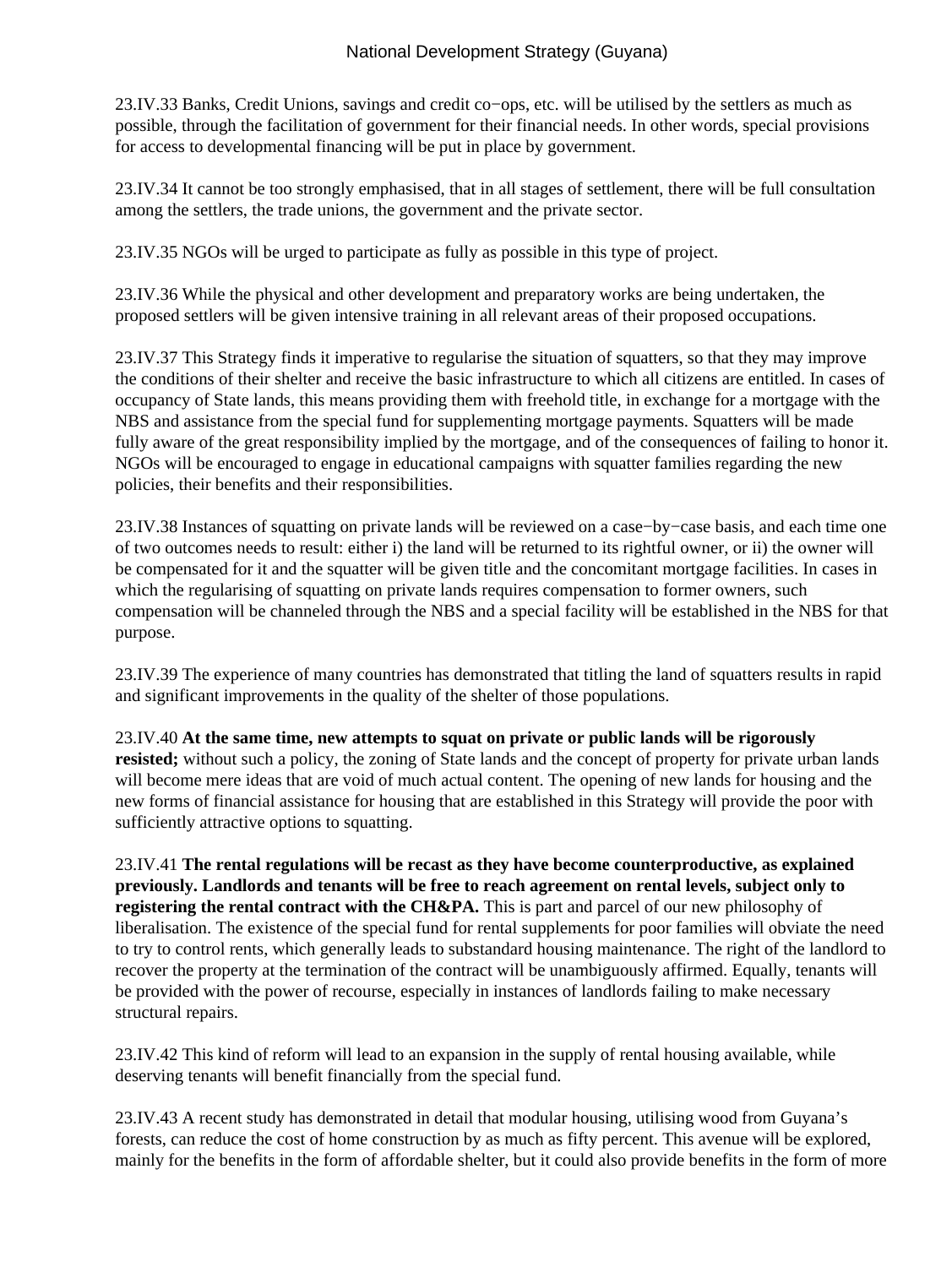23.IV.33 Banks, Credit Unions, savings and credit co−ops, etc. will be utilised by the settlers as much as possible, through the facilitation of government for their financial needs. In other words, special provisions for access to developmental financing will be put in place by government.

23.IV.34 It cannot be too strongly emphasised, that in all stages of settlement, there will be full consultation among the settlers, the trade unions, the government and the private sector.

23.IV.35 NGOs will be urged to participate as fully as possible in this type of project.

23.IV.36 While the physical and other development and preparatory works are being undertaken, the proposed settlers will be given intensive training in all relevant areas of their proposed occupations.

23.IV.37 This Strategy finds it imperative to regularise the situation of squatters, so that they may improve the conditions of their shelter and receive the basic infrastructure to which all citizens are entitled. In cases of occupancy of State lands, this means providing them with freehold title, in exchange for a mortgage with the NBS and assistance from the special fund for supplementing mortgage payments. Squatters will be made fully aware of the great responsibility implied by the mortgage, and of the consequences of failing to honor it. NGOs will be encouraged to engage in educational campaigns with squatter families regarding the new policies, their benefits and their responsibilities.

23.IV.38 Instances of squatting on private lands will be reviewed on a case−by−case basis, and each time one of two outcomes needs to result: either i) the land will be returned to its rightful owner, or ii) the owner will be compensated for it and the squatter will be given title and the concomitant mortgage facilities. In cases in which the regularising of squatting on private lands requires compensation to former owners, such compensation will be channeled through the NBS and a special facility will be established in the NBS for that purpose.

23.IV.39 The experience of many countries has demonstrated that titling the land of squatters results in rapid and significant improvements in the quality of the shelter of those populations.

23.IV.40 **At the same time, new attempts to squat on private or public lands will be rigorously resisted;** without such a policy, the zoning of State lands and the concept of property for private urban lands will become mere ideas that are void of much actual content. The opening of new lands for housing and the new forms of financial assistance for housing that are established in this Strategy will provide the poor with sufficiently attractive options to squatting.

23.IV.41 **The rental regulations will be recast as they have become counterproductive, as explained previously. Landlords and tenants will be free to reach agreement on rental levels, subject only to registering the rental contract with the CH&PA.** This is part and parcel of our new philosophy of liberalisation. The existence of the special fund for rental supplements for poor families will obviate the need to try to control rents, which generally leads to substandard housing maintenance. The right of the landlord to recover the property at the termination of the contract will be unambiguously affirmed. Equally, tenants will be provided with the power of recourse, especially in instances of landlords failing to make necessary structural repairs.

23.IV.42 This kind of reform will lead to an expansion in the supply of rental housing available, while deserving tenants will benefit financially from the special fund.

23.IV.43 A recent study has demonstrated in detail that modular housing, utilising wood from Guyana's forests, can reduce the cost of home construction by as much as fifty percent. This avenue will be explored, mainly for the benefits in the form of affordable shelter, but it could also provide benefits in the form of more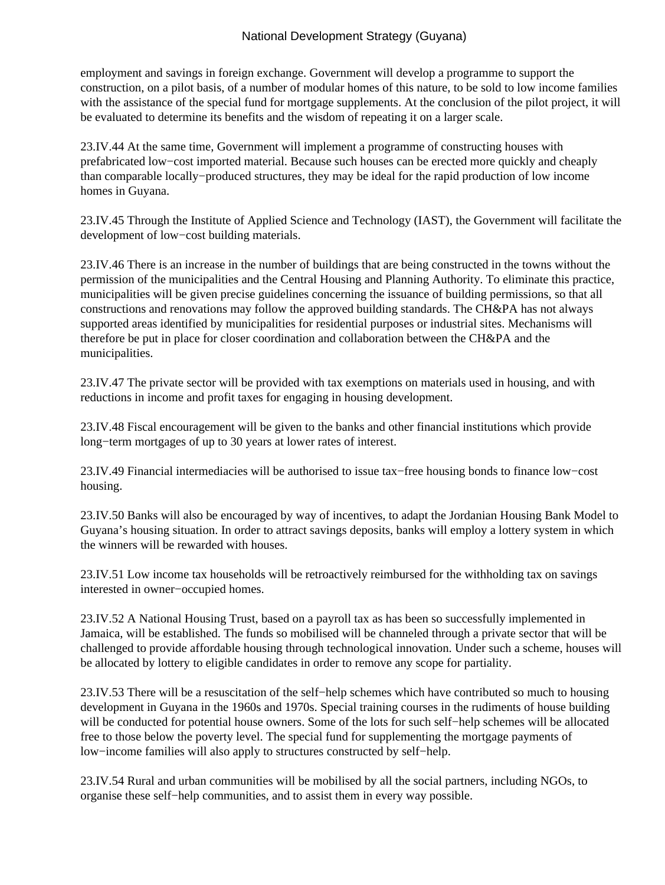employment and savings in foreign exchange. Government will develop a programme to support the construction, on a pilot basis, of a number of modular homes of this nature, to be sold to low income families with the assistance of the special fund for mortgage supplements. At the conclusion of the pilot project, it will be evaluated to determine its benefits and the wisdom of repeating it on a larger scale.

23.IV.44 At the same time, Government will implement a programme of constructing houses with prefabricated low−cost imported material. Because such houses can be erected more quickly and cheaply than comparable locally−produced structures, they may be ideal for the rapid production of low income homes in Guyana.

23.IV.45 Through the Institute of Applied Science and Technology (IAST), the Government will facilitate the development of low−cost building materials.

23.IV.46 There is an increase in the number of buildings that are being constructed in the towns without the permission of the municipalities and the Central Housing and Planning Authority. To eliminate this practice, municipalities will be given precise guidelines concerning the issuance of building permissions, so that all constructions and renovations may follow the approved building standards. The CH&PA has not always supported areas identified by municipalities for residential purposes or industrial sites. Mechanisms will therefore be put in place for closer coordination and collaboration between the CH&PA and the municipalities.

23.IV.47 The private sector will be provided with tax exemptions on materials used in housing, and with reductions in income and profit taxes for engaging in housing development.

23.IV.48 Fiscal encouragement will be given to the banks and other financial institutions which provide long−term mortgages of up to 30 years at lower rates of interest.

23.IV.49 Financial intermediacies will be authorised to issue tax−free housing bonds to finance low−cost housing.

23.IV.50 Banks will also be encouraged by way of incentives, to adapt the Jordanian Housing Bank Model to Guyana's housing situation. In order to attract savings deposits, banks will employ a lottery system in which the winners will be rewarded with houses.

23.IV.51 Low income tax households will be retroactively reimbursed for the withholding tax on savings interested in owner−occupied homes.

23.IV.52 A National Housing Trust, based on a payroll tax as has been so successfully implemented in Jamaica, will be established. The funds so mobilised will be channeled through a private sector that will be challenged to provide affordable housing through technological innovation. Under such a scheme, houses will be allocated by lottery to eligible candidates in order to remove any scope for partiality.

23.IV.53 There will be a resuscitation of the self−help schemes which have contributed so much to housing development in Guyana in the 1960s and 1970s. Special training courses in the rudiments of house building will be conducted for potential house owners. Some of the lots for such self−help schemes will be allocated free to those below the poverty level. The special fund for supplementing the mortgage payments of low−income families will also apply to structures constructed by self−help.

23.IV.54 Rural and urban communities will be mobilised by all the social partners, including NGOs, to organise these self−help communities, and to assist them in every way possible.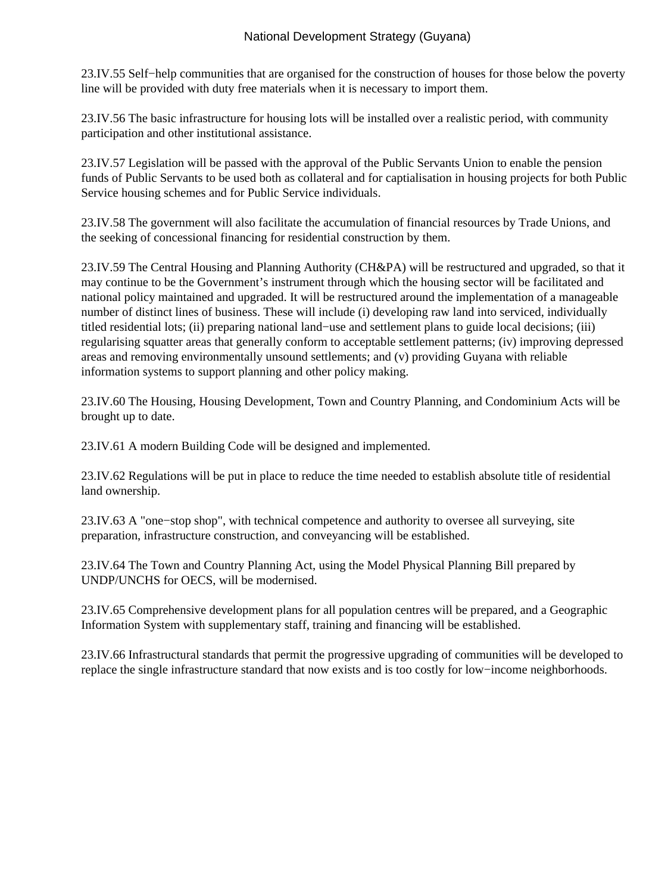23.IV.55 Self−help communities that are organised for the construction of houses for those below the poverty line will be provided with duty free materials when it is necessary to import them.

23.IV.56 The basic infrastructure for housing lots will be installed over a realistic period, with community participation and other institutional assistance.

23.IV.57 Legislation will be passed with the approval of the Public Servants Union to enable the pension funds of Public Servants to be used both as collateral and for captialisation in housing projects for both Public Service housing schemes and for Public Service individuals.

23.IV.58 The government will also facilitate the accumulation of financial resources by Trade Unions, and the seeking of concessional financing for residential construction by them.

23.IV.59 The Central Housing and Planning Authority (CH&PA) will be restructured and upgraded, so that it may continue to be the Government's instrument through which the housing sector will be facilitated and national policy maintained and upgraded. It will be restructured around the implementation of a manageable number of distinct lines of business. These will include (i) developing raw land into serviced, individually titled residential lots; (ii) preparing national land−use and settlement plans to guide local decisions; (iii) regularising squatter areas that generally conform to acceptable settlement patterns; (iv) improving depressed areas and removing environmentally unsound settlements; and (v) providing Guyana with reliable information systems to support planning and other policy making.

23.IV.60 The Housing, Housing Development, Town and Country Planning, and Condominium Acts will be brought up to date.

23.IV.61 A modern Building Code will be designed and implemented.

23.IV.62 Regulations will be put in place to reduce the time needed to establish absolute title of residential land ownership.

23.IV.63 A "one−stop shop", with technical competence and authority to oversee all surveying, site preparation, infrastructure construction, and conveyancing will be established.

23.IV.64 The Town and Country Planning Act, using the Model Physical Planning Bill prepared by UNDP/UNCHS for OECS, will be modernised.

23.IV.65 Comprehensive development plans for all population centres will be prepared, and a Geographic Information System with supplementary staff, training and financing will be established.

23.IV.66 Infrastructural standards that permit the progressive upgrading of communities will be developed to replace the single infrastructure standard that now exists and is too costly for low−income neighborhoods.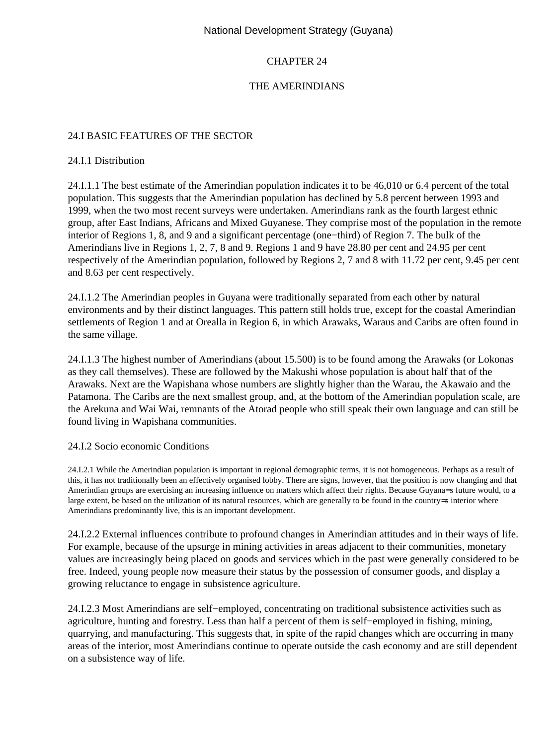# CHAPTER 24

# THE AMERINDIANS

## 24.I BASIC FEATURES OF THE SECTOR

### 24.I.1 Distribution

24.I.1.1 The best estimate of the Amerindian population indicates it to be 46,010 or 6.4 percent of the total population. This suggests that the Amerindian population has declined by 5.8 percent between 1993 and 1999, when the two most recent surveys were undertaken. Amerindians rank as the fourth largest ethnic group, after East Indians, Africans and Mixed Guyanese. They comprise most of the population in the remote interior of Regions 1, 8, and 9 and a significant percentage (one−third) of Region 7. The bulk of the Amerindians live in Regions 1, 2, 7, 8 and 9. Regions 1 and 9 have 28.80 per cent and 24.95 per cent respectively of the Amerindian population, followed by Regions 2, 7 and 8 with 11.72 per cent, 9.45 per cent and 8.63 per cent respectively.

24.I.1.2 The Amerindian peoples in Guyana were traditionally separated from each other by natural environments and by their distinct languages. This pattern still holds true, except for the coastal Amerindian settlements of Region 1 and at Orealla in Region 6, in which Arawaks, Waraus and Caribs are often found in the same village.

24.I.1.3 The highest number of Amerindians (about 15.500) is to be found among the Arawaks (or Lokonas as they call themselves). These are followed by the Makushi whose population is about half that of the Arawaks. Next are the Wapishana whose numbers are slightly higher than the Warau, the Akawaio and the Patamona. The Caribs are the next smallest group, and, at the bottom of the Amerindian population scale, are the Arekuna and Wai Wai, remnants of the Atorad people who still speak their own language and can still be found living in Wapishana communities.

### 24.I.2 Socio economic Conditions

24.I.2.1 While the Amerindian population is important in regional demographic terms, it is not homogeneous. Perhaps as a result of this, it has not traditionally been an effectively organised lobby. There are signs, however, that the position is now changing and that Amerindian groups are exercising an increasing influence on matters which affect their rights. Because Guyana=s future would, to a large extent, be based on the utilization of its natural resources, which are generally to be found in the country=s interior where Amerindians predominantly live, this is an important development.

24.I.2.2 External influences contribute to profound changes in Amerindian attitudes and in their ways of life. For example, because of the upsurge in mining activities in areas adjacent to their communities, monetary values are increasingly being placed on goods and services which in the past were generally considered to be free. Indeed, young people now measure their status by the possession of consumer goods, and display a growing reluctance to engage in subsistence agriculture.

24.I.2.3 Most Amerindians are self−employed, concentrating on traditional subsistence activities such as agriculture, hunting and forestry. Less than half a percent of them is self−employed in fishing, mining, quarrying, and manufacturing. This suggests that, in spite of the rapid changes which are occurring in many areas of the interior, most Amerindians continue to operate outside the cash economy and are still dependent on a subsistence way of life.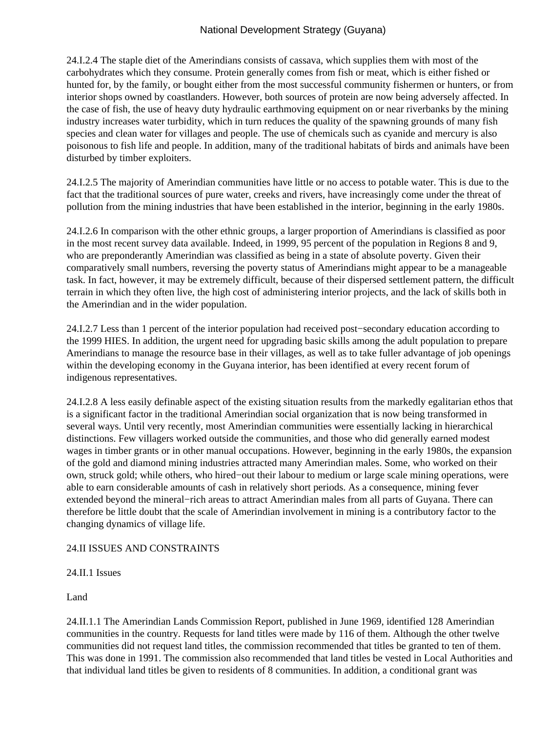24.I.2.4 The staple diet of the Amerindians consists of cassava, which supplies them with most of the carbohydrates which they consume. Protein generally comes from fish or meat, which is either fished or hunted for, by the family, or bought either from the most successful community fishermen or hunters, or from interior shops owned by coastlanders. However, both sources of protein are now being adversely affected. In the case of fish, the use of heavy duty hydraulic earthmoving equipment on or near riverbanks by the mining industry increases water turbidity, which in turn reduces the quality of the spawning grounds of many fish species and clean water for villages and people. The use of chemicals such as cyanide and mercury is also poisonous to fish life and people. In addition, many of the traditional habitats of birds and animals have been disturbed by timber exploiters.

24.I.2.5 The majority of Amerindian communities have little or no access to potable water. This is due to the fact that the traditional sources of pure water, creeks and rivers, have increasingly come under the threat of pollution from the mining industries that have been established in the interior, beginning in the early 1980s.

24.I.2.6 In comparison with the other ethnic groups, a larger proportion of Amerindians is classified as poor in the most recent survey data available. Indeed, in 1999, 95 percent of the population in Regions 8 and 9, who are preponderantly Amerindian was classified as being in a state of absolute poverty. Given their comparatively small numbers, reversing the poverty status of Amerindians might appear to be a manageable task. In fact, however, it may be extremely difficult, because of their dispersed settlement pattern, the difficult terrain in which they often live, the high cost of administering interior projects, and the lack of skills both in the Amerindian and in the wider population.

24.I.2.7 Less than 1 percent of the interior population had received post−secondary education according to the 1999 HIES. In addition, the urgent need for upgrading basic skills among the adult population to prepare Amerindians to manage the resource base in their villages, as well as to take fuller advantage of job openings within the developing economy in the Guyana interior, has been identified at every recent forum of indigenous representatives.

24.I.2.8 A less easily definable aspect of the existing situation results from the markedly egalitarian ethos that is a significant factor in the traditional Amerindian social organization that is now being transformed in several ways. Until very recently, most Amerindian communities were essentially lacking in hierarchical distinctions. Few villagers worked outside the communities, and those who did generally earned modest wages in timber grants or in other manual occupations. However, beginning in the early 1980s, the expansion of the gold and diamond mining industries attracted many Amerindian males. Some, who worked on their own, struck gold; while others, who hired−out their labour to medium or large scale mining operations, were able to earn considerable amounts of cash in relatively short periods. As a consequence, mining fever extended beyond the mineral−rich areas to attract Amerindian males from all parts of Guyana. There can therefore be little doubt that the scale of Amerindian involvement in mining is a contributory factor to the changing dynamics of village life.

## 24.II ISSUES AND CONSTRAINTS

### 24.II.1 Issues

#### Land

24.II.1.1 The Amerindian Lands Commission Report, published in June 1969, identified 128 Amerindian communities in the country. Requests for land titles were made by 116 of them. Although the other twelve communities did not request land titles, the commission recommended that titles be granted to ten of them. This was done in 1991. The commission also recommended that land titles be vested in Local Authorities and that individual land titles be given to residents of 8 communities. In addition, a conditional grant was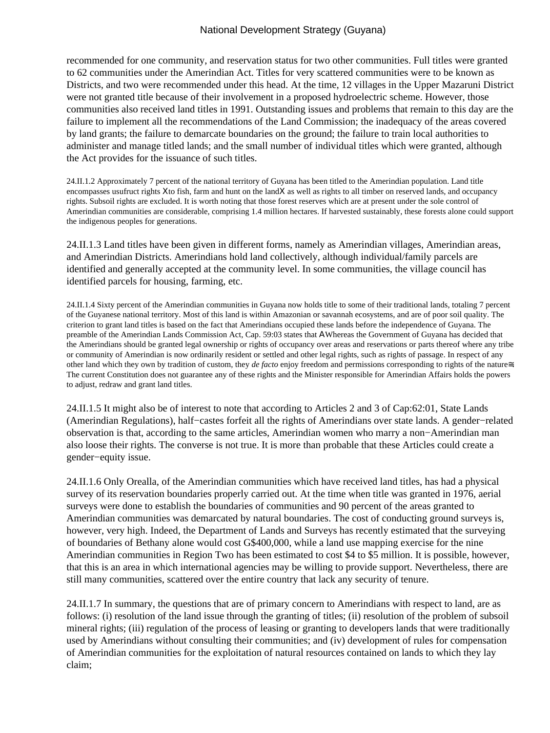recommended for one community, and reservation status for two other communities. Full titles were granted to 62 communities under the Amerindian Act. Titles for very scattered communities were to be known as Districts, and two were recommended under this head. At the time, 12 villages in the Upper Mazaruni District were not granted title because of their involvement in a proposed hydroelectric scheme. However, those communities also received land titles in 1991. Outstanding issues and problems that remain to this day are the failure to implement all the recommendations of the Land Commission; the inadequacy of the areas covered by land grants; the failure to demarcate boundaries on the ground; the failure to train local authorities to administer and manage titled lands; and the small number of individual titles which were granted, although the Act provides for the issuance of such titles.

24.II.1.2 Approximately 7 percent of the national territory of Guyana has been titled to the Amerindian population. Land title encompasses usufruct rights Xto fish, farm and hunt on the landX as well as rights to all timber on reserved lands, and occupancy rights. Subsoil rights are excluded. It is worth noting that those forest reserves which are at present under the sole control of Amerindian communities are considerable, comprising 1.4 million hectares. If harvested sustainably, these forests alone could support the indigenous peoples for generations.

24.II.1.3 Land titles have been given in different forms, namely as Amerindian villages, Amerindian areas, and Amerindian Districts. Amerindians hold land collectively, although individual/family parcels are identified and generally accepted at the community level. In some communities, the village council has identified parcels for housing, farming, etc.

24.II.1.4 Sixty percent of the Amerindian communities in Guyana now holds title to some of their traditional lands, totaling 7 percent of the Guyanese national territory. Most of this land is within Amazonian or savannah ecosystems, and are of poor soil quality. The criterion to grant land titles is based on the fact that Amerindians occupied these lands before the independence of Guyana. The preamble of the Amerindian Lands Commission Act, Cap. 59:03 states that AWhereas the Government of Guyana has decided that the Amerindians should be granted legal ownership or rights of occupancy over areas and reservations or parts thereof where any tribe or community of Amerindian is now ordinarily resident or settled and other legal rights, such as rights of passage. In respect of any other land which they own by tradition of custom, they *de facto* enjoy freedom and permissions corresponding to rights of the nature≅ The current Constitution does not guarantee any of these rights and the Minister responsible for Amerindian Affairs holds the powers to adjust, redraw and grant land titles.

24.II.1.5 It might also be of interest to note that according to Articles 2 and 3 of Cap:62:01, State Lands (Amerindian Regulations), half−castes forfeit all the rights of Amerindians over state lands. A gender−related observation is that, according to the same articles, Amerindian women who marry a non−Amerindian man also loose their rights. The converse is not true. It is more than probable that these Articles could create a gender−equity issue.

24.II.1.6 Only Orealla, of the Amerindian communities which have received land titles, has had a physical survey of its reservation boundaries properly carried out. At the time when title was granted in 1976, aerial surveys were done to establish the boundaries of communities and 90 percent of the areas granted to Amerindian communities was demarcated by natural boundaries. The cost of conducting ground surveys is, however, very high. Indeed, the Department of Lands and Surveys has recently estimated that the surveying of boundaries of Bethany alone would cost G$400,000, while a land use mapping exercise for the nine Amerindian communities in Region Two has been estimated to cost $4 to $5 million. It is possible, however, that this is an area in which international agencies may be willing to provide support. Nevertheless, there are still many communities, scattered over the entire country that lack any security of tenure.

24.II.1.7 In summary, the questions that are of primary concern to Amerindians with respect to land, are as follows: (i) resolution of the land issue through the granting of titles; (ii) resolution of the problem of subsoil mineral rights; (iii) regulation of the process of leasing or granting to developers lands that were traditionally used by Amerindians without consulting their communities; and (iv) development of rules for compensation of Amerindian communities for the exploitation of natural resources contained on lands to which they lay claim;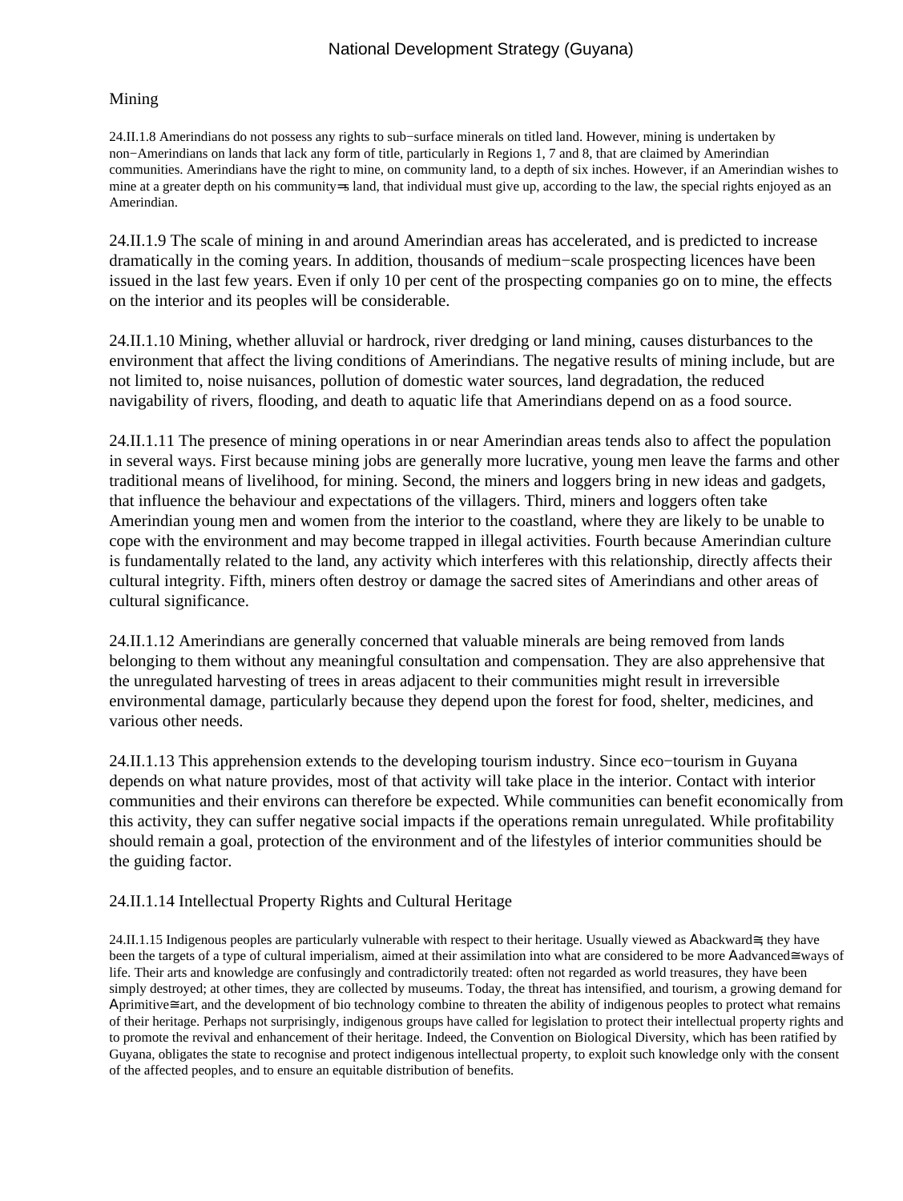Mining

24.II.1.8 Amerindians do not possess any rights to sub−surface minerals on titled land. However, mining is undertaken by non−Amerindians on lands that lack any form of title, particularly in Regions 1, 7 and 8, that are claimed by Amerindian communities. Amerindians have the right to mine, on community land, to a depth of six inches. However, if an Amerindian wishes to mine at a greater depth on his community=s land, that individual must give up, according to the law, the special rights enjoyed as an Amerindian.

24.II.1.9 The scale of mining in and around Amerindian areas has accelerated, and is predicted to increase dramatically in the coming years. In addition, thousands of medium−scale prospecting licences have been issued in the last few years. Even if only 10 per cent of the prospecting companies go on to mine, the effects on the interior and its peoples will be considerable.

24.II.1.10 Mining, whether alluvial or hardrock, river dredging or land mining, causes disturbances to the environment that affect the living conditions of Amerindians. The negative results of mining include, but are not limited to, noise nuisances, pollution of domestic water sources, land degradation, the reduced navigability of rivers, flooding, and death to aquatic life that Amerindians depend on as a food source.

24.II.1.11 The presence of mining operations in or near Amerindian areas tends also to affect the population in several ways. First because mining jobs are generally more lucrative, young men leave the farms and other traditional means of livelihood, for mining. Second, the miners and loggers bring in new ideas and gadgets, that influence the behaviour and expectations of the villagers. Third, miners and loggers often take Amerindian young men and women from the interior to the coastland, where they are likely to be unable to cope with the environment and may become trapped in illegal activities. Fourth because Amerindian culture is fundamentally related to the land, any activity which interferes with this relationship, directly affects their cultural integrity. Fifth, miners often destroy or damage the sacred sites of Amerindians and other areas of cultural significance.

24.II.1.12 Amerindians are generally concerned that valuable minerals are being removed from lands belonging to them without any meaningful consultation and compensation. They are also apprehensive that the unregulated harvesting of trees in areas adjacent to their communities might result in irreversible environmental damage, particularly because they depend upon the forest for food, shelter, medicines, and various other needs.

24.II.1.13 This apprehension extends to the developing tourism industry. Since eco−tourism in Guyana depends on what nature provides, most of that activity will take place in the interior. Contact with interior communities and their environs can therefore be expected. While communities can benefit economically from this activity, they can suffer negative social impacts if the operations remain unregulated. While profitability should remain a goal, protection of the environment and of the lifestyles of interior communities should be the guiding factor.

24.II.1.14 Intellectual Property Rights and Cultural Heritage

24.II.1.15 Indigenous peoples are particularly vulnerable with respect to their heritage. Usually viewed as Abackward≅, they have been the targets of a type of cultural imperialism, aimed at their assimilation into what are considered to be more Aadvanced≅ ways of life. Their arts and knowledge are confusingly and contradictorily treated: often not regarded as world treasures, they have been simply destroyed; at other times, they are collected by museums. Today, the threat has intensified, and tourism, a growing demand for Aprimitive≅ art, and the development of bio technology combine to threaten the ability of indigenous peoples to protect what remains of their heritage. Perhaps not surprisingly, indigenous groups have called for legislation to protect their intellectual property rights and to promote the revival and enhancement of their heritage. Indeed, the Convention on Biological Diversity, which has been ratified by Guyana, obligates the state to recognise and protect indigenous intellectual property, to exploit such knowledge only with the consent of the affected peoples, and to ensure an equitable distribution of benefits.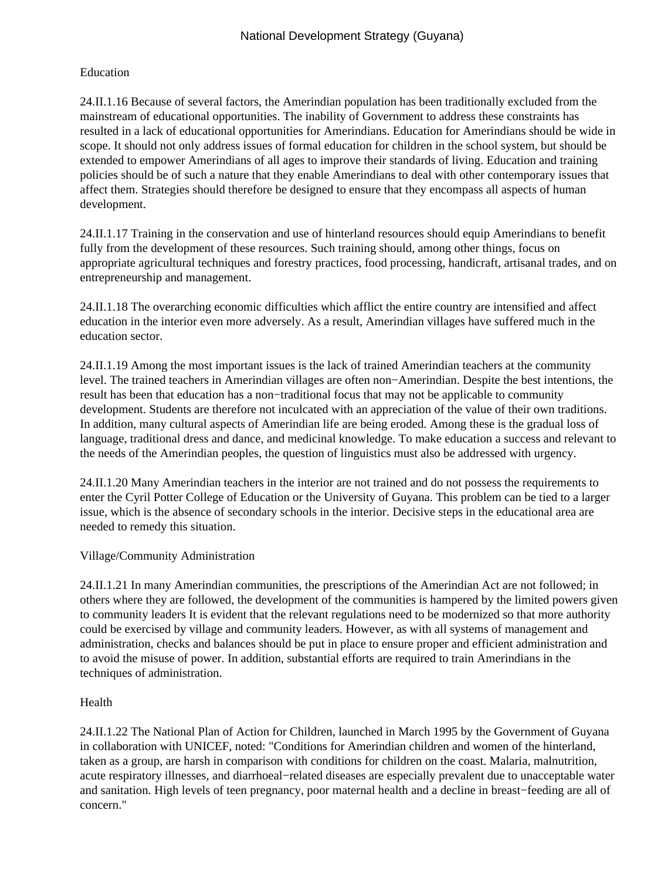## Education

24.II.1.16 Because of several factors, the Amerindian population has been traditionally excluded from the mainstream of educational opportunities. The inability of Government to address these constraints has resulted in a lack of educational opportunities for Amerindians. Education for Amerindians should be wide in scope. It should not only address issues of formal education for children in the school system, but should be extended to empower Amerindians of all ages to improve their standards of living. Education and training policies should be of such a nature that they enable Amerindians to deal with other contemporary issues that affect them. Strategies should therefore be designed to ensure that they encompass all aspects of human development.

24.II.1.17 Training in the conservation and use of hinterland resources should equip Amerindians to benefit fully from the development of these resources. Such training should, among other things, focus on appropriate agricultural techniques and forestry practices, food processing, handicraft, artisanal trades, and on entrepreneurship and management.

24.II.1.18 The overarching economic difficulties which afflict the entire country are intensified and affect education in the interior even more adversely. As a result, Amerindian villages have suffered much in the education sector.

24.II.1.19 Among the most important issues is the lack of trained Amerindian teachers at the community level. The trained teachers in Amerindian villages are often non−Amerindian. Despite the best intentions, the result has been that education has a non−traditional focus that may not be applicable to community development. Students are therefore not inculcated with an appreciation of the value of their own traditions. In addition, many cultural aspects of Amerindian life are being eroded. Among these is the gradual loss of language, traditional dress and dance, and medicinal knowledge. To make education a success and relevant to the needs of the Amerindian peoples, the question of linguistics must also be addressed with urgency.

24.II.1.20 Many Amerindian teachers in the interior are not trained and do not possess the requirements to enter the Cyril Potter College of Education or the University of Guyana. This problem can be tied to a larger issue, which is the absence of secondary schools in the interior. Decisive steps in the educational area are needed to remedy this situation.

## Village/Community Administration

24.II.1.21 In many Amerindian communities, the prescriptions of the Amerindian Act are not followed; in others where they are followed, the development of the communities is hampered by the limited powers given to community leaders It is evident that the relevant regulations need to be modernized so that more authority could be exercised by village and community leaders. However, as with all systems of management and administration, checks and balances should be put in place to ensure proper and efficient administration and to avoid the misuse of power. In addition, substantial efforts are required to train Amerindians in the techniques of administration.

## Health

24.II.1.22 The National Plan of Action for Children, launched in March 1995 by the Government of Guyana in collaboration with UNICEF, noted: "Conditions for Amerindian children and women of the hinterland, taken as a group, are harsh in comparison with conditions for children on the coast. Malaria, malnutrition, acute respiratory illnesses, and diarrhoeal−related diseases are especially prevalent due to unacceptable water and sanitation. High levels of teen pregnancy, poor maternal health and a decline in breast−feeding are all of concern."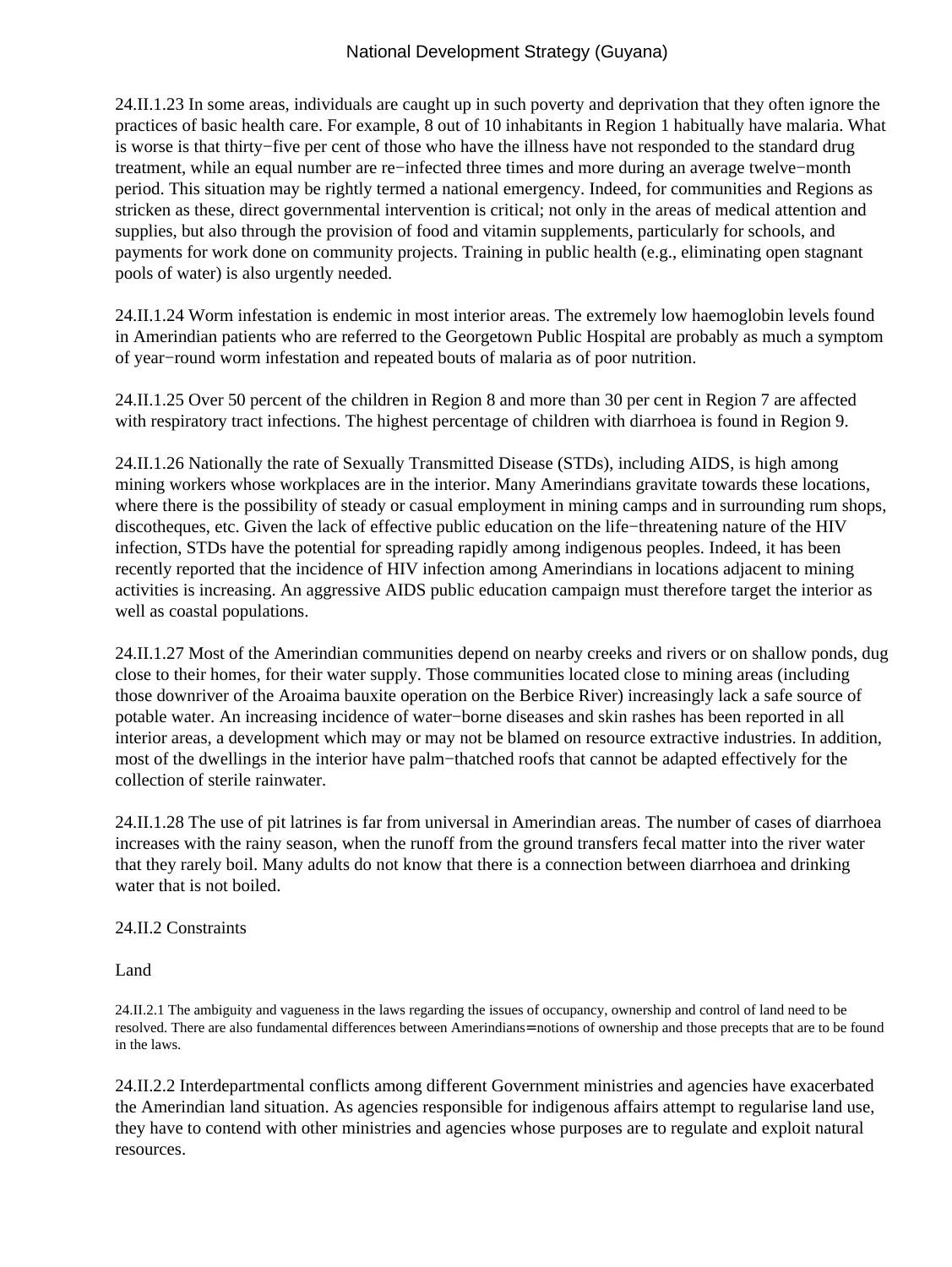24.II.1.23 In some areas, individuals are caught up in such poverty and deprivation that they often ignore the practices of basic health care. For example, 8 out of 10 inhabitants in Region 1 habitually have malaria. What is worse is that thirty−five per cent of those who have the illness have not responded to the standard drug treatment, while an equal number are re−infected three times and more during an average twelve−month period. This situation may be rightly termed a national emergency. Indeed, for communities and Regions as stricken as these, direct governmental intervention is critical; not only in the areas of medical attention and supplies, but also through the provision of food and vitamin supplements, particularly for schools, and payments for work done on community projects. Training in public health (e.g., eliminating open stagnant pools of water) is also urgently needed.

24.II.1.24 Worm infestation is endemic in most interior areas. The extremely low haemoglobin levels found in Amerindian patients who are referred to the Georgetown Public Hospital are probably as much a symptom of year−round worm infestation and repeated bouts of malaria as of poor nutrition.

24.II.1.25 Over 50 percent of the children in Region 8 and more than 30 per cent in Region 7 are affected with respiratory tract infections. The highest percentage of children with diarrhoea is found in Region 9.

24.II.1.26 Nationally the rate of Sexually Transmitted Disease (STDs), including AIDS, is high among mining workers whose workplaces are in the interior. Many Amerindians gravitate towards these locations, where there is the possibility of steady or casual employment in mining camps and in surrounding rum shops, discotheques, etc. Given the lack of effective public education on the life−threatening nature of the HIV infection, STDs have the potential for spreading rapidly among indigenous peoples. Indeed, it has been recently reported that the incidence of HIV infection among Amerindians in locations adjacent to mining activities is increasing. An aggressive AIDS public education campaign must therefore target the interior as well as coastal populations.

24.II.1.27 Most of the Amerindian communities depend on nearby creeks and rivers or on shallow ponds, dug close to their homes, for their water supply. Those communities located close to mining areas (including those downriver of the Aroaima bauxite operation on the Berbice River) increasingly lack a safe source of potable water. An increasing incidence of water−borne diseases and skin rashes has been reported in all interior areas, a development which may or may not be blamed on resource extractive industries. In addition, most of the dwellings in the interior have palm−thatched roofs that cannot be adapted effectively for the collection of sterile rainwater.

24.II.1.28 The use of pit latrines is far from universal in Amerindian areas. The number of cases of diarrhoea increases with the rainy season, when the runoff from the ground transfers fecal matter into the river water that they rarely boil. Many adults do not know that there is a connection between diarrhoea and drinking water that is not boiled.

## 24.II.2 Constraints

### Land

24.II.2.1 The ambiguity and vagueness in the laws regarding the issues of occupancy, ownership and control of land need to be resolved. There are also fundamental differences between Amerindians= notions of ownership and those precepts that are to be found in the laws.

24.II.2.2 Interdepartmental conflicts among different Government ministries and agencies have exacerbated the Amerindian land situation. As agencies responsible for indigenous affairs attempt to regularise land use, they have to contend with other ministries and agencies whose purposes are to regulate and exploit natural resources.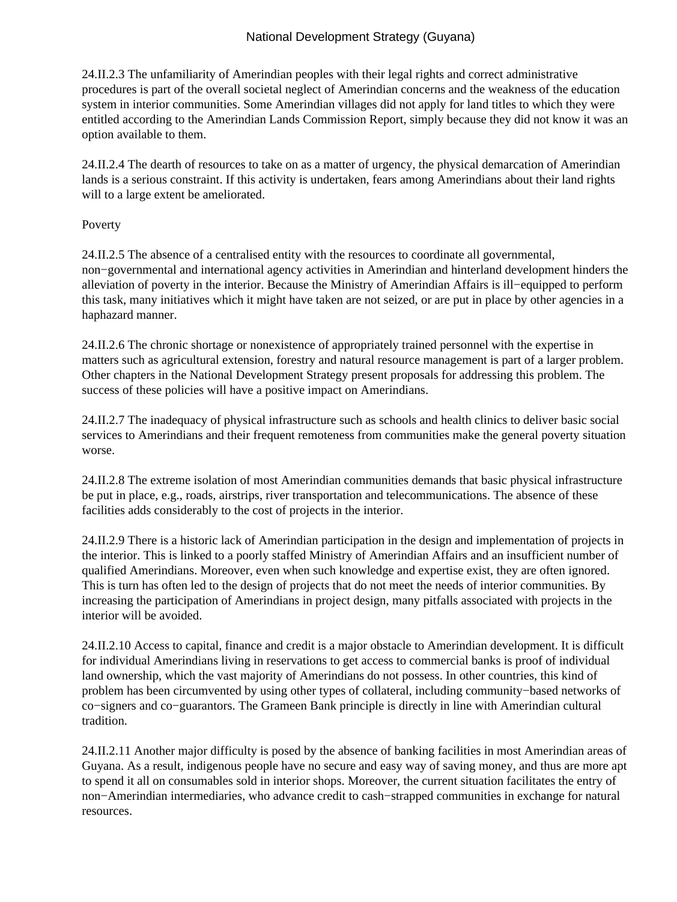24.II.2.3 The unfamiliarity of Amerindian peoples with their legal rights and correct administrative procedures is part of the overall societal neglect of Amerindian concerns and the weakness of the education system in interior communities. Some Amerindian villages did not apply for land titles to which they were entitled according to the Amerindian Lands Commission Report, simply because they did not know it was an option available to them.

24.II.2.4 The dearth of resources to take on as a matter of urgency, the physical demarcation of Amerindian lands is a serious constraint. If this activity is undertaken, fears among Amerindians about their land rights will to a large extent be ameliorated.

Poverty

24.II.2.5 The absence of a centralised entity with the resources to coordinate all governmental, non−governmental and international agency activities in Amerindian and hinterland development hinders the alleviation of poverty in the interior. Because the Ministry of Amerindian Affairs is ill−equipped to perform this task, many initiatives which it might have taken are not seized, or are put in place by other agencies in a haphazard manner.

24.II.2.6 The chronic shortage or nonexistence of appropriately trained personnel with the expertise in matters such as agricultural extension, forestry and natural resource management is part of a larger problem. Other chapters in the National Development Strategy present proposals for addressing this problem. The success of these policies will have a positive impact on Amerindians.

24.II.2.7 The inadequacy of physical infrastructure such as schools and health clinics to deliver basic social services to Amerindians and their frequent remoteness from communities make the general poverty situation worse.

24.II.2.8 The extreme isolation of most Amerindian communities demands that basic physical infrastructure be put in place, e.g., roads, airstrips, river transportation and telecommunications. The absence of these facilities adds considerably to the cost of projects in the interior.

24.II.2.9 There is a historic lack of Amerindian participation in the design and implementation of projects in the interior. This is linked to a poorly staffed Ministry of Amerindian Affairs and an insufficient number of qualified Amerindians. Moreover, even when such knowledge and expertise exist, they are often ignored. This is turn has often led to the design of projects that do not meet the needs of interior communities. By increasing the participation of Amerindians in project design, many pitfalls associated with projects in the interior will be avoided.

24.II.2.10 Access to capital, finance and credit is a major obstacle to Amerindian development. It is difficult for individual Amerindians living in reservations to get access to commercial banks is proof of individual land ownership, which the vast majority of Amerindians do not possess. In other countries, this kind of problem has been circumvented by using other types of collateral, including community−based networks of co−signers and co−guarantors. The Grameen Bank principle is directly in line with Amerindian cultural tradition.

24.II.2.11 Another major difficulty is posed by the absence of banking facilities in most Amerindian areas of Guyana. As a result, indigenous people have no secure and easy way of saving money, and thus are more apt to spend it all on consumables sold in interior shops. Moreover, the current situation facilitates the entry of non−Amerindian intermediaries, who advance credit to cash−strapped communities in exchange for natural resources.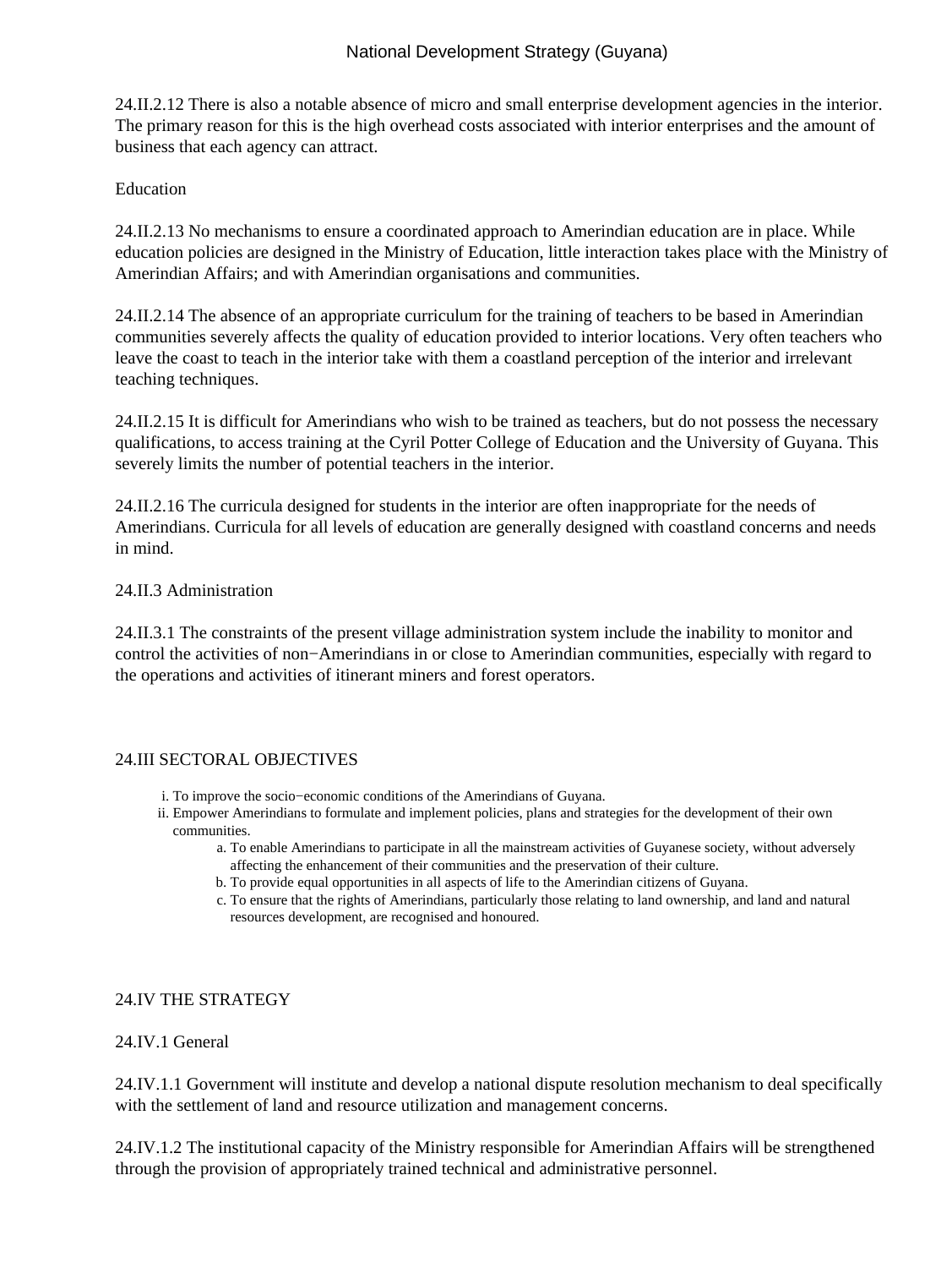24.II.2.12 There is also a notable absence of micro and small enterprise development agencies in the interior. The primary reason for this is the high overhead costs associated with interior enterprises and the amount of business that each agency can attract.

Education

24.II.2.13 No mechanisms to ensure a coordinated approach to Amerindian education are in place. While education policies are designed in the Ministry of Education, little interaction takes place with the Ministry of Amerindian Affairs; and with Amerindian organisations and communities.

24.II.2.14 The absence of an appropriate curriculum for the training of teachers to be based in Amerindian communities severely affects the quality of education provided to interior locations. Very often teachers who leave the coast to teach in the interior take with them a coastland perception of the interior and irrelevant teaching techniques.

24.II.2.15 It is difficult for Amerindians who wish to be trained as teachers, but do not possess the necessary qualifications, to access training at the Cyril Potter College of Education and the University of Guyana. This severely limits the number of potential teachers in the interior.

24.II.2.16 The curricula designed for students in the interior are often inappropriate for the needs of Amerindians. Curricula for all levels of education are generally designed with coastland concerns and needs in mind.

24.II.3 Administration

24.II.3.1 The constraints of the present village administration system include the inability to monitor and control the activities of non−Amerindians in or close to Amerindian communities, especially with regard to the operations and activities of itinerant miners and forest operators.

## 24.III SECTORAL OBJECTIVES

i. To improve the socio−economic conditions of the Amerindians of Guyana.
ii. Empower Amerindians to formulate and implement policies, plans and strategies for the development of their own communities.
    a. To enable Amerindians to participate in all the mainstream activities of Guyanese society, without adversely affecting the enhancement of their communities and the preservation of their culture.
    b. To provide equal opportunities in all aspects of life to the Amerindian citizens of Guyana.
    c. To ensure that the rights of Amerindians, particularly those relating to land ownership, and land and natural resources development, are recognised and honoured.

## 24.IV THE STRATEGY

### 24.IV.1 General

24.IV.1.1 Government will institute and develop a national dispute resolution mechanism to deal specifically with the settlement of land and resource utilization and management concerns.

24.IV.1.2 The institutional capacity of the Ministry responsible for Amerindian Affairs will be strengthened through the provision of appropriately trained technical and administrative personnel.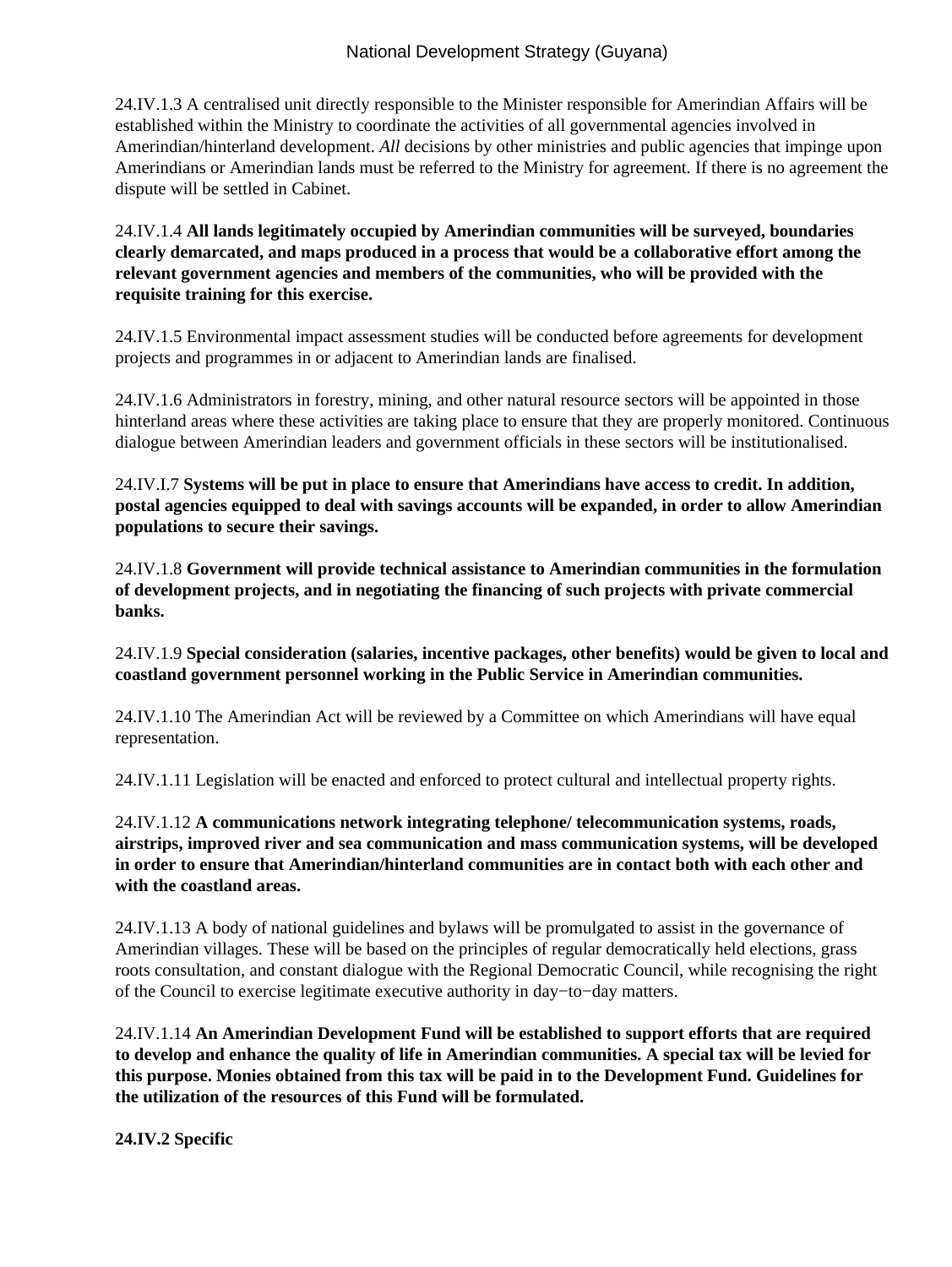24.IV.1.3 A centralised unit directly responsible to the Minister responsible for Amerindian Affairs will be established within the Ministry to coordinate the activities of all governmental agencies involved in Amerindian/hinterland development. *All* decisions by other ministries and public agencies that impinge upon Amerindians or Amerindian lands must be referred to the Ministry for agreement. If there is no agreement the dispute will be settled in Cabinet.

24.IV.1.4 **All lands legitimately occupied by Amerindian communities will be surveyed, boundaries clearly demarcated, and maps produced in a process that would be a collaborative effort among the relevant government agencies and members of the communities, who will be provided with the requisite training for this exercise.**

24.IV.1.5 Environmental impact assessment studies will be conducted before agreements for development projects and programmes in or adjacent to Amerindian lands are finalised.

24.IV.1.6 Administrators in forestry, mining, and other natural resource sectors will be appointed in those hinterland areas where these activities are taking place to ensure that they are properly monitored. Continuous dialogue between Amerindian leaders and government officials in these sectors will be institutionalised.

24.IV.I.7 **Systems will be put in place to ensure that Amerindians have access to credit. In addition, postal agencies equipped to deal with savings accounts will be expanded, in order to allow Amerindian populations to secure their savings.**

24.IV.1.8 **Government will provide technical assistance to Amerindian communities in the formulation of development projects, and in negotiating the financing of such projects with private commercial banks.**

24.IV.1.9 **Special consideration (salaries, incentive packages, other benefits) would be given to local and coastland government personnel working in the Public Service in Amerindian communities.**

24.IV.1.10 The Amerindian Act will be reviewed by a Committee on which Amerindians will have equal representation.

24.IV.1.11 Legislation will be enacted and enforced to protect cultural and intellectual property rights.

24.IV.1.12 **A communications network integrating telephone/ telecommunication systems, roads, airstrips, improved river and sea communication and mass communication systems, will be developed in order to ensure that Amerindian/hinterland communities are in contact both with each other and with the coastland areas.**

24.IV.1.13 A body of national guidelines and bylaws will be promulgated to assist in the governance of Amerindian villages. These will be based on the principles of regular democratically held elections, grass roots consultation, and constant dialogue with the Regional Democratic Council, while recognising the right of the Council to exercise legitimate executive authority in day−to−day matters.

24.IV.1.14 **An Amerindian Development Fund will be established to support efforts that are required to develop and enhance the quality of life in Amerindian communities. A special tax will be levied for this purpose. Monies obtained from this tax will be paid in to the Development Fund. Guidelines for the utilization of the resources of this Fund will be formulated.**

**24.IV.2 Specific**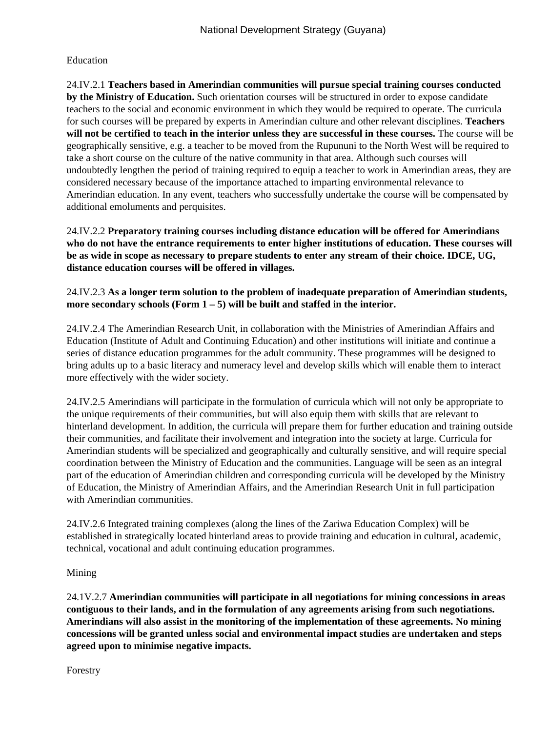Education

24.IV.2.1 **Teachers based in Amerindian communities will pursue special training courses conducted by the Ministry of Education.** Such orientation courses will be structured in order to expose candidate teachers to the social and economic environment in which they would be required to operate. The curricula for such courses will be prepared by experts in Amerindian culture and other relevant disciplines. **Teachers will not be certified to teach in the interior unless they are successful in these courses.** The course will be geographically sensitive, e.g. a teacher to be moved from the Rupununi to the North West will be required to take a short course on the culture of the native community in that area. Although such courses will undoubtedly lengthen the period of training required to equip a teacher to work in Amerindian areas, they are considered necessary because of the importance attached to imparting environmental relevance to Amerindian education. In any event, teachers who successfully undertake the course will be compensated by additional emoluments and perquisites.

24.IV.2.2 **Preparatory training courses including distance education will be offered for Amerindians who do not have the entrance requirements to enter higher institutions of education. These courses will be as wide in scope as necessary to prepare students to enter any stream of their choice. IDCE, UG, distance education courses will be offered in villages.**

24.IV.2.3 **As a longer term solution to the problem of inadequate preparation of Amerindian students, more secondary schools (Form 1 – 5) will be built and staffed in the interior.**

24.IV.2.4 The Amerindian Research Unit, in collaboration with the Ministries of Amerindian Affairs and Education (Institute of Adult and Continuing Education) and other institutions will initiate and continue a series of distance education programmes for the adult community. These programmes will be designed to bring adults up to a basic literacy and numeracy level and develop skills which will enable them to interact more effectively with the wider society.

24.IV.2.5 Amerindians will participate in the formulation of curricula which will not only be appropriate to the unique requirements of their communities, but will also equip them with skills that are relevant to hinterland development. In addition, the curricula will prepare them for further education and training outside their communities, and facilitate their involvement and integration into the society at large. Curricula for Amerindian students will be specialized and geographically and culturally sensitive, and will require special coordination between the Ministry of Education and the communities. Language will be seen as an integral part of the education of Amerindian children and corresponding curricula will be developed by the Ministry of Education, the Ministry of Amerindian Affairs, and the Amerindian Research Unit in full participation with Amerindian communities.

24.IV.2.6 Integrated training complexes (along the lines of the Zariwa Education Complex) will be established in strategically located hinterland areas to provide training and education in cultural, academic, technical, vocational and adult continuing education programmes.

Mining

24.1V.2.7 **Amerindian communities will participate in all negotiations for mining concessions in areas contiguous to their lands, and in the formulation of any agreements arising from such negotiations. Amerindians will also assist in the monitoring of the implementation of these agreements. No mining concessions will be granted unless social and environmental impact studies are undertaken and steps agreed upon to minimise negative impacts.**

Forestry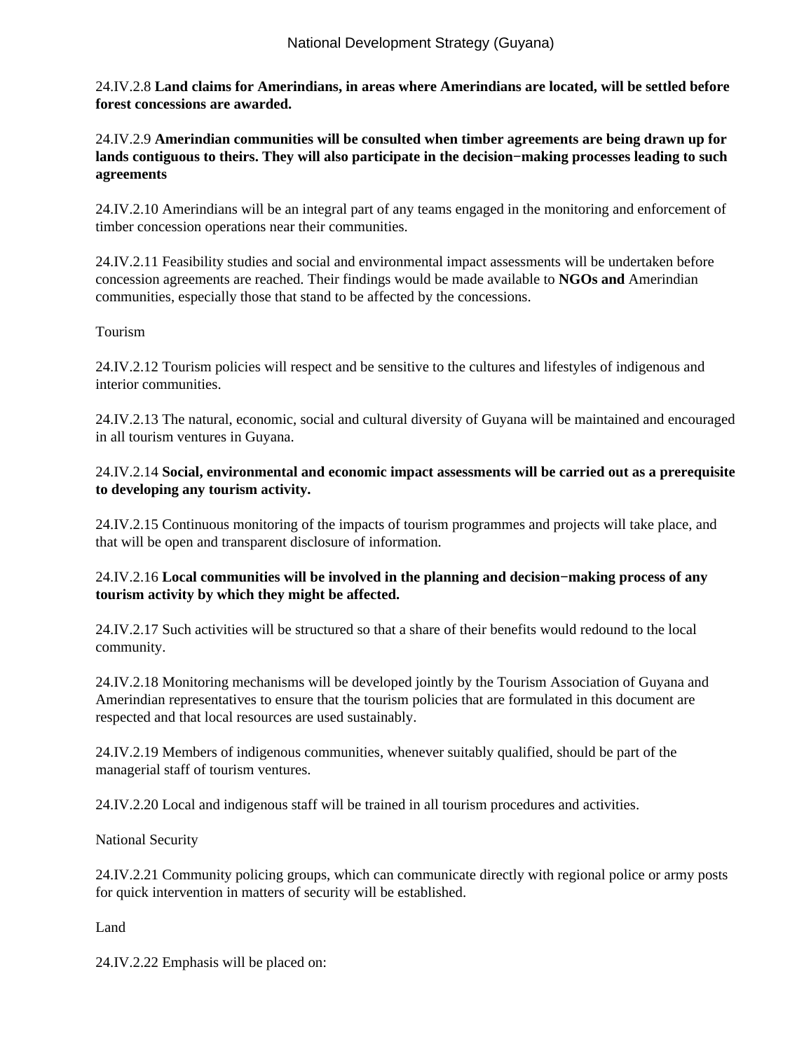24.IV.2.8 **Land claims for Amerindians, in areas where Amerindians are located, will be settled before forest concessions are awarded.**

24.IV.2.9 **Amerindian communities will be consulted when timber agreements are being drawn up for lands contiguous to theirs. They will also participate in the decision−making processes leading to such agreements**

24.IV.2.10 Amerindians will be an integral part of any teams engaged in the monitoring and enforcement of timber concession operations near their communities.

24.IV.2.11 Feasibility studies and social and environmental impact assessments will be undertaken before concession agreements are reached. Their findings would be made available to **NGOs and** Amerindian communities, especially those that stand to be affected by the concessions.

Tourism

24.IV.2.12 Tourism policies will respect and be sensitive to the cultures and lifestyles of indigenous and interior communities.

24.IV.2.13 The natural, economic, social and cultural diversity of Guyana will be maintained and encouraged in all tourism ventures in Guyana.

24.IV.2.14 **Social, environmental and economic impact assessments will be carried out as a prerequisite to developing any tourism activity.**

24.IV.2.15 Continuous monitoring of the impacts of tourism programmes and projects will take place, and that will be open and transparent disclosure of information.

24.IV.2.16 **Local communities will be involved in the planning and decision−making process of any tourism activity by which they might be affected.**

24.IV.2.17 Such activities will be structured so that a share of their benefits would redound to the local community.

24.IV.2.18 Monitoring mechanisms will be developed jointly by the Tourism Association of Guyana and Amerindian representatives to ensure that the tourism policies that are formulated in this document are respected and that local resources are used sustainably.

24.IV.2.19 Members of indigenous communities, whenever suitably qualified, should be part of the managerial staff of tourism ventures.

24.IV.2.20 Local and indigenous staff will be trained in all tourism procedures and activities.

National Security

24.IV.2.21 Community policing groups, which can communicate directly with regional police or army posts for quick intervention in matters of security will be established.

Land

24.IV.2.22 Emphasis will be placed on: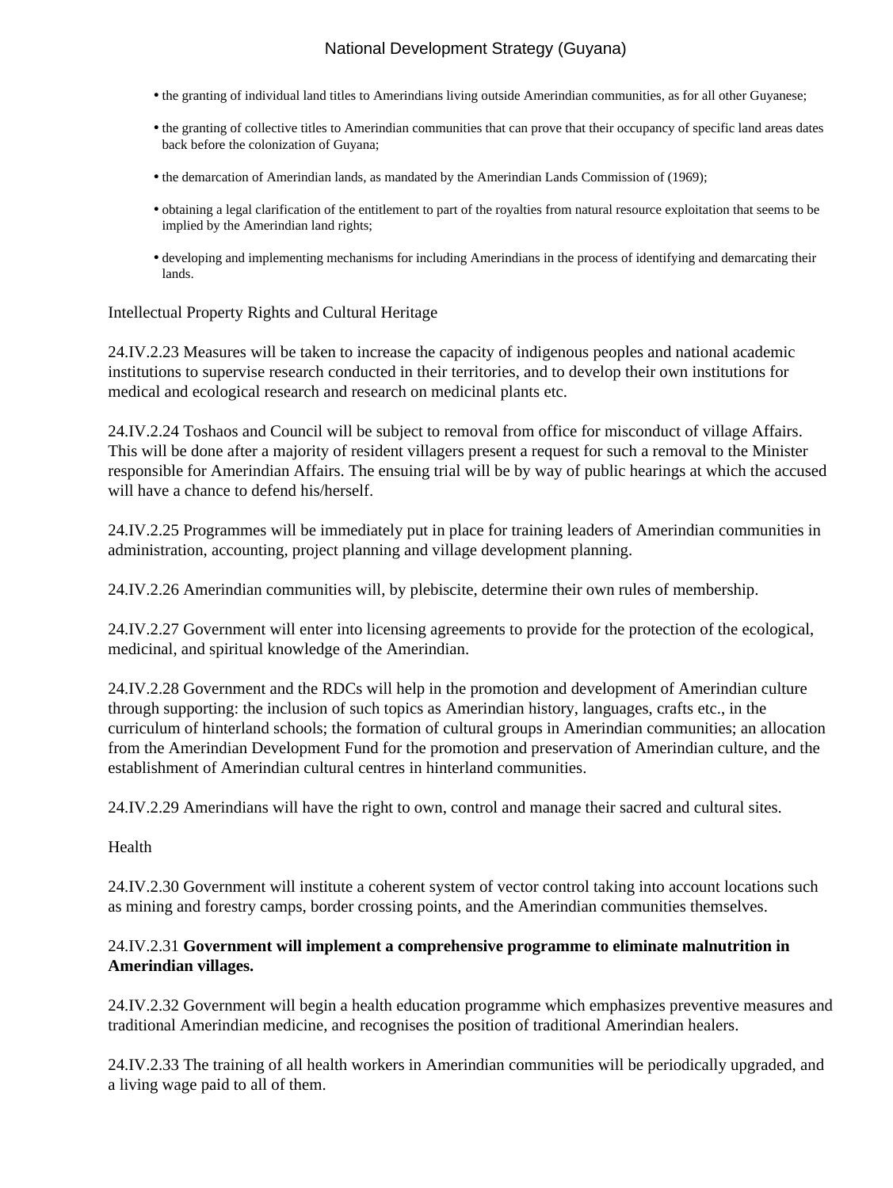- the granting of individual land titles to Amerindians living outside Amerindian communities, as for all other Guyanese;
- the granting of collective titles to Amerindian communities that can prove that their occupancy of specific land areas dates back before the colonization of Guyana;
- the demarcation of Amerindian lands, as mandated by the Amerindian Lands Commission of (1969);
- obtaining a legal clarification of the entitlement to part of the royalties from natural resource exploitation that seems to be implied by the Amerindian land rights;
- developing and implementing mechanisms for including Amerindians in the process of identifying and demarcating their lands.

Intellectual Property Rights and Cultural Heritage

24.IV.2.23 Measures will be taken to increase the capacity of indigenous peoples and national academic institutions to supervise research conducted in their territories, and to develop their own institutions for medical and ecological research and research on medicinal plants etc.

24.IV.2.24 Toshaos and Council will be subject to removal from office for misconduct of village Affairs. This will be done after a majority of resident villagers present a request for such a removal to the Minister responsible for Amerindian Affairs. The ensuing trial will be by way of public hearings at which the accused will have a chance to defend his/herself.

24.IV.2.25 Programmes will be immediately put in place for training leaders of Amerindian communities in administration, accounting, project planning and village development planning.

24.IV.2.26 Amerindian communities will, by plebiscite, determine their own rules of membership.

24.IV.2.27 Government will enter into licensing agreements to provide for the protection of the ecological, medicinal, and spiritual knowledge of the Amerindian.

24.IV.2.28 Government and the RDCs will help in the promotion and development of Amerindian culture through supporting: the inclusion of such topics as Amerindian history, languages, crafts etc., in the curriculum of hinterland schools; the formation of cultural groups in Amerindian communities; an allocation from the Amerindian Development Fund for the promotion and preservation of Amerindian culture, and the establishment of Amerindian cultural centres in hinterland communities.

24.IV.2.29 Amerindians will have the right to own, control and manage their sacred and cultural sites.

Health

24.IV.2.30 Government will institute a coherent system of vector control taking into account locations such as mining and forestry camps, border crossing points, and the Amerindian communities themselves.

24.IV.2.31 **Government will implement a comprehensive programme to eliminate malnutrition in Amerindian villages.**

24.IV.2.32 Government will begin a health education programme which emphasizes preventive measures and traditional Amerindian medicine, and recognises the position of traditional Amerindian healers.

24.IV.2.33 The training of all health workers in Amerindian communities will be periodically upgraded, and a living wage paid to all of them.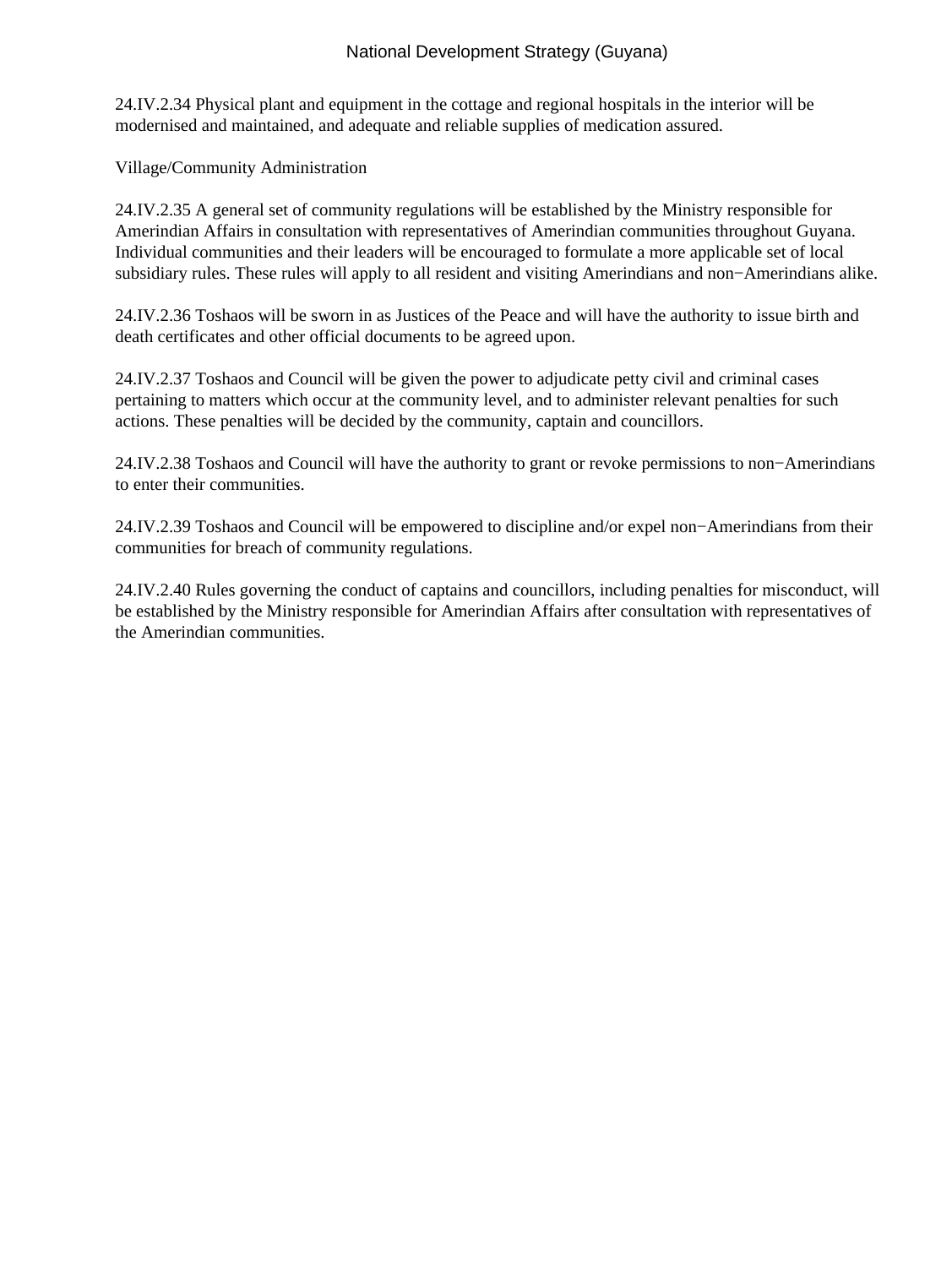24.IV.2.34 Physical plant and equipment in the cottage and regional hospitals in the interior will be modernised and maintained, and adequate and reliable supplies of medication assured.

Village/Community Administration

24.IV.2.35 A general set of community regulations will be established by the Ministry responsible for Amerindian Affairs in consultation with representatives of Amerindian communities throughout Guyana. Individual communities and their leaders will be encouraged to formulate a more applicable set of local subsidiary rules. These rules will apply to all resident and visiting Amerindians and non−Amerindians alike.

24.IV.2.36 Toshaos will be sworn in as Justices of the Peace and will have the authority to issue birth and death certificates and other official documents to be agreed upon.

24.IV.2.37 Toshaos and Council will be given the power to adjudicate petty civil and criminal cases pertaining to matters which occur at the community level, and to administer relevant penalties for such actions. These penalties will be decided by the community, captain and councillors.

24.IV.2.38 Toshaos and Council will have the authority to grant or revoke permissions to non−Amerindians to enter their communities.

24.IV.2.39 Toshaos and Council will be empowered to discipline and/or expel non−Amerindians from their communities for breach of community regulations.

24.IV.2.40 Rules governing the conduct of captains and councillors, including penalties for misconduct, will be established by the Ministry responsible for Amerindian Affairs after consultation with representatives of the Amerindian communities.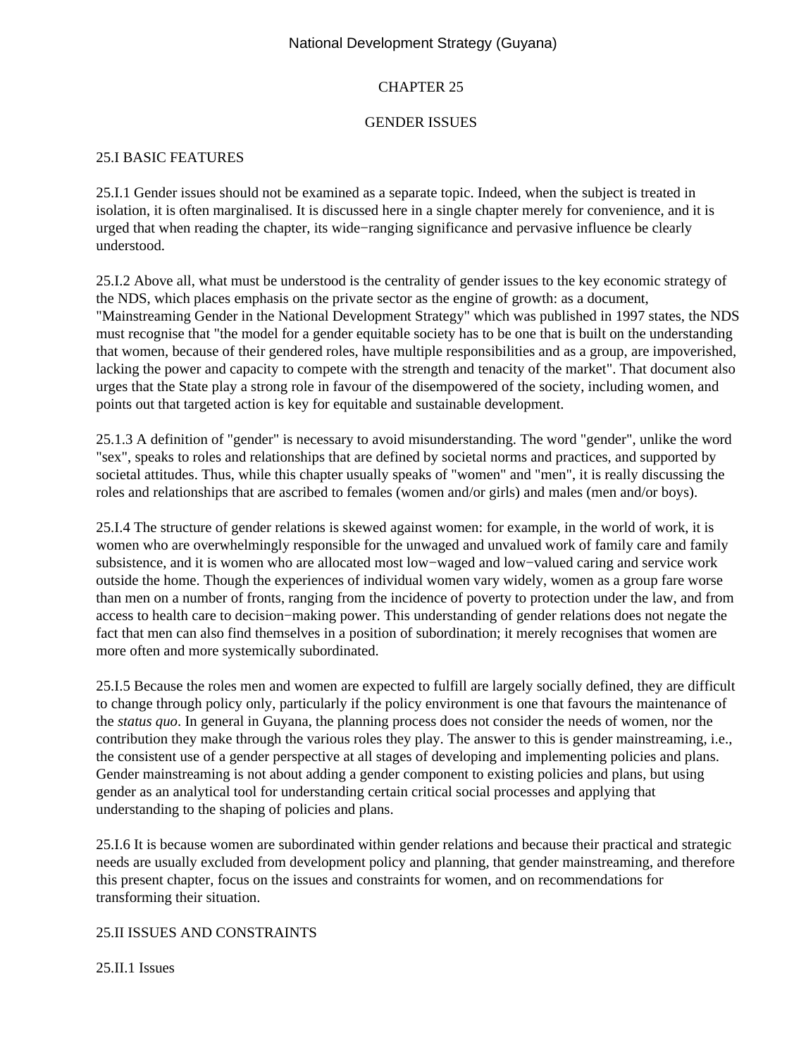# CHAPTER 25

# GENDER ISSUES

## 25.I BASIC FEATURES

25.I.1 Gender issues should not be examined as a separate topic. Indeed, when the subject is treated in isolation, it is often marginalised. It is discussed here in a single chapter merely for convenience, and it is urged that when reading the chapter, its wide−ranging significance and pervasive influence be clearly understood.

25.I.2 Above all, what must be understood is the centrality of gender issues to the key economic strategy of the NDS, which places emphasis on the private sector as the engine of growth: as a document, "Mainstreaming Gender in the National Development Strategy" which was published in 1997 states, the NDS must recognise that "the model for a gender equitable society has to be one that is built on the understanding that women, because of their gendered roles, have multiple responsibilities and as a group, are impoverished, lacking the power and capacity to compete with the strength and tenacity of the market". That document also urges that the State play a strong role in favour of the disempowered of the society, including women, and points out that targeted action is key for equitable and sustainable development.

25.1.3 A definition of "gender" is necessary to avoid misunderstanding. The word "gender", unlike the word "sex", speaks to roles and relationships that are defined by societal norms and practices, and supported by societal attitudes. Thus, while this chapter usually speaks of "women" and "men", it is really discussing the roles and relationships that are ascribed to females (women and/or girls) and males (men and/or boys).

25.I.4 The structure of gender relations is skewed against women: for example, in the world of work, it is women who are overwhelmingly responsible for the unwaged and unvalued work of family care and family subsistence, and it is women who are allocated most low−waged and low−valued caring and service work outside the home. Though the experiences of individual women vary widely, women as a group fare worse than men on a number of fronts, ranging from the incidence of poverty to protection under the law, and from access to health care to decision−making power. This understanding of gender relations does not negate the fact that men can also find themselves in a position of subordination; it merely recognises that women are more often and more systemically subordinated.

25.I.5 Because the roles men and women are expected to fulfill are largely socially defined, they are difficult to change through policy only, particularly if the policy environment is one that favours the maintenance of the *status quo*. In general in Guyana, the planning process does not consider the needs of women, nor the contribution they make through the various roles they play. The answer to this is gender mainstreaming, i.e., the consistent use of a gender perspective at all stages of developing and implementing policies and plans. Gender mainstreaming is not about adding a gender component to existing policies and plans, but using gender as an analytical tool for understanding certain critical social processes and applying that understanding to the shaping of policies and plans.

25.I.6 It is because women are subordinated within gender relations and because their practical and strategic needs are usually excluded from development policy and planning, that gender mainstreaming, and therefore this present chapter, focus on the issues and constraints for women, and on recommendations for transforming their situation.

## 25.II ISSUES AND CONSTRAINTS

### 25.II.1 Issues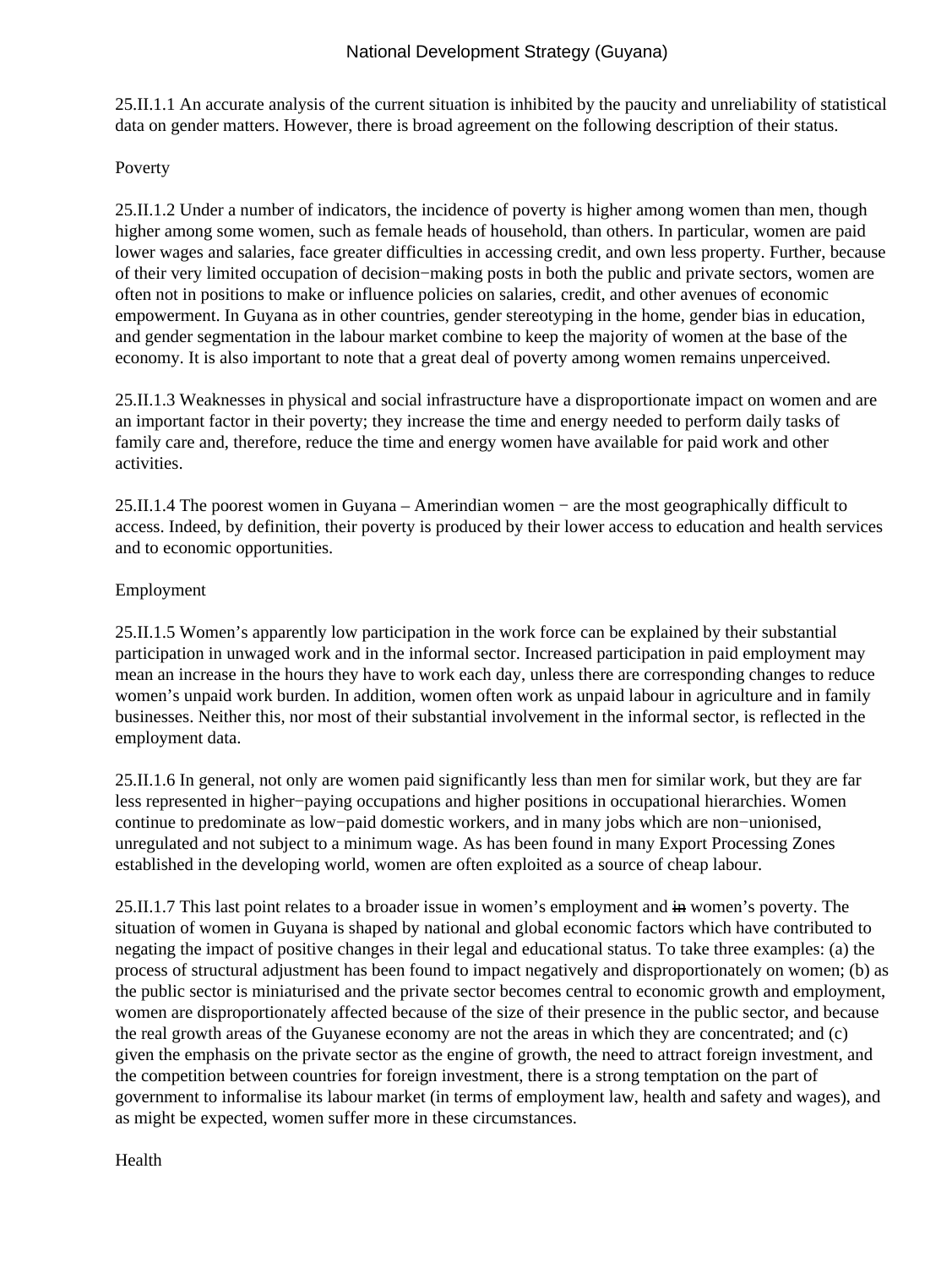25.II.1.1 An accurate analysis of the current situation is inhibited by the paucity and unreliability of statistical data on gender matters. However, there is broad agreement on the following description of their status.

Poverty

25.II.1.2 Under a number of indicators, the incidence of poverty is higher among women than men, though higher among some women, such as female heads of household, than others. In particular, women are paid lower wages and salaries, face greater difficulties in accessing credit, and own less property. Further, because of their very limited occupation of decision−making posts in both the public and private sectors, women are often not in positions to make or influence policies on salaries, credit, and other avenues of economic empowerment. In Guyana as in other countries, gender stereotyping in the home, gender bias in education, and gender segmentation in the labour market combine to keep the majority of women at the base of the economy. It is also important to note that a great deal of poverty among women remains unperceived.

25.II.1.3 Weaknesses in physical and social infrastructure have a disproportionate impact on women and are an important factor in their poverty; they increase the time and energy needed to perform daily tasks of family care and, therefore, reduce the time and energy women have available for paid work and other activities.

25.II.1.4 The poorest women in Guyana – Amerindian women − are the most geographically difficult to access. Indeed, by definition, their poverty is produced by their lower access to education and health services and to economic opportunities.

Employment

25.II.1.5 Women's apparently low participation in the work force can be explained by their substantial participation in unwaged work and in the informal sector. Increased participation in paid employment may mean an increase in the hours they have to work each day, unless there are corresponding changes to reduce women's unpaid work burden. In addition, women often work as unpaid labour in agriculture and in family businesses. Neither this, nor most of their substantial involvement in the informal sector, is reflected in the employment data.

25.II.1.6 In general, not only are women paid significantly less than men for similar work, but they are far less represented in higher−paying occupations and higher positions in occupational hierarchies. Women continue to predominate as low−paid domestic workers, and in many jobs which are non−unionised, unregulated and not subject to a minimum wage. As has been found in many Export Processing Zones established in the developing world, women are often exploited as a source of cheap labour.

25.II.1.7 This last point relates to a broader issue in women's employment and ~~in~~ women's poverty. The situation of women in Guyana is shaped by national and global economic factors which have contributed to negating the impact of positive changes in their legal and educational status. To take three examples: (a) the process of structural adjustment has been found to impact negatively and disproportionately on women; (b) as the public sector is miniaturised and the private sector becomes central to economic growth and employment, women are disproportionately affected because of the size of their presence in the public sector, and because the real growth areas of the Guyanese economy are not the areas in which they are concentrated; and (c) given the emphasis on the private sector as the engine of growth, the need to attract foreign investment, and the competition between countries for foreign investment, there is a strong temptation on the part of government to informalise its labour market (in terms of employment law, health and safety and wages), and as might be expected, women suffer more in these circumstances.

Health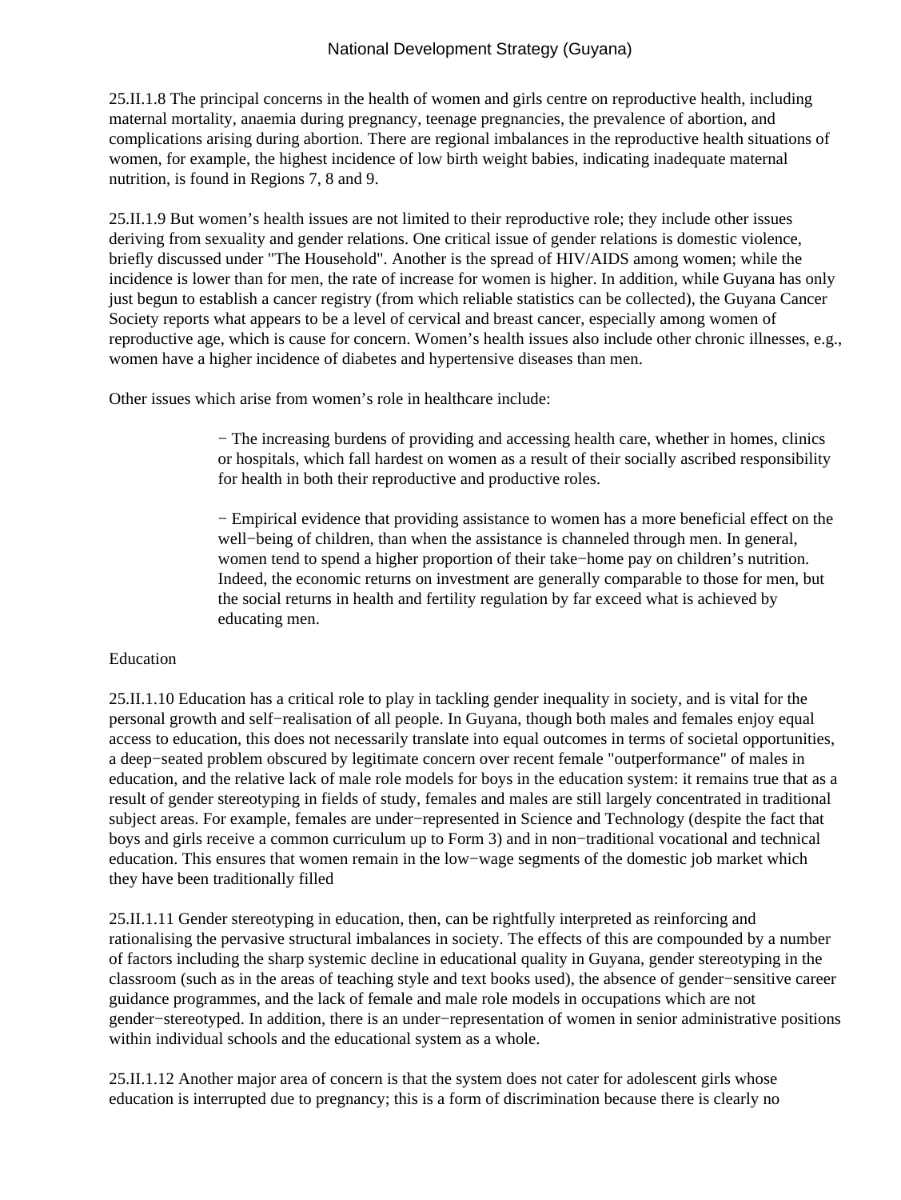25.II.1.8 The principal concerns in the health of women and girls centre on reproductive health, including maternal mortality, anaemia during pregnancy, teenage pregnancies, the prevalence of abortion, and complications arising during abortion. There are regional imbalances in the reproductive health situations of women, for example, the highest incidence of low birth weight babies, indicating inadequate maternal nutrition, is found in Regions 7, 8 and 9.

25.II.1.9 But women's health issues are not limited to their reproductive role; they include other issues deriving from sexuality and gender relations. One critical issue of gender relations is domestic violence, briefly discussed under "The Household". Another is the spread of HIV/AIDS among women; while the incidence is lower than for men, the rate of increase for women is higher. In addition, while Guyana has only just begun to establish a cancer registry (from which reliable statistics can be collected), the Guyana Cancer Society reports what appears to be a level of cervical and breast cancer, especially among women of reproductive age, which is cause for concern. Women's health issues also include other chronic illnesses, e.g., women have a higher incidence of diabetes and hypertensive diseases than men.

Other issues which arise from women's role in healthcare include:

- The increasing burdens of providing and accessing health care, whether in homes, clinics or hospitals, which fall hardest on women as a result of their socially ascribed responsibility for health in both their reproductive and productive roles.

- Empirical evidence that providing assistance to women has a more beneficial effect on the well−being of children, than when the assistance is channeled through men. In general, women tend to spend a higher proportion of their take−home pay on children's nutrition. Indeed, the economic returns on investment are generally comparable to those for men, but the social returns in health and fertility regulation by far exceed what is achieved by educating men.

Education

25.II.1.10 Education has a critical role to play in tackling gender inequality in society, and is vital for the personal growth and self−realisation of all people. In Guyana, though both males and females enjoy equal access to education, this does not necessarily translate into equal outcomes in terms of societal opportunities, a deep−seated problem obscured by legitimate concern over recent female "outperformance" of males in education, and the relative lack of male role models for boys in the education system: it remains true that as a result of gender stereotyping in fields of study, females and males are still largely concentrated in traditional subject areas. For example, females are under−represented in Science and Technology (despite the fact that boys and girls receive a common curriculum up to Form 3) and in non−traditional vocational and technical education. This ensures that women remain in the low−wage segments of the domestic job market which they have been traditionally filled

25.II.1.11 Gender stereotyping in education, then, can be rightfully interpreted as reinforcing and rationalising the pervasive structural imbalances in society. The effects of this are compounded by a number of factors including the sharp systemic decline in educational quality in Guyana, gender stereotyping in the classroom (such as in the areas of teaching style and text books used), the absence of gender−sensitive career guidance programmes, and the lack of female and male role models in occupations which are not gender−stereotyped. In addition, there is an under−representation of women in senior administrative positions within individual schools and the educational system as a whole.

25.II.1.12 Another major area of concern is that the system does not cater for adolescent girls whose education is interrupted due to pregnancy; this is a form of discrimination because there is clearly no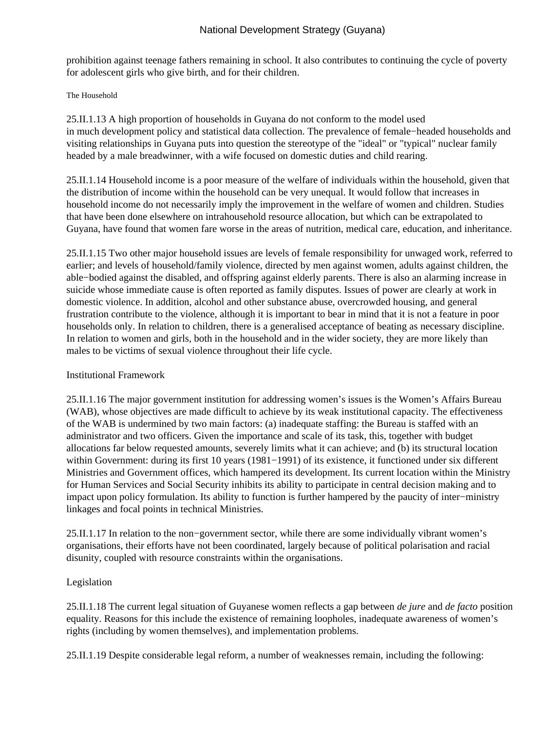prohibition against teenage fathers remaining in school. It also contributes to continuing the cycle of poverty for adolescent girls who give birth, and for their children.

The Household

25.II.1.13 A high proportion of households in Guyana do not conform to the model used in much development policy and statistical data collection. The prevalence of female−headed households and visiting relationships in Guyana puts into question the stereotype of the "ideal" or "typical" nuclear family headed by a male breadwinner, with a wife focused on domestic duties and child rearing.

25.II.1.14 Household income is a poor measure of the welfare of individuals within the household, given that the distribution of income within the household can be very unequal. It would follow that increases in household income do not necessarily imply the improvement in the welfare of women and children. Studies that have been done elsewhere on intrahousehold resource allocation, but which can be extrapolated to Guyana, have found that women fare worse in the areas of nutrition, medical care, education, and inheritance.

25.II.1.15 Two other major household issues are levels of female responsibility for unwaged work, referred to earlier; and levels of household/family violence, directed by men against women, adults against children, the able−bodied against the disabled, and offspring against elderly parents. There is also an alarming increase in suicide whose immediate cause is often reported as family disputes. Issues of power are clearly at work in domestic violence. In addition, alcohol and other substance abuse, overcrowded housing, and general frustration contribute to the violence, although it is important to bear in mind that it is not a feature in poor households only. In relation to children, there is a generalised acceptance of beating as necessary discipline. In relation to women and girls, both in the household and in the wider society, they are more likely than males to be victims of sexual violence throughout their life cycle.

Institutional Framework

25.II.1.16 The major government institution for addressing women's issues is the Women's Affairs Bureau (WAB), whose objectives are made difficult to achieve by its weak institutional capacity. The effectiveness of the WAB is undermined by two main factors: (a) inadequate staffing: the Bureau is staffed with an administrator and two officers. Given the importance and scale of its task, this, together with budget allocations far below requested amounts, severely limits what it can achieve; and (b) its structural location within Government: during its first 10 years (1981−1991) of its existence, it functioned under six different Ministries and Government offices, which hampered its development. Its current location within the Ministry for Human Services and Social Security inhibits its ability to participate in central decision making and to impact upon policy formulation. Its ability to function is further hampered by the paucity of inter−ministry linkages and focal points in technical Ministries.

25.II.1.17 In relation to the non−government sector, while there are some individually vibrant women's organisations, their efforts have not been coordinated, largely because of political polarisation and racial disunity, coupled with resource constraints within the organisations.

Legislation

25.II.1.18 The current legal situation of Guyanese women reflects a gap between *de jure* and *de facto* position equality. Reasons for this include the existence of remaining loopholes, inadequate awareness of women's rights (including by women themselves), and implementation problems.

25.II.1.19 Despite considerable legal reform, a number of weaknesses remain, including the following: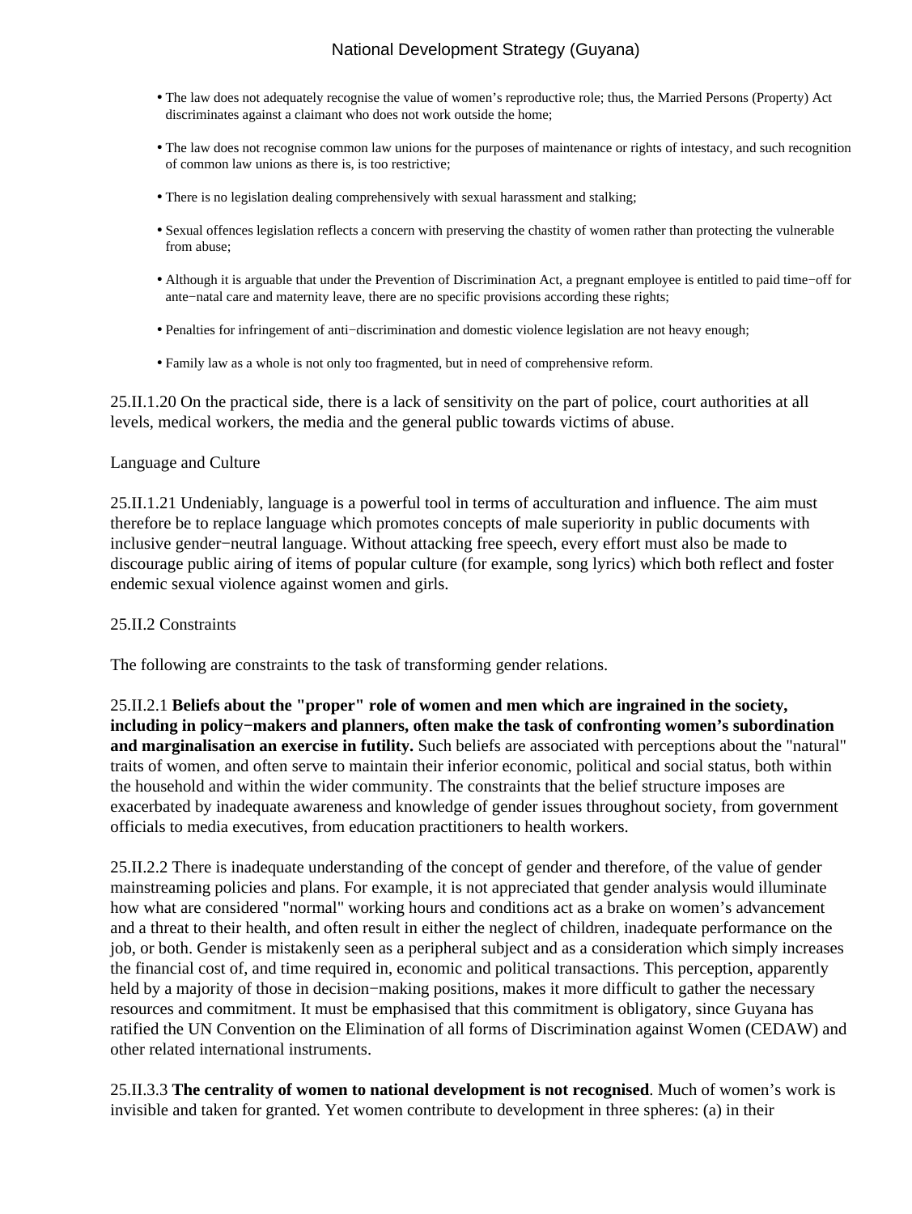- The law does not adequately recognise the value of women's reproductive role; thus, the Married Persons (Property) Act discriminates against a claimant who does not work outside the home;
- The law does not recognise common law unions for the purposes of maintenance or rights of intestacy, and such recognition of common law unions as there is, is too restrictive;
- There is no legislation dealing comprehensively with sexual harassment and stalking;
- Sexual offences legislation reflects a concern with preserving the chastity of women rather than protecting the vulnerable from abuse;
- Although it is arguable that under the Prevention of Discrimination Act, a pregnant employee is entitled to paid time−off for ante−natal care and maternity leave, there are no specific provisions according these rights;
- Penalties for infringement of anti−discrimination and domestic violence legislation are not heavy enough;
- Family law as a whole is not only too fragmented, but in need of comprehensive reform.

25.II.1.20 On the practical side, there is a lack of sensitivity on the part of police, court authorities at all levels, medical workers, the media and the general public towards victims of abuse.

Language and Culture

25.II.1.21 Undeniably, language is a powerful tool in terms of acculturation and influence. The aim must therefore be to replace language which promotes concepts of male superiority in public documents with inclusive gender−neutral language. Without attacking free speech, every effort must also be made to discourage public airing of items of popular culture (for example, song lyrics) which both reflect and foster endemic sexual violence against women and girls.

25.II.2 Constraints

The following are constraints to the task of transforming gender relations.

25.II.2.1 **Beliefs about the "proper" role of women and men which are ingrained in the society, including in policy−makers and planners, often make the task of confronting women's subordination and marginalisation an exercise in futility.** Such beliefs are associated with perceptions about the "natural" traits of women, and often serve to maintain their inferior economic, political and social status, both within the household and within the wider community. The constraints that the belief structure imposes are exacerbated by inadequate awareness and knowledge of gender issues throughout society, from government officials to media executives, from education practitioners to health workers.

25.II.2.2 There is inadequate understanding of the concept of gender and therefore, of the value of gender mainstreaming policies and plans. For example, it is not appreciated that gender analysis would illuminate how what are considered "normal" working hours and conditions act as a brake on women's advancement and a threat to their health, and often result in either the neglect of children, inadequate performance on the job, or both. Gender is mistakenly seen as a peripheral subject and as a consideration which simply increases the financial cost of, and time required in, economic and political transactions. This perception, apparently held by a majority of those in decision−making positions, makes it more difficult to gather the necessary resources and commitment. It must be emphasised that this commitment is obligatory, since Guyana has ratified the UN Convention on the Elimination of all forms of Discrimination against Women (CEDAW) and other related international instruments.

25.II.3.3 **The centrality of women to national development is not recognised**. Much of women's work is invisible and taken for granted. Yet women contribute to development in three spheres: (a) in their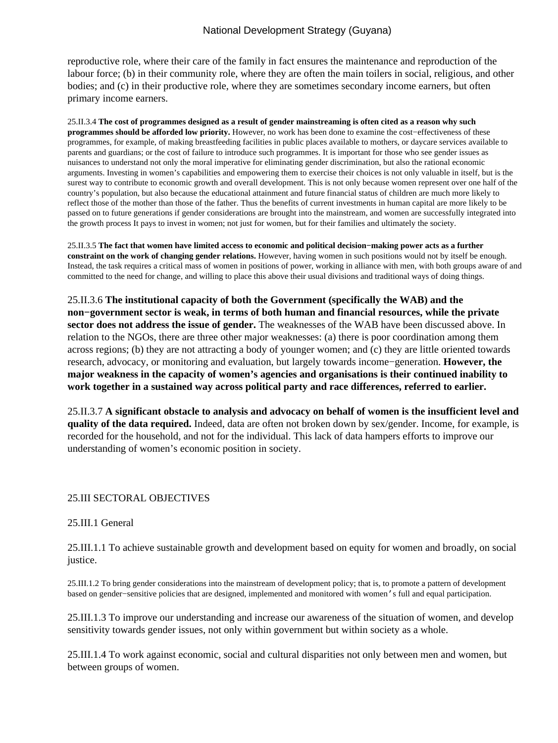reproductive role, where their care of the family in fact ensures the maintenance and reproduction of the labour force; (b) in their community role, where they are often the main toilers in social, religious, and other bodies; and (c) in their productive role, where they are sometimes secondary income earners, but often primary income earners.

25.II.3.4 **The cost of programmes designed as a result of gender mainstreaming is often cited as a reason why such programmes should be afforded low priority.** However, no work has been done to examine the cost−effectiveness of these programmes, for example, of making breastfeeding facilities in public places available to mothers, or daycare services available to parents and guardians; or the cost of failure to introduce such programmes. It is important for those who see gender issues as nuisances to understand not only the moral imperative for eliminating gender discrimination, but also the rational economic arguments. Investing in women's capabilities and empowering them to exercise their choices is not only valuable in itself, but is the surest way to contribute to economic growth and overall development. This is not only because women represent over one half of the country's population, but also because the educational attainment and future financial status of children are much more likely to reflect those of the mother than those of the father. Thus the benefits of current investments in human capital are more likely to be passed on to future generations if gender considerations are brought into the mainstream, and women are successfully integrated into the growth process It pays to invest in women; not just for women, but for their families and ultimately the society.

25.II.3.5 **The fact that women have limited access to economic and political decision−making power acts as a further constraint on the work of changing gender relations.** However, having women in such positions would not by itself be enough. Instead, the task requires a critical mass of women in positions of power, working in alliance with men, with both groups aware of and committed to the need for change, and willing to place this above their usual divisions and traditional ways of doing things.

25.II.3.6 **The institutional capacity of both the Government (specifically the WAB) and the non−government sector is weak, in terms of both human and financial resources, while the private sector does not address the issue of gender.** The weaknesses of the WAB have been discussed above. In relation to the NGOs, there are three other major weaknesses: (a) there is poor coordination among them across regions; (b) they are not attracting a body of younger women; and (c) they are little oriented towards research, advocacy, or monitoring and evaluation, but largely towards income−generation. **However, the major weakness in the capacity of women's agencies and organisations is their continued inability to work together in a sustained way across political party and race differences, referred to earlier.**

25.II.3.7 **A significant obstacle to analysis and advocacy on behalf of women is the insufficient level and quality of the data required.** Indeed, data are often not broken down by sex/gender. Income, for example, is recorded for the household, and not for the individual. This lack of data hampers efforts to improve our understanding of women's economic position in society.

## 25.III SECTORAL OBJECTIVES

### 25.III.1 General

25.III.1.1 To achieve sustainable growth and development based on equity for women and broadly, on social justice.

25.III.1.2 To bring gender considerations into the mainstream of development policy; that is, to promote a pattern of development based on gender−sensitive policies that are designed, implemented and monitored with women's full and equal participation.

25.III.1.3 To improve our understanding and increase our awareness of the situation of women, and develop sensitivity towards gender issues, not only within government but within society as a whole.

25.III.1.4 To work against economic, social and cultural disparities not only between men and women, but between groups of women.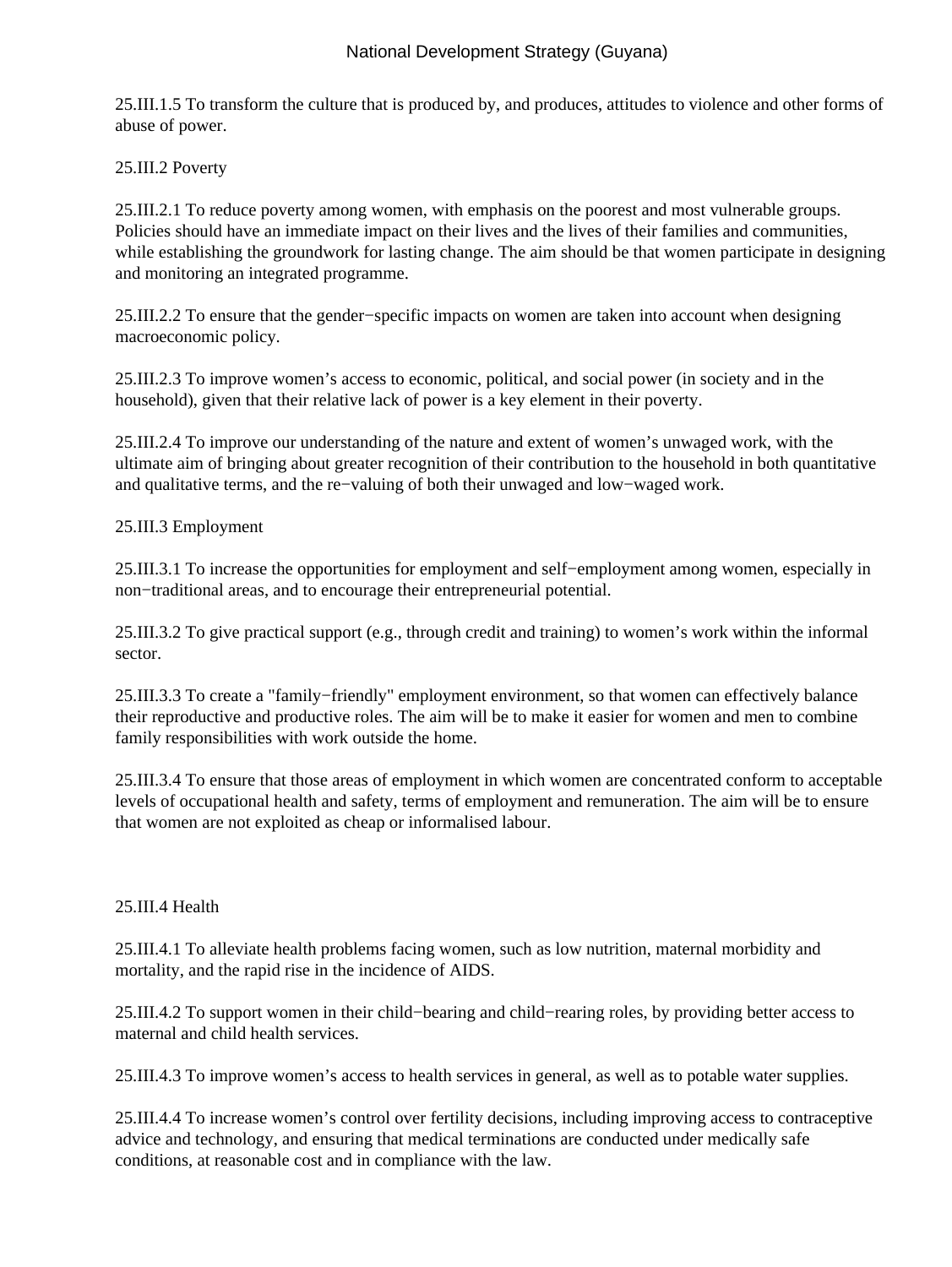25.III.1.5 To transform the culture that is produced by, and produces, attitudes to violence and other forms of abuse of power.

25.III.2 Poverty

25.III.2.1 To reduce poverty among women, with emphasis on the poorest and most vulnerable groups. Policies should have an immediate impact on their lives and the lives of their families and communities, while establishing the groundwork for lasting change. The aim should be that women participate in designing and monitoring an integrated programme.

25.III.2.2 To ensure that the gender−specific impacts on women are taken into account when designing macroeconomic policy.

25.III.2.3 To improve women's access to economic, political, and social power (in society and in the household), given that their relative lack of power is a key element in their poverty.

25.III.2.4 To improve our understanding of the nature and extent of women's unwaged work, with the ultimate aim of bringing about greater recognition of their contribution to the household in both quantitative and qualitative terms, and the re−valuing of both their unwaged and low−waged work.

25.III.3 Employment

25.III.3.1 To increase the opportunities for employment and self−employment among women, especially in non−traditional areas, and to encourage their entrepreneurial potential.

25.III.3.2 To give practical support (e.g., through credit and training) to women's work within the informal sector.

25.III.3.3 To create a "family−friendly" employment environment, so that women can effectively balance their reproductive and productive roles. The aim will be to make it easier for women and men to combine family responsibilities with work outside the home.

25.III.3.4 To ensure that those areas of employment in which women are concentrated conform to acceptable levels of occupational health and safety, terms of employment and remuneration. The aim will be to ensure that women are not exploited as cheap or informalised labour.

25.III.4 Health

25.III.4.1 To alleviate health problems facing women, such as low nutrition, maternal morbidity and mortality, and the rapid rise in the incidence of AIDS.

25.III.4.2 To support women in their child−bearing and child−rearing roles, by providing better access to maternal and child health services.

25.III.4.3 To improve women's access to health services in general, as well as to potable water supplies.

25.III.4.4 To increase women's control over fertility decisions, including improving access to contraceptive advice and technology, and ensuring that medical terminations are conducted under medically safe conditions, at reasonable cost and in compliance with the law.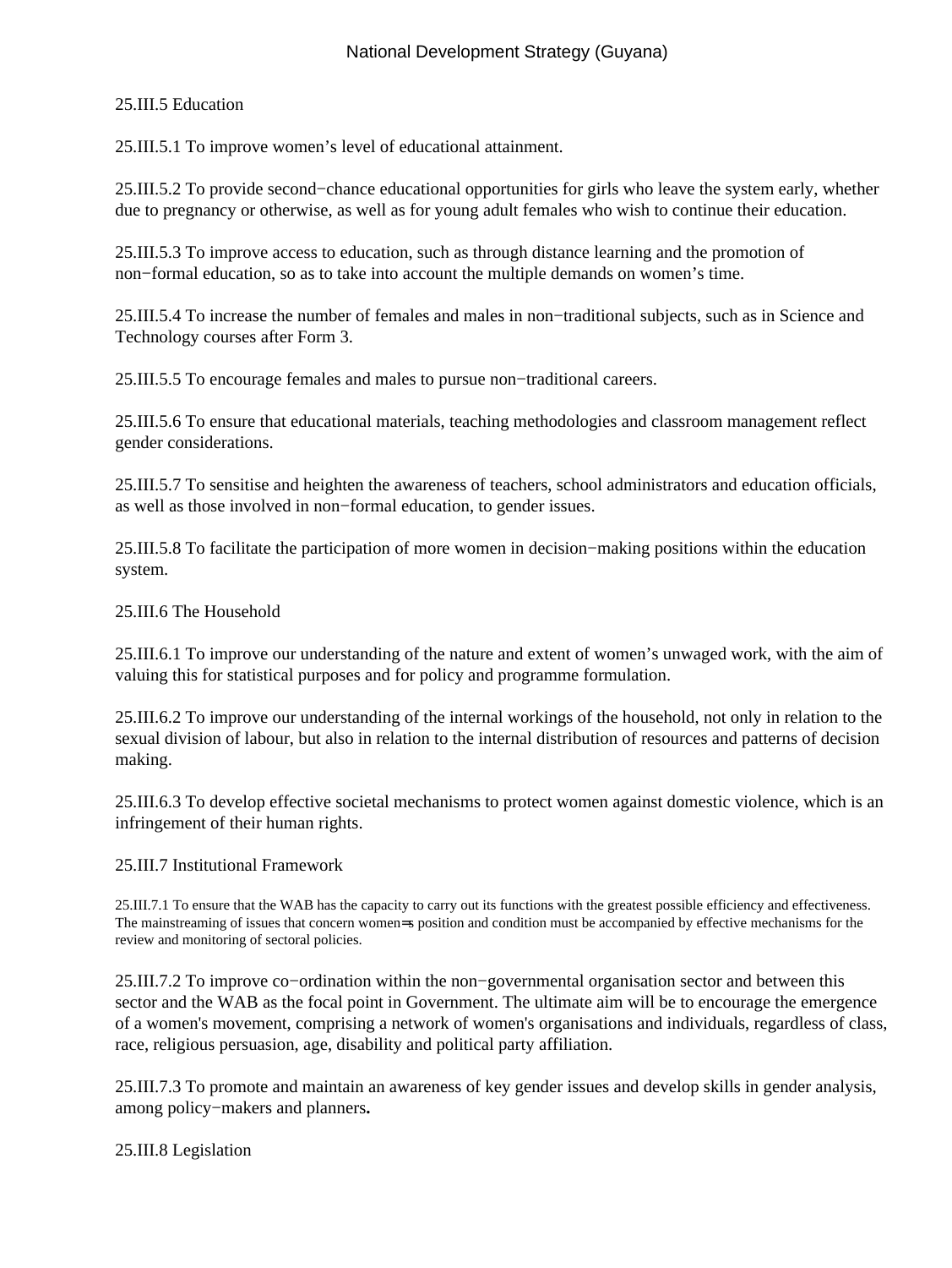25.III.5 Education

25.III.5.1 To improve women's level of educational attainment.

25.III.5.2 To provide second−chance educational opportunities for girls who leave the system early, whether due to pregnancy or otherwise, as well as for young adult females who wish to continue their education.

25.III.5.3 To improve access to education, such as through distance learning and the promotion of non−formal education, so as to take into account the multiple demands on women's time.

25.III.5.4 To increase the number of females and males in non−traditional subjects, such as in Science and Technology courses after Form 3.

25.III.5.5 To encourage females and males to pursue non−traditional careers.

25.III.5.6 To ensure that educational materials, teaching methodologies and classroom management reflect gender considerations.

25.III.5.7 To sensitise and heighten the awareness of teachers, school administrators and education officials, as well as those involved in non−formal education, to gender issues.

25.III.5.8 To facilitate the participation of more women in decision−making positions within the education system.

25.III.6 The Household

25.III.6.1 To improve our understanding of the nature and extent of women's unwaged work, with the aim of valuing this for statistical purposes and for policy and programme formulation.

25.III.6.2 To improve our understanding of the internal workings of the household, not only in relation to the sexual division of labour, but also in relation to the internal distribution of resources and patterns of decision making.

25.III.6.3 To develop effective societal mechanisms to protect women against domestic violence, which is an infringement of their human rights.

25.III.7 Institutional Framework

25.III.7.1 To ensure that the WAB has the capacity to carry out its functions with the greatest possible efficiency and effectiveness. The mainstreaming of issues that concern women=s position and condition must be accompanied by effective mechanisms for the review and monitoring of sectoral policies.

25.III.7.2 To improve co−ordination within the non−governmental organisation sector and between this sector and the WAB as the focal point in Government. The ultimate aim will be to encourage the emergence of a women's movement, comprising a network of women's organisations and individuals, regardless of class, race, religious persuasion, age, disability and political party affiliation.

25.III.7.3 To promote and maintain an awareness of key gender issues and develop skills in gender analysis, among policy−makers and planners**.**

25.III.8 Legislation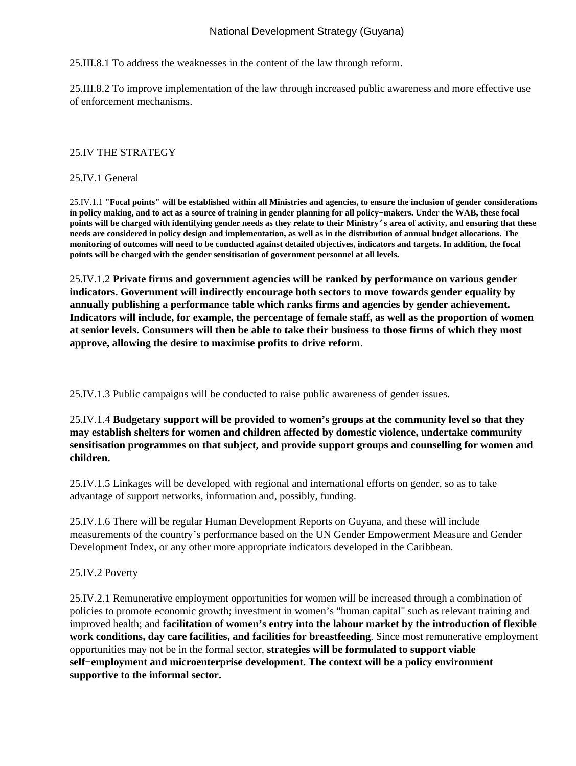25.III.8.1 To address the weaknesses in the content of the law through reform.

25.III.8.2 To improve implementation of the law through increased public awareness and more effective use of enforcement mechanisms.

25.IV THE STRATEGY

25.IV.1 General

25.IV.1.1 **"Focal points" will be established within all Ministries and agencies, to ensure the inclusion of gender considerations in policy making, and to act as a source of training in gender planning for all policy−makers. Under the WAB, these focal points will be charged with identifying gender needs as they relate to their Ministry's area of activity, and ensuring that these needs are considered in policy design and implementation, as well as in the distribution of annual budget allocations. The monitoring of outcomes will need to be conducted against detailed objectives, indicators and targets. In addition, the focal points will be charged with the gender sensitisation of government personnel at all levels.**

25.IV.1.2 **Private firms and government agencies will be ranked by performance on various gender indicators. Government will indirectly encourage both sectors to move towards gender equality by annually publishing a performance table which ranks firms and agencies by gender achievement. Indicators will include, for example, the percentage of female staff, as well as the proportion of women at senior levels. Consumers will then be able to take their business to those firms of which they most approve, allowing the desire to maximise profits to drive reform**.

25.IV.1.3 Public campaigns will be conducted to raise public awareness of gender issues.

25.IV.1.4 **Budgetary support will be provided to women's groups at the community level so that they may establish shelters for women and children affected by domestic violence, undertake community sensitisation programmes on that subject, and provide support groups and counselling for women and children.**

25.IV.1.5 Linkages will be developed with regional and international efforts on gender, so as to take advantage of support networks, information and, possibly, funding.

25.IV.1.6 There will be regular Human Development Reports on Guyana, and these will include measurements of the country's performance based on the UN Gender Empowerment Measure and Gender Development Index, or any other more appropriate indicators developed in the Caribbean.

25.IV.2 Poverty

25.IV.2.1 Remunerative employment opportunities for women will be increased through a combination of policies to promote economic growth; investment in women's "human capital" such as relevant training and improved health; and **facilitation of women's entry into the labour market by the introduction of flexible work conditions, day care facilities, and facilities for breastfeeding**. Since most remunerative employment opportunities may not be in the formal sector, **strategies will be formulated to support viable self−employment and microenterprise development. The context will be a policy environment supportive to the informal sector.**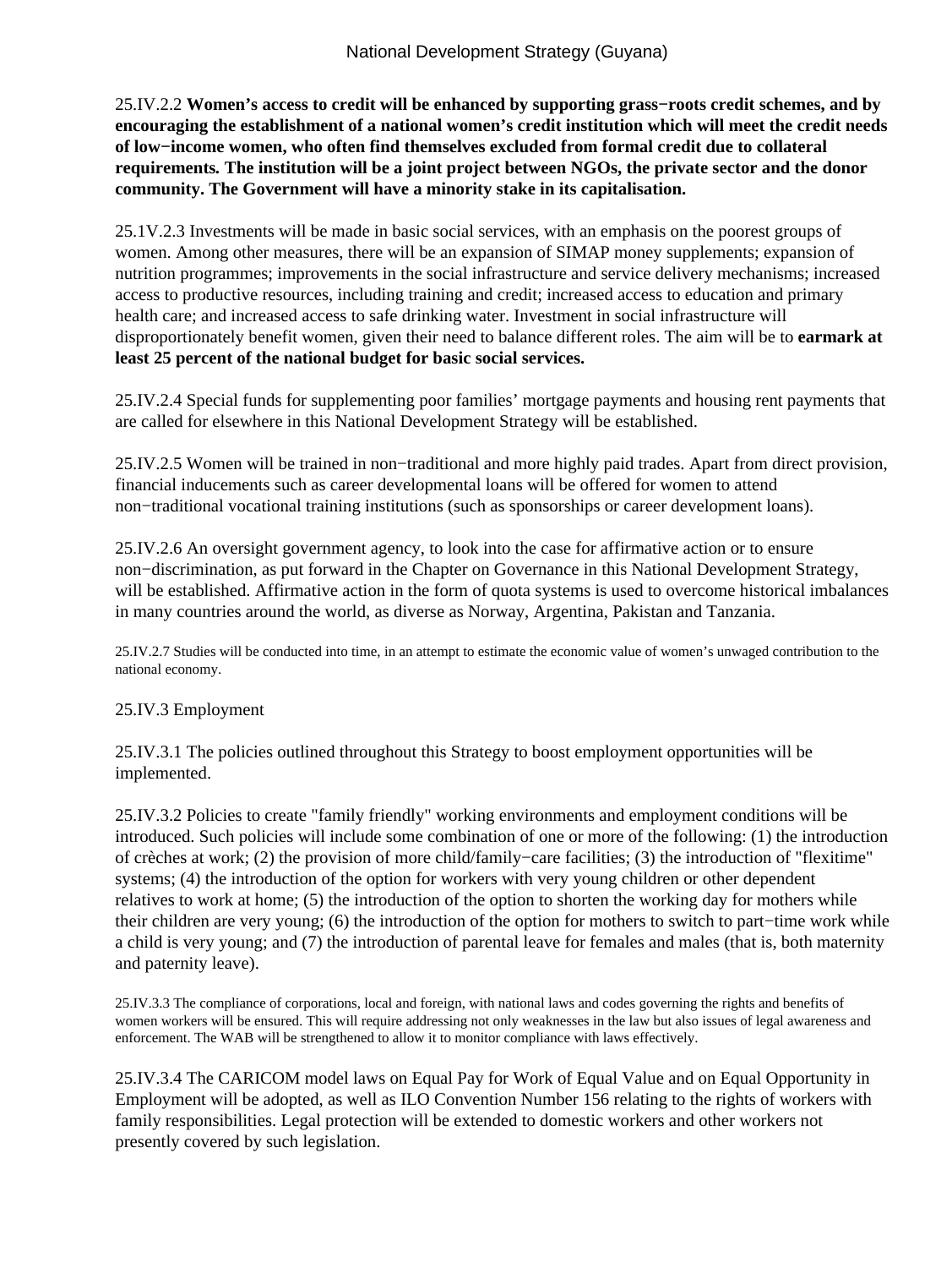25.IV.2.2 **Women's access to credit will be enhanced by supporting grass−roots credit schemes, and by encouraging the establishment of a national women's credit institution which will meet the credit needs of low−income women, who often find themselves excluded from formal credit due to collateral requirements. The institution will be a joint project between NGOs, the private sector and the donor community. The Government will have a minority stake in its capitalisation.**

25.1V.2.3 Investments will be made in basic social services, with an emphasis on the poorest groups of women. Among other measures, there will be an expansion of SIMAP money supplements; expansion of nutrition programmes; improvements in the social infrastructure and service delivery mechanisms; increased access to productive resources, including training and credit; increased access to education and primary health care; and increased access to safe drinking water. Investment in social infrastructure will disproportionately benefit women, given their need to balance different roles. The aim will be to **earmark at least 25 percent of the national budget for basic social services.**

25.IV.2.4 Special funds for supplementing poor families' mortgage payments and housing rent payments that are called for elsewhere in this National Development Strategy will be established.

25.IV.2.5 Women will be trained in non−traditional and more highly paid trades. Apart from direct provision, financial inducements such as career developmental loans will be offered for women to attend non−traditional vocational training institutions (such as sponsorships or career development loans).

25.IV.2.6 An oversight government agency, to look into the case for affirmative action or to ensure non−discrimination, as put forward in the Chapter on Governance in this National Development Strategy, will be established. Affirmative action in the form of quota systems is used to overcome historical imbalances in many countries around the world, as diverse as Norway, Argentina, Pakistan and Tanzania.

25.IV.2.7 Studies will be conducted into time, in an attempt to estimate the economic value of women's unwaged contribution to the national economy.

25.IV.3 Employment

25.IV.3.1 The policies outlined throughout this Strategy to boost employment opportunities will be implemented.

25.IV.3.2 Policies to create "family friendly" working environments and employment conditions will be introduced. Such policies will include some combination of one or more of the following: (1) the introduction of crèches at work; (2) the provision of more child/family−care facilities; (3) the introduction of "flexitime" systems; (4) the introduction of the option for workers with very young children or other dependent relatives to work at home; (5) the introduction of the option to shorten the working day for mothers while their children are very young; (6) the introduction of the option for mothers to switch to part−time work while a child is very young; and (7) the introduction of parental leave for females and males (that is, both maternity and paternity leave).

25.IV.3.3 The compliance of corporations, local and foreign, with national laws and codes governing the rights and benefits of women workers will be ensured. This will require addressing not only weaknesses in the law but also issues of legal awareness and enforcement. The WAB will be strengthened to allow it to monitor compliance with laws effectively.

25.IV.3.4 The CARICOM model laws on Equal Pay for Work of Equal Value and on Equal Opportunity in Employment will be adopted, as well as ILO Convention Number 156 relating to the rights of workers with family responsibilities. Legal protection will be extended to domestic workers and other workers not presently covered by such legislation.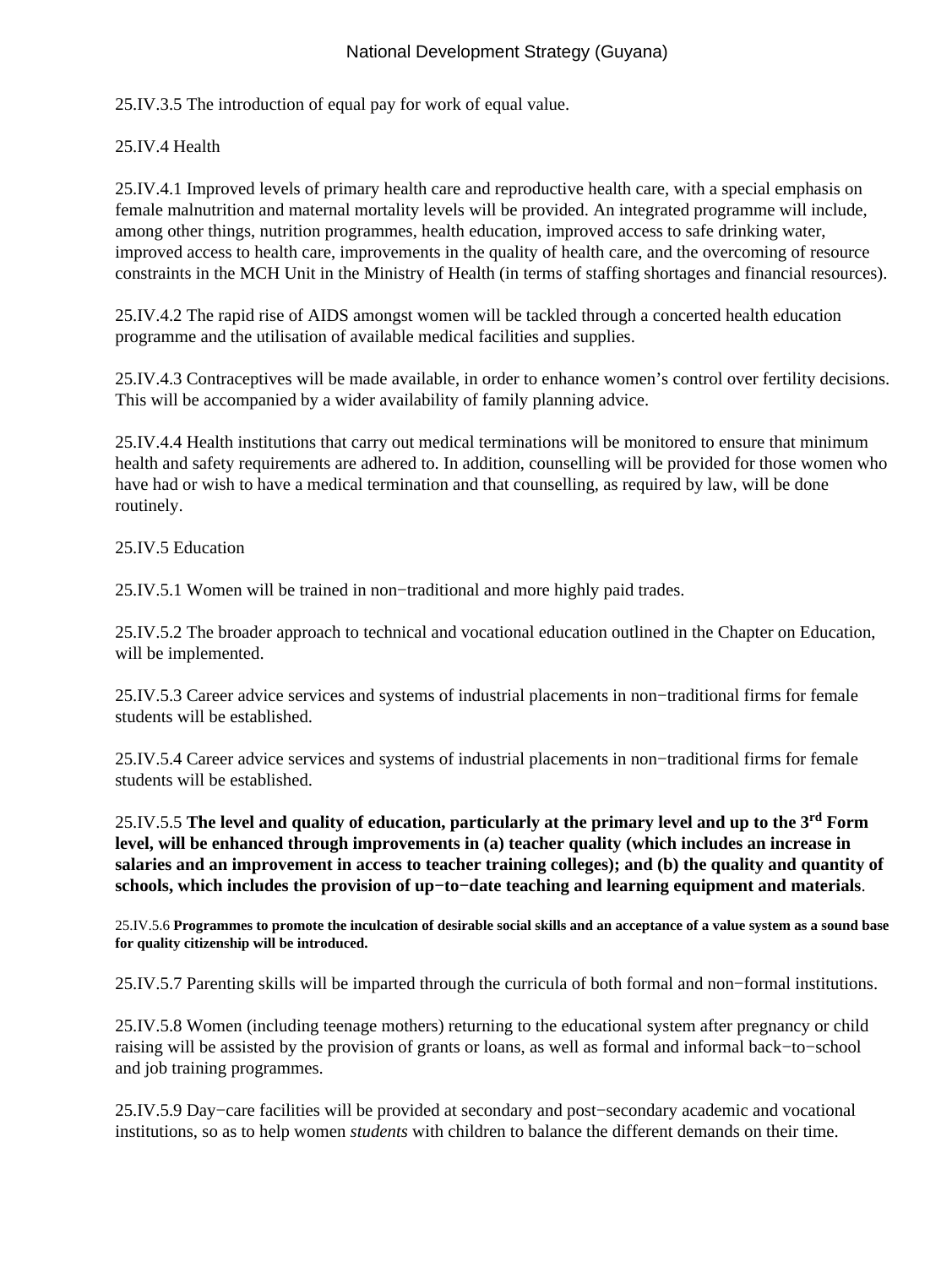25.IV.3.5 The introduction of equal pay for work of equal value.

25.IV.4 Health

25.IV.4.1 Improved levels of primary health care and reproductive health care, with a special emphasis on female malnutrition and maternal mortality levels will be provided. An integrated programme will include, among other things, nutrition programmes, health education, improved access to safe drinking water, improved access to health care, improvements in the quality of health care, and the overcoming of resource constraints in the MCH Unit in the Ministry of Health (in terms of staffing shortages and financial resources).

25.IV.4.2 The rapid rise of AIDS amongst women will be tackled through a concerted health education programme and the utilisation of available medical facilities and supplies.

25.IV.4.3 Contraceptives will be made available, in order to enhance women's control over fertility decisions. This will be accompanied by a wider availability of family planning advice.

25.IV.4.4 Health institutions that carry out medical terminations will be monitored to ensure that minimum health and safety requirements are adhered to. In addition, counselling will be provided for those women who have had or wish to have a medical termination and that counselling, as required by law, will be done routinely.

25.IV.5 Education

25.IV.5.1 Women will be trained in non−traditional and more highly paid trades.

25.IV.5.2 The broader approach to technical and vocational education outlined in the Chapter on Education, will be implemented.

25.IV.5.3 Career advice services and systems of industrial placements in non−traditional firms for female students will be established.

25.IV.5.4 Career advice services and systems of industrial placements in non−traditional firms for female students will be established.

25.IV.5.5 **The level and quality of education, particularly at the primary level and up to the 3rd Form level, will be enhanced through improvements in (a) teacher quality (which includes an increase in salaries and an improvement in access to teacher training colleges); and (b) the quality and quantity of schools, which includes the provision of up−to−date teaching and learning equipment and materials**.

25.IV.5.6 **Programmes to promote the inculcation of desirable social skills and an acceptance of a value system as a sound base for quality citizenship will be introduced.**

25.IV.5.7 Parenting skills will be imparted through the curricula of both formal and non−formal institutions.

25.IV.5.8 Women (including teenage mothers) returning to the educational system after pregnancy or child raising will be assisted by the provision of grants or loans, as well as formal and informal back−to−school and job training programmes.

25.IV.5.9 Day−care facilities will be provided at secondary and post−secondary academic and vocational institutions, so as to help women *students* with children to balance the different demands on their time.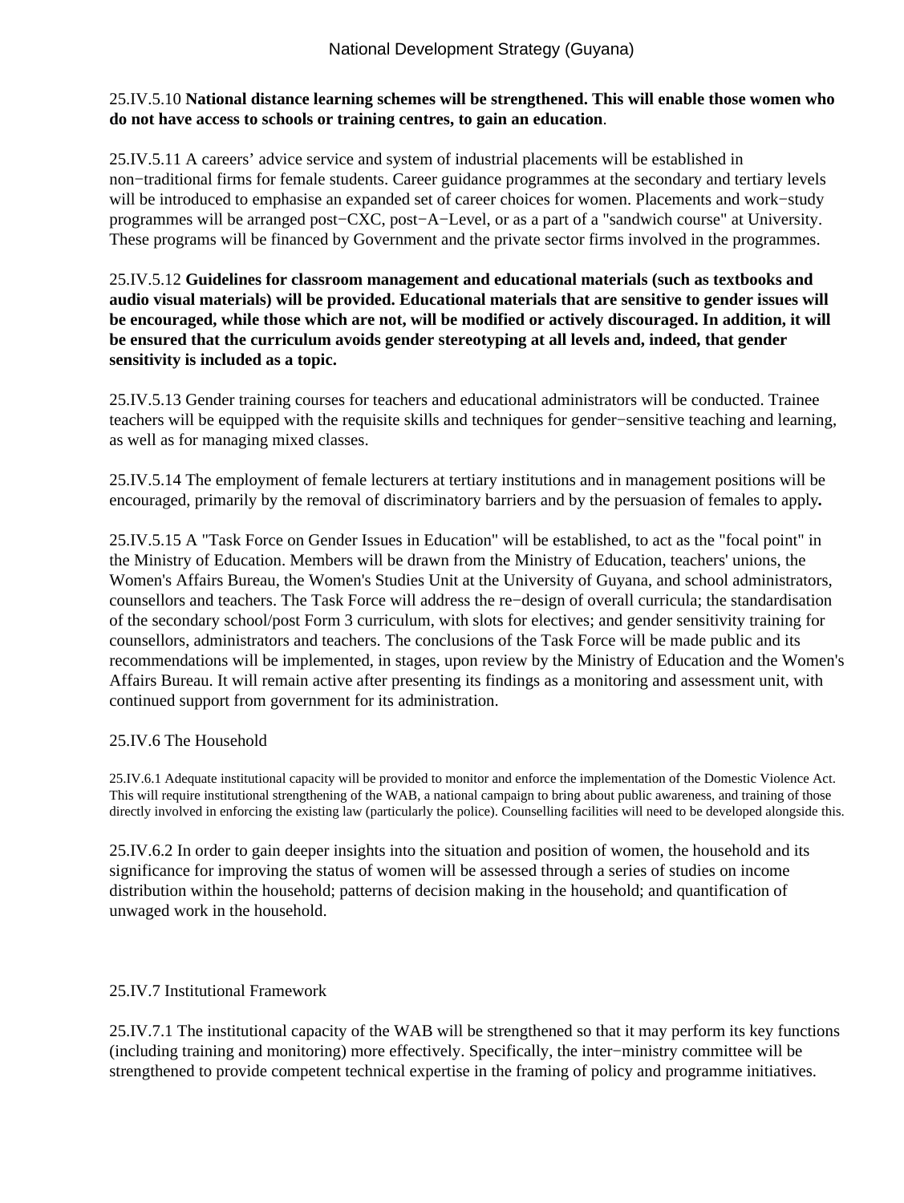25.IV.5.10 **National distance learning schemes will be strengthened. This will enable those women who do not have access to schools or training centres, to gain an education**.

25.IV.5.11 A careers' advice service and system of industrial placements will be established in non−traditional firms for female students. Career guidance programmes at the secondary and tertiary levels will be introduced to emphasise an expanded set of career choices for women. Placements and work−study programmes will be arranged post−CXC, post−A−Level, or as a part of a "sandwich course" at University. These programs will be financed by Government and the private sector firms involved in the programmes.

25.IV.5.12 **Guidelines for classroom management and educational materials (such as textbooks and audio visual materials) will be provided. Educational materials that are sensitive to gender issues will be encouraged, while those which are not, will be modified or actively discouraged. In addition, it will be ensured that the curriculum avoids gender stereotyping at all levels and, indeed, that gender sensitivity is included as a topic.**

25.IV.5.13 Gender training courses for teachers and educational administrators will be conducted. Trainee teachers will be equipped with the requisite skills and techniques for gender−sensitive teaching and learning, as well as for managing mixed classes.

25.IV.5.14 The employment of female lecturers at tertiary institutions and in management positions will be encouraged, primarily by the removal of discriminatory barriers and by the persuasion of females to apply**.**

25.IV.5.15 A "Task Force on Gender Issues in Education" will be established, to act as the "focal point" in the Ministry of Education. Members will be drawn from the Ministry of Education, teachers' unions, the Women's Affairs Bureau, the Women's Studies Unit at the University of Guyana, and school administrators, counsellors and teachers. The Task Force will address the re−design of overall curricula; the standardisation of the secondary school/post Form 3 curriculum, with slots for electives; and gender sensitivity training for counsellors, administrators and teachers. The conclusions of the Task Force will be made public and its recommendations will be implemented, in stages, upon review by the Ministry of Education and the Women's Affairs Bureau. It will remain active after presenting its findings as a monitoring and assessment unit, with continued support from government for its administration.

25.IV.6 The Household

25.IV.6.1 Adequate institutional capacity will be provided to monitor and enforce the implementation of the Domestic Violence Act. This will require institutional strengthening of the WAB, a national campaign to bring about public awareness, and training of those directly involved in enforcing the existing law (particularly the police). Counselling facilities will need to be developed alongside this.

25.IV.6.2 In order to gain deeper insights into the situation and position of women, the household and its significance for improving the status of women will be assessed through a series of studies on income distribution within the household; patterns of decision making in the household; and quantification of unwaged work in the household.

25.IV.7 Institutional Framework

25.IV.7.1 The institutional capacity of the WAB will be strengthened so that it may perform its key functions (including training and monitoring) more effectively. Specifically, the inter−ministry committee will be strengthened to provide competent technical expertise in the framing of policy and programme initiatives.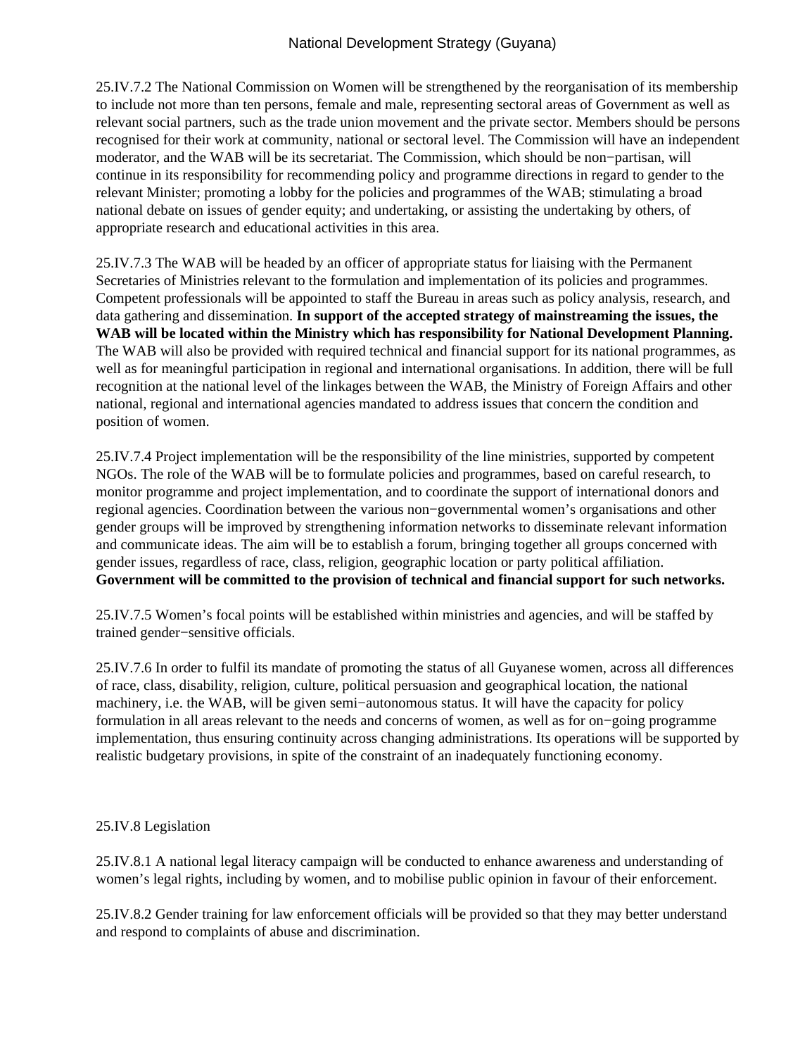25.IV.7.2 The National Commission on Women will be strengthened by the reorganisation of its membership to include not more than ten persons, female and male, representing sectoral areas of Government as well as relevant social partners, such as the trade union movement and the private sector. Members should be persons recognised for their work at community, national or sectoral level. The Commission will have an independent moderator, and the WAB will be its secretariat. The Commission, which should be non−partisan, will continue in its responsibility for recommending policy and programme directions in regard to gender to the relevant Minister; promoting a lobby for the policies and programmes of the WAB; stimulating a broad national debate on issues of gender equity; and undertaking, or assisting the undertaking by others, of appropriate research and educational activities in this area.

25.IV.7.3 The WAB will be headed by an officer of appropriate status for liaising with the Permanent Secretaries of Ministries relevant to the formulation and implementation of its policies and programmes. Competent professionals will be appointed to staff the Bureau in areas such as policy analysis, research, and data gathering and dissemination. **In support of the accepted strategy of mainstreaming the issues, the WAB will be located within the Ministry which has responsibility for National Development Planning.** The WAB will also be provided with required technical and financial support for its national programmes, as well as for meaningful participation in regional and international organisations. In addition, there will be full recognition at the national level of the linkages between the WAB, the Ministry of Foreign Affairs and other national, regional and international agencies mandated to address issues that concern the condition and position of women.

25.IV.7.4 Project implementation will be the responsibility of the line ministries, supported by competent NGOs. The role of the WAB will be to formulate policies and programmes, based on careful research, to monitor programme and project implementation, and to coordinate the support of international donors and regional agencies. Coordination between the various non−governmental women's organisations and other gender groups will be improved by strengthening information networks to disseminate relevant information and communicate ideas. The aim will be to establish a forum, bringing together all groups concerned with gender issues, regardless of race, class, religion, geographic location or party political affiliation. **Government will be committed to the provision of technical and financial support for such networks.**

25.IV.7.5 Women's focal points will be established within ministries and agencies, and will be staffed by trained gender−sensitive officials.

25.IV.7.6 In order to fulfil its mandate of promoting the status of all Guyanese women, across all differences of race, class, disability, religion, culture, political persuasion and geographical location, the national machinery, i.e. the WAB, will be given semi−autonomous status. It will have the capacity for policy formulation in all areas relevant to the needs and concerns of women, as well as for on−going programme implementation, thus ensuring continuity across changing administrations. Its operations will be supported by realistic budgetary provisions, in spite of the constraint of an inadequately functioning economy.

25.IV.8 Legislation

25.IV.8.1 A national legal literacy campaign will be conducted to enhance awareness and understanding of women's legal rights, including by women, and to mobilise public opinion in favour of their enforcement.

25.IV.8.2 Gender training for law enforcement officials will be provided so that they may better understand and respond to complaints of abuse and discrimination.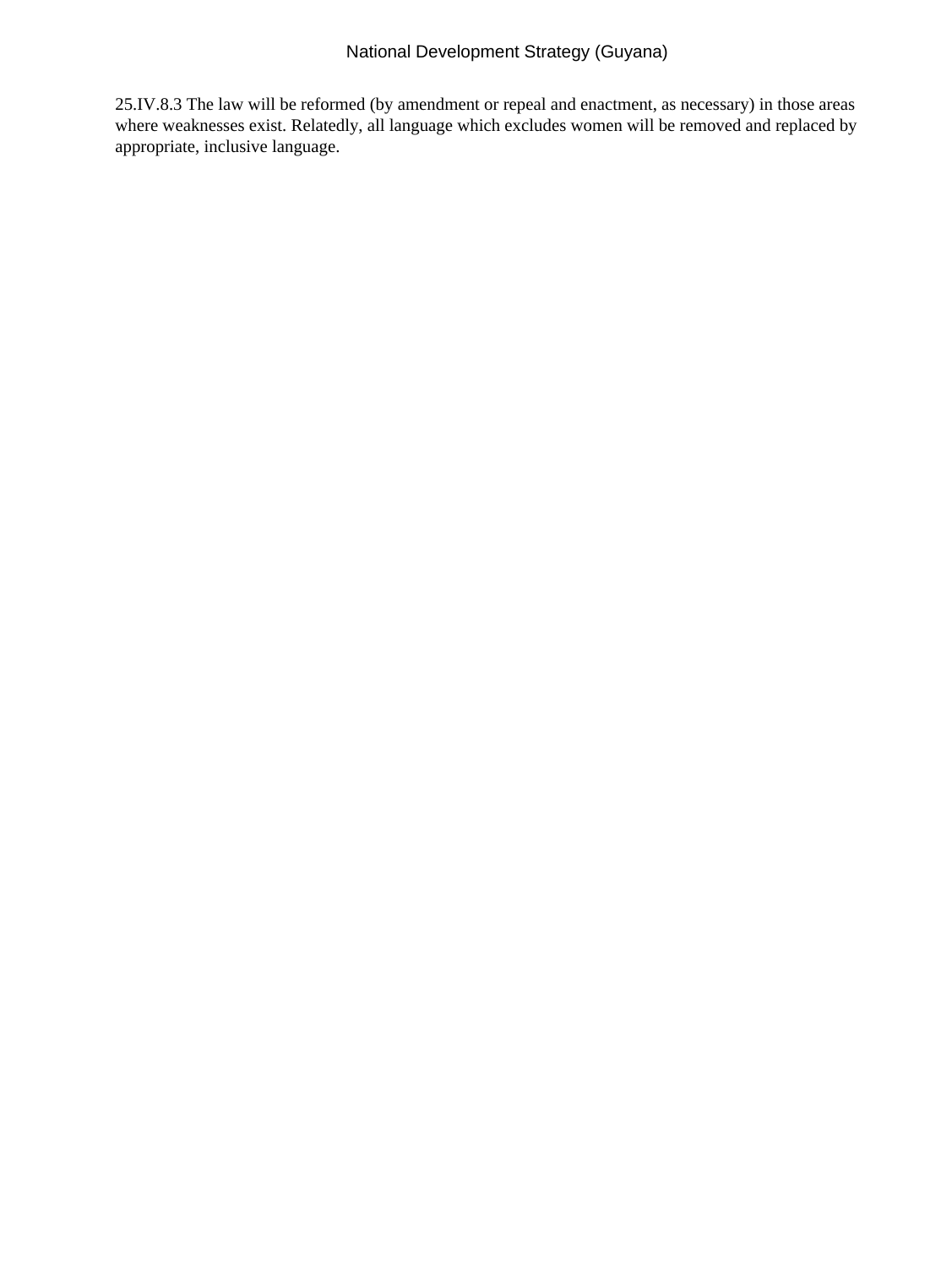25.IV.8.3 The law will be reformed (by amendment or repeal and enactment, as necessary) in those areas where weaknesses exist. Relatedly, all language which excludes women will be removed and replaced by appropriate, inclusive language.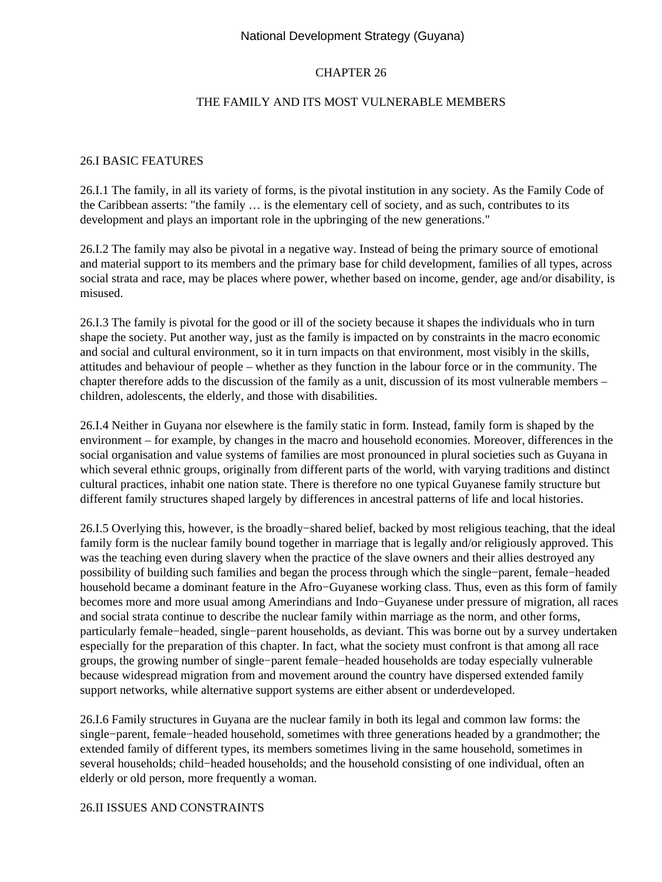# CHAPTER 26

## THE FAMILY AND ITS MOST VULNERABLE MEMBERS

### 26.I BASIC FEATURES

26.I.1 The family, in all its variety of forms, is the pivotal institution in any society. As the Family Code of the Caribbean asserts: "the family … is the elementary cell of society, and as such, contributes to its development and plays an important role in the upbringing of the new generations."

26.I.2 The family may also be pivotal in a negative way. Instead of being the primary source of emotional and material support to its members and the primary base for child development, families of all types, across social strata and race, may be places where power, whether based on income, gender, age and/or disability, is misused.

26.I.3 The family is pivotal for the good or ill of the society because it shapes the individuals who in turn shape the society. Put another way, just as the family is impacted on by constraints in the macro economic and social and cultural environment, so it in turn impacts on that environment, most visibly in the skills, attitudes and behaviour of people – whether as they function in the labour force or in the community. The chapter therefore adds to the discussion of the family as a unit, discussion of its most vulnerable members – children, adolescents, the elderly, and those with disabilities.

26.I.4 Neither in Guyana nor elsewhere is the family static in form. Instead, family form is shaped by the environment – for example, by changes in the macro and household economies. Moreover, differences in the social organisation and value systems of families are most pronounced in plural societies such as Guyana in which several ethnic groups, originally from different parts of the world, with varying traditions and distinct cultural practices, inhabit one nation state. There is therefore no one typical Guyanese family structure but different family structures shaped largely by differences in ancestral patterns of life and local histories.

26.I.5 Overlying this, however, is the broadly−shared belief, backed by most religious teaching, that the ideal family form is the nuclear family bound together in marriage that is legally and/or religiously approved. This was the teaching even during slavery when the practice of the slave owners and their allies destroyed any possibility of building such families and began the process through which the single−parent, female−headed household became a dominant feature in the Afro−Guyanese working class. Thus, even as this form of family becomes more and more usual among Amerindians and Indo−Guyanese under pressure of migration, all races and social strata continue to describe the nuclear family within marriage as the norm, and other forms, particularly female−headed, single−parent households, as deviant. This was borne out by a survey undertaken especially for the preparation of this chapter. In fact, what the society must confront is that among all race groups, the growing number of single−parent female−headed households are today especially vulnerable because widespread migration from and movement around the country have dispersed extended family support networks, while alternative support systems are either absent or underdeveloped.

26.I.6 Family structures in Guyana are the nuclear family in both its legal and common law forms: the single−parent, female−headed household, sometimes with three generations headed by a grandmother; the extended family of different types, its members sometimes living in the same household, sometimes in several households; child−headed households; and the household consisting of one individual, often an elderly or old person, more frequently a woman.

### 26.II ISSUES AND CONSTRAINTS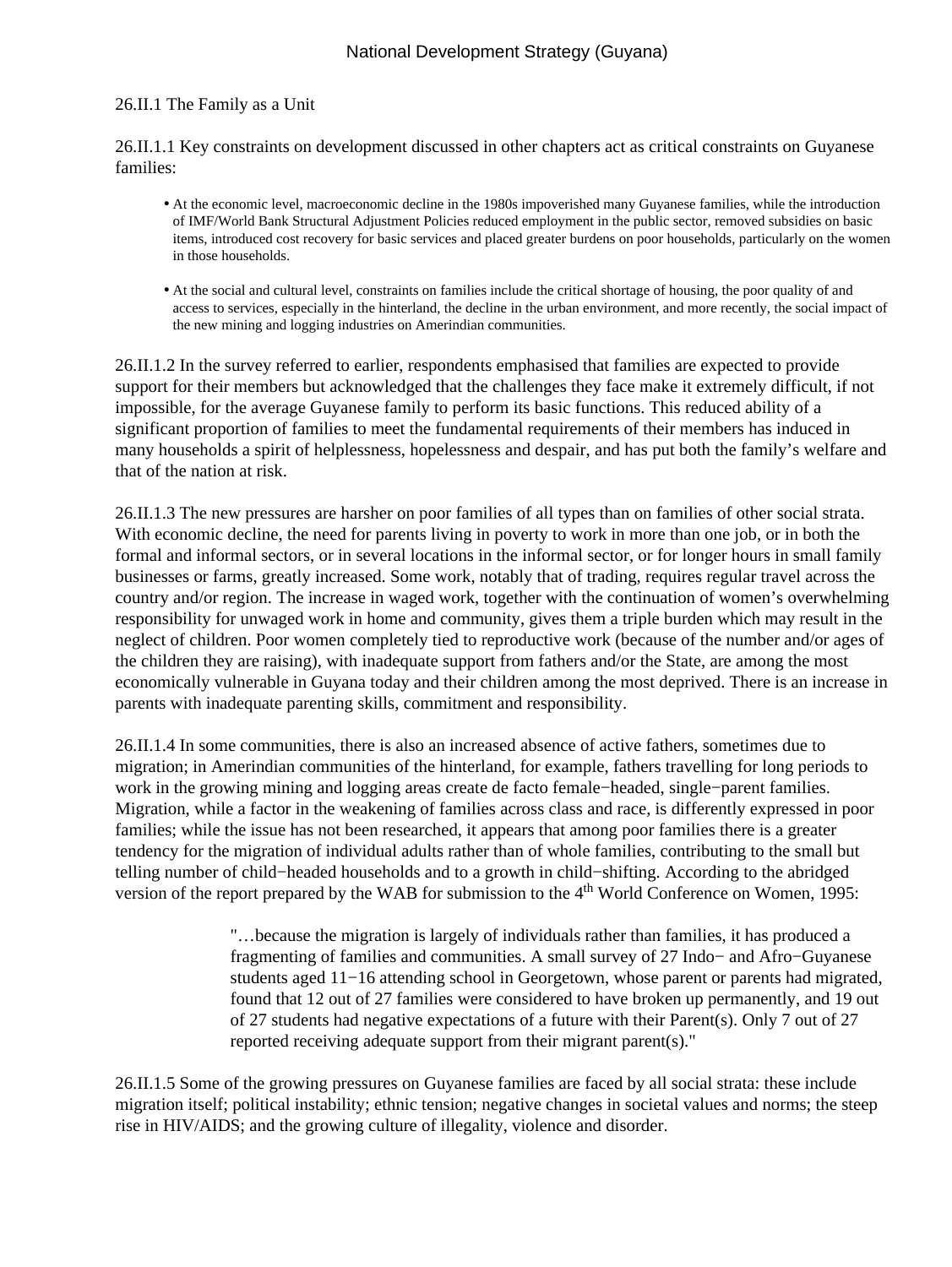26.II.1 The Family as a Unit

26.II.1.1 Key constraints on development discussed in other chapters act as critical constraints on Guyanese families:

- At the economic level, macroeconomic decline in the 1980s impoverished many Guyanese families, while the introduction of IMF/World Bank Structural Adjustment Policies reduced employment in the public sector, removed subsidies on basic items, introduced cost recovery for basic services and placed greater burdens on poor households, particularly on the women in those households.
- At the social and cultural level, constraints on families include the critical shortage of housing, the poor quality of and access to services, especially in the hinterland, the decline in the urban environment, and more recently, the social impact of the new mining and logging industries on Amerindian communities.

26.II.1.2 In the survey referred to earlier, respondents emphasised that families are expected to provide support for their members but acknowledged that the challenges they face make it extremely difficult, if not impossible, for the average Guyanese family to perform its basic functions. This reduced ability of a significant proportion of families to meet the fundamental requirements of their members has induced in many households a spirit of helplessness, hopelessness and despair, and has put both the family's welfare and that of the nation at risk.

26.II.1.3 The new pressures are harsher on poor families of all types than on families of other social strata. With economic decline, the need for parents living in poverty to work in more than one job, or in both the formal and informal sectors, or in several locations in the informal sector, or for longer hours in small family businesses or farms, greatly increased. Some work, notably that of trading, requires regular travel across the country and/or region. The increase in waged work, together with the continuation of women's overwhelming responsibility for unwaged work in home and community, gives them a triple burden which may result in the neglect of children. Poor women completely tied to reproductive work (because of the number and/or ages of the children they are raising), with inadequate support from fathers and/or the State, are among the most economically vulnerable in Guyana today and their children among the most deprived. There is an increase in parents with inadequate parenting skills, commitment and responsibility.

26.II.1.4 In some communities, there is also an increased absence of active fathers, sometimes due to migration; in Amerindian communities of the hinterland, for example, fathers travelling for long periods to work in the growing mining and logging areas create de facto female−headed, single−parent families. Migration, while a factor in the weakening of families across class and race, is differently expressed in poor families; while the issue has not been researched, it appears that among poor families there is a greater tendency for the migration of individual adults rather than of whole families, contributing to the small but telling number of child−headed households and to a growth in child−shifting. According to the abridged version of the report prepared by the WAB for submission to the 4th World Conference on Women, 1995:

> "…because the migration is largely of individuals rather than families, it has produced a fragmenting of families and communities. A small survey of 27 Indo− and Afro−Guyanese students aged 11−16 attending school in Georgetown, whose parent or parents had migrated, found that 12 out of 27 families were considered to have broken up permanently, and 19 out of 27 students had negative expectations of a future with their Parent(s). Only 7 out of 27 reported receiving adequate support from their migrant parent(s)."

26.II.1.5 Some of the growing pressures on Guyanese families are faced by all social strata: these include migration itself; political instability; ethnic tension; negative changes in societal values and norms; the steep rise in HIV/AIDS; and the growing culture of illegality, violence and disorder.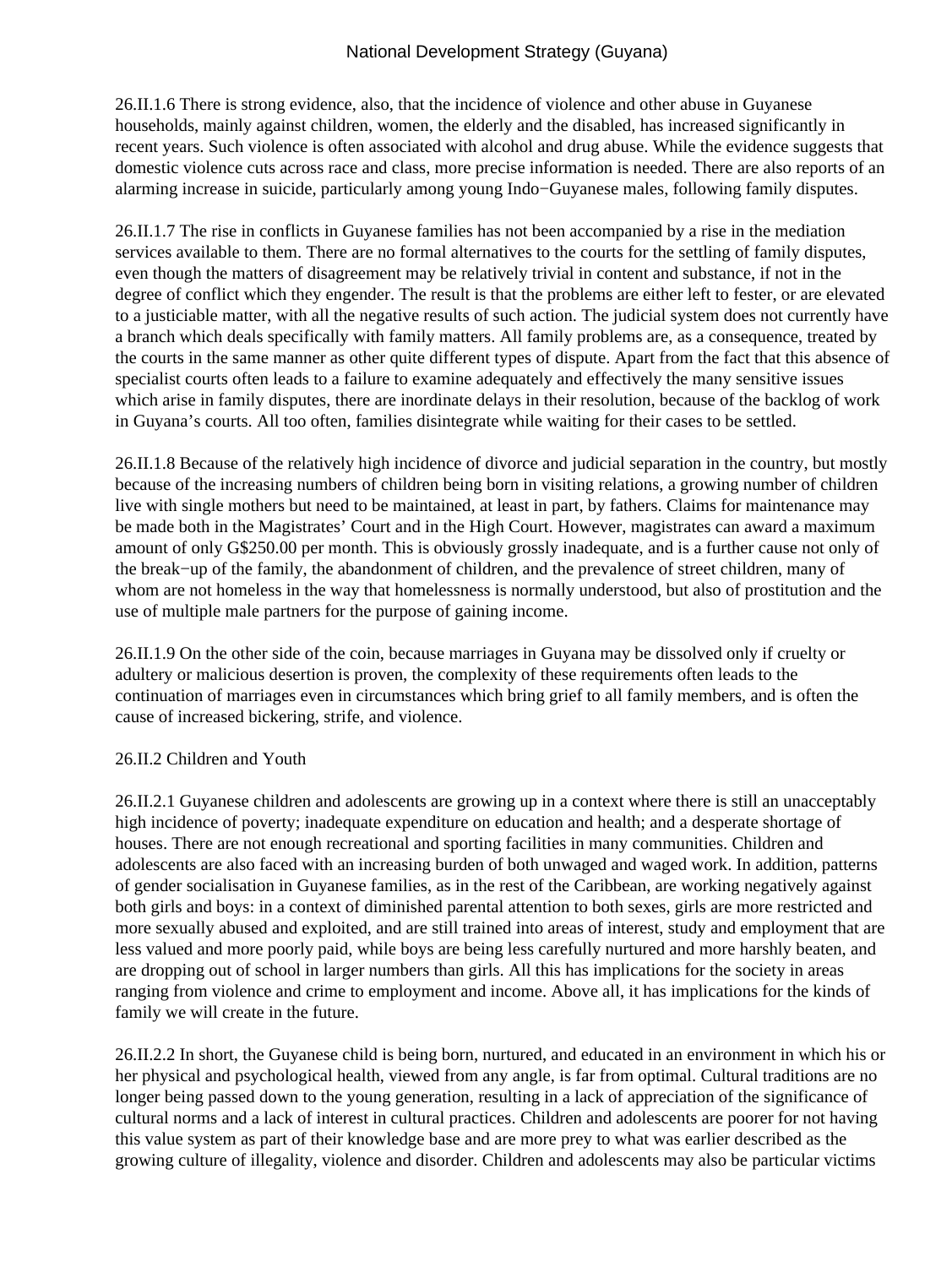26.II.1.6 There is strong evidence, also, that the incidence of violence and other abuse in Guyanese households, mainly against children, women, the elderly and the disabled, has increased significantly in recent years. Such violence is often associated with alcohol and drug abuse. While the evidence suggests that domestic violence cuts across race and class, more precise information is needed. There are also reports of an alarming increase in suicide, particularly among young Indo−Guyanese males, following family disputes.

26.II.1.7 The rise in conflicts in Guyanese families has not been accompanied by a rise in the mediation services available to them. There are no formal alternatives to the courts for the settling of family disputes, even though the matters of disagreement may be relatively trivial in content and substance, if not in the degree of conflict which they engender. The result is that the problems are either left to fester, or are elevated to a justiciable matter, with all the negative results of such action. The judicial system does not currently have a branch which deals specifically with family matters. All family problems are, as a consequence, treated by the courts in the same manner as other quite different types of dispute. Apart from the fact that this absence of specialist courts often leads to a failure to examine adequately and effectively the many sensitive issues which arise in family disputes, there are inordinate delays in their resolution, because of the backlog of work in Guyana's courts. All too often, families disintegrate while waiting for their cases to be settled.

26.II.1.8 Because of the relatively high incidence of divorce and judicial separation in the country, but mostly because of the increasing numbers of children being born in visiting relations, a growing number of children live with single mothers but need to be maintained, at least in part, by fathers. Claims for maintenance may be made both in the Magistrates' Court and in the High Court. However, magistrates can award a maximum amount of only G$250.00 per month. This is obviously grossly inadequate, and is a further cause not only of the break−up of the family, the abandonment of children, and the prevalence of street children, many of whom are not homeless in the way that homelessness is normally understood, but also of prostitution and the use of multiple male partners for the purpose of gaining income.

26.II.1.9 On the other side of the coin, because marriages in Guyana may be dissolved only if cruelty or adultery or malicious desertion is proven, the complexity of these requirements often leads to the continuation of marriages even in circumstances which bring grief to all family members, and is often the cause of increased bickering, strife, and violence.

26.II.2 Children and Youth

26.II.2.1 Guyanese children and adolescents are growing up in a context where there is still an unacceptably high incidence of poverty; inadequate expenditure on education and health; and a desperate shortage of houses. There are not enough recreational and sporting facilities in many communities. Children and adolescents are also faced with an increasing burden of both unwaged and waged work. In addition, patterns of gender socialisation in Guyanese families, as in the rest of the Caribbean, are working negatively against both girls and boys: in a context of diminished parental attention to both sexes, girls are more restricted and more sexually abused and exploited, and are still trained into areas of interest, study and employment that are less valued and more poorly paid, while boys are being less carefully nurtured and more harshly beaten, and are dropping out of school in larger numbers than girls. All this has implications for the society in areas ranging from violence and crime to employment and income. Above all, it has implications for the kinds of family we will create in the future.

26.II.2.2 In short, the Guyanese child is being born, nurtured, and educated in an environment in which his or her physical and psychological health, viewed from any angle, is far from optimal. Cultural traditions are no longer being passed down to the young generation, resulting in a lack of appreciation of the significance of cultural norms and a lack of interest in cultural practices. Children and adolescents are poorer for not having this value system as part of their knowledge base and are more prey to what was earlier described as the growing culture of illegality, violence and disorder. Children and adolescents may also be particular victims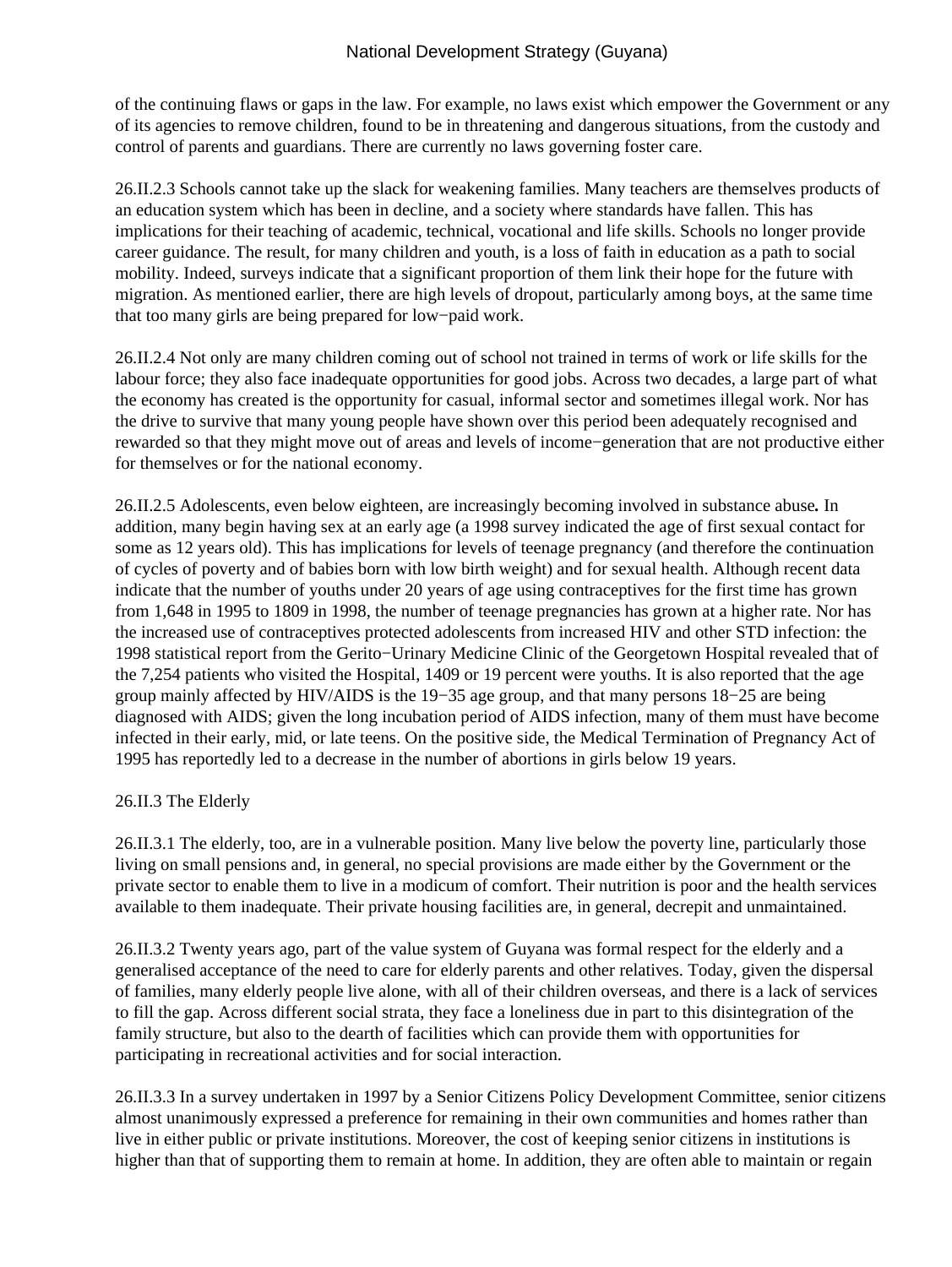of the continuing flaws or gaps in the law. For example, no laws exist which empower the Government or any of its agencies to remove children, found to be in threatening and dangerous situations, from the custody and control of parents and guardians. There are currently no laws governing foster care.

26.II.2.3 Schools cannot take up the slack for weakening families. Many teachers are themselves products of an education system which has been in decline, and a society where standards have fallen. This has implications for their teaching of academic, technical, vocational and life skills. Schools no longer provide career guidance. The result, for many children and youth, is a loss of faith in education as a path to social mobility. Indeed, surveys indicate that a significant proportion of them link their hope for the future with migration. As mentioned earlier, there are high levels of dropout, particularly among boys, at the same time that too many girls are being prepared for low−paid work.

26.II.2.4 Not only are many children coming out of school not trained in terms of work or life skills for the labour force; they also face inadequate opportunities for good jobs. Across two decades, a large part of what the economy has created is the opportunity for casual, informal sector and sometimes illegal work. Nor has the drive to survive that many young people have shown over this period been adequately recognised and rewarded so that they might move out of areas and levels of income−generation that are not productive either for themselves or for the national economy.

26.II.2.5 Adolescents, even below eighteen, are increasingly becoming involved in substance abuse**.** In addition, many begin having sex at an early age (a 1998 survey indicated the age of first sexual contact for some as 12 years old). This has implications for levels of teenage pregnancy (and therefore the continuation of cycles of poverty and of babies born with low birth weight) and for sexual health. Although recent data indicate that the number of youths under 20 years of age using contraceptives for the first time has grown from 1,648 in 1995 to 1809 in 1998, the number of teenage pregnancies has grown at a higher rate. Nor has the increased use of contraceptives protected adolescents from increased HIV and other STD infection: the 1998 statistical report from the Gerito−Urinary Medicine Clinic of the Georgetown Hospital revealed that of the 7,254 patients who visited the Hospital, 1409 or 19 percent were youths. It is also reported that the age group mainly affected by HIV/AIDS is the 19−35 age group, and that many persons 18−25 are being diagnosed with AIDS; given the long incubation period of AIDS infection, many of them must have become infected in their early, mid, or late teens. On the positive side, the Medical Termination of Pregnancy Act of 1995 has reportedly led to a decrease in the number of abortions in girls below 19 years.

26.II.3 The Elderly

26.II.3.1 The elderly, too, are in a vulnerable position. Many live below the poverty line, particularly those living on small pensions and, in general, no special provisions are made either by the Government or the private sector to enable them to live in a modicum of comfort. Their nutrition is poor and the health services available to them inadequate. Their private housing facilities are, in general, decrepit and unmaintained.

26.II.3.2 Twenty years ago, part of the value system of Guyana was formal respect for the elderly and a generalised acceptance of the need to care for elderly parents and other relatives. Today, given the dispersal of families, many elderly people live alone, with all of their children overseas, and there is a lack of services to fill the gap. Across different social strata, they face a loneliness due in part to this disintegration of the family structure, but also to the dearth of facilities which can provide them with opportunities for participating in recreational activities and for social interaction.

26.II.3.3 In a survey undertaken in 1997 by a Senior Citizens Policy Development Committee, senior citizens almost unanimously expressed a preference for remaining in their own communities and homes rather than live in either public or private institutions. Moreover, the cost of keeping senior citizens in institutions is higher than that of supporting them to remain at home. In addition, they are often able to maintain or regain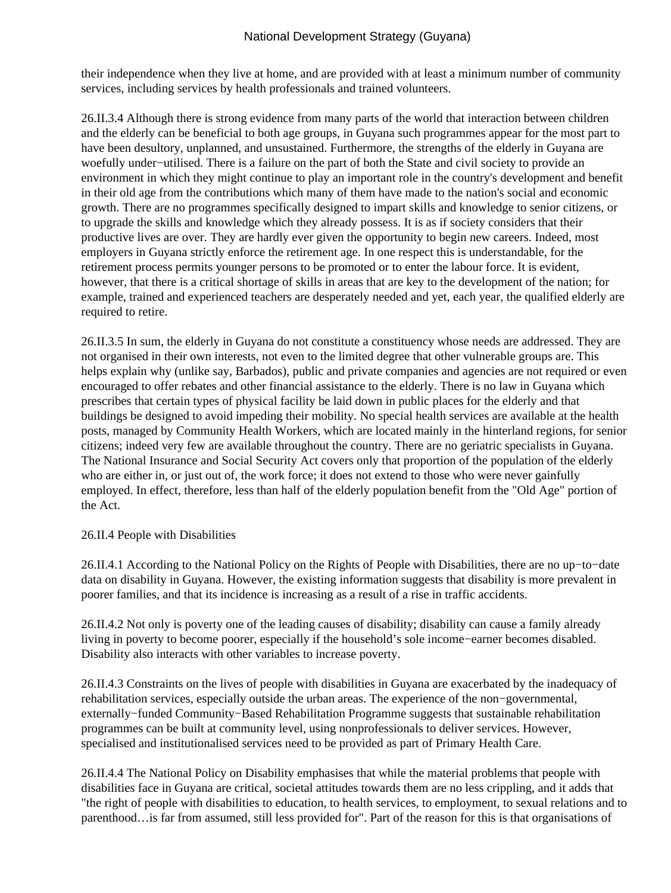their independence when they live at home, and are provided with at least a minimum number of community services, including services by health professionals and trained volunteers.

26.II.3.4 Although there is strong evidence from many parts of the world that interaction between children and the elderly can be beneficial to both age groups, in Guyana such programmes appear for the most part to have been desultory, unplanned, and unsustained. Furthermore, the strengths of the elderly in Guyana are woefully under−utilised. There is a failure on the part of both the State and civil society to provide an environment in which they might continue to play an important role in the country's development and benefit in their old age from the contributions which many of them have made to the nation's social and economic growth. There are no programmes specifically designed to impart skills and knowledge to senior citizens, or to upgrade the skills and knowledge which they already possess. It is as if society considers that their productive lives are over. They are hardly ever given the opportunity to begin new careers. Indeed, most employers in Guyana strictly enforce the retirement age. In one respect this is understandable, for the retirement process permits younger persons to be promoted or to enter the labour force. It is evident, however, that there is a critical shortage of skills in areas that are key to the development of the nation; for example, trained and experienced teachers are desperately needed and yet, each year, the qualified elderly are required to retire.

26.II.3.5 In sum, the elderly in Guyana do not constitute a constituency whose needs are addressed. They are not organised in their own interests, not even to the limited degree that other vulnerable groups are. This helps explain why (unlike say, Barbados), public and private companies and agencies are not required or even encouraged to offer rebates and other financial assistance to the elderly. There is no law in Guyana which prescribes that certain types of physical facility be laid down in public places for the elderly and that buildings be designed to avoid impeding their mobility. No special health services are available at the health posts, managed by Community Health Workers, which are located mainly in the hinterland regions, for senior citizens; indeed very few are available throughout the country. There are no geriatric specialists in Guyana. The National Insurance and Social Security Act covers only that proportion of the population of the elderly who are either in, or just out of, the work force; it does not extend to those who were never gainfully employed. In effect, therefore, less than half of the elderly population benefit from the "Old Age" portion of the Act.

26.II.4 People with Disabilities

26.II.4.1 According to the National Policy on the Rights of People with Disabilities, there are no up−to−date data on disability in Guyana. However, the existing information suggests that disability is more prevalent in poorer families, and that its incidence is increasing as a result of a rise in traffic accidents.

26.II.4.2 Not only is poverty one of the leading causes of disability; disability can cause a family already living in poverty to become poorer, especially if the household's sole income−earner becomes disabled. Disability also interacts with other variables to increase poverty.

26.II.4.3 Constraints on the lives of people with disabilities in Guyana are exacerbated by the inadequacy of rehabilitation services, especially outside the urban areas. The experience of the non−governmental, externally−funded Community−Based Rehabilitation Programme suggests that sustainable rehabilitation programmes can be built at community level, using nonprofessionals to deliver services. However, specialised and institutionalised services need to be provided as part of Primary Health Care.

26.II.4.4 The National Policy on Disability emphasises that while the material problems that people with disabilities face in Guyana are critical, societal attitudes towards them are no less crippling, and it adds that "the right of people with disabilities to education, to health services, to employment, to sexual relations and to parenthood…is far from assumed, still less provided for". Part of the reason for this is that organisations of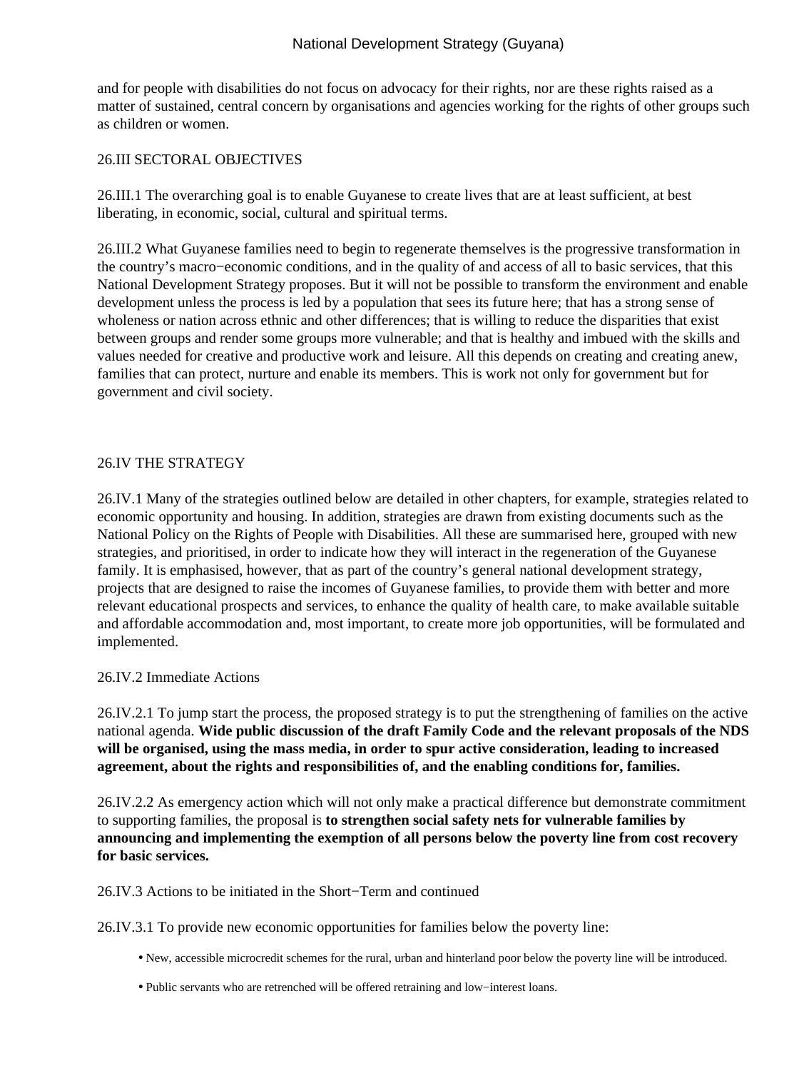and for people with disabilities do not focus on advocacy for their rights, nor are these rights raised as a matter of sustained, central concern by organisations and agencies working for the rights of other groups such as children or women.

## 26.III SECTORAL OBJECTIVES

26.III.1 The overarching goal is to enable Guyanese to create lives that are at least sufficient, at best liberating, in economic, social, cultural and spiritual terms.

26.III.2 What Guyanese families need to begin to regenerate themselves is the progressive transformation in the country's macro−economic conditions, and in the quality of and access of all to basic services, that this National Development Strategy proposes. But it will not be possible to transform the environment and enable development unless the process is led by a population that sees its future here; that has a strong sense of wholeness or nation across ethnic and other differences; that is willing to reduce the disparities that exist between groups and render some groups more vulnerable; and that is healthy and imbued with the skills and values needed for creative and productive work and leisure. All this depends on creating and creating anew, families that can protect, nurture and enable its members. This is work not only for government but for government and civil society.

## 26.IV THE STRATEGY

26.IV.1 Many of the strategies outlined below are detailed in other chapters, for example, strategies related to economic opportunity and housing. In addition, strategies are drawn from existing documents such as the National Policy on the Rights of People with Disabilities. All these are summarised here, grouped with new strategies, and prioritised, in order to indicate how they will interact in the regeneration of the Guyanese family. It is emphasised, however, that as part of the country's general national development strategy, projects that are designed to raise the incomes of Guyanese families, to provide them with better and more relevant educational prospects and services, to enhance the quality of health care, to make available suitable and affordable accommodation and, most important, to create more job opportunities, will be formulated and implemented.

### 26.IV.2 Immediate Actions

26.IV.2.1 To jump start the process, the proposed strategy is to put the strengthening of families on the active national agenda. **Wide public discussion of the draft Family Code and the relevant proposals of the NDS will be organised, using the mass media, in order to spur active consideration, leading to increased agreement, about the rights and responsibilities of, and the enabling conditions for, families.**

26.IV.2.2 As emergency action which will not only make a practical difference but demonstrate commitment to supporting families, the proposal is **to strengthen social safety nets for vulnerable families by announcing and implementing the exemption of all persons below the poverty line from cost recovery for basic services.**

### 26.IV.3 Actions to be initiated in the Short−Term and continued

26.IV.3.1 To provide new economic opportunities for families below the poverty line:

- New, accessible microcredit schemes for the rural, urban and hinterland poor below the poverty line will be introduced.
- Public servants who are retrenched will be offered retraining and low−interest loans.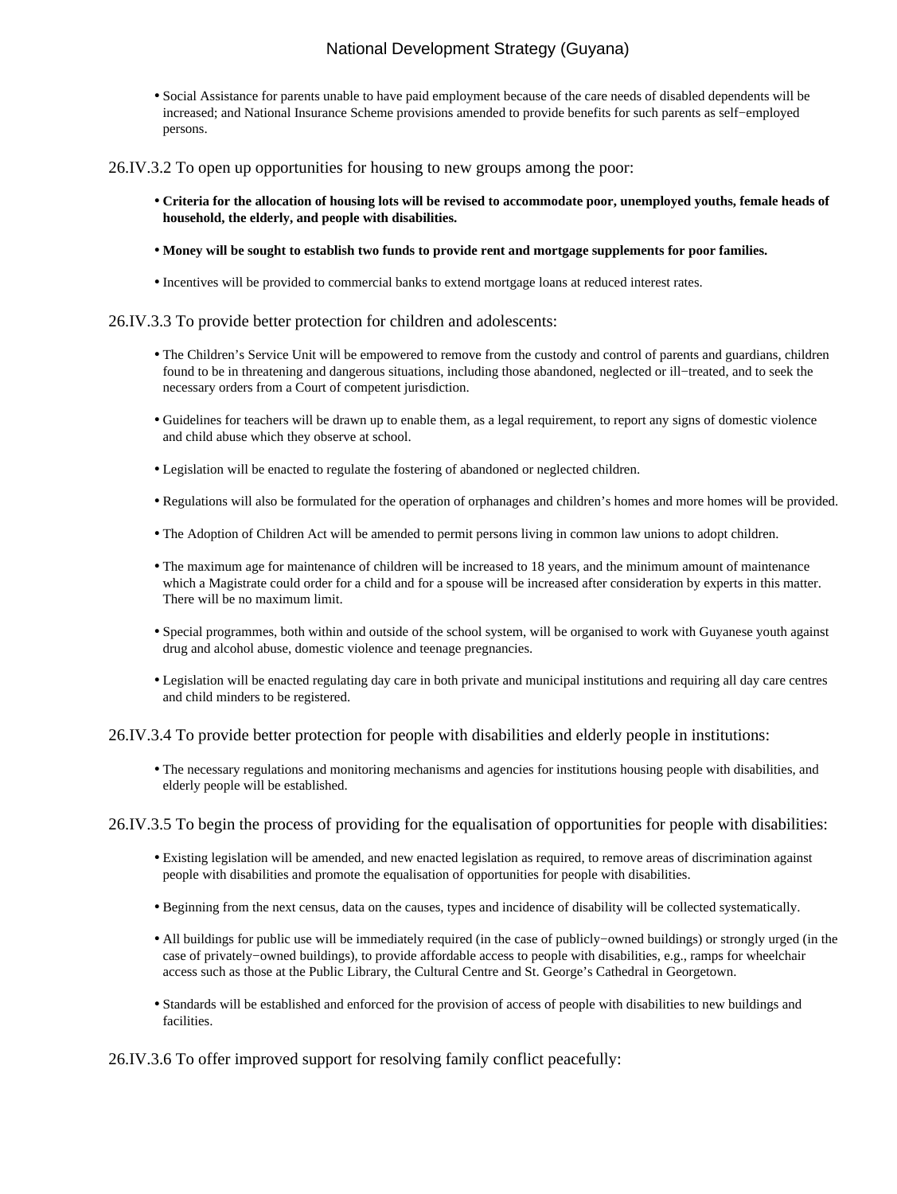- Social Assistance for parents unable to have paid employment because of the care needs of disabled dependents will be increased; and National Insurance Scheme provisions amended to provide benefits for such parents as self−employed persons.

26.IV.3.2 To open up opportunities for housing to new groups among the poor:

- **Criteria for the allocation of housing lots will be revised to accommodate poor, unemployed youths, female heads of household, the elderly, and people with disabilities.**
- **Money will be sought to establish two funds to provide rent and mortgage supplements for poor families.**
- Incentives will be provided to commercial banks to extend mortgage loans at reduced interest rates.

26.IV.3.3 To provide better protection for children and adolescents:

- The Children's Service Unit will be empowered to remove from the custody and control of parents and guardians, children found to be in threatening and dangerous situations, including those abandoned, neglected or ill−treated, and to seek the necessary orders from a Court of competent jurisdiction.
- Guidelines for teachers will be drawn up to enable them, as a legal requirement, to report any signs of domestic violence and child abuse which they observe at school.
- Legislation will be enacted to regulate the fostering of abandoned or neglected children.
- Regulations will also be formulated for the operation of orphanages and children's homes and more homes will be provided.
- The Adoption of Children Act will be amended to permit persons living in common law unions to adopt children.
- The maximum age for maintenance of children will be increased to 18 years, and the minimum amount of maintenance which a Magistrate could order for a child and for a spouse will be increased after consideration by experts in this matter. There will be no maximum limit.
- Special programmes, both within and outside of the school system, will be organised to work with Guyanese youth against drug and alcohol abuse, domestic violence and teenage pregnancies.
- Legislation will be enacted regulating day care in both private and municipal institutions and requiring all day care centres and child minders to be registered.

26.IV.3.4 To provide better protection for people with disabilities and elderly people in institutions:

- The necessary regulations and monitoring mechanisms and agencies for institutions housing people with disabilities, and elderly people will be established.

26.IV.3.5 To begin the process of providing for the equalisation of opportunities for people with disabilities:

- Existing legislation will be amended, and new enacted legislation as required, to remove areas of discrimination against people with disabilities and promote the equalisation of opportunities for people with disabilities.
- Beginning from the next census, data on the causes, types and incidence of disability will be collected systematically.
- All buildings for public use will be immediately required (in the case of publicly−owned buildings) or strongly urged (in the case of privately−owned buildings), to provide affordable access to people with disabilities, e.g., ramps for wheelchair access such as those at the Public Library, the Cultural Centre and St. George's Cathedral in Georgetown.
- Standards will be established and enforced for the provision of access of people with disabilities to new buildings and facilities.

26.IV.3.6 To offer improved support for resolving family conflict peacefully: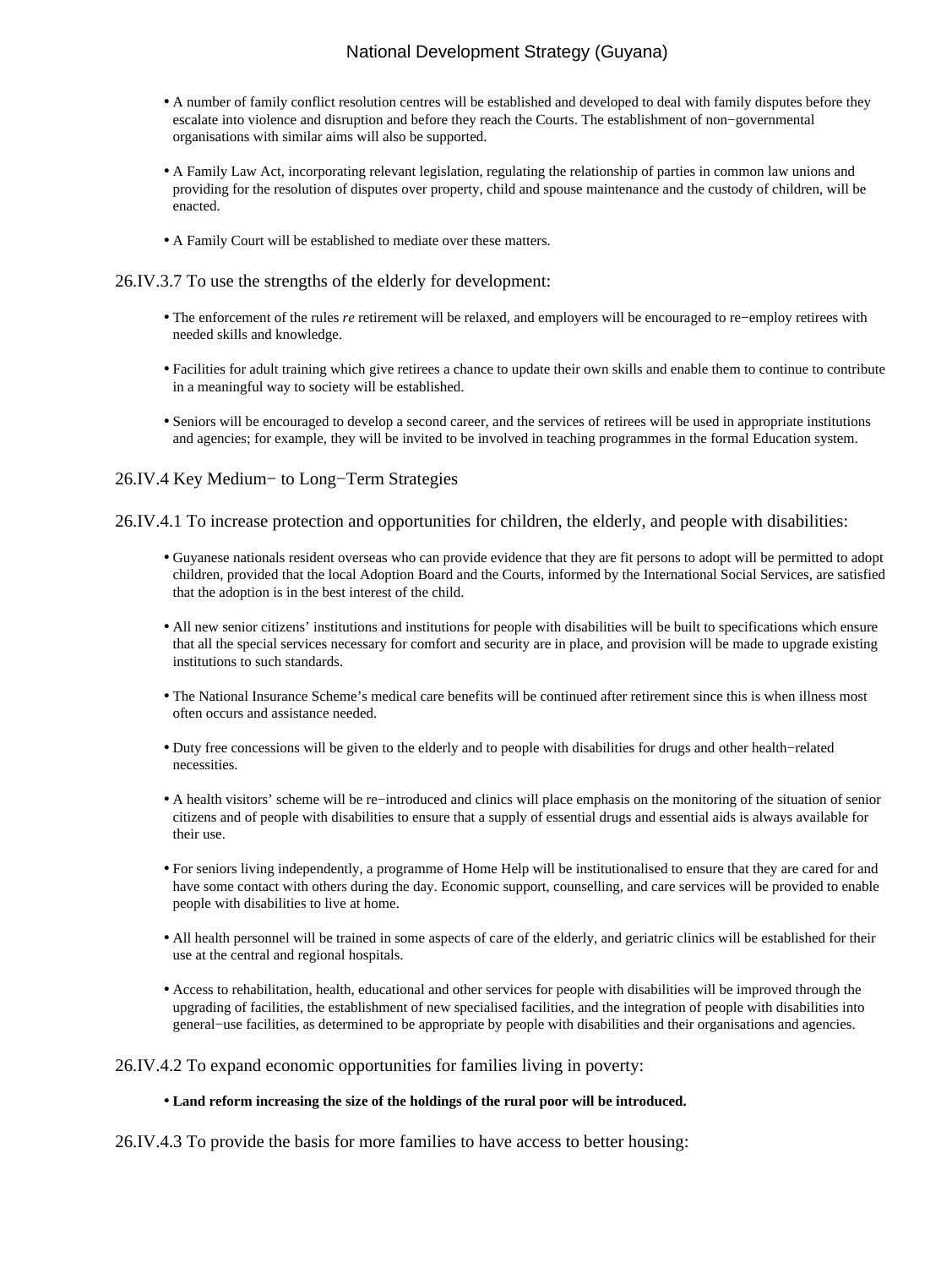- A number of family conflict resolution centres will be established and developed to deal with family disputes before they escalate into violence and disruption and before they reach the Courts. The establishment of non−governmental organisations with similar aims will also be supported.

- A Family Law Act, incorporating relevant legislation, regulating the relationship of parties in common law unions and providing for the resolution of disputes over property, child and spouse maintenance and the custody of children, will be enacted.

- A Family Court will be established to mediate over these matters.

### 26.IV.3.7 To use the strengths of the elderly for development:

- The enforcement of the rules *re* retirement will be relaxed, and employers will be encouraged to re−employ retirees with needed skills and knowledge.

- Facilities for adult training which give retirees a chance to update their own skills and enable them to continue to contribute in a meaningful way to society will be established.

- Seniors will be encouraged to develop a second career, and the services of retirees will be used in appropriate institutions and agencies; for example, they will be invited to be involved in teaching programmes in the formal Education system.

## 26.IV.4 Key Medium− to Long−Term Strategies

### 26.IV.4.1 To increase protection and opportunities for children, the elderly, and people with disabilities:

- Guyanese nationals resident overseas who can provide evidence that they are fit persons to adopt will be permitted to adopt children, provided that the local Adoption Board and the Courts, informed by the International Social Services, are satisfied that the adoption is in the best interest of the child.

- All new senior citizens' institutions and institutions for people with disabilities will be built to specifications which ensure that all the special services necessary for comfort and security are in place, and provision will be made to upgrade existing institutions to such standards.

- The National Insurance Scheme's medical care benefits will be continued after retirement since this is when illness most often occurs and assistance needed.

- Duty free concessions will be given to the elderly and to people with disabilities for drugs and other health−related necessities.

- A health visitors' scheme will be re−introduced and clinics will place emphasis on the monitoring of the situation of senior citizens and of people with disabilities to ensure that a supply of essential drugs and essential aids is always available for their use.

- For seniors living independently, a programme of Home Help will be institutionalised to ensure that they are cared for and have some contact with others during the day. Economic support, counselling, and care services will be provided to enable people with disabilities to live at home.

- All health personnel will be trained in some aspects of care of the elderly, and geriatric clinics will be established for their use at the central and regional hospitals.

- Access to rehabilitation, health, educational and other services for people with disabilities will be improved through the upgrading of facilities, the establishment of new specialised facilities, and the integration of people with disabilities into general−use facilities, as determined to be appropriate by people with disabilities and their organisations and agencies.

### 26.IV.4.2 To expand economic opportunities for families living in poverty:

- **Land reform increasing the size of the holdings of the rural poor will be introduced.**

### 26.IV.4.3 To provide the basis for more families to have access to better housing: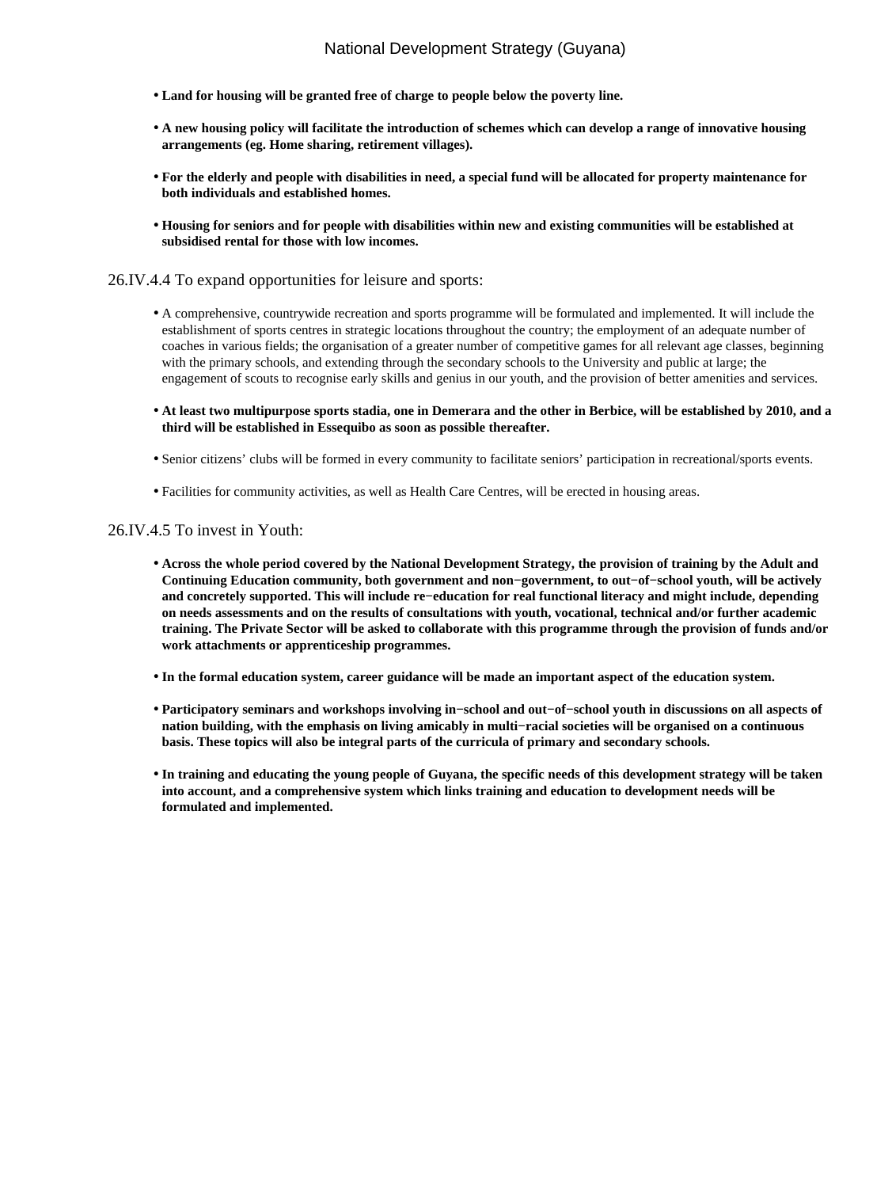- **Land for housing will be granted free of charge to people below the poverty line.**

- **A new housing policy will facilitate the introduction of schemes which can develop a range of innovative housing arrangements (eg. Home sharing, retirement villages).**

- **For the elderly and people with disabilities in need, a special fund will be allocated for property maintenance for both individuals and established homes.**

- **Housing for seniors and for people with disabilities within new and existing communities will be established at subsidised rental for those with low incomes.**

26.IV.4.4 To expand opportunities for leisure and sports:

- A comprehensive, countrywide recreation and sports programme will be formulated and implemented. It will include the establishment of sports centres in strategic locations throughout the country; the employment of an adequate number of coaches in various fields; the organisation of a greater number of competitive games for all relevant age classes, beginning with the primary schools, and extending through the secondary schools to the University and public at large; the engagement of scouts to recognise early skills and genius in our youth, and the provision of better amenities and services.

- **At least two multipurpose sports stadia, one in Demerara and the other in Berbice, will be established by 2010, and a third will be established in Essequibo as soon as possible thereafter.**

- Senior citizens' clubs will be formed in every community to facilitate seniors' participation in recreational/sports events.

- Facilities for community activities, as well as Health Care Centres, will be erected in housing areas.

26.IV.4.5 To invest in Youth:

- **Across the whole period covered by the National Development Strategy, the provision of training by the Adult and Continuing Education community, both government and non−government, to out−of−school youth, will be actively and concretely supported. This will include re−education for real functional literacy and might include, depending on needs assessments and on the results of consultations with youth, vocational, technical and/or further academic training. The Private Sector will be asked to collaborate with this programme through the provision of funds and/or work attachments or apprenticeship programmes.**

- **In the formal education system, career guidance will be made an important aspect of the education system.**

- **Participatory seminars and workshops involving in−school and out−of−school youth in discussions on all aspects of nation building, with the emphasis on living amicably in multi−racial societies will be organised on a continuous basis. These topics will also be integral parts of the curricula of primary and secondary schools.**

- **In training and educating the young people of Guyana, the specific needs of this development strategy will be taken into account, and a comprehensive system which links training and education to development needs will be formulated and implemented.**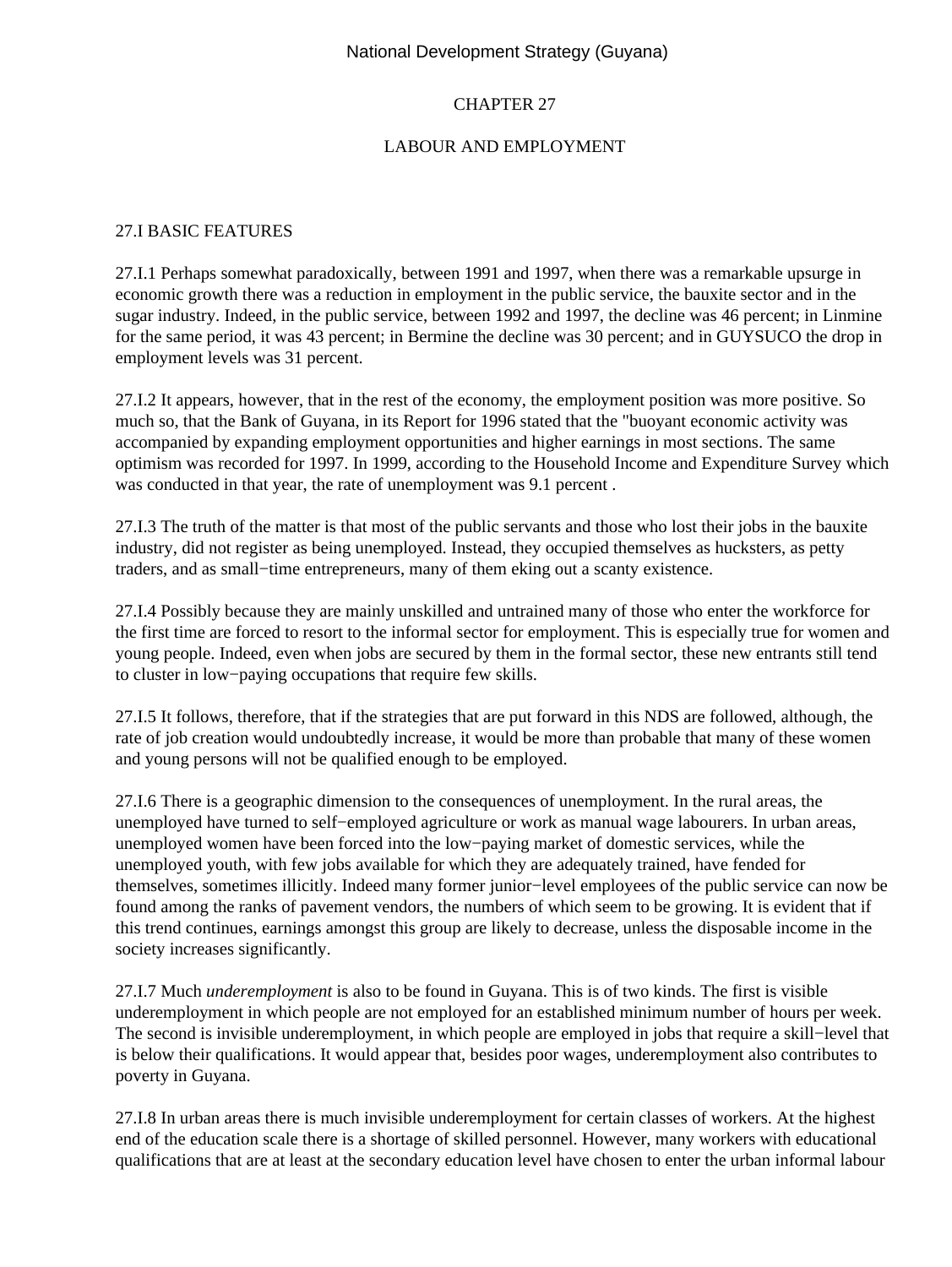# CHAPTER 27

# LABOUR AND EMPLOYMENT

## 27.I BASIC FEATURES

27.I.1 Perhaps somewhat paradoxically, between 1991 and 1997, when there was a remarkable upsurge in economic growth there was a reduction in employment in the public service, the bauxite sector and in the sugar industry. Indeed, in the public service, between 1992 and 1997, the decline was 46 percent; in Linmine for the same period, it was 43 percent; in Bermine the decline was 30 percent; and in GUYSUCO the drop in employment levels was 31 percent.

27.I.2 It appears, however, that in the rest of the economy, the employment position was more positive. So much so, that the Bank of Guyana, in its Report for 1996 stated that the "buoyant economic activity was accompanied by expanding employment opportunities and higher earnings in most sections. The same optimism was recorded for 1997. In 1999, according to the Household Income and Expenditure Survey which was conducted in that year, the rate of unemployment was 9.1 percent .

27.I.3 The truth of the matter is that most of the public servants and those who lost their jobs in the bauxite industry, did not register as being unemployed. Instead, they occupied themselves as hucksters, as petty traders, and as small−time entrepreneurs, many of them eking out a scanty existence.

27.I.4 Possibly because they are mainly unskilled and untrained many of those who enter the workforce for the first time are forced to resort to the informal sector for employment. This is especially true for women and young people. Indeed, even when jobs are secured by them in the formal sector, these new entrants still tend to cluster in low−paying occupations that require few skills.

27.I.5 It follows, therefore, that if the strategies that are put forward in this NDS are followed, although, the rate of job creation would undoubtedly increase, it would be more than probable that many of these women and young persons will not be qualified enough to be employed.

27.I.6 There is a geographic dimension to the consequences of unemployment. In the rural areas, the unemployed have turned to self−employed agriculture or work as manual wage labourers. In urban areas, unemployed women have been forced into the low−paying market of domestic services, while the unemployed youth, with few jobs available for which they are adequately trained, have fended for themselves, sometimes illicitly. Indeed many former junior−level employees of the public service can now be found among the ranks of pavement vendors, the numbers of which seem to be growing. It is evident that if this trend continues, earnings amongst this group are likely to decrease, unless the disposable income in the society increases significantly.

27.I.7 Much *underemployment* is also to be found in Guyana. This is of two kinds. The first is visible underemployment in which people are not employed for an established minimum number of hours per week. The second is invisible underemployment, in which people are employed in jobs that require a skill−level that is below their qualifications. It would appear that, besides poor wages, underemployment also contributes to poverty in Guyana.

27.I.8 In urban areas there is much invisible underemployment for certain classes of workers. At the highest end of the education scale there is a shortage of skilled personnel. However, many workers with educational qualifications that are at least at the secondary education level have chosen to enter the urban informal labour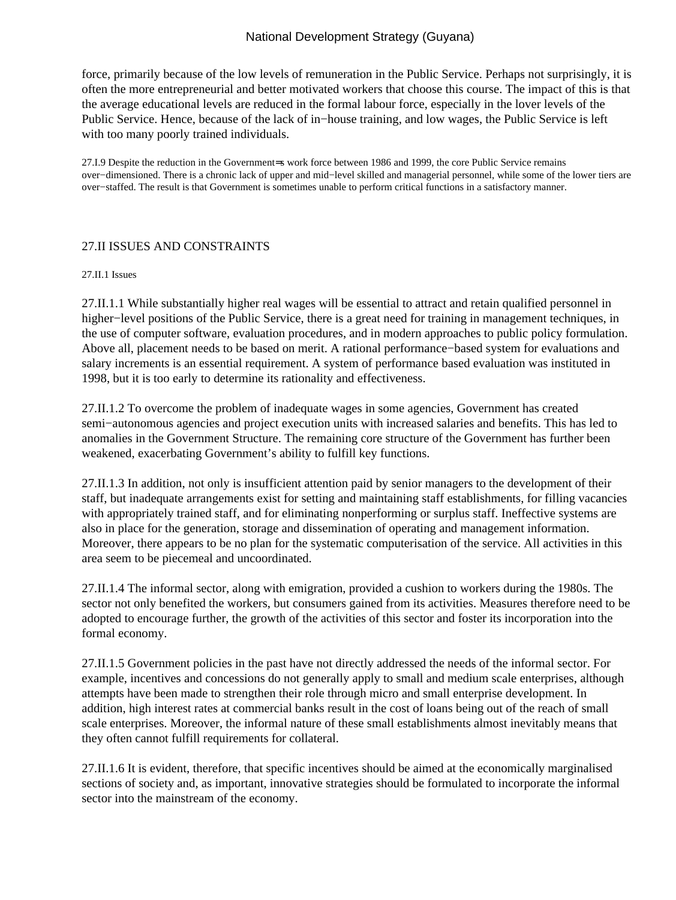force, primarily because of the low levels of remuneration in the Public Service. Perhaps not surprisingly, it is often the more entrepreneurial and better motivated workers that choose this course. The impact of this is that the average educational levels are reduced in the formal labour force, especially in the lover levels of the Public Service. Hence, because of the lack of in−house training, and low wages, the Public Service is left with too many poorly trained individuals.

27.I.9 Despite the reduction in the Government=s work force between 1986 and 1999, the core Public Service remains over−dimensioned. There is a chronic lack of upper and mid−level skilled and managerial personnel, while some of the lower tiers are over−staffed. The result is that Government is sometimes unable to perform critical functions in a satisfactory manner.

## 27.II ISSUES AND CONSTRAINTS

### 27.II.1 Issues

27.II.1.1 While substantially higher real wages will be essential to attract and retain qualified personnel in higher−level positions of the Public Service, there is a great need for training in management techniques, in the use of computer software, evaluation procedures, and in modern approaches to public policy formulation. Above all, placement needs to be based on merit. A rational performance−based system for evaluations and salary increments is an essential requirement. A system of performance based evaluation was instituted in 1998, but it is too early to determine its rationality and effectiveness.

27.II.1.2 To overcome the problem of inadequate wages in some agencies, Government has created semi−autonomous agencies and project execution units with increased salaries and benefits. This has led to anomalies in the Government Structure. The remaining core structure of the Government has further been weakened, exacerbating Government's ability to fulfill key functions.

27.II.1.3 In addition, not only is insufficient attention paid by senior managers to the development of their staff, but inadequate arrangements exist for setting and maintaining staff establishments, for filling vacancies with appropriately trained staff, and for eliminating nonperforming or surplus staff. Ineffective systems are also in place for the generation, storage and dissemination of operating and management information. Moreover, there appears to be no plan for the systematic computerisation of the service. All activities in this area seem to be piecemeal and uncoordinated.

27.II.1.4 The informal sector, along with emigration, provided a cushion to workers during the 1980s. The sector not only benefited the workers, but consumers gained from its activities. Measures therefore need to be adopted to encourage further, the growth of the activities of this sector and foster its incorporation into the formal economy.

27.II.1.5 Government policies in the past have not directly addressed the needs of the informal sector. For example, incentives and concessions do not generally apply to small and medium scale enterprises, although attempts have been made to strengthen their role through micro and small enterprise development. In addition, high interest rates at commercial banks result in the cost of loans being out of the reach of small scale enterprises. Moreover, the informal nature of these small establishments almost inevitably means that they often cannot fulfill requirements for collateral.

27.II.1.6 It is evident, therefore, that specific incentives should be aimed at the economically marginalised sections of society and, as important, innovative strategies should be formulated to incorporate the informal sector into the mainstream of the economy.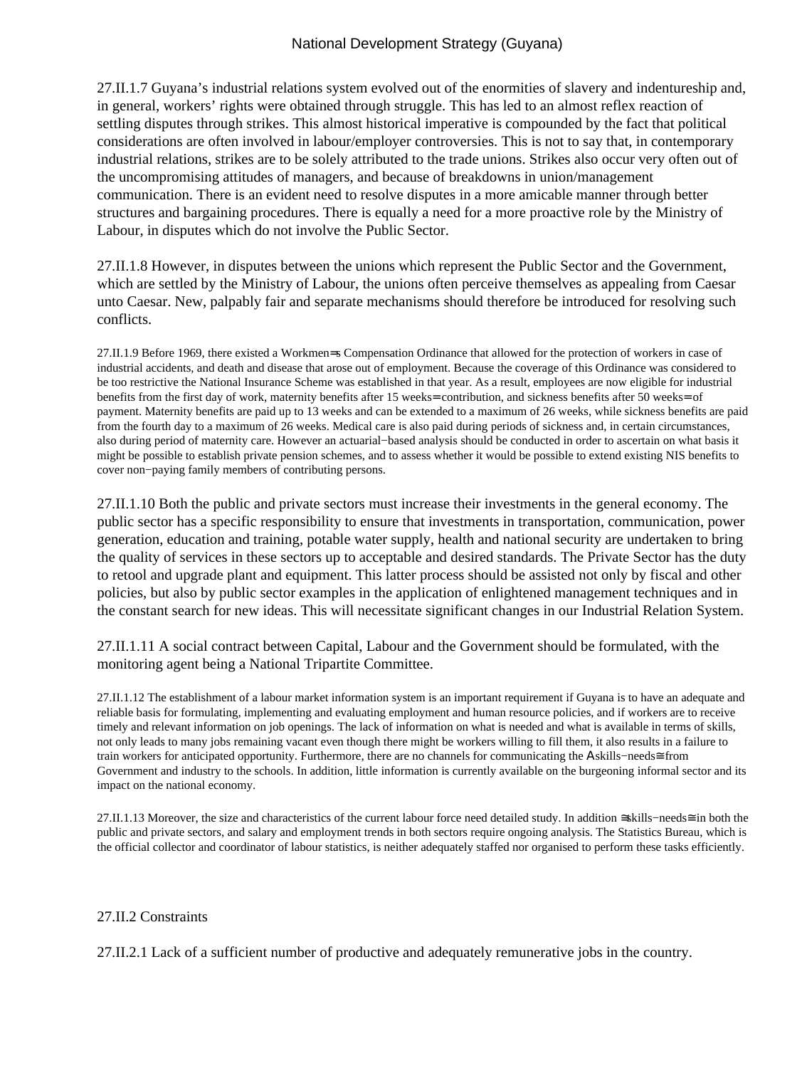27.II.1.7 Guyana's industrial relations system evolved out of the enormities of slavery and indentureship and, in general, workers' rights were obtained through struggle. This has led to an almost reflex reaction of settling disputes through strikes. This almost historical imperative is compounded by the fact that political considerations are often involved in labour/employer controversies. This is not to say that, in contemporary industrial relations, strikes are to be solely attributed to the trade unions. Strikes also occur very often out of the uncompromising attitudes of managers, and because of breakdowns in union/management communication. There is an evident need to resolve disputes in a more amicable manner through better structures and bargaining procedures. There is equally a need for a more proactive role by the Ministry of Labour, in disputes which do not involve the Public Sector.

27.II.1.8 However, in disputes between the unions which represent the Public Sector and the Government, which are settled by the Ministry of Labour, the unions often perceive themselves as appealing from Caesar unto Caesar. New, palpably fair and separate mechanisms should therefore be introduced for resolving such conflicts.

27.II.1.9 Before 1969, there existed a Workmen=s Compensation Ordinance that allowed for the protection of workers in case of industrial accidents, and death and disease that arose out of employment. Because the coverage of this Ordinance was considered to be too restrictive the National Insurance Scheme was established in that year. As a result, employees are now eligible for industrial benefits from the first day of work, maternity benefits after 15 weeks= contribution, and sickness benefits after 50 weeks= of payment. Maternity benefits are paid up to 13 weeks and can be extended to a maximum of 26 weeks, while sickness benefits are paid from the fourth day to a maximum of 26 weeks. Medical care is also paid during periods of sickness and, in certain circumstances, also during period of maternity care. However an actuarial−based analysis should be conducted in order to ascertain on what basis it might be possible to establish private pension schemes, and to assess whether it would be possible to extend existing NIS benefits to cover non−paying family members of contributing persons.

27.II.1.10 Both the public and private sectors must increase their investments in the general economy. The public sector has a specific responsibility to ensure that investments in transportation, communication, power generation, education and training, potable water supply, health and national security are undertaken to bring the quality of services in these sectors up to acceptable and desired standards. The Private Sector has the duty to retool and upgrade plant and equipment. This latter process should be assisted not only by fiscal and other policies, but also by public sector examples in the application of enlightened management techniques and in the constant search for new ideas. This will necessitate significant changes in our Industrial Relation System.

27.II.1.11 A social contract between Capital, Labour and the Government should be formulated, with the monitoring agent being a National Tripartite Committee.

27.II.1.12 The establishment of a labour market information system is an important requirement if Guyana is to have an adequate and reliable basis for formulating, implementing and evaluating employment and human resource policies, and if workers are to receive timely and relevant information on job openings. The lack of information on what is needed and what is available in terms of skills, not only leads to many jobs remaining vacant even though there might be workers willing to fill them, it also results in a failure to train workers for anticipated opportunity. Furthermore, there are no channels for communicating the Askills−needs≅ from Government and industry to the schools. In addition, little information is currently available on the burgeoning informal sector and its impact on the national economy.

27.II.1.13 Moreover, the size and characteristics of the current labour force need detailed study. In addition ≅skills−needs≅ in both the public and private sectors, and salary and employment trends in both sectors require ongoing analysis. The Statistics Bureau, which is the official collector and coordinator of labour statistics, is neither adequately staffed nor organised to perform these tasks efficiently.

27.II.2 Constraints

27.II.2.1 Lack of a sufficient number of productive and adequately remunerative jobs in the country.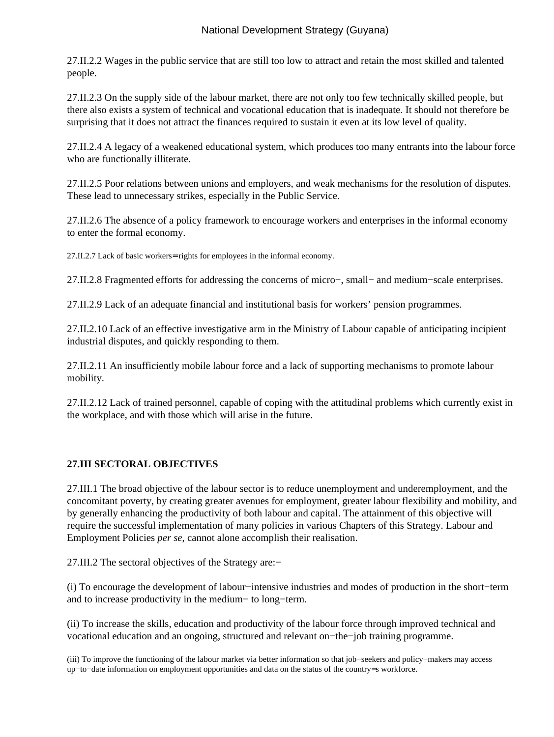27.II.2.2 Wages in the public service that are still too low to attract and retain the most skilled and talented people.

27.II.2.3 On the supply side of the labour market, there are not only too few technically skilled people, but there also exists a system of technical and vocational education that is inadequate. It should not therefore be surprising that it does not attract the finances required to sustain it even at its low level of quality.

27.II.2.4 A legacy of a weakened educational system, which produces too many entrants into the labour force who are functionally illiterate.

27.II.2.5 Poor relations between unions and employers, and weak mechanisms for the resolution of disputes. These lead to unnecessary strikes, especially in the Public Service.

27.II.2.6 The absence of a policy framework to encourage workers and enterprises in the informal economy to enter the formal economy.

27.II.2.7 Lack of basic workers=rights for employees in the informal economy.

27.II.2.8 Fragmented efforts for addressing the concerns of micro−, small− and medium−scale enterprises.

27.II.2.9 Lack of an adequate financial and institutional basis for workers' pension programmes.

27.II.2.10 Lack of an effective investigative arm in the Ministry of Labour capable of anticipating incipient industrial disputes, and quickly responding to them.

27.II.2.11 An insufficiently mobile labour force and a lack of supporting mechanisms to promote labour mobility.

27.II.2.12 Lack of trained personnel, capable of coping with the attitudinal problems which currently exist in the workplace, and with those which will arise in the future.

## 27.III SECTORAL OBJECTIVES

27.III.1 The broad objective of the labour sector is to reduce unemployment and underemployment, and the concomitant poverty, by creating greater avenues for employment, greater labour flexibility and mobility, and by generally enhancing the productivity of both labour and capital. The attainment of this objective will require the successful implementation of many policies in various Chapters of this Strategy. Labour and Employment Policies *per se*, cannot alone accomplish their realisation.

27.III.2 The sectoral objectives of the Strategy are:−

(i) To encourage the development of labour−intensive industries and modes of production in the short−term and to increase productivity in the medium− to long−term.

(ii) To increase the skills, education and productivity of the labour force through improved technical and vocational education and an ongoing, structured and relevant on−the−job training programme.

(iii) To improve the functioning of the labour market via better information so that job−seekers and policy−makers may access up−to−date information on employment opportunities and data on the status of the country=s workforce.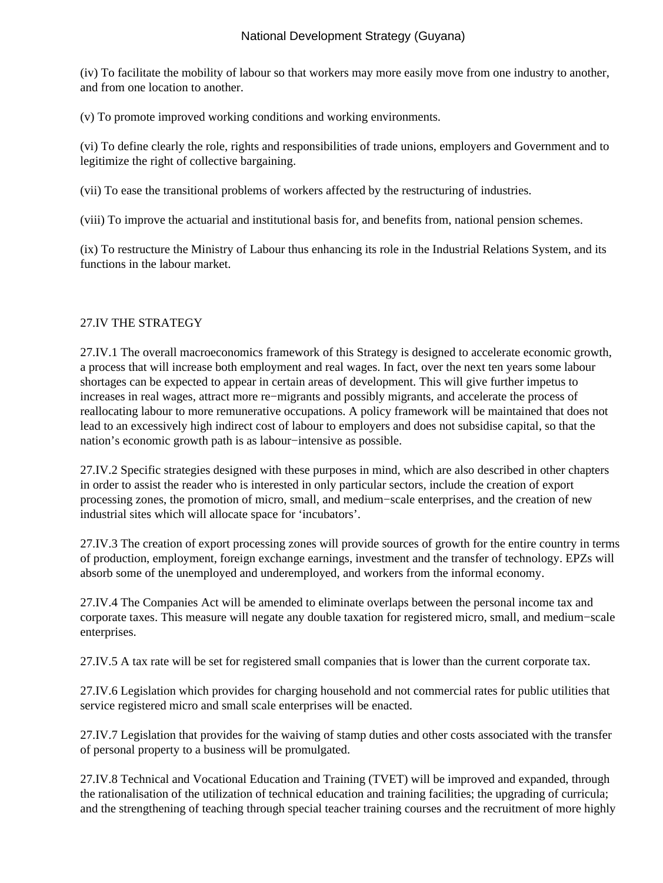(iv) To facilitate the mobility of labour so that workers may more easily move from one industry to another, and from one location to another.

(v) To promote improved working conditions and working environments.

(vi) To define clearly the role, rights and responsibilities of trade unions, employers and Government and to legitimize the right of collective bargaining.

(vii) To ease the transitional problems of workers affected by the restructuring of industries.

(viii) To improve the actuarial and institutional basis for, and benefits from, national pension schemes.

(ix) To restructure the Ministry of Labour thus enhancing its role in the Industrial Relations System, and its functions in the labour market.

## 27.IV THE STRATEGY

27.IV.1 The overall macroeconomics framework of this Strategy is designed to accelerate economic growth, a process that will increase both employment and real wages. In fact, over the next ten years some labour shortages can be expected to appear in certain areas of development. This will give further impetus to increases in real wages, attract more re−migrants and possibly migrants, and accelerate the process of reallocating labour to more remunerative occupations. A policy framework will be maintained that does not lead to an excessively high indirect cost of labour to employers and does not subsidise capital, so that the nation's economic growth path is as labour−intensive as possible.

27.IV.2 Specific strategies designed with these purposes in mind, which are also described in other chapters in order to assist the reader who is interested in only particular sectors, include the creation of export processing zones, the promotion of micro, small, and medium−scale enterprises, and the creation of new industrial sites which will allocate space for 'incubators'.

27.IV.3 The creation of export processing zones will provide sources of growth for the entire country in terms of production, employment, foreign exchange earnings, investment and the transfer of technology. EPZs will absorb some of the unemployed and underemployed, and workers from the informal economy.

27.IV.4 The Companies Act will be amended to eliminate overlaps between the personal income tax and corporate taxes. This measure will negate any double taxation for registered micro, small, and medium−scale enterprises.

27.IV.5 A tax rate will be set for registered small companies that is lower than the current corporate tax.

27.IV.6 Legislation which provides for charging household and not commercial rates for public utilities that service registered micro and small scale enterprises will be enacted.

27.IV.7 Legislation that provides for the waiving of stamp duties and other costs associated with the transfer of personal property to a business will be promulgated.

27.IV.8 Technical and Vocational Education and Training (TVET) will be improved and expanded, through the rationalisation of the utilization of technical education and training facilities; the upgrading of curricula; and the strengthening of teaching through special teacher training courses and the recruitment of more highly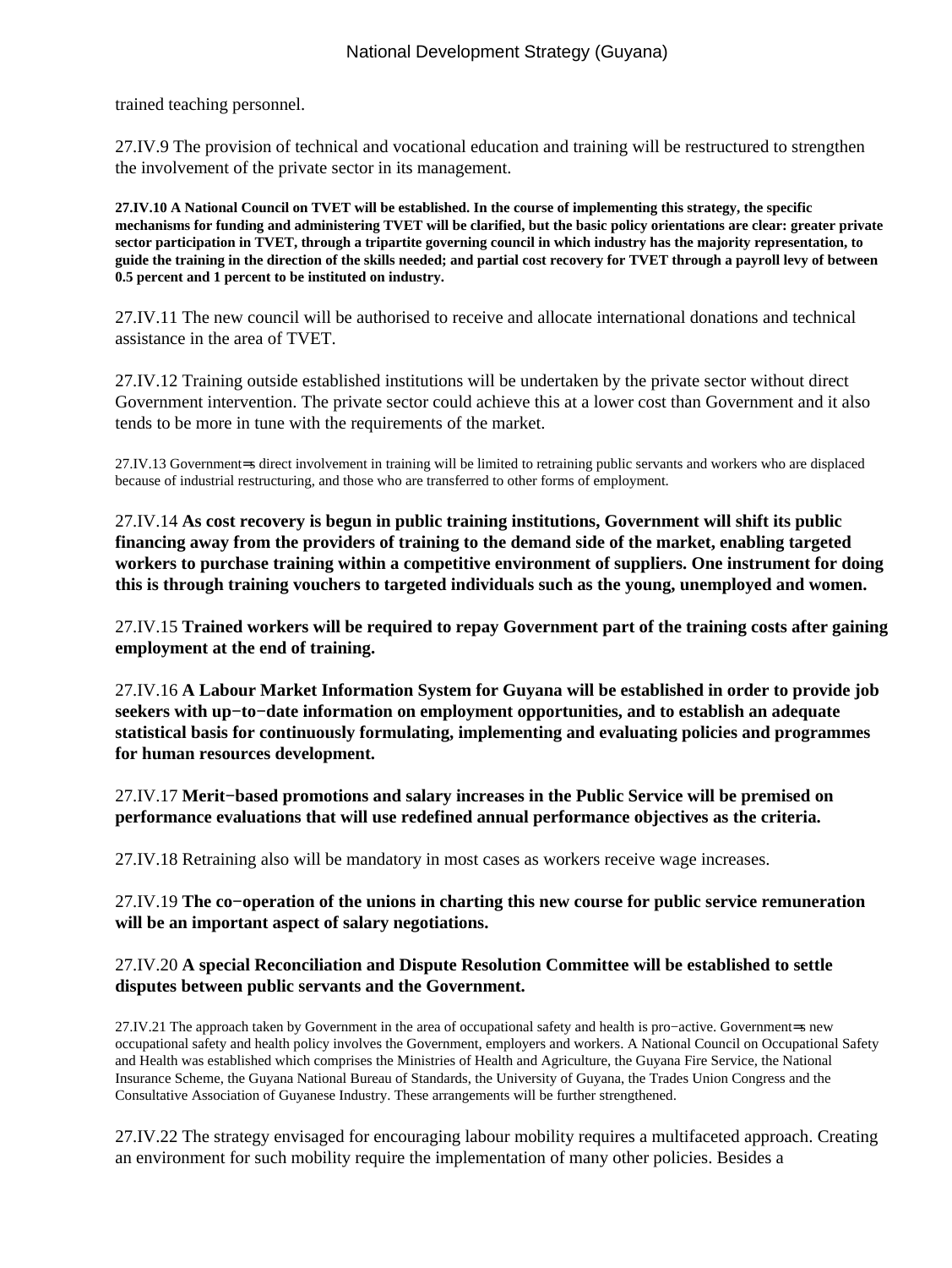trained teaching personnel.

27.IV.9 The provision of technical and vocational education and training will be restructured to strengthen the involvement of the private sector in its management.

**27.IV.10 A National Council on TVET will be established. In the course of implementing this strategy, the specific mechanisms for funding and administering TVET will be clarified, but the basic policy orientations are clear: greater private sector participation in TVET, through a tripartite governing council in which industry has the majority representation, to guide the training in the direction of the skills needed; and partial cost recovery for TVET through a payroll levy of between 0.5 percent and 1 percent to be instituted on industry.**

27.IV.11 The new council will be authorised to receive and allocate international donations and technical assistance in the area of TVET.

27.IV.12 Training outside established institutions will be undertaken by the private sector without direct Government intervention. The private sector could achieve this at a lower cost than Government and it also tends to be more in tune with the requirements of the market.

27.IV.13 Government=s direct involvement in training will be limited to retraining public servants and workers who are displaced because of industrial restructuring, and those who are transferred to other forms of employment.

27.IV.14 **As cost recovery is begun in public training institutions, Government will shift its public financing away from the providers of training to the demand side of the market, enabling targeted workers to purchase training within a competitive environment of suppliers. One instrument for doing this is through training vouchers to targeted individuals such as the young, unemployed and women.**

27.IV.15 **Trained workers will be required to repay Government part of the training costs after gaining employment at the end of training.**

27.IV.16 **A Labour Market Information System for Guyana will be established in order to provide job seekers with up−to−date information on employment opportunities, and to establish an adequate statistical basis for continuously formulating, implementing and evaluating policies and programmes for human resources development.**

27.IV.17 **Merit−based promotions and salary increases in the Public Service will be premised on performance evaluations that will use redefined annual performance objectives as the criteria.**

27.IV.18 Retraining also will be mandatory in most cases as workers receive wage increases.

27.IV.19 **The co−operation of the unions in charting this new course for public service remuneration will be an important aspect of salary negotiations.**

27.IV.20 **A special Reconciliation and Dispute Resolution Committee will be established to settle disputes between public servants and the Government.**

27.IV.21 The approach taken by Government in the area of occupational safety and health is pro−active. Government=s new occupational safety and health policy involves the Government, employers and workers. A National Council on Occupational Safety and Health was established which comprises the Ministries of Health and Agriculture, the Guyana Fire Service, the National Insurance Scheme, the Guyana National Bureau of Standards, the University of Guyana, the Trades Union Congress and the Consultative Association of Guyanese Industry. These arrangements will be further strengthened.

27.IV.22 The strategy envisaged for encouraging labour mobility requires a multifaceted approach. Creating an environment for such mobility require the implementation of many other policies. Besides a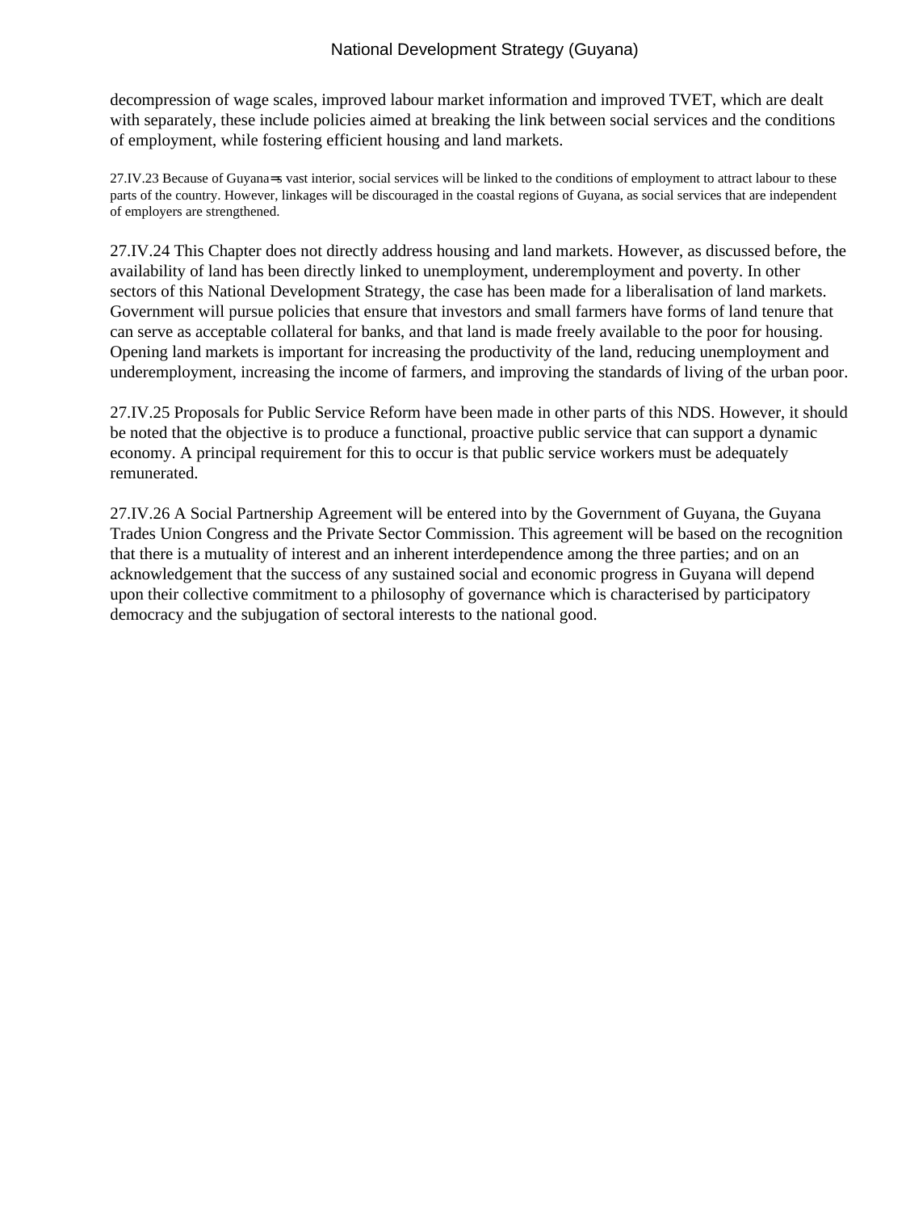decompression of wage scales, improved labour market information and improved TVET, which are dealt with separately, these include policies aimed at breaking the link between social services and the conditions of employment, while fostering efficient housing and land markets.

27.IV.23 Because of Guyana=s vast interior, social services will be linked to the conditions of employment to attract labour to these parts of the country. However, linkages will be discouraged in the coastal regions of Guyana, as social services that are independent of employers are strengthened.

27.IV.24 This Chapter does not directly address housing and land markets. However, as discussed before, the availability of land has been directly linked to unemployment, underemployment and poverty. In other sectors of this National Development Strategy, the case has been made for a liberalisation of land markets. Government will pursue policies that ensure that investors and small farmers have forms of land tenure that can serve as acceptable collateral for banks, and that land is made freely available to the poor for housing. Opening land markets is important for increasing the productivity of the land, reducing unemployment and underemployment, increasing the income of farmers, and improving the standards of living of the urban poor.

27.IV.25 Proposals for Public Service Reform have been made in other parts of this NDS. However, it should be noted that the objective is to produce a functional, proactive public service that can support a dynamic economy. A principal requirement for this to occur is that public service workers must be adequately remunerated.

27.IV.26 A Social Partnership Agreement will be entered into by the Government of Guyana, the Guyana Trades Union Congress and the Private Sector Commission. This agreement will be based on the recognition that there is a mutuality of interest and an inherent interdependence among the three parties; and on an acknowledgement that the success of any sustained social and economic progress in Guyana will depend upon their collective commitment to a philosophy of governance which is characterised by participatory democracy and the subjugation of sectoral interests to the national good.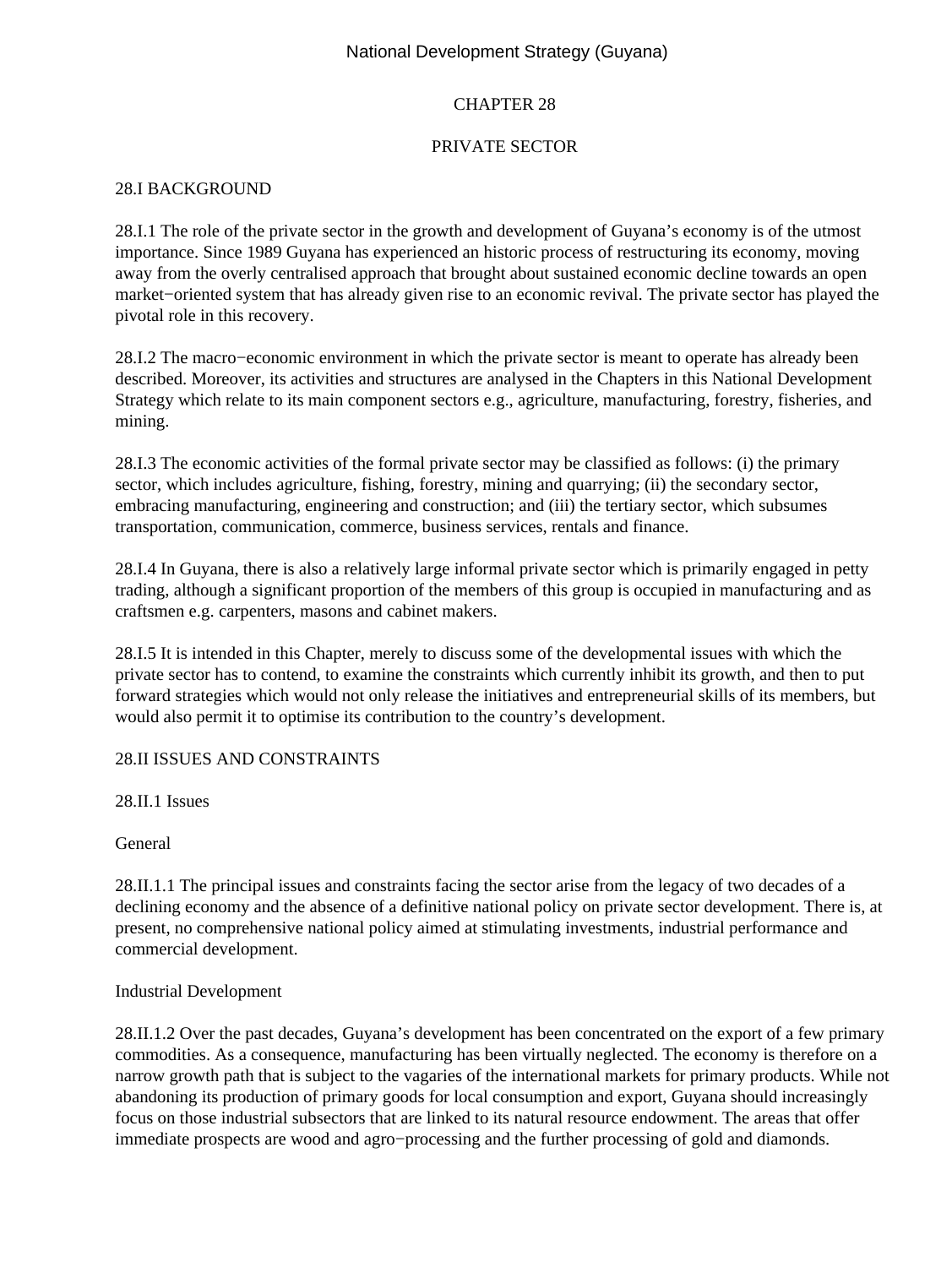# CHAPTER 28

# PRIVATE SECTOR

## 28.I BACKGROUND

28.I.1 The role of the private sector in the growth and development of Guyana's economy is of the utmost importance. Since 1989 Guyana has experienced an historic process of restructuring its economy, moving away from the overly centralised approach that brought about sustained economic decline towards an open market−oriented system that has already given rise to an economic revival. The private sector has played the pivotal role in this recovery.

28.I.2 The macro−economic environment in which the private sector is meant to operate has already been described. Moreover, its activities and structures are analysed in the Chapters in this National Development Strategy which relate to its main component sectors e.g., agriculture, manufacturing, forestry, fisheries, and mining.

28.I.3 The economic activities of the formal private sector may be classified as follows: (i) the primary sector, which includes agriculture, fishing, forestry, mining and quarrying; (ii) the secondary sector, embracing manufacturing, engineering and construction; and (iii) the tertiary sector, which subsumes transportation, communication, commerce, business services, rentals and finance.

28.I.4 In Guyana, there is also a relatively large informal private sector which is primarily engaged in petty trading, although a significant proportion of the members of this group is occupied in manufacturing and as craftsmen e.g. carpenters, masons and cabinet makers.

28.I.5 It is intended in this Chapter, merely to discuss some of the developmental issues with which the private sector has to contend, to examine the constraints which currently inhibit its growth, and then to put forward strategies which would not only release the initiatives and entrepreneurial skills of its members, but would also permit it to optimise its contribution to the country's development.

## 28.II ISSUES AND CONSTRAINTS

### 28.II.1 Issues

#### General

28.II.1.1 The principal issues and constraints facing the sector arise from the legacy of two decades of a declining economy and the absence of a definitive national policy on private sector development. There is, at present, no comprehensive national policy aimed at stimulating investments, industrial performance and commercial development.

#### Industrial Development

28.II.1.2 Over the past decades, Guyana's development has been concentrated on the export of a few primary commodities. As a consequence, manufacturing has been virtually neglected. The economy is therefore on a narrow growth path that is subject to the vagaries of the international markets for primary products. While not abandoning its production of primary goods for local consumption and export, Guyana should increasingly focus on those industrial subsectors that are linked to its natural resource endowment. The areas that offer immediate prospects are wood and agro−processing and the further processing of gold and diamonds.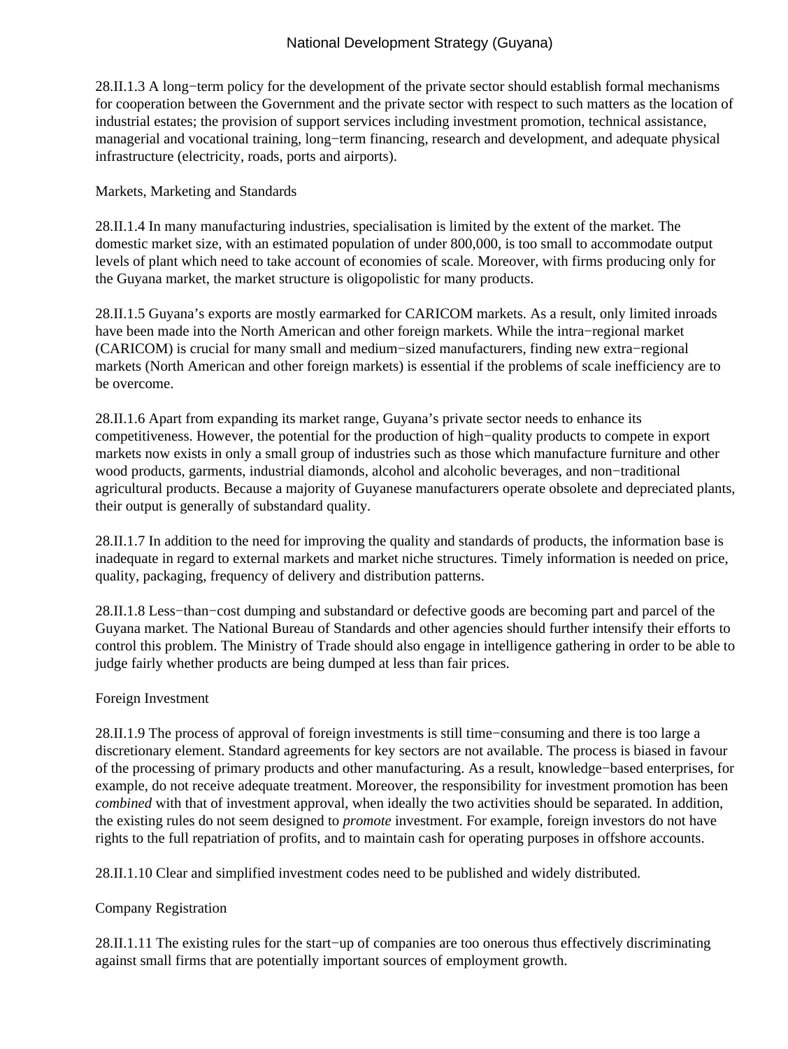28.II.1.3 A long−term policy for the development of the private sector should establish formal mechanisms for cooperation between the Government and the private sector with respect to such matters as the location of industrial estates; the provision of support services including investment promotion, technical assistance, managerial and vocational training, long−term financing, research and development, and adequate physical infrastructure (electricity, roads, ports and airports).

## Markets, Marketing and Standards

28.II.1.4 In many manufacturing industries, specialisation is limited by the extent of the market. The domestic market size, with an estimated population of under 800,000, is too small to accommodate output levels of plant which need to take account of economies of scale. Moreover, with firms producing only for the Guyana market, the market structure is oligopolistic for many products.

28.II.1.5 Guyana's exports are mostly earmarked for CARICOM markets. As a result, only limited inroads have been made into the North American and other foreign markets. While the intra−regional market (CARICOM) is crucial for many small and medium−sized manufacturers, finding new extra−regional markets (North American and other foreign markets) is essential if the problems of scale inefficiency are to be overcome.

28.II.1.6 Apart from expanding its market range, Guyana's private sector needs to enhance its competitiveness. However, the potential for the production of high−quality products to compete in export markets now exists in only a small group of industries such as those which manufacture furniture and other wood products, garments, industrial diamonds, alcohol and alcoholic beverages, and non−traditional agricultural products. Because a majority of Guyanese manufacturers operate obsolete and depreciated plants, their output is generally of substandard quality.

28.II.1.7 In addition to the need for improving the quality and standards of products, the information base is inadequate in regard to external markets and market niche structures. Timely information is needed on price, quality, packaging, frequency of delivery and distribution patterns.

28.II.1.8 Less−than−cost dumping and substandard or defective goods are becoming part and parcel of the Guyana market. The National Bureau of Standards and other agencies should further intensify their efforts to control this problem. The Ministry of Trade should also engage in intelligence gathering in order to be able to judge fairly whether products are being dumped at less than fair prices.

## Foreign Investment

28.II.1.9 The process of approval of foreign investments is still time−consuming and there is too large a discretionary element. Standard agreements for key sectors are not available. The process is biased in favour of the processing of primary products and other manufacturing. As a result, knowledge−based enterprises, for example, do not receive adequate treatment. Moreover, the responsibility for investment promotion has been *combined* with that of investment approval, when ideally the two activities should be separated. In addition, the existing rules do not seem designed to *promote* investment. For example, foreign investors do not have rights to the full repatriation of profits, and to maintain cash for operating purposes in offshore accounts.

28.II.1.10 Clear and simplified investment codes need to be published and widely distributed.

## Company Registration

28.II.1.11 The existing rules for the start−up of companies are too onerous thus effectively discriminating against small firms that are potentially important sources of employment growth.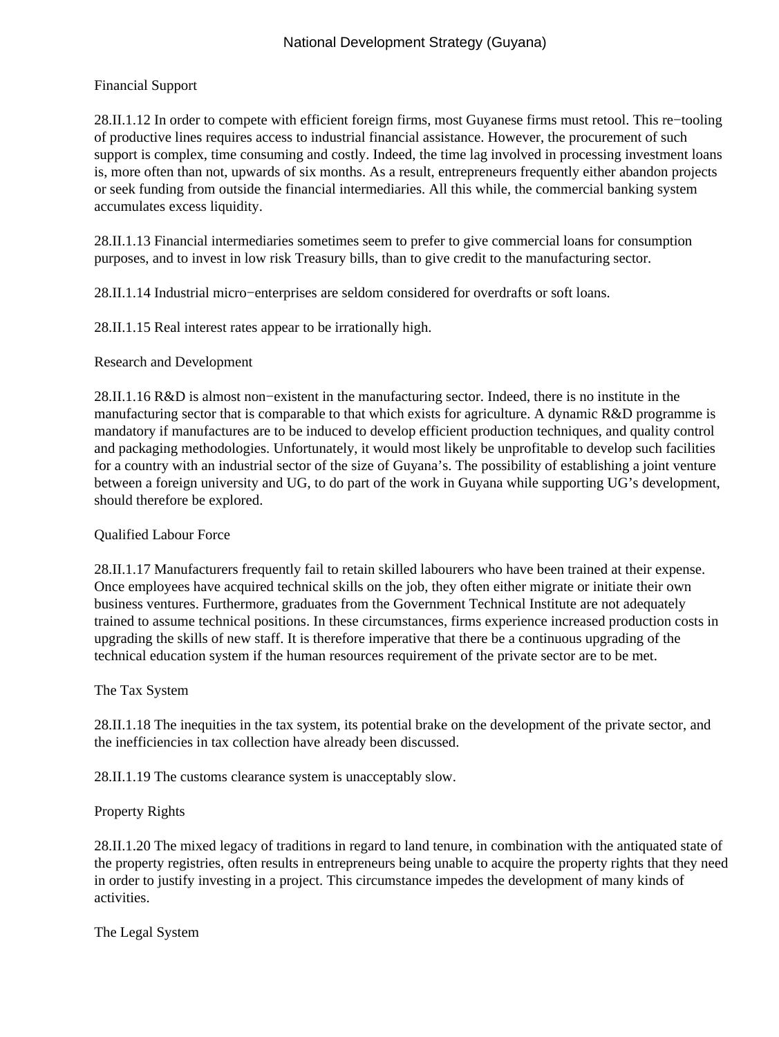Financial Support

28.II.1.12 In order to compete with efficient foreign firms, most Guyanese firms must retool. This re−tooling of productive lines requires access to industrial financial assistance. However, the procurement of such support is complex, time consuming and costly. Indeed, the time lag involved in processing investment loans is, more often than not, upwards of six months. As a result, entrepreneurs frequently either abandon projects or seek funding from outside the financial intermediaries. All this while, the commercial banking system accumulates excess liquidity.

28.II.1.13 Financial intermediaries sometimes seem to prefer to give commercial loans for consumption purposes, and to invest in low risk Treasury bills, than to give credit to the manufacturing sector.

28.II.1.14 Industrial micro−enterprises are seldom considered for overdrafts or soft loans.

28.II.1.15 Real interest rates appear to be irrationally high.

Research and Development

28.II.1.16 R&D is almost non−existent in the manufacturing sector. Indeed, there is no institute in the manufacturing sector that is comparable to that which exists for agriculture. A dynamic R&D programme is mandatory if manufactures are to be induced to develop efficient production techniques, and quality control and packaging methodologies. Unfortunately, it would most likely be unprofitable to develop such facilities for a country with an industrial sector of the size of Guyana's. The possibility of establishing a joint venture between a foreign university and UG, to do part of the work in Guyana while supporting UG's development, should therefore be explored.

Qualified Labour Force

28.II.1.17 Manufacturers frequently fail to retain skilled labourers who have been trained at their expense. Once employees have acquired technical skills on the job, they often either migrate or initiate their own business ventures. Furthermore, graduates from the Government Technical Institute are not adequately trained to assume technical positions. In these circumstances, firms experience increased production costs in upgrading the skills of new staff. It is therefore imperative that there be a continuous upgrading of the technical education system if the human resources requirement of the private sector are to be met.

The Tax System

28.II.1.18 The inequities in the tax system, its potential brake on the development of the private sector, and the inefficiencies in tax collection have already been discussed.

28.II.1.19 The customs clearance system is unacceptably slow.

Property Rights

28.II.1.20 The mixed legacy of traditions in regard to land tenure, in combination with the antiquated state of the property registries, often results in entrepreneurs being unable to acquire the property rights that they need in order to justify investing in a project. This circumstance impedes the development of many kinds of activities.

The Legal System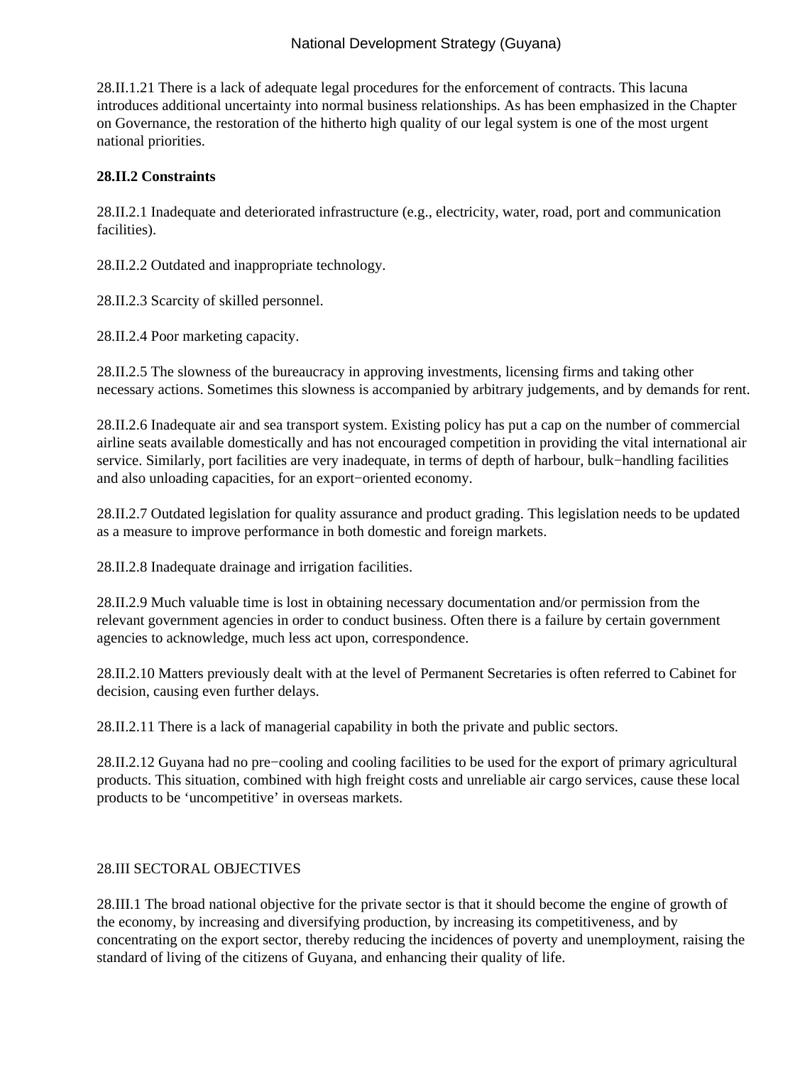28.II.1.21 There is a lack of adequate legal procedures for the enforcement of contracts. This lacuna introduces additional uncertainty into normal business relationships. As has been emphasized in the Chapter on Governance, the restoration of the hitherto high quality of our legal system is one of the most urgent national priorities.

**28.II.2 Constraints**

28.II.2.1 Inadequate and deteriorated infrastructure (e.g., electricity, water, road, port and communication facilities).

28.II.2.2 Outdated and inappropriate technology.

28.II.2.3 Scarcity of skilled personnel.

28.II.2.4 Poor marketing capacity.

28.II.2.5 The slowness of the bureaucracy in approving investments, licensing firms and taking other necessary actions. Sometimes this slowness is accompanied by arbitrary judgements, and by demands for rent.

28.II.2.6 Inadequate air and sea transport system. Existing policy has put a cap on the number of commercial airline seats available domestically and has not encouraged competition in providing the vital international air service. Similarly, port facilities are very inadequate, in terms of depth of harbour, bulk−handling facilities and also unloading capacities, for an export−oriented economy.

28.II.2.7 Outdated legislation for quality assurance and product grading. This legislation needs to be updated as a measure to improve performance in both domestic and foreign markets.

28.II.2.8 Inadequate drainage and irrigation facilities.

28.II.2.9 Much valuable time is lost in obtaining necessary documentation and/or permission from the relevant government agencies in order to conduct business. Often there is a failure by certain government agencies to acknowledge, much less act upon, correspondence.

28.II.2.10 Matters previously dealt with at the level of Permanent Secretaries is often referred to Cabinet for decision, causing even further delays.

28.II.2.11 There is a lack of managerial capability in both the private and public sectors.

28.II.2.12 Guyana had no pre−cooling and cooling facilities to be used for the export of primary agricultural products. This situation, combined with high freight costs and unreliable air cargo services, cause these local products to be 'uncompetitive' in overseas markets.

## 28.III SECTORAL OBJECTIVES

28.III.1 The broad national objective for the private sector is that it should become the engine of growth of the economy, by increasing and diversifying production, by increasing its competitiveness, and by concentrating on the export sector, thereby reducing the incidences of poverty and unemployment, raising the standard of living of the citizens of Guyana, and enhancing their quality of life.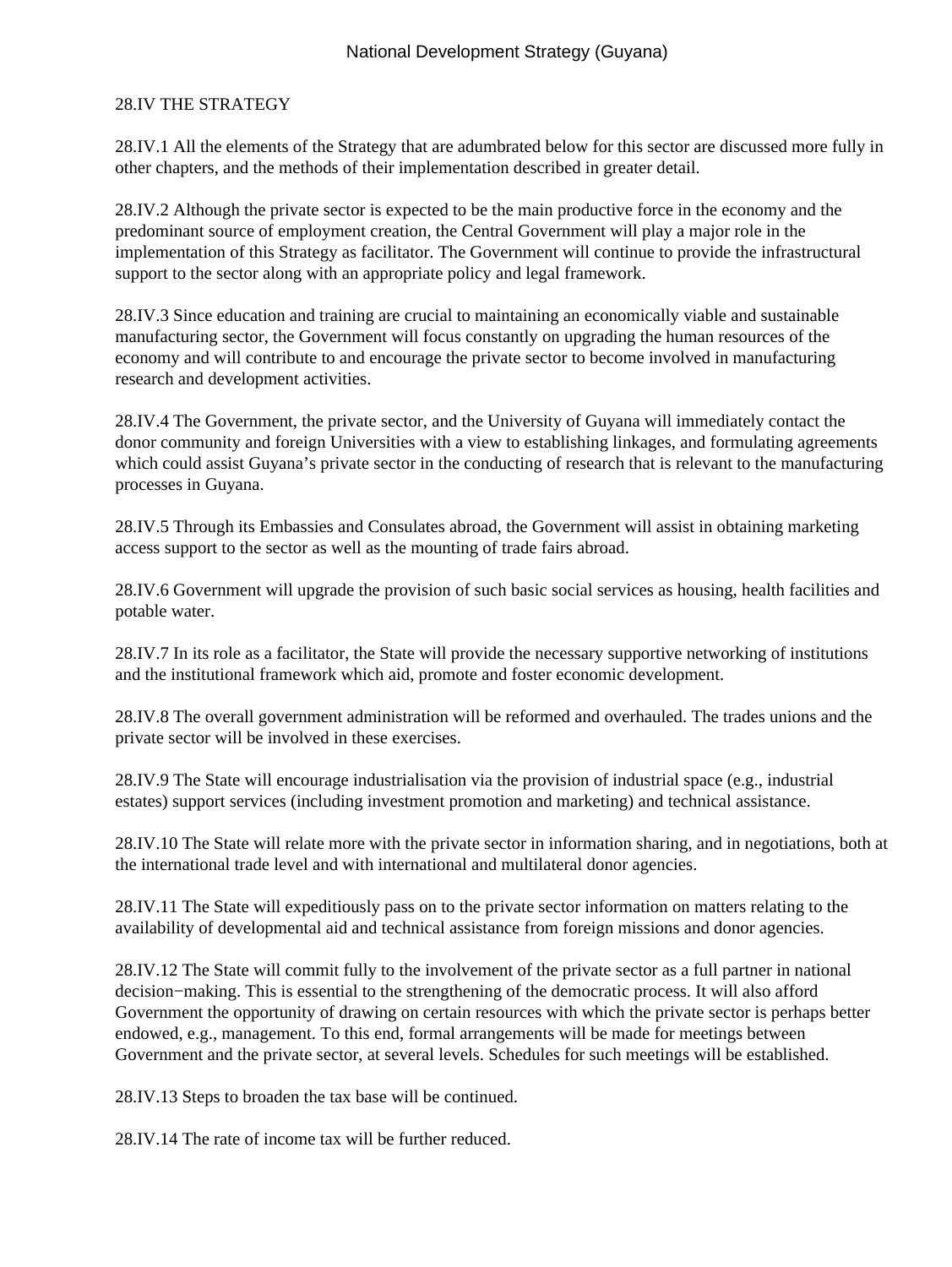## 28.IV THE STRATEGY

28.IV.1 All the elements of the Strategy that are adumbrated below for this sector are discussed more fully in other chapters, and the methods of their implementation described in greater detail.

28.IV.2 Although the private sector is expected to be the main productive force in the economy and the predominant source of employment creation, the Central Government will play a major role in the implementation of this Strategy as facilitator. The Government will continue to provide the infrastructural support to the sector along with an appropriate policy and legal framework.

28.IV.3 Since education and training are crucial to maintaining an economically viable and sustainable manufacturing sector, the Government will focus constantly on upgrading the human resources of the economy and will contribute to and encourage the private sector to become involved in manufacturing research and development activities.

28.IV.4 The Government, the private sector, and the University of Guyana will immediately contact the donor community and foreign Universities with a view to establishing linkages, and formulating agreements which could assist Guyana's private sector in the conducting of research that is relevant to the manufacturing processes in Guyana.

28.IV.5 Through its Embassies and Consulates abroad, the Government will assist in obtaining marketing access support to the sector as well as the mounting of trade fairs abroad.

28.IV.6 Government will upgrade the provision of such basic social services as housing, health facilities and potable water.

28.IV.7 In its role as a facilitator, the State will provide the necessary supportive networking of institutions and the institutional framework which aid, promote and foster economic development.

28.IV.8 The overall government administration will be reformed and overhauled. The trades unions and the private sector will be involved in these exercises.

28.IV.9 The State will encourage industrialisation via the provision of industrial space (e.g., industrial estates) support services (including investment promotion and marketing) and technical assistance.

28.IV.10 The State will relate more with the private sector in information sharing, and in negotiations, both at the international trade level and with international and multilateral donor agencies.

28.IV.11 The State will expeditiously pass on to the private sector information on matters relating to the availability of developmental aid and technical assistance from foreign missions and donor agencies.

28.IV.12 The State will commit fully to the involvement of the private sector as a full partner in national decision−making. This is essential to the strengthening of the democratic process. It will also afford Government the opportunity of drawing on certain resources with which the private sector is perhaps better endowed, e.g., management. To this end, formal arrangements will be made for meetings between Government and the private sector, at several levels. Schedules for such meetings will be established.

28.IV.13 Steps to broaden the tax base will be continued.

28.IV.14 The rate of income tax will be further reduced.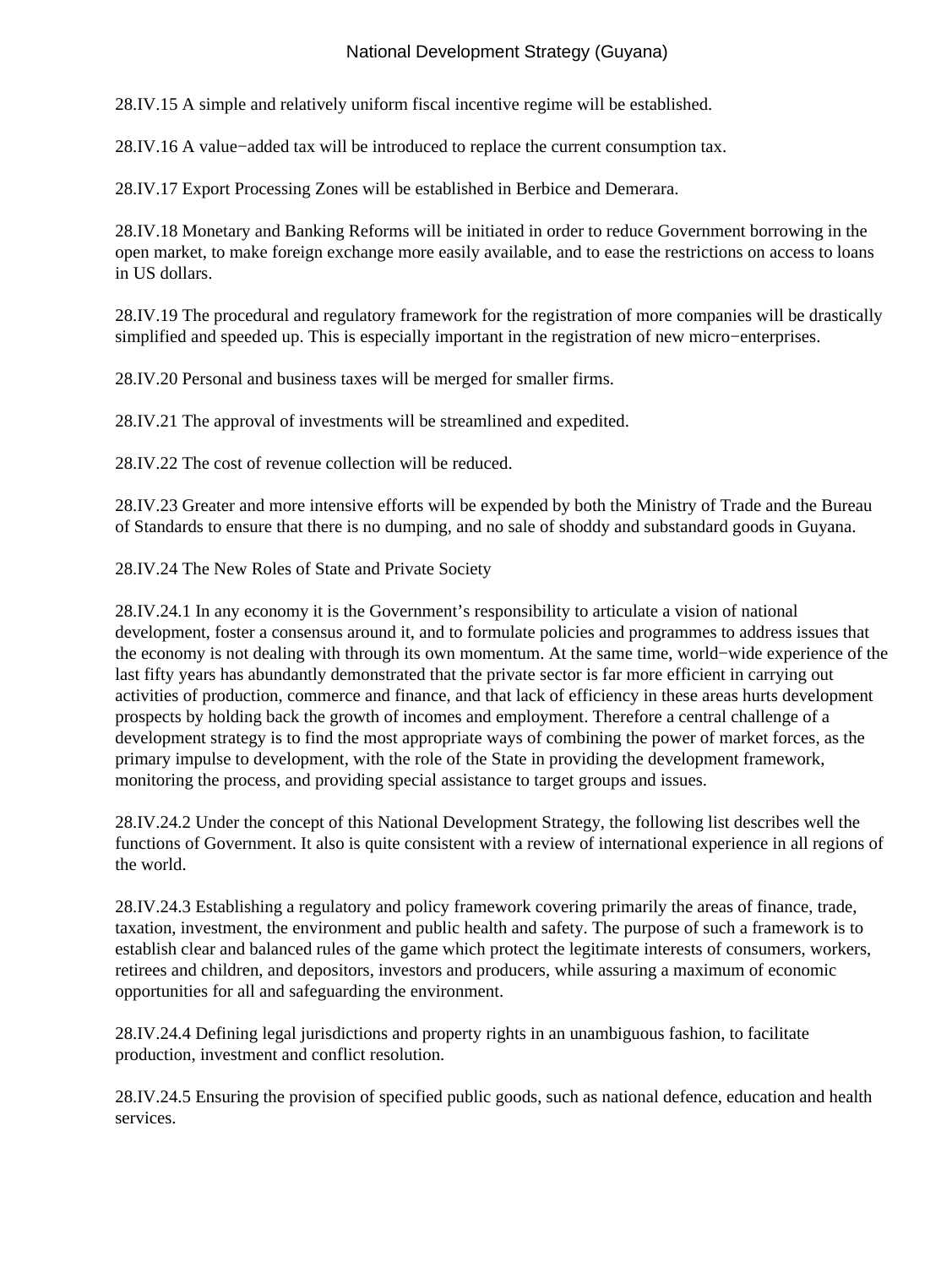28.IV.15 A simple and relatively uniform fiscal incentive regime will be established.

28.IV.16 A value−added tax will be introduced to replace the current consumption tax.

28.IV.17 Export Processing Zones will be established in Berbice and Demerara.

28.IV.18 Monetary and Banking Reforms will be initiated in order to reduce Government borrowing in the open market, to make foreign exchange more easily available, and to ease the restrictions on access to loans in US dollars.

28.IV.19 The procedural and regulatory framework for the registration of more companies will be drastically simplified and speeded up. This is especially important in the registration of new micro−enterprises.

28.IV.20 Personal and business taxes will be merged for smaller firms.

28.IV.21 The approval of investments will be streamlined and expedited.

28.IV.22 The cost of revenue collection will be reduced.

28.IV.23 Greater and more intensive efforts will be expended by both the Ministry of Trade and the Bureau of Standards to ensure that there is no dumping, and no sale of shoddy and substandard goods in Guyana.

28.IV.24 The New Roles of State and Private Society

28.IV.24.1 In any economy it is the Government's responsibility to articulate a vision of national development, foster a consensus around it, and to formulate policies and programmes to address issues that the economy is not dealing with through its own momentum. At the same time, world−wide experience of the last fifty years has abundantly demonstrated that the private sector is far more efficient in carrying out activities of production, commerce and finance, and that lack of efficiency in these areas hurts development prospects by holding back the growth of incomes and employment. Therefore a central challenge of a development strategy is to find the most appropriate ways of combining the power of market forces, as the primary impulse to development, with the role of the State in providing the development framework, monitoring the process, and providing special assistance to target groups and issues.

28.IV.24.2 Under the concept of this National Development Strategy, the following list describes well the functions of Government. It also is quite consistent with a review of international experience in all regions of the world.

28.IV.24.3 Establishing a regulatory and policy framework covering primarily the areas of finance, trade, taxation, investment, the environment and public health and safety. The purpose of such a framework is to establish clear and balanced rules of the game which protect the legitimate interests of consumers, workers, retirees and children, and depositors, investors and producers, while assuring a maximum of economic opportunities for all and safeguarding the environment.

28.IV.24.4 Defining legal jurisdictions and property rights in an unambiguous fashion, to facilitate production, investment and conflict resolution.

28.IV.24.5 Ensuring the provision of specified public goods, such as national defence, education and health services.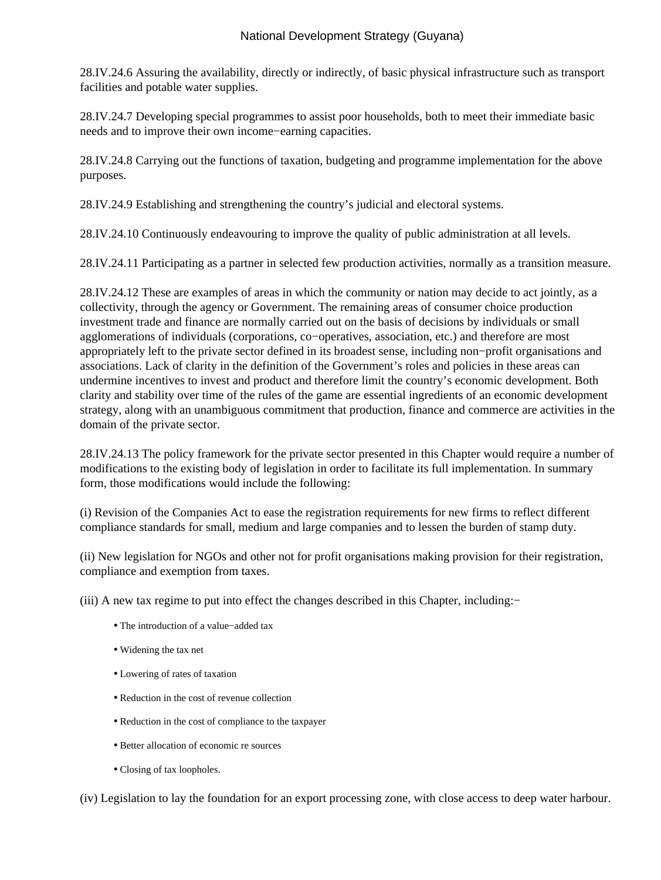28.IV.24.6 Assuring the availability, directly or indirectly, of basic physical infrastructure such as transport facilities and potable water supplies.

28.IV.24.7 Developing special programmes to assist poor households, both to meet their immediate basic needs and to improve their own income−earning capacities.

28.IV.24.8 Carrying out the functions of taxation, budgeting and programme implementation for the above purposes.

28.IV.24.9 Establishing and strengthening the country's judicial and electoral systems.

28.IV.24.10 Continuously endeavouring to improve the quality of public administration at all levels.

28.IV.24.11 Participating as a partner in selected few production activities, normally as a transition measure.

28.IV.24.12 These are examples of areas in which the community or nation may decide to act jointly, as a collectivity, through the agency or Government. The remaining areas of consumer choice production investment trade and finance are normally carried out on the basis of decisions by individuals or small agglomerations of individuals (corporations, co−operatives, association, etc.) and therefore are most appropriately left to the private sector defined in its broadest sense, including non−profit organisations and associations. Lack of clarity in the definition of the Government's roles and policies in these areas can undermine incentives to invest and product and therefore limit the country's economic development. Both clarity and stability over time of the rules of the game are essential ingredients of an economic development strategy, along with an unambiguous commitment that production, finance and commerce are activities in the domain of the private sector.

28.IV.24.13 The policy framework for the private sector presented in this Chapter would require a number of modifications to the existing body of legislation in order to facilitate its full implementation. In summary form, those modifications would include the following:

(i) Revision of the Companies Act to ease the registration requirements for new firms to reflect different compliance standards for small, medium and large companies and to lessen the burden of stamp duty.

(ii) New legislation for NGOs and other not for profit organisations making provision for their registration, compliance and exemption from taxes.

(iii) A new tax regime to put into effect the changes described in this Chapter, including:−

- The introduction of a value−added tax
- Widening the tax net
- Lowering of rates of taxation
- Reduction in the cost of revenue collection
- Reduction in the cost of compliance to the taxpayer
- Better allocation of economic re sources
- Closing of tax loopholes.

(iv) Legislation to lay the foundation for an export processing zone, with close access to deep water harbour.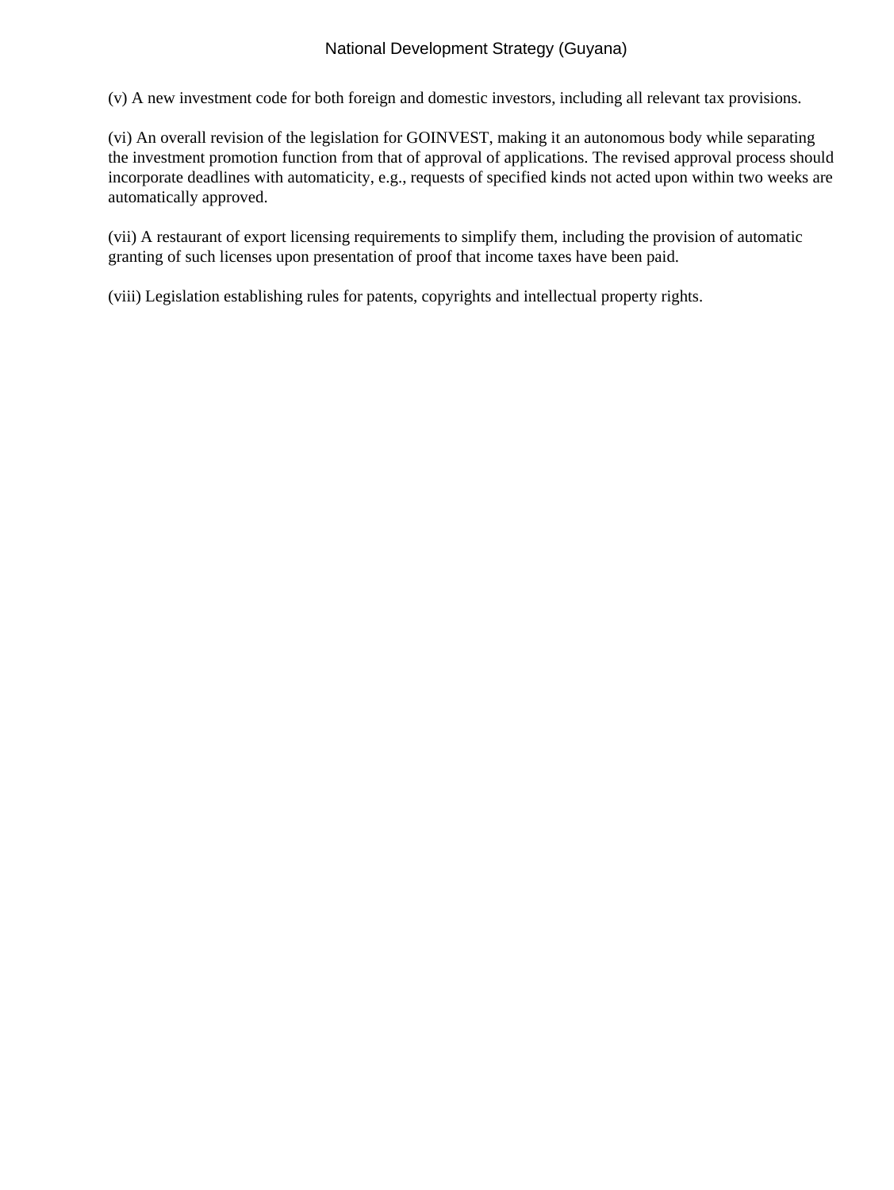(v) A new investment code for both foreign and domestic investors, including all relevant tax provisions.

(vi) An overall revision of the legislation for GOINVEST, making it an autonomous body while separating the investment promotion function from that of approval of applications. The revised approval process should incorporate deadlines with automaticity, e.g., requests of specified kinds not acted upon within two weeks are automatically approved.

(vii) A restaurant of export licensing requirements to simplify them, including the provision of automatic granting of such licenses upon presentation of proof that income taxes have been paid.

(viii) Legislation establishing rules for patents, copyrights and intellectual property rights.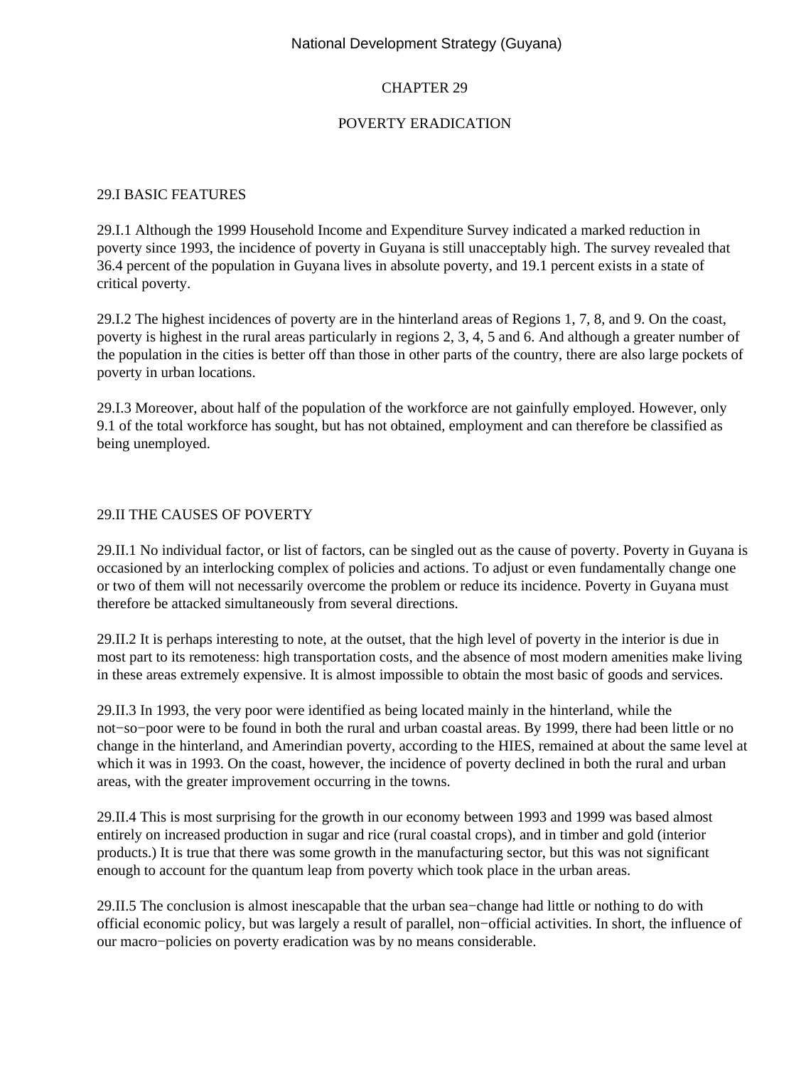# CHAPTER 29

# POVERTY ERADICATION

## 29.I BASIC FEATURES

29.I.1 Although the 1999 Household Income and Expenditure Survey indicated a marked reduction in poverty since 1993, the incidence of poverty in Guyana is still unacceptably high. The survey revealed that 36.4 percent of the population in Guyana lives in absolute poverty, and 19.1 percent exists in a state of critical poverty.

29.I.2 The highest incidences of poverty are in the hinterland areas of Regions 1, 7, 8, and 9. On the coast, poverty is highest in the rural areas particularly in regions 2, 3, 4, 5 and 6. And although a greater number of the population in the cities is better off than those in other parts of the country, there are also large pockets of poverty in urban locations.

29.I.3 Moreover, about half of the population of the workforce are not gainfully employed. However, only 9.1 of the total workforce has sought, but has not obtained, employment and can therefore be classified as being unemployed.

## 29.II THE CAUSES OF POVERTY

29.II.1 No individual factor, or list of factors, can be singled out as the cause of poverty. Poverty in Guyana is occasioned by an interlocking complex of policies and actions. To adjust or even fundamentally change one or two of them will not necessarily overcome the problem or reduce its incidence. Poverty in Guyana must therefore be attacked simultaneously from several directions.

29.II.2 It is perhaps interesting to note, at the outset, that the high level of poverty in the interior is due in most part to its remoteness: high transportation costs, and the absence of most modern amenities make living in these areas extremely expensive. It is almost impossible to obtain the most basic of goods and services.

29.II.3 In 1993, the very poor were identified as being located mainly in the hinterland, while the not−so−poor were to be found in both the rural and urban coastal areas. By 1999, there had been little or no change in the hinterland, and Amerindian poverty, according to the HIES, remained at about the same level at which it was in 1993. On the coast, however, the incidence of poverty declined in both the rural and urban areas, with the greater improvement occurring in the towns.

29.II.4 This is most surprising for the growth in our economy between 1993 and 1999 was based almost entirely on increased production in sugar and rice (rural coastal crops), and in timber and gold (interior products.) It is true that there was some growth in the manufacturing sector, but this was not significant enough to account for the quantum leap from poverty which took place in the urban areas.

29.II.5 The conclusion is almost inescapable that the urban sea−change had little or nothing to do with official economic policy, but was largely a result of parallel, non−official activities. In short, the influence of our macro−policies on poverty eradication was by no means considerable.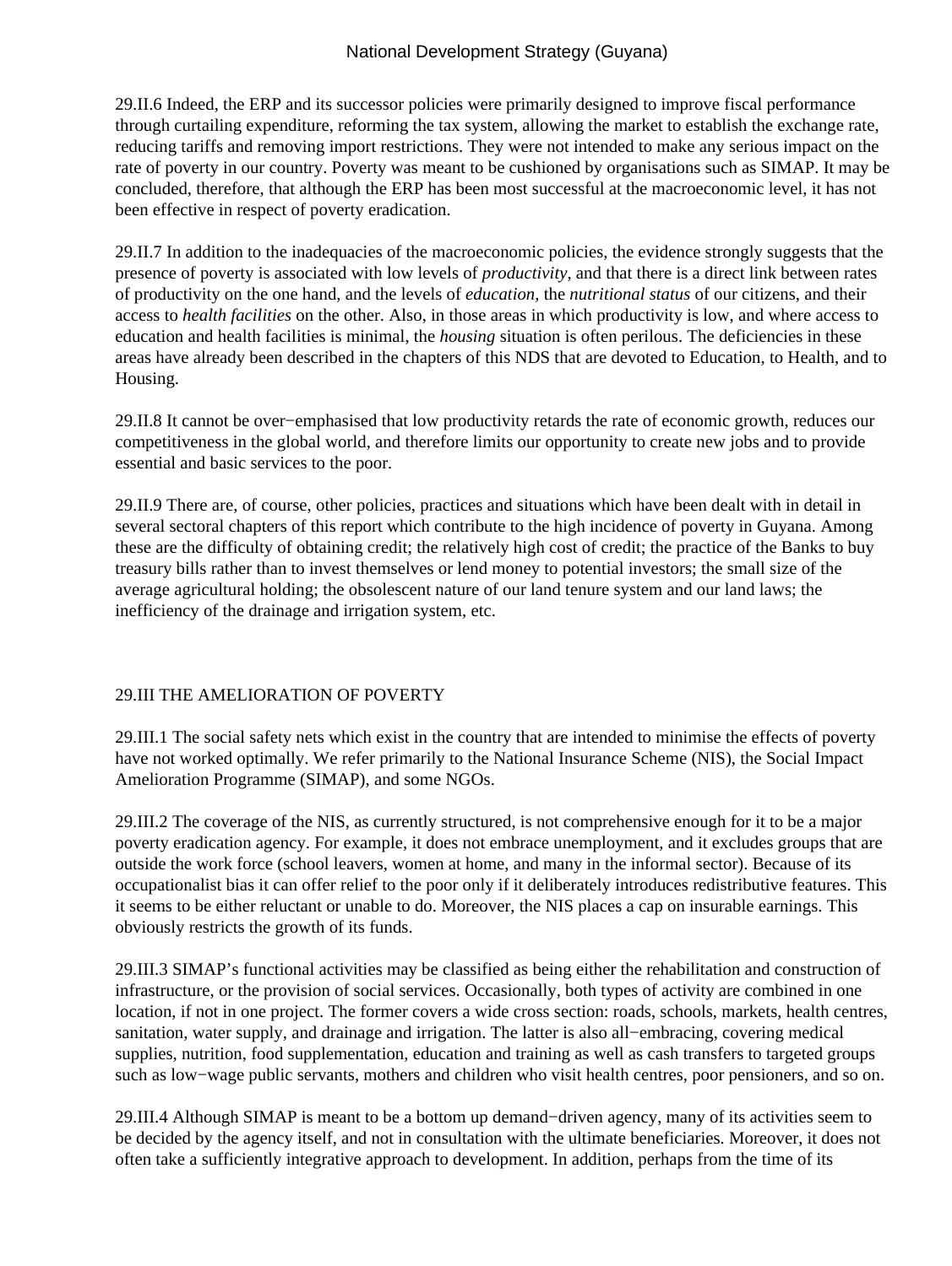29.II.6 Indeed, the ERP and its successor policies were primarily designed to improve fiscal performance through curtailing expenditure, reforming the tax system, allowing the market to establish the exchange rate, reducing tariffs and removing import restrictions. They were not intended to make any serious impact on the rate of poverty in our country. Poverty was meant to be cushioned by organisations such as SIMAP. It may be concluded, therefore, that although the ERP has been most successful at the macroeconomic level, it has not been effective in respect of poverty eradication.

29.II.7 In addition to the inadequacies of the macroeconomic policies, the evidence strongly suggests that the presence of poverty is associated with low levels of *productivity*, and that there is a direct link between rates of productivity on the one hand, and the levels of *education*, the *nutritional status* of our citizens, and their access to *health facilities* on the other. Also, in those areas in which productivity is low, and where access to education and health facilities is minimal, the *housing* situation is often perilous. The deficiencies in these areas have already been described in the chapters of this NDS that are devoted to Education, to Health, and to Housing.

29.II.8 It cannot be over−emphasised that low productivity retards the rate of economic growth, reduces our competitiveness in the global world, and therefore limits our opportunity to create new jobs and to provide essential and basic services to the poor.

29.II.9 There are, of course, other policies, practices and situations which have been dealt with in detail in several sectoral chapters of this report which contribute to the high incidence of poverty in Guyana. Among these are the difficulty of obtaining credit; the relatively high cost of credit; the practice of the Banks to buy treasury bills rather than to invest themselves or lend money to potential investors; the small size of the average agricultural holding; the obsolescent nature of our land tenure system and our land laws; the inefficiency of the drainage and irrigation system, etc.

## 29.III THE AMELIORATION OF POVERTY

29.III.1 The social safety nets which exist in the country that are intended to minimise the effects of poverty have not worked optimally. We refer primarily to the National Insurance Scheme (NIS), the Social Impact Amelioration Programme (SIMAP), and some NGOs.

29.III.2 The coverage of the NIS, as currently structured, is not comprehensive enough for it to be a major poverty eradication agency. For example, it does not embrace unemployment, and it excludes groups that are outside the work force (school leavers, women at home, and many in the informal sector). Because of its occupationalist bias it can offer relief to the poor only if it deliberately introduces redistributive features. This it seems to be either reluctant or unable to do. Moreover, the NIS places a cap on insurable earnings. This obviously restricts the growth of its funds.

29.III.3 SIMAP's functional activities may be classified as being either the rehabilitation and construction of infrastructure, or the provision of social services. Occasionally, both types of activity are combined in one location, if not in one project. The former covers a wide cross section: roads, schools, markets, health centres, sanitation, water supply, and drainage and irrigation. The latter is also all−embracing, covering medical supplies, nutrition, food supplementation, education and training as well as cash transfers to targeted groups such as low−wage public servants, mothers and children who visit health centres, poor pensioners, and so on.

29.III.4 Although SIMAP is meant to be a bottom up demand−driven agency, many of its activities seem to be decided by the agency itself, and not in consultation with the ultimate beneficiaries. Moreover, it does not often take a sufficiently integrative approach to development. In addition, perhaps from the time of its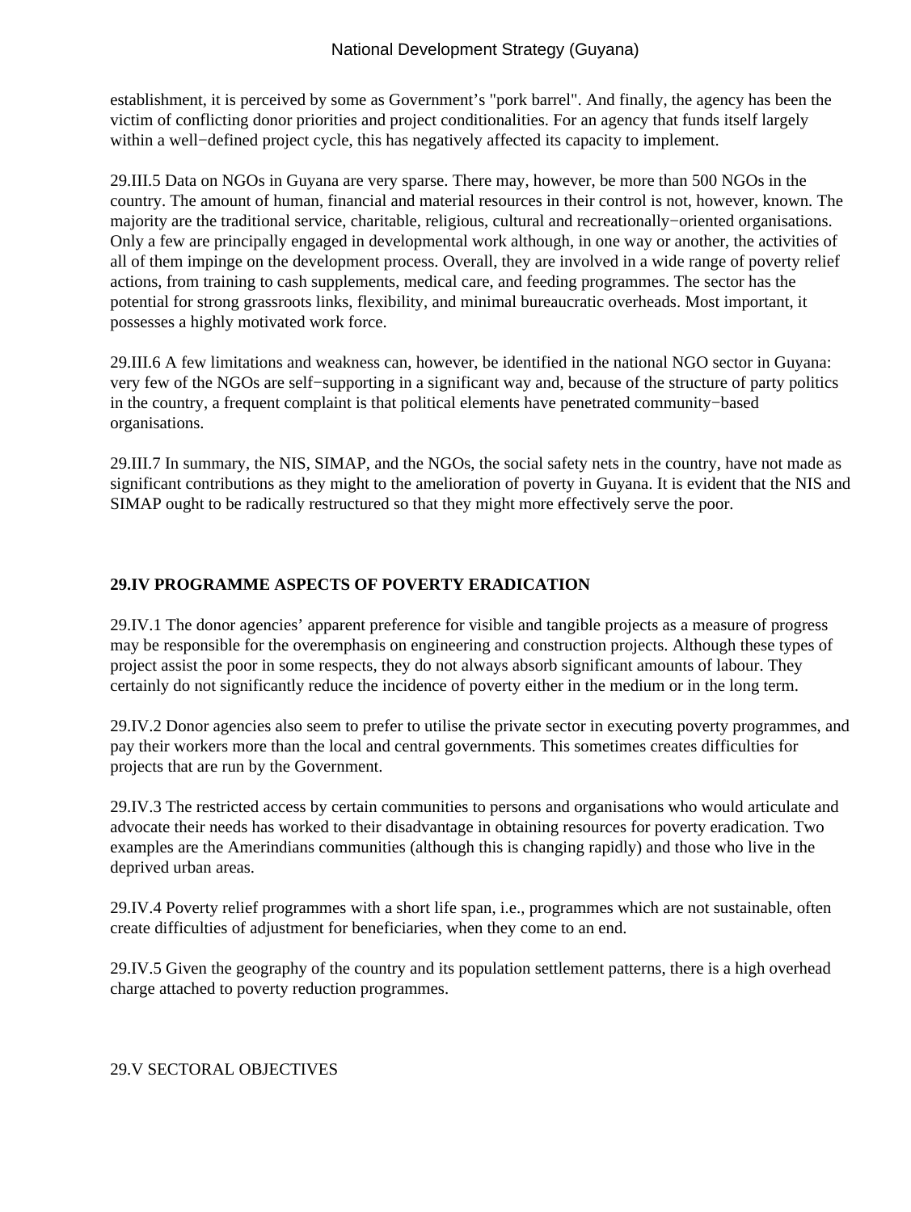establishment, it is perceived by some as Government's "pork barrel". And finally, the agency has been the victim of conflicting donor priorities and project conditionalities. For an agency that funds itself largely within a well−defined project cycle, this has negatively affected its capacity to implement.

29.III.5 Data on NGOs in Guyana are very sparse. There may, however, be more than 500 NGOs in the country. The amount of human, financial and material resources in their control is not, however, known. The majority are the traditional service, charitable, religious, cultural and recreationally−oriented organisations. Only a few are principally engaged in developmental work although, in one way or another, the activities of all of them impinge on the development process. Overall, they are involved in a wide range of poverty relief actions, from training to cash supplements, medical care, and feeding programmes. The sector has the potential for strong grassroots links, flexibility, and minimal bureaucratic overheads. Most important, it possesses a highly motivated work force.

29.III.6 A few limitations and weakness can, however, be identified in the national NGO sector in Guyana: very few of the NGOs are self−supporting in a significant way and, because of the structure of party politics in the country, a frequent complaint is that political elements have penetrated community−based organisations.

29.III.7 In summary, the NIS, SIMAP, and the NGOs, the social safety nets in the country, have not made as significant contributions as they might to the amelioration of poverty in Guyana. It is evident that the NIS and SIMAP ought to be radically restructured so that they might more effectively serve the poor.

## 29.IV PROGRAMME ASPECTS OF POVERTY ERADICATION

29.IV.1 The donor agencies' apparent preference for visible and tangible projects as a measure of progress may be responsible for the overemphasis on engineering and construction projects. Although these types of project assist the poor in some respects, they do not always absorb significant amounts of labour. They certainly do not significantly reduce the incidence of poverty either in the medium or in the long term.

29.IV.2 Donor agencies also seem to prefer to utilise the private sector in executing poverty programmes, and pay their workers more than the local and central governments. This sometimes creates difficulties for projects that are run by the Government.

29.IV.3 The restricted access by certain communities to persons and organisations who would articulate and advocate their needs has worked to their disadvantage in obtaining resources for poverty eradication. Two examples are the Amerindians communities (although this is changing rapidly) and those who live in the deprived urban areas.

29.IV.4 Poverty relief programmes with a short life span, i.e., programmes which are not sustainable, often create difficulties of adjustment for beneficiaries, when they come to an end.

29.IV.5 Given the geography of the country and its population settlement patterns, there is a high overhead charge attached to poverty reduction programmes.

## 29.V SECTORAL OBJECTIVES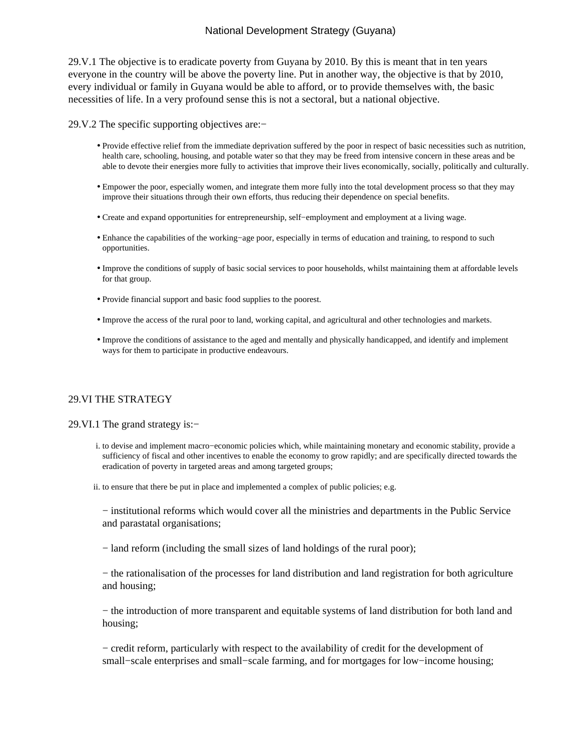29.V.1 The objective is to eradicate poverty from Guyana by 2010. By this is meant that in ten years everyone in the country will be above the poverty line. Put in another way, the objective is that by 2010, every individual or family in Guyana would be able to afford, or to provide themselves with, the basic necessities of life. In a very profound sense this is not a sectoral, but a national objective.

29.V.2 The specific supporting objectives are:−

- Provide effective relief from the immediate deprivation suffered by the poor in respect of basic necessities such as nutrition, health care, schooling, housing, and potable water so that they may be freed from intensive concern in these areas and be able to devote their energies more fully to activities that improve their lives economically, socially, politically and culturally.
- Empower the poor, especially women, and integrate them more fully into the total development process so that they may improve their situations through their own efforts, thus reducing their dependence on special benefits.
- Create and expand opportunities for entrepreneurship, self−employment and employment at a living wage.
- Enhance the capabilities of the working−age poor, especially in terms of education and training, to respond to such opportunities.
- Improve the conditions of supply of basic social services to poor households, whilst maintaining them at affordable levels for that group.
- Provide financial support and basic food supplies to the poorest.
- Improve the access of the rural poor to land, working capital, and agricultural and other technologies and markets.
- Improve the conditions of assistance to the aged and mentally and physically handicapped, and identify and implement ways for them to participate in productive endeavours.

## 29.VI THE STRATEGY

29.VI.1 The grand strategy is:−

i. to devise and implement macro−economic policies which, while maintaining monetary and economic stability, provide a sufficiency of fiscal and other incentives to enable the economy to grow rapidly; and are specifically directed towards the eradication of poverty in targeted areas and among targeted groups;

ii. to ensure that there be put in place and implemented a complex of public policies; e.g.

− institutional reforms which would cover all the ministries and departments in the Public Service and parastatal organisations;

− land reform (including the small sizes of land holdings of the rural poor);

− the rationalisation of the processes for land distribution and land registration for both agriculture and housing;

− the introduction of more transparent and equitable systems of land distribution for both land and housing;

− credit reform, particularly with respect to the availability of credit for the development of small−scale enterprises and small−scale farming, and for mortgages for low−income housing;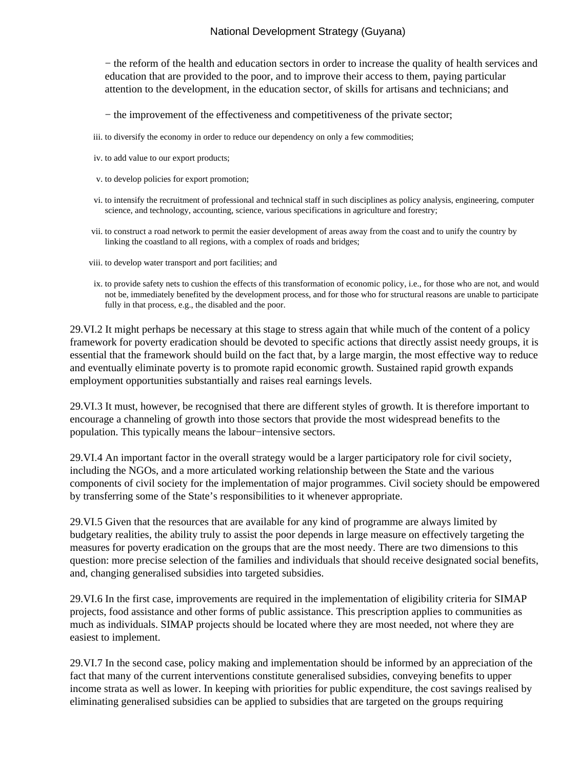− the reform of the health and education sectors in order to increase the quality of health services and education that are provided to the poor, and to improve their access to them, paying particular attention to the development, in the education sector, of skills for artisans and technicians; and

− the improvement of the effectiveness and competitiveness of the private sector;

iii. to diversify the economy in order to reduce our dependency on only a few commodities;

iv. to add value to our export products;

v. to develop policies for export promotion;

vi. to intensify the recruitment of professional and technical staff in such disciplines as policy analysis, engineering, computer science, and technology, accounting, science, various specifications in agriculture and forestry;

vii. to construct a road network to permit the easier development of areas away from the coast and to unify the country by linking the coastland to all regions, with a complex of roads and bridges;

viii. to develop water transport and port facilities; and

ix. to provide safety nets to cushion the effects of this transformation of economic policy, i.e., for those who are not, and would not be, immediately benefited by the development process, and for those who for structural reasons are unable to participate fully in that process, e.g., the disabled and the poor.

29.VI.2 It might perhaps be necessary at this stage to stress again that while much of the content of a policy framework for poverty eradication should be devoted to specific actions that directly assist needy groups, it is essential that the framework should build on the fact that, by a large margin, the most effective way to reduce and eventually eliminate poverty is to promote rapid economic growth. Sustained rapid growth expands employment opportunities substantially and raises real earnings levels.

29.VI.3 It must, however, be recognised that there are different styles of growth. It is therefore important to encourage a channeling of growth into those sectors that provide the most widespread benefits to the population. This typically means the labour−intensive sectors.

29.VI.4 An important factor in the overall strategy would be a larger participatory role for civil society, including the NGOs, and a more articulated working relationship between the State and the various components of civil society for the implementation of major programmes. Civil society should be empowered by transferring some of the State's responsibilities to it whenever appropriate.

29.VI.5 Given that the resources that are available for any kind of programme are always limited by budgetary realities, the ability truly to assist the poor depends in large measure on effectively targeting the measures for poverty eradication on the groups that are the most needy. There are two dimensions to this question: more precise selection of the families and individuals that should receive designated social benefits, and, changing generalised subsidies into targeted subsidies.

29.VI.6 In the first case, improvements are required in the implementation of eligibility criteria for SIMAP projects, food assistance and other forms of public assistance. This prescription applies to communities as much as individuals. SIMAP projects should be located where they are most needed, not where they are easiest to implement.

29.VI.7 In the second case, policy making and implementation should be informed by an appreciation of the fact that many of the current interventions constitute generalised subsidies, conveying benefits to upper income strata as well as lower. In keeping with priorities for public expenditure, the cost savings realised by eliminating generalised subsidies can be applied to subsidies that are targeted on the groups requiring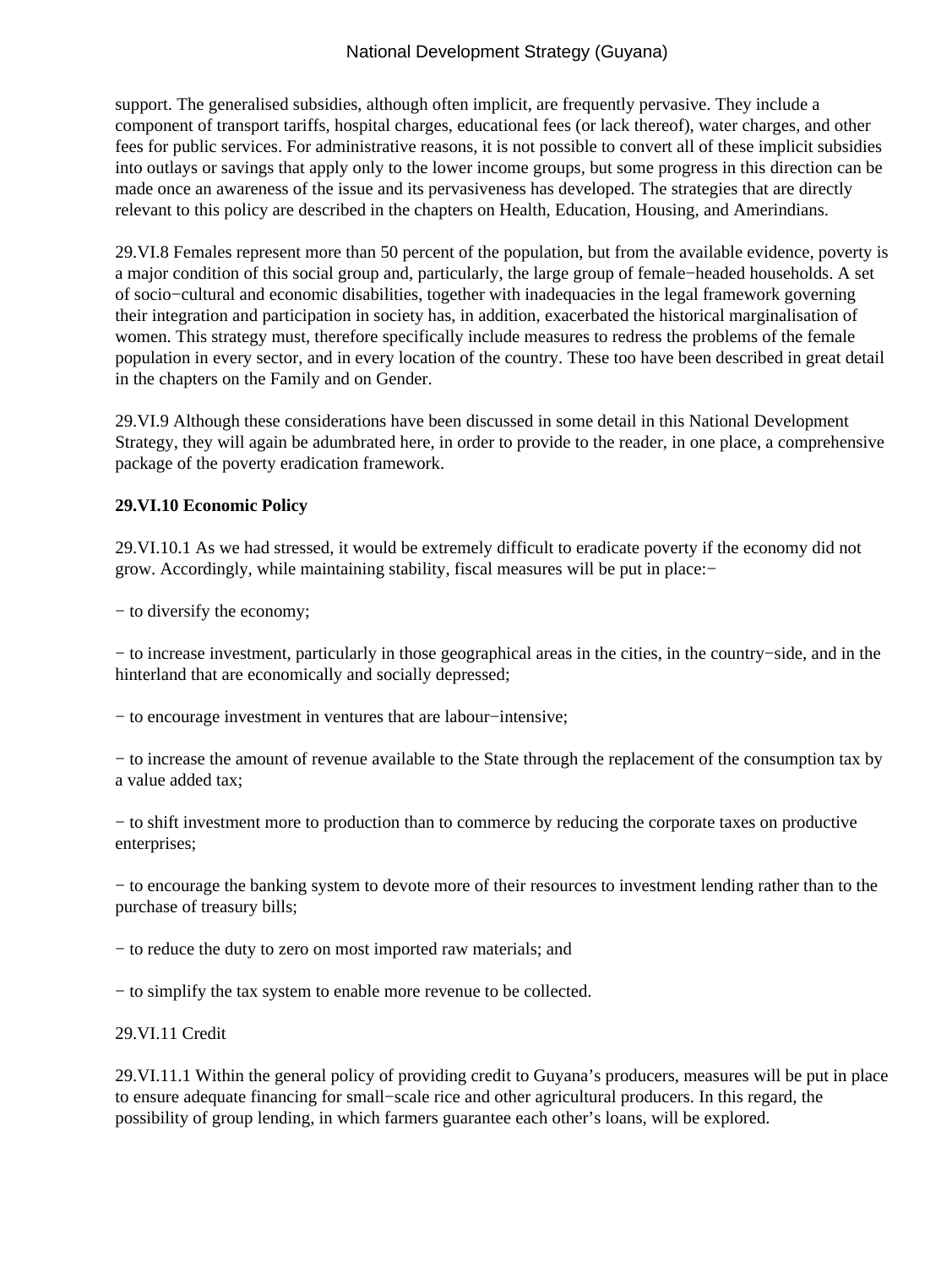support. The generalised subsidies, although often implicit, are frequently pervasive. They include a component of transport tariffs, hospital charges, educational fees (or lack thereof), water charges, and other fees for public services. For administrative reasons, it is not possible to convert all of these implicit subsidies into outlays or savings that apply only to the lower income groups, but some progress in this direction can be made once an awareness of the issue and its pervasiveness has developed. The strategies that are directly relevant to this policy are described in the chapters on Health, Education, Housing, and Amerindians.

29.VI.8 Females represent more than 50 percent of the population, but from the available evidence, poverty is a major condition of this social group and, particularly, the large group of female−headed households. A set of socio−cultural and economic disabilities, together with inadequacies in the legal framework governing their integration and participation in society has, in addition, exacerbated the historical marginalisation of women. This strategy must, therefore specifically include measures to redress the problems of the female population in every sector, and in every location of the country. These too have been described in great detail in the chapters on the Family and on Gender.

29.VI.9 Although these considerations have been discussed in some detail in this National Development Strategy, they will again be adumbrated here, in order to provide to the reader, in one place, a comprehensive package of the poverty eradication framework.

**29.VI.10 Economic Policy**

29.VI.10.1 As we had stressed, it would be extremely difficult to eradicate poverty if the economy did not grow. Accordingly, while maintaining stability, fiscal measures will be put in place:−

− to diversify the economy;

− to increase investment, particularly in those geographical areas in the cities, in the country−side, and in the hinterland that are economically and socially depressed;

− to encourage investment in ventures that are labour−intensive;

− to increase the amount of revenue available to the State through the replacement of the consumption tax by a value added tax;

− to shift investment more to production than to commerce by reducing the corporate taxes on productive enterprises;

− to encourage the banking system to devote more of their resources to investment lending rather than to the purchase of treasury bills;

− to reduce the duty to zero on most imported raw materials; and

− to simplify the tax system to enable more revenue to be collected.

29.VI.11 Credit

29.VI.11.1 Within the general policy of providing credit to Guyana's producers, measures will be put in place to ensure adequate financing for small−scale rice and other agricultural producers. In this regard, the possibility of group lending, in which farmers guarantee each other's loans, will be explored.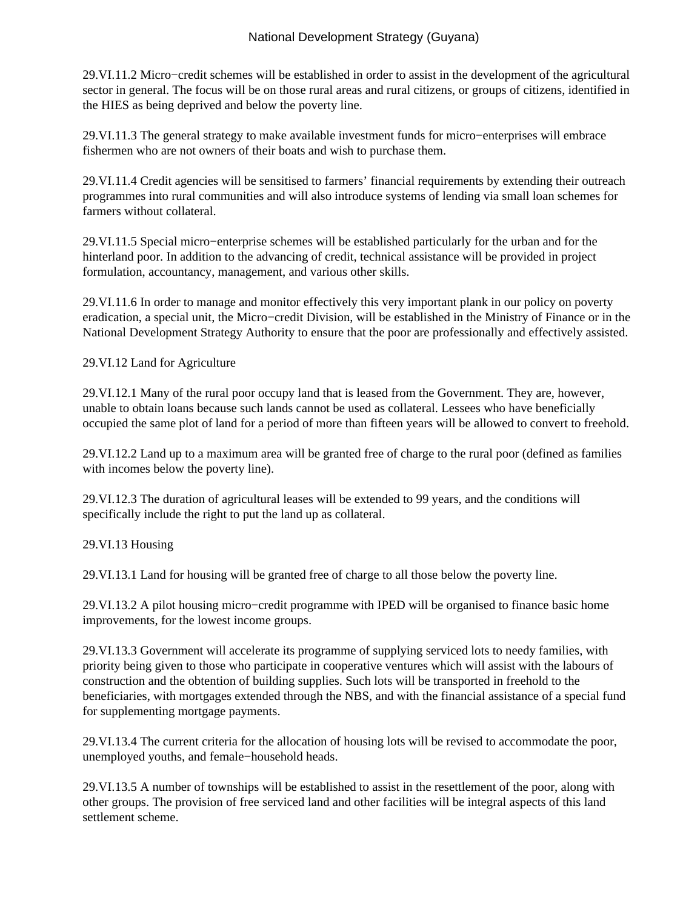29.VI.11.2 Micro−credit schemes will be established in order to assist in the development of the agricultural sector in general. The focus will be on those rural areas and rural citizens, or groups of citizens, identified in the HIES as being deprived and below the poverty line.

29.VI.11.3 The general strategy to make available investment funds for micro−enterprises will embrace fishermen who are not owners of their boats and wish to purchase them.

29.VI.11.4 Credit agencies will be sensitised to farmers' financial requirements by extending their outreach programmes into rural communities and will also introduce systems of lending via small loan schemes for farmers without collateral.

29.VI.11.5 Special micro−enterprise schemes will be established particularly for the urban and for the hinterland poor. In addition to the advancing of credit, technical assistance will be provided in project formulation, accountancy, management, and various other skills.

29.VI.11.6 In order to manage and monitor effectively this very important plank in our policy on poverty eradication, a special unit, the Micro−credit Division, will be established in the Ministry of Finance or in the National Development Strategy Authority to ensure that the poor are professionally and effectively assisted.

29.VI.12 Land for Agriculture

29.VI.12.1 Many of the rural poor occupy land that is leased from the Government. They are, however, unable to obtain loans because such lands cannot be used as collateral. Lessees who have beneficially occupied the same plot of land for a period of more than fifteen years will be allowed to convert to freehold.

29.VI.12.2 Land up to a maximum area will be granted free of charge to the rural poor (defined as families with incomes below the poverty line).

29.VI.12.3 The duration of agricultural leases will be extended to 99 years, and the conditions will specifically include the right to put the land up as collateral.

29.VI.13 Housing

29.VI.13.1 Land for housing will be granted free of charge to all those below the poverty line.

29.VI.13.2 A pilot housing micro−credit programme with IPED will be organised to finance basic home improvements, for the lowest income groups.

29.VI.13.3 Government will accelerate its programme of supplying serviced lots to needy families, with priority being given to those who participate in cooperative ventures which will assist with the labours of construction and the obtention of building supplies. Such lots will be transported in freehold to the beneficiaries, with mortgages extended through the NBS, and with the financial assistance of a special fund for supplementing mortgage payments.

29.VI.13.4 The current criteria for the allocation of housing lots will be revised to accommodate the poor, unemployed youths, and female−household heads.

29.VI.13.5 A number of townships will be established to assist in the resettlement of the poor, along with other groups. The provision of free serviced land and other facilities will be integral aspects of this land settlement scheme.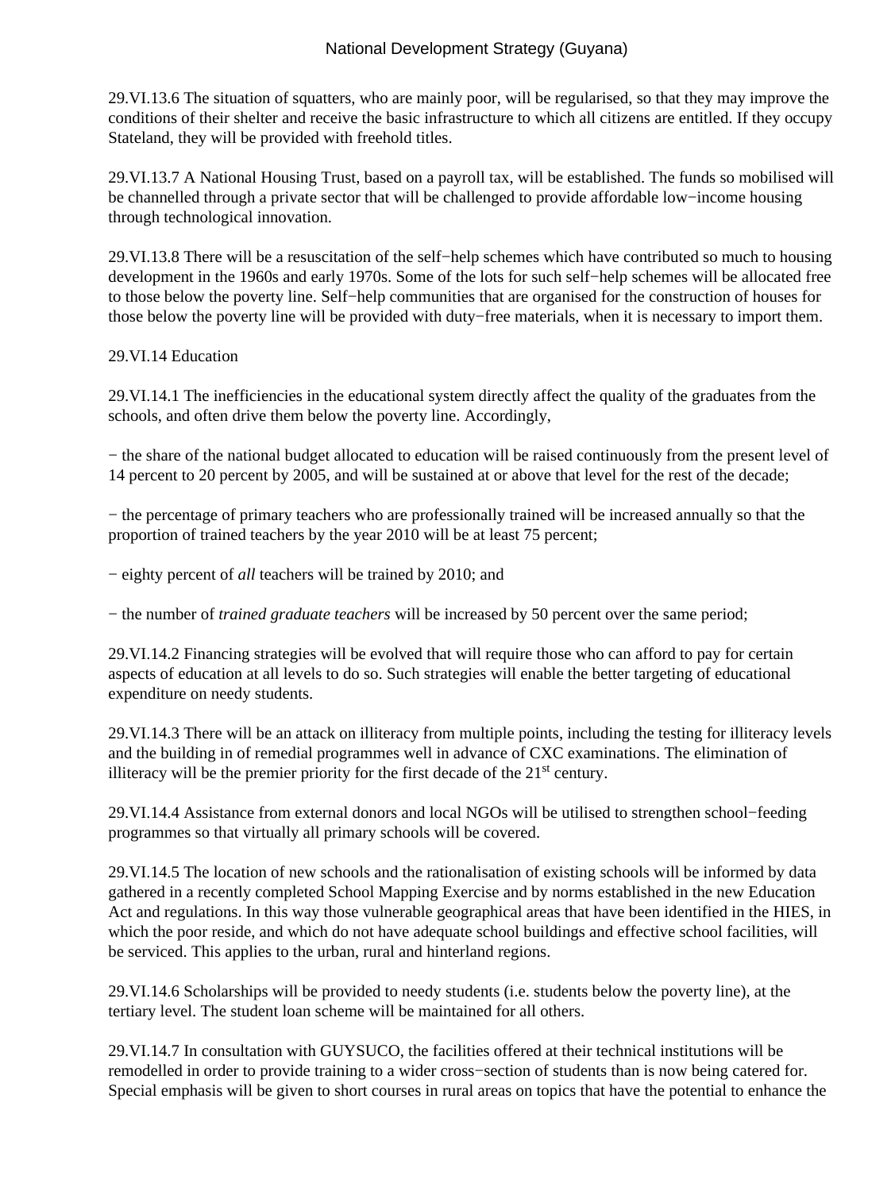29.VI.13.6 The situation of squatters, who are mainly poor, will be regularised, so that they may improve the conditions of their shelter and receive the basic infrastructure to which all citizens are entitled. If they occupy Stateland, they will be provided with freehold titles.

29.VI.13.7 A National Housing Trust, based on a payroll tax, will be established. The funds so mobilised will be channelled through a private sector that will be challenged to provide affordable low−income housing through technological innovation.

29.VI.13.8 There will be a resuscitation of the self−help schemes which have contributed so much to housing development in the 1960s and early 1970s. Some of the lots for such self−help schemes will be allocated free to those below the poverty line. Self−help communities that are organised for the construction of houses for those below the poverty line will be provided with duty−free materials, when it is necessary to import them.

29.VI.14 Education

29.VI.14.1 The inefficiencies in the educational system directly affect the quality of the graduates from the schools, and often drive them below the poverty line. Accordingly,

− the share of the national budget allocated to education will be raised continuously from the present level of 14 percent to 20 percent by 2005, and will be sustained at or above that level for the rest of the decade;

− the percentage of primary teachers who are professionally trained will be increased annually so that the proportion of trained teachers by the year 2010 will be at least 75 percent;

− eighty percent of *all* teachers will be trained by 2010; and

− the number of *trained graduate teachers* will be increased by 50 percent over the same period;

29.VI.14.2 Financing strategies will be evolved that will require those who can afford to pay for certain aspects of education at all levels to do so. Such strategies will enable the better targeting of educational expenditure on needy students.

29.VI.14.3 There will be an attack on illiteracy from multiple points, including the testing for illiteracy levels and the building in of remedial programmes well in advance of CXC examinations. The elimination of illiteracy will be the premier priority for the first decade of the 21st century.

29.VI.14.4 Assistance from external donors and local NGOs will be utilised to strengthen school−feeding programmes so that virtually all primary schools will be covered.

29.VI.14.5 The location of new schools and the rationalisation of existing schools will be informed by data gathered in a recently completed School Mapping Exercise and by norms established in the new Education Act and regulations. In this way those vulnerable geographical areas that have been identified in the HIES, in which the poor reside, and which do not have adequate school buildings and effective school facilities, will be serviced. This applies to the urban, rural and hinterland regions.

29.VI.14.6 Scholarships will be provided to needy students (i.e. students below the poverty line), at the tertiary level. The student loan scheme will be maintained for all others.

29.VI.14.7 In consultation with GUYSUCO, the facilities offered at their technical institutions will be remodelled in order to provide training to a wider cross−section of students than is now being catered for. Special emphasis will be given to short courses in rural areas on topics that have the potential to enhance the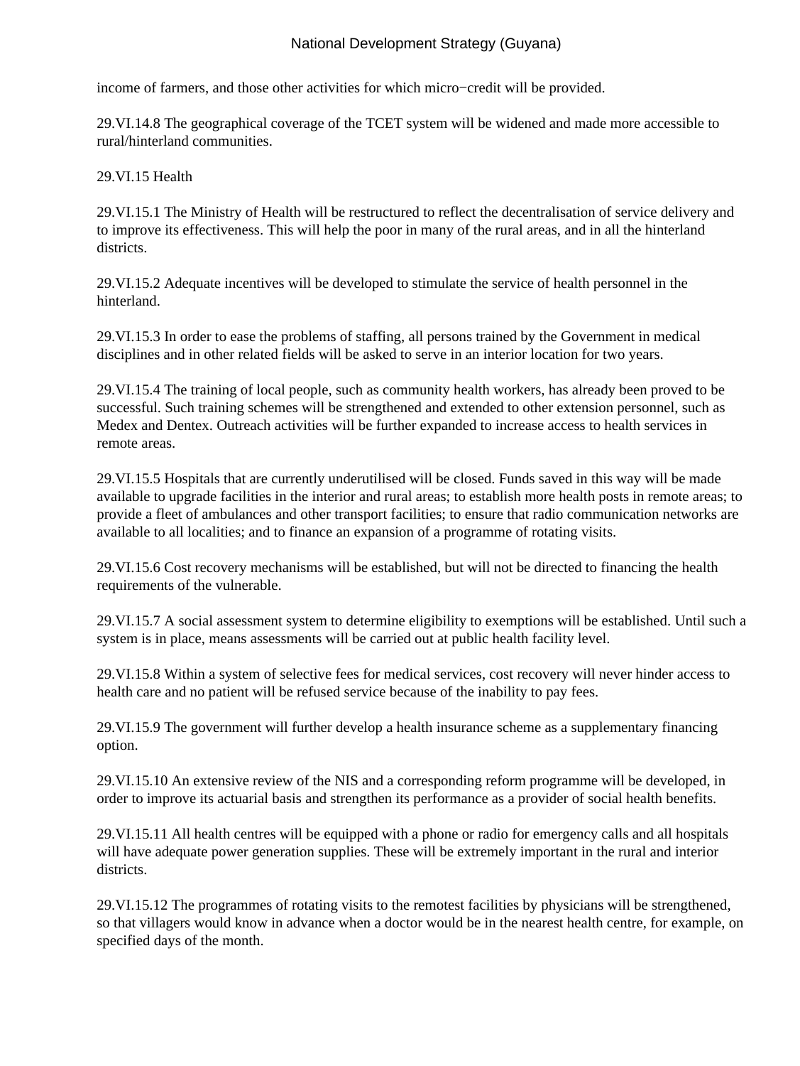income of farmers, and those other activities for which micro−credit will be provided.

29.VI.14.8 The geographical coverage of the TCET system will be widened and made more accessible to rural/hinterland communities.

29.VI.15 Health

29.VI.15.1 The Ministry of Health will be restructured to reflect the decentralisation of service delivery and to improve its effectiveness. This will help the poor in many of the rural areas, and in all the hinterland districts.

29.VI.15.2 Adequate incentives will be developed to stimulate the service of health personnel in the hinterland.

29.VI.15.3 In order to ease the problems of staffing, all persons trained by the Government in medical disciplines and in other related fields will be asked to serve in an interior location for two years.

29.VI.15.4 The training of local people, such as community health workers, has already been proved to be successful. Such training schemes will be strengthened and extended to other extension personnel, such as Medex and Dentex. Outreach activities will be further expanded to increase access to health services in remote areas.

29.VI.15.5 Hospitals that are currently underutilised will be closed. Funds saved in this way will be made available to upgrade facilities in the interior and rural areas; to establish more health posts in remote areas; to provide a fleet of ambulances and other transport facilities; to ensure that radio communication networks are available to all localities; and to finance an expansion of a programme of rotating visits.

29.VI.15.6 Cost recovery mechanisms will be established, but will not be directed to financing the health requirements of the vulnerable.

29.VI.15.7 A social assessment system to determine eligibility to exemptions will be established. Until such a system is in place, means assessments will be carried out at public health facility level.

29.VI.15.8 Within a system of selective fees for medical services, cost recovery will never hinder access to health care and no patient will be refused service because of the inability to pay fees.

29.VI.15.9 The government will further develop a health insurance scheme as a supplementary financing option.

29.VI.15.10 An extensive review of the NIS and a corresponding reform programme will be developed, in order to improve its actuarial basis and strengthen its performance as a provider of social health benefits.

29.VI.15.11 All health centres will be equipped with a phone or radio for emergency calls and all hospitals will have adequate power generation supplies. These will be extremely important in the rural and interior districts.

29.VI.15.12 The programmes of rotating visits to the remotest facilities by physicians will be strengthened, so that villagers would know in advance when a doctor would be in the nearest health centre, for example, on specified days of the month.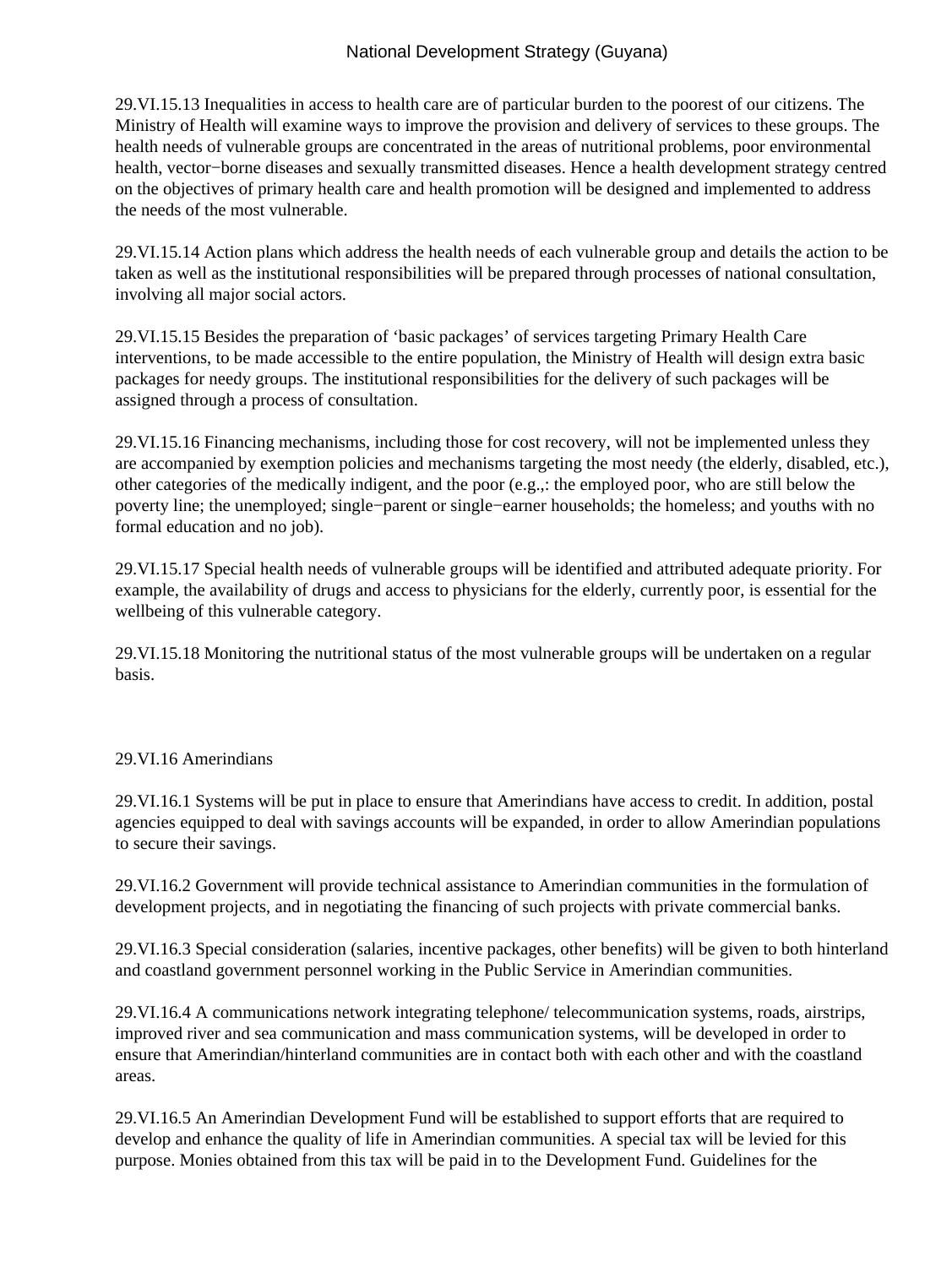29.VI.15.13 Inequalities in access to health care are of particular burden to the poorest of our citizens. The Ministry of Health will examine ways to improve the provision and delivery of services to these groups. The health needs of vulnerable groups are concentrated in the areas of nutritional problems, poor environmental health, vector−borne diseases and sexually transmitted diseases. Hence a health development strategy centred on the objectives of primary health care and health promotion will be designed and implemented to address the needs of the most vulnerable.

29.VI.15.14 Action plans which address the health needs of each vulnerable group and details the action to be taken as well as the institutional responsibilities will be prepared through processes of national consultation, involving all major social actors.

29.VI.15.15 Besides the preparation of 'basic packages' of services targeting Primary Health Care interventions, to be made accessible to the entire population, the Ministry of Health will design extra basic packages for needy groups. The institutional responsibilities for the delivery of such packages will be assigned through a process of consultation.

29.VI.15.16 Financing mechanisms, including those for cost recovery, will not be implemented unless they are accompanied by exemption policies and mechanisms targeting the most needy (the elderly, disabled, etc.), other categories of the medically indigent, and the poor (e.g.,: the employed poor, who are still below the poverty line; the unemployed; single−parent or single−earner households; the homeless; and youths with no formal education and no job).

29.VI.15.17 Special health needs of vulnerable groups will be identified and attributed adequate priority. For example, the availability of drugs and access to physicians for the elderly, currently poor, is essential for the wellbeing of this vulnerable category.

29.VI.15.18 Monitoring the nutritional status of the most vulnerable groups will be undertaken on a regular basis.

29.VI.16 Amerindians

29.VI.16.1 Systems will be put in place to ensure that Amerindians have access to credit. In addition, postal agencies equipped to deal with savings accounts will be expanded, in order to allow Amerindian populations to secure their savings.

29.VI.16.2 Government will provide technical assistance to Amerindian communities in the formulation of development projects, and in negotiating the financing of such projects with private commercial banks.

29.VI.16.3 Special consideration (salaries, incentive packages, other benefits) will be given to both hinterland and coastland government personnel working in the Public Service in Amerindian communities.

29.VI.16.4 A communications network integrating telephone/ telecommunication systems, roads, airstrips, improved river and sea communication and mass communication systems, will be developed in order to ensure that Amerindian/hinterland communities are in contact both with each other and with the coastland areas.

29.VI.16.5 An Amerindian Development Fund will be established to support efforts that are required to develop and enhance the quality of life in Amerindian communities. A special tax will be levied for this purpose. Monies obtained from this tax will be paid in to the Development Fund. Guidelines for the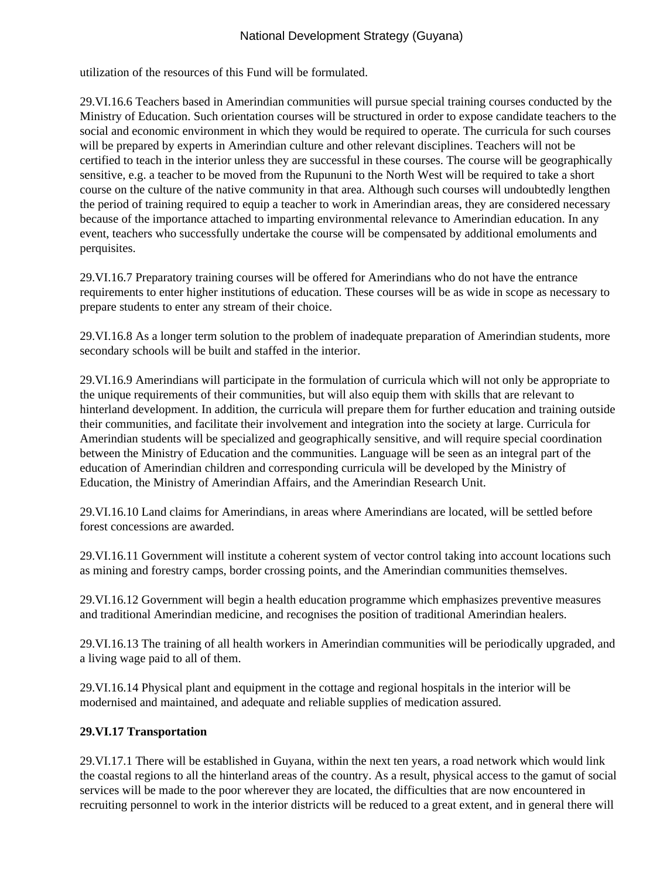utilization of the resources of this Fund will be formulated.

29.VI.16.6 Teachers based in Amerindian communities will pursue special training courses conducted by the Ministry of Education. Such orientation courses will be structured in order to expose candidate teachers to the social and economic environment in which they would be required to operate. The curricula for such courses will be prepared by experts in Amerindian culture and other relevant disciplines. Teachers will not be certified to teach in the interior unless they are successful in these courses. The course will be geographically sensitive, e.g. a teacher to be moved from the Rupununi to the North West will be required to take a short course on the culture of the native community in that area. Although such courses will undoubtedly lengthen the period of training required to equip a teacher to work in Amerindian areas, they are considered necessary because of the importance attached to imparting environmental relevance to Amerindian education. In any event, teachers who successfully undertake the course will be compensated by additional emoluments and perquisites.

29.VI.16.7 Preparatory training courses will be offered for Amerindians who do not have the entrance requirements to enter higher institutions of education. These courses will be as wide in scope as necessary to prepare students to enter any stream of their choice.

29.VI.16.8 As a longer term solution to the problem of inadequate preparation of Amerindian students, more secondary schools will be built and staffed in the interior.

29.VI.16.9 Amerindians will participate in the formulation of curricula which will not only be appropriate to the unique requirements of their communities, but will also equip them with skills that are relevant to hinterland development. In addition, the curricula will prepare them for further education and training outside their communities, and facilitate their involvement and integration into the society at large. Curricula for Amerindian students will be specialized and geographically sensitive, and will require special coordination between the Ministry of Education and the communities. Language will be seen as an integral part of the education of Amerindian children and corresponding curricula will be developed by the Ministry of Education, the Ministry of Amerindian Affairs, and the Amerindian Research Unit.

29.VI.16.10 Land claims for Amerindians, in areas where Amerindians are located, will be settled before forest concessions are awarded.

29.VI.16.11 Government will institute a coherent system of vector control taking into account locations such as mining and forestry camps, border crossing points, and the Amerindian communities themselves.

29.VI.16.12 Government will begin a health education programme which emphasizes preventive measures and traditional Amerindian medicine, and recognises the position of traditional Amerindian healers.

29.VI.16.13 The training of all health workers in Amerindian communities will be periodically upgraded, and a living wage paid to all of them.

29.VI.16.14 Physical plant and equipment in the cottage and regional hospitals in the interior will be modernised and maintained, and adequate and reliable supplies of medication assured.

**29.VI.17 Transportation**

29.VI.17.1 There will be established in Guyana, within the next ten years, a road network which would link the coastal regions to all the hinterland areas of the country. As a result, physical access to the gamut of social services will be made to the poor wherever they are located, the difficulties that are now encountered in recruiting personnel to work in the interior districts will be reduced to a great extent, and in general there will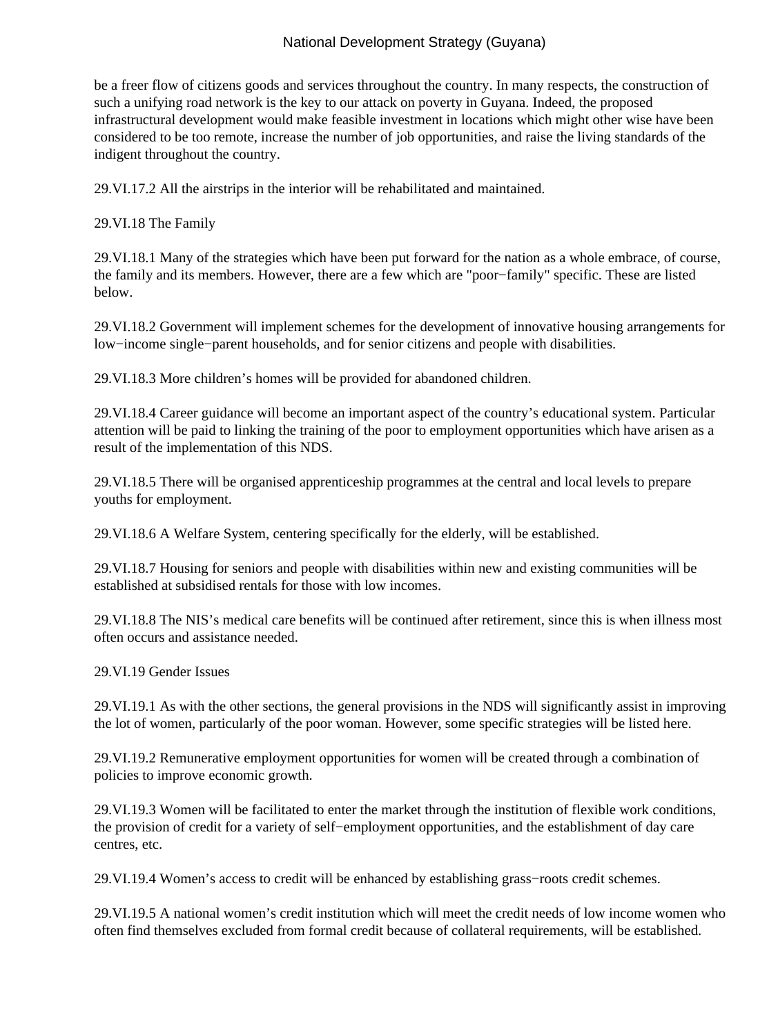be a freer flow of citizens goods and services throughout the country. In many respects, the construction of such a unifying road network is the key to our attack on poverty in Guyana. Indeed, the proposed infrastructural development would make feasible investment in locations which might other wise have been considered to be too remote, increase the number of job opportunities, and raise the living standards of the indigent throughout the country.

29.VI.17.2 All the airstrips in the interior will be rehabilitated and maintained.

29.VI.18 The Family

29.VI.18.1 Many of the strategies which have been put forward for the nation as a whole embrace, of course, the family and its members. However, there are a few which are "poor−family" specific. These are listed below.

29.VI.18.2 Government will implement schemes for the development of innovative housing arrangements for low−income single−parent households, and for senior citizens and people with disabilities.

29.VI.18.3 More children's homes will be provided for abandoned children.

29.VI.18.4 Career guidance will become an important aspect of the country's educational system. Particular attention will be paid to linking the training of the poor to employment opportunities which have arisen as a result of the implementation of this NDS.

29.VI.18.5 There will be organised apprenticeship programmes at the central and local levels to prepare youths for employment.

29.VI.18.6 A Welfare System, centering specifically for the elderly, will be established.

29.VI.18.7 Housing for seniors and people with disabilities within new and existing communities will be established at subsidised rentals for those with low incomes.

29.VI.18.8 The NIS's medical care benefits will be continued after retirement, since this is when illness most often occurs and assistance needed.

29.VI.19 Gender Issues

29.VI.19.1 As with the other sections, the general provisions in the NDS will significantly assist in improving the lot of women, particularly of the poor woman. However, some specific strategies will be listed here.

29.VI.19.2 Remunerative employment opportunities for women will be created through a combination of policies to improve economic growth.

29.VI.19.3 Women will be facilitated to enter the market through the institution of flexible work conditions, the provision of credit for a variety of self−employment opportunities, and the establishment of day care centres, etc.

29.VI.19.4 Women's access to credit will be enhanced by establishing grass−roots credit schemes.

29.VI.19.5 A national women's credit institution which will meet the credit needs of low income women who often find themselves excluded from formal credit because of collateral requirements, will be established.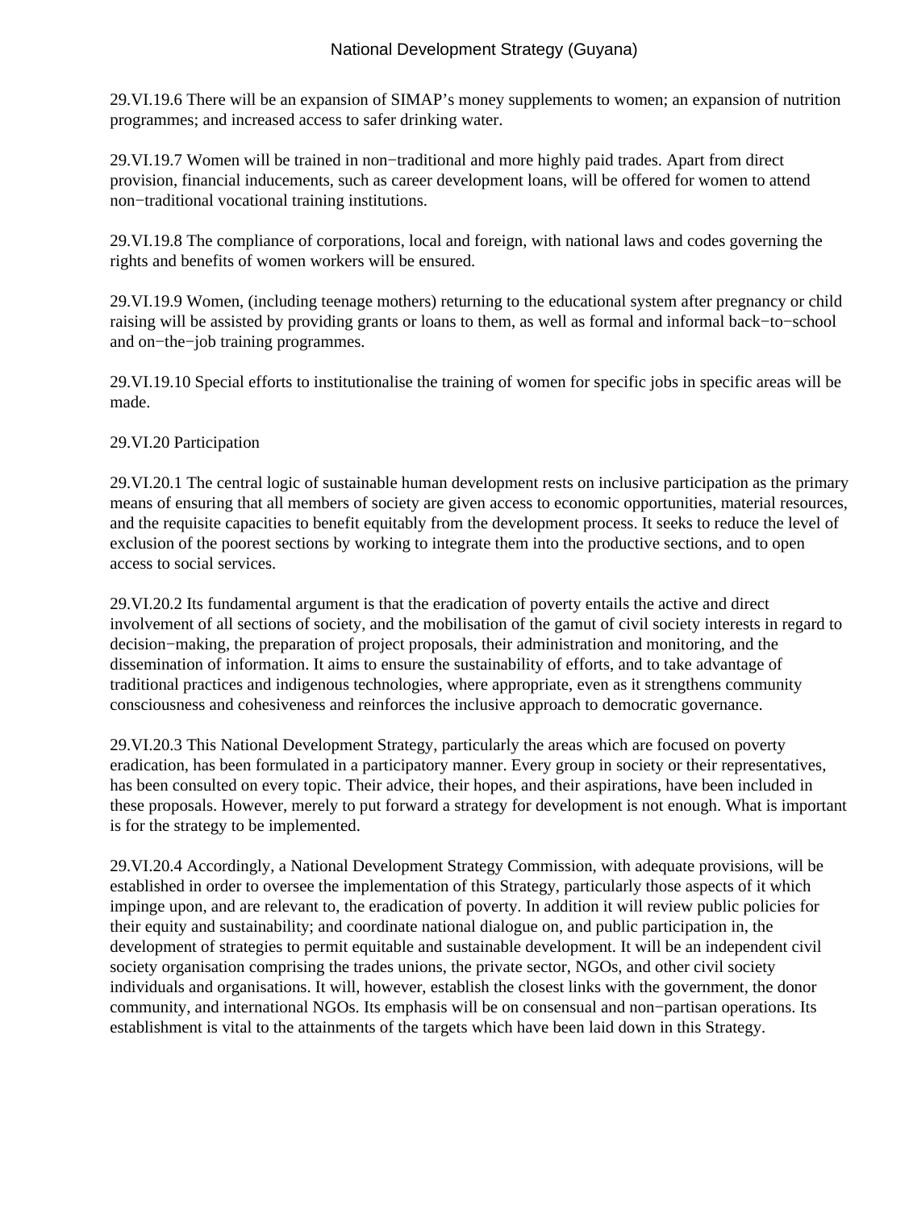29.VI.19.6 There will be an expansion of SIMAP's money supplements to women; an expansion of nutrition programmes; and increased access to safer drinking water.

29.VI.19.7 Women will be trained in non−traditional and more highly paid trades. Apart from direct provision, financial inducements, such as career development loans, will be offered for women to attend non−traditional vocational training institutions.

29.VI.19.8 The compliance of corporations, local and foreign, with national laws and codes governing the rights and benefits of women workers will be ensured.

29.VI.19.9 Women, (including teenage mothers) returning to the educational system after pregnancy or child raising will be assisted by providing grants or loans to them, as well as formal and informal back−to−school and on−the−job training programmes.

29.VI.19.10 Special efforts to institutionalise the training of women for specific jobs in specific areas will be made.

29.VI.20 Participation

29.VI.20.1 The central logic of sustainable human development rests on inclusive participation as the primary means of ensuring that all members of society are given access to economic opportunities, material resources, and the requisite capacities to benefit equitably from the development process. It seeks to reduce the level of exclusion of the poorest sections by working to integrate them into the productive sections, and to open access to social services.

29.VI.20.2 Its fundamental argument is that the eradication of poverty entails the active and direct involvement of all sections of society, and the mobilisation of the gamut of civil society interests in regard to decision−making, the preparation of project proposals, their administration and monitoring, and the dissemination of information. It aims to ensure the sustainability of efforts, and to take advantage of traditional practices and indigenous technologies, where appropriate, even as it strengthens community consciousness and cohesiveness and reinforces the inclusive approach to democratic governance.

29.VI.20.3 This National Development Strategy, particularly the areas which are focused on poverty eradication, has been formulated in a participatory manner. Every group in society or their representatives, has been consulted on every topic. Their advice, their hopes, and their aspirations, have been included in these proposals. However, merely to put forward a strategy for development is not enough. What is important is for the strategy to be implemented.

29.VI.20.4 Accordingly, a National Development Strategy Commission, with adequate provisions, will be established in order to oversee the implementation of this Strategy, particularly those aspects of it which impinge upon, and are relevant to, the eradication of poverty. In addition it will review public policies for their equity and sustainability; and coordinate national dialogue on, and public participation in, the development of strategies to permit equitable and sustainable development. It will be an independent civil society organisation comprising the trades unions, the private sector, NGOs, and other civil society individuals and organisations. It will, however, establish the closest links with the government, the donor community, and international NGOs. Its emphasis will be on consensual and non−partisan operations. Its establishment is vital to the attainments of the targets which have been laid down in this Strategy.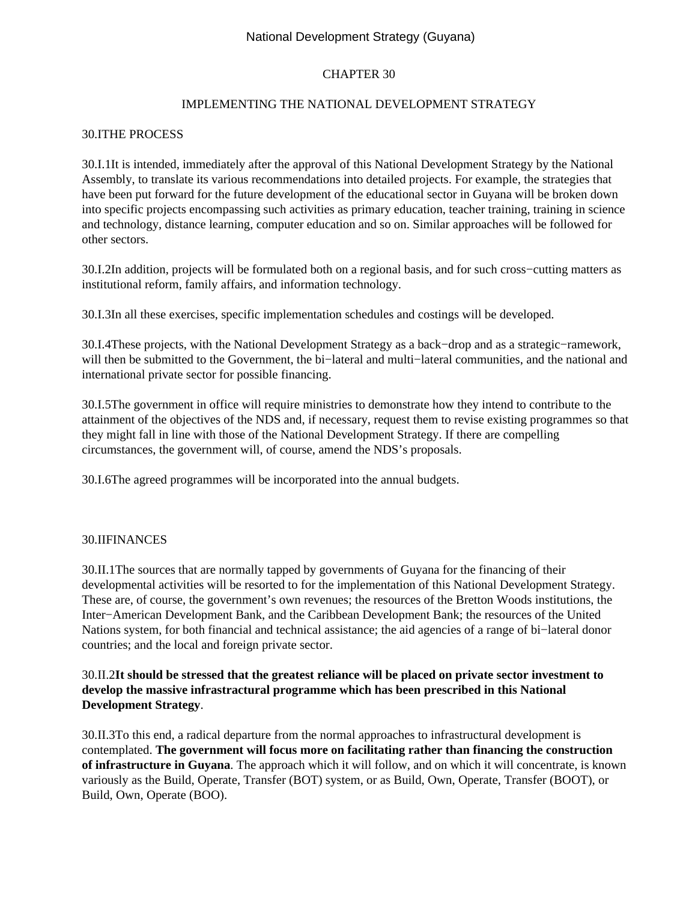# CHAPTER 30

## IMPLEMENTING THE NATIONAL DEVELOPMENT STRATEGY

### 30.ITHE PROCESS

30.I.1It is intended, immediately after the approval of this National Development Strategy by the National Assembly, to translate its various recommendations into detailed projects. For example, the strategies that have been put forward for the future development of the educational sector in Guyana will be broken down into specific projects encompassing such activities as primary education, teacher training, training in science and technology, distance learning, computer education and so on. Similar approaches will be followed for other sectors.

30.I.2In addition, projects will be formulated both on a regional basis, and for such cross−cutting matters as institutional reform, family affairs, and information technology.

30.I.3In all these exercises, specific implementation schedules and costings will be developed.

30.I.4These projects, with the National Development Strategy as a back−drop and as a strategic−ramework, will then be submitted to the Government, the bi−lateral and multi−lateral communities, and the national and international private sector for possible financing.

30.I.5The government in office will require ministries to demonstrate how they intend to contribute to the attainment of the objectives of the NDS and, if necessary, request them to revise existing programmes so that they might fall in line with those of the National Development Strategy. If there are compelling circumstances, the government will, of course, amend the NDS's proposals.

30.I.6The agreed programmes will be incorporated into the annual budgets.

### 30.IIFINANCES

30.II.1The sources that are normally tapped by governments of Guyana for the financing of their developmental activities will be resorted to for the implementation of this National Development Strategy. These are, of course, the government's own revenues; the resources of the Bretton Woods institutions, the Inter−American Development Bank, and the Caribbean Development Bank; the resources of the United Nations system, for both financial and technical assistance; the aid agencies of a range of bi−lateral donor countries; and the local and foreign private sector.

30.II.2**It should be stressed that the greatest reliance will be placed on private sector investment to develop the massive infrastractural programme which has been prescribed in this National Development Strategy**.

30.II.3To this end, a radical departure from the normal approaches to infrastructural development is contemplated. **The government will focus more on facilitating rather than financing the construction of infrastructure in Guyana**. The approach which it will follow, and on which it will concentrate, is known variously as the Build, Operate, Transfer (BOT) system, or as Build, Own, Operate, Transfer (BOOT), or Build, Own, Operate (BOO).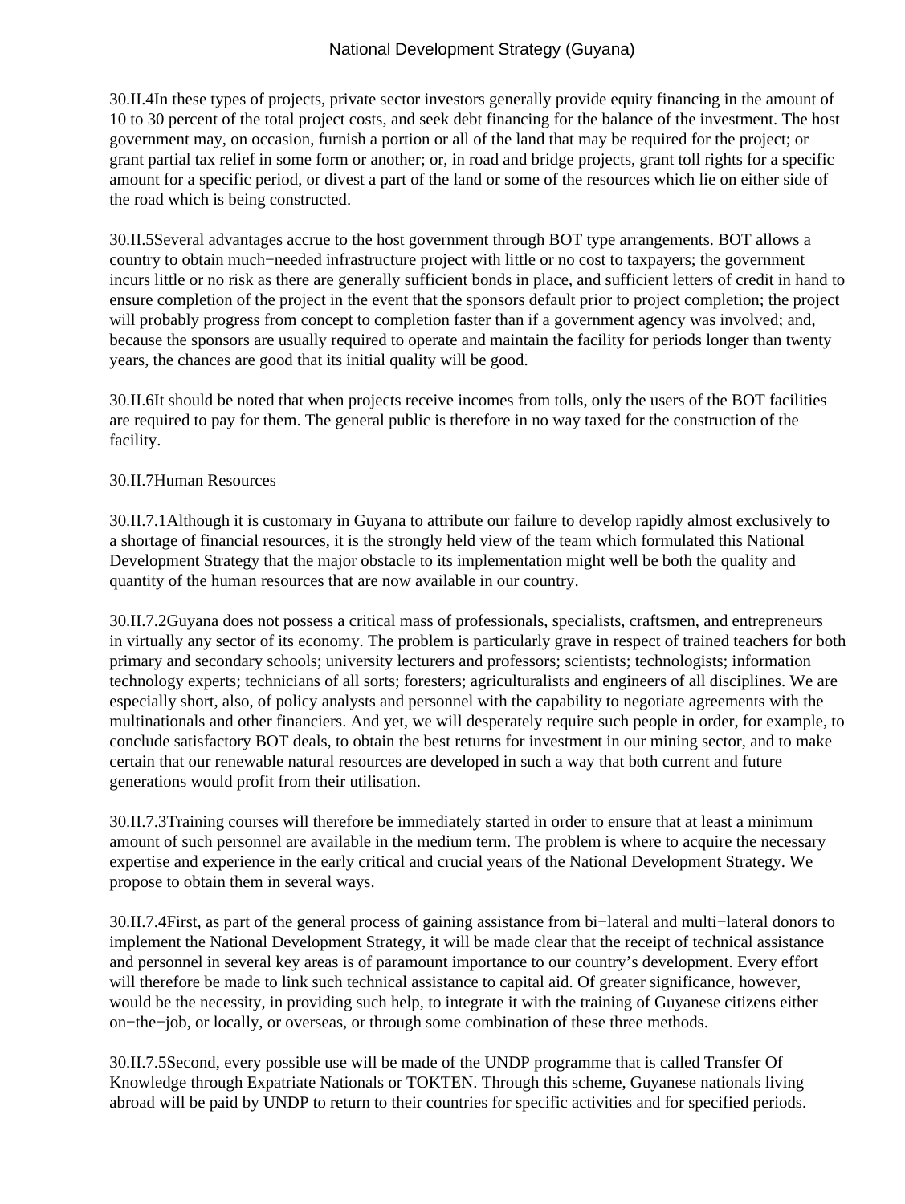30.II.4In these types of projects, private sector investors generally provide equity financing in the amount of 10 to 30 percent of the total project costs, and seek debt financing for the balance of the investment. The host government may, on occasion, furnish a portion or all of the land that may be required for the project; or grant partial tax relief in some form or another; or, in road and bridge projects, grant toll rights for a specific amount for a specific period, or divest a part of the land or some of the resources which lie on either side of the road which is being constructed.

30.II.5Several advantages accrue to the host government through BOT type arrangements. BOT allows a country to obtain much−needed infrastructure project with little or no cost to taxpayers; the government incurs little or no risk as there are generally sufficient bonds in place, and sufficient letters of credit in hand to ensure completion of the project in the event that the sponsors default prior to project completion; the project will probably progress from concept to completion faster than if a government agency was involved; and, because the sponsors are usually required to operate and maintain the facility for periods longer than twenty years, the chances are good that its initial quality will be good.

30.II.6It should be noted that when projects receive incomes from tolls, only the users of the BOT facilities are required to pay for them. The general public is therefore in no way taxed for the construction of the facility.

30.II.7Human Resources

30.II.7.1Although it is customary in Guyana to attribute our failure to develop rapidly almost exclusively to a shortage of financial resources, it is the strongly held view of the team which formulated this National Development Strategy that the major obstacle to its implementation might well be both the quality and quantity of the human resources that are now available in our country.

30.II.7.2Guyana does not possess a critical mass of professionals, specialists, craftsmen, and entrepreneurs in virtually any sector of its economy. The problem is particularly grave in respect of trained teachers for both primary and secondary schools; university lecturers and professors; scientists; technologists; information technology experts; technicians of all sorts; foresters; agriculturalists and engineers of all disciplines. We are especially short, also, of policy analysts and personnel with the capability to negotiate agreements with the multinationals and other financiers. And yet, we will desperately require such people in order, for example, to conclude satisfactory BOT deals, to obtain the best returns for investment in our mining sector, and to make certain that our renewable natural resources are developed in such a way that both current and future generations would profit from their utilisation.

30.II.7.3Training courses will therefore be immediately started in order to ensure that at least a minimum amount of such personnel are available in the medium term. The problem is where to acquire the necessary expertise and experience in the early critical and crucial years of the National Development Strategy. We propose to obtain them in several ways.

30.II.7.4First, as part of the general process of gaining assistance from bi−lateral and multi−lateral donors to implement the National Development Strategy, it will be made clear that the receipt of technical assistance and personnel in several key areas is of paramount importance to our country's development. Every effort will therefore be made to link such technical assistance to capital aid. Of greater significance, however, would be the necessity, in providing such help, to integrate it with the training of Guyanese citizens either on−the−job, or locally, or overseas, or through some combination of these three methods.

30.II.7.5Second, every possible use will be made of the UNDP programme that is called Transfer Of Knowledge through Expatriate Nationals or TOKTEN. Through this scheme, Guyanese nationals living abroad will be paid by UNDP to return to their countries for specific activities and for specified periods.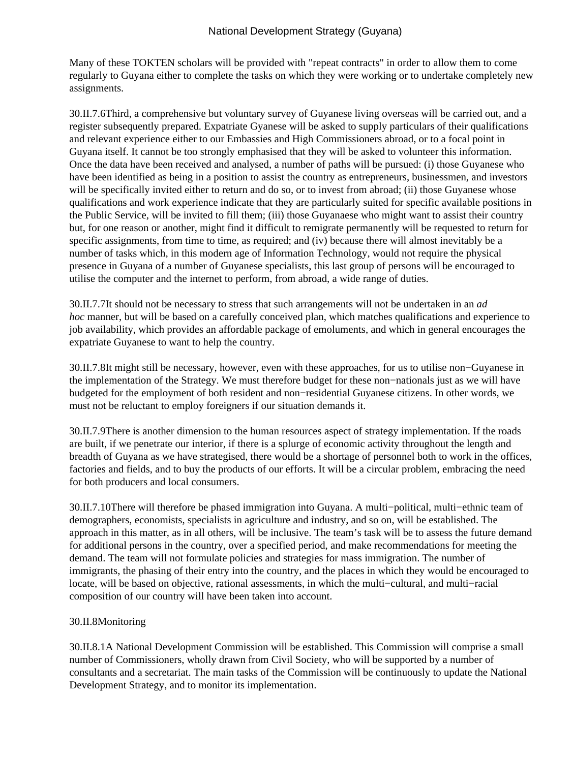Many of these TOKTEN scholars will be provided with "repeat contracts" in order to allow them to come regularly to Guyana either to complete the tasks on which they were working or to undertake completely new assignments.

30.II.7.6Third, a comprehensive but voluntary survey of Guyanese living overseas will be carried out, and a register subsequently prepared. Expatriate Gyanese will be asked to supply particulars of their qualifications and relevant experience either to our Embassies and High Commissioners abroad, or to a focal point in Guyana itself. It cannot be too strongly emphasised that they will be asked to volunteer this information. Once the data have been received and analysed, a number of paths will be pursued: (i) those Guyanese who have been identified as being in a position to assist the country as entrepreneurs, businessmen, and investors will be specifically invited either to return and do so, or to invest from abroad; (ii) those Guyanese whose qualifications and work experience indicate that they are particularly suited for specific available positions in the Public Service, will be invited to fill them; (iii) those Guyanaese who might want to assist their country but, for one reason or another, might find it difficult to remigrate permanently will be requested to return for specific assignments, from time to time, as required; and (iv) because there will almost inevitably be a number of tasks which, in this modern age of Information Technology, would not require the physical presence in Guyana of a number of Guyanese specialists, this last group of persons will be encouraged to utilise the computer and the internet to perform, from abroad, a wide range of duties.

30.II.7.7It should not be necessary to stress that such arrangements will not be undertaken in an *ad hoc* manner, but will be based on a carefully conceived plan, which matches qualifications and experience to job availability, which provides an affordable package of emoluments, and which in general encourages the expatriate Guyanese to want to help the country.

30.II.7.8It might still be necessary, however, even with these approaches, for us to utilise non−Guyanese in the implementation of the Strategy. We must therefore budget for these non−nationals just as we will have budgeted for the employment of both resident and non−residential Guyanese citizens. In other words, we must not be reluctant to employ foreigners if our situation demands it.

30.II.7.9There is another dimension to the human resources aspect of strategy implementation. If the roads are built, if we penetrate our interior, if there is a splurge of economic activity throughout the length and breadth of Guyana as we have strategised, there would be a shortage of personnel both to work in the offices, factories and fields, and to buy the products of our efforts. It will be a circular problem, embracing the need for both producers and local consumers.

30.II.7.10There will therefore be phased immigration into Guyana. A multi−political, multi−ethnic team of demographers, economists, specialists in agriculture and industry, and so on, will be established. The approach in this matter, as in all others, will be inclusive. The team's task will be to assess the future demand for additional persons in the country, over a specified period, and make recommendations for meeting the demand. The team will not formulate policies and strategies for mass immigration. The number of immigrants, the phasing of their entry into the country, and the places in which they would be encouraged to locate, will be based on objective, rational assessments, in which the multi−cultural, and multi−racial composition of our country will have been taken into account.

30.II.8Monitoring

30.II.8.1A National Development Commission will be established. This Commission will comprise a small number of Commissioners, wholly drawn from Civil Society, who will be supported by a number of consultants and a secretariat. The main tasks of the Commission will be continuously to update the National Development Strategy, and to monitor its implementation.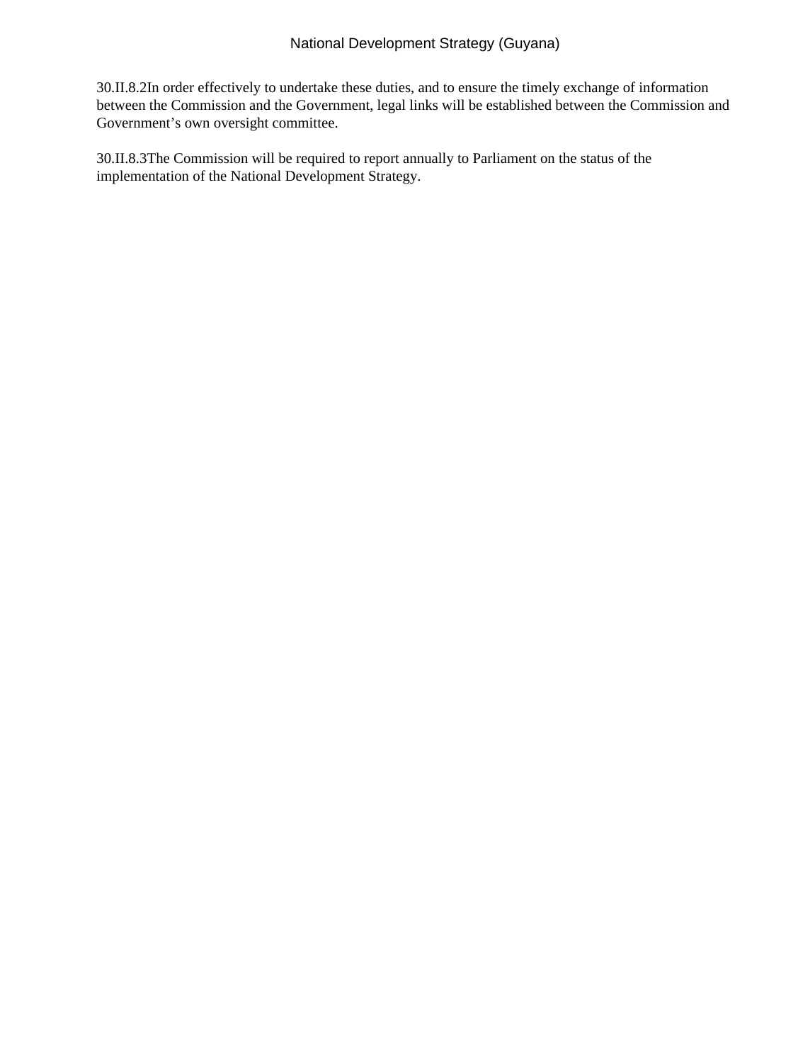30.II.8.2In order effectively to undertake these duties, and to ensure the timely exchange of information between the Commission and the Government, legal links will be established between the Commission and Government's own oversight committee.

30.II.8.3The Commission will be required to report annually to Parliament on the status of the implementation of the National Development Strategy.